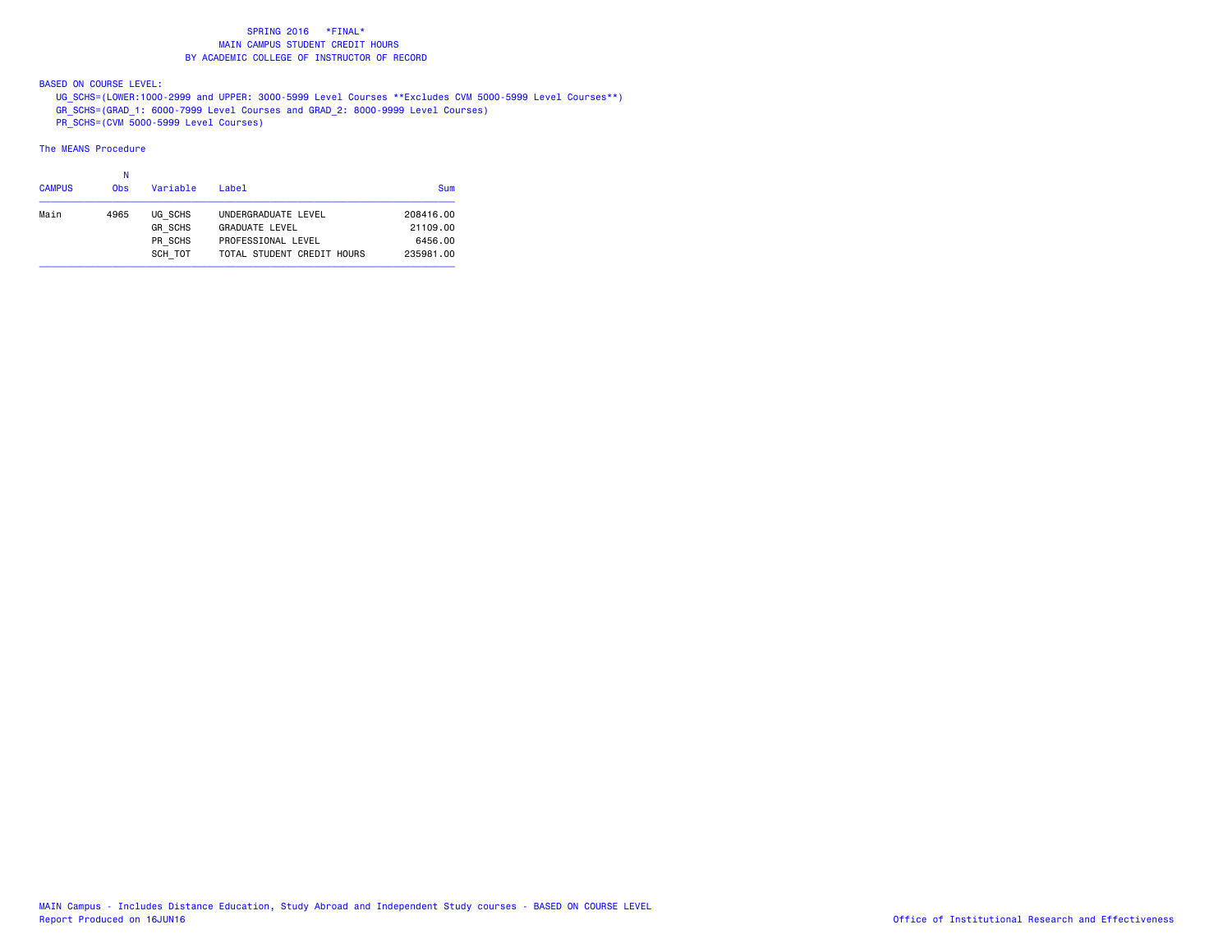# SPRING 2016 *FINAL*
## MAIN CAMPUS STUDENT CREDIT HOURS
## BY ACADEMIC COLLEGE OF INSTRUCTOR OF RECORD

BASED ON COURSE LEVEL:

UG_SCHS=(LOWER:1000-2999 and UPPER: 3000-5999 Level Courses **Excludes CVM 5000-5999 Level Courses**)
GR_SCHS=(GRAD_1: 6000-7999 Level Courses and GRAD_2: 8000-9999 Level Courses)
PR_SCHS=(CVM 5000-5999 Level Courses)

The MEANS Procedure

| CAMPUS | N Obs | Variable | Label | Sum |
|---|---|---|---|---|
| Main | 4965 | UG_SCHS | UNDERGRADUATE LEVEL | 208416.00 |
| | | GR_SCHS | GRADUATE LEVEL | 21109.00 |
| | | PR_SCHS | PROFESSIONAL LEVEL | 6456.00 |
| | | SCH_TOT | TOTAL STUDENT CREDIT HOURS | 235981.00 |

MAIN Campus - Includes Distance Education, Study Abroad and Independent Study courses - BASED ON COURSE LEVEL
Report Produced on 16JUN16

Office of Institutional Research and Effectiveness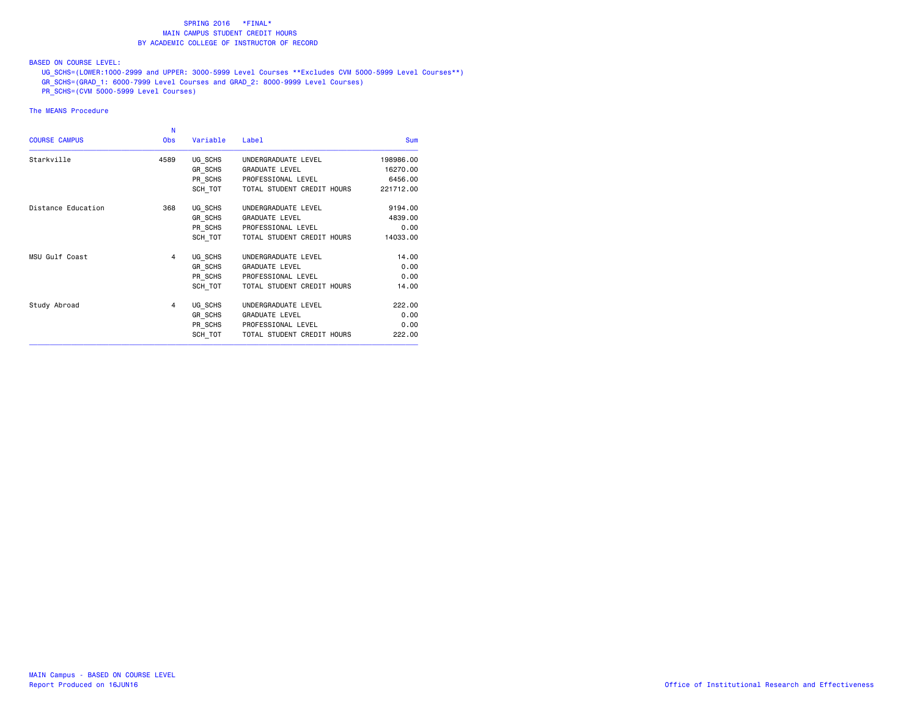SPRING 2016 *FINAL*
MAIN CAMPUS STUDENT CREDIT HOURS
BY ACADEMIC COLLEGE OF INSTRUCTOR OF RECORD

BASED ON COURSE LEVEL:
UG_SCHS=(LOWER:1000-2999 and UPPER: 3000-5999 Level Courses **Excludes CVM 5000-5999 Level Courses**)
GR_SCHS=(GRAD_1: 6000-7999 Level Courses and GRAD_2: 8000-9999 Level Courses)
PR_SCHS=(CVM 5000-5999 Level Courses)

The MEANS Procedure

| COURSE CAMPUS | N Obs | Variable | Label | Sum |
|---|---|---|---|---|
| Starkville | 4589 | UG_SCHS | UNDERGRADUATE LEVEL | 198986.00 |
| | | GR_SCHS | GRADUATE LEVEL | 16270.00 |
| | | PR_SCHS | PROFESSIONAL LEVEL | 6456.00 |
| | | SCH_TOT | TOTAL STUDENT CREDIT HOURS | 221712.00 |
| Distance Education | 368 | UG_SCHS | UNDERGRADUATE LEVEL | 9194.00 |
| | | GR_SCHS | GRADUATE LEVEL | 4839.00 |
| | | PR_SCHS | PROFESSIONAL LEVEL | 0.00 |
| | | SCH_TOT | TOTAL STUDENT CREDIT HOURS | 14033.00 |
| MSU Gulf Coast | 4 | UG_SCHS | UNDERGRADUATE LEVEL | 14.00 |
| | | GR_SCHS | GRADUATE LEVEL | 0.00 |
| | | PR_SCHS | PROFESSIONAL LEVEL | 0.00 |
| | | SCH_TOT | TOTAL STUDENT CREDIT HOURS | 14.00 |
| Study Abroad | 4 | UG_SCHS | UNDERGRADUATE LEVEL | 222.00 |
| | | GR_SCHS | GRADUATE LEVEL | 0.00 |
| | | PR_SCHS | PROFESSIONAL LEVEL | 0.00 |
| | | SCH_TOT | TOTAL STUDENT CREDIT HOURS | 222.00 |

MAIN Campus - BASED ON COURSE LEVEL
Report Produced on 16JUN16

Office of Institutional Research and Effectiveness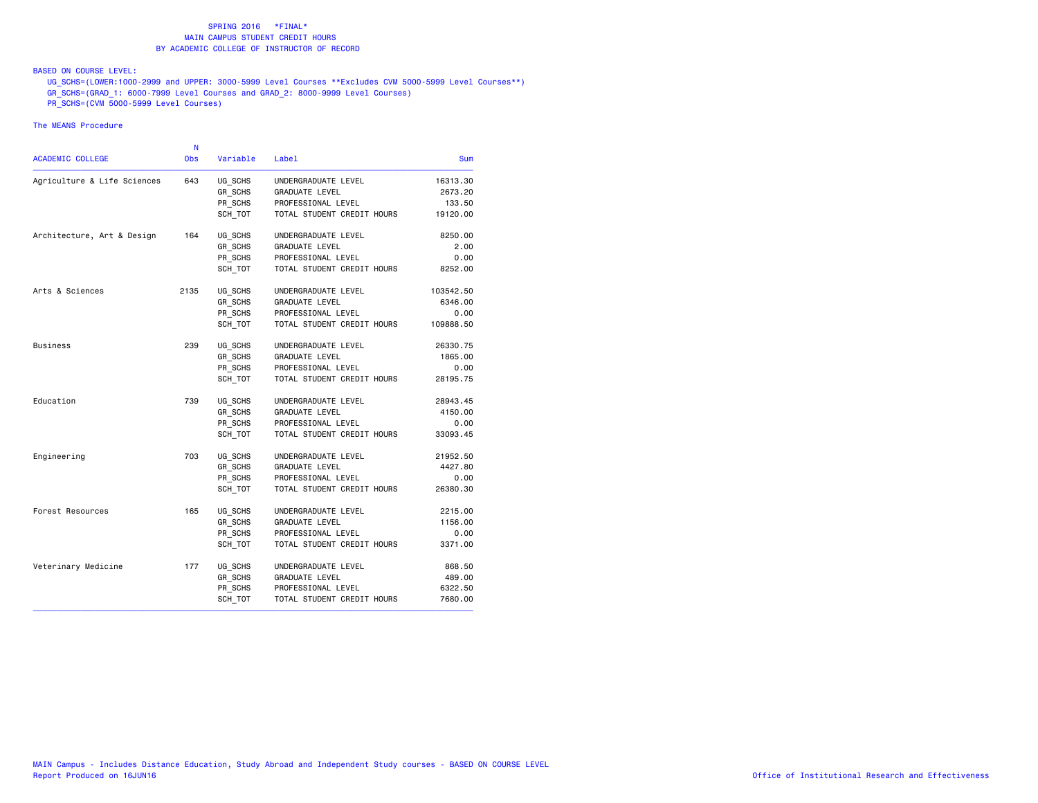# SPRING 2016 *FINAL*

## MAIN CAMPUS STUDENT CREDIT HOURS

## BY ACADEMIC COLLEGE OF INSTRUCTOR OF RECORD

BASED ON COURSE LEVEL:

UG_SCHS=(LOWER:1000-2999 and UPPER: 3000-5999 Level Courses **Excludes CVM 5000-5999 Level Courses**)
GR_SCHS=(GRAD_1: 6000-7999 Level Courses and GRAD_2: 8000-9999 Level Courses)
PR_SCHS=(CVM 5000-5999 Level Courses)

The MEANS Procedure

| ACADEMIC COLLEGE | N Obs | Variable | Label | Sum |
|---|---|---|---|---|
| Agriculture & Life Sciences | 643 | UG_SCHS | UNDERGRADUATE LEVEL | 16313.30 |
| | | GR_SCHS | GRADUATE LEVEL | 2673.20 |
| | | PR_SCHS | PROFESSIONAL LEVEL | 133.50 |
| | | SCH_TOT | TOTAL STUDENT CREDIT HOURS | 19120.00 |
| Architecture, Art & Design | 164 | UG_SCHS | UNDERGRADUATE LEVEL | 8250.00 |
| | | GR_SCHS | GRADUATE LEVEL | 2.00 |
| | | PR_SCHS | PROFESSIONAL LEVEL | 0.00 |
| | | SCH_TOT | TOTAL STUDENT CREDIT HOURS | 8252.00 |
| Arts & Sciences | 2135 | UG_SCHS | UNDERGRADUATE LEVEL | 103542.50 |
| | | GR_SCHS | GRADUATE LEVEL | 6346.00 |
| | | PR_SCHS | PROFESSIONAL LEVEL | 0.00 |
| | | SCH_TOT | TOTAL STUDENT CREDIT HOURS | 109888.50 |
| Business | 239 | UG_SCHS | UNDERGRADUATE LEVEL | 26330.75 |
| | | GR_SCHS | GRADUATE LEVEL | 1865.00 |
| | | PR_SCHS | PROFESSIONAL LEVEL | 0.00 |
| | | SCH_TOT | TOTAL STUDENT CREDIT HOURS | 28195.75 |
| Education | 739 | UG_SCHS | UNDERGRADUATE LEVEL | 28943.45 |
| | | GR_SCHS | GRADUATE LEVEL | 4150.00 |
| | | PR_SCHS | PROFESSIONAL LEVEL | 0.00 |
| | | SCH_TOT | TOTAL STUDENT CREDIT HOURS | 33093.45 |
| Engineering | 703 | UG_SCHS | UNDERGRADUATE LEVEL | 21952.50 |
| | | GR_SCHS | GRADUATE LEVEL | 4427.80 |
| | | PR_SCHS | PROFESSIONAL LEVEL | 0.00 |
| | | SCH_TOT | TOTAL STUDENT CREDIT HOURS | 26380.30 |
| Forest Resources | 165 | UG_SCHS | UNDERGRADUATE LEVEL | 2215.00 |
| | | GR_SCHS | GRADUATE LEVEL | 1156.00 |
| | | PR_SCHS | PROFESSIONAL LEVEL | 0.00 |
| | | SCH_TOT | TOTAL STUDENT CREDIT HOURS | 3371.00 |
| Veterinary Medicine | 177 | UG_SCHS | UNDERGRADUATE LEVEL | 868.50 |
| | | GR_SCHS | GRADUATE LEVEL | 489.00 |
| | | PR_SCHS | PROFESSIONAL LEVEL | 6322.50 |
| | | SCH_TOT | TOTAL STUDENT CREDIT HOURS | 7680.00 |

MAIN Campus - Includes Distance Education, Study Abroad and Independent Study courses - BASED ON COURSE LEVEL
Report Produced on 16JUN16

Office of Institutional Research and Effectiveness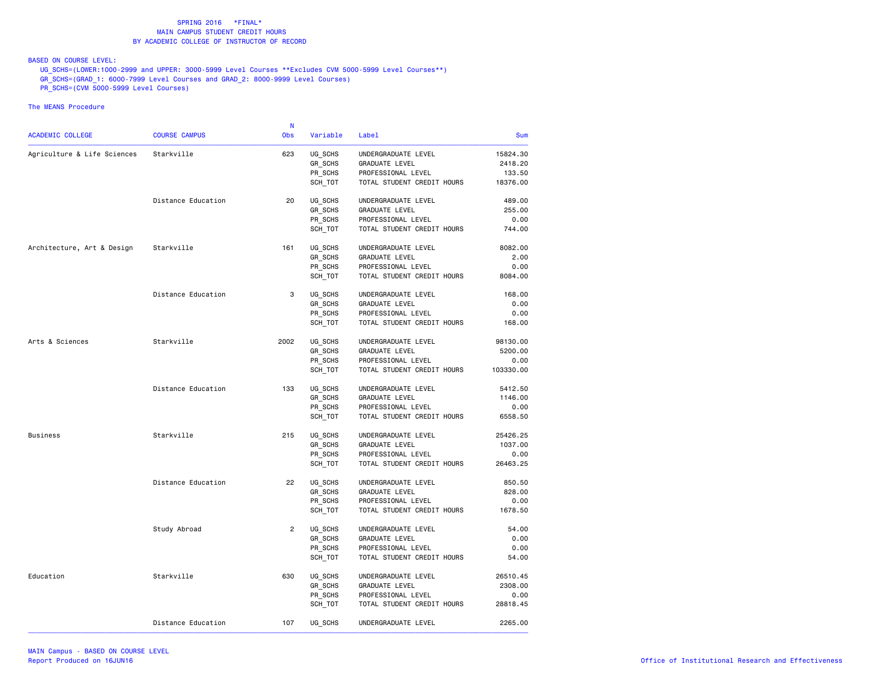SPRING 2016 \*FINAL\*
MAIN CAMPUS STUDENT CREDIT HOURS
BY ACADEMIC COLLEGE OF INSTRUCTOR OF RECORD

BASED ON COURSE LEVEL:
UG_SCHS=(LOWER:1000-2999 and UPPER: 3000-5999 Level Courses **Excludes CVM 5000-5999 Level Courses**)
GR_SCHS=(GRAD_1: 6000-7999 Level Courses and GRAD_2: 8000-9999 Level Courses)
PR_SCHS=(CVM 5000-5999 Level Courses)

The MEANS Procedure

| ACADEMIC COLLEGE | COURSE CAMPUS | N Obs | Variable | Label | Sum |
|---|---|---|---|---|---|
| Agriculture & Life Sciences | Starkville | 623 | UG_SCHS | UNDERGRADUATE LEVEL | 15824.30 |
| | | | GR_SCHS | GRADUATE LEVEL | 2418.20 |
| | | | PR_SCHS | PROFESSIONAL LEVEL | 133.50 |
| | | | SCH_TOT | TOTAL STUDENT CREDIT HOURS | 18376.00 |
| | Distance Education | 20 | UG_SCHS | UNDERGRADUATE LEVEL | 489.00 |
| | | | GR_SCHS | GRADUATE LEVEL | 255.00 |
| | | | PR_SCHS | PROFESSIONAL LEVEL | 0.00 |
| | | | SCH_TOT | TOTAL STUDENT CREDIT HOURS | 744.00 |
| Architecture, Art & Design | Starkville | 161 | UG_SCHS | UNDERGRADUATE LEVEL | 8082.00 |
| | | | GR_SCHS | GRADUATE LEVEL | 2.00 |
| | | | PR_SCHS | PROFESSIONAL LEVEL | 0.00 |
| | | | SCH_TOT | TOTAL STUDENT CREDIT HOURS | 8084.00 |
| | Distance Education | 3 | UG_SCHS | UNDERGRADUATE LEVEL | 168.00 |
| | | | GR_SCHS | GRADUATE LEVEL | 0.00 |
| | | | PR_SCHS | PROFESSIONAL LEVEL | 0.00 |
| | | | SCH_TOT | TOTAL STUDENT CREDIT HOURS | 168.00 |
| Arts & Sciences | Starkville | 2002 | UG_SCHS | UNDERGRADUATE LEVEL | 98130.00 |
| | | | GR_SCHS | GRADUATE LEVEL | 5200.00 |
| | | | PR_SCHS | PROFESSIONAL LEVEL | 0.00 |
| | | | SCH_TOT | TOTAL STUDENT CREDIT HOURS | 103330.00 |
| | Distance Education | 133 | UG_SCHS | UNDERGRADUATE LEVEL | 5412.50 |
| | | | GR_SCHS | GRADUATE LEVEL | 1146.00 |
| | | | PR_SCHS | PROFESSIONAL LEVEL | 0.00 |
| | | | SCH_TOT | TOTAL STUDENT CREDIT HOURS | 6558.50 |
| Business | Starkville | 215 | UG_SCHS | UNDERGRADUATE LEVEL | 25426.25 |
| | | | GR_SCHS | GRADUATE LEVEL | 1037.00 |
| | | | PR_SCHS | PROFESSIONAL LEVEL | 0.00 |
| | | | SCH_TOT | TOTAL STUDENT CREDIT HOURS | 26463.25 |
| | Distance Education | 22 | UG_SCHS | UNDERGRADUATE LEVEL | 850.50 |
| | | | GR_SCHS | GRADUATE LEVEL | 828.00 |
| | | | PR_SCHS | PROFESSIONAL LEVEL | 0.00 |
| | | | SCH_TOT | TOTAL STUDENT CREDIT HOURS | 1678.50 |
| | Study Abroad | 2 | UG_SCHS | UNDERGRADUATE LEVEL | 54.00 |
| | | | GR_SCHS | GRADUATE LEVEL | 0.00 |
| | | | PR_SCHS | PROFESSIONAL LEVEL | 0.00 |
| | | | SCH_TOT | TOTAL STUDENT CREDIT HOURS | 54.00 |
| Education | Starkville | 630 | UG_SCHS | UNDERGRADUATE LEVEL | 26510.45 |
| | | | GR_SCHS | GRADUATE LEVEL | 2308.00 |
| | | | PR_SCHS | PROFESSIONAL LEVEL | 0.00 |
| | | | SCH_TOT | TOTAL STUDENT CREDIT HOURS | 28818.45 |
| | Distance Education | 107 | UG_SCHS | UNDERGRADUATE LEVEL | 2265.00 |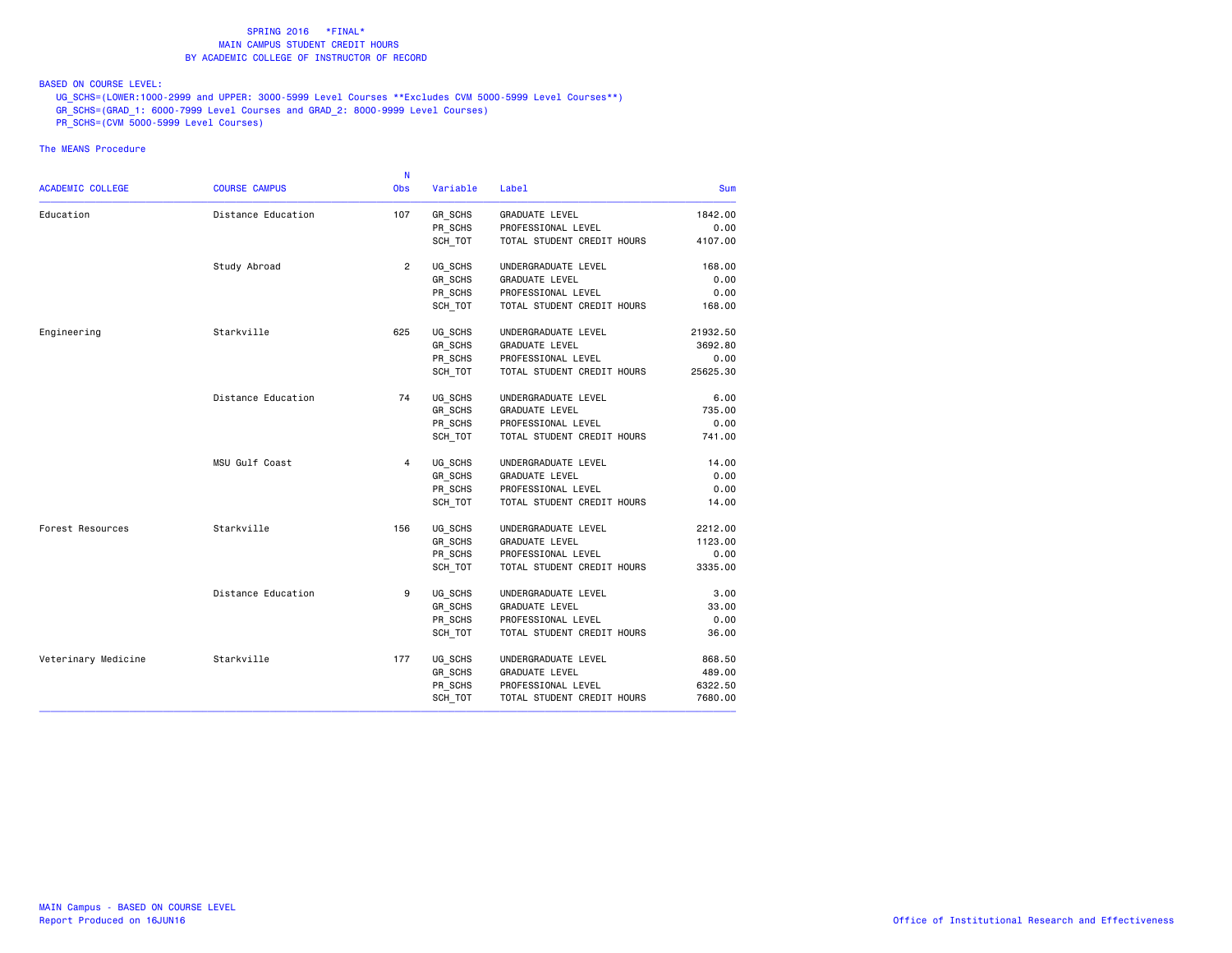SPRING 2016 *FINAL*
MAIN CAMPUS STUDENT CREDIT HOURS
BY ACADEMIC COLLEGE OF INSTRUCTOR OF RECORD

BASED ON COURSE LEVEL:
UG_SCHS=(LOWER:1000-2999 and UPPER: 3000-5999 Level Courses **Excludes CVM 5000-5999 Level Courses**)
GR_SCHS=(GRAD_1: 6000-7999 Level Courses and GRAD_2: 8000-9999 Level Courses)
PR_SCHS=(CVM 5000-5999 Level Courses)

The MEANS Procedure

| ACADEMIC COLLEGE | COURSE CAMPUS | N Obs | Variable | Label | Sum |
|---|---|---|---|---|---|
| Education | Distance Education | 107 | GR_SCHS | GRADUATE LEVEL | 1842.00 |
| | | | PR_SCHS | PROFESSIONAL LEVEL | 0.00 |
| | | | SCH_TOT | TOTAL STUDENT CREDIT HOURS | 4107.00 |
| | Study Abroad | 2 | UG_SCHS | UNDERGRADUATE LEVEL | 168.00 |
| | | | GR_SCHS | GRADUATE LEVEL | 0.00 |
| | | | PR_SCHS | PROFESSIONAL LEVEL | 0.00 |
| | | | SCH_TOT | TOTAL STUDENT CREDIT HOURS | 168.00 |
| Engineering | Starkville | 625 | UG_SCHS | UNDERGRADUATE LEVEL | 21932.50 |
| | | | GR_SCHS | GRADUATE LEVEL | 3692.80 |
| | | | PR_SCHS | PROFESSIONAL LEVEL | 0.00 |
| | | | SCH_TOT | TOTAL STUDENT CREDIT HOURS | 25625.30 |
| | Distance Education | 74 | UG_SCHS | UNDERGRADUATE LEVEL | 6.00 |
| | | | GR_SCHS | GRADUATE LEVEL | 735.00 |
| | | | PR_SCHS | PROFESSIONAL LEVEL | 0.00 |
| | | | SCH_TOT | TOTAL STUDENT CREDIT HOURS | 741.00 |
| | MSU Gulf Coast | 4 | UG_SCHS | UNDERGRADUATE LEVEL | 14.00 |
| | | | GR_SCHS | GRADUATE LEVEL | 0.00 |
| | | | PR_SCHS | PROFESSIONAL LEVEL | 0.00 |
| | | | SCH_TOT | TOTAL STUDENT CREDIT HOURS | 14.00 |
| Forest Resources | Starkville | 156 | UG_SCHS | UNDERGRADUATE LEVEL | 2212.00 |
| | | | GR_SCHS | GRADUATE LEVEL | 1123.00 |
| | | | PR_SCHS | PROFESSIONAL LEVEL | 0.00 |
| | | | SCH_TOT | TOTAL STUDENT CREDIT HOURS | 3335.00 |
| | Distance Education | 9 | UG_SCHS | UNDERGRADUATE LEVEL | 3.00 |
| | | | GR_SCHS | GRADUATE LEVEL | 33.00 |
| | | | PR_SCHS | PROFESSIONAL LEVEL | 0.00 |
| | | | SCH_TOT | TOTAL STUDENT CREDIT HOURS | 36.00 |
| Veterinary Medicine | Starkville | 177 | UG_SCHS | UNDERGRADUATE LEVEL | 868.50 |
| | | | GR_SCHS | GRADUATE LEVEL | 489.00 |
| | | | PR_SCHS | PROFESSIONAL LEVEL | 6322.50 |
| | | | SCH_TOT | TOTAL STUDENT CREDIT HOURS | 7680.00 |

MAIN Campus - BASED ON COURSE LEVEL
Report Produced on 16JUN16

Office of Institutional Research and Effectiveness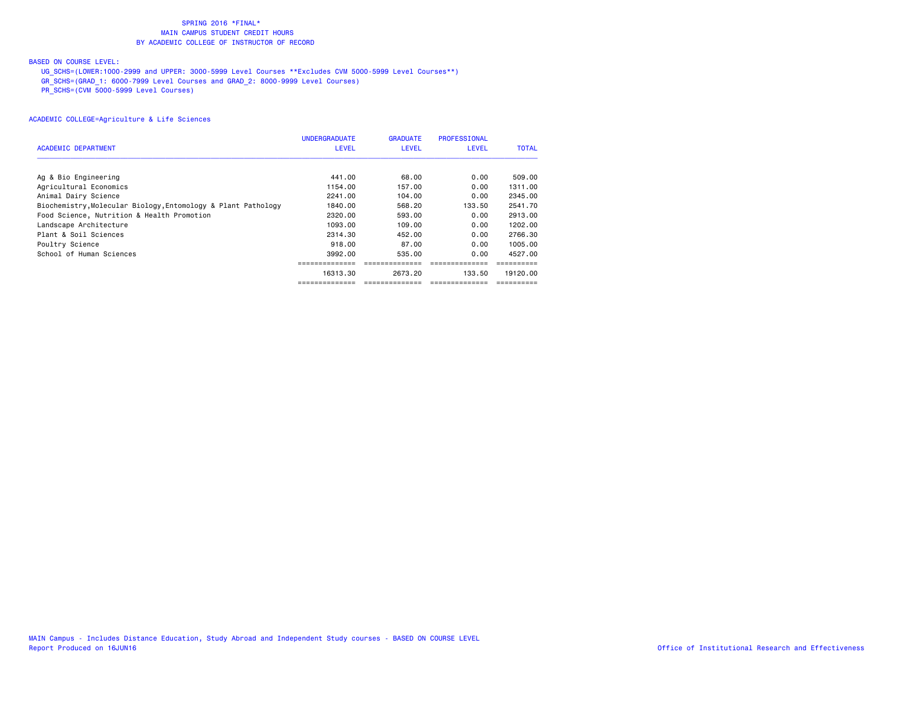SPRING 2016 *FINAL*
MAIN CAMPUS STUDENT CREDIT HOURS
BY ACADEMIC COLLEGE OF INSTRUCTOR OF RECORD

BASED ON COURSE LEVEL:

UG_SCHS=(LOWER:1000-2999 and UPPER: 3000-5999 Level Courses **Excludes CVM 5000-5999 Level Courses**)
GR_SCHS=(GRAD_1: 6000-7999 Level Courses and GRAD_2: 8000-9999 Level Courses)
PR_SCHS=(CVM 5000-5999 Level Courses)

ACADEMIC COLLEGE=Agriculture & Life Sciences

| ACADEMIC DEPARTMENT | UNDERGRADUATE LEVEL | GRADUATE LEVEL | PROFESSIONAL LEVEL | TOTAL |
|---|---|---|---|---|
| Ag & Bio Engineering | 441.00 | 68.00 | 0.00 | 509.00 |
| Agricultural Economics | 1154.00 | 157.00 | 0.00 | 1311.00 |
| Animal Dairy Science | 2241.00 | 104.00 | 0.00 | 2345.00 |
| Biochemistry,Molecular Biology,Entomology & Plant Pathology | 1840.00 | 568.20 | 133.50 | 2541.70 |
| Food Science, Nutrition & Health Promotion | 2320.00 | 593.00 | 0.00 | 2913.00 |
| Landscape Architecture | 1093.00 | 109.00 | 0.00 | 1202.00 |
| Plant & Soil Sciences | 2314.30 | 452.00 | 0.00 | 2766.30 |
| Poultry Science | 918.00 | 87.00 | 0.00 | 1005.00 |
| School of Human Sciences | 3992.00 | 535.00 | 0.00 | 4527.00 |
| | 16313.30 | 2673.20 | 133.50 | 19120.00 |

MAIN Campus - Includes Distance Education, Study Abroad and Independent Study courses - BASED ON COURSE LEVEL
Report Produced on 16JUN16

Office of Institutional Research and Effectiveness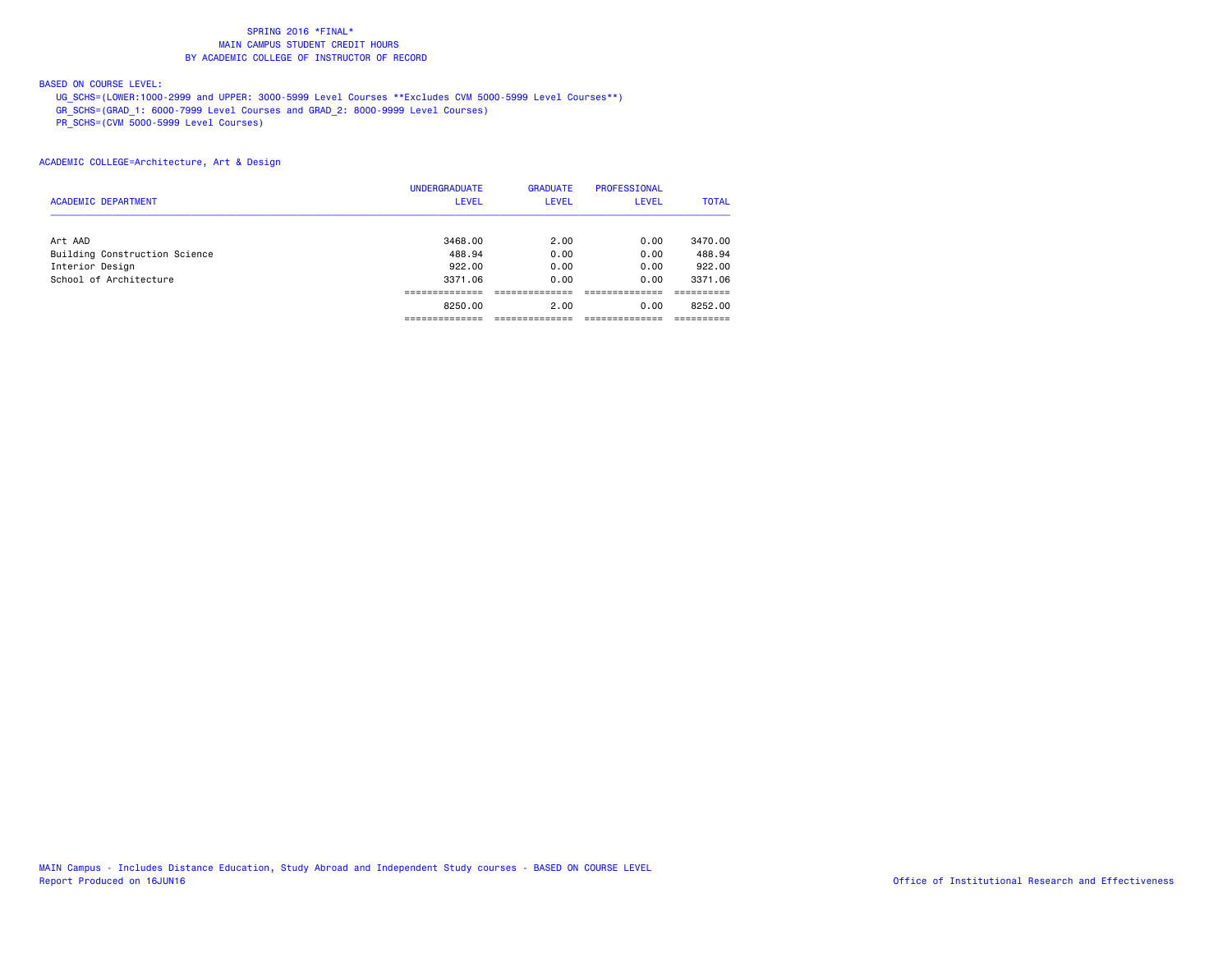SPRING 2016 *FINAL*
MAIN CAMPUS STUDENT CREDIT HOURS
BY ACADEMIC COLLEGE OF INSTRUCTOR OF RECORD

BASED ON COURSE LEVEL:

UG_SCHS=(LOWER:1000-2999 and UPPER: 3000-5999 Level Courses **Excludes CVM 5000-5999 Level Courses**)
GR_SCHS=(GRAD_1: 6000-7999 Level Courses and GRAD_2: 8000-9999 Level Courses)
PR_SCHS=(CVM 5000-5999 Level Courses)

ACADEMIC COLLEGE=Architecture, Art & Design

| ACADEMIC DEPARTMENT | UNDERGRADUATE LEVEL | GRADUATE LEVEL | PROFESSIONAL LEVEL | TOTAL |
|---|---|---|---|---|
| Art AAD | 3468.00 | 2.00 | 0.00 | 3470.00 |
| Building Construction Science | 488.94 | 0.00 | 0.00 | 488.94 |
| Interior Design | 922.00 | 0.00 | 0.00 | 922.00 |
| School of Architecture | 3371.06 | 0.00 | 0.00 | 3371.06 |
| | 8250.00 | 2.00 | 0.00 | 8252.00 |

MAIN Campus - Includes Distance Education, Study Abroad and Independent Study courses - BASED ON COURSE LEVEL
Report Produced on 16JUN16
Office of Institutional Research and Effectiveness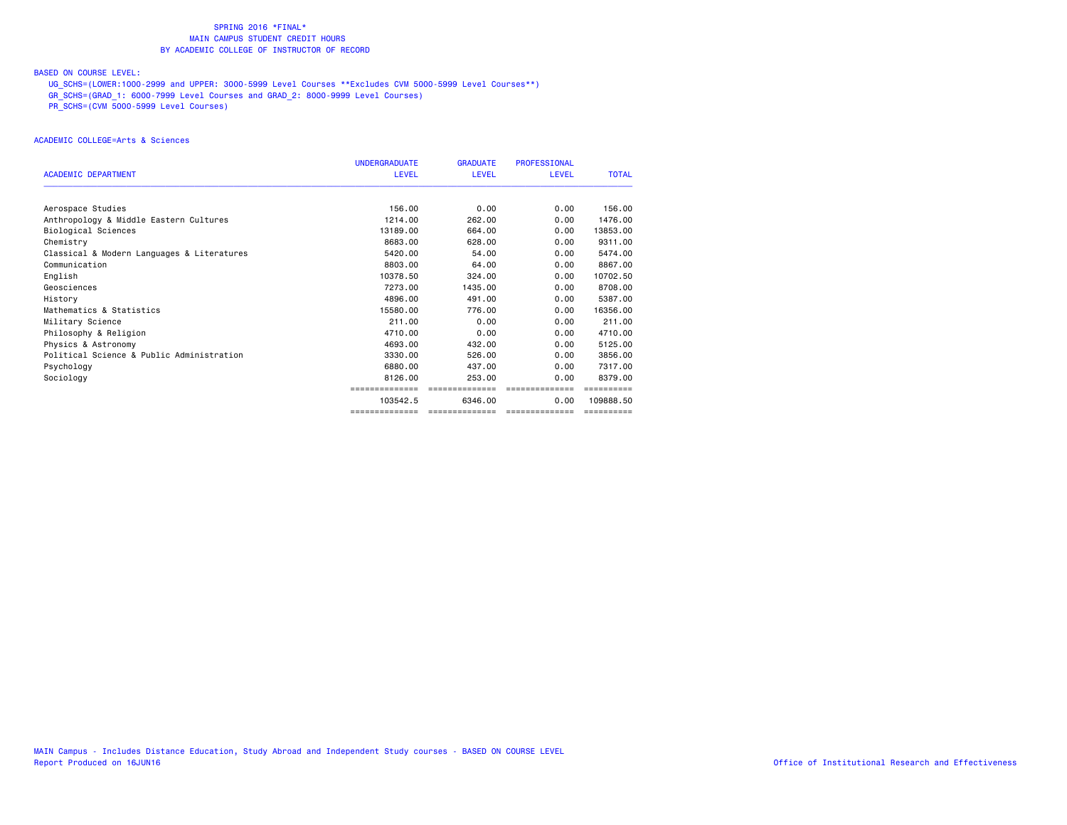SPRING 2016 *FINAL*
MAIN CAMPUS STUDENT CREDIT HOURS
BY ACADEMIC COLLEGE OF INSTRUCTOR OF RECORD

BASED ON COURSE LEVEL:

UG_SCHS=(LOWER:1000-2999 and UPPER: 3000-5999 Level Courses **Excludes CVM 5000-5999 Level Courses**)
GR_SCHS=(GRAD_1: 6000-7999 Level Courses and GRAD_2: 8000-9999 Level Courses)
PR_SCHS=(CVM 5000-5999 Level Courses)

ACADEMIC COLLEGE=Arts & Sciences

| ACADEMIC DEPARTMENT | UNDERGRADUATE LEVEL | GRADUATE LEVEL | PROFESSIONAL LEVEL | TOTAL |
|---|---|---|---|---|
| Aerospace Studies | 156.00 | 0.00 | 0.00 | 156.00 |
| Anthropology & Middle Eastern Cultures | 1214.00 | 262.00 | 0.00 | 1476.00 |
| Biological Sciences | 13189.00 | 664.00 | 0.00 | 13853.00 |
| Chemistry | 8683.00 | 628.00 | 0.00 | 9311.00 |
| Classical & Modern Languages & Literatures | 5420.00 | 54.00 | 0.00 | 5474.00 |
| Communication | 8803.00 | 64.00 | 0.00 | 8867.00 |
| English | 10378.50 | 324.00 | 0.00 | 10702.50 |
| Geosciences | 7273.00 | 1435.00 | 0.00 | 8708.00 |
| History | 4896.00 | 491.00 | 0.00 | 5387.00 |
| Mathematics & Statistics | 15580.00 | 776.00 | 0.00 | 16356.00 |
| Military Science | 211.00 | 0.00 | 0.00 | 211.00 |
| Philosophy & Religion | 4710.00 | 0.00 | 0.00 | 4710.00 |
| Physics & Astronomy | 4693.00 | 432.00 | 0.00 | 5125.00 |
| Political Science & Public Administration | 3330.00 | 526.00 | 0.00 | 3856.00 |
| Psychology | 6880.00 | 437.00 | 0.00 | 7317.00 |
| Sociology | 8126.00 | 253.00 | 0.00 | 8379.00 |
| | 103542.5 | 6346.00 | 0.00 | 109888.50 |

MAIN Campus - Includes Distance Education, Study Abroad and Independent Study courses - BASED ON COURSE LEVEL
Report Produced on 16JUN16
Office of Institutional Research and Effectiveness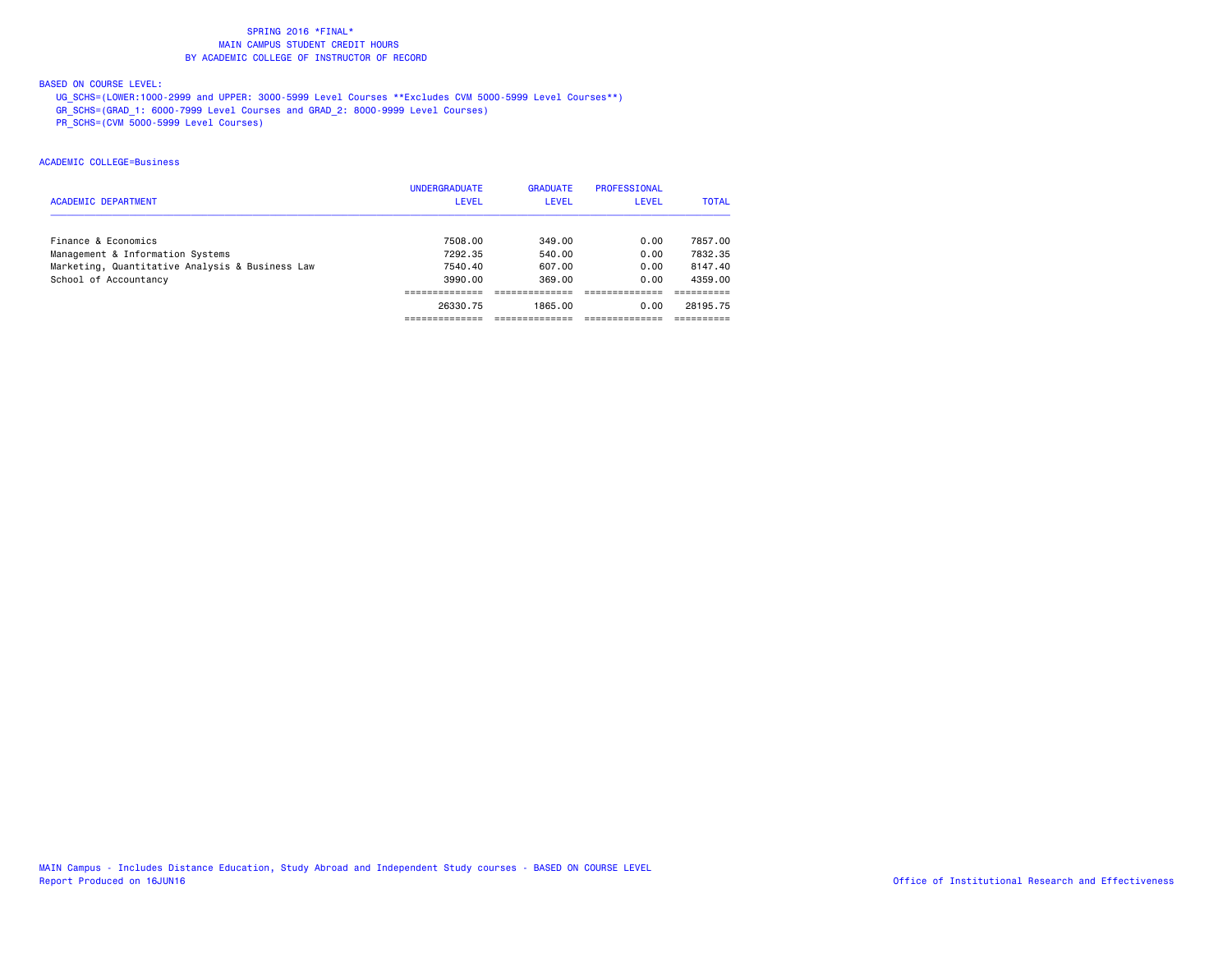SPRING 2016 *FINAL*
MAIN CAMPUS STUDENT CREDIT HOURS
BY ACADEMIC COLLEGE OF INSTRUCTOR OF RECORD

BASED ON COURSE LEVEL:

UG_SCHS=(LOWER:1000-2999 and UPPER: 3000-5999 Level Courses **Excludes CVM 5000-5999 Level Courses**)
GR_SCHS=(GRAD_1: 6000-7999 Level Courses and GRAD_2: 8000-9999 Level Courses)
PR_SCHS=(CVM 5000-5999 Level Courses)

ACADEMIC COLLEGE=Business

| ACADEMIC DEPARTMENT | UNDERGRADUATE LEVEL | GRADUATE LEVEL | PROFESSIONAL LEVEL | TOTAL |
|---|---|---|---|---|
| Finance & Economics | 7508.00 | 349.00 | 0.00 | 7857.00 |
| Management & Information Systems | 7292.35 | 540.00 | 0.00 | 7832.35 |
| Marketing, Quantitative Analysis & Business Law | 7540.40 | 607.00 | 0.00 | 8147.40 |
| School of Accountancy | 3990.00 | 369.00 | 0.00 | 4359.00 |
| | 26330.75 | 1865.00 | 0.00 | 28195.75 |

MAIN Campus - Includes Distance Education, Study Abroad and Independent Study courses - BASED ON COURSE LEVEL
Report Produced on 16JUN16
Office of Institutional Research and Effectiveness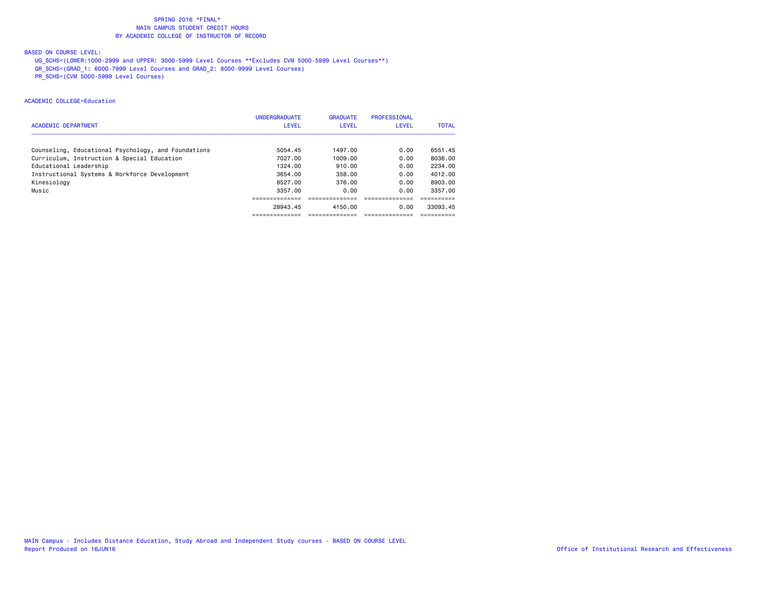SPRING 2016 *FINAL*
MAIN CAMPUS STUDENT CREDIT HOURS
BY ACADEMIC COLLEGE OF INSTRUCTOR OF RECORD

BASED ON COURSE LEVEL:

UG_SCHS=(LOWER:1000-2999 and UPPER: 3000-5999 Level Courses **Excludes CVM 5000-5999 Level Courses**)
GR_SCHS=(GRAD_1: 6000-7999 Level Courses and GRAD_2: 8000-9999 Level Courses)
PR_SCHS=(CVM 5000-5999 Level Courses)

ACADEMIC COLLEGE=Education

| ACADEMIC DEPARTMENT | UNDERGRADUATE LEVEL | GRADUATE LEVEL | PROFESSIONAL LEVEL | TOTAL |
|---|---|---|---|---|
| Counseling, Educational Psychology, and Foundations | 5054.45 | 1497.00 | 0.00 | 6551.45 |
| Curriculum, Instruction & Special Education | 7027.00 | 1009.00 | 0.00 | 8036.00 |
| Educational Leadership | 1324.00 | 910.00 | 0.00 | 2234.00 |
| Instructional Systems & Workforce Development | 3654.00 | 358.00 | 0.00 | 4012.00 |
| Kinesiology | 8527.00 | 376.00 | 0.00 | 8903.00 |
| Music | 3357.00 | 0.00 | 0.00 | 3357.00 |
| | 28943.45 | 4150.00 | 0.00 | 33093.45 |

MAIN Campus - Includes Distance Education, Study Abroad and Independent Study courses - BASED ON COURSE LEVEL
Report Produced on 16JUN16

Office of Institutional Research and Effectiveness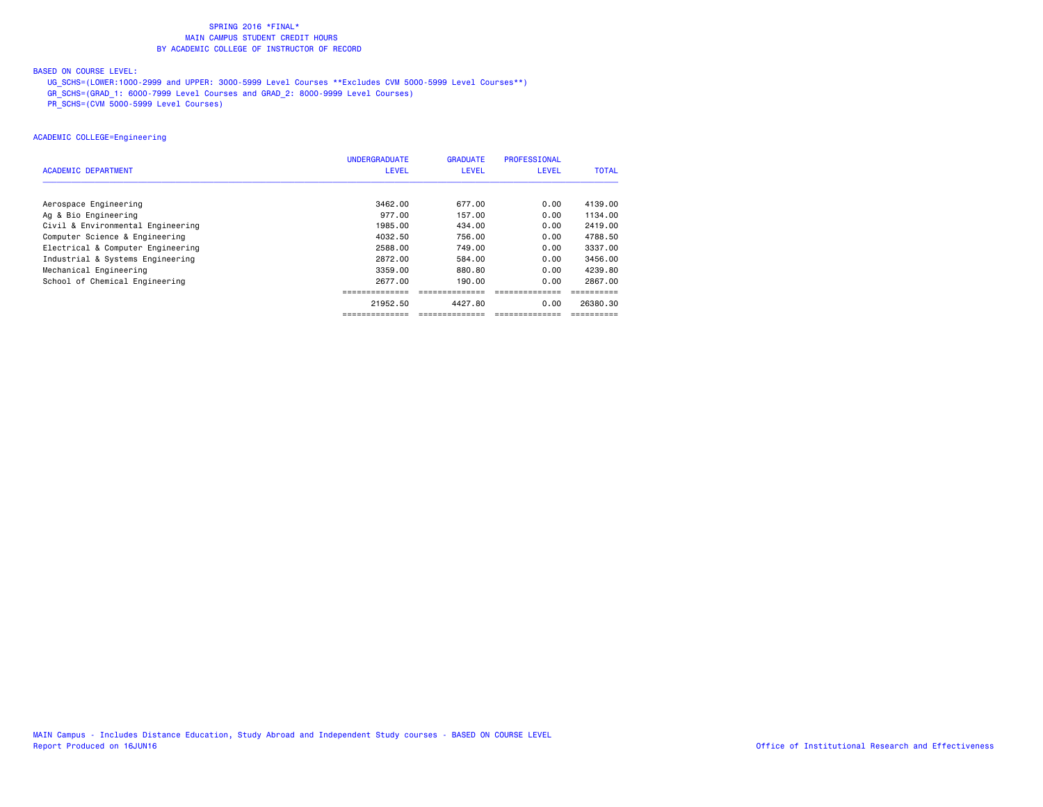SPRING 2016 *FINAL*
MAIN CAMPUS STUDENT CREDIT HOURS
BY ACADEMIC COLLEGE OF INSTRUCTOR OF RECORD

BASED ON COURSE LEVEL:

UG_SCHS=(LOWER:1000-2999 and UPPER: 3000-5999 Level Courses **Excludes CVM 5000-5999 Level Courses**)
GR_SCHS=(GRAD_1: 6000-7999 Level Courses and GRAD_2: 8000-9999 Level Courses)
PR_SCHS=(CVM 5000-5999 Level Courses)

ACADEMIC COLLEGE=Engineering

| ACADEMIC DEPARTMENT | UNDERGRADUATE LEVEL | GRADUATE LEVEL | PROFESSIONAL LEVEL | TOTAL |
|---|---|---|---|---|
| Aerospace Engineering | 3462.00 | 677.00 | 0.00 | 4139.00 |
| Ag & Bio Engineering | 977.00 | 157.00 | 0.00 | 1134.00 |
| Civil & Environmental Engineering | 1985.00 | 434.00 | 0.00 | 2419.00 |
| Computer Science & Engineering | 4032.50 | 756.00 | 0.00 | 4788.50 |
| Electrical & Computer Engineering | 2588.00 | 749.00 | 0.00 | 3337.00 |
| Industrial & Systems Engineering | 2872.00 | 584.00 | 0.00 | 3456.00 |
| Mechanical Engineering | 3359.00 | 880.80 | 0.00 | 4239.80 |
| School of Chemical Engineering | 2677.00 | 190.00 | 0.00 | 2867.00 |
| | 21952.50 | 4427.80 | 0.00 | 26380.30 |

MAIN Campus - Includes Distance Education, Study Abroad and Independent Study courses - BASED ON COURSE LEVEL
Report Produced on 16JUN16

Office of Institutional Research and Effectiveness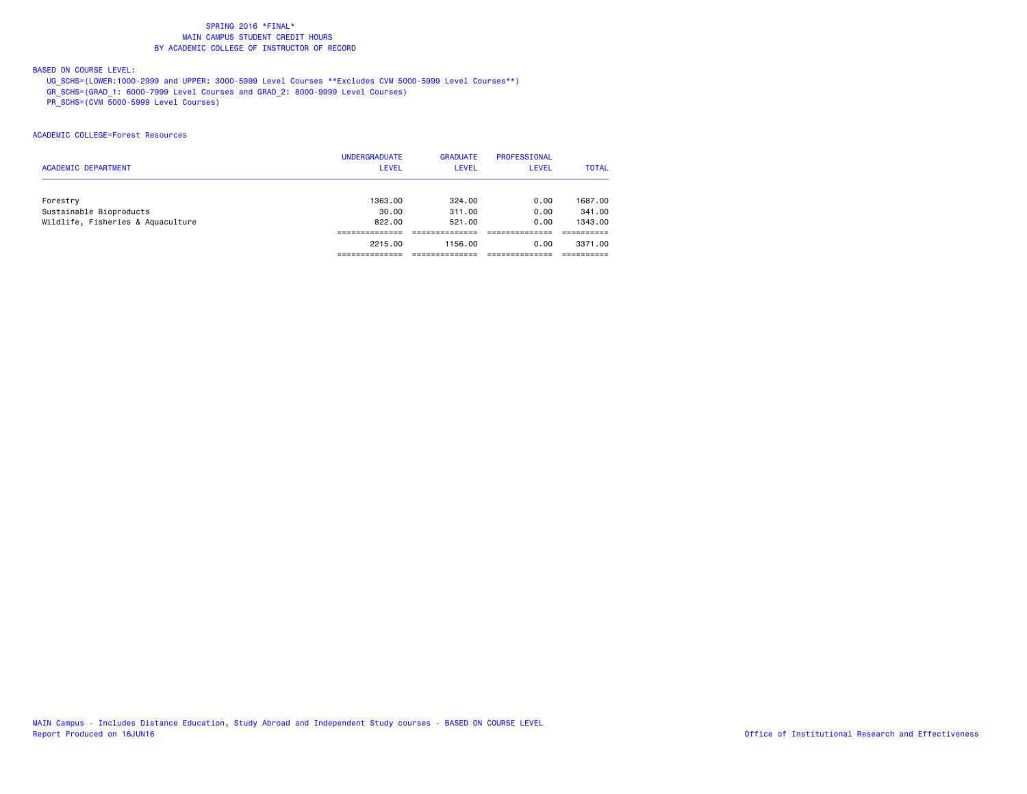SPRING 2016 *FINAL*
MAIN CAMPUS STUDENT CREDIT HOURS
BY ACADEMIC COLLEGE OF INSTRUCTOR OF RECORD

BASED ON COURSE LEVEL:
UG_SCHS=(LOWER:1000-2999 and UPPER: 3000-5999 Level Courses **Excludes CVM 5000-5999 Level Courses**)
GR_SCHS=(GRAD_1: 6000-7999 Level Courses and GRAD_2: 8000-9999 Level Courses)
PR_SCHS=(CVM 5000-5999 Level Courses)

ACADEMIC COLLEGE=Forest Resources

| ACADEMIC DEPARTMENT | UNDERGRADUATE LEVEL | GRADUATE LEVEL | PROFESSIONAL LEVEL | TOTAL |
|---|---|---|---|---|
| Forestry | 1363.00 | 324.00 | 0.00 | 1687.00 |
| Sustainable Bioproducts | 30.00 | 311.00 | 0.00 | 341.00 |
| Wildlife, Fisheries & Aquaculture | 822.00 | 521.00 | 0.00 | 1343.00 |
| | 2215.00 | 1156.00 | 0.00 | 3371.00 |

MAIN Campus - Includes Distance Education, Study Abroad and Independent Study courses - BASED ON COURSE LEVEL
Report Produced on 16JUN16

Office of Institutional Research and Effectiveness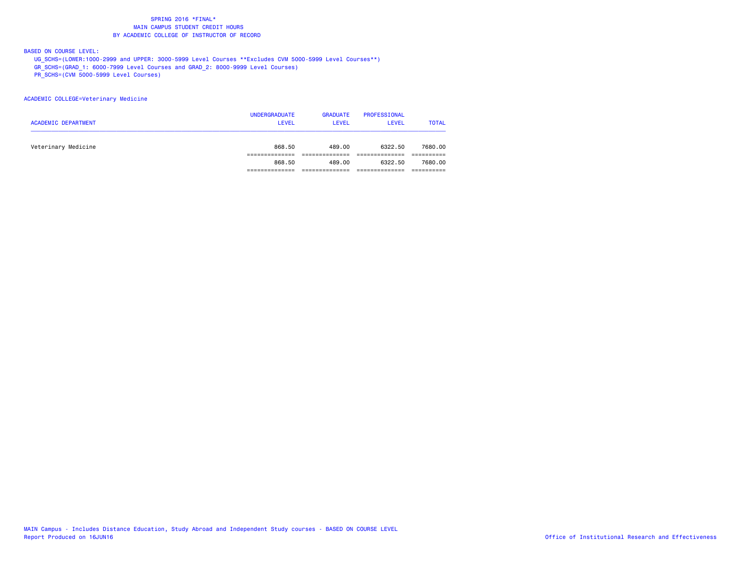# SPRING 2016 *FINAL*
## MAIN CAMPUS STUDENT CREDIT HOURS
## BY ACADEMIC COLLEGE OF INSTRUCTOR OF RECORD

BASED ON COURSE LEVEL:

UG_SCHS=(LOWER:1000-2999 and UPPER: 3000-5999 Level Courses **Excludes CVM 5000-5999 Level Courses**)
GR_SCHS=(GRAD_1: 6000-7999 Level Courses and GRAD_2: 8000-9999 Level Courses)
PR_SCHS=(CVM 5000-5999 Level Courses)

ACADEMIC COLLEGE=Veterinary Medicine

| ACADEMIC DEPARTMENT | UNDERGRADUATE LEVEL | GRADUATE LEVEL | PROFESSIONAL LEVEL | TOTAL |
|---|---|---|---|---|
| Veterinary Medicine | 868.50 | 489.00 | 6322.50 | 7680.00 |
| | ============== | ============== | ============== | ========== |
| | 868.50 | 489.00 | 6322.50 | 7680.00 |
| | ============== | ============== | ============== | ========== |

MAIN Campus - Includes Distance Education, Study Abroad and Independent Study courses - BASED ON COURSE LEVEL
Report Produced on 16JUN16

Office of Institutional Research and Effectiveness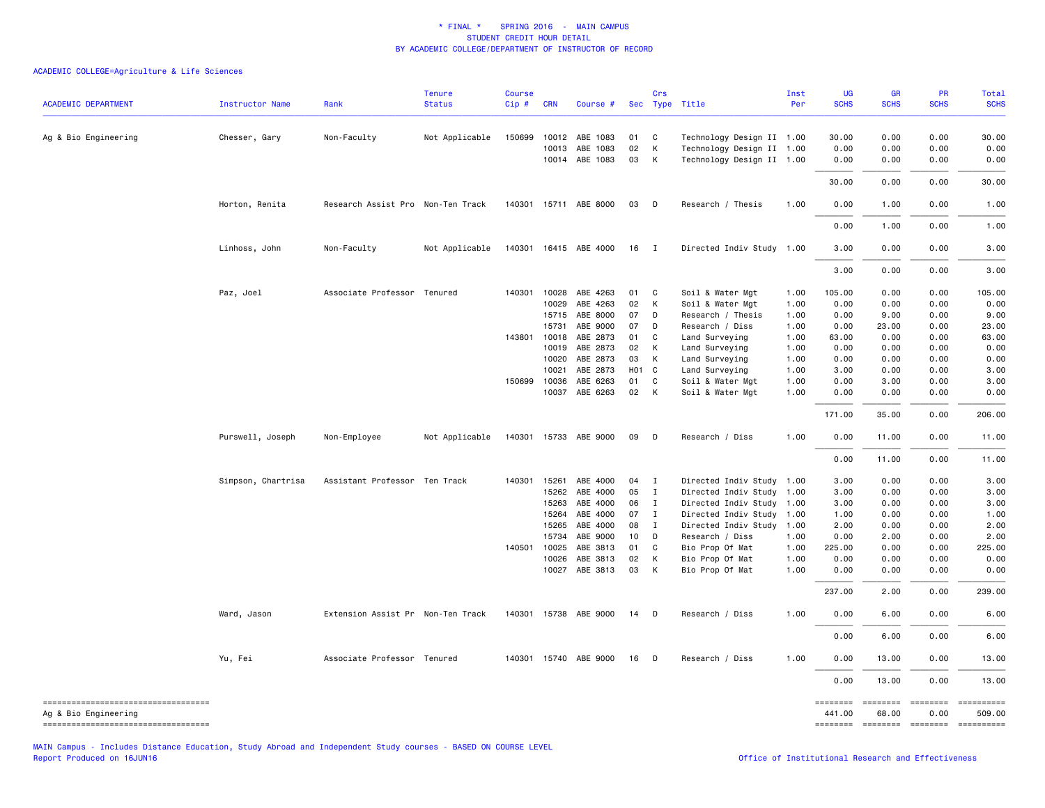\* FINAL \* SPRING 2016 - MAIN CAMPUS
STUDENT CREDIT HOUR DETAIL
BY ACADEMIC COLLEGE/DEPARTMENT OF INSTRUCTOR OF RECORD

ACADEMIC COLLEGE=Agriculture & Life Sciences

| ACADEMIC DEPARTMENT | Instructor Name | Rank | Tenure Status | Course Cip # | CRN | Course # | Sec | Crs Type | Title | Inst Per | UG SCHS | GR SCHS | PR SCHS | Total SCHS |
|---|---|---|---|---|---|---|---|---|---|---|---|---|---|---|
| Ag & Bio Engineering | Chesser, Gary | Non-Faculty | Not Applicable | 150699 | 10012 | ABE 1083 | 01 | C | Technology Design II | 1.00 | 30.00 | 0.00 | 0.00 | 30.00 |
| | | | | | 10013 | ABE 1083 | 02 | K | Technology Design II | 1.00 | 0.00 | 0.00 | 0.00 | 0.00 |
| | | | | | 10014 | ABE 1083 | 03 | K | Technology Design II | 1.00 | 0.00 | 0.00 | 0.00 | 0.00 |
| | | | | | | | | | | | 30.00 | 0.00 | 0.00 | 30.00 |
| | Horton, Renita | Research Assist Pro | Non-Ten Track | 140301 | 15711 | ABE 8000 | 03 | D | Research / Thesis | 1.00 | 0.00 | 1.00 | 0.00 | 1.00 |
| | | | | | | | | | | | 0.00 | 1.00 | 0.00 | 1.00 |
| | Linhoss, John | Non-Faculty | Not Applicable | 140301 | 16415 | ABE 4000 | 16 | I | Directed Indiv Study | 1.00 | 3.00 | 0.00 | 0.00 | 3.00 |
| | | | | | | | | | | | 3.00 | 0.00 | 0.00 | 3.00 |
| | Paz, Joel | Associate Professor | Tenured | 140301 | 10028 | ABE 4263 | 01 | C | Soil & Water Mgt | 1.00 | 105.00 | 0.00 | 0.00 | 105.00 |
| | | | | | 10029 | ABE 4263 | 02 | K | Soil & Water Mgt | 1.00 | 0.00 | 0.00 | 0.00 | 0.00 |
| | | | | | 15715 | ABE 8000 | 07 | D | Research / Thesis | 1.00 | 0.00 | 9.00 | 0.00 | 9.00 |
| | | | | | 15731 | ABE 9000 | 07 | D | Research / Diss | 1.00 | 0.00 | 23.00 | 0.00 | 23.00 |
| | | | | 143801 | 10018 | ABE 2873 | 01 | C | Land Surveying | 1.00 | 63.00 | 0.00 | 0.00 | 63.00 |
| | | | | | 10019 | ABE 2873 | 02 | K | Land Surveying | 1.00 | 0.00 | 0.00 | 0.00 | 0.00 |
| | | | | | 10020 | ABE 2873 | 03 | K | Land Surveying | 1.00 | 0.00 | 0.00 | 0.00 | 0.00 |
| | | | | | 10021 | ABE 2873 | H01 | C | Land Surveying | 1.00 | 3.00 | 0.00 | 0.00 | 3.00 |
| | | | | 150699 | 10036 | ABE 6263 | 01 | C | Soil & Water Mgt | 1.00 | 0.00 | 3.00 | 0.00 | 3.00 |
| | | | | | 10037 | ABE 6263 | 02 | K | Soil & Water Mgt | 1.00 | 0.00 | 0.00 | 0.00 | 0.00 |
| | | | | | | | | | | | 171.00 | 35.00 | 0.00 | 206.00 |
| | Purswell, Joseph | Non-Employee | Not Applicable | 140301 | 15733 | ABE 9000 | 09 | D | Research / Diss | 1.00 | 0.00 | 11.00 | 0.00 | 11.00 |
| | | | | | | | | | | | 0.00 | 11.00 | 0.00 | 11.00 |
| | Simpson, Chartrisa | Assistant Professor | Ten Track | 140301 | 15261 | ABE 4000 | 04 | I | Directed Indiv Study | 1.00 | 3.00 | 0.00 | 0.00 | 3.00 |
| | | | | | 15262 | ABE 4000 | 05 | I | Directed Indiv Study | 1.00 | 3.00 | 0.00 | 0.00 | 3.00 |
| | | | | | 15263 | ABE 4000 | 06 | I | Directed Indiv Study | 1.00 | 3.00 | 0.00 | 0.00 | 3.00 |
| | | | | | 15264 | ABE 4000 | 07 | I | Directed Indiv Study | 1.00 | 1.00 | 0.00 | 0.00 | 1.00 |
| | | | | | 15265 | ABE 4000 | 08 | I | Directed Indiv Study | 1.00 | 2.00 | 0.00 | 0.00 | 2.00 |
| | | | | | 15734 | ABE 9000 | 10 | D | Research / Diss | 1.00 | 0.00 | 2.00 | 0.00 | 2.00 |
| | | | | 140501 | 10025 | ABE 3813 | 01 | C | Bio Prop Of Mat | 1.00 | 225.00 | 0.00 | 0.00 | 225.00 |
| | | | | | 10026 | ABE 3813 | 02 | K | Bio Prop Of Mat | 1.00 | 0.00 | 0.00 | 0.00 | 0.00 |
| | | | | | 10027 | ABE 3813 | 03 | K | Bio Prop Of Mat | 1.00 | 0.00 | 0.00 | 0.00 | 0.00 |
| | | | | | | | | | | | 237.00 | 2.00 | 0.00 | 239.00 |
| | Ward, Jason | Extension Assist Pr | Non-Ten Track | 140301 | 15738 | ABE 9000 | 14 | D | Research / Diss | 1.00 | 0.00 | 6.00 | 0.00 | 6.00 |
| | | | | | | | | | | | 0.00 | 6.00 | 0.00 | 6.00 |
| | Yu, Fei | Associate Professor | Tenured | 140301 | 15740 | ABE 9000 | 16 | D | Research / Diss | 1.00 | 0.00 | 13.00 | 0.00 | 13.00 |
| | | | | | | | | | | | 0.00 | 13.00 | 0.00 | 13.00 |
| Ag & Bio Engineering | | | | | | | | | | | 441.00 | 68.00 | 0.00 | 509.00 |

MAIN Campus - Includes Distance Education, Study Abroad and Independent Study courses - BASED ON COURSE LEVEL
Report Produced on 16JUN16

Office of Institutional Research and Effectiveness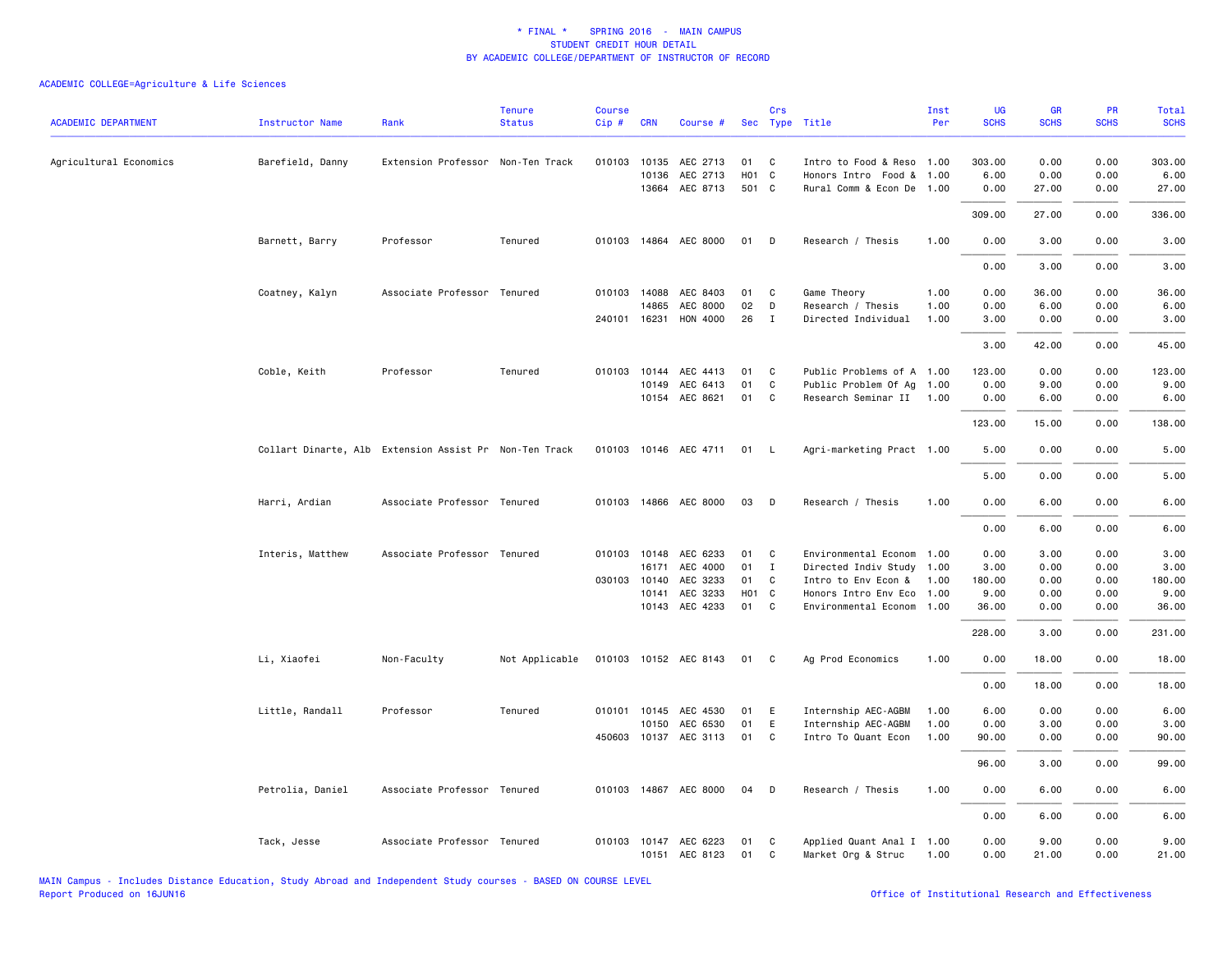# * FINAL * SPRING 2016 - MAIN CAMPUS
## STUDENT CREDIT HOUR DETAIL
## BY ACADEMIC COLLEGE/DEPARTMENT OF INSTRUCTOR OF RECORD

ACADEMIC COLLEGE=Agriculture & Life Sciences

| ACADEMIC DEPARTMENT | Instructor Name | Rank | Tenure Status | Course Cip # | CRN | Course # | Sec | Crs Type | Title | Inst Per | UG SCHS | GR SCHS | PR SCHS | Total SCHS |
|---|---|---|---|---|---|---|---|---|---|---|---|---|---|---|
| Agricultural Economics | Barefield, Danny | Extension Professor | Non-Ten Track | 010103 | 10135 | AEC 2713 | 01 | C | Intro to Food & Reso | 1.00 | 303.00 | 0.00 | 0.00 | 303.00 |
| | | | | | 10136 | AEC 2713 | H01 | C | Honors Intro Food & | 1.00 | 6.00 | 0.00 | 0.00 | 6.00 |
| | | | | | 13664 | AEC 8713 | 501 | C | Rural Comm & Econ De | 1.00 | 0.00 | 27.00 | 0.00 | 27.00 |
| | | | | | | | | | | | 309.00 | 27.00 | 0.00 | 336.00 |
| | Barnett, Barry | Professor | Tenured | 010103 | 14864 | AEC 8000 | 01 | D | Research / Thesis | 1.00 | 0.00 | 3.00 | 0.00 | 3.00 |
| | | | | | | | | | | | 0.00 | 3.00 | 0.00 | 3.00 |
| | Coatney, Kalyn | Associate Professor | Tenured | 010103 | 14088 | AEC 8403 | 01 | C | Game Theory | 1.00 | 0.00 | 36.00 | 0.00 | 36.00 |
| | | | | | 14865 | AEC 8000 | 02 | D | Research / Thesis | 1.00 | 0.00 | 6.00 | 0.00 | 6.00 |
| | | | | 240101 | 16231 | HON 4000 | 26 | I | Directed Individual | 1.00 | 3.00 | 0.00 | 0.00 | 3.00 |
| | | | | | | | | | | | 3.00 | 42.00 | 0.00 | 45.00 |
| | Coble, Keith | Professor | Tenured | 010103 | 10144 | AEC 4413 | 01 | C | Public Problems of A | 1.00 | 123.00 | 0.00 | 0.00 | 123.00 |
| | | | | | 10149 | AEC 6413 | 01 | C | Public Problem Of Ag | 1.00 | 0.00 | 9.00 | 0.00 | 9.00 |
| | | | | | 10154 | AEC 8621 | 01 | C | Research Seminar II | 1.00 | 0.00 | 6.00 | 0.00 | 6.00 |
| | | | | | | | | | | | 123.00 | 15.00 | 0.00 | 138.00 |
| | Collart Dinarte, Alb | Extension Assist Pr | Non-Ten Track | 010103 | 10146 | AEC 4711 | 01 | L | Agri-marketing Pract | 1.00 | 5.00 | 0.00 | 0.00 | 5.00 |
| | | | | | | | | | | | 5.00 | 0.00 | 0.00 | 5.00 |
| | Harri, Ardian | Associate Professor | Tenured | 010103 | 14866 | AEC 8000 | 03 | D | Research / Thesis | 1.00 | 0.00 | 6.00 | 0.00 | 6.00 |
| | | | | | | | | | | | 0.00 | 6.00 | 0.00 | 6.00 |
| | Interis, Matthew | Associate Professor | Tenured | 010103 | 10148 | AEC 6233 | 01 | C | Environmental Econom | 1.00 | 0.00 | 3.00 | 0.00 | 3.00 |
| | | | | | 16171 | AEC 4000 | 01 | I | Directed Indiv Study | 1.00 | 3.00 | 0.00 | 0.00 | 3.00 |
| | | | | 030103 | 10140 | AEC 3233 | 01 | C | Intro to Env Econ & | 1.00 | 180.00 | 0.00 | 0.00 | 180.00 |
| | | | | | 10141 | AEC 3233 | H01 | C | Honors Intro Env Eco | 1.00 | 9.00 | 0.00 | 0.00 | 9.00 |
| | | | | | 10143 | AEC 4233 | 01 | C | Environmental Econom | 1.00 | 36.00 | 0.00 | 0.00 | 36.00 |
| | | | | | | | | | | | 228.00 | 3.00 | 0.00 | 231.00 |
| | Li, Xiaofei | Non-Faculty | Not Applicable | 010103 | 10152 | AEC 8143 | 01 | C | Ag Prod Economics | 1.00 | 0.00 | 18.00 | 0.00 | 18.00 |
| | | | | | | | | | | | 0.00 | 18.00 | 0.00 | 18.00 |
| | Little, Randall | Professor | Tenured | 010101 | 10145 | AEC 4530 | 01 | E | Internship AEC-AGBM | 1.00 | 6.00 | 0.00 | 0.00 | 6.00 |
| | | | | | 10150 | AEC 6530 | 01 | E | Internship AEC-AGBM | 1.00 | 0.00 | 3.00 | 0.00 | 3.00 |
| | | | | 450603 | 10137 | AEC 3113 | 01 | C | Intro To Quant Econ | 1.00 | 90.00 | 0.00 | 0.00 | 90.00 |
| | | | | | | | | | | | 96.00 | 3.00 | 0.00 | 99.00 |
| | Petrolia, Daniel | Associate Professor | Tenured | 010103 | 14867 | AEC 8000 | 04 | D | Research / Thesis | 1.00 | 0.00 | 6.00 | 0.00 | 6.00 |
| | | | | | | | | | | | 0.00 | 6.00 | 0.00 | 6.00 |
| | Tack, Jesse | Associate Professor | Tenured | 010103 | 10147 | AEC 6223 | 01 | C | Applied Quant Anal I | 1.00 | 0.00 | 9.00 | 0.00 | 9.00 |
| | | | | | 10151 | AEC 8123 | 01 | C | Market Org & Struc | 1.00 | 0.00 | 21.00 | 0.00 | 21.00 |

MAIN Campus - Includes Distance Education, Study Abroad and Independent Study courses - BASED ON COURSE LEVEL
Report Produced on 16JUN16

Office of Institutional Research and Effectiveness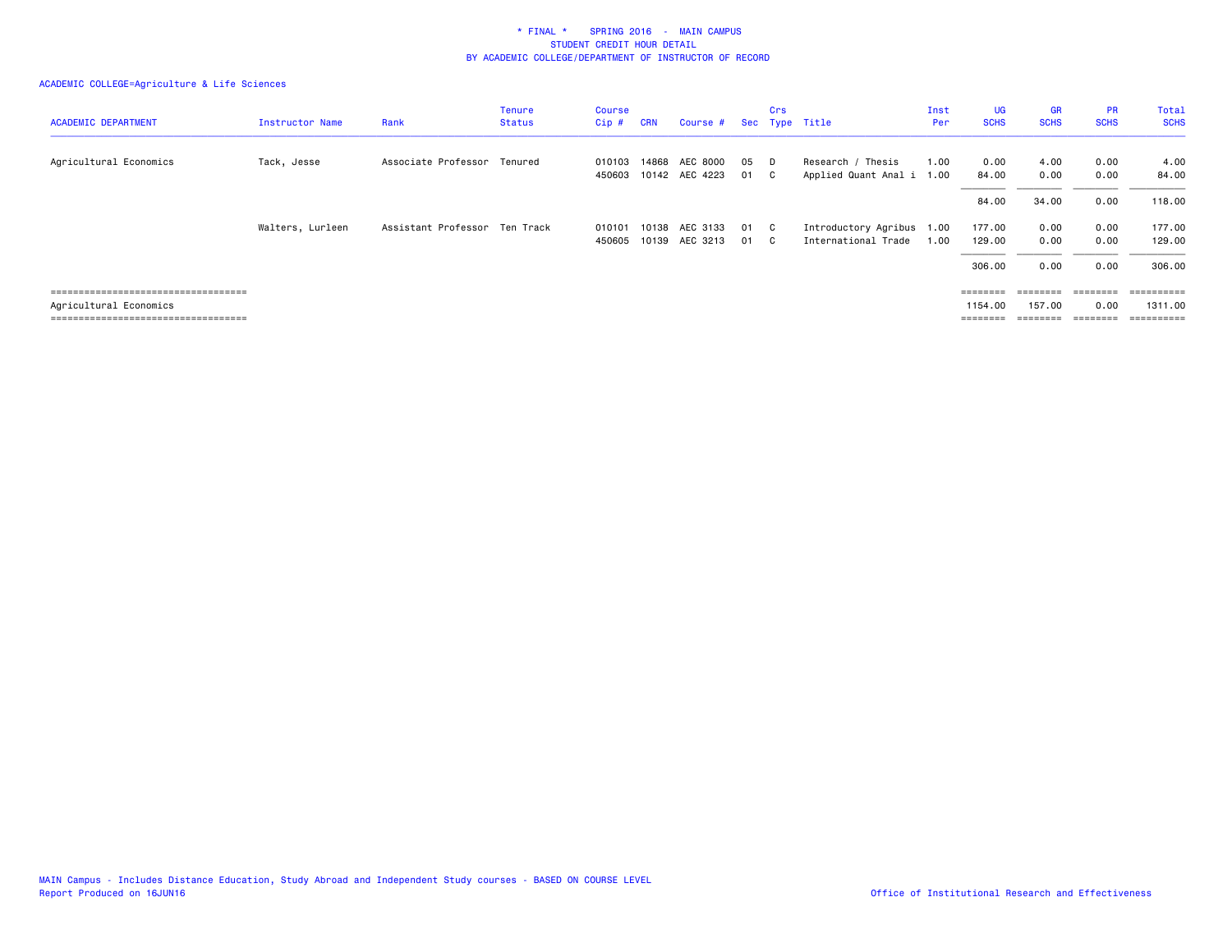# * FINAL * SPRING 2016 - MAIN CAMPUS
## STUDENT CREDIT HOUR DETAIL
## BY ACADEMIC COLLEGE/DEPARTMENT OF INSTRUCTOR OF RECORD

ACADEMIC COLLEGE=Agriculture & Life Sciences

| ACADEMIC DEPARTMENT | Instructor Name | Rank | Tenure Status | Course Cip # | CRN | Course # | Sec | Crs Type | Title | Inst Per | UG SCHS | GR SCHS | PR SCHS | Total SCHS |
|---|---|---|---|---|---|---|---|---|---|---|---|---|---|---|
| Agricultural Economics | Tack, Jesse | Associate Professor | Tenured | 010103 | 14868 | AEC 8000 | 05 | D | Research / Thesis | 1.00 | 0.00 | 4.00 | 0.00 | 4.00 |
| | | | | 450603 | 10142 | AEC 4223 | 01 | C | Applied Quant Anal i | 1.00 | 84.00 | 0.00 | 0.00 | 84.00 |
| | | | | | | | | | | | 84.00 | 34.00 | 0.00 | 118.00 |
| | Walters, Lurleen | Assistant Professor | Ten Track | 010101 | 10138 | AEC 3133 | 01 | C | Introductory Agribus | 1.00 | 177.00 | 0.00 | 0.00 | 177.00 |
| | | | | 450605 | 10139 | AEC 3213 | 01 | C | International Trade | 1.00 | 129.00 | 0.00 | 0.00 | 129.00 |
| | | | | | | | | | | | 306.00 | 0.00 | 0.00 | 306.00 |
| Agricultural Economics | | | | | | | | | | | 1154.00 | 157.00 | 0.00 | 1311.00 |

MAIN Campus - Includes Distance Education, Study Abroad and Independent Study courses - BASED ON COURSE LEVEL
Report Produced on 16JUN16

Office of Institutional Research and Effectiveness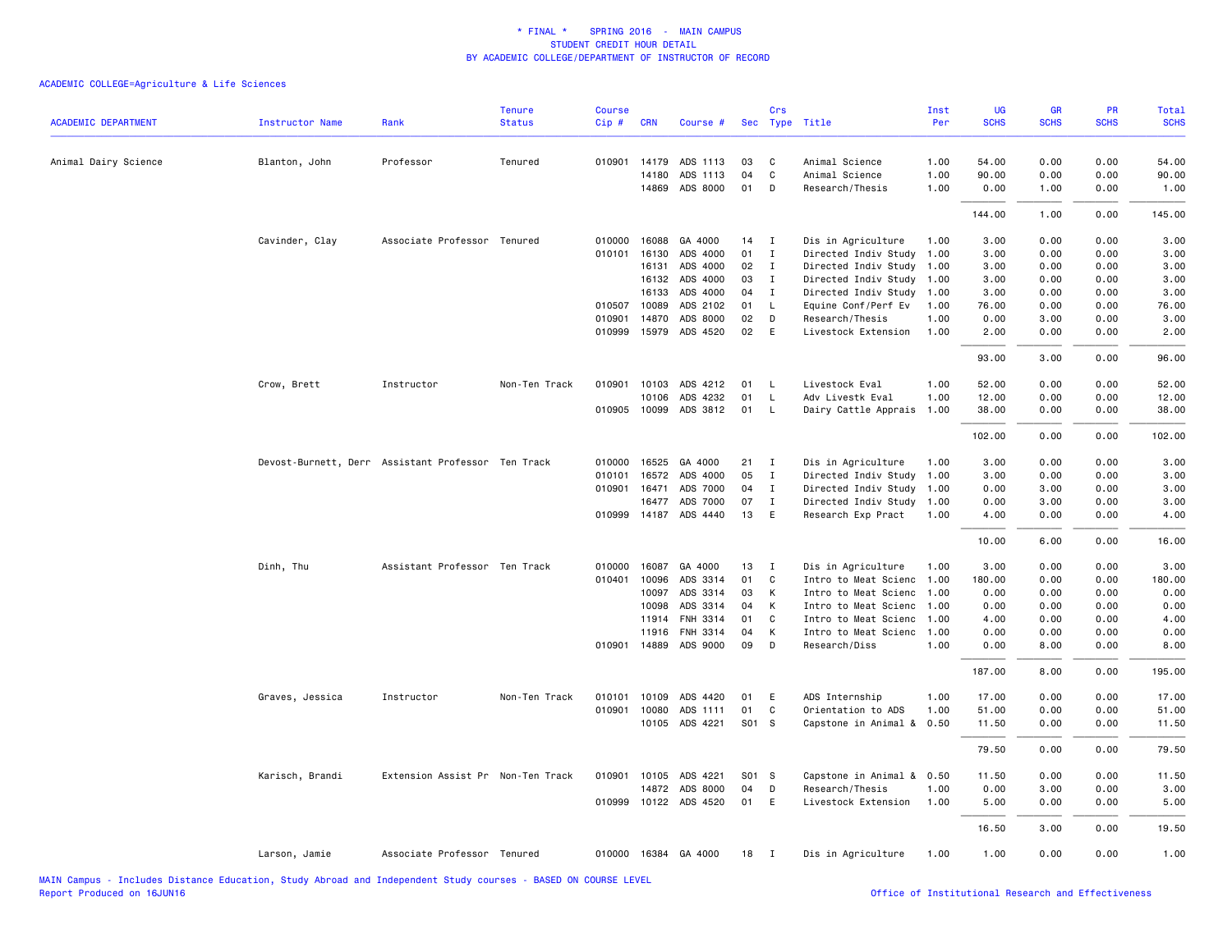# * FINAL * SPRING 2016 - MAIN CAMPUS
## STUDENT CREDIT HOUR DETAIL
## BY ACADEMIC COLLEGE/DEPARTMENT OF INSTRUCTOR OF RECORD

ACADEMIC COLLEGE=Agriculture & Life Sciences

| ACADEMIC DEPARTMENT | Instructor Name | Rank | Tenure Status | Course Cip # | CRN | Course # | Sec | Crs Type | Title | Inst Per | UG SCHS | GR SCHS | PR SCHS | Total SCHS |
|---|---|---|---|---|---|---|---|---|---|---|---|---|---|---|
| Animal Dairy Science | Blanton, John | Professor | Tenured | 010901 | 14179 | ADS 1113 | 03 | C | Animal Science | 1.00 | 54.00 | 0.00 | 0.00 | 54.00 |
| | | | | | 14180 | ADS 1113 | 04 | C | Animal Science | 1.00 | 90.00 | 0.00 | 0.00 | 90.00 |
| | | | | | 14869 | ADS 8000 | 01 | D | Research/Thesis | 1.00 | 0.00 | 1.00 | 0.00 | 1.00 |
| | | | | | | | | | | | 144.00 | 1.00 | 0.00 | 145.00 |
| | Cavinder, Clay | Associate Professor | Tenured | 010000 | 16088 | GA 4000 | 14 | I | Dis in Agriculture | 1.00 | 3.00 | 0.00 | 0.00 | 3.00 |
| | | | | 010101 | 16130 | ADS 4000 | 01 | I | Directed Indiv Study | 1.00 | 3.00 | 0.00 | 0.00 | 3.00 |
| | | | | | 16131 | ADS 4000 | 02 | I | Directed Indiv Study | 1.00 | 3.00 | 0.00 | 0.00 | 3.00 |
| | | | | | 16132 | ADS 4000 | 03 | I | Directed Indiv Study | 1.00 | 3.00 | 0.00 | 0.00 | 3.00 |
| | | | | | 16133 | ADS 4000 | 04 | I | Directed Indiv Study | 1.00 | 3.00 | 0.00 | 0.00 | 3.00 |
| | | | | 010507 | 10089 | ADS 2102 | 01 | L | Equine Conf/Perf Ev | 1.00 | 76.00 | 0.00 | 0.00 | 76.00 |
| | | | | 010901 | 14870 | ADS 8000 | 02 | D | Research/Thesis | 1.00 | 0.00 | 3.00 | 0.00 | 3.00 |
| | | | | 010999 | 15979 | ADS 4520 | 02 | E | Livestock Extension | 1.00 | 2.00 | 0.00 | 0.00 | 2.00 |
| | | | | | | | | | | | 93.00 | 3.00 | 0.00 | 96.00 |
| | Crow, Brett | Instructor | Non-Ten Track | 010901 | 10103 | ADS 4212 | 01 | L | Livestock Eval | 1.00 | 52.00 | 0.00 | 0.00 | 52.00 |
| | | | | | 10106 | ADS 4232 | 01 | L | Adv Livestk Eval | 1.00 | 12.00 | 0.00 | 0.00 | 12.00 |
| | | | | 010905 | 10099 | ADS 3812 | 01 | L | Dairy Cattle Apprais | 1.00 | 38.00 | 0.00 | 0.00 | 38.00 |
| | | | | | | | | | | | 102.00 | 0.00 | 0.00 | 102.00 |
| | Devost-Burnett, Derr | Assistant Professor | Ten Track | 010000 | 16525 | GA 4000 | 21 | I | Dis in Agriculture | 1.00 | 3.00 | 0.00 | 0.00 | 3.00 |
| | | | | 010101 | 16572 | ADS 4000 | 05 | I | Directed Indiv Study | 1.00 | 3.00 | 0.00 | 0.00 | 3.00 |
| | | | | 010901 | 16471 | ADS 7000 | 04 | I | Directed Indiv Study | 1.00 | 0.00 | 3.00 | 0.00 | 3.00 |
| | | | | | 16477 | ADS 7000 | 07 | I | Directed Indiv Study | 1.00 | 0.00 | 3.00 | 0.00 | 3.00 |
| | | | | 010999 | 14187 | ADS 4440 | 13 | E | Research Exp Pract | 1.00 | 4.00 | 0.00 | 0.00 | 4.00 |
| | | | | | | | | | | | 10.00 | 6.00 | 0.00 | 16.00 |
| | Dinh, Thu | Assistant Professor | Ten Track | 010000 | 16087 | GA 4000 | 13 | I | Dis in Agriculture | 1.00 | 3.00 | 0.00 | 0.00 | 3.00 |
| | | | | 010401 | 10096 | ADS 3314 | 01 | C | Intro to Meat Scienc | 1.00 | 180.00 | 0.00 | 0.00 | 180.00 |
| | | | | | 10097 | ADS 3314 | 03 | K | Intro to Meat Scienc | 1.00 | 0.00 | 0.00 | 0.00 | 0.00 |
| | | | | | 10098 | ADS 3314 | 04 | K | Intro to Meat Scienc | 1.00 | 0.00 | 0.00 | 0.00 | 0.00 |
| | | | | | 11914 | FNH 3314 | 01 | C | Intro to Meat Scienc | 1.00 | 4.00 | 0.00 | 0.00 | 4.00 |
| | | | | | 11916 | FNH 3314 | 04 | K | Intro to Meat Scienc | 1.00 | 0.00 | 0.00 | 0.00 | 0.00 |
| | | | | 010901 | 14889 | ADS 9000 | 09 | D | Research/Diss | 1.00 | 0.00 | 8.00 | 0.00 | 8.00 |
| | | | | | | | | | | | 187.00 | 8.00 | 0.00 | 195.00 |
| | Graves, Jessica | Instructor | Non-Ten Track | 010101 | 10109 | ADS 4420 | 01 | E | ADS Internship | 1.00 | 17.00 | 0.00 | 0.00 | 17.00 |
| | | | | 010901 | 10080 | ADS 1111 | 01 | C | Orientation to ADS | 1.00 | 51.00 | 0.00 | 0.00 | 51.00 |
| | | | | | 10105 | ADS 4221 | S01 | S | Capstone in Animal & | 0.50 | 11.50 | 0.00 | 0.00 | 11.50 |
| | | | | | | | | | | | 79.50 | 0.00 | 0.00 | 79.50 |
| | Karisch, Brandi | Extension Assist Pr | Non-Ten Track | 010901 | 10105 | ADS 4221 | S01 | S | Capstone in Animal & | 0.50 | 11.50 | 0.00 | 0.00 | 11.50 |
| | | | | | 14872 | ADS 8000 | 04 | D | Research/Thesis | 1.00 | 0.00 | 3.00 | 0.00 | 3.00 |
| | | | | 010999 | 10122 | ADS 4520 | 01 | E | Livestock Extension | 1.00 | 5.00 | 0.00 | 0.00 | 5.00 |
| | | | | | | | | | | | 16.50 | 3.00 | 0.00 | 19.50 |
| | Larson, Jamie | Associate Professor | Tenured | 010000 | 16384 | GA 4000 | 18 | I | Dis in Agriculture | 1.00 | 1.00 | 0.00 | 0.00 | 1.00 |

MAIN Campus - Includes Distance Education, Study Abroad and Independent Study courses - BASED ON COURSE LEVEL
Report Produced on 16JUN16

Office of Institutional Research and Effectiveness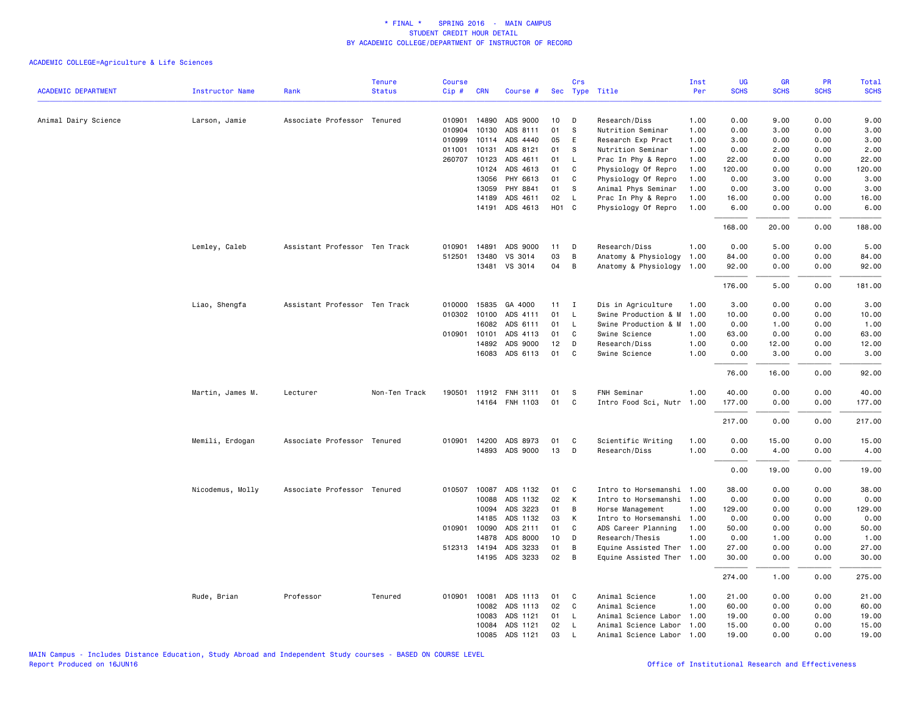# * FINAL * SPRING 2016 - MAIN CAMPUS
## STUDENT CREDIT HOUR DETAIL
## BY ACADEMIC COLLEGE/DEPARTMENT OF INSTRUCTOR OF RECORD

ACADEMIC COLLEGE=Agriculture & Life Sciences

| ACADEMIC DEPARTMENT | Instructor Name | Rank | Tenure Status | Course Cip # | CRN | Course # | Sec | Crs Type | Title | Inst Per | UG SCHS | GR SCHS | PR SCHS | Total SCHS |
|---|---|---|---|---|---|---|---|---|---|---|---|---|---|---|
| Animal Dairy Science | Larson, Jamie | Associate Professor | Tenured | 010901 | 14890 | ADS 9000 | 10 | D | Research/Diss | 1.00 | 0.00 | 9.00 | 0.00 | 9.00 |
| | | | | 010904 | 10130 | ADS 8111 | 01 | S | Nutrition Seminar | 1.00 | 0.00 | 3.00 | 0.00 | 3.00 |
| | | | | 010999 | 10114 | ADS 4440 | 05 | E | Research Exp Pract | 1.00 | 3.00 | 0.00 | 0.00 | 3.00 |
| | | | | 011001 | 10131 | ADS 8121 | 01 | S | Nutrition Seminar | 1.00 | 0.00 | 2.00 | 0.00 | 2.00 |
| | | | | 260707 | 10123 | ADS 4611 | 01 | L | Prac In Phy & Repro | 1.00 | 22.00 | 0.00 | 0.00 | 22.00 |
| | | | | | 10124 | ADS 4613 | 01 | C | Physiology Of Repro | 1.00 | 120.00 | 0.00 | 0.00 | 120.00 |
| | | | | | 13056 | PHY 6613 | 01 | C | Physiology Of Repro | 1.00 | 0.00 | 3.00 | 0.00 | 3.00 |
| | | | | | 13059 | PHY 8841 | 01 | S | Animal Phys Seminar | 1.00 | 0.00 | 3.00 | 0.00 | 3.00 |
| | | | | | 14189 | ADS 4611 | 02 | L | Prac In Phy & Repro | 1.00 | 16.00 | 0.00 | 0.00 | 16.00 |
| | | | | | 14191 | ADS 4613 | H01 | C | Physiology Of Repro | 1.00 | 6.00 | 0.00 | 0.00 | 6.00 |
| | | | | | | | | | | | 168.00 | 20.00 | 0.00 | 188.00 |
| | Lemley, Caleb | Assistant Professor | Ten Track | 010901 | 14891 | ADS 9000 | 11 | D | Research/Diss | 1.00 | 0.00 | 5.00 | 0.00 | 5.00 |
| | | | | 512501 | 13480 | VS 3014 | 03 | B | Anatomy & Physiology | 1.00 | 84.00 | 0.00 | 0.00 | 84.00 |
| | | | | | 13481 | VS 3014 | 04 | B | Anatomy & Physiology | 1.00 | 92.00 | 0.00 | 0.00 | 92.00 |
| | | | | | | | | | | | 176.00 | 5.00 | 0.00 | 181.00 |
| | Liao, Shengfa | Assistant Professor | Ten Track | 010000 | 15835 | GA 4000 | 11 | I | Dis in Agriculture | 1.00 | 3.00 | 0.00 | 0.00 | 3.00 |
| | | | | 010302 | 10100 | ADS 4111 | 01 | L | Swine Production & M | 1.00 | 10.00 | 0.00 | 0.00 | 10.00 |
| | | | | | 16082 | ADS 6111 | 01 | L | Swine Production & M | 1.00 | 0.00 | 1.00 | 0.00 | 1.00 |
| | | | | 010901 | 10101 | ADS 4113 | 01 | C | Swine Science | 1.00 | 63.00 | 0.00 | 0.00 | 63.00 |
| | | | | | 14892 | ADS 9000 | 12 | D | Research/Diss | 1.00 | 0.00 | 12.00 | 0.00 | 12.00 |
| | | | | | 16083 | ADS 6113 | 01 | C | Swine Science | 1.00 | 0.00 | 3.00 | 0.00 | 3.00 |
| | | | | | | | | | | | 76.00 | 16.00 | 0.00 | 92.00 |
| | Martin, James M. | Lecturer | Non-Ten Track | 190501 | 11912 | FNH 3111 | 01 | S | FNH Seminar | 1.00 | 40.00 | 0.00 | 0.00 | 40.00 |
| | | | | | 14164 | FNH 1103 | 01 | C | Intro Food Sci, Nutr | 1.00 | 177.00 | 0.00 | 0.00 | 177.00 |
| | | | | | | | | | | | 217.00 | 0.00 | 0.00 | 217.00 |
| | Memili, Erdogan | Associate Professor | Tenured | 010901 | 14200 | ADS 8973 | 01 | C | Scientific Writing | 1.00 | 0.00 | 15.00 | 0.00 | 15.00 |
| | | | | | 14893 | ADS 9000 | 13 | D | Research/Diss | 1.00 | 0.00 | 4.00 | 0.00 | 4.00 |
| | | | | | | | | | | | 0.00 | 19.00 | 0.00 | 19.00 |
| | Nicodemus, Molly | Associate Professor | Tenured | 010507 | 10087 | ADS 1132 | 01 | C | Intro to Horsemanshi | 1.00 | 38.00 | 0.00 | 0.00 | 38.00 |
| | | | | | 10088 | ADS 1132 | 02 | K | Intro to Horsemanshi | 1.00 | 0.00 | 0.00 | 0.00 | 0.00 |
| | | | | | 10094 | ADS 3223 | 01 | B | Horse Management | 1.00 | 129.00 | 0.00 | 0.00 | 129.00 |
| | | | | | 14185 | ADS 1132 | 03 | K | Intro to Horsemanshi | 1.00 | 0.00 | 0.00 | 0.00 | 0.00 |
| | | | | 010901 | 10090 | ADS 2111 | 01 | C | ADS Career Planning | 1.00 | 50.00 | 0.00 | 0.00 | 50.00 |
| | | | | | 14878 | ADS 8000 | 10 | D | Research/Thesis | 1.00 | 0.00 | 1.00 | 0.00 | 1.00 |
| | | | | 512313 | 14194 | ADS 3233 | 01 | B | Equine Assisted Ther | 1.00 | 27.00 | 0.00 | 0.00 | 27.00 |
| | | | | | 14195 | ADS 3233 | 02 | B | Equine Assisted Ther | 1.00 | 30.00 | 0.00 | 0.00 | 30.00 |
| | | | | | | | | | | | 274.00 | 1.00 | 0.00 | 275.00 |
| | Rude, Brian | Professor | Tenured | 010901 | 10081 | ADS 1113 | 01 | C | Animal Science | 1.00 | 21.00 | 0.00 | 0.00 | 21.00 |
| | | | | | 10082 | ADS 1113 | 02 | C | Animal Science | 1.00 | 60.00 | 0.00 | 0.00 | 60.00 |
| | | | | | 10083 | ADS 1121 | 01 | L | Animal Science Labor | 1.00 | 19.00 | 0.00 | 0.00 | 19.00 |
| | | | | | 10084 | ADS 1121 | 02 | L | Animal Science Labor | 1.00 | 15.00 | 0.00 | 0.00 | 15.00 |
| | | | | | 10085 | ADS 1121 | 03 | L | Animal Science Labor | 1.00 | 19.00 | 0.00 | 0.00 | 19.00 |

MAIN Campus - Includes Distance Education, Study Abroad and Independent Study courses - BASED ON COURSE LEVEL
Report Produced on 16JUN16

Office of Institutional Research and Effectiveness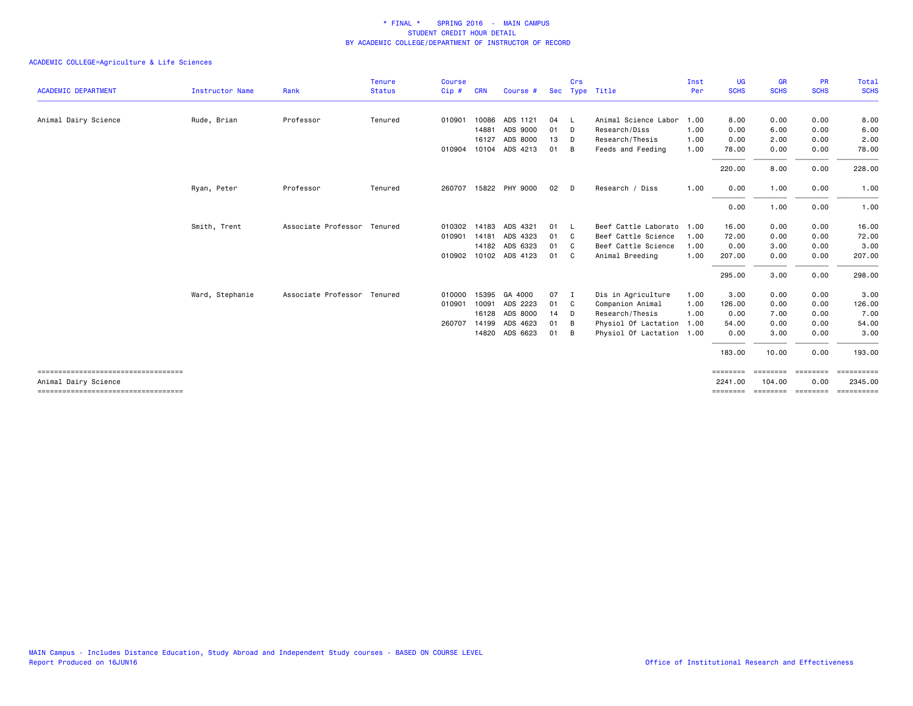\* FINAL \*   SPRING 2016 - MAIN CAMPUS
STUDENT CREDIT HOUR DETAIL
BY ACADEMIC COLLEGE/DEPARTMENT OF INSTRUCTOR OF RECORD

ACADEMIC COLLEGE=Agriculture & Life Sciences

| ACADEMIC DEPARTMENT | Instructor Name | Rank | Tenure Status | Course Cip # | CRN | Course # | Sec | Crs Type | Title | Inst Per | UG SCHS | GR SCHS | PR SCHS | Total SCHS |
|---|---|---|---|---|---|---|---|---|---|---|---|---|---|---|
| Animal Dairy Science | Rude, Brian | Professor | Tenured | 010901 | 10086 | ADS 1121 | 04 | L | Animal Science Labor | 1.00 | 8.00 | 0.00 | 0.00 | 8.00 |
| | | | | | 14881 | ADS 9000 | 01 | D | Research/Diss | 1.00 | 0.00 | 6.00 | 0.00 | 6.00 |
| | | | | | 16127 | ADS 8000 | 13 | D | Research/Thesis | 1.00 | 0.00 | 2.00 | 0.00 | 2.00 |
| | | | | 010904 | 10104 | ADS 4213 | 01 | B | Feeds and Feeding | 1.00 | 78.00 | 0.00 | 0.00 | 78.00 |
| | | | | | | | | | | | 220.00 | 8.00 | 0.00 | 228.00 |
| | Ryan, Peter | Professor | Tenured | 260707 | 15822 | PHY 9000 | 02 | D | Research / Diss | 1.00 | 0.00 | 1.00 | 0.00 | 1.00 |
| | | | | | | | | | | | 0.00 | 1.00 | 0.00 | 1.00 |
| | Smith, Trent | Associate Professor | Tenured | 010302 | 14183 | ADS 4321 | 01 | L | Beef Cattle Laborato | 1.00 | 16.00 | 0.00 | 0.00 | 16.00 |
| | | | | 010901 | 14181 | ADS 4323 | 01 | C | Beef Cattle Science | 1.00 | 72.00 | 0.00 | 0.00 | 72.00 |
| | | | | | 14182 | ADS 6323 | 01 | C | Beef Cattle Science | 1.00 | 0.00 | 3.00 | 0.00 | 3.00 |
| | | | | 010902 | 10102 | ADS 4123 | 01 | C | Animal Breeding | 1.00 | 207.00 | 0.00 | 0.00 | 207.00 |
| | | | | | | | | | | | 295.00 | 3.00 | 0.00 | 298.00 |
| | Ward, Stephanie | Associate Professor | Tenured | 010000 | 15395 | GA 4000 | 07 | I | Dis in Agriculture | 1.00 | 3.00 | 0.00 | 0.00 | 3.00 |
| | | | | 010901 | 10091 | ADS 2223 | 01 | C | Companion Animal | 1.00 | 126.00 | 0.00 | 0.00 | 126.00 |
| | | | | | 16128 | ADS 8000 | 14 | D | Research/Thesis | 1.00 | 0.00 | 7.00 | 0.00 | 7.00 |
| | | | | 260707 | 14199 | ADS 4623 | 01 | B | Physiol Of Lactation | 1.00 | 54.00 | 0.00 | 0.00 | 54.00 |
| | | | | | 14820 | ADS 6623 | 01 | B | Physiol Of Lactation | 1.00 | 0.00 | 3.00 | 0.00 | 3.00 |
| | | | | | | | | | | | 183.00 | 10.00 | 0.00 | 193.00 |
| Animal Dairy Science | | | | | | | | | | | 2241.00 | 104.00 | 0.00 | 2345.00 |

MAIN Campus - Includes Distance Education, Study Abroad and Independent Study courses - BASED ON COURSE LEVEL
Report Produced on 16JUN16

Office of Institutional Research and Effectiveness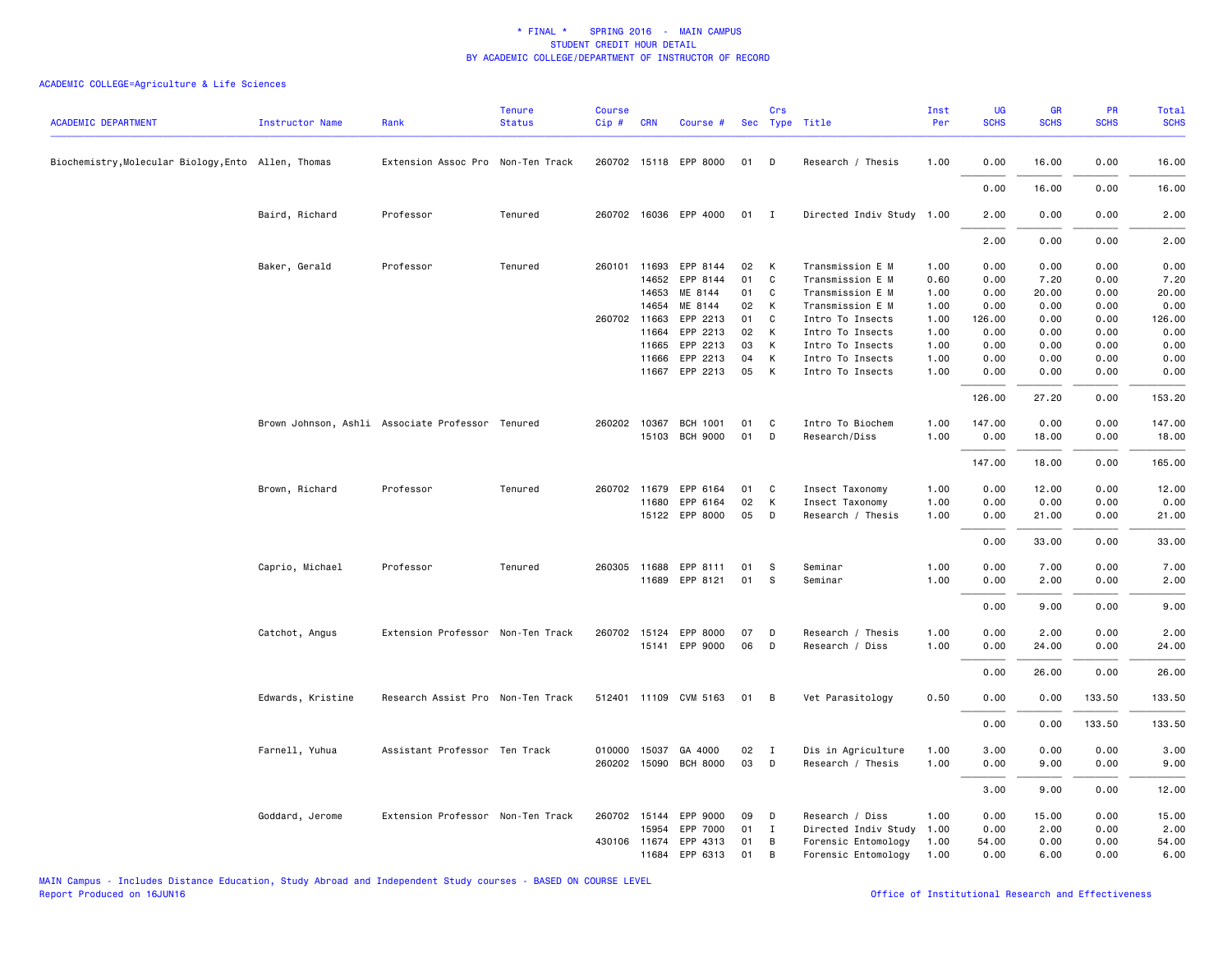**\* FINAL \* SPRING 2016 - MAIN CAMPUS**
**STUDENT CREDIT HOUR DETAIL**
**BY ACADEMIC COLLEGE/DEPARTMENT OF INSTRUCTOR OF RECORD**

ACADEMIC COLLEGE=Agriculture & Life Sciences

| ACADEMIC DEPARTMENT | Instructor Name | Rank | Tenure Status | Course Cip # | CRN | Course # | Sec | Crs Type | Title | Inst Per | UG SCHS | GR SCHS | PR SCHS | Total SCHS |
|---|---|---|---|---|---|---|---|---|---|---|---|---|---|---|
| Biochemistry,Molecular Biology,Ento | Allen, Thomas | Extension Assoc Pro | Non-Ten Track | 260702 | 15118 | EPP 8000 | 01 | D | Research / Thesis | 1.00 | 0.00 | 16.00 | 0.00 | 16.00 |
| | | | | | | | | | | | 0.00 | 16.00 | 0.00 | 16.00 |
| | Baird, Richard | Professor | Tenured | 260702 | 16036 | EPP 4000 | 01 | I | Directed Indiv Study | 1.00 | 2.00 | 0.00 | 0.00 | 2.00 |
| | | | | | | | | | | | 2.00 | 0.00 | 0.00 | 2.00 |
| | Baker, Gerald | Professor | Tenured | 260101 | 11693 | EPP 8144 | 02 | K | Transmission E M | 1.00 | 0.00 | 0.00 | 0.00 | 0.00 |
| | | | | | 14652 | EPP 8144 | 01 | C | Transmission E M | 0.60 | 0.00 | 7.20 | 0.00 | 7.20 |
| | | | | | 14653 | ME 8144 | 01 | C | Transmission E M | 1.00 | 0.00 | 20.00 | 0.00 | 20.00 |
| | | | | | 14654 | ME 8144 | 02 | K | Transmission E M | 1.00 | 0.00 | 0.00 | 0.00 | 0.00 |
| | | | | 260702 | 11663 | EPP 2213 | 01 | C | Intro To Insects | 1.00 | 126.00 | 0.00 | 0.00 | 126.00 |
| | | | | | 11664 | EPP 2213 | 02 | K | Intro To Insects | 1.00 | 0.00 | 0.00 | 0.00 | 0.00 |
| | | | | | 11665 | EPP 2213 | 03 | K | Intro To Insects | 1.00 | 0.00 | 0.00 | 0.00 | 0.00 |
| | | | | | 11666 | EPP 2213 | 04 | K | Intro To Insects | 1.00 | 0.00 | 0.00 | 0.00 | 0.00 |
| | | | | | 11667 | EPP 2213 | 05 | K | Intro To Insects | 1.00 | 0.00 | 0.00 | 0.00 | 0.00 |
| | | | | | | | | | | | 126.00 | 27.20 | 0.00 | 153.20 |
| | Brown Johnson, Ashli | Associate Professor | Tenured | 260202 | 10367 | BCH 1001 | 01 | C | Intro To Biochem | 1.00 | 147.00 | 0.00 | 0.00 | 147.00 |
| | | | | | 15103 | BCH 9000 | 01 | D | Research/Diss | 1.00 | 0.00 | 18.00 | 0.00 | 18.00 |
| | | | | | | | | | | | 147.00 | 18.00 | 0.00 | 165.00 |
| | Brown, Richard | Professor | Tenured | 260702 | 11679 | EPP 6164 | 01 | C | Insect Taxonomy | 1.00 | 0.00 | 12.00 | 0.00 | 12.00 |
| | | | | | 11680 | EPP 6164 | 02 | K | Insect Taxonomy | 1.00 | 0.00 | 0.00 | 0.00 | 0.00 |
| | | | | | 15122 | EPP 8000 | 05 | D | Research / Thesis | 1.00 | 0.00 | 21.00 | 0.00 | 21.00 |
| | | | | | | | | | | | 0.00 | 33.00 | 0.00 | 33.00 |
| | Caprio, Michael | Professor | Tenured | 260305 | 11688 | EPP 8111 | 01 | S | Seminar | 1.00 | 0.00 | 7.00 | 0.00 | 7.00 |
| | | | | | 11689 | EPP 8121 | 01 | S | Seminar | 1.00 | 0.00 | 2.00 | 0.00 | 2.00 |
| | | | | | | | | | | | 0.00 | 9.00 | 0.00 | 9.00 |
| | Catchot, Angus | Extension Professor | Non-Ten Track | 260702 | 15124 | EPP 8000 | 07 | D | Research / Thesis | 1.00 | 0.00 | 2.00 | 0.00 | 2.00 |
| | | | | | 15141 | EPP 9000 | 06 | D | Research / Diss | 1.00 | 0.00 | 24.00 | 0.00 | 24.00 |
| | | | | | | | | | | | 0.00 | 26.00 | 0.00 | 26.00 |
| | Edwards, Kristine | Research Assist Pro | Non-Ten Track | 512401 | 11109 | CVM 5163 | 01 | B | Vet Parasitology | 0.50 | 0.00 | 0.00 | 133.50 | 133.50 |
| | | | | | | | | | | | 0.00 | 0.00 | 133.50 | 133.50 |
| | Farnell, Yuhua | Assistant Professor | Ten Track | 010000 | 15037 | GA 4000 | 02 | I | Dis in Agriculture | 1.00 | 3.00 | 0.00 | 0.00 | 3.00 |
| | | | | 260202 | 15090 | BCH 8000 | 03 | D | Research / Thesis | 1.00 | 0.00 | 9.00 | 0.00 | 9.00 |
| | | | | | | | | | | | 3.00 | 9.00 | 0.00 | 12.00 |
| | Goddard, Jerome | Extension Professor | Non-Ten Track | 260702 | 15144 | EPP 9000 | 09 | D | Research / Diss | 1.00 | 0.00 | 15.00 | 0.00 | 15.00 |
| | | | | | 15954 | EPP 7000 | 01 | I | Directed Indiv Study | 1.00 | 0.00 | 2.00 | 0.00 | 2.00 |
| | | | | 430106 | 11674 | EPP 4313 | 01 | B | Forensic Entomology | 1.00 | 54.00 | 0.00 | 0.00 | 54.00 |
| | | | | | 11684 | EPP 6313 | 01 | B | Forensic Entomology | 1.00 | 0.00 | 6.00 | 0.00 | 6.00 |

MAIN Campus - Includes Distance Education, Study Abroad and Independent Study courses - BASED ON COURSE LEVEL
Report Produced on 16JUN16

Office of Institutional Research and Effectiveness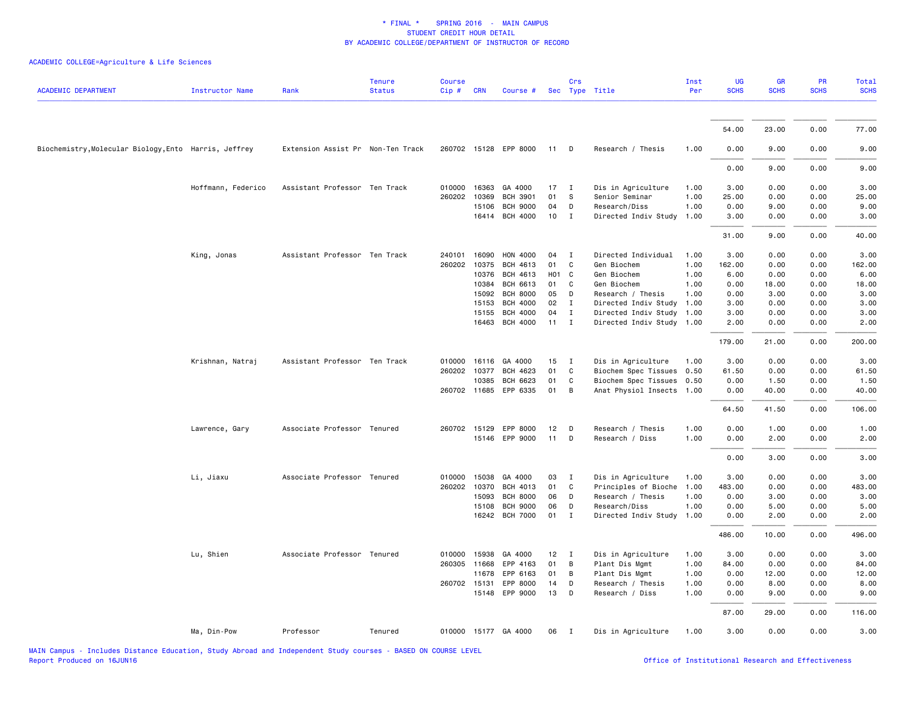\* FINAL \*  SPRING 2016 - MAIN CAMPUS
STUDENT CREDIT HOUR DETAIL
BY ACADEMIC COLLEGE/DEPARTMENT OF INSTRUCTOR OF RECORD

ACADEMIC COLLEGE=Agriculture & Life Sciences

| ACADEMIC DEPARTMENT | Instructor Name | Rank | Tenure Status | Course Cip # | CRN | Course # | Sec | Crs Type | Title | Inst Per | UG SCHS | GR SCHS | PR SCHS | Total SCHS |
|---|---|---|---|---|---|---|---|---|---|---|---|---|---|---|
| | | | | | | | | | | | 54.00 | 23.00 | 0.00 | 77.00 |
| Biochemistry,Molecular Biology,Ento | Harris, Jeffrey | Extension Assist Pr | Non-Ten Track | 260702 | 15128 | EPP 8000 | 11 | D | Research / Thesis | 1.00 | 0.00 | 9.00 | 0.00 | 9.00 |
| | | | | | | | | | | | 0.00 | 9.00 | 0.00 | 9.00 |
| | Hoffmann, Federico | Assistant Professor | Ten Track | 010000 | 16363 | GA 4000 | 17 | I | Dis in Agriculture | 1.00 | 3.00 | 0.00 | 0.00 | 3.00 |
| | | | | 260202 | 10369 | BCH 3901 | 01 | S | Senior Seminar | 1.00 | 25.00 | 0.00 | 0.00 | 25.00 |
| | | | | | 15106 | BCH 9000 | 04 | D | Research/Diss | 1.00 | 0.00 | 9.00 | 0.00 | 9.00 |
| | | | | | 16414 | BCH 4000 | 10 | I | Directed Indiv Study | 1.00 | 3.00 | 0.00 | 0.00 | 3.00 |
| | | | | | | | | | | | 31.00 | 9.00 | 0.00 | 40.00 |
| | King, Jonas | Assistant Professor | Ten Track | 240101 | 16090 | HON 4000 | 04 | I | Directed Individual | 1.00 | 3.00 | 0.00 | 0.00 | 3.00 |
| | | | | 260202 | 10375 | BCH 4613 | 01 | C | Gen Biochem | 1.00 | 162.00 | 0.00 | 0.00 | 162.00 |
| | | | | | 10376 | BCH 4613 | H01 | C | Gen Biochem | 1.00 | 6.00 | 0.00 | 0.00 | 6.00 |
| | | | | | 10384 | BCH 6613 | 01 | C | Gen Biochem | 1.00 | 0.00 | 18.00 | 0.00 | 18.00 |
| | | | | | 15092 | BCH 8000 | 05 | D | Research / Thesis | 1.00 | 0.00 | 3.00 | 0.00 | 3.00 |
| | | | | | 15153 | BCH 4000 | 02 | I | Directed Indiv Study | 1.00 | 3.00 | 0.00 | 0.00 | 3.00 |
| | | | | | 15155 | BCH 4000 | 04 | I | Directed Indiv Study | 1.00 | 3.00 | 0.00 | 0.00 | 3.00 |
| | | | | | 16463 | BCH 4000 | 11 | I | Directed Indiv Study | 1.00 | 2.00 | 0.00 | 0.00 | 2.00 |
| | | | | | | | | | | | 179.00 | 21.00 | 0.00 | 200.00 |
| | Krishnan, Natraj | Assistant Professor | Ten Track | 010000 | 16116 | GA 4000 | 15 | I | Dis in Agriculture | 1.00 | 3.00 | 0.00 | 0.00 | 3.00 |
| | | | | 260202 | 10377 | BCH 4623 | 01 | C | Biochem Spec Tissues | 0.50 | 61.50 | 0.00 | 0.00 | 61.50 |
| | | | | | 10385 | BCH 6623 | 01 | C | Biochem Spec Tissues | 0.50 | 0.00 | 1.50 | 0.00 | 1.50 |
| | | | | 260702 | 11685 | EPP 6335 | 01 | B | Anat Physiol Insects | 1.00 | 0.00 | 40.00 | 0.00 | 40.00 |
| | | | | | | | | | | | 64.50 | 41.50 | 0.00 | 106.00 |
| | Lawrence, Gary | Associate Professor | Tenured | 260702 | 15129 | EPP 8000 | 12 | D | Research / Thesis | 1.00 | 0.00 | 1.00 | 0.00 | 1.00 |
| | | | | | 15146 | EPP 9000 | 11 | D | Research / Diss | 1.00 | 0.00 | 2.00 | 0.00 | 2.00 |
| | | | | | | | | | | | 0.00 | 3.00 | 0.00 | 3.00 |
| | Li, Jiaxu | Associate Professor | Tenured | 010000 | 15038 | GA 4000 | 03 | I | Dis in Agriculture | 1.00 | 3.00 | 0.00 | 0.00 | 3.00 |
| | | | | 260202 | 10370 | BCH 4013 | 01 | C | Principles of Biochem | 1.00 | 483.00 | 0.00 | 0.00 | 483.00 |
| | | | | | 15093 | BCH 8000 | 06 | D | Research / Thesis | 1.00 | 0.00 | 3.00 | 0.00 | 3.00 |
| | | | | | 15108 | BCH 9000 | 06 | D | Research/Diss | 1.00 | 0.00 | 5.00 | 0.00 | 5.00 |
| | | | | | 16242 | BCH 7000 | 01 | I | Directed Indiv Study | 1.00 | 0.00 | 2.00 | 0.00 | 2.00 |
| | | | | | | | | | | | 486.00 | 10.00 | 0.00 | 496.00 |
| | Lu, Shien | Associate Professor | Tenured | 010000 | 15938 | GA 4000 | 12 | I | Dis in Agriculture | 1.00 | 3.00 | 0.00 | 0.00 | 3.00 |
| | | | | 260305 | 11668 | EPP 4163 | 01 | B | Plant Dis Mgmt | 1.00 | 84.00 | 0.00 | 0.00 | 84.00 |
| | | | | | 11678 | EPP 6163 | 01 | B | Plant Dis Mgmt | 1.00 | 0.00 | 12.00 | 0.00 | 12.00 |
| | | | | 260702 | 15131 | EPP 8000 | 14 | D | Research / Thesis | 1.00 | 0.00 | 8.00 | 0.00 | 8.00 |
| | | | | | 15148 | EPP 9000 | 13 | D | Research / Diss | 1.00 | 0.00 | 9.00 | 0.00 | 9.00 |
| | | | | | | | | | | | 87.00 | 29.00 | 0.00 | 116.00 |
| | Ma, Din-Pow | Professor | Tenured | 010000 | 15177 | GA 4000 | 06 | I | Dis in Agriculture | 1.00 | 3.00 | 0.00 | 0.00 | 3.00 |

MAIN Campus - Includes Distance Education, Study Abroad and Independent Study courses - BASED ON COURSE LEVEL
Report Produced on 16JUN16

Office of Institutional Research and Effectiveness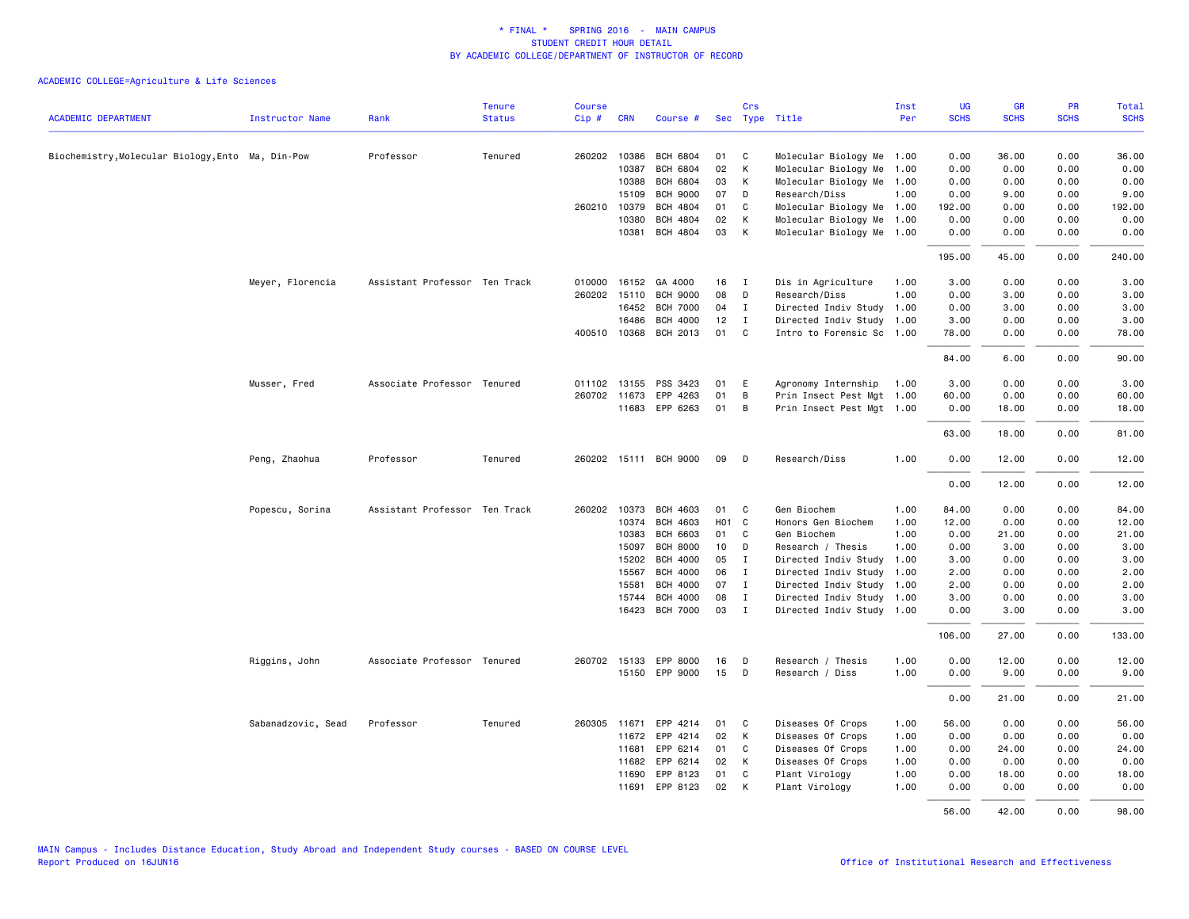\* FINAL \* SPRING 2016 - MAIN CAMPUS
STUDENT CREDIT HOUR DETAIL
BY ACADEMIC COLLEGE/DEPARTMENT OF INSTRUCTOR OF RECORD

ACADEMIC COLLEGE=Agriculture & Life Sciences

| ACADEMIC DEPARTMENT | Instructor Name | Rank | Tenure Status | Course Cip # | CRN | Course # | Sec | Crs Type | Title | Inst Per | UG SCHS | GR SCHS | PR SCHS | Total SCHS |
|---|---|---|---|---|---|---|---|---|---|---|---|---|---|---|
| Biochemistry,Molecular Biology,Ento | Ma, Din-Pow | Professor | Tenured | 260202 | 10386 | BCH 6804 | 01 | C | Molecular Biology Me | 1.00 | 0.00 | 36.00 | 0.00 | 36.00 |
| | | | | | 10387 | BCH 6804 | 02 | K | Molecular Biology Me | 1.00 | 0.00 | 0.00 | 0.00 | 0.00 |
| | | | | | 10388 | BCH 6804 | 03 | K | Molecular Biology Me | 1.00 | 0.00 | 0.00 | 0.00 | 0.00 |
| | | | | | 15109 | BCH 9000 | 07 | D | Research/Diss | 1.00 | 0.00 | 9.00 | 0.00 | 9.00 |
| | | | | 260210 | 10379 | BCH 4804 | 01 | C | Molecular Biology Me | 1.00 | 192.00 | 0.00 | 0.00 | 192.00 |
| | | | | | 10380 | BCH 4804 | 02 | K | Molecular Biology Me | 1.00 | 0.00 | 0.00 | 0.00 | 0.00 |
| | | | | | 10381 | BCH 4804 | 03 | K | Molecular Biology Me | 1.00 | 0.00 | 0.00 | 0.00 | 0.00 |
| | | | | | | | | | | | 195.00 | 45.00 | 0.00 | 240.00 |
| | Meyer, Florencia | Assistant Professor | Ten Track | 010000 | 16152 | GA 4000 | 16 | I | Dis in Agriculture | 1.00 | 3.00 | 0.00 | 0.00 | 3.00 |
| | | | | 260202 | 15110 | BCH 9000 | 08 | D | Research/Diss | 1.00 | 0.00 | 3.00 | 0.00 | 3.00 |
| | | | | | 16452 | BCH 7000 | 04 | I | Directed Indiv Study | 1.00 | 0.00 | 3.00 | 0.00 | 3.00 |
| | | | | | 16486 | BCH 4000 | 12 | I | Directed Indiv Study | 1.00 | 3.00 | 0.00 | 0.00 | 3.00 |
| | | | | 400510 | 10368 | BCH 2013 | 01 | C | Intro to Forensic Sc | 1.00 | 78.00 | 0.00 | 0.00 | 78.00 |
| | | | | | | | | | | | 84.00 | 6.00 | 0.00 | 90.00 |
| | Musser, Fred | Associate Professor | Tenured | 011102 | 13155 | PSS 3423 | 01 | E | Agronomy Internship | 1.00 | 3.00 | 0.00 | 0.00 | 3.00 |
| | | | | 260702 | 11673 | EPP 4263 | 01 | B | Prin Insect Pest Mgt | 1.00 | 60.00 | 0.00 | 0.00 | 60.00 |
| | | | | | 11683 | EPP 6263 | 01 | B | Prin Insect Pest Mgt | 1.00 | 0.00 | 18.00 | 0.00 | 18.00 |
| | | | | | | | | | | | 63.00 | 18.00 | 0.00 | 81.00 |
| | Peng, Zhaohua | Professor | Tenured | 260202 | 15111 | BCH 9000 | 09 | D | Research/Diss | 1.00 | 0.00 | 12.00 | 0.00 | 12.00 |
| | | | | | | | | | | | 0.00 | 12.00 | 0.00 | 12.00 |
| | Popescu, Sorina | Assistant Professor | Ten Track | 260202 | 10373 | BCH 4603 | 01 | C | Gen Biochem | 1.00 | 84.00 | 0.00 | 0.00 | 84.00 |
| | | | | | 10374 | BCH 4603 | H01 | C | Honors Gen Biochem | 1.00 | 12.00 | 0.00 | 0.00 | 12.00 |
| | | | | | 10383 | BCH 6603 | 01 | C | Gen Biochem | 1.00 | 0.00 | 21.00 | 0.00 | 21.00 |
| | | | | | 15097 | BCH 8000 | 10 | D | Research / Thesis | 1.00 | 0.00 | 3.00 | 0.00 | 3.00 |
| | | | | | 15202 | BCH 4000 | 05 | I | Directed Indiv Study | 1.00 | 3.00 | 0.00 | 0.00 | 3.00 |
| | | | | | 15567 | BCH 4000 | 06 | I | Directed Indiv Study | 1.00 | 2.00 | 0.00 | 0.00 | 2.00 |
| | | | | | 15581 | BCH 4000 | 07 | I | Directed Indiv Study | 1.00 | 2.00 | 0.00 | 0.00 | 2.00 |
| | | | | | 15744 | BCH 4000 | 08 | I | Directed Indiv Study | 1.00 | 3.00 | 0.00 | 0.00 | 3.00 |
| | | | | | 16423 | BCH 7000 | 03 | I | Directed Indiv Study | 1.00 | 0.00 | 3.00 | 0.00 | 3.00 |
| | | | | | | | | | | | 106.00 | 27.00 | 0.00 | 133.00 |
| | Riggins, John | Associate Professor | Tenured | 260702 | 15133 | EPP 8000 | 16 | D | Research / Thesis | 1.00 | 0.00 | 12.00 | 0.00 | 12.00 |
| | | | | | 15150 | EPP 9000 | 15 | D | Research / Diss | 1.00 | 0.00 | 9.00 | 0.00 | 9.00 |
| | | | | | | | | | | | 0.00 | 21.00 | 0.00 | 21.00 |
| | Sabanadzovic, Sead | Professor | Tenured | 260305 | 11671 | EPP 4214 | 01 | C | Diseases Of Crops | 1.00 | 56.00 | 0.00 | 0.00 | 56.00 |
| | | | | | 11672 | EPP 4214 | 02 | K | Diseases Of Crops | 1.00 | 0.00 | 0.00 | 0.00 | 0.00 |
| | | | | | 11681 | EPP 6214 | 01 | C | Diseases Of Crops | 1.00 | 0.00 | 24.00 | 0.00 | 24.00 |
| | | | | | 11682 | EPP 6214 | 02 | K | Diseases Of Crops | 1.00 | 0.00 | 0.00 | 0.00 | 0.00 |
| | | | | | 11690 | EPP 8123 | 01 | C | Plant Virology | 1.00 | 0.00 | 18.00 | 0.00 | 18.00 |
| | | | | | 11691 | EPP 8123 | 02 | K | Plant Virology | 1.00 | 0.00 | 0.00 | 0.00 | 0.00 |
| | | | | | | | | | | | 56.00 | 42.00 | 0.00 | 98.00 |

MAIN Campus - Includes Distance Education, Study Abroad and Independent Study courses - BASED ON COURSE LEVEL
Report Produced on 16JUN16

Office of Institutional Research and Effectiveness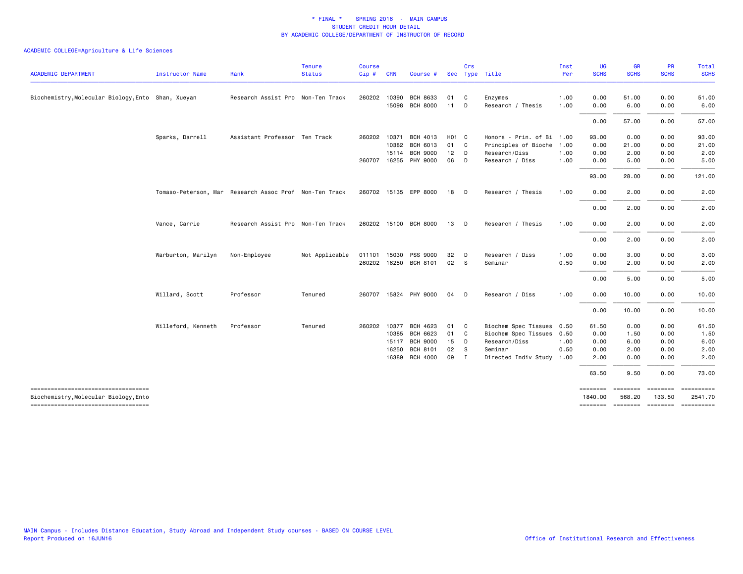\* FINAL \* SPRING 2016 - MAIN CAMPUS
STUDENT CREDIT HOUR DETAIL
BY ACADEMIC COLLEGE/DEPARTMENT OF INSTRUCTOR OF RECORD

ACADEMIC COLLEGE=Agriculture & Life Sciences

| ACADEMIC DEPARTMENT | Instructor Name | Rank | Tenure Status | Course Cip # | CRN | Course # | Sec | Crs Type | Title | Inst Per | UG SCHS | GR SCHS | PR SCHS | Total SCHS |
|---|---|---|---|---|---|---|---|---|---|---|---|---|---|---|
| Biochemistry,Molecular Biology,Ento | Shan, Xueyan | Research Assist Pro | Non-Ten Track | 260202 | 10390 | BCH 8633 | 01 | C | Enzymes | 1.00 | 0.00 | 51.00 | 0.00 | 51.00 |
| | | | | | 15098 | BCH 8000 | 11 | D | Research / Thesis | 1.00 | 0.00 | 6.00 | 0.00 | 6.00 |
| | | | | | | | | | | | 0.00 | 57.00 | 0.00 | 57.00 |
| | Sparks, Darrell | Assistant Professor | Ten Track | 260202 | 10371 | BCH 4013 | H01 | C | Honors - Prin. of Bi | 1.00 | 93.00 | 0.00 | 0.00 | 93.00 |
| | | | | | 10382 | BCH 6013 | 01 | C | Principles of Bioche | 1.00 | 0.00 | 21.00 | 0.00 | 21.00 |
| | | | | | 15114 | BCH 9000 | 12 | D | Research/Diss | 1.00 | 0.00 | 2.00 | 0.00 | 2.00 |
| | | | | 260707 | 16255 | PHY 9000 | 06 | D | Research / Diss | 1.00 | 0.00 | 5.00 | 0.00 | 5.00 |
| | | | | | | | | | | | 93.00 | 28.00 | 0.00 | 121.00 |
| | Tomaso-Peterson, Mar | Research Assoc Prof | Non-Ten Track | 260702 | 15135 | EPP 8000 | 18 | D | Research / Thesis | 1.00 | 0.00 | 2.00 | 0.00 | 2.00 |
| | | | | | | | | | | | 0.00 | 2.00 | 0.00 | 2.00 |
| | Vance, Carrie | Research Assist Pro | Non-Ten Track | 260202 | 15100 | BCH 8000 | 13 | D | Research / Thesis | 1.00 | 0.00 | 2.00 | 0.00 | 2.00 |
| | | | | | | | | | | | 0.00 | 2.00 | 0.00 | 2.00 |
| | Warburton, Marilyn | Non-Employee | Not Applicable | 011101 | 15030 | PSS 9000 | 32 | D | Research / Diss | 1.00 | 0.00 | 3.00 | 0.00 | 3.00 |
| | | | | 260202 | 16250 | BCH 8101 | 02 | S | Seminar | 0.50 | 0.00 | 2.00 | 0.00 | 2.00 |
| | | | | | | | | | | | 0.00 | 5.00 | 0.00 | 5.00 |
| | Willard, Scott | Professor | Tenured | 260707 | 15824 | PHY 9000 | 04 | D | Research / Diss | 1.00 | 0.00 | 10.00 | 0.00 | 10.00 |
| | | | | | | | | | | | 0.00 | 10.00 | 0.00 | 10.00 |
| | Willeford, Kenneth | Professor | Tenured | 260202 | 10377 | BCH 4623 | 01 | C | Biochem Spec Tissues | 0.50 | 61.50 | 0.00 | 0.00 | 61.50 |
| | | | | | 10385 | BCH 6623 | 01 | C | Biochem Spec Tissues | 0.50 | 0.00 | 1.50 | 0.00 | 1.50 |
| | | | | | 15117 | BCH 9000 | 15 | D | Research/Diss | 1.00 | 0.00 | 6.00 | 0.00 | 6.00 |
| | | | | | 16250 | BCH 8101 | 02 | S | Seminar | 0.50 | 0.00 | 2.00 | 0.00 | 2.00 |
| | | | | | 16389 | BCH 4000 | 09 | I | Directed Indiv Study | 1.00 | 2.00 | 0.00 | 0.00 | 2.00 |
| | | | | | | | | | | | 63.50 | 9.50 | 0.00 | 73.00 |
| Biochemistry,Molecular Biology,Ento | | | | | | | | | | | 1840.00 | 568.20 | 133.50 | 2541.70 |

MAIN Campus - Includes Distance Education, Study Abroad and Independent Study courses - BASED ON COURSE LEVEL
Report Produced on 16JUN16

Office of Institutional Research and Effectiveness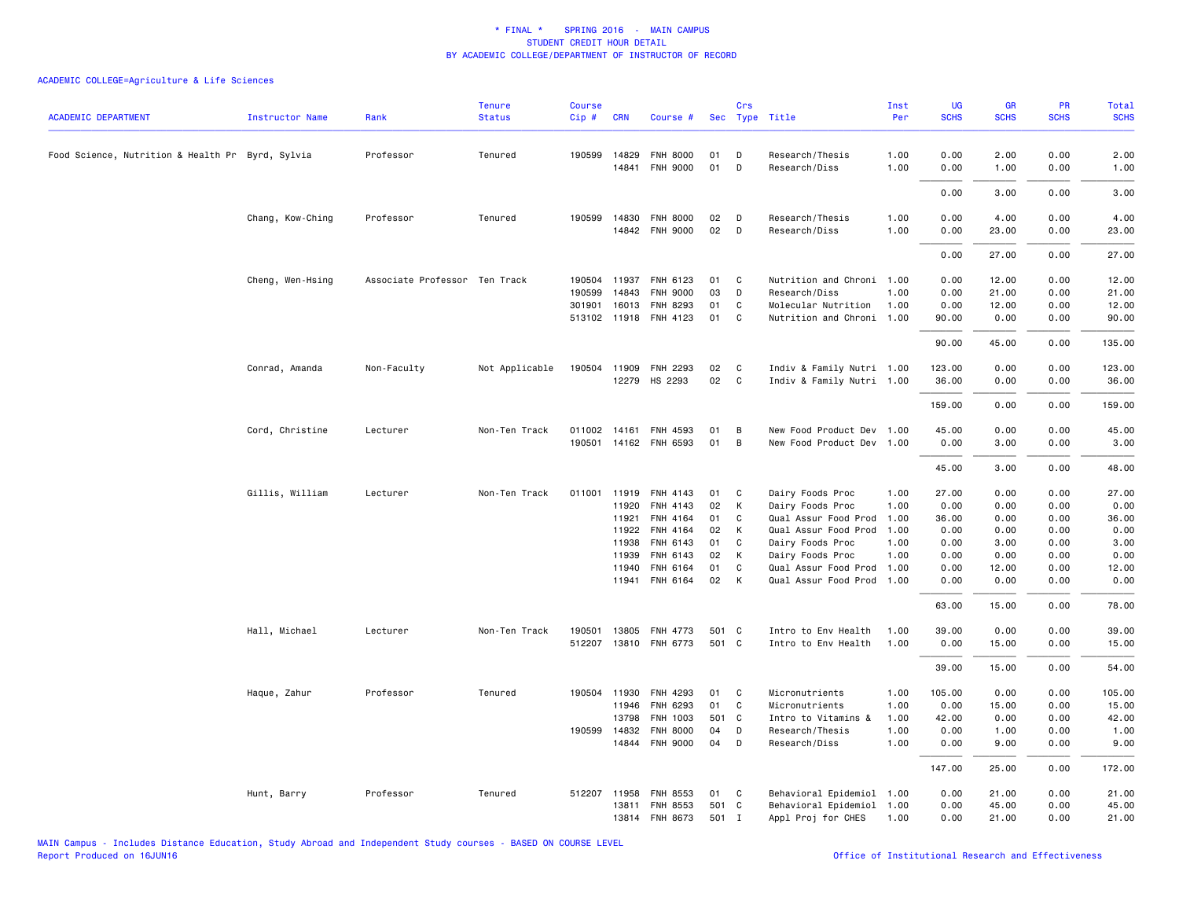# * FINAL * SPRING 2016 - MAIN CAMPUS
## STUDENT CREDIT HOUR DETAIL
## BY ACADEMIC COLLEGE/DEPARTMENT OF INSTRUCTOR OF RECORD

ACADEMIC COLLEGE=Agriculture & Life Sciences

| ACADEMIC DEPARTMENT | Instructor Name | Rank | Tenure Status | Course Cip # | CRN | Course # | Sec | Crs Type | Title | Inst Per | UG SCHS | GR SCHS | PR SCHS | Total SCHS |
|---|---|---|---|---|---|---|---|---|---|---|---|---|---|---|
| Food Science, Nutrition & Health Pr | Byrd, Sylvia | Professor | Tenured | 190599 | 14829 | FNH 8000 | 01 | D | Research/Thesis | 1.00 | 0.00 | 2.00 | 0.00 | 2.00 |
| | | | | | 14841 | FNH 9000 | 01 | D | Research/Diss | 1.00 | 0.00 | 1.00 | 0.00 | 1.00 |
| | | | | | | | | | | | 0.00 | 3.00 | 0.00 | 3.00 |
| | Chang, Kow-Ching | Professor | Tenured | 190599 | 14830 | FNH 8000 | 02 | D | Research/Thesis | 1.00 | 0.00 | 4.00 | 0.00 | 4.00 |
| | | | | | 14842 | FNH 9000 | 02 | D | Research/Diss | 1.00 | 0.00 | 23.00 | 0.00 | 23.00 |
| | | | | | | | | | | | 0.00 | 27.00 | 0.00 | 27.00 |
| | Cheng, Wen-Hsing | Associate Professor | Ten Track | 190504 | 11937 | FNH 6123 | 01 | C | Nutrition and Chroni | 1.00 | 0.00 | 12.00 | 0.00 | 12.00 |
| | | | | 190599 | 14843 | FNH 9000 | 03 | D | Research/Diss | 1.00 | 0.00 | 21.00 | 0.00 | 21.00 |
| | | | | 301901 | 16013 | FNH 8293 | 01 | C | Molecular Nutrition | 1.00 | 0.00 | 12.00 | 0.00 | 12.00 |
| | | | | 513102 | 11918 | FNH 4123 | 01 | C | Nutrition and Chroni | 1.00 | 90.00 | 0.00 | 0.00 | 90.00 |
| | | | | | | | | | | | 90.00 | 45.00 | 0.00 | 135.00 |
| | Conrad, Amanda | Non-Faculty | Not Applicable | 190504 | 11909 | FNH 2293 | 02 | C | Indiv & Family Nutri | 1.00 | 123.00 | 0.00 | 0.00 | 123.00 |
| | | | | | 12279 | HS 2293 | 02 | C | Indiv & Family Nutri | 1.00 | 36.00 | 0.00 | 0.00 | 36.00 |
| | | | | | | | | | | | 159.00 | 0.00 | 0.00 | 159.00 |
| | Cord, Christine | Lecturer | Non-Ten Track | 011002 | 14161 | FNH 4593 | 01 | B | New Food Product Dev | 1.00 | 45.00 | 0.00 | 0.00 | 45.00 |
| | | | | 190501 | 14162 | FNH 6593 | 01 | B | New Food Product Dev | 1.00 | 0.00 | 3.00 | 0.00 | 3.00 |
| | | | | | | | | | | | 45.00 | 3.00 | 0.00 | 48.00 |
| | Gillis, William | Lecturer | Non-Ten Track | 011001 | 11919 | FNH 4143 | 01 | C | Dairy Foods Proc | 1.00 | 27.00 | 0.00 | 0.00 | 27.00 |
| | | | | | 11920 | FNH 4143 | 02 | K | Dairy Foods Proc | 1.00 | 0.00 | 0.00 | 0.00 | 0.00 |
| | | | | | 11921 | FNH 4164 | 01 | C | Qual Assur Food Prod | 1.00 | 36.00 | 0.00 | 0.00 | 36.00 |
| | | | | | 11922 | FNH 4164 | 02 | K | Qual Assur Food Prod | 1.00 | 0.00 | 0.00 | 0.00 | 0.00 |
| | | | | | 11938 | FNH 6143 | 01 | C | Dairy Foods Proc | 1.00 | 0.00 | 3.00 | 0.00 | 3.00 |
| | | | | | 11939 | FNH 6143 | 02 | K | Dairy Foods Proc | 1.00 | 0.00 | 0.00 | 0.00 | 0.00 |
| | | | | | 11940 | FNH 6164 | 01 | C | Qual Assur Food Prod | 1.00 | 0.00 | 12.00 | 0.00 | 12.00 |
| | | | | | 11941 | FNH 6164 | 02 | K | Qual Assur Food Prod | 1.00 | 0.00 | 0.00 | 0.00 | 0.00 |
| | | | | | | | | | | | 63.00 | 15.00 | 0.00 | 78.00 |
| | Hall, Michael | Lecturer | Non-Ten Track | 190501 | 13805 | FNH 4773 | 501 | C | Intro to Env Health | 1.00 | 39.00 | 0.00 | 0.00 | 39.00 |
| | | | | 512207 | 13810 | FNH 6773 | 501 | C | Intro to Env Health | 1.00 | 0.00 | 15.00 | 0.00 | 15.00 |
| | | | | | | | | | | | 39.00 | 15.00 | 0.00 | 54.00 |
| | Haque, Zahur | Professor | Tenured | 190504 | 11930 | FNH 4293 | 01 | C | Micronutrients | 1.00 | 105.00 | 0.00 | 0.00 | 105.00 |
| | | | | | 11946 | FNH 6293 | 01 | C | Micronutrients | 1.00 | 0.00 | 15.00 | 0.00 | 15.00 |
| | | | | | 13798 | FNH 1003 | 501 | C | Intro to Vitamins & | 1.00 | 42.00 | 0.00 | 0.00 | 42.00 |
| | | | | 190599 | 14832 | FNH 8000 | 04 | D | Research/Thesis | 1.00 | 0.00 | 1.00 | 0.00 | 1.00 |
| | | | | | 14844 | FNH 9000 | 04 | D | Research/Diss | 1.00 | 0.00 | 9.00 | 0.00 | 9.00 |
| | | | | | | | | | | | 147.00 | 25.00 | 0.00 | 172.00 |
| | Hunt, Barry | Professor | Tenured | 512207 | 11958 | FNH 8553 | 01 | C | Behavioral Epidemiol | 1.00 | 0.00 | 21.00 | 0.00 | 21.00 |
| | | | | | 13811 | FNH 8553 | 501 | C | Behavioral Epidemiol | 1.00 | 0.00 | 45.00 | 0.00 | 45.00 |
| | | | | | 13814 | FNH 8673 | 501 | I | Appl Proj for CHES | 1.00 | 0.00 | 21.00 | 0.00 | 21.00 |

MAIN Campus - Includes Distance Education, Study Abroad and Independent Study courses - BASED ON COURSE LEVEL
Report Produced on 16JUN16

Office of Institutional Research and Effectiveness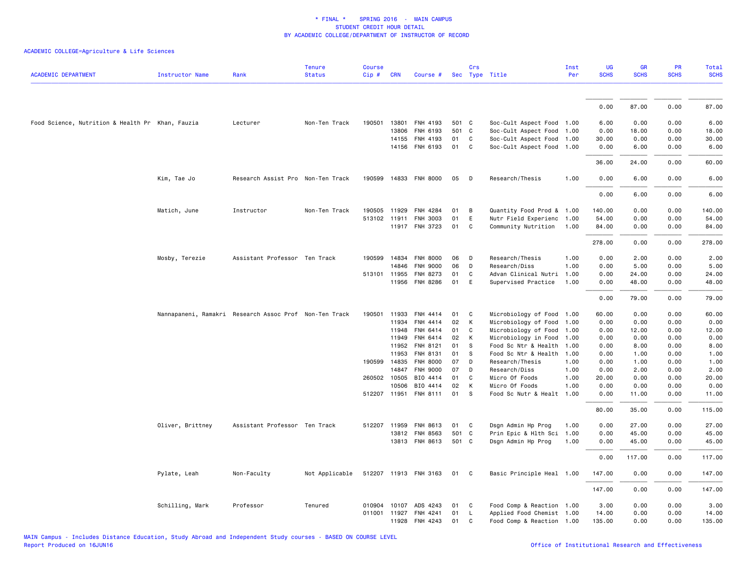# * FINAL * SPRING 2016 - MAIN CAMPUS
## STUDENT CREDIT HOUR DETAIL
## BY ACADEMIC COLLEGE/DEPARTMENT OF INSTRUCTOR OF RECORD

ACADEMIC COLLEGE=Agriculture & Life Sciences

| ACADEMIC DEPARTMENT | Instructor Name | Rank | Tenure Status | Course Cip # | CRN | Course # | Sec | Crs Type | Title | Inst Per | UG SCHS | GR SCHS | PR SCHS | Total SCHS |
|---|---|---|---|---|---|---|---|---|---|---|---|---|---|---|
| | | | | | | | | | | | 0.00 | 87.00 | 0.00 | 87.00 |
| Food Science, Nutrition & Health Pr | Khan, Fauzia | Lecturer | Non-Ten Track | 190501 | 13801 | FNH 4193 | 501 | C | Soc-Cult Aspect Food | 1.00 | 6.00 | 0.00 | 0.00 | 6.00 |
| | | | | | 13806 | FNH 6193 | 501 | C | Soc-Cult Aspect Food | 1.00 | 0.00 | 18.00 | 0.00 | 18.00 |
| | | | | | 14155 | FNH 4193 | 01 | C | Soc-Cult Aspect Food | 1.00 | 30.00 | 0.00 | 0.00 | 30.00 |
| | | | | | 14156 | FNH 6193 | 01 | C | Soc-Cult Aspect Food | 1.00 | 0.00 | 6.00 | 0.00 | 6.00 |
| | | | | | | | | | | | 36.00 | 24.00 | 0.00 | 60.00 |
| | Kim, Tae Jo | Research Assist Pro | Non-Ten Track | 190599 | 14833 | FNH 8000 | 05 | D | Research/Thesis | 1.00 | 0.00 | 6.00 | 0.00 | 6.00 |
| | | | | | | | | | | | 0.00 | 6.00 | 0.00 | 6.00 |
| | Matich, June | Instructor | Non-Ten Track | 190505 | 11929 | FNH 4284 | 01 | B | Quantity Food Prod & | 1.00 | 140.00 | 0.00 | 0.00 | 140.00 |
| | | | | 513102 | 11911 | FNH 3003 | 01 | E | Nutr Field Experienc | 1.00 | 54.00 | 0.00 | 0.00 | 54.00 |
| | | | | | 11917 | FNH 3723 | 01 | C | Community Nutrition | 1.00 | 84.00 | 0.00 | 0.00 | 84.00 |
| | | | | | | | | | | | 278.00 | 0.00 | 0.00 | 278.00 |
| | Mosby, Terezie | Assistant Professor | Ten Track | 190599 | 14834 | FNH 8000 | 06 | D | Research/Thesis | 1.00 | 0.00 | 2.00 | 0.00 | 2.00 |
| | | | | | 14846 | FNH 9000 | 06 | D | Research/Diss | 1.00 | 0.00 | 5.00 | 0.00 | 5.00 |
| | | | | 513101 | 11955 | FNH 8273 | 01 | C | Advan Clinical Nutri | 1.00 | 0.00 | 24.00 | 0.00 | 24.00 |
| | | | | | 11956 | FNH 8286 | 01 | E | Supervised Practice | 1.00 | 0.00 | 48.00 | 0.00 | 48.00 |
| | | | | | | | | | | | 0.00 | 79.00 | 0.00 | 79.00 |
| | Nannapaneni, Ramakri | Research Assoc Prof | Non-Ten Track | 190501 | 11933 | FNH 4414 | 01 | C | Microbiology of Food | 1.00 | 60.00 | 0.00 | 0.00 | 60.00 |
| | | | | | 11934 | FNH 4414 | 02 | K | Microbiology of Food | 1.00 | 0.00 | 0.00 | 0.00 | 0.00 |
| | | | | | 11948 | FNH 6414 | 01 | C | Microbiology of Food | 1.00 | 0.00 | 12.00 | 0.00 | 12.00 |
| | | | | | 11949 | FNH 6414 | 02 | K | Microbiology in Food | 1.00 | 0.00 | 0.00 | 0.00 | 0.00 |
| | | | | | 11952 | FNH 8121 | 01 | S | Food Sc Ntr & Health | 1.00 | 0.00 | 8.00 | 0.00 | 8.00 |
| | | | | | 11953 | FNH 8131 | 01 | S | Food Sc Ntr & Health | 1.00 | 0.00 | 1.00 | 0.00 | 1.00 |
| | | | | 190599 | 14835 | FNH 8000 | 07 | D | Research/Thesis | 1.00 | 0.00 | 1.00 | 0.00 | 1.00 |
| | | | | | 14847 | FNH 9000 | 07 | D | Research/Diss | 1.00 | 0.00 | 2.00 | 0.00 | 2.00 |
| | | | | 260502 | 10505 | BIO 4414 | 01 | C | Micro Of Foods | 1.00 | 20.00 | 0.00 | 0.00 | 20.00 |
| | | | | | 10506 | BIO 4414 | 02 | K | Micro Of Foods | 1.00 | 0.00 | 0.00 | 0.00 | 0.00 |
| | | | | 512207 | 11951 | FNH 8111 | 01 | S | Food Sc Nutr & Healt | 1.00 | 0.00 | 11.00 | 0.00 | 11.00 |
| | | | | | | | | | | | 80.00 | 35.00 | 0.00 | 115.00 |
| | Oliver, Brittney | Assistant Professor | Ten Track | 512207 | 11959 | FNH 8613 | 01 | C | Dsgn Admin Hp Prog | 1.00 | 0.00 | 27.00 | 0.00 | 27.00 |
| | | | | | 13812 | FNH 8563 | 501 | C | Prin Epic & Hlth Sci | 1.00 | 0.00 | 45.00 | 0.00 | 45.00 |
| | | | | | 13813 | FNH 8613 | 501 | C | Dsgn Admin Hp Prog | 1.00 | 0.00 | 45.00 | 0.00 | 45.00 |
| | | | | | | | | | | | 0.00 | 117.00 | 0.00 | 117.00 |
| | Pylate, Leah | Non-Faculty | Not Applicable | 512207 | 11913 | FNH 3163 | 01 | C | Basic Principle Heal | 1.00 | 147.00 | 0.00 | 0.00 | 147.00 |
| | | | | | | | | | | | 147.00 | 0.00 | 0.00 | 147.00 |
| | Schilling, Mark | Professor | Tenured | 010904 | 10107 | ADS 4243 | 01 | C | Food Comp & Reaction | 1.00 | 3.00 | 0.00 | 0.00 | 3.00 |
| | | | | 011001 | 11927 | FNH 4241 | 01 | L | Applied Food Chemist | 1.00 | 14.00 | 0.00 | 0.00 | 14.00 |
| | | | | | 11928 | FNH 4243 | 01 | C | Food Comp & Reaction | 1.00 | 135.00 | 0.00 | 0.00 | 135.00 |

MAIN Campus - Includes Distance Education, Study Abroad and Independent Study courses - BASED ON COURSE LEVEL
Report Produced on 16JUN16

Office of Institutional Research and Effectiveness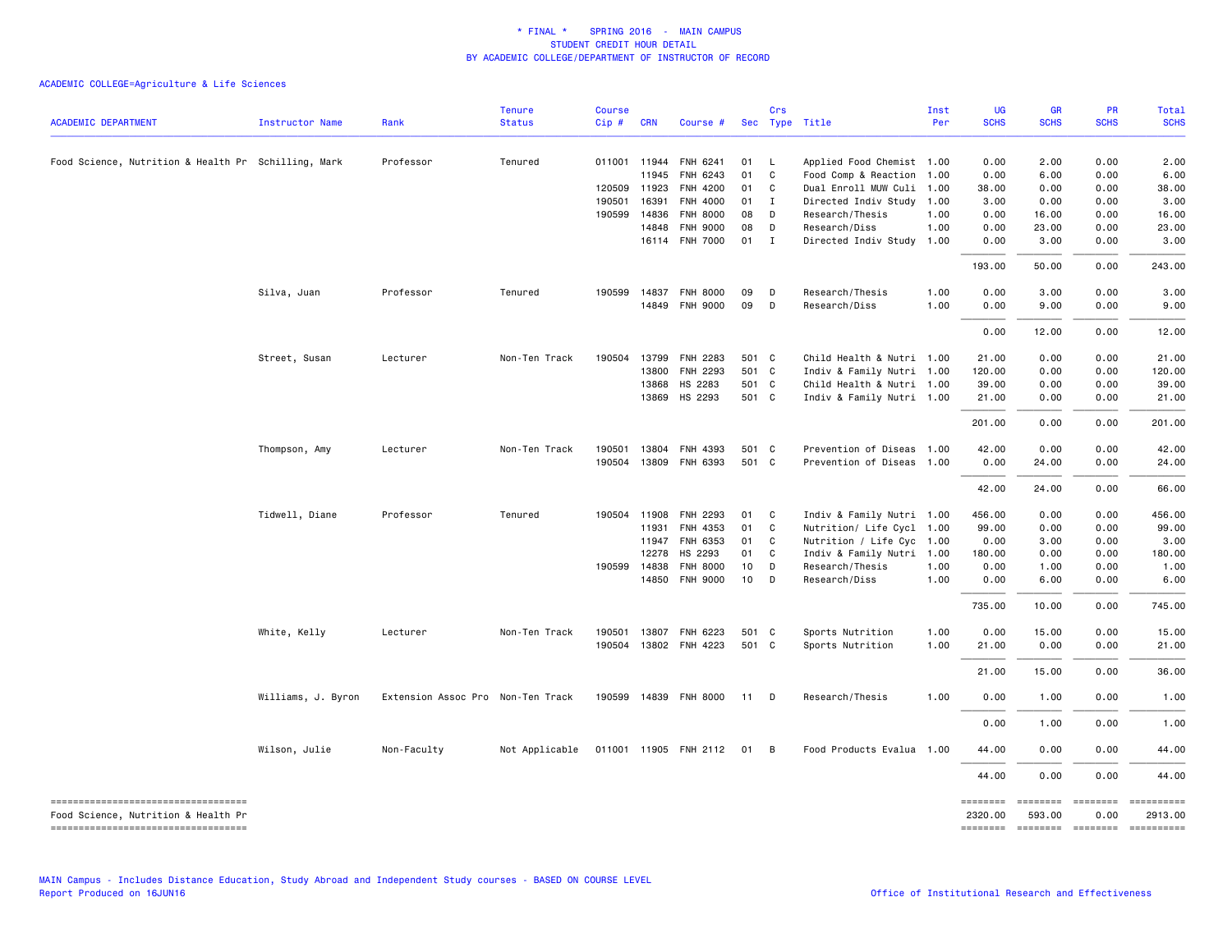# * FINAL * SPRING 2016 - MAIN CAMPUS
## STUDENT CREDIT HOUR DETAIL
## BY ACADEMIC COLLEGE/DEPARTMENT OF INSTRUCTOR OF RECORD

ACADEMIC COLLEGE=Agriculture & Life Sciences

| ACADEMIC DEPARTMENT | Instructor Name | Rank | Tenure Status | Course Cip # | CRN | Course # | Sec | Crs Type | Title | Inst Per | UG SCHS | GR SCHS | PR SCHS | Total SCHS |
|---|---|---|---|---|---|---|---|---|---|---|---|---|---|---|
| Food Science, Nutrition & Health Pr | Schilling, Mark | Professor | Tenured | 011001 | 11944 | FNH 6241 | 01 | L | Applied Food Chemist | 1.00 | 0.00 | 2.00 | 0.00 | 2.00 |
| | | | | | 11945 | FNH 6243 | 01 | C | Food Comp & Reaction | 1.00 | 0.00 | 6.00 | 0.00 | 6.00 |
| | | | | 120509 | 11923 | FNH 4200 | 01 | C | Dual Enroll MUW Culi | 1.00 | 38.00 | 0.00 | 0.00 | 38.00 |
| | | | | 190501 | 16391 | FNH 4000 | 01 | I | Directed Indiv Study | 1.00 | 3.00 | 0.00 | 0.00 | 3.00 |
| | | | | 190599 | 14836 | FNH 8000 | 08 | D | Research/Thesis | 1.00 | 0.00 | 16.00 | 0.00 | 16.00 |
| | | | | | 14848 | FNH 9000 | 08 | D | Research/Diss | 1.00 | 0.00 | 23.00 | 0.00 | 23.00 |
| | | | | | 16114 | FNH 7000 | 01 | I | Directed Indiv Study | 1.00 | 0.00 | 3.00 | 0.00 | 3.00 |
| | | | | | | | | | | | 193.00 | 50.00 | 0.00 | 243.00 |
| | Silva, Juan | Professor | Tenured | 190599 | 14837 | FNH 8000 | 09 | D | Research/Thesis | 1.00 | 0.00 | 3.00 | 0.00 | 3.00 |
| | | | | | 14849 | FNH 9000 | 09 | D | Research/Diss | 1.00 | 0.00 | 9.00 | 0.00 | 9.00 |
| | | | | | | | | | | | 0.00 | 12.00 | 0.00 | 12.00 |
| | Street, Susan | Lecturer | Non-Ten Track | 190504 | 13799 | FNH 2283 | 501 | C | Child Health & Nutri | 1.00 | 21.00 | 0.00 | 0.00 | 21.00 |
| | | | | | 13800 | FNH 2293 | 501 | C | Indiv & Family Nutri | 1.00 | 120.00 | 0.00 | 0.00 | 120.00 |
| | | | | | 13868 | HS 2283 | 501 | C | Child Health & Nutri | 1.00 | 39.00 | 0.00 | 0.00 | 39.00 |
| | | | | | 13869 | HS 2293 | 501 | C | Indiv & Family Nutri | 1.00 | 21.00 | 0.00 | 0.00 | 21.00 |
| | | | | | | | | | | | 201.00 | 0.00 | 0.00 | 201.00 |
| | Thompson, Amy | Lecturer | Non-Ten Track | 190501 | 13804 | FNH 4393 | 501 | C | Prevention of Diseas | 1.00 | 42.00 | 0.00 | 0.00 | 42.00 |
| | | | | 190504 | 13809 | FNH 6393 | 501 | C | Prevention of Diseas | 1.00 | 0.00 | 24.00 | 0.00 | 24.00 |
| | | | | | | | | | | | 42.00 | 24.00 | 0.00 | 66.00 |
| | Tidwell, Diane | Professor | Tenured | 190504 | 11908 | FNH 2293 | 01 | C | Indiv & Family Nutri | 1.00 | 456.00 | 0.00 | 0.00 | 456.00 |
| | | | | | 11931 | FNH 4353 | 01 | C | Nutrition/ Life Cycl | 1.00 | 99.00 | 0.00 | 0.00 | 99.00 |
| | | | | | 11947 | FNH 6353 | 01 | C | Nutrition / Life Cyc | 1.00 | 0.00 | 3.00 | 0.00 | 3.00 |
| | | | | | 12278 | HS 2293 | 01 | C | Indiv & Family Nutri | 1.00 | 180.00 | 0.00 | 0.00 | 180.00 |
| | | | | 190599 | 14838 | FNH 8000 | 10 | D | Research/Thesis | 1.00 | 0.00 | 1.00 | 0.00 | 1.00 |
| | | | | | 14850 | FNH 9000 | 10 | D | Research/Diss | 1.00 | 0.00 | 6.00 | 0.00 | 6.00 |
| | | | | | | | | | | | 735.00 | 10.00 | 0.00 | 745.00 |
| | White, Kelly | Lecturer | Non-Ten Track | 190501 | 13807 | FNH 6223 | 501 | C | Sports Nutrition | 1.00 | 0.00 | 15.00 | 0.00 | 15.00 |
| | | | | 190504 | 13802 | FNH 4223 | 501 | C | Sports Nutrition | 1.00 | 21.00 | 0.00 | 0.00 | 21.00 |
| | | | | | | | | | | | 21.00 | 15.00 | 0.00 | 36.00 |
| | Williams, J. Byron | Extension Assoc Pro | Non-Ten Track | 190599 | 14839 | FNH 8000 | 11 | D | Research/Thesis | 1.00 | 0.00 | 1.00 | 0.00 | 1.00 |
| | | | | | | | | | | | 0.00 | 1.00 | 0.00 | 1.00 |
| | Wilson, Julie | Non-Faculty | Not Applicable | 011001 | 11905 | FNH 2112 | 01 | B | Food Products Evalua | 1.00 | 44.00 | 0.00 | 0.00 | 44.00 |
| | | | | | | | | | | | 44.00 | 0.00 | 0.00 | 44.00 |
| Food Science, Nutrition & Health Pr | | | | | | | | | | | 2320.00 | 593.00 | 0.00 | 2913.00 |

MAIN Campus - Includes Distance Education, Study Abroad and Independent Study courses - BASED ON COURSE LEVEL
Report Produced on 16JUN16

Office of Institutional Research and Effectiveness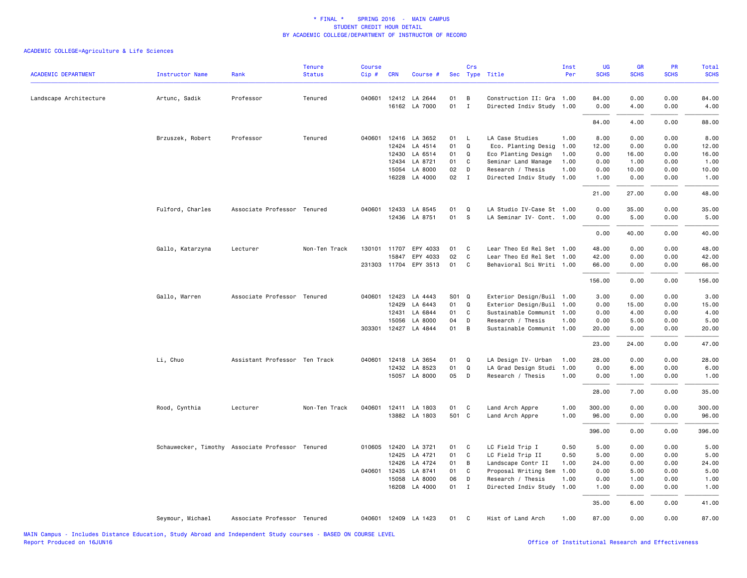\* FINAL \* SPRING 2016 - MAIN CAMPUS
STUDENT CREDIT HOUR DETAIL
BY ACADEMIC COLLEGE/DEPARTMENT OF INSTRUCTOR OF RECORD

ACADEMIC COLLEGE=Agriculture & Life Sciences

| ACADEMIC DEPARTMENT | Instructor Name | Rank | Tenure Status | Course Cip # | CRN | Course # | Sec | Crs Type | Title | Inst Per | UG SCHS | GR SCHS | PR SCHS | Total SCHS |
|---|---|---|---|---|---|---|---|---|---|---|---|---|---|---|
| Landscape Architecture | Artunc, Sadik | Professor | Tenured | 040601 | 12412 | LA 2644 | 01 | B | Construction II: Gra | 1.00 | 84.00 | 0.00 | 0.00 | 84.00 |
| | | | | | 16162 | LA 7000 | 01 | I | Directed Indiv Study | 1.00 | 0.00 | 4.00 | 0.00 | 4.00 |
| | | | | | | | | | | | 84.00 | 4.00 | 0.00 | 88.00 |
| | Brzuszek, Robert | Professor | Tenured | 040601 | 12416 | LA 3652 | 01 | L | LA Case Studies | 1.00 | 8.00 | 0.00 | 0.00 | 8.00 |
| | | | | | 12424 | LA 4514 | 01 | Q | Eco. Planting Desig | 1.00 | 12.00 | 0.00 | 0.00 | 12.00 |
| | | | | | 12430 | LA 6514 | 01 | Q | Eco Planting Design | 1.00 | 0.00 | 16.00 | 0.00 | 16.00 |
| | | | | | 12434 | LA 8721 | 01 | C | Seminar Land Manage | 1.00 | 0.00 | 1.00 | 0.00 | 1.00 |
| | | | | | 15054 | LA 8000 | 02 | D | Research / Thesis | 1.00 | 0.00 | 10.00 | 0.00 | 10.00 |
| | | | | | 16228 | LA 4000 | 02 | I | Directed Indiv Study | 1.00 | 1.00 | 0.00 | 0.00 | 1.00 |
| | | | | | | | | | | | 21.00 | 27.00 | 0.00 | 48.00 |
| | Fulford, Charles | Associate Professor | Tenured | 040601 | 12433 | LA 8545 | 01 | Q | LA Studio IV-Case St | 1.00 | 0.00 | 35.00 | 0.00 | 35.00 |
| | | | | | 12436 | LA 8751 | 01 | S | LA Seminar IV- Cont. | 1.00 | 0.00 | 5.00 | 0.00 | 5.00 |
| | | | | | | | | | | | 0.00 | 40.00 | 0.00 | 40.00 |
| | Gallo, Katarzyna | Lecturer | Non-Ten Track | 130101 | 11707 | EPY 4033 | 01 | C | Lear Theo Ed Rel Set | 1.00 | 48.00 | 0.00 | 0.00 | 48.00 |
| | | | | | 15847 | EPY 4033 | 02 | C | Lear Theo Ed Rel Set | 1.00 | 42.00 | 0.00 | 0.00 | 42.00 |
| | | | | 231303 | 11704 | EPY 3513 | 01 | C | Behavioral Sci Writi | 1.00 | 66.00 | 0.00 | 0.00 | 66.00 |
| | | | | | | | | | | | 156.00 | 0.00 | 0.00 | 156.00 |
| | Gallo, Warren | Associate Professor | Tenured | 040601 | 12423 | LA 4443 | S01 | Q | Exterior Design/Buil | 1.00 | 3.00 | 0.00 | 0.00 | 3.00 |
| | | | | | 12429 | LA 6443 | 01 | Q | Exterior Design/Buil | 1.00 | 0.00 | 15.00 | 0.00 | 15.00 |
| | | | | | 12431 | LA 6844 | 01 | C | Sustainable Communit | 1.00 | 0.00 | 4.00 | 0.00 | 4.00 |
| | | | | | 15056 | LA 8000 | 04 | D | Research / Thesis | 1.00 | 0.00 | 5.00 | 0.00 | 5.00 |
| | | | | 303301 | 12427 | LA 4844 | 01 | B | Sustainable Communit | 1.00 | 20.00 | 0.00 | 0.00 | 20.00 |
| | | | | | | | | | | | 23.00 | 24.00 | 0.00 | 47.00 |
| | Li, Chuo | Assistant Professor | Ten Track | 040601 | 12418 | LA 3654 | 01 | Q | LA Design IV- Urban | 1.00 | 28.00 | 0.00 | 0.00 | 28.00 |
| | | | | | 12432 | LA 8523 | 01 | Q | LA Grad Design Studi | 1.00 | 0.00 | 6.00 | 0.00 | 6.00 |
| | | | | | 15057 | LA 8000 | 05 | D | Research / Thesis | 1.00 | 0.00 | 1.00 | 0.00 | 1.00 |
| | | | | | | | | | | | 28.00 | 7.00 | 0.00 | 35.00 |
| | Rood, Cynthia | Lecturer | Non-Ten Track | 040601 | 12411 | LA 1803 | 01 | C | Land Arch Appre | 1.00 | 300.00 | 0.00 | 0.00 | 300.00 |
| | | | | | 13882 | LA 1803 | 501 | C | Land Arch Appre | 1.00 | 96.00 | 0.00 | 0.00 | 96.00 |
| | | | | | | | | | | | 396.00 | 0.00 | 0.00 | 396.00 |
| | Schauwecker, Timothy | Associate Professor | Tenured | 010605 | 12420 | LA 3721 | 01 | C | LC Field Trip I | 0.50 | 5.00 | 0.00 | 0.00 | 5.00 |
| | | | | | 12425 | LA 4721 | 01 | C | LC Field Trip II | 0.50 | 5.00 | 0.00 | 0.00 | 5.00 |
| | | | | | 12426 | LA 4724 | 01 | B | Landscape Contr II | 1.00 | 24.00 | 0.00 | 0.00 | 24.00 |
| | | | | 040601 | 12435 | LA 8741 | 01 | C | Proposal Writing Sem | 1.00 | 0.00 | 5.00 | 0.00 | 5.00 |
| | | | | | 15058 | LA 8000 | 06 | D | Research / Thesis | 1.00 | 0.00 | 1.00 | 0.00 | 1.00 |
| | | | | | 16208 | LA 4000 | 01 | I | Directed Indiv Study | 1.00 | 1.00 | 0.00 | 0.00 | 1.00 |
| | | | | | | | | | | | 35.00 | 6.00 | 0.00 | 41.00 |
| | Seymour, Michael | Associate Professor | Tenured | 040601 | 12409 | LA 1423 | 01 | C | Hist of Land Arch | 1.00 | 87.00 | 0.00 | 0.00 | 87.00 |

MAIN Campus - Includes Distance Education, Study Abroad and Independent Study courses - BASED ON COURSE LEVEL
Report Produced on 16JUN16

Office of Institutional Research and Effectiveness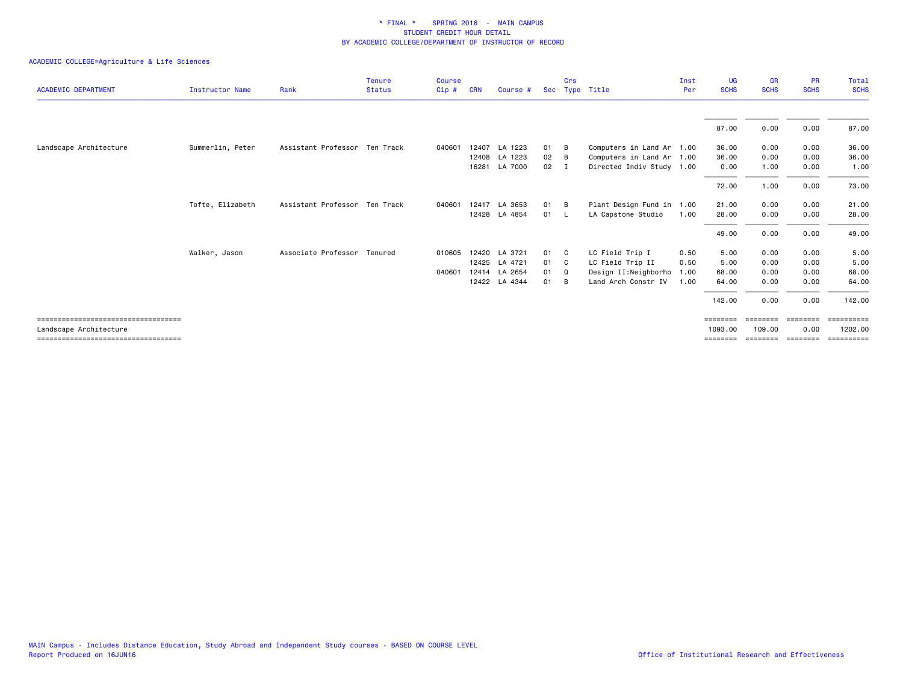* FINAL * SPRING 2016 - MAIN CAMPUS
STUDENT CREDIT HOUR DETAIL
BY ACADEMIC COLLEGE/DEPARTMENT OF INSTRUCTOR OF RECORD

ACADEMIC COLLEGE=Agriculture & Life Sciences

| ACADEMIC DEPARTMENT | Instructor Name | Rank | Tenure Status | Course Cip # | CRN | Course # | Sec | Crs Type | Title | Inst Per | UG SCHS | GR SCHS | PR SCHS | Total SCHS |
|---|---|---|---|---|---|---|---|---|---|---|---|---|---|---|
| | | | | | | | | | | | 87.00 | 0.00 | 0.00 | 87.00 |
| Landscape Architecture | Summerlin, Peter | Assistant Professor | Ten Track | 040601 | 12407 | LA 1223 | 01 | B | Computers in Land Ar | 1.00 | 36.00 | 0.00 | 0.00 | 36.00 |
| | | | | | 12408 | LA 1223 | 02 | B | Computers in Land Ar | 1.00 | 36.00 | 0.00 | 0.00 | 36.00 |
| | | | | | 16281 | LA 7000 | 02 | I | Directed Indiv Study | 1.00 | 0.00 | 1.00 | 0.00 | 1.00 |
| | | | | | | | | | | | 72.00 | 1.00 | 0.00 | 73.00 |
| | Tofte, Elizabeth | Assistant Professor | Ten Track | 040601 | 12417 | LA 3653 | 01 | B | Plant Design Fund in | 1.00 | 21.00 | 0.00 | 0.00 | 21.00 |
| | | | | | 12428 | LA 4854 | 01 | L | LA Capstone Studio | 1.00 | 28.00 | 0.00 | 0.00 | 28.00 |
| | | | | | | | | | | | 49.00 | 0.00 | 0.00 | 49.00 |
| | Walker, Jason | Associate Professor | Tenured | 010605 | 12420 | LA 3721 | 01 | C | LC Field Trip I | 0.50 | 5.00 | 0.00 | 0.00 | 5.00 |
| | | | | | 12425 | LA 4721 | 01 | C | LC Field Trip II | 0.50 | 5.00 | 0.00 | 0.00 | 5.00 |
| | | | | 040601 | 12414 | LA 2654 | 01 | Q | Design II:Neighborho | 1.00 | 68.00 | 0.00 | 0.00 | 68.00 |
| | | | | | 12422 | LA 4344 | 01 | B | Land Arch Constr IV | 1.00 | 64.00 | 0.00 | 0.00 | 64.00 |
| | | | | | | | | | | | 142.00 | 0.00 | 0.00 | 142.00 |
| Landscape Architecture | | | | | | | | | | | 1093.00 | 109.00 | 0.00 | 1202.00 |

MAIN Campus - Includes Distance Education, Study Abroad and Independent Study courses - BASED ON COURSE LEVEL
Report Produced on 16JUN16

Office of Institutional Research and Effectiveness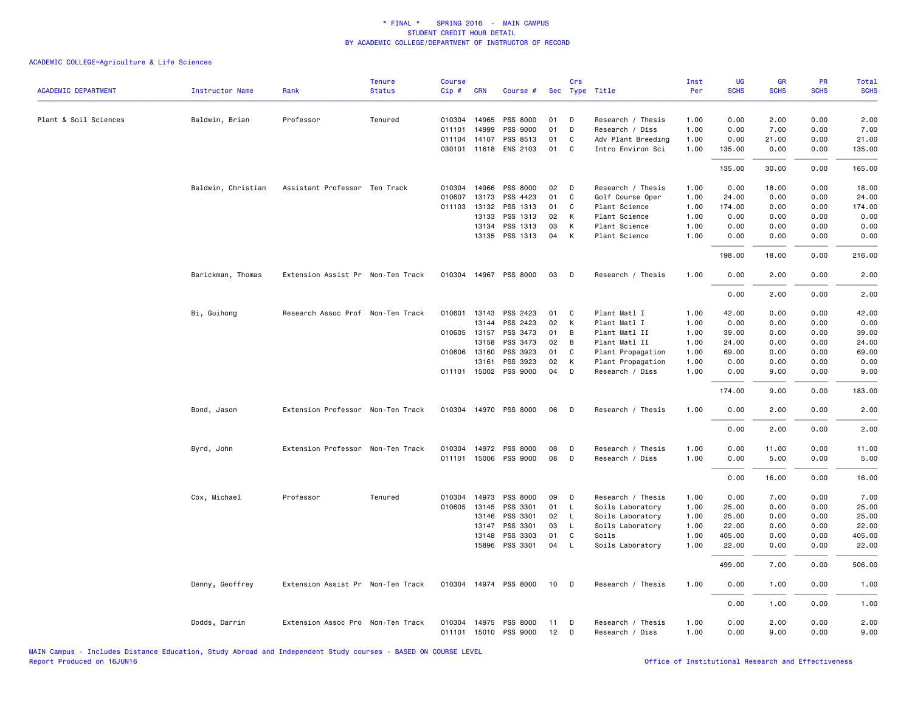# * FINAL * SPRING 2016 - MAIN CAMPUS
## STUDENT CREDIT HOUR DETAIL
## BY ACADEMIC COLLEGE/DEPARTMENT OF INSTRUCTOR OF RECORD

ACADEMIC COLLEGE=Agriculture & Life Sciences

| ACADEMIC DEPARTMENT | Instructor Name | Rank | Tenure Status | Course Cip # | CRN | Course # | Sec | Crs Type | Title | Inst Per | UG SCHS | GR SCHS | PR SCHS | Total SCHS |
|---|---|---|---|---|---|---|---|---|---|---|---|---|---|---|
| Plant & Soil Sciences | Baldwin, Brian | Professor | Tenured | 010304 | 14965 | PSS 8000 | 01 | D | Research / Thesis | 1.00 | 0.00 | 2.00 | 0.00 | 2.00 |
| | | | | 011101 | 14999 | PSS 9000 | 01 | D | Research / Diss | 1.00 | 0.00 | 7.00 | 0.00 | 7.00 |
| | | | | 011104 | 14107 | PSS 8513 | 01 | C | Adv Plant Breeding | 1.00 | 0.00 | 21.00 | 0.00 | 21.00 |
| | | | | 030101 | 11618 | ENS 2103 | 01 | C | Intro Environ Sci | 1.00 | 135.00 | 0.00 | 0.00 | 135.00 |
| | | | | | | | | | | | 135.00 | 30.00 | 0.00 | 165.00 |
| | Baldwin, Christian | Assistant Professor | Ten Track | 010304 | 14966 | PSS 8000 | 02 | D | Research / Thesis | 1.00 | 0.00 | 18.00 | 0.00 | 18.00 |
| | | | | 010607 | 13173 | PSS 4423 | 01 | C | Golf Course Oper | 1.00 | 24.00 | 0.00 | 0.00 | 24.00 |
| | | | | 011103 | 13132 | PSS 1313 | 01 | C | Plant Science | 1.00 | 174.00 | 0.00 | 0.00 | 174.00 |
| | | | | | 13133 | PSS 1313 | 02 | K | Plant Science | 1.00 | 0.00 | 0.00 | 0.00 | 0.00 |
| | | | | | 13134 | PSS 1313 | 03 | K | Plant Science | 1.00 | 0.00 | 0.00 | 0.00 | 0.00 |
| | | | | | 13135 | PSS 1313 | 04 | K | Plant Science | 1.00 | 0.00 | 0.00 | 0.00 | 0.00 |
| | | | | | | | | | | | 198.00 | 18.00 | 0.00 | 216.00 |
| | Barickman, Thomas | Extension Assist Pr | Non-Ten Track | 010304 | 14967 | PSS 8000 | 03 | D | Research / Thesis | 1.00 | 0.00 | 2.00 | 0.00 | 2.00 |
| | | | | | | | | | | | 0.00 | 2.00 | 0.00 | 2.00 |
| | Bi, Guihong | Research Assoc Prof | Non-Ten Track | 010601 | 13143 | PSS 2423 | 01 | C | Plant Matl I | 1.00 | 42.00 | 0.00 | 0.00 | 42.00 |
| | | | | | 13144 | PSS 2423 | 02 | K | Plant Matl I | 1.00 | 0.00 | 0.00 | 0.00 | 0.00 |
| | | | | 010605 | 13157 | PSS 3473 | 01 | B | Plant Matl II | 1.00 | 39.00 | 0.00 | 0.00 | 39.00 |
| | | | | | 13158 | PSS 3473 | 02 | B | Plant Matl II | 1.00 | 24.00 | 0.00 | 0.00 | 24.00 |
| | | | | 010606 | 13160 | PSS 3923 | 01 | C | Plant Propagation | 1.00 | 69.00 | 0.00 | 0.00 | 69.00 |
| | | | | | 13161 | PSS 3923 | 02 | K | Plant Propagation | 1.00 | 0.00 | 0.00 | 0.00 | 0.00 |
| | | | | 011101 | 15002 | PSS 9000 | 04 | D | Research / Diss | 1.00 | 0.00 | 9.00 | 0.00 | 9.00 |
| | | | | | | | | | | | 174.00 | 9.00 | 0.00 | 183.00 |
| | Bond, Jason | Extension Professor | Non-Ten Track | 010304 | 14970 | PSS 8000 | 06 | D | Research / Thesis | 1.00 | 0.00 | 2.00 | 0.00 | 2.00 |
| | | | | | | | | | | | 0.00 | 2.00 | 0.00 | 2.00 |
| | Byrd, John | Extension Professor | Non-Ten Track | 010304 | 14972 | PSS 8000 | 08 | D | Research / Thesis | 1.00 | 0.00 | 11.00 | 0.00 | 11.00 |
| | | | | 011101 | 15006 | PSS 9000 | 08 | D | Research / Diss | 1.00 | 0.00 | 5.00 | 0.00 | 5.00 |
| | | | | | | | | | | | 0.00 | 16.00 | 0.00 | 16.00 |
| | Cox, Michael | Professor | Tenured | 010304 | 14973 | PSS 8000 | 09 | D | Research / Thesis | 1.00 | 0.00 | 7.00 | 0.00 | 7.00 |
| | | | | 010605 | 13145 | PSS 3301 | 01 | L | Soils Laboratory | 1.00 | 25.00 | 0.00 | 0.00 | 25.00 |
| | | | | | 13146 | PSS 3301 | 02 | L | Soils Laboratory | 1.00 | 25.00 | 0.00 | 0.00 | 25.00 |
| | | | | | 13147 | PSS 3301 | 03 | L | Soils Laboratory | 1.00 | 22.00 | 0.00 | 0.00 | 22.00 |
| | | | | | 13148 | PSS 3303 | 01 | C | Soils | 1.00 | 405.00 | 0.00 | 0.00 | 405.00 |
| | | | | | 15896 | PSS 3301 | 04 | L | Soils Laboratory | 1.00 | 22.00 | 0.00 | 0.00 | 22.00 |
| | | | | | | | | | | | 499.00 | 7.00 | 0.00 | 506.00 |
| | Denny, Geoffrey | Extension Assist Pr | Non-Ten Track | 010304 | 14974 | PSS 8000 | 10 | D | Research / Thesis | 1.00 | 0.00 | 1.00 | 0.00 | 1.00 |
| | | | | | | | | | | | 0.00 | 1.00 | 0.00 | 1.00 |
| | Dodds, Darrin | Extension Assoc Pro | Non-Ten Track | 010304 | 14975 | PSS 8000 | 11 | D | Research / Thesis | 1.00 | 0.00 | 2.00 | 0.00 | 2.00 |
| | | | | 011101 | 15010 | PSS 9000 | 12 | D | Research / Diss | 1.00 | 0.00 | 9.00 | 0.00 | 9.00 |

MAIN Campus - Includes Distance Education, Study Abroad and Independent Study courses - BASED ON COURSE LEVEL
Report Produced on 16JUN16

Office of Institutional Research and Effectiveness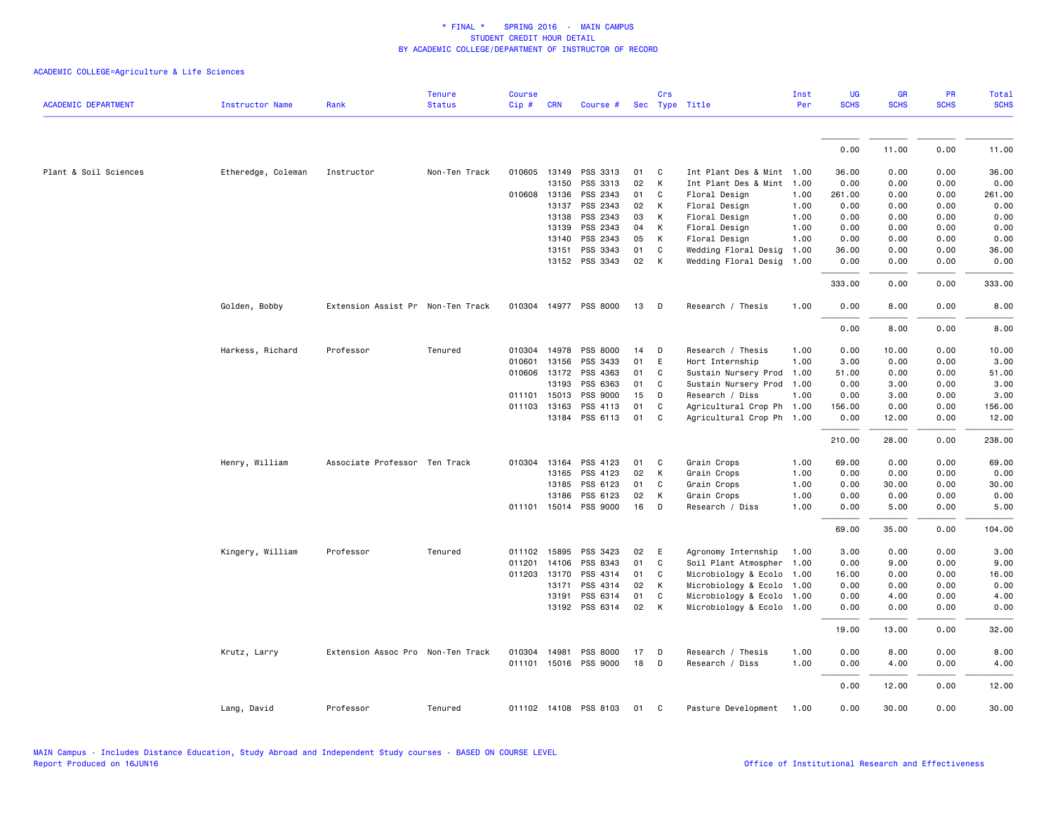* FINAL * SPRING 2016 - MAIN CAMPUS
STUDENT CREDIT HOUR DETAIL
BY ACADEMIC COLLEGE/DEPARTMENT OF INSTRUCTOR OF RECORD

ACADEMIC COLLEGE=Agriculture & Life Sciences

| ACADEMIC DEPARTMENT | Instructor Name | Rank | Tenure Status | Course Cip # | CRN | Course # | Sec | Crs Type | Title | Inst Per | UG SCHS | GR SCHS | PR SCHS | Total SCHS |
|---|---|---|---|---|---|---|---|---|---|---|---|---|---|---|
| | | | | | | | | | | | 0.00 | 11.00 | 0.00 | 11.00 |
| Plant & Soil Sciences | Etheredge, Coleman | Instructor | Non-Ten Track | 010605 | 13149 | PSS 3313 | 01 | C | Int Plant Des & Mint | 1.00 | 36.00 | 0.00 | 0.00 | 36.00 |
| | | | | | 13150 | PSS 3313 | 02 | K | Int Plant Des & Mint | 1.00 | 0.00 | 0.00 | 0.00 | 0.00 |
| | | | | 010608 | 13136 | PSS 2343 | 01 | C | Floral Design | 1.00 | 261.00 | 0.00 | 0.00 | 261.00 |
| | | | | | 13137 | PSS 2343 | 02 | K | Floral Design | 1.00 | 0.00 | 0.00 | 0.00 | 0.00 |
| | | | | | 13138 | PSS 2343 | 03 | K | Floral Design | 1.00 | 0.00 | 0.00 | 0.00 | 0.00 |
| | | | | | 13139 | PSS 2343 | 04 | K | Floral Design | 1.00 | 0.00 | 0.00 | 0.00 | 0.00 |
| | | | | | 13140 | PSS 2343 | 05 | K | Floral Design | 1.00 | 0.00 | 0.00 | 0.00 | 0.00 |
| | | | | | 13151 | PSS 3343 | 01 | C | Wedding Floral Desig | 1.00 | 36.00 | 0.00 | 0.00 | 36.00 |
| | | | | | 13152 | PSS 3343 | 02 | K | Wedding Floral Desig | 1.00 | 0.00 | 0.00 | 0.00 | 0.00 |
| | | | | | | | | | | | 333.00 | 0.00 | 0.00 | 333.00 |
| | Golden, Bobby | Extension Assist Pr | Non-Ten Track | 010304 | 14977 | PSS 8000 | 13 | D | Research / Thesis | 1.00 | 0.00 | 8.00 | 0.00 | 8.00 |
| | | | | | | | | | | | 0.00 | 8.00 | 0.00 | 8.00 |
| | Harkess, Richard | Professor | Tenured | 010304 | 14978 | PSS 8000 | 14 | D | Research / Thesis | 1.00 | 0.00 | 10.00 | 0.00 | 10.00 |
| | | | | 010601 | 13156 | PSS 3433 | 01 | E | Hort Internship | 1.00 | 3.00 | 0.00 | 0.00 | 3.00 |
| | | | | 010606 | 13172 | PSS 4363 | 01 | C | Sustain Nursery Prod | 1.00 | 51.00 | 0.00 | 0.00 | 51.00 |
| | | | | | 13193 | PSS 6363 | 01 | C | Sustain Nursery Prod | 1.00 | 0.00 | 3.00 | 0.00 | 3.00 |
| | | | | 011101 | 15013 | PSS 9000 | 15 | D | Research / Diss | 1.00 | 0.00 | 3.00 | 0.00 | 3.00 |
| | | | | 011103 | 13163 | PSS 4113 | 01 | C | Agricultural Crop Ph | 1.00 | 156.00 | 0.00 | 0.00 | 156.00 |
| | | | | | 13184 | PSS 6113 | 01 | C | Agricultural Crop Ph | 1.00 | 0.00 | 12.00 | 0.00 | 12.00 |
| | | | | | | | | | | | 210.00 | 28.00 | 0.00 | 238.00 |
| | Henry, William | Associate Professor | Ten Track | 010304 | 13164 | PSS 4123 | 01 | C | Grain Crops | 1.00 | 69.00 | 0.00 | 0.00 | 69.00 |
| | | | | | 13165 | PSS 4123 | 02 | K | Grain Crops | 1.00 | 0.00 | 0.00 | 0.00 | 0.00 |
| | | | | | 13185 | PSS 6123 | 01 | C | Grain Crops | 1.00 | 0.00 | 30.00 | 0.00 | 30.00 |
| | | | | | 13186 | PSS 6123 | 02 | K | Grain Crops | 1.00 | 0.00 | 0.00 | 0.00 | 0.00 |
| | | | | 011101 | 15014 | PSS 9000 | 16 | D | Research / Diss | 1.00 | 0.00 | 5.00 | 0.00 | 5.00 |
| | | | | | | | | | | | 69.00 | 35.00 | 0.00 | 104.00 |
| | Kingery, William | Professor | Tenured | 011102 | 15895 | PSS 3423 | 02 | E | Agronomy Internship | 1.00 | 3.00 | 0.00 | 0.00 | 3.00 |
| | | | | 011201 | 14106 | PSS 8343 | 01 | C | Soil Plant Atmospher | 1.00 | 0.00 | 9.00 | 0.00 | 9.00 |
| | | | | 011203 | 13170 | PSS 4314 | 01 | C | Microbiology & Ecolo | 1.00 | 16.00 | 0.00 | 0.00 | 16.00 |
| | | | | | 13171 | PSS 4314 | 02 | K | Microbiology & Ecolo | 1.00 | 0.00 | 0.00 | 0.00 | 0.00 |
| | | | | | 13191 | PSS 6314 | 01 | C | Microbiology & Ecolo | 1.00 | 0.00 | 4.00 | 0.00 | 4.00 |
| | | | | | 13192 | PSS 6314 | 02 | K | Microbiology & Ecolo | 1.00 | 0.00 | 0.00 | 0.00 | 0.00 |
| | | | | | | | | | | | 19.00 | 13.00 | 0.00 | 32.00 |
| | Krutz, Larry | Extension Assoc Pro | Non-Ten Track | 010304 | 14981 | PSS 8000 | 17 | D | Research / Thesis | 1.00 | 0.00 | 8.00 | 0.00 | 8.00 |
| | | | | 011101 | 15016 | PSS 9000 | 18 | D | Research / Diss | 1.00 | 0.00 | 4.00 | 0.00 | 4.00 |
| | | | | | | | | | | | 0.00 | 12.00 | 0.00 | 12.00 |
| | Lang, David | Professor | Tenured | 011102 | 14108 | PSS 8103 | 01 | C | Pasture Development | 1.00 | 0.00 | 30.00 | 0.00 | 30.00 |

MAIN Campus - Includes Distance Education, Study Abroad and Independent Study courses - BASED ON COURSE LEVEL
Report Produced on 16JUN16
Office of Institutional Research and Effectiveness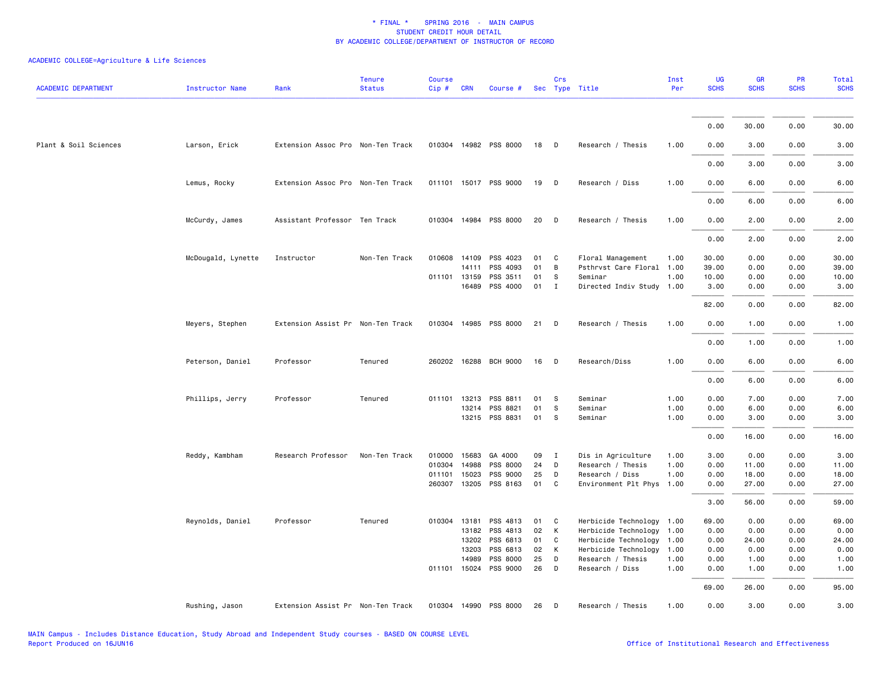# * FINAL * SPRING 2016 - MAIN CAMPUS
## STUDENT CREDIT HOUR DETAIL
### BY ACADEMIC COLLEGE/DEPARTMENT OF INSTRUCTOR OF RECORD

ACADEMIC COLLEGE=Agriculture & Life Sciences

| ACADEMIC DEPARTMENT | Instructor Name | Rank | Tenure Status | Course Cip # | CRN | Course # | Sec | Crs Type | Title | Inst Per | UG SCHS | GR SCHS | PR SCHS | Total SCHS |
|---|---|---|---|---|---|---|---|---|---|---|---|---|---|---|
| | | | | | | | | | | | 0.00 | 30.00 | 0.00 | 30.00 |
| Plant & Soil Sciences | Larson, Erick | Extension Assoc Pro | Non-Ten Track | 010304 | 14982 | PSS 8000 | 18 | D | Research / Thesis | 1.00 | 0.00 | 3.00 | 0.00 | 3.00 |
| | | | | | | | | | | | 0.00 | 3.00 | 0.00 | 3.00 |
| | Lemus, Rocky | Extension Assoc Pro | Non-Ten Track | 011101 | 15017 | PSS 9000 | 19 | D | Research / Diss | 1.00 | 0.00 | 6.00 | 0.00 | 6.00 |
| | | | | | | | | | | | 0.00 | 6.00 | 0.00 | 6.00 |
| | McCurdy, James | Assistant Professor | Ten Track | 010304 | 14984 | PSS 8000 | 20 | D | Research / Thesis | 1.00 | 0.00 | 2.00 | 0.00 | 2.00 |
| | | | | | | | | | | | 0.00 | 2.00 | 0.00 | 2.00 |
| | McDougald, Lynette | Instructor | Non-Ten Track | 010608 | 14109 | PSS 4023 | 01 | C | Floral Management | 1.00 | 30.00 | 0.00 | 0.00 | 30.00 |
| | | | | | 14111 | PSS 4093 | 01 | B | Psthrvst Care Floral | 1.00 | 39.00 | 0.00 | 0.00 | 39.00 |
| | | | | 011101 | 13159 | PSS 3511 | 01 | S | Seminar | 1.00 | 10.00 | 0.00 | 0.00 | 10.00 |
| | | | | | 16489 | PSS 4000 | 01 | I | Directed Indiv Study | 1.00 | 3.00 | 0.00 | 0.00 | 3.00 |
| | | | | | | | | | | | 82.00 | 0.00 | 0.00 | 82.00 |
| | Meyers, Stephen | Extension Assist Pr | Non-Ten Track | 010304 | 14985 | PSS 8000 | 21 | D | Research / Thesis | 1.00 | 0.00 | 1.00 | 0.00 | 1.00 |
| | | | | | | | | | | | 0.00 | 1.00 | 0.00 | 1.00 |
| | Peterson, Daniel | Professor | Tenured | 260202 | 16288 | BCH 9000 | 16 | D | Research/Diss | 1.00 | 0.00 | 6.00 | 0.00 | 6.00 |
| | | | | | | | | | | | 0.00 | 6.00 | 0.00 | 6.00 |
| | Phillips, Jerry | Professor | Tenured | 011101 | 13213 | PSS 8811 | 01 | S | Seminar | 1.00 | 0.00 | 7.00 | 0.00 | 7.00 |
| | | | | | 13214 | PSS 8821 | 01 | S | Seminar | 1.00 | 0.00 | 6.00 | 0.00 | 6.00 |
| | | | | | 13215 | PSS 8831 | 01 | S | Seminar | 1.00 | 0.00 | 3.00 | 0.00 | 3.00 |
| | | | | | | | | | | | 0.00 | 16.00 | 0.00 | 16.00 |
| | Reddy, Kambham | Research Professor | Non-Ten Track | 010000 | 15683 | GA 4000 | 09 | I | Dis in Agriculture | 1.00 | 3.00 | 0.00 | 0.00 | 3.00 |
| | | | | 010304 | 14988 | PSS 8000 | 24 | D | Research / Thesis | 1.00 | 0.00 | 11.00 | 0.00 | 11.00 |
| | | | | 011101 | 15023 | PSS 9000 | 25 | D | Research / Diss | 1.00 | 0.00 | 18.00 | 0.00 | 18.00 |
| | | | | 260307 | 13205 | PSS 8163 | 01 | C | Environment Plt Phys | 1.00 | 0.00 | 27.00 | 0.00 | 27.00 |
| | | | | | | | | | | | 3.00 | 56.00 | 0.00 | 59.00 |
| | Reynolds, Daniel | Professor | Tenured | 010304 | 13181 | PSS 4813 | 01 | C | Herbicide Technology | 1.00 | 69.00 | 0.00 | 0.00 | 69.00 |
| | | | | | 13182 | PSS 4813 | 02 | K | Herbicide Technology | 1.00 | 0.00 | 0.00 | 0.00 | 0.00 |
| | | | | | 13202 | PSS 6813 | 01 | C | Herbicide Technology | 1.00 | 0.00 | 24.00 | 0.00 | 24.00 |
| | | | | | 13203 | PSS 6813 | 02 | K | Herbicide Technology | 1.00 | 0.00 | 0.00 | 0.00 | 0.00 |
| | | | | | 14989 | PSS 8000 | 25 | D | Research / Thesis | 1.00 | 0.00 | 1.00 | 0.00 | 1.00 |
| | | | | 011101 | 15024 | PSS 9000 | 26 | D | Research / Diss | 1.00 | 0.00 | 1.00 | 0.00 | 1.00 |
| | | | | | | | | | | | 69.00 | 26.00 | 0.00 | 95.00 |
| | Rushing, Jason | Extension Assist Pr | Non-Ten Track | 010304 | 14990 | PSS 8000 | 26 | D | Research / Thesis | 1.00 | 0.00 | 3.00 | 0.00 | 3.00 |

MAIN Campus - Includes Distance Education, Study Abroad and Independent Study courses - BASED ON COURSE LEVEL
Report Produced on 16JUN16

Office of Institutional Research and Effectiveness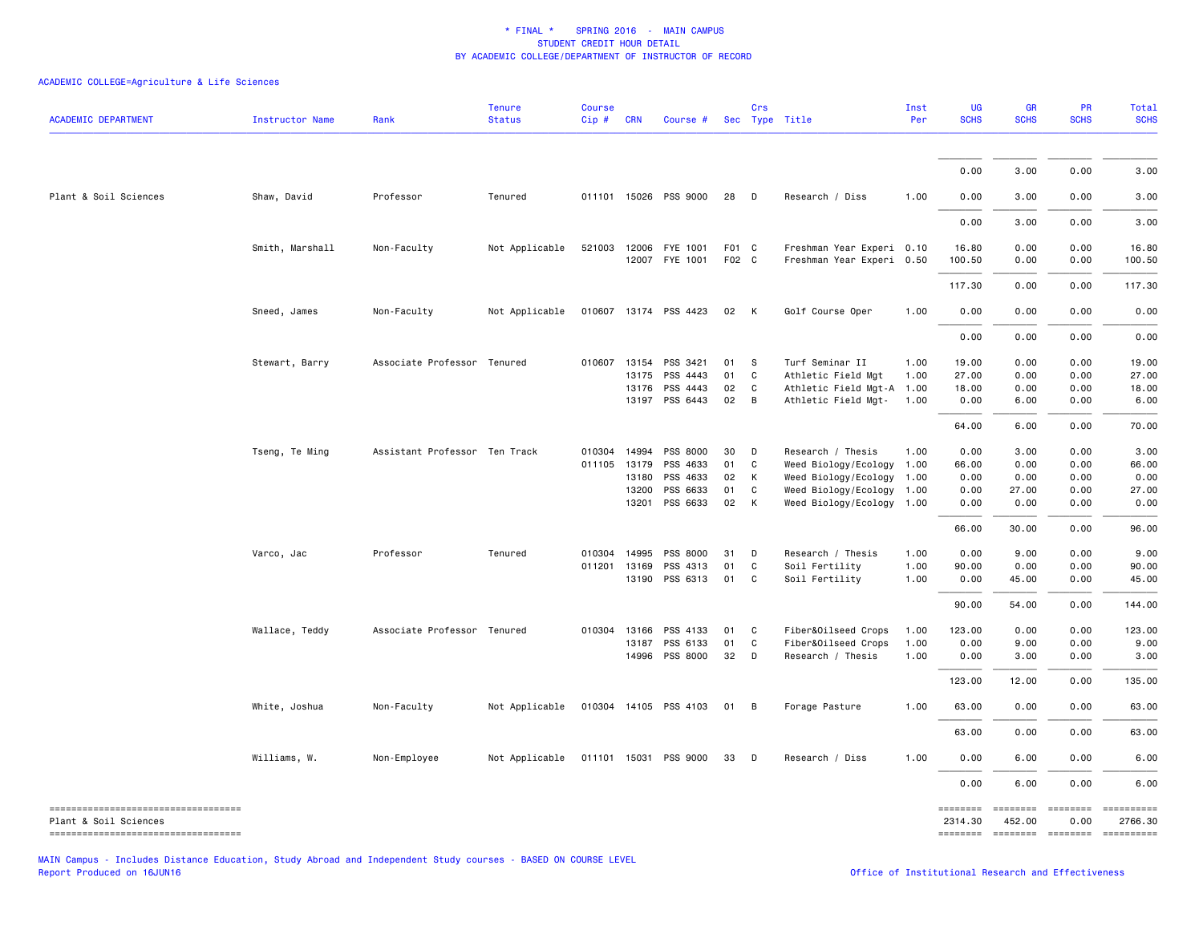\* FINAL \* SPRING 2016 - MAIN CAMPUS
STUDENT CREDIT HOUR DETAIL
BY ACADEMIC COLLEGE/DEPARTMENT OF INSTRUCTOR OF RECORD

ACADEMIC COLLEGE=Agriculture & Life Sciences

| ACADEMIC DEPARTMENT | Instructor Name | Rank | Tenure Status | Course Cip # | CRN | Course # | Sec | Crs Type | Title | Inst Per | UG SCHS | GR SCHS | PR SCHS | Total SCHS |
|---|---|---|---|---|---|---|---|---|---|---|---|---|---|---|
| | | | | | | | | | | | 0.00 | 3.00 | 0.00 | 3.00 |
| Plant & Soil Sciences | Shaw, David | Professor | Tenured | 011101 | 15026 | PSS 9000 | 28 | D | Research / Diss | 1.00 | 0.00 | 3.00 | 0.00 | 3.00 |
| | | | | | | | | | | | 0.00 | 3.00 | 0.00 | 3.00 |
| | Smith, Marshall | Non-Faculty | Not Applicable | 521003 | 12006 | FYE 1001 | F01 | C | Freshman Year Experi | 0.10 | 16.80 | 0.00 | 0.00 | 16.80 |
| | | | | | 12007 | FYE 1001 | F02 | C | Freshman Year Experi | 0.50 | 100.50 | 0.00 | 0.00 | 100.50 |
| | | | | | | | | | | | 117.30 | 0.00 | 0.00 | 117.30 |
| | Sneed, James | Non-Faculty | Not Applicable | 010607 | 13174 | PSS 4423 | 02 | K | Golf Course Oper | 1.00 | 0.00 | 0.00 | 0.00 | 0.00 |
| | | | | | | | | | | | 0.00 | 0.00 | 0.00 | 0.00 |
| | Stewart, Barry | Associate Professor | Tenured | 010607 | 13154 | PSS 3421 | 01 | S | Turf Seminar II | 1.00 | 19.00 | 0.00 | 0.00 | 19.00 |
| | | | | | 13175 | PSS 4443 | 01 | C | Athletic Field Mgt | 1.00 | 27.00 | 0.00 | 0.00 | 27.00 |
| | | | | | 13176 | PSS 4443 | 02 | C | Athletic Field Mgt-A | 1.00 | 18.00 | 0.00 | 0.00 | 18.00 |
| | | | | | 13197 | PSS 6443 | 02 | B | Athletic Field Mgt- | 1.00 | 0.00 | 6.00 | 0.00 | 6.00 |
| | | | | | | | | | | | 64.00 | 6.00 | 0.00 | 70.00 |
| | Tseng, Te Ming | Assistant Professor | Ten Track | 010304 | 14994 | PSS 8000 | 30 | D | Research / Thesis | 1.00 | 0.00 | 3.00 | 0.00 | 3.00 |
| | | | | 011105 | 13179 | PSS 4633 | 01 | C | Weed Biology/Ecology | 1.00 | 66.00 | 0.00 | 0.00 | 66.00 |
| | | | | | 13180 | PSS 4633 | 02 | K | Weed Biology/Ecology | 1.00 | 0.00 | 0.00 | 0.00 | 0.00 |
| | | | | | 13200 | PSS 6633 | 01 | C | Weed Biology/Ecology | 1.00 | 0.00 | 27.00 | 0.00 | 27.00 |
| | | | | | 13201 | PSS 6633 | 02 | K | Weed Biology/Ecology | 1.00 | 0.00 | 0.00 | 0.00 | 0.00 |
| | | | | | | | | | | | 66.00 | 30.00 | 0.00 | 96.00 |
| | Varco, Jac | Professor | Tenured | 010304 | 14995 | PSS 8000 | 31 | D | Research / Thesis | 1.00 | 0.00 | 9.00 | 0.00 | 9.00 |
| | | | | 011201 | 13169 | PSS 4313 | 01 | C | Soil Fertility | 1.00 | 90.00 | 0.00 | 0.00 | 90.00 |
| | | | | | 13190 | PSS 6313 | 01 | C | Soil Fertility | 1.00 | 0.00 | 45.00 | 0.00 | 45.00 |
| | | | | | | | | | | | 90.00 | 54.00 | 0.00 | 144.00 |
| | Wallace, Teddy | Associate Professor | Tenured | 010304 | 13166 | PSS 4133 | 01 | C | Fiber&Oilseed Crops | 1.00 | 123.00 | 0.00 | 0.00 | 123.00 |
| | | | | | 13187 | PSS 6133 | 01 | C | Fiber&Oilseed Crops | 1.00 | 0.00 | 9.00 | 0.00 | 9.00 |
| | | | | | 14996 | PSS 8000 | 32 | D | Research / Thesis | 1.00 | 0.00 | 3.00 | 0.00 | 3.00 |
| | | | | | | | | | | | 123.00 | 12.00 | 0.00 | 135.00 |
| | White, Joshua | Non-Faculty | Not Applicable | 010304 | 14105 | PSS 4103 | 01 | B | Forage Pasture | 1.00 | 63.00 | 0.00 | 0.00 | 63.00 |
| | | | | | | | | | | | 63.00 | 0.00 | 0.00 | 63.00 |
| | Williams, W. | Non-Employee | Not Applicable | 011101 | 15031 | PSS 9000 | 33 | D | Research / Diss | 1.00 | 0.00 | 6.00 | 0.00 | 6.00 |
| | | | | | | | | | | | 0.00 | 6.00 | 0.00 | 6.00 |
| Plant & Soil Sciences | | | | | | | | | | | 2314.30 | 452.00 | 0.00 | 2766.30 |

MAIN Campus - Includes Distance Education, Study Abroad and Independent Study courses - BASED ON COURSE LEVEL
Report Produced on 16JUN16

Office of Institutional Research and Effectiveness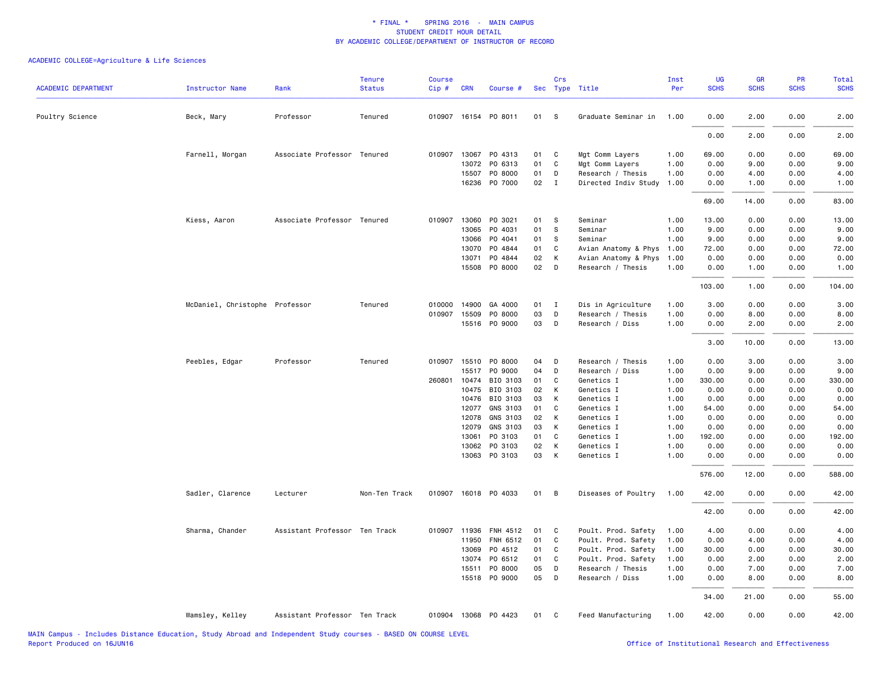\* FINAL \* SPRING 2016 - MAIN CAMPUS
STUDENT CREDIT HOUR DETAIL
BY ACADEMIC COLLEGE/DEPARTMENT OF INSTRUCTOR OF RECORD

ACADEMIC COLLEGE=Agriculture & Life Sciences

| ACADEMIC DEPARTMENT | Instructor Name | Rank | Tenure Status | Course Cip # | CRN | Course # | Sec | Crs Type | Title | Inst Per | UG SCHS | GR SCHS | PR SCHS | Total SCHS |
|---|---|---|---|---|---|---|---|---|---|---|---|---|---|---|
| Poultry Science | Beck, Mary | Professor | Tenured | 010907 | 16154 | PO 8011 | 01 | S | Graduate Seminar in | 1.00 | 0.00 | 2.00 | 0.00 | 2.00 |
| | | | | | | | | | | | 0.00 | 2.00 | 0.00 | 2.00 |
| | Farnell, Morgan | Associate Professor | Tenured | 010907 | 13067 | PO 4313 | 01 | C | Mgt Comm Layers | 1.00 | 69.00 | 0.00 | 0.00 | 69.00 |
| | | | | | 13072 | PO 6313 | 01 | C | Mgt Comm Layers | 1.00 | 0.00 | 9.00 | 0.00 | 9.00 |
| | | | | | 15507 | PO 8000 | 01 | D | Research / Thesis | 1.00 | 0.00 | 4.00 | 0.00 | 4.00 |
| | | | | | 16236 | PO 7000 | 02 | I | Directed Indiv Study | 1.00 | 0.00 | 1.00 | 0.00 | 1.00 |
| | | | | | | | | | | | 69.00 | 14.00 | 0.00 | 83.00 |
| | Kiess, Aaron | Associate Professor | Tenured | 010907 | 13060 | PO 3021 | 01 | S | Seminar | 1.00 | 13.00 | 0.00 | 0.00 | 13.00 |
| | | | | | 13065 | PO 4031 | 01 | S | Seminar | 1.00 | 9.00 | 0.00 | 0.00 | 9.00 |
| | | | | | 13066 | PO 4041 | 01 | S | Seminar | 1.00 | 9.00 | 0.00 | 0.00 | 9.00 |
| | | | | | 13070 | PO 4844 | 01 | C | Avian Anatomy & Phys | 1.00 | 72.00 | 0.00 | 0.00 | 72.00 |
| | | | | | 13071 | PO 4844 | 02 | K | Avian Anatomy & Phys | 1.00 | 0.00 | 0.00 | 0.00 | 0.00 |
| | | | | | 15508 | PO 8000 | 02 | D | Research / Thesis | 1.00 | 0.00 | 1.00 | 0.00 | 1.00 |
| | | | | | | | | | | | 103.00 | 1.00 | 0.00 | 104.00 |
| | McDaniel, Christophe | Professor | Tenured | 010000 | 14900 | GA 4000 | 01 | I | Dis in Agriculture | 1.00 | 3.00 | 0.00 | 0.00 | 3.00 |
| | | | | 010907 | 15509 | PO 8000 | 03 | D | Research / Thesis | 1.00 | 0.00 | 8.00 | 0.00 | 8.00 |
| | | | | | 15516 | PO 9000 | 03 | D | Research / Diss | 1.00 | 0.00 | 2.00 | 0.00 | 2.00 |
| | | | | | | | | | | | 3.00 | 10.00 | 0.00 | 13.00 |
| | Peebles, Edgar | Professor | Tenured | 010907 | 15510 | PO 8000 | 04 | D | Research / Thesis | 1.00 | 0.00 | 3.00 | 0.00 | 3.00 |
| | | | | | 15517 | PO 9000 | 04 | D | Research / Diss | 1.00 | 0.00 | 9.00 | 0.00 | 9.00 |
| | | | | 260801 | 10474 | BIO 3103 | 01 | C | Genetics I | 1.00 | 330.00 | 0.00 | 0.00 | 330.00 |
| | | | | | 10475 | BIO 3103 | 02 | K | Genetics I | 1.00 | 0.00 | 0.00 | 0.00 | 0.00 |
| | | | | | 10476 | BIO 3103 | 03 | K | Genetics I | 1.00 | 0.00 | 0.00 | 0.00 | 0.00 |
| | | | | | 12077 | GNS 3103 | 01 | C | Genetics I | 1.00 | 54.00 | 0.00 | 0.00 | 54.00 |
| | | | | | 12078 | GNS 3103 | 02 | K | Genetics I | 1.00 | 0.00 | 0.00 | 0.00 | 0.00 |
| | | | | | 12079 | GNS 3103 | 03 | K | Genetics I | 1.00 | 0.00 | 0.00 | 0.00 | 0.00 |
| | | | | | 13061 | PO 3103 | 01 | C | Genetics I | 1.00 | 192.00 | 0.00 | 0.00 | 192.00 |
| | | | | | 13062 | PO 3103 | 02 | K | Genetics I | 1.00 | 0.00 | 0.00 | 0.00 | 0.00 |
| | | | | | 13063 | PO 3103 | 03 | K | Genetics I | 1.00 | 0.00 | 0.00 | 0.00 | 0.00 |
| | | | | | | | | | | | 576.00 | 12.00 | 0.00 | 588.00 |
| | Sadler, Clarence | Lecturer | Non-Ten Track | 010907 | 16018 | PO 4033 | 01 | B | Diseases of Poultry | 1.00 | 42.00 | 0.00 | 0.00 | 42.00 |
| | | | | | | | | | | | 42.00 | 0.00 | 0.00 | 42.00 |
| | Sharma, Chander | Assistant Professor | Ten Track | 010907 | 11936 | FNH 4512 | 01 | C | Poult. Prod. Safety | 1.00 | 4.00 | 0.00 | 0.00 | 4.00 |
| | | | | | 11950 | FNH 6512 | 01 | C | Poult. Prod. Safety | 1.00 | 0.00 | 4.00 | 0.00 | 4.00 |
| | | | | | 13069 | PO 4512 | 01 | C | Poult. Prod. Safety | 1.00 | 30.00 | 0.00 | 0.00 | 30.00 |
| | | | | | 13074 | PO 6512 | 01 | C | Poult. Prod. Safety | 1.00 | 0.00 | 2.00 | 0.00 | 2.00 |
| | | | | | 15511 | PO 8000 | 05 | D | Research / Thesis | 1.00 | 0.00 | 7.00 | 0.00 | 7.00 |
| | | | | | 15518 | PO 9000 | 05 | D | Research / Diss | 1.00 | 0.00 | 8.00 | 0.00 | 8.00 |
| | | | | | | | | | | | 34.00 | 21.00 | 0.00 | 55.00 |
| | Wamsley, Kelley | Assistant Professor | Ten Track | 010904 | 13068 | PO 4423 | 01 | C | Feed Manufacturing | 1.00 | 42.00 | 0.00 | 0.00 | 42.00 |

MAIN Campus - Includes Distance Education, Study Abroad and Independent Study courses - BASED ON COURSE LEVEL
Report Produced on 16JUN16

Office of Institutional Research and Effectiveness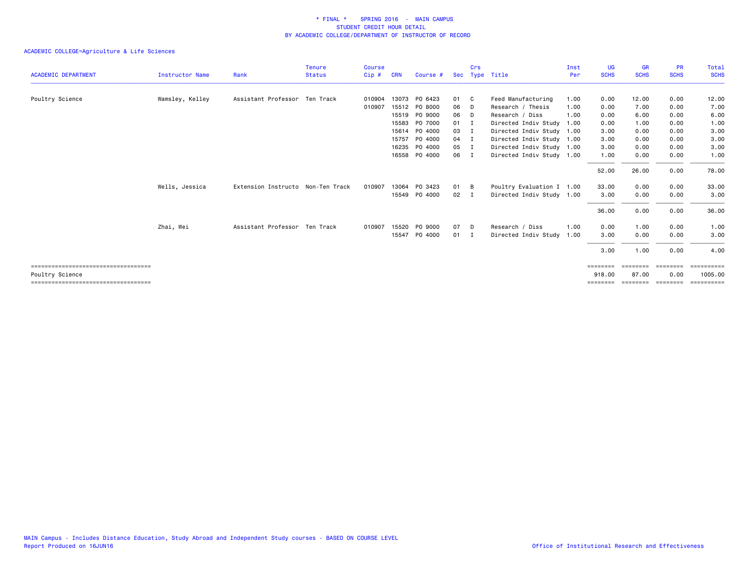\* FINAL \* SPRING 2016 - MAIN CAMPUS
STUDENT CREDIT HOUR DETAIL
BY ACADEMIC COLLEGE/DEPARTMENT OF INSTRUCTOR OF RECORD

ACADEMIC COLLEGE=Agriculture & Life Sciences

| ACADEMIC DEPARTMENT | Instructor Name | Rank | Tenure Status | Course Cip # | CRN | Course # | Sec | Crs Type | Title | Inst Per | UG SCHS | GR SCHS | PR SCHS | Total SCHS |
|---|---|---|---|---|---|---|---|---|---|---|---|---|---|---|
| Poultry Science | Wamsley, Kelley | Assistant Professor | Ten Track | 010904 | 13073 | PO 6423 | 01 | C | Feed Manufacturing | 1.00 | 0.00 | 12.00 | 0.00 | 12.00 |
| | | | | 010907 | 15512 | PO 8000 | 06 | D | Research / Thesis | 1.00 | 0.00 | 7.00 | 0.00 | 7.00 |
| | | | | | 15519 | PO 9000 | 06 | D | Research / Diss | 1.00 | 0.00 | 6.00 | 0.00 | 6.00 |
| | | | | | 15583 | PO 7000 | 01 | I | Directed Indiv Study | 1.00 | 0.00 | 1.00 | 0.00 | 1.00 |
| | | | | | 15614 | PO 4000 | 03 | I | Directed Indiv Study | 1.00 | 3.00 | 0.00 | 0.00 | 3.00 |
| | | | | | 15757 | PO 4000 | 04 | I | Directed Indiv Study | 1.00 | 3.00 | 0.00 | 0.00 | 3.00 |
| | | | | | 16235 | PO 4000 | 05 | I | Directed Indiv Study | 1.00 | 3.00 | 0.00 | 0.00 | 3.00 |
| | | | | | 16558 | PO 4000 | 06 | I | Directed Indiv Study | 1.00 | 1.00 | 0.00 | 0.00 | 1.00 |
| | | | | | | | | | | | 52.00 | 26.00 | 0.00 | 78.00 |
| | Wells, Jessica | Extension Instructo | Non-Ten Track | 010907 | 13064 | PO 3423 | 01 | B | Poultry Evaluation I | 1.00 | 33.00 | 0.00 | 0.00 | 33.00 |
| | | | | | 15549 | PO 4000 | 02 | I | Directed Indiv Study | 1.00 | 3.00 | 0.00 | 0.00 | 3.00 |
| | | | | | | | | | | | 36.00 | 0.00 | 0.00 | 36.00 |
| | Zhai, Wei | Assistant Professor | Ten Track | 010907 | 15520 | PO 9000 | 07 | D | Research / Diss | 1.00 | 0.00 | 1.00 | 0.00 | 1.00 |
| | | | | | 15547 | PO 4000 | 01 | I | Directed Indiv Study | 1.00 | 3.00 | 0.00 | 0.00 | 3.00 |
| | | | | | | | | | | | 3.00 | 1.00 | 0.00 | 4.00 |
| Poultry Science | | | | | | | | | | | 918.00 | 87.00 | 0.00 | 1005.00 |

MAIN Campus - Includes Distance Education, Study Abroad and Independent Study courses - BASED ON COURSE LEVEL
Report Produced on 16JUN16

Office of Institutional Research and Effectiveness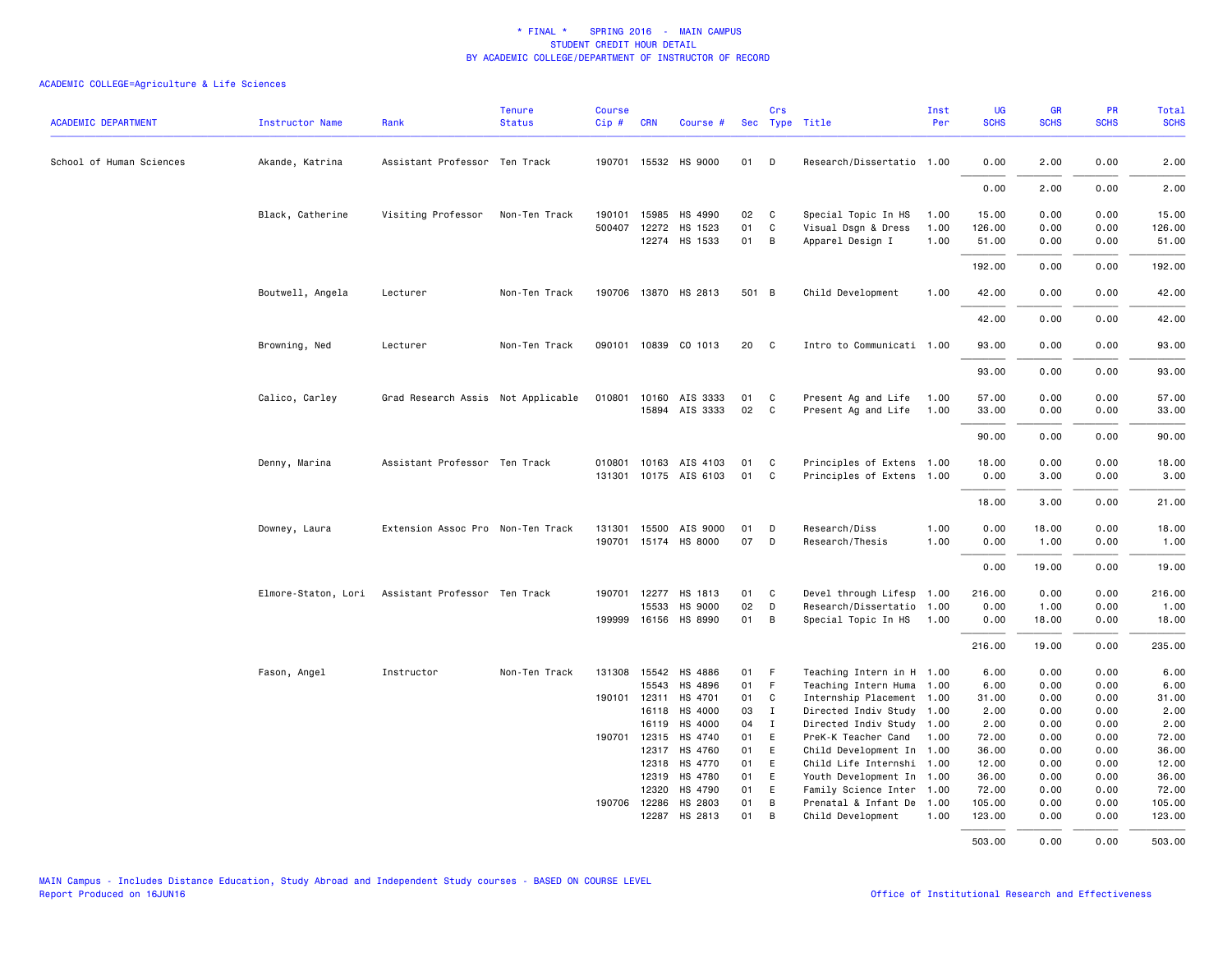# * FINAL * SPRING 2016 - MAIN CAMPUS
## STUDENT CREDIT HOUR DETAIL
## BY ACADEMIC COLLEGE/DEPARTMENT OF INSTRUCTOR OF RECORD

ACADEMIC COLLEGE=Agriculture & Life Sciences

| ACADEMIC DEPARTMENT | Instructor Name | Rank | Tenure Status | Course Cip # | CRN | Course # | Sec | Crs Type | Title | Inst Per | UG SCHS | GR SCHS | PR SCHS | Total SCHS |
|---|---|---|---|---|---|---|---|---|---|---|---|---|---|---|
| School of Human Sciences | Akande, Katrina | Assistant Professor | Ten Track | 190701 | 15532 | HS 9000 | 01 | D | Research/Dissertatio | 1.00 | 0.00 | 2.00 | 0.00 | 2.00 |
| | | | | | | | | | | | 0.00 | 2.00 | 0.00 | 2.00 |
| | Black, Catherine | Visiting Professor | Non-Ten Track | 190101 | 15985 | HS 4990 | 02 | C | Special Topic In HS | 1.00 | 15.00 | 0.00 | 0.00 | 15.00 |
| | | | | 500407 | 12272 | HS 1523 | 01 | C | Visual Dsgn & Dress | 1.00 | 126.00 | 0.00 | 0.00 | 126.00 |
| | | | | | 12274 | HS 1533 | 01 | B | Apparel Design I | 1.00 | 51.00 | 0.00 | 0.00 | 51.00 |
| | | | | | | | | | | | 192.00 | 0.00 | 0.00 | 192.00 |
| | Boutwell, Angela | Lecturer | Non-Ten Track | 190706 | 13870 | HS 2813 | 501 | B | Child Development | 1.00 | 42.00 | 0.00 | 0.00 | 42.00 |
| | | | | | | | | | | | 42.00 | 0.00 | 0.00 | 42.00 |
| | Browning, Ned | Lecturer | Non-Ten Track | 090101 | 10839 | CO 1013 | 20 | C | Intro to Communicati | 1.00 | 93.00 | 0.00 | 0.00 | 93.00 |
| | | | | | | | | | | | 93.00 | 0.00 | 0.00 | 93.00 |
| | Calico, Carley | Grad Research Assis | Not Applicable | 010801 | 10160 | AIS 3333 | 01 | C | Present Ag and Life | 1.00 | 57.00 | 0.00 | 0.00 | 57.00 |
| | | | | | 15894 | AIS 3333 | 02 | C | Present Ag and Life | 1.00 | 33.00 | 0.00 | 0.00 | 33.00 |
| | | | | | | | | | | | 90.00 | 0.00 | 0.00 | 90.00 |
| | Denny, Marina | Assistant Professor | Ten Track | 010801 | 10163 | AIS 4103 | 01 | C | Principles of Extens | 1.00 | 18.00 | 0.00 | 0.00 | 18.00 |
| | | | | 131301 | 10175 | AIS 6103 | 01 | C | Principles of Extens | 1.00 | 0.00 | 3.00 | 0.00 | 3.00 |
| | | | | | | | | | | | 18.00 | 3.00 | 0.00 | 21.00 |
| | Downey, Laura | Extension Assoc Pro | Non-Ten Track | 131301 | 15500 | AIS 9000 | 01 | D | Research/Diss | 1.00 | 0.00 | 18.00 | 0.00 | 18.00 |
| | | | | 190701 | 15174 | HS 8000 | 07 | D | Research/Thesis | 1.00 | 0.00 | 1.00 | 0.00 | 1.00 |
| | | | | | | | | | | | 0.00 | 19.00 | 0.00 | 19.00 |
| | Elmore-Staton, Lori | Assistant Professor | Ten Track | 190701 | 12277 | HS 1813 | 01 | C | Devel through Lifesp | 1.00 | 216.00 | 0.00 | 0.00 | 216.00 |
| | | | | | 15533 | HS 9000 | 02 | D | Research/Dissertatio | 1.00 | 0.00 | 1.00 | 0.00 | 1.00 |
| | | | | 199999 | 16156 | HS 8990 | 01 | B | Special Topic In HS | 1.00 | 0.00 | 18.00 | 0.00 | 18.00 |
| | | | | | | | | | | | 216.00 | 19.00 | 0.00 | 235.00 |
| | Fason, Angel | Instructor | Non-Ten Track | 131308 | 15542 | HS 4886 | 01 | F | Teaching Intern in H | 1.00 | 6.00 | 0.00 | 0.00 | 6.00 |
| | | | | | 15543 | HS 4896 | 01 | F | Teaching Intern Huma | 1.00 | 6.00 | 0.00 | 0.00 | 6.00 |
| | | | | 190101 | 12311 | HS 4701 | 01 | C | Internship Placement | 1.00 | 31.00 | 0.00 | 0.00 | 31.00 |
| | | | | | 16118 | HS 4000 | 03 | I | Directed Indiv Study | 1.00 | 2.00 | 0.00 | 0.00 | 2.00 |
| | | | | | 16119 | HS 4000 | 04 | I | Directed Indiv Study | 1.00 | 2.00 | 0.00 | 0.00 | 2.00 |
| | | | | 190701 | 12315 | HS 4740 | 01 | E | PreK-K Teacher Cand | 1.00 | 72.00 | 0.00 | 0.00 | 72.00 |
| | | | | | 12317 | HS 4760 | 01 | E | Child Development In | 1.00 | 36.00 | 0.00 | 0.00 | 36.00 |
| | | | | | 12318 | HS 4770 | 01 | E | Child Life Internshi | 1.00 | 12.00 | 0.00 | 0.00 | 12.00 |
| | | | | | 12319 | HS 4780 | 01 | E | Youth Development In | 1.00 | 36.00 | 0.00 | 0.00 | 36.00 |
| | | | | | 12320 | HS 4790 | 01 | E | Family Science Inter | 1.00 | 72.00 | 0.00 | 0.00 | 72.00 |
| | | | | 190706 | 12286 | HS 2803 | 01 | B | Prenatal & Infant De | 1.00 | 105.00 | 0.00 | 0.00 | 105.00 |
| | | | | | 12287 | HS 2813 | 01 | B | Child Development | 1.00 | 123.00 | 0.00 | 0.00 | 123.00 |
| | | | | | | | | | | | 503.00 | 0.00 | 0.00 | 503.00 |

MAIN Campus - Includes Distance Education, Study Abroad and Independent Study courses - BASED ON COURSE LEVEL
Report Produced on 16JUN16

Office of Institutional Research and Effectiveness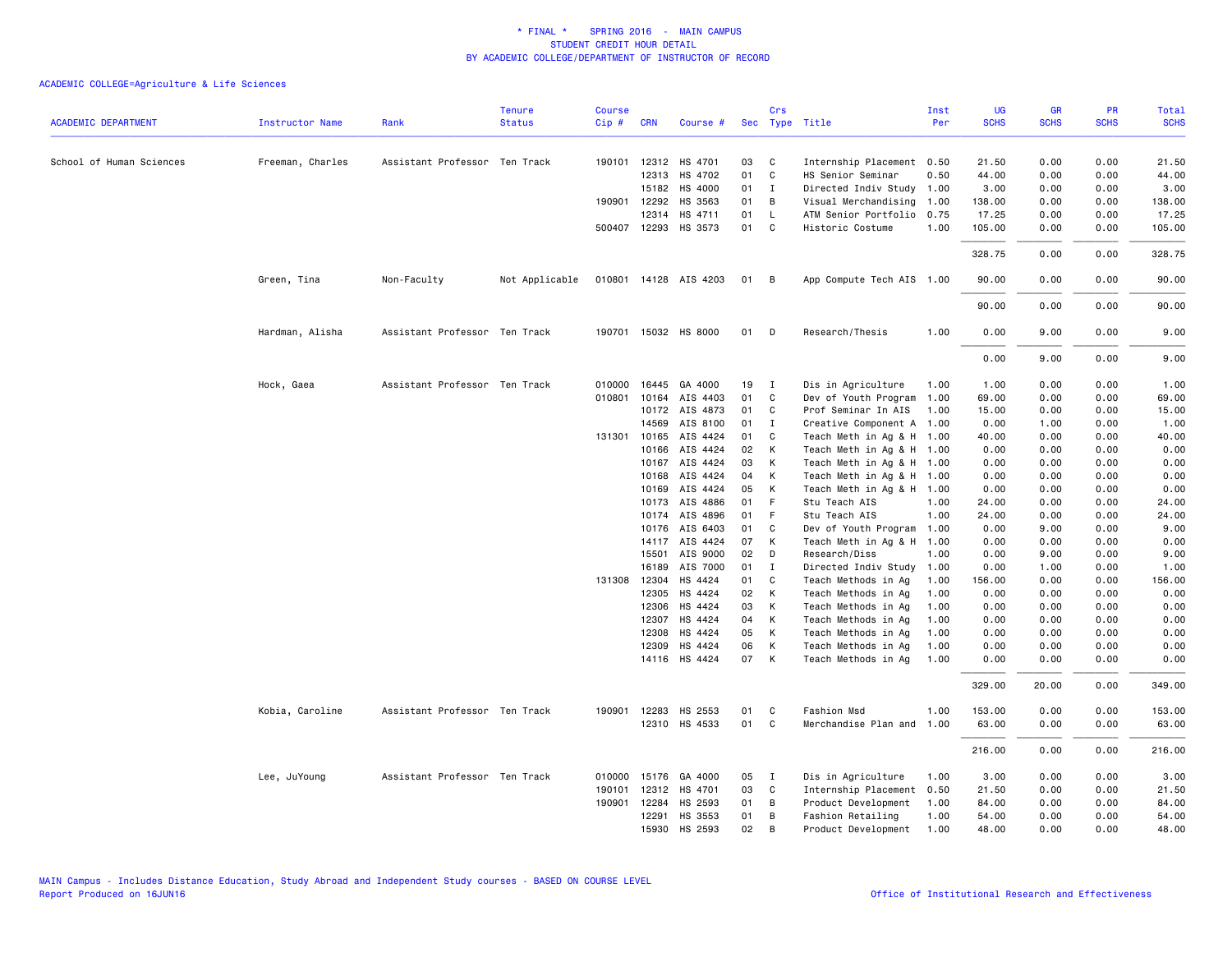# * FINAL * SPRING 2016 - MAIN CAMPUS
## STUDENT CREDIT HOUR DETAIL
## BY ACADEMIC COLLEGE/DEPARTMENT OF INSTRUCTOR OF RECORD

ACADEMIC COLLEGE=Agriculture & Life Sciences

| ACADEMIC DEPARTMENT | Instructor Name | Rank | Tenure Status | Course Cip # | CRN | Course # | Sec | Crs Type | Title | Inst Per | UG SCHS | GR SCHS | PR SCHS | Total SCHS |
|---|---|---|---|---|---|---|---|---|---|---|---|---|---|---|
| School of Human Sciences | Freeman, Charles | Assistant Professor | Ten Track | 190101 | 12312 | HS 4701 | 03 | C | Internship Placement | 0.50 | 21.50 | 0.00 | 0.00 | 21.50 |
| | | | | | 12313 | HS 4702 | 01 | C | HS Senior Seminar | 0.50 | 44.00 | 0.00 | 0.00 | 44.00 |
| | | | | | 15182 | HS 4000 | 01 | I | Directed Indiv Study | 1.00 | 3.00 | 0.00 | 0.00 | 3.00 |
| | | | | 190901 | 12292 | HS 3563 | 01 | B | Visual Merchandising | 1.00 | 138.00 | 0.00 | 0.00 | 138.00 |
| | | | | | 12314 | HS 4711 | 01 | L | ATM Senior Portfolio | 0.75 | 17.25 | 0.00 | 0.00 | 17.25 |
| | | | | 500407 | 12293 | HS 3573 | 01 | C | Historic Costume | 1.00 | 105.00 | 0.00 | 0.00 | 105.00 |
| | | | | | | | | | | | 328.75 | 0.00 | 0.00 | 328.75 |
| | Green, Tina | Non-Faculty | Not Applicable | 010801 | 14128 | AIS 4203 | 01 | B | App Compute Tech AIS | 1.00 | 90.00 | 0.00 | 0.00 | 90.00 |
| | | | | | | | | | | | 90.00 | 0.00 | 0.00 | 90.00 |
| | Hardman, Alisha | Assistant Professor | Ten Track | 190701 | 15032 | HS 8000 | 01 | D | Research/Thesis | 1.00 | 0.00 | 9.00 | 0.00 | 9.00 |
| | | | | | | | | | | | 0.00 | 9.00 | 0.00 | 9.00 |
| | Hock, Gaea | Assistant Professor | Ten Track | 010000 | 16445 | GA 4000 | 19 | I | Dis in Agriculture | 1.00 | 1.00 | 0.00 | 0.00 | 1.00 |
| | | | | 010801 | 10164 | AIS 4403 | 01 | C | Dev of Youth Program | 1.00 | 69.00 | 0.00 | 0.00 | 69.00 |
| | | | | | 10172 | AIS 4873 | 01 | C | Prof Seminar In AIS | 1.00 | 15.00 | 0.00 | 0.00 | 15.00 |
| | | | | | 14569 | AIS 8100 | 01 | I | Creative Component A | 1.00 | 0.00 | 1.00 | 0.00 | 1.00 |
| | | | | 131301 | 10165 | AIS 4424 | 01 | C | Teach Meth in Ag & H | 1.00 | 40.00 | 0.00 | 0.00 | 40.00 |
| | | | | | 10166 | AIS 4424 | 02 | K | Teach Meth in Ag & H | 1.00 | 0.00 | 0.00 | 0.00 | 0.00 |
| | | | | | 10167 | AIS 4424 | 03 | K | Teach Meth in Ag & H | 1.00 | 0.00 | 0.00 | 0.00 | 0.00 |
| | | | | | 10168 | AIS 4424 | 04 | K | Teach Meth in Ag & H | 1.00 | 0.00 | 0.00 | 0.00 | 0.00 |
| | | | | | 10169 | AIS 4424 | 05 | K | Teach Meth in Ag & H | 1.00 | 0.00 | 0.00 | 0.00 | 0.00 |
| | | | | | 10173 | AIS 4886 | 01 | F | Stu Teach AIS | 1.00 | 24.00 | 0.00 | 0.00 | 24.00 |
| | | | | | 10174 | AIS 4896 | 01 | F | Stu Teach AIS | 1.00 | 24.00 | 0.00 | 0.00 | 24.00 |
| | | | | | 10176 | AIS 6403 | 01 | C | Dev of Youth Program | 1.00 | 0.00 | 9.00 | 0.00 | 9.00 |
| | | | | | 14117 | AIS 4424 | 07 | K | Teach Meth in Ag & H | 1.00 | 0.00 | 0.00 | 0.00 | 0.00 |
| | | | | | 15501 | AIS 9000 | 02 | D | Research/Diss | 1.00 | 0.00 | 9.00 | 0.00 | 9.00 |
| | | | | | 16189 | AIS 7000 | 01 | I | Directed Indiv Study | 1.00 | 0.00 | 1.00 | 0.00 | 1.00 |
| | | | | 131308 | 12304 | HS 4424 | 01 | C | Teach Methods in Ag | 1.00 | 156.00 | 0.00 | 0.00 | 156.00 |
| | | | | | 12305 | HS 4424 | 02 | K | Teach Methods in Ag | 1.00 | 0.00 | 0.00 | 0.00 | 0.00 |
| | | | | | 12306 | HS 4424 | 03 | K | Teach Methods in Ag | 1.00 | 0.00 | 0.00 | 0.00 | 0.00 |
| | | | | | 12307 | HS 4424 | 04 | K | Teach Methods in Ag | 1.00 | 0.00 | 0.00 | 0.00 | 0.00 |
| | | | | | 12308 | HS 4424 | 05 | K | Teach Methods in Ag | 1.00 | 0.00 | 0.00 | 0.00 | 0.00 |
| | | | | | 12309 | HS 4424 | 06 | K | Teach Methods in Ag | 1.00 | 0.00 | 0.00 | 0.00 | 0.00 |
| | | | | | 14116 | HS 4424 | 07 | K | Teach Methods in Ag | 1.00 | 0.00 | 0.00 | 0.00 | 0.00 |
| | | | | | | | | | | | 329.00 | 20.00 | 0.00 | 349.00 |
| | Kobia, Caroline | Assistant Professor | Ten Track | 190901 | 12283 | HS 2553 | 01 | C | Fashion Msd | 1.00 | 153.00 | 0.00 | 0.00 | 153.00 |
| | | | | | 12310 | HS 4533 | 01 | C | Merchandise Plan and | 1.00 | 63.00 | 0.00 | 0.00 | 63.00 |
| | | | | | | | | | | | 216.00 | 0.00 | 0.00 | 216.00 |
| | Lee, JuYoung | Assistant Professor | Ten Track | 010000 | 15176 | GA 4000 | 05 | I | Dis in Agriculture | 1.00 | 3.00 | 0.00 | 0.00 | 3.00 |
| | | | | 190101 | 12312 | HS 4701 | 03 | C | Internship Placement | 0.50 | 21.50 | 0.00 | 0.00 | 21.50 |
| | | | | 190901 | 12284 | HS 2593 | 01 | B | Product Development | 1.00 | 84.00 | 0.00 | 0.00 | 84.00 |
| | | | | | 12291 | HS 3553 | 01 | B | Fashion Retailing | 1.00 | 54.00 | 0.00 | 0.00 | 54.00 |
| | | | | | 15930 | HS 2593 | 02 | B | Product Development | 1.00 | 48.00 | 0.00 | 0.00 | 48.00 |

MAIN Campus - Includes Distance Education, Study Abroad and Independent Study courses - BASED ON COURSE LEVEL
Report Produced on 16JUN16

Office of Institutional Research and Effectiveness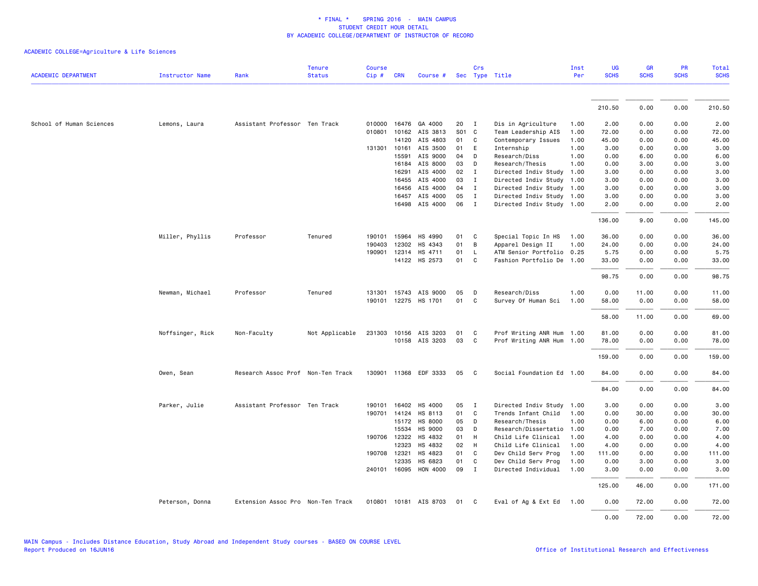* FINAL * SPRING 2016 - MAIN CAMPUS
STUDENT CREDIT HOUR DETAIL
BY ACADEMIC COLLEGE/DEPARTMENT OF INSTRUCTOR OF RECORD

ACADEMIC COLLEGE=Agriculture & Life Sciences

| ACADEMIC DEPARTMENT | Instructor Name | Rank | Tenure Status | Course Cip # | CRN | Course # | Sec | Crs Type | Title | Inst Per | UG SCHS | GR SCHS | PR SCHS | Total SCHS |
|---|---|---|---|---|---|---|---|---|---|---|---|---|---|---|
| | | | | | | | | | | | 210.50 | 0.00 | 0.00 | 210.50 |
| School of Human Sciences | Lemons, Laura | Assistant Professor | Ten Track | 010000 | 16476 | GA 4000 | 20 | I | Dis in Agriculture | 1.00 | 2.00 | 0.00 | 0.00 | 2.00 |
| | | | | 010801 | 10162 | AIS 3813 | S01 | C | Team Leadership AIS | 1.00 | 72.00 | 0.00 | 0.00 | 72.00 |
| | | | | | 14120 | AIS 4803 | 01 | C | Contemporary Issues | 1.00 | 45.00 | 0.00 | 0.00 | 45.00 |
| | | | | 131301 | 10161 | AIS 3500 | 01 | E | Internship | 1.00 | 3.00 | 0.00 | 0.00 | 3.00 |
| | | | | | 15591 | AIS 9000 | 04 | D | Research/Diss | 1.00 | 0.00 | 6.00 | 0.00 | 6.00 |
| | | | | | 16184 | AIS 8000 | 03 | D | Research/Thesis | 1.00 | 0.00 | 3.00 | 0.00 | 3.00 |
| | | | | | 16291 | AIS 4000 | 02 | I | Directed Indiv Study | 1.00 | 3.00 | 0.00 | 0.00 | 3.00 |
| | | | | | 16455 | AIS 4000 | 03 | I | Directed Indiv Study | 1.00 | 3.00 | 0.00 | 0.00 | 3.00 |
| | | | | | 16456 | AIS 4000 | 04 | I | Directed Indiv Study | 1.00 | 3.00 | 0.00 | 0.00 | 3.00 |
| | | | | | 16457 | AIS 4000 | 05 | I | Directed Indiv Study | 1.00 | 3.00 | 0.00 | 0.00 | 3.00 |
| | | | | | 16498 | AIS 4000 | 06 | I | Directed Indiv Study | 1.00 | 2.00 | 0.00 | 0.00 | 2.00 |
| | | | | | | | | | | | 136.00 | 9.00 | 0.00 | 145.00 |
| | Miller, Phyllis | Professor | Tenured | 190101 | 15964 | HS 4990 | 01 | C | Special Topic In HS | 1.00 | 36.00 | 0.00 | 0.00 | 36.00 |
| | | | | 190403 | 12302 | HS 4343 | 01 | B | Apparel Design II | 1.00 | 24.00 | 0.00 | 0.00 | 24.00 |
| | | | | 190901 | 12314 | HS 4711 | 01 | L | ATM Senior Portfolio | 0.25 | 5.75 | 0.00 | 0.00 | 5.75 |
| | | | | | 14122 | HS 2573 | 01 | C | Fashion Portfolio De | 1.00 | 33.00 | 0.00 | 0.00 | 33.00 |
| | | | | | | | | | | | 98.75 | 0.00 | 0.00 | 98.75 |
| | Newman, Michael | Professor | Tenured | 131301 | 15743 | AIS 9000 | 05 | D | Research/Diss | 1.00 | 0.00 | 11.00 | 0.00 | 11.00 |
| | | | | 190101 | 12275 | HS 1701 | 01 | C | Survey Of Human Sci | 1.00 | 58.00 | 0.00 | 0.00 | 58.00 |
| | | | | | | | | | | | 58.00 | 11.00 | 0.00 | 69.00 |
| | Noffsinger, Rick | Non-Faculty | Not Applicable | 231303 | 10156 | AIS 3203 | 01 | C | Prof Writing ANR Hum | 1.00 | 81.00 | 0.00 | 0.00 | 81.00 |
| | | | | | 10158 | AIS 3203 | 03 | C | Prof Writing ANR Hum | 1.00 | 78.00 | 0.00 | 0.00 | 78.00 |
| | | | | | | | | | | | 159.00 | 0.00 | 0.00 | 159.00 |
| | Owen, Sean | Research Assoc Prof | Non-Ten Track | 130901 | 11368 | EDF 3333 | 05 | C | Social Foundation Ed | 1.00 | 84.00 | 0.00 | 0.00 | 84.00 |
| | | | | | | | | | | | 84.00 | 0.00 | 0.00 | 84.00 |
| | Parker, Julie | Assistant Professor | Ten Track | 190101 | 16402 | HS 4000 | 05 | I | Directed Indiv Study | 1.00 | 3.00 | 0.00 | 0.00 | 3.00 |
| | | | | 190701 | 14124 | HS 8113 | 01 | C | Trends Infant Child | 1.00 | 0.00 | 30.00 | 0.00 | 30.00 |
| | | | | | 15172 | HS 8000 | 05 | D | Research/Thesis | 1.00 | 0.00 | 6.00 | 0.00 | 6.00 |
| | | | | | 15534 | HS 9000 | 03 | D | Research/Dissertatio | 1.00 | 0.00 | 7.00 | 0.00 | 7.00 |
| | | | | 190706 | 12322 | HS 4832 | 01 | H | Child Life Clinical | 1.00 | 4.00 | 0.00 | 0.00 | 4.00 |
| | | | | | 12323 | HS 4832 | 02 | H | Child Life Clinical | 1.00 | 4.00 | 0.00 | 0.00 | 4.00 |
| | | | | 190708 | 12321 | HS 4823 | 01 | C | Dev Child Serv Prog | 1.00 | 111.00 | 0.00 | 0.00 | 111.00 |
| | | | | | 12335 | HS 6823 | 01 | C | Dev Child Serv Prog | 1.00 | 0.00 | 3.00 | 0.00 | 3.00 |
| | | | | 240101 | 16095 | HON 4000 | 09 | I | Directed Individual | 1.00 | 3.00 | 0.00 | 0.00 | 3.00 |
| | | | | | | | | | | | 125.00 | 46.00 | 0.00 | 171.00 |
| | Peterson, Donna | Extension Assoc Pro | Non-Ten Track | 010801 | 10181 | AIS 8703 | 01 | C | Eval of Ag & Ext Ed | 1.00 | 0.00 | 72.00 | 0.00 | 72.00 |
| | | | | | | | | | | | 0.00 | 72.00 | 0.00 | 72.00 |

MAIN Campus - Includes Distance Education, Study Abroad and Independent Study courses - BASED ON COURSE LEVEL
Report Produced on 16JUN16

Office of Institutional Research and Effectiveness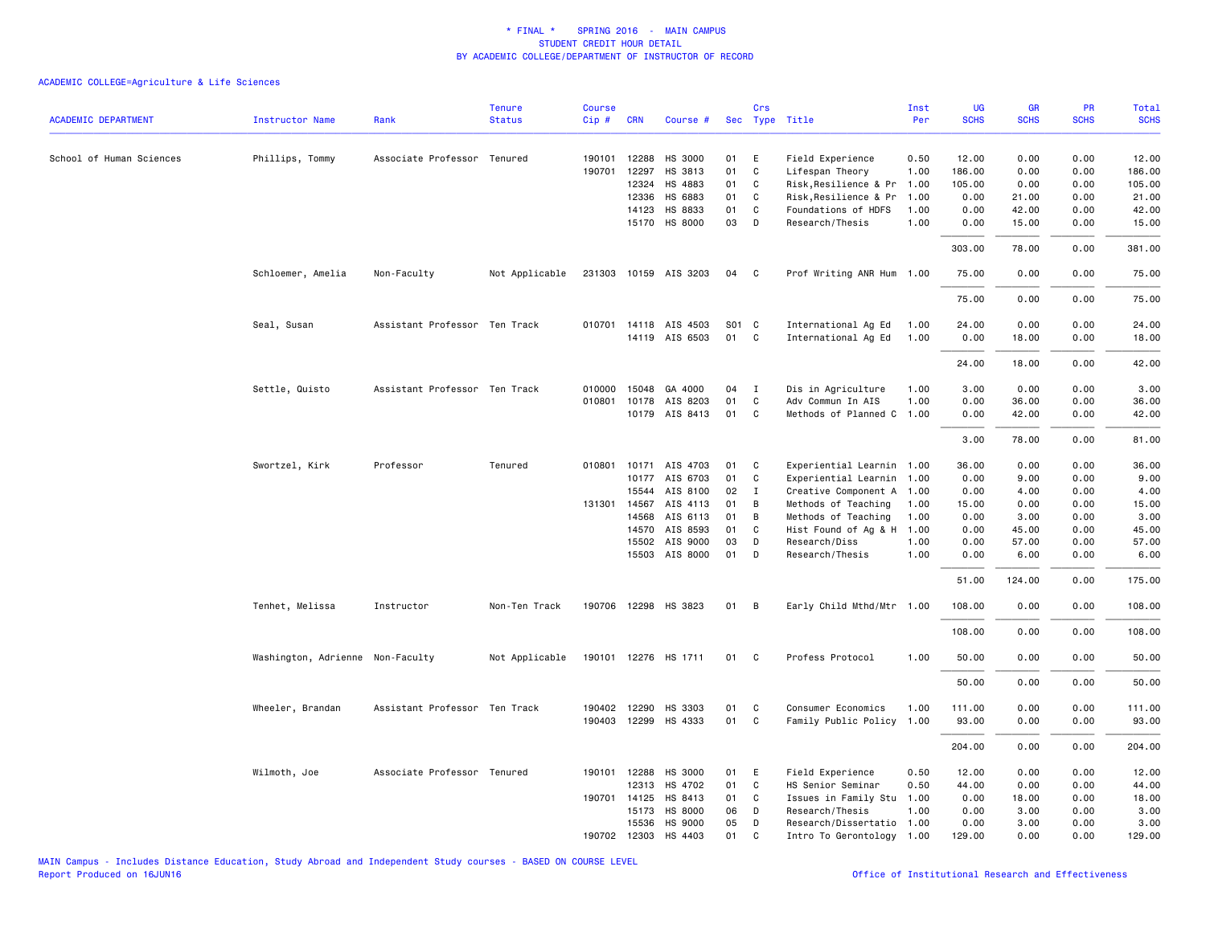\* FINAL \* SPRING 2016 - MAIN CAMPUS
STUDENT CREDIT HOUR DETAIL
BY ACADEMIC COLLEGE/DEPARTMENT OF INSTRUCTOR OF RECORD

ACADEMIC COLLEGE=Agriculture & Life Sciences

| ACADEMIC DEPARTMENT | Instructor Name | Rank | Tenure Status | Course Cip # | CRN | Course # | Sec | Crs Type | Title | Inst Per | UG SCHS | GR SCHS | PR SCHS | Total SCHS |
|---|---|---|---|---|---|---|---|---|---|---|---|---|---|---|
| School of Human Sciences | Phillips, Tommy | Associate Professor | Tenured | 190101 | 12288 | HS 3000 | 01 | E | Field Experience | 0.50 | 12.00 | 0.00 | 0.00 | 12.00 |
| | | | | 190701 | 12297 | HS 3813 | 01 | C | Lifespan Theory | 1.00 | 186.00 | 0.00 | 0.00 | 186.00 |
| | | | | | 12324 | HS 4883 | 01 | C | Risk,Resilience & Pr | 1.00 | 105.00 | 0.00 | 0.00 | 105.00 |
| | | | | | 12336 | HS 6883 | 01 | C | Risk,Resilience & Pr | 1.00 | 0.00 | 21.00 | 0.00 | 21.00 |
| | | | | | 14123 | HS 8833 | 01 | C | Foundations of HDFS | 1.00 | 0.00 | 42.00 | 0.00 | 42.00 |
| | | | | | 15170 | HS 8000 | 03 | D | Research/Thesis | 1.00 | 0.00 | 15.00 | 0.00 | 15.00 |
| | | | | | | | | | | | 303.00 | 78.00 | 0.00 | 381.00 |
| | Schloemer, Amelia | Non-Faculty | Not Applicable | 231303 | 10159 | AIS 3203 | 04 | C | Prof Writing ANR Hum | 1.00 | 75.00 | 0.00 | 0.00 | 75.00 |
| | | | | | | | | | | | 75.00 | 0.00 | 0.00 | 75.00 |
| | Seal, Susan | Assistant Professor | Ten Track | 010701 | 14118 | AIS 4503 | S01 | C | International Ag Ed | 1.00 | 24.00 | 0.00 | 0.00 | 24.00 |
| | | | | | 14119 | AIS 6503 | 01 | C | International Ag Ed | 1.00 | 0.00 | 18.00 | 0.00 | 18.00 |
| | | | | | | | | | | | 24.00 | 18.00 | 0.00 | 42.00 |
| | Settle, Quisto | Assistant Professor | Ten Track | 010000 | 15048 | GA 4000 | 04 | I | Dis in Agriculture | 1.00 | 3.00 | 0.00 | 0.00 | 3.00 |
| | | | | 010801 | 10178 | AIS 8203 | 01 | C | Adv Commun In AIS | 1.00 | 0.00 | 36.00 | 0.00 | 36.00 |
| | | | | | 10179 | AIS 8413 | 01 | C | Methods of Planned C | 1.00 | 0.00 | 42.00 | 0.00 | 42.00 |
| | | | | | | | | | | | 3.00 | 78.00 | 0.00 | 81.00 |
| | Swortzel, Kirk | Professor | Tenured | 010801 | 10171 | AIS 4703 | 01 | C | Experiential Learnin | 1.00 | 36.00 | 0.00 | 0.00 | 36.00 |
| | | | | | 10177 | AIS 6703 | 01 | C | Experiential Learnin | 1.00 | 0.00 | 9.00 | 0.00 | 9.00 |
| | | | | | 15544 | AIS 8100 | 02 | I | Creative Component A | 1.00 | 0.00 | 4.00 | 0.00 | 4.00 |
| | | | | 131301 | 14567 | AIS 4113 | 01 | B | Methods of Teaching | 1.00 | 15.00 | 0.00 | 0.00 | 15.00 |
| | | | | | 14568 | AIS 6113 | 01 | B | Methods of Teaching | 1.00 | 0.00 | 3.00 | 0.00 | 3.00 |
| | | | | | 14570 | AIS 8593 | 01 | C | Hist Found of Ag & H | 1.00 | 0.00 | 45.00 | 0.00 | 45.00 |
| | | | | | 15502 | AIS 9000 | 03 | D | Research/Diss | 1.00 | 0.00 | 57.00 | 0.00 | 57.00 |
| | | | | | 15503 | AIS 8000 | 01 | D | Research/Thesis | 1.00 | 0.00 | 6.00 | 0.00 | 6.00 |
| | | | | | | | | | | | 51.00 | 124.00 | 0.00 | 175.00 |
| | Tenhet, Melissa | Instructor | Non-Ten Track | 190706 | 12298 | HS 3823 | 01 | B | Early Child Mthd/Mtr | 1.00 | 108.00 | 0.00 | 0.00 | 108.00 |
| | | | | | | | | | | | 108.00 | 0.00 | 0.00 | 108.00 |
| | Washington, Adrienne | Non-Faculty | Not Applicable | 190101 | 12276 | HS 1711 | 01 | C | Profess Protocol | 1.00 | 50.00 | 0.00 | 0.00 | 50.00 |
| | | | | | | | | | | | 50.00 | 0.00 | 0.00 | 50.00 |
| | Wheeler, Brandan | Assistant Professor | Ten Track | 190402 | 12290 | HS 3303 | 01 | C | Consumer Economics | 1.00 | 111.00 | 0.00 | 0.00 | 111.00 |
| | | | | 190403 | 12299 | HS 4333 | 01 | C | Family Public Policy | 1.00 | 93.00 | 0.00 | 0.00 | 93.00 |
| | | | | | | | | | | | 204.00 | 0.00 | 0.00 | 204.00 |
| | Wilmoth, Joe | Associate Professor | Tenured | 190101 | 12288 | HS 3000 | 01 | E | Field Experience | 0.50 | 12.00 | 0.00 | 0.00 | 12.00 |
| | | | | | 12313 | HS 4702 | 01 | C | HS Senior Seminar | 0.50 | 44.00 | 0.00 | 0.00 | 44.00 |
| | | | | 190701 | 14125 | HS 8413 | 01 | C | Issues in Family Stu | 1.00 | 0.00 | 18.00 | 0.00 | 18.00 |
| | | | | | 15173 | HS 8000 | 06 | D | Research/Thesis | 1.00 | 0.00 | 3.00 | 0.00 | 3.00 |
| | | | | | 15536 | HS 9000 | 05 | D | Research/Dissertatio | 1.00 | 0.00 | 3.00 | 0.00 | 3.00 |
| | | | | 190702 | 12303 | HS 4403 | 01 | C | Intro To Gerontology | 1.00 | 129.00 | 0.00 | 0.00 | 129.00 |

MAIN Campus - Includes Distance Education, Study Abroad and Independent Study courses - BASED ON COURSE LEVEL
Report Produced on 16JUN16

Office of Institutional Research and Effectiveness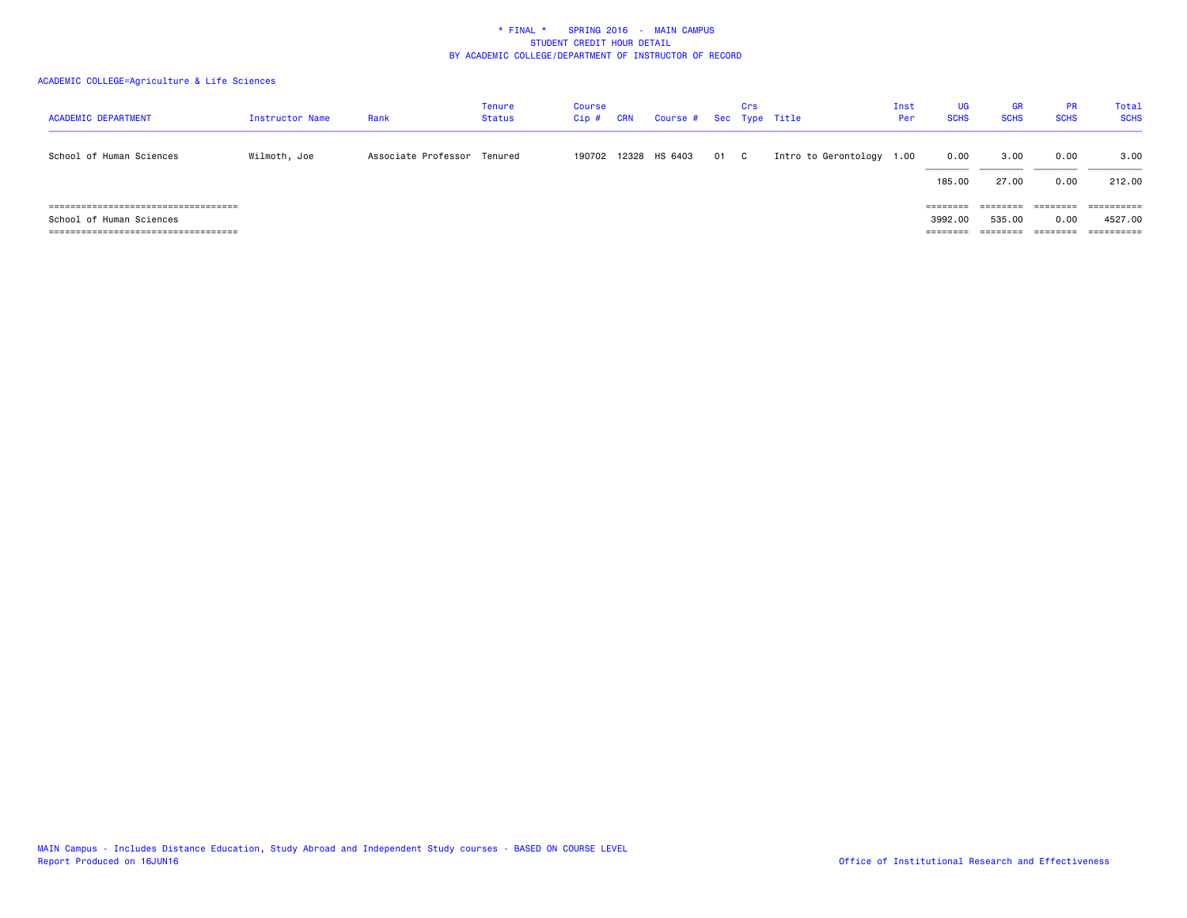* FINAL * SPRING 2016 - MAIN CAMPUS
STUDENT CREDIT HOUR DETAIL
BY ACADEMIC COLLEGE/DEPARTMENT OF INSTRUCTOR OF RECORD

ACADEMIC COLLEGE=Agriculture & Life Sciences

| ACADEMIC DEPARTMENT | Instructor Name | Rank | Tenure Status | Course Cip # | CRN | Course # | Sec | Crs Type | Title | Inst Per | UG SCHS | GR SCHS | PR SCHS | Total SCHS |
|---|---|---|---|---|---|---|---|---|---|---|---|---|---|---|
| School of Human Sciences | Wilmoth, Joe | Associate Professor | Tenured | 190702 | 12328 | HS 6403 | 01 | C | Intro to Gerontology | 1.00 | 0.00 | 3.00 | 0.00 | 3.00 |
| | | | | | | | | | | | 185.00 | 27.00 | 0.00 | 212.00 |
| School of Human Sciences | | | | | | | | | | | 3992.00 | 535.00 | 0.00 | 4527.00 |

MAIN Campus - Includes Distance Education, Study Abroad and Independent Study courses - BASED ON COURSE LEVEL
Report Produced on 16JUN16

Office of Institutional Research and Effectiveness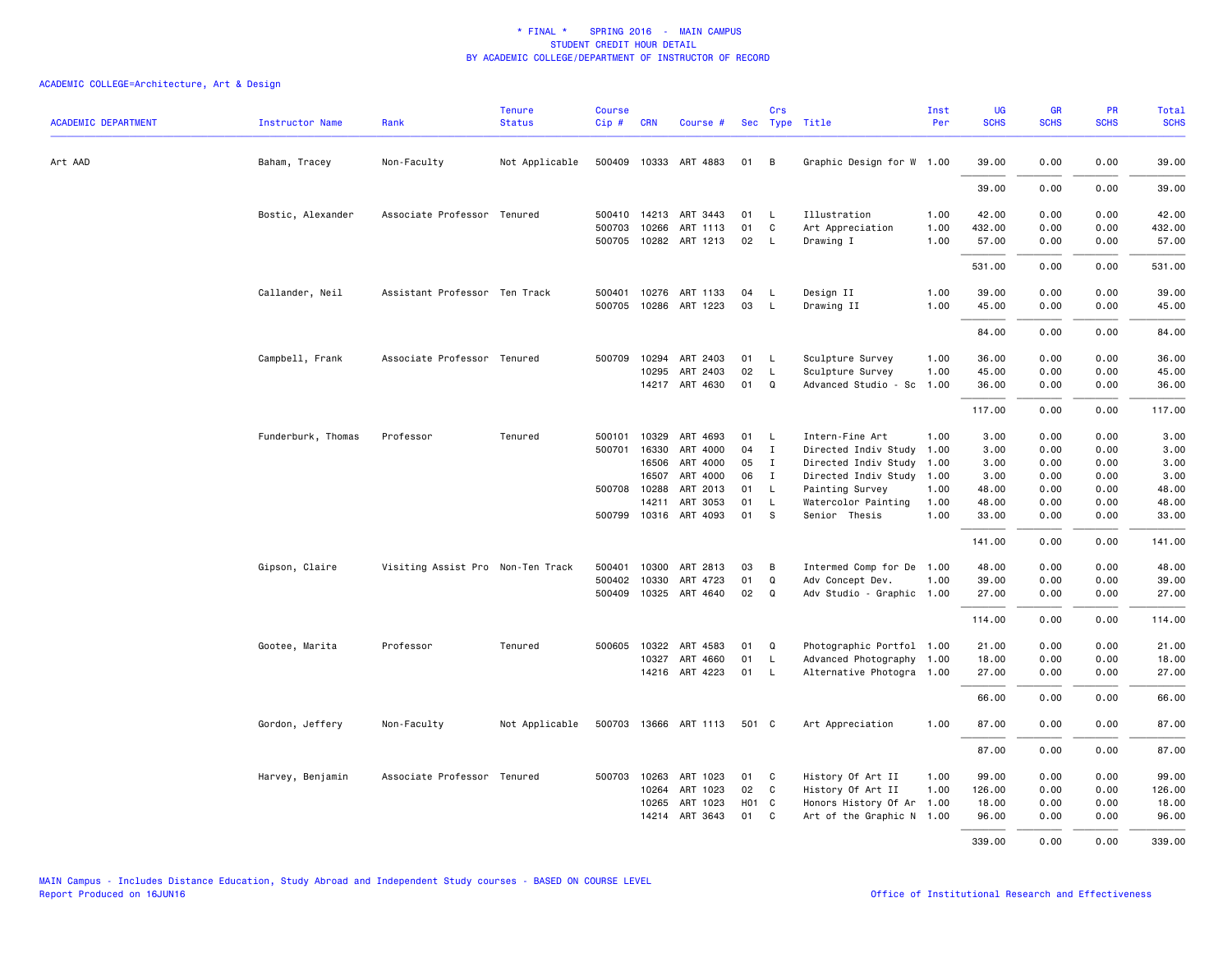\* FINAL \* SPRING 2016 - MAIN CAMPUS
STUDENT CREDIT HOUR DETAIL
BY ACADEMIC COLLEGE/DEPARTMENT OF INSTRUCTOR OF RECORD

ACADEMIC COLLEGE=Architecture, Art & Design

| ACADEMIC DEPARTMENT | Instructor Name | Rank | Tenure Status | Course Cip # | CRN | Course # | Sec | Crs Type | Title | Inst Per | UG SCHS | GR SCHS | PR SCHS | Total SCHS |
|---|---|---|---|---|---|---|---|---|---|---|---|---|---|---|
| Art AAD | Baham, Tracey | Non-Faculty | Not Applicable | 500409 | 10333 | ART 4883 | 01 | B | Graphic Design for W | 1.00 | 39.00 | 0.00 | 0.00 | 39.00 |
| | | | | | | | | | | | 39.00 | 0.00 | 0.00 | 39.00 |
| | Bostic, Alexander | Associate Professor | Tenured | 500410 | 14213 | ART 3443 | 01 | L | Illustration | 1.00 | 42.00 | 0.00 | 0.00 | 42.00 |
| | | | | 500703 | 10266 | ART 1113 | 01 | C | Art Appreciation | 1.00 | 432.00 | 0.00 | 0.00 | 432.00 |
| | | | | 500705 | 10282 | ART 1213 | 02 | L | Drawing I | 1.00 | 57.00 | 0.00 | 0.00 | 57.00 |
| | | | | | | | | | | | 531.00 | 0.00 | 0.00 | 531.00 |
| | Callander, Neil | Assistant Professor | Ten Track | 500401 | 10276 | ART 1133 | 04 | L | Design II | 1.00 | 39.00 | 0.00 | 0.00 | 39.00 |
| | | | | 500705 | 10286 | ART 1223 | 03 | L | Drawing II | 1.00 | 45.00 | 0.00 | 0.00 | 45.00 |
| | | | | | | | | | | | 84.00 | 0.00 | 0.00 | 84.00 |
| | Campbell, Frank | Associate Professor | Tenured | 500709 | 10294 | ART 2403 | 01 | L | Sculpture Survey | 1.00 | 36.00 | 0.00 | 0.00 | 36.00 |
| | | | | | 10295 | ART 2403 | 02 | L | Sculpture Survey | 1.00 | 45.00 | 0.00 | 0.00 | 45.00 |
| | | | | | 14217 | ART 4630 | 01 | Q | Advanced Studio - Sc | 1.00 | 36.00 | 0.00 | 0.00 | 36.00 |
| | | | | | | | | | | | 117.00 | 0.00 | 0.00 | 117.00 |
| | Funderburk, Thomas | Professor | Tenured | 500101 | 10329 | ART 4693 | 01 | L | Intern-Fine Art | 1.00 | 3.00 | 0.00 | 0.00 | 3.00 |
| | | | | 500701 | 16330 | ART 4000 | 04 | I | Directed Indiv Study | 1.00 | 3.00 | 0.00 | 0.00 | 3.00 |
| | | | | | 16506 | ART 4000 | 05 | I | Directed Indiv Study | 1.00 | 3.00 | 0.00 | 0.00 | 3.00 |
| | | | | | 16507 | ART 4000 | 06 | I | Directed Indiv Study | 1.00 | 3.00 | 0.00 | 0.00 | 3.00 |
| | | | | 500708 | 10288 | ART 2013 | 01 | L | Painting Survey | 1.00 | 48.00 | 0.00 | 0.00 | 48.00 |
| | | | | | 14211 | ART 3053 | 01 | L | Watercolor Painting | 1.00 | 48.00 | 0.00 | 0.00 | 48.00 |
| | | | | 500799 | 10316 | ART 4093 | 01 | S | Senior Thesis | 1.00 | 33.00 | 0.00 | 0.00 | 33.00 |
| | | | | | | | | | | | 141.00 | 0.00 | 0.00 | 141.00 |
| | Gipson, Claire | Visiting Assist Pro | Non-Ten Track | 500401 | 10300 | ART 2813 | 03 | B | Intermed Comp for De | 1.00 | 48.00 | 0.00 | 0.00 | 48.00 |
| | | | | 500402 | 10330 | ART 4723 | 01 | Q | Adv Concept Dev. | 1.00 | 39.00 | 0.00 | 0.00 | 39.00 |
| | | | | 500409 | 10325 | ART 4640 | 02 | Q | Adv Studio - Graphic | 1.00 | 27.00 | 0.00 | 0.00 | 27.00 |
| | | | | | | | | | | | 114.00 | 0.00 | 0.00 | 114.00 |
| | Gootee, Marita | Professor | Tenured | 500605 | 10322 | ART 4583 | 01 | Q | Photographic Portfol | 1.00 | 21.00 | 0.00 | 0.00 | 21.00 |
| | | | | | 10327 | ART 4660 | 01 | L | Advanced Photography | 1.00 | 18.00 | 0.00 | 0.00 | 18.00 |
| | | | | | 14216 | ART 4223 | 01 | L | Alternative Photogra | 1.00 | 27.00 | 0.00 | 0.00 | 27.00 |
| | | | | | | | | | | | 66.00 | 0.00 | 0.00 | 66.00 |
| | Gordon, Jeffery | Non-Faculty | Not Applicable | 500703 | 13666 | ART 1113 | 501 | C | Art Appreciation | 1.00 | 87.00 | 0.00 | 0.00 | 87.00 |
| | | | | | | | | | | | 87.00 | 0.00 | 0.00 | 87.00 |
| | Harvey, Benjamin | Associate Professor | Tenured | 500703 | 10263 | ART 1023 | 01 | C | History Of Art II | 1.00 | 99.00 | 0.00 | 0.00 | 99.00 |
| | | | | | 10264 | ART 1023 | 02 | C | History Of Art II | 1.00 | 126.00 | 0.00 | 0.00 | 126.00 |
| | | | | | 10265 | ART 1023 | H01 | C | Honors History Of Ar | 1.00 | 18.00 | 0.00 | 0.00 | 18.00 |
| | | | | | 14214 | ART 3643 | 01 | C | Art of the Graphic N | 1.00 | 96.00 | 0.00 | 0.00 | 96.00 |
| | | | | | | | | | | | 339.00 | 0.00 | 0.00 | 339.00 |

MAIN Campus - Includes Distance Education, Study Abroad and Independent Study courses - BASED ON COURSE LEVEL
Report Produced on 16JUN16

Office of Institutional Research and Effectiveness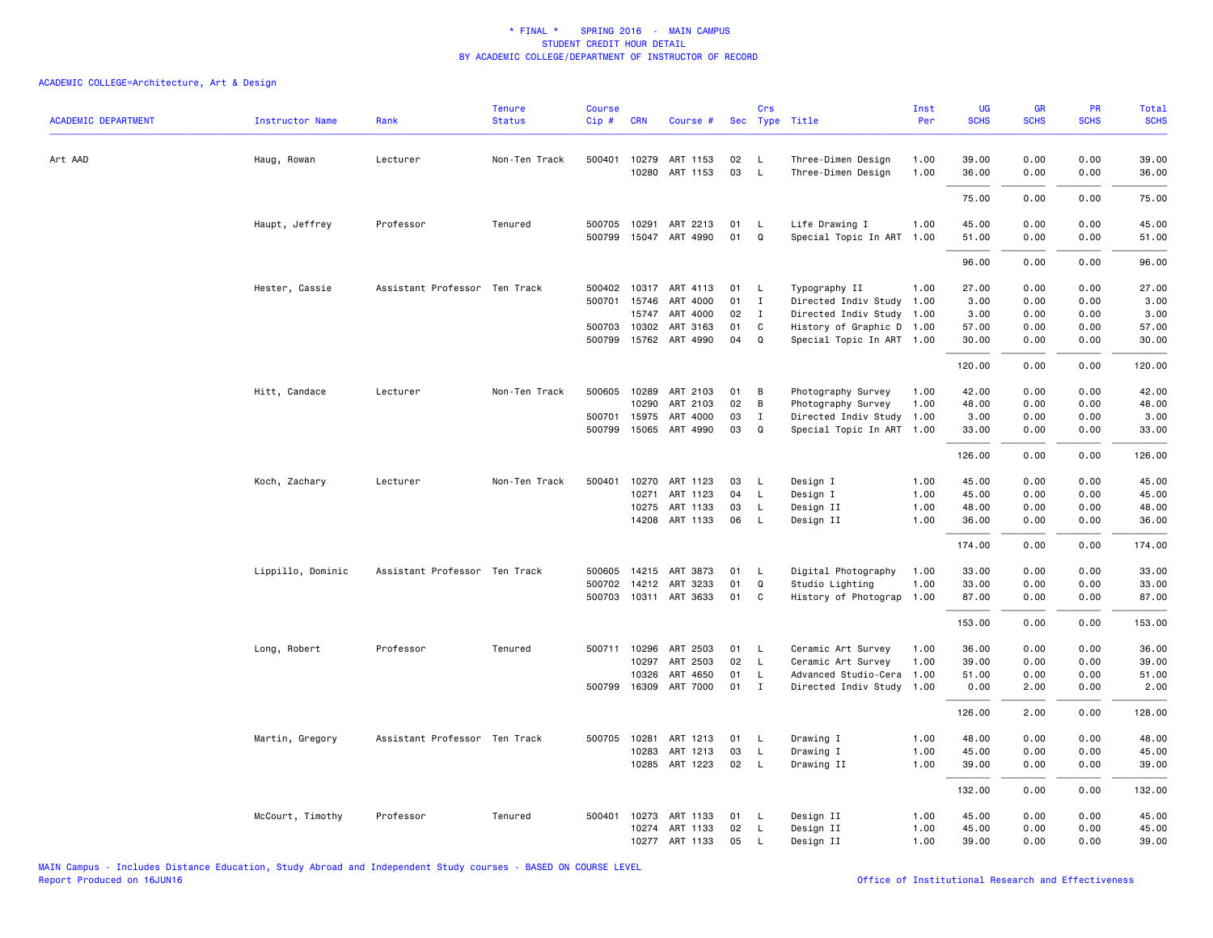* FINAL * SPRING 2016 - MAIN CAMPUS
STUDENT CREDIT HOUR DETAIL
BY ACADEMIC COLLEGE/DEPARTMENT OF INSTRUCTOR OF RECORD

ACADEMIC COLLEGE=Architecture, Art & Design

| ACADEMIC DEPARTMENT | Instructor Name | Rank | Tenure Status | Course Cip # | CRN | Course # | Sec | Crs Type | Title | Inst Per | UG SCHS | GR SCHS | PR SCHS | Total SCHS |
|---|---|---|---|---|---|---|---|---|---|---|---|---|---|---|
| Art AAD | Haug, Rowan | Lecturer | Non-Ten Track | 500401 | 10279 | ART 1153 | 02 | L | Three-Dimen Design | 1.00 | 39.00 | 0.00 | 0.00 | 39.00 |
| | | | | | 10280 | ART 1153 | 03 | L | Three-Dimen Design | 1.00 | 36.00 | 0.00 | 0.00 | 36.00 |
| | | | | | | | | | | | 75.00 | 0.00 | 0.00 | 75.00 |
| | Haupt, Jeffrey | Professor | Tenured | 500705 | 10291 | ART 2213 | 01 | L | Life Drawing I | 1.00 | 45.00 | 0.00 | 0.00 | 45.00 |
| | | | | 500799 | 15047 | ART 4990 | 01 | Q | Special Topic In ART | 1.00 | 51.00 | 0.00 | 0.00 | 51.00 |
| | | | | | | | | | | | 96.00 | 0.00 | 0.00 | 96.00 |
| | Hester, Cassie | Assistant Professor | Ten Track | 500402 | 10317 | ART 4113 | 01 | L | Typography II | 1.00 | 27.00 | 0.00 | 0.00 | 27.00 |
| | | | | 500701 | 15746 | ART 4000 | 01 | I | Directed Indiv Study | 1.00 | 3.00 | 0.00 | 0.00 | 3.00 |
| | | | | | 15747 | ART 4000 | 02 | I | Directed Indiv Study | 1.00 | 3.00 | 0.00 | 0.00 | 3.00 |
| | | | | 500703 | 10302 | ART 3163 | 01 | C | History of Graphic D | 1.00 | 57.00 | 0.00 | 0.00 | 57.00 |
| | | | | 500799 | 15762 | ART 4990 | 04 | Q | Special Topic In ART | 1.00 | 30.00 | 0.00 | 0.00 | 30.00 |
| | | | | | | | | | | | 120.00 | 0.00 | 0.00 | 120.00 |
| | Hitt, Candace | Lecturer | Non-Ten Track | 500605 | 10289 | ART 2103 | 01 | B | Photography Survey | 1.00 | 42.00 | 0.00 | 0.00 | 42.00 |
| | | | | | 10290 | ART 2103 | 02 | B | Photography Survey | 1.00 | 48.00 | 0.00 | 0.00 | 48.00 |
| | | | | 500701 | 15975 | ART 4000 | 03 | I | Directed Indiv Study | 1.00 | 3.00 | 0.00 | 0.00 | 3.00 |
| | | | | 500799 | 15065 | ART 4990 | 03 | Q | Special Topic In ART | 1.00 | 33.00 | 0.00 | 0.00 | 33.00 |
| | | | | | | | | | | | 126.00 | 0.00 | 0.00 | 126.00 |
| | Koch, Zachary | Lecturer | Non-Ten Track | 500401 | 10270 | ART 1123 | 03 | L | Design I | 1.00 | 45.00 | 0.00 | 0.00 | 45.00 |
| | | | | | 10271 | ART 1123 | 04 | L | Design I | 1.00 | 45.00 | 0.00 | 0.00 | 45.00 |
| | | | | | 10275 | ART 1133 | 03 | L | Design II | 1.00 | 48.00 | 0.00 | 0.00 | 48.00 |
| | | | | | 14208 | ART 1133 | 06 | L | Design II | 1.00 | 36.00 | 0.00 | 0.00 | 36.00 |
| | | | | | | | | | | | 174.00 | 0.00 | 0.00 | 174.00 |
| | Lippillo, Dominic | Assistant Professor | Ten Track | 500605 | 14215 | ART 3873 | 01 | L | Digital Photography | 1.00 | 33.00 | 0.00 | 0.00 | 33.00 |
| | | | | 500702 | 14212 | ART 3233 | 01 | Q | Studio Lighting | 1.00 | 33.00 | 0.00 | 0.00 | 33.00 |
| | | | | 500703 | 10311 | ART 3633 | 01 | C | History of Photograp | 1.00 | 87.00 | 0.00 | 0.00 | 87.00 |
| | | | | | | | | | | | 153.00 | 0.00 | 0.00 | 153.00 |
| | Long, Robert | Professor | Tenured | 500711 | 10296 | ART 2503 | 01 | L | Ceramic Art Survey | 1.00 | 36.00 | 0.00 | 0.00 | 36.00 |
| | | | | | 10297 | ART 2503 | 02 | L | Ceramic Art Survey | 1.00 | 39.00 | 0.00 | 0.00 | 39.00 |
| | | | | | 10326 | ART 4650 | 01 | L | Advanced Studio-Cera | 1.00 | 51.00 | 0.00 | 0.00 | 51.00 |
| | | | | 500799 | 16309 | ART 7000 | 01 | I | Directed Indiv Study | 1.00 | 0.00 | 2.00 | 0.00 | 2.00 |
| | | | | | | | | | | | 126.00 | 2.00 | 0.00 | 128.00 |
| | Martin, Gregory | Assistant Professor | Ten Track | 500705 | 10281 | ART 1213 | 01 | L | Drawing I | 1.00 | 48.00 | 0.00 | 0.00 | 48.00 |
| | | | | | 10283 | ART 1213 | 03 | L | Drawing I | 1.00 | 45.00 | 0.00 | 0.00 | 45.00 |
| | | | | | 10285 | ART 1223 | 02 | L | Drawing II | 1.00 | 39.00 | 0.00 | 0.00 | 39.00 |
| | | | | | | | | | | | 132.00 | 0.00 | 0.00 | 132.00 |
| | McCourt, Timothy | Professor | Tenured | 500401 | 10273 | ART 1133 | 01 | L | Design II | 1.00 | 45.00 | 0.00 | 0.00 | 45.00 |
| | | | | | 10274 | ART 1133 | 02 | L | Design II | 1.00 | 45.00 | 0.00 | 0.00 | 45.00 |
| | | | | | 10277 | ART 1133 | 05 | L | Design II | 1.00 | 39.00 | 0.00 | 0.00 | 39.00 |

MAIN Campus - Includes Distance Education, Study Abroad and Independent Study courses - BASED ON COURSE LEVEL
Report Produced on 16JUN16

Office of Institutional Research and Effectiveness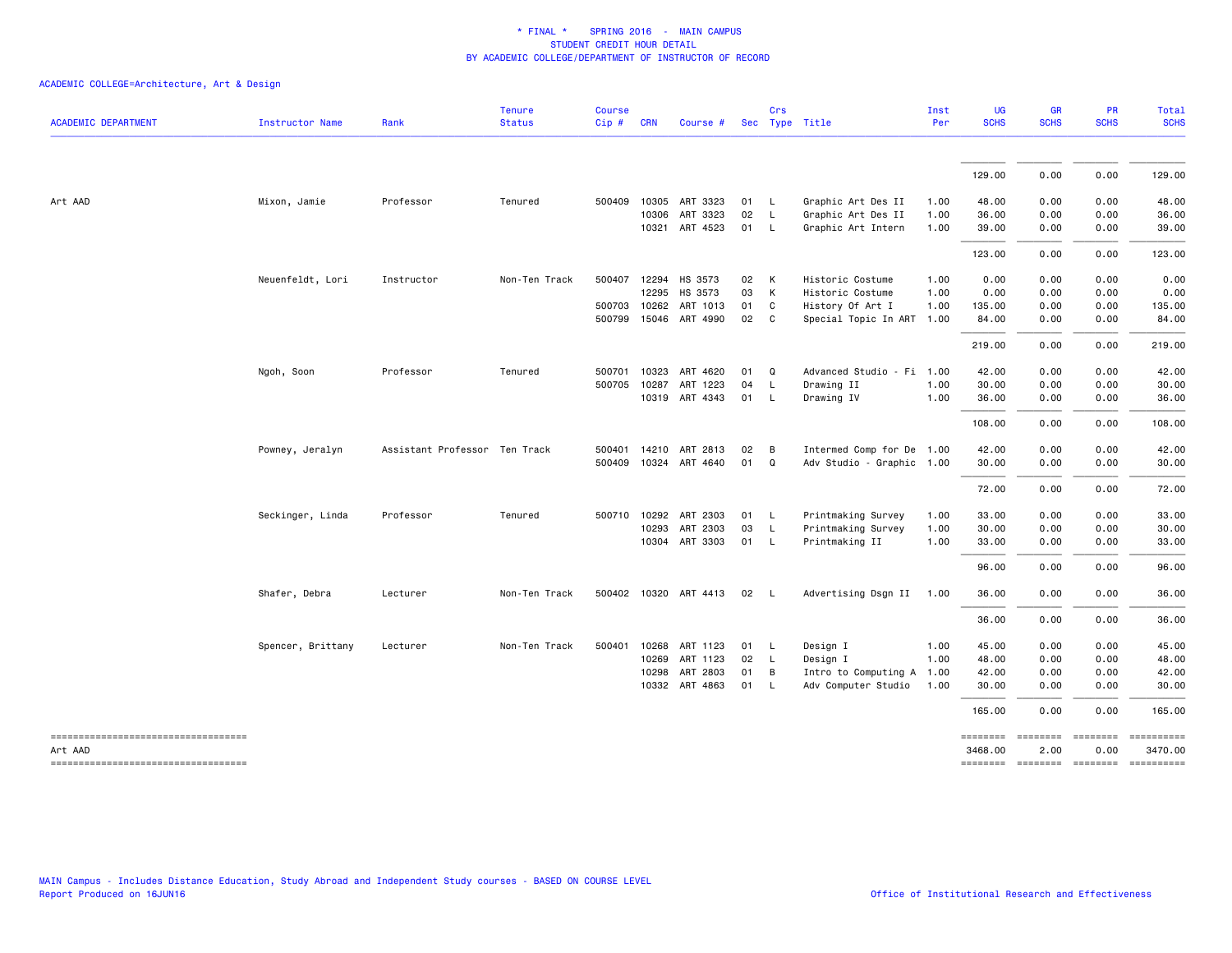\* FINAL \* SPRING 2016 - MAIN CAMPUS
STUDENT CREDIT HOUR DETAIL
BY ACADEMIC COLLEGE/DEPARTMENT OF INSTRUCTOR OF RECORD

ACADEMIC COLLEGE=Architecture, Art & Design

| ACADEMIC DEPARTMENT | Instructor Name | Rank | Tenure Status | Course Cip # | CRN | Course # | Sec | Crs Type | Title | Inst Per | UG SCHS | GR SCHS | PR SCHS | Total SCHS |
|---|---|---|---|---|---|---|---|---|---|---|---|---|---|---|
| | | | | | | | | | | | 129.00 | 0.00 | 0.00 | 129.00 |
| Art AAD | Mixon, Jamie | Professor | Tenured | 500409 | 10305 | ART 3323 | 01 | L | Graphic Art Des II | 1.00 | 48.00 | 0.00 | 0.00 | 48.00 |
| | | | | | 10306 | ART 3323 | 02 | L | Graphic Art Des II | 1.00 | 36.00 | 0.00 | 0.00 | 36.00 |
| | | | | | 10321 | ART 4523 | 01 | L | Graphic Art Intern | 1.00 | 39.00 | 0.00 | 0.00 | 39.00 |
| | | | | | | | | | | | 123.00 | 0.00 | 0.00 | 123.00 |
| | Neuenfeldt, Lori | Instructor | Non-Ten Track | 500407 | 12294 | HS 3573 | 02 | K | Historic Costume | 1.00 | 0.00 | 0.00 | 0.00 | 0.00 |
| | | | | | 12295 | HS 3573 | 03 | K | Historic Costume | 1.00 | 0.00 | 0.00 | 0.00 | 0.00 |
| | | | | 500703 | 10262 | ART 1013 | 01 | C | History Of Art I | 1.00 | 135.00 | 0.00 | 0.00 | 135.00 |
| | | | | 500799 | 15046 | ART 4990 | 02 | C | Special Topic In ART | 1.00 | 84.00 | 0.00 | 0.00 | 84.00 |
| | | | | | | | | | | | 219.00 | 0.00 | 0.00 | 219.00 |
| | Ngoh, Soon | Professor | Tenured | 500701 | 10323 | ART 4620 | 01 | Q | Advanced Studio - Fi | 1.00 | 42.00 | 0.00 | 0.00 | 42.00 |
| | | | | 500705 | 10287 | ART 1223 | 04 | L | Drawing II | 1.00 | 30.00 | 0.00 | 0.00 | 30.00 |
| | | | | | 10319 | ART 4343 | 01 | L | Drawing IV | 1.00 | 36.00 | 0.00 | 0.00 | 36.00 |
| | | | | | | | | | | | 108.00 | 0.00 | 0.00 | 108.00 |
| | Powney, Jeralyn | Assistant Professor | Ten Track | 500401 | 14210 | ART 2813 | 02 | B | Intermed Comp for De | 1.00 | 42.00 | 0.00 | 0.00 | 42.00 |
| | | | | 500409 | 10324 | ART 4640 | 01 | Q | Adv Studio - Graphic | 1.00 | 30.00 | 0.00 | 0.00 | 30.00 |
| | | | | | | | | | | | 72.00 | 0.00 | 0.00 | 72.00 |
| | Seckinger, Linda | Professor | Tenured | 500710 | 10292 | ART 2303 | 01 | L | Printmaking Survey | 1.00 | 33.00 | 0.00 | 0.00 | 33.00 |
| | | | | | 10293 | ART 2303 | 03 | L | Printmaking Survey | 1.00 | 30.00 | 0.00 | 0.00 | 30.00 |
| | | | | | 10304 | ART 3303 | 01 | L | Printmaking II | 1.00 | 33.00 | 0.00 | 0.00 | 33.00 |
| | | | | | | | | | | | 96.00 | 0.00 | 0.00 | 96.00 |
| | Shafer, Debra | Lecturer | Non-Ten Track | 500402 | 10320 | ART 4413 | 02 | L | Advertising Dsgn II | 1.00 | 36.00 | 0.00 | 0.00 | 36.00 |
| | | | | | | | | | | | 36.00 | 0.00 | 0.00 | 36.00 |
| | Spencer, Brittany | Lecturer | Non-Ten Track | 500401 | 10268 | ART 1123 | 01 | L | Design I | 1.00 | 45.00 | 0.00 | 0.00 | 45.00 |
| | | | | | 10269 | ART 1123 | 02 | L | Design I | 1.00 | 48.00 | 0.00 | 0.00 | 48.00 |
| | | | | | 10298 | ART 2803 | 01 | B | Intro to Computing A | 1.00 | 42.00 | 0.00 | 0.00 | 42.00 |
| | | | | | 10332 | ART 4863 | 01 | L | Adv Computer Studio | 1.00 | 30.00 | 0.00 | 0.00 | 30.00 |
| | | | | | | | | | | | 165.00 | 0.00 | 0.00 | 165.00 |
| Art AAD | | | | | | | | | | | 3468.00 | 2.00 | 0.00 | 3470.00 |

MAIN Campus - Includes Distance Education, Study Abroad and Independent Study courses - BASED ON COURSE LEVEL
Report Produced on 16JUN16

Office of Institutional Research and Effectiveness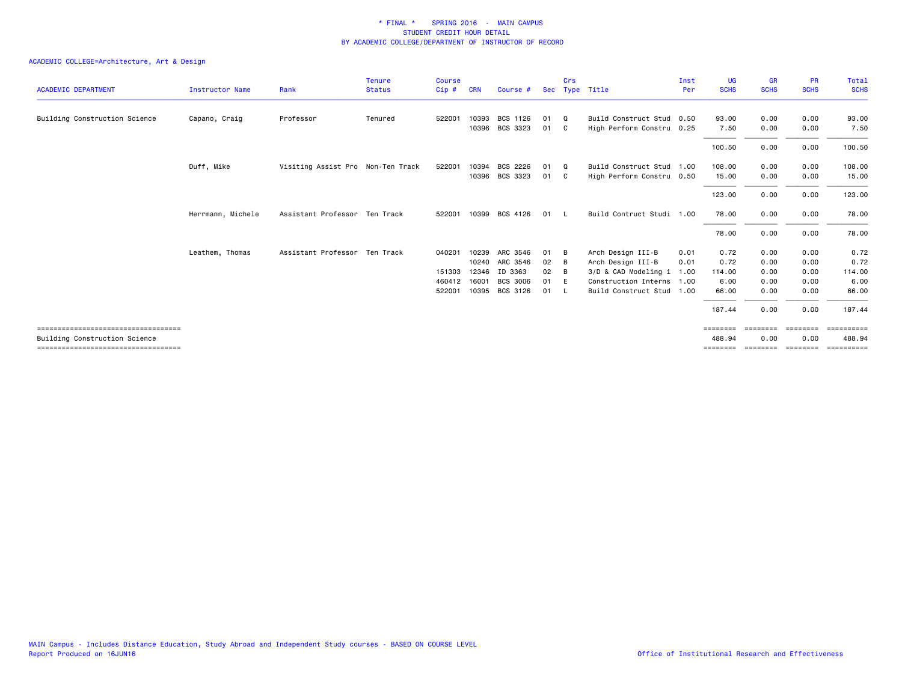# * FINAL * SPRING 2016 - MAIN CAMPUS
## STUDENT CREDIT HOUR DETAIL
## BY ACADEMIC COLLEGE/DEPARTMENT OF INSTRUCTOR OF RECORD

ACADEMIC COLLEGE=Architecture, Art & Design

| ACADEMIC DEPARTMENT | Instructor Name | Rank | Tenure Status | Course Cip # | CRN | Course # | Sec | Crs Type | Title | Inst Per | UG SCHS | GR SCHS | PR SCHS | Total SCHS |
|---|---|---|---|---|---|---|---|---|---|---|---|---|---|---|
| Building Construction Science | Capano, Craig | Professor | Tenured | 522001 | 10393 | BCS 1126 | 01 | Q | Build Construct Stud | 0.50 | 93.00 | 0.00 | 0.00 | 93.00 |
| | | | | | 10396 | BCS 3323 | 01 | C | High Perform Constru | 0.25 | 7.50 | 0.00 | 0.00 | 7.50 |
| | | | | | | | | | | | 100.50 | 0.00 | 0.00 | 100.50 |
| | Duff, Mike | Visiting Assist Pro | Non-Ten Track | 522001 | 10394 | BCS 2226 | 01 | Q | Build Construct Stud | 1.00 | 108.00 | 0.00 | 0.00 | 108.00 |
| | | | | | 10396 | BCS 3323 | 01 | C | High Perform Constru | 0.50 | 15.00 | 0.00 | 0.00 | 15.00 |
| | | | | | | | | | | | 123.00 | 0.00 | 0.00 | 123.00 |
| | Herrmann, Michele | Assistant Professor | Ten Track | 522001 | 10399 | BCS 4126 | 01 | L | Build Contruct Studi | 1.00 | 78.00 | 0.00 | 0.00 | 78.00 |
| | | | | | | | | | | | 78.00 | 0.00 | 0.00 | 78.00 |
| | Leathem, Thomas | Assistant Professor | Ten Track | 040201 | 10239 | ARC 3546 | 01 | B | Arch Design III-B | 0.01 | 0.72 | 0.00 | 0.00 | 0.72 |
| | | | | | 10240 | ARC 3546 | 02 | B | Arch Design III-B | 0.01 | 0.72 | 0.00 | 0.00 | 0.72 |
| | | | | 151303 | 12346 | ID 3363 | 02 | B | 3/D & CAD Modeling i | 1.00 | 114.00 | 0.00 | 0.00 | 114.00 |
| | | | | 460412 | 16001 | BCS 3006 | 01 | E | Construction Interns | 1.00 | 6.00 | 0.00 | 0.00 | 6.00 |
| | | | | 522001 | 10395 | BCS 3126 | 01 | L | Build Construct Stud | 1.00 | 66.00 | 0.00 | 0.00 | 66.00 |
| | | | | | | | | | | | 187.44 | 0.00 | 0.00 | 187.44 |
| Building Construction Science | | | | | | | | | | | 488.94 | 0.00 | 0.00 | 488.94 |

MAIN Campus - Includes Distance Education, Study Abroad and Independent Study courses - BASED ON COURSE LEVEL
Report Produced on 16JUN16

Office of Institutional Research and Effectiveness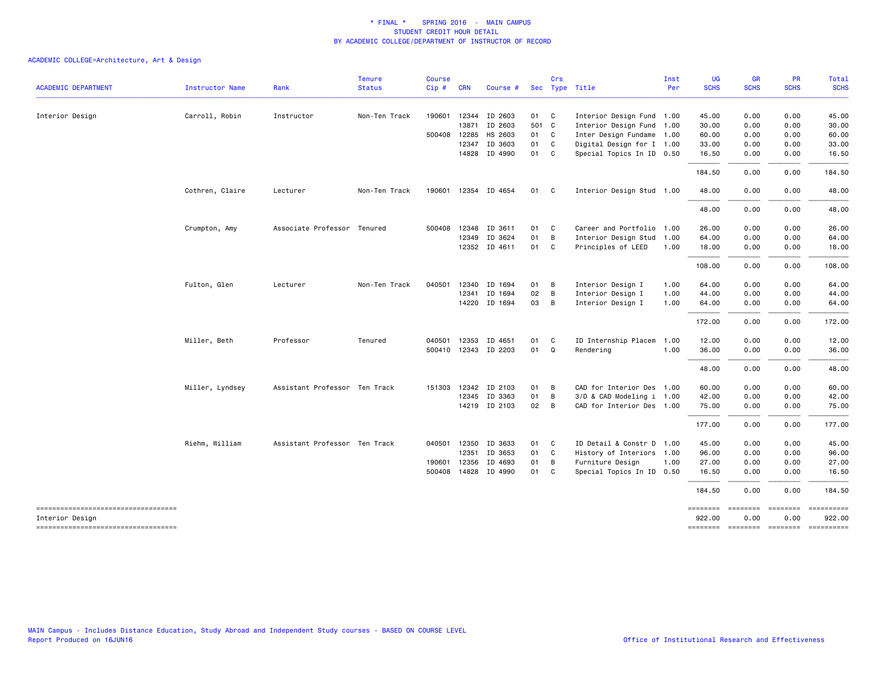\* FINAL \* SPRING 2016 - MAIN CAMPUS
STUDENT CREDIT HOUR DETAIL
BY ACADEMIC COLLEGE/DEPARTMENT OF INSTRUCTOR OF RECORD

ACADEMIC COLLEGE=Architecture, Art & Design

| ACADEMIC DEPARTMENT | Instructor Name | Rank | Tenure Status | Course Cip # | CRN | Course # | Sec | Crs Type | Title | Inst Per | UG SCHS | GR SCHS | PR SCHS | Total SCHS |
|---|---|---|---|---|---|---|---|---|---|---|---|---|---|---|
| Interior Design | Carroll, Robin | Instructor | Non-Ten Track | 190601 | 12344 | ID 2603 | 01 | C | Interior Design Fund | 1.00 | 45.00 | 0.00 | 0.00 | 45.00 |
| | | | | | 13871 | ID 2603 | 501 | C | Interior Design Fund | 1.00 | 30.00 | 0.00 | 0.00 | 30.00 |
| | | | | 500408 | 12285 | HS 2603 | 01 | C | Inter Design Fundame | 1.00 | 60.00 | 0.00 | 0.00 | 60.00 |
| | | | | | 12347 | ID 3603 | 01 | C | Digital Design for I | 1.00 | 33.00 | 0.00 | 0.00 | 33.00 |
| | | | | | 14828 | ID 4990 | 01 | C | Special Topics In ID | 0.50 | 16.50 | 0.00 | 0.00 | 16.50 |
| | | | | | | | | | | | 184.50 | 0.00 | 0.00 | 184.50 |
| | Cothren, Claire | Lecturer | Non-Ten Track | 190601 | 12354 | ID 4654 | 01 | C | Interior Design Stud | 1.00 | 48.00 | 0.00 | 0.00 | 48.00 |
| | | | | | | | | | | | 48.00 | 0.00 | 0.00 | 48.00 |
| | Crumpton, Amy | Associate Professor | Tenured | 500408 | 12348 | ID 3611 | 01 | C | Career and Portfolio | 1.00 | 26.00 | 0.00 | 0.00 | 26.00 |
| | | | | | 12349 | ID 3624 | 01 | B | Interior Design Stud | 1.00 | 64.00 | 0.00 | 0.00 | 64.00 |
| | | | | | 12352 | ID 4611 | 01 | C | Principles of LEED | 1.00 | 18.00 | 0.00 | 0.00 | 18.00 |
| | | | | | | | | | | | 108.00 | 0.00 | 0.00 | 108.00 |
| | Fulton, Glen | Lecturer | Non-Ten Track | 040501 | 12340 | ID 1694 | 01 | B | Interior Design I | 1.00 | 64.00 | 0.00 | 0.00 | 64.00 |
| | | | | | 12341 | ID 1694 | 02 | B | Interior Design I | 1.00 | 44.00 | 0.00 | 0.00 | 44.00 |
| | | | | | 14220 | ID 1694 | 03 | B | Interior Design I | 1.00 | 64.00 | 0.00 | 0.00 | 64.00 |
| | | | | | | | | | | | 172.00 | 0.00 | 0.00 | 172.00 |
| | Miller, Beth | Professor | Tenured | 040501 | 12353 | ID 4651 | 01 | C | ID Internship Placem | 1.00 | 12.00 | 0.00 | 0.00 | 12.00 |
| | | | | 500410 | 12343 | ID 2203 | 01 | Q | Rendering | 1.00 | 36.00 | 0.00 | 0.00 | 36.00 |
| | | | | | | | | | | | 48.00 | 0.00 | 0.00 | 48.00 |
| | Miller, Lyndsey | Assistant Professor | Ten Track | 151303 | 12342 | ID 2103 | 01 | B | CAD for Interior Des | 1.00 | 60.00 | 0.00 | 0.00 | 60.00 |
| | | | | | 12345 | ID 3363 | 01 | B | 3/D & CAD Modeling i | 1.00 | 42.00 | 0.00 | 0.00 | 42.00 |
| | | | | | 14219 | ID 2103 | 02 | B | CAD for Interior Des | 1.00 | 75.00 | 0.00 | 0.00 | 75.00 |
| | | | | | | | | | | | 177.00 | 0.00 | 0.00 | 177.00 |
| | Riehm, William | Assistant Professor | Ten Track | 040501 | 12350 | ID 3633 | 01 | C | ID Detail & Constr D | 1.00 | 45.00 | 0.00 | 0.00 | 45.00 |
| | | | | | 12351 | ID 3653 | 01 | C | History of Interiors | 1.00 | 96.00 | 0.00 | 0.00 | 96.00 |
| | | | | 190601 | 12356 | ID 4693 | 01 | B | Furniture Design | 1.00 | 27.00 | 0.00 | 0.00 | 27.00 |
| | | | | 500408 | 14828 | ID 4990 | 01 | C | Special Topics In ID | 0.50 | 16.50 | 0.00 | 0.00 | 16.50 |
| | | | | | | | | | | | 184.50 | 0.00 | 0.00 | 184.50 |
| Interior Design | | | | | | | | | | | 922.00 | 0.00 | 0.00 | 922.00 |

MAIN Campus - Includes Distance Education, Study Abroad and Independent Study courses - BASED ON COURSE LEVEL
Report Produced on 16JUN16

Office of Institutional Research and Effectiveness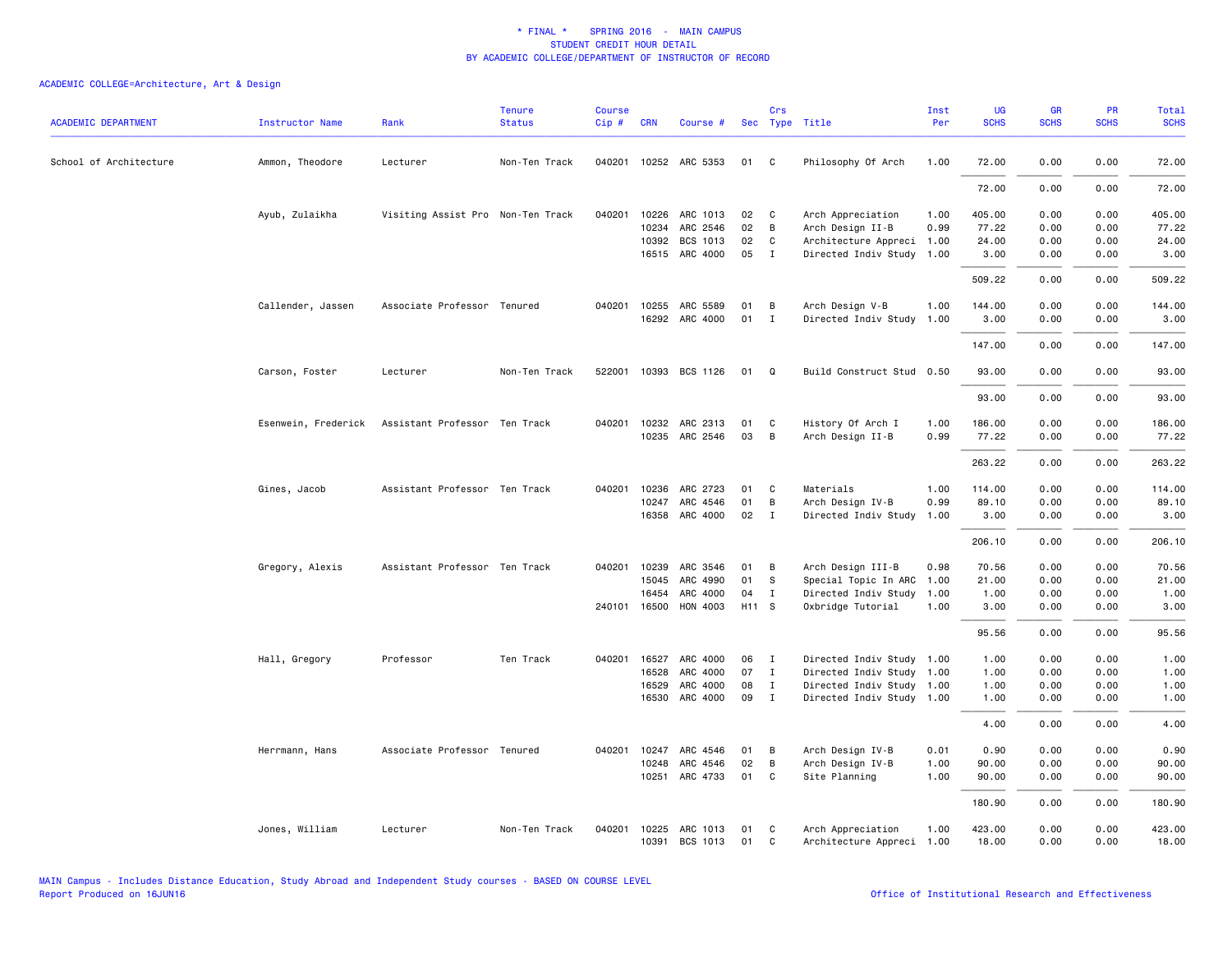\* FINAL \* SPRING 2016 - MAIN CAMPUS
STUDENT CREDIT HOUR DETAIL
BY ACADEMIC COLLEGE/DEPARTMENT OF INSTRUCTOR OF RECORD

ACADEMIC COLLEGE=Architecture, Art & Design

| ACADEMIC DEPARTMENT | Instructor Name | Rank | Tenure Status | Course Cip # | CRN | Course # | Sec | Crs Type | Title | Inst Per | UG SCHS | GR SCHS | PR SCHS | Total SCHS |
|---|---|---|---|---|---|---|---|---|---|---|---|---|---|---|
| School of Architecture | Ammon, Theodore | Lecturer | Non-Ten Track | 040201 | 10252 | ARC 5353 | 01 | C | Philosophy Of Arch | 1.00 | 72.00 | 0.00 | 0.00 | 72.00 |
| | | | | | | | | | | | 72.00 | 0.00 | 0.00 | 72.00 |
| | Ayub, Zulaikha | Visiting Assist Pro | Non-Ten Track | 040201 | 10226 | ARC 1013 | 02 | C | Arch Appreciation | 1.00 | 405.00 | 0.00 | 0.00 | 405.00 |
| | | | | | 10234 | ARC 2546 | 02 | B | Arch Design II-B | 0.99 | 77.22 | 0.00 | 0.00 | 77.22 |
| | | | | | 10392 | BCS 1013 | 02 | C | Architecture Appreci | 1.00 | 24.00 | 0.00 | 0.00 | 24.00 |
| | | | | | 16515 | ARC 4000 | 05 | I | Directed Indiv Study | 1.00 | 3.00 | 0.00 | 0.00 | 3.00 |
| | | | | | | | | | | | 509.22 | 0.00 | 0.00 | 509.22 |
| | Callender, Jassen | Associate Professor | Tenured | 040201 | 10255 | ARC 5589 | 01 | B | Arch Design V-B | 1.00 | 144.00 | 0.00 | 0.00 | 144.00 |
| | | | | | 16292 | ARC 4000 | 01 | I | Directed Indiv Study | 1.00 | 3.00 | 0.00 | 0.00 | 3.00 |
| | | | | | | | | | | | 147.00 | 0.00 | 0.00 | 147.00 |
| | Carson, Foster | Lecturer | Non-Ten Track | 522001 | 10393 | BCS 1126 | 01 | Q | Build Construct Stud | 0.50 | 93.00 | 0.00 | 0.00 | 93.00 |
| | | | | | | | | | | | 93.00 | 0.00 | 0.00 | 93.00 |
| | Esenwein, Frederick | Assistant Professor | Ten Track | 040201 | 10232 | ARC 2313 | 01 | C | History Of Arch I | 1.00 | 186.00 | 0.00 | 0.00 | 186.00 |
| | | | | | 10235 | ARC 2546 | 03 | B | Arch Design II-B | 0.99 | 77.22 | 0.00 | 0.00 | 77.22 |
| | | | | | | | | | | | 263.22 | 0.00 | 0.00 | 263.22 |
| | Gines, Jacob | Assistant Professor | Ten Track | 040201 | 10236 | ARC 2723 | 01 | C | Materials | 1.00 | 114.00 | 0.00 | 0.00 | 114.00 |
| | | | | | 10247 | ARC 4546 | 01 | B | Arch Design IV-B | 0.99 | 89.10 | 0.00 | 0.00 | 89.10 |
| | | | | | 16358 | ARC 4000 | 02 | I | Directed Indiv Study | 1.00 | 3.00 | 0.00 | 0.00 | 3.00 |
| | | | | | | | | | | | 206.10 | 0.00 | 0.00 | 206.10 |
| | Gregory, Alexis | Assistant Professor | Ten Track | 040201 | 10239 | ARC 3546 | 01 | B | Arch Design III-B | 0.98 | 70.56 | 0.00 | 0.00 | 70.56 |
| | | | | | 15045 | ARC 4990 | 01 | S | Special Topic In ARC | 1.00 | 21.00 | 0.00 | 0.00 | 21.00 |
| | | | | | 16454 | ARC 4000 | 04 | I | Directed Indiv Study | 1.00 | 1.00 | 0.00 | 0.00 | 1.00 |
| | | | | 240101 | 16500 | HON 4003 | H11 | S | Oxbridge Tutorial | 1.00 | 3.00 | 0.00 | 0.00 | 3.00 |
| | | | | | | | | | | | 95.56 | 0.00 | 0.00 | 95.56 |
| | Hall, Gregory | Professor | Ten Track | 040201 | 16527 | ARC 4000 | 06 | I | Directed Indiv Study | 1.00 | 1.00 | 0.00 | 0.00 | 1.00 |
| | | | | | 16528 | ARC 4000 | 07 | I | Directed Indiv Study | 1.00 | 1.00 | 0.00 | 0.00 | 1.00 |
| | | | | | 16529 | ARC 4000 | 08 | I | Directed Indiv Study | 1.00 | 1.00 | 0.00 | 0.00 | 1.00 |
| | | | | | 16530 | ARC 4000 | 09 | I | Directed Indiv Study | 1.00 | 1.00 | 0.00 | 0.00 | 1.00 |
| | | | | | | | | | | | 4.00 | 0.00 | 0.00 | 4.00 |
| | Herrmann, Hans | Associate Professor | Tenured | 040201 | 10247 | ARC 4546 | 01 | B | Arch Design IV-B | 0.01 | 0.90 | 0.00 | 0.00 | 0.90 |
| | | | | | 10248 | ARC 4546 | 02 | B | Arch Design IV-B | 1.00 | 90.00 | 0.00 | 0.00 | 90.00 |
| | | | | | 10251 | ARC 4733 | 01 | C | Site Planning | 1.00 | 90.00 | 0.00 | 0.00 | 90.00 |
| | | | | | | | | | | | 180.90 | 0.00 | 0.00 | 180.90 |
| | Jones, William | Lecturer | Non-Ten Track | 040201 | 10225 | ARC 1013 | 01 | C | Arch Appreciation | 1.00 | 423.00 | 0.00 | 0.00 | 423.00 |
| | | | | | 10391 | BCS 1013 | 01 | C | Architecture Appreci | 1.00 | 18.00 | 0.00 | 0.00 | 18.00 |

MAIN Campus - Includes Distance Education, Study Abroad and Independent Study courses - BASED ON COURSE LEVEL
Report Produced on 16JUN16

Office of Institutional Research and Effectiveness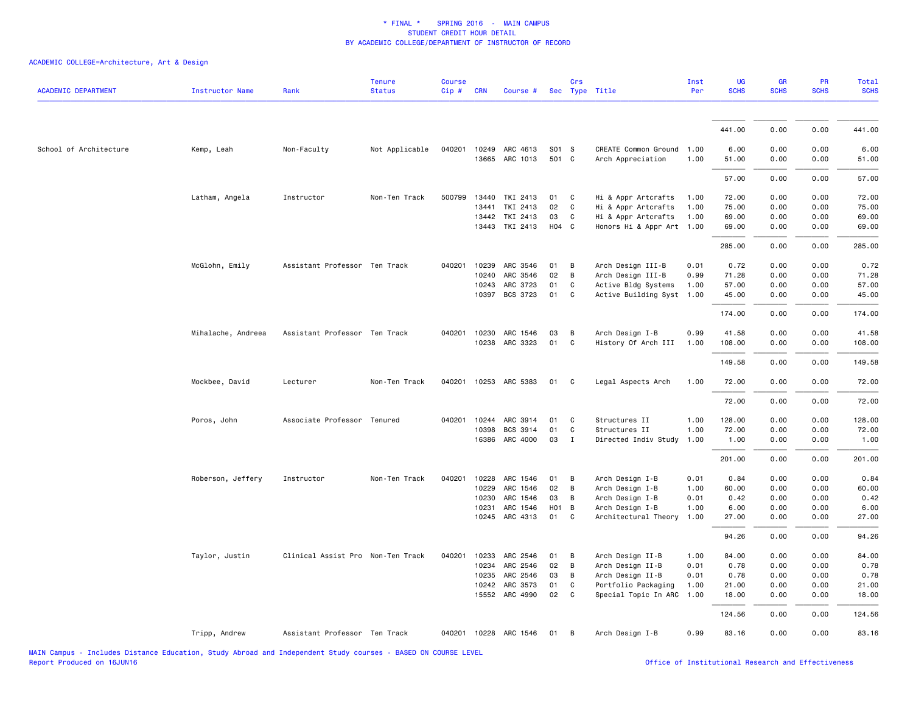\* FINAL \*   SPRING 2016 - MAIN CAMPUS
STUDENT CREDIT HOUR DETAIL
BY ACADEMIC COLLEGE/DEPARTMENT OF INSTRUCTOR OF RECORD

ACADEMIC COLLEGE=Architecture, Art & Design

| ACADEMIC DEPARTMENT | Instructor Name | Rank | Tenure Status | Course Cip # | CRN | Course # | Sec | Crs Type | Title | Inst Per | UG SCHS | GR SCHS | PR SCHS | Total SCHS |
|---|---|---|---|---|---|---|---|---|---|---|---|---|---|---|
| | | | | | | | | | | | 441.00 | 0.00 | 0.00 | 441.00 |
| School of Architecture | Kemp, Leah | Non-Faculty | Not Applicable | 040201 | 10249 | ARC 4613 | S01 | S | CREATE Common Ground | 1.00 | 6.00 | 0.00 | 0.00 | 6.00 |
| | | | | | 13665 | ARC 1013 | 501 | C | Arch Appreciation | 1.00 | 51.00 | 0.00 | 0.00 | 51.00 |
| | | | | | | | | | | | 57.00 | 0.00 | 0.00 | 57.00 |
| | Latham, Angela | Instructor | Non-Ten Track | 500799 | 13440 | TKI 2413 | 01 | C | Hi & Appr Artcrafts | 1.00 | 72.00 | 0.00 | 0.00 | 72.00 |
| | | | | | 13441 | TKI 2413 | 02 | C | Hi & Appr Artcrafts | 1.00 | 75.00 | 0.00 | 0.00 | 75.00 |
| | | | | | 13442 | TKI 2413 | 03 | C | Hi & Appr Artcrafts | 1.00 | 69.00 | 0.00 | 0.00 | 69.00 |
| | | | | | 13443 | TKI 2413 | H04 | C | Honors Hi & Appr Art | 1.00 | 69.00 | 0.00 | 0.00 | 69.00 |
| | | | | | | | | | | | 285.00 | 0.00 | 0.00 | 285.00 |
| | McGlohn, Emily | Assistant Professor | Ten Track | 040201 | 10239 | ARC 3546 | 01 | B | Arch Design III-B | 0.01 | 0.72 | 0.00 | 0.00 | 0.72 |
| | | | | | 10240 | ARC 3546 | 02 | B | Arch Design III-B | 0.99 | 71.28 | 0.00 | 0.00 | 71.28 |
| | | | | | 10243 | ARC 3723 | 01 | C | Active Bldg Systems | 1.00 | 57.00 | 0.00 | 0.00 | 57.00 |
| | | | | | 10397 | BCS 3723 | 01 | C | Active Building Syst | 1.00 | 45.00 | 0.00 | 0.00 | 45.00 |
| | | | | | | | | | | | 174.00 | 0.00 | 0.00 | 174.00 |
| | Mihalache, Andreea | Assistant Professor | Ten Track | 040201 | 10230 | ARC 1546 | 03 | B | Arch Design I-B | 0.99 | 41.58 | 0.00 | 0.00 | 41.58 |
| | | | | | 10238 | ARC 3323 | 01 | C | History Of Arch III | 1.00 | 108.00 | 0.00 | 0.00 | 108.00 |
| | | | | | | | | | | | 149.58 | 0.00 | 0.00 | 149.58 |
| | Mockbee, David | Lecturer | Non-Ten Track | 040201 | 10253 | ARC 5383 | 01 | C | Legal Aspects Arch | 1.00 | 72.00 | 0.00 | 0.00 | 72.00 |
| | | | | | | | | | | | 72.00 | 0.00 | 0.00 | 72.00 |
| | Poros, John | Associate Professor | Tenured | 040201 | 10244 | ARC 3914 | 01 | C | Structures II | 1.00 | 128.00 | 0.00 | 0.00 | 128.00 |
| | | | | | 10398 | BCS 3914 | 01 | C | Structures II | 1.00 | 72.00 | 0.00 | 0.00 | 72.00 |
| | | | | | 16386 | ARC 4000 | 03 | I | Directed Indiv Study | 1.00 | 1.00 | 0.00 | 0.00 | 1.00 |
| | | | | | | | | | | | 201.00 | 0.00 | 0.00 | 201.00 |
| | Roberson, Jeffery | Instructor | Non-Ten Track | 040201 | 10228 | ARC 1546 | 01 | B | Arch Design I-B | 0.01 | 0.84 | 0.00 | 0.00 | 0.84 |
| | | | | | 10229 | ARC 1546 | 02 | B | Arch Design I-B | 1.00 | 60.00 | 0.00 | 0.00 | 60.00 |
| | | | | | 10230 | ARC 1546 | 03 | B | Arch Design I-B | 0.01 | 0.42 | 0.00 | 0.00 | 0.42 |
| | | | | | 10231 | ARC 1546 | H01 | B | Arch Design I-B | 1.00 | 6.00 | 0.00 | 0.00 | 6.00 |
| | | | | | 10245 | ARC 4313 | 01 | C | Architectural Theory | 1.00 | 27.00 | 0.00 | 0.00 | 27.00 |
| | | | | | | | | | | | 94.26 | 0.00 | 0.00 | 94.26 |
| | Taylor, Justin | Clinical Assist Pro | Non-Ten Track | 040201 | 10233 | ARC 2546 | 01 | B | Arch Design II-B | 1.00 | 84.00 | 0.00 | 0.00 | 84.00 |
| | | | | | 10234 | ARC 2546 | 02 | B | Arch Design II-B | 0.01 | 0.78 | 0.00 | 0.00 | 0.78 |
| | | | | | 10235 | ARC 2546 | 03 | B | Arch Design II-B | 0.01 | 0.78 | 0.00 | 0.00 | 0.78 |
| | | | | | 10242 | ARC 3573 | 01 | C | Portfolio Packaging | 1.00 | 21.00 | 0.00 | 0.00 | 21.00 |
| | | | | | 15552 | ARC 4990 | 02 | C | Special Topic In ARC | 1.00 | 18.00 | 0.00 | 0.00 | 18.00 |
| | | | | | | | | | | | 124.56 | 0.00 | 0.00 | 124.56 |
| | Tripp, Andrew | Assistant Professor | Ten Track | 040201 | 10228 | ARC 1546 | 01 | B | Arch Design I-B | 0.99 | 83.16 | 0.00 | 0.00 | 83.16 |

MAIN Campus - Includes Distance Education, Study Abroad and Independent Study courses - BASED ON COURSE LEVEL
Report Produced on 16JUN16

Office of Institutional Research and Effectiveness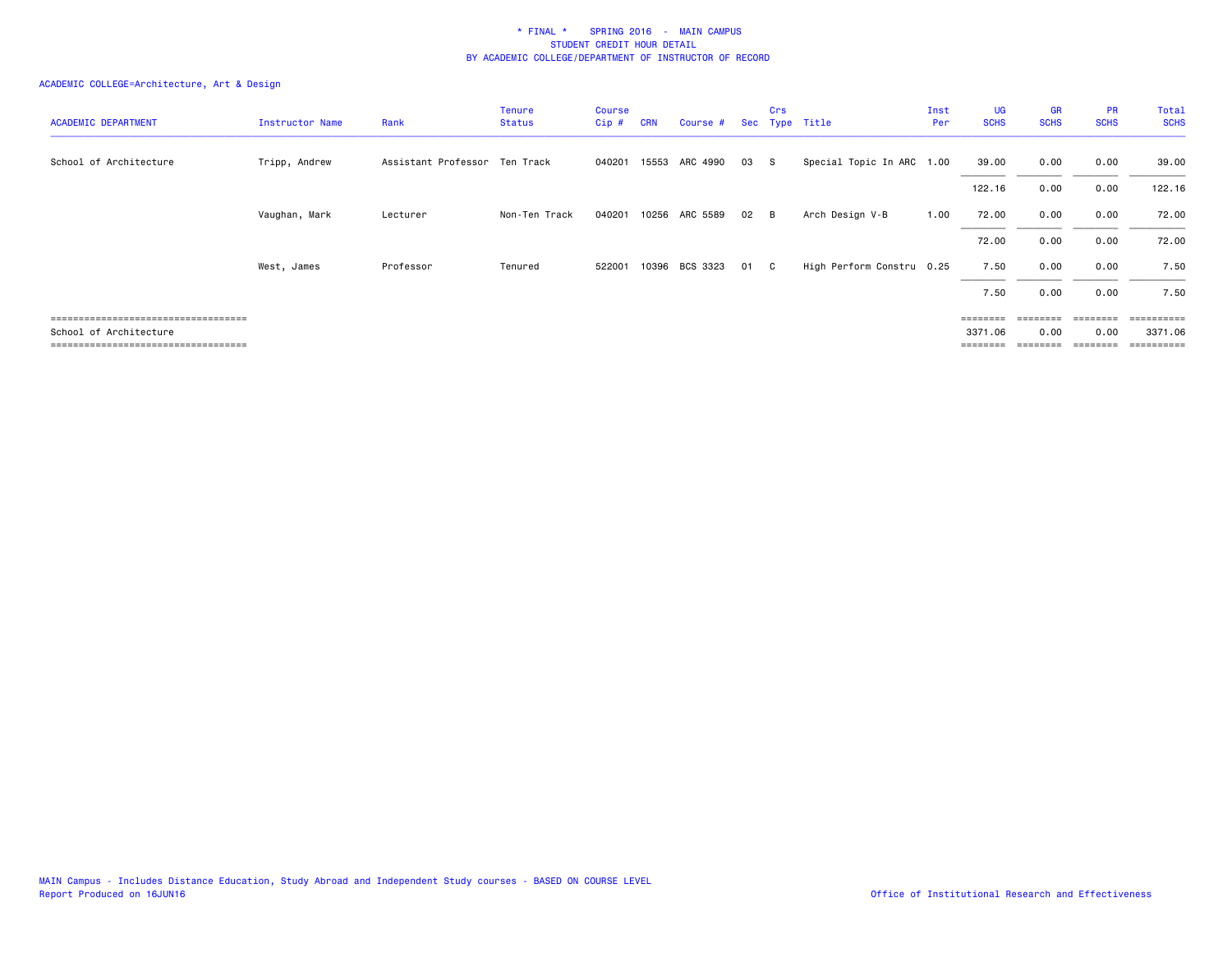\* FINAL \*    SPRING 2016  -  MAIN CAMPUS
STUDENT CREDIT HOUR DETAIL
BY ACADEMIC COLLEGE/DEPARTMENT OF INSTRUCTOR OF RECORD

ACADEMIC COLLEGE=Architecture, Art & Design

| ACADEMIC DEPARTMENT | Instructor Name | Rank | Tenure Status | Course Cip # | CRN | Course # | Sec | Crs Type | Title | Inst Per | UG SCHS | GR SCHS | PR SCHS | Total SCHS |
|---|---|---|---|---|---|---|---|---|---|---|---|---|---|---|
| School of Architecture | Tripp, Andrew | Assistant Professor | Ten Track | 040201 | 15553 | ARC 4990 | 03 | S | Special Topic In ARC | 1.00 | 39.00 | 0.00 | 0.00 | 39.00 |
| | | | | | | | | | | | 122.16 | 0.00 | 0.00 | 122.16 |
| | Vaughan, Mark | Lecturer | Non-Ten Track | 040201 | 10256 | ARC 5589 | 02 | B | Arch Design V-B | 1.00 | 72.00 | 0.00 | 0.00 | 72.00 |
| | | | | | | | | | | | 72.00 | 0.00 | 0.00 | 72.00 |
| | West, James | Professor | Tenured | 522001 | 10396 | BCS 3323 | 01 | C | High Perform Constru | 0.25 | 7.50 | 0.00 | 0.00 | 7.50 |
| | | | | | | | | | | | 7.50 | 0.00 | 0.00 | 7.50 |
| School of Architecture | | | | | | | | | | | 3371.06 | 0.00 | 0.00 | 3371.06 |

MAIN Campus - Includes Distance Education, Study Abroad and Independent Study courses - BASED ON COURSE LEVEL
Report Produced on 16JUN16

Office of Institutional Research and Effectiveness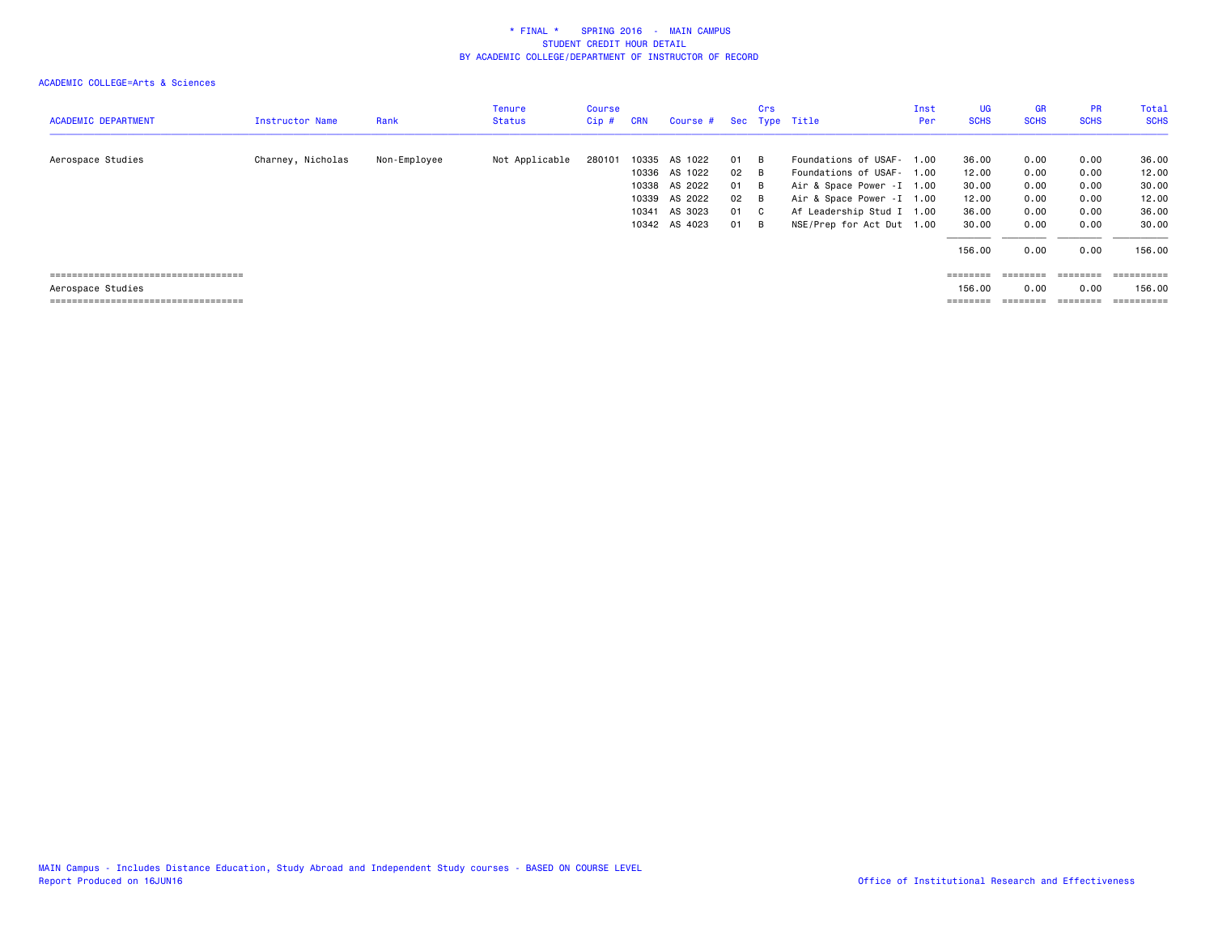# * FINAL * SPRING 2016 - MAIN CAMPUS
## STUDENT CREDIT HOUR DETAIL
## BY ACADEMIC COLLEGE/DEPARTMENT OF INSTRUCTOR OF RECORD

ACADEMIC COLLEGE=Arts & Sciences

| ACADEMIC DEPARTMENT | Instructor Name | Rank | Tenure Status | Course Cip # | CRN | Course # | Sec | Crs Type | Title | Inst Per | UG SCHS | GR SCHS | PR SCHS | Total SCHS |
|---|---|---|---|---|---|---|---|---|---|---|---|---|---|---|
| Aerospace Studies | Charney, Nicholas | Non-Employee | Not Applicable | 280101 | 10335 | AS 1022 | 01 | B | Foundations of USAF- | 1.00 | 36.00 | 0.00 | 0.00 | 36.00 |
| | | | | | 10336 | AS 1022 | 02 | B | Foundations of USAF- | 1.00 | 12.00 | 0.00 | 0.00 | 12.00 |
| | | | | | 10338 | AS 2022 | 01 | B | Air & Space Power -I | 1.00 | 30.00 | 0.00 | 0.00 | 30.00 |
| | | | | | 10339 | AS 2022 | 02 | B | Air & Space Power -I | 1.00 | 12.00 | 0.00 | 0.00 | 12.00 |
| | | | | | 10341 | AS 3023 | 01 | C | Af Leadership Stud I | 1.00 | 36.00 | 0.00 | 0.00 | 36.00 |
| | | | | | 10342 | AS 4023 | 01 | B | NSE/Prep for Act Dut | 1.00 | 30.00 | 0.00 | 0.00 | 30.00 |
| | | | | | | | | | | | 156.00 | 0.00 | 0.00 | 156.00 |
| Aerospace Studies | | | | | | | | | | | 156.00 | 0.00 | 0.00 | 156.00 |

MAIN Campus - Includes Distance Education, Study Abroad and Independent Study courses - BASED ON COURSE LEVEL
Report Produced on 16JUN16

Office of Institutional Research and Effectiveness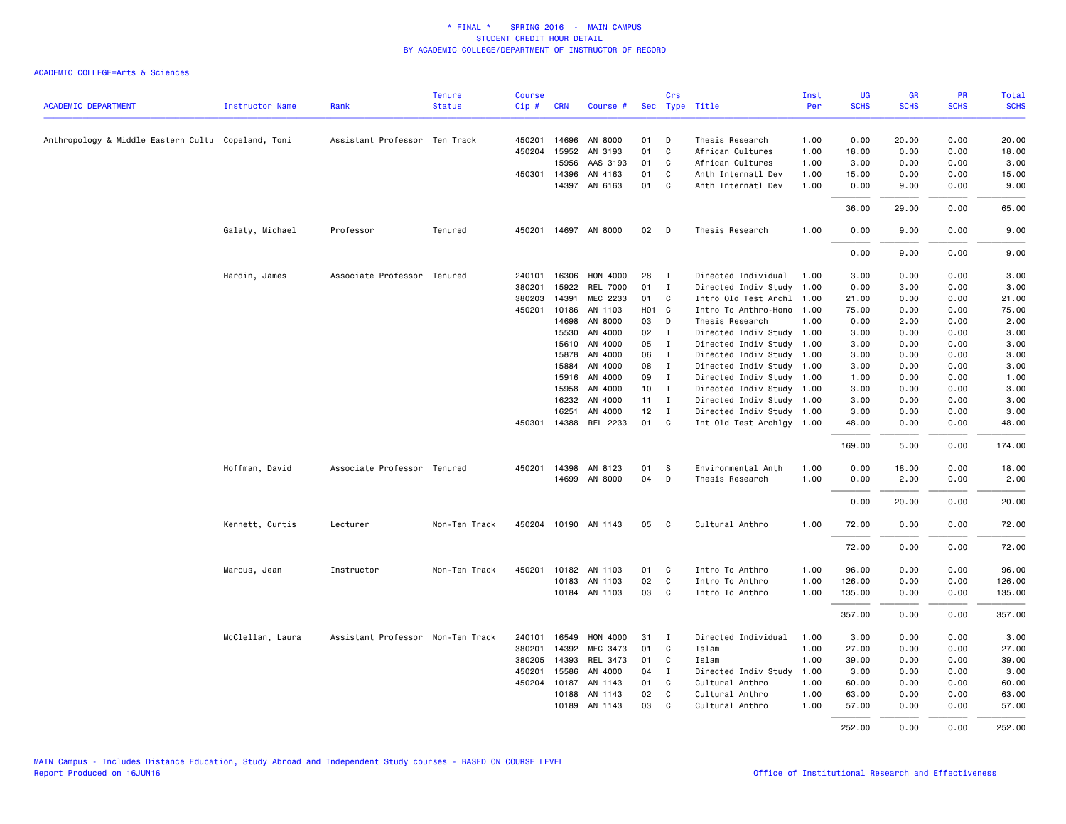# * FINAL * SPRING 2016 - MAIN CAMPUS
## STUDENT CREDIT HOUR DETAIL
## BY ACADEMIC COLLEGE/DEPARTMENT OF INSTRUCTOR OF RECORD

ACADEMIC COLLEGE=Arts & Sciences

| ACADEMIC DEPARTMENT | Instructor Name | Rank | Tenure Status | Course Cip # | CRN | Course # | Sec | Crs Type | Title | Inst Per | UG SCHS | GR SCHS | PR SCHS | Total SCHS |
|---|---|---|---|---|---|---|---|---|---|---|---|---|---|---|
| Anthropology & Middle Eastern Cultu | Copeland, Toni | Assistant Professor | Ten Track | 450201 | 14696 | AN 8000 | 01 | D | Thesis Research | 1.00 | 0.00 | 20.00 | 0.00 | 20.00 |
| | | | | 450204 | 15952 | AN 3193 | 01 | C | African Cultures | 1.00 | 18.00 | 0.00 | 0.00 | 18.00 |
| | | | | | 15956 | AAS 3193 | 01 | C | African Cultures | 1.00 | 3.00 | 0.00 | 0.00 | 3.00 |
| | | | | 450301 | 14396 | AN 4163 | 01 | C | Anth Internatl Dev | 1.00 | 15.00 | 0.00 | 0.00 | 15.00 |
| | | | | | 14397 | AN 6163 | 01 | C | Anth Internatl Dev | 1.00 | 0.00 | 9.00 | 0.00 | 9.00 |
| | | | | | | | | | | | 36.00 | 29.00 | 0.00 | 65.00 |
| | Galaty, Michael | Professor | Tenured | 450201 | 14697 | AN 8000 | 02 | D | Thesis Research | 1.00 | 0.00 | 9.00 | 0.00 | 9.00 |
| | | | | | | | | | | | 0.00 | 9.00 | 0.00 | 9.00 |
| | Hardin, James | Associate Professor | Tenured | 240101 | 16306 | HON 4000 | 28 | I | Directed Individual | 1.00 | 3.00 | 0.00 | 0.00 | 3.00 |
| | | | | 380201 | 15922 | REL 7000 | 01 | I | Directed Indiv Study | 1.00 | 0.00 | 3.00 | 0.00 | 3.00 |
| | | | | 380203 | 14391 | MEC 2233 | 01 | C | Intro Old Test Archl | 1.00 | 21.00 | 0.00 | 0.00 | 21.00 |
| | | | | 450201 | 10186 | AN 1103 | H01 | C | Intro To Anthro-Hono | 1.00 | 75.00 | 0.00 | 0.00 | 75.00 |
| | | | | | 14698 | AN 8000 | 03 | D | Thesis Research | 1.00 | 0.00 | 2.00 | 0.00 | 2.00 |
| | | | | | 15530 | AN 4000 | 02 | I | Directed Indiv Study | 1.00 | 3.00 | 0.00 | 0.00 | 3.00 |
| | | | | | 15610 | AN 4000 | 05 | I | Directed Indiv Study | 1.00 | 3.00 | 0.00 | 0.00 | 3.00 |
| | | | | | 15878 | AN 4000 | 06 | I | Directed Indiv Study | 1.00 | 3.00 | 0.00 | 0.00 | 3.00 |
| | | | | | 15884 | AN 4000 | 08 | I | Directed Indiv Study | 1.00 | 3.00 | 0.00 | 0.00 | 3.00 |
| | | | | | 15916 | AN 4000 | 09 | I | Directed Indiv Study | 1.00 | 1.00 | 0.00 | 0.00 | 1.00 |
| | | | | | 15958 | AN 4000 | 10 | I | Directed Indiv Study | 1.00 | 3.00 | 0.00 | 0.00 | 3.00 |
| | | | | | 16232 | AN 4000 | 11 | I | Directed Indiv Study | 1.00 | 3.00 | 0.00 | 0.00 | 3.00 |
| | | | | | 16251 | AN 4000 | 12 | I | Directed Indiv Study | 1.00 | 3.00 | 0.00 | 0.00 | 3.00 |
| | | | | 450301 | 14388 | REL 2233 | 01 | C | Int Old Test Archlgy | 1.00 | 48.00 | 0.00 | 0.00 | 48.00 |
| | | | | | | | | | | | 169.00 | 5.00 | 0.00 | 174.00 |
| | Hoffman, David | Associate Professor | Tenured | 450201 | 14398 | AN 8123 | 01 | S | Environmental Anth | 1.00 | 0.00 | 18.00 | 0.00 | 18.00 |
| | | | | | 14699 | AN 8000 | 04 | D | Thesis Research | 1.00 | 0.00 | 2.00 | 0.00 | 2.00 |
| | | | | | | | | | | | 0.00 | 20.00 | 0.00 | 20.00 |
| | Kennett, Curtis | Lecturer | Non-Ten Track | 450204 | 10190 | AN 1143 | 05 | C | Cultural Anthro | 1.00 | 72.00 | 0.00 | 0.00 | 72.00 |
| | | | | | | | | | | | 72.00 | 0.00 | 0.00 | 72.00 |
| | Marcus, Jean | Instructor | Non-Ten Track | 450201 | 10182 | AN 1103 | 01 | C | Intro To Anthro | 1.00 | 96.00 | 0.00 | 0.00 | 96.00 |
| | | | | | 10183 | AN 1103 | 02 | C | Intro To Anthro | 1.00 | 126.00 | 0.00 | 0.00 | 126.00 |
| | | | | | 10184 | AN 1103 | 03 | C | Intro To Anthro | 1.00 | 135.00 | 0.00 | 0.00 | 135.00 |
| | | | | | | | | | | | 357.00 | 0.00 | 0.00 | 357.00 |
| | McClellan, Laura | Assistant Professor | Non-Ten Track | 240101 | 16549 | HON 4000 | 31 | I | Directed Individual | 1.00 | 3.00 | 0.00 | 0.00 | 3.00 |
| | | | | 380201 | 14392 | MEC 3473 | 01 | C | Islam | 1.00 | 27.00 | 0.00 | 0.00 | 27.00 |
| | | | | 380205 | 14393 | REL 3473 | 01 | C | Islam | 1.00 | 39.00 | 0.00 | 0.00 | 39.00 |
| | | | | 450201 | 15586 | AN 4000 | 04 | I | Directed Indiv Study | 1.00 | 3.00 | 0.00 | 0.00 | 3.00 |
| | | | | 450204 | 10187 | AN 1143 | 01 | C | Cultural Anthro | 1.00 | 60.00 | 0.00 | 0.00 | 60.00 |
| | | | | | 10188 | AN 1143 | 02 | C | Cultural Anthro | 1.00 | 63.00 | 0.00 | 0.00 | 63.00 |
| | | | | | 10189 | AN 1143 | 03 | C | Cultural Anthro | 1.00 | 57.00 | 0.00 | 0.00 | 57.00 |
| | | | | | | | | | | | 252.00 | 0.00 | 0.00 | 252.00 |

MAIN Campus - Includes Distance Education, Study Abroad and Independent Study courses - BASED ON COURSE LEVEL
Report Produced on 16JUN16

Office of Institutional Research and Effectiveness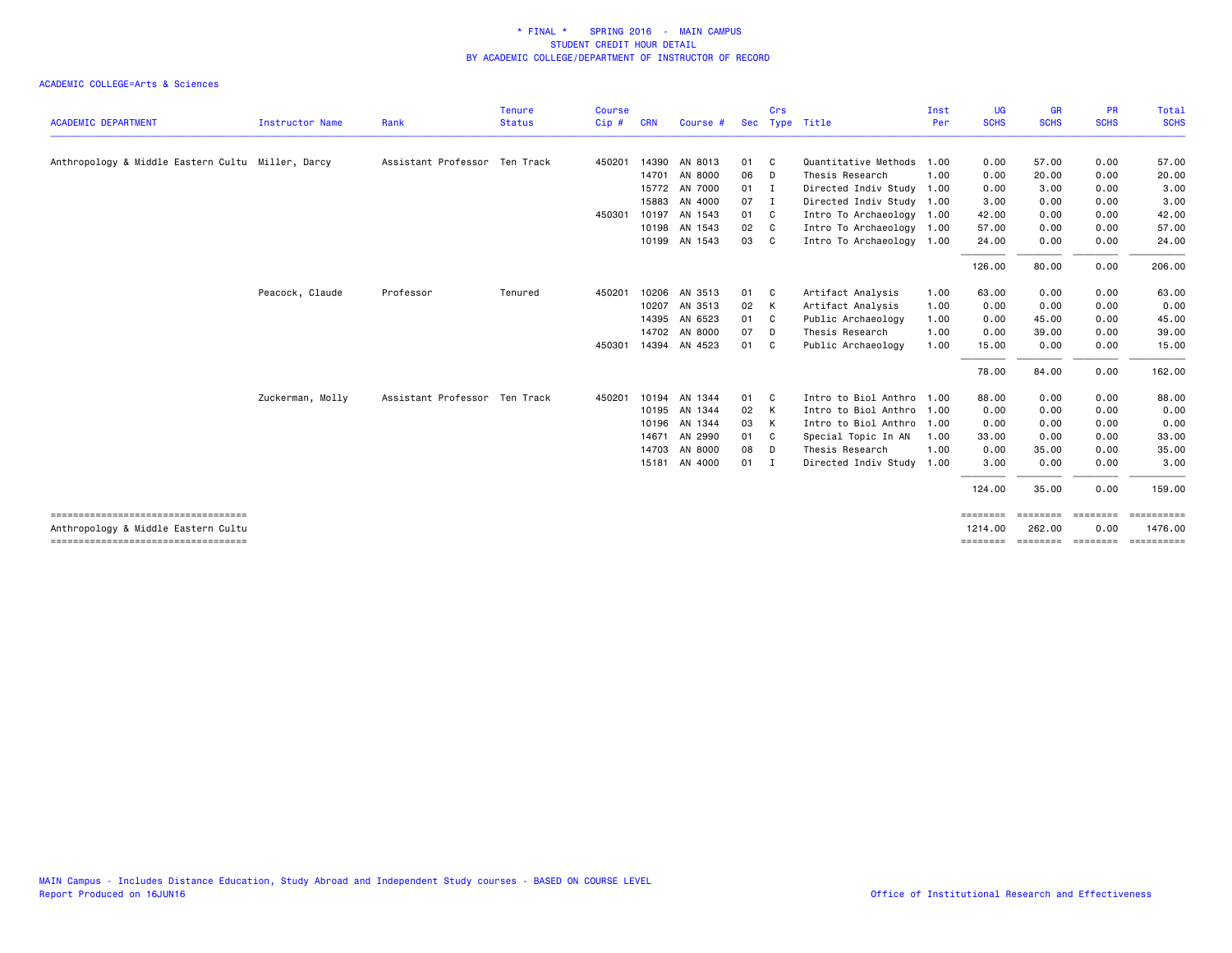\* FINAL \* SPRING 2016 - MAIN CAMPUS
STUDENT CREDIT HOUR DETAIL
BY ACADEMIC COLLEGE/DEPARTMENT OF INSTRUCTOR OF RECORD

ACADEMIC COLLEGE=Arts & Sciences

| ACADEMIC DEPARTMENT | Instructor Name | Rank | Tenure Status | Course Cip # | CRN | Course # | Sec | Crs Type | Title | Inst Per | UG SCHS | GR SCHS | PR SCHS | Total SCHS |
|---|---|---|---|---|---|---|---|---|---|---|---|---|---|---|
| Anthropology & Middle Eastern Cultu | Miller, Darcy | Assistant Professor | Ten Track | 450201 | 14390 | AN 8013 | 01 | C | Quantitative Methods | 1.00 | 0.00 | 57.00 | 0.00 | 57.00 |
| | | | | | 14701 | AN 8000 | 06 | D | Thesis Research | 1.00 | 0.00 | 20.00 | 0.00 | 20.00 |
| | | | | | 15772 | AN 7000 | 01 | I | Directed Indiv Study | 1.00 | 0.00 | 3.00 | 0.00 | 3.00 |
| | | | | | 15883 | AN 4000 | 07 | I | Directed Indiv Study | 1.00 | 3.00 | 0.00 | 0.00 | 3.00 |
| | | | | 450301 | 10197 | AN 1543 | 01 | C | Intro To Archaeology | 1.00 | 42.00 | 0.00 | 0.00 | 42.00 |
| | | | | | 10198 | AN 1543 | 02 | C | Intro To Archaeology | 1.00 | 57.00 | 0.00 | 0.00 | 57.00 |
| | | | | | 10199 | AN 1543 | 03 | C | Intro To Archaeology | 1.00 | 24.00 | 0.00 | 0.00 | 24.00 |
| | | | | | | | | | | | 126.00 | 80.00 | 0.00 | 206.00 |
| | Peacock, Claude | Professor | Tenured | 450201 | 10206 | AN 3513 | 01 | C | Artifact Analysis | 1.00 | 63.00 | 0.00 | 0.00 | 63.00 |
| | | | | | 10207 | AN 3513 | 02 | K | Artifact Analysis | 1.00 | 0.00 | 0.00 | 0.00 | 0.00 |
| | | | | | 14395 | AN 6523 | 01 | C | Public Archaeology | 1.00 | 0.00 | 45.00 | 0.00 | 45.00 |
| | | | | | 14702 | AN 8000 | 07 | D | Thesis Research | 1.00 | 0.00 | 39.00 | 0.00 | 39.00 |
| | | | | 450301 | 14394 | AN 4523 | 01 | C | Public Archaeology | 1.00 | 15.00 | 0.00 | 0.00 | 15.00 |
| | | | | | | | | | | | 78.00 | 84.00 | 0.00 | 162.00 |
| | Zuckerman, Molly | Assistant Professor | Ten Track | 450201 | 10194 | AN 1344 | 01 | C | Intro to Biol Anthro | 1.00 | 88.00 | 0.00 | 0.00 | 88.00 |
| | | | | | 10195 | AN 1344 | 02 | K | Intro to Biol Anthro | 1.00 | 0.00 | 0.00 | 0.00 | 0.00 |
| | | | | | 10196 | AN 1344 | 03 | K | Intro to Biol Anthro | 1.00 | 0.00 | 0.00 | 0.00 | 0.00 |
| | | | | | 14671 | AN 2990 | 01 | C | Special Topic In AN | 1.00 | 33.00 | 0.00 | 0.00 | 33.00 |
| | | | | | 14703 | AN 8000 | 08 | D | Thesis Research | 1.00 | 0.00 | 35.00 | 0.00 | 35.00 |
| | | | | | 15181 | AN 4000 | 01 | I | Directed Indiv Study | 1.00 | 3.00 | 0.00 | 0.00 | 3.00 |
| | | | | | | | | | | | 124.00 | 35.00 | 0.00 | 159.00 |
| Anthropology & Middle Eastern Cultu | | | | | | | | | | | 1214.00 | 262.00 | 0.00 | 1476.00 |

MAIN Campus - Includes Distance Education, Study Abroad and Independent Study courses - BASED ON COURSE LEVEL
Report Produced on 16JUN16

Office of Institutional Research and Effectiveness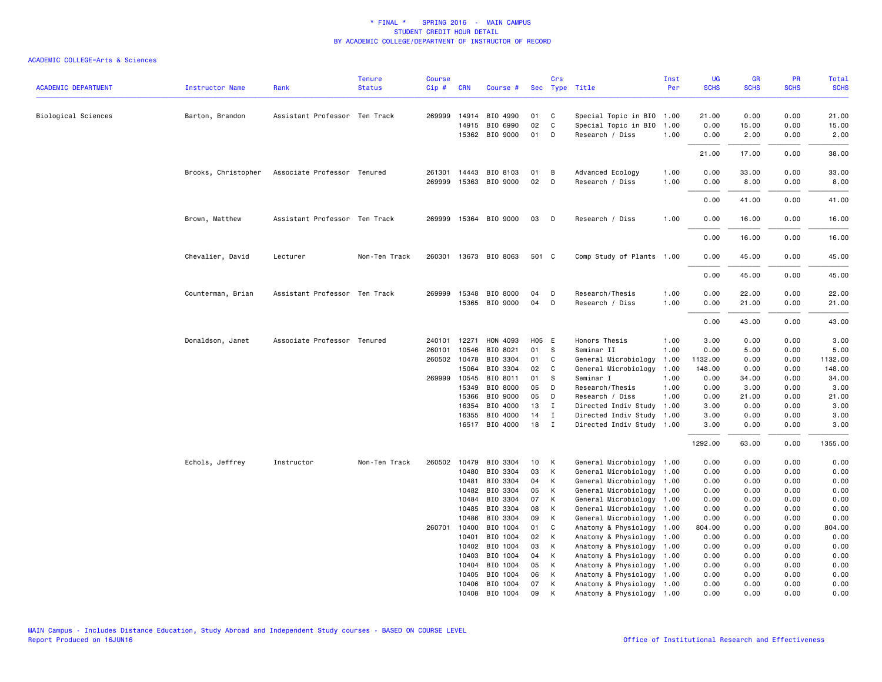# * FINAL * SPRING 2016 - MAIN CAMPUS
## STUDENT CREDIT HOUR DETAIL
## BY ACADEMIC COLLEGE/DEPARTMENT OF INSTRUCTOR OF RECORD

ACADEMIC COLLEGE=Arts & Sciences

| ACADEMIC DEPARTMENT | Instructor Name | Rank | Tenure Status | Course Cip # | CRN | Course # | Sec | Crs Type | Title | Inst Per | UG SCHS | GR SCHS | PR SCHS | Total SCHS |
|---|---|---|---|---|---|---|---|---|---|---|---|---|---|---|
| Biological Sciences | Barton, Brandon | Assistant Professor | Ten Track | 269999 | 14914 | BIO 4990 | 01 | C | Special Topic in BIO | 1.00 | 21.00 | 0.00 | 0.00 | 21.00 |
| | | | | | 14915 | BIO 6990 | 02 | C | Special Topic in BIO | 1.00 | 0.00 | 15.00 | 0.00 | 15.00 |
| | | | | | 15362 | BIO 9000 | 01 | D | Research / Diss | 1.00 | 0.00 | 2.00 | 0.00 | 2.00 |
| | | | | | | | | | | | 21.00 | 17.00 | 0.00 | 38.00 |
| | Brooks, Christopher | Associate Professor | Tenured | 261301 | 14443 | BIO 8103 | 01 | B | Advanced Ecology | 1.00 | 0.00 | 33.00 | 0.00 | 33.00 |
| | | | | 269999 | 15363 | BIO 9000 | 02 | D | Research / Diss | 1.00 | 0.00 | 8.00 | 0.00 | 8.00 |
| | | | | | | | | | | | 0.00 | 41.00 | 0.00 | 41.00 |
| | Brown, Matthew | Assistant Professor | Ten Track | 269999 | 15364 | BIO 9000 | 03 | D | Research / Diss | 1.00 | 0.00 | 16.00 | 0.00 | 16.00 |
| | | | | | | | | | | | 0.00 | 16.00 | 0.00 | 16.00 |
| | Chevalier, David | Lecturer | Non-Ten Track | 260301 | 13673 | BIO 8063 | 501 | C | Comp Study of Plants | 1.00 | 0.00 | 45.00 | 0.00 | 45.00 |
| | | | | | | | | | | | 0.00 | 45.00 | 0.00 | 45.00 |
| | Counterman, Brian | Assistant Professor | Ten Track | 269999 | 15348 | BIO 8000 | 04 | D | Research/Thesis | 1.00 | 0.00 | 22.00 | 0.00 | 22.00 |
| | | | | | 15365 | BIO 9000 | 04 | D | Research / Diss | 1.00 | 0.00 | 21.00 | 0.00 | 21.00 |
| | | | | | | | | | | | 0.00 | 43.00 | 0.00 | 43.00 |
| | Donaldson, Janet | Associate Professor | Tenured | 240101 | 12271 | HON 4093 | H05 | E | Honors Thesis | 1.00 | 3.00 | 0.00 | 0.00 | 3.00 |
| | | | | 260101 | 10546 | BIO 8021 | 01 | S | Seminar II | 1.00 | 0.00 | 5.00 | 0.00 | 5.00 |
| | | | | 260502 | 10478 | BIO 3304 | 01 | C | General Microbiology | 1.00 | 1132.00 | 0.00 | 0.00 | 1132.00 |
| | | | | | 15064 | BIO 3304 | 02 | C | General Microbiology | 1.00 | 148.00 | 0.00 | 0.00 | 148.00 |
| | | | | 269999 | 10545 | BIO 8011 | 01 | S | Seminar I | 1.00 | 0.00 | 34.00 | 0.00 | 34.00 |
| | | | | | 15349 | BIO 8000 | 05 | D | Research/Thesis | 1.00 | 0.00 | 3.00 | 0.00 | 3.00 |
| | | | | | 15366 | BIO 9000 | 05 | D | Research / Diss | 1.00 | 0.00 | 21.00 | 0.00 | 21.00 |
| | | | | | 16354 | BIO 4000 | 13 | I | Directed Indiv Study | 1.00 | 3.00 | 0.00 | 0.00 | 3.00 |
| | | | | | 16355 | BIO 4000 | 14 | I | Directed Indiv Study | 1.00 | 3.00 | 0.00 | 0.00 | 3.00 |
| | | | | | 16517 | BIO 4000 | 18 | I | Directed Indiv Study | 1.00 | 3.00 | 0.00 | 0.00 | 3.00 |
| | | | | | | | | | | | 1292.00 | 63.00 | 0.00 | 1355.00 |
| | Echols, Jeffrey | Instructor | Non-Ten Track | 260502 | 10479 | BIO 3304 | 10 | K | General Microbiology | 1.00 | 0.00 | 0.00 | 0.00 | 0.00 |
| | | | | | 10480 | BIO 3304 | 03 | K | General Microbiology | 1.00 | 0.00 | 0.00 | 0.00 | 0.00 |
| | | | | | 10481 | BIO 3304 | 04 | K | General Microbiology | 1.00 | 0.00 | 0.00 | 0.00 | 0.00 |
| | | | | | 10482 | BIO 3304 | 05 | K | General Microbiology | 1.00 | 0.00 | 0.00 | 0.00 | 0.00 |
| | | | | | 10484 | BIO 3304 | 07 | K | General Microbiology | 1.00 | 0.00 | 0.00 | 0.00 | 0.00 |
| | | | | | 10485 | BIO 3304 | 08 | K | General Microbiology | 1.00 | 0.00 | 0.00 | 0.00 | 0.00 |
| | | | | | 10486 | BIO 3304 | 09 | K | General Microbiology | 1.00 | 0.00 | 0.00 | 0.00 | 0.00 |
| | | | | 260701 | 10400 | BIO 1004 | 01 | C | Anatomy & Physiology | 1.00 | 804.00 | 0.00 | 0.00 | 804.00 |
| | | | | | 10401 | BIO 1004 | 02 | K | Anatomy & Physiology | 1.00 | 0.00 | 0.00 | 0.00 | 0.00 |
| | | | | | 10402 | BIO 1004 | 03 | K | Anatomy & Physiology | 1.00 | 0.00 | 0.00 | 0.00 | 0.00 |
| | | | | | 10403 | BIO 1004 | 04 | K | Anatomy & Physiology | 1.00 | 0.00 | 0.00 | 0.00 | 0.00 |
| | | | | | 10404 | BIO 1004 | 05 | K | Anatomy & Physiology | 1.00 | 0.00 | 0.00 | 0.00 | 0.00 |
| | | | | | 10405 | BIO 1004 | 06 | K | Anatomy & Physiology | 1.00 | 0.00 | 0.00 | 0.00 | 0.00 |
| | | | | | 10406 | BIO 1004 | 07 | K | Anatomy & Physiology | 1.00 | 0.00 | 0.00 | 0.00 | 0.00 |
| | | | | | 10408 | BIO 1004 | 09 | K | Anatomy & Physiology | 1.00 | 0.00 | 0.00 | 0.00 | 0.00 |

MAIN Campus - Includes Distance Education, Study Abroad and Independent Study courses - BASED ON COURSE LEVEL
Report Produced on 16JUN16

Office of Institutional Research and Effectiveness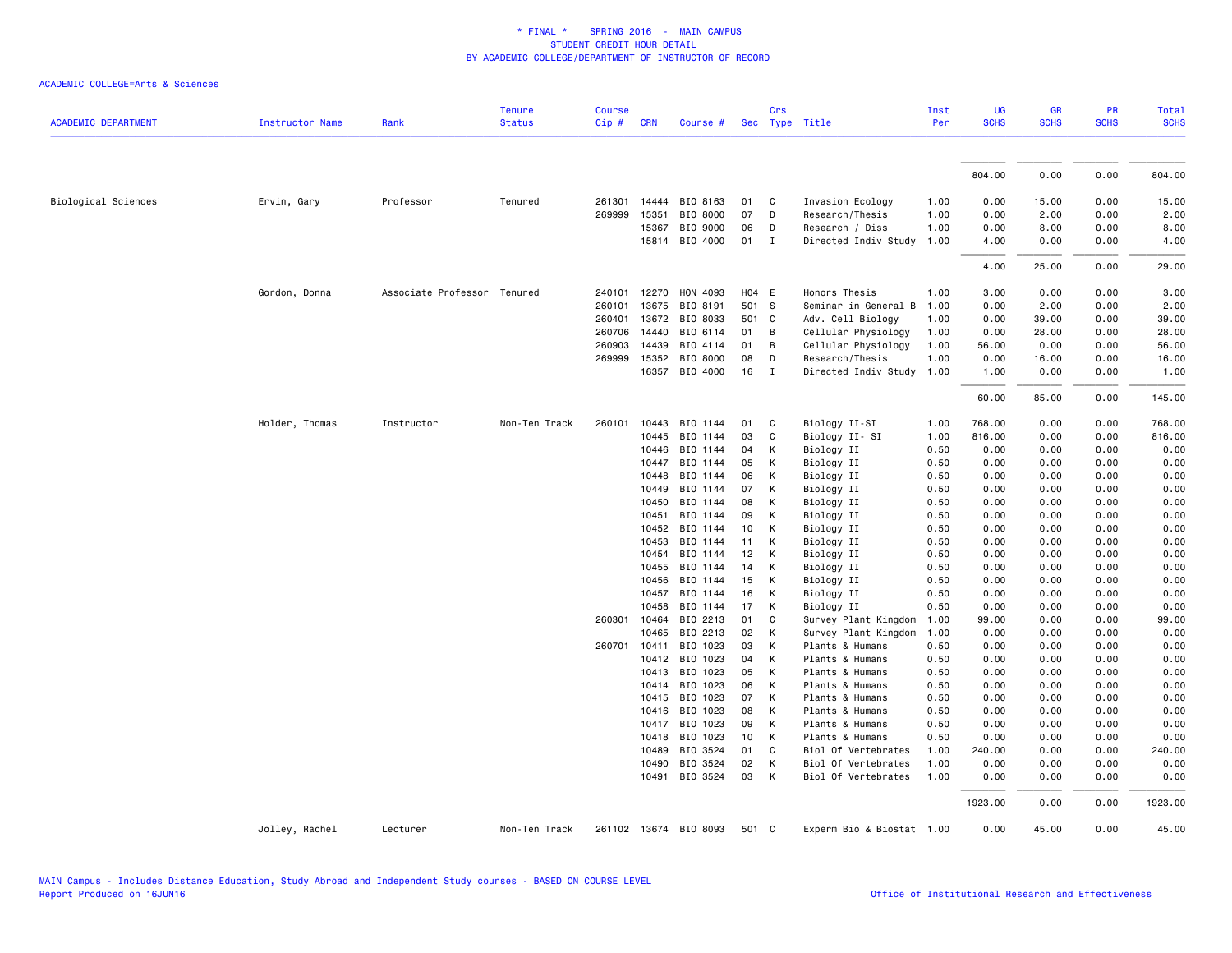\* FINAL \*   SPRING 2016  -  MAIN CAMPUS
STUDENT CREDIT HOUR DETAIL
BY ACADEMIC COLLEGE/DEPARTMENT OF INSTRUCTOR OF RECORD

ACADEMIC COLLEGE=Arts & Sciences

| ACADEMIC DEPARTMENT | Instructor Name | Rank | Tenure Status | Course Cip # | CRN | Course # | Sec | Crs Type | Title | Inst Per | UG SCHS | GR SCHS | PR SCHS | Total SCHS |
|---|---|---|---|---|---|---|---|---|---|---|---|---|---|---|
| | | | | | | | | | | | 804.00 | 0.00 | 0.00 | 804.00 |
| Biological Sciences | Ervin, Gary | Professor | Tenured | 261301 | 14444 | BIO 8163 | 01 | C | Invasion Ecology | 1.00 | 0.00 | 15.00 | 0.00 | 15.00 |
| | | | | 269999 | 15351 | BIO 8000 | 07 | D | Research/Thesis | 1.00 | 0.00 | 2.00 | 0.00 | 2.00 |
| | | | | | 15367 | BIO 9000 | 06 | D | Research / Diss | 1.00 | 0.00 | 8.00 | 0.00 | 8.00 |
| | | | | | 15814 | BIO 4000 | 01 | I | Directed Indiv Study | 1.00 | 4.00 | 0.00 | 0.00 | 4.00 |
| | | | | | | | | | | | 4.00 | 25.00 | 0.00 | 29.00 |
| | Gordon, Donna | Associate Professor | Tenured | 240101 | 12270 | HON 4093 | H04 | E | Honors Thesis | 1.00 | 3.00 | 0.00 | 0.00 | 3.00 |
| | | | | 260101 | 13675 | BIO 8191 | 501 | S | Seminar in General B | 1.00 | 0.00 | 2.00 | 0.00 | 2.00 |
| | | | | 260401 | 13672 | BIO 8033 | 501 | C | Adv. Cell Biology | 1.00 | 0.00 | 39.00 | 0.00 | 39.00 |
| | | | | 260706 | 14440 | BIO 6114 | 01 | B | Cellular Physiology | 1.00 | 0.00 | 28.00 | 0.00 | 28.00 |
| | | | | 260903 | 14439 | BIO 4114 | 01 | B | Cellular Physiology | 1.00 | 56.00 | 0.00 | 0.00 | 56.00 |
| | | | | 269999 | 15352 | BIO 8000 | 08 | D | Research/Thesis | 1.00 | 0.00 | 16.00 | 0.00 | 16.00 |
| | | | | | 16357 | BIO 4000 | 16 | I | Directed Indiv Study | 1.00 | 1.00 | 0.00 | 0.00 | 1.00 |
| | | | | | | | | | | | 60.00 | 85.00 | 0.00 | 145.00 |
| | Holder, Thomas | Instructor | Non-Ten Track | 260101 | 10443 | BIO 1144 | 01 | C | Biology II-SI | 1.00 | 768.00 | 0.00 | 0.00 | 768.00 |
| | | | | | 10445 | BIO 1144 | 03 | C | Biology II- SI | 1.00 | 816.00 | 0.00 | 0.00 | 816.00 |
| | | | | | 10446 | BIO 1144 | 04 | K | Biology II | 0.50 | 0.00 | 0.00 | 0.00 | 0.00 |
| | | | | | 10447 | BIO 1144 | 05 | K | Biology II | 0.50 | 0.00 | 0.00 | 0.00 | 0.00 |
| | | | | | 10448 | BIO 1144 | 06 | K | Biology II | 0.50 | 0.00 | 0.00 | 0.00 | 0.00 |
| | | | | | 10449 | BIO 1144 | 07 | K | Biology II | 0.50 | 0.00 | 0.00 | 0.00 | 0.00 |
| | | | | | 10450 | BIO 1144 | 08 | K | Biology II | 0.50 | 0.00 | 0.00 | 0.00 | 0.00 |
| | | | | | 10451 | BIO 1144 | 09 | K | Biology II | 0.50 | 0.00 | 0.00 | 0.00 | 0.00 |
| | | | | | 10452 | BIO 1144 | 10 | K | Biology II | 0.50 | 0.00 | 0.00 | 0.00 | 0.00 |
| | | | | | 10453 | BIO 1144 | 11 | K | Biology II | 0.50 | 0.00 | 0.00 | 0.00 | 0.00 |
| | | | | | 10454 | BIO 1144 | 12 | K | Biology II | 0.50 | 0.00 | 0.00 | 0.00 | 0.00 |
| | | | | | 10455 | BIO 1144 | 14 | K | Biology II | 0.50 | 0.00 | 0.00 | 0.00 | 0.00 |
| | | | | | 10456 | BIO 1144 | 15 | K | Biology II | 0.50 | 0.00 | 0.00 | 0.00 | 0.00 |
| | | | | | 10457 | BIO 1144 | 16 | K | Biology II | 0.50 | 0.00 | 0.00 | 0.00 | 0.00 |
| | | | | | 10458 | BIO 1144 | 17 | K | Biology II | 0.50 | 0.00 | 0.00 | 0.00 | 0.00 |
| | | | | 260301 | 10464 | BIO 2213 | 01 | C | Survey Plant Kingdom | 1.00 | 99.00 | 0.00 | 0.00 | 99.00 |
| | | | | | 10465 | BIO 2213 | 02 | K | Survey Plant Kingdom | 1.00 | 0.00 | 0.00 | 0.00 | 0.00 |
| | | | | 260701 | 10411 | BIO 1023 | 03 | K | Plants & Humans | 0.50 | 0.00 | 0.00 | 0.00 | 0.00 |
| | | | | | 10412 | BIO 1023 | 04 | K | Plants & Humans | 0.50 | 0.00 | 0.00 | 0.00 | 0.00 |
| | | | | | 10413 | BIO 1023 | 05 | K | Plants & Humans | 0.50 | 0.00 | 0.00 | 0.00 | 0.00 |
| | | | | | 10414 | BIO 1023 | 06 | K | Plants & Humans | 0.50 | 0.00 | 0.00 | 0.00 | 0.00 |
| | | | | | 10415 | BIO 1023 | 07 | K | Plants & Humans | 0.50 | 0.00 | 0.00 | 0.00 | 0.00 |
| | | | | | 10416 | BIO 1023 | 08 | K | Plants & Humans | 0.50 | 0.00 | 0.00 | 0.00 | 0.00 |
| | | | | | 10417 | BIO 1023 | 09 | K | Plants & Humans | 0.50 | 0.00 | 0.00 | 0.00 | 0.00 |
| | | | | | 10418 | BIO 1023 | 10 | K | Plants & Humans | 0.50 | 0.00 | 0.00 | 0.00 | 0.00 |
| | | | | | 10489 | BIO 3524 | 01 | C | Biol Of Vertebrates | 1.00 | 240.00 | 0.00 | 0.00 | 240.00 |
| | | | | | 10490 | BIO 3524 | 02 | K | Biol Of Vertebrates | 1.00 | 0.00 | 0.00 | 0.00 | 0.00 |
| | | | | | 10491 | BIO 3524 | 03 | K | Biol Of Vertebrates | 1.00 | 0.00 | 0.00 | 0.00 | 0.00 |
| | | | | | | | | | | | 1923.00 | 0.00 | 0.00 | 1923.00 |
| | Jolley, Rachel | Lecturer | Non-Ten Track | 261102 | 13674 | BIO 8093 | 501 | C | Experm Bio & Biostat | 1.00 | 0.00 | 45.00 | 0.00 | 45.00 |

MAIN Campus - Includes Distance Education, Study Abroad and Independent Study courses - BASED ON COURSE LEVEL
Report Produced on 16JUN16

Office of Institutional Research and Effectiveness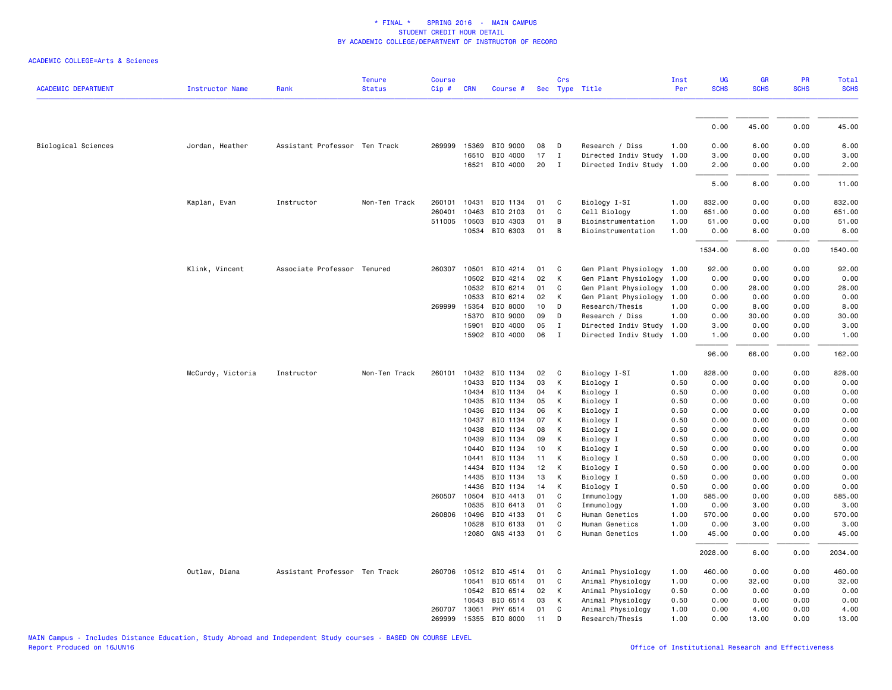\* FINAL \*    SPRING 2016  -  MAIN CAMPUS
STUDENT CREDIT HOUR DETAIL
BY ACADEMIC COLLEGE/DEPARTMENT OF INSTRUCTOR OF RECORD

ACADEMIC COLLEGE=Arts & Sciences

| ACADEMIC DEPARTMENT | Instructor Name | Rank | Tenure Status | Course Cip # | CRN | Course # | Sec | Crs Type | Title | Inst Per | UG SCHS | GR SCHS | PR SCHS | Total SCHS |
|---|---|---|---|---|---|---|---|---|---|---|---|---|---|---|
| | | | | | | | | | | | 0.00 | 45.00 | 0.00 | 45.00 |
| Biological Sciences | Jordan, Heather | Assistant Professor | Ten Track | 269999 | 15369 | BIO 9000 | 08 | D | Research / Diss | 1.00 | 0.00 | 6.00 | 0.00 | 6.00 |
| | | | | | 16510 | BIO 4000 | 17 | I | Directed Indiv Study | 1.00 | 3.00 | 0.00 | 0.00 | 3.00 |
| | | | | | 16521 | BIO 4000 | 20 | I | Directed Indiv Study | 1.00 | 2.00 | 0.00 | 0.00 | 2.00 |
| | | | | | | | | | | | 5.00 | 6.00 | 0.00 | 11.00 |
| | Kaplan, Evan | Instructor | Non-Ten Track | 260101 | 10431 | BIO 1134 | 01 | C | Biology I-SI | 1.00 | 832.00 | 0.00 | 0.00 | 832.00 |
| | | | | 260401 | 10463 | BIO 2103 | 01 | C | Cell Biology | 1.00 | 651.00 | 0.00 | 0.00 | 651.00 |
| | | | | 511005 | 10503 | BIO 4303 | 01 | B | Bioinstrumentation | 1.00 | 51.00 | 0.00 | 0.00 | 51.00 |
| | | | | | 10534 | BIO 6303 | 01 | B | Bioinstrumentation | 1.00 | 0.00 | 6.00 | 0.00 | 6.00 |
| | | | | | | | | | | | 1534.00 | 6.00 | 0.00 | 1540.00 |
| | Klink, Vincent | Associate Professor | Tenured | 260307 | 10501 | BIO 4214 | 01 | C | Gen Plant Physiology | 1.00 | 92.00 | 0.00 | 0.00 | 92.00 |
| | | | | | 10502 | BIO 4214 | 02 | K | Gen Plant Physiology | 1.00 | 0.00 | 0.00 | 0.00 | 0.00 |
| | | | | | 10532 | BIO 6214 | 01 | C | Gen Plant Physiology | 1.00 | 0.00 | 28.00 | 0.00 | 28.00 |
| | | | | | 10533 | BIO 6214 | 02 | K | Gen Plant Physiology | 1.00 | 0.00 | 0.00 | 0.00 | 0.00 |
| | | | | 269999 | 15354 | BIO 8000 | 10 | D | Research/Thesis | 1.00 | 0.00 | 8.00 | 0.00 | 8.00 |
| | | | | | 15370 | BIO 9000 | 09 | D | Research / Diss | 1.00 | 0.00 | 30.00 | 0.00 | 30.00 |
| | | | | | 15901 | BIO 4000 | 05 | I | Directed Indiv Study | 1.00 | 3.00 | 0.00 | 0.00 | 3.00 |
| | | | | | 15902 | BIO 4000 | 06 | I | Directed Indiv Study | 1.00 | 1.00 | 0.00 | 0.00 | 1.00 |
| | | | | | | | | | | | 96.00 | 66.00 | 0.00 | 162.00 |
| | McCurdy, Victoria | Instructor | Non-Ten Track | 260101 | 10432 | BIO 1134 | 02 | C | Biology I-SI | 1.00 | 828.00 | 0.00 | 0.00 | 828.00 |
| | | | | | 10433 | BIO 1134 | 03 | K | Biology I | 0.50 | 0.00 | 0.00 | 0.00 | 0.00 |
| | | | | | 10434 | BIO 1134 | 04 | K | Biology I | 0.50 | 0.00 | 0.00 | 0.00 | 0.00 |
| | | | | | 10435 | BIO 1134 | 05 | K | Biology I | 0.50 | 0.00 | 0.00 | 0.00 | 0.00 |
| | | | | | 10436 | BIO 1134 | 06 | K | Biology I | 0.50 | 0.00 | 0.00 | 0.00 | 0.00 |
| | | | | | 10437 | BIO 1134 | 07 | K | Biology I | 0.50 | 0.00 | 0.00 | 0.00 | 0.00 |
| | | | | | 10438 | BIO 1134 | 08 | K | Biology I | 0.50 | 0.00 | 0.00 | 0.00 | 0.00 |
| | | | | | 10439 | BIO 1134 | 09 | K | Biology I | 0.50 | 0.00 | 0.00 | 0.00 | 0.00 |
| | | | | | 10440 | BIO 1134 | 10 | K | Biology I | 0.50 | 0.00 | 0.00 | 0.00 | 0.00 |
| | | | | | 10441 | BIO 1134 | 11 | K | Biology I | 0.50 | 0.00 | 0.00 | 0.00 | 0.00 |
| | | | | | 14434 | BIO 1134 | 12 | K | Biology I | 0.50 | 0.00 | 0.00 | 0.00 | 0.00 |
| | | | | | 14435 | BIO 1134 | 13 | K | Biology I | 0.50 | 0.00 | 0.00 | 0.00 | 0.00 |
| | | | | | 14436 | BIO 1134 | 14 | K | Biology I | 0.50 | 0.00 | 0.00 | 0.00 | 0.00 |
| | | | | 260507 | 10504 | BIO 4413 | 01 | C | Immunology | 1.00 | 585.00 | 0.00 | 0.00 | 585.00 |
| | | | | | 10535 | BIO 6413 | 01 | C | Immunology | 1.00 | 0.00 | 3.00 | 0.00 | 3.00 |
| | | | | 260806 | 10496 | BIO 4133 | 01 | C | Human Genetics | 1.00 | 570.00 | 0.00 | 0.00 | 570.00 |
| | | | | | 10528 | BIO 6133 | 01 | C | Human Genetics | 1.00 | 0.00 | 3.00 | 0.00 | 3.00 |
| | | | | | 12080 | GNS 4133 | 01 | C | Human Genetics | 1.00 | 45.00 | 0.00 | 0.00 | 45.00 |
| | | | | | | | | | | | 2028.00 | 6.00 | 0.00 | 2034.00 |
| | Outlaw, Diana | Assistant Professor | Ten Track | 260706 | 10512 | BIO 4514 | 01 | C | Animal Physiology | 1.00 | 460.00 | 0.00 | 0.00 | 460.00 |
| | | | | | 10541 | BIO 6514 | 01 | C | Animal Physiology | 1.00 | 0.00 | 32.00 | 0.00 | 32.00 |
| | | | | | 10542 | BIO 6514 | 02 | K | Animal Physiology | 0.50 | 0.00 | 0.00 | 0.00 | 0.00 |
| | | | | | 10543 | BIO 6514 | 03 | K | Animal Physiology | 0.50 | 0.00 | 0.00 | 0.00 | 0.00 |
| | | | | 260707 | 13051 | PHY 6514 | 01 | C | Animal Physiology | 1.00 | 0.00 | 4.00 | 0.00 | 4.00 |
| | | | | 269999 | 15355 | BIO 8000 | 11 | D | Research/Thesis | 1.00 | 0.00 | 13.00 | 0.00 | 13.00 |

MAIN Campus - Includes Distance Education, Study Abroad and Independent Study courses - BASED ON COURSE LEVEL
Report Produced on 16JUN16

Office of Institutional Research and Effectiveness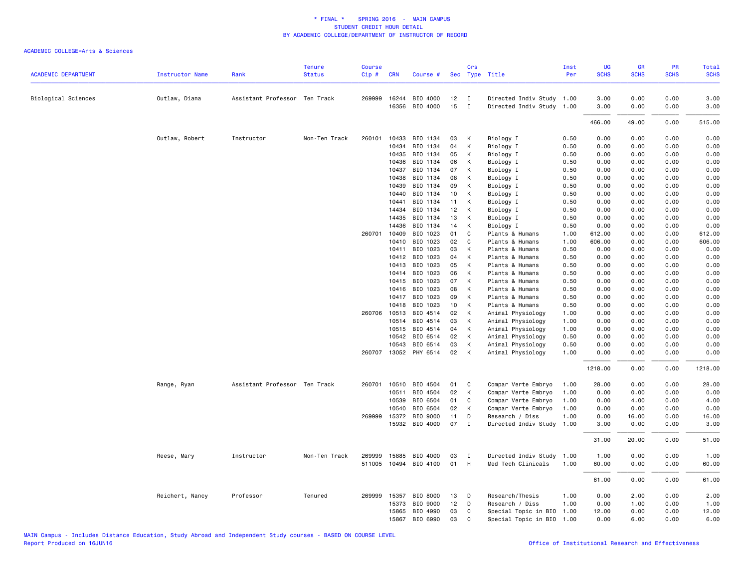\* FINAL \*    SPRING 2016  -  MAIN CAMPUS
STUDENT CREDIT HOUR DETAIL
BY ACADEMIC COLLEGE/DEPARTMENT OF INSTRUCTOR OF RECORD

ACADEMIC COLLEGE=Arts & Sciences

| ACADEMIC DEPARTMENT | Instructor Name | Rank | Tenure Status | Course Cip # | CRN | Course # | Sec | Crs Type | Title | Inst Per | UG SCHS | GR SCHS | PR SCHS | Total SCHS |
|---|---|---|---|---|---|---|---|---|---|---|---|---|---|---|
| Biological Sciences | Outlaw, Diana | Assistant Professor | Ten Track | 269999 | 16244 | BIO 4000 | 12 | I | Directed Indiv Study | 1.00 | 3.00 | 0.00 | 0.00 | 3.00 |
| | | | | | 16356 | BIO 4000 | 15 | I | Directed Indiv Study | 1.00 | 3.00 | 0.00 | 0.00 | 3.00 |
| | | | | | | | | | | | 466.00 | 49.00 | 0.00 | 515.00 |
| | Outlaw, Robert | Instructor | Non-Ten Track | 260101 | 10433 | BIO 1134 | 03 | K | Biology I | 0.50 | 0.00 | 0.00 | 0.00 | 0.00 |
| | | | | | 10434 | BIO 1134 | 04 | K | Biology I | 0.50 | 0.00 | 0.00 | 0.00 | 0.00 |
| | | | | | 10435 | BIO 1134 | 05 | K | Biology I | 0.50 | 0.00 | 0.00 | 0.00 | 0.00 |
| | | | | | 10436 | BIO 1134 | 06 | K | Biology I | 0.50 | 0.00 | 0.00 | 0.00 | 0.00 |
| | | | | | 10437 | BIO 1134 | 07 | K | Biology I | 0.50 | 0.00 | 0.00 | 0.00 | 0.00 |
| | | | | | 10438 | BIO 1134 | 08 | K | Biology I | 0.50 | 0.00 | 0.00 | 0.00 | 0.00 |
| | | | | | 10439 | BIO 1134 | 09 | K | Biology I | 0.50 | 0.00 | 0.00 | 0.00 | 0.00 |
| | | | | | 10440 | BIO 1134 | 10 | K | Biology I | 0.50 | 0.00 | 0.00 | 0.00 | 0.00 |
| | | | | | 10441 | BIO 1134 | 11 | K | Biology I | 0.50 | 0.00 | 0.00 | 0.00 | 0.00 |
| | | | | | 14434 | BIO 1134 | 12 | K | Biology I | 0.50 | 0.00 | 0.00 | 0.00 | 0.00 |
| | | | | | 14435 | BIO 1134 | 13 | K | Biology I | 0.50 | 0.00 | 0.00 | 0.00 | 0.00 |
| | | | | | 14436 | BIO 1134 | 14 | K | Biology I | 0.50 | 0.00 | 0.00 | 0.00 | 0.00 |
| | | | | 260701 | 10409 | BIO 1023 | 01 | C | Plants & Humans | 1.00 | 612.00 | 0.00 | 0.00 | 612.00 |
| | | | | | 10410 | BIO 1023 | 02 | C | Plants & Humans | 1.00 | 606.00 | 0.00 | 0.00 | 606.00 |
| | | | | | 10411 | BIO 1023 | 03 | K | Plants & Humans | 0.50 | 0.00 | 0.00 | 0.00 | 0.00 |
| | | | | | 10412 | BIO 1023 | 04 | K | Plants & Humans | 0.50 | 0.00 | 0.00 | 0.00 | 0.00 |
| | | | | | 10413 | BIO 1023 | 05 | K | Plants & Humans | 0.50 | 0.00 | 0.00 | 0.00 | 0.00 |
| | | | | | 10414 | BIO 1023 | 06 | K | Plants & Humans | 0.50 | 0.00 | 0.00 | 0.00 | 0.00 |
| | | | | | 10415 | BIO 1023 | 07 | K | Plants & Humans | 0.50 | 0.00 | 0.00 | 0.00 | 0.00 |
| | | | | | 10416 | BIO 1023 | 08 | K | Plants & Humans | 0.50 | 0.00 | 0.00 | 0.00 | 0.00 |
| | | | | | 10417 | BIO 1023 | 09 | K | Plants & Humans | 0.50 | 0.00 | 0.00 | 0.00 | 0.00 |
| | | | | | 10418 | BIO 1023 | 10 | K | Plants & Humans | 0.50 | 0.00 | 0.00 | 0.00 | 0.00 |
| | | | | 260706 | 10513 | BIO 4514 | 02 | K | Animal Physiology | 1.00 | 0.00 | 0.00 | 0.00 | 0.00 |
| | | | | | 10514 | BIO 4514 | 03 | K | Animal Physiology | 1.00 | 0.00 | 0.00 | 0.00 | 0.00 |
| | | | | | 10515 | BIO 4514 | 04 | K | Animal Physiology | 1.00 | 0.00 | 0.00 | 0.00 | 0.00 |
| | | | | | 10542 | BIO 6514 | 02 | K | Animal Physiology | 0.50 | 0.00 | 0.00 | 0.00 | 0.00 |
| | | | | | 10543 | BIO 6514 | 03 | K | Animal Physiology | 0.50 | 0.00 | 0.00 | 0.00 | 0.00 |
| | | | | 260707 | 13052 | PHY 6514 | 02 | K | Animal Physiology | 1.00 | 0.00 | 0.00 | 0.00 | 0.00 |
| | | | | | | | | | | | 1218.00 | 0.00 | 0.00 | 1218.00 |
| | Range, Ryan | Assistant Professor | Ten Track | 260701 | 10510 | BIO 4504 | 01 | C | Compar Verte Embryo | 1.00 | 28.00 | 0.00 | 0.00 | 28.00 |
| | | | | | 10511 | BIO 4504 | 02 | K | Compar Verte Embryo | 1.00 | 0.00 | 0.00 | 0.00 | 0.00 |
| | | | | | 10539 | BIO 6504 | 01 | C | Compar Verte Embryo | 1.00 | 0.00 | 4.00 | 0.00 | 4.00 |
| | | | | | 10540 | BIO 6504 | 02 | K | Compar Verte Embryo | 1.00 | 0.00 | 0.00 | 0.00 | 0.00 |
| | | | | 269999 | 15372 | BIO 9000 | 11 | D | Research / Diss | 1.00 | 0.00 | 16.00 | 0.00 | 16.00 |
| | | | | | 15932 | BIO 4000 | 07 | I | Directed Indiv Study | 1.00 | 3.00 | 0.00 | 0.00 | 3.00 |
| | | | | | | | | | | | 31.00 | 20.00 | 0.00 | 51.00 |
| | Reese, Mary | Instructor | Non-Ten Track | 269999 | 15885 | BIO 4000 | 03 | I | Directed Indiv Study | 1.00 | 1.00 | 0.00 | 0.00 | 1.00 |
| | | | | 511005 | 10494 | BIO 4100 | 01 | H | Med Tech Clinicals | 1.00 | 60.00 | 0.00 | 0.00 | 60.00 |
| | | | | | | | | | | | 61.00 | 0.00 | 0.00 | 61.00 |
| | Reichert, Nancy | Professor | Tenured | 269999 | 15357 | BIO 8000 | 13 | D | Research/Thesis | 1.00 | 0.00 | 2.00 | 0.00 | 2.00 |
| | | | | | 15373 | BIO 9000 | 12 | D | Research / Diss | 1.00 | 0.00 | 1.00 | 0.00 | 1.00 |
| | | | | | 15865 | BIO 4990 | 03 | C | Special Topic in BIO | 1.00 | 12.00 | 0.00 | 0.00 | 12.00 |
| | | | | | 15867 | BIO 6990 | 03 | C | Special Topic in BIO | 1.00 | 0.00 | 6.00 | 0.00 | 6.00 |

MAIN Campus - Includes Distance Education, Study Abroad and Independent Study courses - BASED ON COURSE LEVEL
Report Produced on 16JUN16    Office of Institutional Research and Effectiveness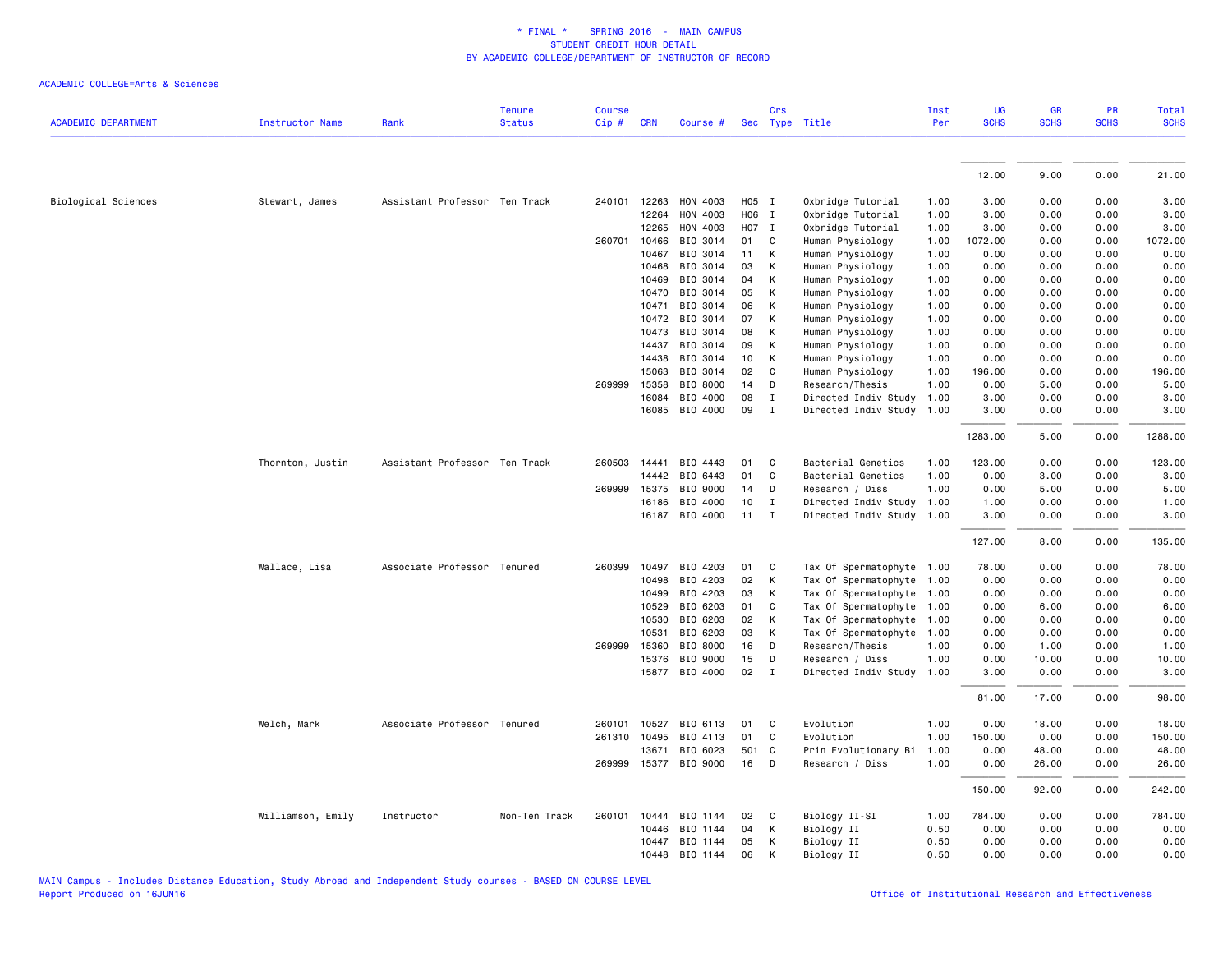# * FINAL * SPRING 2016 - MAIN CAMPUS
## STUDENT CREDIT HOUR DETAIL
## BY ACADEMIC COLLEGE/DEPARTMENT OF INSTRUCTOR OF RECORD

ACADEMIC COLLEGE=Arts & Sciences

| ACADEMIC DEPARTMENT | Instructor Name | Rank | Tenure Status | Course Cip # | CRN | Course # | Sec | Crs Type | Title | Inst Per | UG SCHS | GR SCHS | PR SCHS | Total SCHS |
|---|---|---|---|---|---|---|---|---|---|---|---|---|---|---|
| | | | | | | | | | | | 12.00 | 9.00 | 0.00 | 21.00 |
| Biological Sciences | Stewart, James | Assistant Professor | Ten Track | 240101 | 12263 | HON 4003 | H05 | I | Oxbridge Tutorial | 1.00 | 3.00 | 0.00 | 0.00 | 3.00 |
| | | | | | 12264 | HON 4003 | H06 | I | Oxbridge Tutorial | 1.00 | 3.00 | 0.00 | 0.00 | 3.00 |
| | | | | | 12265 | HON 4003 | H07 | I | Oxbridge Tutorial | 1.00 | 3.00 | 0.00 | 0.00 | 3.00 |
| | | | | 260701 | 10466 | BIO 3014 | 01 | C | Human Physiology | 1.00 | 1072.00 | 0.00 | 0.00 | 1072.00 |
| | | | | | 10467 | BIO 3014 | 11 | K | Human Physiology | 1.00 | 0.00 | 0.00 | 0.00 | 0.00 |
| | | | | | 10468 | BIO 3014 | 03 | K | Human Physiology | 1.00 | 0.00 | 0.00 | 0.00 | 0.00 |
| | | | | | 10469 | BIO 3014 | 04 | K | Human Physiology | 1.00 | 0.00 | 0.00 | 0.00 | 0.00 |
| | | | | | 10470 | BIO 3014 | 05 | K | Human Physiology | 1.00 | 0.00 | 0.00 | 0.00 | 0.00 |
| | | | | | 10471 | BIO 3014 | 06 | K | Human Physiology | 1.00 | 0.00 | 0.00 | 0.00 | 0.00 |
| | | | | | 10472 | BIO 3014 | 07 | K | Human Physiology | 1.00 | 0.00 | 0.00 | 0.00 | 0.00 |
| | | | | | 10473 | BIO 3014 | 08 | K | Human Physiology | 1.00 | 0.00 | 0.00 | 0.00 | 0.00 |
| | | | | | 14437 | BIO 3014 | 09 | K | Human Physiology | 1.00 | 0.00 | 0.00 | 0.00 | 0.00 |
| | | | | | 14438 | BIO 3014 | 10 | K | Human Physiology | 1.00 | 0.00 | 0.00 | 0.00 | 0.00 |
| | | | | | 15063 | BIO 3014 | 02 | C | Human Physiology | 1.00 | 196.00 | 0.00 | 0.00 | 196.00 |
| | | | | 269999 | 15358 | BIO 8000 | 14 | D | Research/Thesis | 1.00 | 0.00 | 5.00 | 0.00 | 5.00 |
| | | | | | 16084 | BIO 4000 | 08 | I | Directed Indiv Study | 1.00 | 3.00 | 0.00 | 0.00 | 3.00 |
| | | | | | 16085 | BIO 4000 | 09 | I | Directed Indiv Study | 1.00 | 3.00 | 0.00 | 0.00 | 3.00 |
| | | | | | | | | | | | 1283.00 | 5.00 | 0.00 | 1288.00 |
| | Thornton, Justin | Assistant Professor | Ten Track | 260503 | 14441 | BIO 4443 | 01 | C | Bacterial Genetics | 1.00 | 123.00 | 0.00 | 0.00 | 123.00 |
| | | | | | 14442 | BIO 6443 | 01 | C | Bacterial Genetics | 1.00 | 0.00 | 3.00 | 0.00 | 3.00 |
| | | | | 269999 | 15375 | BIO 9000 | 14 | D | Research / Diss | 1.00 | 0.00 | 5.00 | 0.00 | 5.00 |
| | | | | | 16186 | BIO 4000 | 10 | I | Directed Indiv Study | 1.00 | 1.00 | 0.00 | 0.00 | 1.00 |
| | | | | | 16187 | BIO 4000 | 11 | I | Directed Indiv Study | 1.00 | 3.00 | 0.00 | 0.00 | 3.00 |
| | | | | | | | | | | | 127.00 | 8.00 | 0.00 | 135.00 |
| | Wallace, Lisa | Associate Professor | Tenured | 260399 | 10497 | BIO 4203 | 01 | C | Tax Of Spermatophyte | 1.00 | 78.00 | 0.00 | 0.00 | 78.00 |
| | | | | | 10498 | BIO 4203 | 02 | K | Tax Of Spermatophyte | 1.00 | 0.00 | 0.00 | 0.00 | 0.00 |
| | | | | | 10499 | BIO 4203 | 03 | K | Tax Of Spermatophyte | 1.00 | 0.00 | 0.00 | 0.00 | 0.00 |
| | | | | | 10529 | BIO 6203 | 01 | C | Tax Of Spermatophyte | 1.00 | 0.00 | 6.00 | 0.00 | 6.00 |
| | | | | | 10530 | BIO 6203 | 02 | K | Tax Of Spermatophyte | 1.00 | 0.00 | 0.00 | 0.00 | 0.00 |
| | | | | | 10531 | BIO 6203 | 03 | K | Tax Of Spermatophyte | 1.00 | 0.00 | 0.00 | 0.00 | 0.00 |
| | | | | 269999 | 15360 | BIO 8000 | 16 | D | Research/Thesis | 1.00 | 0.00 | 1.00 | 0.00 | 1.00 |
| | | | | | 15376 | BIO 9000 | 15 | D | Research / Diss | 1.00 | 0.00 | 10.00 | 0.00 | 10.00 |
| | | | | | 15877 | BIO 4000 | 02 | I | Directed Indiv Study | 1.00 | 3.00 | 0.00 | 0.00 | 3.00 |
| | | | | | | | | | | | 81.00 | 17.00 | 0.00 | 98.00 |
| | Welch, Mark | Associate Professor | Tenured | 260101 | 10527 | BIO 6113 | 01 | C | Evolution | 1.00 | 0.00 | 18.00 | 0.00 | 18.00 |
| | | | | 261310 | 10495 | BIO 4113 | 01 | C | Evolution | 1.00 | 150.00 | 0.00 | 0.00 | 150.00 |
| | | | | | 13671 | BIO 6023 | 501 | C | Prin Evolutionary Bi | 1.00 | 0.00 | 48.00 | 0.00 | 48.00 |
| | | | | 269999 | 15377 | BIO 9000 | 16 | D | Research / Diss | 1.00 | 0.00 | 26.00 | 0.00 | 26.00 |
| | | | | | | | | | | | 150.00 | 92.00 | 0.00 | 242.00 |
| | Williamson, Emily | Instructor | Non-Ten Track | 260101 | 10444 | BIO 1144 | 02 | C | Biology II-SI | 1.00 | 784.00 | 0.00 | 0.00 | 784.00 |
| | | | | | 10446 | BIO 1144 | 04 | K | Biology II | 0.50 | 0.00 | 0.00 | 0.00 | 0.00 |
| | | | | | 10447 | BIO 1144 | 05 | K | Biology II | 0.50 | 0.00 | 0.00 | 0.00 | 0.00 |
| | | | | | 10448 | BIO 1144 | 06 | K | Biology II | 0.50 | 0.00 | 0.00 | 0.00 | 0.00 |

MAIN Campus - Includes Distance Education, Study Abroad and Independent Study courses - BASED ON COURSE LEVEL
Report Produced on 16JUN16

Office of Institutional Research and Effectiveness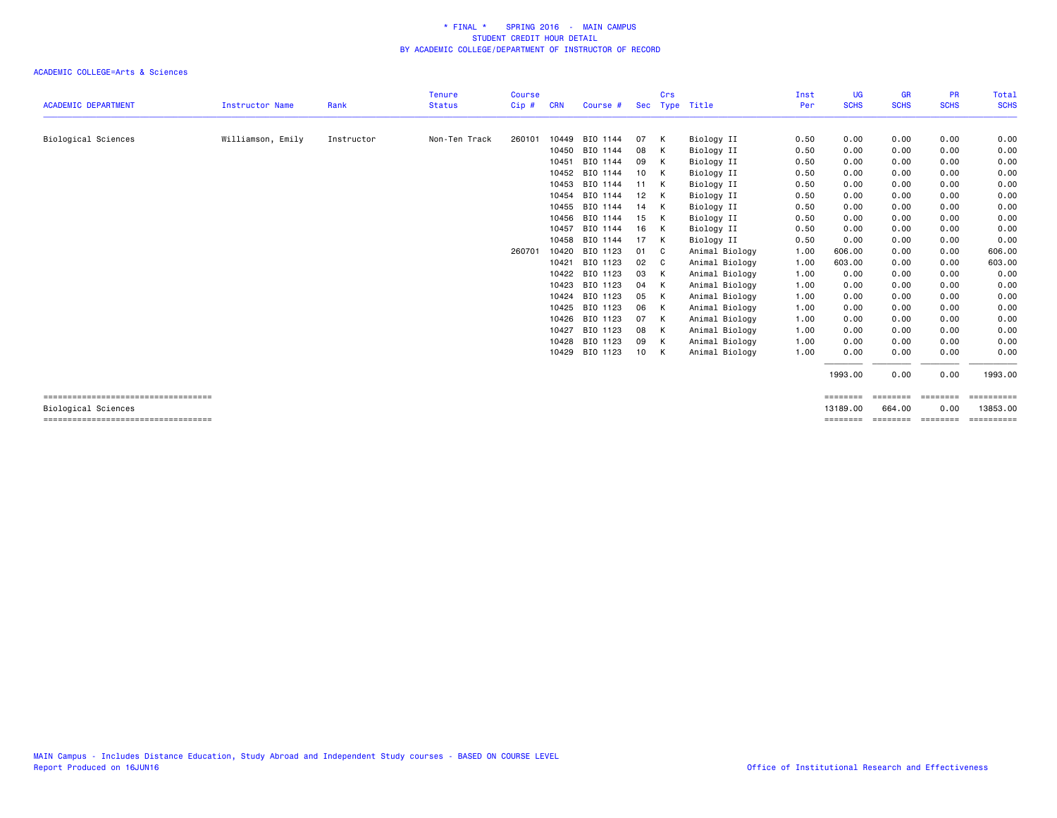\* FINAL \* SPRING 2016 - MAIN CAMPUS
STUDENT CREDIT HOUR DETAIL
BY ACADEMIC COLLEGE/DEPARTMENT OF INSTRUCTOR OF RECORD

ACADEMIC COLLEGE=Arts & Sciences

| ACADEMIC DEPARTMENT | Instructor Name | Rank | Tenure Status | Course Cip # | CRN | Course # | Sec | Crs Type | Title | Inst Per | UG SCHS | GR SCHS | PR SCHS | Total SCHS |
|---|---|---|---|---|---|---|---|---|---|---|---|---|---|---|
| Biological Sciences | Williamson, Emily | Instructor | Non-Ten Track | 260101 | 10449 | BIO 1144 | 07 | K | Biology II | 0.50 | 0.00 | 0.00 | 0.00 | 0.00 |
| | | | | | 10450 | BIO 1144 | 08 | K | Biology II | 0.50 | 0.00 | 0.00 | 0.00 | 0.00 |
| | | | | | 10451 | BIO 1144 | 09 | K | Biology II | 0.50 | 0.00 | 0.00 | 0.00 | 0.00 |
| | | | | | 10452 | BIO 1144 | 10 | K | Biology II | 0.50 | 0.00 | 0.00 | 0.00 | 0.00 |
| | | | | | 10453 | BIO 1144 | 11 | K | Biology II | 0.50 | 0.00 | 0.00 | 0.00 | 0.00 |
| | | | | | 10454 | BIO 1144 | 12 | K | Biology II | 0.50 | 0.00 | 0.00 | 0.00 | 0.00 |
| | | | | | 10455 | BIO 1144 | 14 | K | Biology II | 0.50 | 0.00 | 0.00 | 0.00 | 0.00 |
| | | | | | 10456 | BIO 1144 | 15 | K | Biology II | 0.50 | 0.00 | 0.00 | 0.00 | 0.00 |
| | | | | | 10457 | BIO 1144 | 16 | K | Biology II | 0.50 | 0.00 | 0.00 | 0.00 | 0.00 |
| | | | | | 10458 | BIO 1144 | 17 | K | Biology II | 0.50 | 0.00 | 0.00 | 0.00 | 0.00 |
| | | | | 260701 | 10420 | BIO 1123 | 01 | C | Animal Biology | 1.00 | 606.00 | 0.00 | 0.00 | 606.00 |
| | | | | | 10421 | BIO 1123 | 02 | C | Animal Biology | 1.00 | 603.00 | 0.00 | 0.00 | 603.00 |
| | | | | | 10422 | BIO 1123 | 03 | K | Animal Biology | 1.00 | 0.00 | 0.00 | 0.00 | 0.00 |
| | | | | | 10423 | BIO 1123 | 04 | K | Animal Biology | 1.00 | 0.00 | 0.00 | 0.00 | 0.00 |
| | | | | | 10424 | BIO 1123 | 05 | K | Animal Biology | 1.00 | 0.00 | 0.00 | 0.00 | 0.00 |
| | | | | | 10425 | BIO 1123 | 06 | K | Animal Biology | 1.00 | 0.00 | 0.00 | 0.00 | 0.00 |
| | | | | | 10426 | BIO 1123 | 07 | K | Animal Biology | 1.00 | 0.00 | 0.00 | 0.00 | 0.00 |
| | | | | | 10427 | BIO 1123 | 08 | K | Animal Biology | 1.00 | 0.00 | 0.00 | 0.00 | 0.00 |
| | | | | | 10428 | BIO 1123 | 09 | K | Animal Biology | 1.00 | 0.00 | 0.00 | 0.00 | 0.00 |
| | | | | | 10429 | BIO 1123 | 10 | K | Animal Biology | 1.00 | 0.00 | 0.00 | 0.00 | 0.00 |
| | | | | | | | | | | | 1993.00 | 0.00 | 0.00 | 1993.00 |
| Biological Sciences | | | | | | | | | | | 13189.00 | 664.00 | 0.00 | 13853.00 |

MAIN Campus - Includes Distance Education, Study Abroad and Independent Study courses - BASED ON COURSE LEVEL
Report Produced on 16JUN16

Office of Institutional Research and Effectiveness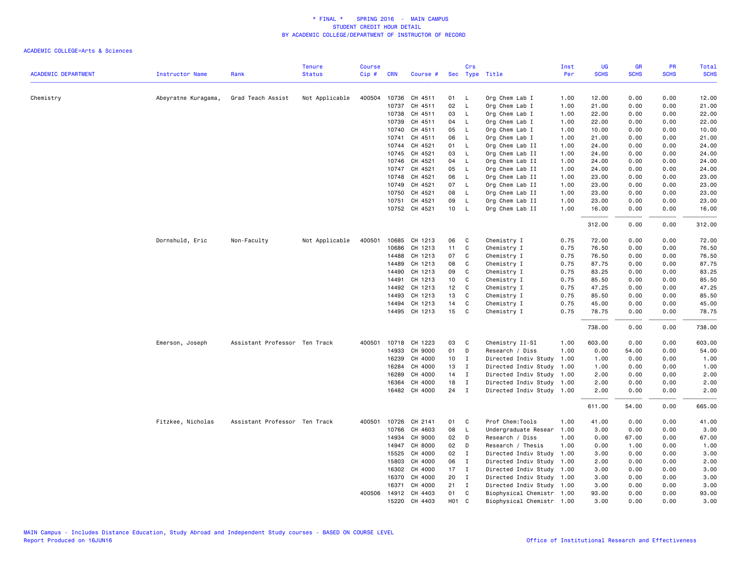# * FINAL * SPRING 2016 - MAIN CAMPUS
## STUDENT CREDIT HOUR DETAIL
## BY ACADEMIC COLLEGE/DEPARTMENT OF INSTRUCTOR OF RECORD

ACADEMIC COLLEGE=Arts & Sciences

| ACADEMIC DEPARTMENT | Instructor Name | Rank | Tenure Status | Course Cip # | CRN | Course # | Sec | Crs Type | Title | Inst Per | UG SCHS | GR SCHS | PR SCHS | Total SCHS |
|---|---|---|---|---|---|---|---|---|---|---|---|---|---|---|
| Chemistry | Abeyratne Kuragama, | Grad Teach Assist | Not Applicable | 400504 | 10736 | CH 4511 | 01 | L | Org Chem Lab I | 1.00 | 12.00 | 0.00 | 0.00 | 12.00 |
| | | | | | 10737 | CH 4511 | 02 | L | Org Chem Lab I | 1.00 | 21.00 | 0.00 | 0.00 | 21.00 |
| | | | | | 10738 | CH 4511 | 03 | L | Org Chem Lab I | 1.00 | 22.00 | 0.00 | 0.00 | 22.00 |
| | | | | | 10739 | CH 4511 | 04 | L | Org Chem Lab I | 1.00 | 22.00 | 0.00 | 0.00 | 22.00 |
| | | | | | 10740 | CH 4511 | 05 | L | Org Chem Lab I | 1.00 | 10.00 | 0.00 | 0.00 | 10.00 |
| | | | | | 10741 | CH 4511 | 06 | L | Org Chem Lab I | 1.00 | 21.00 | 0.00 | 0.00 | 21.00 |
| | | | | | 10744 | CH 4521 | 01 | L | Org Chem Lab II | 1.00 | 24.00 | 0.00 | 0.00 | 24.00 |
| | | | | | 10745 | CH 4521 | 03 | L | Org Chem Lab II | 1.00 | 24.00 | 0.00 | 0.00 | 24.00 |
| | | | | | 10746 | CH 4521 | 04 | L | Org Chem Lab II | 1.00 | 24.00 | 0.00 | 0.00 | 24.00 |
| | | | | | 10747 | CH 4521 | 05 | L | Org Chem Lab II | 1.00 | 24.00 | 0.00 | 0.00 | 24.00 |
| | | | | | 10748 | CH 4521 | 06 | L | Org Chem Lab II | 1.00 | 23.00 | 0.00 | 0.00 | 23.00 |
| | | | | | 10749 | CH 4521 | 07 | L | Org Chem Lab II | 1.00 | 23.00 | 0.00 | 0.00 | 23.00 |
| | | | | | 10750 | CH 4521 | 08 | L | Org Chem Lab II | 1.00 | 23.00 | 0.00 | 0.00 | 23.00 |
| | | | | | 10751 | CH 4521 | 09 | L | Org Chem Lab II | 1.00 | 23.00 | 0.00 | 0.00 | 23.00 |
| | | | | | 10752 | CH 4521 | 10 | L | Org Chem Lab II | 1.00 | 16.00 | 0.00 | 0.00 | 16.00 |
| | | | | | | | | | | | 312.00 | 0.00 | 0.00 | 312.00 |
| | Dornshuld, Eric | Non-Faculty | Not Applicable | 400501 | 10685 | CH 1213 | 06 | C | Chemistry I | 0.75 | 72.00 | 0.00 | 0.00 | 72.00 |
| | | | | | 10686 | CH 1213 | 11 | C | Chemistry I | 0.75 | 76.50 | 0.00 | 0.00 | 76.50 |
| | | | | | 14488 | CH 1213 | 07 | C | Chemistry I | 0.75 | 76.50 | 0.00 | 0.00 | 76.50 |
| | | | | | 14489 | CH 1213 | 08 | C | Chemistry I | 0.75 | 87.75 | 0.00 | 0.00 | 87.75 |
| | | | | | 14490 | CH 1213 | 09 | C | Chemistry I | 0.75 | 83.25 | 0.00 | 0.00 | 83.25 |
| | | | | | 14491 | CH 1213 | 10 | C | Chemistry I | 0.75 | 85.50 | 0.00 | 0.00 | 85.50 |
| | | | | | 14492 | CH 1213 | 12 | C | Chemistry I | 0.75 | 47.25 | 0.00 | 0.00 | 47.25 |
| | | | | | 14493 | CH 1213 | 13 | C | Chemistry I | 0.75 | 85.50 | 0.00 | 0.00 | 85.50 |
| | | | | | 14494 | CH 1213 | 14 | C | Chemistry I | 0.75 | 45.00 | 0.00 | 0.00 | 45.00 |
| | | | | | 14495 | CH 1213 | 15 | C | Chemistry I | 0.75 | 78.75 | 0.00 | 0.00 | 78.75 |
| | | | | | | | | | | | 738.00 | 0.00 | 0.00 | 738.00 |
| | Emerson, Joseph | Assistant Professor | Ten Track | 400501 | 10718 | CH 1223 | 03 | C | Chemistry II-SI | 1.00 | 603.00 | 0.00 | 0.00 | 603.00 |
| | | | | | 14933 | CH 9000 | 01 | D | Research / Diss | 1.00 | 0.00 | 54.00 | 0.00 | 54.00 |
| | | | | | 16239 | CH 4000 | 10 | I | Directed Indiv Study | 1.00 | 1.00 | 0.00 | 0.00 | 1.00 |
| | | | | | 16284 | CH 4000 | 13 | I | Directed Indiv Study | 1.00 | 1.00 | 0.00 | 0.00 | 1.00 |
| | | | | | 16289 | CH 4000 | 14 | I | Directed Indiv Study | 1.00 | 2.00 | 0.00 | 0.00 | 2.00 |
| | | | | | 16364 | CH 4000 | 18 | I | Directed Indiv Study | 1.00 | 2.00 | 0.00 | 0.00 | 2.00 |
| | | | | | 16482 | CH 4000 | 24 | I | Directed Indiv Study | 1.00 | 2.00 | 0.00 | 0.00 | 2.00 |
| | | | | | | | | | | | 611.00 | 54.00 | 0.00 | 665.00 |
| | Fitzkee, Nicholas | Assistant Professor | Ten Track | 400501 | 10726 | CH 2141 | 01 | C | Prof Chem:Tools | 1.00 | 41.00 | 0.00 | 0.00 | 41.00 |
| | | | | | 10766 | CH 4603 | 08 | L | Undergraduate Resear | 1.00 | 3.00 | 0.00 | 0.00 | 3.00 |
| | | | | | 14934 | CH 9000 | 02 | D | Research / Diss | 1.00 | 0.00 | 67.00 | 0.00 | 67.00 |
| | | | | | 14947 | CH 8000 | 02 | D | Research / Thesis | 1.00 | 0.00 | 1.00 | 0.00 | 1.00 |
| | | | | | 15525 | CH 4000 | 02 | I | Directed Indiv Study | 1.00 | 3.00 | 0.00 | 0.00 | 3.00 |
| | | | | | 15803 | CH 4000 | 06 | I | Directed Indiv Study | 1.00 | 2.00 | 0.00 | 0.00 | 2.00 |
| | | | | | 16302 | CH 4000 | 17 | I | Directed Indiv Study | 1.00 | 3.00 | 0.00 | 0.00 | 3.00 |
| | | | | | 16370 | CH 4000 | 20 | I | Directed Indiv Study | 1.00 | 3.00 | 0.00 | 0.00 | 3.00 |
| | | | | | 16371 | CH 4000 | 21 | I | Directed Indiv Study | 1.00 | 3.00 | 0.00 | 0.00 | 3.00 |
| | | | | 400506 | 14912 | CH 4403 | 01 | C | Biophysical Chemistr | 1.00 | 93.00 | 0.00 | 0.00 | 93.00 |
| | | | | | 15220 | CH 4403 | H01 | C | Biophysical Chemistr | 1.00 | 3.00 | 0.00 | 0.00 | 3.00 |

MAIN Campus - Includes Distance Education, Study Abroad and Independent Study courses - BASED ON COURSE LEVEL
Report Produced on 16JUN16

Office of Institutional Research and Effectiveness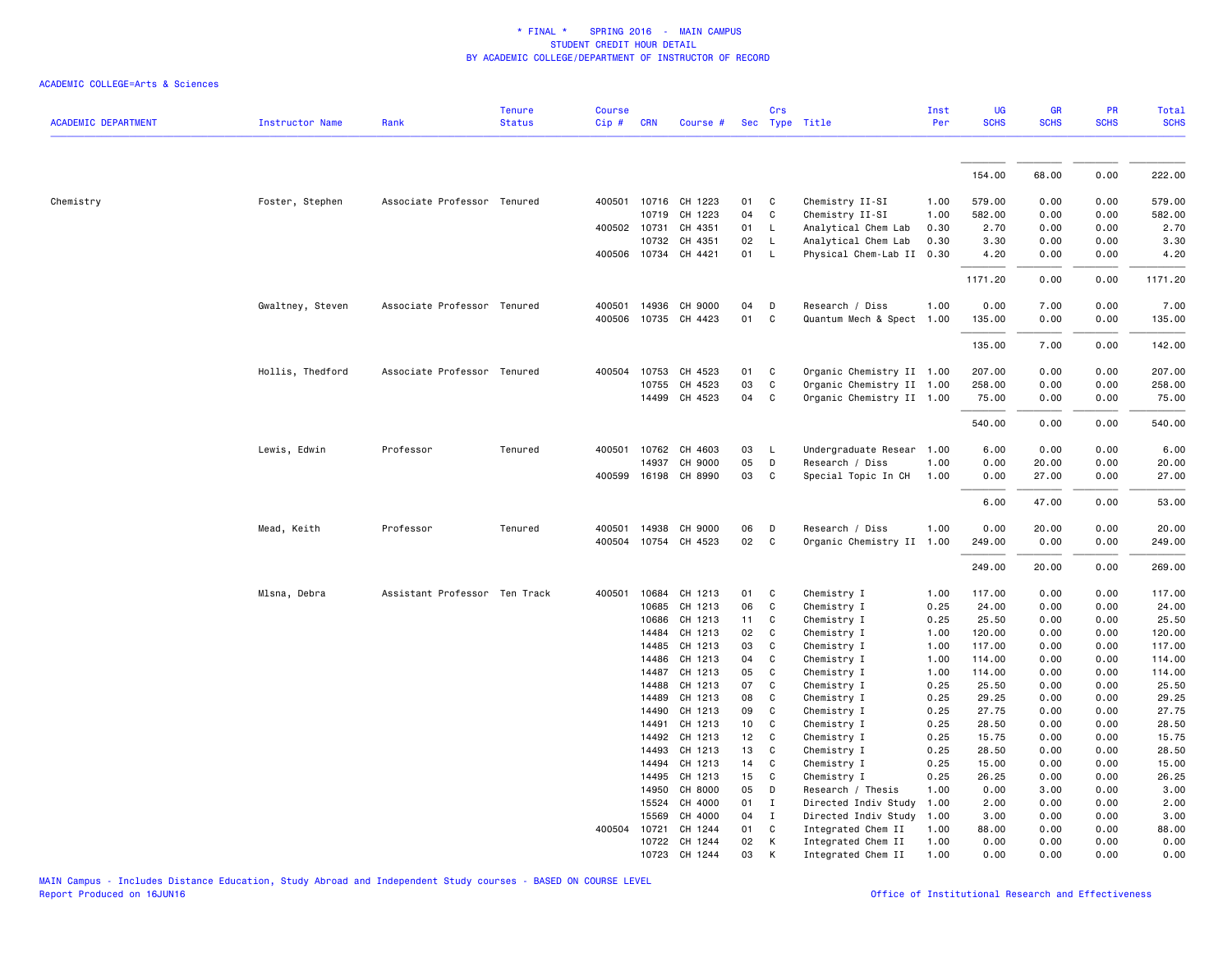\* FINAL \*    SPRING 2016  -  MAIN CAMPUS
STUDENT CREDIT HOUR DETAIL
BY ACADEMIC COLLEGE/DEPARTMENT OF INSTRUCTOR OF RECORD

ACADEMIC COLLEGE=Arts & Sciences

| ACADEMIC DEPARTMENT | Instructor Name | Rank | Tenure Status | Course Cip # | CRN | Course # | Sec | Crs Type | Title | Inst Per | UG SCHS | GR SCHS | PR SCHS | Total SCHS |
|---|---|---|---|---|---|---|---|---|---|---|---|---|---|---|
| | | | | | | | | | | | 154.00 | 68.00 | 0.00 | 222.00 |
| Chemistry | Foster, Stephen | Associate Professor | Tenured | 400501 | 10716 | CH 1223 | 01 | C | Chemistry II-SI | 1.00 | 579.00 | 0.00 | 0.00 | 579.00 |
| | | | | | 10719 | CH 1223 | 04 | C | Chemistry II-SI | 1.00 | 582.00 | 0.00 | 0.00 | 582.00 |
| | | | | 400502 | 10731 | CH 4351 | 01 | L | Analytical Chem Lab | 0.30 | 2.70 | 0.00 | 0.00 | 2.70 |
| | | | | | 10732 | CH 4351 | 02 | L | Analytical Chem Lab | 0.30 | 3.30 | 0.00 | 0.00 | 3.30 |
| | | | | 400506 | 10734 | CH 4421 | 01 | L | Physical Chem-Lab II | 0.30 | 4.20 | 0.00 | 0.00 | 4.20 |
| | | | | | | | | | | | 1171.20 | 0.00 | 0.00 | 1171.20 |
| | Gwaltney, Steven | Associate Professor | Tenured | 400501 | 14936 | CH 9000 | 04 | D | Research / Diss | 1.00 | 0.00 | 7.00 | 0.00 | 7.00 |
| | | | | 400506 | 10735 | CH 4423 | 01 | C | Quantum Mech & Spect | 1.00 | 135.00 | 0.00 | 0.00 | 135.00 |
| | | | | | | | | | | | 135.00 | 7.00 | 0.00 | 142.00 |
| | Hollis, Thedford | Associate Professor | Tenured | 400504 | 10753 | CH 4523 | 01 | C | Organic Chemistry II | 1.00 | 207.00 | 0.00 | 0.00 | 207.00 |
| | | | | | 10755 | CH 4523 | 03 | C | Organic Chemistry II | 1.00 | 258.00 | 0.00 | 0.00 | 258.00 |
| | | | | | 14499 | CH 4523 | 04 | C | Organic Chemistry II | 1.00 | 75.00 | 0.00 | 0.00 | 75.00 |
| | | | | | | | | | | | 540.00 | 0.00 | 0.00 | 540.00 |
| | Lewis, Edwin | Professor | Tenured | 400501 | 10762 | CH 4603 | 03 | L | Undergraduate Resear | 1.00 | 6.00 | 0.00 | 0.00 | 6.00 |
| | | | | | 14937 | CH 9000 | 05 | D | Research / Diss | 1.00 | 0.00 | 20.00 | 0.00 | 20.00 |
| | | | | 400599 | 16198 | CH 8990 | 03 | C | Special Topic In CH | 1.00 | 0.00 | 27.00 | 0.00 | 27.00 |
| | | | | | | | | | | | 6.00 | 47.00 | 0.00 | 53.00 |
| | Mead, Keith | Professor | Tenured | 400501 | 14938 | CH 9000 | 06 | D | Research / Diss | 1.00 | 0.00 | 20.00 | 0.00 | 20.00 |
| | | | | 400504 | 10754 | CH 4523 | 02 | C | Organic Chemistry II | 1.00 | 249.00 | 0.00 | 0.00 | 249.00 |
| | | | | | | | | | | | 249.00 | 20.00 | 0.00 | 269.00 |
| | Mlsna, Debra | Assistant Professor | Ten Track | 400501 | 10684 | CH 1213 | 01 | C | Chemistry I | 1.00 | 117.00 | 0.00 | 0.00 | 117.00 |
| | | | | | 10685 | CH 1213 | 06 | C | Chemistry I | 0.25 | 24.00 | 0.00 | 0.00 | 24.00 |
| | | | | | 10686 | CH 1213 | 11 | C | Chemistry I | 0.25 | 25.50 | 0.00 | 0.00 | 25.50 |
| | | | | | 14484 | CH 1213 | 02 | C | Chemistry I | 1.00 | 120.00 | 0.00 | 0.00 | 120.00 |
| | | | | | 14485 | CH 1213 | 03 | C | Chemistry I | 1.00 | 117.00 | 0.00 | 0.00 | 117.00 |
| | | | | | 14486 | CH 1213 | 04 | C | Chemistry I | 1.00 | 114.00 | 0.00 | 0.00 | 114.00 |
| | | | | | 14487 | CH 1213 | 05 | C | Chemistry I | 1.00 | 114.00 | 0.00 | 0.00 | 114.00 |
| | | | | | 14488 | CH 1213 | 07 | C | Chemistry I | 0.25 | 25.50 | 0.00 | 0.00 | 25.50 |
| | | | | | 14489 | CH 1213 | 08 | C | Chemistry I | 0.25 | 29.25 | 0.00 | 0.00 | 29.25 |
| | | | | | 14490 | CH 1213 | 09 | C | Chemistry I | 0.25 | 27.75 | 0.00 | 0.00 | 27.75 |
| | | | | | 14491 | CH 1213 | 10 | C | Chemistry I | 0.25 | 28.50 | 0.00 | 0.00 | 28.50 |
| | | | | | 14492 | CH 1213 | 12 | C | Chemistry I | 0.25 | 15.75 | 0.00 | 0.00 | 15.75 |
| | | | | | 14493 | CH 1213 | 13 | C | Chemistry I | 0.25 | 28.50 | 0.00 | 0.00 | 28.50 |
| | | | | | 14494 | CH 1213 | 14 | C | Chemistry I | 0.25 | 15.00 | 0.00 | 0.00 | 15.00 |
| | | | | | 14495 | CH 1213 | 15 | C | Chemistry I | 0.25 | 26.25 | 0.00 | 0.00 | 26.25 |
| | | | | | 14950 | CH 8000 | 05 | D | Research / Thesis | 1.00 | 0.00 | 3.00 | 0.00 | 3.00 |
| | | | | | 15524 | CH 4000 | 01 | I | Directed Indiv Study | 1.00 | 2.00 | 0.00 | 0.00 | 2.00 |
| | | | | | 15569 | CH 4000 | 04 | I | Directed Indiv Study | 1.00 | 3.00 | 0.00 | 0.00 | 3.00 |
| | | | | 400504 | 10721 | CH 1244 | 01 | C | Integrated Chem II | 1.00 | 88.00 | 0.00 | 0.00 | 88.00 |
| | | | | | 10722 | CH 1244 | 02 | K | Integrated Chem II | 1.00 | 0.00 | 0.00 | 0.00 | 0.00 |
| | | | | | 10723 | CH 1244 | 03 | K | Integrated Chem II | 1.00 | 0.00 | 0.00 | 0.00 | 0.00 |

MAIN Campus - Includes Distance Education, Study Abroad and Independent Study courses - BASED ON COURSE LEVEL
Report Produced on 16JUN16

Office of Institutional Research and Effectiveness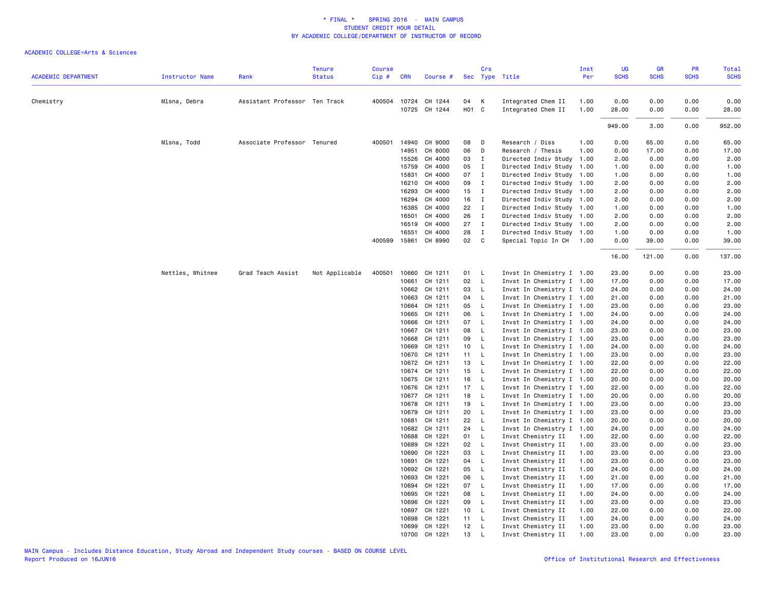\* FINAL \* SPRING 2016 - MAIN CAMPUS
STUDENT CREDIT HOUR DETAIL
BY ACADEMIC COLLEGE/DEPARTMENT OF INSTRUCTOR OF RECORD

ACADEMIC COLLEGE=Arts & Sciences

| ACADEMIC DEPARTMENT | Instructor Name | Rank | Tenure Status | Course Cip # | CRN | Course # | Sec | Crs Type | Title | Inst Per | UG SCHS | GR SCHS | PR SCHS | Total SCHS |
|---|---|---|---|---|---|---|---|---|---|---|---|---|---|---|
| Chemistry | Mlsna, Debra | Assistant Professor | Ten Track | 400504 | 10724 | CH 1244 | 04 | K | Integrated Chem II | 1.00 | 0.00 | 0.00 | 0.00 | 0.00 |
| | | | | | 10725 | CH 1244 | H01 | C | Integrated Chem II | 1.00 | 28.00 | 0.00 | 0.00 | 28.00 |
| | | | | | | | | | | | 949.00 | 3.00 | 0.00 | 952.00 |
| | Mlsna, Todd | Associate Professor | Tenured | 400501 | 14940 | CH 9000 | 08 | D | Research / Diss | 1.00 | 0.00 | 65.00 | 0.00 | 65.00 |
| | | | | | 14951 | CH 8000 | 06 | D | Research / Thesis | 1.00 | 0.00 | 17.00 | 0.00 | 17.00 |
| | | | | | 15526 | CH 4000 | 03 | I | Directed Indiv Study | 1.00 | 2.00 | 0.00 | 0.00 | 2.00 |
| | | | | | 15759 | CH 4000 | 05 | I | Directed Indiv Study | 1.00 | 1.00 | 0.00 | 0.00 | 1.00 |
| | | | | | 15831 | CH 4000 | 07 | I | Directed Indiv Study | 1.00 | 1.00 | 0.00 | 0.00 | 1.00 |
| | | | | | 16210 | CH 4000 | 09 | I | Directed Indiv Study | 1.00 | 2.00 | 0.00 | 0.00 | 2.00 |
| | | | | | 16293 | CH 4000 | 15 | I | Directed Indiv Study | 1.00 | 2.00 | 0.00 | 0.00 | 2.00 |
| | | | | | 16294 | CH 4000 | 16 | I | Directed Indiv Study | 1.00 | 2.00 | 0.00 | 0.00 | 2.00 |
| | | | | | 16385 | CH 4000 | 22 | I | Directed Indiv Study | 1.00 | 1.00 | 0.00 | 0.00 | 1.00 |
| | | | | | 16501 | CH 4000 | 26 | I | Directed Indiv Study | 1.00 | 2.00 | 0.00 | 0.00 | 2.00 |
| | | | | | 16519 | CH 4000 | 27 | I | Directed Indiv Study | 1.00 | 2.00 | 0.00 | 0.00 | 2.00 |
| | | | | | 16551 | CH 4000 | 28 | I | Directed Indiv Study | 1.00 | 1.00 | 0.00 | 0.00 | 1.00 |
| | | | | 400599 | 15861 | CH 8990 | 02 | C | Special Topic In CH | 1.00 | 0.00 | 39.00 | 0.00 | 39.00 |
| | | | | | | | | | | | 16.00 | 121.00 | 0.00 | 137.00 |
| | Nettles, Whitnee | Grad Teach Assist | Not Applicable | 400501 | 10660 | CH 1211 | 01 | L | Invst In Chemistry I | 1.00 | 23.00 | 0.00 | 0.00 | 23.00 |
| | | | | | 10661 | CH 1211 | 02 | L | Invst In Chemistry I | 1.00 | 17.00 | 0.00 | 0.00 | 17.00 |
| | | | | | 10662 | CH 1211 | 03 | L | Invst In Chemistry I | 1.00 | 24.00 | 0.00 | 0.00 | 24.00 |
| | | | | | 10663 | CH 1211 | 04 | L | Invst In Chemistry I | 1.00 | 21.00 | 0.00 | 0.00 | 21.00 |
| | | | | | 10664 | CH 1211 | 05 | L | Invst In Chemistry I | 1.00 | 23.00 | 0.00 | 0.00 | 23.00 |
| | | | | | 10665 | CH 1211 | 06 | L | Invst In Chemistry I | 1.00 | 24.00 | 0.00 | 0.00 | 24.00 |
| | | | | | 10666 | CH 1211 | 07 | L | Invst In Chemistry I | 1.00 | 24.00 | 0.00 | 0.00 | 24.00 |
| | | | | | 10667 | CH 1211 | 08 | L | Invst In Chemistry I | 1.00 | 23.00 | 0.00 | 0.00 | 23.00 |
| | | | | | 10668 | CH 1211 | 09 | L | Invst In Chemistry I | 1.00 | 23.00 | 0.00 | 0.00 | 23.00 |
| | | | | | 10669 | CH 1211 | 10 | L | Invst In Chemistry I | 1.00 | 24.00 | 0.00 | 0.00 | 24.00 |
| | | | | | 10670 | CH 1211 | 11 | L | Invst In Chemistry I | 1.00 | 23.00 | 0.00 | 0.00 | 23.00 |
| | | | | | 10672 | CH 1211 | 13 | L | Invst In Chemistry I | 1.00 | 22.00 | 0.00 | 0.00 | 22.00 |
| | | | | | 10674 | CH 1211 | 15 | L | Invst In Chemistry I | 1.00 | 22.00 | 0.00 | 0.00 | 22.00 |
| | | | | | 10675 | CH 1211 | 16 | L | Invst In Chemistry I | 1.00 | 20.00 | 0.00 | 0.00 | 20.00 |
| | | | | | 10676 | CH 1211 | 17 | L | Invst In Chemistry I | 1.00 | 22.00 | 0.00 | 0.00 | 22.00 |
| | | | | | 10677 | CH 1211 | 18 | L | Invst In Chemistry I | 1.00 | 20.00 | 0.00 | 0.00 | 20.00 |
| | | | | | 10678 | CH 1211 | 19 | L | Invst In Chemistry I | 1.00 | 23.00 | 0.00 | 0.00 | 23.00 |
| | | | | | 10679 | CH 1211 | 20 | L | Invst In Chemistry I | 1.00 | 23.00 | 0.00 | 0.00 | 23.00 |
| | | | | | 10681 | CH 1211 | 22 | L | Invst In Chemistry I | 1.00 | 20.00 | 0.00 | 0.00 | 20.00 |
| | | | | | 10682 | CH 1211 | 24 | L | Invst In Chemistry I | 1.00 | 24.00 | 0.00 | 0.00 | 24.00 |
| | | | | | 10688 | CH 1221 | 01 | L | Invst Chemistry II | 1.00 | 22.00 | 0.00 | 0.00 | 22.00 |
| | | | | | 10689 | CH 1221 | 02 | L | Invst Chemistry II | 1.00 | 23.00 | 0.00 | 0.00 | 23.00 |
| | | | | | 10690 | CH 1221 | 03 | L | Invst Chemistry II | 1.00 | 23.00 | 0.00 | 0.00 | 23.00 |
| | | | | | 10691 | CH 1221 | 04 | L | Invst Chemistry II | 1.00 | 23.00 | 0.00 | 0.00 | 23.00 |
| | | | | | 10692 | CH 1221 | 05 | L | Invst Chemistry II | 1.00 | 24.00 | 0.00 | 0.00 | 24.00 |
| | | | | | 10693 | CH 1221 | 06 | L | Invst Chemistry II | 1.00 | 21.00 | 0.00 | 0.00 | 21.00 |
| | | | | | 10694 | CH 1221 | 07 | L | Invst Chemistry II | 1.00 | 17.00 | 0.00 | 0.00 | 17.00 |
| | | | | | 10695 | CH 1221 | 08 | L | Invst Chemistry II | 1.00 | 24.00 | 0.00 | 0.00 | 24.00 |
| | | | | | 10696 | CH 1221 | 09 | L | Invst Chemistry II | 1.00 | 23.00 | 0.00 | 0.00 | 23.00 |
| | | | | | 10697 | CH 1221 | 10 | L | Invst Chemistry II | 1.00 | 22.00 | 0.00 | 0.00 | 22.00 |
| | | | | | 10698 | CH 1221 | 11 | L | Invst Chemistry II | 1.00 | 24.00 | 0.00 | 0.00 | 24.00 |
| | | | | | 10699 | CH 1221 | 12 | L | Invst Chemistry II | 1.00 | 23.00 | 0.00 | 0.00 | 23.00 |
| | | | | | 10700 | CH 1221 | 13 | L | Invst Chemistry II | 1.00 | 23.00 | 0.00 | 0.00 | 23.00 |

MAIN Campus - Includes Distance Education, Study Abroad and Independent Study courses - BASED ON COURSE LEVEL
Report Produced on 16JUN16 — Office of Institutional Research and Effectiveness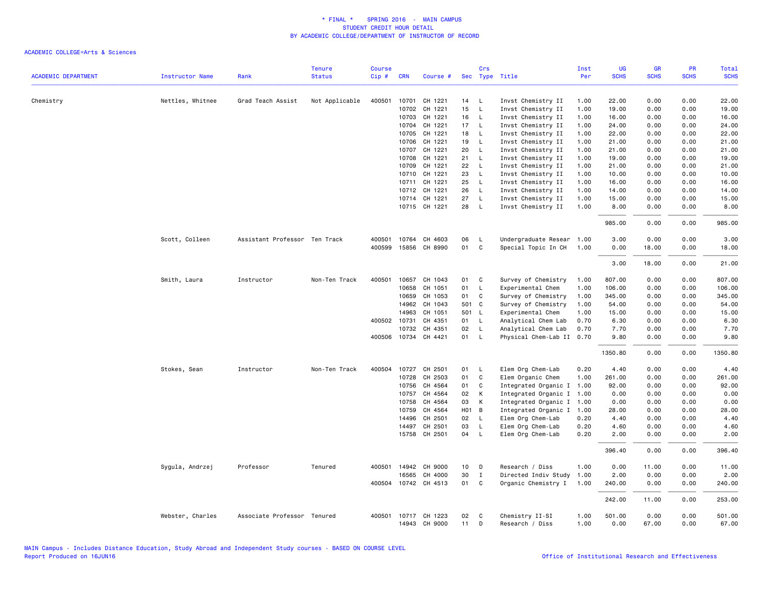\* FINAL \* SPRING 2016 - MAIN CAMPUS
STUDENT CREDIT HOUR DETAIL
BY ACADEMIC COLLEGE/DEPARTMENT OF INSTRUCTOR OF RECORD

ACADEMIC COLLEGE=Arts & Sciences

| ACADEMIC DEPARTMENT | Instructor Name | Rank | Tenure Status | Course Cip # | CRN | Course # | Sec | Crs Type | Title | Inst Per | UG SCHS | GR SCHS | PR SCHS | Total SCHS |
|---|---|---|---|---|---|---|---|---|---|---|---|---|---|---|
| Chemistry | Nettles, Whitnee | Grad Teach Assist | Not Applicable | 400501 | 10701 | CH 1221 | 14 | L | Invst Chemistry II | 1.00 | 22.00 | 0.00 | 0.00 | 22.00 |
| | | | | | 10702 | CH 1221 | 15 | L | Invst Chemistry II | 1.00 | 19.00 | 0.00 | 0.00 | 19.00 |
| | | | | | 10703 | CH 1221 | 16 | L | Invst Chemistry II | 1.00 | 16.00 | 0.00 | 0.00 | 16.00 |
| | | | | | 10704 | CH 1221 | 17 | L | Invst Chemistry II | 1.00 | 24.00 | 0.00 | 0.00 | 24.00 |
| | | | | | 10705 | CH 1221 | 18 | L | Invst Chemistry II | 1.00 | 22.00 | 0.00 | 0.00 | 22.00 |
| | | | | | 10706 | CH 1221 | 19 | L | Invst Chemistry II | 1.00 | 21.00 | 0.00 | 0.00 | 21.00 |
| | | | | | 10707 | CH 1221 | 20 | L | Invst Chemistry II | 1.00 | 21.00 | 0.00 | 0.00 | 21.00 |
| | | | | | 10708 | CH 1221 | 21 | L | Invst Chemistry II | 1.00 | 19.00 | 0.00 | 0.00 | 19.00 |
| | | | | | 10709 | CH 1221 | 22 | L | Invst Chemistry II | 1.00 | 21.00 | 0.00 | 0.00 | 21.00 |
| | | | | | 10710 | CH 1221 | 23 | L | Invst Chemistry II | 1.00 | 10.00 | 0.00 | 0.00 | 10.00 |
| | | | | | 10711 | CH 1221 | 25 | L | Invst Chemistry II | 1.00 | 16.00 | 0.00 | 0.00 | 16.00 |
| | | | | | 10712 | CH 1221 | 26 | L | Invst Chemistry II | 1.00 | 14.00 | 0.00 | 0.00 | 14.00 |
| | | | | | 10714 | CH 1221 | 27 | L | Invst Chemistry II | 1.00 | 15.00 | 0.00 | 0.00 | 15.00 |
| | | | | | 10715 | CH 1221 | 28 | L | Invst Chemistry II | 1.00 | 8.00 | 0.00 | 0.00 | 8.00 |
| | | | | | | | | | | | 985.00 | 0.00 | 0.00 | 985.00 |
| | Scott, Colleen | Assistant Professor | Ten Track | 400501 | 10764 | CH 4603 | 06 | L | Undergraduate Resear | 1.00 | 3.00 | 0.00 | 0.00 | 3.00 |
| | | | | 400599 | 15856 | CH 8990 | 01 | C | Special Topic In CH | 1.00 | 0.00 | 18.00 | 0.00 | 18.00 |
| | | | | | | | | | | | 3.00 | 18.00 | 0.00 | 21.00 |
| | Smith, Laura | Instructor | Non-Ten Track | 400501 | 10657 | CH 1043 | 01 | C | Survey of Chemistry | 1.00 | 807.00 | 0.00 | 0.00 | 807.00 |
| | | | | | 10658 | CH 1051 | 01 | L | Experimental Chem | 1.00 | 106.00 | 0.00 | 0.00 | 106.00 |
| | | | | | 10659 | CH 1053 | 01 | C | Survey of Chemistry | 1.00 | 345.00 | 0.00 | 0.00 | 345.00 |
| | | | | | 14962 | CH 1043 | 501 | C | Survey of Chemistry | 1.00 | 54.00 | 0.00 | 0.00 | 54.00 |
| | | | | | 14963 | CH 1051 | 501 | L | Experimental Chem | 1.00 | 15.00 | 0.00 | 0.00 | 15.00 |
| | | | | 400502 | 10731 | CH 4351 | 01 | L | Analytical Chem Lab | 0.70 | 6.30 | 0.00 | 0.00 | 6.30 |
| | | | | | 10732 | CH 4351 | 02 | L | Analytical Chem Lab | 0.70 | 7.70 | 0.00 | 0.00 | 7.70 |
| | | | | 400506 | 10734 | CH 4421 | 01 | L | Physical Chem-Lab II | 0.70 | 9.80 | 0.00 | 0.00 | 9.80 |
| | | | | | | | | | | | 1350.80 | 0.00 | 0.00 | 1350.80 |
| | Stokes, Sean | Instructor | Non-Ten Track | 400504 | 10727 | CH 2501 | 01 | L | Elem Org Chem-Lab | 0.20 | 4.40 | 0.00 | 0.00 | 4.40 |
| | | | | | 10728 | CH 2503 | 01 | C | Elem Organic Chem | 1.00 | 261.00 | 0.00 | 0.00 | 261.00 |
| | | | | | 10756 | CH 4564 | 01 | C | Integrated Organic I | 1.00 | 92.00 | 0.00 | 0.00 | 92.00 |
| | | | | | 10757 | CH 4564 | 02 | K | Integrated Organic I | 1.00 | 0.00 | 0.00 | 0.00 | 0.00 |
| | | | | | 10758 | CH 4564 | 03 | K | Integrated Organic I | 1.00 | 0.00 | 0.00 | 0.00 | 0.00 |
| | | | | | 10759 | CH 4564 | H01 | B | Integrated Organic I | 1.00 | 28.00 | 0.00 | 0.00 | 28.00 |
| | | | | | 14496 | CH 2501 | 02 | L | Elem Org Chem-Lab | 0.20 | 4.40 | 0.00 | 0.00 | 4.40 |
| | | | | | 14497 | CH 2501 | 03 | L | Elem Org Chem-Lab | 0.20 | 4.60 | 0.00 | 0.00 | 4.60 |
| | | | | | 15758 | CH 2501 | 04 | L | Elem Org Chem-Lab | 0.20 | 2.00 | 0.00 | 0.00 | 2.00 |
| | | | | | | | | | | | 396.40 | 0.00 | 0.00 | 396.40 |
| | Sygula, Andrzej | Professor | Tenured | 400501 | 14942 | CH 9000 | 10 | D | Research / Diss | 1.00 | 0.00 | 11.00 | 0.00 | 11.00 |
| | | | | | 16565 | CH 4000 | 30 | I | Directed Indiv Study | 1.00 | 2.00 | 0.00 | 0.00 | 2.00 |
| | | | | 400504 | 10742 | CH 4513 | 01 | C | Organic Chemistry I | 1.00 | 240.00 | 0.00 | 0.00 | 240.00 |
| | | | | | | | | | | | 242.00 | 11.00 | 0.00 | 253.00 |
| | Webster, Charles | Associate Professor | Tenured | 400501 | 10717 | CH 1223 | 02 | C | Chemistry II-SI | 1.00 | 501.00 | 0.00 | 0.00 | 501.00 |
| | | | | | 14943 | CH 9000 | 11 | D | Research / Diss | 1.00 | 0.00 | 67.00 | 0.00 | 67.00 |

MAIN Campus - Includes Distance Education, Study Abroad and Independent Study courses - BASED ON COURSE LEVEL
Report Produced on 16JUN16

Office of Institutional Research and Effectiveness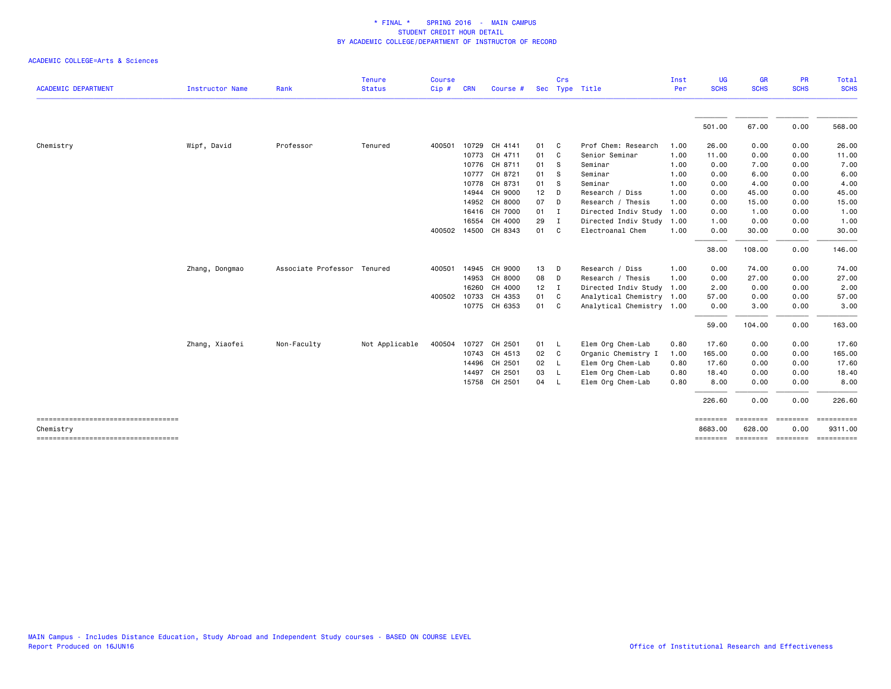# * FINAL * SPRING 2016 - MAIN CAMPUS
## STUDENT CREDIT HOUR DETAIL
## BY ACADEMIC COLLEGE/DEPARTMENT OF INSTRUCTOR OF RECORD

ACADEMIC COLLEGE=Arts & Sciences

| ACADEMIC DEPARTMENT | Instructor Name | Rank | Tenure Status | Course Cip # | CRN | Course # | Sec | Crs Type | Title | Inst Per | UG SCHS | GR SCHS | PR SCHS | Total SCHS |
|---|---|---|---|---|---|---|---|---|---|---|---|---|---|---|
| | | | | | | | | | | | 501.00 | 67.00 | 0.00 | 568.00 |
| Chemistry | Wipf, David | Professor | Tenured | 400501 | 10729 | CH 4141 | 01 | C | Prof Chem: Research | 1.00 | 26.00 | 0.00 | 0.00 | 26.00 |
| | | | | | 10773 | CH 4711 | 01 | C | Senior Seminar | 1.00 | 11.00 | 0.00 | 0.00 | 11.00 |
| | | | | | 10776 | CH 8711 | 01 | S | Seminar | 1.00 | 0.00 | 7.00 | 0.00 | 7.00 |
| | | | | | 10777 | CH 8721 | 01 | S | Seminar | 1.00 | 0.00 | 6.00 | 0.00 | 6.00 |
| | | | | | 10778 | CH 8731 | 01 | S | Seminar | 1.00 | 0.00 | 4.00 | 0.00 | 4.00 |
| | | | | | 14944 | CH 9000 | 12 | D | Research / Diss | 1.00 | 0.00 | 45.00 | 0.00 | 45.00 |
| | | | | | 14952 | CH 8000 | 07 | D | Research / Thesis | 1.00 | 0.00 | 15.00 | 0.00 | 15.00 |
| | | | | | 16416 | CH 7000 | 01 | I | Directed Indiv Study | 1.00 | 0.00 | 1.00 | 0.00 | 1.00 |
| | | | | | 16554 | CH 4000 | 29 | I | Directed Indiv Study | 1.00 | 1.00 | 0.00 | 0.00 | 1.00 |
| | | | | 400502 | 14500 | CH 8343 | 01 | C | Electroanal Chem | 1.00 | 0.00 | 30.00 | 0.00 | 30.00 |
| | | | | | | | | | | | 38.00 | 108.00 | 0.00 | 146.00 |
| | Zhang, Dongmao | Associate Professor | Tenured | 400501 | 14945 | CH 9000 | 13 | D | Research / Diss | 1.00 | 0.00 | 74.00 | 0.00 | 74.00 |
| | | | | | 14953 | CH 8000 | 08 | D | Research / Thesis | 1.00 | 0.00 | 27.00 | 0.00 | 27.00 |
| | | | | | 16260 | CH 4000 | 12 | I | Directed Indiv Study | 1.00 | 2.00 | 0.00 | 0.00 | 2.00 |
| | | | | 400502 | 10733 | CH 4353 | 01 | C | Analytical Chemistry | 1.00 | 57.00 | 0.00 | 0.00 | 57.00 |
| | | | | | 10775 | CH 6353 | 01 | C | Analytical Chemistry | 1.00 | 0.00 | 3.00 | 0.00 | 3.00 |
| | | | | | | | | | | | 59.00 | 104.00 | 0.00 | 163.00 |
| | Zhang, Xiaofei | Non-Faculty | Not Applicable | 400504 | 10727 | CH 2501 | 01 | L | Elem Org Chem-Lab | 0.80 | 17.60 | 0.00 | 0.00 | 17.60 |
| | | | | | 10743 | CH 4513 | 02 | C | Organic Chemistry I | 1.00 | 165.00 | 0.00 | 0.00 | 165.00 |
| | | | | | 14496 | CH 2501 | 02 | L | Elem Org Chem-Lab | 0.80 | 17.60 | 0.00 | 0.00 | 17.60 |
| | | | | | 14497 | CH 2501 | 03 | L | Elem Org Chem-Lab | 0.80 | 18.40 | 0.00 | 0.00 | 18.40 |
| | | | | | 15758 | CH 2501 | 04 | L | Elem Org Chem-Lab | 0.80 | 8.00 | 0.00 | 0.00 | 8.00 |
| | | | | | | | | | | | 226.60 | 0.00 | 0.00 | 226.60 |
| Chemistry | | | | | | | | | | | 8683.00 | 628.00 | 0.00 | 9311.00 |

MAIN Campus - Includes Distance Education, Study Abroad and Independent Study courses - BASED ON COURSE LEVEL
Report Produced on 16JUN16

Office of Institutional Research and Effectiveness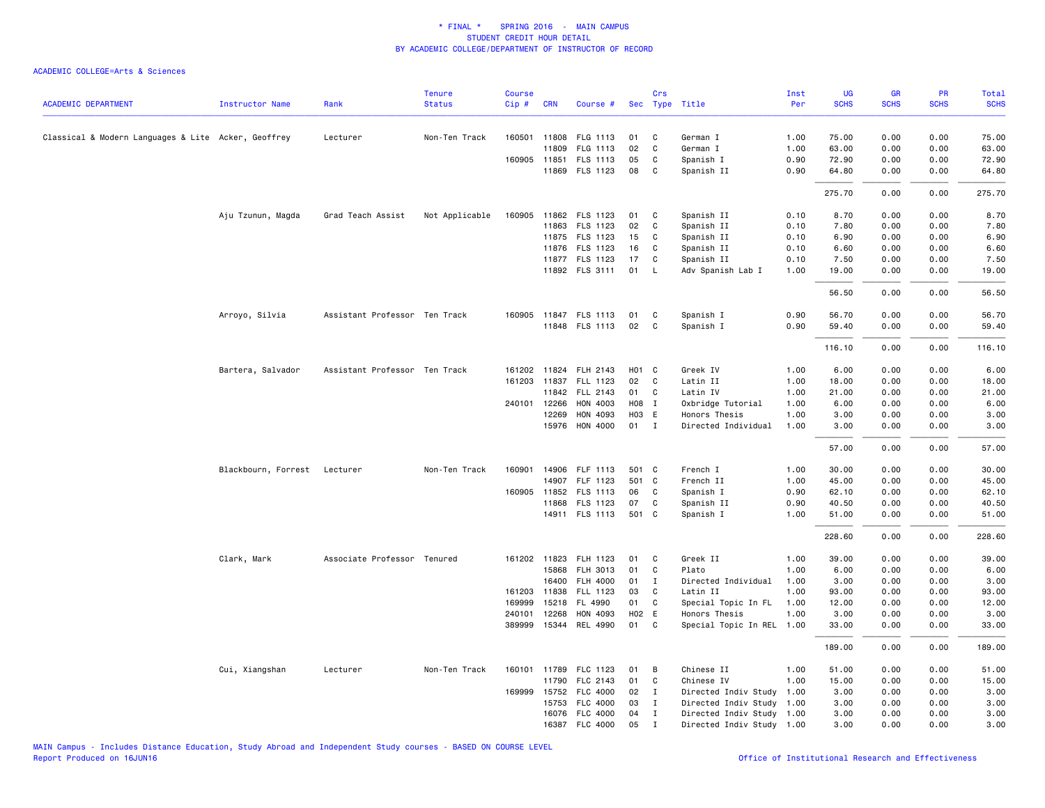\* FINAL \* SPRING 2016 - MAIN CAMPUS
STUDENT CREDIT HOUR DETAIL
BY ACADEMIC COLLEGE/DEPARTMENT OF INSTRUCTOR OF RECORD

ACADEMIC COLLEGE=Arts & Sciences

| ACADEMIC DEPARTMENT | Instructor Name | Rank | Tenure Status | Course Cip # | CRN | Course # | Sec | Crs Type | Title | Inst Per | UG SCHS | GR SCHS | PR SCHS | Total SCHS |
|---|---|---|---|---|---|---|---|---|---|---|---|---|---|---|
| Classical & Modern Languages & Lite | Acker, Geoffrey | Lecturer | Non-Ten Track | 160501 | 11808 | FLG 1113 | 01 | C | German I | 1.00 | 75.00 | 0.00 | 0.00 | 75.00 |
| | | | | | 11809 | FLG 1113 | 02 | C | German I | 1.00 | 63.00 | 0.00 | 0.00 | 63.00 |
| | | | | 160905 | 11851 | FLS 1113 | 05 | C | Spanish I | 0.90 | 72.90 | 0.00 | 0.00 | 72.90 |
| | | | | | 11869 | FLS 1123 | 08 | C | Spanish II | 0.90 | 64.80 | 0.00 | 0.00 | 64.80 |
| | | | | | | | | | | | 275.70 | 0.00 | 0.00 | 275.70 |
| | Aju Tzunun, Magda | Grad Teach Assist | Not Applicable | 160905 | 11862 | FLS 1123 | 01 | C | Spanish II | 0.10 | 8.70 | 0.00 | 0.00 | 8.70 |
| | | | | | 11863 | FLS 1123 | 02 | C | Spanish II | 0.10 | 7.80 | 0.00 | 0.00 | 7.80 |
| | | | | | 11875 | FLS 1123 | 15 | C | Spanish II | 0.10 | 6.90 | 0.00 | 0.00 | 6.90 |
| | | | | | 11876 | FLS 1123 | 16 | C | Spanish II | 0.10 | 6.60 | 0.00 | 0.00 | 6.60 |
| | | | | | 11877 | FLS 1123 | 17 | C | Spanish II | 0.10 | 7.50 | 0.00 | 0.00 | 7.50 |
| | | | | | 11892 | FLS 3111 | 01 | L | Adv Spanish Lab I | 1.00 | 19.00 | 0.00 | 0.00 | 19.00 |
| | | | | | | | | | | | 56.50 | 0.00 | 0.00 | 56.50 |
| | Arroyo, Silvia | Assistant Professor | Ten Track | 160905 | 11847 | FLS 1113 | 01 | C | Spanish I | 0.90 | 56.70 | 0.00 | 0.00 | 56.70 |
| | | | | | 11848 | FLS 1113 | 02 | C | Spanish I | 0.90 | 59.40 | 0.00 | 0.00 | 59.40 |
| | | | | | | | | | | | 116.10 | 0.00 | 0.00 | 116.10 |
| | Bartera, Salvador | Assistant Professor | Ten Track | 161202 | 11824 | FLH 2143 | H01 | C | Greek IV | 1.00 | 6.00 | 0.00 | 0.00 | 6.00 |
| | | | | 161203 | 11837 | FLL 1123 | 02 | C | Latin II | 1.00 | 18.00 | 0.00 | 0.00 | 18.00 |
| | | | | | 11842 | FLL 2143 | 01 | C | Latin IV | 1.00 | 21.00 | 0.00 | 0.00 | 21.00 |
| | | | | 240101 | 12266 | HON 4003 | H08 | I | Oxbridge Tutorial | 1.00 | 6.00 | 0.00 | 0.00 | 6.00 |
| | | | | | 12269 | HON 4093 | H03 | E | Honors Thesis | 1.00 | 3.00 | 0.00 | 0.00 | 3.00 |
| | | | | | 15976 | HON 4000 | 01 | I | Directed Individual | 1.00 | 3.00 | 0.00 | 0.00 | 3.00 |
| | | | | | | | | | | | 57.00 | 0.00 | 0.00 | 57.00 |
| | Blackbourn, Forrest | Lecturer | Non-Ten Track | 160901 | 14906 | FLF 1113 | 501 | C | French I | 1.00 | 30.00 | 0.00 | 0.00 | 30.00 |
| | | | | | 14907 | FLF 1123 | 501 | C | French II | 1.00 | 45.00 | 0.00 | 0.00 | 45.00 |
| | | | | 160905 | 11852 | FLS 1113 | 06 | C | Spanish I | 0.90 | 62.10 | 0.00 | 0.00 | 62.10 |
| | | | | | 11868 | FLS 1123 | 07 | C | Spanish II | 0.90 | 40.50 | 0.00 | 0.00 | 40.50 |
| | | | | | 14911 | FLS 1113 | 501 | C | Spanish I | 1.00 | 51.00 | 0.00 | 0.00 | 51.00 |
| | | | | | | | | | | | 228.60 | 0.00 | 0.00 | 228.60 |
| | Clark, Mark | Associate Professor | Tenured | 161202 | 11823 | FLH 1123 | 01 | C | Greek II | 1.00 | 39.00 | 0.00 | 0.00 | 39.00 |
| | | | | | 15868 | FLH 3013 | 01 | C | Plato | 1.00 | 6.00 | 0.00 | 0.00 | 6.00 |
| | | | | | 16400 | FLH 4000 | 01 | I | Directed Individual | 1.00 | 3.00 | 0.00 | 0.00 | 3.00 |
| | | | | 161203 | 11838 | FLL 1123 | 03 | C | Latin II | 1.00 | 93.00 | 0.00 | 0.00 | 93.00 |
| | | | | 169999 | 15218 | FL 4990 | 01 | C | Special Topic In FL | 1.00 | 12.00 | 0.00 | 0.00 | 12.00 |
| | | | | 240101 | 12268 | HON 4093 | H02 | E | Honors Thesis | 1.00 | 3.00 | 0.00 | 0.00 | 3.00 |
| | | | | 389999 | 15344 | REL 4990 | 01 | C | Special Topic In REL | 1.00 | 33.00 | 0.00 | 0.00 | 33.00 |
| | | | | | | | | | | | 189.00 | 0.00 | 0.00 | 189.00 |
| | Cui, Xiangshan | Lecturer | Non-Ten Track | 160101 | 11789 | FLC 1123 | 01 | B | Chinese II | 1.00 | 51.00 | 0.00 | 0.00 | 51.00 |
| | | | | | 11790 | FLC 2143 | 01 | C | Chinese IV | 1.00 | 15.00 | 0.00 | 0.00 | 15.00 |
| | | | | 169999 | 15752 | FLC 4000 | 02 | I | Directed Indiv Study | 1.00 | 3.00 | 0.00 | 0.00 | 3.00 |
| | | | | | 15753 | FLC 4000 | 03 | I | Directed Indiv Study | 1.00 | 3.00 | 0.00 | 0.00 | 3.00 |
| | | | | | 16076 | FLC 4000 | 04 | I | Directed Indiv Study | 1.00 | 3.00 | 0.00 | 0.00 | 3.00 |
| | | | | | 16387 | FLC 4000 | 05 | I | Directed Indiv Study | 1.00 | 3.00 | 0.00 | 0.00 | 3.00 |

MAIN Campus - Includes Distance Education, Study Abroad and Independent Study courses - BASED ON COURSE LEVEL
Report Produced on 16JUN16

Office of Institutional Research and Effectiveness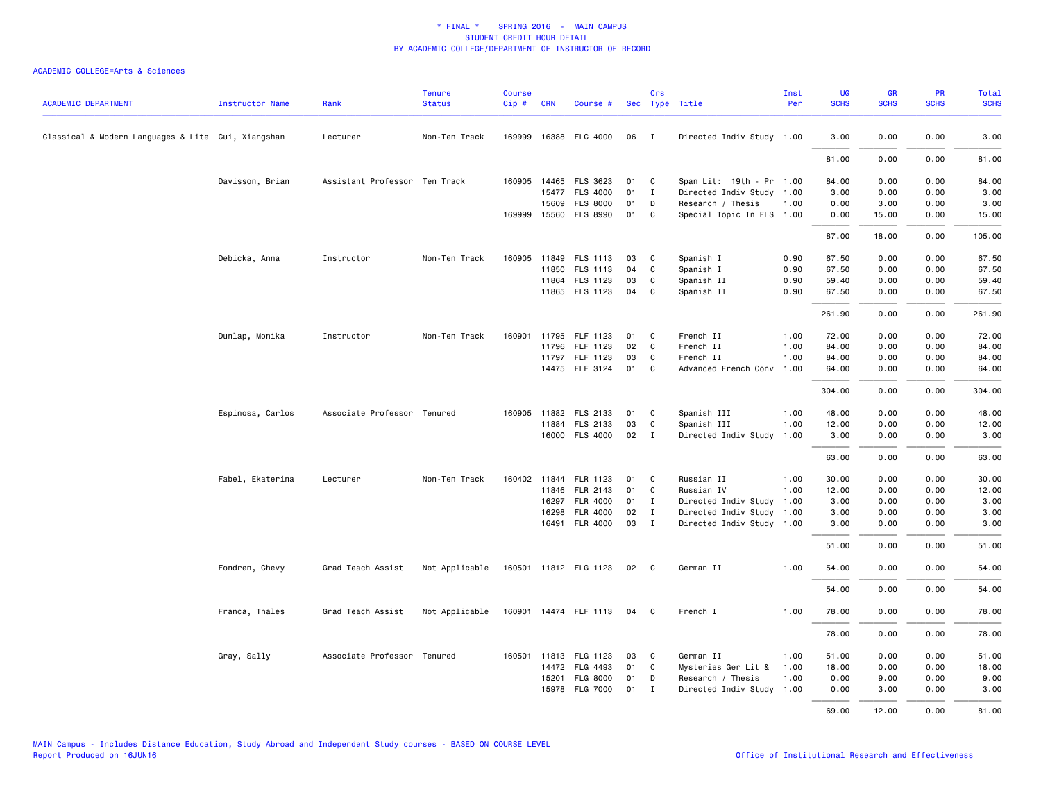\* FINAL \* SPRING 2016 - MAIN CAMPUS
STUDENT CREDIT HOUR DETAIL
BY ACADEMIC COLLEGE/DEPARTMENT OF INSTRUCTOR OF RECORD

ACADEMIC COLLEGE=Arts & Sciences

| ACADEMIC DEPARTMENT | Instructor Name | Rank | Tenure Status | Course Cip # | CRN | Course # | Sec | Crs Type | Title | Inst Per | UG SCHS | GR SCHS | PR SCHS | Total SCHS |
|---|---|---|---|---|---|---|---|---|---|---|---|---|---|---|
| Classical & Modern Languages & Lite | Cui, Xiangshan | Lecturer | Non-Ten Track | 169999 | 16388 | FLC 4000 | 06 | I | Directed Indiv Study | 1.00 | 3.00 | 0.00 | 0.00 | 3.00 |
| | | | | | | | | | | | 81.00 | 0.00 | 0.00 | 81.00 |
| | Davisson, Brian | Assistant Professor | Ten Track | 160905 | 14465 | FLS 3623 | 01 | C | Span Lit: 19th - Pr | 1.00 | 84.00 | 0.00 | 0.00 | 84.00 |
| | | | | | 15477 | FLS 4000 | 01 | I | Directed Indiv Study | 1.00 | 3.00 | 0.00 | 0.00 | 3.00 |
| | | | | | 15609 | FLS 8000 | 01 | D | Research / Thesis | 1.00 | 0.00 | 3.00 | 0.00 | 3.00 |
| | | | | 169999 | 15560 | FLS 8990 | 01 | C | Special Topic In FLS | 1.00 | 0.00 | 15.00 | 0.00 | 15.00 |
| | | | | | | | | | | | 87.00 | 18.00 | 0.00 | 105.00 |
| | Debicka, Anna | Instructor | Non-Ten Track | 160905 | 11849 | FLS 1113 | 03 | C | Spanish I | 0.90 | 67.50 | 0.00 | 0.00 | 67.50 |
| | | | | | 11850 | FLS 1113 | 04 | C | Spanish I | 0.90 | 67.50 | 0.00 | 0.00 | 67.50 |
| | | | | | 11864 | FLS 1123 | 03 | C | Spanish II | 0.90 | 59.40 | 0.00 | 0.00 | 59.40 |
| | | | | | 11865 | FLS 1123 | 04 | C | Spanish II | 0.90 | 67.50 | 0.00 | 0.00 | 67.50 |
| | | | | | | | | | | | 261.90 | 0.00 | 0.00 | 261.90 |
| | Dunlap, Monika | Instructor | Non-Ten Track | 160901 | 11795 | FLF 1123 | 01 | C | French II | 1.00 | 72.00 | 0.00 | 0.00 | 72.00 |
| | | | | | 11796 | FLF 1123 | 02 | C | French II | 1.00 | 84.00 | 0.00 | 0.00 | 84.00 |
| | | | | | 11797 | FLF 1123 | 03 | C | French II | 1.00 | 84.00 | 0.00 | 0.00 | 84.00 |
| | | | | | 14475 | FLF 3124 | 01 | C | Advanced French Conv | 1.00 | 64.00 | 0.00 | 0.00 | 64.00 |
| | | | | | | | | | | | 304.00 | 0.00 | 0.00 | 304.00 |
| | Espinosa, Carlos | Associate Professor | Tenured | 160905 | 11882 | FLS 2133 | 01 | C | Spanish III | 1.00 | 48.00 | 0.00 | 0.00 | 48.00 |
| | | | | | 11884 | FLS 2133 | 03 | C | Spanish III | 1.00 | 12.00 | 0.00 | 0.00 | 12.00 |
| | | | | | 16000 | FLS 4000 | 02 | I | Directed Indiv Study | 1.00 | 3.00 | 0.00 | 0.00 | 3.00 |
| | | | | | | | | | | | 63.00 | 0.00 | 0.00 | 63.00 |
| | Fabel, Ekaterina | Lecturer | Non-Ten Track | 160402 | 11844 | FLR 1123 | 01 | C | Russian II | 1.00 | 30.00 | 0.00 | 0.00 | 30.00 |
| | | | | | 11846 | FLR 2143 | 01 | C | Russian IV | 1.00 | 12.00 | 0.00 | 0.00 | 12.00 |
| | | | | | 16297 | FLR 4000 | 01 | I | Directed Indiv Study | 1.00 | 3.00 | 0.00 | 0.00 | 3.00 |
| | | | | | 16298 | FLR 4000 | 02 | I | Directed Indiv Study | 1.00 | 3.00 | 0.00 | 0.00 | 3.00 |
| | | | | | 16491 | FLR 4000 | 03 | I | Directed Indiv Study | 1.00 | 3.00 | 0.00 | 0.00 | 3.00 |
| | | | | | | | | | | | 51.00 | 0.00 | 0.00 | 51.00 |
| | Fondren, Chevy | Grad Teach Assist | Not Applicable | 160501 | 11812 | FLG 1123 | 02 | C | German II | 1.00 | 54.00 | 0.00 | 0.00 | 54.00 |
| | | | | | | | | | | | 54.00 | 0.00 | 0.00 | 54.00 |
| | Franca, Thales | Grad Teach Assist | Not Applicable | 160901 | 14474 | FLF 1113 | 04 | C | French I | 1.00 | 78.00 | 0.00 | 0.00 | 78.00 |
| | | | | | | | | | | | 78.00 | 0.00 | 0.00 | 78.00 |
| | Gray, Sally | Associate Professor | Tenured | 160501 | 11813 | FLG 1123 | 03 | C | German II | 1.00 | 51.00 | 0.00 | 0.00 | 51.00 |
| | | | | | 14472 | FLG 4493 | 01 | C | Mysteries Ger Lit & | 1.00 | 18.00 | 0.00 | 0.00 | 18.00 |
| | | | | | 15201 | FLG 8000 | 01 | D | Research / Thesis | 1.00 | 0.00 | 9.00 | 0.00 | 9.00 |
| | | | | | 15978 | FLG 7000 | 01 | I | Directed Indiv Study | 1.00 | 0.00 | 3.00 | 0.00 | 3.00 |
| | | | | | | | | | | | 69.00 | 12.00 | 0.00 | 81.00 |

MAIN Campus - Includes Distance Education, Study Abroad and Independent Study courses - BASED ON COURSE LEVEL
Report Produced on 16JUN16

Office of Institutional Research and Effectiveness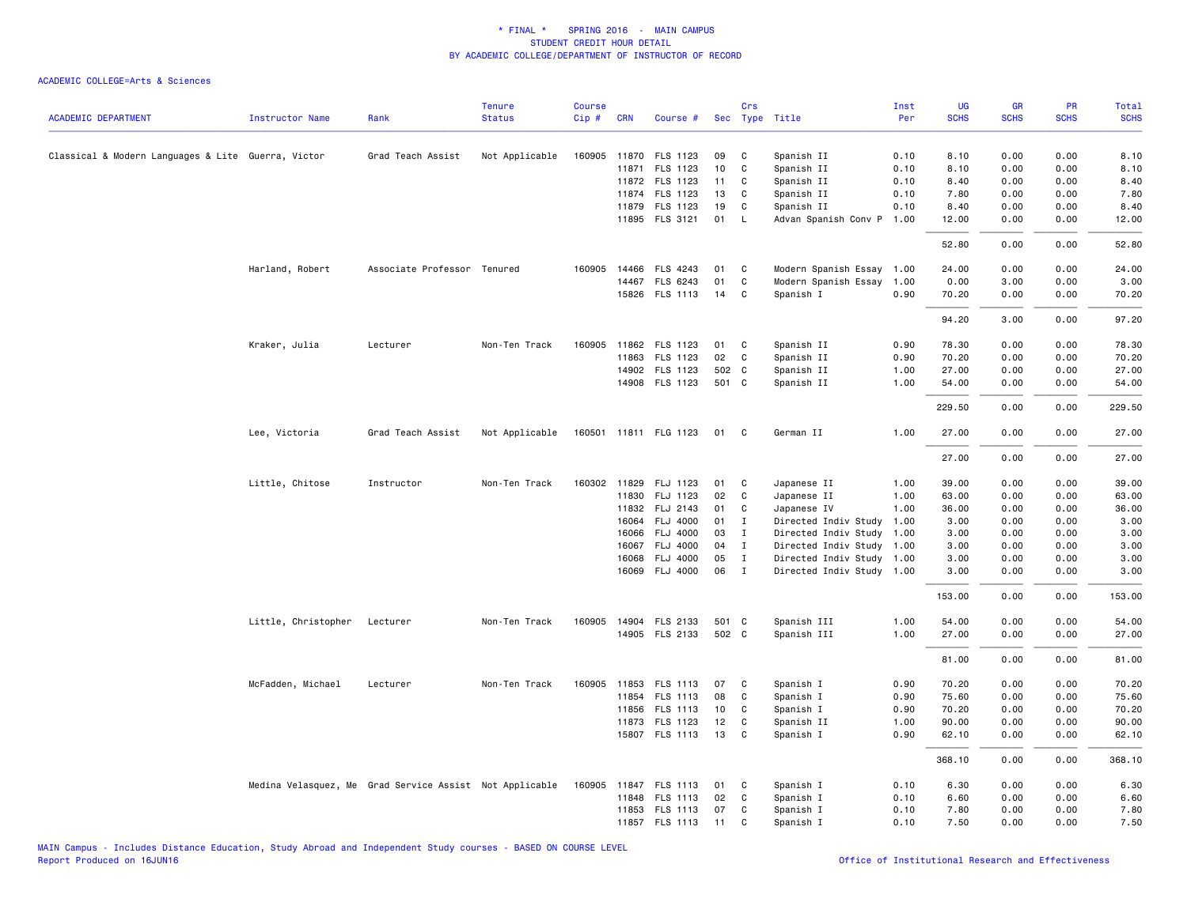# * FINAL * SPRING 2016 - MAIN CAMPUS
## STUDENT CREDIT HOUR DETAIL
## BY ACADEMIC COLLEGE/DEPARTMENT OF INSTRUCTOR OF RECORD

ACADEMIC COLLEGE=Arts & Sciences

| ACADEMIC DEPARTMENT | Instructor Name | Rank | Tenure Status | Course Cip # | CRN | Course # | Sec | Crs Type | Title | Inst Per | UG SCHS | GR SCHS | PR SCHS | Total SCHS |
|---|---|---|---|---|---|---|---|---|---|---|---|---|---|---|
| Classical & Modern Languages & Lite | Guerra, Victor | Grad Teach Assist | Not Applicable | 160905 | 11870 | FLS 1123 | 09 | C | Spanish II | 0.10 | 8.10 | 0.00 | 0.00 | 8.10 |
| | | | | | 11871 | FLS 1123 | 10 | C | Spanish II | 0.10 | 8.10 | 0.00 | 0.00 | 8.10 |
| | | | | | 11872 | FLS 1123 | 11 | C | Spanish II | 0.10 | 8.40 | 0.00 | 0.00 | 8.40 |
| | | | | | 11874 | FLS 1123 | 13 | C | Spanish II | 0.10 | 7.80 | 0.00 | 0.00 | 7.80 |
| | | | | | 11879 | FLS 1123 | 19 | C | Spanish II | 0.10 | 8.40 | 0.00 | 0.00 | 8.40 |
| | | | | | 11895 | FLS 3121 | 01 | L | Advan Spanish Conv P | 1.00 | 12.00 | 0.00 | 0.00 | 12.00 |
| | | | | | | | | | | | 52.80 | 0.00 | 0.00 | 52.80 |
| | Harland, Robert | Associate Professor | Tenured | 160905 | 14466 | FLS 4243 | 01 | C | Modern Spanish Essay | 1.00 | 24.00 | 0.00 | 0.00 | 24.00 |
| | | | | | 14467 | FLS 6243 | 01 | C | Modern Spanish Essay | 1.00 | 0.00 | 3.00 | 0.00 | 3.00 |
| | | | | | 15826 | FLS 1113 | 14 | C | Spanish I | 0.90 | 70.20 | 0.00 | 0.00 | 70.20 |
| | | | | | | | | | | | 94.20 | 3.00 | 0.00 | 97.20 |
| | Kraker, Julia | Lecturer | Non-Ten Track | 160905 | 11862 | FLS 1123 | 01 | C | Spanish II | 0.90 | 78.30 | 0.00 | 0.00 | 78.30 |
| | | | | | 11863 | FLS 1123 | 02 | C | Spanish II | 0.90 | 70.20 | 0.00 | 0.00 | 70.20 |
| | | | | | 14902 | FLS 1123 | 502 | C | Spanish II | 1.00 | 27.00 | 0.00 | 0.00 | 27.00 |
| | | | | | 14908 | FLS 1123 | 501 | C | Spanish II | 1.00 | 54.00 | 0.00 | 0.00 | 54.00 |
| | | | | | | | | | | | 229.50 | 0.00 | 0.00 | 229.50 |
| | Lee, Victoria | Grad Teach Assist | Not Applicable | 160501 | 11811 | FLG 1123 | 01 | C | German II | 1.00 | 27.00 | 0.00 | 0.00 | 27.00 |
| | | | | | | | | | | | 27.00 | 0.00 | 0.00 | 27.00 |
| | Little, Chitose | Instructor | Non-Ten Track | 160302 | 11829 | FLJ 1123 | 01 | C | Japanese II | 1.00 | 39.00 | 0.00 | 0.00 | 39.00 |
| | | | | | 11830 | FLJ 1123 | 02 | C | Japanese II | 1.00 | 63.00 | 0.00 | 0.00 | 63.00 |
| | | | | | 11832 | FLJ 2143 | 01 | C | Japanese IV | 1.00 | 36.00 | 0.00 | 0.00 | 36.00 |
| | | | | | 16064 | FLJ 4000 | 01 | I | Directed Indiv Study | 1.00 | 3.00 | 0.00 | 0.00 | 3.00 |
| | | | | | 16066 | FLJ 4000 | 03 | I | Directed Indiv Study | 1.00 | 3.00 | 0.00 | 0.00 | 3.00 |
| | | | | | 16067 | FLJ 4000 | 04 | I | Directed Indiv Study | 1.00 | 3.00 | 0.00 | 0.00 | 3.00 |
| | | | | | 16068 | FLJ 4000 | 05 | I | Directed Indiv Study | 1.00 | 3.00 | 0.00 | 0.00 | 3.00 |
| | | | | | 16069 | FLJ 4000 | 06 | I | Directed Indiv Study | 1.00 | 3.00 | 0.00 | 0.00 | 3.00 |
| | | | | | | | | | | | 153.00 | 0.00 | 0.00 | 153.00 |
| | Little, Christopher | Lecturer | Non-Ten Track | 160905 | 14904 | FLS 2133 | 501 | C | Spanish III | 1.00 | 54.00 | 0.00 | 0.00 | 54.00 |
| | | | | | 14905 | FLS 2133 | 502 | C | Spanish III | 1.00 | 27.00 | 0.00 | 0.00 | 27.00 |
| | | | | | | | | | | | 81.00 | 0.00 | 0.00 | 81.00 |
| | McFadden, Michael | Lecturer | Non-Ten Track | 160905 | 11853 | FLS 1113 | 07 | C | Spanish I | 0.90 | 70.20 | 0.00 | 0.00 | 70.20 |
| | | | | | 11854 | FLS 1113 | 08 | C | Spanish I | 0.90 | 75.60 | 0.00 | 0.00 | 75.60 |
| | | | | | 11856 | FLS 1113 | 10 | C | Spanish I | 0.90 | 70.20 | 0.00 | 0.00 | 70.20 |
| | | | | | 11873 | FLS 1123 | 12 | C | Spanish II | 1.00 | 90.00 | 0.00 | 0.00 | 90.00 |
| | | | | | 15807 | FLS 1113 | 13 | C | Spanish I | 0.90 | 62.10 | 0.00 | 0.00 | 62.10 |
| | | | | | | | | | | | 368.10 | 0.00 | 0.00 | 368.10 |
| | Medina Velasquez, Me | Grad Service Assist | Not Applicable | 160905 | 11847 | FLS 1113 | 01 | C | Spanish I | 0.10 | 6.30 | 0.00 | 0.00 | 6.30 |
| | | | | | 11848 | FLS 1113 | 02 | C | Spanish I | 0.10 | 6.60 | 0.00 | 0.00 | 6.60 |
| | | | | | 11853 | FLS 1113 | 07 | C | Spanish I | 0.10 | 7.80 | 0.00 | 0.00 | 7.80 |
| | | | | | 11857 | FLS 1113 | 11 | C | Spanish I | 0.10 | 7.50 | 0.00 | 0.00 | 7.50 |

MAIN Campus - Includes Distance Education, Study Abroad and Independent Study courses - BASED ON COURSE LEVEL
Report Produced on 16JUN16

Office of Institutional Research and Effectiveness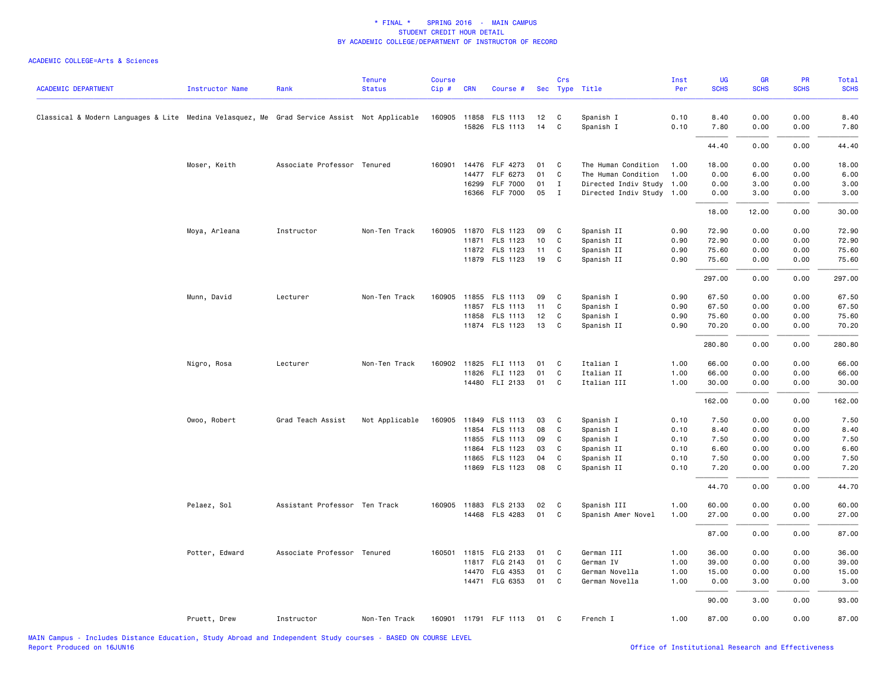# * FINAL * SPRING 2016 - MAIN CAMPUS
## STUDENT CREDIT HOUR DETAIL
## BY ACADEMIC COLLEGE/DEPARTMENT OF INSTRUCTOR OF RECORD

ACADEMIC COLLEGE=Arts & Sciences

| ACADEMIC DEPARTMENT | Instructor Name | Rank | Tenure Status | Course Cip # | CRN | Course # | Sec | Crs Type | Title | Inst Per | UG SCHS | GR SCHS | PR SCHS | Total SCHS |
|---|---|---|---|---|---|---|---|---|---|---|---|---|---|---|
| Classical & Modern Languages & Lite | Medina Velasquez, Me | Grad Service Assist | Not Applicable | 160905 | 11858 | FLS 1113 | 12 | C | Spanish I | 0.10 | 8.40 | 0.00 | 0.00 | 8.40 |
| | | | | | 15826 | FLS 1113 | 14 | C | Spanish I | 0.10 | 7.80 | 0.00 | 0.00 | 7.80 |
| | | | | | | | | | | | 44.40 | 0.00 | 0.00 | 44.40 |
| | Moser, Keith | Associate Professor | Tenured | 160901 | 14476 | FLF 4273 | 01 | C | The Human Condition | 1.00 | 18.00 | 0.00 | 0.00 | 18.00 |
| | | | | | 14477 | FLF 6273 | 01 | C | The Human Condition | 1.00 | 0.00 | 6.00 | 0.00 | 6.00 |
| | | | | | 16299 | FLF 7000 | 01 | I | Directed Indiv Study | 1.00 | 0.00 | 3.00 | 0.00 | 3.00 |
| | | | | | 16366 | FLF 7000 | 05 | I | Directed Indiv Study | 1.00 | 0.00 | 3.00 | 0.00 | 3.00 |
| | | | | | | | | | | | 18.00 | 12.00 | 0.00 | 30.00 |
| | Moya, Arleana | Instructor | Non-Ten Track | 160905 | 11870 | FLS 1123 | 09 | C | Spanish II | 0.90 | 72.90 | 0.00 | 0.00 | 72.90 |
| | | | | | 11871 | FLS 1123 | 10 | C | Spanish II | 0.90 | 72.90 | 0.00 | 0.00 | 72.90 |
| | | | | | 11872 | FLS 1123 | 11 | C | Spanish II | 0.90 | 75.60 | 0.00 | 0.00 | 75.60 |
| | | | | | 11879 | FLS 1123 | 19 | C | Spanish II | 0.90 | 75.60 | 0.00 | 0.00 | 75.60 |
| | | | | | | | | | | | 297.00 | 0.00 | 0.00 | 297.00 |
| | Munn, David | Lecturer | Non-Ten Track | 160905 | 11855 | FLS 1113 | 09 | C | Spanish I | 0.90 | 67.50 | 0.00 | 0.00 | 67.50 |
| | | | | | 11857 | FLS 1113 | 11 | C | Spanish I | 0.90 | 67.50 | 0.00 | 0.00 | 67.50 |
| | | | | | 11858 | FLS 1113 | 12 | C | Spanish I | 0.90 | 75.60 | 0.00 | 0.00 | 75.60 |
| | | | | | 11874 | FLS 1123 | 13 | C | Spanish II | 0.90 | 70.20 | 0.00 | 0.00 | 70.20 |
| | | | | | | | | | | | 280.80 | 0.00 | 0.00 | 280.80 |
| | Nigro, Rosa | Lecturer | Non-Ten Track | 160902 | 11825 | FLI 1113 | 01 | C | Italian I | 1.00 | 66.00 | 0.00 | 0.00 | 66.00 |
| | | | | | 11826 | FLI 1123 | 01 | C | Italian II | 1.00 | 66.00 | 0.00 | 0.00 | 66.00 |
| | | | | | 14480 | FLI 2133 | 01 | C | Italian III | 1.00 | 30.00 | 0.00 | 0.00 | 30.00 |
| | | | | | | | | | | | 162.00 | 0.00 | 0.00 | 162.00 |
| | Owoo, Robert | Grad Teach Assist | Not Applicable | 160905 | 11849 | FLS 1113 | 03 | C | Spanish I | 0.10 | 7.50 | 0.00 | 0.00 | 7.50 |
| | | | | | 11854 | FLS 1113 | 08 | C | Spanish I | 0.10 | 8.40 | 0.00 | 0.00 | 8.40 |
| | | | | | 11855 | FLS 1113 | 09 | C | Spanish I | 0.10 | 7.50 | 0.00 | 0.00 | 7.50 |
| | | | | | 11864 | FLS 1123 | 03 | C | Spanish II | 0.10 | 6.60 | 0.00 | 0.00 | 6.60 |
| | | | | | 11865 | FLS 1123 | 04 | C | Spanish II | 0.10 | 7.50 | 0.00 | 0.00 | 7.50 |
| | | | | | 11869 | FLS 1123 | 08 | C | Spanish II | 0.10 | 7.20 | 0.00 | 0.00 | 7.20 |
| | | | | | | | | | | | 44.70 | 0.00 | 0.00 | 44.70 |
| | Pelaez, Sol | Assistant Professor | Ten Track | 160905 | 11883 | FLS 2133 | 02 | C | Spanish III | 1.00 | 60.00 | 0.00 | 0.00 | 60.00 |
| | | | | | 14468 | FLS 4283 | 01 | C | Spanish Amer Novel | 1.00 | 27.00 | 0.00 | 0.00 | 27.00 |
| | | | | | | | | | | | 87.00 | 0.00 | 0.00 | 87.00 |
| | Potter, Edward | Associate Professor | Tenured | 160501 | 11815 | FLG 2133 | 01 | C | German III | 1.00 | 36.00 | 0.00 | 0.00 | 36.00 |
| | | | | | 11817 | FLG 2143 | 01 | C | German IV | 1.00 | 39.00 | 0.00 | 0.00 | 39.00 |
| | | | | | 14470 | FLG 4353 | 01 | C | German Novella | 1.00 | 15.00 | 0.00 | 0.00 | 15.00 |
| | | | | | 14471 | FLG 6353 | 01 | C | German Novella | 1.00 | 0.00 | 3.00 | 0.00 | 3.00 |
| | | | | | | | | | | | 90.00 | 3.00 | 0.00 | 93.00 |
| | Pruett, Drew | Instructor | Non-Ten Track | 160901 | 11791 | FLF 1113 | 01 | C | French I | 1.00 | 87.00 | 0.00 | 0.00 | 87.00 |

MAIN Campus - Includes Distance Education, Study Abroad and Independent Study courses - BASED ON COURSE LEVEL
Report Produced on 16JUN16

Office of Institutional Research and Effectiveness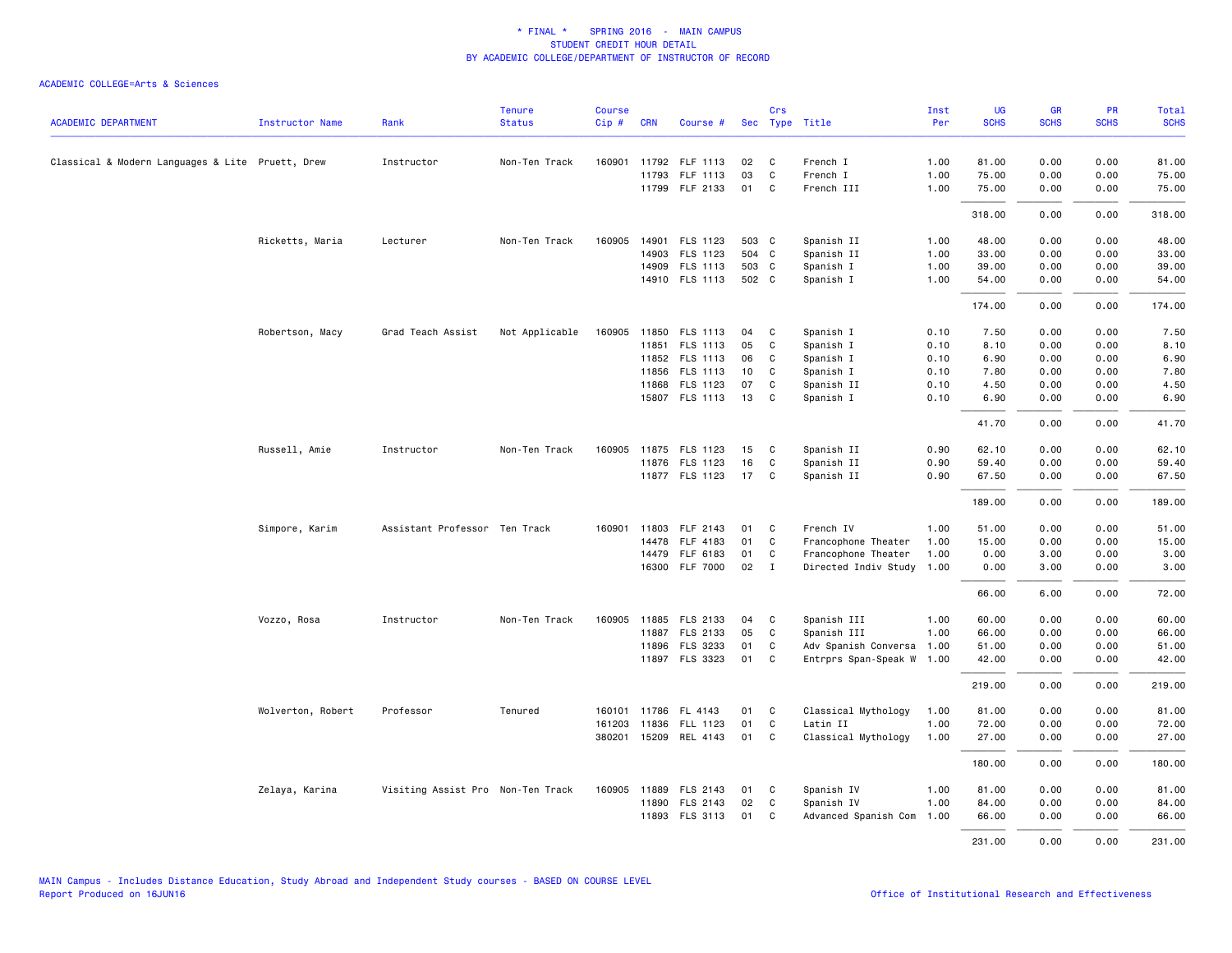\* FINAL \* SPRING 2016 - MAIN CAMPUS
STUDENT CREDIT HOUR DETAIL
BY ACADEMIC COLLEGE/DEPARTMENT OF INSTRUCTOR OF RECORD

ACADEMIC COLLEGE=Arts & Sciences

| ACADEMIC DEPARTMENT | Instructor Name | Rank | Tenure Status | Course Cip # | CRN | Course # | Sec | Crs Type | Title | Inst Per | UG SCHS | GR SCHS | PR SCHS | Total SCHS |
|---|---|---|---|---|---|---|---|---|---|---|---|---|---|---|
| Classical & Modern Languages & Lite | Pruett, Drew | Instructor | Non-Ten Track | 160901 | 11792 | FLF 1113 | 02 | C | French I | 1.00 | 81.00 | 0.00 | 0.00 | 81.00 |
| | | | | | 11793 | FLF 1113 | 03 | C | French I | 1.00 | 75.00 | 0.00 | 0.00 | 75.00 |
| | | | | | 11799 | FLF 2133 | 01 | C | French III | 1.00 | 75.00 | 0.00 | 0.00 | 75.00 |
| | | | | | | | | | | | 318.00 | 0.00 | 0.00 | 318.00 |
| | Ricketts, Maria | Lecturer | Non-Ten Track | 160905 | 14901 | FLS 1123 | 503 | C | Spanish II | 1.00 | 48.00 | 0.00 | 0.00 | 48.00 |
| | | | | | 14903 | FLS 1123 | 504 | C | Spanish II | 1.00 | 33.00 | 0.00 | 0.00 | 33.00 |
| | | | | | 14909 | FLS 1113 | 503 | C | Spanish I | 1.00 | 39.00 | 0.00 | 0.00 | 39.00 |
| | | | | | 14910 | FLS 1113 | 502 | C | Spanish I | 1.00 | 54.00 | 0.00 | 0.00 | 54.00 |
| | | | | | | | | | | | 174.00 | 0.00 | 0.00 | 174.00 |
| | Robertson, Macy | Grad Teach Assist | Not Applicable | 160905 | 11850 | FLS 1113 | 04 | C | Spanish I | 0.10 | 7.50 | 0.00 | 0.00 | 7.50 |
| | | | | | 11851 | FLS 1113 | 05 | C | Spanish I | 0.10 | 8.10 | 0.00 | 0.00 | 8.10 |
| | | | | | 11852 | FLS 1113 | 06 | C | Spanish I | 0.10 | 6.90 | 0.00 | 0.00 | 6.90 |
| | | | | | 11856 | FLS 1113 | 10 | C | Spanish I | 0.10 | 7.80 | 0.00 | 0.00 | 7.80 |
| | | | | | 11868 | FLS 1123 | 07 | C | Spanish II | 0.10 | 4.50 | 0.00 | 0.00 | 4.50 |
| | | | | | 15807 | FLS 1113 | 13 | C | Spanish I | 0.10 | 6.90 | 0.00 | 0.00 | 6.90 |
| | | | | | | | | | | | 41.70 | 0.00 | 0.00 | 41.70 |
| | Russell, Amie | Instructor | Non-Ten Track | 160905 | 11875 | FLS 1123 | 15 | C | Spanish II | 0.90 | 62.10 | 0.00 | 0.00 | 62.10 |
| | | | | | 11876 | FLS 1123 | 16 | C | Spanish II | 0.90 | 59.40 | 0.00 | 0.00 | 59.40 |
| | | | | | 11877 | FLS 1123 | 17 | C | Spanish II | 0.90 | 67.50 | 0.00 | 0.00 | 67.50 |
| | | | | | | | | | | | 189.00 | 0.00 | 0.00 | 189.00 |
| | Simpore, Karim | Assistant Professor | Ten Track | 160901 | 11803 | FLF 2143 | 01 | C | French IV | 1.00 | 51.00 | 0.00 | 0.00 | 51.00 |
| | | | | | 14478 | FLF 4183 | 01 | C | Francophone Theater | 1.00 | 15.00 | 0.00 | 0.00 | 15.00 |
| | | | | | 14479 | FLF 6183 | 01 | C | Francophone Theater | 1.00 | 0.00 | 3.00 | 0.00 | 3.00 |
| | | | | | 16300 | FLF 7000 | 02 | I | Directed Indiv Study | 1.00 | 0.00 | 3.00 | 0.00 | 3.00 |
| | | | | | | | | | | | 66.00 | 6.00 | 0.00 | 72.00 |
| | Vozzo, Rosa | Instructor | Non-Ten Track | 160905 | 11885 | FLS 2133 | 04 | C | Spanish III | 1.00 | 60.00 | 0.00 | 0.00 | 60.00 |
| | | | | | 11887 | FLS 2133 | 05 | C | Spanish III | 1.00 | 66.00 | 0.00 | 0.00 | 66.00 |
| | | | | | 11896 | FLS 3233 | 01 | C | Adv Spanish Conversa | 1.00 | 51.00 | 0.00 | 0.00 | 51.00 |
| | | | | | 11897 | FLS 3323 | 01 | C | Entrprs Span-Speak W | 1.00 | 42.00 | 0.00 | 0.00 | 42.00 |
| | | | | | | | | | | | 219.00 | 0.00 | 0.00 | 219.00 |
| | Wolverton, Robert | Professor | Tenured | 160101 | 11786 | FL 4143 | 01 | C | Classical Mythology | 1.00 | 81.00 | 0.00 | 0.00 | 81.00 |
| | | | | 161203 | 11836 | FLL 1123 | 01 | C | Latin II | 1.00 | 72.00 | 0.00 | 0.00 | 72.00 |
| | | | | 380201 | 15209 | REL 4143 | 01 | C | Classical Mythology | 1.00 | 27.00 | 0.00 | 0.00 | 27.00 |
| | | | | | | | | | | | 180.00 | 0.00 | 0.00 | 180.00 |
| | Zelaya, Karina | Visiting Assist Pro | Non-Ten Track | 160905 | 11889 | FLS 2143 | 01 | C | Spanish IV | 1.00 | 81.00 | 0.00 | 0.00 | 81.00 |
| | | | | | 11890 | FLS 2143 | 02 | C | Spanish IV | 1.00 | 84.00 | 0.00 | 0.00 | 84.00 |
| | | | | | 11893 | FLS 3113 | 01 | C | Advanced Spanish Com | 1.00 | 66.00 | 0.00 | 0.00 | 66.00 |
| | | | | | | | | | | | 231.00 | 0.00 | 0.00 | 231.00 |

MAIN Campus - Includes Distance Education, Study Abroad and Independent Study courses - BASED ON COURSE LEVEL
Report Produced on 16JUN16

Office of Institutional Research and Effectiveness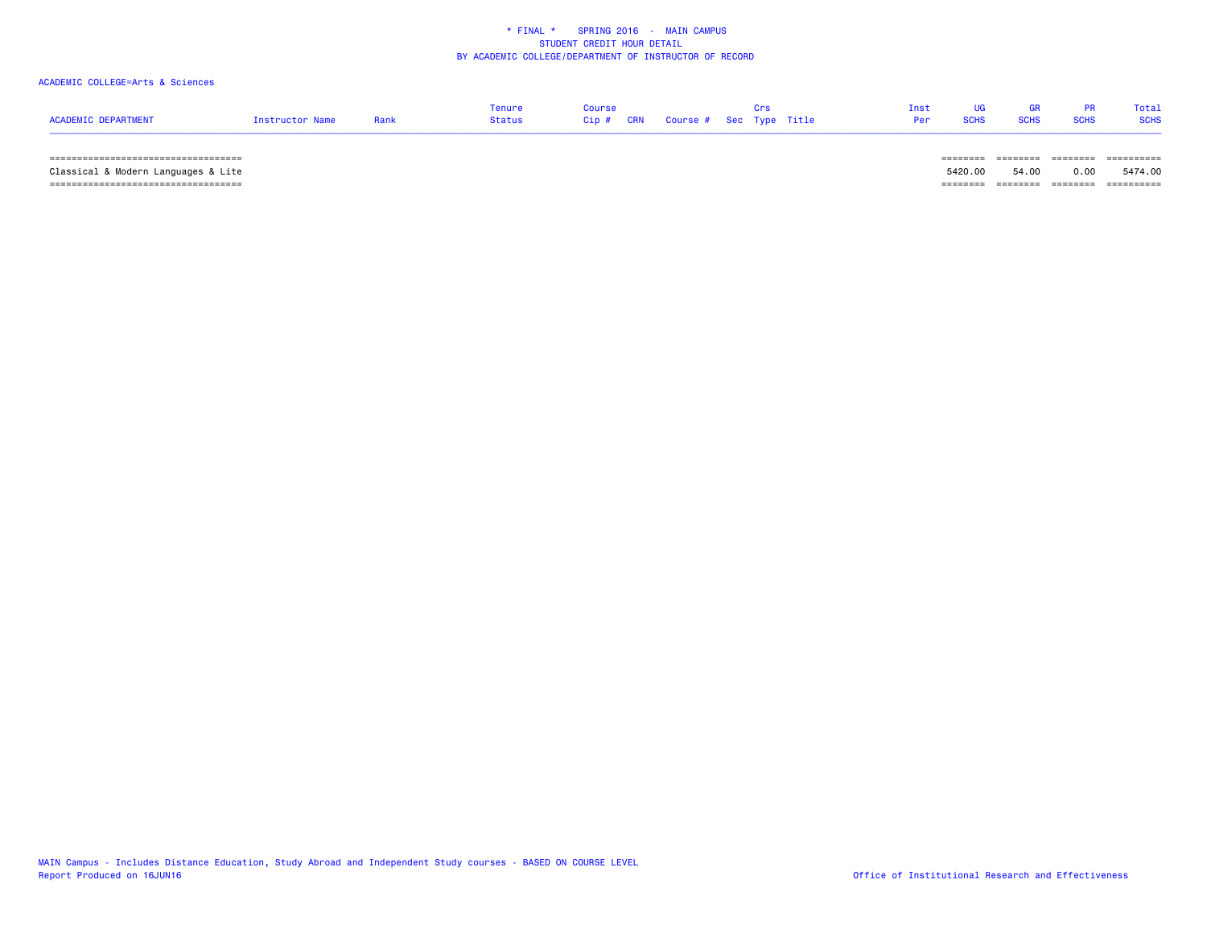\* FINAL \*    SPRING 2016  -  MAIN CAMPUS
STUDENT CREDIT HOUR DETAIL
BY ACADEMIC COLLEGE/DEPARTMENT OF INSTRUCTOR OF RECORD

ACADEMIC COLLEGE=Arts & Sciences

| ACADEMIC DEPARTMENT | Instructor Name | Rank | Tenure Status | Course Cip # | CRN | Course # | Sec | Crs Type | Title | Inst Per | UG SCHS | GR SCHS | PR SCHS | Total SCHS |
|---|---|---|---|---|---|---|---|---|---|---|---|---|---|---|
| Classical & Modern Languages & Lite | | | | | | | | | | | 5420.00 | 54.00 | 0.00 | 5474.00 |

MAIN Campus - Includes Distance Education, Study Abroad and Independent Study courses - BASED ON COURSE LEVEL
Report Produced on 16JUN16

Office of Institutional Research and Effectiveness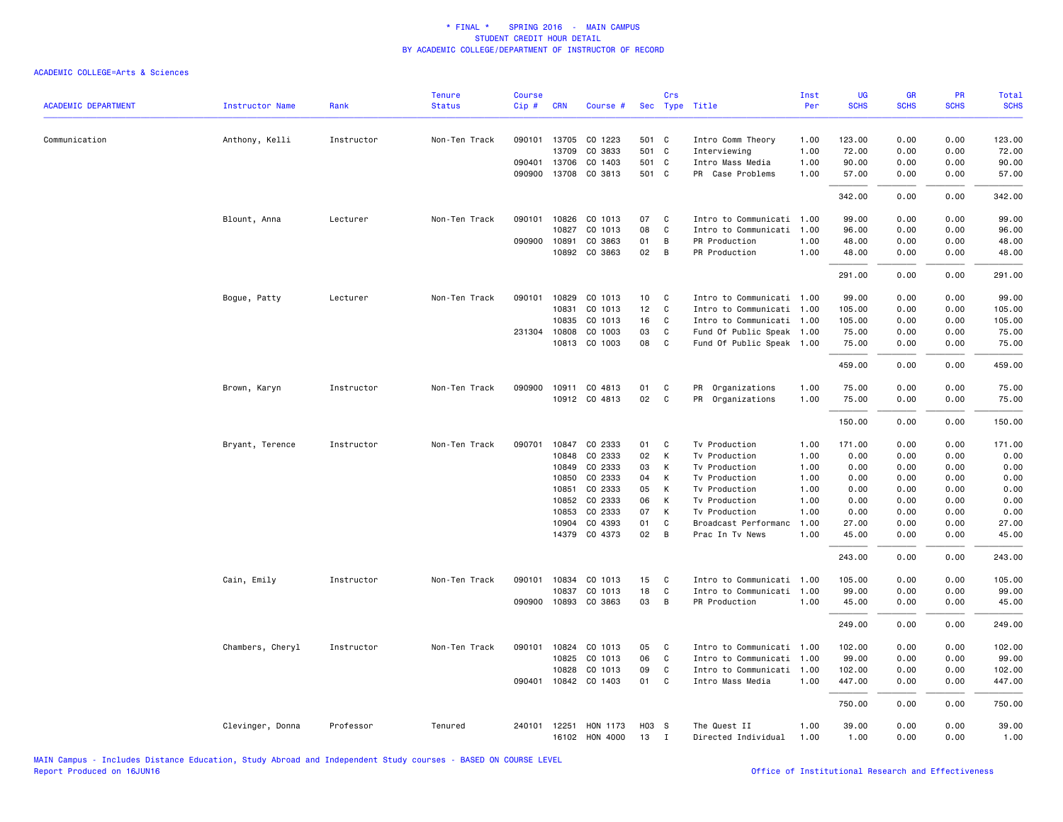\* FINAL \* SPRING 2016 - MAIN CAMPUS
STUDENT CREDIT HOUR DETAIL
BY ACADEMIC COLLEGE/DEPARTMENT OF INSTRUCTOR OF RECORD

ACADEMIC COLLEGE=Arts & Sciences

| ACADEMIC DEPARTMENT | Instructor Name | Rank | Tenure Status | Course Cip # | CRN | Course # | Sec | Crs Type | Title | Inst Per | UG SCHS | GR SCHS | PR SCHS | Total SCHS |
|---|---|---|---|---|---|---|---|---|---|---|---|---|---|---|
| Communication | Anthony, Kelli | Instructor | Non-Ten Track | 090101 | 13705 | CO 1223 | 501 | C | Intro Comm Theory | 1.00 | 123.00 | 0.00 | 0.00 | 123.00 |
| | | | | | 13709 | CO 3833 | 501 | C | Interviewing | 1.00 | 72.00 | 0.00 | 0.00 | 72.00 |
| | | | | 090401 | 13706 | CO 1403 | 501 | C | Intro Mass Media | 1.00 | 90.00 | 0.00 | 0.00 | 90.00 |
| | | | | 090900 | 13708 | CO 3813 | 501 | C | PR Case Problems | 1.00 | 57.00 | 0.00 | 0.00 | 57.00 |
| | | | | | | | | | | | 342.00 | 0.00 | 0.00 | 342.00 |
| | Blount, Anna | Lecturer | Non-Ten Track | 090101 | 10826 | CO 1013 | 07 | C | Intro to Communicati | 1.00 | 99.00 | 0.00 | 0.00 | 99.00 |
| | | | | | 10827 | CO 1013 | 08 | C | Intro to Communicati | 1.00 | 96.00 | 0.00 | 0.00 | 96.00 |
| | | | | 090900 | 10891 | CO 3863 | 01 | B | PR Production | 1.00 | 48.00 | 0.00 | 0.00 | 48.00 |
| | | | | | 10892 | CO 3863 | 02 | B | PR Production | 1.00 | 48.00 | 0.00 | 0.00 | 48.00 |
| | | | | | | | | | | | 291.00 | 0.00 | 0.00 | 291.00 |
| | Bogue, Patty | Lecturer | Non-Ten Track | 090101 | 10829 | CO 1013 | 10 | C | Intro to Communicati | 1.00 | 99.00 | 0.00 | 0.00 | 99.00 |
| | | | | | 10831 | CO 1013 | 12 | C | Intro to Communicati | 1.00 | 105.00 | 0.00 | 0.00 | 105.00 |
| | | | | | 10835 | CO 1013 | 16 | C | Intro to Communicati | 1.00 | 105.00 | 0.00 | 0.00 | 105.00 |
| | | | | 231304 | 10808 | CO 1003 | 03 | C | Fund Of Public Speak | 1.00 | 75.00 | 0.00 | 0.00 | 75.00 |
| | | | | | 10813 | CO 1003 | 08 | C | Fund Of Public Speak | 1.00 | 75.00 | 0.00 | 0.00 | 75.00 |
| | | | | | | | | | | | 459.00 | 0.00 | 0.00 | 459.00 |
| | Brown, Karyn | Instructor | Non-Ten Track | 090900 | 10911 | CO 4813 | 01 | C | PR Organizations | 1.00 | 75.00 | 0.00 | 0.00 | 75.00 |
| | | | | | 10912 | CO 4813 | 02 | C | PR Organizations | 1.00 | 75.00 | 0.00 | 0.00 | 75.00 |
| | | | | | | | | | | | 150.00 | 0.00 | 0.00 | 150.00 |
| | Bryant, Terence | Instructor | Non-Ten Track | 090701 | 10847 | CO 2333 | 01 | C | Tv Production | 1.00 | 171.00 | 0.00 | 0.00 | 171.00 |
| | | | | | 10848 | CO 2333 | 02 | K | Tv Production | 1.00 | 0.00 | 0.00 | 0.00 | 0.00 |
| | | | | | 10849 | CO 2333 | 03 | K | Tv Production | 1.00 | 0.00 | 0.00 | 0.00 | 0.00 |
| | | | | | 10850 | CO 2333 | 04 | K | Tv Production | 1.00 | 0.00 | 0.00 | 0.00 | 0.00 |
| | | | | | 10851 | CO 2333 | 05 | K | Tv Production | 1.00 | 0.00 | 0.00 | 0.00 | 0.00 |
| | | | | | 10852 | CO 2333 | 06 | K | Tv Production | 1.00 | 0.00 | 0.00 | 0.00 | 0.00 |
| | | | | | 10853 | CO 2333 | 07 | K | Tv Production | 1.00 | 0.00 | 0.00 | 0.00 | 0.00 |
| | | | | | 10904 | CO 4393 | 01 | C | Broadcast Performanc | 1.00 | 27.00 | 0.00 | 0.00 | 27.00 |
| | | | | | 14379 | CO 4373 | 02 | B | Prac In Tv News | 1.00 | 45.00 | 0.00 | 0.00 | 45.00 |
| | | | | | | | | | | | 243.00 | 0.00 | 0.00 | 243.00 |
| | Cain, Emily | Instructor | Non-Ten Track | 090101 | 10834 | CO 1013 | 15 | C | Intro to Communicati | 1.00 | 105.00 | 0.00 | 0.00 | 105.00 |
| | | | | | 10837 | CO 1013 | 18 | C | Intro to Communicati | 1.00 | 99.00 | 0.00 | 0.00 | 99.00 |
| | | | | 090900 | 10893 | CO 3863 | 03 | B | PR Production | 1.00 | 45.00 | 0.00 | 0.00 | 45.00 |
| | | | | | | | | | | | 249.00 | 0.00 | 0.00 | 249.00 |
| | Chambers, Cheryl | Instructor | Non-Ten Track | 090101 | 10824 | CO 1013 | 05 | C | Intro to Communicati | 1.00 | 102.00 | 0.00 | 0.00 | 102.00 |
| | | | | | 10825 | CO 1013 | 06 | C | Intro to Communicati | 1.00 | 99.00 | 0.00 | 0.00 | 99.00 |
| | | | | | 10828 | CO 1013 | 09 | C | Intro to Communicati | 1.00 | 102.00 | 0.00 | 0.00 | 102.00 |
| | | | | 090401 | 10842 | CO 1403 | 01 | C | Intro Mass Media | 1.00 | 447.00 | 0.00 | 0.00 | 447.00 |
| | | | | | | | | | | | 750.00 | 0.00 | 0.00 | 750.00 |
| | Clevinger, Donna | Professor | Tenured | 240101 | 12251 | HON 1173 | H03 | S | The Quest II | 1.00 | 39.00 | 0.00 | 0.00 | 39.00 |
| | | | | | 16102 | HON 4000 | 13 | I | Directed Individual | 1.00 | 1.00 | 0.00 | 0.00 | 1.00 |

MAIN Campus - Includes Distance Education, Study Abroad and Independent Study courses - BASED ON COURSE LEVEL
Report Produced on 16JUN16

Office of Institutional Research and Effectiveness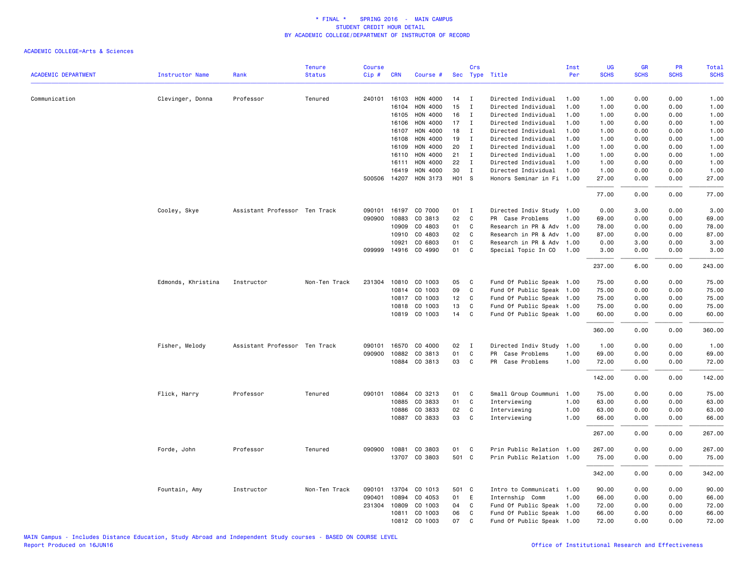# * FINAL * SPRING 2016 - MAIN CAMPUS
## STUDENT CREDIT HOUR DETAIL
## BY ACADEMIC COLLEGE/DEPARTMENT OF INSTRUCTOR OF RECORD

ACADEMIC COLLEGE=Arts & Sciences

| ACADEMIC DEPARTMENT | Instructor Name | Rank | Tenure Status | Course Cip # | CRN | Course # | Sec | Crs Type | Title | Inst Per | UG SCHS | GR SCHS | PR SCHS | Total SCHS |
|---|---|---|---|---|---|---|---|---|---|---|---|---|---|---|
| Communication | Clevinger, Donna | Professor | Tenured | 240101 | 16103 | HON 4000 | 14 | I | Directed Individual | 1.00 | 1.00 | 0.00 | 0.00 | 1.00 |
| | | | | | 16104 | HON 4000 | 15 | I | Directed Individual | 1.00 | 1.00 | 0.00 | 0.00 | 1.00 |
| | | | | | 16105 | HON 4000 | 16 | I | Directed Individual | 1.00 | 1.00 | 0.00 | 0.00 | 1.00 |
| | | | | | 16106 | HON 4000 | 17 | I | Directed Individual | 1.00 | 1.00 | 0.00 | 0.00 | 1.00 |
| | | | | | 16107 | HON 4000 | 18 | I | Directed Individual | 1.00 | 1.00 | 0.00 | 0.00 | 1.00 |
| | | | | | 16108 | HON 4000 | 19 | I | Directed Individual | 1.00 | 1.00 | 0.00 | 0.00 | 1.00 |
| | | | | | 16109 | HON 4000 | 20 | I | Directed Individual | 1.00 | 1.00 | 0.00 | 0.00 | 1.00 |
| | | | | | 16110 | HON 4000 | 21 | I | Directed Individual | 1.00 | 1.00 | 0.00 | 0.00 | 1.00 |
| | | | | | 16111 | HON 4000 | 22 | I | Directed Individual | 1.00 | 1.00 | 0.00 | 0.00 | 1.00 |
| | | | | | 16419 | HON 4000 | 30 | I | Directed Individual | 1.00 | 1.00 | 0.00 | 0.00 | 1.00 |
| | | | | 500506 | 14207 | HON 3173 | H01 | S | Honors Seminar in Fi | 1.00 | 27.00 | 0.00 | 0.00 | 27.00 |
| | | | | | | | | | | | 77.00 | 0.00 | 0.00 | 77.00 |
| | Cooley, Skye | Assistant Professor | Ten Track | 090101 | 16197 | CO 7000 | 01 | I | Directed Indiv Study | 1.00 | 0.00 | 3.00 | 0.00 | 3.00 |
| | | | | 090900 | 10883 | CO 3813 | 02 | C | PR Case Problems | 1.00 | 69.00 | 0.00 | 0.00 | 69.00 |
| | | | | | 10909 | CO 4803 | 01 | C | Research in PR & Adv | 1.00 | 78.00 | 0.00 | 0.00 | 78.00 |
| | | | | | 10910 | CO 4803 | 02 | C | Research in PR & Adv | 1.00 | 87.00 | 0.00 | 0.00 | 87.00 |
| | | | | | 10921 | CO 6803 | 01 | C | Research in PR & Adv | 1.00 | 0.00 | 3.00 | 0.00 | 3.00 |
| | | | | 099999 | 14916 | CO 4990 | 01 | C | Special Topic In CO | 1.00 | 3.00 | 0.00 | 0.00 | 3.00 |
| | | | | | | | | | | | 237.00 | 6.00 | 0.00 | 243.00 |
| | Edmonds, Khristina | Instructor | Non-Ten Track | 231304 | 10810 | CO 1003 | 05 | C | Fund Of Public Speak | 1.00 | 75.00 | 0.00 | 0.00 | 75.00 |
| | | | | | 10814 | CO 1003 | 09 | C | Fund Of Public Speak | 1.00 | 75.00 | 0.00 | 0.00 | 75.00 |
| | | | | | 10817 | CO 1003 | 12 | C | Fund Of Public Speak | 1.00 | 75.00 | 0.00 | 0.00 | 75.00 |
| | | | | | 10818 | CO 1003 | 13 | C | Fund Of Public Speak | 1.00 | 75.00 | 0.00 | 0.00 | 75.00 |
| | | | | | 10819 | CO 1003 | 14 | C | Fund Of Public Speak | 1.00 | 60.00 | 0.00 | 0.00 | 60.00 |
| | | | | | | | | | | | 360.00 | 0.00 | 0.00 | 360.00 |
| | Fisher, Melody | Assistant Professor | Ten Track | 090101 | 16570 | CO 4000 | 02 | I | Directed Indiv Study | 1.00 | 1.00 | 0.00 | 0.00 | 1.00 |
| | | | | 090900 | 10882 | CO 3813 | 01 | C | PR Case Problems | 1.00 | 69.00 | 0.00 | 0.00 | 69.00 |
| | | | | | 10884 | CO 3813 | 03 | C | PR Case Problems | 1.00 | 72.00 | 0.00 | 0.00 | 72.00 |
| | | | | | | | | | | | 142.00 | 0.00 | 0.00 | 142.00 |
| | Flick, Harry | Professor | Tenured | 090101 | 10864 | CO 3213 | 01 | C | Small Group Coummuni | 1.00 | 75.00 | 0.00 | 0.00 | 75.00 |
| | | | | | 10885 | CO 3833 | 01 | C | Interviewing | 1.00 | 63.00 | 0.00 | 0.00 | 63.00 |
| | | | | | 10886 | CO 3833 | 02 | C | Interviewing | 1.00 | 63.00 | 0.00 | 0.00 | 63.00 |
| | | | | | 10887 | CO 3833 | 03 | C | Interviewing | 1.00 | 66.00 | 0.00 | 0.00 | 66.00 |
| | | | | | | | | | | | 267.00 | 0.00 | 0.00 | 267.00 |
| | Forde, John | Professor | Tenured | 090900 | 10881 | CO 3803 | 01 | C | Prin Public Relation | 1.00 | 267.00 | 0.00 | 0.00 | 267.00 |
| | | | | | 13707 | CO 3803 | 501 | C | Prin Public Relation | 1.00 | 75.00 | 0.00 | 0.00 | 75.00 |
| | | | | | | | | | | | 342.00 | 0.00 | 0.00 | 342.00 |
| | Fountain, Amy | Instructor | Non-Ten Track | 090101 | 13704 | CO 1013 | 501 | C | Intro to Communicati | 1.00 | 90.00 | 0.00 | 0.00 | 90.00 |
| | | | | 090401 | 10894 | CO 4053 | 01 | E | Internship Comm | 1.00 | 66.00 | 0.00 | 0.00 | 66.00 |
| | | | | 231304 | 10809 | CO 1003 | 04 | C | Fund Of Public Speak | 1.00 | 72.00 | 0.00 | 0.00 | 72.00 |
| | | | | | 10811 | CO 1003 | 06 | C | Fund Of Public Speak | 1.00 | 66.00 | 0.00 | 0.00 | 66.00 |
| | | | | | 10812 | CO 1003 | 07 | C | Fund Of Public Speak | 1.00 | 72.00 | 0.00 | 0.00 | 72.00 |

MAIN Campus - Includes Distance Education, Study Abroad and Independent Study courses - BASED ON COURSE LEVEL
Report Produced on 16JUN16

Office of Institutional Research and Effectiveness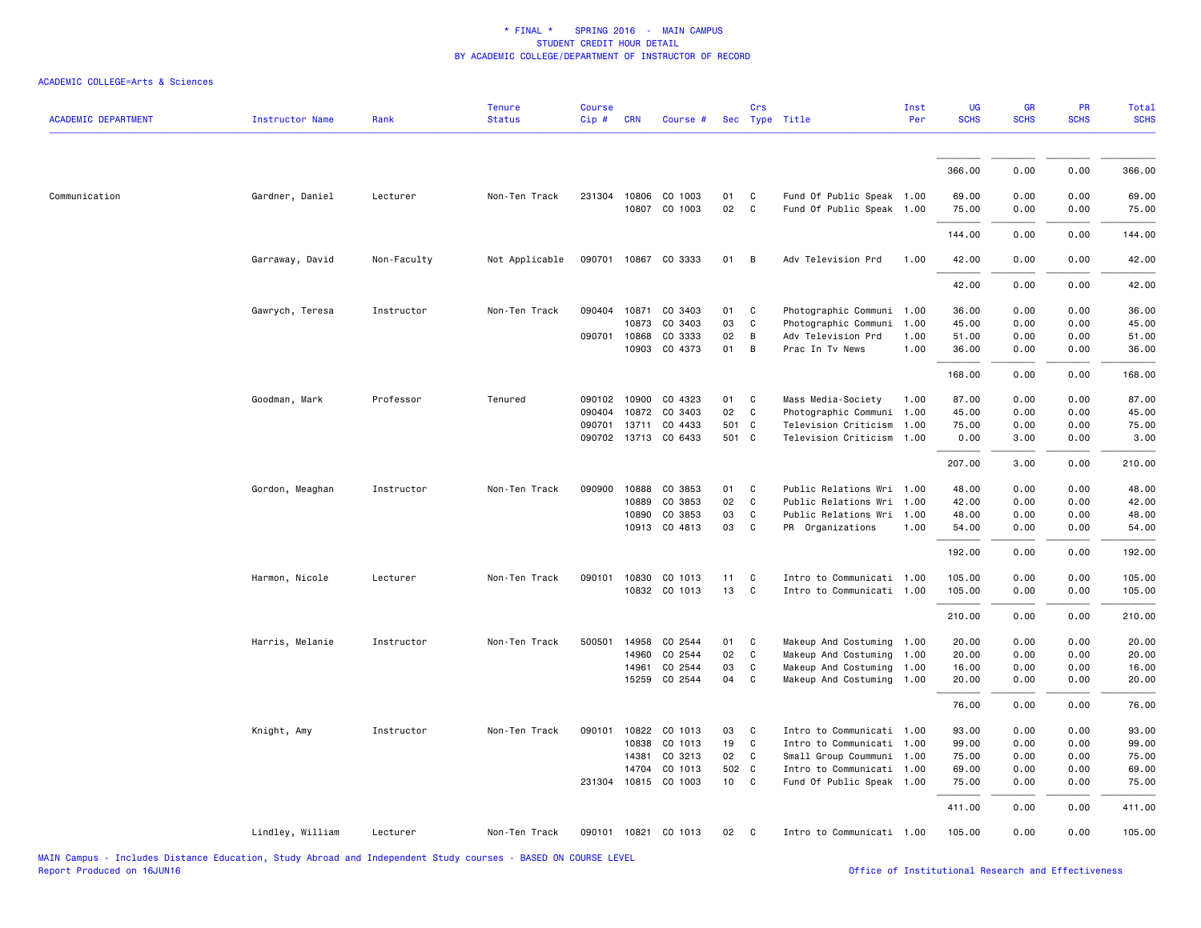\* FINAL \*   SPRING 2016 - MAIN CAMPUS
STUDENT CREDIT HOUR DETAIL
BY ACADEMIC COLLEGE/DEPARTMENT OF INSTRUCTOR OF RECORD

ACADEMIC COLLEGE=Arts & Sciences

| ACADEMIC DEPARTMENT | Instructor Name | Rank | Tenure Status | Course Cip # | CRN | Course # | Sec | Crs Type | Title | Inst Per | UG SCHS | GR SCHS | PR SCHS | Total SCHS |
|---|---|---|---|---|---|---|---|---|---|---|---|---|---|---|
| | | | | | | | | | | | 366.00 | 0.00 | 0.00 | 366.00 |
| Communication | Gardner, Daniel | Lecturer | Non-Ten Track | 231304 | 10806 | CO 1003 | 01 | C | Fund Of Public Speak | 1.00 | 69.00 | 0.00 | 0.00 | 69.00 |
| | | | | | 10807 | CO 1003 | 02 | C | Fund Of Public Speak | 1.00 | 75.00 | 0.00 | 0.00 | 75.00 |
| | | | | | | | | | | | 144.00 | 0.00 | 0.00 | 144.00 |
| | Garraway, David | Non-Faculty | Not Applicable | 090701 | 10867 | CO 3333 | 01 | B | Adv Television Prd | 1.00 | 42.00 | 0.00 | 0.00 | 42.00 |
| | | | | | | | | | | | 42.00 | 0.00 | 0.00 | 42.00 |
| | Gawrych, Teresa | Instructor | Non-Ten Track | 090404 | 10871 | CO 3403 | 01 | C | Photographic Communi | 1.00 | 36.00 | 0.00 | 0.00 | 36.00 |
| | | | | | 10873 | CO 3403 | 03 | C | Photographic Communi | 1.00 | 45.00 | 0.00 | 0.00 | 45.00 |
| | | | | 090701 | 10868 | CO 3333 | 02 | B | Adv Television Prd | 1.00 | 51.00 | 0.00 | 0.00 | 51.00 |
| | | | | | 10903 | CO 4373 | 01 | B | Prac In Tv News | 1.00 | 36.00 | 0.00 | 0.00 | 36.00 |
| | | | | | | | | | | | 168.00 | 0.00 | 0.00 | 168.00 |
| | Goodman, Mark | Professor | Tenured | 090102 | 10900 | CO 4323 | 01 | C | Mass Media-Society | 1.00 | 87.00 | 0.00 | 0.00 | 87.00 |
| | | | | 090404 | 10872 | CO 3403 | 02 | C | Photographic Communi | 1.00 | 45.00 | 0.00 | 0.00 | 45.00 |
| | | | | 090701 | 13711 | CO 4433 | 501 | C | Television Criticism | 1.00 | 75.00 | 0.00 | 0.00 | 75.00 |
| | | | | 090702 | 13713 | CO 6433 | 501 | C | Television Criticism | 1.00 | 0.00 | 3.00 | 0.00 | 3.00 |
| | | | | | | | | | | | 207.00 | 3.00 | 0.00 | 210.00 |
| | Gordon, Meaghan | Instructor | Non-Ten Track | 090900 | 10888 | CO 3853 | 01 | C | Public Relations Wri | 1.00 | 48.00 | 0.00 | 0.00 | 48.00 |
| | | | | | 10889 | CO 3853 | 02 | C | Public Relations Wri | 1.00 | 42.00 | 0.00 | 0.00 | 42.00 |
| | | | | | 10890 | CO 3853 | 03 | C | Public Relations Wri | 1.00 | 48.00 | 0.00 | 0.00 | 48.00 |
| | | | | | 10913 | CO 4813 | 03 | C | PR Organizations | 1.00 | 54.00 | 0.00 | 0.00 | 54.00 |
| | | | | | | | | | | | 192.00 | 0.00 | 0.00 | 192.00 |
| | Harmon, Nicole | Lecturer | Non-Ten Track | 090101 | 10830 | CO 1013 | 11 | C | Intro to Communicati | 1.00 | 105.00 | 0.00 | 0.00 | 105.00 |
| | | | | | 10832 | CO 1013 | 13 | C | Intro to Communicati | 1.00 | 105.00 | 0.00 | 0.00 | 105.00 |
| | | | | | | | | | | | 210.00 | 0.00 | 0.00 | 210.00 |
| | Harris, Melanie | Instructor | Non-Ten Track | 500501 | 14958 | CO 2544 | 01 | C | Makeup And Costuming | 1.00 | 20.00 | 0.00 | 0.00 | 20.00 |
| | | | | | 14960 | CO 2544 | 02 | C | Makeup And Costuming | 1.00 | 20.00 | 0.00 | 0.00 | 20.00 |
| | | | | | 14961 | CO 2544 | 03 | C | Makeup And Costuming | 1.00 | 16.00 | 0.00 | 0.00 | 16.00 |
| | | | | | 15259 | CO 2544 | 04 | C | Makeup And Costuming | 1.00 | 20.00 | 0.00 | 0.00 | 20.00 |
| | | | | | | | | | | | 76.00 | 0.00 | 0.00 | 76.00 |
| | Knight, Amy | Instructor | Non-Ten Track | 090101 | 10822 | CO 1013 | 03 | C | Intro to Communicati | 1.00 | 93.00 | 0.00 | 0.00 | 93.00 |
| | | | | | 10838 | CO 1013 | 19 | C | Intro to Communicati | 1.00 | 99.00 | 0.00 | 0.00 | 99.00 |
| | | | | | 14381 | CO 3213 | 02 | C | Small Group Coummuni | 1.00 | 75.00 | 0.00 | 0.00 | 75.00 |
| | | | | | 14704 | CO 1013 | 502 | C | Intro to Communicati | 1.00 | 69.00 | 0.00 | 0.00 | 69.00 |
| | | | | 231304 | 10815 | CO 1003 | 10 | C | Fund Of Public Speak | 1.00 | 75.00 | 0.00 | 0.00 | 75.00 |
| | | | | | | | | | | | 411.00 | 0.00 | 0.00 | 411.00 |
| | Lindley, William | Lecturer | Non-Ten Track | 090101 | 10821 | CO 1013 | 02 | C | Intro to Communicati | 1.00 | 105.00 | 0.00 | 0.00 | 105.00 |

MAIN Campus - Includes Distance Education, Study Abroad and Independent Study courses - BASED ON COURSE LEVEL
Report Produced on 16JUN16

Office of Institutional Research and Effectiveness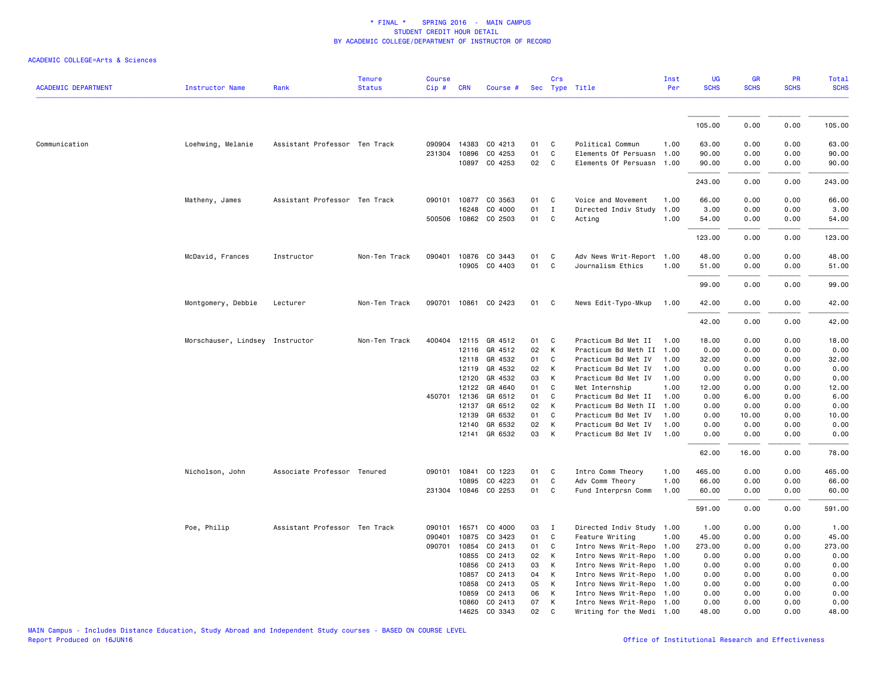# * FINAL * SPRING 2016 - MAIN CAMPUS
## STUDENT CREDIT HOUR DETAIL
### BY ACADEMIC COLLEGE/DEPARTMENT OF INSTRUCTOR OF RECORD

ACADEMIC COLLEGE=Arts & Sciences

| ACADEMIC DEPARTMENT | Instructor Name | Rank | Tenure Status | Course Cip # | CRN | Course # | Sec | Crs Type | Title | Inst Per | UG SCHS | GR SCHS | PR SCHS | Total SCHS |
|---|---|---|---|---|---|---|---|---|---|---|---|---|---|---|
| | | | | | | | | | | | 105.00 | 0.00 | 0.00 | 105.00 |
| Communication | Loehwing, Melanie | Assistant Professor | Ten Track | 090904 | 14383 | CO 4213 | 01 | C | Political Commun | 1.00 | 63.00 | 0.00 | 0.00 | 63.00 |
| | | | | 231304 | 10896 | CO 4253 | 01 | C | Elements Of Persuasn | 1.00 | 90.00 | 0.00 | 0.00 | 90.00 |
| | | | | | 10897 | CO 4253 | 02 | C | Elements Of Persuasn | 1.00 | 90.00 | 0.00 | 0.00 | 90.00 |
| | | | | | | | | | | | 243.00 | 0.00 | 0.00 | 243.00 |
| | Matheny, James | Assistant Professor | Ten Track | 090101 | 10877 | CO 3563 | 01 | C | Voice and Movement | 1.00 | 66.00 | 0.00 | 0.00 | 66.00 |
| | | | | | 16248 | CO 4000 | 01 | I | Directed Indiv Study | 1.00 | 3.00 | 0.00 | 0.00 | 3.00 |
| | | | | 500506 | 10862 | CO 2503 | 01 | C | Acting | 1.00 | 54.00 | 0.00 | 0.00 | 54.00 |
| | | | | | | | | | | | 123.00 | 0.00 | 0.00 | 123.00 |
| | McDavid, Frances | Instructor | Non-Ten Track | 090401 | 10876 | CO 3443 | 01 | C | Adv News Writ-Report | 1.00 | 48.00 | 0.00 | 0.00 | 48.00 |
| | | | | | 10905 | CO 4403 | 01 | C | Journalism Ethics | 1.00 | 51.00 | 0.00 | 0.00 | 51.00 |
| | | | | | | | | | | | 99.00 | 0.00 | 0.00 | 99.00 |
| | Montgomery, Debbie | Lecturer | Non-Ten Track | 090701 | 10861 | CO 2423 | 01 | C | News Edit-Typo-Mkup | 1.00 | 42.00 | 0.00 | 0.00 | 42.00 |
| | | | | | | | | | | | 42.00 | 0.00 | 0.00 | 42.00 |
| | Morschauser, Lindsey | Instructor | Non-Ten Track | 400404 | 12115 | GR 4512 | 01 | C | Practicum Bd Met II | 1.00 | 18.00 | 0.00 | 0.00 | 18.00 |
| | | | | | 12116 | GR 4512 | 02 | K | Practicum Bd Meth II | 1.00 | 0.00 | 0.00 | 0.00 | 0.00 |
| | | | | | 12118 | GR 4532 | 01 | C | Practicum Bd Met IV | 1.00 | 32.00 | 0.00 | 0.00 | 32.00 |
| | | | | | 12119 | GR 4532 | 02 | K | Practicum Bd Met IV | 1.00 | 0.00 | 0.00 | 0.00 | 0.00 |
| | | | | | 12120 | GR 4532 | 03 | K | Practicum Bd Met IV | 1.00 | 0.00 | 0.00 | 0.00 | 0.00 |
| | | | | | 12122 | GR 4640 | 01 | C | Met Internship | 1.00 | 12.00 | 0.00 | 0.00 | 12.00 |
| | | | | 450701 | 12136 | GR 6512 | 01 | C | Practicum Bd Met II | 1.00 | 0.00 | 6.00 | 0.00 | 6.00 |
| | | | | | 12137 | GR 6512 | 02 | K | Practicum Bd Meth II | 1.00 | 0.00 | 0.00 | 0.00 | 0.00 |
| | | | | | 12139 | GR 6532 | 01 | C | Practicum Bd Met IV | 1.00 | 0.00 | 10.00 | 0.00 | 10.00 |
| | | | | | 12140 | GR 6532 | 02 | K | Practicum Bd Met IV | 1.00 | 0.00 | 0.00 | 0.00 | 0.00 |
| | | | | | 12141 | GR 6532 | 03 | K | Practicum Bd Met IV | 1.00 | 0.00 | 0.00 | 0.00 | 0.00 |
| | | | | | | | | | | | 62.00 | 16.00 | 0.00 | 78.00 |
| | Nicholson, John | Associate Professor | Tenured | 090101 | 10841 | CO 1223 | 01 | C | Intro Comm Theory | 1.00 | 465.00 | 0.00 | 0.00 | 465.00 |
| | | | | | 10895 | CO 4223 | 01 | C | Adv Comm Theory | 1.00 | 66.00 | 0.00 | 0.00 | 66.00 |
| | | | | 231304 | 10846 | CO 2253 | 01 | C | Fund Interprsn Comm | 1.00 | 60.00 | 0.00 | 0.00 | 60.00 |
| | | | | | | | | | | | 591.00 | 0.00 | 0.00 | 591.00 |
| | Poe, Philip | Assistant Professor | Ten Track | 090101 | 16571 | CO 4000 | 03 | I | Directed Indiv Study | 1.00 | 1.00 | 0.00 | 0.00 | 1.00 |
| | | | | 090401 | 10875 | CO 3423 | 01 | C | Feature Writing | 1.00 | 45.00 | 0.00 | 0.00 | 45.00 |
| | | | | 090701 | 10854 | CO 2413 | 01 | C | Intro News Writ-Repo | 1.00 | 273.00 | 0.00 | 0.00 | 273.00 |
| | | | | | 10855 | CO 2413 | 02 | K | Intro News Writ-Repo | 1.00 | 0.00 | 0.00 | 0.00 | 0.00 |
| | | | | | 10856 | CO 2413 | 03 | K | Intro News Writ-Repo | 1.00 | 0.00 | 0.00 | 0.00 | 0.00 |
| | | | | | 10857 | CO 2413 | 04 | K | Intro News Writ-Repo | 1.00 | 0.00 | 0.00 | 0.00 | 0.00 |
| | | | | | 10858 | CO 2413 | 05 | K | Intro News Writ-Repo | 1.00 | 0.00 | 0.00 | 0.00 | 0.00 |
| | | | | | 10859 | CO 2413 | 06 | K | Intro News Writ-Repo | 1.00 | 0.00 | 0.00 | 0.00 | 0.00 |
| | | | | | 10860 | CO 2413 | 07 | K | Intro News Writ-Repo | 1.00 | 0.00 | 0.00 | 0.00 | 0.00 |
| | | | | | 14625 | CO 3343 | 02 | C | Writing for the Medi | 1.00 | 48.00 | 0.00 | 0.00 | 48.00 |

MAIN Campus - Includes Distance Education, Study Abroad and Independent Study courses - BASED ON COURSE LEVEL
Report Produced on 16JUN16

Office of Institutional Research and Effectiveness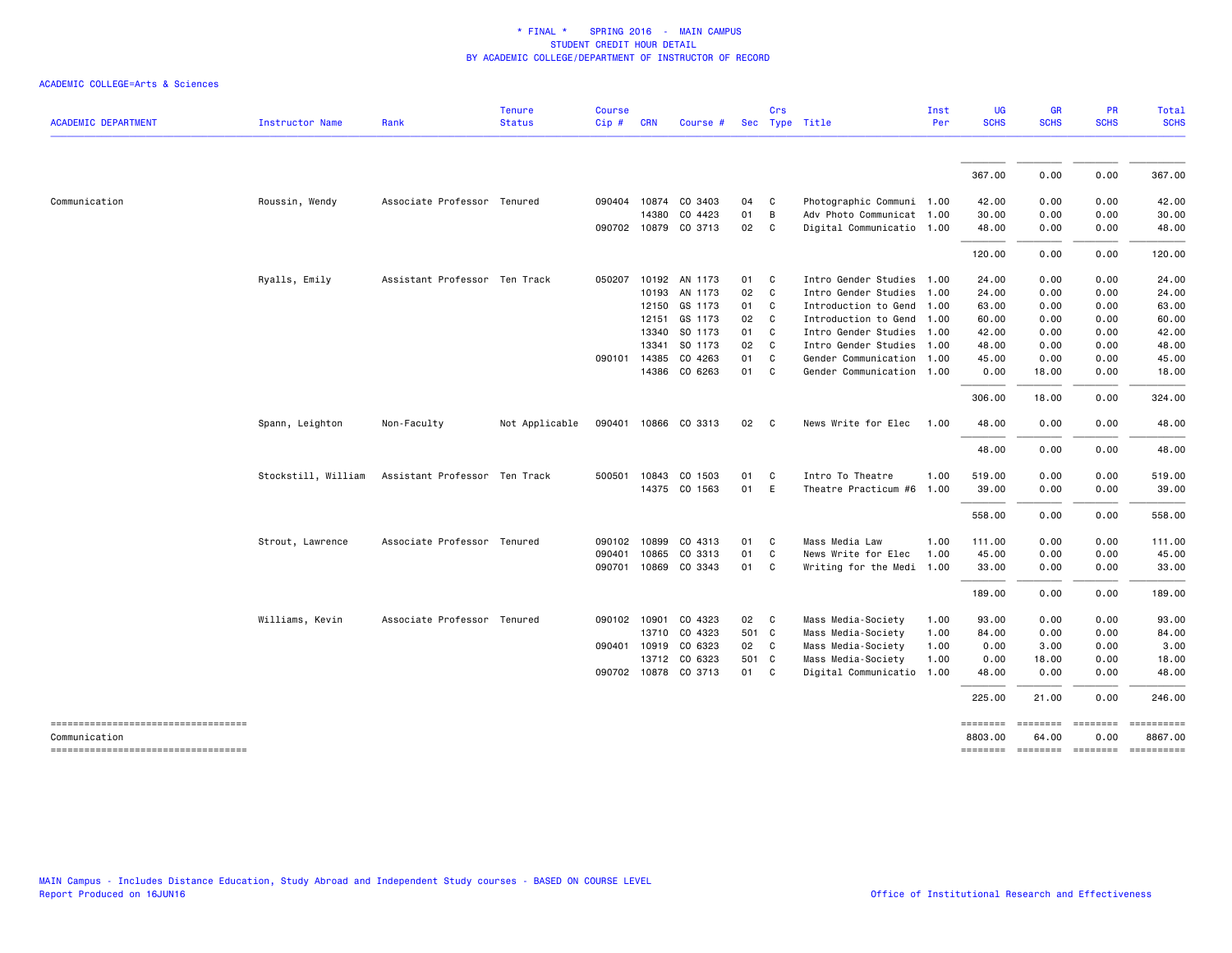**\* FINAL \* SPRING 2016 - MAIN CAMPUS**
**STUDENT CREDIT HOUR DETAIL**
**BY ACADEMIC COLLEGE/DEPARTMENT OF INSTRUCTOR OF RECORD**

ACADEMIC COLLEGE=Arts & Sciences

| ACADEMIC DEPARTMENT | Instructor Name | Rank | Tenure Status | Course Cip # | CRN | Course # | Sec | Crs Type | Title | Inst Per | UG SCHS | GR SCHS | PR SCHS | Total SCHS |
|---|---|---|---|---|---|---|---|---|---|---|---|---|---|---|
| | | | | | | | | | | | 367.00 | 0.00 | 0.00 | 367.00 |
| Communication | Roussin, Wendy | Associate Professor | Tenured | 090404 | 10874 | CO 3403 | 04 | C | Photographic Communi | 1.00 | 42.00 | 0.00 | 0.00 | 42.00 |
| | | | | | 14380 | CO 4423 | 01 | B | Adv Photo Communicat | 1.00 | 30.00 | 0.00 | 0.00 | 30.00 |
| | | | | 090702 | 10879 | CO 3713 | 02 | C | Digital Communicatio | 1.00 | 48.00 | 0.00 | 0.00 | 48.00 |
| | | | | | | | | | | | 120.00 | 0.00 | 0.00 | 120.00 |
| | Ryalls, Emily | Assistant Professor | Ten Track | 050207 | 10192 | AN 1173 | 01 | C | Intro Gender Studies | 1.00 | 24.00 | 0.00 | 0.00 | 24.00 |
| | | | | | 10193 | AN 1173 | 02 | C | Intro Gender Studies | 1.00 | 24.00 | 0.00 | 0.00 | 24.00 |
| | | | | | 12150 | GS 1173 | 01 | C | Introduction to Gend | 1.00 | 63.00 | 0.00 | 0.00 | 63.00 |
| | | | | | 12151 | GS 1173 | 02 | C | Introduction to Gend | 1.00 | 60.00 | 0.00 | 0.00 | 60.00 |
| | | | | | 13340 | SO 1173 | 01 | C | Intro Gender Studies | 1.00 | 42.00 | 0.00 | 0.00 | 42.00 |
| | | | | | 13341 | SO 1173 | 02 | C | Intro Gender Studies | 1.00 | 48.00 | 0.00 | 0.00 | 48.00 |
| | | | | 090101 | 14385 | CO 4263 | 01 | C | Gender Communication | 1.00 | 45.00 | 0.00 | 0.00 | 45.00 |
| | | | | | 14386 | CO 6263 | 01 | C | Gender Communication | 1.00 | 0.00 | 18.00 | 0.00 | 18.00 |
| | | | | | | | | | | | 306.00 | 18.00 | 0.00 | 324.00 |
| | Spann, Leighton | Non-Faculty | Not Applicable | 090401 | 10866 | CO 3313 | 02 | C | News Write for Elec | 1.00 | 48.00 | 0.00 | 0.00 | 48.00 |
| | | | | | | | | | | | 48.00 | 0.00 | 0.00 | 48.00 |
| | Stockstill, William | Assistant Professor | Ten Track | 500501 | 10843 | CO 1503 | 01 | C | Intro To Theatre | 1.00 | 519.00 | 0.00 | 0.00 | 519.00 |
| | | | | | 14375 | CO 1563 | 01 | E | Theatre Practicum #6 | 1.00 | 39.00 | 0.00 | 0.00 | 39.00 |
| | | | | | | | | | | | 558.00 | 0.00 | 0.00 | 558.00 |
| | Strout, Lawrence | Associate Professor | Tenured | 090102 | 10899 | CO 4313 | 01 | C | Mass Media Law | 1.00 | 111.00 | 0.00 | 0.00 | 111.00 |
| | | | | 090401 | 10865 | CO 3313 | 01 | C | News Write for Elec | 1.00 | 45.00 | 0.00 | 0.00 | 45.00 |
| | | | | 090701 | 10869 | CO 3343 | 01 | C | Writing for the Medi | 1.00 | 33.00 | 0.00 | 0.00 | 33.00 |
| | | | | | | | | | | | 189.00 | 0.00 | 0.00 | 189.00 |
| | Williams, Kevin | Associate Professor | Tenured | 090102 | 10901 | CO 4323 | 02 | C | Mass Media-Society | 1.00 | 93.00 | 0.00 | 0.00 | 93.00 |
| | | | | | 13710 | CO 4323 | 501 | C | Mass Media-Society | 1.00 | 84.00 | 0.00 | 0.00 | 84.00 |
| | | | | 090401 | 10919 | CO 6323 | 02 | C | Mass Media-Society | 1.00 | 0.00 | 3.00 | 0.00 | 3.00 |
| | | | | | 13712 | CO 6323 | 501 | C | Mass Media-Society | 1.00 | 0.00 | 18.00 | 0.00 | 18.00 |
| | | | | 090702 | 10878 | CO 3713 | 01 | C | Digital Communicatio | 1.00 | 48.00 | 0.00 | 0.00 | 48.00 |
| | | | | | | | | | | | 225.00 | 21.00 | 0.00 | 246.00 |
| Communication | | | | | | | | | | | 8803.00 | 64.00 | 0.00 | 8867.00 |

MAIN Campus - Includes Distance Education, Study Abroad and Independent Study courses - BASED ON COURSE LEVEL
Report Produced on 16JUN16

Office of Institutional Research and Effectiveness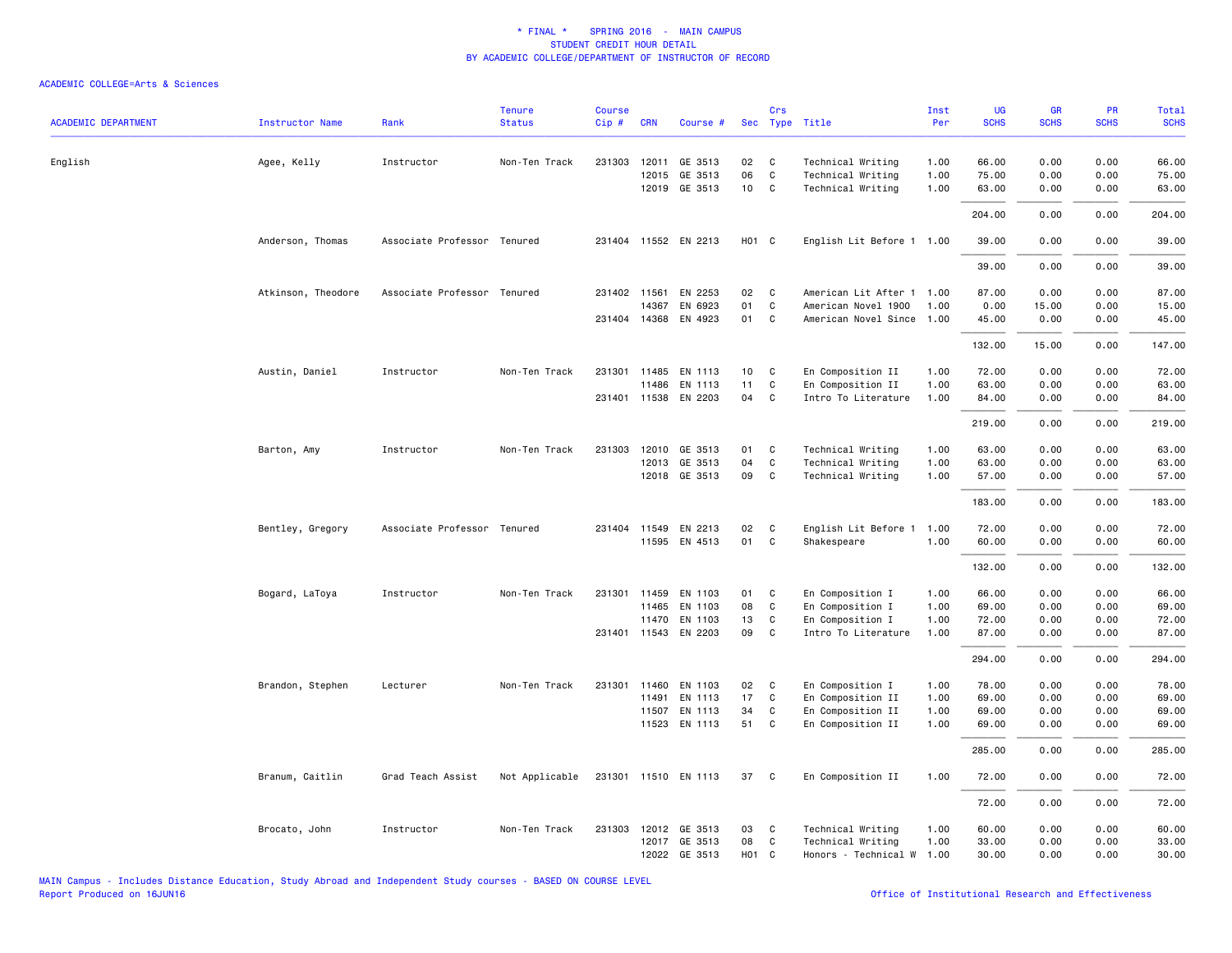# * FINAL * SPRING 2016 - MAIN CAMPUS
## STUDENT CREDIT HOUR DETAIL
## BY ACADEMIC COLLEGE/DEPARTMENT OF INSTRUCTOR OF RECORD

ACADEMIC COLLEGE=Arts & Sciences

| ACADEMIC DEPARTMENT | Instructor Name | Rank | Tenure Status | Course Cip # | CRN | Course # | Sec | Crs Type | Title | Inst Per | UG SCHS | GR SCHS | PR SCHS | Total SCHS |
|---|---|---|---|---|---|---|---|---|---|---|---|---|---|---|
| English | Agee, Kelly | Instructor | Non-Ten Track | 231303 | 12011 | GE 3513 | 02 | C | Technical Writing | 1.00 | 66.00 | 0.00 | 0.00 | 66.00 |
| | | | | | 12015 | GE 3513 | 06 | C | Technical Writing | 1.00 | 75.00 | 0.00 | 0.00 | 75.00 |
| | | | | | 12019 | GE 3513 | 10 | C | Technical Writing | 1.00 | 63.00 | 0.00 | 0.00 | 63.00 |
| | | | | | | | | | | | 204.00 | 0.00 | 0.00 | 204.00 |
| | Anderson, Thomas | Associate Professor | Tenured | 231404 | 11552 | EN 2213 | H01 | C | English Lit Before 1 | 1.00 | 39.00 | 0.00 | 0.00 | 39.00 |
| | | | | | | | | | | | 39.00 | 0.00 | 0.00 | 39.00 |
| | Atkinson, Theodore | Associate Professor | Tenured | 231402 | 11561 | EN 2253 | 02 | C | American Lit After 1 | 1.00 | 87.00 | 0.00 | 0.00 | 87.00 |
| | | | | | 14367 | EN 6923 | 01 | C | American Novel 1900 | 1.00 | 0.00 | 15.00 | 0.00 | 15.00 |
| | | | | 231404 | 14368 | EN 4923 | 01 | C | American Novel Since | 1.00 | 45.00 | 0.00 | 0.00 | 45.00 |
| | | | | | | | | | | | 132.00 | 15.00 | 0.00 | 147.00 |
| | Austin, Daniel | Instructor | Non-Ten Track | 231301 | 11485 | EN 1113 | 10 | C | En Composition II | 1.00 | 72.00 | 0.00 | 0.00 | 72.00 |
| | | | | | 11486 | EN 1113 | 11 | C | En Composition II | 1.00 | 63.00 | 0.00 | 0.00 | 63.00 |
| | | | | 231401 | 11538 | EN 2203 | 04 | C | Intro To Literature | 1.00 | 84.00 | 0.00 | 0.00 | 84.00 |
| | | | | | | | | | | | 219.00 | 0.00 | 0.00 | 219.00 |
| | Barton, Amy | Instructor | Non-Ten Track | 231303 | 12010 | GE 3513 | 01 | C | Technical Writing | 1.00 | 63.00 | 0.00 | 0.00 | 63.00 |
| | | | | | 12013 | GE 3513 | 04 | C | Technical Writing | 1.00 | 63.00 | 0.00 | 0.00 | 63.00 |
| | | | | | 12018 | GE 3513 | 09 | C | Technical Writing | 1.00 | 57.00 | 0.00 | 0.00 | 57.00 |
| | | | | | | | | | | | 183.00 | 0.00 | 0.00 | 183.00 |
| | Bentley, Gregory | Associate Professor | Tenured | 231404 | 11549 | EN 2213 | 02 | C | English Lit Before 1 | 1.00 | 72.00 | 0.00 | 0.00 | 72.00 |
| | | | | | 11595 | EN 4513 | 01 | C | Shakespeare | 1.00 | 60.00 | 0.00 | 0.00 | 60.00 |
| | | | | | | | | | | | 132.00 | 0.00 | 0.00 | 132.00 |
| | Bogard, LaToya | Instructor | Non-Ten Track | 231301 | 11459 | EN 1103 | 01 | C | En Composition I | 1.00 | 66.00 | 0.00 | 0.00 | 66.00 |
| | | | | | 11465 | EN 1103 | 08 | C | En Composition I | 1.00 | 69.00 | 0.00 | 0.00 | 69.00 |
| | | | | | 11470 | EN 1103 | 13 | C | En Composition I | 1.00 | 72.00 | 0.00 | 0.00 | 72.00 |
| | | | | 231401 | 11543 | EN 2203 | 09 | C | Intro To Literature | 1.00 | 87.00 | 0.00 | 0.00 | 87.00 |
| | | | | | | | | | | | 294.00 | 0.00 | 0.00 | 294.00 |
| | Brandon, Stephen | Lecturer | Non-Ten Track | 231301 | 11460 | EN 1103 | 02 | C | En Composition I | 1.00 | 78.00 | 0.00 | 0.00 | 78.00 |
| | | | | | 11491 | EN 1113 | 17 | C | En Composition II | 1.00 | 69.00 | 0.00 | 0.00 | 69.00 |
| | | | | | 11507 | EN 1113 | 34 | C | En Composition II | 1.00 | 69.00 | 0.00 | 0.00 | 69.00 |
| | | | | | 11523 | EN 1113 | 51 | C | En Composition II | 1.00 | 69.00 | 0.00 | 0.00 | 69.00 |
| | | | | | | | | | | | 285.00 | 0.00 | 0.00 | 285.00 |
| | Branum, Caitlin | Grad Teach Assist | Not Applicable | 231301 | 11510 | EN 1113 | 37 | C | En Composition II | 1.00 | 72.00 | 0.00 | 0.00 | 72.00 |
| | | | | | | | | | | | 72.00 | 0.00 | 0.00 | 72.00 |
| | Brocato, John | Instructor | Non-Ten Track | 231303 | 12012 | GE 3513 | 03 | C | Technical Writing | 1.00 | 60.00 | 0.00 | 0.00 | 60.00 |
| | | | | | 12017 | GE 3513 | 08 | C | Technical Writing | 1.00 | 33.00 | 0.00 | 0.00 | 33.00 |
| | | | | | 12022 | GE 3513 | H01 | C | Honors - Technical W | 1.00 | 30.00 | 0.00 | 0.00 | 30.00 |

MAIN Campus - Includes Distance Education, Study Abroad and Independent Study courses - BASED ON COURSE LEVEL
Report Produced on 16JUN16

Office of Institutional Research and Effectiveness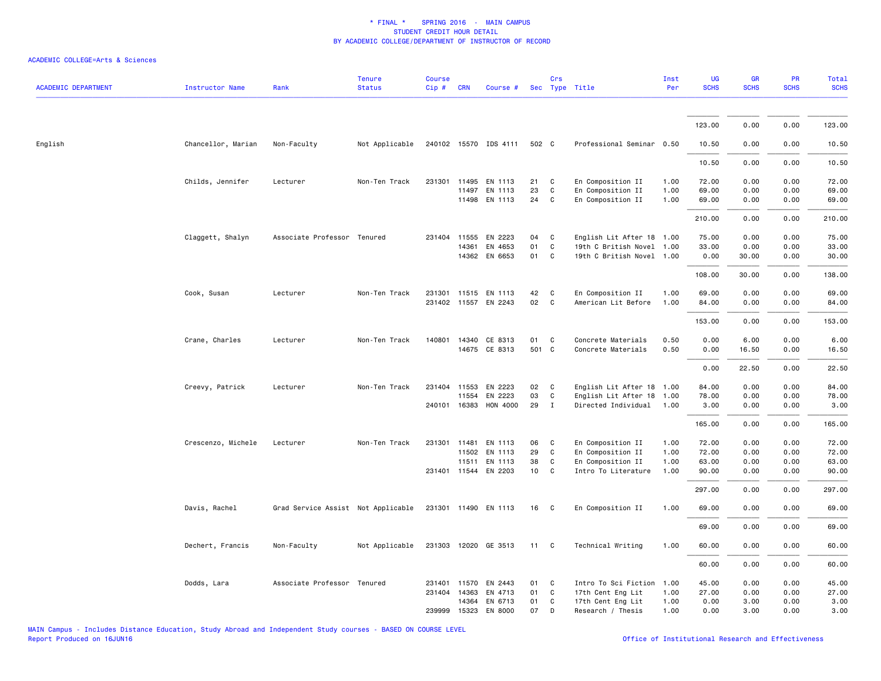\* FINAL \*   SPRING 2016  -  MAIN CAMPUS
STUDENT CREDIT HOUR DETAIL
BY ACADEMIC COLLEGE/DEPARTMENT OF INSTRUCTOR OF RECORD

ACADEMIC COLLEGE=Arts & Sciences

| ACADEMIC DEPARTMENT | Instructor Name | Rank | Tenure Status | Course Cip # | CRN | Course # | Sec | Crs Type | Title | Inst Per | UG SCHS | GR SCHS | PR SCHS | Total SCHS |
|---|---|---|---|---|---|---|---|---|---|---|---|---|---|---|
| | | | | | | | | | | | 123.00 | 0.00 | 0.00 | 123.00 |
| English | Chancellor, Marian | Non-Faculty | Not Applicable | 240102 | 15570 | IDS 4111 | 502 | C | Professional Seminar | 0.50 | 10.50 | 0.00 | 0.00 | 10.50 |
| | | | | | | | | | | | 10.50 | 0.00 | 0.00 | 10.50 |
| | Childs, Jennifer | Lecturer | Non-Ten Track | 231301 | 11495 | EN 1113 | 21 | C | En Composition II | 1.00 | 72.00 | 0.00 | 0.00 | 72.00 |
| | | | | | 11497 | EN 1113 | 23 | C | En Composition II | 1.00 | 69.00 | 0.00 | 0.00 | 69.00 |
| | | | | | 11498 | EN 1113 | 24 | C | En Composition II | 1.00 | 69.00 | 0.00 | 0.00 | 69.00 |
| | | | | | | | | | | | 210.00 | 0.00 | 0.00 | 210.00 |
| | Claggett, Shalyn | Associate Professor | Tenured | 231404 | 11555 | EN 2223 | 04 | C | English Lit After 18 | 1.00 | 75.00 | 0.00 | 0.00 | 75.00 |
| | | | | | 14361 | EN 4653 | 01 | C | 19th C British Novel | 1.00 | 33.00 | 0.00 | 0.00 | 33.00 |
| | | | | | 14362 | EN 6653 | 01 | C | 19th C British Novel | 1.00 | 0.00 | 30.00 | 0.00 | 30.00 |
| | | | | | | | | | | | 108.00 | 30.00 | 0.00 | 138.00 |
| | Cook, Susan | Lecturer | Non-Ten Track | 231301 | 11515 | EN 1113 | 42 | C | En Composition II | 1.00 | 69.00 | 0.00 | 0.00 | 69.00 |
| | | | | 231402 | 11557 | EN 2243 | 02 | C | American Lit Before | 1.00 | 84.00 | 0.00 | 0.00 | 84.00 |
| | | | | | | | | | | | 153.00 | 0.00 | 0.00 | 153.00 |
| | Crane, Charles | Lecturer | Non-Ten Track | 140801 | 14340 | CE 8313 | 01 | C | Concrete Materials | 0.50 | 0.00 | 6.00 | 0.00 | 6.00 |
| | | | | | 14675 | CE 8313 | 501 | C | Concrete Materials | 0.50 | 0.00 | 16.50 | 0.00 | 16.50 |
| | | | | | | | | | | | 0.00 | 22.50 | 0.00 | 22.50 |
| | Creevy, Patrick | Lecturer | Non-Ten Track | 231404 | 11553 | EN 2223 | 02 | C | English Lit After 18 | 1.00 | 84.00 | 0.00 | 0.00 | 84.00 |
| | | | | | 11554 | EN 2223 | 03 | C | English Lit After 18 | 1.00 | 78.00 | 0.00 | 0.00 | 78.00 |
| | | | | 240101 | 16383 | HON 4000 | 29 | I | Directed Individual | 1.00 | 3.00 | 0.00 | 0.00 | 3.00 |
| | | | | | | | | | | | 165.00 | 0.00 | 0.00 | 165.00 |
| | Crescenzo, Michele | Lecturer | Non-Ten Track | 231301 | 11481 | EN 1113 | 06 | C | En Composition II | 1.00 | 72.00 | 0.00 | 0.00 | 72.00 |
| | | | | | 11502 | EN 1113 | 29 | C | En Composition II | 1.00 | 72.00 | 0.00 | 0.00 | 72.00 |
| | | | | | 11511 | EN 1113 | 38 | C | En Composition II | 1.00 | 63.00 | 0.00 | 0.00 | 63.00 |
| | | | | 231401 | 11544 | EN 2203 | 10 | C | Intro To Literature | 1.00 | 90.00 | 0.00 | 0.00 | 90.00 |
| | | | | | | | | | | | 297.00 | 0.00 | 0.00 | 297.00 |
| | Davis, Rachel | Grad Service Assist | Not Applicable | 231301 | 11490 | EN 1113 | 16 | C | En Composition II | 1.00 | 69.00 | 0.00 | 0.00 | 69.00 |
| | | | | | | | | | | | 69.00 | 0.00 | 0.00 | 69.00 |
| | Dechert, Francis | Non-Faculty | Not Applicable | 231303 | 12020 | GE 3513 | 11 | C | Technical Writing | 1.00 | 60.00 | 0.00 | 0.00 | 60.00 |
| | | | | | | | | | | | 60.00 | 0.00 | 0.00 | 60.00 |
| | Dodds, Lara | Associate Professor | Tenured | 231401 | 11570 | EN 2443 | 01 | C | Intro To Sci Fiction | 1.00 | 45.00 | 0.00 | 0.00 | 45.00 |
| | | | | 231404 | 14363 | EN 4713 | 01 | C | 17th Cent Eng Lit | 1.00 | 27.00 | 0.00 | 0.00 | 27.00 |
| | | | | | 14364 | EN 6713 | 01 | C | 17th Cent Eng Lit | 1.00 | 0.00 | 3.00 | 0.00 | 3.00 |
| | | | | 239999 | 15323 | EN 8000 | 07 | D | Research / Thesis | 1.00 | 0.00 | 3.00 | 0.00 | 3.00 |

MAIN Campus - Includes Distance Education, Study Abroad and Independent Study courses - BASED ON COURSE LEVEL
Report Produced on 16JUN16

Office of Institutional Research and Effectiveness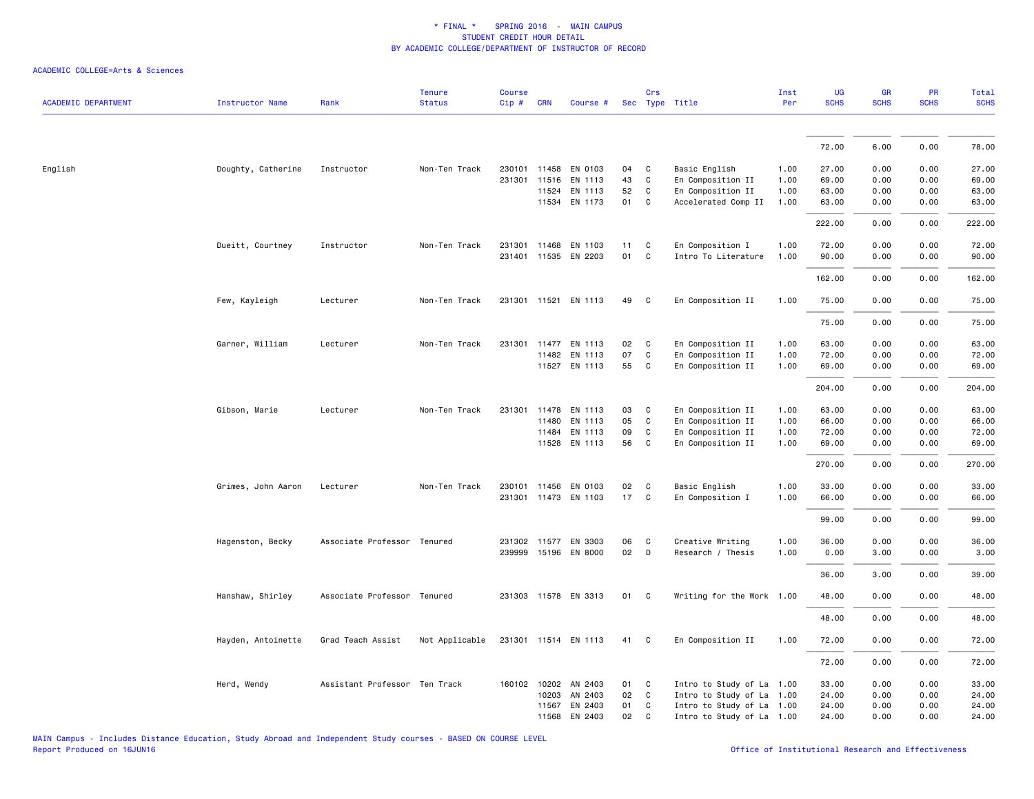# * FINAL * SPRING 2016 - MAIN CAMPUS
## STUDENT CREDIT HOUR DETAIL
## BY ACADEMIC COLLEGE/DEPARTMENT OF INSTRUCTOR OF RECORD

ACADEMIC COLLEGE=Arts & Sciences

| ACADEMIC DEPARTMENT | Instructor Name | Rank | Tenure Status | Course Cip # | CRN | Course # | Sec | Crs Type | Title | Inst Per | UG SCHS | GR SCHS | PR SCHS | Total SCHS |
|---|---|---|---|---|---|---|---|---|---|---|---|---|---|---|
| | | | | | | | | | | | 72.00 | 6.00 | 0.00 | 78.00 |
| English | Doughty, Catherine | Instructor | Non-Ten Track | 230101 | 11458 | EN 0103 | 04 | C | Basic English | 1.00 | 27.00 | 0.00 | 0.00 | 27.00 |
| | | | | 231301 | 11516 | EN 1113 | 43 | C | En Composition II | 1.00 | 69.00 | 0.00 | 0.00 | 69.00 |
| | | | | | 11524 | EN 1113 | 52 | C | En Composition II | 1.00 | 63.00 | 0.00 | 0.00 | 63.00 |
| | | | | | 11534 | EN 1173 | 01 | C | Accelerated Comp II | 1.00 | 63.00 | 0.00 | 0.00 | 63.00 |
| | | | | | | | | | | | 222.00 | 0.00 | 0.00 | 222.00 |
| | Dueitt, Courtney | Instructor | Non-Ten Track | 231301 | 11468 | EN 1103 | 11 | C | En Composition I | 1.00 | 72.00 | 0.00 | 0.00 | 72.00 |
| | | | | 231401 | 11535 | EN 2203 | 01 | C | Intro To Literature | 1.00 | 90.00 | 0.00 | 0.00 | 90.00 |
| | | | | | | | | | | | 162.00 | 0.00 | 0.00 | 162.00 |
| | Few, Kayleigh | Lecturer | Non-Ten Track | 231301 | 11521 | EN 1113 | 49 | C | En Composition II | 1.00 | 75.00 | 0.00 | 0.00 | 75.00 |
| | | | | | | | | | | | 75.00 | 0.00 | 0.00 | 75.00 |
| | Garner, William | Lecturer | Non-Ten Track | 231301 | 11477 | EN 1113 | 02 | C | En Composition II | 1.00 | 63.00 | 0.00 | 0.00 | 63.00 |
| | | | | | 11482 | EN 1113 | 07 | C | En Composition II | 1.00 | 72.00 | 0.00 | 0.00 | 72.00 |
| | | | | | 11527 | EN 1113 | 55 | C | En Composition II | 1.00 | 69.00 | 0.00 | 0.00 | 69.00 |
| | | | | | | | | | | | 204.00 | 0.00 | 0.00 | 204.00 |
| | Gibson, Marie | Lecturer | Non-Ten Track | 231301 | 11478 | EN 1113 | 03 | C | En Composition II | 1.00 | 63.00 | 0.00 | 0.00 | 63.00 |
| | | | | | 11480 | EN 1113 | 05 | C | En Composition II | 1.00 | 66.00 | 0.00 | 0.00 | 66.00 |
| | | | | | 11484 | EN 1113 | 09 | C | En Composition II | 1.00 | 72.00 | 0.00 | 0.00 | 72.00 |
| | | | | | 11528 | EN 1113 | 56 | C | En Composition II | 1.00 | 69.00 | 0.00 | 0.00 | 69.00 |
| | | | | | | | | | | | 270.00 | 0.00 | 0.00 | 270.00 |
| | Grimes, John Aaron | Lecturer | Non-Ten Track | 230101 | 11456 | EN 0103 | 02 | C | Basic English | 1.00 | 33.00 | 0.00 | 0.00 | 33.00 |
| | | | | 231301 | 11473 | EN 1103 | 17 | C | En Composition I | 1.00 | 66.00 | 0.00 | 0.00 | 66.00 |
| | | | | | | | | | | | 99.00 | 0.00 | 0.00 | 99.00 |
| | Hagenston, Becky | Associate Professor | Tenured | 231302 | 11577 | EN 3303 | 06 | C | Creative Writing | 1.00 | 36.00 | 0.00 | 0.00 | 36.00 |
| | | | | 239999 | 15196 | EN 8000 | 02 | D | Research / Thesis | 1.00 | 0.00 | 3.00 | 0.00 | 3.00 |
| | | | | | | | | | | | 36.00 | 3.00 | 0.00 | 39.00 |
| | Hanshaw, Shirley | Associate Professor | Tenured | 231303 | 11578 | EN 3313 | 01 | C | Writing for the Work | 1.00 | 48.00 | 0.00 | 0.00 | 48.00 |
| | | | | | | | | | | | 48.00 | 0.00 | 0.00 | 48.00 |
| | Hayden, Antoinette | Grad Teach Assist | Not Applicable | 231301 | 11514 | EN 1113 | 41 | C | En Composition II | 1.00 | 72.00 | 0.00 | 0.00 | 72.00 |
| | | | | | | | | | | | 72.00 | 0.00 | 0.00 | 72.00 |
| | Herd, Wendy | Assistant Professor | Ten Track | 160102 | 10202 | AN 2403 | 01 | C | Intro to Study of La | 1.00 | 33.00 | 0.00 | 0.00 | 33.00 |
| | | | | | 10203 | AN 2403 | 02 | C | Intro to Study of La | 1.00 | 24.00 | 0.00 | 0.00 | 24.00 |
| | | | | | 11567 | EN 2403 | 01 | C | Intro to Study of La | 1.00 | 24.00 | 0.00 | 0.00 | 24.00 |
| | | | | | 11568 | EN 2403 | 02 | C | Intro to Study of La | 1.00 | 24.00 | 0.00 | 0.00 | 24.00 |

MAIN Campus - Includes Distance Education, Study Abroad and Independent Study courses - BASED ON COURSE LEVEL
Report Produced on 16JUN16

Office of Institutional Research and Effectiveness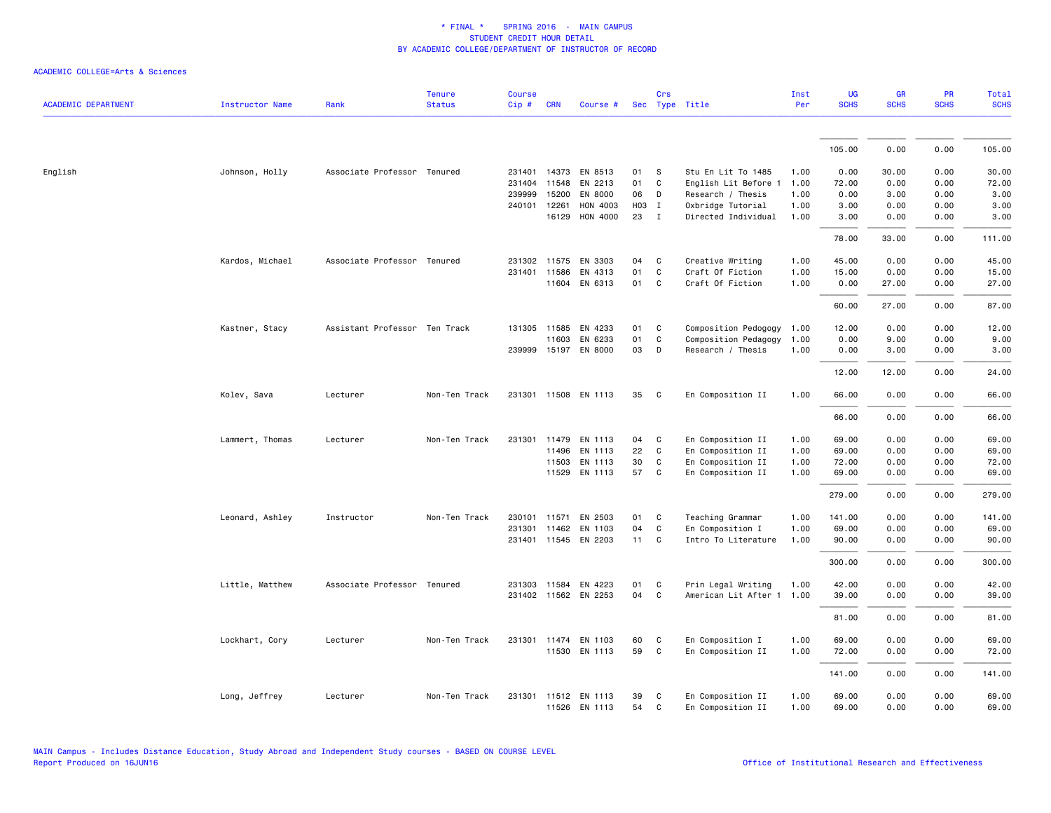ACADEMIC COLLEGE=Arts & Sciences

| ACADEMIC DEPARTMENT | Instructor Name | Rank | Tenure Status | Course Cip # | CRN | Course # | Sec | Crs Type | Title | Inst Per | UG SCHS | GR SCHS | PR SCHS | Total SCHS |
|---|---|---|---|---|---|---|---|---|---|---|---|---|---|---|
| | | | | | | | | | | | 105.00 | 0.00 | 0.00 | 105.00 |
| English | Johnson, Holly | Associate Professor | Tenured | 231401 | 14373 | EN 8513 | 01 | S | Stu En Lit To 1485 | 1.00 | 0.00 | 30.00 | 0.00 | 30.00 |
| | | | | 231404 | 11548 | EN 2213 | 01 | C | English Lit Before 1 | 1.00 | 72.00 | 0.00 | 0.00 | 72.00 |
| | | | | 239999 | 15200 | EN 8000 | 06 | D | Research / Thesis | 1.00 | 0.00 | 3.00 | 0.00 | 3.00 |
| | | | | 240101 | 12261 | HON 4003 | H03 | I | Oxbridge Tutorial | 1.00 | 3.00 | 0.00 | 0.00 | 3.00 |
| | | | | | 16129 | HON 4000 | 23 | I | Directed Individual | 1.00 | 3.00 | 0.00 | 0.00 | 3.00 |
| | | | | | | | | | | | 78.00 | 33.00 | 0.00 | 111.00 |
| | Kardos, Michael | Associate Professor | Tenured | 231302 | 11575 | EN 3303 | 04 | C | Creative Writing | 1.00 | 45.00 | 0.00 | 0.00 | 45.00 |
| | | | | 231401 | 11586 | EN 4313 | 01 | C | Craft Of Fiction | 1.00 | 15.00 | 0.00 | 0.00 | 15.00 |
| | | | | | 11604 | EN 6313 | 01 | C | Craft Of Fiction | 1.00 | 0.00 | 27.00 | 0.00 | 27.00 |
| | | | | | | | | | | | 60.00 | 27.00 | 0.00 | 87.00 |
| | Kastner, Stacy | Assistant Professor | Ten Track | 131305 | 11585 | EN 4233 | 01 | C | Composition Pedogogy | 1.00 | 12.00 | 0.00 | 0.00 | 12.00 |
| | | | | | 11603 | EN 6233 | 01 | C | Composition Pedagogy | 1.00 | 0.00 | 9.00 | 0.00 | 9.00 |
| | | | | 239999 | 15197 | EN 8000 | 03 | D | Research / Thesis | 1.00 | 0.00 | 3.00 | 0.00 | 3.00 |
| | | | | | | | | | | | 12.00 | 12.00 | 0.00 | 24.00 |
| | Kolev, Sava | Lecturer | Non-Ten Track | 231301 | 11508 | EN 1113 | 35 | C | En Composition II | 1.00 | 66.00 | 0.00 | 0.00 | 66.00 |
| | | | | | | | | | | | 66.00 | 0.00 | 0.00 | 66.00 |
| | Lammert, Thomas | Lecturer | Non-Ten Track | 231301 | 11479 | EN 1113 | 04 | C | En Composition II | 1.00 | 69.00 | 0.00 | 0.00 | 69.00 |
| | | | | | 11496 | EN 1113 | 22 | C | En Composition II | 1.00 | 69.00 | 0.00 | 0.00 | 69.00 |
| | | | | | 11503 | EN 1113 | 30 | C | En Composition II | 1.00 | 72.00 | 0.00 | 0.00 | 72.00 |
| | | | | | 11529 | EN 1113 | 57 | C | En Composition II | 1.00 | 69.00 | 0.00 | 0.00 | 69.00 |
| | | | | | | | | | | | 279.00 | 0.00 | 0.00 | 279.00 |
| | Leonard, Ashley | Instructor | Non-Ten Track | 230101 | 11571 | EN 2503 | 01 | C | Teaching Grammar | 1.00 | 141.00 | 0.00 | 0.00 | 141.00 |
| | | | | 231301 | 11462 | EN 1103 | 04 | C | En Composition I | 1.00 | 69.00 | 0.00 | 0.00 | 69.00 |
| | | | | 231401 | 11545 | EN 2203 | 11 | C | Intro To Literature | 1.00 | 90.00 | 0.00 | 0.00 | 90.00 |
| | | | | | | | | | | | 300.00 | 0.00 | 0.00 | 300.00 |
| | Little, Matthew | Associate Professor | Tenured | 231303 | 11584 | EN 4223 | 01 | C | Prin Legal Writing | 1.00 | 42.00 | 0.00 | 0.00 | 42.00 |
| | | | | 231402 | 11562 | EN 2253 | 04 | C | American Lit After 1 | 1.00 | 39.00 | 0.00 | 0.00 | 39.00 |
| | | | | | | | | | | | 81.00 | 0.00 | 0.00 | 81.00 |
| | Lockhart, Cory | Lecturer | Non-Ten Track | 231301 | 11474 | EN 1103 | 60 | C | En Composition I | 1.00 | 69.00 | 0.00 | 0.00 | 69.00 |
| | | | | | 11530 | EN 1113 | 59 | C | En Composition II | 1.00 | 72.00 | 0.00 | 0.00 | 72.00 |
| | | | | | | | | | | | 141.00 | 0.00 | 0.00 | 141.00 |
| | Long, Jeffrey | Lecturer | Non-Ten Track | 231301 | 11512 | EN 1113 | 39 | C | En Composition II | 1.00 | 69.00 | 0.00 | 0.00 | 69.00 |
| | | | | | 11526 | EN 1113 | 54 | C | En Composition II | 1.00 | 69.00 | 0.00 | 0.00 | 69.00 |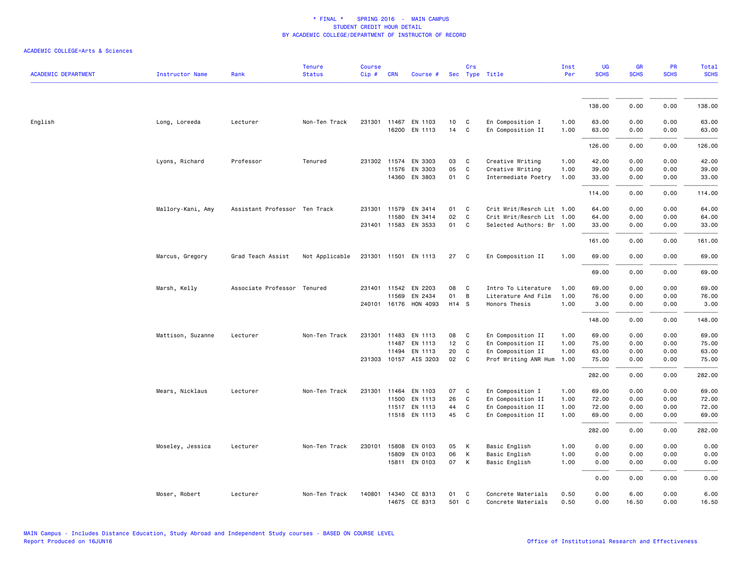\* FINAL \* SPRING 2016 - MAIN CAMPUS
STUDENT CREDIT HOUR DETAIL
BY ACADEMIC COLLEGE/DEPARTMENT OF INSTRUCTOR OF RECORD

ACADEMIC COLLEGE=Arts & Sciences

| ACADEMIC DEPARTMENT | Instructor Name | Rank | Tenure Status | Course Cip # | CRN | Course # | Sec | Crs Type | Title | Inst Per | UG SCHS | GR SCHS | PR SCHS | Total SCHS |
|---|---|---|---|---|---|---|---|---|---|---|---|---|---|---|
| | | | | | | | | | | | 138.00 | 0.00 | 0.00 | 138.00 |
| English | Long, Loreeda | Lecturer | Non-Ten Track | 231301 | 11467 | EN 1103 | 10 | C | En Composition I | 1.00 | 63.00 | 0.00 | 0.00 | 63.00 |
| | | | | | 16200 | EN 1113 | 14 | C | En Composition II | 1.00 | 63.00 | 0.00 | 0.00 | 63.00 |
| | | | | | | | | | | | 126.00 | 0.00 | 0.00 | 126.00 |
| | Lyons, Richard | Professor | Tenured | 231302 | 11574 | EN 3303 | 03 | C | Creative Writing | 1.00 | 42.00 | 0.00 | 0.00 | 42.00 |
| | | | | | 11576 | EN 3303 | 05 | C | Creative Writing | 1.00 | 39.00 | 0.00 | 0.00 | 39.00 |
| | | | | | 14360 | EN 3803 | 01 | C | Intermediate Poetry | 1.00 | 33.00 | 0.00 | 0.00 | 33.00 |
| | | | | | | | | | | | 114.00 | 0.00 | 0.00 | 114.00 |
| | Mallory-Kani, Amy | Assistant Professor | Ten Track | 231301 | 11579 | EN 3414 | 01 | C | Crit Writ/Resrch Lit | 1.00 | 64.00 | 0.00 | 0.00 | 64.00 |
| | | | | | 11580 | EN 3414 | 02 | C | Crit Writ/Resrch Lit | 1.00 | 64.00 | 0.00 | 0.00 | 64.00 |
| | | | | 231401 | 11583 | EN 3533 | 01 | C | Selected Authors: Br | 1.00 | 33.00 | 0.00 | 0.00 | 33.00 |
| | | | | | | | | | | | 161.00 | 0.00 | 0.00 | 161.00 |
| | Marcus, Gregory | Grad Teach Assist | Not Applicable | 231301 | 11501 | EN 1113 | 27 | C | En Composition II | 1.00 | 69.00 | 0.00 | 0.00 | 69.00 |
| | | | | | | | | | | | 69.00 | 0.00 | 0.00 | 69.00 |
| | Marsh, Kelly | Associate Professor | Tenured | 231401 | 11542 | EN 2203 | 08 | C | Intro To Literature | 1.00 | 69.00 | 0.00 | 0.00 | 69.00 |
| | | | | | 11569 | EN 2434 | 01 | B | Literature And Film | 1.00 | 76.00 | 0.00 | 0.00 | 76.00 |
| | | | | 240101 | 16176 | HON 4093 | H14 | S | Honors Thesis | 1.00 | 3.00 | 0.00 | 0.00 | 3.00 |
| | | | | | | | | | | | 148.00 | 0.00 | 0.00 | 148.00 |
| | Mattison, Suzanne | Lecturer | Non-Ten Track | 231301 | 11483 | EN 1113 | 08 | C | En Composition II | 1.00 | 69.00 | 0.00 | 0.00 | 69.00 |
| | | | | | 11487 | EN 1113 | 12 | C | En Composition II | 1.00 | 75.00 | 0.00 | 0.00 | 75.00 |
| | | | | | 11494 | EN 1113 | 20 | C | En Composition II | 1.00 | 63.00 | 0.00 | 0.00 | 63.00 |
| | | | | 231303 | 10157 | AIS 3203 | 02 | C | Prof Writing ANR Hum | 1.00 | 75.00 | 0.00 | 0.00 | 75.00 |
| | | | | | | | | | | | 282.00 | 0.00 | 0.00 | 282.00 |
| | Mears, Nicklaus | Lecturer | Non-Ten Track | 231301 | 11464 | EN 1103 | 07 | C | En Composition I | 1.00 | 69.00 | 0.00 | 0.00 | 69.00 |
| | | | | | 11500 | EN 1113 | 26 | C | En Composition II | 1.00 | 72.00 | 0.00 | 0.00 | 72.00 |
| | | | | | 11517 | EN 1113 | 44 | C | En Composition II | 1.00 | 72.00 | 0.00 | 0.00 | 72.00 |
| | | | | | 11518 | EN 1113 | 45 | C | En Composition II | 1.00 | 69.00 | 0.00 | 0.00 | 69.00 |
| | | | | | | | | | | | 282.00 | 0.00 | 0.00 | 282.00 |
| | Moseley, Jessica | Lecturer | Non-Ten Track | 230101 | 15808 | EN 0103 | 05 | K | Basic English | 1.00 | 0.00 | 0.00 | 0.00 | 0.00 |
| | | | | | 15809 | EN 0103 | 06 | K | Basic English | 1.00 | 0.00 | 0.00 | 0.00 | 0.00 |
| | | | | | 15811 | EN 0103 | 07 | K | Basic English | 1.00 | 0.00 | 0.00 | 0.00 | 0.00 |
| | | | | | | | | | | | 0.00 | 0.00 | 0.00 | 0.00 |
| | Moser, Robert | Lecturer | Non-Ten Track | 140801 | 14340 | CE 8313 | 01 | C | Concrete Materials | 0.50 | 0.00 | 6.00 | 0.00 | 6.00 |
| | | | | | 14675 | CE 8313 | 501 | C | Concrete Materials | 0.50 | 0.00 | 16.50 | 0.00 | 16.50 |

MAIN Campus - Includes Distance Education, Study Abroad and Independent Study courses - BASED ON COURSE LEVEL
Report Produced on 16JUN16

Office of Institutional Research and Effectiveness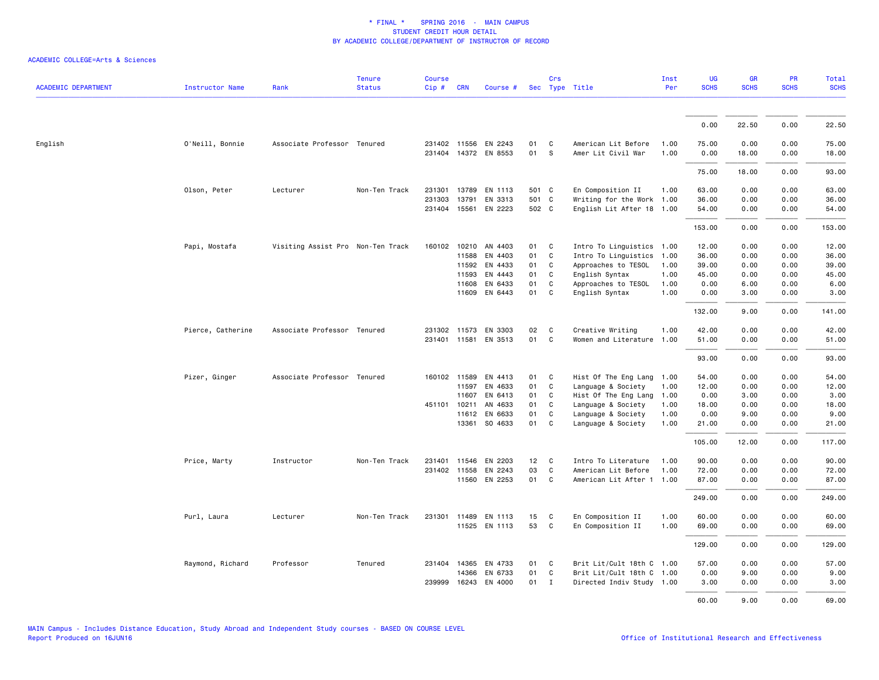* FINAL * SPRING 2016 - MAIN CAMPUS
STUDENT CREDIT HOUR DETAIL
BY ACADEMIC COLLEGE/DEPARTMENT OF INSTRUCTOR OF RECORD

ACADEMIC COLLEGE=Arts & Sciences

| ACADEMIC DEPARTMENT | Instructor Name | Rank | Tenure Status | Course Cip # | CRN | Course # | Sec | Crs Type | Title | Inst Per | UG SCHS | GR SCHS | PR SCHS | Total SCHS |
|---|---|---|---|---|---|---|---|---|---|---|---|---|---|---|
| | | | | | | | | | | | 0.00 | 22.50 | 0.00 | 22.50 |
| English | O'Neill, Bonnie | Associate Professor | Tenured | 231402 | 11556 | EN 2243 | 01 | C | American Lit Before | 1.00 | 75.00 | 0.00 | 0.00 | 75.00 |
| | | | | 231404 | 14372 | EN 8553 | 01 | S | Amer Lit Civil War | 1.00 | 0.00 | 18.00 | 0.00 | 18.00 |
| | | | | | | | | | | | 75.00 | 18.00 | 0.00 | 93.00 |
| | Olson, Peter | Lecturer | Non-Ten Track | 231301 | 13789 | EN 1113 | 501 | C | En Composition II | 1.00 | 63.00 | 0.00 | 0.00 | 63.00 |
| | | | | 231303 | 13791 | EN 3313 | 501 | C | Writing for the Work | 1.00 | 36.00 | 0.00 | 0.00 | 36.00 |
| | | | | 231404 | 15561 | EN 2223 | 502 | C | English Lit After 18 | 1.00 | 54.00 | 0.00 | 0.00 | 54.00 |
| | | | | | | | | | | | 153.00 | 0.00 | 0.00 | 153.00 |
| | Papi, Mostafa | Visiting Assist Pro | Non-Ten Track | 160102 | 10210 | AN 4403 | 01 | C | Intro To Linguistics | 1.00 | 12.00 | 0.00 | 0.00 | 12.00 |
| | | | | | 11588 | EN 4403 | 01 | C | Intro To Linguistics | 1.00 | 36.00 | 0.00 | 0.00 | 36.00 |
| | | | | | 11592 | EN 4433 | 01 | C | Approaches to TESOL | 1.00 | 39.00 | 0.00 | 0.00 | 39.00 |
| | | | | | 11593 | EN 4443 | 01 | C | English Syntax | 1.00 | 45.00 | 0.00 | 0.00 | 45.00 |
| | | | | | 11608 | EN 6433 | 01 | C | Approaches to TESOL | 1.00 | 0.00 | 6.00 | 0.00 | 6.00 |
| | | | | | 11609 | EN 6443 | 01 | C | English Syntax | 1.00 | 0.00 | 3.00 | 0.00 | 3.00 |
| | | | | | | | | | | | 132.00 | 9.00 | 0.00 | 141.00 |
| | Pierce, Catherine | Associate Professor | Tenured | 231302 | 11573 | EN 3303 | 02 | C | Creative Writing | 1.00 | 42.00 | 0.00 | 0.00 | 42.00 |
| | | | | 231401 | 11581 | EN 3513 | 01 | C | Women and Literature | 1.00 | 51.00 | 0.00 | 0.00 | 51.00 |
| | | | | | | | | | | | 93.00 | 0.00 | 0.00 | 93.00 |
| | Pizer, Ginger | Associate Professor | Tenured | 160102 | 11589 | EN 4413 | 01 | C | Hist Of The Eng Lang | 1.00 | 54.00 | 0.00 | 0.00 | 54.00 |
| | | | | | 11597 | EN 4633 | 01 | C | Language & Society | 1.00 | 12.00 | 0.00 | 0.00 | 12.00 |
| | | | | | 11607 | EN 6413 | 01 | C | Hist Of The Eng Lang | 1.00 | 0.00 | 3.00 | 0.00 | 3.00 |
| | | | | 451101 | 10211 | AN 4633 | 01 | C | Language & Society | 1.00 | 18.00 | 0.00 | 0.00 | 18.00 |
| | | | | | 11612 | EN 6633 | 01 | C | Language & Society | 1.00 | 0.00 | 9.00 | 0.00 | 9.00 |
| | | | | | 13361 | SO 4633 | 01 | C | Language & Society | 1.00 | 21.00 | 0.00 | 0.00 | 21.00 |
| | | | | | | | | | | | 105.00 | 12.00 | 0.00 | 117.00 |
| | Price, Marty | Instructor | Non-Ten Track | 231401 | 11546 | EN 2203 | 12 | C | Intro To Literature | 1.00 | 90.00 | 0.00 | 0.00 | 90.00 |
| | | | | 231402 | 11558 | EN 2243 | 03 | C | American Lit Before | 1.00 | 72.00 | 0.00 | 0.00 | 72.00 |
| | | | | | 11560 | EN 2253 | 01 | C | American Lit After 1 | 1.00 | 87.00 | 0.00 | 0.00 | 87.00 |
| | | | | | | | | | | | 249.00 | 0.00 | 0.00 | 249.00 |
| | Purl, Laura | Lecturer | Non-Ten Track | 231301 | 11489 | EN 1113 | 15 | C | En Composition II | 1.00 | 60.00 | 0.00 | 0.00 | 60.00 |
| | | | | | 11525 | EN 1113 | 53 | C | En Composition II | 1.00 | 69.00 | 0.00 | 0.00 | 69.00 |
| | | | | | | | | | | | 129.00 | 0.00 | 0.00 | 129.00 |
| | Raymond, Richard | Professor | Tenured | 231404 | 14365 | EN 4733 | 01 | C | Brit Lit/Cult 18th C | 1.00 | 57.00 | 0.00 | 0.00 | 57.00 |
| | | | | | 14366 | EN 6733 | 01 | C | Brit Lit/Cult 18th C | 1.00 | 0.00 | 9.00 | 0.00 | 9.00 |
| | | | | 239999 | 16243 | EN 4000 | 01 | I | Directed Indiv Study | 1.00 | 3.00 | 0.00 | 0.00 | 3.00 |
| | | | | | | | | | | | 60.00 | 9.00 | 0.00 | 69.00 |

MAIN Campus - Includes Distance Education, Study Abroad and Independent Study courses - BASED ON COURSE LEVEL
Report Produced on 16JUN16

Office of Institutional Research and Effectiveness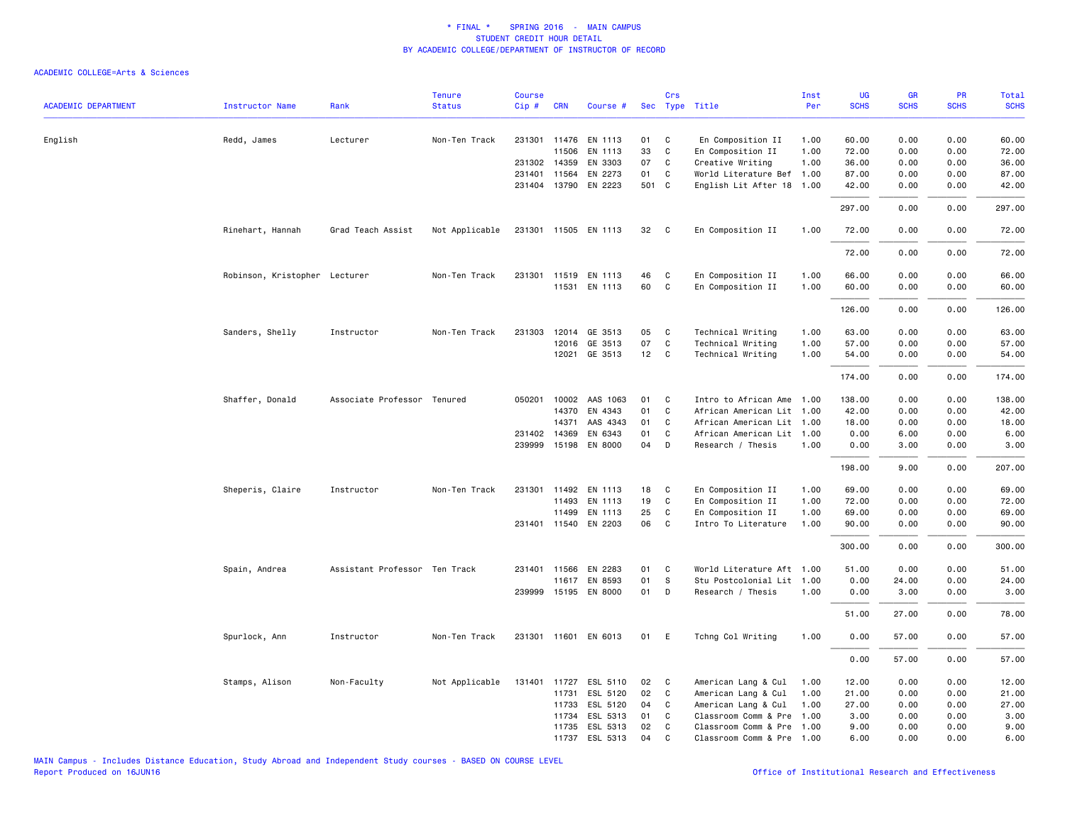# * FINAL * SPRING 2016 - MAIN CAMPUS
## STUDENT CREDIT HOUR DETAIL
## BY ACADEMIC COLLEGE/DEPARTMENT OF INSTRUCTOR OF RECORD

ACADEMIC COLLEGE=Arts & Sciences

| ACADEMIC DEPARTMENT | Instructor Name | Rank | Tenure Status | Course Cip # | CRN | Course # | Sec | Crs Type | Title | Inst Per | UG SCHS | GR SCHS | PR SCHS | Total SCHS |
|---|---|---|---|---|---|---|---|---|---|---|---|---|---|---|
| English | Redd, James | Lecturer | Non-Ten Track | 231301 | 11476 | EN 1113 | 01 | C | En Composition II | 1.00 | 60.00 | 0.00 | 0.00 | 60.00 |
| | | | | | 11506 | EN 1113 | 33 | C | En Composition II | 1.00 | 72.00 | 0.00 | 0.00 | 72.00 |
| | | | | 231302 | 14359 | EN 3303 | 07 | C | Creative Writing | 1.00 | 36.00 | 0.00 | 0.00 | 36.00 |
| | | | | 231401 | 11564 | EN 2273 | 01 | C | World Literature Bef | 1.00 | 87.00 | 0.00 | 0.00 | 87.00 |
| | | | | 231404 | 13790 | EN 2223 | 501 | C | English Lit After 18 | 1.00 | 42.00 | 0.00 | 0.00 | 42.00 |
| | | | | | | | | | | | 297.00 | 0.00 | 0.00 | 297.00 |
| | Rinehart, Hannah | Grad Teach Assist | Not Applicable | 231301 | 11505 | EN 1113 | 32 | C | En Composition II | 1.00 | 72.00 | 0.00 | 0.00 | 72.00 |
| | | | | | | | | | | | 72.00 | 0.00 | 0.00 | 72.00 |
| | Robinson, Kristopher | Lecturer | Non-Ten Track | 231301 | 11519 | EN 1113 | 46 | C | En Composition II | 1.00 | 66.00 | 0.00 | 0.00 | 66.00 |
| | | | | | 11531 | EN 1113 | 60 | C | En Composition II | 1.00 | 60.00 | 0.00 | 0.00 | 60.00 |
| | | | | | | | | | | | 126.00 | 0.00 | 0.00 | 126.00 |
| | Sanders, Shelly | Instructor | Non-Ten Track | 231303 | 12014 | GE 3513 | 05 | C | Technical Writing | 1.00 | 63.00 | 0.00 | 0.00 | 63.00 |
| | | | | | 12016 | GE 3513 | 07 | C | Technical Writing | 1.00 | 57.00 | 0.00 | 0.00 | 57.00 |
| | | | | | 12021 | GE 3513 | 12 | C | Technical Writing | 1.00 | 54.00 | 0.00 | 0.00 | 54.00 |
| | | | | | | | | | | | 174.00 | 0.00 | 0.00 | 174.00 |
| | Shaffer, Donald | Associate Professor | Tenured | 050201 | 10002 | AAS 1063 | 01 | C | Intro to African Ame | 1.00 | 138.00 | 0.00 | 0.00 | 138.00 |
| | | | | | 14370 | EN 4343 | 01 | C | African American Lit | 1.00 | 42.00 | 0.00 | 0.00 | 42.00 |
| | | | | | 14371 | AAS 4343 | 01 | C | African American Lit | 1.00 | 18.00 | 0.00 | 0.00 | 18.00 |
| | | | | 231402 | 14369 | EN 6343 | 01 | C | African American Lit | 1.00 | 0.00 | 6.00 | 0.00 | 6.00 |
| | | | | 239999 | 15198 | EN 8000 | 04 | D | Research / Thesis | 1.00 | 0.00 | 3.00 | 0.00 | 3.00 |
| | | | | | | | | | | | 198.00 | 9.00 | 0.00 | 207.00 |
| | Sheperis, Claire | Instructor | Non-Ten Track | 231301 | 11492 | EN 1113 | 18 | C | En Composition II | 1.00 | 69.00 | 0.00 | 0.00 | 69.00 |
| | | | | | 11493 | EN 1113 | 19 | C | En Composition II | 1.00 | 72.00 | 0.00 | 0.00 | 72.00 |
| | | | | | 11499 | EN 1113 | 25 | C | En Composition II | 1.00 | 69.00 | 0.00 | 0.00 | 69.00 |
| | | | | 231401 | 11540 | EN 2203 | 06 | C | Intro To Literature | 1.00 | 90.00 | 0.00 | 0.00 | 90.00 |
| | | | | | | | | | | | 300.00 | 0.00 | 0.00 | 300.00 |
| | Spain, Andrea | Assistant Professor | Ten Track | 231401 | 11566 | EN 2283 | 01 | C | World Literature Aft | 1.00 | 51.00 | 0.00 | 0.00 | 51.00 |
| | | | | | 11617 | EN 8593 | 01 | S | Stu Postcolonial Lit | 1.00 | 0.00 | 24.00 | 0.00 | 24.00 |
| | | | | 239999 | 15195 | EN 8000 | 01 | D | Research / Thesis | 1.00 | 0.00 | 3.00 | 0.00 | 3.00 |
| | | | | | | | | | | | 51.00 | 27.00 | 0.00 | 78.00 |
| | Spurlock, Ann | Instructor | Non-Ten Track | 231301 | 11601 | EN 6013 | 01 | E | Tchng Col Writing | 1.00 | 0.00 | 57.00 | 0.00 | 57.00 |
| | | | | | | | | | | | 0.00 | 57.00 | 0.00 | 57.00 |
| | Stamps, Alison | Non-Faculty | Not Applicable | 131401 | 11727 | ESL 5110 | 02 | C | American Lang & Cul | 1.00 | 12.00 | 0.00 | 0.00 | 12.00 |
| | | | | | 11731 | ESL 5120 | 02 | C | American Lang & Cul | 1.00 | 21.00 | 0.00 | 0.00 | 21.00 |
| | | | | | 11733 | ESL 5120 | 04 | C | American Lang & Cul | 1.00 | 27.00 | 0.00 | 0.00 | 27.00 |
| | | | | | 11734 | ESL 5313 | 01 | C | Classroom Comm & Pre | 1.00 | 3.00 | 0.00 | 0.00 | 3.00 |
| | | | | | 11735 | ESL 5313 | 02 | C | Classroom Comm & Pre | 1.00 | 9.00 | 0.00 | 0.00 | 9.00 |
| | | | | | 11737 | ESL 5313 | 04 | C | Classroom Comm & Pre | 1.00 | 6.00 | 0.00 | 0.00 | 6.00 |

MAIN Campus - Includes Distance Education, Study Abroad and Independent Study courses - BASED ON COURSE LEVEL
Report Produced on 16JUN16

Office of Institutional Research and Effectiveness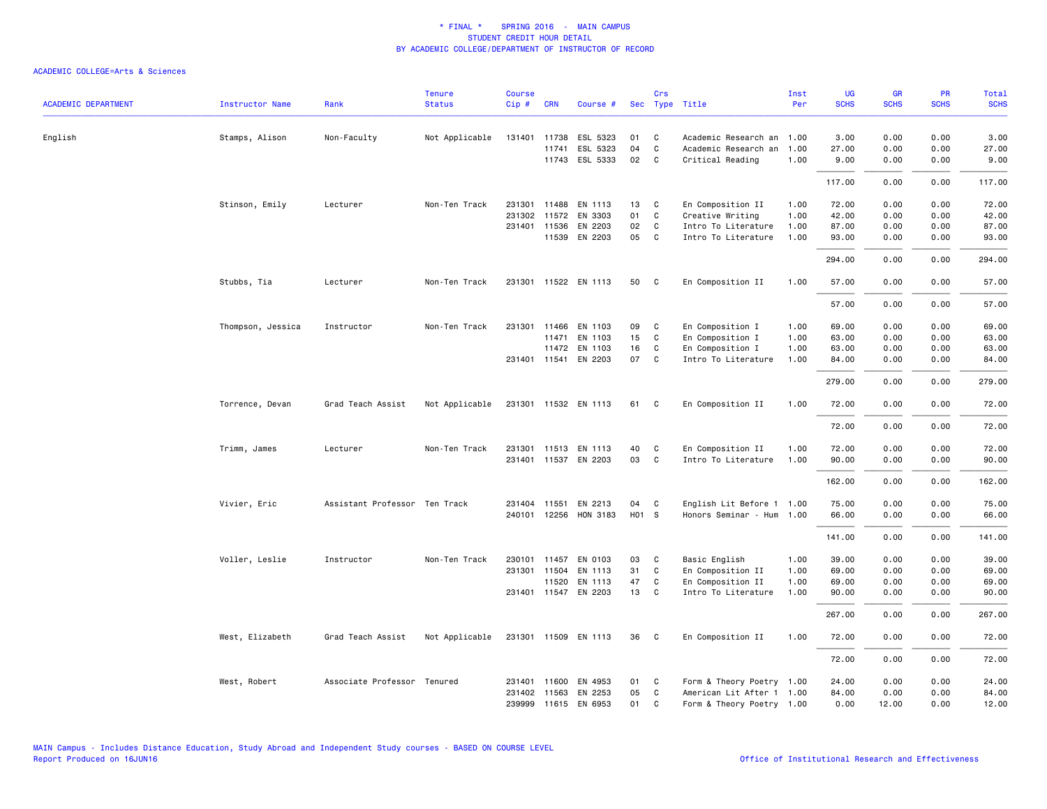# * FINAL * SPRING 2016 - MAIN CAMPUS
## STUDENT CREDIT HOUR DETAIL
## BY ACADEMIC COLLEGE/DEPARTMENT OF INSTRUCTOR OF RECORD

ACADEMIC COLLEGE=Arts & Sciences

| ACADEMIC DEPARTMENT | Instructor Name | Rank | Tenure Status | Course Cip # | CRN | Course # | Sec | Crs Type | Title | Inst Per | UG SCHS | GR SCHS | PR SCHS | Total SCHS |
|---|---|---|---|---|---|---|---|---|---|---|---|---|---|---|
| English | Stamps, Alison | Non-Faculty | Not Applicable | 131401 | 11738 | ESL 5323 | 01 | C | Academic Research an | 1.00 | 3.00 | 0.00 | 0.00 | 3.00 |
| | | | | | 11741 | ESL 5323 | 04 | C | Academic Research an | 1.00 | 27.00 | 0.00 | 0.00 | 27.00 |
| | | | | | 11743 | ESL 5333 | 02 | C | Critical Reading | 1.00 | 9.00 | 0.00 | 0.00 | 9.00 |
| | | | | | | | | | | | 117.00 | 0.00 | 0.00 | 117.00 |
| | Stinson, Emily | Lecturer | Non-Ten Track | 231301 | 11488 | EN 1113 | 13 | C | En Composition II | 1.00 | 72.00 | 0.00 | 0.00 | 72.00 |
| | | | | 231302 | 11572 | EN 3303 | 01 | C | Creative Writing | 1.00 | 42.00 | 0.00 | 0.00 | 42.00 |
| | | | | 231401 | 11536 | EN 2203 | 02 | C | Intro To Literature | 1.00 | 87.00 | 0.00 | 0.00 | 87.00 |
| | | | | | 11539 | EN 2203 | 05 | C | Intro To Literature | 1.00 | 93.00 | 0.00 | 0.00 | 93.00 |
| | | | | | | | | | | | 294.00 | 0.00 | 0.00 | 294.00 |
| | Stubbs, Tia | Lecturer | Non-Ten Track | 231301 | 11522 | EN 1113 | 50 | C | En Composition II | 1.00 | 57.00 | 0.00 | 0.00 | 57.00 |
| | | | | | | | | | | | 57.00 | 0.00 | 0.00 | 57.00 |
| | Thompson, Jessica | Instructor | Non-Ten Track | 231301 | 11466 | EN 1103 | 09 | C | En Composition I | 1.00 | 69.00 | 0.00 | 0.00 | 69.00 |
| | | | | | 11471 | EN 1103 | 15 | C | En Composition I | 1.00 | 63.00 | 0.00 | 0.00 | 63.00 |
| | | | | | 11472 | EN 1103 | 16 | C | En Composition I | 1.00 | 63.00 | 0.00 | 0.00 | 63.00 |
| | | | | 231401 | 11541 | EN 2203 | 07 | C | Intro To Literature | 1.00 | 84.00 | 0.00 | 0.00 | 84.00 |
| | | | | | | | | | | | 279.00 | 0.00 | 0.00 | 279.00 |
| | Torrence, Devan | Grad Teach Assist | Not Applicable | 231301 | 11532 | EN 1113 | 61 | C | En Composition II | 1.00 | 72.00 | 0.00 | 0.00 | 72.00 |
| | | | | | | | | | | | 72.00 | 0.00 | 0.00 | 72.00 |
| | Trimm, James | Lecturer | Non-Ten Track | 231301 | 11513 | EN 1113 | 40 | C | En Composition II | 1.00 | 72.00 | 0.00 | 0.00 | 72.00 |
| | | | | 231401 | 11537 | EN 2203 | 03 | C | Intro To Literature | 1.00 | 90.00 | 0.00 | 0.00 | 90.00 |
| | | | | | | | | | | | 162.00 | 0.00 | 0.00 | 162.00 |
| | Vivier, Eric | Assistant Professor | Ten Track | 231404 | 11551 | EN 2213 | 04 | C | English Lit Before 1 | 1.00 | 75.00 | 0.00 | 0.00 | 75.00 |
| | | | | 240101 | 12256 | HON 3183 | H01 | S | Honors Seminar - Hum | 1.00 | 66.00 | 0.00 | 0.00 | 66.00 |
| | | | | | | | | | | | 141.00 | 0.00 | 0.00 | 141.00 |
| | Voller, Leslie | Instructor | Non-Ten Track | 230101 | 11457 | EN 0103 | 03 | C | Basic English | 1.00 | 39.00 | 0.00 | 0.00 | 39.00 |
| | | | | 231301 | 11504 | EN 1113 | 31 | C | En Composition II | 1.00 | 69.00 | 0.00 | 0.00 | 69.00 |
| | | | | | 11520 | EN 1113 | 47 | C | En Composition II | 1.00 | 69.00 | 0.00 | 0.00 | 69.00 |
| | | | | 231401 | 11547 | EN 2203 | 13 | C | Intro To Literature | 1.00 | 90.00 | 0.00 | 0.00 | 90.00 |
| | | | | | | | | | | | 267.00 | 0.00 | 0.00 | 267.00 |
| | West, Elizabeth | Grad Teach Assist | Not Applicable | 231301 | 11509 | EN 1113 | 36 | C | En Composition II | 1.00 | 72.00 | 0.00 | 0.00 | 72.00 |
| | | | | | | | | | | | 72.00 | 0.00 | 0.00 | 72.00 |
| | West, Robert | Associate Professor | Tenured | 231401 | 11600 | EN 4953 | 01 | C | Form & Theory Poetry | 1.00 | 24.00 | 0.00 | 0.00 | 24.00 |
| | | | | 231402 | 11563 | EN 2253 | 05 | C | American Lit After 1 | 1.00 | 84.00 | 0.00 | 0.00 | 84.00 |
| | | | | 239999 | 11615 | EN 6953 | 01 | C | Form & Theory Poetry | 1.00 | 0.00 | 12.00 | 0.00 | 12.00 |

MAIN Campus - Includes Distance Education, Study Abroad and Independent Study courses - BASED ON COURSE LEVEL
Report Produced on 16JUN16

Office of Institutional Research and Effectiveness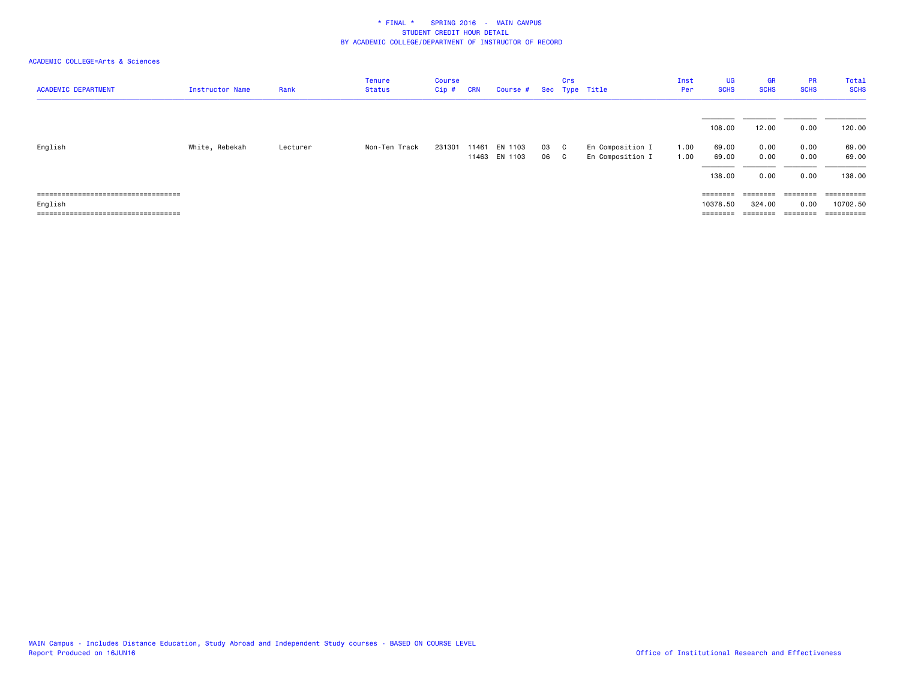* FINAL * SPRING 2016 - MAIN CAMPUS
STUDENT CREDIT HOUR DETAIL
BY ACADEMIC COLLEGE/DEPARTMENT OF INSTRUCTOR OF RECORD

ACADEMIC COLLEGE=Arts & Sciences

| ACADEMIC DEPARTMENT | Instructor Name | Rank | Tenure Status | Course Cip # | CRN | Course # | Sec | Crs Type | Title | Inst Per | UG SCHS | GR SCHS | PR SCHS | Total SCHS |
|---|---|---|---|---|---|---|---|---|---|---|---|---|---|---|
| | | | | | | | | | | | 108.00 | 12.00 | 0.00 | 120.00 |
| English | White, Rebekah | Lecturer | Non-Ten Track | 231301 | 11461 | EN 1103 | 03 | C | En Composition I | 1.00 | 69.00 | 0.00 | 0.00 | 69.00 |
| | | | | | 11463 | EN 1103 | 06 | C | En Composition I | 1.00 | 69.00 | 0.00 | 0.00 | 69.00 |
| | | | | | | | | | | | 138.00 | 0.00 | 0.00 | 138.00 |
| English | | | | | | | | | | | 10378.50 | 324.00 | 0.00 | 10702.50 |

MAIN Campus - Includes Distance Education, Study Abroad and Independent Study courses - BASED ON COURSE LEVEL
Report Produced on 16JUN16

Office of Institutional Research and Effectiveness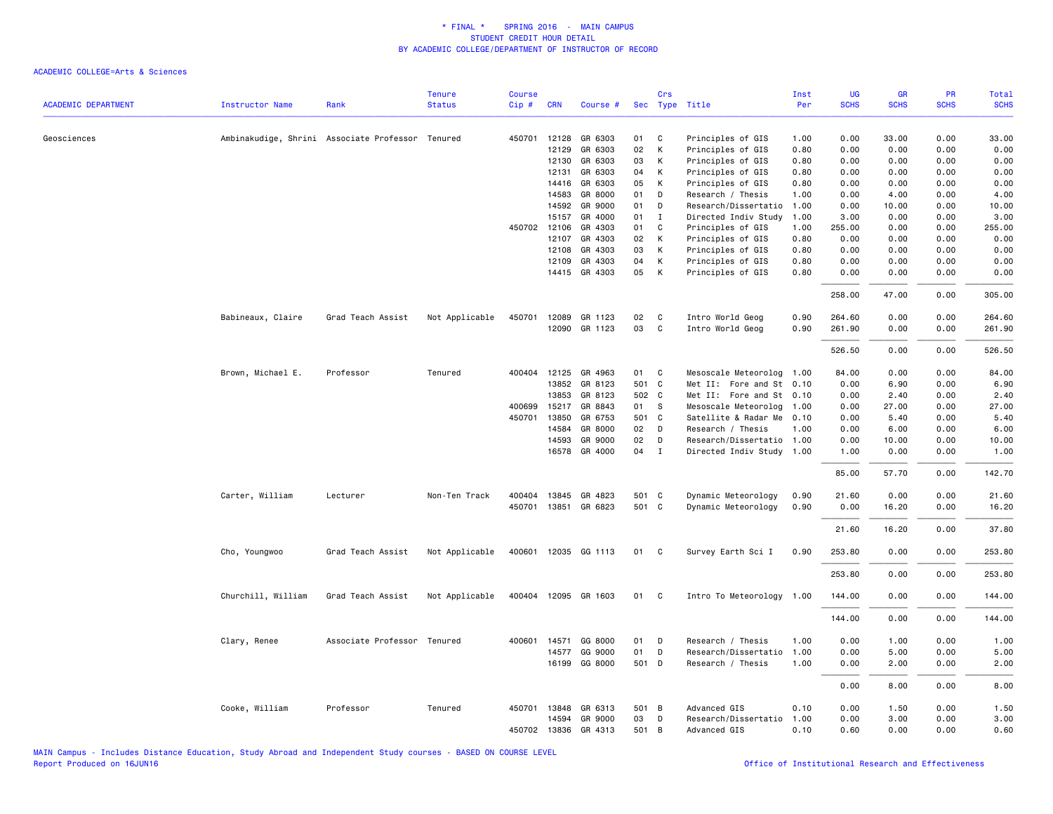# * FINAL * SPRING 2016 - MAIN CAMPUS
## STUDENT CREDIT HOUR DETAIL
## BY ACADEMIC COLLEGE/DEPARTMENT OF INSTRUCTOR OF RECORD

ACADEMIC COLLEGE=Arts & Sciences

| ACADEMIC DEPARTMENT | Instructor Name | Rank | Tenure Status | Course Cip # | CRN | Course # | Sec | Crs Type | Title | Inst Per | UG SCHS | GR SCHS | PR SCHS | Total SCHS |
|---|---|---|---|---|---|---|---|---|---|---|---|---|---|---|
| Geosciences | Ambinakudige, Shrini | Associate Professor | Tenured | 450701 | 12128 | GR 6303 | 01 | C | Principles of GIS | 1.00 | 0.00 | 33.00 | 0.00 | 33.00 |
| | | | | | 12129 | GR 6303 | 02 | K | Principles of GIS | 0.80 | 0.00 | 0.00 | 0.00 | 0.00 |
| | | | | | 12130 | GR 6303 | 03 | K | Principles of GIS | 0.80 | 0.00 | 0.00 | 0.00 | 0.00 |
| | | | | | 12131 | GR 6303 | 04 | K | Principles of GIS | 0.80 | 0.00 | 0.00 | 0.00 | 0.00 |
| | | | | | 14416 | GR 6303 | 05 | K | Principles of GIS | 0.80 | 0.00 | 0.00 | 0.00 | 0.00 |
| | | | | | 14583 | GR 8000 | 01 | D | Research / Thesis | 1.00 | 0.00 | 4.00 | 0.00 | 4.00 |
| | | | | | 14592 | GR 9000 | 01 | D | Research/Dissertatio | 1.00 | 0.00 | 10.00 | 0.00 | 10.00 |
| | | | | | 15157 | GR 4000 | 01 | I | Directed Indiv Study | 1.00 | 3.00 | 0.00 | 0.00 | 3.00 |
| | | | | 450702 | 12106 | GR 4303 | 01 | C | Principles of GIS | 1.00 | 255.00 | 0.00 | 0.00 | 255.00 |
| | | | | | 12107 | GR 4303 | 02 | K | Principles of GIS | 0.80 | 0.00 | 0.00 | 0.00 | 0.00 |
| | | | | | 12108 | GR 4303 | 03 | K | Principles of GIS | 0.80 | 0.00 | 0.00 | 0.00 | 0.00 |
| | | | | | 12109 | GR 4303 | 04 | K | Principles of GIS | 0.80 | 0.00 | 0.00 | 0.00 | 0.00 |
| | | | | | 14415 | GR 4303 | 05 | K | Principles of GIS | 0.80 | 0.00 | 0.00 | 0.00 | 0.00 |
| | | | | | | | | | | | 258.00 | 47.00 | 0.00 | 305.00 |
| | Babineaux, Claire | Grad Teach Assist | Not Applicable | 450701 | 12089 | GR 1123 | 02 | C | Intro World Geog | 0.90 | 264.60 | 0.00 | 0.00 | 264.60 |
| | | | | | 12090 | GR 1123 | 03 | C | Intro World Geog | 0.90 | 261.90 | 0.00 | 0.00 | 261.90 |
| | | | | | | | | | | | 526.50 | 0.00 | 0.00 | 526.50 |
| | Brown, Michael E. | Professor | Tenured | 400404 | 12125 | GR 4963 | 01 | C | Mesoscale Meteorolog | 1.00 | 84.00 | 0.00 | 0.00 | 84.00 |
| | | | | | 13852 | GR 8123 | 501 | C | Met II: Fore and St | 0.10 | 0.00 | 6.90 | 0.00 | 6.90 |
| | | | | | 13853 | GR 8123 | 502 | C | Met II: Fore and St | 0.10 | 0.00 | 2.40 | 0.00 | 2.40 |
| | | | | 400699 | 15217 | GR 8843 | 01 | S | Mesoscale Meteorolog | 1.00 | 0.00 | 27.00 | 0.00 | 27.00 |
| | | | | 450701 | 13850 | GR 6753 | 501 | C | Satellite & Radar Me | 0.10 | 0.00 | 5.40 | 0.00 | 5.40 |
| | | | | | 14584 | GR 8000 | 02 | D | Research / Thesis | 1.00 | 0.00 | 6.00 | 0.00 | 6.00 |
| | | | | | 14593 | GR 9000 | 02 | D | Research/Dissertatio | 1.00 | 0.00 | 10.00 | 0.00 | 10.00 |
| | | | | | 16578 | GR 4000 | 04 | I | Directed Indiv Study | 1.00 | 1.00 | 0.00 | 0.00 | 1.00 |
| | | | | | | | | | | | 85.00 | 57.70 | 0.00 | 142.70 |
| | Carter, William | Lecturer | Non-Ten Track | 400404 | 13845 | GR 4823 | 501 | C | Dynamic Meteorology | 0.90 | 21.60 | 0.00 | 0.00 | 21.60 |
| | | | | 450701 | 13851 | GR 6823 | 501 | C | Dynamic Meteorology | 0.90 | 0.00 | 16.20 | 0.00 | 16.20 |
| | | | | | | | | | | | 21.60 | 16.20 | 0.00 | 37.80 |
| | Cho, Youngwoo | Grad Teach Assist | Not Applicable | 400601 | 12035 | GG 1113 | 01 | C | Survey Earth Sci I | 0.90 | 253.80 | 0.00 | 0.00 | 253.80 |
| | | | | | | | | | | | 253.80 | 0.00 | 0.00 | 253.80 |
| | Churchill, William | Grad Teach Assist | Not Applicable | 400404 | 12095 | GR 1603 | 01 | C | Intro To Meteorology | 1.00 | 144.00 | 0.00 | 0.00 | 144.00 |
| | | | | | | | | | | | 144.00 | 0.00 | 0.00 | 144.00 |
| | Clary, Renee | Associate Professor | Tenured | 400601 | 14571 | GG 8000 | 01 | D | Research / Thesis | 1.00 | 0.00 | 1.00 | 0.00 | 1.00 |
| | | | | | 14577 | GG 9000 | 01 | D | Research/Dissertatio | 1.00 | 0.00 | 5.00 | 0.00 | 5.00 |
| | | | | | 16199 | GG 8000 | 501 | D | Research / Thesis | 1.00 | 0.00 | 2.00 | 0.00 | 2.00 |
| | | | | | | | | | | | 0.00 | 8.00 | 0.00 | 8.00 |
| | Cooke, William | Professor | Tenured | 450701 | 13848 | GR 6313 | 501 | B | Advanced GIS | 0.10 | 0.00 | 1.50 | 0.00 | 1.50 |
| | | | | | 14594 | GR 9000 | 03 | D | Research/Dissertatio | 1.00 | 0.00 | 3.00 | 0.00 | 3.00 |
| | | | | 450702 | 13836 | GR 4313 | 501 | B | Advanced GIS | 0.10 | 0.60 | 0.00 | 0.00 | 0.60 |

MAIN Campus - Includes Distance Education, Study Abroad and Independent Study courses - BASED ON COURSE LEVEL
Report Produced on 16JUN16

Office of Institutional Research and Effectiveness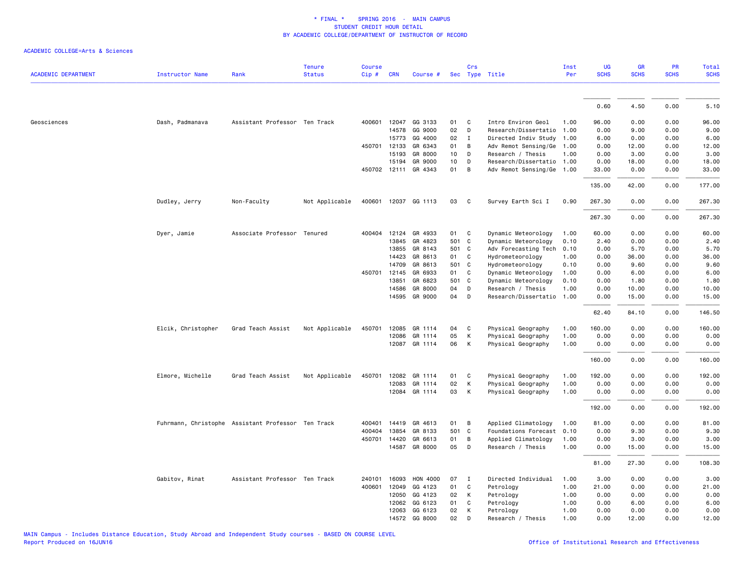\* FINAL \*    SPRING 2016  -  MAIN CAMPUS
STUDENT CREDIT HOUR DETAIL
BY ACADEMIC COLLEGE/DEPARTMENT OF INSTRUCTOR OF RECORD

ACADEMIC COLLEGE=Arts & Sciences

| ACADEMIC DEPARTMENT | Instructor Name | Rank | Tenure Status | Course Cip # | CRN | Course # | Sec | Crs Type | Title | Inst Per | UG SCHS | GR SCHS | PR SCHS | Total SCHS |
|---|---|---|---|---|---|---|---|---|---|---|---|---|---|---|
| | | | | | | | | | | | 0.60 | 4.50 | 0.00 | 5.10 |
| Geosciences | Dash, Padmanava | Assistant Professor | Ten Track | 400601 | 12047 | GG 3133 | 01 | C | Intro Environ Geol | 1.00 | 96.00 | 0.00 | 0.00 | 96.00 |
| | | | | | 14578 | GG 9000 | 02 | D | Research/Dissertatio | 1.00 | 0.00 | 9.00 | 0.00 | 9.00 |
| | | | | | 15773 | GG 4000 | 02 | I | Directed Indiv Study | 1.00 | 6.00 | 0.00 | 0.00 | 6.00 |
| | | | | 450701 | 12133 | GR 6343 | 01 | B | Adv Remot Sensing/Ge | 1.00 | 0.00 | 12.00 | 0.00 | 12.00 |
| | | | | | 15193 | GR 8000 | 10 | D | Research / Thesis | 1.00 | 0.00 | 3.00 | 0.00 | 3.00 |
| | | | | | 15194 | GR 9000 | 10 | D | Research/Dissertatio | 1.00 | 0.00 | 18.00 | 0.00 | 18.00 |
| | | | | 450702 | 12111 | GR 4343 | 01 | B | Adv Remot Sensing/Ge | 1.00 | 33.00 | 0.00 | 0.00 | 33.00 |
| | | | | | | | | | | | 135.00 | 42.00 | 0.00 | 177.00 |
| | Dudley, Jerry | Non-Faculty | Not Applicable | 400601 | 12037 | GG 1113 | 03 | C | Survey Earth Sci I | 0.90 | 267.30 | 0.00 | 0.00 | 267.30 |
| | | | | | | | | | | | 267.30 | 0.00 | 0.00 | 267.30 |
| | Dyer, Jamie | Associate Professor | Tenured | 400404 | 12124 | GR 4933 | 01 | C | Dynamic Meteorology | 1.00 | 60.00 | 0.00 | 0.00 | 60.00 |
| | | | | | 13845 | GR 4823 | 501 | C | Dynamic Meteorology | 0.10 | 2.40 | 0.00 | 0.00 | 2.40 |
| | | | | | 13855 | GR 8143 | 501 | C | Adv Forecasting Tech | 0.10 | 0.00 | 5.70 | 0.00 | 5.70 |
| | | | | | 14423 | GR 8613 | 01 | C | Hydrometeorology | 1.00 | 0.00 | 36.00 | 0.00 | 36.00 |
| | | | | | 14709 | GR 8613 | 501 | C | Hydrometeorology | 0.10 | 0.00 | 9.60 | 0.00 | 9.60 |
| | | | | 450701 | 12145 | GR 6933 | 01 | C | Dynamic Meteorology | 1.00 | 0.00 | 6.00 | 0.00 | 6.00 |
| | | | | | 13851 | GR 6823 | 501 | C | Dynamic Meteorology | 0.10 | 0.00 | 1.80 | 0.00 | 1.80 |
| | | | | | 14586 | GR 8000 | 04 | D | Research / Thesis | 1.00 | 0.00 | 10.00 | 0.00 | 10.00 |
| | | | | | 14595 | GR 9000 | 04 | D | Research/Dissertatio | 1.00 | 0.00 | 15.00 | 0.00 | 15.00 |
| | | | | | | | | | | | 62.40 | 84.10 | 0.00 | 146.50 |
| | Elcik, Christopher | Grad Teach Assist | Not Applicable | 450701 | 12085 | GR 1114 | 04 | C | Physical Geography | 1.00 | 160.00 | 0.00 | 0.00 | 160.00 |
| | | | | | 12086 | GR 1114 | 05 | K | Physical Geography | 1.00 | 0.00 | 0.00 | 0.00 | 0.00 |
| | | | | | 12087 | GR 1114 | 06 | K | Physical Geography | 1.00 | 0.00 | 0.00 | 0.00 | 0.00 |
| | | | | | | | | | | | 160.00 | 0.00 | 0.00 | 160.00 |
| | Elmore, Michelle | Grad Teach Assist | Not Applicable | 450701 | 12082 | GR 1114 | 01 | C | Physical Geography | 1.00 | 192.00 | 0.00 | 0.00 | 192.00 |
| | | | | | 12083 | GR 1114 | 02 | K | Physical Geography | 1.00 | 0.00 | 0.00 | 0.00 | 0.00 |
| | | | | | 12084 | GR 1114 | 03 | K | Physical Geography | 1.00 | 0.00 | 0.00 | 0.00 | 0.00 |
| | | | | | | | | | | | 192.00 | 0.00 | 0.00 | 192.00 |
| | Fuhrmann, Christophe | Assistant Professor | Ten Track | 400401 | 14419 | GR 4613 | 01 | B | Applied Climatology | 1.00 | 81.00 | 0.00 | 0.00 | 81.00 |
| | | | | 400404 | 13854 | GR 8133 | 501 | C | Foundations Forecast | 0.10 | 0.00 | 9.30 | 0.00 | 9.30 |
| | | | | 450701 | 14420 | GR 6613 | 01 | B | Applied Climatology | 1.00 | 0.00 | 3.00 | 0.00 | 3.00 |
| | | | | | 14587 | GR 8000 | 05 | D | Research / Thesis | 1.00 | 0.00 | 15.00 | 0.00 | 15.00 |
| | | | | | | | | | | | 81.00 | 27.30 | 0.00 | 108.30 |
| | Gabitov, Rinat | Assistant Professor | Ten Track | 240101 | 16093 | HON 4000 | 07 | I | Directed Individual | 1.00 | 3.00 | 0.00 | 0.00 | 3.00 |
| | | | | 400601 | 12049 | GG 4123 | 01 | C | Petrology | 1.00 | 21.00 | 0.00 | 0.00 | 21.00 |
| | | | | | 12050 | GG 4123 | 02 | K | Petrology | 1.00 | 0.00 | 0.00 | 0.00 | 0.00 |
| | | | | | 12062 | GG 6123 | 01 | C | Petrology | 1.00 | 0.00 | 6.00 | 0.00 | 6.00 |
| | | | | | 12063 | GG 6123 | 02 | K | Petrology | 1.00 | 0.00 | 0.00 | 0.00 | 0.00 |
| | | | | | 14572 | GG 8000 | 02 | D | Research / Thesis | 1.00 | 0.00 | 12.00 | 0.00 | 12.00 |

MAIN Campus - Includes Distance Education, Study Abroad and Independent Study courses - BASED ON COURSE LEVEL
Report Produced on 16JUN16    Office of Institutional Research and Effectiveness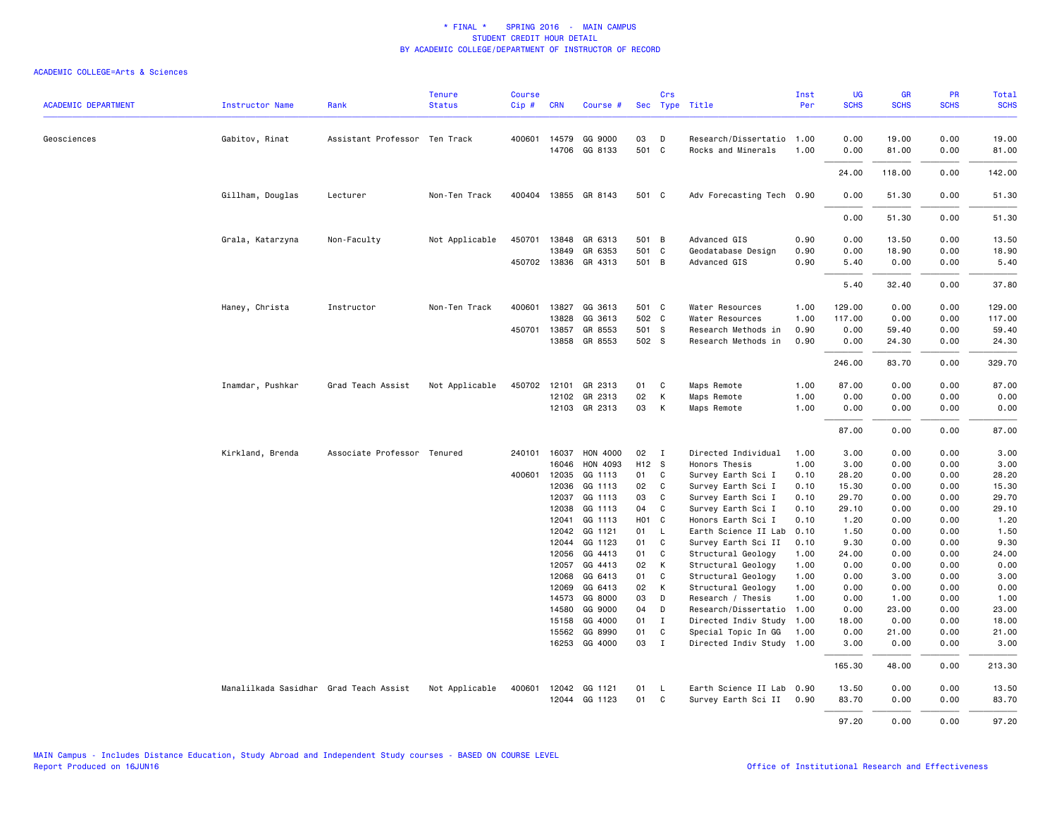# * FINAL * SPRING 2016 - MAIN CAMPUS
## STUDENT CREDIT HOUR DETAIL
## BY ACADEMIC COLLEGE/DEPARTMENT OF INSTRUCTOR OF RECORD

ACADEMIC COLLEGE=Arts & Sciences

| ACADEMIC DEPARTMENT | Instructor Name | Rank | Tenure Status | Course Cip # | CRN | Course # | Sec | Crs Type | Title | Inst Per | UG SCHS | GR SCHS | PR SCHS | Total SCHS |
|---|---|---|---|---|---|---|---|---|---|---|---|---|---|---|
| Geosciences | Gabitov, Rinat | Assistant Professor | Ten Track | 400601 | 14579 | GG 9000 | 03 | D | Research/Dissertatio | 1.00 | 0.00 | 19.00 | 0.00 | 19.00 |
| | | | | | 14706 | GG 8133 | 501 | C | Rocks and Minerals | 1.00 | 0.00 | 81.00 | 0.00 | 81.00 |
| | | | | | | | | | | | 24.00 | 118.00 | 0.00 | 142.00 |
| | Gillham, Douglas | Lecturer | Non-Ten Track | 400404 | 13855 | GR 8143 | 501 | C | Adv Forecasting Tech | 0.90 | 0.00 | 51.30 | 0.00 | 51.30 |
| | | | | | | | | | | | 0.00 | 51.30 | 0.00 | 51.30 |
| | Grala, Katarzyna | Non-Faculty | Not Applicable | 450701 | 13848 | GR 6313 | 501 | B | Advanced GIS | 0.90 | 0.00 | 13.50 | 0.00 | 13.50 |
| | | | | | 13849 | GR 6353 | 501 | C | Geodatabase Design | 0.90 | 0.00 | 18.90 | 0.00 | 18.90 |
| | | | | 450702 | 13836 | GR 4313 | 501 | B | Advanced GIS | 0.90 | 5.40 | 0.00 | 0.00 | 5.40 |
| | | | | | | | | | | | 5.40 | 32.40 | 0.00 | 37.80 |
| | Haney, Christa | Instructor | Non-Ten Track | 400601 | 13827 | GG 3613 | 501 | C | Water Resources | 1.00 | 129.00 | 0.00 | 0.00 | 129.00 |
| | | | | | 13828 | GG 3613 | 502 | C | Water Resources | 1.00 | 117.00 | 0.00 | 0.00 | 117.00 |
| | | | | 450701 | 13857 | GR 8553 | 501 | S | Research Methods in | 0.90 | 0.00 | 59.40 | 0.00 | 59.40 |
| | | | | | 13858 | GR 8553 | 502 | S | Research Methods in | 0.90 | 0.00 | 24.30 | 0.00 | 24.30 |
| | | | | | | | | | | | 246.00 | 83.70 | 0.00 | 329.70 |
| | Inamdar, Pushkar | Grad Teach Assist | Not Applicable | 450702 | 12101 | GR 2313 | 01 | C | Maps Remote | 1.00 | 87.00 | 0.00 | 0.00 | 87.00 |
| | | | | | 12102 | GR 2313 | 02 | K | Maps Remote | 1.00 | 0.00 | 0.00 | 0.00 | 0.00 |
| | | | | | 12103 | GR 2313 | 03 | K | Maps Remote | 1.00 | 0.00 | 0.00 | 0.00 | 0.00 |
| | | | | | | | | | | | 87.00 | 0.00 | 0.00 | 87.00 |
| | Kirkland, Brenda | Associate Professor | Tenured | 240101 | 16037 | HON 4000 | 02 | I | Directed Individual | 1.00 | 3.00 | 0.00 | 0.00 | 3.00 |
| | | | | | 16046 | HON 4093 | H12 | S | Honors Thesis | 1.00 | 3.00 | 0.00 | 0.00 | 3.00 |
| | | | | 400601 | 12035 | GG 1113 | 01 | C | Survey Earth Sci I | 0.10 | 28.20 | 0.00 | 0.00 | 28.20 |
| | | | | | 12036 | GG 1113 | 02 | C | Survey Earth Sci I | 0.10 | 15.30 | 0.00 | 0.00 | 15.30 |
| | | | | | 12037 | GG 1113 | 03 | C | Survey Earth Sci I | 0.10 | 29.70 | 0.00 | 0.00 | 29.70 |
| | | | | | 12038 | GG 1113 | 04 | C | Survey Earth Sci I | 0.10 | 29.10 | 0.00 | 0.00 | 29.10 |
| | | | | | 12041 | GG 1113 | H01 | C | Honors Earth Sci I | 0.10 | 1.20 | 0.00 | 0.00 | 1.20 |
| | | | | | 12042 | GG 1121 | 01 | L | Earth Science II Lab | 0.10 | 1.50 | 0.00 | 0.00 | 1.50 |
| | | | | | 12044 | GG 1123 | 01 | C | Survey Earth Sci II | 0.10 | 9.30 | 0.00 | 0.00 | 9.30 |
| | | | | | 12056 | GG 4413 | 01 | C | Structural Geology | 1.00 | 24.00 | 0.00 | 0.00 | 24.00 |
| | | | | | 12057 | GG 4413 | 02 | K | Structural Geology | 1.00 | 0.00 | 0.00 | 0.00 | 0.00 |
| | | | | | 12068 | GG 6413 | 01 | C | Structural Geology | 1.00 | 0.00 | 3.00 | 0.00 | 3.00 |
| | | | | | 12069 | GG 6413 | 02 | K | Structural Geology | 1.00 | 0.00 | 0.00 | 0.00 | 0.00 |
| | | | | | 14573 | GG 8000 | 03 | D | Research / Thesis | 1.00 | 0.00 | 1.00 | 0.00 | 1.00 |
| | | | | | 14580 | GG 9000 | 04 | D | Research/Dissertatio | 1.00 | 0.00 | 23.00 | 0.00 | 23.00 |
| | | | | | 15158 | GG 4000 | 01 | I | Directed Indiv Study | 1.00 | 18.00 | 0.00 | 0.00 | 18.00 |
| | | | | | 15562 | GG 8990 | 01 | C | Special Topic In GG | 1.00 | 0.00 | 21.00 | 0.00 | 21.00 |
| | | | | | 16253 | GG 4000 | 03 | I | Directed Indiv Study | 1.00 | 3.00 | 0.00 | 0.00 | 3.00 |
| | | | | | | | | | | | 165.30 | 48.00 | 0.00 | 213.30 |
| | Manalilkada Sasidhar | Grad Teach Assist | Not Applicable | 400601 | 12042 | GG 1121 | 01 | L | Earth Science II Lab | 0.90 | 13.50 | 0.00 | 0.00 | 13.50 |
| | | | | | 12044 | GG 1123 | 01 | C | Survey Earth Sci II | 0.90 | 83.70 | 0.00 | 0.00 | 83.70 |
| | | | | | | | | | | | 97.20 | 0.00 | 0.00 | 97.20 |

MAIN Campus - Includes Distance Education, Study Abroad and Independent Study courses - BASED ON COURSE LEVEL
Report Produced on 16JUN16

Office of Institutional Research and Effectiveness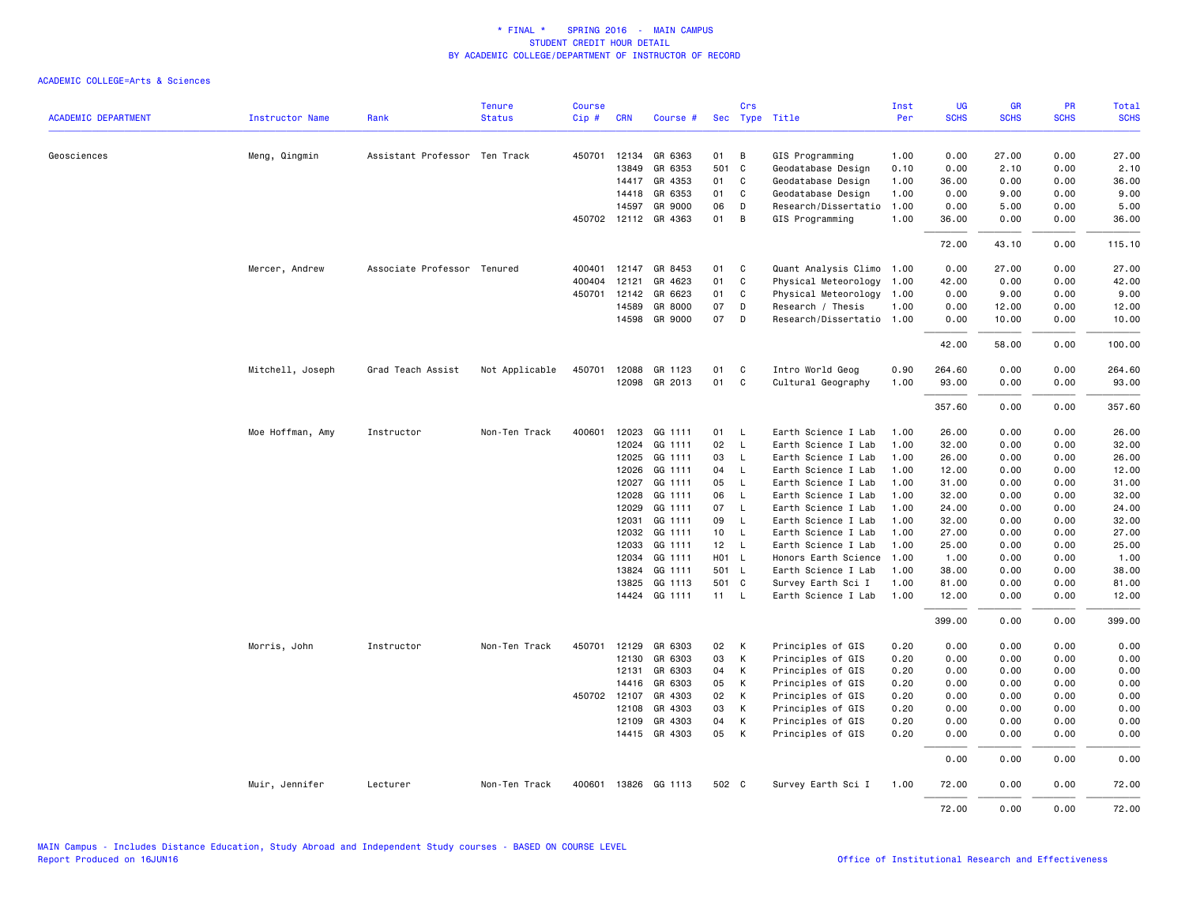* FINAL * SPRING 2016 - MAIN CAMPUS
STUDENT CREDIT HOUR DETAIL
BY ACADEMIC COLLEGE/DEPARTMENT OF INSTRUCTOR OF RECORD

ACADEMIC COLLEGE=Arts & Sciences

| ACADEMIC DEPARTMENT | Instructor Name | Rank | Tenure Status | Course Cip # | CRN | Course # | Sec | Crs Type | Title | Inst Per | UG SCHS | GR SCHS | PR SCHS | Total SCHS |
|---|---|---|---|---|---|---|---|---|---|---|---|---|---|---|
| Geosciences | Meng, Qingmin | Assistant Professor | Ten Track | 450701 | 12134 | GR 6363 | 01 | B | GIS Programming | 1.00 | 0.00 | 27.00 | 0.00 | 27.00 |
| | | | | | 13849 | GR 6353 | 501 | C | Geodatabase Design | 0.10 | 0.00 | 2.10 | 0.00 | 2.10 |
| | | | | | 14417 | GR 4353 | 01 | C | Geodatabase Design | 1.00 | 36.00 | 0.00 | 0.00 | 36.00 |
| | | | | | 14418 | GR 6353 | 01 | C | Geodatabase Design | 1.00 | 0.00 | 9.00 | 0.00 | 9.00 |
| | | | | | 14597 | GR 9000 | 06 | D | Research/Dissertatio | 1.00 | 0.00 | 5.00 | 0.00 | 5.00 |
| | | | | 450702 | 12112 | GR 4363 | 01 | B | GIS Programming | 1.00 | 36.00 | 0.00 | 0.00 | 36.00 |
| | | | | | | | | | | | 72.00 | 43.10 | 0.00 | 115.10 |
| | Mercer, Andrew | Associate Professor | Tenured | 400401 | 12147 | GR 8453 | 01 | C | Quant Analysis Climo | 1.00 | 0.00 | 27.00 | 0.00 | 27.00 |
| | | | | 400404 | 12121 | GR 4623 | 01 | C | Physical Meteorology | 1.00 | 42.00 | 0.00 | 0.00 | 42.00 |
| | | | | 450701 | 12142 | GR 6623 | 01 | C | Physical Meteorology | 1.00 | 0.00 | 9.00 | 0.00 | 9.00 |
| | | | | | 14589 | GR 8000 | 07 | D | Research / Thesis | 1.00 | 0.00 | 12.00 | 0.00 | 12.00 |
| | | | | | 14598 | GR 9000 | 07 | D | Research/Dissertatio | 1.00 | 0.00 | 10.00 | 0.00 | 10.00 |
| | | | | | | | | | | | 42.00 | 58.00 | 0.00 | 100.00 |
| | Mitchell, Joseph | Grad Teach Assist | Not Applicable | 450701 | 12088 | GR 1123 | 01 | C | Intro World Geog | 0.90 | 264.60 | 0.00 | 0.00 | 264.60 |
| | | | | | 12098 | GR 2013 | 01 | C | Cultural Geography | 1.00 | 93.00 | 0.00 | 0.00 | 93.00 |
| | | | | | | | | | | | 357.60 | 0.00 | 0.00 | 357.60 |
| | Moe Hoffman, Amy | Instructor | Non-Ten Track | 400601 | 12023 | GG 1111 | 01 | L | Earth Science I Lab | 1.00 | 26.00 | 0.00 | 0.00 | 26.00 |
| | | | | | 12024 | GG 1111 | 02 | L | Earth Science I Lab | 1.00 | 32.00 | 0.00 | 0.00 | 32.00 |
| | | | | | 12025 | GG 1111 | 03 | L | Earth Science I Lab | 1.00 | 26.00 | 0.00 | 0.00 | 26.00 |
| | | | | | 12026 | GG 1111 | 04 | L | Earth Science I Lab | 1.00 | 12.00 | 0.00 | 0.00 | 12.00 |
| | | | | | 12027 | GG 1111 | 05 | L | Earth Science I Lab | 1.00 | 31.00 | 0.00 | 0.00 | 31.00 |
| | | | | | 12028 | GG 1111 | 06 | L | Earth Science I Lab | 1.00 | 32.00 | 0.00 | 0.00 | 32.00 |
| | | | | | 12029 | GG 1111 | 07 | L | Earth Science I Lab | 1.00 | 24.00 | 0.00 | 0.00 | 24.00 |
| | | | | | 12031 | GG 1111 | 09 | L | Earth Science I Lab | 1.00 | 32.00 | 0.00 | 0.00 | 32.00 |
| | | | | | 12032 | GG 1111 | 10 | L | Earth Science I Lab | 1.00 | 27.00 | 0.00 | 0.00 | 27.00 |
| | | | | | 12033 | GG 1111 | 12 | L | Earth Science I Lab | 1.00 | 25.00 | 0.00 | 0.00 | 25.00 |
| | | | | | 12034 | GG 1111 | H01 | L | Honors Earth Science | 1.00 | 1.00 | 0.00 | 0.00 | 1.00 |
| | | | | | 13824 | GG 1111 | 501 | L | Earth Science I Lab | 1.00 | 38.00 | 0.00 | 0.00 | 38.00 |
| | | | | | 13825 | GG 1113 | 501 | C | Survey Earth Sci I | 1.00 | 81.00 | 0.00 | 0.00 | 81.00 |
| | | | | | 14424 | GG 1111 | 11 | L | Earth Science I Lab | 1.00 | 12.00 | 0.00 | 0.00 | 12.00 |
| | | | | | | | | | | | 399.00 | 0.00 | 0.00 | 399.00 |
| | Morris, John | Instructor | Non-Ten Track | 450701 | 12129 | GR 6303 | 02 | K | Principles of GIS | 0.20 | 0.00 | 0.00 | 0.00 | 0.00 |
| | | | | | 12130 | GR 6303 | 03 | K | Principles of GIS | 0.20 | 0.00 | 0.00 | 0.00 | 0.00 |
| | | | | | 12131 | GR 6303 | 04 | K | Principles of GIS | 0.20 | 0.00 | 0.00 | 0.00 | 0.00 |
| | | | | | 14416 | GR 6303 | 05 | K | Principles of GIS | 0.20 | 0.00 | 0.00 | 0.00 | 0.00 |
| | | | | 450702 | 12107 | GR 4303 | 02 | K | Principles of GIS | 0.20 | 0.00 | 0.00 | 0.00 | 0.00 |
| | | | | | 12108 | GR 4303 | 03 | K | Principles of GIS | 0.20 | 0.00 | 0.00 | 0.00 | 0.00 |
| | | | | | 12109 | GR 4303 | 04 | K | Principles of GIS | 0.20 | 0.00 | 0.00 | 0.00 | 0.00 |
| | | | | | 14415 | GR 4303 | 05 | K | Principles of GIS | 0.20 | 0.00 | 0.00 | 0.00 | 0.00 |
| | | | | | | | | | | | 0.00 | 0.00 | 0.00 | 0.00 |
| | Muir, Jennifer | Lecturer | Non-Ten Track | 400601 | 13826 | GG 1113 | 502 | C | Survey Earth Sci I | 1.00 | 72.00 | 0.00 | 0.00 | 72.00 |
| | | | | | | | | | | | 72.00 | 0.00 | 0.00 | 72.00 |

MAIN Campus - Includes Distance Education, Study Abroad and Independent Study courses - BASED ON COURSE LEVEL
Report Produced on 16JUN16

Office of Institutional Research and Effectiveness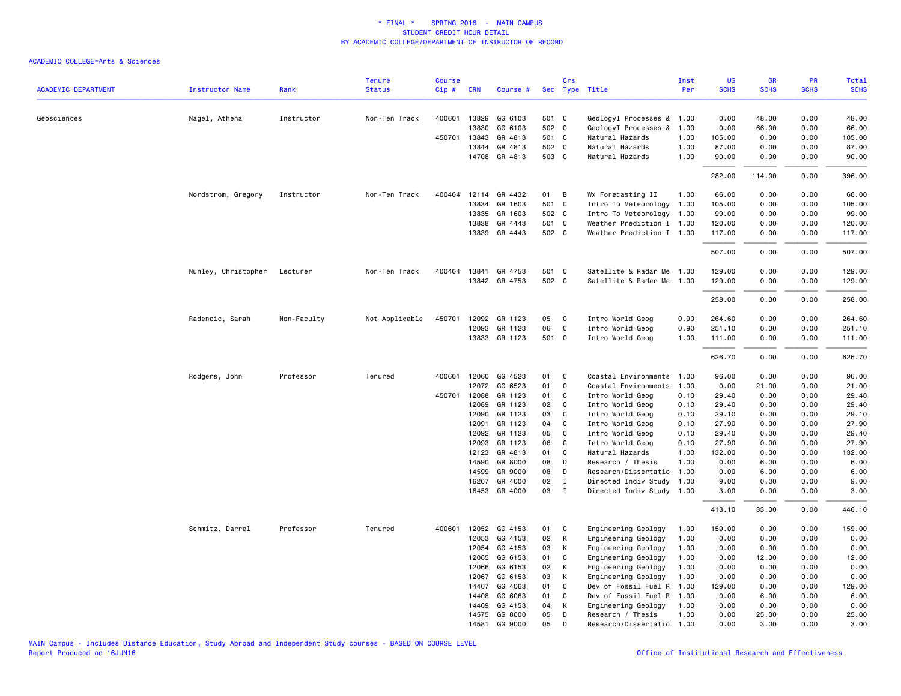# * FINAL * SPRING 2016 - MAIN CAMPUS
## STUDENT CREDIT HOUR DETAIL
## BY ACADEMIC COLLEGE/DEPARTMENT OF INSTRUCTOR OF RECORD

ACADEMIC COLLEGE=Arts & Sciences

| ACADEMIC DEPARTMENT | Instructor Name | Rank | Tenure Status | Course Cip # | CRN | Course # | Sec | Crs Type | Title | Inst Per | UG SCHS | GR SCHS | PR SCHS | Total SCHS |
|---|---|---|---|---|---|---|---|---|---|---|---|---|---|---|
| Geosciences | Nagel, Athena | Instructor | Non-Ten Track | 400601 | 13829 | GG 6103 | 501 | C | GeologyI Processes & | 1.00 | 0.00 | 48.00 | 0.00 | 48.00 |
| | | | | | 13830 | GG 6103 | 502 | C | GeologyI Processes & | 1.00 | 0.00 | 66.00 | 0.00 | 66.00 |
| | | | | 450701 | 13843 | GR 4813 | 501 | C | Natural Hazards | 1.00 | 105.00 | 0.00 | 0.00 | 105.00 |
| | | | | | 13844 | GR 4813 | 502 | C | Natural Hazards | 1.00 | 87.00 | 0.00 | 0.00 | 87.00 |
| | | | | | 14708 | GR 4813 | 503 | C | Natural Hazards | 1.00 | 90.00 | 0.00 | 0.00 | 90.00 |
| | | | | | | | | | | | 282.00 | 114.00 | 0.00 | 396.00 |
| | Nordstrom, Gregory | Instructor | Non-Ten Track | 400404 | 12114 | GR 4432 | 01 | B | Wx Forecasting II | 1.00 | 66.00 | 0.00 | 0.00 | 66.00 |
| | | | | | 13834 | GR 1603 | 501 | C | Intro To Meteorology | 1.00 | 105.00 | 0.00 | 0.00 | 105.00 |
| | | | | | 13835 | GR 1603 | 502 | C | Intro To Meteorology | 1.00 | 99.00 | 0.00 | 0.00 | 99.00 |
| | | | | | 13838 | GR 4443 | 501 | C | Weather Prediction I | 1.00 | 120.00 | 0.00 | 0.00 | 120.00 |
| | | | | | 13839 | GR 4443 | 502 | C | Weather Prediction I | 1.00 | 117.00 | 0.00 | 0.00 | 117.00 |
| | | | | | | | | | | | 507.00 | 0.00 | 0.00 | 507.00 |
| | Nunley, Christopher | Lecturer | Non-Ten Track | 400404 | 13841 | GR 4753 | 501 | C | Satellite & Radar Me | 1.00 | 129.00 | 0.00 | 0.00 | 129.00 |
| | | | | | 13842 | GR 4753 | 502 | C | Satellite & Radar Me | 1.00 | 129.00 | 0.00 | 0.00 | 129.00 |
| | | | | | | | | | | | 258.00 | 0.00 | 0.00 | 258.00 |
| | Radencic, Sarah | Non-Faculty | Not Applicable | 450701 | 12092 | GR 1123 | 05 | C | Intro World Geog | 0.90 | 264.60 | 0.00 | 0.00 | 264.60 |
| | | | | | 12093 | GR 1123 | 06 | C | Intro World Geog | 0.90 | 251.10 | 0.00 | 0.00 | 251.10 |
| | | | | | 13833 | GR 1123 | 501 | C | Intro World Geog | 1.00 | 111.00 | 0.00 | 0.00 | 111.00 |
| | | | | | | | | | | | 626.70 | 0.00 | 0.00 | 626.70 |
| | Rodgers, John | Professor | Tenured | 400601 | 12060 | GG 4523 | 01 | C | Coastal Environments | 1.00 | 96.00 | 0.00 | 0.00 | 96.00 |
| | | | | | 12072 | GG 6523 | 01 | C | Coastal Environments | 1.00 | 0.00 | 21.00 | 0.00 | 21.00 |
| | | | | 450701 | 12088 | GR 1123 | 01 | C | Intro World Geog | 0.10 | 29.40 | 0.00 | 0.00 | 29.40 |
| | | | | | 12089 | GR 1123 | 02 | C | Intro World Geog | 0.10 | 29.40 | 0.00 | 0.00 | 29.40 |
| | | | | | 12090 | GR 1123 | 03 | C | Intro World Geog | 0.10 | 29.10 | 0.00 | 0.00 | 29.10 |
| | | | | | 12091 | GR 1123 | 04 | C | Intro World Geog | 0.10 | 27.90 | 0.00 | 0.00 | 27.90 |
| | | | | | 12092 | GR 1123 | 05 | C | Intro World Geog | 0.10 | 29.40 | 0.00 | 0.00 | 29.40 |
| | | | | | 12093 | GR 1123 | 06 | C | Intro World Geog | 0.10 | 27.90 | 0.00 | 0.00 | 27.90 |
| | | | | | 12123 | GR 4813 | 01 | C | Natural Hazards | 1.00 | 132.00 | 0.00 | 0.00 | 132.00 |
| | | | | | 14590 | GR 8000 | 08 | D | Research / Thesis | 1.00 | 0.00 | 6.00 | 0.00 | 6.00 |
| | | | | | 14599 | GR 9000 | 08 | D | Research/Dissertatio | 1.00 | 0.00 | 6.00 | 0.00 | 6.00 |
| | | | | | 16207 | GR 4000 | 02 | I | Directed Indiv Study | 1.00 | 9.00 | 0.00 | 0.00 | 9.00 |
| | | | | | 16453 | GR 4000 | 03 | I | Directed Indiv Study | 1.00 | 3.00 | 0.00 | 0.00 | 3.00 |
| | | | | | | | | | | | 413.10 | 33.00 | 0.00 | 446.10 |
| | Schmitz, Darrel | Professor | Tenured | 400601 | 12052 | GG 4153 | 01 | C | Engineering Geology | 1.00 | 159.00 | 0.00 | 0.00 | 159.00 |
| | | | | | 12053 | GG 4153 | 02 | K | Engineering Geology | 1.00 | 0.00 | 0.00 | 0.00 | 0.00 |
| | | | | | 12054 | GG 4153 | 03 | K | Engineering Geology | 1.00 | 0.00 | 0.00 | 0.00 | 0.00 |
| | | | | | 12065 | GG 6153 | 01 | C | Engineering Geology | 1.00 | 0.00 | 12.00 | 0.00 | 12.00 |
| | | | | | 12066 | GG 6153 | 02 | K | Engineering Geology | 1.00 | 0.00 | 0.00 | 0.00 | 0.00 |
| | | | | | 12067 | GG 6153 | 03 | K | Engineering Geology | 1.00 | 0.00 | 0.00 | 0.00 | 0.00 |
| | | | | | 14407 | GG 4063 | 01 | C | Dev of Fossil Fuel R | 1.00 | 129.00 | 0.00 | 0.00 | 129.00 |
| | | | | | 14408 | GG 6063 | 01 | C | Dev of Fossil Fuel R | 1.00 | 0.00 | 6.00 | 0.00 | 6.00 |
| | | | | | 14409 | GG 4153 | 04 | K | Engineering Geology | 1.00 | 0.00 | 0.00 | 0.00 | 0.00 |
| | | | | | 14575 | GG 8000 | 05 | D | Research / Thesis | 1.00 | 0.00 | 25.00 | 0.00 | 25.00 |
| | | | | | 14581 | GG 9000 | 05 | D | Research/Dissertatio | 1.00 | 0.00 | 3.00 | 0.00 | 3.00 |

MAIN Campus - Includes Distance Education, Study Abroad and Independent Study courses - BASED ON COURSE LEVEL
Report Produced on 16JUN16

Office of Institutional Research and Effectiveness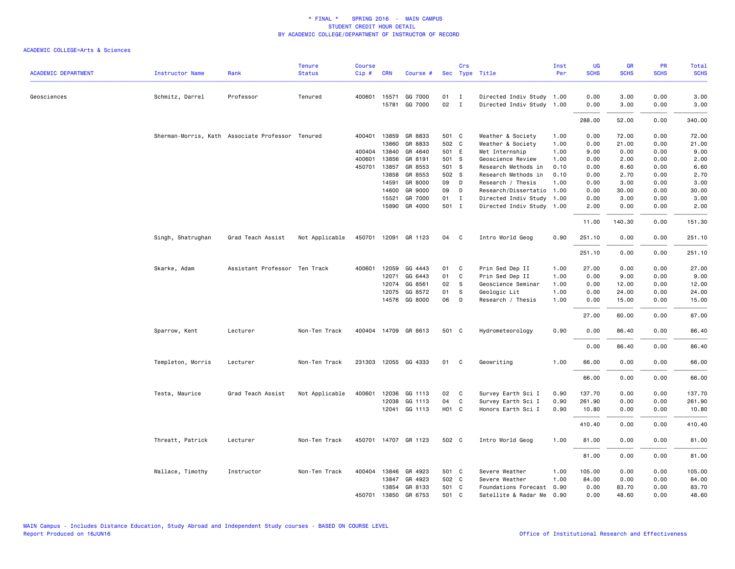# * FINAL * SPRING 2016 - MAIN CAMPUS
## STUDENT CREDIT HOUR DETAIL
## BY ACADEMIC COLLEGE/DEPARTMENT OF INSTRUCTOR OF RECORD

ACADEMIC COLLEGE=Arts & Sciences

| ACADEMIC DEPARTMENT | Instructor Name | Rank | Tenure Status | Course Cip # | CRN | Course # | Sec | Crs Type | Title | Inst Per | UG SCHS | GR SCHS | PR SCHS | Total SCHS |
|---|---|---|---|---|---|---|---|---|---|---|---|---|---|---|
| Geosciences | Schmitz, Darrel | Professor | Tenured | 400601 | 15571 | GG 7000 | 01 | I | Directed Indiv Study | 1.00 | 0.00 | 3.00 | 0.00 | 3.00 |
| | | | | | 15781 | GG 7000 | 02 | I | Directed Indiv Study | 1.00 | 0.00 | 3.00 | 0.00 | 3.00 |
| | | | | | | | | | | | 288.00 | 52.00 | 0.00 | 340.00 |
| | Sherman-Morris, Kath | Associate Professor | Tenured | 400401 | 13859 | GR 8833 | 501 | C | Weather & Society | 1.00 | 0.00 | 72.00 | 0.00 | 72.00 |
| | | | | | 13860 | GR 8833 | 502 | C | Weather & Society | 1.00 | 0.00 | 21.00 | 0.00 | 21.00 |
| | | | | 400404 | 13840 | GR 4640 | 501 | E | Met Internship | 1.00 | 9.00 | 0.00 | 0.00 | 9.00 |
| | | | | 400601 | 13856 | GR 8191 | 501 | S | Geoscience Review | 1.00 | 0.00 | 2.00 | 0.00 | 2.00 |
| | | | | 450701 | 13857 | GR 8553 | 501 | S | Research Methods in | 0.10 | 0.00 | 6.60 | 0.00 | 6.60 |
| | | | | | 13858 | GR 8553 | 502 | S | Research Methods in | 0.10 | 0.00 | 2.70 | 0.00 | 2.70 |
| | | | | | 14591 | GR 8000 | 09 | D | Research / Thesis | 1.00 | 0.00 | 3.00 | 0.00 | 3.00 |
| | | | | | 14600 | GR 9000 | 09 | D | Research/Dissertatio | 1.00 | 0.00 | 30.00 | 0.00 | 30.00 |
| | | | | | 15521 | GR 7000 | 01 | I | Directed Indiv Study | 1.00 | 0.00 | 3.00 | 0.00 | 3.00 |
| | | | | | 15890 | GR 4000 | 501 | I | Directed Indiv Study | 1.00 | 2.00 | 0.00 | 0.00 | 2.00 |
| | | | | | | | | | | | 11.00 | 140.30 | 0.00 | 151.30 |
| | Singh, Shatrughan | Grad Teach Assist | Not Applicable | 450701 | 12091 | GR 1123 | 04 | C | Intro World Geog | 0.90 | 251.10 | 0.00 | 0.00 | 251.10 |
| | | | | | | | | | | | 251.10 | 0.00 | 0.00 | 251.10 |
| | Skarke, Adam | Assistant Professor | Ten Track | 400601 | 12059 | GG 4443 | 01 | C | Prin Sed Dep II | 1.00 | 27.00 | 0.00 | 0.00 | 27.00 |
| | | | | | 12071 | GG 6443 | 01 | C | Prin Sed Dep II | 1.00 | 0.00 | 9.00 | 0.00 | 9.00 |
| | | | | | 12074 | GG 8561 | 02 | S | Geoscience Seminar | 1.00 | 0.00 | 12.00 | 0.00 | 12.00 |
| | | | | | 12075 | GG 8572 | 01 | S | Geologic Lit | 1.00 | 0.00 | 24.00 | 0.00 | 24.00 |
| | | | | | 14576 | GG 8000 | 06 | D | Research / Thesis | 1.00 | 0.00 | 15.00 | 0.00 | 15.00 |
| | | | | | | | | | | | 27.00 | 60.00 | 0.00 | 87.00 |
| | Sparrow, Kent | Lecturer | Non-Ten Track | 400404 | 14709 | GR 8613 | 501 | C | Hydrometeorology | 0.90 | 0.00 | 86.40 | 0.00 | 86.40 |
| | | | | | | | | | | | 0.00 | 86.40 | 0.00 | 86.40 |
| | Templeton, Morris | Lecturer | Non-Ten Track | 231303 | 12055 | GG 4333 | 01 | C | Geowriting | 1.00 | 66.00 | 0.00 | 0.00 | 66.00 |
| | | | | | | | | | | | 66.00 | 0.00 | 0.00 | 66.00 |
| | Testa, Maurice | Grad Teach Assist | Not Applicable | 400601 | 12036 | GG 1113 | 02 | C | Survey Earth Sci I | 0.90 | 137.70 | 0.00 | 0.00 | 137.70 |
| | | | | | 12038 | GG 1113 | 04 | C | Survey Earth Sci I | 0.90 | 261.90 | 0.00 | 0.00 | 261.90 |
| | | | | | 12041 | GG 1113 | H01 | C | Honors Earth Sci I | 0.90 | 10.80 | 0.00 | 0.00 | 10.80 |
| | | | | | | | | | | | 410.40 | 0.00 | 0.00 | 410.40 |
| | Threatt, Patrick | Lecturer | Non-Ten Track | 450701 | 14707 | GR 1123 | 502 | C | Intro World Geog | 1.00 | 81.00 | 0.00 | 0.00 | 81.00 |
| | | | | | | | | | | | 81.00 | 0.00 | 0.00 | 81.00 |
| | Wallace, Timothy | Instructor | Non-Ten Track | 400404 | 13846 | GR 4923 | 501 | C | Severe Weather | 1.00 | 105.00 | 0.00 | 0.00 | 105.00 |
| | | | | | 13847 | GR 4923 | 502 | C | Severe Weather | 1.00 | 84.00 | 0.00 | 0.00 | 84.00 |
| | | | | | 13854 | GR 8133 | 501 | C | Foundations Forecast | 0.90 | 0.00 | 83.70 | 0.00 | 83.70 |
| | | | | 450701 | 13850 | GR 6753 | 501 | C | Satellite & Radar Me | 0.90 | 0.00 | 48.60 | 0.00 | 48.60 |

MAIN Campus - Includes Distance Education, Study Abroad and Independent Study courses - BASED ON COURSE LEVEL
Report Produced on 16JUN16

Office of Institutional Research and Effectiveness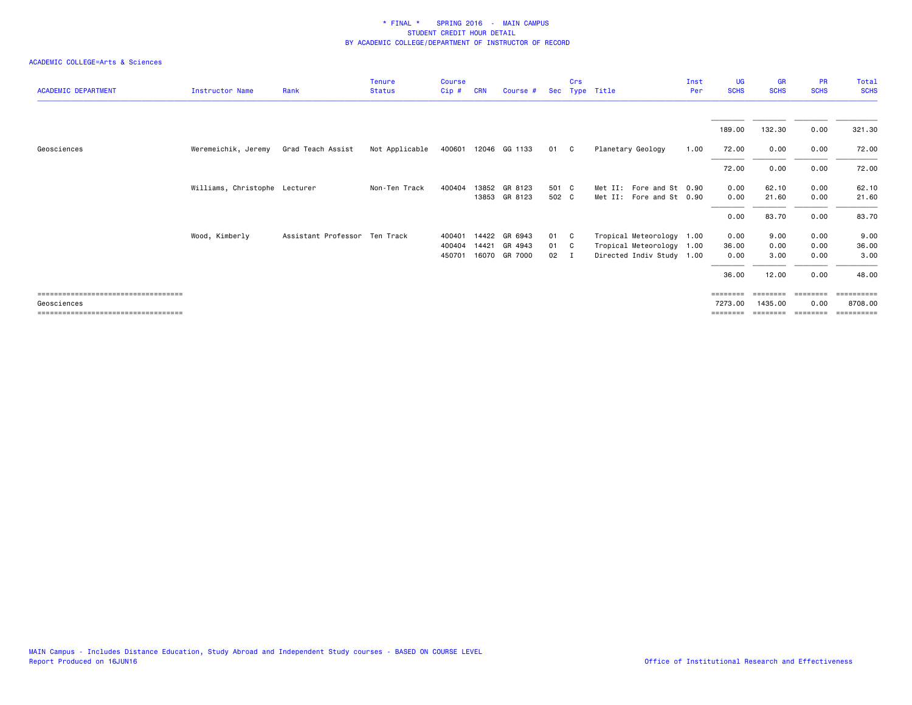* FINAL * SPRING 2016 - MAIN CAMPUS
STUDENT CREDIT HOUR DETAIL
BY ACADEMIC COLLEGE/DEPARTMENT OF INSTRUCTOR OF RECORD

ACADEMIC COLLEGE=Arts & Sciences

| ACADEMIC DEPARTMENT | Instructor Name | Rank | Tenure Status | Course Cip # | CRN | Course # | Sec | Crs Type | Title | Inst Per | UG SCHS | GR SCHS | PR SCHS | Total SCHS |
|---|---|---|---|---|---|---|---|---|---|---|---|---|---|---|
| | | | | | | | | | | | 189.00 | 132.30 | 0.00 | 321.30 |
| Geosciences | Weremeichik, Jeremy | Grad Teach Assist | Not Applicable | 400601 | 12046 | GG 1133 | 01 | C | Planetary Geology | 1.00 | 72.00 | 0.00 | 0.00 | 72.00 |
| | | | | | | | | | | | 72.00 | 0.00 | 0.00 | 72.00 |
| | Williams, Christophe | Lecturer | Non-Ten Track | 400404 | 13852 | GR 8123 | 501 | C | Met II: Fore and St | 0.90 | 0.00 | 62.10 | 0.00 | 62.10 |
| | | | | | 13853 | GR 8123 | 502 | C | Met II: Fore and St | 0.90 | 0.00 | 21.60 | 0.00 | 21.60 |
| | | | | | | | | | | | 0.00 | 83.70 | 0.00 | 83.70 |
| | Wood, Kimberly | Assistant Professor | Ten Track | 400401 | 14422 | GR 6943 | 01 | C | Tropical Meteorology | 1.00 | 0.00 | 9.00 | 0.00 | 9.00 |
| | | | | 400404 | 14421 | GR 4943 | 01 | C | Tropical Meteorology | 1.00 | 36.00 | 0.00 | 0.00 | 36.00 |
| | | | | 450701 | 16070 | GR 7000 | 02 | I | Directed Indiv Study | 1.00 | 0.00 | 3.00 | 0.00 | 3.00 |
| | | | | | | | | | | | 36.00 | 12.00 | 0.00 | 48.00 |
| Geosciences | | | | | | | | | | | 7273.00 | 1435.00 | 0.00 | 8708.00 |

MAIN Campus - Includes Distance Education, Study Abroad and Independent Study courses - BASED ON COURSE LEVEL
Report Produced on 16JUN16

Office of Institutional Research and Effectiveness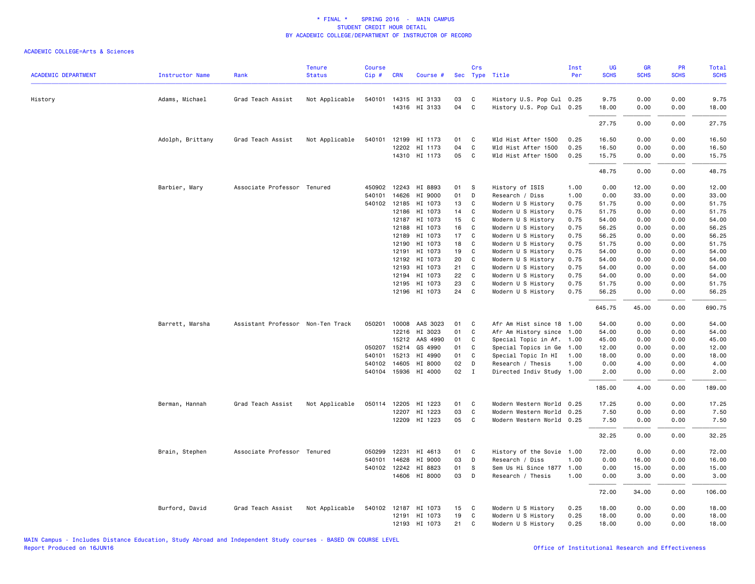\* FINAL \* SPRING 2016 - MAIN CAMPUS
STUDENT CREDIT HOUR DETAIL
BY ACADEMIC COLLEGE/DEPARTMENT OF INSTRUCTOR OF RECORD

ACADEMIC COLLEGE=Arts & Sciences

| ACADEMIC DEPARTMENT | Instructor Name | Rank | Tenure Status | Course Cip # | CRN | Course # | Sec | Crs Type | Title | Inst Per | UG SCHS | GR SCHS | PR SCHS | Total SCHS |
|---|---|---|---|---|---|---|---|---|---|---|---|---|---|---|
| History | Adams, Michael | Grad Teach Assist | Not Applicable | 540101 | 14315 | HI 3133 | 03 | C | History U.S. Pop Cul | 0.25 | 9.75 | 0.00 | 0.00 | 9.75 |
| | | | | | 14316 | HI 3133 | 04 | C | History U.S. Pop Cul | 0.25 | 18.00 | 0.00 | 0.00 | 18.00 |
| | | | | | | | | | | | 27.75 | 0.00 | 0.00 | 27.75 |
| | Adolph, Brittany | Grad Teach Assist | Not Applicable | 540101 | 12199 | HI 1173 | 01 | C | Wld Hist After 1500 | 0.25 | 16.50 | 0.00 | 0.00 | 16.50 |
| | | | | | 12202 | HI 1173 | 04 | C | Wld Hist After 1500 | 0.25 | 16.50 | 0.00 | 0.00 | 16.50 |
| | | | | | 14310 | HI 1173 | 05 | C | Wld Hist After 1500 | 0.25 | 15.75 | 0.00 | 0.00 | 15.75 |
| | | | | | | | | | | | 48.75 | 0.00 | 0.00 | 48.75 |
| | Barbier, Mary | Associate Professor | Tenured | 450902 | 12243 | HI 8893 | 01 | S | History of ISIS | 1.00 | 0.00 | 12.00 | 0.00 | 12.00 |
| | | | | 540101 | 14626 | HI 9000 | 01 | D | Research / Diss | 1.00 | 0.00 | 33.00 | 0.00 | 33.00 |
| | | | | 540102 | 12185 | HI 1073 | 13 | C | Modern U S History | 0.75 | 51.75 | 0.00 | 0.00 | 51.75 |
| | | | | | 12186 | HI 1073 | 14 | C | Modern U S History | 0.75 | 51.75 | 0.00 | 0.00 | 51.75 |
| | | | | | 12187 | HI 1073 | 15 | C | Modern U S History | 0.75 | 54.00 | 0.00 | 0.00 | 54.00 |
| | | | | | 12188 | HI 1073 | 16 | C | Modern U S History | 0.75 | 56.25 | 0.00 | 0.00 | 56.25 |
| | | | | | 12189 | HI 1073 | 17 | C | Modern U S History | 0.75 | 56.25 | 0.00 | 0.00 | 56.25 |
| | | | | | 12190 | HI 1073 | 18 | C | Modern U S History | 0.75 | 51.75 | 0.00 | 0.00 | 51.75 |
| | | | | | 12191 | HI 1073 | 19 | C | Modern U S History | 0.75 | 54.00 | 0.00 | 0.00 | 54.00 |
| | | | | | 12192 | HI 1073 | 20 | C | Modern U S History | 0.75 | 54.00 | 0.00 | 0.00 | 54.00 |
| | | | | | 12193 | HI 1073 | 21 | C | Modern U S History | 0.75 | 54.00 | 0.00 | 0.00 | 54.00 |
| | | | | | 12194 | HI 1073 | 22 | C | Modern U S History | 0.75 | 54.00 | 0.00 | 0.00 | 54.00 |
| | | | | | 12195 | HI 1073 | 23 | C | Modern U S History | 0.75 | 51.75 | 0.00 | 0.00 | 51.75 |
| | | | | | 12196 | HI 1073 | 24 | C | Modern U S History | 0.75 | 56.25 | 0.00 | 0.00 | 56.25 |
| | | | | | | | | | | | 645.75 | 45.00 | 0.00 | 690.75 |
| | Barrett, Marsha | Assistant Professor | Non-Ten Track | 050201 | 10008 | AAS 3023 | 01 | C | Afr Am Hist since 18 | 1.00 | 54.00 | 0.00 | 0.00 | 54.00 |
| | | | | | 12216 | HI 3023 | 01 | C | Afr Am History since | 1.00 | 54.00 | 0.00 | 0.00 | 54.00 |
| | | | | | 15212 | AAS 4990 | 01 | C | Special Topic in Af. | 1.00 | 45.00 | 0.00 | 0.00 | 45.00 |
| | | | | 050207 | 15214 | GS 4990 | 01 | C | Special Topics in Ge | 1.00 | 12.00 | 0.00 | 0.00 | 12.00 |
| | | | | 540101 | 15213 | HI 4990 | 01 | C | Special Topic In HI | 1.00 | 18.00 | 0.00 | 0.00 | 18.00 |
| | | | | 540102 | 14605 | HI 8000 | 02 | D | Research / Thesis | 1.00 | 0.00 | 4.00 | 0.00 | 4.00 |
| | | | | 540104 | 15936 | HI 4000 | 02 | I | Directed Indiv Study | 1.00 | 2.00 | 0.00 | 0.00 | 2.00 |
| | | | | | | | | | | | 185.00 | 4.00 | 0.00 | 189.00 |
| | Berman, Hannah | Grad Teach Assist | Not Applicable | 050114 | 12205 | HI 1223 | 01 | C | Modern Western World | 0.25 | 17.25 | 0.00 | 0.00 | 17.25 |
| | | | | | 12207 | HI 1223 | 03 | C | Modern Western World | 0.25 | 7.50 | 0.00 | 0.00 | 7.50 |
| | | | | | 12209 | HI 1223 | 05 | C | Modern Western World | 0.25 | 7.50 | 0.00 | 0.00 | 7.50 |
| | | | | | | | | | | | 32.25 | 0.00 | 0.00 | 32.25 |
| | Brain, Stephen | Associate Professor | Tenured | 050299 | 12231 | HI 4613 | 01 | C | History of the Sovie | 1.00 | 72.00 | 0.00 | 0.00 | 72.00 |
| | | | | 540101 | 14628 | HI 9000 | 03 | D | Research / Diss | 1.00 | 0.00 | 16.00 | 0.00 | 16.00 |
| | | | | 540102 | 12242 | HI 8823 | 01 | S | Sem Us Hi Since 1877 | 1.00 | 0.00 | 15.00 | 0.00 | 15.00 |
| | | | | | 14606 | HI 8000 | 03 | D | Research / Thesis | 1.00 | 0.00 | 3.00 | 0.00 | 3.00 |
| | | | | | | | | | | | 72.00 | 34.00 | 0.00 | 106.00 |
| | Burford, David | Grad Teach Assist | Not Applicable | 540102 | 12187 | HI 1073 | 15 | C | Modern U S History | 0.25 | 18.00 | 0.00 | 0.00 | 18.00 |
| | | | | | 12191 | HI 1073 | 19 | C | Modern U S History | 0.25 | 18.00 | 0.00 | 0.00 | 18.00 |
| | | | | | 12193 | HI 1073 | 21 | C | Modern U S History | 0.25 | 18.00 | 0.00 | 0.00 | 18.00 |

MAIN Campus - Includes Distance Education, Study Abroad and Independent Study courses - BASED ON COURSE LEVEL
Report Produced on 16JUN16

Office of Institutional Research and Effectiveness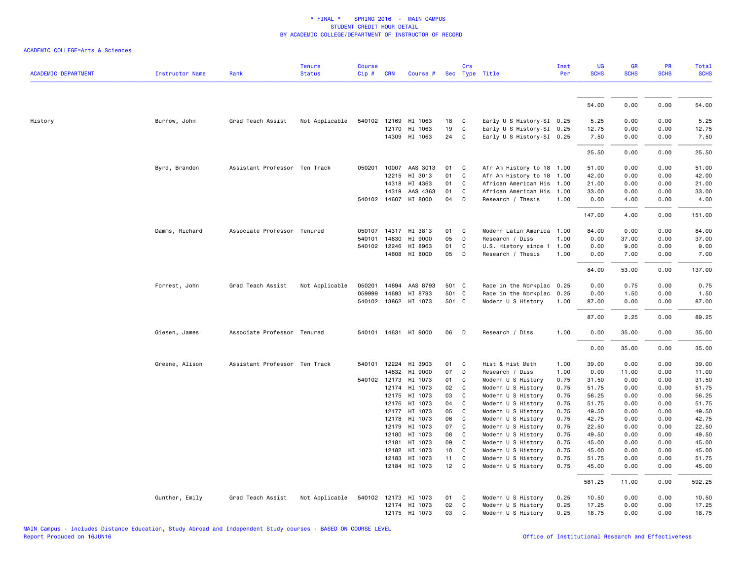# * FINAL * SPRING 2016 - MAIN CAMPUS
## STUDENT CREDIT HOUR DETAIL
## BY ACADEMIC COLLEGE/DEPARTMENT OF INSTRUCTOR OF RECORD

ACADEMIC COLLEGE=Arts & Sciences

| ACADEMIC DEPARTMENT | Instructor Name | Rank | Tenure Status | Course Cip # | CRN | Course # | Sec | Crs Type | Title | Inst Per | UG SCHS | GR SCHS | PR SCHS | Total SCHS |
|---|---|---|---|---|---|---|---|---|---|---|---|---|---|---|
| | | | | | | | | | | | 54.00 | 0.00 | 0.00 | 54.00 |
| History | Burrow, John | Grad Teach Assist | Not Applicable | 540102 | 12169 | HI 1063 | 18 | C | Early U S History-SI | 0.25 | 5.25 | 0.00 | 0.00 | 5.25 |
| | | | | | 12170 | HI 1063 | 19 | C | Early U S History-SI | 0.25 | 12.75 | 0.00 | 0.00 | 12.75 |
| | | | | | 14309 | HI 1063 | 24 | C | Early U S History-SI | 0.25 | 7.50 | 0.00 | 0.00 | 7.50 |
| | | | | | | | | | | | 25.50 | 0.00 | 0.00 | 25.50 |
| | Byrd, Brandon | Assistant Professor | Ten Track | 050201 | 10007 | AAS 3013 | 01 | C | Afr Am History to 18 | 1.00 | 51.00 | 0.00 | 0.00 | 51.00 |
| | | | | | 12215 | HI 3013 | 01 | C | Afr Am History to 18 | 1.00 | 42.00 | 0.00 | 0.00 | 42.00 |
| | | | | | 14318 | HI 4363 | 01 | C | African American His | 1.00 | 21.00 | 0.00 | 0.00 | 21.00 |
| | | | | | 14319 | AAS 4363 | 01 | C | African American His | 1.00 | 33.00 | 0.00 | 0.00 | 33.00 |
| | | | | 540102 | 14607 | HI 8000 | 04 | D | Research / Thesis | 1.00 | 0.00 | 4.00 | 0.00 | 4.00 |
| | | | | | | | | | | | 147.00 | 4.00 | 0.00 | 151.00 |
| | Damms, Richard | Associate Professor | Tenured | 050107 | 14317 | HI 3813 | 01 | C | Modern Latin America | 1.00 | 84.00 | 0.00 | 0.00 | 84.00 |
| | | | | 540101 | 14630 | HI 9000 | 05 | D | Research / Diss | 1.00 | 0.00 | 37.00 | 0.00 | 37.00 |
| | | | | 540102 | 12246 | HI 8963 | 01 | C | U.S. History since 1 | 1.00 | 0.00 | 9.00 | 0.00 | 9.00 |
| | | | | | 14608 | HI 8000 | 05 | D | Research / Thesis | 1.00 | 0.00 | 7.00 | 0.00 | 7.00 |
| | | | | | | | | | | | 84.00 | 53.00 | 0.00 | 137.00 |
| | Forrest, John | Grad Teach Assist | Not Applicable | 050201 | 14694 | AAS 8793 | 501 | C | Race in the Workplac | 0.25 | 0.00 | 0.75 | 0.00 | 0.75 |
| | | | | 059999 | 14693 | HI 8793 | 501 | C | Race in the Workplac | 0.25 | 0.00 | 1.50 | 0.00 | 1.50 |
| | | | | 540102 | 13862 | HI 1073 | 501 | C | Modern U S History | 1.00 | 87.00 | 0.00 | 0.00 | 87.00 |
| | | | | | | | | | | | 87.00 | 2.25 | 0.00 | 89.25 |
| | Giesen, James | Associate Professor | Tenured | 540101 | 14631 | HI 9000 | 06 | D | Research / Diss | 1.00 | 0.00 | 35.00 | 0.00 | 35.00 |
| | | | | | | | | | | | 0.00 | 35.00 | 0.00 | 35.00 |
| | Greene, Alison | Assistant Professor | Ten Track | 540101 | 12224 | HI 3903 | 01 | C | Hist & Hist Meth | 1.00 | 39.00 | 0.00 | 0.00 | 39.00 |
| | | | | | 14632 | HI 9000 | 07 | D | Research / Diss | 1.00 | 0.00 | 11.00 | 0.00 | 11.00 |
| | | | | 540102 | 12173 | HI 1073 | 01 | C | Modern U S History | 0.75 | 31.50 | 0.00 | 0.00 | 31.50 |
| | | | | | 12174 | HI 1073 | 02 | C | Modern U S History | 0.75 | 51.75 | 0.00 | 0.00 | 51.75 |
| | | | | | 12175 | HI 1073 | 03 | C | Modern U S History | 0.75 | 56.25 | 0.00 | 0.00 | 56.25 |
| | | | | | 12176 | HI 1073 | 04 | C | Modern U S History | 0.75 | 51.75 | 0.00 | 0.00 | 51.75 |
| | | | | | 12177 | HI 1073 | 05 | C | Modern U S History | 0.75 | 49.50 | 0.00 | 0.00 | 49.50 |
| | | | | | 12178 | HI 1073 | 06 | C | Modern U S History | 0.75 | 42.75 | 0.00 | 0.00 | 42.75 |
| | | | | | 12179 | HI 1073 | 07 | C | Modern U S History | 0.75 | 22.50 | 0.00 | 0.00 | 22.50 |
| | | | | | 12180 | HI 1073 | 08 | C | Modern U S History | 0.75 | 49.50 | 0.00 | 0.00 | 49.50 |
| | | | | | 12181 | HI 1073 | 09 | C | Modern U S History | 0.75 | 45.00 | 0.00 | 0.00 | 45.00 |
| | | | | | 12182 | HI 1073 | 10 | C | Modern U S History | 0.75 | 45.00 | 0.00 | 0.00 | 45.00 |
| | | | | | 12183 | HI 1073 | 11 | C | Modern U S History | 0.75 | 51.75 | 0.00 | 0.00 | 51.75 |
| | | | | | 12184 | HI 1073 | 12 | C | Modern U S History | 0.75 | 45.00 | 0.00 | 0.00 | 45.00 |
| | | | | | | | | | | | 581.25 | 11.00 | 0.00 | 592.25 |
| | Gunther, Emily | Grad Teach Assist | Not Applicable | 540102 | 12173 | HI 1073 | 01 | C | Modern U S History | 0.25 | 10.50 | 0.00 | 0.00 | 10.50 |
| | | | | | 12174 | HI 1073 | 02 | C | Modern U S History | 0.25 | 17.25 | 0.00 | 0.00 | 17.25 |
| | | | | | 12175 | HI 1073 | 03 | C | Modern U S History | 0.25 | 18.75 | 0.00 | 0.00 | 18.75 |

MAIN Campus - Includes Distance Education, Study Abroad and Independent Study courses - BASED ON COURSE LEVEL
Report Produced on 16JUN16

Office of Institutional Research and Effectiveness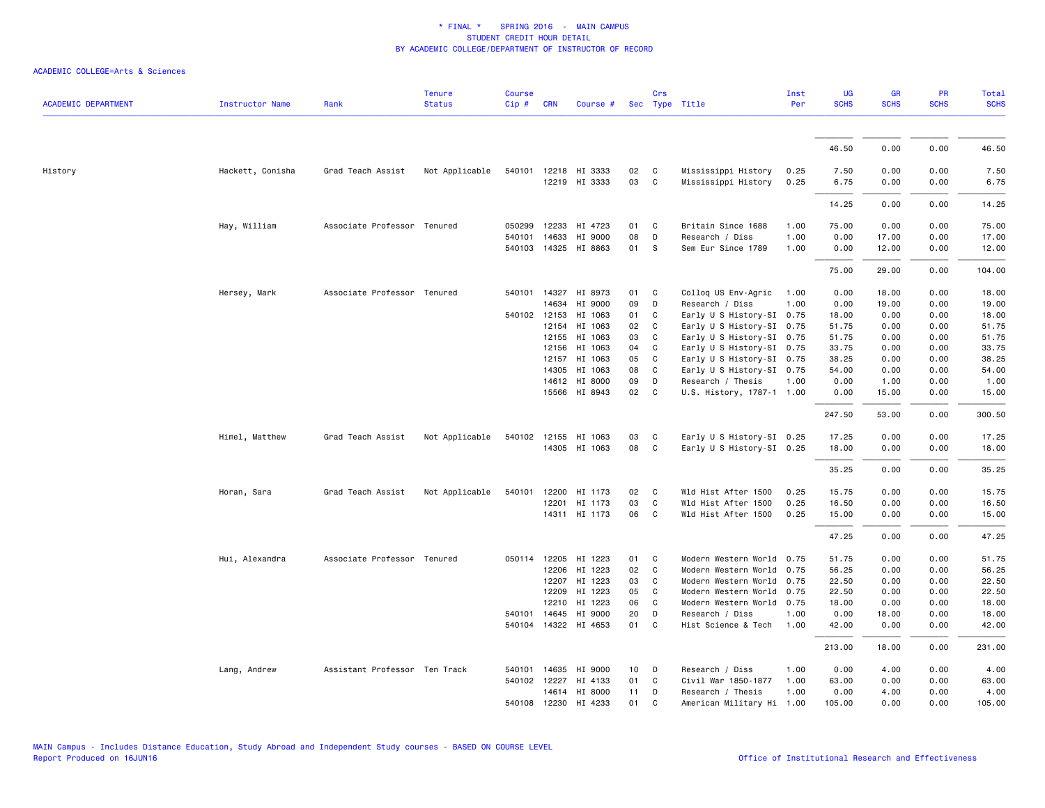# * FINAL * SPRING 2016 - MAIN CAMPUS
## STUDENT CREDIT HOUR DETAIL
## BY ACADEMIC COLLEGE/DEPARTMENT OF INSTRUCTOR OF RECORD

ACADEMIC COLLEGE=Arts & Sciences

| ACADEMIC DEPARTMENT | Instructor Name | Rank | Tenure Status | Course Cip # | CRN | Course # | Sec | Crs Type | Title | Inst Per | UG SCHS | GR SCHS | PR SCHS | Total SCHS |
|---|---|---|---|---|---|---|---|---|---|---|---|---|---|---|
| | | | | | | | | | | | 46.50 | 0.00 | 0.00 | 46.50 |
| History | Hackett, Conisha | Grad Teach Assist | Not Applicable | 540101 | 12218 | HI 3333 | 02 | C | Mississippi History | 0.25 | 7.50 | 0.00 | 0.00 | 7.50 |
| | | | | | 12219 | HI 3333 | 03 | C | Mississippi History | 0.25 | 6.75 | 0.00 | 0.00 | 6.75 |
| | | | | | | | | | | | 14.25 | 0.00 | 0.00 | 14.25 |
| | Hay, William | Associate Professor | Tenured | 050299 | 12233 | HI 4723 | 01 | C | Britain Since 1688 | 1.00 | 75.00 | 0.00 | 0.00 | 75.00 |
| | | | | 540101 | 14633 | HI 9000 | 08 | D | Research / Diss | 1.00 | 0.00 | 17.00 | 0.00 | 17.00 |
| | | | | 540103 | 14325 | HI 8863 | 01 | S | Sem Eur Since 1789 | 1.00 | 0.00 | 12.00 | 0.00 | 12.00 |
| | | | | | | | | | | | 75.00 | 29.00 | 0.00 | 104.00 |
| | Hersey, Mark | Associate Professor | Tenured | 540101 | 14327 | HI 8973 | 01 | C | Colloq US Env-Agric | 1.00 | 0.00 | 18.00 | 0.00 | 18.00 |
| | | | | | 14634 | HI 9000 | 09 | D | Research / Diss | 1.00 | 0.00 | 19.00 | 0.00 | 19.00 |
| | | | | 540102 | 12153 | HI 1063 | 01 | C | Early U S History-SI | 0.75 | 18.00 | 0.00 | 0.00 | 18.00 |
| | | | | | 12154 | HI 1063 | 02 | C | Early U S History-SI | 0.75 | 51.75 | 0.00 | 0.00 | 51.75 |
| | | | | | 12155 | HI 1063 | 03 | C | Early U S History-SI | 0.75 | 51.75 | 0.00 | 0.00 | 51.75 |
| | | | | | 12156 | HI 1063 | 04 | C | Early U S History-SI | 0.75 | 33.75 | 0.00 | 0.00 | 33.75 |
| | | | | | 12157 | HI 1063 | 05 | C | Early U S History-SI | 0.75 | 38.25 | 0.00 | 0.00 | 38.25 |
| | | | | | 14305 | HI 1063 | 08 | C | Early U S History-SI | 0.75 | 54.00 | 0.00 | 0.00 | 54.00 |
| | | | | | 14612 | HI 8000 | 09 | D | Research / Thesis | 1.00 | 0.00 | 1.00 | 0.00 | 1.00 |
| | | | | | 15566 | HI 8943 | 02 | C | U.S. History, 1787-1 | 1.00 | 0.00 | 15.00 | 0.00 | 15.00 |
| | | | | | | | | | | | 247.50 | 53.00 | 0.00 | 300.50 |
| | Himel, Matthew | Grad Teach Assist | Not Applicable | 540102 | 12155 | HI 1063 | 03 | C | Early U S History-SI | 0.25 | 17.25 | 0.00 | 0.00 | 17.25 |
| | | | | | 14305 | HI 1063 | 08 | C | Early U S History-SI | 0.25 | 18.00 | 0.00 | 0.00 | 18.00 |
| | | | | | | | | | | | 35.25 | 0.00 | 0.00 | 35.25 |
| | Horan, Sara | Grad Teach Assist | Not Applicable | 540101 | 12200 | HI 1173 | 02 | C | Wld Hist After 1500 | 0.25 | 15.75 | 0.00 | 0.00 | 15.75 |
| | | | | | 12201 | HI 1173 | 03 | C | Wld Hist After 1500 | 0.25 | 16.50 | 0.00 | 0.00 | 16.50 |
| | | | | | 14311 | HI 1173 | 06 | C | Wld Hist After 1500 | 0.25 | 15.00 | 0.00 | 0.00 | 15.00 |
| | | | | | | | | | | | 47.25 | 0.00 | 0.00 | 47.25 |
| | Hui, Alexandra | Associate Professor | Tenured | 050114 | 12205 | HI 1223 | 01 | C | Modern Western World | 0.75 | 51.75 | 0.00 | 0.00 | 51.75 |
| | | | | | 12206 | HI 1223 | 02 | C | Modern Western World | 0.75 | 56.25 | 0.00 | 0.00 | 56.25 |
| | | | | | 12207 | HI 1223 | 03 | C | Modern Western World | 0.75 | 22.50 | 0.00 | 0.00 | 22.50 |
| | | | | | 12209 | HI 1223 | 05 | C | Modern Western World | 0.75 | 22.50 | 0.00 | 0.00 | 22.50 |
| | | | | | 12210 | HI 1223 | 06 | C | Modern Western World | 0.75 | 18.00 | 0.00 | 0.00 | 18.00 |
| | | | | 540101 | 14645 | HI 9000 | 20 | D | Research / Diss | 1.00 | 0.00 | 18.00 | 0.00 | 18.00 |
| | | | | 540104 | 14322 | HI 4653 | 01 | C | Hist Science & Tech | 1.00 | 42.00 | 0.00 | 0.00 | 42.00 |
| | | | | | | | | | | | 213.00 | 18.00 | 0.00 | 231.00 |
| | Lang, Andrew | Assistant Professor | Ten Track | 540101 | 14635 | HI 9000 | 10 | D | Research / Diss | 1.00 | 0.00 | 4.00 | 0.00 | 4.00 |
| | | | | 540102 | 12227 | HI 4133 | 01 | C | Civil War 1850-1877 | 1.00 | 63.00 | 0.00 | 0.00 | 63.00 |
| | | | | | 14614 | HI 8000 | 11 | D | Research / Thesis | 1.00 | 0.00 | 4.00 | 0.00 | 4.00 |
| | | | | 540108 | 12230 | HI 4233 | 01 | C | American Military Hi | 1.00 | 105.00 | 0.00 | 0.00 | 105.00 |

MAIN Campus - Includes Distance Education, Study Abroad and Independent Study courses - BASED ON COURSE LEVEL
Report Produced on 16JUN16

Office of Institutional Research and Effectiveness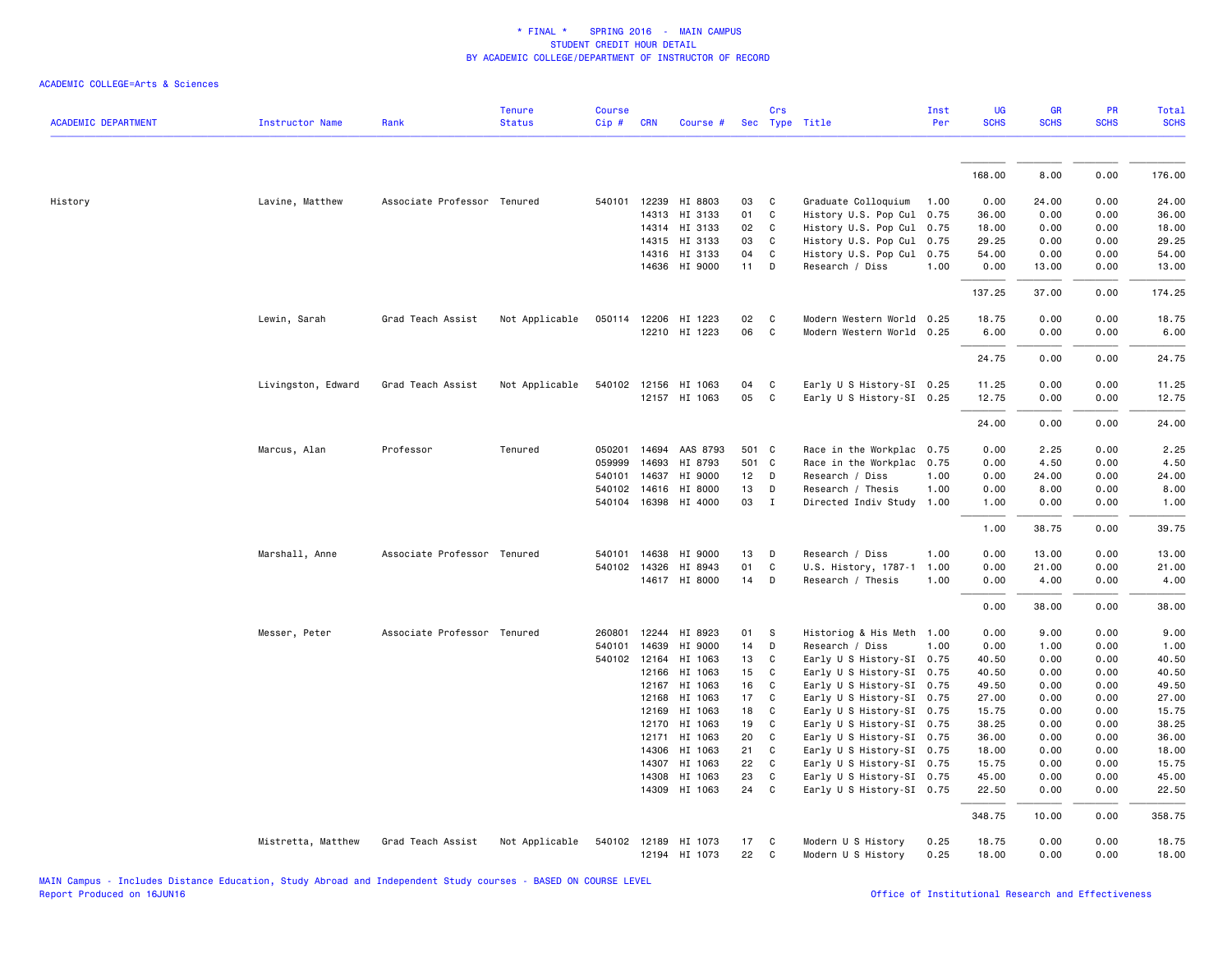\* FINAL \*    SPRING 2016  -  MAIN CAMPUS
STUDENT CREDIT HOUR DETAIL
BY ACADEMIC COLLEGE/DEPARTMENT OF INSTRUCTOR OF RECORD

ACADEMIC COLLEGE=Arts & Sciences

| ACADEMIC DEPARTMENT | Instructor Name | Rank | Tenure Status | Course Cip # | CRN | Course # | Sec | Crs Type | Title | Inst Per | UG SCHS | GR SCHS | PR SCHS | Total SCHS |
|---|---|---|---|---|---|---|---|---|---|---|---|---|---|---|
| | | | | | | | | | | | 168.00 | 8.00 | 0.00 | 176.00 |
| History | Lavine, Matthew | Associate Professor | Tenured | 540101 | 12239 | HI 8803 | 03 | C | Graduate Colloquium | 1.00 | 0.00 | 24.00 | 0.00 | 24.00 |
| | | | | | 14313 | HI 3133 | 01 | C | History U.S. Pop Cul | 0.75 | 36.00 | 0.00 | 0.00 | 36.00 |
| | | | | | 14314 | HI 3133 | 02 | C | History U.S. Pop Cul | 0.75 | 18.00 | 0.00 | 0.00 | 18.00 |
| | | | | | 14315 | HI 3133 | 03 | C | History U.S. Pop Cul | 0.75 | 29.25 | 0.00 | 0.00 | 29.25 |
| | | | | | 14316 | HI 3133 | 04 | C | History U.S. Pop Cul | 0.75 | 54.00 | 0.00 | 0.00 | 54.00 |
| | | | | | 14636 | HI 9000 | 11 | D | Research / Diss | 1.00 | 0.00 | 13.00 | 0.00 | 13.00 |
| | | | | | | | | | | | 137.25 | 37.00 | 0.00 | 174.25 |
| | Lewin, Sarah | Grad Teach Assist | Not Applicable | 050114 | 12206 | HI 1223 | 02 | C | Modern Western World | 0.25 | 18.75 | 0.00 | 0.00 | 18.75 |
| | | | | | 12210 | HI 1223 | 06 | C | Modern Western World | 0.25 | 6.00 | 0.00 | 0.00 | 6.00 |
| | | | | | | | | | | | 24.75 | 0.00 | 0.00 | 24.75 |
| | Livingston, Edward | Grad Teach Assist | Not Applicable | 540102 | 12156 | HI 1063 | 04 | C | Early U S History-SI | 0.25 | 11.25 | 0.00 | 0.00 | 11.25 |
| | | | | | 12157 | HI 1063 | 05 | C | Early U S History-SI | 0.25 | 12.75 | 0.00 | 0.00 | 12.75 |
| | | | | | | | | | | | 24.00 | 0.00 | 0.00 | 24.00 |
| | Marcus, Alan | Professor | Tenured | 050201 | 14694 | AAS 8793 | 501 | C | Race in the Workplac | 0.75 | 0.00 | 2.25 | 0.00 | 2.25 |
| | | | | 059999 | 14693 | HI 8793 | 501 | C | Race in the Workplac | 0.75 | 0.00 | 4.50 | 0.00 | 4.50 |
| | | | | 540101 | 14637 | HI 9000 | 12 | D | Research / Diss | 1.00 | 0.00 | 24.00 | 0.00 | 24.00 |
| | | | | 540102 | 14616 | HI 8000 | 13 | D | Research / Thesis | 1.00 | 0.00 | 8.00 | 0.00 | 8.00 |
| | | | | 540104 | 16398 | HI 4000 | 03 | I | Directed Indiv Study | 1.00 | 1.00 | 0.00 | 0.00 | 1.00 |
| | | | | | | | | | | | 1.00 | 38.75 | 0.00 | 39.75 |
| | Marshall, Anne | Associate Professor | Tenured | 540101 | 14638 | HI 9000 | 13 | D | Research / Diss | 1.00 | 0.00 | 13.00 | 0.00 | 13.00 |
| | | | | 540102 | 14326 | HI 8943 | 01 | C | U.S. History, 1787-1 | 1.00 | 0.00 | 21.00 | 0.00 | 21.00 |
| | | | | | 14617 | HI 8000 | 14 | D | Research / Thesis | 1.00 | 0.00 | 4.00 | 0.00 | 4.00 |
| | | | | | | | | | | | 0.00 | 38.00 | 0.00 | 38.00 |
| | Messer, Peter | Associate Professor | Tenured | 260801 | 12244 | HI 8923 | 01 | S | Historiog & His Meth | 1.00 | 0.00 | 9.00 | 0.00 | 9.00 |
| | | | | 540101 | 14639 | HI 9000 | 14 | D | Research / Diss | 1.00 | 0.00 | 1.00 | 0.00 | 1.00 |
| | | | | 540102 | 12164 | HI 1063 | 13 | C | Early U S History-SI | 0.75 | 40.50 | 0.00 | 0.00 | 40.50 |
| | | | | | 12166 | HI 1063 | 15 | C | Early U S History-SI | 0.75 | 40.50 | 0.00 | 0.00 | 40.50 |
| | | | | | 12167 | HI 1063 | 16 | C | Early U S History-SI | 0.75 | 49.50 | 0.00 | 0.00 | 49.50 |
| | | | | | 12168 | HI 1063 | 17 | C | Early U S History-SI | 0.75 | 27.00 | 0.00 | 0.00 | 27.00 |
| | | | | | 12169 | HI 1063 | 18 | C | Early U S History-SI | 0.75 | 15.75 | 0.00 | 0.00 | 15.75 |
| | | | | | 12170 | HI 1063 | 19 | C | Early U S History-SI | 0.75 | 38.25 | 0.00 | 0.00 | 38.25 |
| | | | | | 12171 | HI 1063 | 20 | C | Early U S History-SI | 0.75 | 36.00 | 0.00 | 0.00 | 36.00 |
| | | | | | 14306 | HI 1063 | 21 | C | Early U S History-SI | 0.75 | 18.00 | 0.00 | 0.00 | 18.00 |
| | | | | | 14307 | HI 1063 | 22 | C | Early U S History-SI | 0.75 | 15.75 | 0.00 | 0.00 | 15.75 |
| | | | | | 14308 | HI 1063 | 23 | C | Early U S History-SI | 0.75 | 45.00 | 0.00 | 0.00 | 45.00 |
| | | | | | 14309 | HI 1063 | 24 | C | Early U S History-SI | 0.75 | 22.50 | 0.00 | 0.00 | 22.50 |
| | | | | | | | | | | | 348.75 | 10.00 | 0.00 | 358.75 |
| | Mistretta, Matthew | Grad Teach Assist | Not Applicable | 540102 | 12189 | HI 1073 | 17 | C | Modern U S History | 0.25 | 18.75 | 0.00 | 0.00 | 18.75 |
| | | | | | 12194 | HI 1073 | 22 | C | Modern U S History | 0.25 | 18.00 | 0.00 | 0.00 | 18.00 |

MAIN Campus - Includes Distance Education, Study Abroad and Independent Study courses - BASED ON COURSE LEVEL
Report Produced on 16JUN16

Office of Institutional Research and Effectiveness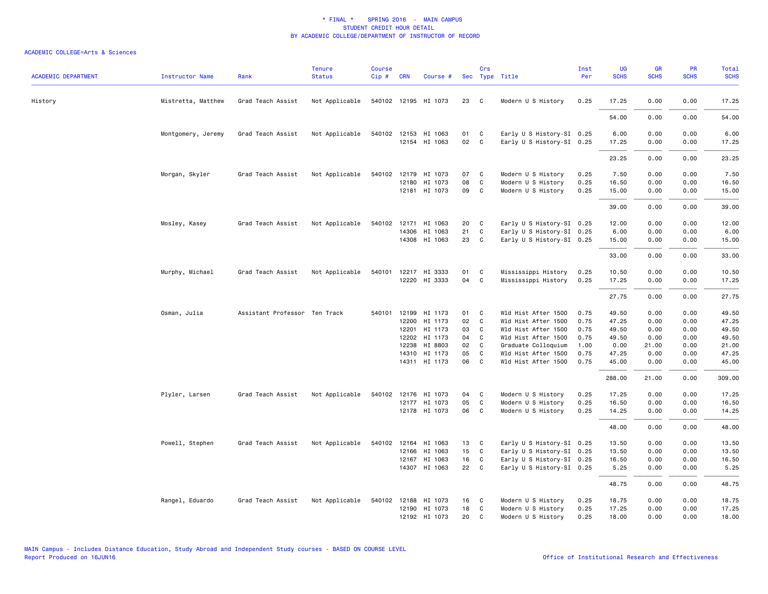# * FINAL * SPRING 2016 - MAIN CAMPUS
## STUDENT CREDIT HOUR DETAIL
## BY ACADEMIC COLLEGE/DEPARTMENT OF INSTRUCTOR OF RECORD

ACADEMIC COLLEGE=Arts & Sciences

| ACADEMIC DEPARTMENT | Instructor Name | Rank | Tenure Status | Course Cip # | CRN | Course # | Sec | Crs Type | Title | Inst Per | UG SCHS | GR SCHS | PR SCHS | Total SCHS |
|---|---|---|---|---|---|---|---|---|---|---|---|---|---|---|
| History | Mistretta, Matthew | Grad Teach Assist | Not Applicable | 540102 | 12195 | HI 1073 | 23 | C | Modern U S History | 0.25 | 17.25 | 0.00 | 0.00 | 17.25 |
| | | | | | | | | | | | 54.00 | 0.00 | 0.00 | 54.00 |
| | Montgomery, Jeremy | Grad Teach Assist | Not Applicable | 540102 | 12153 | HI 1063 | 01 | C | Early U S History-SI | 0.25 | 6.00 | 0.00 | 0.00 | 6.00 |
| | | | | | 12154 | HI 1063 | 02 | C | Early U S History-SI | 0.25 | 17.25 | 0.00 | 0.00 | 17.25 |
| | | | | | | | | | | | 23.25 | 0.00 | 0.00 | 23.25 |
| | Morgan, Skyler | Grad Teach Assist | Not Applicable | 540102 | 12179 | HI 1073 | 07 | C | Modern U S History | 0.25 | 7.50 | 0.00 | 0.00 | 7.50 |
| | | | | | 12180 | HI 1073 | 08 | C | Modern U S History | 0.25 | 16.50 | 0.00 | 0.00 | 16.50 |
| | | | | | 12181 | HI 1073 | 09 | C | Modern U S History | 0.25 | 15.00 | 0.00 | 0.00 | 15.00 |
| | | | | | | | | | | | 39.00 | 0.00 | 0.00 | 39.00 |
| | Mosley, Kasey | Grad Teach Assist | Not Applicable | 540102 | 12171 | HI 1063 | 20 | C | Early U S History-SI | 0.25 | 12.00 | 0.00 | 0.00 | 12.00 |
| | | | | | 14306 | HI 1063 | 21 | C | Early U S History-SI | 0.25 | 6.00 | 0.00 | 0.00 | 6.00 |
| | | | | | 14308 | HI 1063 | 23 | C | Early U S History-SI | 0.25 | 15.00 | 0.00 | 0.00 | 15.00 |
| | | | | | | | | | | | 33.00 | 0.00 | 0.00 | 33.00 |
| | Murphy, Michael | Grad Teach Assist | Not Applicable | 540101 | 12217 | HI 3333 | 01 | C | Mississippi History | 0.25 | 10.50 | 0.00 | 0.00 | 10.50 |
| | | | | | 12220 | HI 3333 | 04 | C | Mississippi History | 0.25 | 17.25 | 0.00 | 0.00 | 17.25 |
| | | | | | | | | | | | 27.75 | 0.00 | 0.00 | 27.75 |
| | Osman, Julia | Assistant Professor | Ten Track | 540101 | 12199 | HI 1173 | 01 | C | Wld Hist After 1500 | 0.75 | 49.50 | 0.00 | 0.00 | 49.50 |
| | | | | | 12200 | HI 1173 | 02 | C | Wld Hist After 1500 | 0.75 | 47.25 | 0.00 | 0.00 | 47.25 |
| | | | | | 12201 | HI 1173 | 03 | C | Wld Hist After 1500 | 0.75 | 49.50 | 0.00 | 0.00 | 49.50 |
| | | | | | 12202 | HI 1173 | 04 | C | Wld Hist After 1500 | 0.75 | 49.50 | 0.00 | 0.00 | 49.50 |
| | | | | | 12238 | HI 8803 | 02 | C | Graduate Colloquium | 1.00 | 0.00 | 21.00 | 0.00 | 21.00 |
| | | | | | 14310 | HI 1173 | 05 | C | Wld Hist After 1500 | 0.75 | 47.25 | 0.00 | 0.00 | 47.25 |
| | | | | | 14311 | HI 1173 | 06 | C | Wld Hist After 1500 | 0.75 | 45.00 | 0.00 | 0.00 | 45.00 |
| | | | | | | | | | | | 288.00 | 21.00 | 0.00 | 309.00 |
| | Plyler, Larsen | Grad Teach Assist | Not Applicable | 540102 | 12176 | HI 1073 | 04 | C | Modern U S History | 0.25 | 17.25 | 0.00 | 0.00 | 17.25 |
| | | | | | 12177 | HI 1073 | 05 | C | Modern U S History | 0.25 | 16.50 | 0.00 | 0.00 | 16.50 |
| | | | | | 12178 | HI 1073 | 06 | C | Modern U S History | 0.25 | 14.25 | 0.00 | 0.00 | 14.25 |
| | | | | | | | | | | | 48.00 | 0.00 | 0.00 | 48.00 |
| | Powell, Stephen | Grad Teach Assist | Not Applicable | 540102 | 12164 | HI 1063 | 13 | C | Early U S History-SI | 0.25 | 13.50 | 0.00 | 0.00 | 13.50 |
| | | | | | 12166 | HI 1063 | 15 | C | Early U S History-SI | 0.25 | 13.50 | 0.00 | 0.00 | 13.50 |
| | | | | | 12167 | HI 1063 | 16 | C | Early U S History-SI | 0.25 | 16.50 | 0.00 | 0.00 | 16.50 |
| | | | | | 14307 | HI 1063 | 22 | C | Early U S History-SI | 0.25 | 5.25 | 0.00 | 0.00 | 5.25 |
| | | | | | | | | | | | 48.75 | 0.00 | 0.00 | 48.75 |
| | Rangel, Eduardo | Grad Teach Assist | Not Applicable | 540102 | 12188 | HI 1073 | 16 | C | Modern U S History | 0.25 | 18.75 | 0.00 | 0.00 | 18.75 |
| | | | | | 12190 | HI 1073 | 18 | C | Modern U S History | 0.25 | 17.25 | 0.00 | 0.00 | 17.25 |
| | | | | | 12192 | HI 1073 | 20 | C | Modern U S History | 0.25 | 18.00 | 0.00 | 0.00 | 18.00 |

MAIN Campus - Includes Distance Education, Study Abroad and Independent Study courses - BASED ON COURSE LEVEL
Report Produced on 16JUN16

Office of Institutional Research and Effectiveness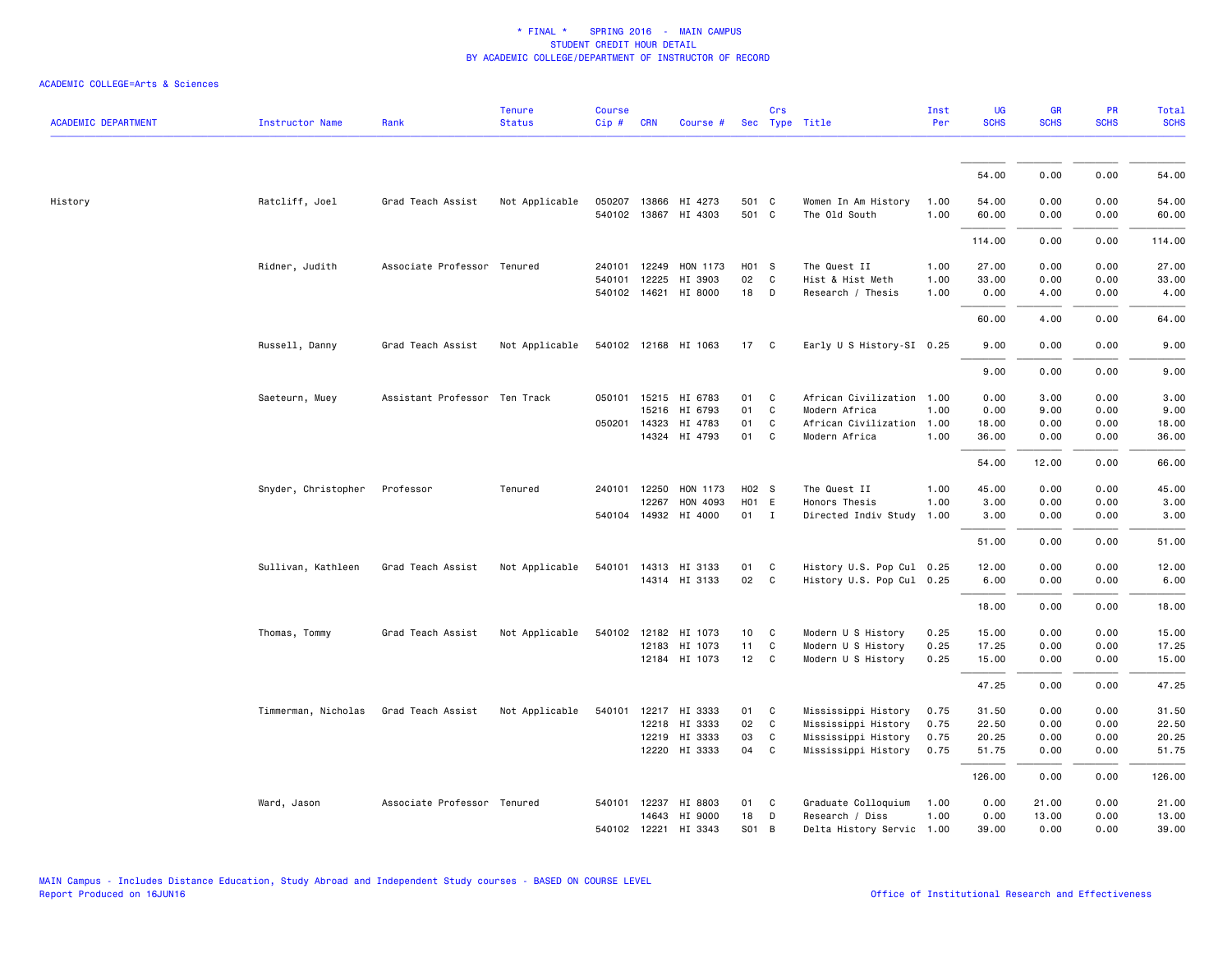ACADEMIC COLLEGE=Arts & Sciences

| ACADEMIC DEPARTMENT | Instructor Name | Rank | Tenure Status | Course Cip # | CRN | Course # | Sec | Crs Type | Title | Inst Per | UG SCHS | GR SCHS | PR SCHS | Total SCHS |
|---|---|---|---|---|---|---|---|---|---|---|---|---|---|---|
| | | | | | | | | | | | 54.00 | 0.00 | 0.00 | 54.00 |
| History | Ratcliff, Joel | Grad Teach Assist | Not Applicable | 050207 | 13866 | HI 4273 | 501 | C | Women In Am History | 1.00 | 54.00 | 0.00 | 0.00 | 54.00 |
| | | | | 540102 | 13867 | HI 4303 | 501 | C | The Old South | 1.00 | 60.00 | 0.00 | 0.00 | 60.00 |
| | | | | | | | | | | | 114.00 | 0.00 | 0.00 | 114.00 |
| | Ridner, Judith | Associate Professor | Tenured | 240101 | 12249 | HON 1173 | H01 | S | The Quest II | 1.00 | 27.00 | 0.00 | 0.00 | 27.00 |
| | | | | 540101 | 12225 | HI 3903 | 02 | C | Hist & Hist Meth | 1.00 | 33.00 | 0.00 | 0.00 | 33.00 |
| | | | | 540102 | 14621 | HI 8000 | 18 | D | Research / Thesis | 1.00 | 0.00 | 4.00 | 0.00 | 4.00 |
| | | | | | | | | | | | 60.00 | 4.00 | 0.00 | 64.00 |
| | Russell, Danny | Grad Teach Assist | Not Applicable | 540102 | 12168 | HI 1063 | 17 | C | Early U S History-SI | 0.25 | 9.00 | 0.00 | 0.00 | 9.00 |
| | | | | | | | | | | | 9.00 | 0.00 | 0.00 | 9.00 |
| | Saeteurn, Muey | Assistant Professor | Ten Track | 050101 | 15215 | HI 6783 | 01 | C | African Civilization | 1.00 | 0.00 | 3.00 | 0.00 | 3.00 |
| | | | | | 15216 | HI 6793 | 01 | C | Modern Africa | 1.00 | 0.00 | 9.00 | 0.00 | 9.00 |
| | | | | 050201 | 14323 | HI 4783 | 01 | C | African Civilization | 1.00 | 18.00 | 0.00 | 0.00 | 18.00 |
| | | | | | 14324 | HI 4793 | 01 | C | Modern Africa | 1.00 | 36.00 | 0.00 | 0.00 | 36.00 |
| | | | | | | | | | | | 54.00 | 12.00 | 0.00 | 66.00 |
| | Snyder, Christopher | Professor | Tenured | 240101 | 12250 | HON 1173 | H02 | S | The Quest II | 1.00 | 45.00 | 0.00 | 0.00 | 45.00 |
| | | | | | 12267 | HON 4093 | H01 | E | Honors Thesis | 1.00 | 3.00 | 0.00 | 0.00 | 3.00 |
| | | | | 540104 | 14932 | HI 4000 | 01 | I | Directed Indiv Study | 1.00 | 3.00 | 0.00 | 0.00 | 3.00 |
| | | | | | | | | | | | 51.00 | 0.00 | 0.00 | 51.00 |
| | Sullivan, Kathleen | Grad Teach Assist | Not Applicable | 540101 | 14313 | HI 3133 | 01 | C | History U.S. Pop Cul | 0.25 | 12.00 | 0.00 | 0.00 | 12.00 |
| | | | | | 14314 | HI 3133 | 02 | C | History U.S. Pop Cul | 0.25 | 6.00 | 0.00 | 0.00 | 6.00 |
| | | | | | | | | | | | 18.00 | 0.00 | 0.00 | 18.00 |
| | Thomas, Tommy | Grad Teach Assist | Not Applicable | 540102 | 12182 | HI 1073 | 10 | C | Modern U S History | 0.25 | 15.00 | 0.00 | 0.00 | 15.00 |
| | | | | | 12183 | HI 1073 | 11 | C | Modern U S History | 0.25 | 17.25 | 0.00 | 0.00 | 17.25 |
| | | | | | 12184 | HI 1073 | 12 | C | Modern U S History | 0.25 | 15.00 | 0.00 | 0.00 | 15.00 |
| | | | | | | | | | | | 47.25 | 0.00 | 0.00 | 47.25 |
| | Timmerman, Nicholas | Grad Teach Assist | Not Applicable | 540101 | 12217 | HI 3333 | 01 | C | Mississippi History | 0.75 | 31.50 | 0.00 | 0.00 | 31.50 |
| | | | | | 12218 | HI 3333 | 02 | C | Mississippi History | 0.75 | 22.50 | 0.00 | 0.00 | 22.50 |
| | | | | | 12219 | HI 3333 | 03 | C | Mississippi History | 0.75 | 20.25 | 0.00 | 0.00 | 20.25 |
| | | | | | 12220 | HI 3333 | 04 | C | Mississippi History | 0.75 | 51.75 | 0.00 | 0.00 | 51.75 |
| | | | | | | | | | | | 126.00 | 0.00 | 0.00 | 126.00 |
| | Ward, Jason | Associate Professor | Tenured | 540101 | 12237 | HI 8803 | 01 | C | Graduate Colloquium | 1.00 | 0.00 | 21.00 | 0.00 | 21.00 |
| | | | | | 14643 | HI 9000 | 18 | D | Research / Diss | 1.00 | 0.00 | 13.00 | 0.00 | 13.00 |
| | | | | 540102 | 12221 | HI 3343 | S01 | B | Delta History Servic | 1.00 | 39.00 | 0.00 | 0.00 | 39.00 |

MAIN Campus - Includes Distance Education, Study Abroad and Independent Study courses - BASED ON COURSE LEVEL
Report Produced on 16JUN16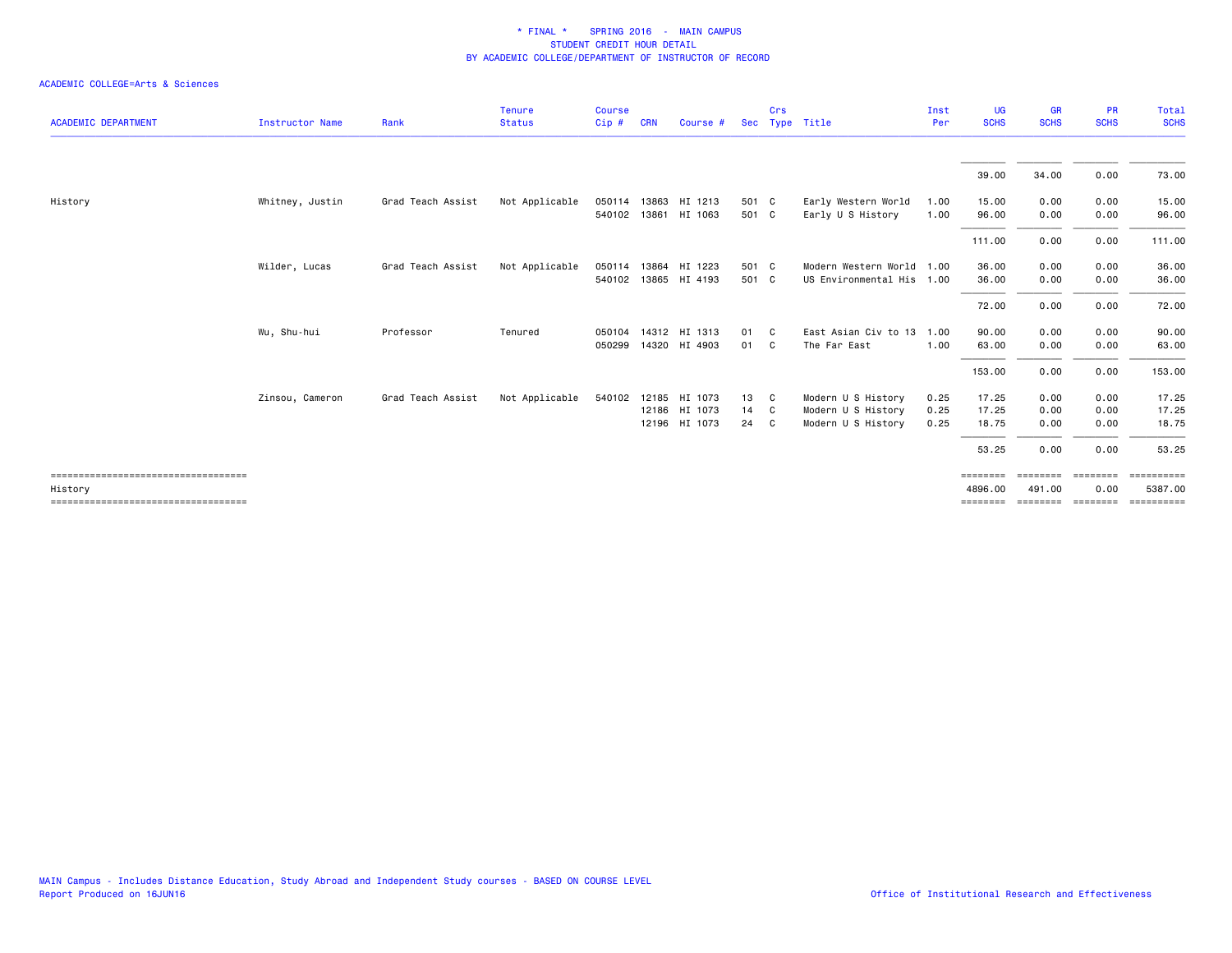\* FINAL \*    SPRING 2016  -  MAIN CAMPUS
STUDENT CREDIT HOUR DETAIL
BY ACADEMIC COLLEGE/DEPARTMENT OF INSTRUCTOR OF RECORD

ACADEMIC COLLEGE=Arts & Sciences

| ACADEMIC DEPARTMENT | Instructor Name | Rank | Tenure Status | Course Cip # | CRN | Course # | Sec | Crs Type | Title | Inst Per | UG SCHS | GR SCHS | PR SCHS | Total SCHS |
|---|---|---|---|---|---|---|---|---|---|---|---|---|---|---|
| | | | | | | | | | | | 39.00 | 34.00 | 0.00 | 73.00 |
| History | Whitney, Justin | Grad Teach Assist | Not Applicable | 050114 | 13863 | HI 1213 | 501 | C | Early Western World | 1.00 | 15.00 | 0.00 | 0.00 | 15.00 |
| | | | | 540102 | 13861 | HI 1063 | 501 | C | Early U S History | 1.00 | 96.00 | 0.00 | 0.00 | 96.00 |
| | | | | | | | | | | | 111.00 | 0.00 | 0.00 | 111.00 |
| | Wilder, Lucas | Grad Teach Assist | Not Applicable | 050114 | 13864 | HI 1223 | 501 | C | Modern Western World | 1.00 | 36.00 | 0.00 | 0.00 | 36.00 |
| | | | | 540102 | 13865 | HI 4193 | 501 | C | US Environmental His | 1.00 | 36.00 | 0.00 | 0.00 | 36.00 |
| | | | | | | | | | | | 72.00 | 0.00 | 0.00 | 72.00 |
| | Wu, Shu-hui | Professor | Tenured | 050104 | 14312 | HI 1313 | 01 | C | East Asian Civ to 13 | 1.00 | 90.00 | 0.00 | 0.00 | 90.00 |
| | | | | 050299 | 14320 | HI 4903 | 01 | C | The Far East | 1.00 | 63.00 | 0.00 | 0.00 | 63.00 |
| | | | | | | | | | | | 153.00 | 0.00 | 0.00 | 153.00 |
| | Zinsou, Cameron | Grad Teach Assist | Not Applicable | 540102 | 12185 | HI 1073 | 13 | C | Modern U S History | 0.25 | 17.25 | 0.00 | 0.00 | 17.25 |
| | | | | | 12186 | HI 1073 | 14 | C | Modern U S History | 0.25 | 17.25 | 0.00 | 0.00 | 17.25 |
| | | | | | 12196 | HI 1073 | 24 | C | Modern U S History | 0.25 | 18.75 | 0.00 | 0.00 | 18.75 |
| | | | | | | | | | | | 53.25 | 0.00 | 0.00 | 53.25 |
| History | | | | | | | | | | | 4896.00 | 491.00 | 0.00 | 5387.00 |

MAIN Campus - Includes Distance Education, Study Abroad and Independent Study courses - BASED ON COURSE LEVEL
Report Produced on 16JUN16

Office of Institutional Research and Effectiveness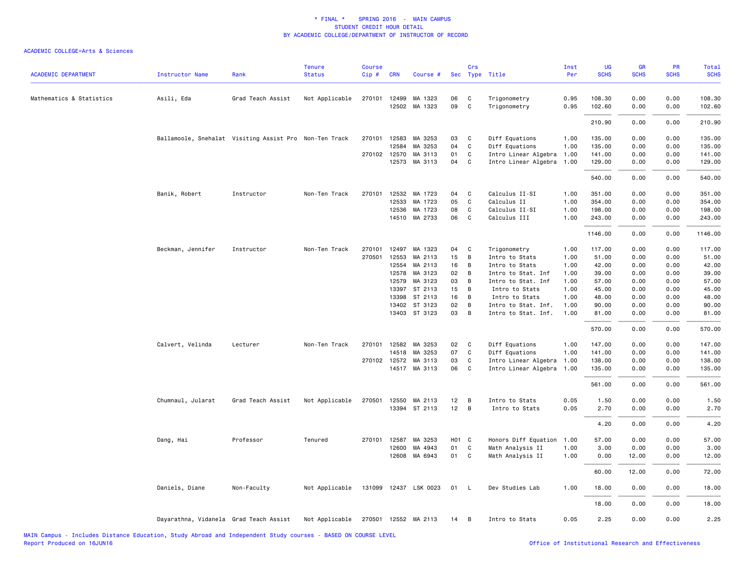# * FINAL * SPRING 2016 - MAIN CAMPUS
## STUDENT CREDIT HOUR DETAIL
## BY ACADEMIC COLLEGE/DEPARTMENT OF INSTRUCTOR OF RECORD

ACADEMIC COLLEGE=Arts & Sciences

| ACADEMIC DEPARTMENT | Instructor Name | Rank | Tenure Status | Course Cip # | CRN | Course # | Sec | Crs Type | Title | Inst Per | UG SCHS | GR SCHS | PR SCHS | Total SCHS |
|---|---|---|---|---|---|---|---|---|---|---|---|---|---|---|
| Mathematics & Statistics | Asili, Eda | Grad Teach Assist | Not Applicable | 270101 | 12499 | MA 1323 | 06 | C | Trigonometry | 0.95 | 108.30 | 0.00 | 0.00 | 108.30 |
| | | | | | 12502 | MA 1323 | 09 | C | Trigonometry | 0.95 | 102.60 | 0.00 | 0.00 | 102.60 |
| | | | | | | | | | | | 210.90 | 0.00 | 0.00 | 210.90 |
| | Ballamoole, Snehalat | Visiting Assist Pro | Non-Ten Track | 270101 | 12583 | MA 3253 | 03 | C | Diff Equations | 1.00 | 135.00 | 0.00 | 0.00 | 135.00 |
| | | | | | 12584 | MA 3253 | 04 | C | Diff Equations | 1.00 | 135.00 | 0.00 | 0.00 | 135.00 |
| | | | | 270102 | 12570 | MA 3113 | 01 | C | Intro Linear Algebra | 1.00 | 141.00 | 0.00 | 0.00 | 141.00 |
| | | | | | 12573 | MA 3113 | 04 | C | Intro Linear Algebra | 1.00 | 129.00 | 0.00 | 0.00 | 129.00 |
| | | | | | | | | | | | 540.00 | 0.00 | 0.00 | 540.00 |
| | Banik, Robert | Instructor | Non-Ten Track | 270101 | 12532 | MA 1723 | 04 | C | Calculus II-SI | 1.00 | 351.00 | 0.00 | 0.00 | 351.00 |
| | | | | | 12533 | MA 1723 | 05 | C | Calculus II | 1.00 | 354.00 | 0.00 | 0.00 | 354.00 |
| | | | | | 12536 | MA 1723 | 08 | C | Calculus II-SI | 1.00 | 198.00 | 0.00 | 0.00 | 198.00 |
| | | | | | 14510 | MA 2733 | 06 | C | Calculus III | 1.00 | 243.00 | 0.00 | 0.00 | 243.00 |
| | | | | | | | | | | | 1146.00 | 0.00 | 0.00 | 1146.00 |
| | Beckman, Jennifer | Instructor | Non-Ten Track | 270101 | 12497 | MA 1323 | 04 | C | Trigonometry | 1.00 | 117.00 | 0.00 | 0.00 | 117.00 |
| | | | | 270501 | 12553 | MA 2113 | 15 | B | Intro to Stats | 1.00 | 51.00 | 0.00 | 0.00 | 51.00 |
| | | | | | 12554 | MA 2113 | 16 | B | Intro to Stats | 1.00 | 42.00 | 0.00 | 0.00 | 42.00 |
| | | | | | 12578 | MA 3123 | 02 | B | Intro to Stat. Inf | 1.00 | 39.00 | 0.00 | 0.00 | 39.00 |
| | | | | | 12579 | MA 3123 | 03 | B | Intro to Stat. Inf | 1.00 | 57.00 | 0.00 | 0.00 | 57.00 |
| | | | | | 13397 | ST 2113 | 15 | B | Intro to Stats | 1.00 | 45.00 | 0.00 | 0.00 | 45.00 |
| | | | | | 13398 | ST 2113 | 16 | B | Intro to Stats | 1.00 | 48.00 | 0.00 | 0.00 | 48.00 |
| | | | | | 13402 | ST 3123 | 02 | B | Intro to Stat. Inf. | 1.00 | 90.00 | 0.00 | 0.00 | 90.00 |
| | | | | | 13403 | ST 3123 | 03 | B | Intro to Stat. Inf. | 1.00 | 81.00 | 0.00 | 0.00 | 81.00 |
| | | | | | | | | | | | 570.00 | 0.00 | 0.00 | 570.00 |
| | Calvert, Velinda | Lecturer | Non-Ten Track | 270101 | 12582 | MA 3253 | 02 | C | Diff Equations | 1.00 | 147.00 | 0.00 | 0.00 | 147.00 |
| | | | | | 14518 | MA 3253 | 07 | C | Diff Equations | 1.00 | 141.00 | 0.00 | 0.00 | 141.00 |
| | | | | 270102 | 12572 | MA 3113 | 03 | C | Intro Linear Algebra | 1.00 | 138.00 | 0.00 | 0.00 | 138.00 |
| | | | | | 14517 | MA 3113 | 06 | C | Intro Linear Algebra | 1.00 | 135.00 | 0.00 | 0.00 | 135.00 |
| | | | | | | | | | | | 561.00 | 0.00 | 0.00 | 561.00 |
| | Chumnaul, Jularat | Grad Teach Assist | Not Applicable | 270501 | 12550 | MA 2113 | 12 | B | Intro to Stats | 0.05 | 1.50 | 0.00 | 0.00 | 1.50 |
| | | | | | 13394 | ST 2113 | 12 | B | Intro to Stats | 0.05 | 2.70 | 0.00 | 0.00 | 2.70 |
| | | | | | | | | | | | 4.20 | 0.00 | 0.00 | 4.20 |
| | Dang, Hai | Professor | Tenured | 270101 | 12587 | MA 3253 | H01 | C | Honors Diff Equation | 1.00 | 57.00 | 0.00 | 0.00 | 57.00 |
| | | | | | 12600 | MA 4943 | 01 | C | Math Analysis II | 1.00 | 3.00 | 0.00 | 0.00 | 3.00 |
| | | | | | 12608 | MA 6943 | 01 | C | Math Analysis II | 1.00 | 0.00 | 12.00 | 0.00 | 12.00 |
| | | | | | | | | | | | 60.00 | 12.00 | 0.00 | 72.00 |
| | Daniels, Diane | Non-Faculty | Not Applicable | 131099 | 12437 | LSK 0023 | 01 | L | Dev Studies Lab | 1.00 | 18.00 | 0.00 | 0.00 | 18.00 |
| | | | | | | | | | | | 18.00 | 0.00 | 0.00 | 18.00 |
| | Dayarathna, Vidanela | Grad Teach Assist | Not Applicable | 270501 | 12552 | MA 2113 | 14 | B | Intro to Stats | 0.05 | 2.25 | 0.00 | 0.00 | 2.25 |

MAIN Campus - Includes Distance Education, Study Abroad and Independent Study courses - BASED ON COURSE LEVEL
Report Produced on 16JUN16

Office of Institutional Research and Effectiveness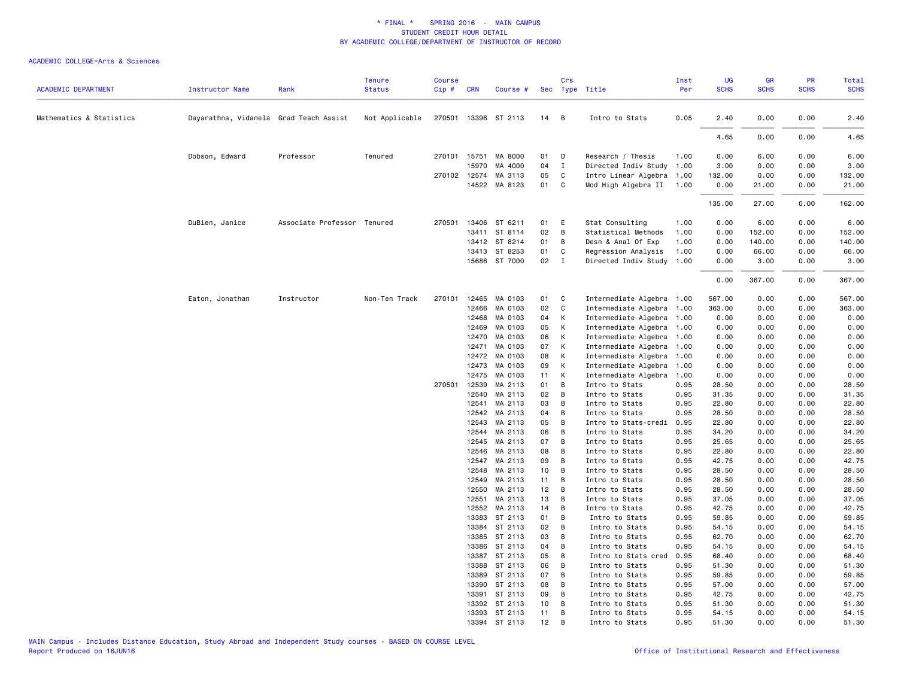* FINAL * SPRING 2016 - MAIN CAMPUS
STUDENT CREDIT HOUR DETAIL
BY ACADEMIC COLLEGE/DEPARTMENT OF INSTRUCTOR OF RECORD

ACADEMIC COLLEGE=Arts & Sciences

| ACADEMIC DEPARTMENT | Instructor Name | Rank | Tenure Status | Course Cip # | CRN | Course # | Sec | Crs Type | Title | Inst Per | UG SCHS | GR SCHS | PR SCHS | Total SCHS |
|---|---|---|---|---|---|---|---|---|---|---|---|---|---|---|
| Mathematics & Statistics | Dayarathna, Vidanela | Grad Teach Assist | Not Applicable | 270501 | 13396 | ST 2113 | 14 | B | Intro to Stats | 0.05 | 2.40 | 0.00 | 0.00 | 2.40 |
| | | | | | | | | | | | 4.65 | 0.00 | 0.00 | 4.65 |
| | Dobson, Edward | Professor | Tenured | 270101 | 15751 | MA 8000 | 01 | D | Research / Thesis | 1.00 | 0.00 | 6.00 | 0.00 | 6.00 |
| | | | | | 15970 | MA 4000 | 04 | I | Directed Indiv Study | 1.00 | 3.00 | 0.00 | 0.00 | 3.00 |
| | | | | 270102 | 12574 | MA 3113 | 05 | C | Intro Linear Algebra | 1.00 | 132.00 | 0.00 | 0.00 | 132.00 |
| | | | | | 14522 | MA 8123 | 01 | C | Mod High Algebra II | 1.00 | 0.00 | 21.00 | 0.00 | 21.00 |
| | | | | | | | | | | | 135.00 | 27.00 | 0.00 | 162.00 |
| | DuBien, Janice | Associate Professor | Tenured | 270501 | 13406 | ST 6211 | 01 | E | Stat Consulting | 1.00 | 0.00 | 6.00 | 0.00 | 6.00 |
| | | | | | 13411 | ST 8114 | 02 | B | Statistical Methods | 1.00 | 0.00 | 152.00 | 0.00 | 152.00 |
| | | | | | 13412 | ST 8214 | 01 | B | Desn & Anal Of Exp | 1.00 | 0.00 | 140.00 | 0.00 | 140.00 |
| | | | | | 13413 | ST 8253 | 01 | C | Regression Analysis | 1.00 | 0.00 | 66.00 | 0.00 | 66.00 |
| | | | | | 15686 | ST 7000 | 02 | I | Directed Indiv Study | 1.00 | 0.00 | 3.00 | 0.00 | 3.00 |
| | | | | | | | | | | | 0.00 | 367.00 | 0.00 | 367.00 |
| | Eaton, Jonathan | Instructor | Non-Ten Track | 270101 | 12465 | MA 0103 | 01 | C | Intermediate Algebra | 1.00 | 567.00 | 0.00 | 0.00 | 567.00 |
| | | | | | 12466 | MA 0103 | 02 | C | Intermediate Algebra | 1.00 | 363.00 | 0.00 | 0.00 | 363.00 |
| | | | | | 12468 | MA 0103 | 04 | K | Intermediate Algebra | 1.00 | 0.00 | 0.00 | 0.00 | 0.00 |
| | | | | | 12469 | MA 0103 | 05 | K | Intermediate Algebra | 1.00 | 0.00 | 0.00 | 0.00 | 0.00 |
| | | | | | 12470 | MA 0103 | 06 | K | Intermediate Algebra | 1.00 | 0.00 | 0.00 | 0.00 | 0.00 |
| | | | | | 12471 | MA 0103 | 07 | K | Intermediate Algebra | 1.00 | 0.00 | 0.00 | 0.00 | 0.00 |
| | | | | | 12472 | MA 0103 | 08 | K | Intermediate Algebra | 1.00 | 0.00 | 0.00 | 0.00 | 0.00 |
| | | | | | 12473 | MA 0103 | 09 | K | Intermediate Algebra | 1.00 | 0.00 | 0.00 | 0.00 | 0.00 |
| | | | | | 12475 | MA 0103 | 11 | K | Intermediate Algebra | 1.00 | 0.00 | 0.00 | 0.00 | 0.00 |
| | | | | 270501 | 12539 | MA 2113 | 01 | B | Intro to Stats | 0.95 | 28.50 | 0.00 | 0.00 | 28.50 |
| | | | | | 12540 | MA 2113 | 02 | B | Intro to Stats | 0.95 | 31.35 | 0.00 | 0.00 | 31.35 |
| | | | | | 12541 | MA 2113 | 03 | B | Intro to Stats | 0.95 | 22.80 | 0.00 | 0.00 | 22.80 |
| | | | | | 12542 | MA 2113 | 04 | B | Intro to Stats | 0.95 | 28.50 | 0.00 | 0.00 | 28.50 |
| | | | | | 12543 | MA 2113 | 05 | B | Intro to Stats-credi | 0.95 | 22.80 | 0.00 | 0.00 | 22.80 |
| | | | | | 12544 | MA 2113 | 06 | B | Intro to Stats | 0.95 | 34.20 | 0.00 | 0.00 | 34.20 |
| | | | | | 12545 | MA 2113 | 07 | B | Intro to Stats | 0.95 | 25.65 | 0.00 | 0.00 | 25.65 |
| | | | | | 12546 | MA 2113 | 08 | B | Intro to Stats | 0.95 | 22.80 | 0.00 | 0.00 | 22.80 |
| | | | | | 12547 | MA 2113 | 09 | B | Intro to Stats | 0.95 | 42.75 | 0.00 | 0.00 | 42.75 |
| | | | | | 12548 | MA 2113 | 10 | B | Intro to Stats | 0.95 | 28.50 | 0.00 | 0.00 | 28.50 |
| | | | | | 12549 | MA 2113 | 11 | B | Intro to Stats | 0.95 | 28.50 | 0.00 | 0.00 | 28.50 |
| | | | | | 12550 | MA 2113 | 12 | B | Intro to Stats | 0.95 | 28.50 | 0.00 | 0.00 | 28.50 |
| | | | | | 12551 | MA 2113 | 13 | B | Intro to Stats | 0.95 | 37.05 | 0.00 | 0.00 | 37.05 |
| | | | | | 12552 | MA 2113 | 14 | B | Intro to Stats | 0.95 | 42.75 | 0.00 | 0.00 | 42.75 |
| | | | | | 13383 | ST 2113 | 01 | B | Intro to Stats | 0.95 | 59.85 | 0.00 | 0.00 | 59.85 |
| | | | | | 13384 | ST 2113 | 02 | B | Intro to Stats | 0.95 | 54.15 | 0.00 | 0.00 | 54.15 |
| | | | | | 13385 | ST 2113 | 03 | B | Intro to Stats | 0.95 | 62.70 | 0.00 | 0.00 | 62.70 |
| | | | | | 13386 | ST 2113 | 04 | B | Intro to Stats | 0.95 | 54.15 | 0.00 | 0.00 | 54.15 |
| | | | | | 13387 | ST 2113 | 05 | B | Intro to Stats cred | 0.95 | 68.40 | 0.00 | 0.00 | 68.40 |
| | | | | | 13388 | ST 2113 | 06 | B | Intro to Stats | 0.95 | 51.30 | 0.00 | 0.00 | 51.30 |
| | | | | | 13389 | ST 2113 | 07 | B | Intro to Stats | 0.95 | 59.85 | 0.00 | 0.00 | 59.85 |
| | | | | | 13390 | ST 2113 | 08 | B | Intro to Stats | 0.95 | 57.00 | 0.00 | 0.00 | 57.00 |
| | | | | | 13391 | ST 2113 | 09 | B | Intro to Stats | 0.95 | 42.75 | 0.00 | 0.00 | 42.75 |
| | | | | | 13392 | ST 2113 | 10 | B | Intro to Stats | 0.95 | 51.30 | 0.00 | 0.00 | 51.30 |
| | | | | | 13393 | ST 2113 | 11 | B | Intro to Stats | 0.95 | 54.15 | 0.00 | 0.00 | 54.15 |
| | | | | | 13394 | ST 2113 | 12 | B | Intro to Stats | 0.95 | 51.30 | 0.00 | 0.00 | 51.30 |

MAIN Campus - Includes Distance Education, Study Abroad and Independent Study courses - BASED ON COURSE LEVEL
Report Produced on 16JUN16

Office of Institutional Research and Effectiveness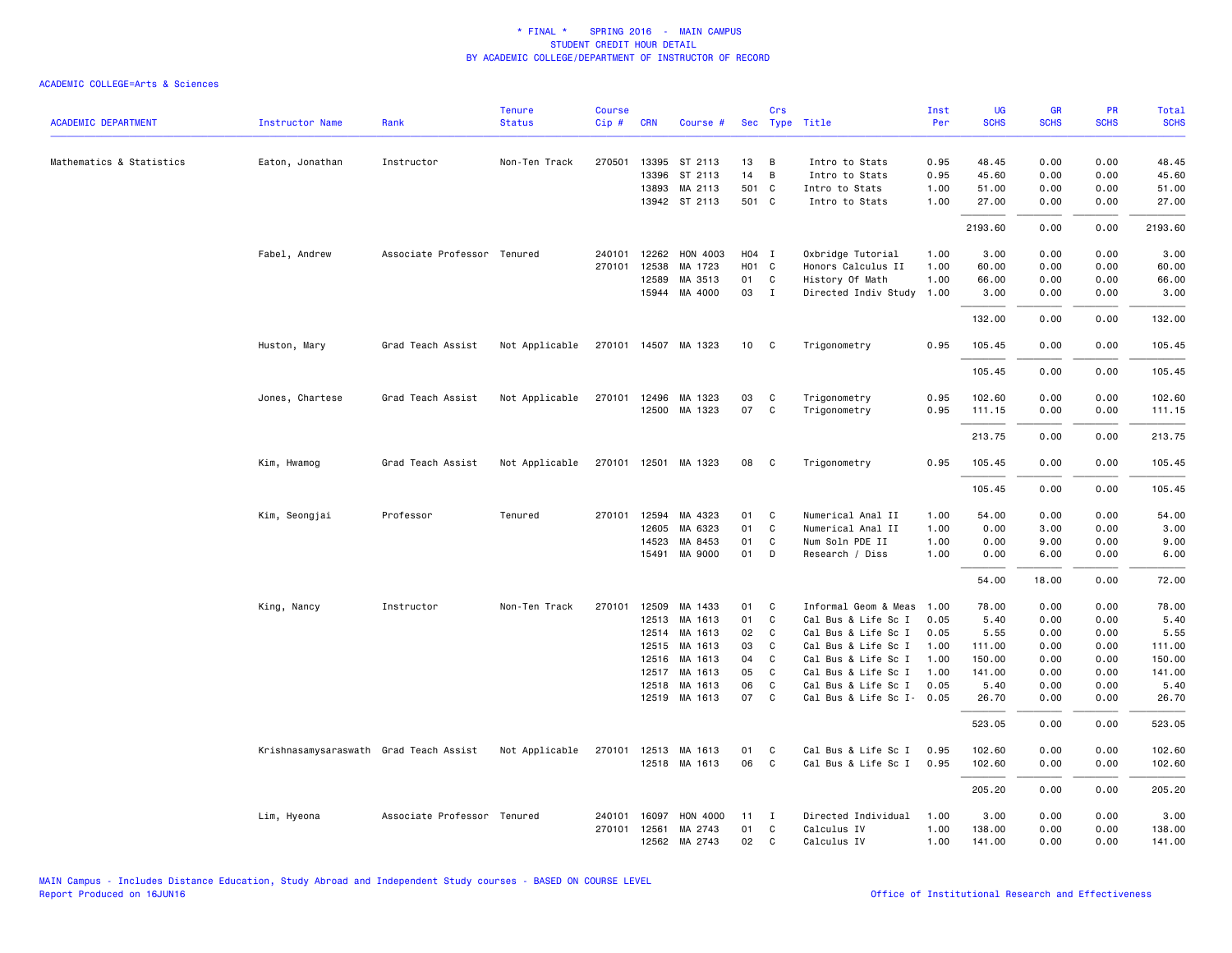# * FINAL * SPRING 2016 - MAIN CAMPUS
## STUDENT CREDIT HOUR DETAIL
## BY ACADEMIC COLLEGE/DEPARTMENT OF INSTRUCTOR OF RECORD

ACADEMIC COLLEGE=Arts & Sciences

| ACADEMIC DEPARTMENT | Instructor Name | Rank | Tenure Status | Course Cip # | CRN | Course # | Sec | Crs Type | Title | Inst Per | UG SCHS | GR SCHS | PR SCHS | Total SCHS |
|---|---|---|---|---|---|---|---|---|---|---|---|---|---|---|
| Mathematics & Statistics | Eaton, Jonathan | Instructor | Non-Ten Track | 270501 | 13395 | ST 2113 | 13 | B | Intro to Stats | 0.95 | 48.45 | 0.00 | 0.00 | 48.45 |
| | | | | | 13396 | ST 2113 | 14 | B | Intro to Stats | 0.95 | 45.60 | 0.00 | 0.00 | 45.60 |
| | | | | | 13893 | MA 2113 | 501 | C | Intro to Stats | 1.00 | 51.00 | 0.00 | 0.00 | 51.00 |
| | | | | | 13942 | ST 2113 | 501 | C | Intro to Stats | 1.00 | 27.00 | 0.00 | 0.00 | 27.00 |
| | | | | | | | | | | | 2193.60 | 0.00 | 0.00 | 2193.60 |
| | Fabel, Andrew | Associate Professor | Tenured | 240101 | 12262 | HON 4003 | H04 | I | Oxbridge Tutorial | 1.00 | 3.00 | 0.00 | 0.00 | 3.00 |
| | | | | 270101 | 12538 | MA 1723 | H01 | C | Honors Calculus II | 1.00 | 60.00 | 0.00 | 0.00 | 60.00 |
| | | | | | 12589 | MA 3513 | 01 | C | History Of Math | 1.00 | 66.00 | 0.00 | 0.00 | 66.00 |
| | | | | | 15944 | MA 4000 | 03 | I | Directed Indiv Study | 1.00 | 3.00 | 0.00 | 0.00 | 3.00 |
| | | | | | | | | | | | 132.00 | 0.00 | 0.00 | 132.00 |
| | Huston, Mary | Grad Teach Assist | Not Applicable | 270101 | 14507 | MA 1323 | 10 | C | Trigonometry | 0.95 | 105.45 | 0.00 | 0.00 | 105.45 |
| | | | | | | | | | | | 105.45 | 0.00 | 0.00 | 105.45 |
| | Jones, Chartese | Grad Teach Assist | Not Applicable | 270101 | 12496 | MA 1323 | 03 | C | Trigonometry | 0.95 | 102.60 | 0.00 | 0.00 | 102.60 |
| | | | | | 12500 | MA 1323 | 07 | C | Trigonometry | 0.95 | 111.15 | 0.00 | 0.00 | 111.15 |
| | | | | | | | | | | | 213.75 | 0.00 | 0.00 | 213.75 |
| | Kim, Hwamog | Grad Teach Assist | Not Applicable | 270101 | 12501 | MA 1323 | 08 | C | Trigonometry | 0.95 | 105.45 | 0.00 | 0.00 | 105.45 |
| | | | | | | | | | | | 105.45 | 0.00 | 0.00 | 105.45 |
| | Kim, Seongjai | Professor | Tenured | 270101 | 12594 | MA 4323 | 01 | C | Numerical Anal II | 1.00 | 54.00 | 0.00 | 0.00 | 54.00 |
| | | | | | 12605 | MA 6323 | 01 | C | Numerical Anal II | 1.00 | 0.00 | 3.00 | 0.00 | 3.00 |
| | | | | | 14523 | MA 8453 | 01 | C | Num Soln PDE II | 1.00 | 0.00 | 9.00 | 0.00 | 9.00 |
| | | | | | 15491 | MA 9000 | 01 | D | Research / Diss | 1.00 | 0.00 | 6.00 | 0.00 | 6.00 |
| | | | | | | | | | | | 54.00 | 18.00 | 0.00 | 72.00 |
| | King, Nancy | Instructor | Non-Ten Track | 270101 | 12509 | MA 1433 | 01 | C | Informal Geom & Meas | 1.00 | 78.00 | 0.00 | 0.00 | 78.00 |
| | | | | | 12513 | MA 1613 | 01 | C | Cal Bus & Life Sc I | 0.05 | 5.40 | 0.00 | 0.00 | 5.40 |
| | | | | | 12514 | MA 1613 | 02 | C | Cal Bus & Life Sc I | 0.05 | 5.55 | 0.00 | 0.00 | 5.55 |
| | | | | | 12515 | MA 1613 | 03 | C | Cal Bus & Life Sc I | 1.00 | 111.00 | 0.00 | 0.00 | 111.00 |
| | | | | | 12516 | MA 1613 | 04 | C | Cal Bus & Life Sc I | 1.00 | 150.00 | 0.00 | 0.00 | 150.00 |
| | | | | | 12517 | MA 1613 | 05 | C | Cal Bus & Life Sc I | 1.00 | 141.00 | 0.00 | 0.00 | 141.00 |
| | | | | | 12518 | MA 1613 | 06 | C | Cal Bus & Life Sc I | 0.05 | 5.40 | 0.00 | 0.00 | 5.40 |
| | | | | | 12519 | MA 1613 | 07 | C | Cal Bus & Life Sc I- | 0.05 | 26.70 | 0.00 | 0.00 | 26.70 |
| | | | | | | | | | | | 523.05 | 0.00 | 0.00 | 523.05 |
| | Krishnasamysaraswath | Grad Teach Assist | Not Applicable | 270101 | 12513 | MA 1613 | 01 | C | Cal Bus & Life Sc I | 0.95 | 102.60 | 0.00 | 0.00 | 102.60 |
| | | | | | 12518 | MA 1613 | 06 | C | Cal Bus & Life Sc I | 0.95 | 102.60 | 0.00 | 0.00 | 102.60 |
| | | | | | | | | | | | 205.20 | 0.00 | 0.00 | 205.20 |
| | Lim, Hyeona | Associate Professor | Tenured | 240101 | 16097 | HON 4000 | 11 | I | Directed Individual | 1.00 | 3.00 | 0.00 | 0.00 | 3.00 |
| | | | | 270101 | 12561 | MA 2743 | 01 | C | Calculus IV | 1.00 | 138.00 | 0.00 | 0.00 | 138.00 |
| | | | | | 12562 | MA 2743 | 02 | C | Calculus IV | 1.00 | 141.00 | 0.00 | 0.00 | 141.00 |

MAIN Campus - Includes Distance Education, Study Abroad and Independent Study courses - BASED ON COURSE LEVEL
Report Produced on 16JUN16

Office of Institutional Research and Effectiveness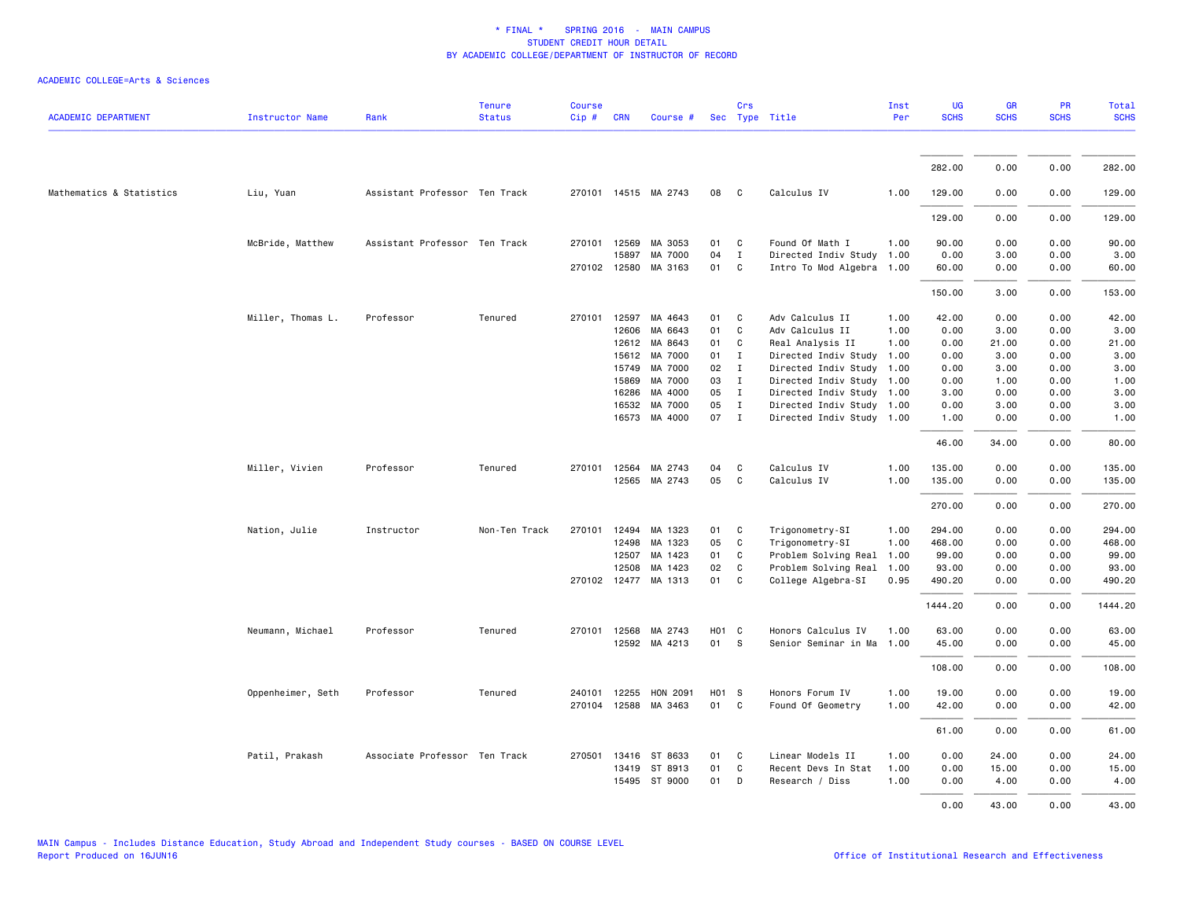# * FINAL * SPRING 2016 - MAIN CAMPUS
## STUDENT CREDIT HOUR DETAIL
## BY ACADEMIC COLLEGE/DEPARTMENT OF INSTRUCTOR OF RECORD

ACADEMIC COLLEGE=Arts & Sciences

| ACADEMIC DEPARTMENT | Instructor Name | Rank | Tenure Status | Course Cip # | CRN | Course # | Sec | Crs Type | Title | Inst Per | UG SCHS | GR SCHS | PR SCHS | Total SCHS |
|---|---|---|---|---|---|---|---|---|---|---|---|---|---|---|
| | | | | | | | | | | | 282.00 | 0.00 | 0.00 | 282.00 |
| Mathematics & Statistics | Liu, Yuan | Assistant Professor | Ten Track | 270101 | 14515 | MA 2743 | 08 | C | Calculus IV | 1.00 | 129.00 | 0.00 | 0.00 | 129.00 |
| | | | | | | | | | | | 129.00 | 0.00 | 0.00 | 129.00 |
| | McBride, Matthew | Assistant Professor | Ten Track | 270101 | 12569 | MA 3053 | 01 | C | Found Of Math I | 1.00 | 90.00 | 0.00 | 0.00 | 90.00 |
| | | | | | 15897 | MA 7000 | 04 | I | Directed Indiv Study | 1.00 | 0.00 | 3.00 | 0.00 | 3.00 |
| | | | | 270102 | 12580 | MA 3163 | 01 | C | Intro To Mod Algebra | 1.00 | 60.00 | 0.00 | 0.00 | 60.00 |
| | | | | | | | | | | | 150.00 | 3.00 | 0.00 | 153.00 |
| | Miller, Thomas L. | Professor | Tenured | 270101 | 12597 | MA 4643 | 01 | C | Adv Calculus II | 1.00 | 42.00 | 0.00 | 0.00 | 42.00 |
| | | | | | 12606 | MA 6643 | 01 | C | Adv Calculus II | 1.00 | 0.00 | 3.00 | 0.00 | 3.00 |
| | | | | | 12612 | MA 8643 | 01 | C | Real Analysis II | 1.00 | 0.00 | 21.00 | 0.00 | 21.00 |
| | | | | | 15612 | MA 7000 | 01 | I | Directed Indiv Study | 1.00 | 0.00 | 3.00 | 0.00 | 3.00 |
| | | | | | 15749 | MA 7000 | 02 | I | Directed Indiv Study | 1.00 | 0.00 | 3.00 | 0.00 | 3.00 |
| | | | | | 15869 | MA 7000 | 03 | I | Directed Indiv Study | 1.00 | 0.00 | 1.00 | 0.00 | 1.00 |
| | | | | | 16286 | MA 4000 | 05 | I | Directed Indiv Study | 1.00 | 3.00 | 0.00 | 0.00 | 3.00 |
| | | | | | 16532 | MA 7000 | 05 | I | Directed Indiv Study | 1.00 | 0.00 | 3.00 | 0.00 | 3.00 |
| | | | | | 16573 | MA 4000 | 07 | I | Directed Indiv Study | 1.00 | 1.00 | 0.00 | 0.00 | 1.00 |
| | | | | | | | | | | | 46.00 | 34.00 | 0.00 | 80.00 |
| | Miller, Vivien | Professor | Tenured | 270101 | 12564 | MA 2743 | 04 | C | Calculus IV | 1.00 | 135.00 | 0.00 | 0.00 | 135.00 |
| | | | | | 12565 | MA 2743 | 05 | C | Calculus IV | 1.00 | 135.00 | 0.00 | 0.00 | 135.00 |
| | | | | | | | | | | | 270.00 | 0.00 | 0.00 | 270.00 |
| | Nation, Julie | Instructor | Non-Ten Track | 270101 | 12494 | MA 1323 | 01 | C | Trigonometry-SI | 1.00 | 294.00 | 0.00 | 0.00 | 294.00 |
| | | | | | 12498 | MA 1323 | 05 | C | Trigonometry-SI | 1.00 | 468.00 | 0.00 | 0.00 | 468.00 |
| | | | | | 12507 | MA 1423 | 01 | C | Problem Solving Real | 1.00 | 99.00 | 0.00 | 0.00 | 99.00 |
| | | | | | 12508 | MA 1423 | 02 | C | Problem Solving Real | 1.00 | 93.00 | 0.00 | 0.00 | 93.00 |
| | | | | 270102 | 12477 | MA 1313 | 01 | C | College Algebra-SI | 0.95 | 490.20 | 0.00 | 0.00 | 490.20 |
| | | | | | | | | | | | 1444.20 | 0.00 | 0.00 | 1444.20 |
| | Neumann, Michael | Professor | Tenured | 270101 | 12568 | MA 2743 | H01 | C | Honors Calculus IV | 1.00 | 63.00 | 0.00 | 0.00 | 63.00 |
| | | | | | 12592 | MA 4213 | 01 | S | Senior Seminar in Ma | 1.00 | 45.00 | 0.00 | 0.00 | 45.00 |
| | | | | | | | | | | | 108.00 | 0.00 | 0.00 | 108.00 |
| | Oppenheimer, Seth | Professor | Tenured | 240101 | 12255 | HON 2091 | H01 | S | Honors Forum IV | 1.00 | 19.00 | 0.00 | 0.00 | 19.00 |
| | | | | 270104 | 12588 | MA 3463 | 01 | C | Found Of Geometry | 1.00 | 42.00 | 0.00 | 0.00 | 42.00 |
| | | | | | | | | | | | 61.00 | 0.00 | 0.00 | 61.00 |
| | Patil, Prakash | Associate Professor | Ten Track | 270501 | 13416 | ST 8633 | 01 | C | Linear Models II | 1.00 | 0.00 | 24.00 | 0.00 | 24.00 |
| | | | | | 13419 | ST 8913 | 01 | C | Recent Devs In Stat | 1.00 | 0.00 | 15.00 | 0.00 | 15.00 |
| | | | | | 15495 | ST 9000 | 01 | D | Research / Diss | 1.00 | 0.00 | 4.00 | 0.00 | 4.00 |
| | | | | | | | | | | | 0.00 | 43.00 | 0.00 | 43.00 |

MAIN Campus - Includes Distance Education, Study Abroad and Independent Study courses - BASED ON COURSE LEVEL
Report Produced on 16JUN16

Office of Institutional Research and Effectiveness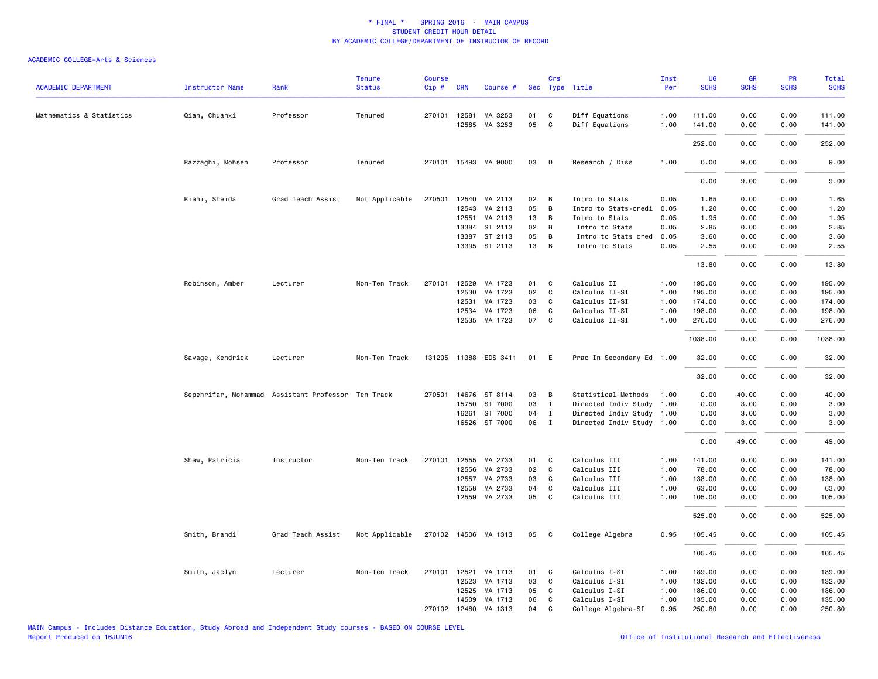\* FINAL \*    SPRING 2016  -  MAIN CAMPUS
STUDENT CREDIT HOUR DETAIL
BY ACADEMIC COLLEGE/DEPARTMENT OF INSTRUCTOR OF RECORD

ACADEMIC COLLEGE=Arts & Sciences

| ACADEMIC DEPARTMENT | Instructor Name | Rank | Tenure Status | Course Cip # | CRN | Course # | Sec | Crs Type | Title | Inst Per | UG SCHS | GR SCHS | PR SCHS | Total SCHS |
|---|---|---|---|---|---|---|---|---|---|---|---|---|---|---|
| Mathematics & Statistics | Qian, Chuanxi | Professor | Tenured | 270101 | 12581 | MA 3253 | 01 | C | Diff Equations | 1.00 | 111.00 | 0.00 | 0.00 | 111.00 |
| | | | | | 12585 | MA 3253 | 05 | C | Diff Equations | 1.00 | 141.00 | 0.00 | 0.00 | 141.00 |
| | | | | | | | | | | | 252.00 | 0.00 | 0.00 | 252.00 |
| | Razzaghi, Mohsen | Professor | Tenured | 270101 | 15493 | MA 9000 | 03 | D | Research / Diss | 1.00 | 0.00 | 9.00 | 0.00 | 9.00 |
| | | | | | | | | | | | 0.00 | 9.00 | 0.00 | 9.00 |
| | Riahi, Sheida | Grad Teach Assist | Not Applicable | 270501 | 12540 | MA 2113 | 02 | B | Intro to Stats | 0.05 | 1.65 | 0.00 | 0.00 | 1.65 |
| | | | | | 12543 | MA 2113 | 05 | B | Intro to Stats-credi | 0.05 | 1.20 | 0.00 | 0.00 | 1.20 |
| | | | | | 12551 | MA 2113 | 13 | B | Intro to Stats | 0.05 | 1.95 | 0.00 | 0.00 | 1.95 |
| | | | | | 13384 | ST 2113 | 02 | B | Intro to Stats | 0.05 | 2.85 | 0.00 | 0.00 | 2.85 |
| | | | | | 13387 | ST 2113 | 05 | B | Intro to Stats cred | 0.05 | 3.60 | 0.00 | 0.00 | 3.60 |
| | | | | | 13395 | ST 2113 | 13 | B | Intro to Stats | 0.05 | 2.55 | 0.00 | 0.00 | 2.55 |
| | | | | | | | | | | | 13.80 | 0.00 | 0.00 | 13.80 |
| | Robinson, Amber | Lecturer | Non-Ten Track | 270101 | 12529 | MA 1723 | 01 | C | Calculus II | 1.00 | 195.00 | 0.00 | 0.00 | 195.00 |
| | | | | | 12530 | MA 1723 | 02 | C | Calculus II-SI | 1.00 | 195.00 | 0.00 | 0.00 | 195.00 |
| | | | | | 12531 | MA 1723 | 03 | C | Calculus II-SI | 1.00 | 174.00 | 0.00 | 0.00 | 174.00 |
| | | | | | 12534 | MA 1723 | 06 | C | Calculus II-SI | 1.00 | 198.00 | 0.00 | 0.00 | 198.00 |
| | | | | | 12535 | MA 1723 | 07 | C | Calculus II-SI | 1.00 | 276.00 | 0.00 | 0.00 | 276.00 |
| | | | | | | | | | | | 1038.00 | 0.00 | 0.00 | 1038.00 |
| | Savage, Kendrick | Lecturer | Non-Ten Track | 131205 | 11388 | EDS 3411 | 01 | E | Prac In Secondary Ed | 1.00 | 32.00 | 0.00 | 0.00 | 32.00 |
| | | | | | | | | | | | 32.00 | 0.00 | 0.00 | 32.00 |
| | Sepehrifar, Mohammad | Assistant Professor | Ten Track | 270501 | 14676 | ST 8114 | 03 | B | Statistical Methods | 1.00 | 0.00 | 40.00 | 0.00 | 40.00 |
| | | | | | 15750 | ST 7000 | 03 | I | Directed Indiv Study | 1.00 | 0.00 | 3.00 | 0.00 | 3.00 |
| | | | | | 16261 | ST 7000 | 04 | I | Directed Indiv Study | 1.00 | 0.00 | 3.00 | 0.00 | 3.00 |
| | | | | | 16526 | ST 7000 | 06 | I | Directed Indiv Study | 1.00 | 0.00 | 3.00 | 0.00 | 3.00 |
| | | | | | | | | | | | 0.00 | 49.00 | 0.00 | 49.00 |
| | Shaw, Patricia | Instructor | Non-Ten Track | 270101 | 12555 | MA 2733 | 01 | C | Calculus III | 1.00 | 141.00 | 0.00 | 0.00 | 141.00 |
| | | | | | 12556 | MA 2733 | 02 | C | Calculus III | 1.00 | 78.00 | 0.00 | 0.00 | 78.00 |
| | | | | | 12557 | MA 2733 | 03 | C | Calculus III | 1.00 | 138.00 | 0.00 | 0.00 | 138.00 |
| | | | | | 12558 | MA 2733 | 04 | C | Calculus III | 1.00 | 63.00 | 0.00 | 0.00 | 63.00 |
| | | | | | 12559 | MA 2733 | 05 | C | Calculus III | 1.00 | 105.00 | 0.00 | 0.00 | 105.00 |
| | | | | | | | | | | | 525.00 | 0.00 | 0.00 | 525.00 |
| | Smith, Brandi | Grad Teach Assist | Not Applicable | 270102 | 14506 | MA 1313 | 05 | C | College Algebra | 0.95 | 105.45 | 0.00 | 0.00 | 105.45 |
| | | | | | | | | | | | 105.45 | 0.00 | 0.00 | 105.45 |
| | Smith, Jaclyn | Lecturer | Non-Ten Track | 270101 | 12521 | MA 1713 | 01 | C | Calculus I-SI | 1.00 | 189.00 | 0.00 | 0.00 | 189.00 |
| | | | | | 12523 | MA 1713 | 03 | C | Calculus I-SI | 1.00 | 132.00 | 0.00 | 0.00 | 132.00 |
| | | | | | 12525 | MA 1713 | 05 | C | Calculus I-SI | 1.00 | 186.00 | 0.00 | 0.00 | 186.00 |
| | | | | | 14509 | MA 1713 | 06 | C | Calculus I-SI | 1.00 | 135.00 | 0.00 | 0.00 | 135.00 |
| | | | | 270102 | 12480 | MA 1313 | 04 | C | College Algebra-SI | 0.95 | 250.80 | 0.00 | 0.00 | 250.80 |

MAIN Campus - Includes Distance Education, Study Abroad and Independent Study courses - BASED ON COURSE LEVEL
Report Produced on 16JUN16
Office of Institutional Research and Effectiveness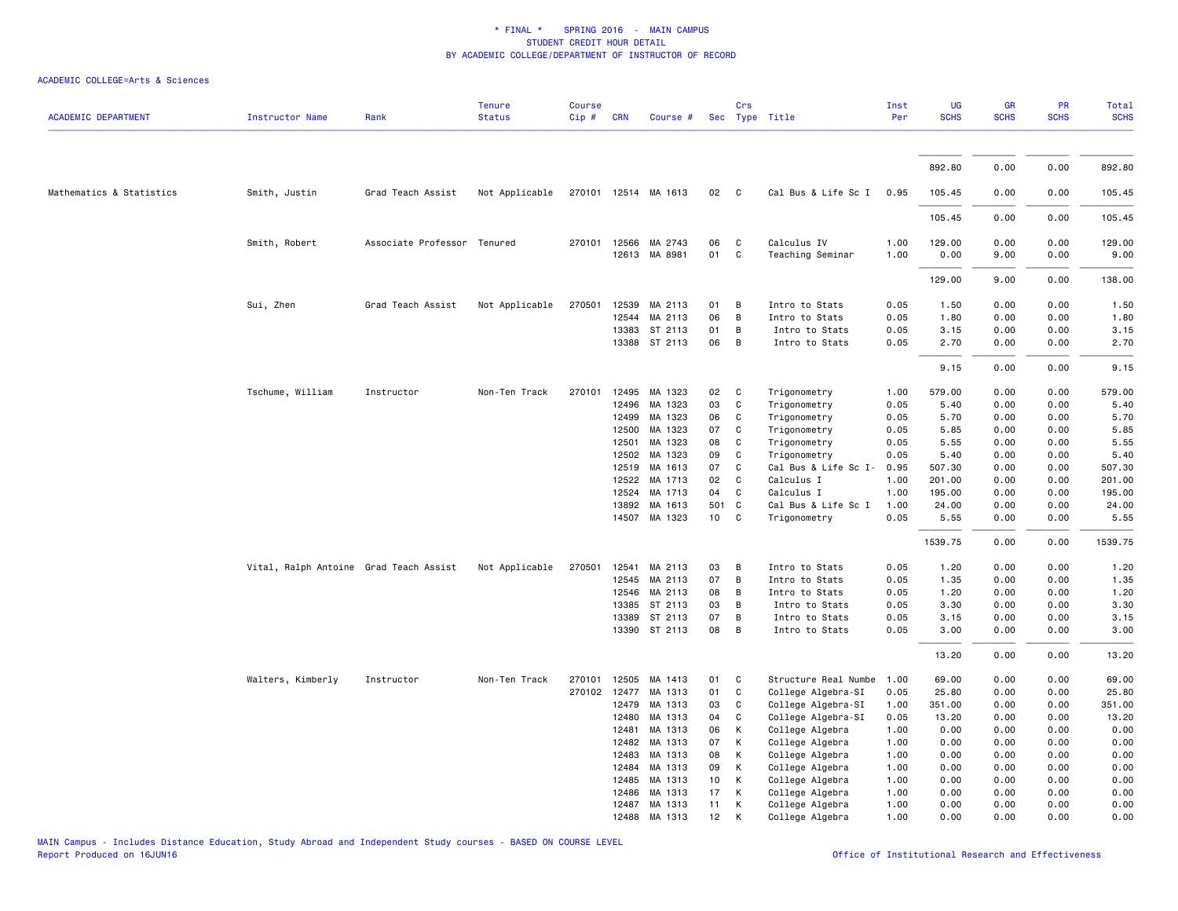# * FINAL * SPRING 2016 - MAIN CAMPUS
## STUDENT CREDIT HOUR DETAIL
## BY ACADEMIC COLLEGE/DEPARTMENT OF INSTRUCTOR OF RECORD

ACADEMIC COLLEGE=Arts & Sciences

| ACADEMIC DEPARTMENT | Instructor Name | Rank | Tenure Status | Course Cip # | CRN | Course # | Sec | Crs Type | Title | Inst Per | UG SCHS | GR SCHS | PR SCHS | Total SCHS |
|---|---|---|---|---|---|---|---|---|---|---|---|---|---|---|
| | | | | | | | | | | | 892.80 | 0.00 | 0.00 | 892.80 |
| Mathematics & Statistics | Smith, Justin | Grad Teach Assist | Not Applicable | 270101 | 12514 | MA 1613 | 02 | C | Cal Bus & Life Sc I | 0.95 | 105.45 | 0.00 | 0.00 | 105.45 |
| | | | | | | | | | | | 105.45 | 0.00 | 0.00 | 105.45 |
| | Smith, Robert | Associate Professor | Tenured | 270101 | 12566 | MA 2743 | 06 | C | Calculus IV | 1.00 | 129.00 | 0.00 | 0.00 | 129.00 |
| | | | | | 12613 | MA 8981 | 01 | C | Teaching Seminar | 1.00 | 0.00 | 9.00 | 0.00 | 9.00 |
| | | | | | | | | | | | 129.00 | 9.00 | 0.00 | 138.00 |
| | Sui, Zhen | Grad Teach Assist | Not Applicable | 270501 | 12539 | MA 2113 | 01 | B | Intro to Stats | 0.05 | 1.50 | 0.00 | 0.00 | 1.50 |
| | | | | | 12544 | MA 2113 | 06 | B | Intro to Stats | 0.05 | 1.80 | 0.00 | 0.00 | 1.80 |
| | | | | | 13383 | ST 2113 | 01 | B | Intro to Stats | 0.05 | 3.15 | 0.00 | 0.00 | 3.15 |
| | | | | | 13388 | ST 2113 | 06 | B | Intro to Stats | 0.05 | 2.70 | 0.00 | 0.00 | 2.70 |
| | | | | | | | | | | | 9.15 | 0.00 | 0.00 | 9.15 |
| | Tschume, William | Instructor | Non-Ten Track | 270101 | 12495 | MA 1323 | 02 | C | Trigonometry | 1.00 | 579.00 | 0.00 | 0.00 | 579.00 |
| | | | | | 12496 | MA 1323 | 03 | C | Trigonometry | 0.05 | 5.40 | 0.00 | 0.00 | 5.40 |
| | | | | | 12499 | MA 1323 | 06 | C | Trigonometry | 0.05 | 5.70 | 0.00 | 0.00 | 5.70 |
| | | | | | 12500 | MA 1323 | 07 | C | Trigonometry | 0.05 | 5.85 | 0.00 | 0.00 | 5.85 |
| | | | | | 12501 | MA 1323 | 08 | C | Trigonometry | 0.05 | 5.55 | 0.00 | 0.00 | 5.55 |
| | | | | | 12502 | MA 1323 | 09 | C | Trigonometry | 0.05 | 5.40 | 0.00 | 0.00 | 5.40 |
| | | | | | 12519 | MA 1613 | 07 | C | Cal Bus & Life Sc I- | 0.95 | 507.30 | 0.00 | 0.00 | 507.30 |
| | | | | | 12522 | MA 1713 | 02 | C | Calculus I | 1.00 | 201.00 | 0.00 | 0.00 | 201.00 |
| | | | | | 12524 | MA 1713 | 04 | C | Calculus I | 1.00 | 195.00 | 0.00 | 0.00 | 195.00 |
| | | | | | 13892 | MA 1613 | 501 | C | Cal Bus & Life Sc I | 1.00 | 24.00 | 0.00 | 0.00 | 24.00 |
| | | | | | 14507 | MA 1323 | 10 | C | Trigonometry | 0.05 | 5.55 | 0.00 | 0.00 | 5.55 |
| | | | | | | | | | | | 1539.75 | 0.00 | 0.00 | 1539.75 |
| | Vital, Ralph Antoine | Grad Teach Assist | Not Applicable | 270501 | 12541 | MA 2113 | 03 | B | Intro to Stats | 0.05 | 1.20 | 0.00 | 0.00 | 1.20 |
| | | | | | 12545 | MA 2113 | 07 | B | Intro to Stats | 0.05 | 1.35 | 0.00 | 0.00 | 1.35 |
| | | | | | 12546 | MA 2113 | 08 | B | Intro to Stats | 0.05 | 1.20 | 0.00 | 0.00 | 1.20 |
| | | | | | 13385 | ST 2113 | 03 | B | Intro to Stats | 0.05 | 3.30 | 0.00 | 0.00 | 3.30 |
| | | | | | 13389 | ST 2113 | 07 | B | Intro to Stats | 0.05 | 3.15 | 0.00 | 0.00 | 3.15 |
| | | | | | 13390 | ST 2113 | 08 | B | Intro to Stats | 0.05 | 3.00 | 0.00 | 0.00 | 3.00 |
| | | | | | | | | | | | 13.20 | 0.00 | 0.00 | 13.20 |
| | Walters, Kimberly | Instructor | Non-Ten Track | 270101 | 12505 | MA 1413 | 01 | C | Structure Real Numbe | 1.00 | 69.00 | 0.00 | 0.00 | 69.00 |
| | | | | 270102 | 12477 | MA 1313 | 01 | C | College Algebra-SI | 0.05 | 25.80 | 0.00 | 0.00 | 25.80 |
| | | | | | 12479 | MA 1313 | 03 | C | College Algebra-SI | 1.00 | 351.00 | 0.00 | 0.00 | 351.00 |
| | | | | | 12480 | MA 1313 | 04 | C | College Algebra-SI | 0.05 | 13.20 | 0.00 | 0.00 | 13.20 |
| | | | | | 12481 | MA 1313 | 06 | K | College Algebra | 1.00 | 0.00 | 0.00 | 0.00 | 0.00 |
| | | | | | 12482 | MA 1313 | 07 | K | College Algebra | 1.00 | 0.00 | 0.00 | 0.00 | 0.00 |
| | | | | | 12483 | MA 1313 | 08 | K | College Algebra | 1.00 | 0.00 | 0.00 | 0.00 | 0.00 |
| | | | | | 12484 | MA 1313 | 09 | K | College Algebra | 1.00 | 0.00 | 0.00 | 0.00 | 0.00 |
| | | | | | 12485 | MA 1313 | 10 | K | College Algebra | 1.00 | 0.00 | 0.00 | 0.00 | 0.00 |
| | | | | | 12486 | MA 1313 | 17 | K | College Algebra | 1.00 | 0.00 | 0.00 | 0.00 | 0.00 |
| | | | | | 12487 | MA 1313 | 11 | K | College Algebra | 1.00 | 0.00 | 0.00 | 0.00 | 0.00 |
| | | | | | 12488 | MA 1313 | 12 | K | College Algebra | 1.00 | 0.00 | 0.00 | 0.00 | 0.00 |

MAIN Campus - Includes Distance Education, Study Abroad and Independent Study courses - BASED ON COURSE LEVEL
Report Produced on 16JUN16

Office of Institutional Research and Effectiveness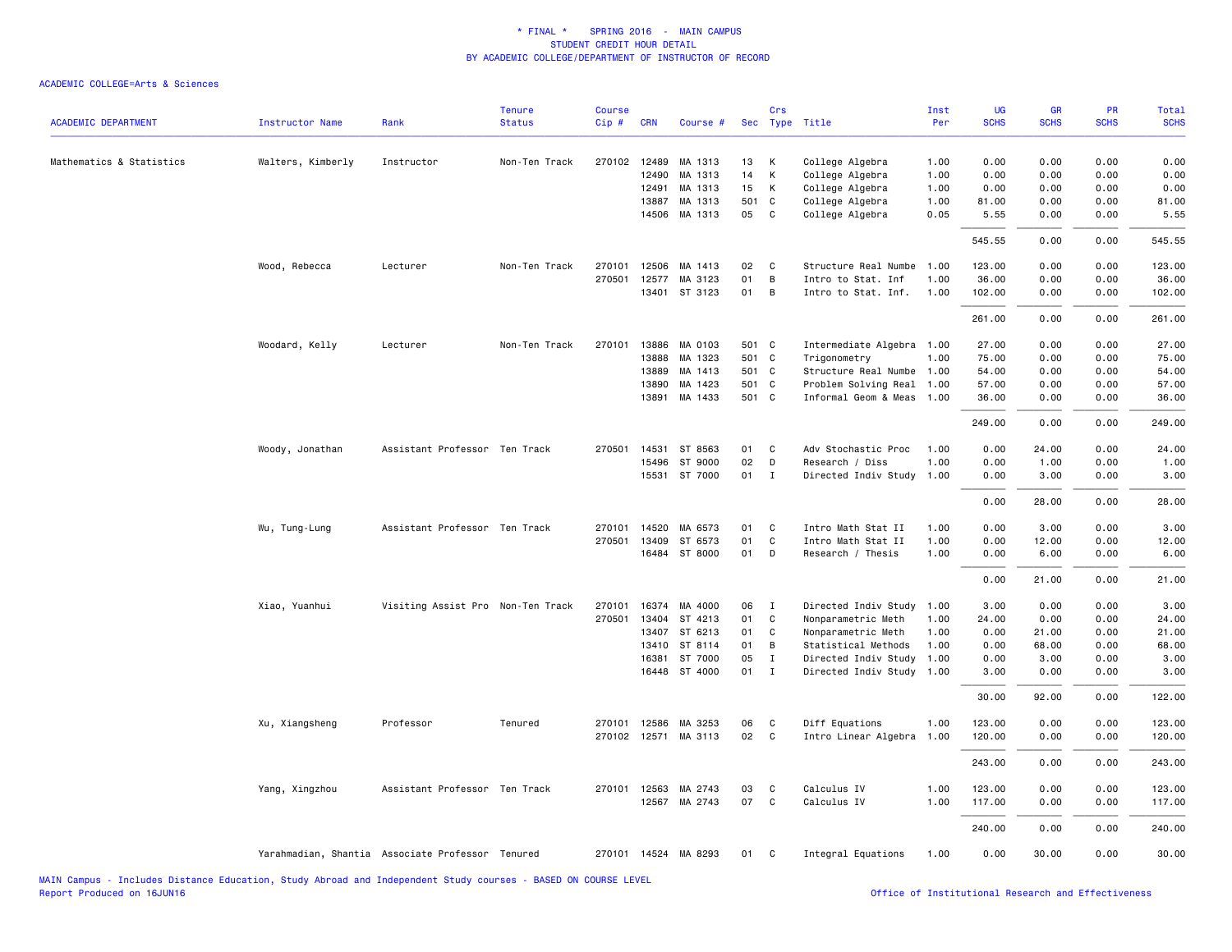\* FINAL \* SPRING 2016 - MAIN CAMPUS
STUDENT CREDIT HOUR DETAIL
BY ACADEMIC COLLEGE/DEPARTMENT OF INSTRUCTOR OF RECORD

ACADEMIC COLLEGE=Arts & Sciences

| ACADEMIC DEPARTMENT | Instructor Name | Rank | Tenure Status | Course Cip # | CRN | Course # | Sec | Crs Type | Title | Inst Per | UG SCHS | GR SCHS | PR SCHS | Total SCHS |
|---|---|---|---|---|---|---|---|---|---|---|---|---|---|---|
| Mathematics & Statistics | Walters, Kimberly | Instructor | Non-Ten Track | 270102 | 12489 | MA 1313 | 13 | K | College Algebra | 1.00 | 0.00 | 0.00 | 0.00 | 0.00 |
| | | | | | 12490 | MA 1313 | 14 | K | College Algebra | 1.00 | 0.00 | 0.00 | 0.00 | 0.00 |
| | | | | | 12491 | MA 1313 | 15 | K | College Algebra | 1.00 | 0.00 | 0.00 | 0.00 | 0.00 |
| | | | | | 13887 | MA 1313 | 501 | C | College Algebra | 1.00 | 81.00 | 0.00 | 0.00 | 81.00 |
| | | | | | 14506 | MA 1313 | 05 | C | College Algebra | 0.05 | 5.55 | 0.00 | 0.00 | 5.55 |
| | | | | | | | | | | | 545.55 | 0.00 | 0.00 | 545.55 |
| | Wood, Rebecca | Lecturer | Non-Ten Track | 270101 | 12506 | MA 1413 | 02 | C | Structure Real Numbe | 1.00 | 123.00 | 0.00 | 0.00 | 123.00 |
| | | | | 270501 | 12577 | MA 3123 | 01 | B | Intro to Stat. Inf | 1.00 | 36.00 | 0.00 | 0.00 | 36.00 |
| | | | | | 13401 | ST 3123 | 01 | B | Intro to Stat. Inf. | 1.00 | 102.00 | 0.00 | 0.00 | 102.00 |
| | | | | | | | | | | | 261.00 | 0.00 | 0.00 | 261.00 |
| | Woodard, Kelly | Lecturer | Non-Ten Track | 270101 | 13886 | MA 0103 | 501 | C | Intermediate Algebra | 1.00 | 27.00 | 0.00 | 0.00 | 27.00 |
| | | | | | 13888 | MA 1323 | 501 | C | Trigonometry | 1.00 | 75.00 | 0.00 | 0.00 | 75.00 |
| | | | | | 13889 | MA 1413 | 501 | C | Structure Real Numbe | 1.00 | 54.00 | 0.00 | 0.00 | 54.00 |
| | | | | | 13890 | MA 1423 | 501 | C | Problem Solving Real | 1.00 | 57.00 | 0.00 | 0.00 | 57.00 |
| | | | | | 13891 | MA 1433 | 501 | C | Informal Geom & Meas | 1.00 | 36.00 | 0.00 | 0.00 | 36.00 |
| | | | | | | | | | | | 249.00 | 0.00 | 0.00 | 249.00 |
| | Woody, Jonathan | Assistant Professor | Ten Track | 270501 | 14531 | ST 8563 | 01 | C | Adv Stochastic Proc | 1.00 | 0.00 | 24.00 | 0.00 | 24.00 |
| | | | | | 15496 | ST 9000 | 02 | D | Research / Diss | 1.00 | 0.00 | 1.00 | 0.00 | 1.00 |
| | | | | | 15531 | ST 7000 | 01 | I | Directed Indiv Study | 1.00 | 0.00 | 3.00 | 0.00 | 3.00 |
| | | | | | | | | | | | 0.00 | 28.00 | 0.00 | 28.00 |
| | Wu, Tung-Lung | Assistant Professor | Ten Track | 270101 | 14520 | MA 6573 | 01 | C | Intro Math Stat II | 1.00 | 0.00 | 3.00 | 0.00 | 3.00 |
| | | | | 270501 | 13409 | ST 6573 | 01 | C | Intro Math Stat II | 1.00 | 0.00 | 12.00 | 0.00 | 12.00 |
| | | | | | 16484 | ST 8000 | 01 | D | Research / Thesis | 1.00 | 0.00 | 6.00 | 0.00 | 6.00 |
| | | | | | | | | | | | 0.00 | 21.00 | 0.00 | 21.00 |
| | Xiao, Yuanhui | Visiting Assist Pro | Non-Ten Track | 270101 | 16374 | MA 4000 | 06 | I | Directed Indiv Study | 1.00 | 3.00 | 0.00 | 0.00 | 3.00 |
| | | | | 270501 | 13404 | ST 4213 | 01 | C | Nonparametric Meth | 1.00 | 24.00 | 0.00 | 0.00 | 24.00 |
| | | | | | 13407 | ST 6213 | 01 | C | Nonparametric Meth | 1.00 | 0.00 | 21.00 | 0.00 | 21.00 |
| | | | | | 13410 | ST 8114 | 01 | B | Statistical Methods | 1.00 | 0.00 | 68.00 | 0.00 | 68.00 |
| | | | | | 16381 | ST 7000 | 05 | I | Directed Indiv Study | 1.00 | 0.00 | 3.00 | 0.00 | 3.00 |
| | | | | | 16448 | ST 4000 | 01 | I | Directed Indiv Study | 1.00 | 3.00 | 0.00 | 0.00 | 3.00 |
| | | | | | | | | | | | 30.00 | 92.00 | 0.00 | 122.00 |
| | Xu, Xiangsheng | Professor | Tenured | 270101 | 12586 | MA 3253 | 06 | C | Diff Equations | 1.00 | 123.00 | 0.00 | 0.00 | 123.00 |
| | | | | 270102 | 12571 | MA 3113 | 02 | C | Intro Linear Algebra | 1.00 | 120.00 | 0.00 | 0.00 | 120.00 |
| | | | | | | | | | | | 243.00 | 0.00 | 0.00 | 243.00 |
| | Yang, Xingzhou | Assistant Professor | Ten Track | 270101 | 12563 | MA 2743 | 03 | C | Calculus IV | 1.00 | 123.00 | 0.00 | 0.00 | 123.00 |
| | | | | | 12567 | MA 2743 | 07 | C | Calculus IV | 1.00 | 117.00 | 0.00 | 0.00 | 117.00 |
| | | | | | | | | | | | 240.00 | 0.00 | 0.00 | 240.00 |
| | Yarahmadian, Shantia | Associate Professor | Tenured | 270101 | 14524 | MA 8293 | 01 | C | Integral Equations | 1.00 | 0.00 | 30.00 | 0.00 | 30.00 |

MAIN Campus - Includes Distance Education, Study Abroad and Independent Study courses - BASED ON COURSE LEVEL
Report Produced on 16JUN16

Office of Institutional Research and Effectiveness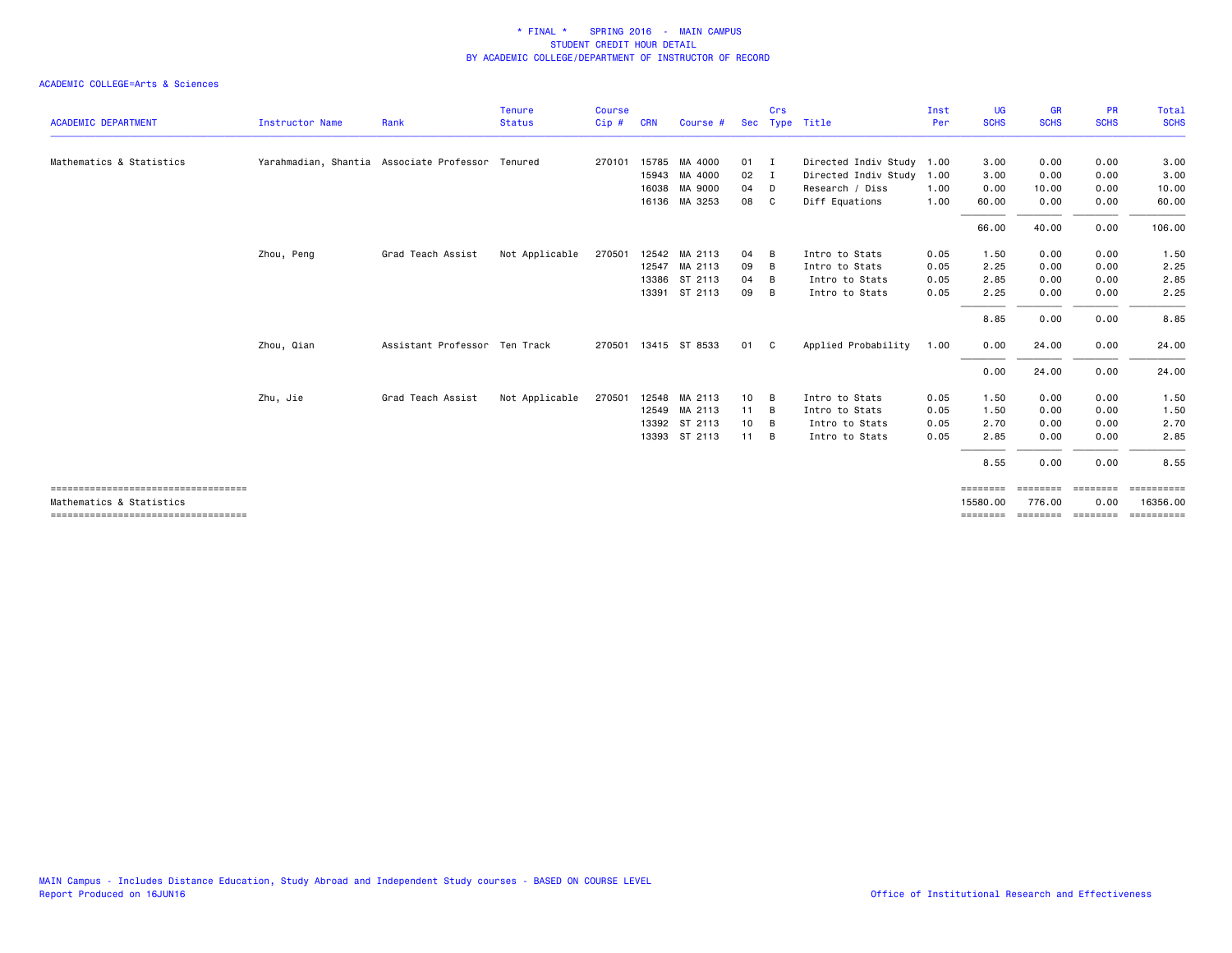\* FINAL \* SPRING 2016 - MAIN CAMPUS
STUDENT CREDIT HOUR DETAIL
BY ACADEMIC COLLEGE/DEPARTMENT OF INSTRUCTOR OF RECORD

ACADEMIC COLLEGE=Arts & Sciences

| ACADEMIC DEPARTMENT | Instructor Name | Rank | Tenure Status | Course Cip # | CRN | Course # | Sec | Crs Type | Title | Inst Per | UG SCHS | GR SCHS | PR SCHS | Total SCHS |
|---|---|---|---|---|---|---|---|---|---|---|---|---|---|---|
| Mathematics & Statistics | Yarahmadian, Shantia | Associate Professor | Tenured | 270101 | 15785 | MA 4000 | 01 | I | Directed Indiv Study | 1.00 | 3.00 | 0.00 | 0.00 | 3.00 |
| | | | | | 15943 | MA 4000 | 02 | I | Directed Indiv Study | 1.00 | 3.00 | 0.00 | 0.00 | 3.00 |
| | | | | | 16038 | MA 9000 | 04 | D | Research / Diss | 1.00 | 0.00 | 10.00 | 0.00 | 10.00 |
| | | | | | 16136 | MA 3253 | 08 | C | Diff Equations | 1.00 | 60.00 | 0.00 | 0.00 | 60.00 |
| | | | | | | | | | | | 66.00 | 40.00 | 0.00 | 106.00 |
| | Zhou, Peng | Grad Teach Assist | Not Applicable | 270501 | 12542 | MA 2113 | 04 | B | Intro to Stats | 0.05 | 1.50 | 0.00 | 0.00 | 1.50 |
| | | | | | 12547 | MA 2113 | 09 | B | Intro to Stats | 0.05 | 2.25 | 0.00 | 0.00 | 2.25 |
| | | | | | 13386 | ST 2113 | 04 | B | Intro to Stats | 0.05 | 2.85 | 0.00 | 0.00 | 2.85 |
| | | | | | 13391 | ST 2113 | 09 | B | Intro to Stats | 0.05 | 2.25 | 0.00 | 0.00 | 2.25 |
| | | | | | | | | | | | 8.85 | 0.00 | 0.00 | 8.85 |
| | Zhou, Qian | Assistant Professor | Ten Track | 270501 | 13415 | ST 8533 | 01 | C | Applied Probability | 1.00 | 0.00 | 24.00 | 0.00 | 24.00 |
| | | | | | | | | | | | 0.00 | 24.00 | 0.00 | 24.00 |
| | Zhu, Jie | Grad Teach Assist | Not Applicable | 270501 | 12548 | MA 2113 | 10 | B | Intro to Stats | 0.05 | 1.50 | 0.00 | 0.00 | 1.50 |
| | | | | | 12549 | MA 2113 | 11 | B | Intro to Stats | 0.05 | 1.50 | 0.00 | 0.00 | 1.50 |
| | | | | | 13392 | ST 2113 | 10 | B | Intro to Stats | 0.05 | 2.70 | 0.00 | 0.00 | 2.70 |
| | | | | | 13393 | ST 2113 | 11 | B | Intro to Stats | 0.05 | 2.85 | 0.00 | 0.00 | 2.85 |
| | | | | | | | | | | | 8.55 | 0.00 | 0.00 | 8.55 |
| Mathematics & Statistics | | | | | | | | | | | 15580.00 | 776.00 | 0.00 | 16356.00 |

MAIN Campus - Includes Distance Education, Study Abroad and Independent Study courses - BASED ON COURSE LEVEL
Report Produced on 16JUN16

Office of Institutional Research and Effectiveness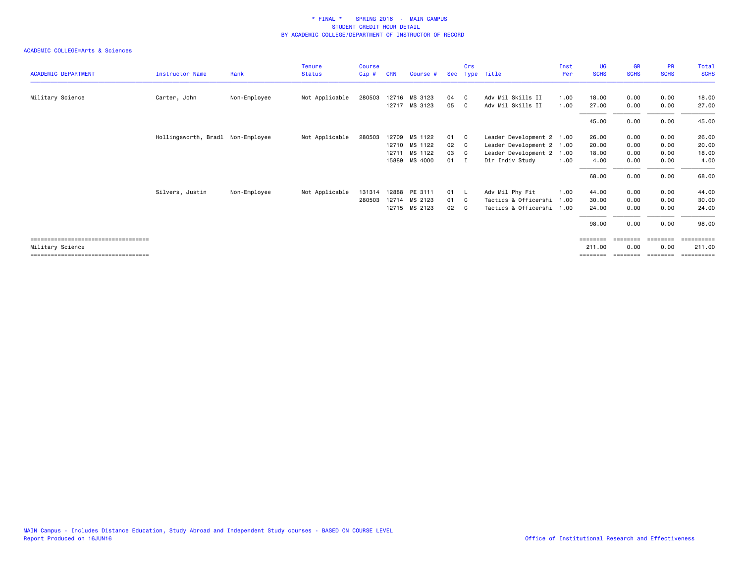# * FINAL * SPRING 2016 - MAIN CAMPUS
## STUDENT CREDIT HOUR DETAIL
## BY ACADEMIC COLLEGE/DEPARTMENT OF INSTRUCTOR OF RECORD

ACADEMIC COLLEGE=Arts & Sciences

| ACADEMIC DEPARTMENT | Instructor Name | Rank | Tenure Status | Course Cip # | CRN | Course # | Sec | Crs Type | Title | Inst Per | UG SCHS | GR SCHS | PR SCHS | Total SCHS |
|---|---|---|---|---|---|---|---|---|---|---|---|---|---|---|
| Military Science | Carter, John | Non-Employee | Not Applicable | 280503 | 12716 | MS 3123 | 04 | C | Adv Mil Skills II | 1.00 | 18.00 | 0.00 | 0.00 | 18.00 |
| | | | | | 12717 | MS 3123 | 05 | C | Adv Mil Skills II | 1.00 | 27.00 | 0.00 | 0.00 | 27.00 |
| | | | | | | | | | | | 45.00 | 0.00 | 0.00 | 45.00 |
| | Hollingsworth, Bradl | Non-Employee | Not Applicable | 280503 | 12709 | MS 1122 | 01 | C | Leader Development 2 | 1.00 | 26.00 | 0.00 | 0.00 | 26.00 |
| | | | | | 12710 | MS 1122 | 02 | C | Leader Development 2 | 1.00 | 20.00 | 0.00 | 0.00 | 20.00 |
| | | | | | 12711 | MS 1122 | 03 | C | Leader Development 2 | 1.00 | 18.00 | 0.00 | 0.00 | 18.00 |
| | | | | | 15889 | MS 4000 | 01 | I | Dir Indiv Study | 1.00 | 4.00 | 0.00 | 0.00 | 4.00 |
| | | | | | | | | | | | 68.00 | 0.00 | 0.00 | 68.00 |
| | Silvers, Justin | Non-Employee | Not Applicable | 131314 | 12888 | PE 3111 | 01 | L | Adv Mil Phy Fit | 1.00 | 44.00 | 0.00 | 0.00 | 44.00 |
| | | | | 280503 | 12714 | MS 2123 | 01 | C | Tactics & Officershi | 1.00 | 30.00 | 0.00 | 0.00 | 30.00 |
| | | | | | 12715 | MS 2123 | 02 | C | Tactics & Officershi | 1.00 | 24.00 | 0.00 | 0.00 | 24.00 |
| | | | | | | | | | | | 98.00 | 0.00 | 0.00 | 98.00 |
| Military Science | | | | | | | | | | | 211.00 | 0.00 | 0.00 | 211.00 |

MAIN Campus - Includes Distance Education, Study Abroad and Independent Study courses - BASED ON COURSE LEVEL
Report Produced on 16JUN16

Office of Institutional Research and Effectiveness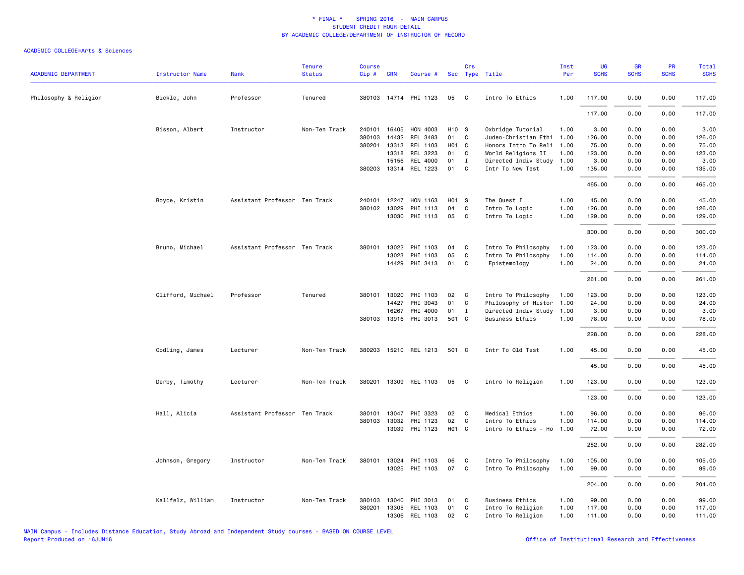\* FINAL \*   SPRING 2016  -  MAIN CAMPUS
STUDENT CREDIT HOUR DETAIL
BY ACADEMIC COLLEGE/DEPARTMENT OF INSTRUCTOR OF RECORD

ACADEMIC COLLEGE=Arts & Sciences

| ACADEMIC DEPARTMENT | Instructor Name | Rank | Tenure Status | Course Cip # | CRN | Course # | Sec | Crs Type | Title | Inst Per | UG SCHS | GR SCHS | PR SCHS | Total SCHS |
|---|---|---|---|---|---|---|---|---|---|---|---|---|---|---|
| Philosophy & Religion | Bickle, John | Professor | Tenured | 380103 | 14714 | PHI 1123 | 05 | C | Intro To Ethics | 1.00 | 117.00 | 0.00 | 0.00 | 117.00 |
| | | | | | | | | | | | 117.00 | 0.00 | 0.00 | 117.00 |
| | Bisson, Albert | Instructor | Non-Ten Track | 240101 | 16405 | HON 4003 | H10 | S | Oxbridge Tutorial | 1.00 | 3.00 | 0.00 | 0.00 | 3.00 |
| | | | | 380103 | 14432 | REL 3483 | 01 | C | Judeo-Christian Ethi | 1.00 | 126.00 | 0.00 | 0.00 | 126.00 |
| | | | | 380201 | 13313 | REL 1103 | H01 | C | Honors Intro To Reli | 1.00 | 75.00 | 0.00 | 0.00 | 75.00 |
| | | | | | 13318 | REL 3223 | 01 | C | World Religions II | 1.00 | 123.00 | 0.00 | 0.00 | 123.00 |
| | | | | | 15156 | REL 4000 | 01 | I | Directed Indiv Study | 1.00 | 3.00 | 0.00 | 0.00 | 3.00 |
| | | | | 380203 | 13314 | REL 1223 | 01 | C | Intr To New Test | 1.00 | 135.00 | 0.00 | 0.00 | 135.00 |
| | | | | | | | | | | | 465.00 | 0.00 | 0.00 | 465.00 |
| | Boyce, Kristin | Assistant Professor | Ten Track | 240101 | 12247 | HON 1163 | H01 | S | The Quest I | 1.00 | 45.00 | 0.00 | 0.00 | 45.00 |
| | | | | 380102 | 13029 | PHI 1113 | 04 | C | Intro To Logic | 1.00 | 126.00 | 0.00 | 0.00 | 126.00 |
| | | | | | 13030 | PHI 1113 | 05 | C | Intro To Logic | 1.00 | 129.00 | 0.00 | 0.00 | 129.00 |
| | | | | | | | | | | | 300.00 | 0.00 | 0.00 | 300.00 |
| | Bruno, Michael | Assistant Professor | Ten Track | 380101 | 13022 | PHI 1103 | 04 | C | Intro To Philosophy | 1.00 | 123.00 | 0.00 | 0.00 | 123.00 |
| | | | | | 13023 | PHI 1103 | 05 | C | Intro To Philosophy | 1.00 | 114.00 | 0.00 | 0.00 | 114.00 |
| | | | | | 14429 | PHI 3413 | 01 | C | Epistemology | 1.00 | 24.00 | 0.00 | 0.00 | 24.00 |
| | | | | | | | | | | | 261.00 | 0.00 | 0.00 | 261.00 |
| | Clifford, Michael | Professor | Tenured | 380101 | 13020 | PHI 1103 | 02 | C | Intro To Philosophy | 1.00 | 123.00 | 0.00 | 0.00 | 123.00 |
| | | | | | 14427 | PHI 3043 | 01 | C | Philosophy of Histor | 1.00 | 24.00 | 0.00 | 0.00 | 24.00 |
| | | | | | 16267 | PHI 4000 | 01 | I | Directed Indiv Study | 1.00 | 3.00 | 0.00 | 0.00 | 3.00 |
| | | | | 380103 | 13916 | PHI 3013 | 501 | C | Business Ethics | 1.00 | 78.00 | 0.00 | 0.00 | 78.00 |
| | | | | | | | | | | | 228.00 | 0.00 | 0.00 | 228.00 |
| | Codling, James | Lecturer | Non-Ten Track | 380203 | 15210 | REL 1213 | 501 | C | Intr To Old Test | 1.00 | 45.00 | 0.00 | 0.00 | 45.00 |
| | | | | | | | | | | | 45.00 | 0.00 | 0.00 | 45.00 |
| | Derby, Timothy | Lecturer | Non-Ten Track | 380201 | 13309 | REL 1103 | 05 | C | Intro To Religion | 1.00 | 123.00 | 0.00 | 0.00 | 123.00 |
| | | | | | | | | | | | 123.00 | 0.00 | 0.00 | 123.00 |
| | Hall, Alicia | Assistant Professor | Ten Track | 380101 | 13047 | PHI 3323 | 02 | C | Medical Ethics | 1.00 | 96.00 | 0.00 | 0.00 | 96.00 |
| | | | | 380103 | 13032 | PHI 1123 | 02 | C | Intro To Ethics | 1.00 | 114.00 | 0.00 | 0.00 | 114.00 |
| | | | | | 13039 | PHI 1123 | H01 | C | Intro To Ethics - Ho | 1.00 | 72.00 | 0.00 | 0.00 | 72.00 |
| | | | | | | | | | | | 282.00 | 0.00 | 0.00 | 282.00 |
| | Johnson, Gregory | Instructor | Non-Ten Track | 380101 | 13024 | PHI 1103 | 06 | C | Intro To Philosophy | 1.00 | 105.00 | 0.00 | 0.00 | 105.00 |
| | | | | | 13025 | PHI 1103 | 07 | C | Intro To Philosophy | 1.00 | 99.00 | 0.00 | 0.00 | 99.00 |
| | | | | | | | | | | | 204.00 | 0.00 | 0.00 | 204.00 |
| | Kallfelz, William | Instructor | Non-Ten Track | 380103 | 13040 | PHI 3013 | 01 | C | Business Ethics | 1.00 | 99.00 | 0.00 | 0.00 | 99.00 |
| | | | | 380201 | 13305 | REL 1103 | 01 | C | Intro To Religion | 1.00 | 117.00 | 0.00 | 0.00 | 117.00 |
| | | | | | 13306 | REL 1103 | 02 | C | Intro To Religion | 1.00 | 111.00 | 0.00 | 0.00 | 111.00 |

MAIN Campus - Includes Distance Education, Study Abroad and Independent Study courses - BASED ON COURSE LEVEL
Report Produced on 16JUN16

Office of Institutional Research and Effectiveness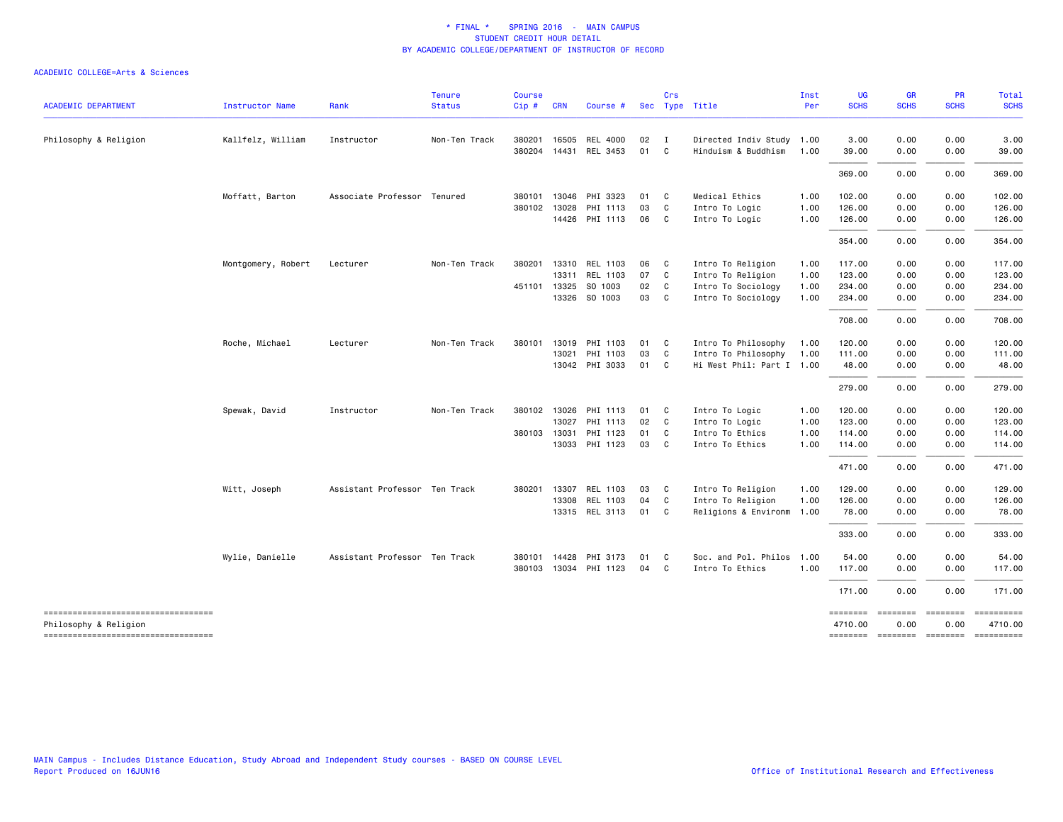# * FINAL * SPRING 2016 - MAIN CAMPUS
## STUDENT CREDIT HOUR DETAIL
## BY ACADEMIC COLLEGE/DEPARTMENT OF INSTRUCTOR OF RECORD

ACADEMIC COLLEGE=Arts & Sciences

| ACADEMIC DEPARTMENT | Instructor Name | Rank | Tenure Status | Course Cip # | CRN | Course # | Sec | Crs Type | Title | Inst Per | UG SCHS | GR SCHS | PR SCHS | Total SCHS |
|---|---|---|---|---|---|---|---|---|---|---|---|---|---|---|
| Philosophy & Religion | Kallfelz, William | Instructor | Non-Ten Track | 380201 | 16505 | REL 4000 | 02 | I | Directed Indiv Study | 1.00 | 3.00 | 0.00 | 0.00 | 3.00 |
| | | | | 380204 | 14431 | REL 3453 | 01 | C | Hinduism & Buddhism | 1.00 | 39.00 | 0.00 | 0.00 | 39.00 |
| | | | | | | | | | | | 369.00 | 0.00 | 0.00 | 369.00 |
| | Moffatt, Barton | Associate Professor | Tenured | 380101 | 13046 | PHI 3323 | 01 | C | Medical Ethics | 1.00 | 102.00 | 0.00 | 0.00 | 102.00 |
| | | | | 380102 | 13028 | PHI 1113 | 03 | C | Intro To Logic | 1.00 | 126.00 | 0.00 | 0.00 | 126.00 |
| | | | | | 14426 | PHI 1113 | 06 | C | Intro To Logic | 1.00 | 126.00 | 0.00 | 0.00 | 126.00 |
| | | | | | | | | | | | 354.00 | 0.00 | 0.00 | 354.00 |
| | Montgomery, Robert | Lecturer | Non-Ten Track | 380201 | 13310 | REL 1103 | 06 | C | Intro To Religion | 1.00 | 117.00 | 0.00 | 0.00 | 117.00 |
| | | | | | 13311 | REL 1103 | 07 | C | Intro To Religion | 1.00 | 123.00 | 0.00 | 0.00 | 123.00 |
| | | | | 451101 | 13325 | SO 1003 | 02 | C | Intro To Sociology | 1.00 | 234.00 | 0.00 | 0.00 | 234.00 |
| | | | | | 13326 | SO 1003 | 03 | C | Intro To Sociology | 1.00 | 234.00 | 0.00 | 0.00 | 234.00 |
| | | | | | | | | | | | 708.00 | 0.00 | 0.00 | 708.00 |
| | Roche, Michael | Lecturer | Non-Ten Track | 380101 | 13019 | PHI 1103 | 01 | C | Intro To Philosophy | 1.00 | 120.00 | 0.00 | 0.00 | 120.00 |
| | | | | | 13021 | PHI 1103 | 03 | C | Intro To Philosophy | 1.00 | 111.00 | 0.00 | 0.00 | 111.00 |
| | | | | | 13042 | PHI 3033 | 01 | C | Hi West Phil: Part I | 1.00 | 48.00 | 0.00 | 0.00 | 48.00 |
| | | | | | | | | | | | 279.00 | 0.00 | 0.00 | 279.00 |
| | Spewak, David | Instructor | Non-Ten Track | 380102 | 13026 | PHI 1113 | 01 | C | Intro To Logic | 1.00 | 120.00 | 0.00 | 0.00 | 120.00 |
| | | | | | 13027 | PHI 1113 | 02 | C | Intro To Logic | 1.00 | 123.00 | 0.00 | 0.00 | 123.00 |
| | | | | 380103 | 13031 | PHI 1123 | 01 | C | Intro To Ethics | 1.00 | 114.00 | 0.00 | 0.00 | 114.00 |
| | | | | | 13033 | PHI 1123 | 03 | C | Intro To Ethics | 1.00 | 114.00 | 0.00 | 0.00 | 114.00 |
| | | | | | | | | | | | 471.00 | 0.00 | 0.00 | 471.00 |
| | Witt, Joseph | Assistant Professor | Ten Track | 380201 | 13307 | REL 1103 | 03 | C | Intro To Religion | 1.00 | 129.00 | 0.00 | 0.00 | 129.00 |
| | | | | | 13308 | REL 1103 | 04 | C | Intro To Religion | 1.00 | 126.00 | 0.00 | 0.00 | 126.00 |
| | | | | | 13315 | REL 3113 | 01 | C | Religions & Environm | 1.00 | 78.00 | 0.00 | 0.00 | 78.00 |
| | | | | | | | | | | | 333.00 | 0.00 | 0.00 | 333.00 |
| | Wylie, Danielle | Assistant Professor | Ten Track | 380101 | 14428 | PHI 3173 | 01 | C | Soc. and Pol. Philos | 1.00 | 54.00 | 0.00 | 0.00 | 54.00 |
| | | | | 380103 | 13034 | PHI 1123 | 04 | C | Intro To Ethics | 1.00 | 117.00 | 0.00 | 0.00 | 117.00 |
| | | | | | | | | | | | 171.00 | 0.00 | 0.00 | 171.00 |
| Philosophy & Religion | | | | | | | | | | | 4710.00 | 0.00 | 0.00 | 4710.00 |

MAIN Campus - Includes Distance Education, Study Abroad and Independent Study courses - BASED ON COURSE LEVEL
Report Produced on 16JUN16

Office of Institutional Research and Effectiveness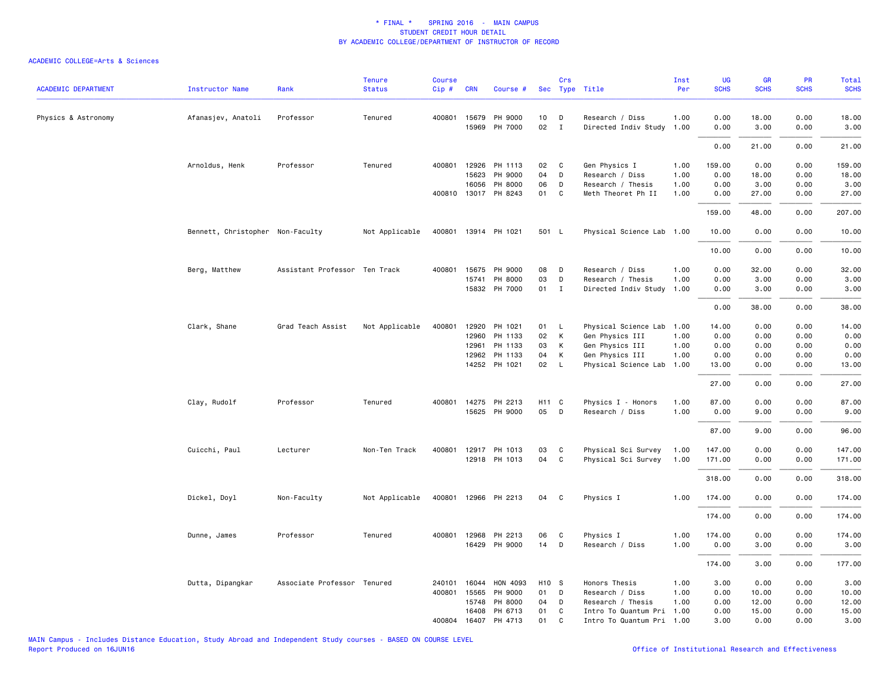* FINAL * SPRING 2016 - MAIN CAMPUS
STUDENT CREDIT HOUR DETAIL
BY ACADEMIC COLLEGE/DEPARTMENT OF INSTRUCTOR OF RECORD

ACADEMIC COLLEGE=Arts & Sciences

| ACADEMIC DEPARTMENT | Instructor Name | Rank | Tenure Status | Course Cip # | CRN | Course # | Sec | Crs Type | Title | Inst Per | UG SCHS | GR SCHS | PR SCHS | Total SCHS |
|---|---|---|---|---|---|---|---|---|---|---|---|---|---|---|
| Physics & Astronomy | Afanasjev, Anatoli | Professor | Tenured | 400801 | 15679 | PH 9000 | 10 | D | Research / Diss | 1.00 | 0.00 | 18.00 | 0.00 | 18.00 |
| | | | | | 15969 | PH 7000 | 02 | I | Directed Indiv Study | 1.00 | 0.00 | 3.00 | 0.00 | 3.00 |
| | | | | | | | | | | | 0.00 | 21.00 | 0.00 | 21.00 |
| | Arnoldus, Henk | Professor | Tenured | 400801 | 12926 | PH 1113 | 02 | C | Gen Physics I | 1.00 | 159.00 | 0.00 | 0.00 | 159.00 |
| | | | | | 15623 | PH 9000 | 04 | D | Research / Diss | 1.00 | 0.00 | 18.00 | 0.00 | 18.00 |
| | | | | | 16056 | PH 8000 | 06 | D | Research / Thesis | 1.00 | 0.00 | 3.00 | 0.00 | 3.00 |
| | | | | 400810 | 13017 | PH 8243 | 01 | C | Meth Theoret Ph II | 1.00 | 0.00 | 27.00 | 0.00 | 27.00 |
| | | | | | | | | | | | 159.00 | 48.00 | 0.00 | 207.00 |
| | Bennett, Christopher | Non-Faculty | Not Applicable | 400801 | 13914 | PH 1021 | 501 | L | Physical Science Lab | 1.00 | 10.00 | 0.00 | 0.00 | 10.00 |
| | | | | | | | | | | | 10.00 | 0.00 | 0.00 | 10.00 |
| | Berg, Matthew | Assistant Professor | Ten Track | 400801 | 15675 | PH 9000 | 08 | D | Research / Diss | 1.00 | 0.00 | 32.00 | 0.00 | 32.00 |
| | | | | | 15741 | PH 8000 | 03 | D | Research / Thesis | 1.00 | 0.00 | 3.00 | 0.00 | 3.00 |
| | | | | | 15832 | PH 7000 | 01 | I | Directed Indiv Study | 1.00 | 0.00 | 3.00 | 0.00 | 3.00 |
| | | | | | | | | | | | 0.00 | 38.00 | 0.00 | 38.00 |
| | Clark, Shane | Grad Teach Assist | Not Applicable | 400801 | 12920 | PH 1021 | 01 | L | Physical Science Lab | 1.00 | 14.00 | 0.00 | 0.00 | 14.00 |
| | | | | | 12960 | PH 1133 | 02 | K | Gen Physics III | 1.00 | 0.00 | 0.00 | 0.00 | 0.00 |
| | | | | | 12961 | PH 1133 | 03 | K | Gen Physics III | 1.00 | 0.00 | 0.00 | 0.00 | 0.00 |
| | | | | | 12962 | PH 1133 | 04 | K | Gen Physics III | 1.00 | 0.00 | 0.00 | 0.00 | 0.00 |
| | | | | | 14252 | PH 1021 | 02 | L | Physical Science Lab | 1.00 | 13.00 | 0.00 | 0.00 | 13.00 |
| | | | | | | | | | | | 27.00 | 0.00 | 0.00 | 27.00 |
| | Clay, Rudolf | Professor | Tenured | 400801 | 14275 | PH 2213 | H11 | C | Physics I - Honors | 1.00 | 87.00 | 0.00 | 0.00 | 87.00 |
| | | | | | 15625 | PH 9000 | 05 | D | Research / Diss | 1.00 | 0.00 | 9.00 | 0.00 | 9.00 |
| | | | | | | | | | | | 87.00 | 9.00 | 0.00 | 96.00 |
| | Cuicchi, Paul | Lecturer | Non-Ten Track | 400801 | 12917 | PH 1013 | 03 | C | Physical Sci Survey | 1.00 | 147.00 | 0.00 | 0.00 | 147.00 |
| | | | | | 12918 | PH 1013 | 04 | C | Physical Sci Survey | 1.00 | 171.00 | 0.00 | 0.00 | 171.00 |
| | | | | | | | | | | | 318.00 | 0.00 | 0.00 | 318.00 |
| | Dickel, Doyl | Non-Faculty | Not Applicable | 400801 | 12966 | PH 2213 | 04 | C | Physics I | 1.00 | 174.00 | 0.00 | 0.00 | 174.00 |
| | | | | | | | | | | | 174.00 | 0.00 | 0.00 | 174.00 |
| | Dunne, James | Professor | Tenured | 400801 | 12968 | PH 2213 | 06 | C | Physics I | 1.00 | 174.00 | 0.00 | 0.00 | 174.00 |
| | | | | | 16429 | PH 9000 | 14 | D | Research / Diss | 1.00 | 0.00 | 3.00 | 0.00 | 3.00 |
| | | | | | | | | | | | 174.00 | 3.00 | 0.00 | 177.00 |
| | Dutta, Dipangkar | Associate Professor | Tenured | 240101 | 16044 | HON 4093 | H10 | S | Honors Thesis | 1.00 | 3.00 | 0.00 | 0.00 | 3.00 |
| | | | | 400801 | 15565 | PH 9000 | 01 | D | Research / Diss | 1.00 | 0.00 | 10.00 | 0.00 | 10.00 |
| | | | | | 15748 | PH 8000 | 04 | D | Research / Thesis | 1.00 | 0.00 | 12.00 | 0.00 | 12.00 |
| | | | | | 16408 | PH 6713 | 01 | C | Intro To Quantum Pri | 1.00 | 0.00 | 15.00 | 0.00 | 15.00 |
| | | | | 400804 | 16407 | PH 4713 | 01 | C | Intro To Quantum Pri | 1.00 | 3.00 | 0.00 | 0.00 | 3.00 |

MAIN Campus - Includes Distance Education, Study Abroad and Independent Study courses - BASED ON COURSE LEVEL
Report Produced on 16JUN16

Office of Institutional Research and Effectiveness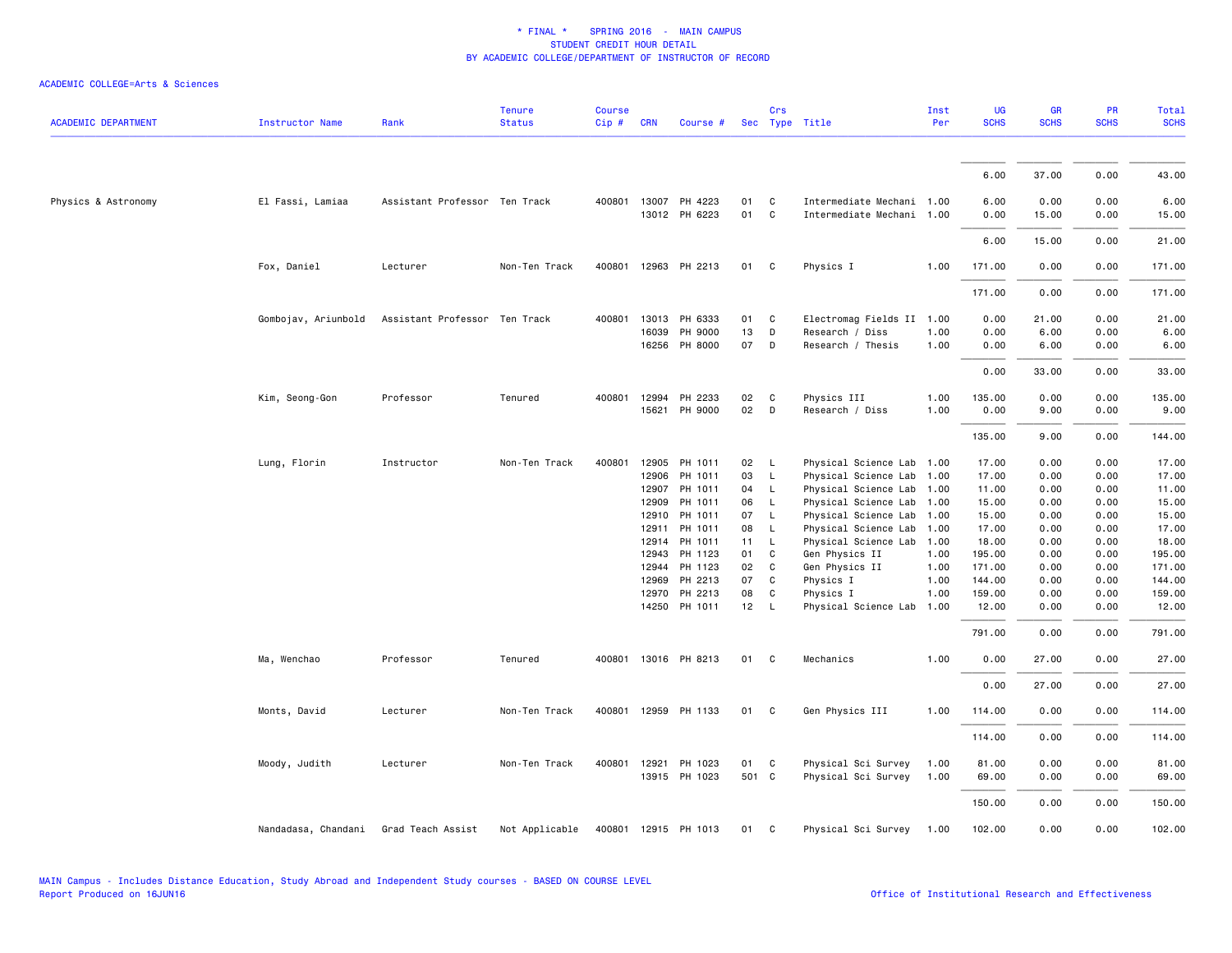# * FINAL * SPRING 2016 - MAIN CAMPUS
## STUDENT CREDIT HOUR DETAIL
### BY ACADEMIC COLLEGE/DEPARTMENT OF INSTRUCTOR OF RECORD

ACADEMIC COLLEGE=Arts & Sciences

| ACADEMIC DEPARTMENT | Instructor Name | Rank | Tenure Status | Course Cip # | CRN | Course # | Sec | Crs Type | Title | Inst Per | UG SCHS | GR SCHS | PR SCHS | Total SCHS |
|---|---|---|---|---|---|---|---|---|---|---|---|---|---|---|
| | | | | | | | | | | | 6.00 | 37.00 | 0.00 | 43.00 |
| Physics & Astronomy | El Fassi, Lamiaa | Assistant Professor | Ten Track | 400801 | 13007 | PH 4223 | 01 | C | Intermediate Mechani | 1.00 | 6.00 | 0.00 | 0.00 | 6.00 |
| | | | | | 13012 | PH 6223 | 01 | C | Intermediate Mechani | 1.00 | 0.00 | 15.00 | 0.00 | 15.00 |
| | | | | | | | | | | | 6.00 | 15.00 | 0.00 | 21.00 |
| | Fox, Daniel | Lecturer | Non-Ten Track | 400801 | 12963 | PH 2213 | 01 | C | Physics I | 1.00 | 171.00 | 0.00 | 0.00 | 171.00 |
| | | | | | | | | | | | 171.00 | 0.00 | 0.00 | 171.00 |
| | Gombojav, Ariunbold | Assistant Professor | Ten Track | 400801 | 13013 | PH 6333 | 01 | C | Electromag Fields II | 1.00 | 0.00 | 21.00 | 0.00 | 21.00 |
| | | | | | 16039 | PH 9000 | 13 | D | Research / Diss | 1.00 | 0.00 | 6.00 | 0.00 | 6.00 |
| | | | | | 16256 | PH 8000 | 07 | D | Research / Thesis | 1.00 | 0.00 | 6.00 | 0.00 | 6.00 |
| | | | | | | | | | | | 0.00 | 33.00 | 0.00 | 33.00 |
| | Kim, Seong-Gon | Professor | Tenured | 400801 | 12994 | PH 2233 | 02 | C | Physics III | 1.00 | 135.00 | 0.00 | 0.00 | 135.00 |
| | | | | | 15621 | PH 9000 | 02 | D | Research / Diss | 1.00 | 0.00 | 9.00 | 0.00 | 9.00 |
| | | | | | | | | | | | 135.00 | 9.00 | 0.00 | 144.00 |
| | Lung, Florin | Instructor | Non-Ten Track | 400801 | 12905 | PH 1011 | 02 | L | Physical Science Lab | 1.00 | 17.00 | 0.00 | 0.00 | 17.00 |
| | | | | | 12906 | PH 1011 | 03 | L | Physical Science Lab | 1.00 | 17.00 | 0.00 | 0.00 | 17.00 |
| | | | | | 12907 | PH 1011 | 04 | L | Physical Science Lab | 1.00 | 11.00 | 0.00 | 0.00 | 11.00 |
| | | | | | 12909 | PH 1011 | 06 | L | Physical Science Lab | 1.00 | 15.00 | 0.00 | 0.00 | 15.00 |
| | | | | | 12910 | PH 1011 | 07 | L | Physical Science Lab | 1.00 | 15.00 | 0.00 | 0.00 | 15.00 |
| | | | | | 12911 | PH 1011 | 08 | L | Physical Science Lab | 1.00 | 17.00 | 0.00 | 0.00 | 17.00 |
| | | | | | 12914 | PH 1011 | 11 | L | Physical Science Lab | 1.00 | 18.00 | 0.00 | 0.00 | 18.00 |
| | | | | | 12943 | PH 1123 | 01 | C | Gen Physics II | 1.00 | 195.00 | 0.00 | 0.00 | 195.00 |
| | | | | | 12944 | PH 1123 | 02 | C | Gen Physics II | 1.00 | 171.00 | 0.00 | 0.00 | 171.00 |
| | | | | | 12969 | PH 2213 | 07 | C | Physics I | 1.00 | 144.00 | 0.00 | 0.00 | 144.00 |
| | | | | | 12970 | PH 2213 | 08 | C | Physics I | 1.00 | 159.00 | 0.00 | 0.00 | 159.00 |
| | | | | | 14250 | PH 1011 | 12 | L | Physical Science Lab | 1.00 | 12.00 | 0.00 | 0.00 | 12.00 |
| | | | | | | | | | | | 791.00 | 0.00 | 0.00 | 791.00 |
| | Ma, Wenchao | Professor | Tenured | 400801 | 13016 | PH 8213 | 01 | C | Mechanics | 1.00 | 0.00 | 27.00 | 0.00 | 27.00 |
| | | | | | | | | | | | 0.00 | 27.00 | 0.00 | 27.00 |
| | Monts, David | Lecturer | Non-Ten Track | 400801 | 12959 | PH 1133 | 01 | C | Gen Physics III | 1.00 | 114.00 | 0.00 | 0.00 | 114.00 |
| | | | | | | | | | | | 114.00 | 0.00 | 0.00 | 114.00 |
| | Moody, Judith | Lecturer | Non-Ten Track | 400801 | 12921 | PH 1023 | 01 | C | Physical Sci Survey | 1.00 | 81.00 | 0.00 | 0.00 | 81.00 |
| | | | | | 13915 | PH 1023 | 501 | C | Physical Sci Survey | 1.00 | 69.00 | 0.00 | 0.00 | 69.00 |
| | | | | | | | | | | | 150.00 | 0.00 | 0.00 | 150.00 |
| | Nandadasa, Chandani | Grad Teach Assist | Not Applicable | 400801 | 12915 | PH 1013 | 01 | C | Physical Sci Survey | 1.00 | 102.00 | 0.00 | 0.00 | 102.00 |

MAIN Campus - Includes Distance Education, Study Abroad and Independent Study courses - BASED ON COURSE LEVEL
Report Produced on 16JUN16

Office of Institutional Research and Effectiveness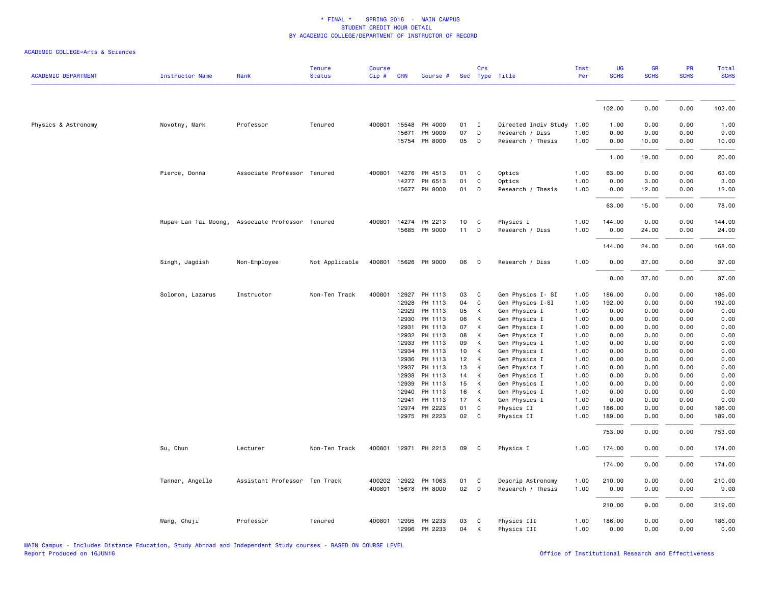# * FINAL * SPRING 2016 - MAIN CAMPUS
## STUDENT CREDIT HOUR DETAIL
## BY ACADEMIC COLLEGE/DEPARTMENT OF INSTRUCTOR OF RECORD

ACADEMIC COLLEGE=Arts & Sciences

| ACADEMIC DEPARTMENT | Instructor Name | Rank | Tenure Status | Course Cip # | CRN | Course # | Sec | Crs Type | Title | Inst Per | UG SCHS | GR SCHS | PR SCHS | Total SCHS |
|---|---|---|---|---|---|---|---|---|---|---|---|---|---|---|
| | | | | | | | | | | | 102.00 | 0.00 | 0.00 | 102.00 |
| Physics & Astronomy | Novotny, Mark | Professor | Tenured | 400801 | 15548 | PH 4000 | 01 | I | Directed Indiv Study | 1.00 | 1.00 | 0.00 | 0.00 | 1.00 |
| | | | | | 15671 | PH 9000 | 07 | D | Research / Diss | 1.00 | 0.00 | 9.00 | 0.00 | 9.00 |
| | | | | | 15754 | PH 8000 | 05 | D | Research / Thesis | 1.00 | 0.00 | 10.00 | 0.00 | 10.00 |
| | | | | | | | | | | | 1.00 | 19.00 | 0.00 | 20.00 |
| | Pierce, Donna | Associate Professor | Tenured | 400801 | 14276 | PH 4513 | 01 | C | Optics | 1.00 | 63.00 | 0.00 | 0.00 | 63.00 |
| | | | | | 14277 | PH 6513 | 01 | C | Optics | 1.00 | 0.00 | 3.00 | 0.00 | 3.00 |
| | | | | | 15677 | PH 8000 | 01 | D | Research / Thesis | 1.00 | 0.00 | 12.00 | 0.00 | 12.00 |
| | | | | | | | | | | | 63.00 | 15.00 | 0.00 | 78.00 |
| | Rupak Lan Tai Moong, | Associate Professor | Tenured | 400801 | 14274 | PH 2213 | 10 | C | Physics I | 1.00 | 144.00 | 0.00 | 0.00 | 144.00 |
| | | | | | 15685 | PH 9000 | 11 | D | Research / Diss | 1.00 | 0.00 | 24.00 | 0.00 | 24.00 |
| | | | | | | | | | | | 144.00 | 24.00 | 0.00 | 168.00 |
| | Singh, Jagdish | Non-Employee | Not Applicable | 400801 | 15626 | PH 9000 | 06 | D | Research / Diss | 1.00 | 0.00 | 37.00 | 0.00 | 37.00 |
| | | | | | | | | | | | 0.00 | 37.00 | 0.00 | 37.00 |
| | Solomon, Lazarus | Instructor | Non-Ten Track | 400801 | 12927 | PH 1113 | 03 | C | Gen Physics I- SI | 1.00 | 186.00 | 0.00 | 0.00 | 186.00 |
| | | | | | 12928 | PH 1113 | 04 | C | Gen Physics I-SI | 1.00 | 192.00 | 0.00 | 0.00 | 192.00 |
| | | | | | 12929 | PH 1113 | 05 | K | Gen Physics I | 1.00 | 0.00 | 0.00 | 0.00 | 0.00 |
| | | | | | 12930 | PH 1113 | 06 | K | Gen Physics I | 1.00 | 0.00 | 0.00 | 0.00 | 0.00 |
| | | | | | 12931 | PH 1113 | 07 | K | Gen Physics I | 1.00 | 0.00 | 0.00 | 0.00 | 0.00 |
| | | | | | 12932 | PH 1113 | 08 | K | Gen Physics I | 1.00 | 0.00 | 0.00 | 0.00 | 0.00 |
| | | | | | 12933 | PH 1113 | 09 | K | Gen Physics I | 1.00 | 0.00 | 0.00 | 0.00 | 0.00 |
| | | | | | 12934 | PH 1113 | 10 | K | Gen Physics I | 1.00 | 0.00 | 0.00 | 0.00 | 0.00 |
| | | | | | 12936 | PH 1113 | 12 | K | Gen Physics I | 1.00 | 0.00 | 0.00 | 0.00 | 0.00 |
| | | | | | 12937 | PH 1113 | 13 | K | Gen Physics I | 1.00 | 0.00 | 0.00 | 0.00 | 0.00 |
| | | | | | 12938 | PH 1113 | 14 | K | Gen Physics I | 1.00 | 0.00 | 0.00 | 0.00 | 0.00 |
| | | | | | 12939 | PH 1113 | 15 | K | Gen Physics I | 1.00 | 0.00 | 0.00 | 0.00 | 0.00 |
| | | | | | 12940 | PH 1113 | 16 | K | Gen Physics I | 1.00 | 0.00 | 0.00 | 0.00 | 0.00 |
| | | | | | 12941 | PH 1113 | 17 | K | Gen Physics I | 1.00 | 0.00 | 0.00 | 0.00 | 0.00 |
| | | | | | 12974 | PH 2223 | 01 | C | Physics II | 1.00 | 186.00 | 0.00 | 0.00 | 186.00 |
| | | | | | 12975 | PH 2223 | 02 | C | Physics II | 1.00 | 189.00 | 0.00 | 0.00 | 189.00 |
| | | | | | | | | | | | 753.00 | 0.00 | 0.00 | 753.00 |
| | Su, Chun | Lecturer | Non-Ten Track | 400801 | 12971 | PH 2213 | 09 | C | Physics I | 1.00 | 174.00 | 0.00 | 0.00 | 174.00 |
| | | | | | | | | | | | 174.00 | 0.00 | 0.00 | 174.00 |
| | Tanner, Angelle | Assistant Professor | Ten Track | 400202 | 12922 | PH 1063 | 01 | C | Descrip Astronomy | 1.00 | 210.00 | 0.00 | 0.00 | 210.00 |
| | | | | 400801 | 15678 | PH 8000 | 02 | D | Research / Thesis | 1.00 | 0.00 | 9.00 | 0.00 | 9.00 |
| | | | | | | | | | | | 210.00 | 9.00 | 0.00 | 219.00 |
| | Wang, Chuji | Professor | Tenured | 400801 | 12995 | PH 2233 | 03 | C | Physics III | 1.00 | 186.00 | 0.00 | 0.00 | 186.00 |
| | | | | | 12996 | PH 2233 | 04 | K | Physics III | 1.00 | 0.00 | 0.00 | 0.00 | 0.00 |

MAIN Campus - Includes Distance Education, Study Abroad and Independent Study courses - BASED ON COURSE LEVEL
Report Produced on 16JUN16

Office of Institutional Research and Effectiveness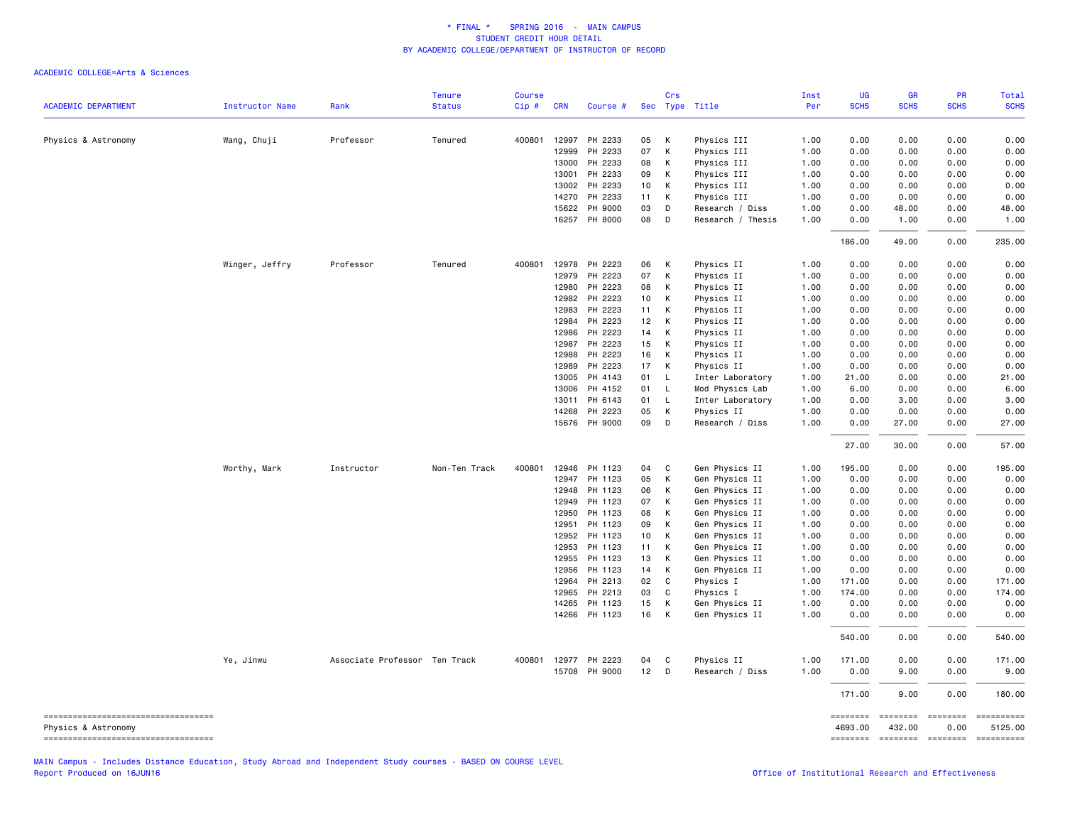# * FINAL * SPRING 2016 - MAIN CAMPUS
## STUDENT CREDIT HOUR DETAIL
## BY ACADEMIC COLLEGE/DEPARTMENT OF INSTRUCTOR OF RECORD

ACADEMIC COLLEGE=Arts & Sciences

| ACADEMIC DEPARTMENT | Instructor Name | Rank | Tenure Status | Course Cip # | CRN | Course # | Sec | Crs Type | Title | Inst Per | UG SCHS | GR SCHS | PR SCHS | Total SCHS |
|---|---|---|---|---|---|---|---|---|---|---|---|---|---|---|
| Physics & Astronomy | Wang, Chuji | Professor | Tenured | 400801 | 12997 | PH 2233 | 05 | K | Physics III | 1.00 | 0.00 | 0.00 | 0.00 | 0.00 |
| | | | | | 12999 | PH 2233 | 07 | K | Physics III | 1.00 | 0.00 | 0.00 | 0.00 | 0.00 |
| | | | | | 13000 | PH 2233 | 08 | K | Physics III | 1.00 | 0.00 | 0.00 | 0.00 | 0.00 |
| | | | | | 13001 | PH 2233 | 09 | K | Physics III | 1.00 | 0.00 | 0.00 | 0.00 | 0.00 |
| | | | | | 13002 | PH 2233 | 10 | K | Physics III | 1.00 | 0.00 | 0.00 | 0.00 | 0.00 |
| | | | | | 14270 | PH 2233 | 11 | K | Physics III | 1.00 | 0.00 | 0.00 | 0.00 | 0.00 |
| | | | | | 15622 | PH 9000 | 03 | D | Research / Diss | 1.00 | 0.00 | 48.00 | 0.00 | 48.00 |
| | | | | | 16257 | PH 8000 | 08 | D | Research / Thesis | 1.00 | 0.00 | 1.00 | 0.00 | 1.00 |
| | | | | | | | | | | | 186.00 | 49.00 | 0.00 | 235.00 |
| | Winger, Jeffry | Professor | Tenured | 400801 | 12978 | PH 2223 | 06 | K | Physics II | 1.00 | 0.00 | 0.00 | 0.00 | 0.00 |
| | | | | | 12979 | PH 2223 | 07 | K | Physics II | 1.00 | 0.00 | 0.00 | 0.00 | 0.00 |
| | | | | | 12980 | PH 2223 | 08 | K | Physics II | 1.00 | 0.00 | 0.00 | 0.00 | 0.00 |
| | | | | | 12982 | PH 2223 | 10 | K | Physics II | 1.00 | 0.00 | 0.00 | 0.00 | 0.00 |
| | | | | | 12983 | PH 2223 | 11 | K | Physics II | 1.00 | 0.00 | 0.00 | 0.00 | 0.00 |
| | | | | | 12984 | PH 2223 | 12 | K | Physics II | 1.00 | 0.00 | 0.00 | 0.00 | 0.00 |
| | | | | | 12986 | PH 2223 | 14 | K | Physics II | 1.00 | 0.00 | 0.00 | 0.00 | 0.00 |
| | | | | | 12987 | PH 2223 | 15 | K | Physics II | 1.00 | 0.00 | 0.00 | 0.00 | 0.00 |
| | | | | | 12988 | PH 2223 | 16 | K | Physics II | 1.00 | 0.00 | 0.00 | 0.00 | 0.00 |
| | | | | | 12989 | PH 2223 | 17 | K | Physics II | 1.00 | 0.00 | 0.00 | 0.00 | 0.00 |
| | | | | | 13005 | PH 4143 | 01 | L | Inter Laboratory | 1.00 | 21.00 | 0.00 | 0.00 | 21.00 |
| | | | | | 13006 | PH 4152 | 01 | L | Mod Physics Lab | 1.00 | 6.00 | 0.00 | 0.00 | 6.00 |
| | | | | | 13011 | PH 6143 | 01 | L | Inter Laboratory | 1.00 | 0.00 | 3.00 | 0.00 | 3.00 |
| | | | | | 14268 | PH 2223 | 05 | K | Physics II | 1.00 | 0.00 | 0.00 | 0.00 | 0.00 |
| | | | | | 15676 | PH 9000 | 09 | D | Research / Diss | 1.00 | 0.00 | 27.00 | 0.00 | 27.00 |
| | | | | | | | | | | | 27.00 | 30.00 | 0.00 | 57.00 |
| | Worthy, Mark | Instructor | Non-Ten Track | 400801 | 12946 | PH 1123 | 04 | C | Gen Physics II | 1.00 | 195.00 | 0.00 | 0.00 | 195.00 |
| | | | | | 12947 | PH 1123 | 05 | K | Gen Physics II | 1.00 | 0.00 | 0.00 | 0.00 | 0.00 |
| | | | | | 12948 | PH 1123 | 06 | K | Gen Physics II | 1.00 | 0.00 | 0.00 | 0.00 | 0.00 |
| | | | | | 12949 | PH 1123 | 07 | K | Gen Physics II | 1.00 | 0.00 | 0.00 | 0.00 | 0.00 |
| | | | | | 12950 | PH 1123 | 08 | K | Gen Physics II | 1.00 | 0.00 | 0.00 | 0.00 | 0.00 |
| | | | | | 12951 | PH 1123 | 09 | K | Gen Physics II | 1.00 | 0.00 | 0.00 | 0.00 | 0.00 |
| | | | | | 12952 | PH 1123 | 10 | K | Gen Physics II | 1.00 | 0.00 | 0.00 | 0.00 | 0.00 |
| | | | | | 12953 | PH 1123 | 11 | K | Gen Physics II | 1.00 | 0.00 | 0.00 | 0.00 | 0.00 |
| | | | | | 12955 | PH 1123 | 13 | K | Gen Physics II | 1.00 | 0.00 | 0.00 | 0.00 | 0.00 |
| | | | | | 12956 | PH 1123 | 14 | K | Gen Physics II | 1.00 | 0.00 | 0.00 | 0.00 | 0.00 |
| | | | | | 12964 | PH 2213 | 02 | C | Physics I | 1.00 | 171.00 | 0.00 | 0.00 | 171.00 |
| | | | | | 12965 | PH 2213 | 03 | C | Physics I | 1.00 | 174.00 | 0.00 | 0.00 | 174.00 |
| | | | | | 14265 | PH 1123 | 15 | K | Gen Physics II | 1.00 | 0.00 | 0.00 | 0.00 | 0.00 |
| | | | | | 14266 | PH 1123 | 16 | K | Gen Physics II | 1.00 | 0.00 | 0.00 | 0.00 | 0.00 |
| | | | | | | | | | | | 540.00 | 0.00 | 0.00 | 540.00 |
| | Ye, Jinwu | Associate Professor | Ten Track | 400801 | 12977 | PH 2223 | 04 | C | Physics II | 1.00 | 171.00 | 0.00 | 0.00 | 171.00 |
| | | | | | 15708 | PH 9000 | 12 | D | Research / Diss | 1.00 | 0.00 | 9.00 | 0.00 | 9.00 |
| | | | | | | | | | | | 171.00 | 9.00 | 0.00 | 180.00 |
| Physics & Astronomy | | | | | | | | | | | 4693.00 | 432.00 | 0.00 | 5125.00 |

MAIN Campus - Includes Distance Education, Study Abroad and Independent Study courses - BASED ON COURSE LEVEL
Report Produced on 16JUN16

Office of Institutional Research and Effectiveness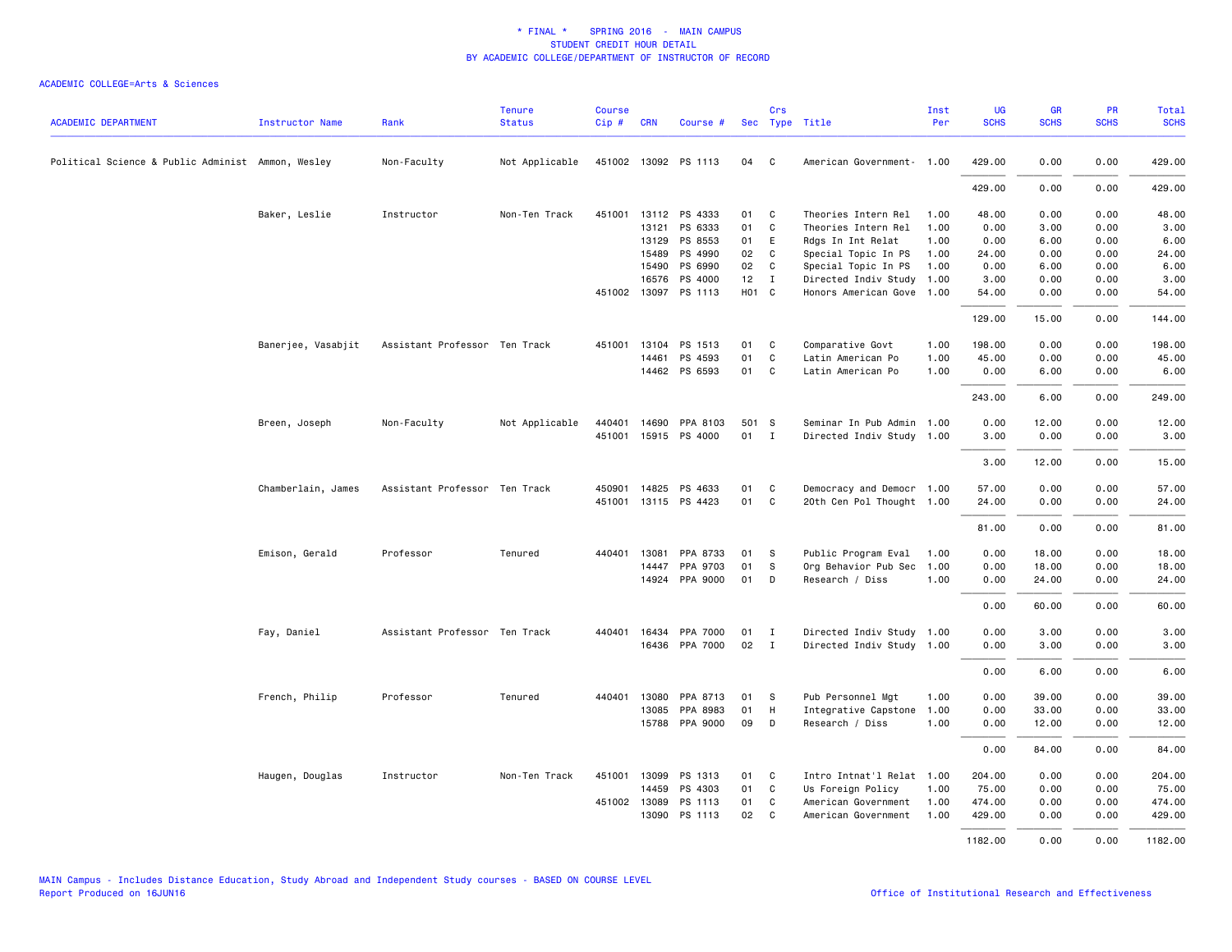# * FINAL * SPRING 2016 - MAIN CAMPUS
## STUDENT CREDIT HOUR DETAIL
## BY ACADEMIC COLLEGE/DEPARTMENT OF INSTRUCTOR OF RECORD

ACADEMIC COLLEGE=Arts & Sciences

| ACADEMIC DEPARTMENT | Instructor Name | Rank | Tenure Status | Course Cip # | CRN | Course # | Sec | Crs Type | Title | Inst Per | UG SCHS | GR SCHS | PR SCHS | Total SCHS |
|---|---|---|---|---|---|---|---|---|---|---|---|---|---|---|
| Political Science & Public Administ | Ammon, Wesley | Non-Faculty | Not Applicable | 451002 | 13092 | PS 1113 | 04 | C | American Government- | 1.00 | 429.00 | 0.00 | 0.00 | 429.00 |
| | | | | | | | | | | | 429.00 | 0.00 | 0.00 | 429.00 |
| | Baker, Leslie | Instructor | Non-Ten Track | 451001 | 13112 | PS 4333 | 01 | C | Theories Intern Rel | 1.00 | 48.00 | 0.00 | 0.00 | 48.00 |
| | | | | | 13121 | PS 6333 | 01 | C | Theories Intern Rel | 1.00 | 0.00 | 3.00 | 0.00 | 3.00 |
| | | | | | 13129 | PS 8553 | 01 | E | Rdgs In Int Relat | 1.00 | 0.00 | 6.00 | 0.00 | 6.00 |
| | | | | | 15489 | PS 4990 | 02 | C | Special Topic In PS | 1.00 | 24.00 | 0.00 | 0.00 | 24.00 |
| | | | | | 15490 | PS 6990 | 02 | C | Special Topic In PS | 1.00 | 0.00 | 6.00 | 0.00 | 6.00 |
| | | | | | 16576 | PS 4000 | 12 | I | Directed Indiv Study | 1.00 | 3.00 | 0.00 | 0.00 | 3.00 |
| | | | | 451002 | 13097 | PS 1113 | H01 | C | Honors American Gove | 1.00 | 54.00 | 0.00 | 0.00 | 54.00 |
| | | | | | | | | | | | 129.00 | 15.00 | 0.00 | 144.00 |
| | Banerjee, Vasabjit | Assistant Professor | Ten Track | 451001 | 13104 | PS 1513 | 01 | C | Comparative Govt | 1.00 | 198.00 | 0.00 | 0.00 | 198.00 |
| | | | | | 14461 | PS 4593 | 01 | C | Latin American Po | 1.00 | 45.00 | 0.00 | 0.00 | 45.00 |
| | | | | | 14462 | PS 6593 | 01 | C | Latin American Po | 1.00 | 0.00 | 6.00 | 0.00 | 6.00 |
| | | | | | | | | | | | 243.00 | 6.00 | 0.00 | 249.00 |
| | Breen, Joseph | Non-Faculty | Not Applicable | 440401 | 14690 | PPA 8103 | 501 | S | Seminar In Pub Admin | 1.00 | 0.00 | 12.00 | 0.00 | 12.00 |
| | | | | 451001 | 15915 | PS 4000 | 01 | I | Directed Indiv Study | 1.00 | 3.00 | 0.00 | 0.00 | 3.00 |
| | | | | | | | | | | | 3.00 | 12.00 | 0.00 | 15.00 |
| | Chamberlain, James | Assistant Professor | Ten Track | 450901 | 14825 | PS 4633 | 01 | C | Democracy and Democr | 1.00 | 57.00 | 0.00 | 0.00 | 57.00 |
| | | | | 451001 | 13115 | PS 4423 | 01 | C | 20th Cen Pol Thought | 1.00 | 24.00 | 0.00 | 0.00 | 24.00 |
| | | | | | | | | | | | 81.00 | 0.00 | 0.00 | 81.00 |
| | Emison, Gerald | Professor | Tenured | 440401 | 13081 | PPA 8733 | 01 | S | Public Program Eval | 1.00 | 0.00 | 18.00 | 0.00 | 18.00 |
| | | | | | 14447 | PPA 9703 | 01 | S | Org Behavior Pub Sec | 1.00 | 0.00 | 18.00 | 0.00 | 18.00 |
| | | | | | 14924 | PPA 9000 | 01 | D | Research / Diss | 1.00 | 0.00 | 24.00 | 0.00 | 24.00 |
| | | | | | | | | | | | 0.00 | 60.00 | 0.00 | 60.00 |
| | Fay, Daniel | Assistant Professor | Ten Track | 440401 | 16434 | PPA 7000 | 01 | I | Directed Indiv Study | 1.00 | 0.00 | 3.00 | 0.00 | 3.00 |
| | | | | | 16436 | PPA 7000 | 02 | I | Directed Indiv Study | 1.00 | 0.00 | 3.00 | 0.00 | 3.00 |
| | | | | | | | | | | | 0.00 | 6.00 | 0.00 | 6.00 |
| | French, Philip | Professor | Tenured | 440401 | 13080 | PPA 8713 | 01 | S | Pub Personnel Mgt | 1.00 | 0.00 | 39.00 | 0.00 | 39.00 |
| | | | | | 13085 | PPA 8983 | 01 | H | Integrative Capstone | 1.00 | 0.00 | 33.00 | 0.00 | 33.00 |
| | | | | | 15788 | PPA 9000 | 09 | D | Research / Diss | 1.00 | 0.00 | 12.00 | 0.00 | 12.00 |
| | | | | | | | | | | | 0.00 | 84.00 | 0.00 | 84.00 |
| | Haugen, Douglas | Instructor | Non-Ten Track | 451001 | 13099 | PS 1313 | 01 | C | Intro Intnat'l Relat | 1.00 | 204.00 | 0.00 | 0.00 | 204.00 |
| | | | | | 14459 | PS 4303 | 01 | C | Us Foreign Policy | 1.00 | 75.00 | 0.00 | 0.00 | 75.00 |
| | | | | 451002 | 13089 | PS 1113 | 01 | C | American Government | 1.00 | 474.00 | 0.00 | 0.00 | 474.00 |
| | | | | | 13090 | PS 1113 | 02 | C | American Government | 1.00 | 429.00 | 0.00 | 0.00 | 429.00 |
| | | | | | | | | | | | 1182.00 | 0.00 | 0.00 | 1182.00 |

MAIN Campus - Includes Distance Education, Study Abroad and Independent Study courses - BASED ON COURSE LEVEL
Report Produced on 16JUN16

Office of Institutional Research and Effectiveness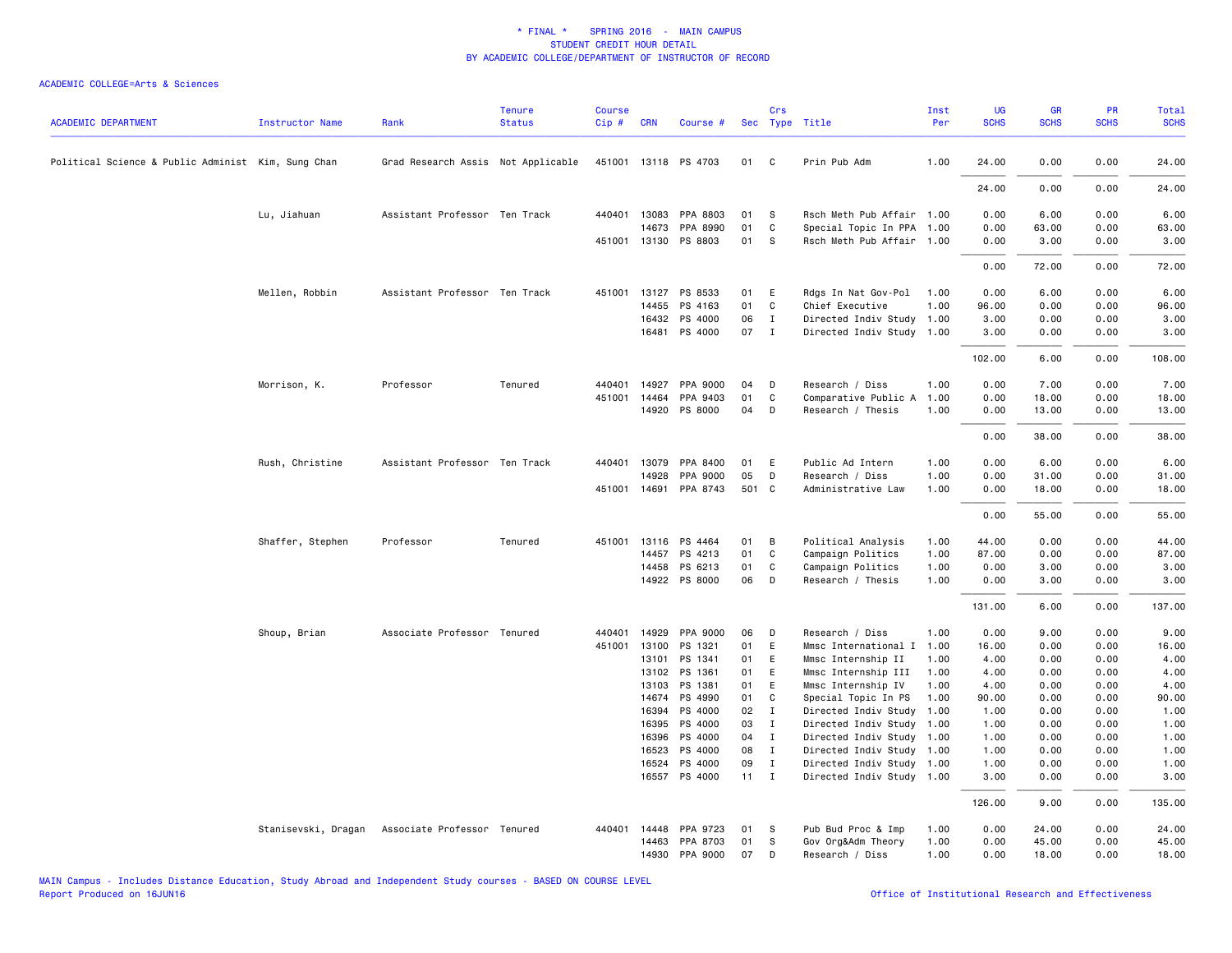# * FINAL * SPRING 2016 - MAIN CAMPUS
## STUDENT CREDIT HOUR DETAIL
## BY ACADEMIC COLLEGE/DEPARTMENT OF INSTRUCTOR OF RECORD

ACADEMIC COLLEGE=Arts & Sciences

| ACADEMIC DEPARTMENT | Instructor Name | Rank | Tenure Status | Course Cip # | CRN | Course # | Sec | Crs Type | Title | Inst Per | UG SCHS | GR SCHS | PR SCHS | Total SCHS |
|---|---|---|---|---|---|---|---|---|---|---|---|---|---|---|
| Political Science & Public Administ | Kim, Sung Chan | Grad Research Assis | Not Applicable | 451001 | 13118 | PS 4703 | 01 | C | Prin Pub Adm | 1.00 | 24.00 | 0.00 | 0.00 | 24.00 |
| | | | | | | | | | | | 24.00 | 0.00 | 0.00 | 24.00 |
| | Lu, Jiahuan | Assistant Professor | Ten Track | 440401 | 13083 | PPA 8803 | 01 | S | Rsch Meth Pub Affair | 1.00 | 0.00 | 6.00 | 0.00 | 6.00 |
| | | | | | 14673 | PPA 8990 | 01 | C | Special Topic In PPA | 1.00 | 0.00 | 63.00 | 0.00 | 63.00 |
| | | | | 451001 | 13130 | PS 8803 | 01 | S | Rsch Meth Pub Affair | 1.00 | 0.00 | 3.00 | 0.00 | 3.00 |
| | | | | | | | | | | | 0.00 | 72.00 | 0.00 | 72.00 |
| | Mellen, Robbin | Assistant Professor | Ten Track | 451001 | 13127 | PS 8533 | 01 | E | Rdgs In Nat Gov-Pol | 1.00 | 0.00 | 6.00 | 0.00 | 6.00 |
| | | | | | 14455 | PS 4163 | 01 | C | Chief Executive | 1.00 | 96.00 | 0.00 | 0.00 | 96.00 |
| | | | | | 16432 | PS 4000 | 06 | I | Directed Indiv Study | 1.00 | 3.00 | 0.00 | 0.00 | 3.00 |
| | | | | | 16481 | PS 4000 | 07 | I | Directed Indiv Study | 1.00 | 3.00 | 0.00 | 0.00 | 3.00 |
| | | | | | | | | | | | 102.00 | 6.00 | 0.00 | 108.00 |
| | Morrison, K. | Professor | Tenured | 440401 | 14927 | PPA 9000 | 04 | D | Research / Diss | 1.00 | 0.00 | 7.00 | 0.00 | 7.00 |
| | | | | 451001 | 14464 | PPA 9403 | 01 | C | Comparative Public A | 1.00 | 0.00 | 18.00 | 0.00 | 18.00 |
| | | | | | 14920 | PS 8000 | 04 | D | Research / Thesis | 1.00 | 0.00 | 13.00 | 0.00 | 13.00 |
| | | | | | | | | | | | 0.00 | 38.00 | 0.00 | 38.00 |
| | Rush, Christine | Assistant Professor | Ten Track | 440401 | 13079 | PPA 8400 | 01 | E | Public Ad Intern | 1.00 | 0.00 | 6.00 | 0.00 | 6.00 |
| | | | | | 14928 | PPA 9000 | 05 | D | Research / Diss | 1.00 | 0.00 | 31.00 | 0.00 | 31.00 |
| | | | | 451001 | 14691 | PPA 8743 | 501 | C | Administrative Law | 1.00 | 0.00 | 18.00 | 0.00 | 18.00 |
| | | | | | | | | | | | 0.00 | 55.00 | 0.00 | 55.00 |
| | Shaffer, Stephen | Professor | Tenured | 451001 | 13116 | PS 4464 | 01 | B | Political Analysis | 1.00 | 44.00 | 0.00 | 0.00 | 44.00 |
| | | | | | 14457 | PS 4213 | 01 | C | Campaign Politics | 1.00 | 87.00 | 0.00 | 0.00 | 87.00 |
| | | | | | 14458 | PS 6213 | 01 | C | Campaign Politics | 1.00 | 0.00 | 3.00 | 0.00 | 3.00 |
| | | | | | 14922 | PS 8000 | 06 | D | Research / Thesis | 1.00 | 0.00 | 3.00 | 0.00 | 3.00 |
| | | | | | | | | | | | 131.00 | 6.00 | 0.00 | 137.00 |
| | Shoup, Brian | Associate Professor | Tenured | 440401 | 14929 | PPA 9000 | 06 | D | Research / Diss | 1.00 | 0.00 | 9.00 | 0.00 | 9.00 |
| | | | | 451001 | 13100 | PS 1321 | 01 | E | Mmsc International I | 1.00 | 16.00 | 0.00 | 0.00 | 16.00 |
| | | | | | 13101 | PS 1341 | 01 | E | Mmsc Internship II | 1.00 | 4.00 | 0.00 | 0.00 | 4.00 |
| | | | | | 13102 | PS 1361 | 01 | E | Mmsc Internship III | 1.00 | 4.00 | 0.00 | 0.00 | 4.00 |
| | | | | | 13103 | PS 1381 | 01 | E | Mmsc Internship IV | 1.00 | 4.00 | 0.00 | 0.00 | 4.00 |
| | | | | | 14674 | PS 4990 | 01 | C | Special Topic In PS | 1.00 | 90.00 | 0.00 | 0.00 | 90.00 |
| | | | | | 16394 | PS 4000 | 02 | I | Directed Indiv Study | 1.00 | 1.00 | 0.00 | 0.00 | 1.00 |
| | | | | | 16395 | PS 4000 | 03 | I | Directed Indiv Study | 1.00 | 1.00 | 0.00 | 0.00 | 1.00 |
| | | | | | 16396 | PS 4000 | 04 | I | Directed Indiv Study | 1.00 | 1.00 | 0.00 | 0.00 | 1.00 |
| | | | | | 16523 | PS 4000 | 08 | I | Directed Indiv Study | 1.00 | 1.00 | 0.00 | 0.00 | 1.00 |
| | | | | | 16524 | PS 4000 | 09 | I | Directed Indiv Study | 1.00 | 1.00 | 0.00 | 0.00 | 1.00 |
| | | | | | 16557 | PS 4000 | 11 | I | Directed Indiv Study | 1.00 | 3.00 | 0.00 | 0.00 | 3.00 |
| | | | | | | | | | | | 126.00 | 9.00 | 0.00 | 135.00 |
| | Stanisevski, Dragan | Associate Professor | Tenured | 440401 | 14448 | PPA 9723 | 01 | S | Pub Bud Proc & Imp | 1.00 | 0.00 | 24.00 | 0.00 | 24.00 |
| | | | | | 14463 | PPA 8703 | 01 | S | Gov Org&Adm Theory | 1.00 | 0.00 | 45.00 | 0.00 | 45.00 |
| | | | | | 14930 | PPA 9000 | 07 | D | Research / Diss | 1.00 | 0.00 | 18.00 | 0.00 | 18.00 |

MAIN Campus - Includes Distance Education, Study Abroad and Independent Study courses - BASED ON COURSE LEVEL
Report Produced on 16JUN16

Office of Institutional Research and Effectiveness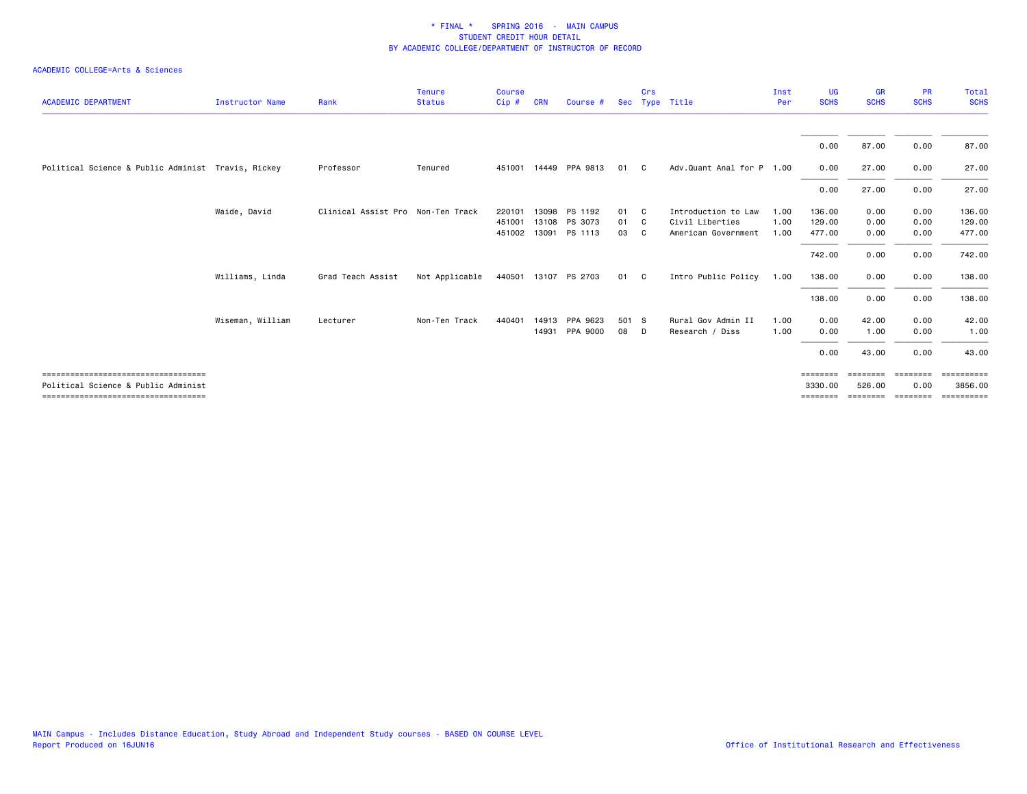* FINAL * SPRING 2016 - MAIN CAMPUS
STUDENT CREDIT HOUR DETAIL
BY ACADEMIC COLLEGE/DEPARTMENT OF INSTRUCTOR OF RECORD

ACADEMIC COLLEGE=Arts & Sciences

| ACADEMIC DEPARTMENT | Instructor Name | Rank | Tenure Status | Course Cip # | CRN | Course # | Sec | Crs Type | Title | Inst Per | UG SCHS | GR SCHS | PR SCHS | Total SCHS |
|---|---|---|---|---|---|---|---|---|---|---|---|---|---|---|
| | | | | | | | | | | | 0.00 | 87.00 | 0.00 | 87.00 |
| Political Science & Public Administ | Travis, Rickey | Professor | Tenured | 451001 | 14449 | PPA 9813 | 01 | C | Adv.Quant Anal for P | 1.00 | 0.00 | 27.00 | 0.00 | 27.00 |
| | | | | | | | | | | | 0.00 | 27.00 | 0.00 | 27.00 |
| | Waide, David | Clinical Assist Pro | Non-Ten Track | 220101 | 13098 | PS 1192 | 01 | C | Introduction to Law | 1.00 | 136.00 | 0.00 | 0.00 | 136.00 |
| | | | | 451001 | 13108 | PS 3073 | 01 | C | Civil Liberties | 1.00 | 129.00 | 0.00 | 0.00 | 129.00 |
| | | | | 451002 | 13091 | PS 1113 | 03 | C | American Government | 1.00 | 477.00 | 0.00 | 0.00 | 477.00 |
| | | | | | | | | | | | 742.00 | 0.00 | 0.00 | 742.00 |
| | Williams, Linda | Grad Teach Assist | Not Applicable | 440501 | 13107 | PS 2703 | 01 | C | Intro Public Policy | 1.00 | 138.00 | 0.00 | 0.00 | 138.00 |
| | | | | | | | | | | | 138.00 | 0.00 | 0.00 | 138.00 |
| | Wiseman, William | Lecturer | Non-Ten Track | 440401 | 14913 | PPA 9623 | 501 | S | Rural Gov Admin II | 1.00 | 0.00 | 42.00 | 0.00 | 42.00 |
| | | | | | 14931 | PPA 9000 | 08 | D | Research / Diss | 1.00 | 0.00 | 1.00 | 0.00 | 1.00 |
| | | | | | | | | | | | 0.00 | 43.00 | 0.00 | 43.00 |
| Political Science & Public Administ | | | | | | | | | | | 3330.00 | 526.00 | 0.00 | 3856.00 |

MAIN Campus - Includes Distance Education, Study Abroad and Independent Study courses - BASED ON COURSE LEVEL
Report Produced on 16JUN16

Office of Institutional Research and Effectiveness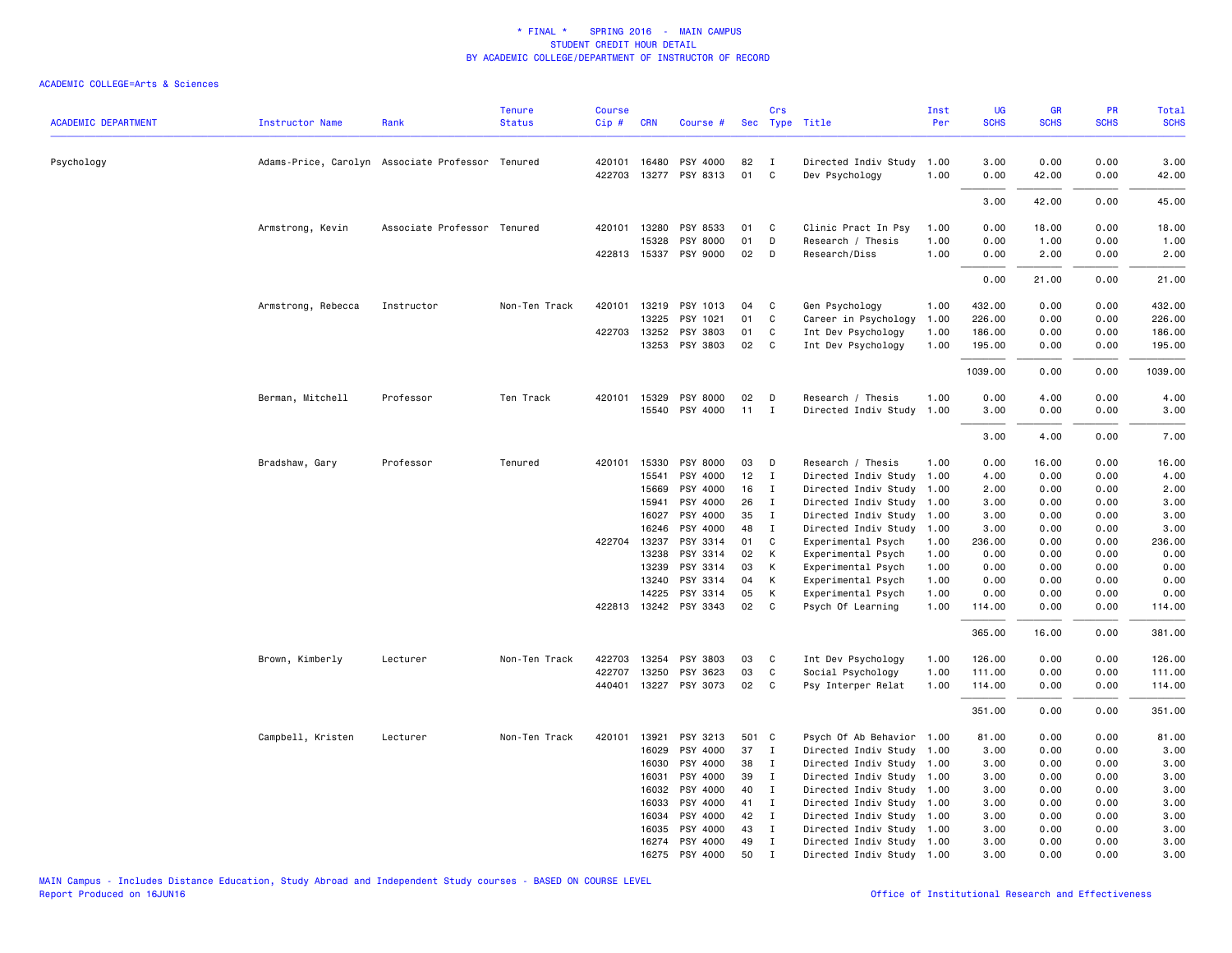\* FINAL \*  SPRING 2016 - MAIN CAMPUS
STUDENT CREDIT HOUR DETAIL
BY ACADEMIC COLLEGE/DEPARTMENT OF INSTRUCTOR OF RECORD

ACADEMIC COLLEGE=Arts & Sciences

| ACADEMIC DEPARTMENT | Instructor Name | Rank | Tenure Status | Course Cip # | CRN | Course # | Sec | Crs Type | Title | Inst Per | UG SCHS | GR SCHS | PR SCHS | Total SCHS |
|---|---|---|---|---|---|---|---|---|---|---|---|---|---|---|
| Psychology | Adams-Price, Carolyn | Associate Professor | Tenured | 420101 | 16480 | PSY 4000 | 82 | I | Directed Indiv Study | 1.00 | 3.00 | 0.00 | 0.00 | 3.00 |
| | | | | 422703 | 13277 | PSY 8313 | 01 | C | Dev Psychology | 1.00 | 0.00 | 42.00 | 0.00 | 42.00 |
| | | | | | | | | | | | 3.00 | 42.00 | 0.00 | 45.00 |
| | Armstrong, Kevin | Associate Professor | Tenured | 420101 | 13280 | PSY 8533 | 01 | C | Clinic Pract In Psy | 1.00 | 0.00 | 18.00 | 0.00 | 18.00 |
| | | | | | 15328 | PSY 8000 | 01 | D | Research / Thesis | 1.00 | 0.00 | 1.00 | 0.00 | 1.00 |
| | | | | 422813 | 15337 | PSY 9000 | 02 | D | Research/Diss | 1.00 | 0.00 | 2.00 | 0.00 | 2.00 |
| | | | | | | | | | | | 0.00 | 21.00 | 0.00 | 21.00 |
| | Armstrong, Rebecca | Instructor | Non-Ten Track | 420101 | 13219 | PSY 1013 | 04 | C | Gen Psychology | 1.00 | 432.00 | 0.00 | 0.00 | 432.00 |
| | | | | | 13225 | PSY 1021 | 01 | C | Career in Psychology | 1.00 | 226.00 | 0.00 | 0.00 | 226.00 |
| | | | | 422703 | 13252 | PSY 3803 | 01 | C | Int Dev Psychology | 1.00 | 186.00 | 0.00 | 0.00 | 186.00 |
| | | | | | 13253 | PSY 3803 | 02 | C | Int Dev Psychology | 1.00 | 195.00 | 0.00 | 0.00 | 195.00 |
| | | | | | | | | | | | 1039.00 | 0.00 | 0.00 | 1039.00 |
| | Berman, Mitchell | Professor | Ten Track | 420101 | 15329 | PSY 8000 | 02 | D | Research / Thesis | 1.00 | 0.00 | 4.00 | 0.00 | 4.00 |
| | | | | | 15540 | PSY 4000 | 11 | I | Directed Indiv Study | 1.00 | 3.00 | 0.00 | 0.00 | 3.00 |
| | | | | | | | | | | | 3.00 | 4.00 | 0.00 | 7.00 |
| | Bradshaw, Gary | Professor | Tenured | 420101 | 15330 | PSY 8000 | 03 | D | Research / Thesis | 1.00 | 0.00 | 16.00 | 0.00 | 16.00 |
| | | | | | 15541 | PSY 4000 | 12 | I | Directed Indiv Study | 1.00 | 4.00 | 0.00 | 0.00 | 4.00 |
| | | | | | 15669 | PSY 4000 | 16 | I | Directed Indiv Study | 1.00 | 2.00 | 0.00 | 0.00 | 2.00 |
| | | | | | 15941 | PSY 4000 | 26 | I | Directed Indiv Study | 1.00 | 3.00 | 0.00 | 0.00 | 3.00 |
| | | | | | 16027 | PSY 4000 | 35 | I | Directed Indiv Study | 1.00 | 3.00 | 0.00 | 0.00 | 3.00 |
| | | | | | 16246 | PSY 4000 | 48 | I | Directed Indiv Study | 1.00 | 3.00 | 0.00 | 0.00 | 3.00 |
| | | | | 422704 | 13237 | PSY 3314 | 01 | C | Experimental Psych | 1.00 | 236.00 | 0.00 | 0.00 | 236.00 |
| | | | | | 13238 | PSY 3314 | 02 | K | Experimental Psych | 1.00 | 0.00 | 0.00 | 0.00 | 0.00 |
| | | | | | 13239 | PSY 3314 | 03 | K | Experimental Psych | 1.00 | 0.00 | 0.00 | 0.00 | 0.00 |
| | | | | | 13240 | PSY 3314 | 04 | K | Experimental Psych | 1.00 | 0.00 | 0.00 | 0.00 | 0.00 |
| | | | | | 14225 | PSY 3314 | 05 | K | Experimental Psych | 1.00 | 0.00 | 0.00 | 0.00 | 0.00 |
| | | | | 422813 | 13242 | PSY 3343 | 02 | C | Psych Of Learning | 1.00 | 114.00 | 0.00 | 0.00 | 114.00 |
| | | | | | | | | | | | 365.00 | 16.00 | 0.00 | 381.00 |
| | Brown, Kimberly | Lecturer | Non-Ten Track | 422703 | 13254 | PSY 3803 | 03 | C | Int Dev Psychology | 1.00 | 126.00 | 0.00 | 0.00 | 126.00 |
| | | | | 422707 | 13250 | PSY 3623 | 03 | C | Social Psychology | 1.00 | 111.00 | 0.00 | 0.00 | 111.00 |
| | | | | 440401 | 13227 | PSY 3073 | 02 | C | Psy Interper Relat | 1.00 | 114.00 | 0.00 | 0.00 | 114.00 |
| | | | | | | | | | | | 351.00 | 0.00 | 0.00 | 351.00 |
| | Campbell, Kristen | Lecturer | Non-Ten Track | 420101 | 13921 | PSY 3213 | 501 | C | Psych Of Ab Behavior | 1.00 | 81.00 | 0.00 | 0.00 | 81.00 |
| | | | | | 16029 | PSY 4000 | 37 | I | Directed Indiv Study | 1.00 | 3.00 | 0.00 | 0.00 | 3.00 |
| | | | | | 16030 | PSY 4000 | 38 | I | Directed Indiv Study | 1.00 | 3.00 | 0.00 | 0.00 | 3.00 |
| | | | | | 16031 | PSY 4000 | 39 | I | Directed Indiv Study | 1.00 | 3.00 | 0.00 | 0.00 | 3.00 |
| | | | | | 16032 | PSY 4000 | 40 | I | Directed Indiv Study | 1.00 | 3.00 | 0.00 | 0.00 | 3.00 |
| | | | | | 16033 | PSY 4000 | 41 | I | Directed Indiv Study | 1.00 | 3.00 | 0.00 | 0.00 | 3.00 |
| | | | | | 16034 | PSY 4000 | 42 | I | Directed Indiv Study | 1.00 | 3.00 | 0.00 | 0.00 | 3.00 |
| | | | | | 16035 | PSY 4000 | 43 | I | Directed Indiv Study | 1.00 | 3.00 | 0.00 | 0.00 | 3.00 |
| | | | | | 16274 | PSY 4000 | 49 | I | Directed Indiv Study | 1.00 | 3.00 | 0.00 | 0.00 | 3.00 |
| | | | | | 16275 | PSY 4000 | 50 | I | Directed Indiv Study | 1.00 | 3.00 | 0.00 | 0.00 | 3.00 |

MAIN Campus - Includes Distance Education, Study Abroad and Independent Study courses - BASED ON COURSE LEVEL
Report Produced on 16JUN16

Office of Institutional Research and Effectiveness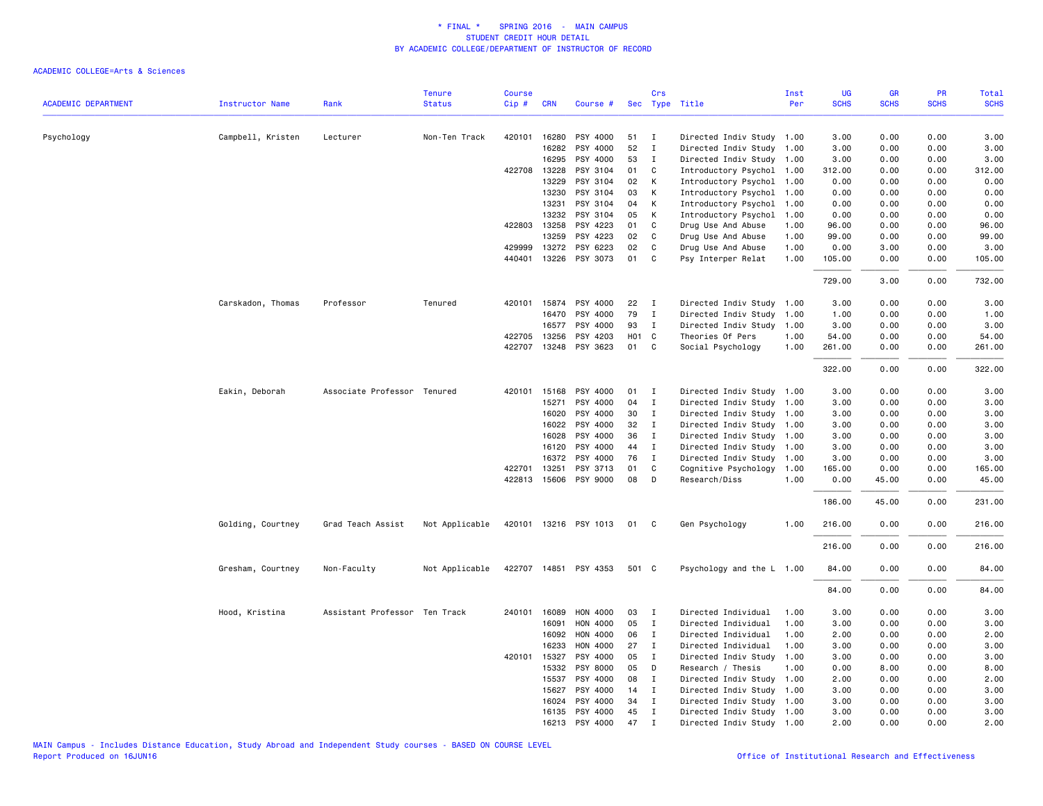\* FINAL \* SPRING 2016 - MAIN CAMPUS
STUDENT CREDIT HOUR DETAIL
BY ACADEMIC COLLEGE/DEPARTMENT OF INSTRUCTOR OF RECORD

ACADEMIC COLLEGE=Arts & Sciences

| ACADEMIC DEPARTMENT | Instructor Name | Rank | Tenure Status | Course Cip # | CRN | Course # | Sec | Crs Type | Title | Inst Per | UG SCHS | GR SCHS | PR SCHS | Total SCHS |
|---|---|---|---|---|---|---|---|---|---|---|---|---|---|---|
| Psychology | Campbell, Kristen | Lecturer | Non-Ten Track | 420101 | 16280 | PSY 4000 | 51 | I | Directed Indiv Study | 1.00 | 3.00 | 0.00 | 0.00 | 3.00 |
| | | | | | 16282 | PSY 4000 | 52 | I | Directed Indiv Study | 1.00 | 3.00 | 0.00 | 0.00 | 3.00 |
| | | | | | 16295 | PSY 4000 | 53 | I | Directed Indiv Study | 1.00 | 3.00 | 0.00 | 0.00 | 3.00 |
| | | | | 422708 | 13228 | PSY 3104 | 01 | C | Introductory Psychol | 1.00 | 312.00 | 0.00 | 0.00 | 312.00 |
| | | | | | 13229 | PSY 3104 | 02 | K | Introductory Psychol | 1.00 | 0.00 | 0.00 | 0.00 | 0.00 |
| | | | | | 13230 | PSY 3104 | 03 | K | Introductory Psychol | 1.00 | 0.00 | 0.00 | 0.00 | 0.00 |
| | | | | | 13231 | PSY 3104 | 04 | K | Introductory Psychol | 1.00 | 0.00 | 0.00 | 0.00 | 0.00 |
| | | | | | 13232 | PSY 3104 | 05 | K | Introductory Psychol | 1.00 | 0.00 | 0.00 | 0.00 | 0.00 |
| | | | | 422803 | 13258 | PSY 4223 | 01 | C | Drug Use And Abuse | 1.00 | 96.00 | 0.00 | 0.00 | 96.00 |
| | | | | | 13259 | PSY 4223 | 02 | C | Drug Use And Abuse | 1.00 | 99.00 | 0.00 | 0.00 | 99.00 |
| | | | | 429999 | 13272 | PSY 6223 | 02 | C | Drug Use And Abuse | 1.00 | 0.00 | 3.00 | 0.00 | 3.00 |
| | | | | 440401 | 13226 | PSY 3073 | 01 | C | Psy Interper Relat | 1.00 | 105.00 | 0.00 | 0.00 | 105.00 |
| | | | | | | | | | | | 729.00 | 3.00 | 0.00 | 732.00 |
| | Carskadon, Thomas | Professor | Tenured | 420101 | 15874 | PSY 4000 | 22 | I | Directed Indiv Study | 1.00 | 3.00 | 0.00 | 0.00 | 3.00 |
| | | | | | 16470 | PSY 4000 | 79 | I | Directed Indiv Study | 1.00 | 1.00 | 0.00 | 0.00 | 1.00 |
| | | | | | 16577 | PSY 4000 | 93 | I | Directed Indiv Study | 1.00 | 3.00 | 0.00 | 0.00 | 3.00 |
| | | | | 422705 | 13256 | PSY 4203 | H01 | C | Theories Of Pers | 1.00 | 54.00 | 0.00 | 0.00 | 54.00 |
| | | | | 422707 | 13248 | PSY 3623 | 01 | C | Social Psychology | 1.00 | 261.00 | 0.00 | 0.00 | 261.00 |
| | | | | | | | | | | | 322.00 | 0.00 | 0.00 | 322.00 |
| | Eakin, Deborah | Associate Professor | Tenured | 420101 | 15168 | PSY 4000 | 01 | I | Directed Indiv Study | 1.00 | 3.00 | 0.00 | 0.00 | 3.00 |
| | | | | | 15271 | PSY 4000 | 04 | I | Directed Indiv Study | 1.00 | 3.00 | 0.00 | 0.00 | 3.00 |
| | | | | | 16020 | PSY 4000 | 30 | I | Directed Indiv Study | 1.00 | 3.00 | 0.00 | 0.00 | 3.00 |
| | | | | | 16022 | PSY 4000 | 32 | I | Directed Indiv Study | 1.00 | 3.00 | 0.00 | 0.00 | 3.00 |
| | | | | | 16028 | PSY 4000 | 36 | I | Directed Indiv Study | 1.00 | 3.00 | 0.00 | 0.00 | 3.00 |
| | | | | | 16120 | PSY 4000 | 44 | I | Directed Indiv Study | 1.00 | 3.00 | 0.00 | 0.00 | 3.00 |
| | | | | | 16372 | PSY 4000 | 76 | I | Directed Indiv Study | 1.00 | 3.00 | 0.00 | 0.00 | 3.00 |
| | | | | 422701 | 13251 | PSY 3713 | 01 | C | Cognitive Psychology | 1.00 | 165.00 | 0.00 | 0.00 | 165.00 |
| | | | | 422813 | 15606 | PSY 9000 | 08 | D | Research/Diss | 1.00 | 0.00 | 45.00 | 0.00 | 45.00 |
| | | | | | | | | | | | 186.00 | 45.00 | 0.00 | 231.00 |
| | Golding, Courtney | Grad Teach Assist | Not Applicable | 420101 | 13216 | PSY 1013 | 01 | C | Gen Psychology | 1.00 | 216.00 | 0.00 | 0.00 | 216.00 |
| | | | | | | | | | | | 216.00 | 0.00 | 0.00 | 216.00 |
| | Gresham, Courtney | Non-Faculty | Not Applicable | 422707 | 14851 | PSY 4353 | 501 | C | Psychology and the L | 1.00 | 84.00 | 0.00 | 0.00 | 84.00 |
| | | | | | | | | | | | 84.00 | 0.00 | 0.00 | 84.00 |
| | Hood, Kristina | Assistant Professor | Ten Track | 240101 | 16089 | HON 4000 | 03 | I | Directed Individual | 1.00 | 3.00 | 0.00 | 0.00 | 3.00 |
| | | | | | 16091 | HON 4000 | 05 | I | Directed Individual | 1.00 | 3.00 | 0.00 | 0.00 | 3.00 |
| | | | | | 16092 | HON 4000 | 06 | I | Directed Individual | 1.00 | 2.00 | 0.00 | 0.00 | 2.00 |
| | | | | | 16233 | HON 4000 | 27 | I | Directed Individual | 1.00 | 3.00 | 0.00 | 0.00 | 3.00 |
| | | | | 420101 | 15327 | PSY 4000 | 05 | I | Directed Indiv Study | 1.00 | 3.00 | 0.00 | 0.00 | 3.00 |
| | | | | | 15332 | PSY 8000 | 05 | D | Research / Thesis | 1.00 | 0.00 | 8.00 | 0.00 | 8.00 |
| | | | | | 15537 | PSY 4000 | 08 | I | Directed Indiv Study | 1.00 | 2.00 | 0.00 | 0.00 | 2.00 |
| | | | | | 15627 | PSY 4000 | 14 | I | Directed Indiv Study | 1.00 | 3.00 | 0.00 | 0.00 | 3.00 |
| | | | | | 16024 | PSY 4000 | 34 | I | Directed Indiv Study | 1.00 | 3.00 | 0.00 | 0.00 | 3.00 |
| | | | | | 16135 | PSY 4000 | 45 | I | Directed Indiv Study | 1.00 | 3.00 | 0.00 | 0.00 | 3.00 |
| | | | | | 16213 | PSY 4000 | 47 | I | Directed Indiv Study | 1.00 | 2.00 | 0.00 | 0.00 | 2.00 |

MAIN Campus - Includes Distance Education, Study Abroad and Independent Study courses - BASED ON COURSE LEVEL
Report Produced on 16JUN16

Office of Institutional Research and Effectiveness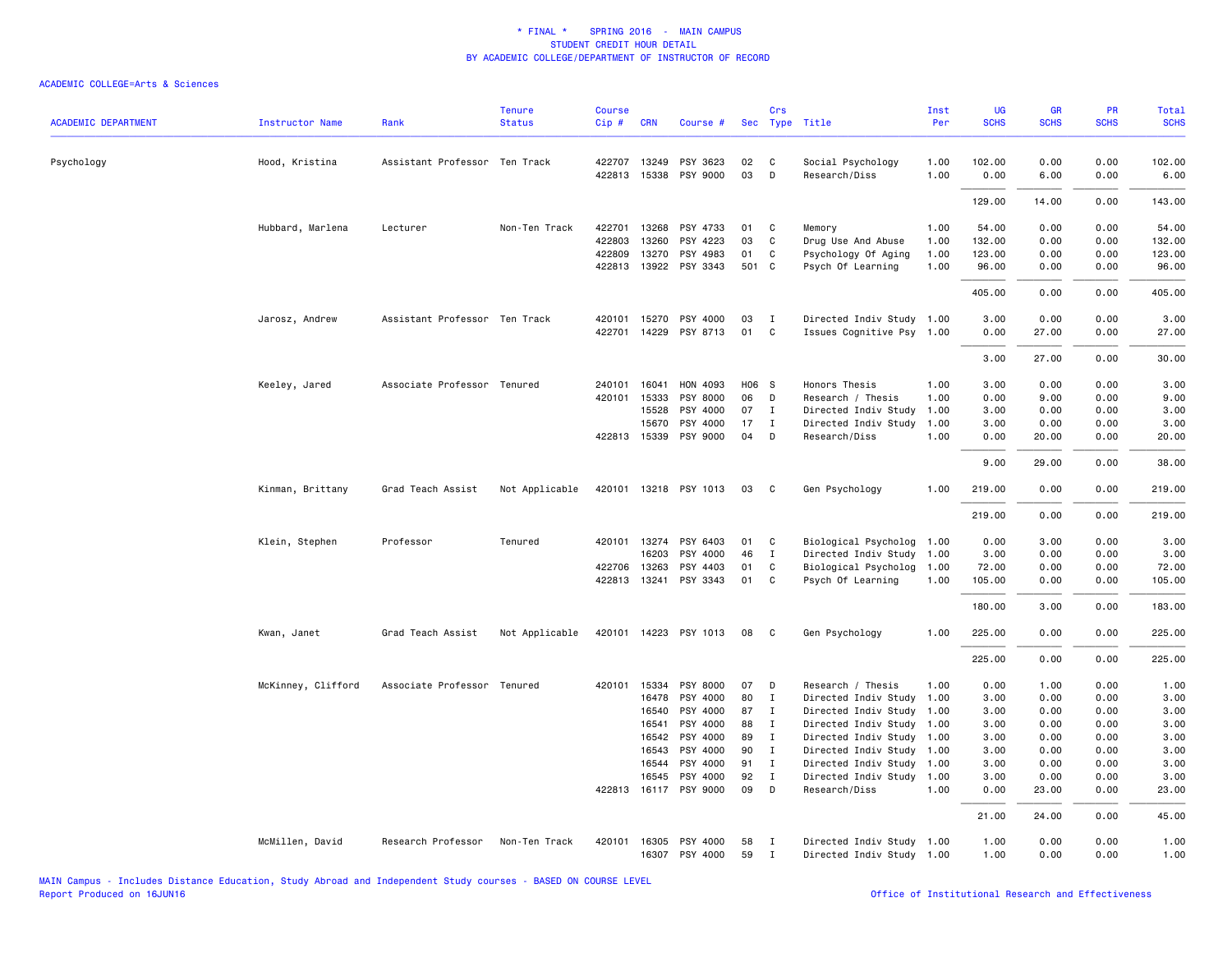# * FINAL * SPRING 2016 - MAIN CAMPUS
## STUDENT CREDIT HOUR DETAIL
## BY ACADEMIC COLLEGE/DEPARTMENT OF INSTRUCTOR OF RECORD

ACADEMIC COLLEGE=Arts & Sciences

| ACADEMIC DEPARTMENT | Instructor Name | Rank | Tenure Status | Course Cip # | CRN | Course # | Sec | Crs Type | Title | Inst Per | UG SCHS | GR SCHS | PR SCHS | Total SCHS |
|---|---|---|---|---|---|---|---|---|---|---|---|---|---|---|
| Psychology | Hood, Kristina | Assistant Professor | Ten Track | 422707 | 13249 | PSY 3623 | 02 | C | Social Psychology | 1.00 | 102.00 | 0.00 | 0.00 | 102.00 |
| | | | | 422813 | 15338 | PSY 9000 | 03 | D | Research/Diss | 1.00 | 0.00 | 6.00 | 0.00 | 6.00 |
| | | | | | | | | | | | 129.00 | 14.00 | 0.00 | 143.00 |
| | Hubbard, Marlena | Lecturer | Non-Ten Track | 422701 | 13268 | PSY 4733 | 01 | C | Memory | 1.00 | 54.00 | 0.00 | 0.00 | 54.00 |
| | | | | 422803 | 13260 | PSY 4223 | 03 | C | Drug Use And Abuse | 1.00 | 132.00 | 0.00 | 0.00 | 132.00 |
| | | | | 422809 | 13270 | PSY 4983 | 01 | C | Psychology Of Aging | 1.00 | 123.00 | 0.00 | 0.00 | 123.00 |
| | | | | 422813 | 13922 | PSY 3343 | 501 | C | Psych Of Learning | 1.00 | 96.00 | 0.00 | 0.00 | 96.00 |
| | | | | | | | | | | | 405.00 | 0.00 | 0.00 | 405.00 |
| | Jarosz, Andrew | Assistant Professor | Ten Track | 420101 | 15270 | PSY 4000 | 03 | I | Directed Indiv Study | 1.00 | 3.00 | 0.00 | 0.00 | 3.00 |
| | | | | 422701 | 14229 | PSY 8713 | 01 | C | Issues Cognitive Psy | 1.00 | 0.00 | 27.00 | 0.00 | 27.00 |
| | | | | | | | | | | | 3.00 | 27.00 | 0.00 | 30.00 |
| | Keeley, Jared | Associate Professor | Tenured | 240101 | 16041 | HON 4093 | H06 | S | Honors Thesis | 1.00 | 3.00 | 0.00 | 0.00 | 3.00 |
| | | | | 420101 | 15333 | PSY 8000 | 06 | D | Research / Thesis | 1.00 | 0.00 | 9.00 | 0.00 | 9.00 |
| | | | | | 15528 | PSY 4000 | 07 | I | Directed Indiv Study | 1.00 | 3.00 | 0.00 | 0.00 | 3.00 |
| | | | | | 15670 | PSY 4000 | 17 | I | Directed Indiv Study | 1.00 | 3.00 | 0.00 | 0.00 | 3.00 |
| | | | | 422813 | 15339 | PSY 9000 | 04 | D | Research/Diss | 1.00 | 0.00 | 20.00 | 0.00 | 20.00 |
| | | | | | | | | | | | 9.00 | 29.00 | 0.00 | 38.00 |
| | Kinman, Brittany | Grad Teach Assist | Not Applicable | 420101 | 13218 | PSY 1013 | 03 | C | Gen Psychology | 1.00 | 219.00 | 0.00 | 0.00 | 219.00 |
| | | | | | | | | | | | 219.00 | 0.00 | 0.00 | 219.00 |
| | Klein, Stephen | Professor | Tenured | 420101 | 13274 | PSY 6403 | 01 | C | Biological Psycholog | 1.00 | 0.00 | 3.00 | 0.00 | 3.00 |
| | | | | | 16203 | PSY 4000 | 46 | I | Directed Indiv Study | 1.00 | 3.00 | 0.00 | 0.00 | 3.00 |
| | | | | 422706 | 13263 | PSY 4403 | 01 | C | Biological Psycholog | 1.00 | 72.00 | 0.00 | 0.00 | 72.00 |
| | | | | 422813 | 13241 | PSY 3343 | 01 | C | Psych Of Learning | 1.00 | 105.00 | 0.00 | 0.00 | 105.00 |
| | | | | | | | | | | | 180.00 | 3.00 | 0.00 | 183.00 |
| | Kwan, Janet | Grad Teach Assist | Not Applicable | 420101 | 14223 | PSY 1013 | 08 | C | Gen Psychology | 1.00 | 225.00 | 0.00 | 0.00 | 225.00 |
| | | | | | | | | | | | 225.00 | 0.00 | 0.00 | 225.00 |
| | McKinney, Clifford | Associate Professor | Tenured | 420101 | 15334 | PSY 8000 | 07 | D | Research / Thesis | 1.00 | 0.00 | 1.00 | 0.00 | 1.00 |
| | | | | | 16478 | PSY 4000 | 80 | I | Directed Indiv Study | 1.00 | 3.00 | 0.00 | 0.00 | 3.00 |
| | | | | | 16540 | PSY 4000 | 87 | I | Directed Indiv Study | 1.00 | 3.00 | 0.00 | 0.00 | 3.00 |
| | | | | | 16541 | PSY 4000 | 88 | I | Directed Indiv Study | 1.00 | 3.00 | 0.00 | 0.00 | 3.00 |
| | | | | | 16542 | PSY 4000 | 89 | I | Directed Indiv Study | 1.00 | 3.00 | 0.00 | 0.00 | 3.00 |
| | | | | | 16543 | PSY 4000 | 90 | I | Directed Indiv Study | 1.00 | 3.00 | 0.00 | 0.00 | 3.00 |
| | | | | | 16544 | PSY 4000 | 91 | I | Directed Indiv Study | 1.00 | 3.00 | 0.00 | 0.00 | 3.00 |
| | | | | | 16545 | PSY 4000 | 92 | I | Directed Indiv Study | 1.00 | 3.00 | 0.00 | 0.00 | 3.00 |
| | | | | 422813 | 16117 | PSY 9000 | 09 | D | Research/Diss | 1.00 | 0.00 | 23.00 | 0.00 | 23.00 |
| | | | | | | | | | | | 21.00 | 24.00 | 0.00 | 45.00 |
| | McMillen, David | Research Professor | Non-Ten Track | 420101 | 16305 | PSY 4000 | 58 | I | Directed Indiv Study | 1.00 | 1.00 | 0.00 | 0.00 | 1.00 |
| | | | | | 16307 | PSY 4000 | 59 | I | Directed Indiv Study | 1.00 | 1.00 | 0.00 | 0.00 | 1.00 |

MAIN Campus - Includes Distance Education, Study Abroad and Independent Study courses - BASED ON COURSE LEVEL
Report Produced on 16JUN16

Office of Institutional Research and Effectiveness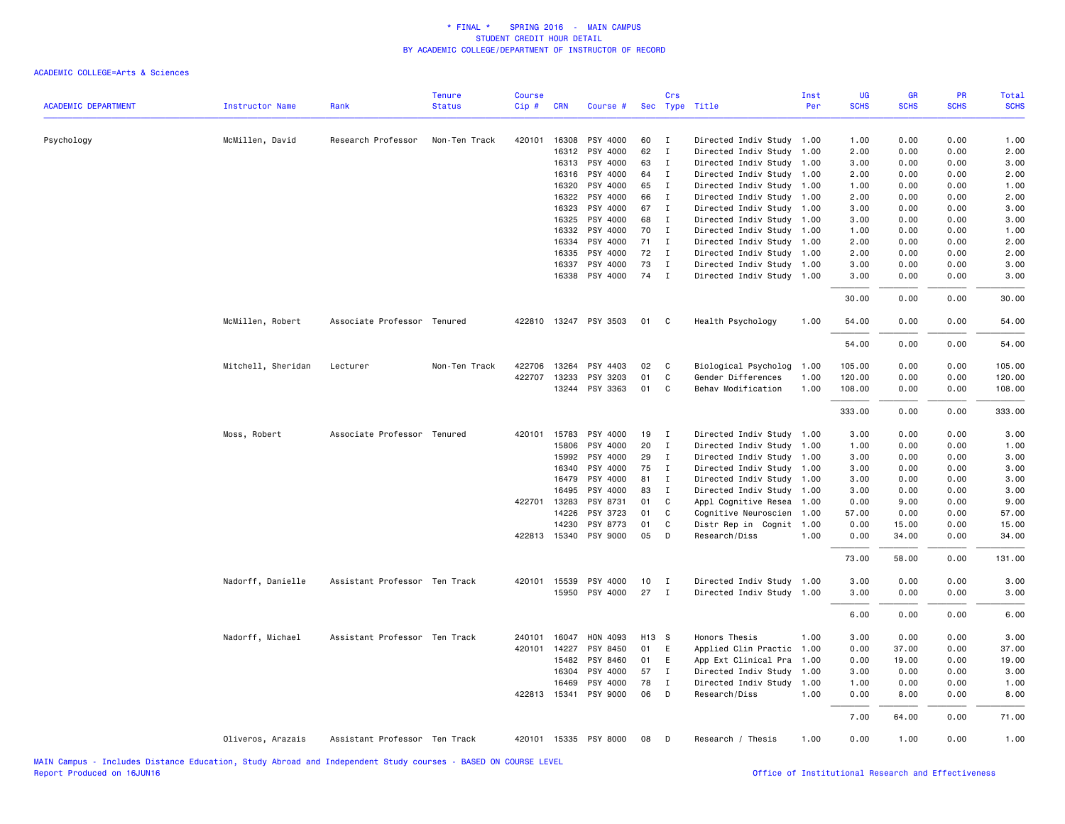\* FINAL \* SPRING 2016 - MAIN CAMPUS
STUDENT CREDIT HOUR DETAIL
BY ACADEMIC COLLEGE/DEPARTMENT OF INSTRUCTOR OF RECORD

ACADEMIC COLLEGE=Arts & Sciences

| ACADEMIC DEPARTMENT | Instructor Name | Rank | Tenure Status | Course Cip # | CRN | Course # | Sec | Crs Type | Title | Inst Per | UG SCHS | GR SCHS | PR SCHS | Total SCHS |
|---|---|---|---|---|---|---|---|---|---|---|---|---|---|---|
| Psychology | McMillen, David | Research Professor | Non-Ten Track | 420101 | 16308 | PSY 4000 | 60 | I | Directed Indiv Study | 1.00 | 1.00 | 0.00 | 0.00 | 1.00 |
| | | | | | 16312 | PSY 4000 | 62 | I | Directed Indiv Study | 1.00 | 2.00 | 0.00 | 0.00 | 2.00 |
| | | | | | 16313 | PSY 4000 | 63 | I | Directed Indiv Study | 1.00 | 3.00 | 0.00 | 0.00 | 3.00 |
| | | | | | 16316 | PSY 4000 | 64 | I | Directed Indiv Study | 1.00 | 2.00 | 0.00 | 0.00 | 2.00 |
| | | | | | 16320 | PSY 4000 | 65 | I | Directed Indiv Study | 1.00 | 1.00 | 0.00 | 0.00 | 1.00 |
| | | | | | 16322 | PSY 4000 | 66 | I | Directed Indiv Study | 1.00 | 2.00 | 0.00 | 0.00 | 2.00 |
| | | | | | 16323 | PSY 4000 | 67 | I | Directed Indiv Study | 1.00 | 3.00 | 0.00 | 0.00 | 3.00 |
| | | | | | 16325 | PSY 4000 | 68 | I | Directed Indiv Study | 1.00 | 3.00 | 0.00 | 0.00 | 3.00 |
| | | | | | 16332 | PSY 4000 | 70 | I | Directed Indiv Study | 1.00 | 1.00 | 0.00 | 0.00 | 1.00 |
| | | | | | 16334 | PSY 4000 | 71 | I | Directed Indiv Study | 1.00 | 2.00 | 0.00 | 0.00 | 2.00 |
| | | | | | 16335 | PSY 4000 | 72 | I | Directed Indiv Study | 1.00 | 2.00 | 0.00 | 0.00 | 2.00 |
| | | | | | 16337 | PSY 4000 | 73 | I | Directed Indiv Study | 1.00 | 3.00 | 0.00 | 0.00 | 3.00 |
| | | | | | 16338 | PSY 4000 | 74 | I | Directed Indiv Study | 1.00 | 3.00 | 0.00 | 0.00 | 3.00 |
| | | | | | | | | | | | 30.00 | 0.00 | 0.00 | 30.00 |
| | McMillen, Robert | Associate Professor | Tenured | 422810 | 13247 | PSY 3503 | 01 | C | Health Psychology | 1.00 | 54.00 | 0.00 | 0.00 | 54.00 |
| | | | | | | | | | | | 54.00 | 0.00 | 0.00 | 54.00 |
| | Mitchell, Sheridan | Lecturer | Non-Ten Track | 422706 | 13264 | PSY 4403 | 02 | C | Biological Psycholog | 1.00 | 105.00 | 0.00 | 0.00 | 105.00 |
| | | | | 422707 | 13233 | PSY 3203 | 01 | C | Gender Differences | 1.00 | 120.00 | 0.00 | 0.00 | 120.00 |
| | | | | | 13244 | PSY 3363 | 01 | C | Behav Modification | 1.00 | 108.00 | 0.00 | 0.00 | 108.00 |
| | | | | | | | | | | | 333.00 | 0.00 | 0.00 | 333.00 |
| | Moss, Robert | Associate Professor | Tenured | 420101 | 15783 | PSY 4000 | 19 | I | Directed Indiv Study | 1.00 | 3.00 | 0.00 | 0.00 | 3.00 |
| | | | | | 15806 | PSY 4000 | 20 | I | Directed Indiv Study | 1.00 | 1.00 | 0.00 | 0.00 | 1.00 |
| | | | | | 15992 | PSY 4000 | 29 | I | Directed Indiv Study | 1.00 | 3.00 | 0.00 | 0.00 | 3.00 |
| | | | | | 16340 | PSY 4000 | 75 | I | Directed Indiv Study | 1.00 | 3.00 | 0.00 | 0.00 | 3.00 |
| | | | | | 16479 | PSY 4000 | 81 | I | Directed Indiv Study | 1.00 | 3.00 | 0.00 | 0.00 | 3.00 |
| | | | | | 16495 | PSY 4000 | 83 | I | Directed Indiv Study | 1.00 | 3.00 | 0.00 | 0.00 | 3.00 |
| | | | | 422701 | 13283 | PSY 8731 | 01 | C | Appl Cognitive Resea | 1.00 | 0.00 | 9.00 | 0.00 | 9.00 |
| | | | | | 14226 | PSY 3723 | 01 | C | Cognitive Neuroscien | 1.00 | 57.00 | 0.00 | 0.00 | 57.00 |
| | | | | | 14230 | PSY 8773 | 01 | C | Distr Rep in Cognit | 1.00 | 0.00 | 15.00 | 0.00 | 15.00 |
| | | | | 422813 | 15340 | PSY 9000 | 05 | D | Research/Diss | 1.00 | 0.00 | 34.00 | 0.00 | 34.00 |
| | | | | | | | | | | | 73.00 | 58.00 | 0.00 | 131.00 |
| | Nadorff, Danielle | Assistant Professor | Ten Track | 420101 | 15539 | PSY 4000 | 10 | I | Directed Indiv Study | 1.00 | 3.00 | 0.00 | 0.00 | 3.00 |
| | | | | | 15950 | PSY 4000 | 27 | I | Directed Indiv Study | 1.00 | 3.00 | 0.00 | 0.00 | 3.00 |
| | | | | | | | | | | | 6.00 | 0.00 | 0.00 | 6.00 |
| | Nadorff, Michael | Assistant Professor | Ten Track | 240101 | 16047 | HON 4093 | H13 | S | Honors Thesis | 1.00 | 3.00 | 0.00 | 0.00 | 3.00 |
| | | | | 420101 | 14227 | PSY 8450 | 01 | E | Applied Clin Practic | 1.00 | 0.00 | 37.00 | 0.00 | 37.00 |
| | | | | | 15482 | PSY 8460 | 01 | E | App Ext Clinical Pra | 1.00 | 0.00 | 19.00 | 0.00 | 19.00 |
| | | | | | 16304 | PSY 4000 | 57 | I | Directed Indiv Study | 1.00 | 3.00 | 0.00 | 0.00 | 3.00 |
| | | | | | 16469 | PSY 4000 | 78 | I | Directed Indiv Study | 1.00 | 1.00 | 0.00 | 0.00 | 1.00 |
| | | | | 422813 | 15341 | PSY 9000 | 06 | D | Research/Diss | 1.00 | 0.00 | 8.00 | 0.00 | 8.00 |
| | | | | | | | | | | | 7.00 | 64.00 | 0.00 | 71.00 |
| | Oliveros, Arazais | Assistant Professor | Ten Track | 420101 | 15335 | PSY 8000 | 08 | D | Research / Thesis | 1.00 | 0.00 | 1.00 | 0.00 | 1.00 |

MAIN Campus - Includes Distance Education, Study Abroad and Independent Study courses - BASED ON COURSE LEVEL
Report Produced on 16JUN16

Office of Institutional Research and Effectiveness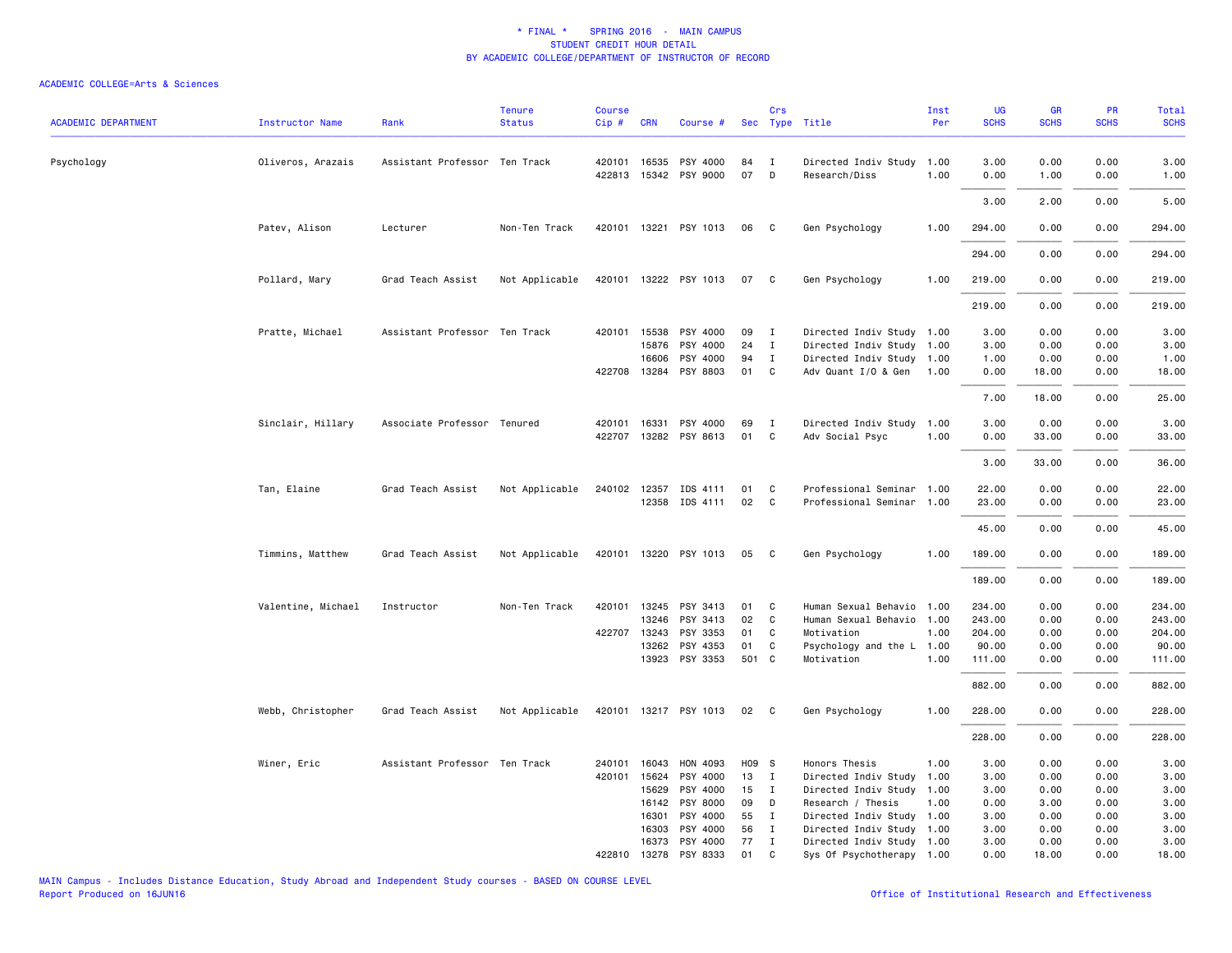\* FINAL \*    SPRING 2016  -  MAIN CAMPUS
STUDENT CREDIT HOUR DETAIL
BY ACADEMIC COLLEGE/DEPARTMENT OF INSTRUCTOR OF RECORD

ACADEMIC COLLEGE=Arts & Sciences

| ACADEMIC DEPARTMENT | Instructor Name | Rank | Tenure Status | Course Cip # | CRN | Course # | Sec | Crs Type | Title | Inst Per | UG SCHS | GR SCHS | PR SCHS | Total SCHS |
|---|---|---|---|---|---|---|---|---|---|---|---|---|---|---|
| Psychology | Oliveros, Arazais | Assistant Professor | Ten Track | 420101 | 16535 | PSY 4000 | 84 | I | Directed Indiv Study | 1.00 | 3.00 | 0.00 | 0.00 | 3.00 |
| | | | | 422813 | 15342 | PSY 9000 | 07 | D | Research/Diss | 1.00 | 0.00 | 1.00 | 0.00 | 1.00 |
| | | | | | | | | | | | 3.00 | 2.00 | 0.00 | 5.00 |
| | Patev, Alison | Lecturer | Non-Ten Track | 420101 | 13221 | PSY 1013 | 06 | C | Gen Psychology | 1.00 | 294.00 | 0.00 | 0.00 | 294.00 |
| | | | | | | | | | | | 294.00 | 0.00 | 0.00 | 294.00 |
| | Pollard, Mary | Grad Teach Assist | Not Applicable | 420101 | 13222 | PSY 1013 | 07 | C | Gen Psychology | 1.00 | 219.00 | 0.00 | 0.00 | 219.00 |
| | | | | | | | | | | | 219.00 | 0.00 | 0.00 | 219.00 |
| | Pratte, Michael | Assistant Professor | Ten Track | 420101 | 15538 | PSY 4000 | 09 | I | Directed Indiv Study | 1.00 | 3.00 | 0.00 | 0.00 | 3.00 |
| | | | | | 15876 | PSY 4000 | 24 | I | Directed Indiv Study | 1.00 | 3.00 | 0.00 | 0.00 | 3.00 |
| | | | | | 16606 | PSY 4000 | 94 | I | Directed Indiv Study | 1.00 | 1.00 | 0.00 | 0.00 | 1.00 |
| | | | | 422708 | 13284 | PSY 8803 | 01 | C | Adv Quant I/O & Gen | 1.00 | 0.00 | 18.00 | 0.00 | 18.00 |
| | | | | | | | | | | | 7.00 | 18.00 | 0.00 | 25.00 |
| | Sinclair, Hillary | Associate Professor | Tenured | 420101 | 16331 | PSY 4000 | 69 | I | Directed Indiv Study | 1.00 | 3.00 | 0.00 | 0.00 | 3.00 |
| | | | | 422707 | 13282 | PSY 8613 | 01 | C | Adv Social Psyc | 1.00 | 0.00 | 33.00 | 0.00 | 33.00 |
| | | | | | | | | | | | 3.00 | 33.00 | 0.00 | 36.00 |
| | Tan, Elaine | Grad Teach Assist | Not Applicable | 240102 | 12357 | IDS 4111 | 01 | C | Professional Seminar | 1.00 | 22.00 | 0.00 | 0.00 | 22.00 |
| | | | | | 12358 | IDS 4111 | 02 | C | Professional Seminar | 1.00 | 23.00 | 0.00 | 0.00 | 23.00 |
| | | | | | | | | | | | 45.00 | 0.00 | 0.00 | 45.00 |
| | Timmins, Matthew | Grad Teach Assist | Not Applicable | 420101 | 13220 | PSY 1013 | 05 | C | Gen Psychology | 1.00 | 189.00 | 0.00 | 0.00 | 189.00 |
| | | | | | | | | | | | 189.00 | 0.00 | 0.00 | 189.00 |
| | Valentine, Michael | Instructor | Non-Ten Track | 420101 | 13245 | PSY 3413 | 01 | C | Human Sexual Behavio | 1.00 | 234.00 | 0.00 | 0.00 | 234.00 |
| | | | | | 13246 | PSY 3413 | 02 | C | Human Sexual Behavio | 1.00 | 243.00 | 0.00 | 0.00 | 243.00 |
| | | | | 422707 | 13243 | PSY 3353 | 01 | C | Motivation | 1.00 | 204.00 | 0.00 | 0.00 | 204.00 |
| | | | | | 13262 | PSY 4353 | 01 | C | Psychology and the L | 1.00 | 90.00 | 0.00 | 0.00 | 90.00 |
| | | | | | 13923 | PSY 3353 | 501 | C | Motivation | 1.00 | 111.00 | 0.00 | 0.00 | 111.00 |
| | | | | | | | | | | | 882.00 | 0.00 | 0.00 | 882.00 |
| | Webb, Christopher | Grad Teach Assist | Not Applicable | 420101 | 13217 | PSY 1013 | 02 | C | Gen Psychology | 1.00 | 228.00 | 0.00 | 0.00 | 228.00 |
| | | | | | | | | | | | 228.00 | 0.00 | 0.00 | 228.00 |
| | Winer, Eric | Assistant Professor | Ten Track | 240101 | 16043 | HON 4093 | H09 | S | Honors Thesis | 1.00 | 3.00 | 0.00 | 0.00 | 3.00 |
| | | | | 420101 | 15624 | PSY 4000 | 13 | I | Directed Indiv Study | 1.00 | 3.00 | 0.00 | 0.00 | 3.00 |
| | | | | | 15629 | PSY 4000 | 15 | I | Directed Indiv Study | 1.00 | 3.00 | 0.00 | 0.00 | 3.00 |
| | | | | | 16142 | PSY 8000 | 09 | D | Research / Thesis | 1.00 | 0.00 | 3.00 | 0.00 | 3.00 |
| | | | | | 16301 | PSY 4000 | 55 | I | Directed Indiv Study | 1.00 | 3.00 | 0.00 | 0.00 | 3.00 |
| | | | | | 16303 | PSY 4000 | 56 | I | Directed Indiv Study | 1.00 | 3.00 | 0.00 | 0.00 | 3.00 |
| | | | | | 16373 | PSY 4000 | 77 | I | Directed Indiv Study | 1.00 | 3.00 | 0.00 | 0.00 | 3.00 |
| | | | | 422810 | 13278 | PSY 8333 | 01 | C | Sys Of Psychotherapy | 1.00 | 0.00 | 18.00 | 0.00 | 18.00 |

MAIN Campus - Includes Distance Education, Study Abroad and Independent Study courses - BASED ON COURSE LEVEL
Report Produced on 16JUN16

Office of Institutional Research and Effectiveness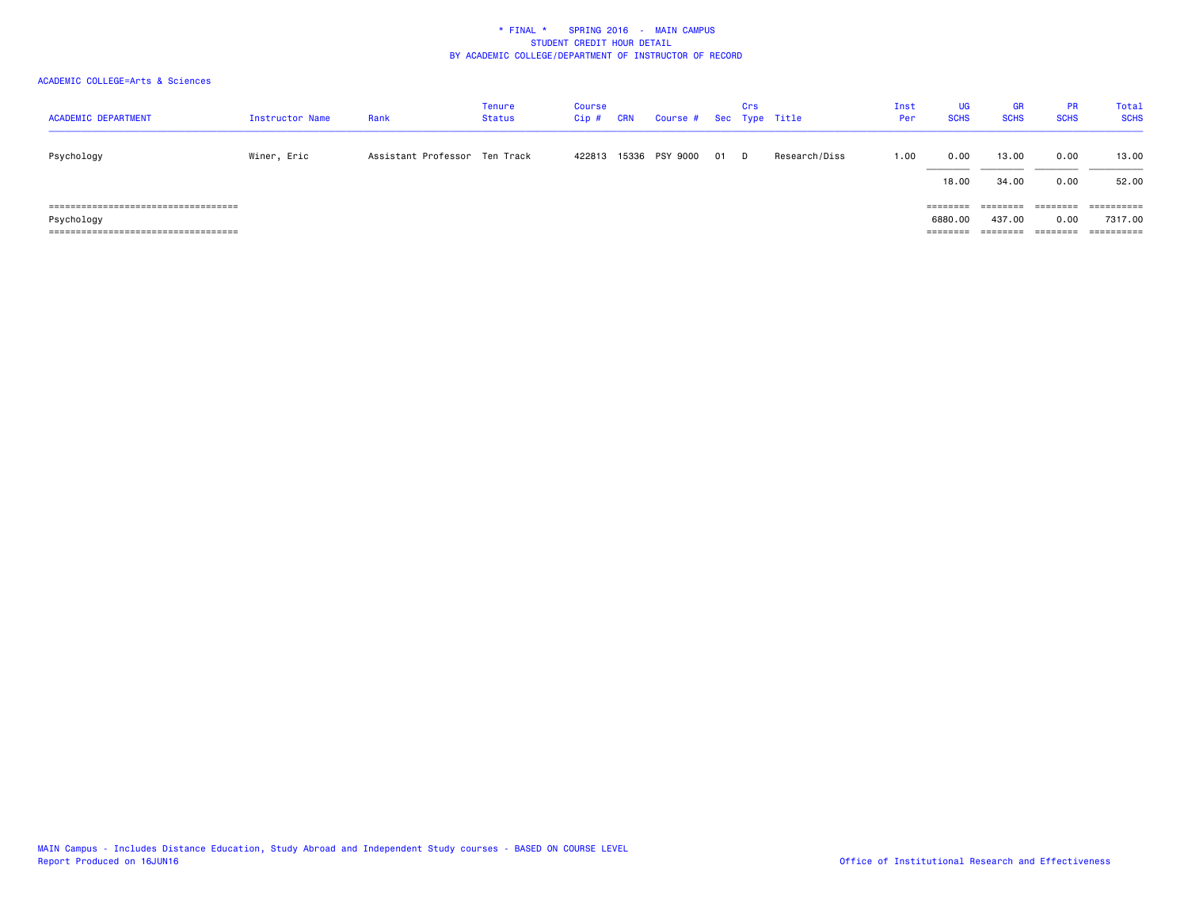\* FINAL \* SPRING 2016 - MAIN CAMPUS
STUDENT CREDIT HOUR DETAIL
BY ACADEMIC COLLEGE/DEPARTMENT OF INSTRUCTOR OF RECORD

ACADEMIC COLLEGE=Arts & Sciences

| ACADEMIC DEPARTMENT | Instructor Name | Rank | Tenure Status | Course Cip # | CRN | Course # | Sec | Crs Type | Title | Inst Per | UG SCHS | GR SCHS | PR SCHS | Total SCHS |
|---|---|---|---|---|---|---|---|---|---|---|---|---|---|---|
| Psychology | Winer, Eric | Assistant Professor | Ten Track | 422813 | 15336 | PSY 9000 | 01 | D | Research/Diss | 1.00 | 0.00 | 13.00 | 0.00 | 13.00 |
| | | | | | | | | | | | 18.00 | 34.00 | 0.00 | 52.00 |
| Psychology | | | | | | | | | | | 6880.00 | 437.00 | 0.00 | 7317.00 |

MAIN Campus - Includes Distance Education, Study Abroad and Independent Study courses - BASED ON COURSE LEVEL
Report Produced on 16JUN16

Office of Institutional Research and Effectiveness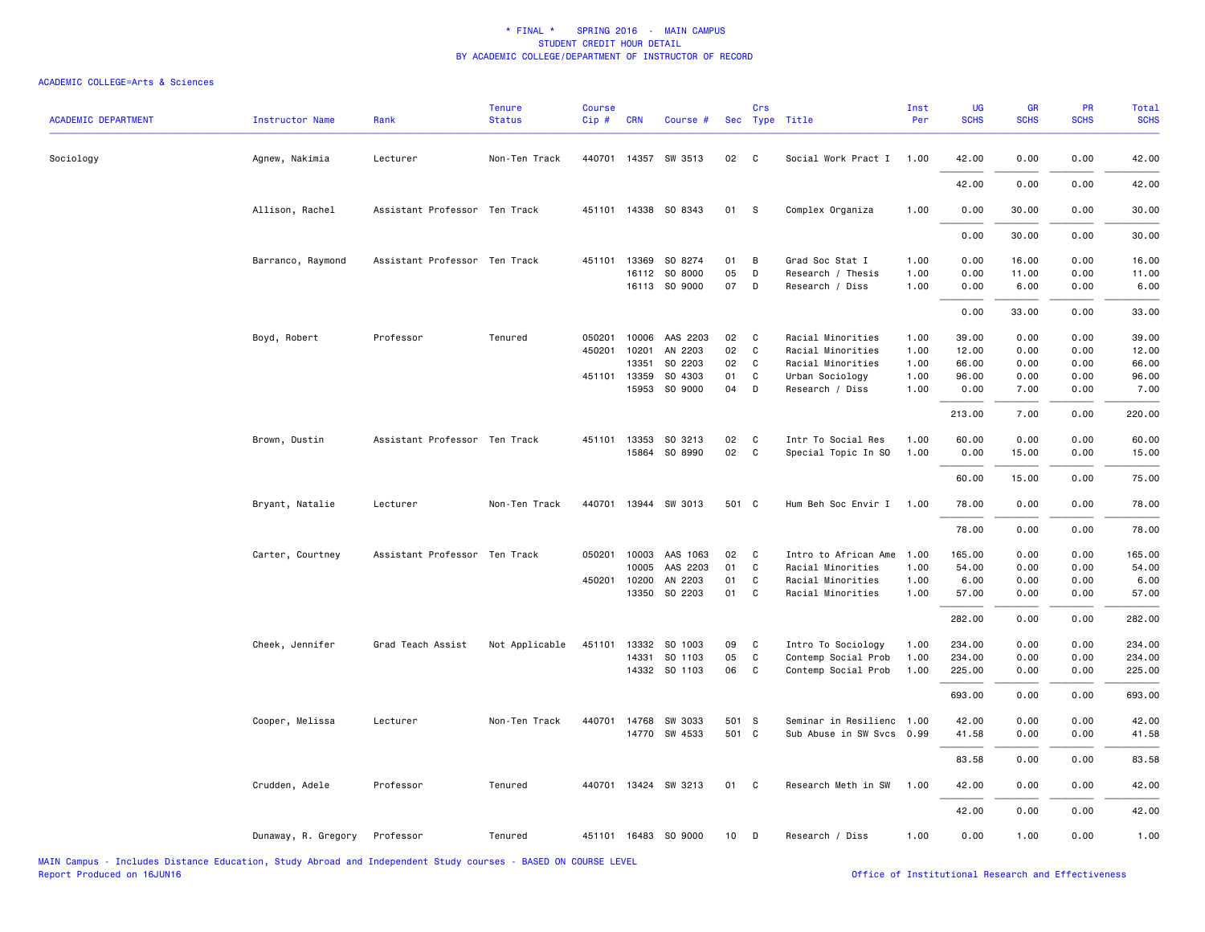# * FINAL * SPRING 2016 - MAIN CAMPUS
## STUDENT CREDIT HOUR DETAIL
## BY ACADEMIC COLLEGE/DEPARTMENT OF INSTRUCTOR OF RECORD

ACADEMIC COLLEGE=Arts & Sciences

| ACADEMIC DEPARTMENT | Instructor Name | Rank | Tenure Status | Course Cip # | CRN | Course # | Sec | Crs Type | Title | Inst Per | UG SCHS | GR SCHS | PR SCHS | Total SCHS |
|---|---|---|---|---|---|---|---|---|---|---|---|---|---|---|
| Sociology | Agnew, Nakimia | Lecturer | Non-Ten Track | 440701 | 14357 | SW 3513 | 02 | C | Social Work Pract I | 1.00 | 42.00 | 0.00 | 0.00 | 42.00 |
| | | | | | | | | | | | 42.00 | 0.00 | 0.00 | 42.00 |
| | Allison, Rachel | Assistant Professor | Ten Track | 451101 | 14338 | SO 8343 | 01 | S | Complex Organiza | 1.00 | 0.00 | 30.00 | 0.00 | 30.00 |
| | | | | | | | | | | | 0.00 | 30.00 | 0.00 | 30.00 |
| | Barranco, Raymond | Assistant Professor | Ten Track | 451101 | 13369 | SO 8274 | 01 | B | Grad Soc Stat I | 1.00 | 0.00 | 16.00 | 0.00 | 16.00 |
| | | | | | 16112 | SO 8000 | 05 | D | Research / Thesis | 1.00 | 0.00 | 11.00 | 0.00 | 11.00 |
| | | | | | 16113 | SO 9000 | 07 | D | Research / Diss | 1.00 | 0.00 | 6.00 | 0.00 | 6.00 |
| | | | | | | | | | | | 0.00 | 33.00 | 0.00 | 33.00 |
| | Boyd, Robert | Professor | Tenured | 050201 | 10006 | AAS 2203 | 02 | C | Racial Minorities | 1.00 | 39.00 | 0.00 | 0.00 | 39.00 |
| | | | | 450201 | 10201 | AN 2203 | 02 | C | Racial Minorities | 1.00 | 12.00 | 0.00 | 0.00 | 12.00 |
| | | | | | 13351 | SO 2203 | 02 | C | Racial Minorities | 1.00 | 66.00 | 0.00 | 0.00 | 66.00 |
| | | | | 451101 | 13359 | SO 4303 | 01 | C | Urban Sociology | 1.00 | 96.00 | 0.00 | 0.00 | 96.00 |
| | | | | | 15953 | SO 9000 | 04 | D | Research / Diss | 1.00 | 0.00 | 7.00 | 0.00 | 7.00 |
| | | | | | | | | | | | 213.00 | 7.00 | 0.00 | 220.00 |
| | Brown, Dustin | Assistant Professor | Ten Track | 451101 | 13353 | SO 3213 | 02 | C | Intr To Social Res | 1.00 | 60.00 | 0.00 | 0.00 | 60.00 |
| | | | | | 15864 | SO 8990 | 02 | C | Special Topic In SO | 1.00 | 0.00 | 15.00 | 0.00 | 15.00 |
| | | | | | | | | | | | 60.00 | 15.00 | 0.00 | 75.00 |
| | Bryant, Natalie | Lecturer | Non-Ten Track | 440701 | 13944 | SW 3013 | 501 | C | Hum Beh Soc Envir I | 1.00 | 78.00 | 0.00 | 0.00 | 78.00 |
| | | | | | | | | | | | 78.00 | 0.00 | 0.00 | 78.00 |
| | Carter, Courtney | Assistant Professor | Ten Track | 050201 | 10003 | AAS 1063 | 02 | C | Intro to African Ame | 1.00 | 165.00 | 0.00 | 0.00 | 165.00 |
| | | | | | 10005 | AAS 2203 | 01 | C | Racial Minorities | 1.00 | 54.00 | 0.00 | 0.00 | 54.00 |
| | | | | 450201 | 10200 | AN 2203 | 01 | C | Racial Minorities | 1.00 | 6.00 | 0.00 | 0.00 | 6.00 |
| | | | | | 13350 | SO 2203 | 01 | C | Racial Minorities | 1.00 | 57.00 | 0.00 | 0.00 | 57.00 |
| | | | | | | | | | | | 282.00 | 0.00 | 0.00 | 282.00 |
| | Cheek, Jennifer | Grad Teach Assist | Not Applicable | 451101 | 13332 | SO 1003 | 09 | C | Intro To Sociology | 1.00 | 234.00 | 0.00 | 0.00 | 234.00 |
| | | | | | 14331 | SO 1103 | 05 | C | Contemp Social Prob | 1.00 | 234.00 | 0.00 | 0.00 | 234.00 |
| | | | | | 14332 | SO 1103 | 06 | C | Contemp Social Prob | 1.00 | 225.00 | 0.00 | 0.00 | 225.00 |
| | | | | | | | | | | | 693.00 | 0.00 | 0.00 | 693.00 |
| | Cooper, Melissa | Lecturer | Non-Ten Track | 440701 | 14768 | SW 3033 | 501 | S | Seminar in Resilienc | 1.00 | 42.00 | 0.00 | 0.00 | 42.00 |
| | | | | | 14770 | SW 4533 | 501 | C | Sub Abuse in SW Svcs | 0.99 | 41.58 | 0.00 | 0.00 | 41.58 |
| | | | | | | | | | | | 83.58 | 0.00 | 0.00 | 83.58 |
| | Crudden, Adele | Professor | Tenured | 440701 | 13424 | SW 3213 | 01 | C | Research Meth in SW | 1.00 | 42.00 | 0.00 | 0.00 | 42.00 |
| | | | | | | | | | | | 42.00 | 0.00 | 0.00 | 42.00 |
| | Dunaway, R. Gregory | Professor | Tenured | 451101 | 16483 | SO 9000 | 10 | D | Research / Diss | 1.00 | 0.00 | 1.00 | 0.00 | 1.00 |

MAIN Campus - Includes Distance Education, Study Abroad and Independent Study courses - BASED ON COURSE LEVEL
Report Produced on 16JUN16

Office of Institutional Research and Effectiveness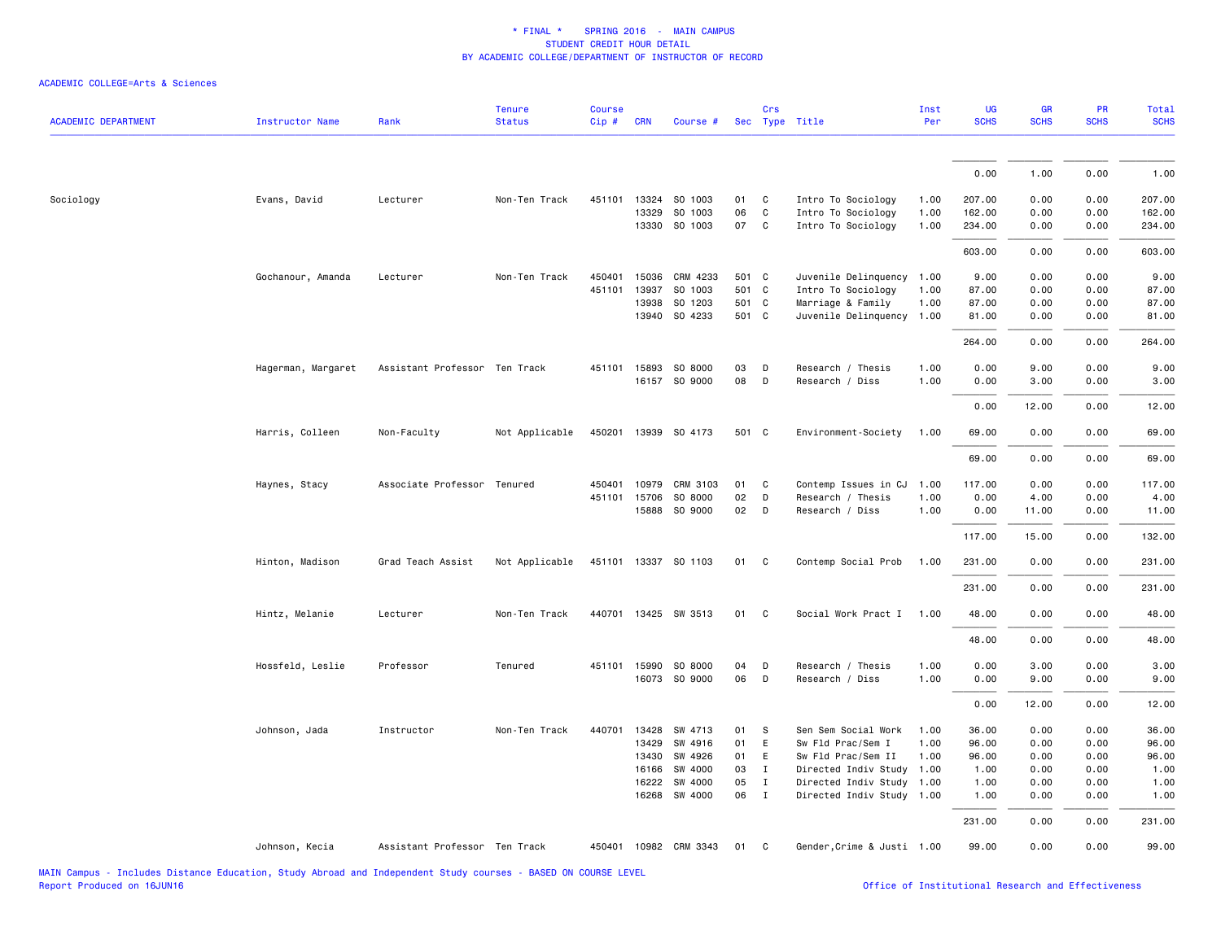# * FINAL * SPRING 2016 - MAIN CAMPUS
## STUDENT CREDIT HOUR DETAIL
## BY ACADEMIC COLLEGE/DEPARTMENT OF INSTRUCTOR OF RECORD

ACADEMIC COLLEGE=Arts & Sciences

| ACADEMIC DEPARTMENT | Instructor Name | Rank | Tenure Status | Course Cip # | CRN | Course # | Sec | Crs Type | Title | Inst Per | UG SCHS | GR SCHS | PR SCHS | Total SCHS |
|---|---|---|---|---|---|---|---|---|---|---|---|---|---|---|
| | | | | | | | | | | | 0.00 | 1.00 | 0.00 | 1.00 |
| Sociology | Evans, David | Lecturer | Non-Ten Track | 451101 | 13324 | SO 1003 | 01 | C | Intro To Sociology | 1.00 | 207.00 | 0.00 | 0.00 | 207.00 |
| | | | | | 13329 | SO 1003 | 06 | C | Intro To Sociology | 1.00 | 162.00 | 0.00 | 0.00 | 162.00 |
| | | | | | 13330 | SO 1003 | 07 | C | Intro To Sociology | 1.00 | 234.00 | 0.00 | 0.00 | 234.00 |
| | | | | | | | | | | | 603.00 | 0.00 | 0.00 | 603.00 |
| | Gochanour, Amanda | Lecturer | Non-Ten Track | 450401 | 15036 | CRM 4233 | 501 | C | Juvenile Delinquency | 1.00 | 9.00 | 0.00 | 0.00 | 9.00 |
| | | | | 451101 | 13937 | SO 1003 | 501 | C | Intro To Sociology | 1.00 | 87.00 | 0.00 | 0.00 | 87.00 |
| | | | | | 13938 | SO 1203 | 501 | C | Marriage & Family | 1.00 | 87.00 | 0.00 | 0.00 | 87.00 |
| | | | | | 13940 | SO 4233 | 501 | C | Juvenile Delinquency | 1.00 | 81.00 | 0.00 | 0.00 | 81.00 |
| | | | | | | | | | | | 264.00 | 0.00 | 0.00 | 264.00 |
| | Hagerman, Margaret | Assistant Professor | Ten Track | 451101 | 15893 | SO 8000 | 03 | D | Research / Thesis | 1.00 | 0.00 | 9.00 | 0.00 | 9.00 |
| | | | | | 16157 | SO 9000 | 08 | D | Research / Diss | 1.00 | 0.00 | 3.00 | 0.00 | 3.00 |
| | | | | | | | | | | | 0.00 | 12.00 | 0.00 | 12.00 |
| | Harris, Colleen | Non-Faculty | Not Applicable | 450201 | 13939 | SO 4173 | 501 | C | Environment-Society | 1.00 | 69.00 | 0.00 | 0.00 | 69.00 |
| | | | | | | | | | | | 69.00 | 0.00 | 0.00 | 69.00 |
| | Haynes, Stacy | Associate Professor | Tenured | 450401 | 10979 | CRM 3103 | 01 | C | Contemp Issues in CJ | 1.00 | 117.00 | 0.00 | 0.00 | 117.00 |
| | | | | 451101 | 15706 | SO 8000 | 02 | D | Research / Thesis | 1.00 | 0.00 | 4.00 | 0.00 | 4.00 |
| | | | | | 15888 | SO 9000 | 02 | D | Research / Diss | 1.00 | 0.00 | 11.00 | 0.00 | 11.00 |
| | | | | | | | | | | | 117.00 | 15.00 | 0.00 | 132.00 |
| | Hinton, Madison | Grad Teach Assist | Not Applicable | 451101 | 13337 | SO 1103 | 01 | C | Contemp Social Prob | 1.00 | 231.00 | 0.00 | 0.00 | 231.00 |
| | | | | | | | | | | | 231.00 | 0.00 | 0.00 | 231.00 |
| | Hintz, Melanie | Lecturer | Non-Ten Track | 440701 | 13425 | SW 3513 | 01 | C | Social Work Pract I | 1.00 | 48.00 | 0.00 | 0.00 | 48.00 |
| | | | | | | | | | | | 48.00 | 0.00 | 0.00 | 48.00 |
| | Hossfeld, Leslie | Professor | Tenured | 451101 | 15990 | SO 8000 | 04 | D | Research / Thesis | 1.00 | 0.00 | 3.00 | 0.00 | 3.00 |
| | | | | | 16073 | SO 9000 | 06 | D | Research / Diss | 1.00 | 0.00 | 9.00 | 0.00 | 9.00 |
| | | | | | | | | | | | 0.00 | 12.00 | 0.00 | 12.00 |
| | Johnson, Jada | Instructor | Non-Ten Track | 440701 | 13428 | SW 4713 | 01 | S | Sen Sem Social Work | 1.00 | 36.00 | 0.00 | 0.00 | 36.00 |
| | | | | | 13429 | SW 4916 | 01 | E | Sw Fld Prac/Sem I | 1.00 | 96.00 | 0.00 | 0.00 | 96.00 |
| | | | | | 13430 | SW 4926 | 01 | E | Sw Fld Prac/Sem II | 1.00 | 96.00 | 0.00 | 0.00 | 96.00 |
| | | | | | 16166 | SW 4000 | 03 | I | Directed Indiv Study | 1.00 | 1.00 | 0.00 | 0.00 | 1.00 |
| | | | | | 16222 | SW 4000 | 05 | I | Directed Indiv Study | 1.00 | 1.00 | 0.00 | 0.00 | 1.00 |
| | | | | | 16268 | SW 4000 | 06 | I | Directed Indiv Study | 1.00 | 1.00 | 0.00 | 0.00 | 1.00 |
| | | | | | | | | | | | 231.00 | 0.00 | 0.00 | 231.00 |
| | Johnson, Kecia | Assistant Professor | Ten Track | 450401 | 10982 | CRM 3343 | 01 | C | Gender,Crime & Justi | 1.00 | 99.00 | 0.00 | 0.00 | 99.00 |

MAIN Campus - Includes Distance Education, Study Abroad and Independent Study courses - BASED ON COURSE LEVEL
Report Produced on 16JUN16

Office of Institutional Research and Effectiveness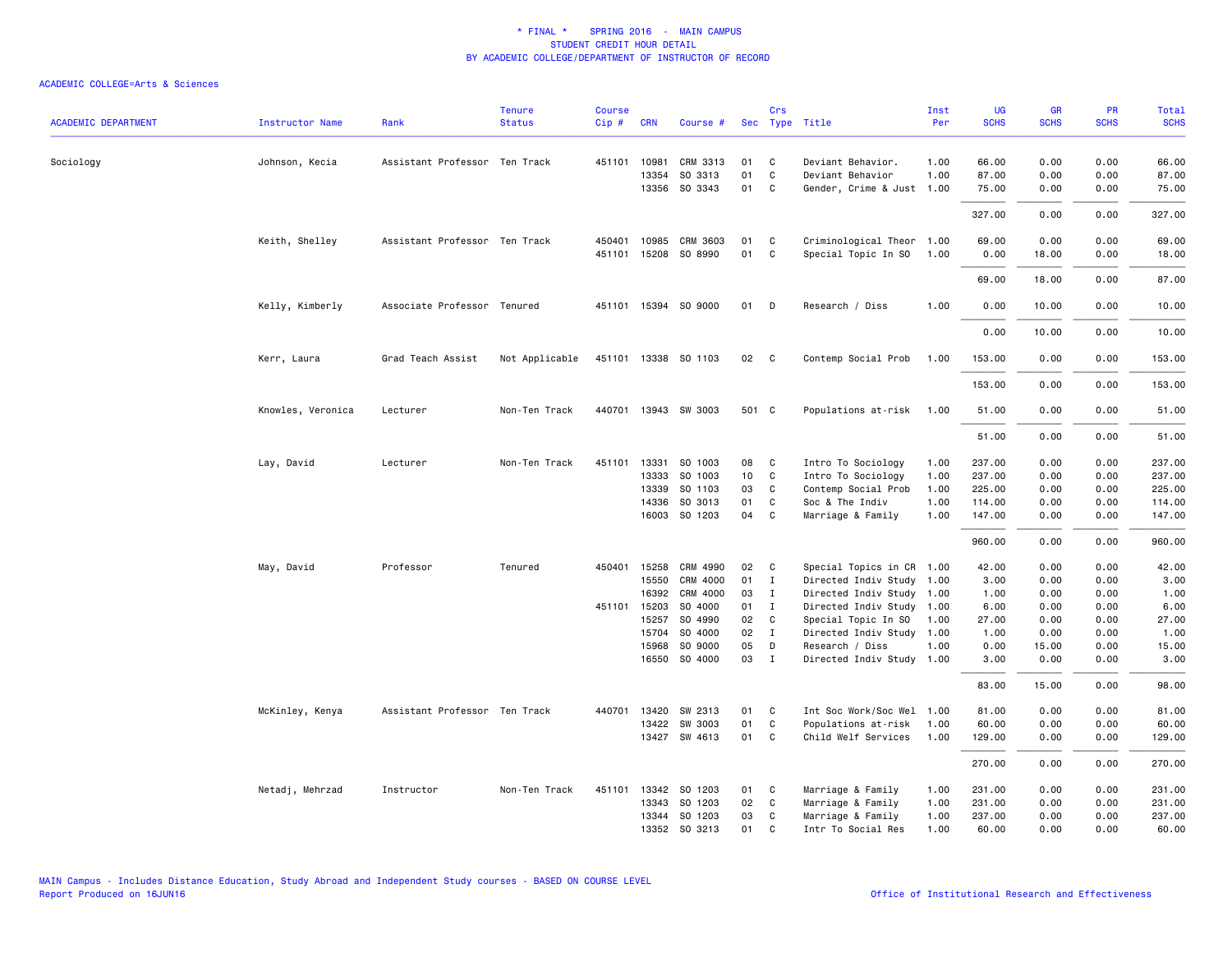\* FINAL \*  SPRING 2016 - MAIN CAMPUS
STUDENT CREDIT HOUR DETAIL
BY ACADEMIC COLLEGE/DEPARTMENT OF INSTRUCTOR OF RECORD

ACADEMIC COLLEGE=Arts & Sciences

| ACADEMIC DEPARTMENT | Instructor Name | Rank | Tenure Status | Course Cip # | CRN | Course # | Sec | Crs Type | Title | Inst Per | UG SCHS | GR SCHS | PR SCHS | Total SCHS |
|---|---|---|---|---|---|---|---|---|---|---|---|---|---|---|
| Sociology | Johnson, Kecia | Assistant Professor | Ten Track | 451101 | 10981 | CRM 3313 | 01 | C | Deviant Behavior. | 1.00 | 66.00 | 0.00 | 0.00 | 66.00 |
| | | | | | 13354 | SO 3313 | 01 | C | Deviant Behavior | 1.00 | 87.00 | 0.00 | 0.00 | 87.00 |
| | | | | | 13356 | SO 3343 | 01 | C | Gender, Crime & Just | 1.00 | 75.00 | 0.00 | 0.00 | 75.00 |
| | | | | | | | | | | | 327.00 | 0.00 | 0.00 | 327.00 |
| | Keith, Shelley | Assistant Professor | Ten Track | 450401 | 10985 | CRM 3603 | 01 | C | Criminological Theor | 1.00 | 69.00 | 0.00 | 0.00 | 69.00 |
| | | | | 451101 | 15208 | SO 8990 | 01 | C | Special Topic In SO | 1.00 | 0.00 | 18.00 | 0.00 | 18.00 |
| | | | | | | | | | | | 69.00 | 18.00 | 0.00 | 87.00 |
| | Kelly, Kimberly | Associate Professor | Tenured | 451101 | 15394 | SO 9000 | 01 | D | Research / Diss | 1.00 | 0.00 | 10.00 | 0.00 | 10.00 |
| | | | | | | | | | | | 0.00 | 10.00 | 0.00 | 10.00 |
| | Kerr, Laura | Grad Teach Assist | Not Applicable | 451101 | 13338 | SO 1103 | 02 | C | Contemp Social Prob | 1.00 | 153.00 | 0.00 | 0.00 | 153.00 |
| | | | | | | | | | | | 153.00 | 0.00 | 0.00 | 153.00 |
| | Knowles, Veronica | Lecturer | Non-Ten Track | 440701 | 13943 | SW 3003 | 501 | C | Populations at-risk | 1.00 | 51.00 | 0.00 | 0.00 | 51.00 |
| | | | | | | | | | | | 51.00 | 0.00 | 0.00 | 51.00 |
| | Lay, David | Lecturer | Non-Ten Track | 451101 | 13331 | SO 1003 | 08 | C | Intro To Sociology | 1.00 | 237.00 | 0.00 | 0.00 | 237.00 |
| | | | | | 13333 | SO 1003 | 10 | C | Intro To Sociology | 1.00 | 237.00 | 0.00 | 0.00 | 237.00 |
| | | | | | 13339 | SO 1103 | 03 | C | Contemp Social Prob | 1.00 | 225.00 | 0.00 | 0.00 | 225.00 |
| | | | | | 14336 | SO 3013 | 01 | C | Soc & The Indiv | 1.00 | 114.00 | 0.00 | 0.00 | 114.00 |
| | | | | | 16003 | SO 1203 | 04 | C | Marriage & Family | 1.00 | 147.00 | 0.00 | 0.00 | 147.00 |
| | | | | | | | | | | | 960.00 | 0.00 | 0.00 | 960.00 |
| | May, David | Professor | Tenured | 450401 | 15258 | CRM 4990 | 02 | C | Special Topics in CR | 1.00 | 42.00 | 0.00 | 0.00 | 42.00 |
| | | | | | 15550 | CRM 4000 | 01 | I | Directed Indiv Study | 1.00 | 3.00 | 0.00 | 0.00 | 3.00 |
| | | | | | 16392 | CRM 4000 | 03 | I | Directed Indiv Study | 1.00 | 1.00 | 0.00 | 0.00 | 1.00 |
| | | | | 451101 | 15203 | SO 4000 | 01 | I | Directed Indiv Study | 1.00 | 6.00 | 0.00 | 0.00 | 6.00 |
| | | | | | 15257 | SO 4990 | 02 | C | Special Topic In SO | 1.00 | 27.00 | 0.00 | 0.00 | 27.00 |
| | | | | | 15704 | SO 4000 | 02 | I | Directed Indiv Study | 1.00 | 1.00 | 0.00 | 0.00 | 1.00 |
| | | | | | 15968 | SO 9000 | 05 | D | Research / Diss | 1.00 | 0.00 | 15.00 | 0.00 | 15.00 |
| | | | | | 16550 | SO 4000 | 03 | I | Directed Indiv Study | 1.00 | 3.00 | 0.00 | 0.00 | 3.00 |
| | | | | | | | | | | | 83.00 | 15.00 | 0.00 | 98.00 |
| | McKinley, Kenya | Assistant Professor | Ten Track | 440701 | 13420 | SW 2313 | 01 | C | Int Soc Work/Soc Wel | 1.00 | 81.00 | 0.00 | 0.00 | 81.00 |
| | | | | | 13422 | SW 3003 | 01 | C | Populations at-risk | 1.00 | 60.00 | 0.00 | 0.00 | 60.00 |
| | | | | | 13427 | SW 4613 | 01 | C | Child Welf Services | 1.00 | 129.00 | 0.00 | 0.00 | 129.00 |
| | | | | | | | | | | | 270.00 | 0.00 | 0.00 | 270.00 |
| | Netadj, Mehrzad | Instructor | Non-Ten Track | 451101 | 13342 | SO 1203 | 01 | C | Marriage & Family | 1.00 | 231.00 | 0.00 | 0.00 | 231.00 |
| | | | | | 13343 | SO 1203 | 02 | C | Marriage & Family | 1.00 | 231.00 | 0.00 | 0.00 | 231.00 |
| | | | | | 13344 | SO 1203 | 03 | C | Marriage & Family | 1.00 | 237.00 | 0.00 | 0.00 | 237.00 |
| | | | | | 13352 | SO 3213 | 01 | C | Intr To Social Res | 1.00 | 60.00 | 0.00 | 0.00 | 60.00 |

MAIN Campus - Includes Distance Education, Study Abroad and Independent Study courses - BASED ON COURSE LEVEL
Report Produced on 16JUN16

Office of Institutional Research and Effectiveness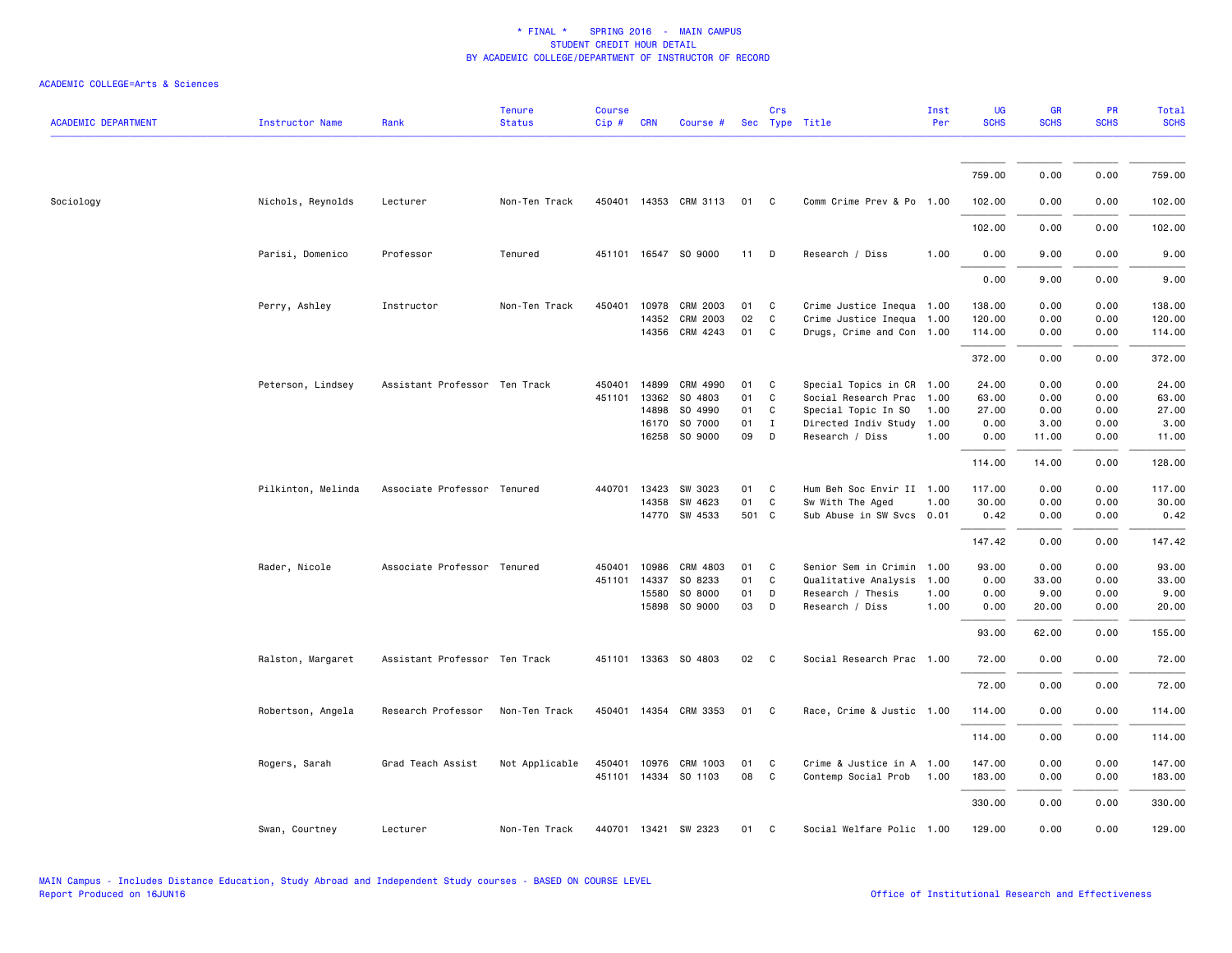# * FINAL * SPRING 2016 - MAIN CAMPUS
## STUDENT CREDIT HOUR DETAIL
## BY ACADEMIC COLLEGE/DEPARTMENT OF INSTRUCTOR OF RECORD

ACADEMIC COLLEGE=Arts & Sciences

| ACADEMIC DEPARTMENT | Instructor Name | Rank | Tenure Status | Course Cip # | CRN | Course # | Sec | Crs Type | Title | Inst Per | UG SCHS | GR SCHS | PR SCHS | Total SCHS |
|---|---|---|---|---|---|---|---|---|---|---|---|---|---|---|
| | | | | | | | | | | | 759.00 | 0.00 | 0.00 | 759.00 |
| Sociology | Nichols, Reynolds | Lecturer | Non-Ten Track | 450401 | 14353 | CRM 3113 | 01 | C | Comm Crime Prev & Po | 1.00 | 102.00 | 0.00 | 0.00 | 102.00 |
| | | | | | | | | | | | 102.00 | 0.00 | 0.00 | 102.00 |
| | Parisi, Domenico | Professor | Tenured | 451101 | 16547 | SO 9000 | 11 | D | Research / Diss | 1.00 | 0.00 | 9.00 | 0.00 | 9.00 |
| | | | | | | | | | | | 0.00 | 9.00 | 0.00 | 9.00 |
| | Perry, Ashley | Instructor | Non-Ten Track | 450401 | 10978 | CRM 2003 | 01 | C | Crime Justice Inequa | 1.00 | 138.00 | 0.00 | 0.00 | 138.00 |
| | | | | | 14352 | CRM 2003 | 02 | C | Crime Justice Inequa | 1.00 | 120.00 | 0.00 | 0.00 | 120.00 |
| | | | | | 14356 | CRM 4243 | 01 | C | Drugs, Crime and Con | 1.00 | 114.00 | 0.00 | 0.00 | 114.00 |
| | | | | | | | | | | | 372.00 | 0.00 | 0.00 | 372.00 |
| | Peterson, Lindsey | Assistant Professor | Ten Track | 450401 | 14899 | CRM 4990 | 01 | C | Special Topics in CR | 1.00 | 24.00 | 0.00 | 0.00 | 24.00 |
| | | | | 451101 | 13362 | SO 4803 | 01 | C | Social Research Prac | 1.00 | 63.00 | 0.00 | 0.00 | 63.00 |
| | | | | | 14898 | SO 4990 | 01 | C | Special Topic In SO | 1.00 | 27.00 | 0.00 | 0.00 | 27.00 |
| | | | | | 16170 | SO 7000 | 01 | I | Directed Indiv Study | 1.00 | 0.00 | 3.00 | 0.00 | 3.00 |
| | | | | | 16258 | SO 9000 | 09 | D | Research / Diss | 1.00 | 0.00 | 11.00 | 0.00 | 11.00 |
| | | | | | | | | | | | 114.00 | 14.00 | 0.00 | 128.00 |
| | Pilkinton, Melinda | Associate Professor | Tenured | 440701 | 13423 | SW 3023 | 01 | C | Hum Beh Soc Envir II | 1.00 | 117.00 | 0.00 | 0.00 | 117.00 |
| | | | | | 14358 | SW 4623 | 01 | C | Sw With The Aged | 1.00 | 30.00 | 0.00 | 0.00 | 30.00 |
| | | | | | 14770 | SW 4533 | 501 | C | Sub Abuse in SW Svcs | 0.01 | 0.42 | 0.00 | 0.00 | 0.42 |
| | | | | | | | | | | | 147.42 | 0.00 | 0.00 | 147.42 |
| | Rader, Nicole | Associate Professor | Tenured | 450401 | 10986 | CRM 4803 | 01 | C | Senior Sem in Crimin | 1.00 | 93.00 | 0.00 | 0.00 | 93.00 |
| | | | | 451101 | 14337 | SO 8233 | 01 | C | Qualitative Analysis | 1.00 | 0.00 | 33.00 | 0.00 | 33.00 |
| | | | | | 15580 | SO 8000 | 01 | D | Research / Thesis | 1.00 | 0.00 | 9.00 | 0.00 | 9.00 |
| | | | | | 15898 | SO 9000 | 03 | D | Research / Diss | 1.00 | 0.00 | 20.00 | 0.00 | 20.00 |
| | | | | | | | | | | | 93.00 | 62.00 | 0.00 | 155.00 |
| | Ralston, Margaret | Assistant Professor | Ten Track | 451101 | 13363 | SO 4803 | 02 | C | Social Research Prac | 1.00 | 72.00 | 0.00 | 0.00 | 72.00 |
| | | | | | | | | | | | 72.00 | 0.00 | 0.00 | 72.00 |
| | Robertson, Angela | Research Professor | Non-Ten Track | 450401 | 14354 | CRM 3353 | 01 | C | Race, Crime & Justic | 1.00 | 114.00 | 0.00 | 0.00 | 114.00 |
| | | | | | | | | | | | 114.00 | 0.00 | 0.00 | 114.00 |
| | Rogers, Sarah | Grad Teach Assist | Not Applicable | 450401 | 10976 | CRM 1003 | 01 | C | Crime & Justice in A | 1.00 | 147.00 | 0.00 | 0.00 | 147.00 |
| | | | | 451101 | 14334 | SO 1103 | 08 | C | Contemp Social Prob | 1.00 | 183.00 | 0.00 | 0.00 | 183.00 |
| | | | | | | | | | | | 330.00 | 0.00 | 0.00 | 330.00 |
| | Swan, Courtney | Lecturer | Non-Ten Track | 440701 | 13421 | SW 2323 | 01 | C | Social Welfare Polic | 1.00 | 129.00 | 0.00 | 0.00 | 129.00 |

MAIN Campus - Includes Distance Education, Study Abroad and Independent Study courses - BASED ON COURSE LEVEL
Report Produced on 16JUN16

Office of Institutional Research and Effectiveness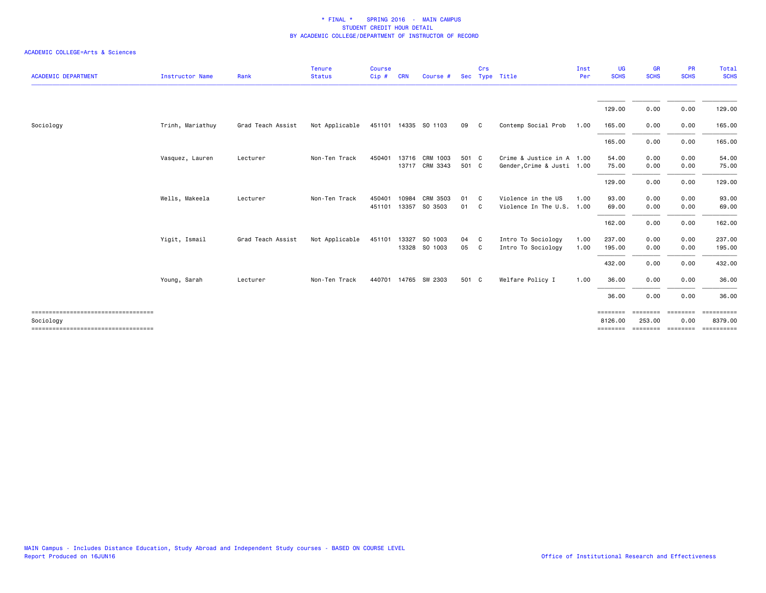\* FINAL \*    SPRING 2016 - MAIN CAMPUS
STUDENT CREDIT HOUR DETAIL
BY ACADEMIC COLLEGE/DEPARTMENT OF INSTRUCTOR OF RECORD

ACADEMIC COLLEGE=Arts & Sciences

| ACADEMIC DEPARTMENT | Instructor Name | Rank | Tenure Status | Course Cip # | CRN | Course # | Sec | Crs Type | Title | Inst Per | UG SCHS | GR SCHS | PR SCHS | Total SCHS |
|---|---|---|---|---|---|---|---|---|---|---|---|---|---|---|
| | | | | | | | | | | | 129.00 | 0.00 | 0.00 | 129.00 |
| Sociology | Trinh, Mariathuy | Grad Teach Assist | Not Applicable | 451101 | 14335 | SO 1103 | 09 | C | Contemp Social Prob | 1.00 | 165.00 | 0.00 | 0.00 | 165.00 |
| | | | | | | | | | | | 165.00 | 0.00 | 0.00 | 165.00 |
| | Vasquez, Lauren | Lecturer | Non-Ten Track | 450401 | 13716 | CRM 1003 | 501 | C | Crime & Justice in A | 1.00 | 54.00 | 0.00 | 0.00 | 54.00 |
| | | | | | 13717 | CRM 3343 | 501 | C | Gender,Crime & Justi | 1.00 | 75.00 | 0.00 | 0.00 | 75.00 |
| | | | | | | | | | | | 129.00 | 0.00 | 0.00 | 129.00 |
| | Wells, Makeela | Lecturer | Non-Ten Track | 450401 | 10984 | CRM 3503 | 01 | C | Violence in the US | 1.00 | 93.00 | 0.00 | 0.00 | 93.00 |
| | | | | 451101 | 13357 | SO 3503 | 01 | C | Violence In The U.S. | 1.00 | 69.00 | 0.00 | 0.00 | 69.00 |
| | | | | | | | | | | | 162.00 | 0.00 | 0.00 | 162.00 |
| | Yigit, Ismail | Grad Teach Assist | Not Applicable | 451101 | 13327 | SO 1003 | 04 | C | Intro To Sociology | 1.00 | 237.00 | 0.00 | 0.00 | 237.00 |
| | | | | | 13328 | SO 1003 | 05 | C | Intro To Sociology | 1.00 | 195.00 | 0.00 | 0.00 | 195.00 |
| | | | | | | | | | | | 432.00 | 0.00 | 0.00 | 432.00 |
| | Young, Sarah | Lecturer | Non-Ten Track | 440701 | 14765 | SW 2303 | 501 | C | Welfare Policy I | 1.00 | 36.00 | 0.00 | 0.00 | 36.00 |
| | | | | | | | | | | | 36.00 | 0.00 | 0.00 | 36.00 |
| Sociology | | | | | | | | | | | 8126.00 | 253.00 | 0.00 | 8379.00 |

MAIN Campus - Includes Distance Education, Study Abroad and Independent Study courses - BASED ON COURSE LEVEL
Report Produced on 16JUN16

Office of Institutional Research and Effectiveness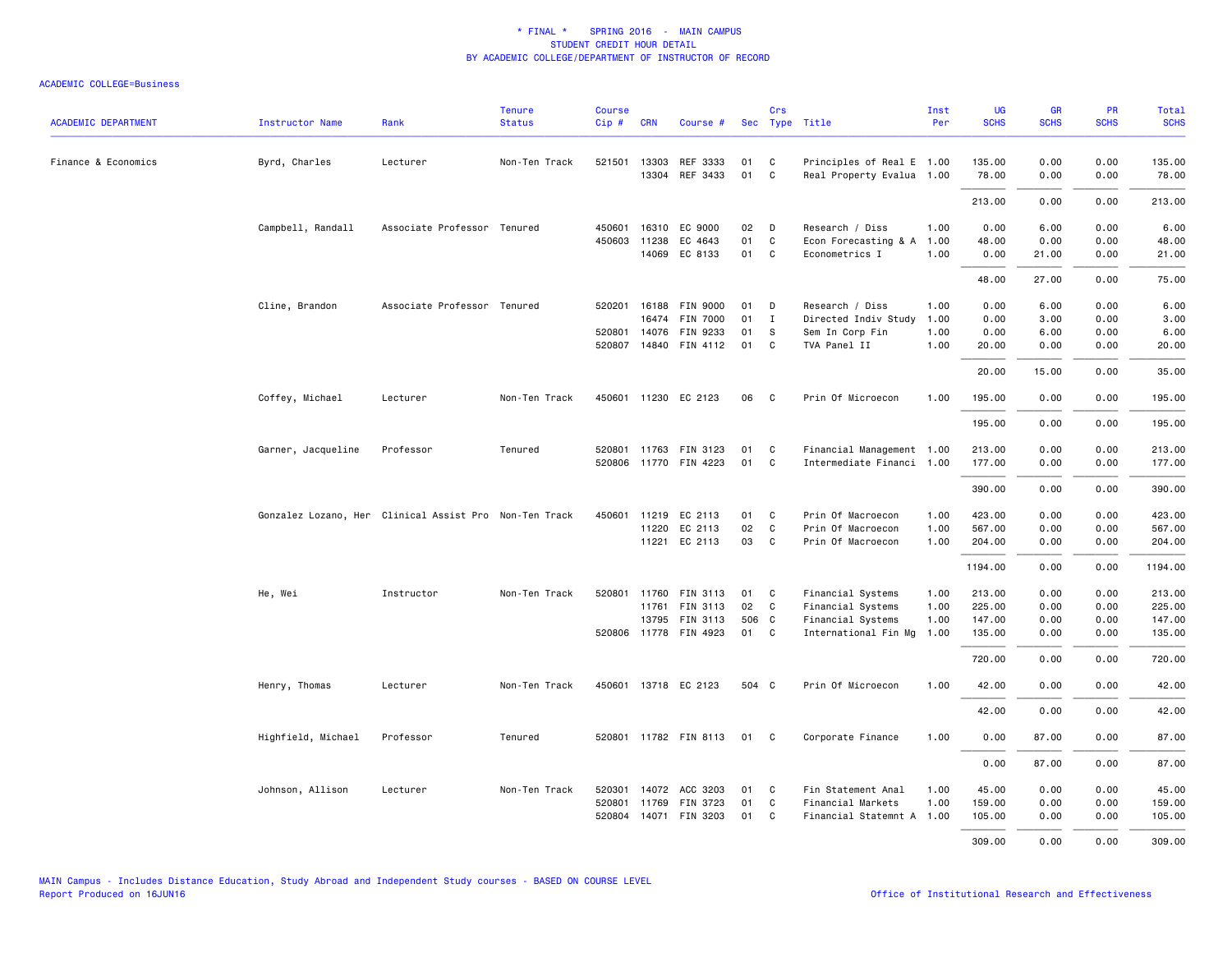\* FINAL \* SPRING 2016 - MAIN CAMPUS
STUDENT CREDIT HOUR DETAIL
BY ACADEMIC COLLEGE/DEPARTMENT OF INSTRUCTOR OF RECORD

ACADEMIC COLLEGE=Business

| ACADEMIC DEPARTMENT | Instructor Name | Rank | Tenure Status | Course Cip # | CRN | Course # | Sec | Crs Type | Title | Inst Per | UG SCHS | GR SCHS | PR SCHS | Total SCHS |
|---|---|---|---|---|---|---|---|---|---|---|---|---|---|---|
| Finance & Economics | Byrd, Charles | Lecturer | Non-Ten Track | 521501 | 13303 | REF 3333 | 01 | C | Principles of Real E | 1.00 | 135.00 | 0.00 | 0.00 | 135.00 |
| | | | | | 13304 | REF 3433 | 01 | C | Real Property Evalua | 1.00 | 78.00 | 0.00 | 0.00 | 78.00 |
| | | | | | | | | | | | 213.00 | 0.00 | 0.00 | 213.00 |
| | Campbell, Randall | Associate Professor | Tenured | 450601 | 16310 | EC 9000 | 02 | D | Research / Diss | 1.00 | 0.00 | 6.00 | 0.00 | 6.00 |
| | | | | 450603 | 11238 | EC 4643 | 01 | C | Econ Forecasting & A | 1.00 | 48.00 | 0.00 | 0.00 | 48.00 |
| | | | | | 14069 | EC 8133 | 01 | C | Econometrics I | 1.00 | 0.00 | 21.00 | 0.00 | 21.00 |
| | | | | | | | | | | | 48.00 | 27.00 | 0.00 | 75.00 |
| | Cline, Brandon | Associate Professor | Tenured | 520201 | 16188 | FIN 9000 | 01 | D | Research / Diss | 1.00 | 0.00 | 6.00 | 0.00 | 6.00 |
| | | | | | 16474 | FIN 7000 | 01 | I | Directed Indiv Study | 1.00 | 0.00 | 3.00 | 0.00 | 3.00 |
| | | | | 520801 | 14076 | FIN 9233 | 01 | S | Sem In Corp Fin | 1.00 | 0.00 | 6.00 | 0.00 | 6.00 |
| | | | | 520807 | 14840 | FIN 4112 | 01 | C | TVA Panel II | 1.00 | 20.00 | 0.00 | 0.00 | 20.00 |
| | | | | | | | | | | | 20.00 | 15.00 | 0.00 | 35.00 |
| | Coffey, Michael | Lecturer | Non-Ten Track | 450601 | 11230 | EC 2123 | 06 | C | Prin Of Microecon | 1.00 | 195.00 | 0.00 | 0.00 | 195.00 |
| | | | | | | | | | | | 195.00 | 0.00 | 0.00 | 195.00 |
| | Garner, Jacqueline | Professor | Tenured | 520801 | 11763 | FIN 3123 | 01 | C | Financial Management | 1.00 | 213.00 | 0.00 | 0.00 | 213.00 |
| | | | | 520806 | 11770 | FIN 4223 | 01 | C | Intermediate Financi | 1.00 | 177.00 | 0.00 | 0.00 | 177.00 |
| | | | | | | | | | | | 390.00 | 0.00 | 0.00 | 390.00 |
| | Gonzalez Lozano, Her | Clinical Assist Pro | Non-Ten Track | 450601 | 11219 | EC 2113 | 01 | C | Prin Of Macroecon | 1.00 | 423.00 | 0.00 | 0.00 | 423.00 |
| | | | | | 11220 | EC 2113 | 02 | C | Prin Of Macroecon | 1.00 | 567.00 | 0.00 | 0.00 | 567.00 |
| | | | | | 11221 | EC 2113 | 03 | C | Prin Of Macroecon | 1.00 | 204.00 | 0.00 | 0.00 | 204.00 |
| | | | | | | | | | | | 1194.00 | 0.00 | 0.00 | 1194.00 |
| | He, Wei | Instructor | Non-Ten Track | 520801 | 11760 | FIN 3113 | 01 | C | Financial Systems | 1.00 | 213.00 | 0.00 | 0.00 | 213.00 |
| | | | | | 11761 | FIN 3113 | 02 | C | Financial Systems | 1.00 | 225.00 | 0.00 | 0.00 | 225.00 |
| | | | | | 13795 | FIN 3113 | 506 | C | Financial Systems | 1.00 | 147.00 | 0.00 | 0.00 | 147.00 |
| | | | | 520806 | 11778 | FIN 4923 | 01 | C | International Fin Mg | 1.00 | 135.00 | 0.00 | 0.00 | 135.00 |
| | | | | | | | | | | | 720.00 | 0.00 | 0.00 | 720.00 |
| | Henry, Thomas | Lecturer | Non-Ten Track | 450601 | 13718 | EC 2123 | 504 | C | Prin Of Microecon | 1.00 | 42.00 | 0.00 | 0.00 | 42.00 |
| | | | | | | | | | | | 42.00 | 0.00 | 0.00 | 42.00 |
| | Highfield, Michael | Professor | Tenured | 520801 | 11782 | FIN 8113 | 01 | C | Corporate Finance | 1.00 | 0.00 | 87.00 | 0.00 | 87.00 |
| | | | | | | | | | | | 0.00 | 87.00 | 0.00 | 87.00 |
| | Johnson, Allison | Lecturer | Non-Ten Track | 520301 | 14072 | ACC 3203 | 01 | C | Fin Statement Anal | 1.00 | 45.00 | 0.00 | 0.00 | 45.00 |
| | | | | 520801 | 11769 | FIN 3723 | 01 | C | Financial Markets | 1.00 | 159.00 | 0.00 | 0.00 | 159.00 |
| | | | | 520804 | 14071 | FIN 3203 | 01 | C | Financial Statemnt A | 1.00 | 105.00 | 0.00 | 0.00 | 105.00 |
| | | | | | | | | | | | 309.00 | 0.00 | 0.00 | 309.00 |

MAIN Campus - Includes Distance Education, Study Abroad and Independent Study courses - BASED ON COURSE LEVEL
Report Produced on 16JUN16

Office of Institutional Research and Effectiveness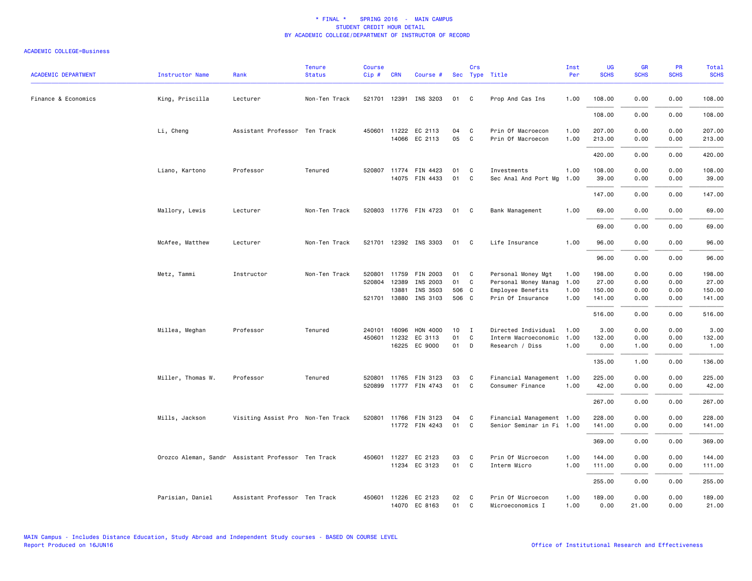# * FINAL * SPRING 2016 - MAIN CAMPUS
## STUDENT CREDIT HOUR DETAIL
## BY ACADEMIC COLLEGE/DEPARTMENT OF INSTRUCTOR OF RECORD

ACADEMIC COLLEGE=Business

| ACADEMIC DEPARTMENT | Instructor Name | Rank | Tenure Status | Course Cip # | CRN | Course # | Sec | Crs Type | Title | Inst Per | UG SCHS | GR SCHS | PR SCHS | Total SCHS |
|---|---|---|---|---|---|---|---|---|---|---|---|---|---|---|
| Finance & Economics | King, Priscilla | Lecturer | Non-Ten Track | 521701 | 12391 | INS 3203 | 01 | C | Prop And Cas Ins | 1.00 | 108.00 | 0.00 | 0.00 | 108.00 |
| | | | | | | | | | | | 108.00 | 0.00 | 0.00 | 108.00 |
| | Li, Cheng | Assistant Professor | Ten Track | 450601 | 11222 | EC 2113 | 04 | C | Prin Of Macroecon | 1.00 | 207.00 | 0.00 | 0.00 | 207.00 |
| | | | | | 14066 | EC 2113 | 05 | C | Prin Of Macroecon | 1.00 | 213.00 | 0.00 | 0.00 | 213.00 |
| | | | | | | | | | | | 420.00 | 0.00 | 0.00 | 420.00 |
| | Liano, Kartono | Professor | Tenured | 520807 | 11774 | FIN 4423 | 01 | C | Investments | 1.00 | 108.00 | 0.00 | 0.00 | 108.00 |
| | | | | | 14075 | FIN 4433 | 01 | C | Sec Anal And Port Mg | 1.00 | 39.00 | 0.00 | 0.00 | 39.00 |
| | | | | | | | | | | | 147.00 | 0.00 | 0.00 | 147.00 |
| | Mallory, Lewis | Lecturer | Non-Ten Track | 520803 | 11776 | FIN 4723 | 01 | C | Bank Management | 1.00 | 69.00 | 0.00 | 0.00 | 69.00 |
| | | | | | | | | | | | 69.00 | 0.00 | 0.00 | 69.00 |
| | McAfee, Matthew | Lecturer | Non-Ten Track | 521701 | 12392 | INS 3303 | 01 | C | Life Insurance | 1.00 | 96.00 | 0.00 | 0.00 | 96.00 |
| | | | | | | | | | | | 96.00 | 0.00 | 0.00 | 96.00 |
| | Metz, Tammi | Instructor | Non-Ten Track | 520801 | 11759 | FIN 2003 | 01 | C | Personal Money Mgt | 1.00 | 198.00 | 0.00 | 0.00 | 198.00 |
| | | | | 520804 | 12389 | INS 2003 | 01 | C | Personal Money Manag | 1.00 | 27.00 | 0.00 | 0.00 | 27.00 |
| | | | | | 13881 | INS 3503 | 506 | C | Employee Benefits | 1.00 | 150.00 | 0.00 | 0.00 | 150.00 |
| | | | | 521701 | 13880 | INS 3103 | 506 | C | Prin Of Insurance | 1.00 | 141.00 | 0.00 | 0.00 | 141.00 |
| | | | | | | | | | | | 516.00 | 0.00 | 0.00 | 516.00 |
| | Millea, Meghan | Professor | Tenured | 240101 | 16096 | HON 4000 | 10 | I | Directed Individual | 1.00 | 3.00 | 0.00 | 0.00 | 3.00 |
| | | | | 450601 | 11232 | EC 3113 | 01 | C | Interm Macroeconomic | 1.00 | 132.00 | 0.00 | 0.00 | 132.00 |
| | | | | | 16225 | EC 9000 | 01 | D | Research / Diss | 1.00 | 0.00 | 1.00 | 0.00 | 1.00 |
| | | | | | | | | | | | 135.00 | 1.00 | 0.00 | 136.00 |
| | Miller, Thomas W. | Professor | Tenured | 520801 | 11765 | FIN 3123 | 03 | C | Financial Management | 1.00 | 225.00 | 0.00 | 0.00 | 225.00 |
| | | | | 520899 | 11777 | FIN 4743 | 01 | C | Consumer Finance | 1.00 | 42.00 | 0.00 | 0.00 | 42.00 |
| | | | | | | | | | | | 267.00 | 0.00 | 0.00 | 267.00 |
| | Mills, Jackson | Visiting Assist Pro | Non-Ten Track | 520801 | 11766 | FIN 3123 | 04 | C | Financial Management | 1.00 | 228.00 | 0.00 | 0.00 | 228.00 |
| | | | | | 11772 | FIN 4243 | 01 | C | Senior Seminar in Fi | 1.00 | 141.00 | 0.00 | 0.00 | 141.00 |
| | | | | | | | | | | | 369.00 | 0.00 | 0.00 | 369.00 |
| | Orozco Aleman, Sandr | Assistant Professor | Ten Track | 450601 | 11227 | EC 2123 | 03 | C | Prin Of Microecon | 1.00 | 144.00 | 0.00 | 0.00 | 144.00 |
| | | | | | 11234 | EC 3123 | 01 | C | Interm Micro | 1.00 | 111.00 | 0.00 | 0.00 | 111.00 |
| | | | | | | | | | | | 255.00 | 0.00 | 0.00 | 255.00 |
| | Parisian, Daniel | Assistant Professor | Ten Track | 450601 | 11226 | EC 2123 | 02 | C | Prin Of Microecon | 1.00 | 189.00 | 0.00 | 0.00 | 189.00 |
| | | | | | 14070 | EC 8163 | 01 | C | Microeconomics I | 1.00 | 0.00 | 21.00 | 0.00 | 21.00 |

MAIN Campus - Includes Distance Education, Study Abroad and Independent Study courses - BASED ON COURSE LEVEL
Report Produced on 16JUN16

Office of Institutional Research and Effectiveness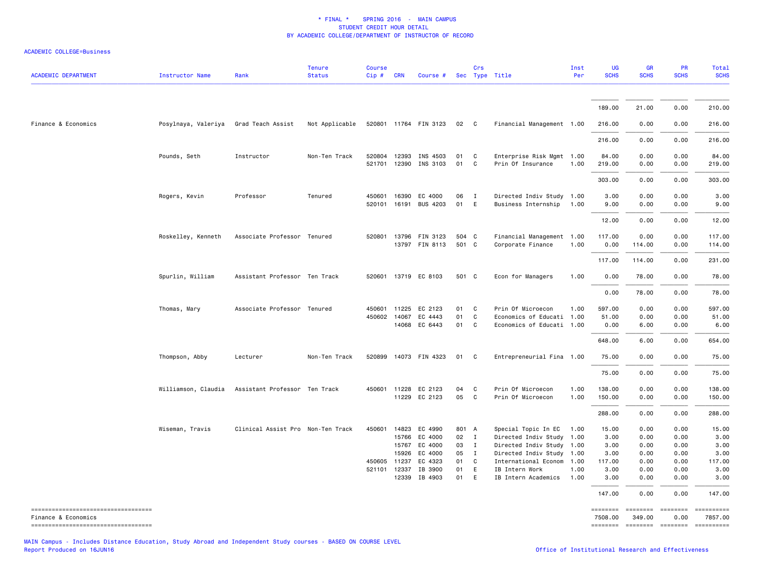\* FINAL \*   SPRING 2016 - MAIN CAMPUS
STUDENT CREDIT HOUR DETAIL
BY ACADEMIC COLLEGE/DEPARTMENT OF INSTRUCTOR OF RECORD

ACADEMIC COLLEGE=Business

| ACADEMIC DEPARTMENT | Instructor Name | Rank | Tenure Status | Course Cip # | CRN | Course # | Sec | Crs Type | Title | Inst Per | UG SCHS | GR SCHS | PR SCHS | Total SCHS |
|---|---|---|---|---|---|---|---|---|---|---|---|---|---|---|
| | | | | | | | | | | | 189.00 | 21.00 | 0.00 | 210.00 |
| Finance & Economics | Posylnaya, Valeriya | Grad Teach Assist | Not Applicable | 520801 | 11764 | FIN 3123 | 02 | C | Financial Management | 1.00 | 216.00 | 0.00 | 0.00 | 216.00 |
| | | | | | | | | | | | 216.00 | 0.00 | 0.00 | 216.00 |
| | Pounds, Seth | Instructor | Non-Ten Track | 520804 | 12393 | INS 4503 | 01 | C | Enterprise Risk Mgmt | 1.00 | 84.00 | 0.00 | 0.00 | 84.00 |
| | | | | 521701 | 12390 | INS 3103 | 01 | C | Prin Of Insurance | 1.00 | 219.00 | 0.00 | 0.00 | 219.00 |
| | | | | | | | | | | | 303.00 | 0.00 | 0.00 | 303.00 |
| | Rogers, Kevin | Professor | Tenured | 450601 | 16390 | EC 4000 | 06 | I | Directed Indiv Study | 1.00 | 3.00 | 0.00 | 0.00 | 3.00 |
| | | | | 520101 | 16191 | BUS 4203 | 01 | E | Business Internship | 1.00 | 9.00 | 0.00 | 0.00 | 9.00 |
| | | | | | | | | | | | 12.00 | 0.00 | 0.00 | 12.00 |
| | Roskelley, Kenneth | Associate Professor | Tenured | 520801 | 13796 | FIN 3123 | 504 | C | Financial Management | 1.00 | 117.00 | 0.00 | 0.00 | 117.00 |
| | | | | | 13797 | FIN 8113 | 501 | C | Corporate Finance | 1.00 | 0.00 | 114.00 | 0.00 | 114.00 |
| | | | | | | | | | | | 117.00 | 114.00 | 0.00 | 231.00 |
| | Spurlin, William | Assistant Professor | Ten Track | 520601 | 13719 | EC 8103 | 501 | C | Econ for Managers | 1.00 | 0.00 | 78.00 | 0.00 | 78.00 |
| | | | | | | | | | | | 0.00 | 78.00 | 0.00 | 78.00 |
| | Thomas, Mary | Associate Professor | Tenured | 450601 | 11225 | EC 2123 | 01 | C | Prin Of Microecon | 1.00 | 597.00 | 0.00 | 0.00 | 597.00 |
| | | | | 450602 | 14067 | EC 4443 | 01 | C | Economics of Educati | 1.00 | 51.00 | 0.00 | 0.00 | 51.00 |
| | | | | | 14068 | EC 6443 | 01 | C | Economics of Educati | 1.00 | 0.00 | 6.00 | 0.00 | 6.00 |
| | | | | | | | | | | | 648.00 | 6.00 | 0.00 | 654.00 |
| | Thompson, Abby | Lecturer | Non-Ten Track | 520899 | 14073 | FIN 4323 | 01 | C | Entrepreneurial Fina | 1.00 | 75.00 | 0.00 | 0.00 | 75.00 |
| | | | | | | | | | | | 75.00 | 0.00 | 0.00 | 75.00 |
| | Williamson, Claudia | Assistant Professor | Ten Track | 450601 | 11228 | EC 2123 | 04 | C | Prin Of Microecon | 1.00 | 138.00 | 0.00 | 0.00 | 138.00 |
| | | | | | 11229 | EC 2123 | 05 | C | Prin Of Microecon | 1.00 | 150.00 | 0.00 | 0.00 | 150.00 |
| | | | | | | | | | | | 288.00 | 0.00 | 0.00 | 288.00 |
| | Wiseman, Travis | Clinical Assist Pro | Non-Ten Track | 450601 | 14823 | EC 4990 | 801 | A | Special Topic In EC | 1.00 | 15.00 | 0.00 | 0.00 | 15.00 |
| | | | | | 15766 | EC 4000 | 02 | I | Directed Indiv Study | 1.00 | 3.00 | 0.00 | 0.00 | 3.00 |
| | | | | | 15767 | EC 4000 | 03 | I | Directed Indiv Study | 1.00 | 3.00 | 0.00 | 0.00 | 3.00 |
| | | | | | 15926 | EC 4000 | 05 | I | Directed Indiv Study | 1.00 | 3.00 | 0.00 | 0.00 | 3.00 |
| | | | | 450605 | 11237 | EC 4323 | 01 | C | International Econom | 1.00 | 117.00 | 0.00 | 0.00 | 117.00 |
| | | | | 521101 | 12337 | IB 3900 | 01 | E | IB Intern Work | 1.00 | 3.00 | 0.00 | 0.00 | 3.00 |
| | | | | | 12339 | IB 4903 | 01 | E | IB Intern Academics | 1.00 | 3.00 | 0.00 | 0.00 | 3.00 |
| | | | | | | | | | | | 147.00 | 0.00 | 0.00 | 147.00 |
| Finance & Economics | | | | | | | | | | | 7508.00 | 349.00 | 0.00 | 7857.00 |

MAIN Campus - Includes Distance Education, Study Abroad and Independent Study courses - BASED ON COURSE LEVEL
Report Produced on 16JUN16

Office of Institutional Research and Effectiveness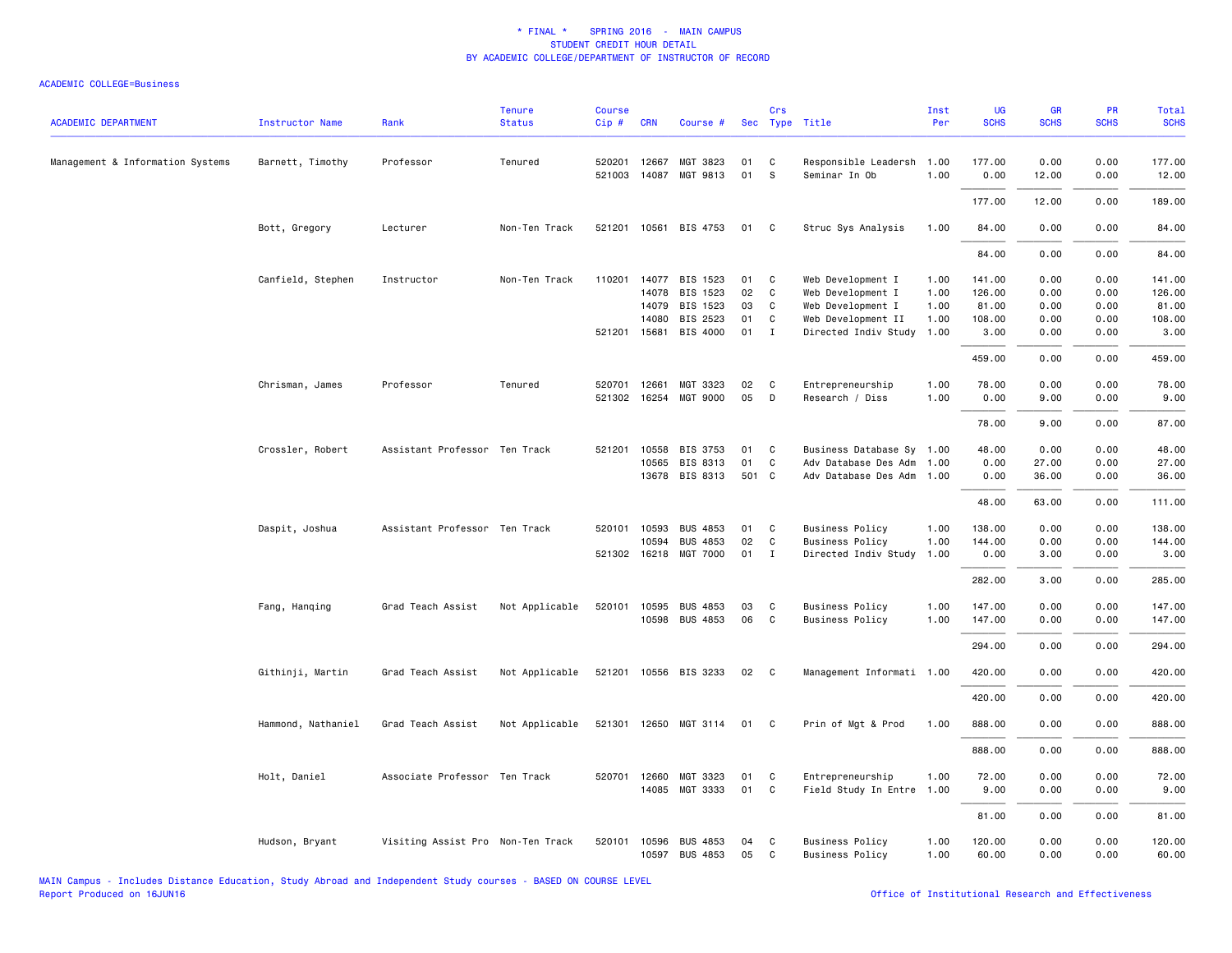* FINAL * SPRING 2016 - MAIN CAMPUS
STUDENT CREDIT HOUR DETAIL
BY ACADEMIC COLLEGE/DEPARTMENT OF INSTRUCTOR OF RECORD

ACADEMIC COLLEGE=Business

| ACADEMIC DEPARTMENT | Instructor Name | Rank | Tenure Status | Course Cip # | CRN | Course # | Sec | Crs Type | Title | Inst Per | UG SCHS | GR SCHS | PR SCHS | Total SCHS |
|---|---|---|---|---|---|---|---|---|---|---|---|---|---|---|
| Management & Information Systems | Barnett, Timothy | Professor | Tenured | 520201 | 12667 | MGT 3823 | 01 | C | Responsible Leadersh | 1.00 | 177.00 | 0.00 | 0.00 | 177.00 |
| | | | | 521003 | 14087 | MGT 9813 | 01 | S | Seminar In Ob | 1.00 | 0.00 | 12.00 | 0.00 | 12.00 |
| | | | | | | | | | | | 177.00 | 12.00 | 0.00 | 189.00 |
| | Bott, Gregory | Lecturer | Non-Ten Track | 521201 | 10561 | BIS 4753 | 01 | C | Struc Sys Analysis | 1.00 | 84.00 | 0.00 | 0.00 | 84.00 |
| | | | | | | | | | | | 84.00 | 0.00 | 0.00 | 84.00 |
| | Canfield, Stephen | Instructor | Non-Ten Track | 110201 | 14077 | BIS 1523 | 01 | C | Web Development I | 1.00 | 141.00 | 0.00 | 0.00 | 141.00 |
| | | | | | 14078 | BIS 1523 | 02 | C | Web Development I | 1.00 | 126.00 | 0.00 | 0.00 | 126.00 |
| | | | | | 14079 | BIS 1523 | 03 | C | Web Development I | 1.00 | 81.00 | 0.00 | 0.00 | 81.00 |
| | | | | | 14080 | BIS 2523 | 01 | C | Web Development II | 1.00 | 108.00 | 0.00 | 0.00 | 108.00 |
| | | | | 521201 | 15681 | BIS 4000 | 01 | I | Directed Indiv Study | 1.00 | 3.00 | 0.00 | 0.00 | 3.00 |
| | | | | | | | | | | | 459.00 | 0.00 | 0.00 | 459.00 |
| | Chrisman, James | Professor | Tenured | 520701 | 12661 | MGT 3323 | 02 | C | Entrepreneurship | 1.00 | 78.00 | 0.00 | 0.00 | 78.00 |
| | | | | 521302 | 16254 | MGT 9000 | 05 | D | Research / Diss | 1.00 | 0.00 | 9.00 | 0.00 | 9.00 |
| | | | | | | | | | | | 78.00 | 9.00 | 0.00 | 87.00 |
| | Crossler, Robert | Assistant Professor | Ten Track | 521201 | 10558 | BIS 3753 | 01 | C | Business Database Sy | 1.00 | 48.00 | 0.00 | 0.00 | 48.00 |
| | | | | | 10565 | BIS 8313 | 01 | C | Adv Database Des Adm | 1.00 | 0.00 | 27.00 | 0.00 | 27.00 |
| | | | | | 13678 | BIS 8313 | 501 | C | Adv Database Des Adm | 1.00 | 0.00 | 36.00 | 0.00 | 36.00 |
| | | | | | | | | | | | 48.00 | 63.00 | 0.00 | 111.00 |
| | Daspit, Joshua | Assistant Professor | Ten Track | 520101 | 10593 | BUS 4853 | 01 | C | Business Policy | 1.00 | 138.00 | 0.00 | 0.00 | 138.00 |
| | | | | | 10594 | BUS 4853 | 02 | C | Business Policy | 1.00 | 144.00 | 0.00 | 0.00 | 144.00 |
| | | | | 521302 | 16218 | MGT 7000 | 01 | I | Directed Indiv Study | 1.00 | 0.00 | 3.00 | 0.00 | 3.00 |
| | | | | | | | | | | | 282.00 | 3.00 | 0.00 | 285.00 |
| | Fang, Hanqing | Grad Teach Assist | Not Applicable | 520101 | 10595 | BUS 4853 | 03 | C | Business Policy | 1.00 | 147.00 | 0.00 | 0.00 | 147.00 |
| | | | | | 10598 | BUS 4853 | 06 | C | Business Policy | 1.00 | 147.00 | 0.00 | 0.00 | 147.00 |
| | | | | | | | | | | | 294.00 | 0.00 | 0.00 | 294.00 |
| | Githinji, Martin | Grad Teach Assist | Not Applicable | 521201 | 10556 | BIS 3233 | 02 | C | Management Informati | 1.00 | 420.00 | 0.00 | 0.00 | 420.00 |
| | | | | | | | | | | | 420.00 | 0.00 | 0.00 | 420.00 |
| | Hammond, Nathaniel | Grad Teach Assist | Not Applicable | 521301 | 12650 | MGT 3114 | 01 | C | Prin of Mgt & Prod | 1.00 | 888.00 | 0.00 | 0.00 | 888.00 |
| | | | | | | | | | | | 888.00 | 0.00 | 0.00 | 888.00 |
| | Holt, Daniel | Associate Professor | Ten Track | 520701 | 12660 | MGT 3323 | 01 | C | Entrepreneurship | 1.00 | 72.00 | 0.00 | 0.00 | 72.00 |
| | | | | | 14085 | MGT 3333 | 01 | C | Field Study In Entre | 1.00 | 9.00 | 0.00 | 0.00 | 9.00 |
| | | | | | | | | | | | 81.00 | 0.00 | 0.00 | 81.00 |
| | Hudson, Bryant | Visiting Assist Pro | Non-Ten Track | 520101 | 10596 | BUS 4853 | 04 | C | Business Policy | 1.00 | 120.00 | 0.00 | 0.00 | 120.00 |
| | | | | | 10597 | BUS 4853 | 05 | C | Business Policy | 1.00 | 60.00 | 0.00 | 0.00 | 60.00 |

MAIN Campus - Includes Distance Education, Study Abroad and Independent Study courses - BASED ON COURSE LEVEL
Report Produced on 16JUN16

Office of Institutional Research and Effectiveness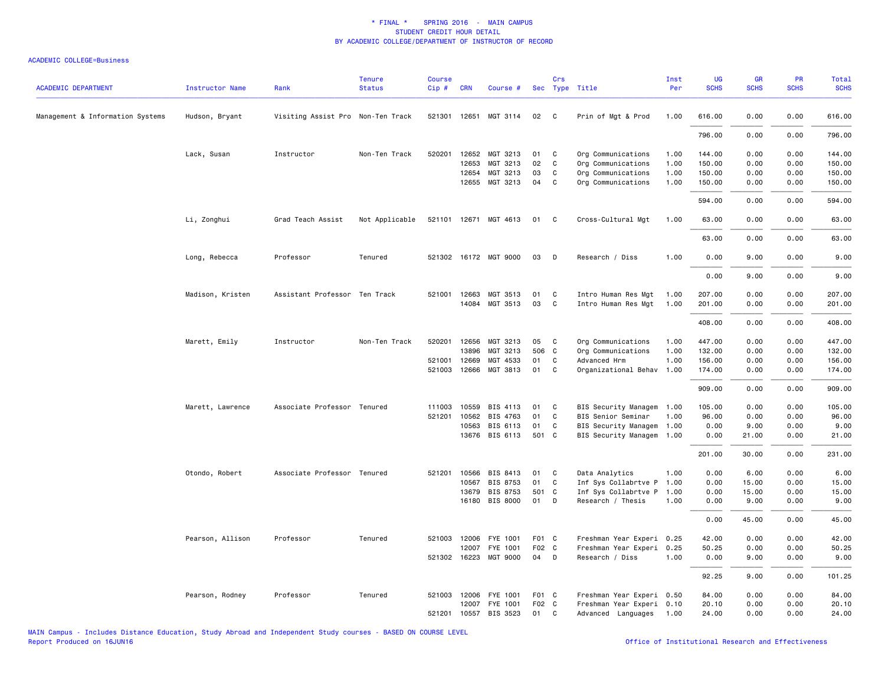\* FINAL \* SPRING 2016 - MAIN CAMPUS
STUDENT CREDIT HOUR DETAIL
BY ACADEMIC COLLEGE/DEPARTMENT OF INSTRUCTOR OF RECORD

ACADEMIC COLLEGE=Business

| ACADEMIC DEPARTMENT | Instructor Name | Rank | Tenure Status | Course Cip # | CRN | Course # | Sec | Crs Type | Title | Inst Per | UG SCHS | GR SCHS | PR SCHS | Total SCHS |
|---|---|---|---|---|---|---|---|---|---|---|---|---|---|---|
| Management & Information Systems | Hudson, Bryant | Visiting Assist Pro | Non-Ten Track | 521301 | 12651 | MGT 3114 | 02 | C | Prin of Mgt & Prod | 1.00 | 616.00 | 0.00 | 0.00 | 616.00 |
| | | | | | | | | | | | 796.00 | 0.00 | 0.00 | 796.00 |
| | Lack, Susan | Instructor | Non-Ten Track | 520201 | 12652 | MGT 3213 | 01 | C | Org Communications | 1.00 | 144.00 | 0.00 | 0.00 | 144.00 |
| | | | | | 12653 | MGT 3213 | 02 | C | Org Communications | 1.00 | 150.00 | 0.00 | 0.00 | 150.00 |
| | | | | | 12654 | MGT 3213 | 03 | C | Org Communications | 1.00 | 150.00 | 0.00 | 0.00 | 150.00 |
| | | | | | 12655 | MGT 3213 | 04 | C | Org Communications | 1.00 | 150.00 | 0.00 | 0.00 | 150.00 |
| | | | | | | | | | | | 594.00 | 0.00 | 0.00 | 594.00 |
| | Li, Zonghui | Grad Teach Assist | Not Applicable | 521101 | 12671 | MGT 4613 | 01 | C | Cross-Cultural Mgt | 1.00 | 63.00 | 0.00 | 0.00 | 63.00 |
| | | | | | | | | | | | 63.00 | 0.00 | 0.00 | 63.00 |
| | Long, Rebecca | Professor | Tenured | 521302 | 16172 | MGT 9000 | 03 | D | Research / Diss | 1.00 | 0.00 | 9.00 | 0.00 | 9.00 |
| | | | | | | | | | | | 0.00 | 9.00 | 0.00 | 9.00 |
| | Madison, Kristen | Assistant Professor | Ten Track | 521001 | 12663 | MGT 3513 | 01 | C | Intro Human Res Mgt | 1.00 | 207.00 | 0.00 | 0.00 | 207.00 |
| | | | | | 14084 | MGT 3513 | 03 | C | Intro Human Res Mgt | 1.00 | 201.00 | 0.00 | 0.00 | 201.00 |
| | | | | | | | | | | | 408.00 | 0.00 | 0.00 | 408.00 |
| | Marett, Emily | Instructor | Non-Ten Track | 520201 | 12656 | MGT 3213 | 05 | C | Org Communications | 1.00 | 447.00 | 0.00 | 0.00 | 447.00 |
| | | | | | 13896 | MGT 3213 | 506 | C | Org Communications | 1.00 | 132.00 | 0.00 | 0.00 | 132.00 |
| | | | | 521001 | 12669 | MGT 4533 | 01 | C | Advanced Hrm | 1.00 | 156.00 | 0.00 | 0.00 | 156.00 |
| | | | | 521003 | 12666 | MGT 3813 | 01 | C | Organizational Behav | 1.00 | 174.00 | 0.00 | 0.00 | 174.00 |
| | | | | | | | | | | | 909.00 | 0.00 | 0.00 | 909.00 |
| | Marett, Lawrence | Associate Professor | Tenured | 111003 | 10559 | BIS 4113 | 01 | C | BIS Security Managem | 1.00 | 105.00 | 0.00 | 0.00 | 105.00 |
| | | | | 521201 | 10562 | BIS 4763 | 01 | C | BIS Senior Seminar | 1.00 | 96.00 | 0.00 | 0.00 | 96.00 |
| | | | | | 10563 | BIS 6113 | 01 | C | BIS Security Managem | 1.00 | 0.00 | 9.00 | 0.00 | 9.00 |
| | | | | | 13676 | BIS 6113 | 501 | C | BIS Security Managem | 1.00 | 0.00 | 21.00 | 0.00 | 21.00 |
| | | | | | | | | | | | 201.00 | 30.00 | 0.00 | 231.00 |
| | Otondo, Robert | Associate Professor | Tenured | 521201 | 10566 | BIS 8413 | 01 | C | Data Analytics | 1.00 | 0.00 | 6.00 | 0.00 | 6.00 |
| | | | | | 10567 | BIS 8753 | 01 | C | Inf Sys Collabrtve P | 1.00 | 0.00 | 15.00 | 0.00 | 15.00 |
| | | | | | 13679 | BIS 8753 | 501 | C | Inf Sys Collabrtve P | 1.00 | 0.00 | 15.00 | 0.00 | 15.00 |
| | | | | | 16180 | BIS 8000 | 01 | D | Research / Thesis | 1.00 | 0.00 | 9.00 | 0.00 | 9.00 |
| | | | | | | | | | | | 0.00 | 45.00 | 0.00 | 45.00 |
| | Pearson, Allison | Professor | Tenured | 521003 | 12006 | FYE 1001 | F01 | C | Freshman Year Experi | 0.25 | 42.00 | 0.00 | 0.00 | 42.00 |
| | | | | | 12007 | FYE 1001 | F02 | C | Freshman Year Experi | 0.25 | 50.25 | 0.00 | 0.00 | 50.25 |
| | | | | 521302 | 16223 | MGT 9000 | 04 | D | Research / Diss | 1.00 | 0.00 | 9.00 | 0.00 | 9.00 |
| | | | | | | | | | | | 92.25 | 9.00 | 0.00 | 101.25 |
| | Pearson, Rodney | Professor | Tenured | 521003 | 12006 | FYE 1001 | F01 | C | Freshman Year Experi | 0.50 | 84.00 | 0.00 | 0.00 | 84.00 |
| | | | | | 12007 | FYE 1001 | F02 | C | Freshman Year Experi | 0.10 | 20.10 | 0.00 | 0.00 | 20.10 |
| | | | | 521201 | 10557 | BIS 3523 | 01 | C | Advanced Languages | 1.00 | 24.00 | 0.00 | 0.00 | 24.00 |

MAIN Campus - Includes Distance Education, Study Abroad and Independent Study courses - BASED ON COURSE LEVEL
Report Produced on 16JUN16

Office of Institutional Research and Effectiveness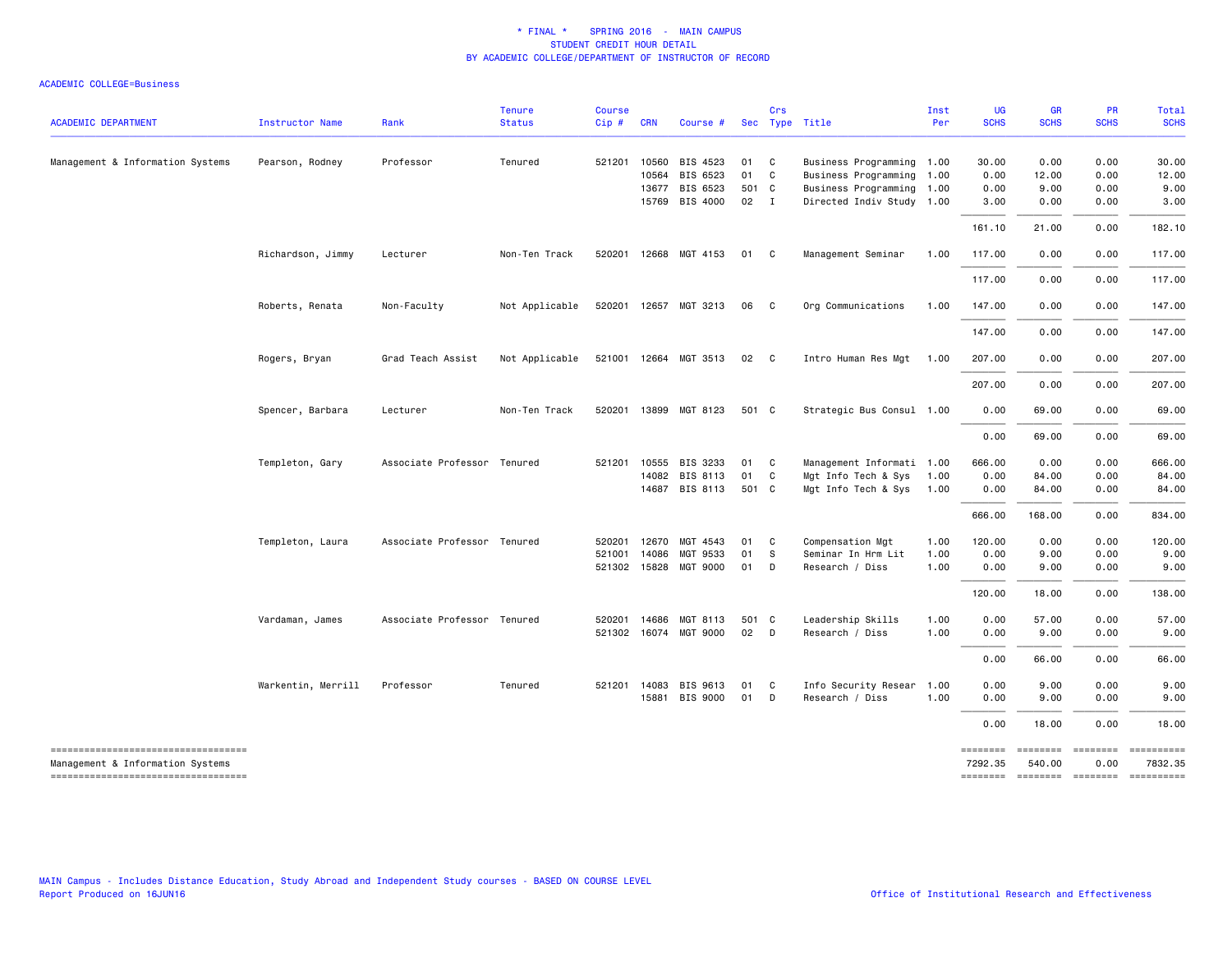\* FINAL \*   SPRING 2016 - MAIN CAMPUS
STUDENT CREDIT HOUR DETAIL
BY ACADEMIC COLLEGE/DEPARTMENT OF INSTRUCTOR OF RECORD

ACADEMIC COLLEGE=Business

| ACADEMIC DEPARTMENT | Instructor Name | Rank | Tenure Status | Course Cip # | CRN | Course # | Sec | Crs Type | Title | Inst Per | UG SCHS | GR SCHS | PR SCHS | Total SCHS |
|---|---|---|---|---|---|---|---|---|---|---|---|---|---|---|
| Management & Information Systems | Pearson, Rodney | Professor | Tenured | 521201 | 10560 | BIS 4523 | 01 | C | Business Programming | 1.00 | 30.00 | 0.00 | 0.00 | 30.00 |
| | | | | | 10564 | BIS 6523 | 01 | C | Business Programming | 1.00 | 0.00 | 12.00 | 0.00 | 12.00 |
| | | | | | 13677 | BIS 6523 | 501 | C | Business Programming | 1.00 | 0.00 | 9.00 | 0.00 | 9.00 |
| | | | | | 15769 | BIS 4000 | 02 | I | Directed Indiv Study | 1.00 | 3.00 | 0.00 | 0.00 | 3.00 |
| | | | | | | | | | | | 161.10 | 21.00 | 0.00 | 182.10 |
| | Richardson, Jimmy | Lecturer | Non-Ten Track | 520201 | 12668 | MGT 4153 | 01 | C | Management Seminar | 1.00 | 117.00 | 0.00 | 0.00 | 117.00 |
| | | | | | | | | | | | 117.00 | 0.00 | 0.00 | 117.00 |
| | Roberts, Renata | Non-Faculty | Not Applicable | 520201 | 12657 | MGT 3213 | 06 | C | Org Communications | 1.00 | 147.00 | 0.00 | 0.00 | 147.00 |
| | | | | | | | | | | | 147.00 | 0.00 | 0.00 | 147.00 |
| | Rogers, Bryan | Grad Teach Assist | Not Applicable | 521001 | 12664 | MGT 3513 | 02 | C | Intro Human Res Mgt | 1.00 | 207.00 | 0.00 | 0.00 | 207.00 |
| | | | | | | | | | | | 207.00 | 0.00 | 0.00 | 207.00 |
| | Spencer, Barbara | Lecturer | Non-Ten Track | 520201 | 13899 | MGT 8123 | 501 | C | Strategic Bus Consul | 1.00 | 0.00 | 69.00 | 0.00 | 69.00 |
| | | | | | | | | | | | 0.00 | 69.00 | 0.00 | 69.00 |
| | Templeton, Gary | Associate Professor | Tenured | 521201 | 10555 | BIS 3233 | 01 | C | Management Informati | 1.00 | 666.00 | 0.00 | 0.00 | 666.00 |
| | | | | | 14082 | BIS 8113 | 01 | C | Mgt Info Tech & Sys | 1.00 | 0.00 | 84.00 | 0.00 | 84.00 |
| | | | | | 14687 | BIS 8113 | 501 | C | Mgt Info Tech & Sys | 1.00 | 0.00 | 84.00 | 0.00 | 84.00 |
| | | | | | | | | | | | 666.00 | 168.00 | 0.00 | 834.00 |
| | Templeton, Laura | Associate Professor | Tenured | 520201 | 12670 | MGT 4543 | 01 | C | Compensation Mgt | 1.00 | 120.00 | 0.00 | 0.00 | 120.00 |
| | | | | 521001 | 14086 | MGT 9533 | 01 | S | Seminar In Hrm Lit | 1.00 | 0.00 | 9.00 | 0.00 | 9.00 |
| | | | | 521302 | 15828 | MGT 9000 | 01 | D | Research / Diss | 1.00 | 0.00 | 9.00 | 0.00 | 9.00 |
| | | | | | | | | | | | 120.00 | 18.00 | 0.00 | 138.00 |
| | Vardaman, James | Associate Professor | Tenured | 520201 | 14686 | MGT 8113 | 501 | C | Leadership Skills | 1.00 | 0.00 | 57.00 | 0.00 | 57.00 |
| | | | | 521302 | 16074 | MGT 9000 | 02 | D | Research / Diss | 1.00 | 0.00 | 9.00 | 0.00 | 9.00 |
| | | | | | | | | | | | 0.00 | 66.00 | 0.00 | 66.00 |
| | Warkentin, Merrill | Professor | Tenured | 521201 | 14083 | BIS 9613 | 01 | C | Info Security Resear | 1.00 | 0.00 | 9.00 | 0.00 | 9.00 |
| | | | | | 15881 | BIS 9000 | 01 | D | Research / Diss | 1.00 | 0.00 | 9.00 | 0.00 | 9.00 |
| | | | | | | | | | | | 0.00 | 18.00 | 0.00 | 18.00 |
| Management & Information Systems | | | | | | | | | | | 7292.35 | 540.00 | 0.00 | 7832.35 |

MAIN Campus - Includes Distance Education, Study Abroad and Independent Study courses - BASED ON COURSE LEVEL
Report Produced on 16JUN16

Office of Institutional Research and Effectiveness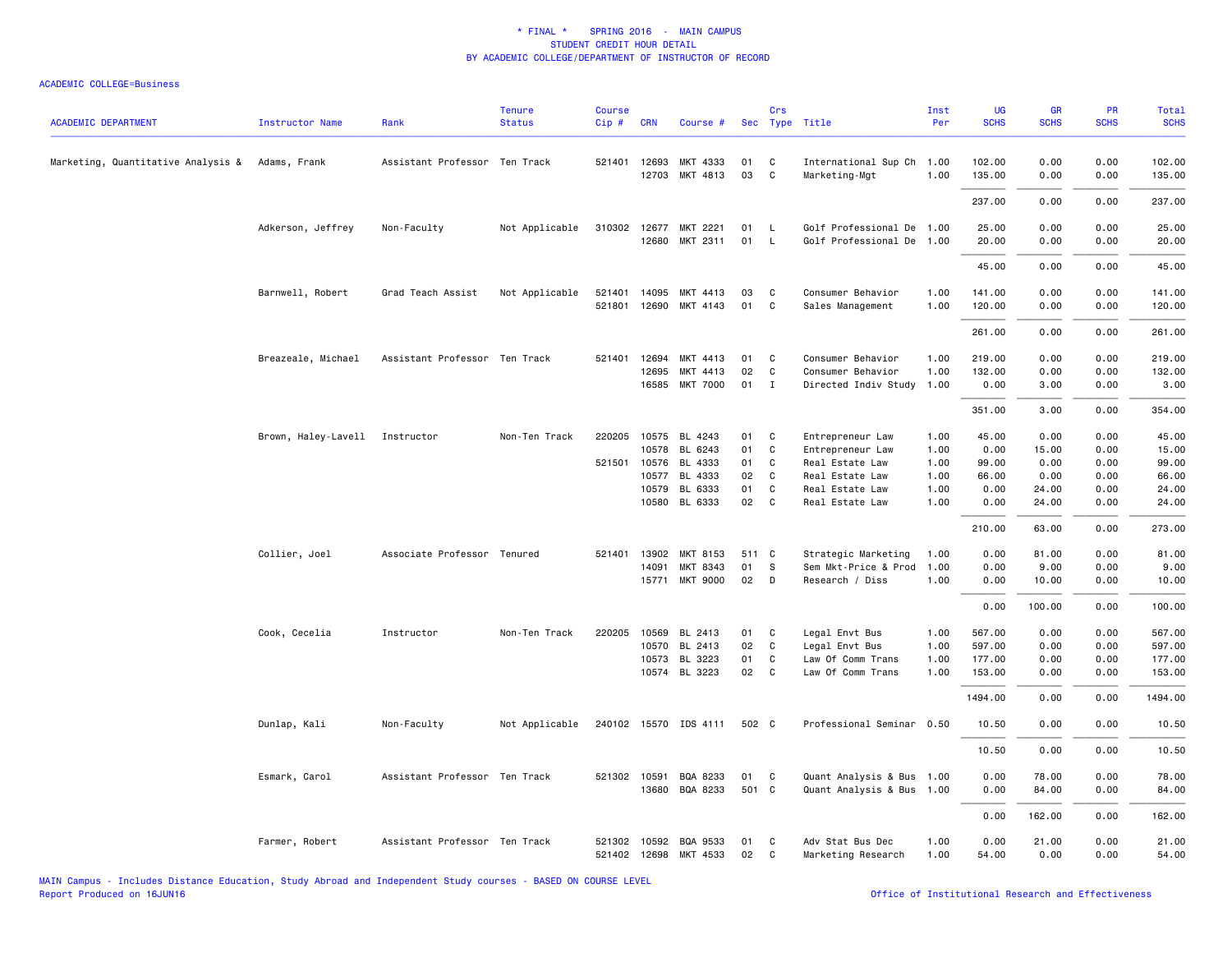# * FINAL * SPRING 2016 - MAIN CAMPUS
## STUDENT CREDIT HOUR DETAIL
## BY ACADEMIC COLLEGE/DEPARTMENT OF INSTRUCTOR OF RECORD

ACADEMIC COLLEGE=Business

| ACADEMIC DEPARTMENT | Instructor Name | Rank | Tenure Status | Course Cip # | CRN | Course # | Sec | Crs Type | Title | Inst Per | UG SCHS | GR SCHS | PR SCHS | Total SCHS |
|---|---|---|---|---|---|---|---|---|---|---|---|---|---|---|
| Marketing, Quantitative Analysis & | Adams, Frank | Assistant Professor | Ten Track | 521401 | 12693 | MKT 4333 | 01 | C | International Sup Ch | 1.00 | 102.00 | 0.00 | 0.00 | 102.00 |
| | | | | | 12703 | MKT 4813 | 03 | C | Marketing-Mgt | 1.00 | 135.00 | 0.00 | 0.00 | 135.00 |
| | | | | | | | | | | | 237.00 | 0.00 | 0.00 | 237.00 |
| | Adkerson, Jeffrey | Non-Faculty | Not Applicable | 310302 | 12677 | MKT 2221 | 01 | L | Golf Professional De | 1.00 | 25.00 | 0.00 | 0.00 | 25.00 |
| | | | | | 12680 | MKT 2311 | 01 | L | Golf Professional De | 1.00 | 20.00 | 0.00 | 0.00 | 20.00 |
| | | | | | | | | | | | 45.00 | 0.00 | 0.00 | 45.00 |
| | Barnwell, Robert | Grad Teach Assist | Not Applicable | 521401 | 14095 | MKT 4413 | 03 | C | Consumer Behavior | 1.00 | 141.00 | 0.00 | 0.00 | 141.00 |
| | | | | 521801 | 12690 | MKT 4143 | 01 | C | Sales Management | 1.00 | 120.00 | 0.00 | 0.00 | 120.00 |
| | | | | | | | | | | | 261.00 | 0.00 | 0.00 | 261.00 |
| | Breazeale, Michael | Assistant Professor | Ten Track | 521401 | 12694 | MKT 4413 | 01 | C | Consumer Behavior | 1.00 | 219.00 | 0.00 | 0.00 | 219.00 |
| | | | | | 12695 | MKT 4413 | 02 | C | Consumer Behavior | 1.00 | 132.00 | 0.00 | 0.00 | 132.00 |
| | | | | | 16585 | MKT 7000 | 01 | I | Directed Indiv Study | 1.00 | 0.00 | 3.00 | 0.00 | 3.00 |
| | | | | | | | | | | | 351.00 | 3.00 | 0.00 | 354.00 |
| | Brown, Haley-Lavell | Instructor | Non-Ten Track | 220205 | 10575 | BL 4243 | 01 | C | Entrepreneur Law | 1.00 | 45.00 | 0.00 | 0.00 | 45.00 |
| | | | | | 10578 | BL 6243 | 01 | C | Entrepreneur Law | 1.00 | 0.00 | 15.00 | 0.00 | 15.00 |
| | | | | 521501 | 10576 | BL 4333 | 01 | C | Real Estate Law | 1.00 | 99.00 | 0.00 | 0.00 | 99.00 |
| | | | | | 10577 | BL 4333 | 02 | C | Real Estate Law | 1.00 | 66.00 | 0.00 | 0.00 | 66.00 |
| | | | | | 10579 | BL 6333 | 01 | C | Real Estate Law | 1.00 | 0.00 | 24.00 | 0.00 | 24.00 |
| | | | | | 10580 | BL 6333 | 02 | C | Real Estate Law | 1.00 | 0.00 | 24.00 | 0.00 | 24.00 |
| | | | | | | | | | | | 210.00 | 63.00 | 0.00 | 273.00 |
| | Collier, Joel | Associate Professor | Tenured | 521401 | 13902 | MKT 8153 | 511 | C | Strategic Marketing | 1.00 | 0.00 | 81.00 | 0.00 | 81.00 |
| | | | | | 14091 | MKT 8343 | 01 | S | Sem Mkt-Price & Prod | 1.00 | 0.00 | 9.00 | 0.00 | 9.00 |
| | | | | | 15771 | MKT 9000 | 02 | D | Research / Diss | 1.00 | 0.00 | 10.00 | 0.00 | 10.00 |
| | | | | | | | | | | | 0.00 | 100.00 | 0.00 | 100.00 |
| | Cook, Cecelia | Instructor | Non-Ten Track | 220205 | 10569 | BL 2413 | 01 | C | Legal Envt Bus | 1.00 | 567.00 | 0.00 | 0.00 | 567.00 |
| | | | | | 10570 | BL 2413 | 02 | C | Legal Envt Bus | 1.00 | 597.00 | 0.00 | 0.00 | 597.00 |
| | | | | | 10573 | BL 3223 | 01 | C | Law Of Comm Trans | 1.00 | 177.00 | 0.00 | 0.00 | 177.00 |
| | | | | | 10574 | BL 3223 | 02 | C | Law Of Comm Trans | 1.00 | 153.00 | 0.00 | 0.00 | 153.00 |
| | | | | | | | | | | | 1494.00 | 0.00 | 0.00 | 1494.00 |
| | Dunlap, Kali | Non-Faculty | Not Applicable | 240102 | 15570 | IDS 4111 | 502 | C | Professional Seminar | 0.50 | 10.50 | 0.00 | 0.00 | 10.50 |
| | | | | | | | | | | | 10.50 | 0.00 | 0.00 | 10.50 |
| | Esmark, Carol | Assistant Professor | Ten Track | 521302 | 10591 | BQA 8233 | 01 | C | Quant Analysis & Bus | 1.00 | 0.00 | 78.00 | 0.00 | 78.00 |
| | | | | | 13680 | BQA 8233 | 501 | C | Quant Analysis & Bus | 1.00 | 0.00 | 84.00 | 0.00 | 84.00 |
| | | | | | | | | | | | 0.00 | 162.00 | 0.00 | 162.00 |
| | Farmer, Robert | Assistant Professor | Ten Track | 521302 | 10592 | BQA 9533 | 01 | C | Adv Stat Bus Dec | 1.00 | 0.00 | 21.00 | 0.00 | 21.00 |
| | | | | 521402 | 12698 | MKT 4533 | 02 | C | Marketing Research | 1.00 | 54.00 | 0.00 | 0.00 | 54.00 |

MAIN Campus - Includes Distance Education, Study Abroad and Independent Study courses - BASED ON COURSE LEVEL
Report Produced on 16JUN16

Office of Institutional Research and Effectiveness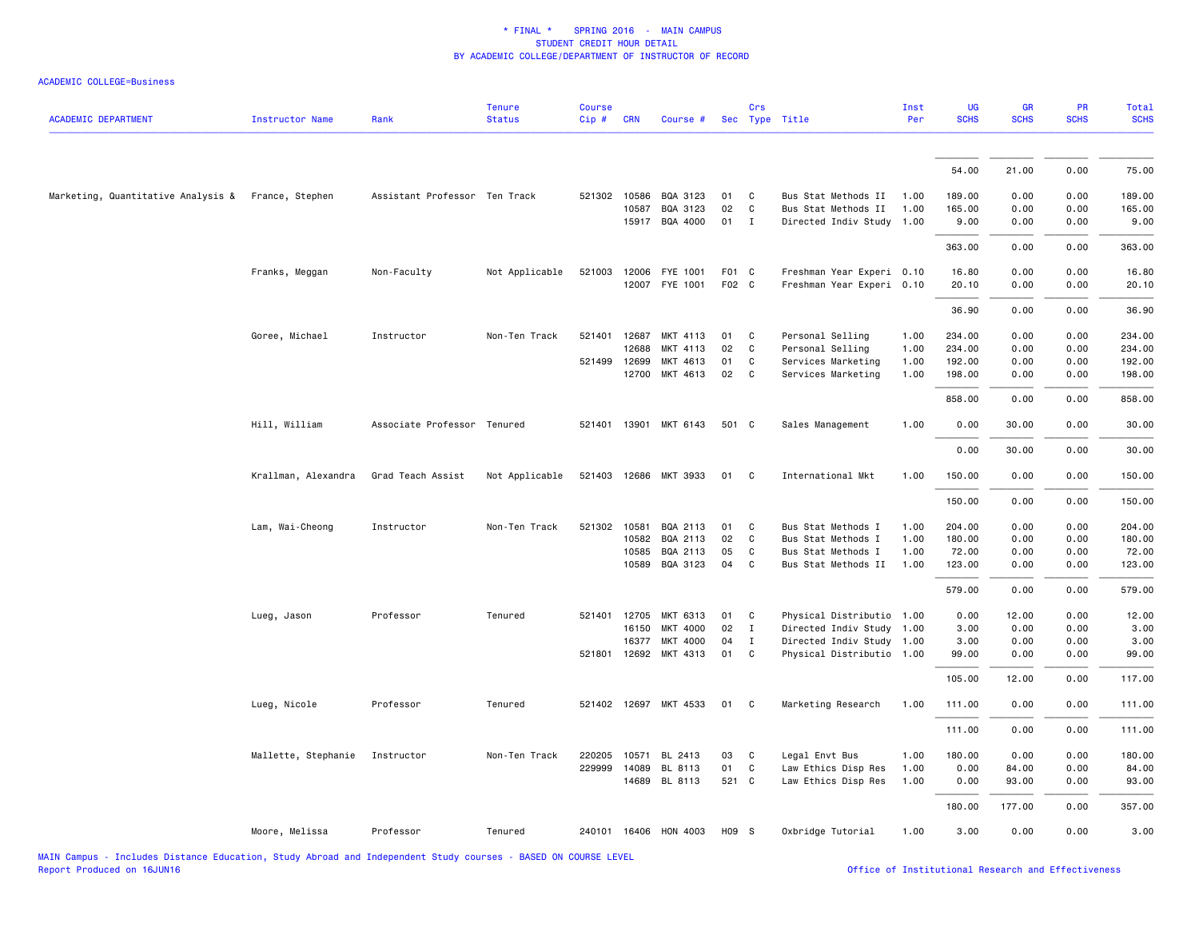\* FINAL \* SPRING 2016 - MAIN CAMPUS
STUDENT CREDIT HOUR DETAIL
BY ACADEMIC COLLEGE/DEPARTMENT OF INSTRUCTOR OF RECORD

ACADEMIC COLLEGE=Business

| ACADEMIC DEPARTMENT | Instructor Name | Rank | Tenure Status | Course Cip # | CRN | Course # | Sec | Crs Type | Title | Inst Per | UG SCHS | GR SCHS | PR SCHS | Total SCHS |
|---|---|---|---|---|---|---|---|---|---|---|---|---|---|---|
| | | | | | | | | | | | 54.00 | 21.00 | 0.00 | 75.00 |
| Marketing, Quantitative Analysis & | France, Stephen | Assistant Professor | Ten Track | 521302 | 10586 | BQA 3123 | 01 | C | Bus Stat Methods II | 1.00 | 189.00 | 0.00 | 0.00 | 189.00 |
| | | | | | 10587 | BQA 3123 | 02 | C | Bus Stat Methods II | 1.00 | 165.00 | 0.00 | 0.00 | 165.00 |
| | | | | | 15917 | BQA 4000 | 01 | I | Directed Indiv Study | 1.00 | 9.00 | 0.00 | 0.00 | 9.00 |
| | | | | | | | | | | | 363.00 | 0.00 | 0.00 | 363.00 |
| | Franks, Meggan | Non-Faculty | Not Applicable | 521003 | 12006 | FYE 1001 | F01 | C | Freshman Year Experi | 0.10 | 16.80 | 0.00 | 0.00 | 16.80 |
| | | | | | 12007 | FYE 1001 | F02 | C | Freshman Year Experi | 0.10 | 20.10 | 0.00 | 0.00 | 20.10 |
| | | | | | | | | | | | 36.90 | 0.00 | 0.00 | 36.90 |
| | Goree, Michael | Instructor | Non-Ten Track | 521401 | 12687 | MKT 4113 | 01 | C | Personal Selling | 1.00 | 234.00 | 0.00 | 0.00 | 234.00 |
| | | | | | 12688 | MKT 4113 | 02 | C | Personal Selling | 1.00 | 234.00 | 0.00 | 0.00 | 234.00 |
| | | | | 521499 | 12699 | MKT 4613 | 01 | C | Services Marketing | 1.00 | 192.00 | 0.00 | 0.00 | 192.00 |
| | | | | | 12700 | MKT 4613 | 02 | C | Services Marketing | 1.00 | 198.00 | 0.00 | 0.00 | 198.00 |
| | | | | | | | | | | | 858.00 | 0.00 | 0.00 | 858.00 |
| | Hill, William | Associate Professor | Tenured | 521401 | 13901 | MKT 6143 | 501 | C | Sales Management | 1.00 | 0.00 | 30.00 | 0.00 | 30.00 |
| | | | | | | | | | | | 0.00 | 30.00 | 0.00 | 30.00 |
| | Krallman, Alexandra | Grad Teach Assist | Not Applicable | 521403 | 12686 | MKT 3933 | 01 | C | International Mkt | 1.00 | 150.00 | 0.00 | 0.00 | 150.00 |
| | | | | | | | | | | | 150.00 | 0.00 | 0.00 | 150.00 |
| | Lam, Wai-Cheong | Instructor | Non-Ten Track | 521302 | 10581 | BQA 2113 | 01 | C | Bus Stat Methods I | 1.00 | 204.00 | 0.00 | 0.00 | 204.00 |
| | | | | | 10582 | BQA 2113 | 02 | C | Bus Stat Methods I | 1.00 | 180.00 | 0.00 | 0.00 | 180.00 |
| | | | | | 10585 | BQA 2113 | 05 | C | Bus Stat Methods I | 1.00 | 72.00 | 0.00 | 0.00 | 72.00 |
| | | | | | 10589 | BQA 3123 | 04 | C | Bus Stat Methods II | 1.00 | 123.00 | 0.00 | 0.00 | 123.00 |
| | | | | | | | | | | | 579.00 | 0.00 | 0.00 | 579.00 |
| | Lueg, Jason | Professor | Tenured | 521401 | 12705 | MKT 6313 | 01 | C | Physical Distributio | 1.00 | 0.00 | 12.00 | 0.00 | 12.00 |
| | | | | | 16150 | MKT 4000 | 02 | I | Directed Indiv Study | 1.00 | 3.00 | 0.00 | 0.00 | 3.00 |
| | | | | | 16377 | MKT 4000 | 04 | I | Directed Indiv Study | 1.00 | 3.00 | 0.00 | 0.00 | 3.00 |
| | | | | 521801 | 12692 | MKT 4313 | 01 | C | Physical Distributio | 1.00 | 99.00 | 0.00 | 0.00 | 99.00 |
| | | | | | | | | | | | 105.00 | 12.00 | 0.00 | 117.00 |
| | Lueg, Nicole | Professor | Tenured | 521402 | 12697 | MKT 4533 | 01 | C | Marketing Research | 1.00 | 111.00 | 0.00 | 0.00 | 111.00 |
| | | | | | | | | | | | 111.00 | 0.00 | 0.00 | 111.00 |
| | Mallette, Stephanie | Instructor | Non-Ten Track | 220205 | 10571 | BL 2413 | 03 | C | Legal Envt Bus | 1.00 | 180.00 | 0.00 | 0.00 | 180.00 |
| | | | | 229999 | 14089 | BL 8113 | 01 | C | Law Ethics Disp Res | 1.00 | 0.00 | 84.00 | 0.00 | 84.00 |
| | | | | | 14689 | BL 8113 | 521 | C | Law Ethics Disp Res | 1.00 | 0.00 | 93.00 | 0.00 | 93.00 |
| | | | | | | | | | | | 180.00 | 177.00 | 0.00 | 357.00 |
| | Moore, Melissa | Professor | Tenured | 240101 | 16406 | HON 4003 | H09 | S | Oxbridge Tutorial | 1.00 | 3.00 | 0.00 | 0.00 | 3.00 |

MAIN Campus - Includes Distance Education, Study Abroad and Independent Study courses - BASED ON COURSE LEVEL
Report Produced on 16JUN16

Office of Institutional Research and Effectiveness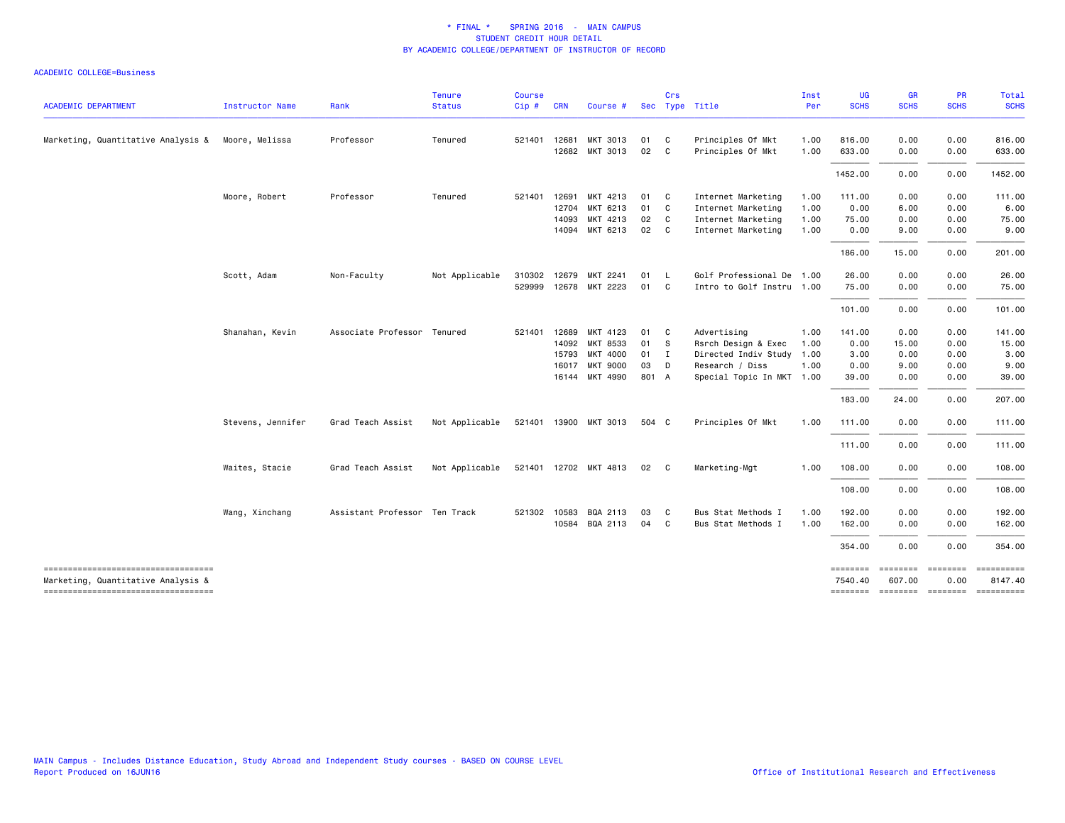\* FINAL \*    SPRING 2016  -  MAIN CAMPUS
STUDENT CREDIT HOUR DETAIL
BY ACADEMIC COLLEGE/DEPARTMENT OF INSTRUCTOR OF RECORD

ACADEMIC COLLEGE=Business

| ACADEMIC DEPARTMENT | Instructor Name | Rank | Tenure Status | Course Cip # | CRN | Course # | Sec | Crs Type | Title | Inst Per | UG SCHS | GR SCHS | PR SCHS | Total SCHS |
|---|---|---|---|---|---|---|---|---|---|---|---|---|---|---|
| Marketing, Quantitative Analysis & | Moore, Melissa | Professor | Tenured | 521401 | 12681 | MKT 3013 | 01 | C | Principles Of Mkt | 1.00 | 816.00 | 0.00 | 0.00 | 816.00 |
| | | | | | 12682 | MKT 3013 | 02 | C | Principles Of Mkt | 1.00 | 633.00 | 0.00 | 0.00 | 633.00 |
| | | | | | | | | | | | 1452.00 | 0.00 | 0.00 | 1452.00 |
| | Moore, Robert | Professor | Tenured | 521401 | 12691 | MKT 4213 | 01 | C | Internet Marketing | 1.00 | 111.00 | 0.00 | 0.00 | 111.00 |
| | | | | | 12704 | MKT 6213 | 01 | C | Internet Marketing | 1.00 | 0.00 | 6.00 | 0.00 | 6.00 |
| | | | | | 14093 | MKT 4213 | 02 | C | Internet Marketing | 1.00 | 75.00 | 0.00 | 0.00 | 75.00 |
| | | | | | 14094 | MKT 6213 | 02 | C | Internet Marketing | 1.00 | 0.00 | 9.00 | 0.00 | 9.00 |
| | | | | | | | | | | | 186.00 | 15.00 | 0.00 | 201.00 |
| | Scott, Adam | Non-Faculty | Not Applicable | 310302 | 12679 | MKT 2241 | 01 | L | Golf Professional De | 1.00 | 26.00 | 0.00 | 0.00 | 26.00 |
| | | | | 529999 | 12678 | MKT 2223 | 01 | C | Intro to Golf Instru | 1.00 | 75.00 | 0.00 | 0.00 | 75.00 |
| | | | | | | | | | | | 101.00 | 0.00 | 0.00 | 101.00 |
| | Shanahan, Kevin | Associate Professor | Tenured | 521401 | 12689 | MKT 4123 | 01 | C | Advertising | 1.00 | 141.00 | 0.00 | 0.00 | 141.00 |
| | | | | | 14092 | MKT 8533 | 01 | S | Rsrch Design & Exec | 1.00 | 0.00 | 15.00 | 0.00 | 15.00 |
| | | | | | 15793 | MKT 4000 | 01 | I | Directed Indiv Study | 1.00 | 3.00 | 0.00 | 0.00 | 3.00 |
| | | | | | 16017 | MKT 9000 | 03 | D | Research / Diss | 1.00 | 0.00 | 9.00 | 0.00 | 9.00 |
| | | | | | 16144 | MKT 4990 | 801 | A | Special Topic In MKT | 1.00 | 39.00 | 0.00 | 0.00 | 39.00 |
| | | | | | | | | | | | 183.00 | 24.00 | 0.00 | 207.00 |
| | Stevens, Jennifer | Grad Teach Assist | Not Applicable | 521401 | 13900 | MKT 3013 | 504 | C | Principles Of Mkt | 1.00 | 111.00 | 0.00 | 0.00 | 111.00 |
| | | | | | | | | | | | 111.00 | 0.00 | 0.00 | 111.00 |
| | Waites, Stacie | Grad Teach Assist | Not Applicable | 521401 | 12702 | MKT 4813 | 02 | C | Marketing-Mgt | 1.00 | 108.00 | 0.00 | 0.00 | 108.00 |
| | | | | | | | | | | | 108.00 | 0.00 | 0.00 | 108.00 |
| | Wang, Xinchang | Assistant Professor | Ten Track | 521302 | 10583 | BQA 2113 | 03 | C | Bus Stat Methods I | 1.00 | 192.00 | 0.00 | 0.00 | 192.00 |
| | | | | | 10584 | BQA 2113 | 04 | C | Bus Stat Methods I | 1.00 | 162.00 | 0.00 | 0.00 | 162.00 |
| | | | | | | | | | | | 354.00 | 0.00 | 0.00 | 354.00 |
| Marketing, Quantitative Analysis & | | | | | | | | | | | 7540.40 | 607.00 | 0.00 | 8147.40 |

MAIN Campus - Includes Distance Education, Study Abroad and Independent Study courses - BASED ON COURSE LEVEL
Report Produced on 16JUN16

Office of Institutional Research and Effectiveness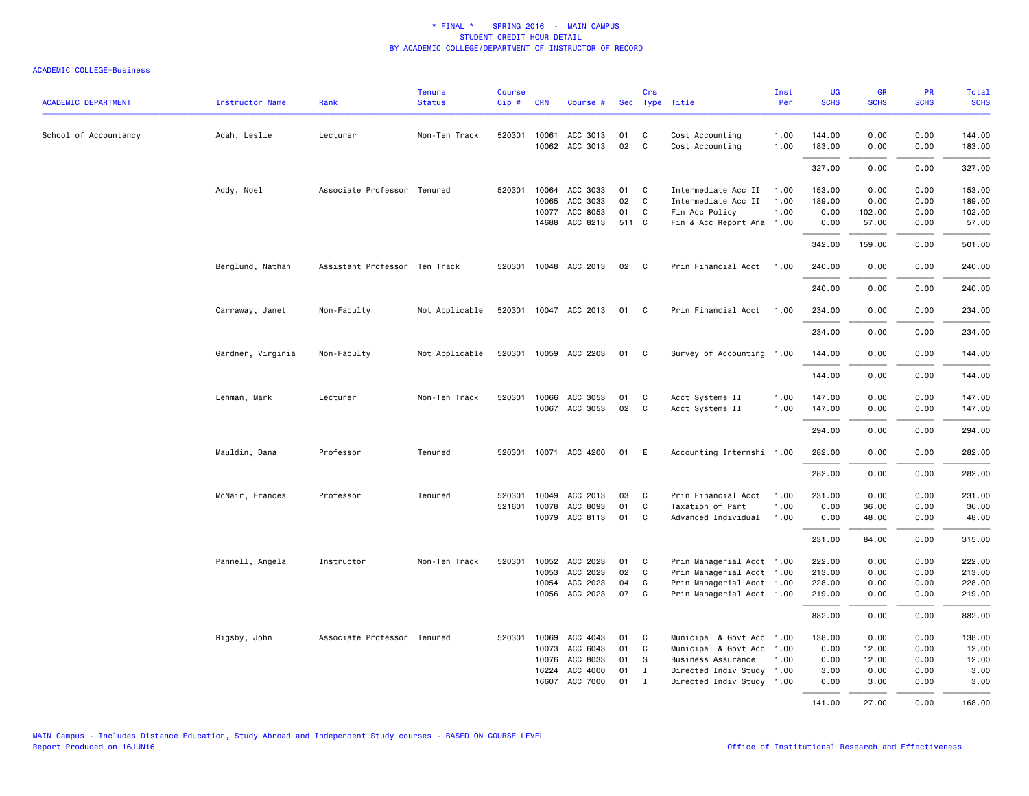# * FINAL * SPRING 2016 - MAIN CAMPUS
## STUDENT CREDIT HOUR DETAIL
### BY ACADEMIC COLLEGE/DEPARTMENT OF INSTRUCTOR OF RECORD

ACADEMIC COLLEGE=Business

| ACADEMIC DEPARTMENT | Instructor Name | Rank | Tenure Status | Course Cip # | CRN | Course # | Sec | Crs Type | Title | Inst Per | UG SCHS | GR SCHS | PR SCHS | Total SCHS |
|---|---|---|---|---|---|---|---|---|---|---|---|---|---|---|
| School of Accountancy | Adah, Leslie | Lecturer | Non-Ten Track | 520301 | 10061 | ACC 3013 | 01 | C | Cost Accounting | 1.00 | 144.00 | 0.00 | 0.00 | 144.00 |
| | | | | | 10062 | ACC 3013 | 02 | C | Cost Accounting | 1.00 | 183.00 | 0.00 | 0.00 | 183.00 |
| | | | | | | | | | | | 327.00 | 0.00 | 0.00 | 327.00 |
| | Addy, Noel | Associate Professor | Tenured | 520301 | 10064 | ACC 3033 | 01 | C | Intermediate Acc II | 1.00 | 153.00 | 0.00 | 0.00 | 153.00 |
| | | | | | 10065 | ACC 3033 | 02 | C | Intermediate Acc II | 1.00 | 189.00 | 0.00 | 0.00 | 189.00 |
| | | | | | 10077 | ACC 8053 | 01 | C | Fin Acc Policy | 1.00 | 0.00 | 102.00 | 0.00 | 102.00 |
| | | | | | 14688 | ACC 8213 | 511 | C | Fin & Acc Report Ana | 1.00 | 0.00 | 57.00 | 0.00 | 57.00 |
| | | | | | | | | | | | 342.00 | 159.00 | 0.00 | 501.00 |
| | Berglund, Nathan | Assistant Professor | Ten Track | 520301 | 10048 | ACC 2013 | 02 | C | Prin Financial Acct | 1.00 | 240.00 | 0.00 | 0.00 | 240.00 |
| | | | | | | | | | | | 240.00 | 0.00 | 0.00 | 240.00 |
| | Carraway, Janet | Non-Faculty | Not Applicable | 520301 | 10047 | ACC 2013 | 01 | C | Prin Financial Acct | 1.00 | 234.00 | 0.00 | 0.00 | 234.00 |
| | | | | | | | | | | | 234.00 | 0.00 | 0.00 | 234.00 |
| | Gardner, Virginia | Non-Faculty | Not Applicable | 520301 | 10059 | ACC 2203 | 01 | C | Survey of Accounting | 1.00 | 144.00 | 0.00 | 0.00 | 144.00 |
| | | | | | | | | | | | 144.00 | 0.00 | 0.00 | 144.00 |
| | Lehman, Mark | Lecturer | Non-Ten Track | 520301 | 10066 | ACC 3053 | 01 | C | Acct Systems II | 1.00 | 147.00 | 0.00 | 0.00 | 147.00 |
| | | | | | 10067 | ACC 3053 | 02 | C | Acct Systems II | 1.00 | 147.00 | 0.00 | 0.00 | 147.00 |
| | | | | | | | | | | | 294.00 | 0.00 | 0.00 | 294.00 |
| | Mauldin, Dana | Professor | Tenured | 520301 | 10071 | ACC 4200 | 01 | E | Accounting Internshi | 1.00 | 282.00 | 0.00 | 0.00 | 282.00 |
| | | | | | | | | | | | 282.00 | 0.00 | 0.00 | 282.00 |
| | McNair, Frances | Professor | Tenured | 520301 | 10049 | ACC 2013 | 03 | C | Prin Financial Acct | 1.00 | 231.00 | 0.00 | 0.00 | 231.00 |
| | | | | 521601 | 10078 | ACC 8093 | 01 | C | Taxation of Part | 1.00 | 0.00 | 36.00 | 0.00 | 36.00 |
| | | | | | 10079 | ACC 8113 | 01 | C | Advanced Individual | 1.00 | 0.00 | 48.00 | 0.00 | 48.00 |
| | | | | | | | | | | | 231.00 | 84.00 | 0.00 | 315.00 |
| | Pannell, Angela | Instructor | Non-Ten Track | 520301 | 10052 | ACC 2023 | 01 | C | Prin Managerial Acct | 1.00 | 222.00 | 0.00 | 0.00 | 222.00 |
| | | | | | 10053 | ACC 2023 | 02 | C | Prin Managerial Acct | 1.00 | 213.00 | 0.00 | 0.00 | 213.00 |
| | | | | | 10054 | ACC 2023 | 04 | C | Prin Managerial Acct | 1.00 | 228.00 | 0.00 | 0.00 | 228.00 |
| | | | | | 10056 | ACC 2023 | 07 | C | Prin Managerial Acct | 1.00 | 219.00 | 0.00 | 0.00 | 219.00 |
| | | | | | | | | | | | 882.00 | 0.00 | 0.00 | 882.00 |
| | Rigsby, John | Associate Professor | Tenured | 520301 | 10069 | ACC 4043 | 01 | C | Municipal & Govt Acc | 1.00 | 138.00 | 0.00 | 0.00 | 138.00 |
| | | | | | 10073 | ACC 6043 | 01 | C | Municipal & Govt Acc | 1.00 | 0.00 | 12.00 | 0.00 | 12.00 |
| | | | | | 10076 | ACC 8033 | 01 | S | Business Assurance | 1.00 | 0.00 | 12.00 | 0.00 | 12.00 |
| | | | | | 16224 | ACC 4000 | 01 | I | Directed Indiv Study | 1.00 | 3.00 | 0.00 | 0.00 | 3.00 |
| | | | | | 16607 | ACC 7000 | 01 | I | Directed Indiv Study | 1.00 | 0.00 | 3.00 | 0.00 | 3.00 |
| | | | | | | | | | | | 141.00 | 27.00 | 0.00 | 168.00 |

MAIN Campus - Includes Distance Education, Study Abroad and Independent Study courses - BASED ON COURSE LEVEL
Report Produced on 16JUN16

Office of Institutional Research and Effectiveness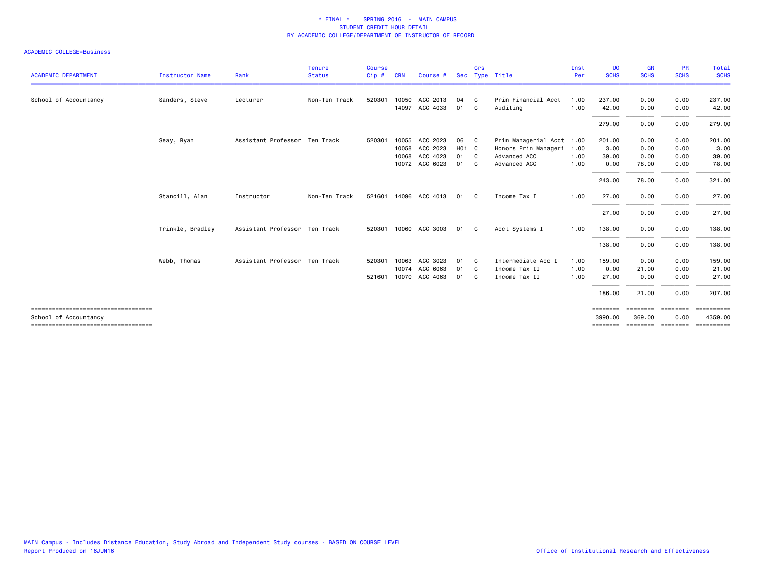# * FINAL * SPRING 2016 - MAIN CAMPUS
## STUDENT CREDIT HOUR DETAIL
## BY ACADEMIC COLLEGE/DEPARTMENT OF INSTRUCTOR OF RECORD

ACADEMIC COLLEGE=Business

| ACADEMIC DEPARTMENT | Instructor Name | Rank | Tenure Status | Course Cip # | CRN | Course # | Sec | Crs Type | Title | Inst Per | UG SCHS | GR SCHS | PR SCHS | Total SCHS |
|---|---|---|---|---|---|---|---|---|---|---|---|---|---|---|
| School of Accountancy | Sanders, Steve | Lecturer | Non-Ten Track | 520301 | 10050 | ACC 2013 | 04 | C | Prin Financial Acct | 1.00 | 237.00 | 0.00 | 0.00 | 237.00 |
| | | | | | 14097 | ACC 4033 | 01 | C | Auditing | 1.00 | 42.00 | 0.00 | 0.00 | 42.00 |
| | | | | | | | | | | | 279.00 | 0.00 | 0.00 | 279.00 |
| | Seay, Ryan | Assistant Professor | Ten Track | 520301 | 10055 | ACC 2023 | 06 | C | Prin Managerial Acct | 1.00 | 201.00 | 0.00 | 0.00 | 201.00 |
| | | | | | 10058 | ACC 2023 | H01 | C | Honors Prin Manageri | 1.00 | 3.00 | 0.00 | 0.00 | 3.00 |
| | | | | | 10068 | ACC 4023 | 01 | C | Advanced ACC | 1.00 | 39.00 | 0.00 | 0.00 | 39.00 |
| | | | | | 10072 | ACC 6023 | 01 | C | Advanced ACC | 1.00 | 0.00 | 78.00 | 0.00 | 78.00 |
| | | | | | | | | | | | 243.00 | 78.00 | 0.00 | 321.00 |
| | Stancill, Alan | Instructor | Non-Ten Track | 521601 | 14096 | ACC 4013 | 01 | C | Income Tax I | 1.00 | 27.00 | 0.00 | 0.00 | 27.00 |
| | | | | | | | | | | | 27.00 | 0.00 | 0.00 | 27.00 |
| | Trinkle, Bradley | Assistant Professor | Ten Track | 520301 | 10060 | ACC 3003 | 01 | C | Acct Systems I | 1.00 | 138.00 | 0.00 | 0.00 | 138.00 |
| | | | | | | | | | | | 138.00 | 0.00 | 0.00 | 138.00 |
| | Webb, Thomas | Assistant Professor | Ten Track | 520301 | 10063 | ACC 3023 | 01 | C | Intermediate Acc I | 1.00 | 159.00 | 0.00 | 0.00 | 159.00 |
| | | | | | 10074 | ACC 6063 | 01 | C | Income Tax II | 1.00 | 0.00 | 21.00 | 0.00 | 21.00 |
| | | | | 521601 | 10070 | ACC 4063 | 01 | C | Income Tax II | 1.00 | 27.00 | 0.00 | 0.00 | 27.00 |
| | | | | | | | | | | | 186.00 | 21.00 | 0.00 | 207.00 |
| School of Accountancy | | | | | | | | | | | 3990.00 | 369.00 | 0.00 | 4359.00 |

MAIN Campus - Includes Distance Education, Study Abroad and Independent Study courses - BASED ON COURSE LEVEL
Report Produced on 16JUN16

Office of Institutional Research and Effectiveness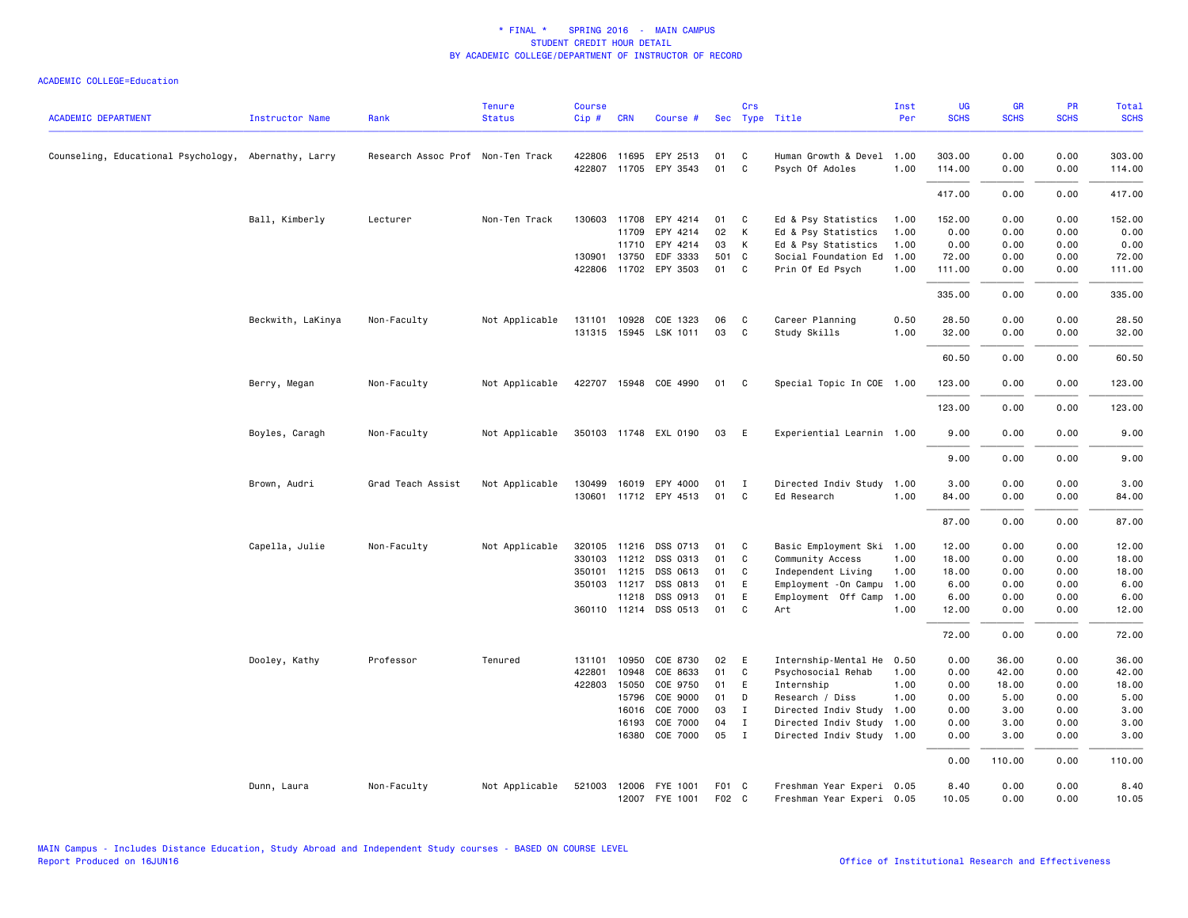# * FINAL * SPRING 2016 - MAIN CAMPUS
## STUDENT CREDIT HOUR DETAIL
## BY ACADEMIC COLLEGE/DEPARTMENT OF INSTRUCTOR OF RECORD

ACADEMIC COLLEGE=Education

| ACADEMIC DEPARTMENT | Instructor Name | Rank | Tenure Status | Course Cip # | CRN | Course # | Sec | Crs Type | Title | Inst Per | UG SCHS | GR SCHS | PR SCHS | Total SCHS |
|---|---|---|---|---|---|---|---|---|---|---|---|---|---|---|
| Counseling, Educational Psychology, | Abernathy, Larry | Research Assoc Prof | Non-Ten Track | 422806 | 11695 | EPY 2513 | 01 | C | Human Growth & Devel | 1.00 | 303.00 | 0.00 | 0.00 | 303.00 |
| | | | | 422807 | 11705 | EPY 3543 | 01 | C | Psych Of Adoles | 1.00 | 114.00 | 0.00 | 0.00 | 114.00 |
| | | | | | | | | | | | 417.00 | 0.00 | 0.00 | 417.00 |
| | Ball, Kimberly | Lecturer | Non-Ten Track | 130603 | 11708 | EPY 4214 | 01 | C | Ed & Psy Statistics | 1.00 | 152.00 | 0.00 | 0.00 | 152.00 |
| | | | | | 11709 | EPY 4214 | 02 | K | Ed & Psy Statistics | 1.00 | 0.00 | 0.00 | 0.00 | 0.00 |
| | | | | | 11710 | EPY 4214 | 03 | K | Ed & Psy Statistics | 1.00 | 0.00 | 0.00 | 0.00 | 0.00 |
| | | | | 130901 | 13750 | EDF 3333 | 501 | C | Social Foundation Ed | 1.00 | 72.00 | 0.00 | 0.00 | 72.00 |
| | | | | 422806 | 11702 | EPY 3503 | 01 | C | Prin Of Ed Psych | 1.00 | 111.00 | 0.00 | 0.00 | 111.00 |
| | | | | | | | | | | | 335.00 | 0.00 | 0.00 | 335.00 |
| | Beckwith, LaKinya | Non-Faculty | Not Applicable | 131101 | 10928 | COE 1323 | 06 | C | Career Planning | 0.50 | 28.50 | 0.00 | 0.00 | 28.50 |
| | | | | 131315 | 15945 | LSK 1011 | 03 | C | Study Skills | 1.00 | 32.00 | 0.00 | 0.00 | 32.00 |
| | | | | | | | | | | | 60.50 | 0.00 | 0.00 | 60.50 |
| | Berry, Megan | Non-Faculty | Not Applicable | 422707 | 15948 | COE 4990 | 01 | C | Special Topic In COE | 1.00 | 123.00 | 0.00 | 0.00 | 123.00 |
| | | | | | | | | | | | 123.00 | 0.00 | 0.00 | 123.00 |
| | Boyles, Caragh | Non-Faculty | Not Applicable | 350103 | 11748 | EXL 0190 | 03 | E | Experiential Learnin | 1.00 | 9.00 | 0.00 | 0.00 | 9.00 |
| | | | | | | | | | | | 9.00 | 0.00 | 0.00 | 9.00 |
| | Brown, Audri | Grad Teach Assist | Not Applicable | 130499 | 16019 | EPY 4000 | 01 | I | Directed Indiv Study | 1.00 | 3.00 | 0.00 | 0.00 | 3.00 |
| | | | | 130601 | 11712 | EPY 4513 | 01 | C | Ed Research | 1.00 | 84.00 | 0.00 | 0.00 | 84.00 |
| | | | | | | | | | | | 87.00 | 0.00 | 0.00 | 87.00 |
| | Capella, Julie | Non-Faculty | Not Applicable | 320105 | 11216 | DSS 0713 | 01 | C | Basic Employment Ski | 1.00 | 12.00 | 0.00 | 0.00 | 12.00 |
| | | | | 330103 | 11212 | DSS 0313 | 01 | C | Community Access | 1.00 | 18.00 | 0.00 | 0.00 | 18.00 |
| | | | | 350101 | 11215 | DSS 0613 | 01 | C | Independent Living | 1.00 | 18.00 | 0.00 | 0.00 | 18.00 |
| | | | | 350103 | 11217 | DSS 0813 | 01 | E | Employment -On Campu | 1.00 | 6.00 | 0.00 | 0.00 | 6.00 |
| | | | | | 11218 | DSS 0913 | 01 | E | Employment Off Camp | 1.00 | 6.00 | 0.00 | 0.00 | 6.00 |
| | | | | 360110 | 11214 | DSS 0513 | 01 | C | Art | 1.00 | 12.00 | 0.00 | 0.00 | 12.00 |
| | | | | | | | | | | | 72.00 | 0.00 | 0.00 | 72.00 |
| | Dooley, Kathy | Professor | Tenured | 131101 | 10950 | COE 8730 | 02 | E | Internship-Mental He | 0.50 | 0.00 | 36.00 | 0.00 | 36.00 |
| | | | | 422801 | 10948 | COE 8633 | 01 | C | Psychosocial Rehab | 1.00 | 0.00 | 42.00 | 0.00 | 42.00 |
| | | | | 422803 | 15050 | COE 9750 | 01 | E | Internship | 1.00 | 0.00 | 18.00 | 0.00 | 18.00 |
| | | | | | 15796 | COE 9000 | 01 | D | Research / Diss | 1.00 | 0.00 | 5.00 | 0.00 | 5.00 |
| | | | | | 16016 | COE 7000 | 03 | I | Directed Indiv Study | 1.00 | 0.00 | 3.00 | 0.00 | 3.00 |
| | | | | | 16193 | COE 7000 | 04 | I | Directed Indiv Study | 1.00 | 0.00 | 3.00 | 0.00 | 3.00 |
| | | | | | 16380 | COE 7000 | 05 | I | Directed Indiv Study | 1.00 | 0.00 | 3.00 | 0.00 | 3.00 |
| | | | | | | | | | | | 0.00 | 110.00 | 0.00 | 110.00 |
| | Dunn, Laura | Non-Faculty | Not Applicable | 521003 | 12006 | FYE 1001 | F01 | C | Freshman Year Experi | 0.05 | 8.40 | 0.00 | 0.00 | 8.40 |
| | | | | | 12007 | FYE 1001 | F02 | C | Freshman Year Experi | 0.05 | 10.05 | 0.00 | 0.00 | 10.05 |

MAIN Campus - Includes Distance Education, Study Abroad and Independent Study courses - BASED ON COURSE LEVEL
Report Produced on 16JUN16

Office of Institutional Research and Effectiveness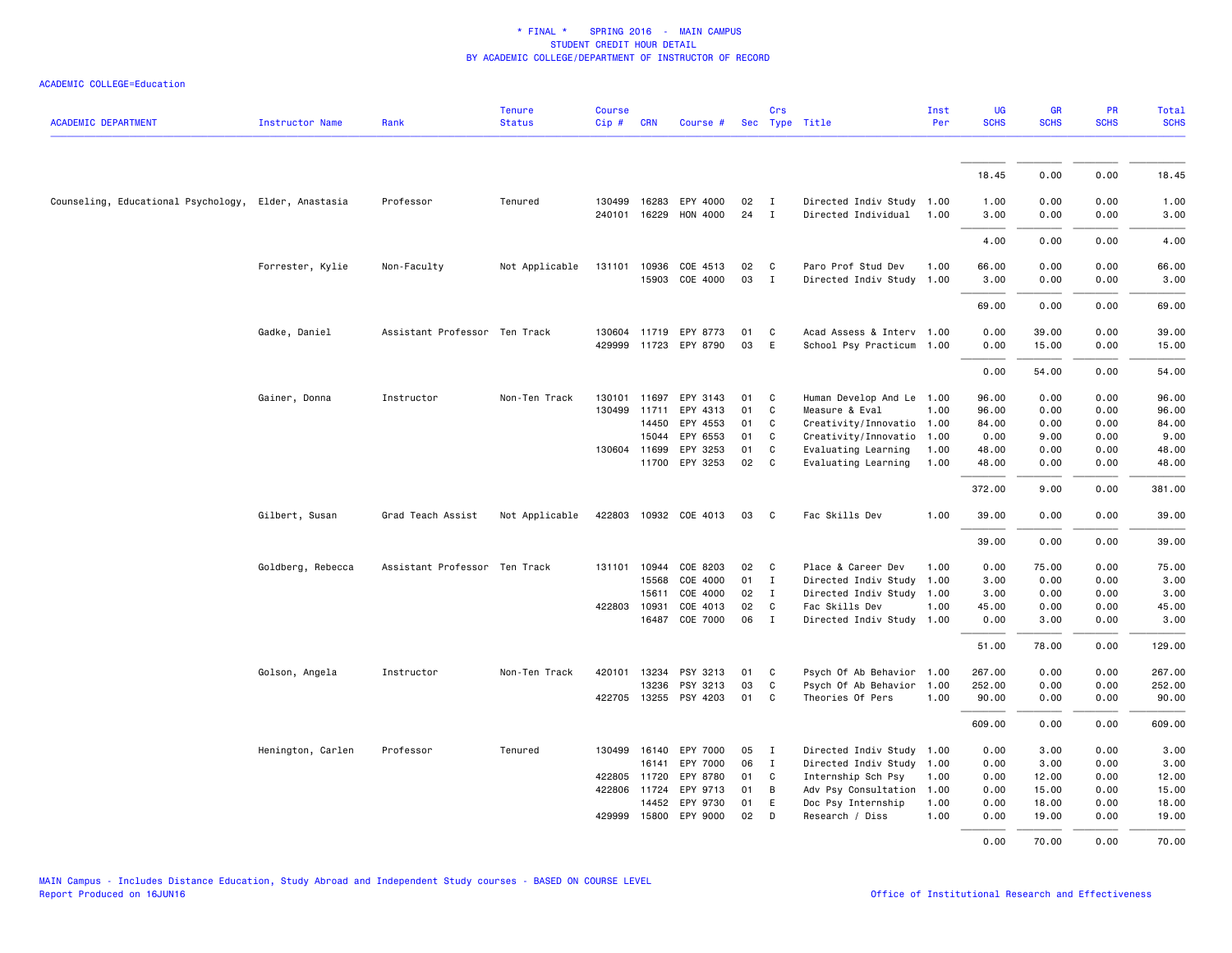* FINAL * SPRING 2016 - MAIN CAMPUS
STUDENT CREDIT HOUR DETAIL
BY ACADEMIC COLLEGE/DEPARTMENT OF INSTRUCTOR OF RECORD

ACADEMIC COLLEGE=Education

| ACADEMIC DEPARTMENT | Instructor Name | Rank | Tenure Status | Course Cip # | CRN | Course # | Sec | Crs Type | Title | Inst Per | UG SCHS | GR SCHS | PR SCHS | Total SCHS |
|---|---|---|---|---|---|---|---|---|---|---|---|---|---|---|
| | | | | | | | | | | | 18.45 | 0.00 | 0.00 | 18.45 |
| Counseling, Educational Psychology, | Elder, Anastasia | Professor | Tenured | 130499 | 16283 | EPY 4000 | 02 | I | Directed Indiv Study | 1.00 | 1.00 | 0.00 | 0.00 | 1.00 |
| | | | | 240101 | 16229 | HON 4000 | 24 | I | Directed Individual | 1.00 | 3.00 | 0.00 | 0.00 | 3.00 |
| | | | | | | | | | | | 4.00 | 0.00 | 0.00 | 4.00 |
| | Forrester, Kylie | Non-Faculty | Not Applicable | 131101 | 10936 | COE 4513 | 02 | C | Paro Prof Stud Dev | 1.00 | 66.00 | 0.00 | 0.00 | 66.00 |
| | | | | | 15903 | COE 4000 | 03 | I | Directed Indiv Study | 1.00 | 3.00 | 0.00 | 0.00 | 3.00 |
| | | | | | | | | | | | 69.00 | 0.00 | 0.00 | 69.00 |
| | Gadke, Daniel | Assistant Professor | Ten Track | 130604 | 11719 | EPY 8773 | 01 | C | Acad Assess & Interv | 1.00 | 0.00 | 39.00 | 0.00 | 39.00 |
| | | | | 429999 | 11723 | EPY 8790 | 03 | E | School Psy Practicum | 1.00 | 0.00 | 15.00 | 0.00 | 15.00 |
| | | | | | | | | | | | 0.00 | 54.00 | 0.00 | 54.00 |
| | Gainer, Donna | Instructor | Non-Ten Track | 130101 | 11697 | EPY 3143 | 01 | C | Human Develop And Le | 1.00 | 96.00 | 0.00 | 0.00 | 96.00 |
| | | | | 130499 | 11711 | EPY 4313 | 01 | C | Measure & Eval | 1.00 | 96.00 | 0.00 | 0.00 | 96.00 |
| | | | | | 14450 | EPY 4553 | 01 | C | Creativity/Innovatio | 1.00 | 84.00 | 0.00 | 0.00 | 84.00 |
| | | | | | 15044 | EPY 6553 | 01 | C | Creativity/Innovatio | 1.00 | 0.00 | 9.00 | 0.00 | 9.00 |
| | | | | 130604 | 11699 | EPY 3253 | 01 | C | Evaluating Learning | 1.00 | 48.00 | 0.00 | 0.00 | 48.00 |
| | | | | | 11700 | EPY 3253 | 02 | C | Evaluating Learning | 1.00 | 48.00 | 0.00 | 0.00 | 48.00 |
| | | | | | | | | | | | 372.00 | 9.00 | 0.00 | 381.00 |
| | Gilbert, Susan | Grad Teach Assist | Not Applicable | 422803 | 10932 | COE 4013 | 03 | C | Fac Skills Dev | 1.00 | 39.00 | 0.00 | 0.00 | 39.00 |
| | | | | | | | | | | | 39.00 | 0.00 | 0.00 | 39.00 |
| | Goldberg, Rebecca | Assistant Professor | Ten Track | 131101 | 10944 | COE 8203 | 02 | C | Place & Career Dev | 1.00 | 0.00 | 75.00 | 0.00 | 75.00 |
| | | | | | 15568 | COE 4000 | 01 | I | Directed Indiv Study | 1.00 | 3.00 | 0.00 | 0.00 | 3.00 |
| | | | | | 15611 | COE 4000 | 02 | I | Directed Indiv Study | 1.00 | 3.00 | 0.00 | 0.00 | 3.00 |
| | | | | 422803 | 10931 | COE 4013 | 02 | C | Fac Skills Dev | 1.00 | 45.00 | 0.00 | 0.00 | 45.00 |
| | | | | | 16487 | COE 7000 | 06 | I | Directed Indiv Study | 1.00 | 0.00 | 3.00 | 0.00 | 3.00 |
| | | | | | | | | | | | 51.00 | 78.00 | 0.00 | 129.00 |
| | Golson, Angela | Instructor | Non-Ten Track | 420101 | 13234 | PSY 3213 | 01 | C | Psych Of Ab Behavior | 1.00 | 267.00 | 0.00 | 0.00 | 267.00 |
| | | | | | 13236 | PSY 3213 | 03 | C | Psych Of Ab Behavior | 1.00 | 252.00 | 0.00 | 0.00 | 252.00 |
| | | | | 422705 | 13255 | PSY 4203 | 01 | C | Theories Of Pers | 1.00 | 90.00 | 0.00 | 0.00 | 90.00 |
| | | | | | | | | | | | 609.00 | 0.00 | 0.00 | 609.00 |
| | Henington, Carlen | Professor | Tenured | 130499 | 16140 | EPY 7000 | 05 | I | Directed Indiv Study | 1.00 | 0.00 | 3.00 | 0.00 | 3.00 |
| | | | | | 16141 | EPY 7000 | 06 | I | Directed Indiv Study | 1.00 | 0.00 | 3.00 | 0.00 | 3.00 |
| | | | | 422805 | 11720 | EPY 8780 | 01 | C | Internship Sch Psy | 1.00 | 0.00 | 12.00 | 0.00 | 12.00 |
| | | | | 422806 | 11724 | EPY 9713 | 01 | B | Adv Psy Consultation | 1.00 | 0.00 | 15.00 | 0.00 | 15.00 |
| | | | | | 14452 | EPY 9730 | 01 | E | Doc Psy Internship | 1.00 | 0.00 | 18.00 | 0.00 | 18.00 |
| | | | | 429999 | 15800 | EPY 9000 | 02 | D | Research / Diss | 1.00 | 0.00 | 19.00 | 0.00 | 19.00 |
| | | | | | | | | | | | 0.00 | 70.00 | 0.00 | 70.00 |

MAIN Campus - Includes Distance Education, Study Abroad and Independent Study courses - BASED ON COURSE LEVEL
Report Produced on 16JUN16

Office of Institutional Research and Effectiveness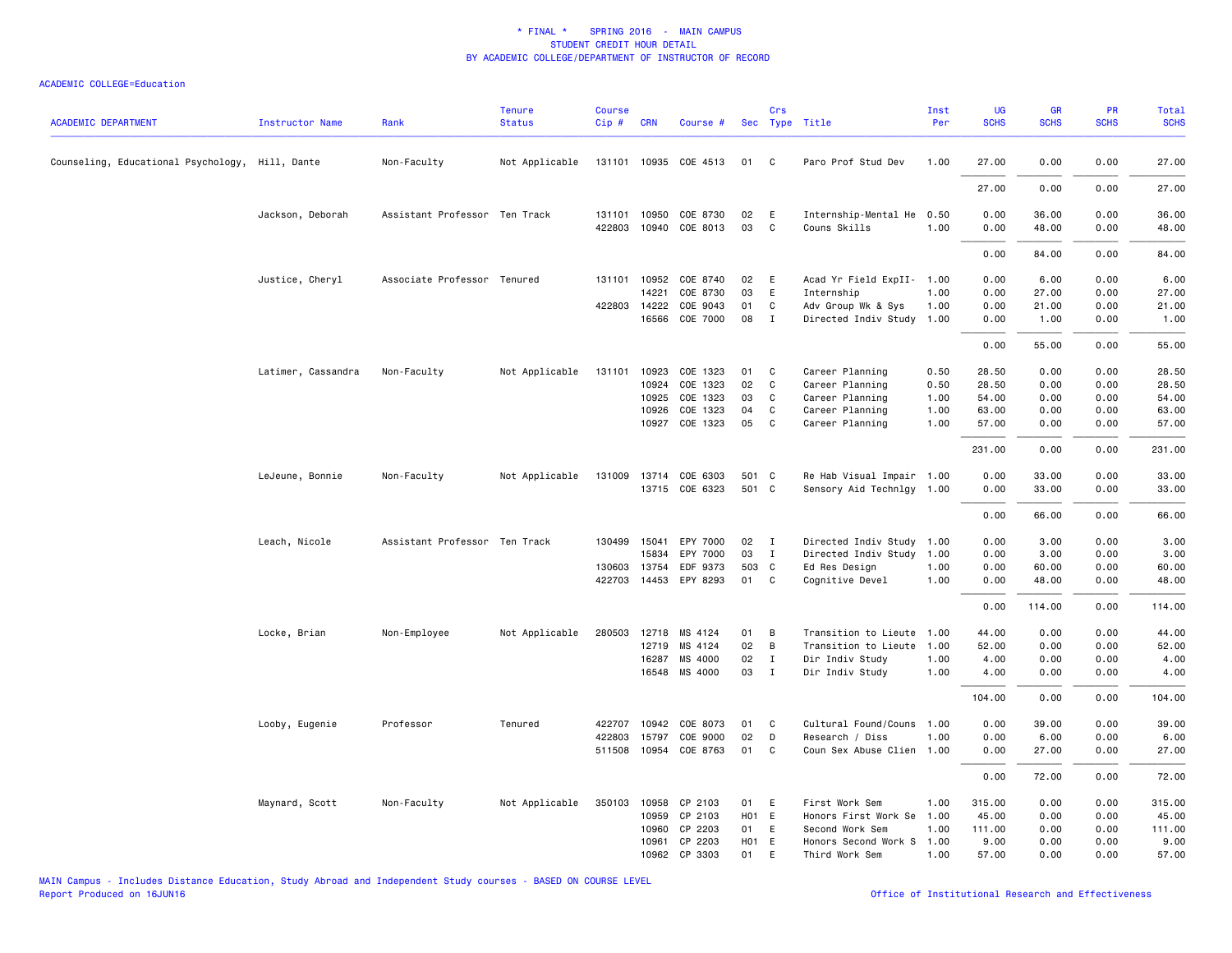# * FINAL * SPRING 2016 - MAIN CAMPUS
## STUDENT CREDIT HOUR DETAIL
## BY ACADEMIC COLLEGE/DEPARTMENT OF INSTRUCTOR OF RECORD

ACADEMIC COLLEGE=Education

| ACADEMIC DEPARTMENT | Instructor Name | Rank | Tenure Status | Course Cip # | CRN | Course # | Sec | Crs Type | Title | Inst Per | UG SCHS | GR SCHS | PR SCHS | Total SCHS |
|---|---|---|---|---|---|---|---|---|---|---|---|---|---|---|
| Counseling, Educational Psychology, | Hill, Dante | Non-Faculty | Not Applicable | 131101 | 10935 | COE 4513 | 01 | C | Paro Prof Stud Dev | 1.00 | 27.00 | 0.00 | 0.00 | 27.00 |
| | | | | | | | | | | | 27.00 | 0.00 | 0.00 | 27.00 |
| | Jackson, Deborah | Assistant Professor | Ten Track | 131101 | 10950 | COE 8730 | 02 | E | Internship-Mental He | 0.50 | 0.00 | 36.00 | 0.00 | 36.00 |
| | | | | 422803 | 10940 | COE 8013 | 03 | C | Couns Skills | 1.00 | 0.00 | 48.00 | 0.00 | 48.00 |
| | | | | | | | | | | | 0.00 | 84.00 | 0.00 | 84.00 |
| | Justice, Cheryl | Associate Professor | Tenured | 131101 | 10952 | COE 8740 | 02 | E | Acad Yr Field ExpII- | 1.00 | 0.00 | 6.00 | 0.00 | 6.00 |
| | | | | | 14221 | COE 8730 | 03 | E | Internship | 1.00 | 0.00 | 27.00 | 0.00 | 27.00 |
| | | | | 422803 | 14222 | COE 9043 | 01 | C | Adv Group Wk & Sys | 1.00 | 0.00 | 21.00 | 0.00 | 21.00 |
| | | | | | 16566 | COE 7000 | 08 | I | Directed Indiv Study | 1.00 | 0.00 | 1.00 | 0.00 | 1.00 |
| | | | | | | | | | | | 0.00 | 55.00 | 0.00 | 55.00 |
| | Latimer, Cassandra | Non-Faculty | Not Applicable | 131101 | 10923 | COE 1323 | 01 | C | Career Planning | 0.50 | 28.50 | 0.00 | 0.00 | 28.50 |
| | | | | | 10924 | COE 1323 | 02 | C | Career Planning | 0.50 | 28.50 | 0.00 | 0.00 | 28.50 |
| | | | | | 10925 | COE 1323 | 03 | C | Career Planning | 1.00 | 54.00 | 0.00 | 0.00 | 54.00 |
| | | | | | 10926 | COE 1323 | 04 | C | Career Planning | 1.00 | 63.00 | 0.00 | 0.00 | 63.00 |
| | | | | | 10927 | COE 1323 | 05 | C | Career Planning | 1.00 | 57.00 | 0.00 | 0.00 | 57.00 |
| | | | | | | | | | | | 231.00 | 0.00 | 0.00 | 231.00 |
| | LeJeune, Bonnie | Non-Faculty | Not Applicable | 131009 | 13714 | COE 6303 | 501 | C | Re Hab Visual Impair | 1.00 | 0.00 | 33.00 | 0.00 | 33.00 |
| | | | | | 13715 | COE 6323 | 501 | C | Sensory Aid Technlgy | 1.00 | 0.00 | 33.00 | 0.00 | 33.00 |
| | | | | | | | | | | | 0.00 | 66.00 | 0.00 | 66.00 |
| | Leach, Nicole | Assistant Professor | Ten Track | 130499 | 15041 | EPY 7000 | 02 | I | Directed Indiv Study | 1.00 | 0.00 | 3.00 | 0.00 | 3.00 |
| | | | | | 15834 | EPY 7000 | 03 | I | Directed Indiv Study | 1.00 | 0.00 | 3.00 | 0.00 | 3.00 |
| | | | | 130603 | 13754 | EDF 9373 | 503 | C | Ed Res Design | 1.00 | 0.00 | 60.00 | 0.00 | 60.00 |
| | | | | 422703 | 14453 | EPY 8293 | 01 | C | Cognitive Devel | 1.00 | 0.00 | 48.00 | 0.00 | 48.00 |
| | | | | | | | | | | | 0.00 | 114.00 | 0.00 | 114.00 |
| | Locke, Brian | Non-Employee | Not Applicable | 280503 | 12718 | MS 4124 | 01 | B | Transition to Lieute | 1.00 | 44.00 | 0.00 | 0.00 | 44.00 |
| | | | | | 12719 | MS 4124 | 02 | B | Transition to Lieute | 1.00 | 52.00 | 0.00 | 0.00 | 52.00 |
| | | | | | 16287 | MS 4000 | 02 | I | Dir Indiv Study | 1.00 | 4.00 | 0.00 | 0.00 | 4.00 |
| | | | | | 16548 | MS 4000 | 03 | I | Dir Indiv Study | 1.00 | 4.00 | 0.00 | 0.00 | 4.00 |
| | | | | | | | | | | | 104.00 | 0.00 | 0.00 | 104.00 |
| | Looby, Eugenie | Professor | Tenured | 422707 | 10942 | COE 8073 | 01 | C | Cultural Found/Couns | 1.00 | 0.00 | 39.00 | 0.00 | 39.00 |
| | | | | 422803 | 15797 | COE 9000 | 02 | D | Research / Diss | 1.00 | 0.00 | 6.00 | 0.00 | 6.00 |
| | | | | 511508 | 10954 | COE 8763 | 01 | C | Coun Sex Abuse Clien | 1.00 | 0.00 | 27.00 | 0.00 | 27.00 |
| | | | | | | | | | | | 0.00 | 72.00 | 0.00 | 72.00 |
| | Maynard, Scott | Non-Faculty | Not Applicable | 350103 | 10958 | CP 2103 | 01 | E | First Work Sem | 1.00 | 315.00 | 0.00 | 0.00 | 315.00 |
| | | | | | 10959 | CP 2103 | H01 | E | Honors First Work Se | 1.00 | 45.00 | 0.00 | 0.00 | 45.00 |
| | | | | | 10960 | CP 2203 | 01 | E | Second Work Sem | 1.00 | 111.00 | 0.00 | 0.00 | 111.00 |
| | | | | | 10961 | CP 2203 | H01 | E | Honors Second Work S | 1.00 | 9.00 | 0.00 | 0.00 | 9.00 |
| | | | | | 10962 | CP 3303 | 01 | E | Third Work Sem | 1.00 | 57.00 | 0.00 | 0.00 | 57.00 |

MAIN Campus - Includes Distance Education, Study Abroad and Independent Study courses - BASED ON COURSE LEVEL
Report Produced on 16JUN16

Office of Institutional Research and Effectiveness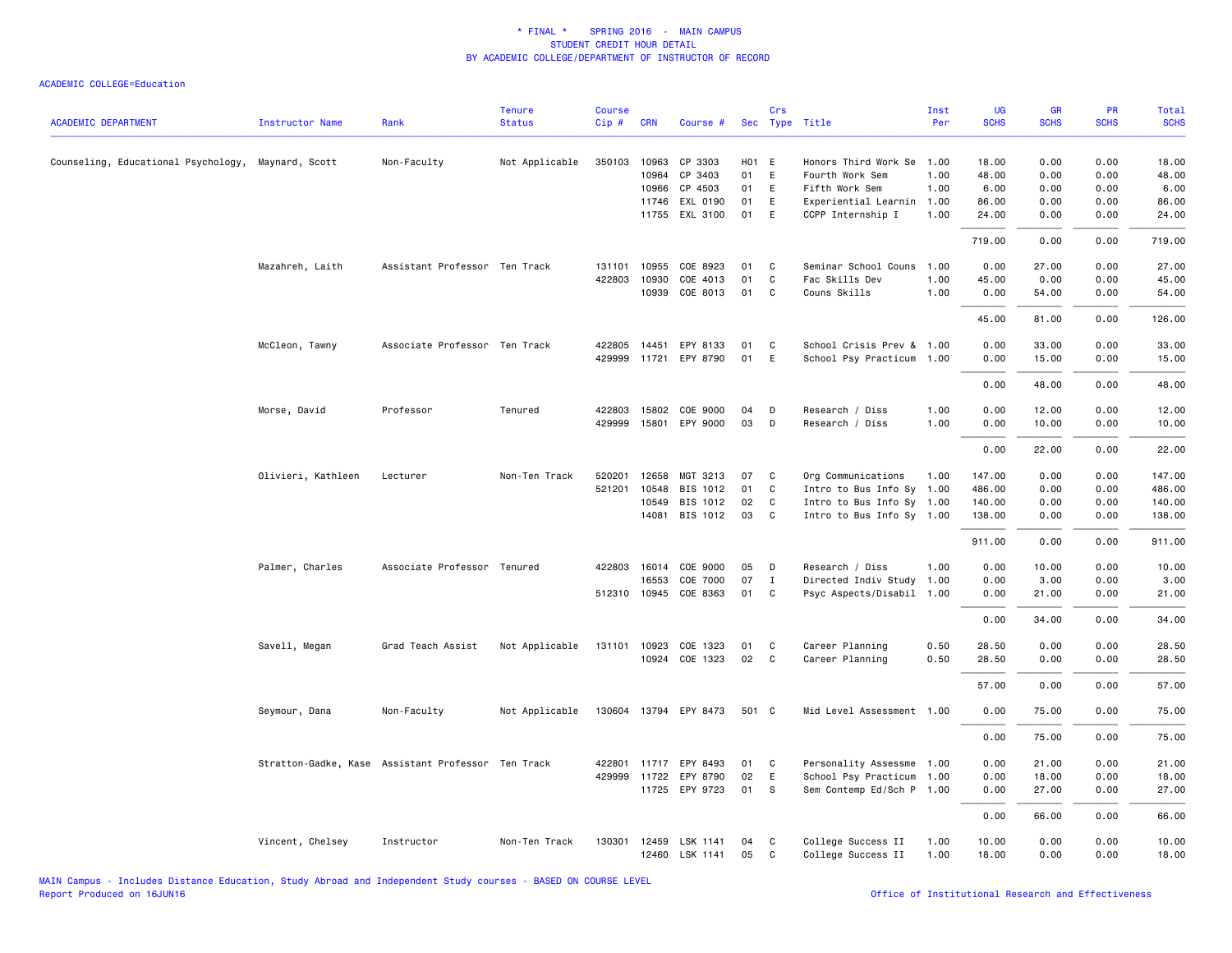# * FINAL * SPRING 2016 - MAIN CAMPUS
## STUDENT CREDIT HOUR DETAIL
## BY ACADEMIC COLLEGE/DEPARTMENT OF INSTRUCTOR OF RECORD

ACADEMIC COLLEGE=Education

| ACADEMIC DEPARTMENT | Instructor Name | Rank | Tenure Status | Course Cip # | CRN | Course # | Sec | Crs Type | Title | Inst Per | UG SCHS | GR SCHS | PR SCHS | Total SCHS |
|---|---|---|---|---|---|---|---|---|---|---|---|---|---|---|
| Counseling, Educational Psychology, | Maynard, Scott | Non-Faculty | Not Applicable | 350103 | 10963 | CP 3303 | H01 | E | Honors Third Work Se | 1.00 | 18.00 | 0.00 | 0.00 | 18.00 |
| | | | | | 10964 | CP 3403 | 01 | E | Fourth Work Sem | 1.00 | 48.00 | 0.00 | 0.00 | 48.00 |
| | | | | | 10966 | CP 4503 | 01 | E | Fifth Work Sem | 1.00 | 6.00 | 0.00 | 0.00 | 6.00 |
| | | | | | 11746 | EXL 0190 | 01 | E | Experiential Learnin | 1.00 | 86.00 | 0.00 | 0.00 | 86.00 |
| | | | | | 11755 | EXL 3100 | 01 | E | CCPP Internship I | 1.00 | 24.00 | 0.00 | 0.00 | 24.00 |
| | | | | | | | | | | | 719.00 | 0.00 | 0.00 | 719.00 |
| | Mazahreh, Laith | Assistant Professor | Ten Track | 131101 | 10955 | COE 8923 | 01 | C | Seminar School Couns | 1.00 | 0.00 | 27.00 | 0.00 | 27.00 |
| | | | | 422803 | 10930 | COE 4013 | 01 | C | Fac Skills Dev | 1.00 | 45.00 | 0.00 | 0.00 | 45.00 |
| | | | | | 10939 | COE 8013 | 01 | C | Couns Skills | 1.00 | 0.00 | 54.00 | 0.00 | 54.00 |
| | | | | | | | | | | | 45.00 | 81.00 | 0.00 | 126.00 |
| | McCleon, Tawny | Associate Professor | Ten Track | 422805 | 14451 | EPY 8133 | 01 | C | School Crisis Prev & | 1.00 | 0.00 | 33.00 | 0.00 | 33.00 |
| | | | | 429999 | 11721 | EPY 8790 | 01 | E | School Psy Practicum | 1.00 | 0.00 | 15.00 | 0.00 | 15.00 |
| | | | | | | | | | | | 0.00 | 48.00 | 0.00 | 48.00 |
| | Morse, David | Professor | Tenured | 422803 | 15802 | COE 9000 | 04 | D | Research / Diss | 1.00 | 0.00 | 12.00 | 0.00 | 12.00 |
| | | | | 429999 | 15801 | EPY 9000 | 03 | D | Research / Diss | 1.00 | 0.00 | 10.00 | 0.00 | 10.00 |
| | | | | | | | | | | | 0.00 | 22.00 | 0.00 | 22.00 |
| | Olivieri, Kathleen | Lecturer | Non-Ten Track | 520201 | 12658 | MGT 3213 | 07 | C | Org Communications | 1.00 | 147.00 | 0.00 | 0.00 | 147.00 |
| | | | | 521201 | 10548 | BIS 1012 | 01 | C | Intro to Bus Info Sy | 1.00 | 486.00 | 0.00 | 0.00 | 486.00 |
| | | | | | 10549 | BIS 1012 | 02 | C | Intro to Bus Info Sy | 1.00 | 140.00 | 0.00 | 0.00 | 140.00 |
| | | | | | 14081 | BIS 1012 | 03 | C | Intro to Bus Info Sy | 1.00 | 138.00 | 0.00 | 0.00 | 138.00 |
| | | | | | | | | | | | 911.00 | 0.00 | 0.00 | 911.00 |
| | Palmer, Charles | Associate Professor | Tenured | 422803 | 16014 | COE 9000 | 05 | D | Research / Diss | 1.00 | 0.00 | 10.00 | 0.00 | 10.00 |
| | | | | | 16553 | COE 7000 | 07 | I | Directed Indiv Study | 1.00 | 0.00 | 3.00 | 0.00 | 3.00 |
| | | | | 512310 | 10945 | COE 8363 | 01 | C | Psyc Aspects/Disabil | 1.00 | 0.00 | 21.00 | 0.00 | 21.00 |
| | | | | | | | | | | | 0.00 | 34.00 | 0.00 | 34.00 |
| | Savell, Megan | Grad Teach Assist | Not Applicable | 131101 | 10923 | COE 1323 | 01 | C | Career Planning | 0.50 | 28.50 | 0.00 | 0.00 | 28.50 |
| | | | | | 10924 | COE 1323 | 02 | C | Career Planning | 0.50 | 28.50 | 0.00 | 0.00 | 28.50 |
| | | | | | | | | | | | 57.00 | 0.00 | 0.00 | 57.00 |
| | Seymour, Dana | Non-Faculty | Not Applicable | 130604 | 13794 | EPY 8473 | 501 | C | Mid Level Assessment | 1.00 | 0.00 | 75.00 | 0.00 | 75.00 |
| | | | | | | | | | | | 0.00 | 75.00 | 0.00 | 75.00 |
| | Stratton-Gadke, Kase | Assistant Professor | Ten Track | 422801 | 11717 | EPY 8493 | 01 | C | Personality Assessme | 1.00 | 0.00 | 21.00 | 0.00 | 21.00 |
| | | | | 429999 | 11722 | EPY 8790 | 02 | E | School Psy Practicum | 1.00 | 0.00 | 18.00 | 0.00 | 18.00 |
| | | | | | 11725 | EPY 9723 | 01 | S | Sem Contemp Ed/Sch P | 1.00 | 0.00 | 27.00 | 0.00 | 27.00 |
| | | | | | | | | | | | 0.00 | 66.00 | 0.00 | 66.00 |
| | Vincent, Chelsey | Instructor | Non-Ten Track | 130301 | 12459 | LSK 1141 | 04 | C | College Success II | 1.00 | 10.00 | 0.00 | 0.00 | 10.00 |
| | | | | | 12460 | LSK 1141 | 05 | C | College Success II | 1.00 | 18.00 | 0.00 | 0.00 | 18.00 |

MAIN Campus - Includes Distance Education, Study Abroad and Independent Study courses - BASED ON COURSE LEVEL
Report Produced on 16JUN16

Office of Institutional Research and Effectiveness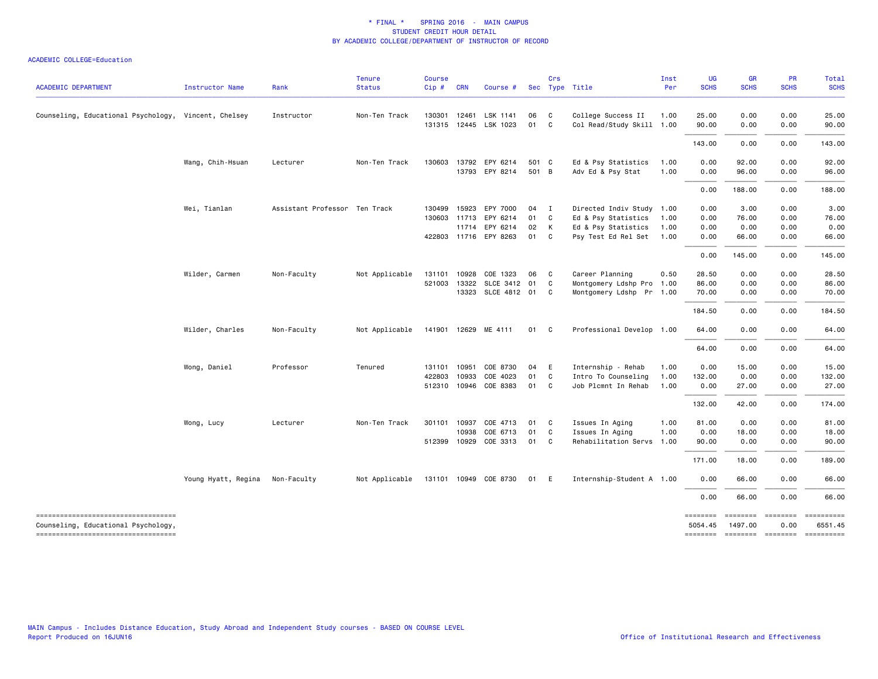# * FINAL * SPRING 2016 - MAIN CAMPUS
## STUDENT CREDIT HOUR DETAIL
## BY ACADEMIC COLLEGE/DEPARTMENT OF INSTRUCTOR OF RECORD

ACADEMIC COLLEGE=Education

| ACADEMIC DEPARTMENT | Instructor Name | Rank | Tenure Status | Course Cip # | CRN | Course # | Sec | Crs Type | Title | Inst Per | UG SCHS | GR SCHS | PR SCHS | Total SCHS |
|---|---|---|---|---|---|---|---|---|---|---|---|---|---|---|
| Counseling, Educational Psychology, | Vincent, Chelsey | Instructor | Non-Ten Track | 130301 | 12461 | LSK 1141 | 06 | C | College Success II | 1.00 | 25.00 | 0.00 | 0.00 | 25.00 |
| | | | | 131315 | 12445 | LSK 1023 | 01 | C | Col Read/Study Skill | 1.00 | 90.00 | 0.00 | 0.00 | 90.00 |
| | | | | | | | | | | | 143.00 | 0.00 | 0.00 | 143.00 |
| | Wang, Chih-Hsuan | Lecturer | Non-Ten Track | 130603 | 13792 | EPY 6214 | 501 | C | Ed & Psy Statistics | 1.00 | 0.00 | 92.00 | 0.00 | 92.00 |
| | | | | | 13793 | EPY 8214 | 501 | B | Adv Ed & Psy Stat | 1.00 | 0.00 | 96.00 | 0.00 | 96.00 |
| | | | | | | | | | | | 0.00 | 188.00 | 0.00 | 188.00 |
| | Wei, Tianlan | Assistant Professor | Ten Track | 130499 | 15923 | EPY 7000 | 04 | I | Directed Indiv Study | 1.00 | 0.00 | 3.00 | 0.00 | 3.00 |
| | | | | 130603 | 11713 | EPY 6214 | 01 | C | Ed & Psy Statistics | 1.00 | 0.00 | 76.00 | 0.00 | 76.00 |
| | | | | | 11714 | EPY 6214 | 02 | K | Ed & Psy Statistics | 1.00 | 0.00 | 0.00 | 0.00 | 0.00 |
| | | | | 422803 | 11716 | EPY 8263 | 01 | C | Psy Test Ed Rel Set | 1.00 | 0.00 | 66.00 | 0.00 | 66.00 |
| | | | | | | | | | | | 0.00 | 145.00 | 0.00 | 145.00 |
| | Wilder, Carmen | Non-Faculty | Not Applicable | 131101 | 10928 | COE 1323 | 06 | C | Career Planning | 0.50 | 28.50 | 0.00 | 0.00 | 28.50 |
| | | | | 521003 | 13322 | SLCE 3412 | 01 | C | Montgomery Ldshp Pro | 1.00 | 86.00 | 0.00 | 0.00 | 86.00 |
| | | | | | 13323 | SLCE 4812 | 01 | C | Montgomery Ldshp Pr | 1.00 | 70.00 | 0.00 | 0.00 | 70.00 |
| | | | | | | | | | | | 184.50 | 0.00 | 0.00 | 184.50 |
| | Wilder, Charles | Non-Faculty | Not Applicable | 141901 | 12629 | ME 4111 | 01 | C | Professional Develop | 1.00 | 64.00 | 0.00 | 0.00 | 64.00 |
| | | | | | | | | | | | 64.00 | 0.00 | 0.00 | 64.00 |
| | Wong, Daniel | Professor | Tenured | 131101 | 10951 | COE 8730 | 04 | E | Internship - Rehab | 1.00 | 0.00 | 15.00 | 0.00 | 15.00 |
| | | | | 422803 | 10933 | COE 4023 | 01 | C | Intro To Counseling | 1.00 | 132.00 | 0.00 | 0.00 | 132.00 |
| | | | | 512310 | 10946 | COE 8383 | 01 | C | Job Plcmnt In Rehab | 1.00 | 0.00 | 27.00 | 0.00 | 27.00 |
| | | | | | | | | | | | 132.00 | 42.00 | 0.00 | 174.00 |
| | Wong, Lucy | Lecturer | Non-Ten Track | 301101 | 10937 | COE 4713 | 01 | C | Issues In Aging | 1.00 | 81.00 | 0.00 | 0.00 | 81.00 |
| | | | | | 10938 | COE 6713 | 01 | C | Issues In Aging | 1.00 | 0.00 | 18.00 | 0.00 | 18.00 |
| | | | | 512399 | 10929 | COE 3313 | 01 | C | Rehabilitation Servs | 1.00 | 90.00 | 0.00 | 0.00 | 90.00 |
| | | | | | | | | | | | 171.00 | 18.00 | 0.00 | 189.00 |
| | Young Hyatt, Regina | Non-Faculty | Not Applicable | 131101 | 10949 | COE 8730 | 01 | E | Internship-Student A | 1.00 | 0.00 | 66.00 | 0.00 | 66.00 |
| | | | | | | | | | | | 0.00 | 66.00 | 0.00 | 66.00 |
| Counseling, Educational Psychology, | | | | | | | | | | | 5054.45 | 1497.00 | 0.00 | 6551.45 |

MAIN Campus - Includes Distance Education, Study Abroad and Independent Study courses - BASED ON COURSE LEVEL
Report Produced on 16JUN16

Office of Institutional Research and Effectiveness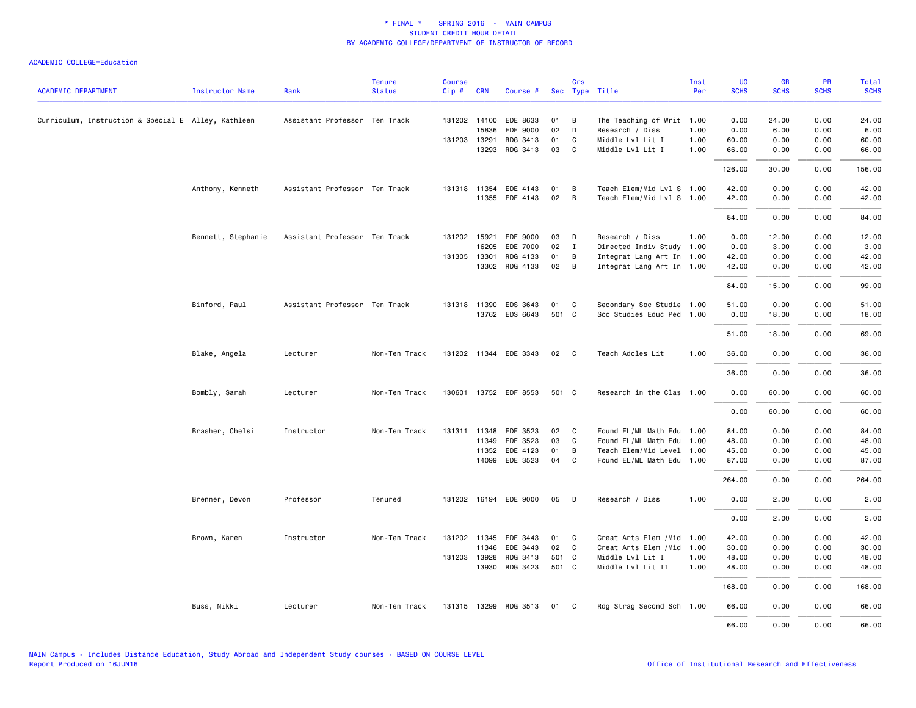* FINAL * SPRING 2016 - MAIN CAMPUS
STUDENT CREDIT HOUR DETAIL
BY ACADEMIC COLLEGE/DEPARTMENT OF INSTRUCTOR OF RECORD

ACADEMIC COLLEGE=Education

| ACADEMIC DEPARTMENT | Instructor Name | Rank | Tenure Status | Course Cip # | CRN | Course # | Sec | Crs Type | Title | Inst Per | UG SCHS | GR SCHS | PR SCHS | Total SCHS |
|---|---|---|---|---|---|---|---|---|---|---|---|---|---|---|
| Curriculum, Instruction & Special E | Alley, Kathleen | Assistant Professor | Ten Track | 131202 | 14100 | EDE 8633 | 01 | B | The Teaching of Writ | 1.00 | 0.00 | 24.00 | 0.00 | 24.00 |
| | | | | | 15836 | EDE 9000 | 02 | D | Research / Diss | 1.00 | 0.00 | 6.00 | 0.00 | 6.00 |
| | | | | 131203 | 13291 | RDG 3413 | 01 | C | Middle Lvl Lit I | 1.00 | 60.00 | 0.00 | 0.00 | 60.00 |
| | | | | | 13293 | RDG 3413 | 03 | C | Middle Lvl Lit I | 1.00 | 66.00 | 0.00 | 0.00 | 66.00 |
| | | | | | | | | | | | 126.00 | 30.00 | 0.00 | 156.00 |
| | Anthony, Kenneth | Assistant Professor | Ten Track | 131318 | 11354 | EDE 4143 | 01 | B | Teach Elem/Mid Lvl S | 1.00 | 42.00 | 0.00 | 0.00 | 42.00 |
| | | | | | 11355 | EDE 4143 | 02 | B | Teach Elem/Mid Lvl S | 1.00 | 42.00 | 0.00 | 0.00 | 42.00 |
| | | | | | | | | | | | 84.00 | 0.00 | 0.00 | 84.00 |
| | Bennett, Stephanie | Assistant Professor | Ten Track | 131202 | 15921 | EDE 9000 | 03 | D | Research / Diss | 1.00 | 0.00 | 12.00 | 0.00 | 12.00 |
| | | | | | 16205 | EDE 7000 | 02 | I | Directed Indiv Study | 1.00 | 0.00 | 3.00 | 0.00 | 3.00 |
| | | | | 131305 | 13301 | RDG 4133 | 01 | B | Integrat Lang Art In | 1.00 | 42.00 | 0.00 | 0.00 | 42.00 |
| | | | | | 13302 | RDG 4133 | 02 | B | Integrat Lang Art In | 1.00 | 42.00 | 0.00 | 0.00 | 42.00 |
| | | | | | | | | | | | 84.00 | 15.00 | 0.00 | 99.00 |
| | Binford, Paul | Assistant Professor | Ten Track | 131318 | 11390 | EDS 3643 | 01 | C | Secondary Soc Studie | 1.00 | 51.00 | 0.00 | 0.00 | 51.00 |
| | | | | | 13762 | EDS 6643 | 501 | C | Soc Studies Educ Ped | 1.00 | 0.00 | 18.00 | 0.00 | 18.00 |
| | | | | | | | | | | | 51.00 | 18.00 | 0.00 | 69.00 |
| | Blake, Angela | Lecturer | Non-Ten Track | 131202 | 11344 | EDE 3343 | 02 | C | Teach Adoles Lit | 1.00 | 36.00 | 0.00 | 0.00 | 36.00 |
| | | | | | | | | | | | 36.00 | 0.00 | 0.00 | 36.00 |
| | Bombly, Sarah | Lecturer | Non-Ten Track | 130601 | 13752 | EDF 8553 | 501 | C | Research in the Clas | 1.00 | 0.00 | 60.00 | 0.00 | 60.00 |
| | | | | | | | | | | | 0.00 | 60.00 | 0.00 | 60.00 |
| | Brasher, Chelsi | Instructor | Non-Ten Track | 131311 | 11348 | EDE 3523 | 02 | C | Found EL/ML Math Edu | 1.00 | 84.00 | 0.00 | 0.00 | 84.00 |
| | | | | | 11349 | EDE 3523 | 03 | C | Found EL/ML Math Edu | 1.00 | 48.00 | 0.00 | 0.00 | 48.00 |
| | | | | | 11352 | EDE 4123 | 01 | B | Teach Elem/Mid Level | 1.00 | 45.00 | 0.00 | 0.00 | 45.00 |
| | | | | | 14099 | EDE 3523 | 04 | C | Found EL/ML Math Edu | 1.00 | 87.00 | 0.00 | 0.00 | 87.00 |
| | | | | | | | | | | | 264.00 | 0.00 | 0.00 | 264.00 |
| | Brenner, Devon | Professor | Tenured | 131202 | 16194 | EDE 9000 | 05 | D | Research / Diss | 1.00 | 0.00 | 2.00 | 0.00 | 2.00 |
| | | | | | | | | | | | 0.00 | 2.00 | 0.00 | 2.00 |
| | Brown, Karen | Instructor | Non-Ten Track | 131202 | 11345 | EDE 3443 | 01 | C | Creat Arts Elem /Mid | 1.00 | 42.00 | 0.00 | 0.00 | 42.00 |
| | | | | | 11346 | EDE 3443 | 02 | C | Creat Arts Elem /Mid | 1.00 | 30.00 | 0.00 | 0.00 | 30.00 |
| | | | | 131203 | 13928 | RDG 3413 | 501 | C | Middle Lvl Lit I | 1.00 | 48.00 | 0.00 | 0.00 | 48.00 |
| | | | | | 13930 | RDG 3423 | 501 | C | Middle Lvl Lit II | 1.00 | 48.00 | 0.00 | 0.00 | 48.00 |
| | | | | | | | | | | | 168.00 | 0.00 | 0.00 | 168.00 |
| | Buss, Nikki | Lecturer | Non-Ten Track | 131315 | 13299 | RDG 3513 | 01 | C | Rdg Strag Second Sch | 1.00 | 66.00 | 0.00 | 0.00 | 66.00 |
| | | | | | | | | | | | 66.00 | 0.00 | 0.00 | 66.00 |

MAIN Campus - Includes Distance Education, Study Abroad and Independent Study courses - BASED ON COURSE LEVEL
Report Produced on 16JUN16 — Office of Institutional Research and Effectiveness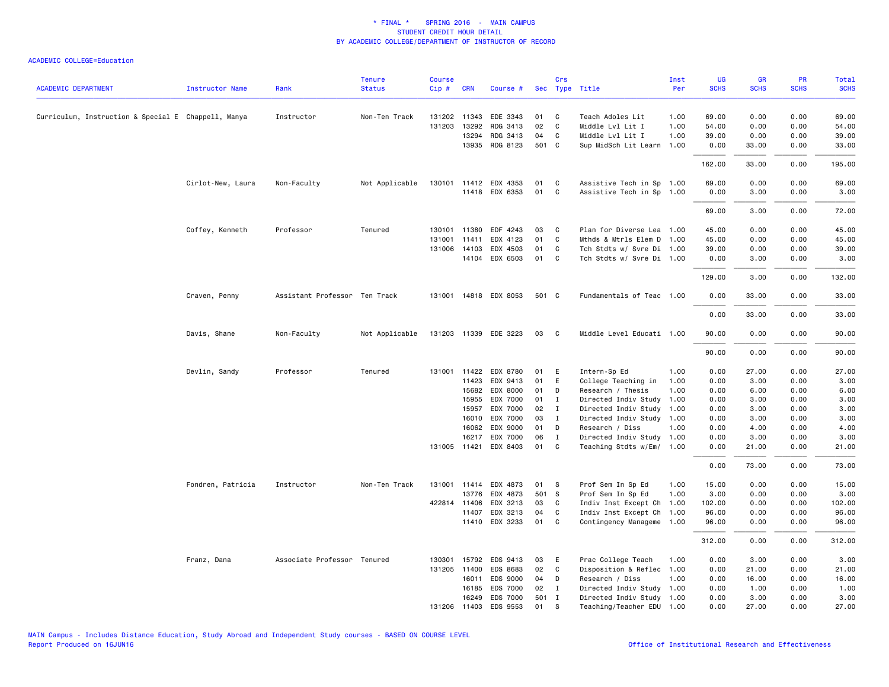\* FINAL \* SPRING 2016 - MAIN CAMPUS
STUDENT CREDIT HOUR DETAIL
BY ACADEMIC COLLEGE/DEPARTMENT OF INSTRUCTOR OF RECORD

ACADEMIC COLLEGE=Education

| ACADEMIC DEPARTMENT | Instructor Name | Rank | Tenure Status | Course Cip # | CRN | Course # | Sec | Crs Type | Title | Inst Per | UG SCHS | GR SCHS | PR SCHS | Total SCHS |
|---|---|---|---|---|---|---|---|---|---|---|---|---|---|---|
| Curriculum, Instruction & Special E | Chappell, Manya | Instructor | Non-Ten Track | 131202 | 11343 | EDE 3343 | 01 | C | Teach Adoles Lit | 1.00 | 69.00 | 0.00 | 0.00 | 69.00 |
| | | | | 131203 | 13292 | RDG 3413 | 02 | C | Middle Lvl Lit I | 1.00 | 54.00 | 0.00 | 0.00 | 54.00 |
| | | | | | 13294 | RDG 3413 | 04 | C | Middle Lvl Lit I | 1.00 | 39.00 | 0.00 | 0.00 | 39.00 |
| | | | | | 13935 | RDG 8123 | 501 | C | Sup MidSch Lit Learn | 1.00 | 0.00 | 33.00 | 0.00 | 33.00 |
| | | | | | | | | | | | 162.00 | 33.00 | 0.00 | 195.00 |
| | Cirlot-New, Laura | Non-Faculty | Not Applicable | 130101 | 11412 | EDX 4353 | 01 | C | Assistive Tech in Sp | 1.00 | 69.00 | 0.00 | 0.00 | 69.00 |
| | | | | | 11418 | EDX 6353 | 01 | C | Assistive Tech in Sp | 1.00 | 0.00 | 3.00 | 0.00 | 3.00 |
| | | | | | | | | | | | 69.00 | 3.00 | 0.00 | 72.00 |
| | Coffey, Kenneth | Professor | Tenured | 130101 | 11380 | EDF 4243 | 03 | C | Plan for Diverse Lea | 1.00 | 45.00 | 0.00 | 0.00 | 45.00 |
| | | | | 131001 | 11411 | EDX 4123 | 01 | C | Mthds & Mtrls Elem D | 1.00 | 45.00 | 0.00 | 0.00 | 45.00 |
| | | | | 131006 | 14103 | EDX 4503 | 01 | C | Tch Stdts w/ Svre Di | 1.00 | 39.00 | 0.00 | 0.00 | 39.00 |
| | | | | | 14104 | EDX 6503 | 01 | C | Tch Stdts w/ Svre Di | 1.00 | 0.00 | 3.00 | 0.00 | 3.00 |
| | | | | | | | | | | | 129.00 | 3.00 | 0.00 | 132.00 |
| | Craven, Penny | Assistant Professor | Ten Track | 131001 | 14818 | EDX 8053 | 501 | C | Fundamentals of Teac | 1.00 | 0.00 | 33.00 | 0.00 | 33.00 |
| | | | | | | | | | | | 0.00 | 33.00 | 0.00 | 33.00 |
| | Davis, Shane | Non-Faculty | Not Applicable | 131203 | 11339 | EDE 3223 | 03 | C | Middle Level Educati | 1.00 | 90.00 | 0.00 | 0.00 | 90.00 |
| | | | | | | | | | | | 90.00 | 0.00 | 0.00 | 90.00 |
| | Devlin, Sandy | Professor | Tenured | 131001 | 11422 | EDX 8780 | 01 | E | Intern-Sp Ed | 1.00 | 0.00 | 27.00 | 0.00 | 27.00 |
| | | | | | 11423 | EDX 9413 | 01 | E | College Teaching in | 1.00 | 0.00 | 3.00 | 0.00 | 3.00 |
| | | | | | 15682 | EDX 8000 | 01 | D | Research / Thesis | 1.00 | 0.00 | 6.00 | 0.00 | 6.00 |
| | | | | | 15955 | EDX 7000 | 01 | I | Directed Indiv Study | 1.00 | 0.00 | 3.00 | 0.00 | 3.00 |
| | | | | | 15957 | EDX 7000 | 02 | I | Directed Indiv Study | 1.00 | 0.00 | 3.00 | 0.00 | 3.00 |
| | | | | | 16010 | EDX 7000 | 03 | I | Directed Indiv Study | 1.00 | 0.00 | 3.00 | 0.00 | 3.00 |
| | | | | | 16062 | EDX 9000 | 01 | D | Research / Diss | 1.00 | 0.00 | 4.00 | 0.00 | 4.00 |
| | | | | | 16217 | EDX 7000 | 06 | I | Directed Indiv Study | 1.00 | 0.00 | 3.00 | 0.00 | 3.00 |
| | | | | 131005 | 11421 | EDX 8403 | 01 | C | Teaching Stdts w/Em/ | 1.00 | 0.00 | 21.00 | 0.00 | 21.00 |
| | | | | | | | | | | | 0.00 | 73.00 | 0.00 | 73.00 |
| | Fondren, Patricia | Instructor | Non-Ten Track | 131001 | 11414 | EDX 4873 | 01 | S | Prof Sem In Sp Ed | 1.00 | 15.00 | 0.00 | 0.00 | 15.00 |
| | | | | | 13776 | EDX 4873 | 501 | S | Prof Sem In Sp Ed | 1.00 | 3.00 | 0.00 | 0.00 | 3.00 |
| | | | | 422814 | 11406 | EDX 3213 | 03 | C | Indiv Inst Except Ch | 1.00 | 102.00 | 0.00 | 0.00 | 102.00 |
| | | | | | 11407 | EDX 3213 | 04 | C | Indiv Inst Except Ch | 1.00 | 96.00 | 0.00 | 0.00 | 96.00 |
| | | | | | 11410 | EDX 3233 | 01 | C | Contingency Manageme | 1.00 | 96.00 | 0.00 | 0.00 | 96.00 |
| | | | | | | | | | | | 312.00 | 0.00 | 0.00 | 312.00 |
| | Franz, Dana | Associate Professor | Tenured | 130301 | 15792 | EDS 9413 | 03 | E | Prac College Teach | 1.00 | 0.00 | 3.00 | 0.00 | 3.00 |
| | | | | 131205 | 11400 | EDS 8683 | 02 | C | Disposition & Reflec | 1.00 | 0.00 | 21.00 | 0.00 | 21.00 |
| | | | | | 16011 | EDS 9000 | 04 | D | Research / Diss | 1.00 | 0.00 | 16.00 | 0.00 | 16.00 |
| | | | | | 16185 | EDS 7000 | 02 | I | Directed Indiv Study | 1.00 | 0.00 | 1.00 | 0.00 | 1.00 |
| | | | | | 16249 | EDS 7000 | 501 | I | Directed Indiv Study | 1.00 | 0.00 | 3.00 | 0.00 | 3.00 |
| | | | | 131206 | 11403 | EDS 9553 | 01 | S | Teaching/Teacher EDU | 1.00 | 0.00 | 27.00 | 0.00 | 27.00 |

MAIN Campus - Includes Distance Education, Study Abroad and Independent Study courses - BASED ON COURSE LEVEL
Report Produced on 16JUN16

Office of Institutional Research and Effectiveness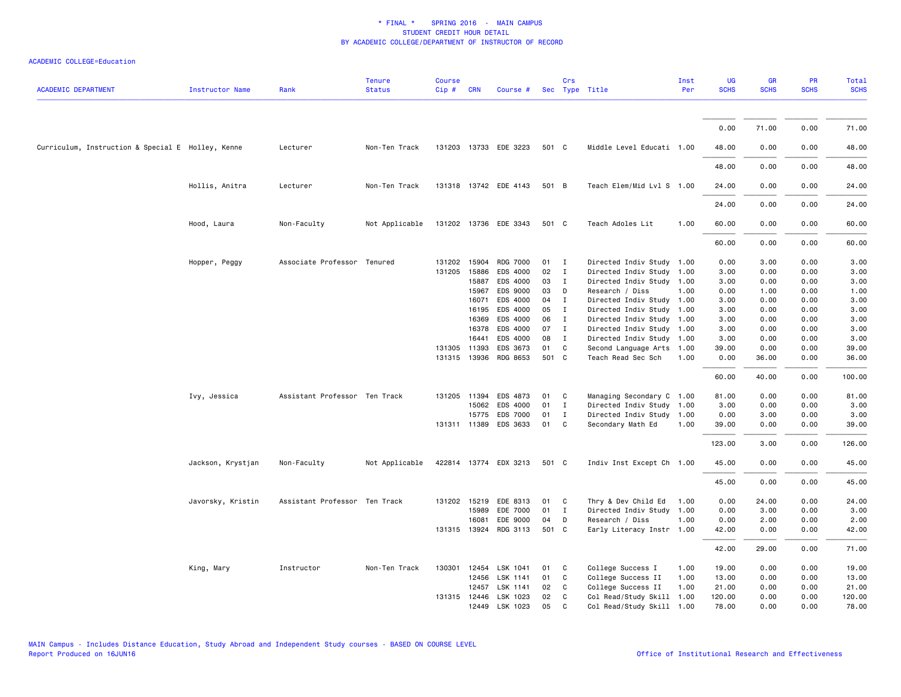# * FINAL * SPRING 2016 - MAIN CAMPUS
## STUDENT CREDIT HOUR DETAIL
## BY ACADEMIC COLLEGE/DEPARTMENT OF INSTRUCTOR OF RECORD

ACADEMIC COLLEGE=Education

| ACADEMIC DEPARTMENT | Instructor Name | Rank | Tenure Status | Course Cip # | CRN | Course # | Sec | Crs Type | Title | Inst Per | UG SCHS | GR SCHS | PR SCHS | Total SCHS |
|---|---|---|---|---|---|---|---|---|---|---|---|---|---|---|
| | | | | | | | | | | | 0.00 | 71.00 | 0.00 | 71.00 |
| Curriculum, Instruction & Special E | Holley, Kenne | Lecturer | Non-Ten Track | 131203 | 13733 | EDE 3223 | 501 | C | Middle Level Educati | 1.00 | 48.00 | 0.00 | 0.00 | 48.00 |
| | | | | | | | | | | | 48.00 | 0.00 | 0.00 | 48.00 |
| | Hollis, Anitra | Lecturer | Non-Ten Track | 131318 | 13742 | EDE 4143 | 501 | B | Teach Elem/Mid Lvl S | 1.00 | 24.00 | 0.00 | 0.00 | 24.00 |
| | | | | | | | | | | | 24.00 | 0.00 | 0.00 | 24.00 |
| | Hood, Laura | Non-Faculty | Not Applicable | 131202 | 13736 | EDE 3343 | 501 | C | Teach Adoles Lit | 1.00 | 60.00 | 0.00 | 0.00 | 60.00 |
| | | | | | | | | | | | 60.00 | 0.00 | 0.00 | 60.00 |
| | Hopper, Peggy | Associate Professor | Tenured | 131202 | 15904 | RDG 7000 | 01 | I | Directed Indiv Study | 1.00 | 0.00 | 3.00 | 0.00 | 3.00 |
| | | | | 131205 | 15886 | EDS 4000 | 02 | I | Directed Indiv Study | 1.00 | 3.00 | 0.00 | 0.00 | 3.00 |
| | | | | | 15887 | EDS 4000 | 03 | I | Directed Indiv Study | 1.00 | 3.00 | 0.00 | 0.00 | 3.00 |
| | | | | | 15967 | EDS 9000 | 03 | D | Research / Diss | 1.00 | 0.00 | 1.00 | 0.00 | 1.00 |
| | | | | | 16071 | EDS 4000 | 04 | I | Directed Indiv Study | 1.00 | 3.00 | 0.00 | 0.00 | 3.00 |
| | | | | | 16195 | EDS 4000 | 05 | I | Directed Indiv Study | 1.00 | 3.00 | 0.00 | 0.00 | 3.00 |
| | | | | | 16369 | EDS 4000 | 06 | I | Directed Indiv Study | 1.00 | 3.00 | 0.00 | 0.00 | 3.00 |
| | | | | | 16378 | EDS 4000 | 07 | I | Directed Indiv Study | 1.00 | 3.00 | 0.00 | 0.00 | 3.00 |
| | | | | | 16441 | EDS 4000 | 08 | I | Directed Indiv Study | 1.00 | 3.00 | 0.00 | 0.00 | 3.00 |
| | | | | 131305 | 11393 | EDS 3673 | 01 | C | Second Language Arts | 1.00 | 39.00 | 0.00 | 0.00 | 39.00 |
| | | | | 131315 | 13936 | RDG 8653 | 501 | C | Teach Read Sec Sch | 1.00 | 0.00 | 36.00 | 0.00 | 36.00 |
| | | | | | | | | | | | 60.00 | 40.00 | 0.00 | 100.00 |
| | Ivy, Jessica | Assistant Professor | Ten Track | 131205 | 11394 | EDS 4873 | 01 | C | Managing Secondary C | 1.00 | 81.00 | 0.00 | 0.00 | 81.00 |
| | | | | | 15062 | EDS 4000 | 01 | I | Directed Indiv Study | 1.00 | 3.00 | 0.00 | 0.00 | 3.00 |
| | | | | | 15775 | EDS 7000 | 01 | I | Directed Indiv Study | 1.00 | 0.00 | 3.00 | 0.00 | 3.00 |
| | | | | 131311 | 11389 | EDS 3633 | 01 | C | Secondary Math Ed | 1.00 | 39.00 | 0.00 | 0.00 | 39.00 |
| | | | | | | | | | | | 123.00 | 3.00 | 0.00 | 126.00 |
| | Jackson, Krystjan | Non-Faculty | Not Applicable | 422814 | 13774 | EDX 3213 | 501 | C | Indiv Inst Except Ch | 1.00 | 45.00 | 0.00 | 0.00 | 45.00 |
| | | | | | | | | | | | 45.00 | 0.00 | 0.00 | 45.00 |
| | Javorsky, Kristin | Assistant Professor | Ten Track | 131202 | 15219 | EDE 8313 | 01 | C | Thry & Dev Child Ed | 1.00 | 0.00 | 24.00 | 0.00 | 24.00 |
| | | | | | 15989 | EDE 7000 | 01 | I | Directed Indiv Study | 1.00 | 0.00 | 3.00 | 0.00 | 3.00 |
| | | | | | 16081 | EDE 9000 | 04 | D | Research / Diss | 1.00 | 0.00 | 2.00 | 0.00 | 2.00 |
| | | | | 131315 | 13924 | RDG 3113 | 501 | C | Early Literacy Instr | 1.00 | 42.00 | 0.00 | 0.00 | 42.00 |
| | | | | | | | | | | | 42.00 | 29.00 | 0.00 | 71.00 |
| | King, Mary | Instructor | Non-Ten Track | 130301 | 12454 | LSK 1041 | 01 | C | College Success I | 1.00 | 19.00 | 0.00 | 0.00 | 19.00 |
| | | | | | 12456 | LSK 1141 | 01 | C | College Success II | 1.00 | 13.00 | 0.00 | 0.00 | 13.00 |
| | | | | | 12457 | LSK 1141 | 02 | C | College Success II | 1.00 | 21.00 | 0.00 | 0.00 | 21.00 |
| | | | | 131315 | 12446 | LSK 1023 | 02 | C | Col Read/Study Skill | 1.00 | 120.00 | 0.00 | 0.00 | 120.00 |
| | | | | | 12449 | LSK 1023 | 05 | C | Col Read/Study Skill | 1.00 | 78.00 | 0.00 | 0.00 | 78.00 |

MAIN Campus - Includes Distance Education, Study Abroad and Independent Study courses - BASED ON COURSE LEVEL
Report Produced on 16JUN16

Office of Institutional Research and Effectiveness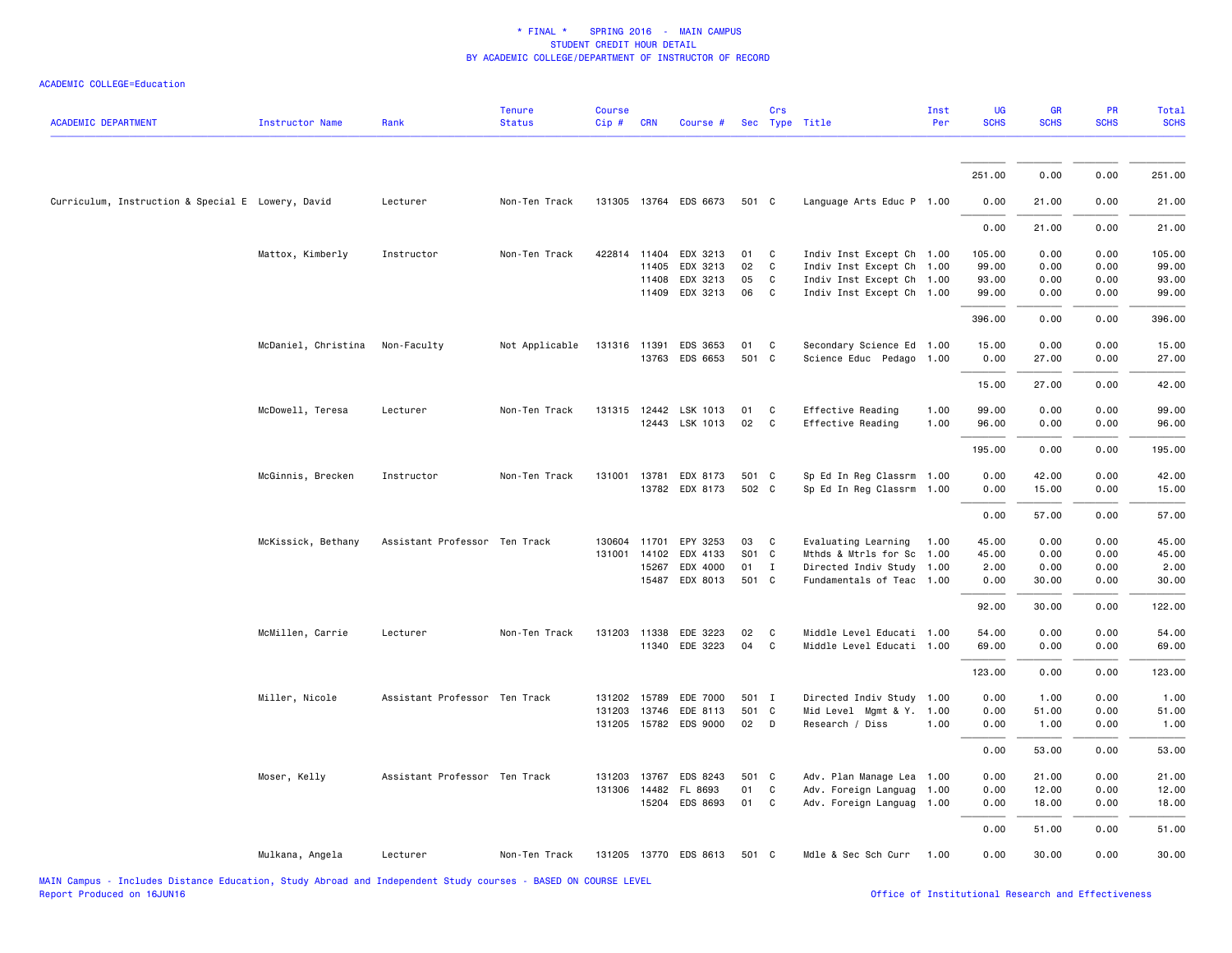# * FINAL * SPRING 2016 - MAIN CAMPUS
## STUDENT CREDIT HOUR DETAIL
## BY ACADEMIC COLLEGE/DEPARTMENT OF INSTRUCTOR OF RECORD

ACADEMIC COLLEGE=Education

| ACADEMIC DEPARTMENT | Instructor Name | Rank | Tenure Status | Course Cip # | CRN | Course # | Sec | Crs Type | Title | Inst Per | UG SCHS | GR SCHS | PR SCHS | Total SCHS |
|---|---|---|---|---|---|---|---|---|---|---|---|---|---|---|
| | | | | | | | | | | | 251.00 | 0.00 | 0.00 | 251.00 |
| Curriculum, Instruction & Special E | Lowery, David | Lecturer | Non-Ten Track | 131305 | 13764 | EDS 6673 | 501 | C | Language Arts Educ P | 1.00 | 0.00 | 21.00 | 0.00 | 21.00 |
| | | | | | | | | | | | 0.00 | 21.00 | 0.00 | 21.00 |
| | Mattox, Kimberly | Instructor | Non-Ten Track | 422814 | 11404 | EDX 3213 | 01 | C | Indiv Inst Except Ch | 1.00 | 105.00 | 0.00 | 0.00 | 105.00 |
| | | | | | 11405 | EDX 3213 | 02 | C | Indiv Inst Except Ch | 1.00 | 99.00 | 0.00 | 0.00 | 99.00 |
| | | | | | 11408 | EDX 3213 | 05 | C | Indiv Inst Except Ch | 1.00 | 93.00 | 0.00 | 0.00 | 93.00 |
| | | | | | 11409 | EDX 3213 | 06 | C | Indiv Inst Except Ch | 1.00 | 99.00 | 0.00 | 0.00 | 99.00 |
| | | | | | | | | | | | 396.00 | 0.00 | 0.00 | 396.00 |
| | McDaniel, Christina | Non-Faculty | Not Applicable | 131316 | 11391 | EDS 3653 | 01 | C | Secondary Science Ed | 1.00 | 15.00 | 0.00 | 0.00 | 15.00 |
| | | | | | 13763 | EDS 6653 | 501 | C | Science Educ Pedago | 1.00 | 0.00 | 27.00 | 0.00 | 27.00 |
| | | | | | | | | | | | 15.00 | 27.00 | 0.00 | 42.00 |
| | McDowell, Teresa | Lecturer | Non-Ten Track | 131315 | 12442 | LSK 1013 | 01 | C | Effective Reading | 1.00 | 99.00 | 0.00 | 0.00 | 99.00 |
| | | | | | 12443 | LSK 1013 | 02 | C | Effective Reading | 1.00 | 96.00 | 0.00 | 0.00 | 96.00 |
| | | | | | | | | | | | 195.00 | 0.00 | 0.00 | 195.00 |
| | McGinnis, Brecken | Instructor | Non-Ten Track | 131001 | 13781 | EDX 8173 | 501 | C | Sp Ed In Reg Classrm | 1.00 | 0.00 | 42.00 | 0.00 | 42.00 |
| | | | | | 13782 | EDX 8173 | 502 | C | Sp Ed In Reg Classrm | 1.00 | 0.00 | 15.00 | 0.00 | 15.00 |
| | | | | | | | | | | | 0.00 | 57.00 | 0.00 | 57.00 |
| | McKissick, Bethany | Assistant Professor | Ten Track | 130604 | 11701 | EPY 3253 | 03 | C | Evaluating Learning | 1.00 | 45.00 | 0.00 | 0.00 | 45.00 |
| | | | | 131001 | 14102 | EDX 4133 | S01 | C | Mthds & Mtrls for Sc | 1.00 | 45.00 | 0.00 | 0.00 | 45.00 |
| | | | | | 15267 | EDX 4000 | 01 | I | Directed Indiv Study | 1.00 | 2.00 | 0.00 | 0.00 | 2.00 |
| | | | | | 15487 | EDX 8013 | 501 | C | Fundamentals of Teac | 1.00 | 0.00 | 30.00 | 0.00 | 30.00 |
| | | | | | | | | | | | 92.00 | 30.00 | 0.00 | 122.00 |
| | McMillen, Carrie | Lecturer | Non-Ten Track | 131203 | 11338 | EDE 3223 | 02 | C | Middle Level Educati | 1.00 | 54.00 | 0.00 | 0.00 | 54.00 |
| | | | | | 11340 | EDE 3223 | 04 | C | Middle Level Educati | 1.00 | 69.00 | 0.00 | 0.00 | 69.00 |
| | | | | | | | | | | | 123.00 | 0.00 | 0.00 | 123.00 |
| | Miller, Nicole | Assistant Professor | Ten Track | 131202 | 15789 | EDE 7000 | 501 | I | Directed Indiv Study | 1.00 | 0.00 | 1.00 | 0.00 | 1.00 |
| | | | | 131203 | 13746 | EDE 8113 | 501 | C | Mid Level Mgmt & Y. | 1.00 | 0.00 | 51.00 | 0.00 | 51.00 |
| | | | | 131205 | 15782 | EDS 9000 | 02 | D | Research / Diss | 1.00 | 0.00 | 1.00 | 0.00 | 1.00 |
| | | | | | | | | | | | 0.00 | 53.00 | 0.00 | 53.00 |
| | Moser, Kelly | Assistant Professor | Ten Track | 131203 | 13767 | EDS 8243 | 501 | C | Adv. Plan Manage Lea | 1.00 | 0.00 | 21.00 | 0.00 | 21.00 |
| | | | | 131306 | 14482 | FL 8693 | 01 | C | Adv. Foreign Languag | 1.00 | 0.00 | 12.00 | 0.00 | 12.00 |
| | | | | | 15204 | EDS 8693 | 01 | C | Adv. Foreign Languag | 1.00 | 0.00 | 18.00 | 0.00 | 18.00 |
| | | | | | | | | | | | 0.00 | 51.00 | 0.00 | 51.00 |
| | Mulkana, Angela | Lecturer | Non-Ten Track | 131205 | 13770 | EDS 8613 | 501 | C | Mdle & Sec Sch Curr | 1.00 | 0.00 | 30.00 | 0.00 | 30.00 |

MAIN Campus - Includes Distance Education, Study Abroad and Independent Study courses - BASED ON COURSE LEVEL
Report Produced on 16JUN16

Office of Institutional Research and Effectiveness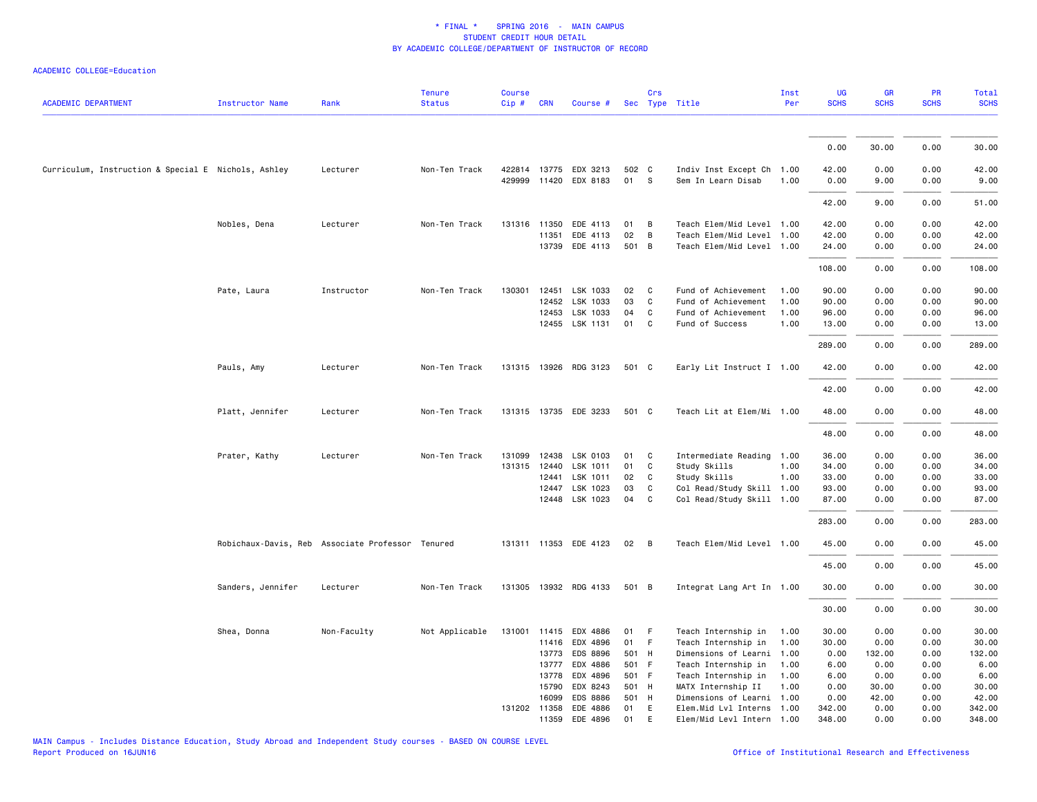* FINAL * SPRING 2016 - MAIN CAMPUS
STUDENT CREDIT HOUR DETAIL
BY ACADEMIC COLLEGE/DEPARTMENT OF INSTRUCTOR OF RECORD

ACADEMIC COLLEGE=Education

| ACADEMIC DEPARTMENT | Instructor Name | Rank | Tenure Status | Course Cip # | CRN | Course # | Sec | Crs Type | Title | Inst Per | UG SCHS | GR SCHS | PR SCHS | Total SCHS |
|---|---|---|---|---|---|---|---|---|---|---|---|---|---|---|
| | | | | | | | | | | | 0.00 | 30.00 | 0.00 | 30.00 |
| Curriculum, Instruction & Special E | Nichols, Ashley | Lecturer | Non-Ten Track | 422814 | 13775 | EDX 3213 | 502 | C | Indiv Inst Except Ch | 1.00 | 42.00 | 0.00 | 0.00 | 42.00 |
| | | | | 429999 | 11420 | EDX 8183 | 01 | S | Sem In Learn Disab | 1.00 | 0.00 | 9.00 | 0.00 | 9.00 |
| | | | | | | | | | | | 42.00 | 9.00 | 0.00 | 51.00 |
| | Nobles, Dena | Lecturer | Non-Ten Track | 131316 | 11350 | EDE 4113 | 01 | B | Teach Elem/Mid Level | 1.00 | 42.00 | 0.00 | 0.00 | 42.00 |
| | | | | | 11351 | EDE 4113 | 02 | B | Teach Elem/Mid Level | 1.00 | 42.00 | 0.00 | 0.00 | 42.00 |
| | | | | | 13739 | EDE 4113 | 501 | B | Teach Elem/Mid Level | 1.00 | 24.00 | 0.00 | 0.00 | 24.00 |
| | | | | | | | | | | | 108.00 | 0.00 | 0.00 | 108.00 |
| | Pate, Laura | Instructor | Non-Ten Track | 130301 | 12451 | LSK 1033 | 02 | C | Fund of Achievement | 1.00 | 90.00 | 0.00 | 0.00 | 90.00 |
| | | | | | 12452 | LSK 1033 | 03 | C | Fund of Achievement | 1.00 | 90.00 | 0.00 | 0.00 | 90.00 |
| | | | | | 12453 | LSK 1033 | 04 | C | Fund of Achievement | 1.00 | 96.00 | 0.00 | 0.00 | 96.00 |
| | | | | | 12455 | LSK 1131 | 01 | C | Fund of Success | 1.00 | 13.00 | 0.00 | 0.00 | 13.00 |
| | | | | | | | | | | | 289.00 | 0.00 | 0.00 | 289.00 |
| | Pauls, Amy | Lecturer | Non-Ten Track | 131315 | 13926 | RDG 3123 | 501 | C | Early Lit Instruct I | 1.00 | 42.00 | 0.00 | 0.00 | 42.00 |
| | | | | | | | | | | | 42.00 | 0.00 | 0.00 | 42.00 |
| | Platt, Jennifer | Lecturer | Non-Ten Track | 131315 | 13735 | EDE 3233 | 501 | C | Teach Lit at Elem/Mi | 1.00 | 48.00 | 0.00 | 0.00 | 48.00 |
| | | | | | | | | | | | 48.00 | 0.00 | 0.00 | 48.00 |
| | Prater, Kathy | Lecturer | Non-Ten Track | 131099 | 12438 | LSK 0103 | 01 | C | Intermediate Reading | 1.00 | 36.00 | 0.00 | 0.00 | 36.00 |
| | | | | 131315 | 12440 | LSK 1011 | 01 | C | Study Skills | 1.00 | 34.00 | 0.00 | 0.00 | 34.00 |
| | | | | | 12441 | LSK 1011 | 02 | C | Study Skills | 1.00 | 33.00 | 0.00 | 0.00 | 33.00 |
| | | | | | 12447 | LSK 1023 | 03 | C | Col Read/Study Skill | 1.00 | 93.00 | 0.00 | 0.00 | 93.00 |
| | | | | | 12448 | LSK 1023 | 04 | C | Col Read/Study Skill | 1.00 | 87.00 | 0.00 | 0.00 | 87.00 |
| | | | | | | | | | | | 283.00 | 0.00 | 0.00 | 283.00 |
| | Robichaux-Davis, Reb | Associate Professor | Tenured | 131311 | 11353 | EDE 4123 | 02 | B | Teach Elem/Mid Level | 1.00 | 45.00 | 0.00 | 0.00 | 45.00 |
| | | | | | | | | | | | 45.00 | 0.00 | 0.00 | 45.00 |
| | Sanders, Jennifer | Lecturer | Non-Ten Track | 131305 | 13932 | RDG 4133 | 501 | B | Integrat Lang Art In | 1.00 | 30.00 | 0.00 | 0.00 | 30.00 |
| | | | | | | | | | | | 30.00 | 0.00 | 0.00 | 30.00 |
| | Shea, Donna | Non-Faculty | Not Applicable | 131001 | 11415 | EDX 4886 | 01 | F | Teach Internship in | 1.00 | 30.00 | 0.00 | 0.00 | 30.00 |
| | | | | | 11416 | EDX 4896 | 01 | F | Teach Internship in | 1.00 | 30.00 | 0.00 | 0.00 | 30.00 |
| | | | | | 13773 | EDS 8896 | 501 | H | Dimensions of Learni | 1.00 | 0.00 | 132.00 | 0.00 | 132.00 |
| | | | | | 13777 | EDX 4886 | 501 | F | Teach Internship in | 1.00 | 6.00 | 0.00 | 0.00 | 6.00 |
| | | | | | 13778 | EDX 4896 | 501 | F | Teach Internship in | 1.00 | 6.00 | 0.00 | 0.00 | 6.00 |
| | | | | | 15790 | EDX 8243 | 501 | H | MATX Internship II | 1.00 | 0.00 | 30.00 | 0.00 | 30.00 |
| | | | | | 16099 | EDS 8886 | 501 | H | Dimensions of Learni | 1.00 | 0.00 | 42.00 | 0.00 | 42.00 |
| | | | | 131202 | 11358 | EDE 4886 | 01 | E | Elem.Mid Lvl Interns | 1.00 | 342.00 | 0.00 | 0.00 | 342.00 |
| | | | | | 11359 | EDE 4896 | 01 | E | Elem/Mid Levl Intern | 1.00 | 348.00 | 0.00 | 0.00 | 348.00 |

MAIN Campus - Includes Distance Education, Study Abroad and Independent Study courses - BASED ON COURSE LEVEL
Report Produced on 16JUN16
Office of Institutional Research and Effectiveness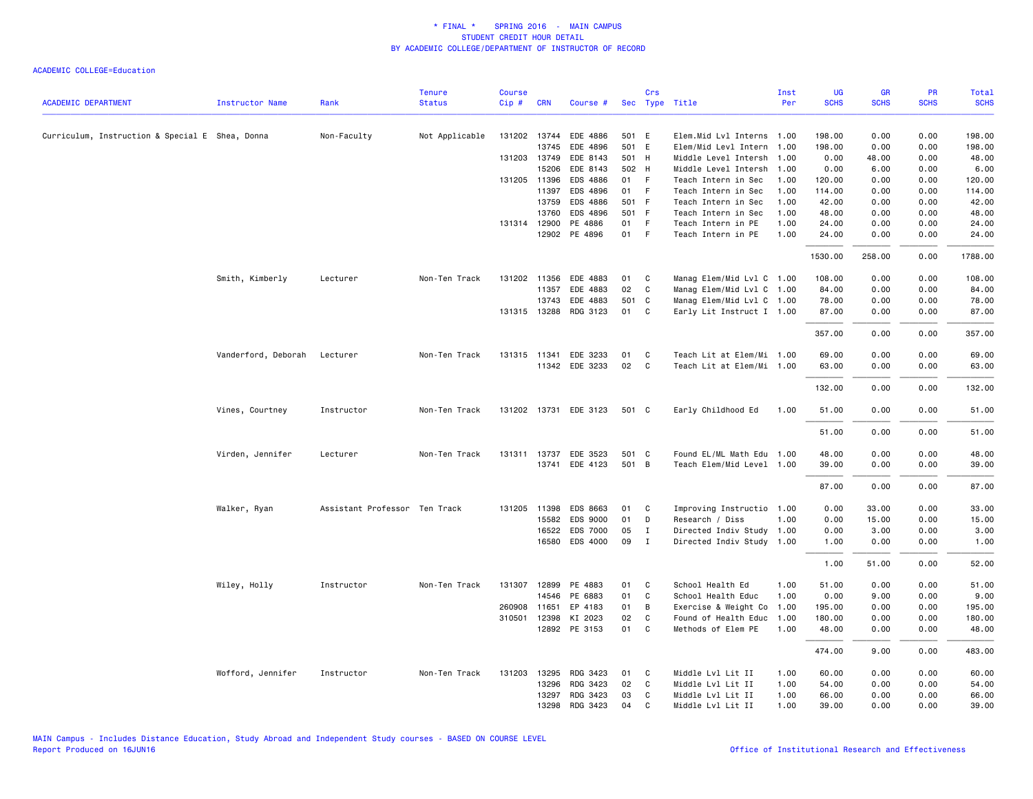\* FINAL \*    SPRING 2016 - MAIN CAMPUS
STUDENT CREDIT HOUR DETAIL
BY ACADEMIC COLLEGE/DEPARTMENT OF INSTRUCTOR OF RECORD

ACADEMIC COLLEGE=Education

| ACADEMIC DEPARTMENT | Instructor Name | Rank | Tenure Status | Course Cip # | CRN | Course # | Sec | Crs Type | Title | Inst Per | UG SCHS | GR SCHS | PR SCHS | Total SCHS |
|---|---|---|---|---|---|---|---|---|---|---|---|---|---|---|
| Curriculum, Instruction & Special E | Shea, Donna | Non-Faculty | Not Applicable | 131202 | 13744 | EDE 4886 | 501 | E | Elem.Mid Lvl Interns | 1.00 | 198.00 | 0.00 | 0.00 | 198.00 |
| | | | | | 13745 | EDE 4896 | 501 | E | Elem/Mid Levl Intern | 1.00 | 198.00 | 0.00 | 0.00 | 198.00 |
| | | | | 131203 | 13749 | EDE 8143 | 501 | H | Middle Level Intersh | 1.00 | 0.00 | 48.00 | 0.00 | 48.00 |
| | | | | | 15206 | EDE 8143 | 502 | H | Middle Level Intersh | 1.00 | 0.00 | 6.00 | 0.00 | 6.00 |
| | | | | 131205 | 11396 | EDS 4886 | 01 | F | Teach Intern in Sec | 1.00 | 120.00 | 0.00 | 0.00 | 120.00 |
| | | | | | 11397 | EDS 4896 | 01 | F | Teach Intern in Sec | 1.00 | 114.00 | 0.00 | 0.00 | 114.00 |
| | | | | | 13759 | EDS 4886 | 501 | F | Teach Intern in Sec | 1.00 | 42.00 | 0.00 | 0.00 | 42.00 |
| | | | | | 13760 | EDS 4896 | 501 | F | Teach Intern in Sec | 1.00 | 48.00 | 0.00 | 0.00 | 48.00 |
| | | | | 131314 | 12900 | PE 4886 | 01 | F | Teach Intern in PE | 1.00 | 24.00 | 0.00 | 0.00 | 24.00 |
| | | | | | 12902 | PE 4896 | 01 | F | Teach Intern in PE | 1.00 | 24.00 | 0.00 | 0.00 | 24.00 |
| | | | | | | | | | | | 1530.00 | 258.00 | 0.00 | 1788.00 |
| | Smith, Kimberly | Lecturer | Non-Ten Track | 131202 | 11356 | EDE 4883 | 01 | C | Manag Elem/Mid Lvl C | 1.00 | 108.00 | 0.00 | 0.00 | 108.00 |
| | | | | | 11357 | EDE 4883 | 02 | C | Manag Elem/Mid Lvl C | 1.00 | 84.00 | 0.00 | 0.00 | 84.00 |
| | | | | | 13743 | EDE 4883 | 501 | C | Manag Elem/Mid Lvl C | 1.00 | 78.00 | 0.00 | 0.00 | 78.00 |
| | | | | 131315 | 13288 | RDG 3123 | 01 | C | Early Lit Instruct I | 1.00 | 87.00 | 0.00 | 0.00 | 87.00 |
| | | | | | | | | | | | 357.00 | 0.00 | 0.00 | 357.00 |
| | Vanderford, Deborah | Lecturer | Non-Ten Track | 131315 | 11341 | EDE 3233 | 01 | C | Teach Lit at Elem/Mi | 1.00 | 69.00 | 0.00 | 0.00 | 69.00 |
| | | | | | 11342 | EDE 3233 | 02 | C | Teach Lit at Elem/Mi | 1.00 | 63.00 | 0.00 | 0.00 | 63.00 |
| | | | | | | | | | | | 132.00 | 0.00 | 0.00 | 132.00 |
| | Vines, Courtney | Instructor | Non-Ten Track | 131202 | 13731 | EDE 3123 | 501 | C | Early Childhood Ed | 1.00 | 51.00 | 0.00 | 0.00 | 51.00 |
| | | | | | | | | | | | 51.00 | 0.00 | 0.00 | 51.00 |
| | Virden, Jennifer | Lecturer | Non-Ten Track | 131311 | 13737 | EDE 3523 | 501 | C | Found EL/ML Math Edu | 1.00 | 48.00 | 0.00 | 0.00 | 48.00 |
| | | | | | 13741 | EDE 4123 | 501 | B | Teach Elem/Mid Level | 1.00 | 39.00 | 0.00 | 0.00 | 39.00 |
| | | | | | | | | | | | 87.00 | 0.00 | 0.00 | 87.00 |
| | Walker, Ryan | Assistant Professor | Ten Track | 131205 | 11398 | EDS 8663 | 01 | C | Improving Instructio | 1.00 | 0.00 | 33.00 | 0.00 | 33.00 |
| | | | | | 15582 | EDS 9000 | 01 | D | Research / Diss | 1.00 | 0.00 | 15.00 | 0.00 | 15.00 |
| | | | | | 16522 | EDS 7000 | 05 | I | Directed Indiv Study | 1.00 | 0.00 | 3.00 | 0.00 | 3.00 |
| | | | | | 16580 | EDS 4000 | 09 | I | Directed Indiv Study | 1.00 | 1.00 | 0.00 | 0.00 | 1.00 |
| | | | | | | | | | | | 1.00 | 51.00 | 0.00 | 52.00 |
| | Wiley, Holly | Instructor | Non-Ten Track | 131307 | 12899 | PE 4883 | 01 | C | School Health Ed | 1.00 | 51.00 | 0.00 | 0.00 | 51.00 |
| | | | | | 14546 | PE 6883 | 01 | C | School Health Educ | 1.00 | 0.00 | 9.00 | 0.00 | 9.00 |
| | | | | 260908 | 11651 | EP 4183 | 01 | B | Exercise & Weight Co | 1.00 | 195.00 | 0.00 | 0.00 | 195.00 |
| | | | | 310501 | 12398 | KI 2023 | 02 | C | Found of Health Educ | 1.00 | 180.00 | 0.00 | 0.00 | 180.00 |
| | | | | | 12892 | PE 3153 | 01 | C | Methods of Elem PE | 1.00 | 48.00 | 0.00 | 0.00 | 48.00 |
| | | | | | | | | | | | 474.00 | 9.00 | 0.00 | 483.00 |
| | Wofford, Jennifer | Instructor | Non-Ten Track | 131203 | 13295 | RDG 3423 | 01 | C | Middle Lvl Lit II | 1.00 | 60.00 | 0.00 | 0.00 | 60.00 |
| | | | | | 13296 | RDG 3423 | 02 | C | Middle Lvl Lit II | 1.00 | 54.00 | 0.00 | 0.00 | 54.00 |
| | | | | | 13297 | RDG 3423 | 03 | C | Middle Lvl Lit II | 1.00 | 66.00 | 0.00 | 0.00 | 66.00 |
| | | | | | 13298 | RDG 3423 | 04 | C | Middle Lvl Lit II | 1.00 | 39.00 | 0.00 | 0.00 | 39.00 |

MAIN Campus - Includes Distance Education, Study Abroad and Independent Study courses - BASED ON COURSE LEVEL
Report Produced on 16JUN16

Office of Institutional Research and Effectiveness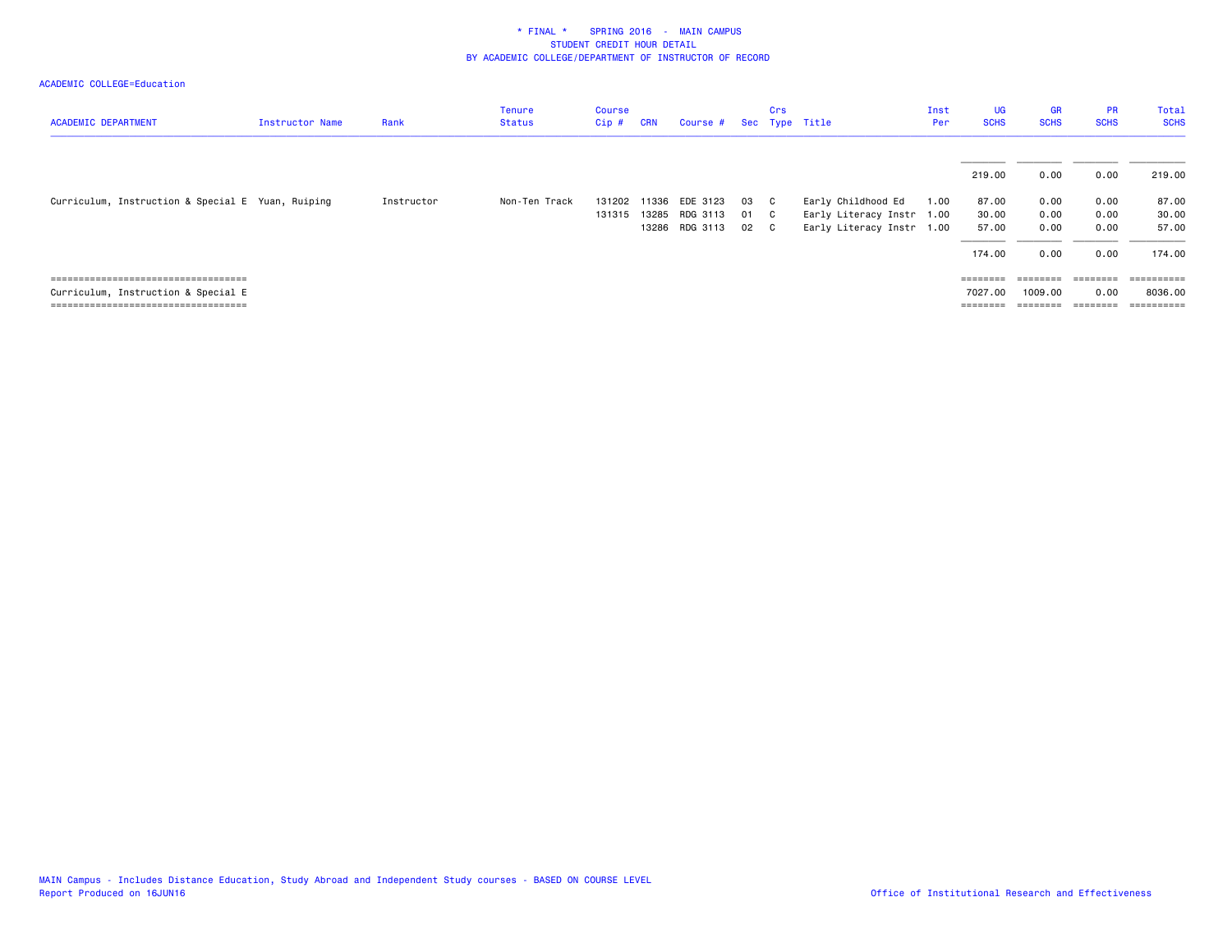\* FINAL \* SPRING 2016 - MAIN CAMPUS
STUDENT CREDIT HOUR DETAIL
BY ACADEMIC COLLEGE/DEPARTMENT OF INSTRUCTOR OF RECORD

ACADEMIC COLLEGE=Education

| ACADEMIC DEPARTMENT | Instructor Name | Rank | Tenure Status | Course Cip # | CRN | Course # | Sec | Crs Type | Title | Inst Per | UG SCHS | GR SCHS | PR SCHS | Total SCHS |
|---|---|---|---|---|---|---|---|---|---|---|---|---|---|---|
| | | | | | | | | | | | 219.00 | 0.00 | 0.00 | 219.00 |
| Curriculum, Instruction & Special E | Yuan, Ruiping | Instructor | Non-Ten Track | 131202 | 11336 | EDE 3123 | 03 | C | Early Childhood Ed | 1.00 | 87.00 | 0.00 | 0.00 | 87.00 |
| | | | | 131315 | 13285 | RDG 3113 | 01 | C | Early Literacy Instr | 1.00 | 30.00 | 0.00 | 0.00 | 30.00 |
| | | | | | 13286 | RDG 3113 | 02 | C | Early Literacy Instr | 1.00 | 57.00 | 0.00 | 0.00 | 57.00 |
| | | | | | | | | | | | 174.00 | 0.00 | 0.00 | 174.00 |
| Curriculum, Instruction & Special E | | | | | | | | | | | 7027.00 | 1009.00 | 0.00 | 8036.00 |

MAIN Campus - Includes Distance Education, Study Abroad and Independent Study courses - BASED ON COURSE LEVEL
Report Produced on 16JUN16

Office of Institutional Research and Effectiveness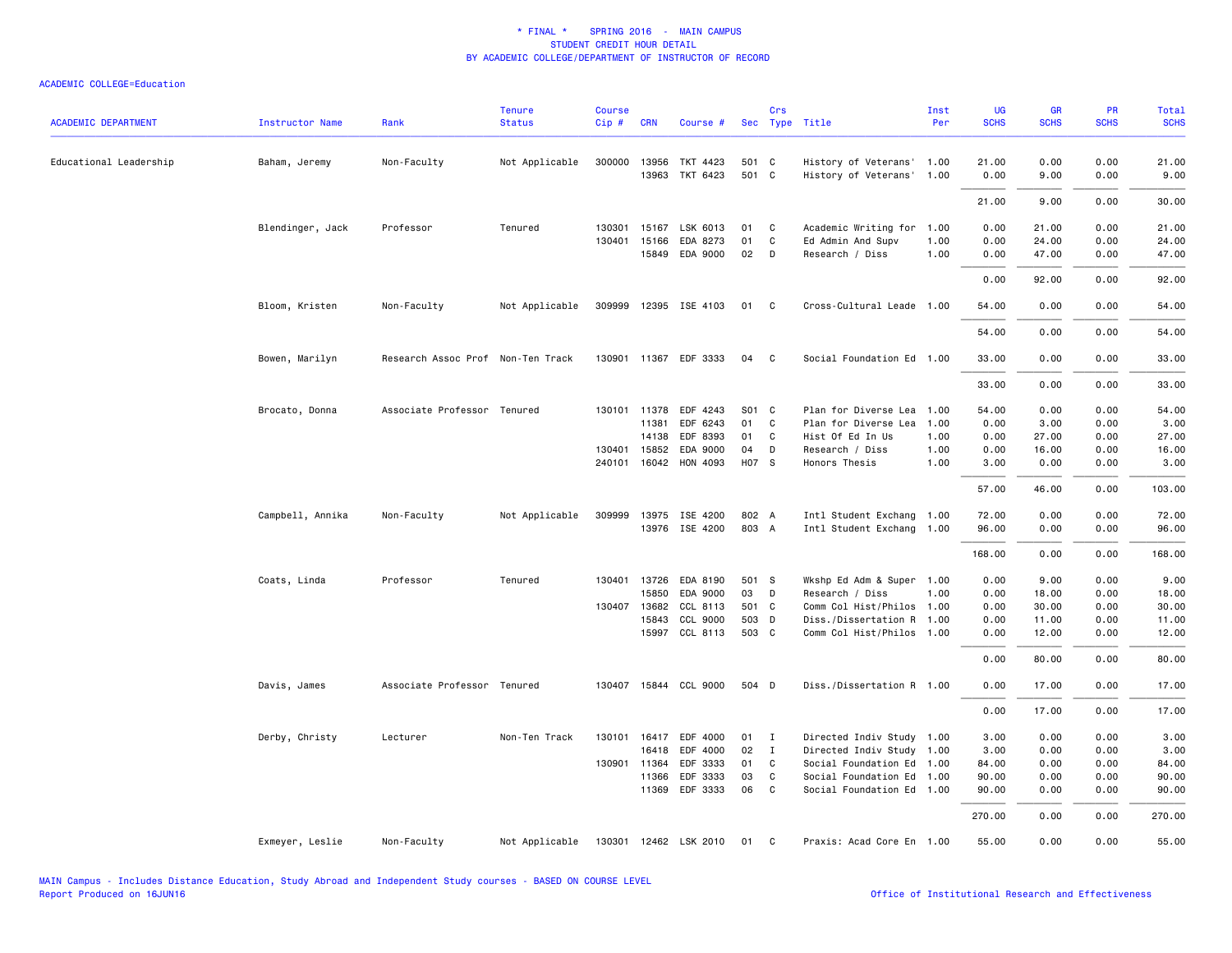# * FINAL * SPRING 2016 - MAIN CAMPUS
## STUDENT CREDIT HOUR DETAIL
## BY ACADEMIC COLLEGE/DEPARTMENT OF INSTRUCTOR OF RECORD

ACADEMIC COLLEGE=Education

| ACADEMIC DEPARTMENT | Instructor Name | Rank | Tenure Status | Course Cip # | CRN | Course # | Sec | Crs Type | Title | Inst Per | UG SCHS | GR SCHS | PR SCHS | Total SCHS |
|---|---|---|---|---|---|---|---|---|---|---|---|---|---|---|
| Educational Leadership | Baham, Jeremy | Non-Faculty | Not Applicable | 300000 | 13956 | TKT 4423 | 501 | C | History of Veterans' | 1.00 | 21.00 | 0.00 | 0.00 | 21.00 |
| | | | | | 13963 | TKT 6423 | 501 | C | History of Veterans' | 1.00 | 0.00 | 9.00 | 0.00 | 9.00 |
| | | | | | | | | | | | 21.00 | 9.00 | 0.00 | 30.00 |
| | Blendinger, Jack | Professor | Tenured | 130301 | 15167 | LSK 6013 | 01 | C | Academic Writing for | 1.00 | 0.00 | 21.00 | 0.00 | 21.00 |
| | | | | 130401 | 15166 | EDA 8273 | 01 | C | Ed Admin And Supv | 1.00 | 0.00 | 24.00 | 0.00 | 24.00 |
| | | | | | 15849 | EDA 9000 | 02 | D | Research / Diss | 1.00 | 0.00 | 47.00 | 0.00 | 47.00 |
| | | | | | | | | | | | 0.00 | 92.00 | 0.00 | 92.00 |
| | Bloom, Kristen | Non-Faculty | Not Applicable | 309999 | 12395 | ISE 4103 | 01 | C | Cross-Cultural Leade | 1.00 | 54.00 | 0.00 | 0.00 | 54.00 |
| | | | | | | | | | | | 54.00 | 0.00 | 0.00 | 54.00 |
| | Bowen, Marilyn | Research Assoc Prof | Non-Ten Track | 130901 | 11367 | EDF 3333 | 04 | C | Social Foundation Ed | 1.00 | 33.00 | 0.00 | 0.00 | 33.00 |
| | | | | | | | | | | | 33.00 | 0.00 | 0.00 | 33.00 |
| | Brocato, Donna | Associate Professor | Tenured | 130101 | 11378 | EDF 4243 | S01 | C | Plan for Diverse Lea | 1.00 | 54.00 | 0.00 | 0.00 | 54.00 |
| | | | | | 11381 | EDF 6243 | 01 | C | Plan for Diverse Lea | 1.00 | 0.00 | 3.00 | 0.00 | 3.00 |
| | | | | | 14138 | EDF 8393 | 01 | C | Hist Of Ed In Us | 1.00 | 0.00 | 27.00 | 0.00 | 27.00 |
| | | | | 130401 | 15852 | EDA 9000 | 04 | D | Research / Diss | 1.00 | 0.00 | 16.00 | 0.00 | 16.00 |
| | | | | 240101 | 16042 | HON 4093 | H07 | S | Honors Thesis | 1.00 | 3.00 | 0.00 | 0.00 | 3.00 |
| | | | | | | | | | | | 57.00 | 46.00 | 0.00 | 103.00 |
| | Campbell, Annika | Non-Faculty | Not Applicable | 309999 | 13975 | ISE 4200 | 802 | A | Intl Student Exchang | 1.00 | 72.00 | 0.00 | 0.00 | 72.00 |
| | | | | | 13976 | ISE 4200 | 803 | A | Intl Student Exchang | 1.00 | 96.00 | 0.00 | 0.00 | 96.00 |
| | | | | | | | | | | | 168.00 | 0.00 | 0.00 | 168.00 |
| | Coats, Linda | Professor | Tenured | 130401 | 13726 | EDA 8190 | 501 | S | Wkshp Ed Adm & Super | 1.00 | 0.00 | 9.00 | 0.00 | 9.00 |
| | | | | | 15850 | EDA 9000 | 03 | D | Research / Diss | 1.00 | 0.00 | 18.00 | 0.00 | 18.00 |
| | | | | 130407 | 13682 | CCL 8113 | 501 | C | Comm Col Hist/Philos | 1.00 | 0.00 | 30.00 | 0.00 | 30.00 |
| | | | | | 15843 | CCL 9000 | 503 | D | Diss./Dissertation R | 1.00 | 0.00 | 11.00 | 0.00 | 11.00 |
| | | | | | 15997 | CCL 8113 | 503 | C | Comm Col Hist/Philos | 1.00 | 0.00 | 12.00 | 0.00 | 12.00 |
| | | | | | | | | | | | 0.00 | 80.00 | 0.00 | 80.00 |
| | Davis, James | Associate Professor | Tenured | 130407 | 15844 | CCL 9000 | 504 | D | Diss./Dissertation R | 1.00 | 0.00 | 17.00 | 0.00 | 17.00 |
| | | | | | | | | | | | 0.00 | 17.00 | 0.00 | 17.00 |
| | Derby, Christy | Lecturer | Non-Ten Track | 130101 | 16417 | EDF 4000 | 01 | I | Directed Indiv Study | 1.00 | 3.00 | 0.00 | 0.00 | 3.00 |
| | | | | | 16418 | EDF 4000 | 02 | I | Directed Indiv Study | 1.00 | 3.00 | 0.00 | 0.00 | 3.00 |
| | | | | 130901 | 11364 | EDF 3333 | 01 | C | Social Foundation Ed | 1.00 | 84.00 | 0.00 | 0.00 | 84.00 |
| | | | | | 11366 | EDF 3333 | 03 | C | Social Foundation Ed | 1.00 | 90.00 | 0.00 | 0.00 | 90.00 |
| | | | | | 11369 | EDF 3333 | 06 | C | Social Foundation Ed | 1.00 | 90.00 | 0.00 | 0.00 | 90.00 |
| | | | | | | | | | | | 270.00 | 0.00 | 0.00 | 270.00 |
| | Exmeyer, Leslie | Non-Faculty | Not Applicable | 130301 | 12462 | LSK 2010 | 01 | C | Praxis: Acad Core En | 1.00 | 55.00 | 0.00 | 0.00 | 55.00 |

MAIN Campus - Includes Distance Education, Study Abroad and Independent Study courses - BASED ON COURSE LEVEL
Report Produced on 16JUN16

Office of Institutional Research and Effectiveness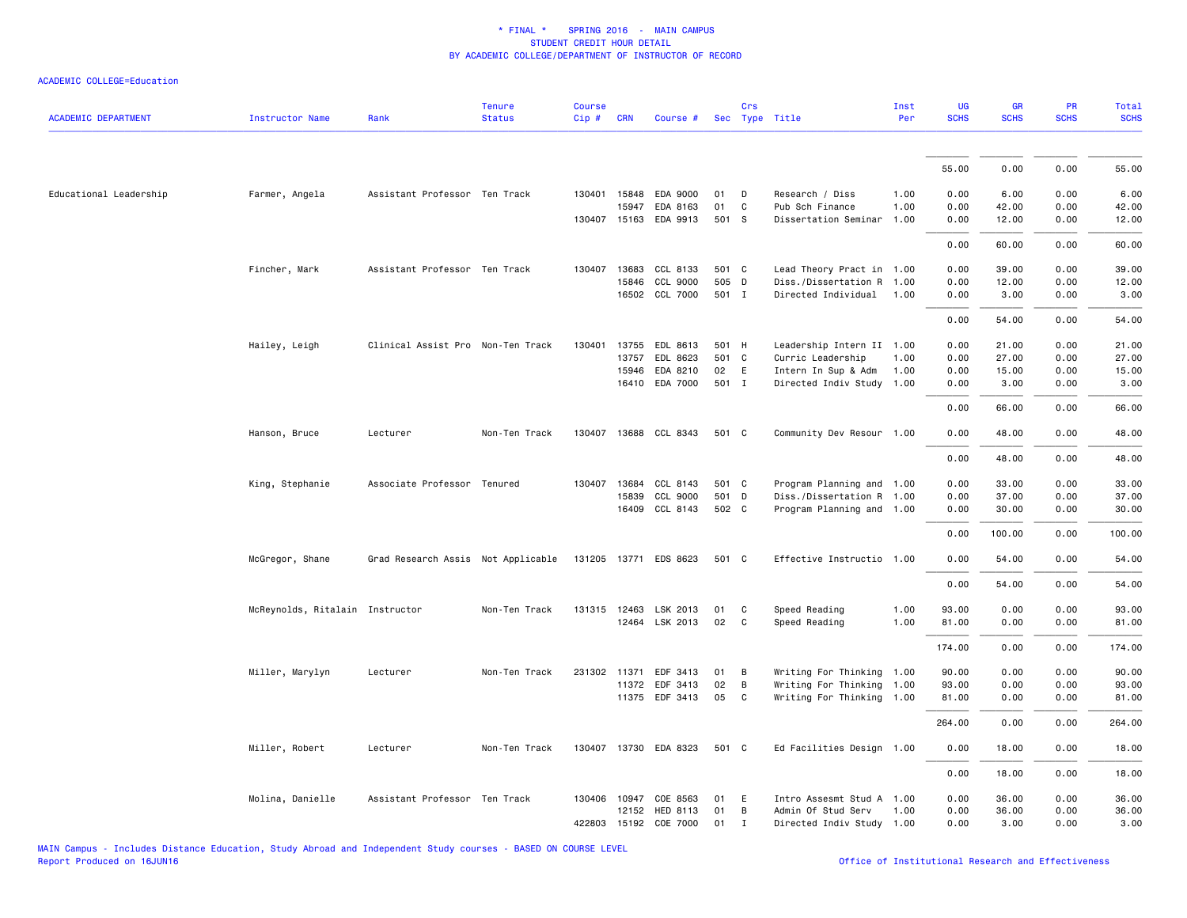\* FINAL \*   SPRING 2016 - MAIN CAMPUS
STUDENT CREDIT HOUR DETAIL
BY ACADEMIC COLLEGE/DEPARTMENT OF INSTRUCTOR OF RECORD

ACADEMIC COLLEGE=Education

| ACADEMIC DEPARTMENT | Instructor Name | Rank | Tenure Status | Course Cip # | CRN | Course # | Sec | Crs Type | Title | Inst Per | UG SCHS | GR SCHS | PR SCHS | Total SCHS |
|---|---|---|---|---|---|---|---|---|---|---|---|---|---|---|
| | | | | | | | | | | | 55.00 | 0.00 | 0.00 | 55.00 |
| Educational Leadership | Farmer, Angela | Assistant Professor | Ten Track | 130401 | 15848 | EDA 9000 | 01 | D | Research / Diss | 1.00 | 0.00 | 6.00 | 0.00 | 6.00 |
| | | | | | 15947 | EDA 8163 | 01 | C | Pub Sch Finance | 1.00 | 0.00 | 42.00 | 0.00 | 42.00 |
| | | | | 130407 | 15163 | EDA 9913 | 501 | S | Dissertation Seminar | 1.00 | 0.00 | 12.00 | 0.00 | 12.00 |
| | | | | | | | | | | | 0.00 | 60.00 | 0.00 | 60.00 |
| | Fincher, Mark | Assistant Professor | Ten Track | 130407 | 13683 | CCL 8133 | 501 | C | Lead Theory Pract in | 1.00 | 0.00 | 39.00 | 0.00 | 39.00 |
| | | | | | 15846 | CCL 9000 | 505 | D | Diss./Dissertation R | 1.00 | 0.00 | 12.00 | 0.00 | 12.00 |
| | | | | | 16502 | CCL 7000 | 501 | I | Directed Individual | 1.00 | 0.00 | 3.00 | 0.00 | 3.00 |
| | | | | | | | | | | | 0.00 | 54.00 | 0.00 | 54.00 |
| | Hailey, Leigh | Clinical Assist Pro | Non-Ten Track | 130401 | 13755 | EDL 8613 | 501 | H | Leadership Intern II | 1.00 | 0.00 | 21.00 | 0.00 | 21.00 |
| | | | | | 13757 | EDL 8623 | 501 | C | Curric Leadership | 1.00 | 0.00 | 27.00 | 0.00 | 27.00 |
| | | | | | 15946 | EDA 8210 | 02 | E | Intern In Sup & Adm | 1.00 | 0.00 | 15.00 | 0.00 | 15.00 |
| | | | | | 16410 | EDA 7000 | 501 | I | Directed Indiv Study | 1.00 | 0.00 | 3.00 | 0.00 | 3.00 |
| | | | | | | | | | | | 0.00 | 66.00 | 0.00 | 66.00 |
| | Hanson, Bruce | Lecturer | Non-Ten Track | 130407 | 13688 | CCL 8343 | 501 | C | Community Dev Resour | 1.00 | 0.00 | 48.00 | 0.00 | 48.00 |
| | | | | | | | | | | | 0.00 | 48.00 | 0.00 | 48.00 |
| | King, Stephanie | Associate Professor | Tenured | 130407 | 13684 | CCL 8143 | 501 | C | Program Planning and | 1.00 | 0.00 | 33.00 | 0.00 | 33.00 |
| | | | | | 15839 | CCL 9000 | 501 | D | Diss./Dissertation R | 1.00 | 0.00 | 37.00 | 0.00 | 37.00 |
| | | | | | 16409 | CCL 8143 | 502 | C | Program Planning and | 1.00 | 0.00 | 30.00 | 0.00 | 30.00 |
| | | | | | | | | | | | 0.00 | 100.00 | 0.00 | 100.00 |
| | McGregor, Shane | Grad Research Assis | Not Applicable | 131205 | 13771 | EDS 8623 | 501 | C | Effective Instructio | 1.00 | 0.00 | 54.00 | 0.00 | 54.00 |
| | | | | | | | | | | | 0.00 | 54.00 | 0.00 | 54.00 |
| | McReynolds, Ritalain | Instructor | Non-Ten Track | 131315 | 12463 | LSK 2013 | 01 | C | Speed Reading | 1.00 | 93.00 | 0.00 | 0.00 | 93.00 |
| | | | | | 12464 | LSK 2013 | 02 | C | Speed Reading | 1.00 | 81.00 | 0.00 | 0.00 | 81.00 |
| | | | | | | | | | | | 174.00 | 0.00 | 0.00 | 174.00 |
| | Miller, Marylyn | Lecturer | Non-Ten Track | 231302 | 11371 | EDF 3413 | 01 | B | Writing For Thinking | 1.00 | 90.00 | 0.00 | 0.00 | 90.00 |
| | | | | | 11372 | EDF 3413 | 02 | B | Writing For Thinking | 1.00 | 93.00 | 0.00 | 0.00 | 93.00 |
| | | | | | 11375 | EDF 3413 | 05 | C | Writing For Thinking | 1.00 | 81.00 | 0.00 | 0.00 | 81.00 |
| | | | | | | | | | | | 264.00 | 0.00 | 0.00 | 264.00 |
| | Miller, Robert | Lecturer | Non-Ten Track | 130407 | 13730 | EDA 8323 | 501 | C | Ed Facilities Design | 1.00 | 0.00 | 18.00 | 0.00 | 18.00 |
| | | | | | | | | | | | 0.00 | 18.00 | 0.00 | 18.00 |
| | Molina, Danielle | Assistant Professor | Ten Track | 130406 | 10947 | COE 8563 | 01 | E | Intro Assesmt Stud A | 1.00 | 0.00 | 36.00 | 0.00 | 36.00 |
| | | | | | 12152 | HED 8113 | 01 | B | Admin Of Stud Serv | 1.00 | 0.00 | 36.00 | 0.00 | 36.00 |
| | | | | 422803 | 15192 | COE 7000 | 01 | I | Directed Indiv Study | 1.00 | 0.00 | 3.00 | 0.00 | 3.00 |

MAIN Campus - Includes Distance Education, Study Abroad and Independent Study courses - BASED ON COURSE LEVEL
Report Produced on 16JUN16

Office of Institutional Research and Effectiveness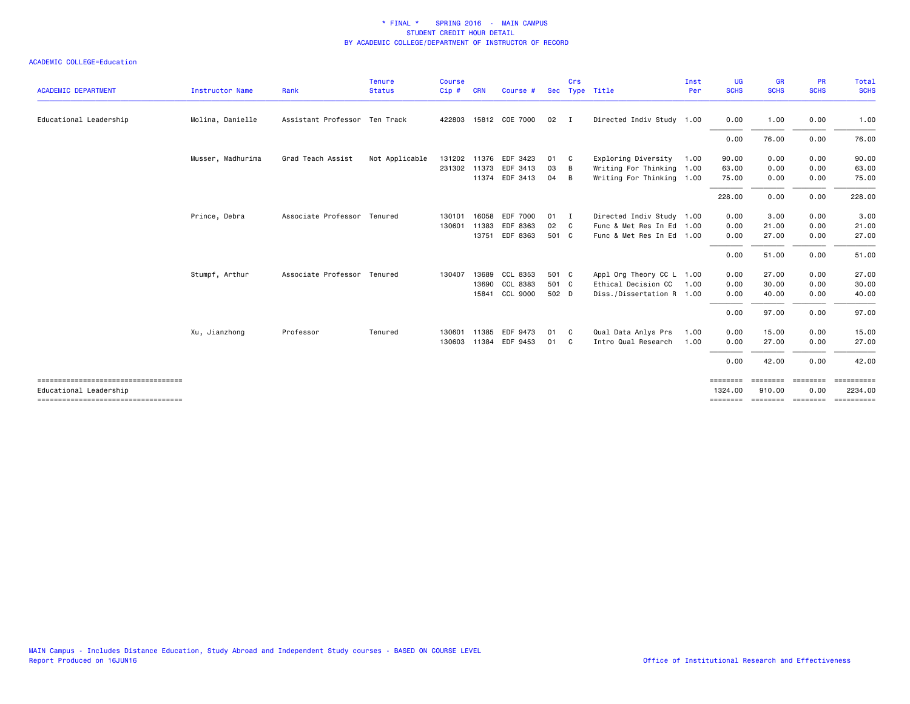\* FINAL \* SPRING 2016 - MAIN CAMPUS
STUDENT CREDIT HOUR DETAIL
BY ACADEMIC COLLEGE/DEPARTMENT OF INSTRUCTOR OF RECORD

ACADEMIC COLLEGE=Education

| ACADEMIC DEPARTMENT | Instructor Name | Rank | Tenure Status | Course Cip # | CRN | Course # | Sec | Crs Type | Title | Inst Per | UG SCHS | GR SCHS | PR SCHS | Total SCHS |
|---|---|---|---|---|---|---|---|---|---|---|---|---|---|---|
| Educational Leadership | Molina, Danielle | Assistant Professor | Ten Track | 422803 | 15812 | COE 7000 | 02 | I | Directed Indiv Study | 1.00 | 0.00 | 1.00 | 0.00 | 1.00 |
| | | | | | | | | | | | 0.00 | 76.00 | 0.00 | 76.00 |
| | Musser, Madhurima | Grad Teach Assist | Not Applicable | 131202 | 11376 | EDF 3423 | 01 | C | Exploring Diversity | 1.00 | 90.00 | 0.00 | 0.00 | 90.00 |
| | | | | 231302 | 11373 | EDF 3413 | 03 | B | Writing For Thinking | 1.00 | 63.00 | 0.00 | 0.00 | 63.00 |
| | | | | | 11374 | EDF 3413 | 04 | B | Writing For Thinking | 1.00 | 75.00 | 0.00 | 0.00 | 75.00 |
| | | | | | | | | | | | 228.00 | 0.00 | 0.00 | 228.00 |
| | Prince, Debra | Associate Professor | Tenured | 130101 | 16058 | EDF 7000 | 01 | I | Directed Indiv Study | 1.00 | 0.00 | 3.00 | 0.00 | 3.00 |
| | | | | 130601 | 11383 | EDF 8363 | 02 | C | Func & Met Res In Ed | 1.00 | 0.00 | 21.00 | 0.00 | 21.00 |
| | | | | | 13751 | EDF 8363 | 501 | C | Func & Met Res In Ed | 1.00 | 0.00 | 27.00 | 0.00 | 27.00 |
| | | | | | | | | | | | 0.00 | 51.00 | 0.00 | 51.00 |
| | Stumpf, Arthur | Associate Professor | Tenured | 130407 | 13689 | CCL 8353 | 501 | C | Appl Org Theory CC L | 1.00 | 0.00 | 27.00 | 0.00 | 27.00 |
| | | | | | 13690 | CCL 8383 | 501 | C | Ethical Decision CC | 1.00 | 0.00 | 30.00 | 0.00 | 30.00 |
| | | | | | 15841 | CCL 9000 | 502 | D | Diss./Dissertation R | 1.00 | 0.00 | 40.00 | 0.00 | 40.00 |
| | | | | | | | | | | | 0.00 | 97.00 | 0.00 | 97.00 |
| | Xu, Jianzhong | Professor | Tenured | 130601 | 11385 | EDF 9473 | 01 | C | Qual Data Anlys Prs | 1.00 | 0.00 | 15.00 | 0.00 | 15.00 |
| | | | | 130603 | 11384 | EDF 9453 | 01 | C | Intro Qual Research | 1.00 | 0.00 | 27.00 | 0.00 | 27.00 |
| | | | | | | | | | | | 0.00 | 42.00 | 0.00 | 42.00 |
| Educational Leadership | | | | | | | | | | | 1324.00 | 910.00 | 0.00 | 2234.00 |

MAIN Campus - Includes Distance Education, Study Abroad and Independent Study courses - BASED ON COURSE LEVEL
Report Produced on 16JUN16

Office of Institutional Research and Effectiveness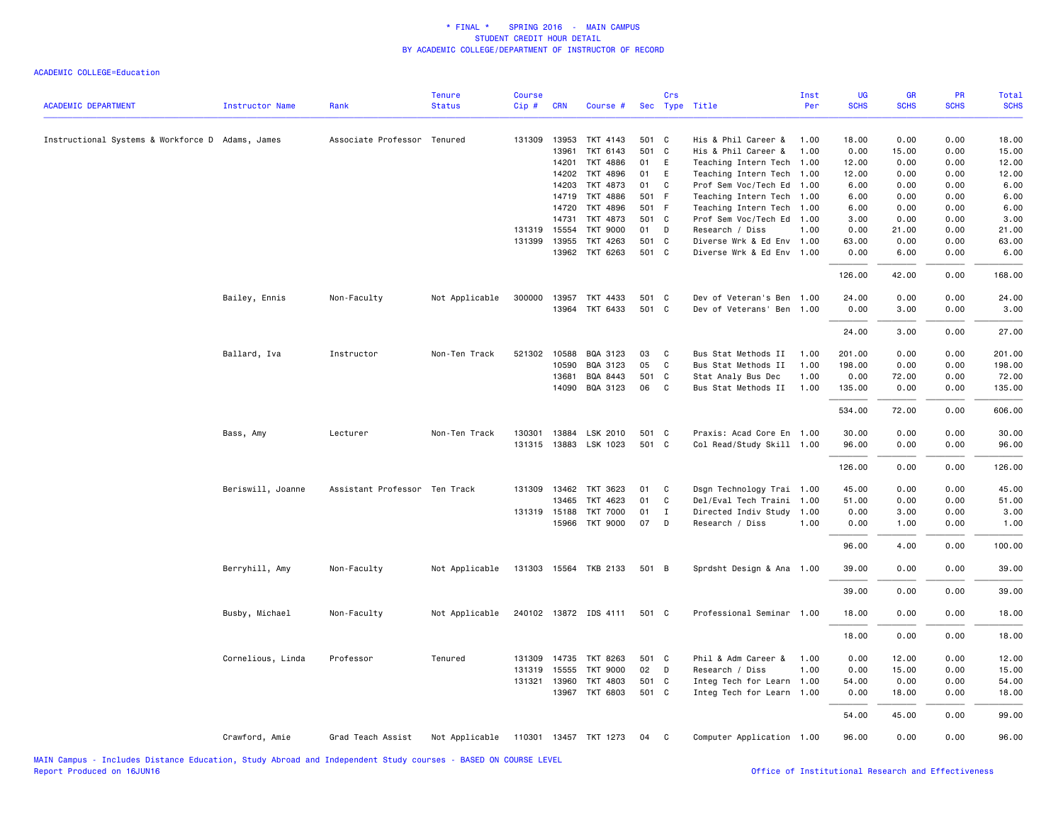# * FINAL * SPRING 2016 - MAIN CAMPUS
## STUDENT CREDIT HOUR DETAIL
## BY ACADEMIC COLLEGE/DEPARTMENT OF INSTRUCTOR OF RECORD

ACADEMIC COLLEGE=Education

| ACADEMIC DEPARTMENT | Instructor Name | Rank | Tenure Status | Course Cip # | CRN | Course # | Sec | Crs Type | Title | Inst Per | UG SCHS | GR SCHS | PR SCHS | Total SCHS |
|---|---|---|---|---|---|---|---|---|---|---|---|---|---|---|
| Instructional Systems & Workforce D | Adams, James | Associate Professor | Tenured | 131309 | 13953 | TKT 4143 | 501 | C | His & Phil Career & | 1.00 | 18.00 | 0.00 | 0.00 | 18.00 |
| | | | | | 13961 | TKT 6143 | 501 | C | His & Phil Career & | 1.00 | 0.00 | 15.00 | 0.00 | 15.00 |
| | | | | | 14201 | TKT 4886 | 01 | E | Teaching Intern Tech | 1.00 | 12.00 | 0.00 | 0.00 | 12.00 |
| | | | | | 14202 | TKT 4896 | 01 | E | Teaching Intern Tech | 1.00 | 12.00 | 0.00 | 0.00 | 12.00 |
| | | | | | 14203 | TKT 4873 | 01 | C | Prof Sem Voc/Tech Ed | 1.00 | 6.00 | 0.00 | 0.00 | 6.00 |
| | | | | | 14719 | TKT 4886 | 501 | F | Teaching Intern Tech | 1.00 | 6.00 | 0.00 | 0.00 | 6.00 |
| | | | | | 14720 | TKT 4896 | 501 | F | Teaching Intern Tech | 1.00 | 6.00 | 0.00 | 0.00 | 6.00 |
| | | | | | 14731 | TKT 4873 | 501 | C | Prof Sem Voc/Tech Ed | 1.00 | 3.00 | 0.00 | 0.00 | 3.00 |
| | | | | 131319 | 15554 | TKT 9000 | 01 | D | Research / Diss | 1.00 | 0.00 | 21.00 | 0.00 | 21.00 |
| | | | | 131399 | 13955 | TKT 4263 | 501 | C | Diverse Wrk & Ed Env | 1.00 | 63.00 | 0.00 | 0.00 | 63.00 |
| | | | | | 13962 | TKT 6263 | 501 | C | Diverse Wrk & Ed Env | 1.00 | 0.00 | 6.00 | 0.00 | 6.00 |
| | | | | | | | | | | | 126.00 | 42.00 | 0.00 | 168.00 |
| | Bailey, Ennis | Non-Faculty | Not Applicable | 300000 | 13957 | TKT 4433 | 501 | C | Dev of Veteran's Ben | 1.00 | 24.00 | 0.00 | 0.00 | 24.00 |
| | | | | | 13964 | TKT 6433 | 501 | C | Dev of Veterans' Ben | 1.00 | 0.00 | 3.00 | 0.00 | 3.00 |
| | | | | | | | | | | | 24.00 | 3.00 | 0.00 | 27.00 |
| | Ballard, Iva | Instructor | Non-Ten Track | 521302 | 10588 | BQA 3123 | 03 | C | Bus Stat Methods II | 1.00 | 201.00 | 0.00 | 0.00 | 201.00 |
| | | | | | 10590 | BQA 3123 | 05 | C | Bus Stat Methods II | 1.00 | 198.00 | 0.00 | 0.00 | 198.00 |
| | | | | | 13681 | BQA 8443 | 501 | C | Stat Analy Bus Dec | 1.00 | 0.00 | 72.00 | 0.00 | 72.00 |
| | | | | | 14090 | BQA 3123 | 06 | C | Bus Stat Methods II | 1.00 | 135.00 | 0.00 | 0.00 | 135.00 |
| | | | | | | | | | | | 534.00 | 72.00 | 0.00 | 606.00 |
| | Bass, Amy | Lecturer | Non-Ten Track | 130301 | 13884 | LSK 2010 | 501 | C | Praxis: Acad Core En | 1.00 | 30.00 | 0.00 | 0.00 | 30.00 |
| | | | | 131315 | 13883 | LSK 1023 | 501 | C | Col Read/Study Skill | 1.00 | 96.00 | 0.00 | 0.00 | 96.00 |
| | | | | | | | | | | | 126.00 | 0.00 | 0.00 | 126.00 |
| | Beriswill, Joanne | Assistant Professor | Ten Track | 131309 | 13462 | TKT 3623 | 01 | C | Dsgn Technology Trai | 1.00 | 45.00 | 0.00 | 0.00 | 45.00 |
| | | | | | 13465 | TKT 4623 | 01 | C | Del/Eval Tech Traini | 1.00 | 51.00 | 0.00 | 0.00 | 51.00 |
| | | | | 131319 | 15188 | TKT 7000 | 01 | I | Directed Indiv Study | 1.00 | 0.00 | 3.00 | 0.00 | 3.00 |
| | | | | | 15966 | TKT 9000 | 07 | D | Research / Diss | 1.00 | 0.00 | 1.00 | 0.00 | 1.00 |
| | | | | | | | | | | | 96.00 | 4.00 | 0.00 | 100.00 |
| | Berryhill, Amy | Non-Faculty | Not Applicable | 131303 | 15564 | TKB 2133 | 501 | B | Sprdsht Design & Ana | 1.00 | 39.00 | 0.00 | 0.00 | 39.00 |
| | | | | | | | | | | | 39.00 | 0.00 | 0.00 | 39.00 |
| | Busby, Michael | Non-Faculty | Not Applicable | 240102 | 13872 | IDS 4111 | 501 | C | Professional Seminar | 1.00 | 18.00 | 0.00 | 0.00 | 18.00 |
| | | | | | | | | | | | 18.00 | 0.00 | 0.00 | 18.00 |
| | Cornelious, Linda | Professor | Tenured | 131309 | 14735 | TKT 8263 | 501 | C | Phil & Adm Career & | 1.00 | 0.00 | 12.00 | 0.00 | 12.00 |
| | | | | 131319 | 15555 | TKT 9000 | 02 | D | Research / Diss | 1.00 | 0.00 | 15.00 | 0.00 | 15.00 |
| | | | | 131321 | 13960 | TKT 4803 | 501 | C | Integ Tech for Learn | 1.00 | 54.00 | 0.00 | 0.00 | 54.00 |
| | | | | | 13967 | TKT 6803 | 501 | C | Integ Tech for Learn | 1.00 | 0.00 | 18.00 | 0.00 | 18.00 |
| | | | | | | | | | | | 54.00 | 45.00 | 0.00 | 99.00 |
| | Crawford, Amie | Grad Teach Assist | Not Applicable | 110301 | 13457 | TKT 1273 | 04 | C | Computer Application | 1.00 | 96.00 | 0.00 | 0.00 | 96.00 |

MAIN Campus - Includes Distance Education, Study Abroad and Independent Study courses - BASED ON COURSE LEVEL
Report Produced on 16JUN16

Office of Institutional Research and Effectiveness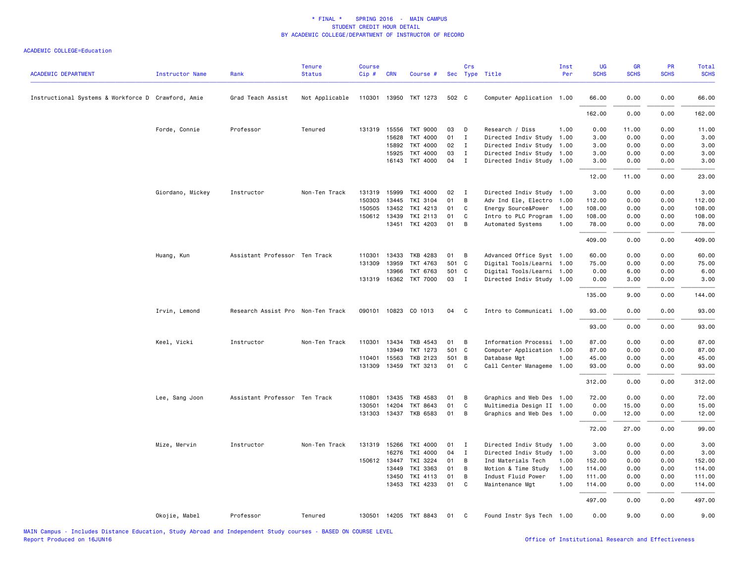\* FINAL \* SPRING 2016 - MAIN CAMPUS
STUDENT CREDIT HOUR DETAIL
BY ACADEMIC COLLEGE/DEPARTMENT OF INSTRUCTOR OF RECORD

ACADEMIC COLLEGE=Education

| ACADEMIC DEPARTMENT | Instructor Name | Rank | Tenure Status | Course Cip # | CRN | Course # | Sec | Crs Type | Title | Inst Per | UG SCHS | GR SCHS | PR SCHS | Total SCHS |
|---|---|---|---|---|---|---|---|---|---|---|---|---|---|---|
| Instructional Systems & Workforce D | Crawford, Amie | Grad Teach Assist | Not Applicable | 110301 | 13950 | TKT 1273 | 502 | C | Computer Application | 1.00 | 66.00 | 0.00 | 0.00 | 66.00 |
| | | | | | | | | | | | 162.00 | 0.00 | 0.00 | 162.00 |
| | Forde, Connie | Professor | Tenured | 131319 | 15556 | TKT 9000 | 03 | D | Research / Diss | 1.00 | 0.00 | 11.00 | 0.00 | 11.00 |
| | | | | | 15628 | TKT 4000 | 01 | I | Directed Indiv Study | 1.00 | 3.00 | 0.00 | 0.00 | 3.00 |
| | | | | | 15892 | TKT 4000 | 02 | I | Directed Indiv Study | 1.00 | 3.00 | 0.00 | 0.00 | 3.00 |
| | | | | | 15925 | TKT 4000 | 03 | I | Directed Indiv Study | 1.00 | 3.00 | 0.00 | 0.00 | 3.00 |
| | | | | | 16143 | TKT 4000 | 04 | I | Directed Indiv Study | 1.00 | 3.00 | 0.00 | 0.00 | 3.00 |
| | | | | | | | | | | | 12.00 | 11.00 | 0.00 | 23.00 |
| | Giordano, Mickey | Instructor | Non-Ten Track | 131319 | 15999 | TKI 4000 | 02 | I | Directed Indiv Study | 1.00 | 3.00 | 0.00 | 0.00 | 3.00 |
| | | | | 150303 | 13445 | TKI 3104 | 01 | B | Adv Ind Ele, Electro | 1.00 | 112.00 | 0.00 | 0.00 | 112.00 |
| | | | | 150505 | 13452 | TKI 4213 | 01 | C | Energy Source&Power | 1.00 | 108.00 | 0.00 | 0.00 | 108.00 |
| | | | | 150612 | 13439 | TKI 2113 | 01 | C | Intro to PLC Program | 1.00 | 108.00 | 0.00 | 0.00 | 108.00 |
| | | | | | 13451 | TKI 4203 | 01 | B | Automated Systems | 1.00 | 78.00 | 0.00 | 0.00 | 78.00 |
| | | | | | | | | | | | 409.00 | 0.00 | 0.00 | 409.00 |
| | Huang, Kun | Assistant Professor | Ten Track | 110301 | 13433 | TKB 4283 | 01 | B | Advanced Office Syst | 1.00 | 60.00 | 0.00 | 0.00 | 60.00 |
| | | | | 131309 | 13959 | TKT 4763 | 501 | C | Digital Tools/Learni | 1.00 | 75.00 | 0.00 | 0.00 | 75.00 |
| | | | | | 13966 | TKT 6763 | 501 | C | Digital Tools/Learni | 1.00 | 0.00 | 6.00 | 0.00 | 6.00 |
| | | | | 131319 | 16362 | TKT 7000 | 03 | I | Directed Indiv Study | 1.00 | 0.00 | 3.00 | 0.00 | 3.00 |
| | | | | | | | | | | | 135.00 | 9.00 | 0.00 | 144.00 |
| | Irvin, Lemond | Research Assist Pro | Non-Ten Track | 090101 | 10823 | CO 1013 | 04 | C | Intro to Communicati | 1.00 | 93.00 | 0.00 | 0.00 | 93.00 |
| | | | | | | | | | | | 93.00 | 0.00 | 0.00 | 93.00 |
| | Keel, Vicki | Instructor | Non-Ten Track | 110301 | 13434 | TKB 4543 | 01 | B | Information Processi | 1.00 | 87.00 | 0.00 | 0.00 | 87.00 |
| | | | | | 13949 | TKT 1273 | 501 | C | Computer Application | 1.00 | 87.00 | 0.00 | 0.00 | 87.00 |
| | | | | 110401 | 15563 | TKB 2123 | 501 | B | Database Mgt | 1.00 | 45.00 | 0.00 | 0.00 | 45.00 |
| | | | | 131309 | 13459 | TKT 3213 | 01 | C | Call Center Manageme | 1.00 | 93.00 | 0.00 | 0.00 | 93.00 |
| | | | | | | | | | | | 312.00 | 0.00 | 0.00 | 312.00 |
| | Lee, Sang Joon | Assistant Professor | Ten Track | 110801 | 13435 | TKB 4583 | 01 | B | Graphics and Web Des | 1.00 | 72.00 | 0.00 | 0.00 | 72.00 |
| | | | | 130501 | 14204 | TKT 8643 | 01 | C | Multimedia Design II | 1.00 | 0.00 | 15.00 | 0.00 | 15.00 |
| | | | | 131303 | 13437 | TKB 6583 | 01 | B | Graphics and Web Des | 1.00 | 0.00 | 12.00 | 0.00 | 12.00 |
| | | | | | | | | | | | 72.00 | 27.00 | 0.00 | 99.00 |
| | Mize, Mervin | Instructor | Non-Ten Track | 131319 | 15266 | TKI 4000 | 01 | I | Directed Indiv Study | 1.00 | 3.00 | 0.00 | 0.00 | 3.00 |
| | | | | | 16276 | TKI 4000 | 04 | I | Directed Indiv Study | 1.00 | 3.00 | 0.00 | 0.00 | 3.00 |
| | | | | 150612 | 13447 | TKI 3224 | 01 | B | Ind Materials Tech | 1.00 | 152.00 | 0.00 | 0.00 | 152.00 |
| | | | | | 13449 | TKI 3363 | 01 | B | Motion & Time Study | 1.00 | 114.00 | 0.00 | 0.00 | 114.00 |
| | | | | | 13450 | TKI 4113 | 01 | B | Indust Fluid Power | 1.00 | 111.00 | 0.00 | 0.00 | 111.00 |
| | | | | | 13453 | TKI 4233 | 01 | C | Maintenance Mgt | 1.00 | 114.00 | 0.00 | 0.00 | 114.00 |
| | | | | | | | | | | | 497.00 | 0.00 | 0.00 | 497.00 |
| | Okojie, Mabel | Professor | Tenured | 130501 | 14205 | TKT 8843 | 01 | C | Found Instr Sys Tech | 1.00 | 0.00 | 9.00 | 0.00 | 9.00 |

MAIN Campus - Includes Distance Education, Study Abroad and Independent Study courses - BASED ON COURSE LEVEL
Report Produced on 16JUN16

Office of Institutional Research and Effectiveness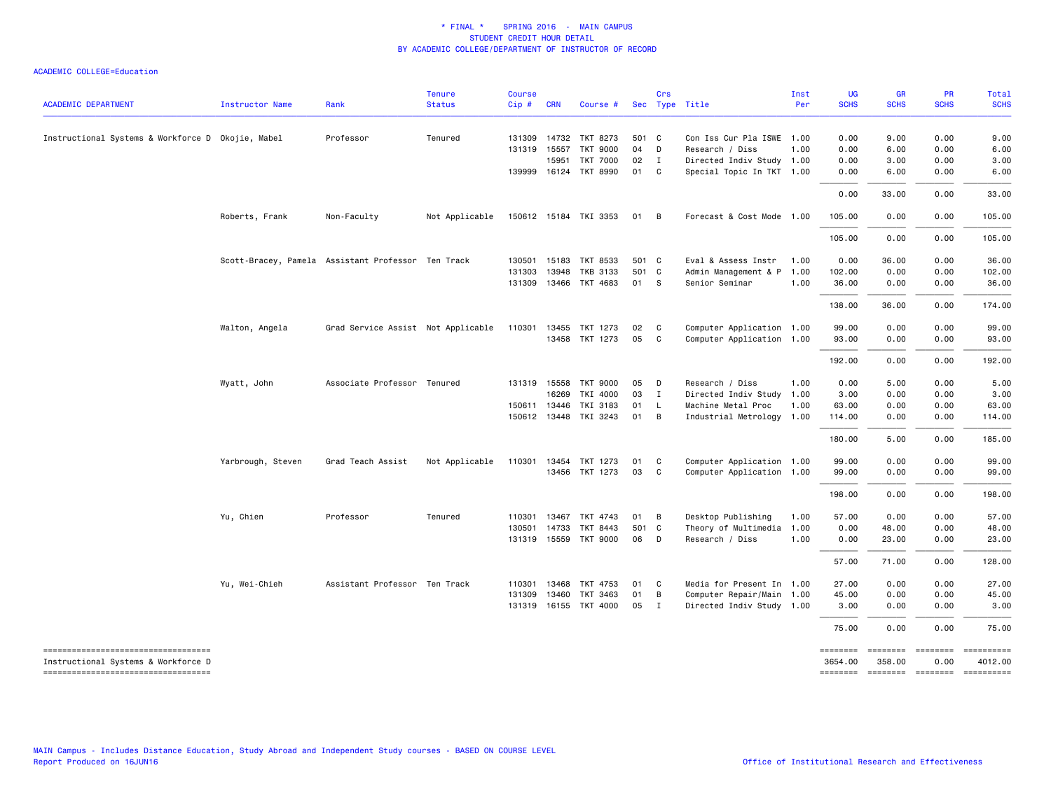\* FINAL \* SPRING 2016 - MAIN CAMPUS
STUDENT CREDIT HOUR DETAIL
BY ACADEMIC COLLEGE/DEPARTMENT OF INSTRUCTOR OF RECORD

ACADEMIC COLLEGE=Education

| ACADEMIC DEPARTMENT | Instructor Name | Rank | Tenure Status | Course Cip # | CRN | Course # | Sec | Crs Type | Title | Inst Per | UG SCHS | GR SCHS | PR SCHS | Total SCHS |
|---|---|---|---|---|---|---|---|---|---|---|---|---|---|---|
| Instructional Systems & Workforce D | Okojie, Mabel | Professor | Tenured | 131309 | 14732 | TKT 8273 | 501 | C | Con Iss Cur Pla ISWE | 1.00 | 0.00 | 9.00 | 0.00 | 9.00 |
| | | | | 131319 | 15557 | TKT 9000 | 04 | D | Research / Diss | 1.00 | 0.00 | 6.00 | 0.00 | 6.00 |
| | | | | | 15951 | TKT 7000 | 02 | I | Directed Indiv Study | 1.00 | 0.00 | 3.00 | 0.00 | 3.00 |
| | | | | 139999 | 16124 | TKT 8990 | 01 | C | Special Topic In TKT | 1.00 | 0.00 | 6.00 | 0.00 | 6.00 |
| | | | | | | | | | | | 0.00 | 33.00 | 0.00 | 33.00 |
| | Roberts, Frank | Non-Faculty | Not Applicable | 150612 | 15184 | TKI 3353 | 01 | B | Forecast & Cost Mode | 1.00 | 105.00 | 0.00 | 0.00 | 105.00 |
| | | | | | | | | | | | 105.00 | 0.00 | 0.00 | 105.00 |
| | Scott-Bracey, Pamela | Assistant Professor | Ten Track | 130501 | 15183 | TKT 8533 | 501 | C | Eval & Assess Instr | 1.00 | 0.00 | 36.00 | 0.00 | 36.00 |
| | | | | 131303 | 13948 | TKB 3133 | 501 | C | Admin Management & P | 1.00 | 102.00 | 0.00 | 0.00 | 102.00 |
| | | | | 131309 | 13466 | TKT 4683 | 01 | S | Senior Seminar | 1.00 | 36.00 | 0.00 | 0.00 | 36.00 |
| | | | | | | | | | | | 138.00 | 36.00 | 0.00 | 174.00 |
| | Walton, Angela | Grad Service Assist | Not Applicable | 110301 | 13455 | TKT 1273 | 02 | C | Computer Application | 1.00 | 99.00 | 0.00 | 0.00 | 99.00 |
| | | | | | 13458 | TKT 1273 | 05 | C | Computer Application | 1.00 | 93.00 | 0.00 | 0.00 | 93.00 |
| | | | | | | | | | | | 192.00 | 0.00 | 0.00 | 192.00 |
| | Wyatt, John | Associate Professor | Tenured | 131319 | 15558 | TKT 9000 | 05 | D | Research / Diss | 1.00 | 0.00 | 5.00 | 0.00 | 5.00 |
| | | | | | 16269 | TKI 4000 | 03 | I | Directed Indiv Study | 1.00 | 3.00 | 0.00 | 0.00 | 3.00 |
| | | | | 150611 | 13446 | TKI 3183 | 01 | L | Machine Metal Proc | 1.00 | 63.00 | 0.00 | 0.00 | 63.00 |
| | | | | 150612 | 13448 | TKI 3243 | 01 | B | Industrial Metrology | 1.00 | 114.00 | 0.00 | 0.00 | 114.00 |
| | | | | | | | | | | | 180.00 | 5.00 | 0.00 | 185.00 |
| | Yarbrough, Steven | Grad Teach Assist | Not Applicable | 110301 | 13454 | TKT 1273 | 01 | C | Computer Application | 1.00 | 99.00 | 0.00 | 0.00 | 99.00 |
| | | | | | 13456 | TKT 1273 | 03 | C | Computer Application | 1.00 | 99.00 | 0.00 | 0.00 | 99.00 |
| | | | | | | | | | | | 198.00 | 0.00 | 0.00 | 198.00 |
| | Yu, Chien | Professor | Tenured | 110301 | 13467 | TKT 4743 | 01 | B | Desktop Publishing | 1.00 | 57.00 | 0.00 | 0.00 | 57.00 |
| | | | | 130501 | 14733 | TKT 8443 | 501 | C | Theory of Multimedia | 1.00 | 0.00 | 48.00 | 0.00 | 48.00 |
| | | | | 131319 | 15559 | TKT 9000 | 06 | D | Research / Diss | 1.00 | 0.00 | 23.00 | 0.00 | 23.00 |
| | | | | | | | | | | | 57.00 | 71.00 | 0.00 | 128.00 |
| | Yu, Wei-Chieh | Assistant Professor | Ten Track | 110301 | 13468 | TKT 4753 | 01 | C | Media for Present In | 1.00 | 27.00 | 0.00 | 0.00 | 27.00 |
| | | | | 131309 | 13460 | TKT 3463 | 01 | B | Computer Repair/Main | 1.00 | 45.00 | 0.00 | 0.00 | 45.00 |
| | | | | 131319 | 16155 | TKT 4000 | 05 | I | Directed Indiv Study | 1.00 | 3.00 | 0.00 | 0.00 | 3.00 |
| | | | | | | | | | | | 75.00 | 0.00 | 0.00 | 75.00 |
| Instructional Systems & Workforce D | | | | | | | | | | | 3654.00 | 358.00 | 0.00 | 4012.00 |

MAIN Campus - Includes Distance Education, Study Abroad and Independent Study courses - BASED ON COURSE LEVEL
Report Produced on 16JUN16

Office of Institutional Research and Effectiveness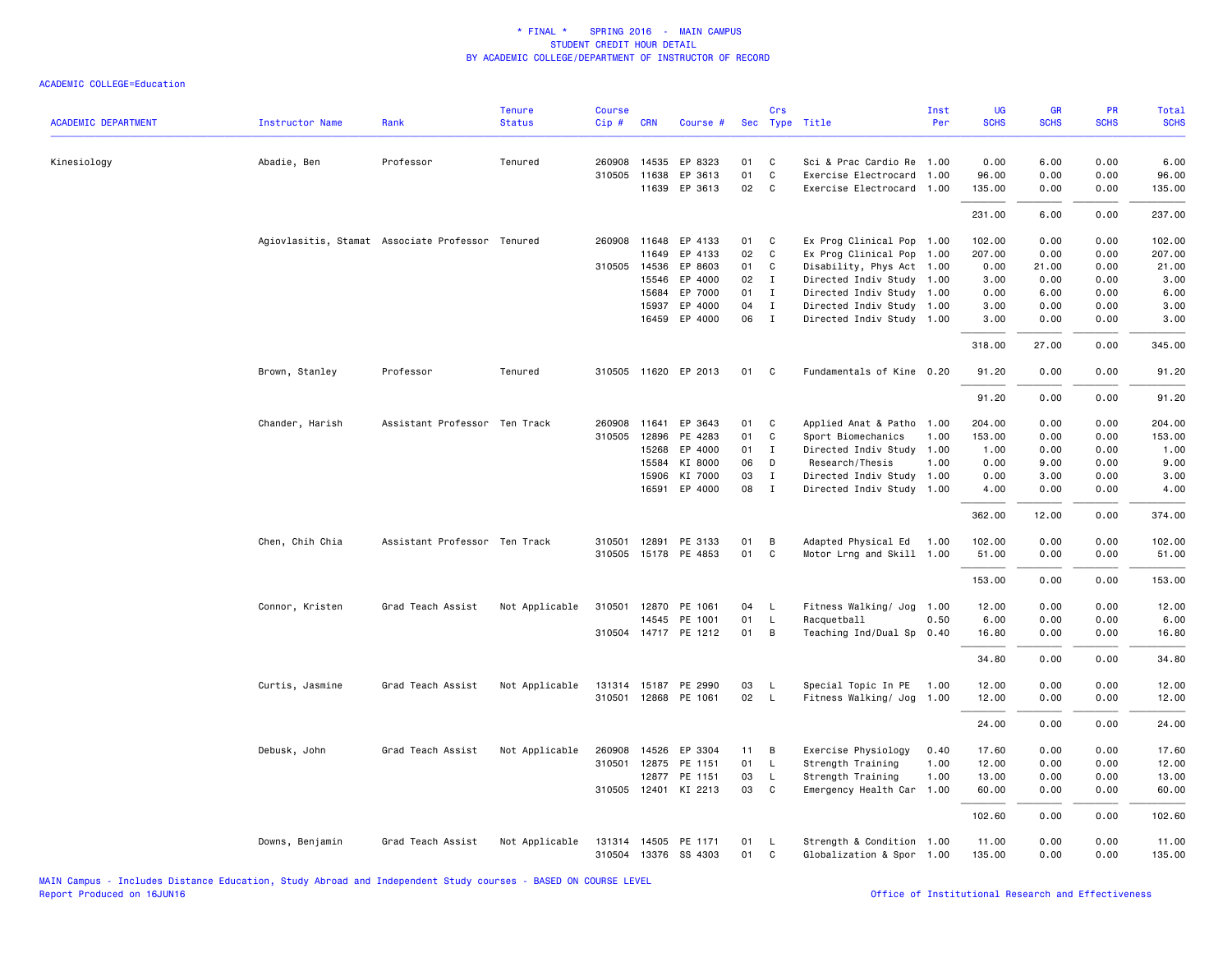# * FINAL * SPRING 2016 - MAIN CAMPUS
## STUDENT CREDIT HOUR DETAIL
## BY ACADEMIC COLLEGE/DEPARTMENT OF INSTRUCTOR OF RECORD

ACADEMIC COLLEGE=Education

| ACADEMIC DEPARTMENT | Instructor Name | Rank | Tenure Status | Course Cip # | CRN | Course # | Sec | Crs Type | Title | Inst Per | UG SCHS | GR SCHS | PR SCHS | Total SCHS |
|---|---|---|---|---|---|---|---|---|---|---|---|---|---|---|
| Kinesiology | Abadie, Ben | Professor | Tenured | 260908 | 14535 | EP 8323 | 01 | C | Sci & Prac Cardio Re | 1.00 | 0.00 | 6.00 | 0.00 | 6.00 |
| | | | | 310505 | 11638 | EP 3613 | 01 | C | Exercise Electrocard | 1.00 | 96.00 | 0.00 | 0.00 | 96.00 |
| | | | | | 11639 | EP 3613 | 02 | C | Exercise Electrocard | 1.00 | 135.00 | 0.00 | 0.00 | 135.00 |
| | | | | | | | | | | | 231.00 | 6.00 | 0.00 | 237.00 |
| | Agiovlasitis, Stamat | Associate Professor | Tenured | 260908 | 11648 | EP 4133 | 01 | C | Ex Prog Clinical Pop | 1.00 | 102.00 | 0.00 | 0.00 | 102.00 |
| | | | | | 11649 | EP 4133 | 02 | C | Ex Prog Clinical Pop | 1.00 | 207.00 | 0.00 | 0.00 | 207.00 |
| | | | | 310505 | 14536 | EP 8603 | 01 | C | Disability, Phys Act | 1.00 | 0.00 | 21.00 | 0.00 | 21.00 |
| | | | | | 15546 | EP 4000 | 02 | I | Directed Indiv Study | 1.00 | 3.00 | 0.00 | 0.00 | 3.00 |
| | | | | | 15684 | EP 7000 | 01 | I | Directed Indiv Study | 1.00 | 0.00 | 6.00 | 0.00 | 6.00 |
| | | | | | 15937 | EP 4000 | 04 | I | Directed Indiv Study | 1.00 | 3.00 | 0.00 | 0.00 | 3.00 |
| | | | | | 16459 | EP 4000 | 06 | I | Directed Indiv Study | 1.00 | 3.00 | 0.00 | 0.00 | 3.00 |
| | | | | | | | | | | | 318.00 | 27.00 | 0.00 | 345.00 |
| | Brown, Stanley | Professor | Tenured | 310505 | 11620 | EP 2013 | 01 | C | Fundamentals of Kine | 0.20 | 91.20 | 0.00 | 0.00 | 91.20 |
| | | | | | | | | | | | 91.20 | 0.00 | 0.00 | 91.20 |
| | Chander, Harish | Assistant Professor | Ten Track | 260908 | 11641 | EP 3643 | 01 | C | Applied Anat & Patho | 1.00 | 204.00 | 0.00 | 0.00 | 204.00 |
| | | | | 310505 | 12896 | PE 4283 | 01 | C | Sport Biomechanics | 1.00 | 153.00 | 0.00 | 0.00 | 153.00 |
| | | | | | 15268 | EP 4000 | 01 | I | Directed Indiv Study | 1.00 | 1.00 | 0.00 | 0.00 | 1.00 |
| | | | | | 15584 | KI 8000 | 06 | D | Research/Thesis | 1.00 | 0.00 | 9.00 | 0.00 | 9.00 |
| | | | | | 15906 | KI 7000 | 03 | I | Directed Indiv Study | 1.00 | 0.00 | 3.00 | 0.00 | 3.00 |
| | | | | | 16591 | EP 4000 | 08 | I | Directed Indiv Study | 1.00 | 4.00 | 0.00 | 0.00 | 4.00 |
| | | | | | | | | | | | 362.00 | 12.00 | 0.00 | 374.00 |
| | Chen, Chih Chia | Assistant Professor | Ten Track | 310501 | 12891 | PE 3133 | 01 | B | Adapted Physical Ed | 1.00 | 102.00 | 0.00 | 0.00 | 102.00 |
| | | | | 310505 | 15178 | PE 4853 | 01 | C | Motor Lrng and Skill | 1.00 | 51.00 | 0.00 | 0.00 | 51.00 |
| | | | | | | | | | | | 153.00 | 0.00 | 0.00 | 153.00 |
| | Connor, Kristen | Grad Teach Assist | Not Applicable | 310501 | 12870 | PE 1061 | 04 | L | Fitness Walking/ Jog | 1.00 | 12.00 | 0.00 | 0.00 | 12.00 |
| | | | | | 14545 | PE 1001 | 01 | L | Racquetball | 0.50 | 6.00 | 0.00 | 0.00 | 6.00 |
| | | | | 310504 | 14717 | PE 1212 | 01 | B | Teaching Ind/Dual Sp | 0.40 | 16.80 | 0.00 | 0.00 | 16.80 |
| | | | | | | | | | | | 34.80 | 0.00 | 0.00 | 34.80 |
| | Curtis, Jasmine | Grad Teach Assist | Not Applicable | 131314 | 15187 | PE 2990 | 03 | L | Special Topic In PE | 1.00 | 12.00 | 0.00 | 0.00 | 12.00 |
| | | | | 310501 | 12868 | PE 1061 | 02 | L | Fitness Walking/ Jog | 1.00 | 12.00 | 0.00 | 0.00 | 12.00 |
| | | | | | | | | | | | 24.00 | 0.00 | 0.00 | 24.00 |
| | Debusk, John | Grad Teach Assist | Not Applicable | 260908 | 14526 | EP 3304 | 11 | B | Exercise Physiology | 0.40 | 17.60 | 0.00 | 0.00 | 17.60 |
| | | | | 310501 | 12875 | PE 1151 | 01 | L | Strength Training | 1.00 | 12.00 | 0.00 | 0.00 | 12.00 |
| | | | | | 12877 | PE 1151 | 03 | L | Strength Training | 1.00 | 13.00 | 0.00 | 0.00 | 13.00 |
| | | | | 310505 | 12401 | KI 2213 | 03 | C | Emergency Health Car | 1.00 | 60.00 | 0.00 | 0.00 | 60.00 |
| | | | | | | | | | | | 102.60 | 0.00 | 0.00 | 102.60 |
| | Downs, Benjamin | Grad Teach Assist | Not Applicable | 131314 | 14505 | PE 1171 | 01 | L | Strength & Condition | 1.00 | 11.00 | 0.00 | 0.00 | 11.00 |
| | | | | 310504 | 13376 | SS 4303 | 01 | C | Globalization & Spor | 1.00 | 135.00 | 0.00 | 0.00 | 135.00 |

MAIN Campus - Includes Distance Education, Study Abroad and Independent Study courses - BASED ON COURSE LEVEL
Report Produced on 16JUN16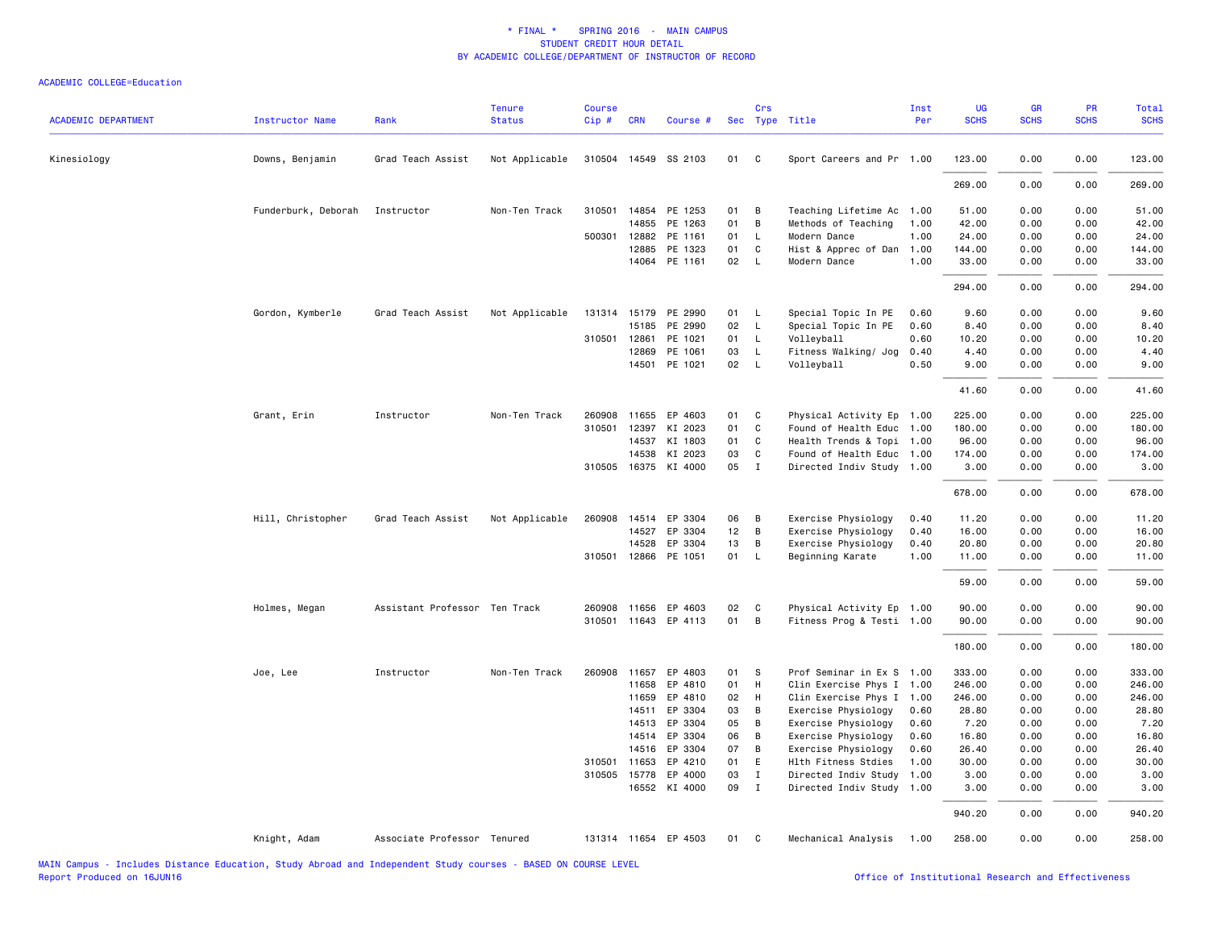# * FINAL * SPRING 2016 - MAIN CAMPUS
## STUDENT CREDIT HOUR DETAIL
## BY ACADEMIC COLLEGE/DEPARTMENT OF INSTRUCTOR OF RECORD

ACADEMIC COLLEGE=Education

| ACADEMIC DEPARTMENT | Instructor Name | Rank | Tenure Status | Course Cip # | CRN | Course # | Sec | Crs Type | Title | Inst Per | UG SCHS | GR SCHS | PR SCHS | Total SCHS |
|---|---|---|---|---|---|---|---|---|---|---|---|---|---|---|
| Kinesiology | Downs, Benjamin | Grad Teach Assist | Not Applicable | 310504 | 14549 | SS 2103 | 01 | C | Sport Careers and Pr | 1.00 | 123.00 | 0.00 | 0.00 | 123.00 |
| | | | | | | | | | | | 269.00 | 0.00 | 0.00 | 269.00 |
| | Funderburk, Deborah | Instructor | Non-Ten Track | 310501 | 14854 | PE 1253 | 01 | B | Teaching Lifetime Ac | 1.00 | 51.00 | 0.00 | 0.00 | 51.00 |
| | | | | | 14855 | PE 1263 | 01 | B | Methods of Teaching | 1.00 | 42.00 | 0.00 | 0.00 | 42.00 |
| | | | | 500301 | 12882 | PE 1161 | 01 | L | Modern Dance | 1.00 | 24.00 | 0.00 | 0.00 | 24.00 |
| | | | | | 12885 | PE 1323 | 01 | C | Hist & Apprec of Dan | 1.00 | 144.00 | 0.00 | 0.00 | 144.00 |
| | | | | | 14064 | PE 1161 | 02 | L | Modern Dance | 1.00 | 33.00 | 0.00 | 0.00 | 33.00 |
| | | | | | | | | | | | 294.00 | 0.00 | 0.00 | 294.00 |
| | Gordon, Kymberle | Grad Teach Assist | Not Applicable | 131314 | 15179 | PE 2990 | 01 | L | Special Topic In PE | 0.60 | 9.60 | 0.00 | 0.00 | 9.60 |
| | | | | | 15185 | PE 2990 | 02 | L | Special Topic In PE | 0.60 | 8.40 | 0.00 | 0.00 | 8.40 |
| | | | | 310501 | 12861 | PE 1021 | 01 | L | Volleyball | 0.60 | 10.20 | 0.00 | 0.00 | 10.20 |
| | | | | | 12869 | PE 1061 | 03 | L | Fitness Walking/ Jog | 0.40 | 4.40 | 0.00 | 0.00 | 4.40 |
| | | | | | 14501 | PE 1021 | 02 | L | Volleyball | 0.50 | 9.00 | 0.00 | 0.00 | 9.00 |
| | | | | | | | | | | | 41.60 | 0.00 | 0.00 | 41.60 |
| | Grant, Erin | Instructor | Non-Ten Track | 260908 | 11655 | EP 4603 | 01 | C | Physical Activity Ep | 1.00 | 225.00 | 0.00 | 0.00 | 225.00 |
| | | | | 310501 | 12397 | KI 2023 | 01 | C | Found of Health Educ | 1.00 | 180.00 | 0.00 | 0.00 | 180.00 |
| | | | | | 14537 | KI 1803 | 01 | C | Health Trends & Topi | 1.00 | 96.00 | 0.00 | 0.00 | 96.00 |
| | | | | | 14538 | KI 2023 | 03 | C | Found of Health Educ | 1.00 | 174.00 | 0.00 | 0.00 | 174.00 |
| | | | | 310505 | 16375 | KI 4000 | 05 | I | Directed Indiv Study | 1.00 | 3.00 | 0.00 | 0.00 | 3.00 |
| | | | | | | | | | | | 678.00 | 0.00 | 0.00 | 678.00 |
| | Hill, Christopher | Grad Teach Assist | Not Applicable | 260908 | 14514 | EP 3304 | 06 | B | Exercise Physiology | 0.40 | 11.20 | 0.00 | 0.00 | 11.20 |
| | | | | | 14527 | EP 3304 | 12 | B | Exercise Physiology | 0.40 | 16.00 | 0.00 | 0.00 | 16.00 |
| | | | | | 14528 | EP 3304 | 13 | B | Exercise Physiology | 0.40 | 20.80 | 0.00 | 0.00 | 20.80 |
| | | | | 310501 | 12866 | PE 1051 | 01 | L | Beginning Karate | 1.00 | 11.00 | 0.00 | 0.00 | 11.00 |
| | | | | | | | | | | | 59.00 | 0.00 | 0.00 | 59.00 |
| | Holmes, Megan | Assistant Professor | Ten Track | 260908 | 11656 | EP 4603 | 02 | C | Physical Activity Ep | 1.00 | 90.00 | 0.00 | 0.00 | 90.00 |
| | | | | 310501 | 11643 | EP 4113 | 01 | B | Fitness Prog & Testi | 1.00 | 90.00 | 0.00 | 0.00 | 90.00 |
| | | | | | | | | | | | 180.00 | 0.00 | 0.00 | 180.00 |
| | Joe, Lee | Instructor | Non-Ten Track | 260908 | 11657 | EP 4803 | 01 | S | Prof Seminar in Ex S | 1.00 | 333.00 | 0.00 | 0.00 | 333.00 |
| | | | | | 11658 | EP 4810 | 01 | H | Clin Exercise Phys I | 1.00 | 246.00 | 0.00 | 0.00 | 246.00 |
| | | | | | 11659 | EP 4810 | 02 | H | Clin Exercise Phys I | 1.00 | 246.00 | 0.00 | 0.00 | 246.00 |
| | | | | | 14511 | EP 3304 | 03 | B | Exercise Physiology | 0.60 | 28.80 | 0.00 | 0.00 | 28.80 |
| | | | | | 14513 | EP 3304 | 05 | B | Exercise Physiology | 0.60 | 7.20 | 0.00 | 0.00 | 7.20 |
| | | | | | 14514 | EP 3304 | 06 | B | Exercise Physiology | 0.60 | 16.80 | 0.00 | 0.00 | 16.80 |
| | | | | | 14516 | EP 3304 | 07 | B | Exercise Physiology | 0.60 | 26.40 | 0.00 | 0.00 | 26.40 |
| | | | | 310501 | 11653 | EP 4210 | 01 | E | Hlth Fitness Stdies | 1.00 | 30.00 | 0.00 | 0.00 | 30.00 |
| | | | | 310505 | 15778 | EP 4000 | 03 | I | Directed Indiv Study | 1.00 | 3.00 | 0.00 | 0.00 | 3.00 |
| | | | | | 16552 | KI 4000 | 09 | I | Directed Indiv Study | 1.00 | 3.00 | 0.00 | 0.00 | 3.00 |
| | | | | | | | | | | | 940.20 | 0.00 | 0.00 | 940.20 |
| | Knight, Adam | Associate Professor | Tenured | 131314 | 11654 | EP 4503 | 01 | C | Mechanical Analysis | 1.00 | 258.00 | 0.00 | 0.00 | 258.00 |

MAIN Campus - Includes Distance Education, Study Abroad and Independent Study courses - BASED ON COURSE LEVEL
Report Produced on 16JUN16

Office of Institutional Research and Effectiveness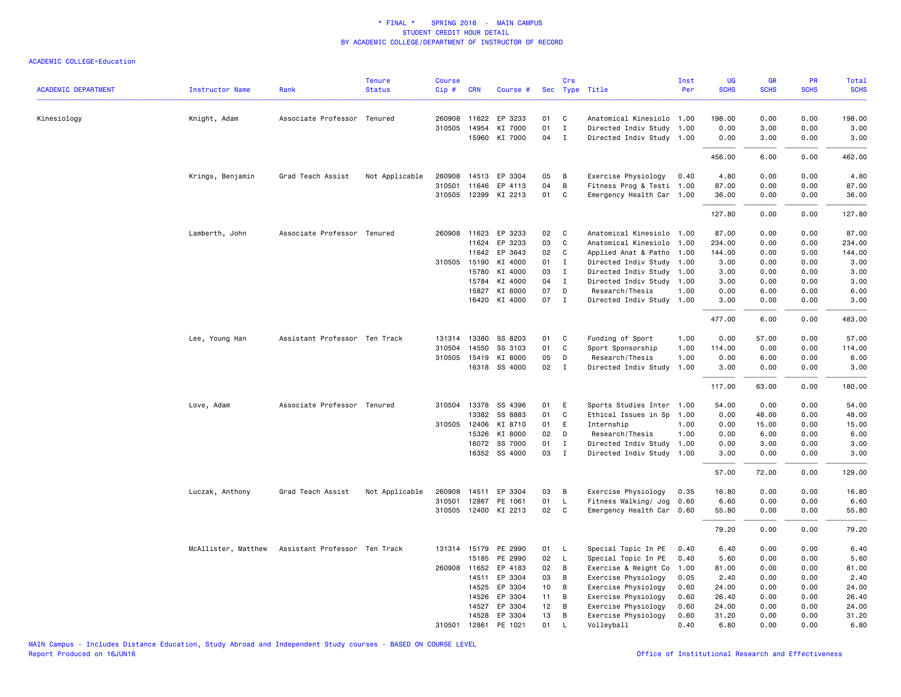# * FINAL * SPRING 2016 - MAIN CAMPUS
## STUDENT CREDIT HOUR DETAIL
## BY ACADEMIC COLLEGE/DEPARTMENT OF INSTRUCTOR OF RECORD

ACADEMIC COLLEGE=Education

| ACADEMIC DEPARTMENT | Instructor Name | Rank | Tenure Status | Course Cip # | CRN | Course # | Sec | Crs Type | Title | Inst Per | UG SCHS | GR SCHS | PR SCHS | Total SCHS |
|---|---|---|---|---|---|---|---|---|---|---|---|---|---|---|
| Kinesiology | Knight, Adam | Associate Professor | Tenured | 260908 | 11622 | EP 3233 | 01 | C | Anatomical Kinesiolo | 1.00 | 198.00 | 0.00 | 0.00 | 198.00 |
| | | | | 310505 | 14954 | KI 7000 | 01 | I | Directed Indiv Study | 1.00 | 0.00 | 3.00 | 0.00 | 3.00 |
| | | | | | 15960 | KI 7000 | 04 | I | Directed Indiv Study | 1.00 | 0.00 | 3.00 | 0.00 | 3.00 |
| | | | | | | | | | | | 456.00 | 6.00 | 0.00 | 462.00 |
| | Krings, Benjamin | Grad Teach Assist | Not Applicable | 260908 | 14513 | EP 3304 | 05 | B | Exercise Physiology | 0.40 | 4.80 | 0.00 | 0.00 | 4.80 |
| | | | | 310501 | 11646 | EP 4113 | 04 | B | Fitness Prog & Testi | 1.00 | 87.00 | 0.00 | 0.00 | 87.00 |
| | | | | 310505 | 12399 | KI 2213 | 01 | C | Emergency Health Car | 1.00 | 36.00 | 0.00 | 0.00 | 36.00 |
| | | | | | | | | | | | 127.80 | 0.00 | 0.00 | 127.80 |
| | Lamberth, John | Associate Professor | Tenured | 260908 | 11623 | EP 3233 | 02 | C | Anatomical Kinesiolo | 1.00 | 87.00 | 0.00 | 0.00 | 87.00 |
| | | | | | 11624 | EP 3233 | 03 | C | Anatomical Kinesiolo | 1.00 | 234.00 | 0.00 | 0.00 | 234.00 |
| | | | | | 11642 | EP 3643 | 02 | C | Applied Anat & Patho | 1.00 | 144.00 | 0.00 | 0.00 | 144.00 |
| | | | | 310505 | 15190 | KI 4000 | 01 | I | Directed Indiv Study | 1.00 | 3.00 | 0.00 | 0.00 | 3.00 |
| | | | | | 15780 | KI 4000 | 03 | I | Directed Indiv Study | 1.00 | 3.00 | 0.00 | 0.00 | 3.00 |
| | | | | | 15784 | KI 4000 | 04 | I | Directed Indiv Study | 1.00 | 3.00 | 0.00 | 0.00 | 3.00 |
| | | | | | 15827 | KI 8000 | 07 | D | Research/Thesis | 1.00 | 0.00 | 6.00 | 0.00 | 6.00 |
| | | | | | 16420 | KI 4000 | 07 | I | Directed Indiv Study | 1.00 | 3.00 | 0.00 | 0.00 | 3.00 |
| | | | | | | | | | | | 477.00 | 6.00 | 0.00 | 483.00 |
| | Lee, Young Han | Assistant Professor | Ten Track | 131314 | 13380 | SS 8203 | 01 | C | Funding of Sport | 1.00 | 0.00 | 57.00 | 0.00 | 57.00 |
| | | | | 310504 | 14550 | SS 3103 | 01 | C | Sport Sponsorship | 1.00 | 114.00 | 0.00 | 0.00 | 114.00 |
| | | | | 310505 | 15419 | KI 8000 | 05 | D | Research/Thesis | 1.00 | 0.00 | 6.00 | 0.00 | 6.00 |
| | | | | | 16318 | SS 4000 | 02 | I | Directed Indiv Study | 1.00 | 3.00 | 0.00 | 0.00 | 3.00 |
| | | | | | | | | | | | 117.00 | 63.00 | 0.00 | 180.00 |
| | Love, Adam | Associate Professor | Tenured | 310504 | 13378 | SS 4396 | 01 | E | Sports Studies Inter | 1.00 | 54.00 | 0.00 | 0.00 | 54.00 |
| | | | | | 13382 | SS 8883 | 01 | C | Ethical Issues in Sp | 1.00 | 0.00 | 48.00 | 0.00 | 48.00 |
| | | | | 310505 | 12406 | KI 8710 | 01 | E | Internship | 1.00 | 0.00 | 15.00 | 0.00 | 15.00 |
| | | | | | 15326 | KI 8000 | 02 | D | Research/Thesis | 1.00 | 0.00 | 6.00 | 0.00 | 6.00 |
| | | | | | 16072 | SS 7000 | 01 | I | Directed Indiv Study | 1.00 | 0.00 | 3.00 | 0.00 | 3.00 |
| | | | | | 16352 | SS 4000 | 03 | I | Directed Indiv Study | 1.00 | 3.00 | 0.00 | 0.00 | 3.00 |
| | | | | | | | | | | | 57.00 | 72.00 | 0.00 | 129.00 |
| | Luczak, Anthony | Grad Teach Assist | Not Applicable | 260908 | 14511 | EP 3304 | 03 | B | Exercise Physiology | 0.35 | 16.80 | 0.00 | 0.00 | 16.80 |
| | | | | 310501 | 12867 | PE 1061 | 01 | L | Fitness Walking/ Jog | 0.60 | 6.60 | 0.00 | 0.00 | 6.60 |
| | | | | 310505 | 12400 | KI 2213 | 02 | C | Emergency Health Car | 0.60 | 55.80 | 0.00 | 0.00 | 55.80 |
| | | | | | | | | | | | 79.20 | 0.00 | 0.00 | 79.20 |
| | McAllister, Matthew | Assistant Professor | Ten Track | 131314 | 15179 | PE 2990 | 01 | L | Special Topic In PE | 0.40 | 6.40 | 0.00 | 0.00 | 6.40 |
| | | | | | 15185 | PE 2990 | 02 | L | Special Topic In PE | 0.40 | 5.60 | 0.00 | 0.00 | 5.60 |
| | | | | 260908 | 11652 | EP 4183 | 02 | B | Exercise & Weight Co | 1.00 | 81.00 | 0.00 | 0.00 | 81.00 |
| | | | | | 14511 | EP 3304 | 03 | B | Exercise Physiology | 0.05 | 2.40 | 0.00 | 0.00 | 2.40 |
| | | | | | 14525 | EP 3304 | 10 | B | Exercise Physiology | 0.60 | 24.00 | 0.00 | 0.00 | 24.00 |
| | | | | | 14526 | EP 3304 | 11 | B | Exercise Physiology | 0.60 | 26.40 | 0.00 | 0.00 | 26.40 |
| | | | | | 14527 | EP 3304 | 12 | B | Exercise Physiology | 0.60 | 24.00 | 0.00 | 0.00 | 24.00 |
| | | | | | 14528 | EP 3304 | 13 | B | Exercise Physiology | 0.60 | 31.20 | 0.00 | 0.00 | 31.20 |
| | | | | 310501 | 12861 | PE 1021 | 01 | L | Volleyball | 0.40 | 6.80 | 0.00 | 0.00 | 6.80 |

MAIN Campus - Includes Distance Education, Study Abroad and Independent Study courses - BASED ON COURSE LEVEL
Report Produced on 16JUN16

Office of Institutional Research and Effectiveness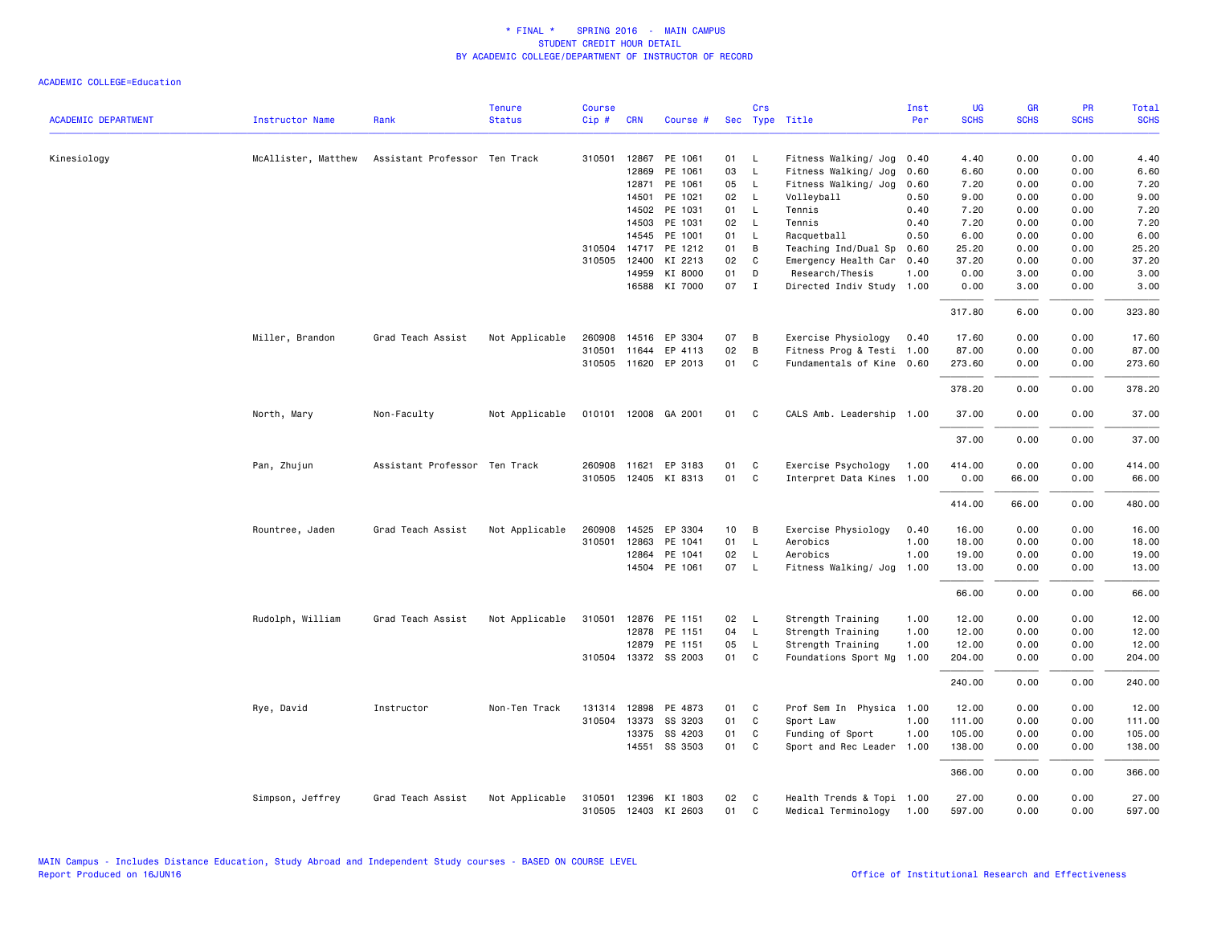# * FINAL * SPRING 2016 - MAIN CAMPUS
## STUDENT CREDIT HOUR DETAIL
## BY ACADEMIC COLLEGE/DEPARTMENT OF INSTRUCTOR OF RECORD

ACADEMIC COLLEGE=Education

| ACADEMIC DEPARTMENT | Instructor Name | Rank | Tenure Status | Course Cip # | CRN | Course # | Sec | Crs Type | Title | Inst Per | UG SCHS | GR SCHS | PR SCHS | Total SCHS |
|---|---|---|---|---|---|---|---|---|---|---|---|---|---|---|
| Kinesiology | McAllister, Matthew | Assistant Professor | Ten Track | 310501 | 12867 | PE 1061 | 01 | L | Fitness Walking/ Jog | 0.40 | 4.40 | 0.00 | 0.00 | 4.40 |
| | | | | | 12869 | PE 1061 | 03 | L | Fitness Walking/ Jog | 0.60 | 6.60 | 0.00 | 0.00 | 6.60 |
| | | | | | 12871 | PE 1061 | 05 | L | Fitness Walking/ Jog | 0.60 | 7.20 | 0.00 | 0.00 | 7.20 |
| | | | | | 14501 | PE 1021 | 02 | L | Volleyball | 0.50 | 9.00 | 0.00 | 0.00 | 9.00 |
| | | | | | 14502 | PE 1031 | 01 | L | Tennis | 0.40 | 7.20 | 0.00 | 0.00 | 7.20 |
| | | | | | 14503 | PE 1031 | 02 | L | Tennis | 0.40 | 7.20 | 0.00 | 0.00 | 7.20 |
| | | | | | 14545 | PE 1001 | 01 | L | Racquetball | 0.50 | 6.00 | 0.00 | 0.00 | 6.00 |
| | | | | 310504 | 14717 | PE 1212 | 01 | B | Teaching Ind/Dual Sp | 0.60 | 25.20 | 0.00 | 0.00 | 25.20 |
| | | | | 310505 | 12400 | KI 2213 | 02 | C | Emergency Health Car | 0.40 | 37.20 | 0.00 | 0.00 | 37.20 |
| | | | | | 14959 | KI 8000 | 01 | D | Research/Thesis | 1.00 | 0.00 | 3.00 | 0.00 | 3.00 |
| | | | | | 16588 | KI 7000 | 07 | I | Directed Indiv Study | 1.00 | 0.00 | 3.00 | 0.00 | 3.00 |
| | | | | | | | | | | | 317.80 | 6.00 | 0.00 | 323.80 |
| | Miller, Brandon | Grad Teach Assist | Not Applicable | 260908 | 14516 | EP 3304 | 07 | B | Exercise Physiology | 0.40 | 17.60 | 0.00 | 0.00 | 17.60 |
| | | | | 310501 | 11644 | EP 4113 | 02 | B | Fitness Prog & Testi | 1.00 | 87.00 | 0.00 | 0.00 | 87.00 |
| | | | | 310505 | 11620 | EP 2013 | 01 | C | Fundamentals of Kine | 0.60 | 273.60 | 0.00 | 0.00 | 273.60 |
| | | | | | | | | | | | 378.20 | 0.00 | 0.00 | 378.20 |
| | North, Mary | Non-Faculty | Not Applicable | 010101 | 12008 | GA 2001 | 01 | C | CALS Amb. Leadership | 1.00 | 37.00 | 0.00 | 0.00 | 37.00 |
| | | | | | | | | | | | 37.00 | 0.00 | 0.00 | 37.00 |
| | Pan, Zhujun | Assistant Professor | Ten Track | 260908 | 11621 | EP 3183 | 01 | C | Exercise Psychology | 1.00 | 414.00 | 0.00 | 0.00 | 414.00 |
| | | | | 310505 | 12405 | KI 8313 | 01 | C | Interpret Data Kines | 1.00 | 0.00 | 66.00 | 0.00 | 66.00 |
| | | | | | | | | | | | 414.00 | 66.00 | 0.00 | 480.00 |
| | Rountree, Jaden | Grad Teach Assist | Not Applicable | 260908 | 14525 | EP 3304 | 10 | B | Exercise Physiology | 0.40 | 16.00 | 0.00 | 0.00 | 16.00 |
| | | | | 310501 | 12863 | PE 1041 | 01 | L | Aerobics | 1.00 | 18.00 | 0.00 | 0.00 | 18.00 |
| | | | | | 12864 | PE 1041 | 02 | L | Aerobics | 1.00 | 19.00 | 0.00 | 0.00 | 19.00 |
| | | | | | 14504 | PE 1061 | 07 | L | Fitness Walking/ Jog | 1.00 | 13.00 | 0.00 | 0.00 | 13.00 |
| | | | | | | | | | | | 66.00 | 0.00 | 0.00 | 66.00 |
| | Rudolph, William | Grad Teach Assist | Not Applicable | 310501 | 12876 | PE 1151 | 02 | L | Strength Training | 1.00 | 12.00 | 0.00 | 0.00 | 12.00 |
| | | | | | 12878 | PE 1151 | 04 | L | Strength Training | 1.00 | 12.00 | 0.00 | 0.00 | 12.00 |
| | | | | | 12879 | PE 1151 | 05 | L | Strength Training | 1.00 | 12.00 | 0.00 | 0.00 | 12.00 |
| | | | | 310504 | 13372 | SS 2003 | 01 | C | Foundations Sport Mg | 1.00 | 204.00 | 0.00 | 0.00 | 204.00 |
| | | | | | | | | | | | 240.00 | 0.00 | 0.00 | 240.00 |
| | Rye, David | Instructor | Non-Ten Track | 131314 | 12898 | PE 4873 | 01 | C | Prof Sem In Physica | 1.00 | 12.00 | 0.00 | 0.00 | 12.00 |
| | | | | 310504 | 13373 | SS 3203 | 01 | C | Sport Law | 1.00 | 111.00 | 0.00 | 0.00 | 111.00 |
| | | | | | 13375 | SS 4203 | 01 | C | Funding of Sport | 1.00 | 105.00 | 0.00 | 0.00 | 105.00 |
| | | | | | 14551 | SS 3503 | 01 | C | Sport and Rec Leader | 1.00 | 138.00 | 0.00 | 0.00 | 138.00 |
| | | | | | | | | | | | 366.00 | 0.00 | 0.00 | 366.00 |
| | Simpson, Jeffrey | Grad Teach Assist | Not Applicable | 310501 | 12396 | KI 1803 | 02 | C | Health Trends & Topi | 1.00 | 27.00 | 0.00 | 0.00 | 27.00 |
| | | | | 310505 | 12403 | KI 2603 | 01 | C | Medical Terminology | 1.00 | 597.00 | 0.00 | 0.00 | 597.00 |

MAIN Campus - Includes Distance Education, Study Abroad and Independent Study courses - BASED ON COURSE LEVEL
Report Produced on 16JUN16

Office of Institutional Research and Effectiveness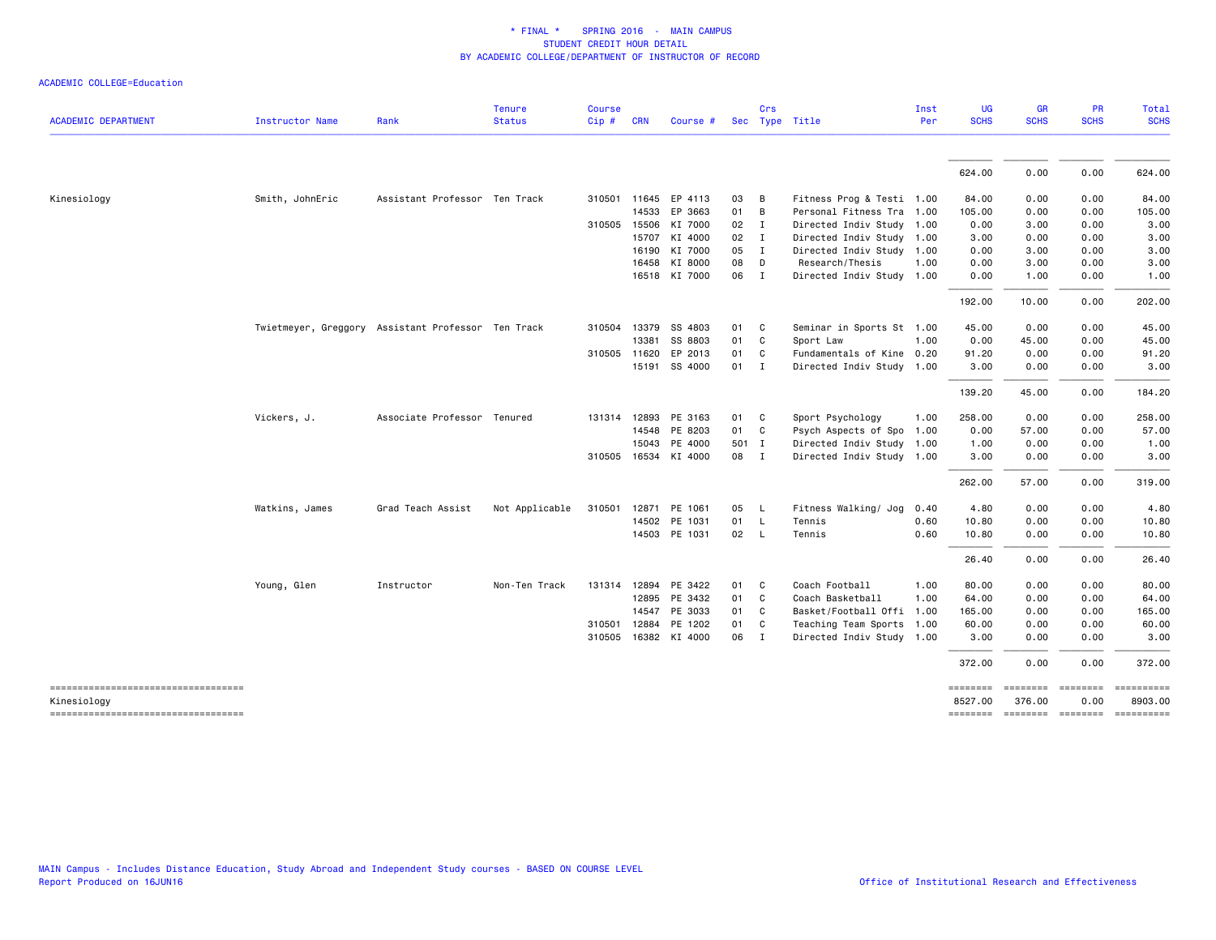# * FINAL * SPRING 2016 - MAIN CAMPUS
## STUDENT CREDIT HOUR DETAIL
### BY ACADEMIC COLLEGE/DEPARTMENT OF INSTRUCTOR OF RECORD

ACADEMIC COLLEGE=Education

| ACADEMIC DEPARTMENT | Instructor Name | Rank | Tenure Status | Course Cip # | CRN | Course # | Sec | Crs Type | Title | Inst Per | UG SCHS | GR SCHS | PR SCHS | Total SCHS |
|---|---|---|---|---|---|---|---|---|---|---|---|---|---|---|
| | | | | | | | | | | | 624.00 | 0.00 | 0.00 | 624.00 |
| Kinesiology | Smith, JohnEric | Assistant Professor | Ten Track | 310501 | 11645 | EP 4113 | 03 | B | Fitness Prog & Testi | 1.00 | 84.00 | 0.00 | 0.00 | 84.00 |
| | | | | | 14533 | EP 3663 | 01 | B | Personal Fitness Tra | 1.00 | 105.00 | 0.00 | 0.00 | 105.00 |
| | | | | 310505 | 15506 | KI 7000 | 02 | I | Directed Indiv Study | 1.00 | 0.00 | 3.00 | 0.00 | 3.00 |
| | | | | | 15707 | KI 4000 | 02 | I | Directed Indiv Study | 1.00 | 3.00 | 0.00 | 0.00 | 3.00 |
| | | | | | 16190 | KI 7000 | 05 | I | Directed Indiv Study | 1.00 | 0.00 | 3.00 | 0.00 | 3.00 |
| | | | | | 16458 | KI 8000 | 08 | D | Research/Thesis | 1.00 | 0.00 | 3.00 | 0.00 | 3.00 |
| | | | | | 16518 | KI 7000 | 06 | I | Directed Indiv Study | 1.00 | 0.00 | 1.00 | 0.00 | 1.00 |
| | | | | | | | | | | | 192.00 | 10.00 | 0.00 | 202.00 |
| | Twietmeyer, Greggory | Assistant Professor | Ten Track | 310504 | 13379 | SS 4803 | 01 | C | Seminar in Sports St | 1.00 | 45.00 | 0.00 | 0.00 | 45.00 |
| | | | | | 13381 | SS 8803 | 01 | C | Sport Law | 1.00 | 0.00 | 45.00 | 0.00 | 45.00 |
| | | | | 310505 | 11620 | EP 2013 | 01 | C | Fundamentals of Kine | 0.20 | 91.20 | 0.00 | 0.00 | 91.20 |
| | | | | | 15191 | SS 4000 | 01 | I | Directed Indiv Study | 1.00 | 3.00 | 0.00 | 0.00 | 3.00 |
| | | | | | | | | | | | 139.20 | 45.00 | 0.00 | 184.20 |
| | Vickers, J. | Associate Professor | Tenured | 131314 | 12893 | PE 3163 | 01 | C | Sport Psychology | 1.00 | 258.00 | 0.00 | 0.00 | 258.00 |
| | | | | | 14548 | PE 8203 | 01 | C | Psych Aspects of Spo | 1.00 | 0.00 | 57.00 | 0.00 | 57.00 |
| | | | | | 15043 | PE 4000 | 501 | I | Directed Indiv Study | 1.00 | 1.00 | 0.00 | 0.00 | 1.00 |
| | | | | 310505 | 16534 | KI 4000 | 08 | I | Directed Indiv Study | 1.00 | 3.00 | 0.00 | 0.00 | 3.00 |
| | | | | | | | | | | | 262.00 | 57.00 | 0.00 | 319.00 |
| | Watkins, James | Grad Teach Assist | Not Applicable | 310501 | 12871 | PE 1061 | 05 | L | Fitness Walking/ Jog | 0.40 | 4.80 | 0.00 | 0.00 | 4.80 |
| | | | | | 14502 | PE 1031 | 01 | L | Tennis | 0.60 | 10.80 | 0.00 | 0.00 | 10.80 |
| | | | | | 14503 | PE 1031 | 02 | L | Tennis | 0.60 | 10.80 | 0.00 | 0.00 | 10.80 |
| | | | | | | | | | | | 26.40 | 0.00 | 0.00 | 26.40 |
| | Young, Glen | Instructor | Non-Ten Track | 131314 | 12894 | PE 3422 | 01 | C | Coach Football | 1.00 | 80.00 | 0.00 | 0.00 | 80.00 |
| | | | | | 12895 | PE 3432 | 01 | C | Coach Basketball | 1.00 | 64.00 | 0.00 | 0.00 | 64.00 |
| | | | | | 14547 | PE 3033 | 01 | C | Basket/Football Offi | 1.00 | 165.00 | 0.00 | 0.00 | 165.00 |
| | | | | 310501 | 12884 | PE 1202 | 01 | C | Teaching Team Sports | 1.00 | 60.00 | 0.00 | 0.00 | 60.00 |
| | | | | 310505 | 16382 | KI 4000 | 06 | I | Directed Indiv Study | 1.00 | 3.00 | 0.00 | 0.00 | 3.00 |
| | | | | | | | | | | | 372.00 | 0.00 | 0.00 | 372.00 |
| Kinesiology | | | | | | | | | | | 8527.00 | 376.00 | 0.00 | 8903.00 |

MAIN Campus - Includes Distance Education, Study Abroad and Independent Study courses - BASED ON COURSE LEVEL
Report Produced on 16JUN16

Office of Institutional Research and Effectiveness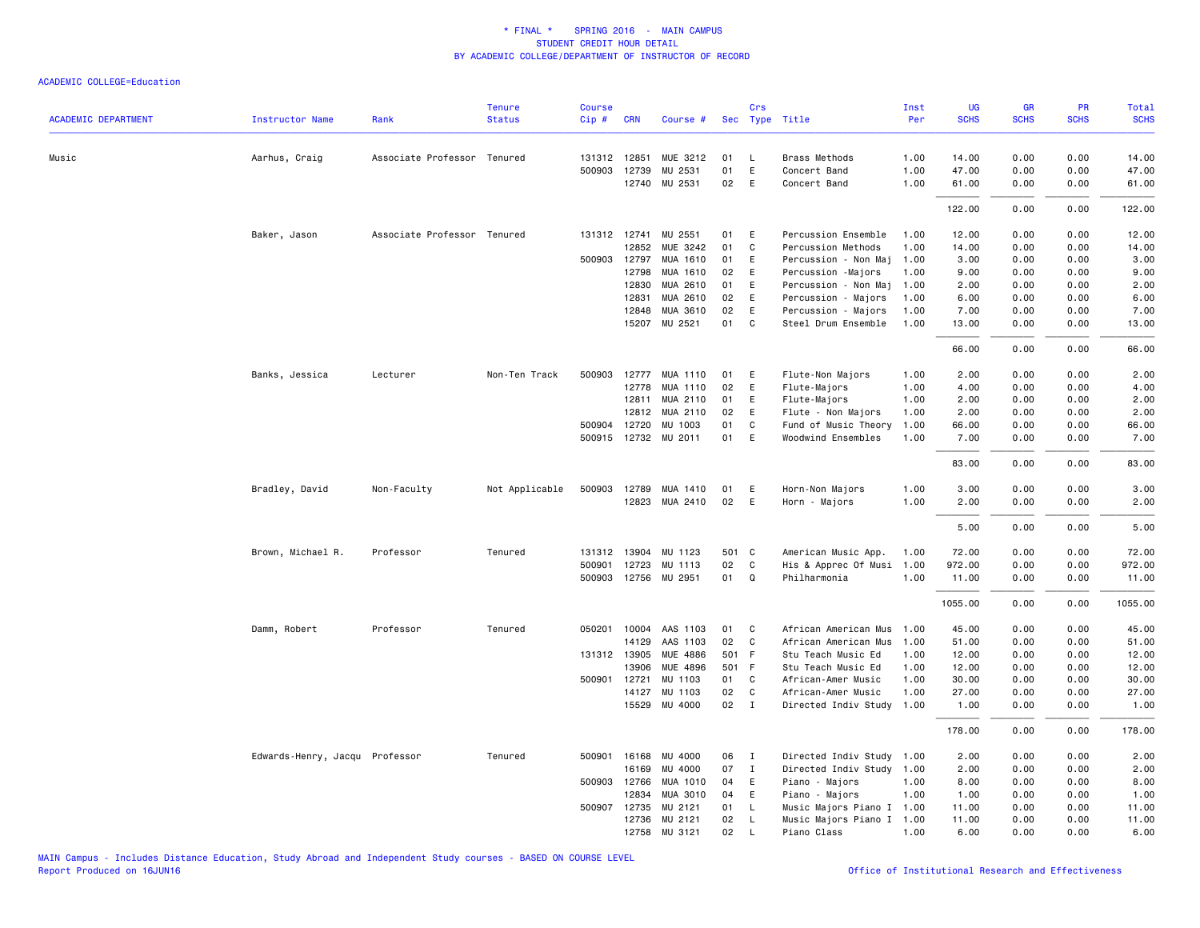# * FINAL * SPRING 2016 - MAIN CAMPUS
## STUDENT CREDIT HOUR DETAIL
### BY ACADEMIC COLLEGE/DEPARTMENT OF INSTRUCTOR OF RECORD

ACADEMIC COLLEGE=Education

| ACADEMIC DEPARTMENT | Instructor Name | Rank | Tenure Status | Course Cip # | CRN | Course # | Sec | Crs Type | Title | Inst Per | UG SCHS | GR SCHS | PR SCHS | Total SCHS |
|---|---|---|---|---|---|---|---|---|---|---|---|---|---|---|
| Music | Aarhus, Craig | Associate Professor | Tenured | 131312 | 12851 | MUE 3212 | 01 | L | Brass Methods | 1.00 | 14.00 | 0.00 | 0.00 | 14.00 |
| | | | | 500903 | 12739 | MU 2531 | 01 | E | Concert Band | 1.00 | 47.00 | 0.00 | 0.00 | 47.00 |
| | | | | | 12740 | MU 2531 | 02 | E | Concert Band | 1.00 | 61.00 | 0.00 | 0.00 | 61.00 |
| | | | | | | | | | | | 122.00 | 0.00 | 0.00 | 122.00 |
| | Baker, Jason | Associate Professor | Tenured | 131312 | 12741 | MU 2551 | 01 | E | Percussion Ensemble | 1.00 | 12.00 | 0.00 | 0.00 | 12.00 |
| | | | | | 12852 | MUE 3242 | 01 | C | Percussion Methods | 1.00 | 14.00 | 0.00 | 0.00 | 14.00 |
| | | | | 500903 | 12797 | MUA 1610 | 01 | E | Percussion - Non Maj | 1.00 | 3.00 | 0.00 | 0.00 | 3.00 |
| | | | | | 12798 | MUA 1610 | 02 | E | Percussion -Majors | 1.00 | 9.00 | 0.00 | 0.00 | 9.00 |
| | | | | | 12830 | MUA 2610 | 01 | E | Percussion - Non Maj | 1.00 | 2.00 | 0.00 | 0.00 | 2.00 |
| | | | | | 12831 | MUA 2610 | 02 | E | Percussion - Majors | 1.00 | 6.00 | 0.00 | 0.00 | 6.00 |
| | | | | | 12848 | MUA 3610 | 02 | E | Percussion - Majors | 1.00 | 7.00 | 0.00 | 0.00 | 7.00 |
| | | | | | 15207 | MU 2521 | 01 | C | Steel Drum Ensemble | 1.00 | 13.00 | 0.00 | 0.00 | 13.00 |
| | | | | | | | | | | | 66.00 | 0.00 | 0.00 | 66.00 |
| | Banks, Jessica | Lecturer | Non-Ten Track | 500903 | 12777 | MUA 1110 | 01 | E | Flute-Non Majors | 1.00 | 2.00 | 0.00 | 0.00 | 2.00 |
| | | | | | 12778 | MUA 1110 | 02 | E | Flute-Majors | 1.00 | 4.00 | 0.00 | 0.00 | 4.00 |
| | | | | | 12811 | MUA 2110 | 01 | E | Flute-Majors | 1.00 | 2.00 | 0.00 | 0.00 | 2.00 |
| | | | | | 12812 | MUA 2110 | 02 | E | Flute - Non Majors | 1.00 | 2.00 | 0.00 | 0.00 | 2.00 |
| | | | | 500904 | 12720 | MU 1003 | 01 | C | Fund of Music Theory | 1.00 | 66.00 | 0.00 | 0.00 | 66.00 |
| | | | | 500915 | 12732 | MU 2011 | 01 | E | Woodwind Ensembles | 1.00 | 7.00 | 0.00 | 0.00 | 7.00 |
| | | | | | | | | | | | 83.00 | 0.00 | 0.00 | 83.00 |
| | Bradley, David | Non-Faculty | Not Applicable | 500903 | 12789 | MUA 1410 | 01 | E | Horn-Non Majors | 1.00 | 3.00 | 0.00 | 0.00 | 3.00 |
| | | | | | 12823 | MUA 2410 | 02 | E | Horn - Majors | 1.00 | 2.00 | 0.00 | 0.00 | 2.00 |
| | | | | | | | | | | | 5.00 | 0.00 | 0.00 | 5.00 |
| | Brown, Michael R. | Professor | Tenured | 131312 | 13904 | MU 1123 | 501 | C | American Music App. | 1.00 | 72.00 | 0.00 | 0.00 | 72.00 |
| | | | | 500901 | 12723 | MU 1113 | 02 | C | His & Apprec Of Musi | 1.00 | 972.00 | 0.00 | 0.00 | 972.00 |
| | | | | 500903 | 12756 | MU 2951 | 01 | Q | Philharmonia | 1.00 | 11.00 | 0.00 | 0.00 | 11.00 |
| | | | | | | | | | | | 1055.00 | 0.00 | 0.00 | 1055.00 |
| | Damm, Robert | Professor | Tenured | 050201 | 10004 | AAS 1103 | 01 | C | African American Mus | 1.00 | 45.00 | 0.00 | 0.00 | 45.00 |
| | | | | | 14129 | AAS 1103 | 02 | C | African American Mus | 1.00 | 51.00 | 0.00 | 0.00 | 51.00 |
| | | | | 131312 | 13905 | MUE 4886 | 501 | F | Stu Teach Music Ed | 1.00 | 12.00 | 0.00 | 0.00 | 12.00 |
| | | | | | 13906 | MUE 4896 | 501 | F | Stu Teach Music Ed | 1.00 | 12.00 | 0.00 | 0.00 | 12.00 |
| | | | | 500901 | 12721 | MU 1103 | 01 | C | African-Amer Music | 1.00 | 30.00 | 0.00 | 0.00 | 30.00 |
| | | | | | 14127 | MU 1103 | 02 | C | African-Amer Music | 1.00 | 27.00 | 0.00 | 0.00 | 27.00 |
| | | | | | 15529 | MU 4000 | 02 | I | Directed Indiv Study | 1.00 | 1.00 | 0.00 | 0.00 | 1.00 |
| | | | | | | | | | | | 178.00 | 0.00 | 0.00 | 178.00 |
| | Edwards-Henry, Jacqu | Professor | Tenured | 500901 | 16168 | MU 4000 | 06 | I | Directed Indiv Study | 1.00 | 2.00 | 0.00 | 0.00 | 2.00 |
| | | | | | 16169 | MU 4000 | 07 | I | Directed Indiv Study | 1.00 | 2.00 | 0.00 | 0.00 | 2.00 |
| | | | | 500903 | 12766 | MUA 1010 | 04 | E | Piano - Majors | 1.00 | 8.00 | 0.00 | 0.00 | 8.00 |
| | | | | | 12834 | MUA 3010 | 04 | E | Piano - Majors | 1.00 | 1.00 | 0.00 | 0.00 | 1.00 |
| | | | | 500907 | 12735 | MU 2121 | 01 | L | Music Majors Piano I | 1.00 | 11.00 | 0.00 | 0.00 | 11.00 |
| | | | | | 12736 | MU 2121 | 02 | L | Music Majors Piano I | 1.00 | 11.00 | 0.00 | 0.00 | 11.00 |
| | | | | | 12758 | MU 3121 | 02 | L | Piano Class | 1.00 | 6.00 | 0.00 | 0.00 | 6.00 |

MAIN Campus - Includes Distance Education, Study Abroad and Independent Study courses - BASED ON COURSE LEVEL
Report Produced on 16JUN16

Office of Institutional Research and Effectiveness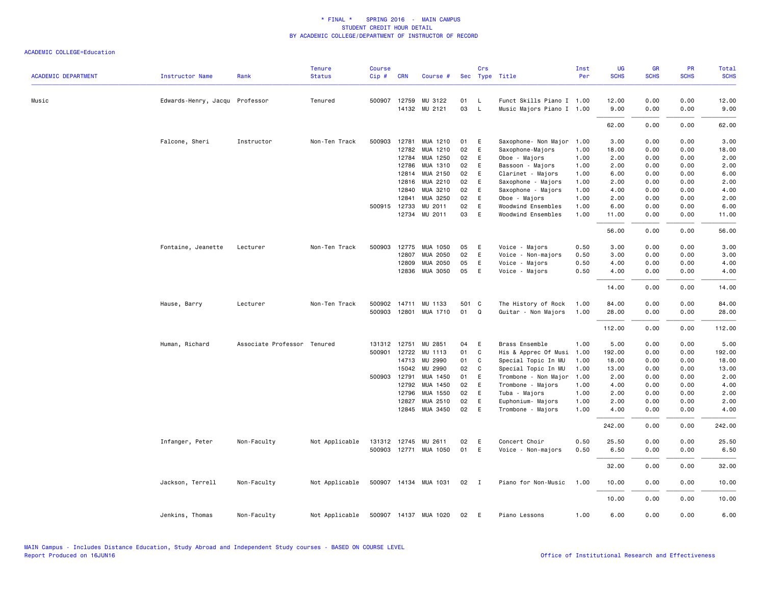# * FINAL * SPRING 2016 - MAIN CAMPUS
## STUDENT CREDIT HOUR DETAIL
## BY ACADEMIC COLLEGE/DEPARTMENT OF INSTRUCTOR OF RECORD

ACADEMIC COLLEGE=Education

| ACADEMIC DEPARTMENT | Instructor Name | Rank | Tenure Status | Course Cip # | CRN | Course # | Sec | Crs Type | Title | Inst Per | UG SCHS | GR SCHS | PR SCHS | Total SCHS |
|---|---|---|---|---|---|---|---|---|---|---|---|---|---|---|
| Music | Edwards-Henry, Jacqu | Professor | Tenured | 500907 | 12759 | MU 3122 | 01 | L | Funct Skills Piano I | 1.00 | 12.00 | 0.00 | 0.00 | 12.00 |
| | | | | | 14132 | MU 2121 | 03 | L | Music Majors Piano I | 1.00 | 9.00 | 0.00 | 0.00 | 9.00 |
| | | | | | | | | | | | 62.00 | 0.00 | 0.00 | 62.00 |
| | Falcone, Sheri | Instructor | Non-Ten Track | 500903 | 12781 | MUA 1210 | 01 | E | Saxophone- Non Major | 1.00 | 3.00 | 0.00 | 0.00 | 3.00 |
| | | | | | 12782 | MUA 1210 | 02 | E | Saxophone-Majors | 1.00 | 18.00 | 0.00 | 0.00 | 18.00 |
| | | | | | 12784 | MUA 1250 | 02 | E | Oboe - Majors | 1.00 | 2.00 | 0.00 | 0.00 | 2.00 |
| | | | | | 12786 | MUA 1310 | 02 | E | Bassoon - Majors | 1.00 | 2.00 | 0.00 | 0.00 | 2.00 |
| | | | | | 12814 | MUA 2150 | 02 | E | Clarinet - Majors | 1.00 | 6.00 | 0.00 | 0.00 | 6.00 |
| | | | | | 12816 | MUA 2210 | 02 | E | Saxophone - Majors | 1.00 | 2.00 | 0.00 | 0.00 | 2.00 |
| | | | | | 12840 | MUA 3210 | 02 | E | Saxophone - Majors | 1.00 | 4.00 | 0.00 | 0.00 | 4.00 |
| | | | | | 12841 | MUA 3250 | 02 | E | Oboe - Majors | 1.00 | 2.00 | 0.00 | 0.00 | 2.00 |
| | | | | 500915 | 12733 | MU 2011 | 02 | E | Woodwind Ensembles | 1.00 | 6.00 | 0.00 | 0.00 | 6.00 |
| | | | | | 12734 | MU 2011 | 03 | E | Woodwind Ensembles | 1.00 | 11.00 | 0.00 | 0.00 | 11.00 |
| | | | | | | | | | | | 56.00 | 0.00 | 0.00 | 56.00 |
| | Fontaine, Jeanette | Lecturer | Non-Ten Track | 500903 | 12775 | MUA 1050 | 05 | E | Voice - Majors | 0.50 | 3.00 | 0.00 | 0.00 | 3.00 |
| | | | | | 12807 | MUA 2050 | 02 | E | Voice - Non-majors | 0.50 | 3.00 | 0.00 | 0.00 | 3.00 |
| | | | | | 12809 | MUA 2050 | 05 | E | Voice - Majors | 0.50 | 4.00 | 0.00 | 0.00 | 4.00 |
| | | | | | 12836 | MUA 3050 | 05 | E | Voice - Majors | 0.50 | 4.00 | 0.00 | 0.00 | 4.00 |
| | | | | | | | | | | | 14.00 | 0.00 | 0.00 | 14.00 |
| | Hause, Barry | Lecturer | Non-Ten Track | 500902 | 14711 | MU 1133 | 501 | C | The History of Rock | 1.00 | 84.00 | 0.00 | 0.00 | 84.00 |
| | | | | 500903 | 12801 | MUA 1710 | 01 | Q | Guitar - Non Majors | 1.00 | 28.00 | 0.00 | 0.00 | 28.00 |
| | | | | | | | | | | | 112.00 | 0.00 | 0.00 | 112.00 |
| | Human, Richard | Associate Professor | Tenured | 131312 | 12751 | MU 2851 | 04 | E | Brass Ensemble | 1.00 | 5.00 | 0.00 | 0.00 | 5.00 |
| | | | | 500901 | 12722 | MU 1113 | 01 | C | His & Apprec Of Musi | 1.00 | 192.00 | 0.00 | 0.00 | 192.00 |
| | | | | | 14713 | MU 2990 | 01 | C | Special Topic In MU | 1.00 | 18.00 | 0.00 | 0.00 | 18.00 |
| | | | | | 15042 | MU 2990 | 02 | C | Special Topic In MU | 1.00 | 13.00 | 0.00 | 0.00 | 13.00 |
| | | | | 500903 | 12791 | MUA 1450 | 01 | E | Trombone - Non Major | 1.00 | 2.00 | 0.00 | 0.00 | 2.00 |
| | | | | | 12792 | MUA 1450 | 02 | E | Trombone - Majors | 1.00 | 4.00 | 0.00 | 0.00 | 4.00 |
| | | | | | 12796 | MUA 1550 | 02 | E | Tuba - Majors | 1.00 | 2.00 | 0.00 | 0.00 | 2.00 |
| | | | | | 12827 | MUA 2510 | 02 | E | Euphonium- Majors | 1.00 | 2.00 | 0.00 | 0.00 | 2.00 |
| | | | | | 12845 | MUA 3450 | 02 | E | Trombone - Majors | 1.00 | 4.00 | 0.00 | 0.00 | 4.00 |
| | | | | | | | | | | | 242.00 | 0.00 | 0.00 | 242.00 |
| | Infanger, Peter | Non-Faculty | Not Applicable | 131312 | 12745 | MU 2611 | 02 | E | Concert Choir | 0.50 | 25.50 | 0.00 | 0.00 | 25.50 |
| | | | | 500903 | 12771 | MUA 1050 | 01 | E | Voice - Non-majors | 0.50 | 6.50 | 0.00 | 0.00 | 6.50 |
| | | | | | | | | | | | 32.00 | 0.00 | 0.00 | 32.00 |
| | Jackson, Terrell | Non-Faculty | Not Applicable | 500907 | 14134 | MUA 1031 | 02 | I | Piano for Non-Music | 1.00 | 10.00 | 0.00 | 0.00 | 10.00 |
| | | | | | | | | | | | 10.00 | 0.00 | 0.00 | 10.00 |
| | Jenkins, Thomas | Non-Faculty | Not Applicable | 500907 | 14137 | MUA 1020 | 02 | E | Piano Lessons | 1.00 | 6.00 | 0.00 | 0.00 | 6.00 |

MAIN Campus - Includes Distance Education, Study Abroad and Independent Study courses - BASED ON COURSE LEVEL
Report Produced on 16JUN16

Office of Institutional Research and Effectiveness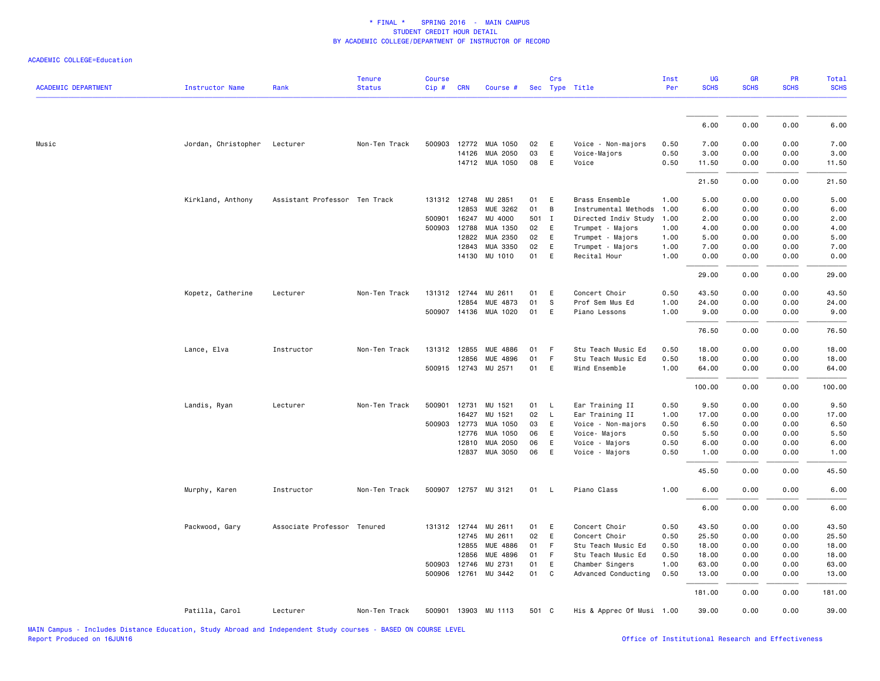\* FINAL \* SPRING 2016 - MAIN CAMPUS
STUDENT CREDIT HOUR DETAIL
BY ACADEMIC COLLEGE/DEPARTMENT OF INSTRUCTOR OF RECORD

ACADEMIC COLLEGE=Education

| ACADEMIC DEPARTMENT | Instructor Name | Rank | Tenure Status | Course Cip # | CRN | Course # | Sec | Crs Type | Title | Inst Per | UG SCHS | GR SCHS | PR SCHS | Total SCHS |
|---|---|---|---|---|---|---|---|---|---|---|---|---|---|---|
| | | | | | | | | | | | 6.00 | 0.00 | 0.00 | 6.00 |
| Music | Jordan, Christopher | Lecturer | Non-Ten Track | 500903 | 12772 | MUA 1050 | 02 | E | Voice - Non-majors | 0.50 | 7.00 | 0.00 | 0.00 | 7.00 |
| | | | | | 14126 | MUA 2050 | 03 | E | Voice-Majors | 0.50 | 3.00 | 0.00 | 0.00 | 3.00 |
| | | | | | 14712 | MUA 1050 | 08 | E | Voice | 0.50 | 11.50 | 0.00 | 0.00 | 11.50 |
| | | | | | | | | | | | 21.50 | 0.00 | 0.00 | 21.50 |
| | Kirkland, Anthony | Assistant Professor | Ten Track | 131312 | 12748 | MU 2851 | 01 | E | Brass Ensemble | 1.00 | 5.00 | 0.00 | 0.00 | 5.00 |
| | | | | | 12853 | MUE 3262 | 01 | B | Instrumental Methods | 1.00 | 6.00 | 0.00 | 0.00 | 6.00 |
| | | | | 500901 | 16247 | MU 4000 | 501 | I | Directed Indiv Study | 1.00 | 2.00 | 0.00 | 0.00 | 2.00 |
| | | | | 500903 | 12788 | MUA 1350 | 02 | E | Trumpet - Majors | 1.00 | 4.00 | 0.00 | 0.00 | 4.00 |
| | | | | | 12822 | MUA 2350 | 02 | E | Trumpet - Majors | 1.00 | 5.00 | 0.00 | 0.00 | 5.00 |
| | | | | | 12843 | MUA 3350 | 02 | E | Trumpet - Majors | 1.00 | 7.00 | 0.00 | 0.00 | 7.00 |
| | | | | | 14130 | MU 1010 | 01 | E | Recital Hour | 1.00 | 0.00 | 0.00 | 0.00 | 0.00 |
| | | | | | | | | | | | 29.00 | 0.00 | 0.00 | 29.00 |
| | Kopetz, Catherine | Lecturer | Non-Ten Track | 131312 | 12744 | MU 2611 | 01 | E | Concert Choir | 0.50 | 43.50 | 0.00 | 0.00 | 43.50 |
| | | | | | 12854 | MUE 4873 | 01 | S | Prof Sem Mus Ed | 1.00 | 24.00 | 0.00 | 0.00 | 24.00 |
| | | | | 500907 | 14136 | MUA 1020 | 01 | E | Piano Lessons | 1.00 | 9.00 | 0.00 | 0.00 | 9.00 |
| | | | | | | | | | | | 76.50 | 0.00 | 0.00 | 76.50 |
| | Lance, Elva | Instructor | Non-Ten Track | 131312 | 12855 | MUE 4886 | 01 | F | Stu Teach Music Ed | 0.50 | 18.00 | 0.00 | 0.00 | 18.00 |
| | | | | | 12856 | MUE 4896 | 01 | F | Stu Teach Music Ed | 0.50 | 18.00 | 0.00 | 0.00 | 18.00 |
| | | | | 500915 | 12743 | MU 2571 | 01 | E | Wind Ensemble | 1.00 | 64.00 | 0.00 | 0.00 | 64.00 |
| | | | | | | | | | | | 100.00 | 0.00 | 0.00 | 100.00 |
| | Landis, Ryan | Lecturer | Non-Ten Track | 500901 | 12731 | MU 1521 | 01 | L | Ear Training II | 0.50 | 9.50 | 0.00 | 0.00 | 9.50 |
| | | | | | 16427 | MU 1521 | 02 | L | Ear Training II | 1.00 | 17.00 | 0.00 | 0.00 | 17.00 |
| | | | | 500903 | 12773 | MUA 1050 | 03 | E | Voice - Non-majors | 0.50 | 6.50 | 0.00 | 0.00 | 6.50 |
| | | | | | 12776 | MUA 1050 | 06 | E | Voice- Majors | 0.50 | 5.50 | 0.00 | 0.00 | 5.50 |
| | | | | | 12810 | MUA 2050 | 06 | E | Voice - Majors | 0.50 | 6.00 | 0.00 | 0.00 | 6.00 |
| | | | | | 12837 | MUA 3050 | 06 | E | Voice - Majors | 0.50 | 1.00 | 0.00 | 0.00 | 1.00 |
| | | | | | | | | | | | 45.50 | 0.00 | 0.00 | 45.50 |
| | Murphy, Karen | Instructor | Non-Ten Track | 500907 | 12757 | MU 3121 | 01 | L | Piano Class | 1.00 | 6.00 | 0.00 | 0.00 | 6.00 |
| | | | | | | | | | | | 6.00 | 0.00 | 0.00 | 6.00 |
| | Packwood, Gary | Associate Professor | Tenured | 131312 | 12744 | MU 2611 | 01 | E | Concert Choir | 0.50 | 43.50 | 0.00 | 0.00 | 43.50 |
| | | | | | 12745 | MU 2611 | 02 | E | Concert Choir | 0.50 | 25.50 | 0.00 | 0.00 | 25.50 |
| | | | | | 12855 | MUE 4886 | 01 | F | Stu Teach Music Ed | 0.50 | 18.00 | 0.00 | 0.00 | 18.00 |
| | | | | | 12856 | MUE 4896 | 01 | F | Stu Teach Music Ed | 0.50 | 18.00 | 0.00 | 0.00 | 18.00 |
| | | | | 500903 | 12746 | MU 2731 | 01 | E | Chamber Singers | 1.00 | 63.00 | 0.00 | 0.00 | 63.00 |
| | | | | 500906 | 12761 | MU 3442 | 01 | C | Advanced Conducting | 0.50 | 13.00 | 0.00 | 0.00 | 13.00 |
| | | | | | | | | | | | 181.00 | 0.00 | 0.00 | 181.00 |
| | Patilla, Carol | Lecturer | Non-Ten Track | 500901 | 13903 | MU 1113 | 501 | C | His & Apprec Of Musi | 1.00 | 39.00 | 0.00 | 0.00 | 39.00 |

MAIN Campus - Includes Distance Education, Study Abroad and Independent Study courses - BASED ON COURSE LEVEL
Report Produced on 16JUN16

Office of Institutional Research and Effectiveness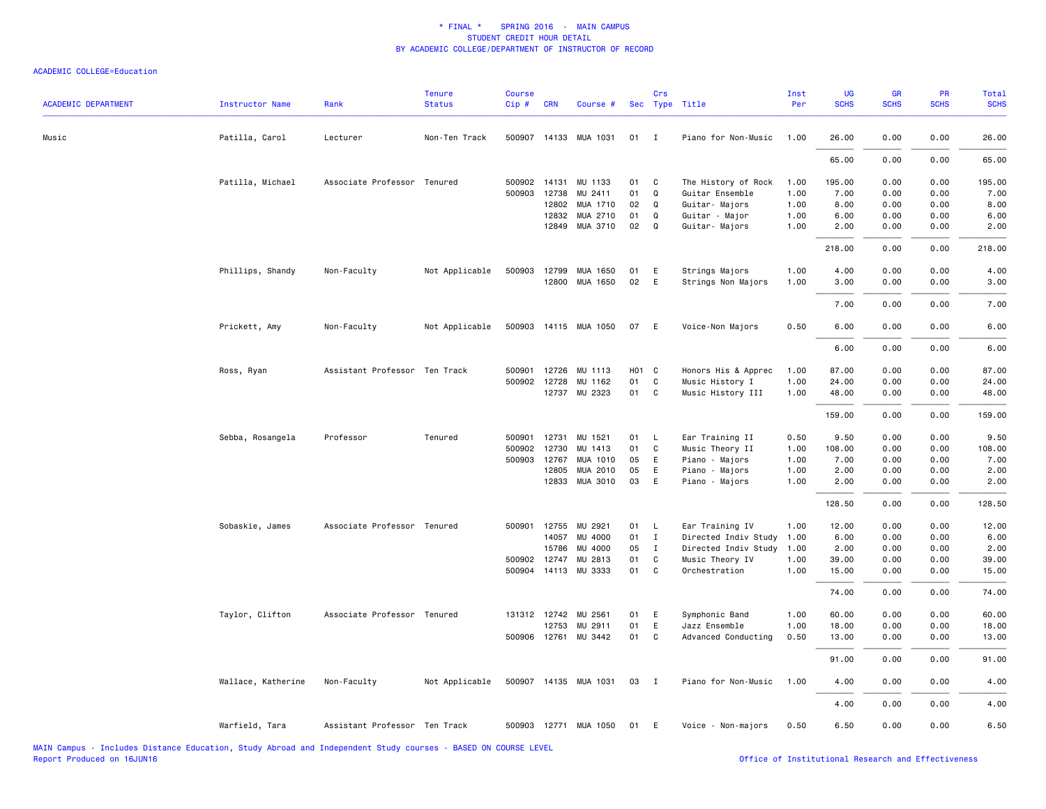# * FINAL * SPRING 2016 - MAIN CAMPUS
## STUDENT CREDIT HOUR DETAIL
## BY ACADEMIC COLLEGE/DEPARTMENT OF INSTRUCTOR OF RECORD

ACADEMIC COLLEGE=Education

| ACADEMIC DEPARTMENT | Instructor Name | Rank | Tenure Status | Course Cip # | CRN | Course # | Sec | Crs Type | Title | Inst Per | UG SCHS | GR SCHS | PR SCHS | Total SCHS |
|---|---|---|---|---|---|---|---|---|---|---|---|---|---|---|
| Music | Patilla, Carol | Lecturer | Non-Ten Track | 500907 | 14133 | MUA 1031 | 01 | I | Piano for Non-Music | 1.00 | 26.00 | 0.00 | 0.00 | 26.00 |
| | | | | | | | | | | | 65.00 | 0.00 | 0.00 | 65.00 |
| | Patilla, Michael | Associate Professor | Tenured | 500902 | 14131 | MU 1133 | 01 | C | The History of Rock | 1.00 | 195.00 | 0.00 | 0.00 | 195.00 |
| | | | | 500903 | 12738 | MU 2411 | 01 | Q | Guitar Ensemble | 1.00 | 7.00 | 0.00 | 0.00 | 7.00 |
| | | | | | 12802 | MUA 1710 | 02 | Q | Guitar- Majors | 1.00 | 8.00 | 0.00 | 0.00 | 8.00 |
| | | | | | 12832 | MUA 2710 | 01 | Q | Guitar - Major | 1.00 | 6.00 | 0.00 | 0.00 | 6.00 |
| | | | | | 12849 | MUA 3710 | 02 | Q | Guitar- Majors | 1.00 | 2.00 | 0.00 | 0.00 | 2.00 |
| | | | | | | | | | | | 218.00 | 0.00 | 0.00 | 218.00 |
| | Phillips, Shandy | Non-Faculty | Not Applicable | 500903 | 12799 | MUA 1650 | 01 | E | Strings Majors | 1.00 | 4.00 | 0.00 | 0.00 | 4.00 |
| | | | | | 12800 | MUA 1650 | 02 | E | Strings Non Majors | 1.00 | 3.00 | 0.00 | 0.00 | 3.00 |
| | | | | | | | | | | | 7.00 | 0.00 | 0.00 | 7.00 |
| | Prickett, Amy | Non-Faculty | Not Applicable | 500903 | 14115 | MUA 1050 | 07 | E | Voice-Non Majors | 0.50 | 6.00 | 0.00 | 0.00 | 6.00 |
| | | | | | | | | | | | 6.00 | 0.00 | 0.00 | 6.00 |
| | Ross, Ryan | Assistant Professor | Ten Track | 500901 | 12726 | MU 1113 | H01 | C | Honors His & Apprec | 1.00 | 87.00 | 0.00 | 0.00 | 87.00 |
| | | | | 500902 | 12728 | MU 1162 | 01 | C | Music History I | 1.00 | 24.00 | 0.00 | 0.00 | 24.00 |
| | | | | | 12737 | MU 2323 | 01 | C | Music History III | 1.00 | 48.00 | 0.00 | 0.00 | 48.00 |
| | | | | | | | | | | | 159.00 | 0.00 | 0.00 | 159.00 |
| | Sebba, Rosangela | Professor | Tenured | 500901 | 12731 | MU 1521 | 01 | L | Ear Training II | 0.50 | 9.50 | 0.00 | 0.00 | 9.50 |
| | | | | 500902 | 12730 | MU 1413 | 01 | C | Music Theory II | 1.00 | 108.00 | 0.00 | 0.00 | 108.00 |
| | | | | 500903 | 12767 | MUA 1010 | 05 | E | Piano - Majors | 1.00 | 7.00 | 0.00 | 0.00 | 7.00 |
| | | | | | 12805 | MUA 2010 | 05 | E | Piano - Majors | 1.00 | 2.00 | 0.00 | 0.00 | 2.00 |
| | | | | | 12833 | MUA 3010 | 03 | E | Piano - Majors | 1.00 | 2.00 | 0.00 | 0.00 | 2.00 |
| | | | | | | | | | | | 128.50 | 0.00 | 0.00 | 128.50 |
| | Sobaskie, James | Associate Professor | Tenured | 500901 | 12755 | MU 2921 | 01 | L | Ear Training IV | 1.00 | 12.00 | 0.00 | 0.00 | 12.00 |
| | | | | | 14057 | MU 4000 | 01 | I | Directed Indiv Study | 1.00 | 6.00 | 0.00 | 0.00 | 6.00 |
| | | | | | 15786 | MU 4000 | 05 | I | Directed Indiv Study | 1.00 | 2.00 | 0.00 | 0.00 | 2.00 |
| | | | | 500902 | 12747 | MU 2813 | 01 | C | Music Theory IV | 1.00 | 39.00 | 0.00 | 0.00 | 39.00 |
| | | | | 500904 | 14113 | MU 3333 | 01 | C | Orchestration | 1.00 | 15.00 | 0.00 | 0.00 | 15.00 |
| | | | | | | | | | | | 74.00 | 0.00 | 0.00 | 74.00 |
| | Taylor, Clifton | Associate Professor | Tenured | 131312 | 12742 | MU 2561 | 01 | E | Symphonic Band | 1.00 | 60.00 | 0.00 | 0.00 | 60.00 |
| | | | | | 12753 | MU 2911 | 01 | E | Jazz Ensemble | 1.00 | 18.00 | 0.00 | 0.00 | 18.00 |
| | | | | 500906 | 12761 | MU 3442 | 01 | C | Advanced Conducting | 0.50 | 13.00 | 0.00 | 0.00 | 13.00 |
| | | | | | | | | | | | 91.00 | 0.00 | 0.00 | 91.00 |
| | Wallace, Katherine | Non-Faculty | Not Applicable | 500907 | 14135 | MUA 1031 | 03 | I | Piano for Non-Music | 1.00 | 4.00 | 0.00 | 0.00 | 4.00 |
| | | | | | | | | | | | 4.00 | 0.00 | 0.00 | 4.00 |
| | Warfield, Tara | Assistant Professor | Ten Track | 500903 | 12771 | MUA 1050 | 01 | E | Voice - Non-majors | 0.50 | 6.50 | 0.00 | 0.00 | 6.50 |

MAIN Campus - Includes Distance Education, Study Abroad and Independent Study courses - BASED ON COURSE LEVEL
Report Produced on 16JUN16

Office of Institutional Research and Effectiveness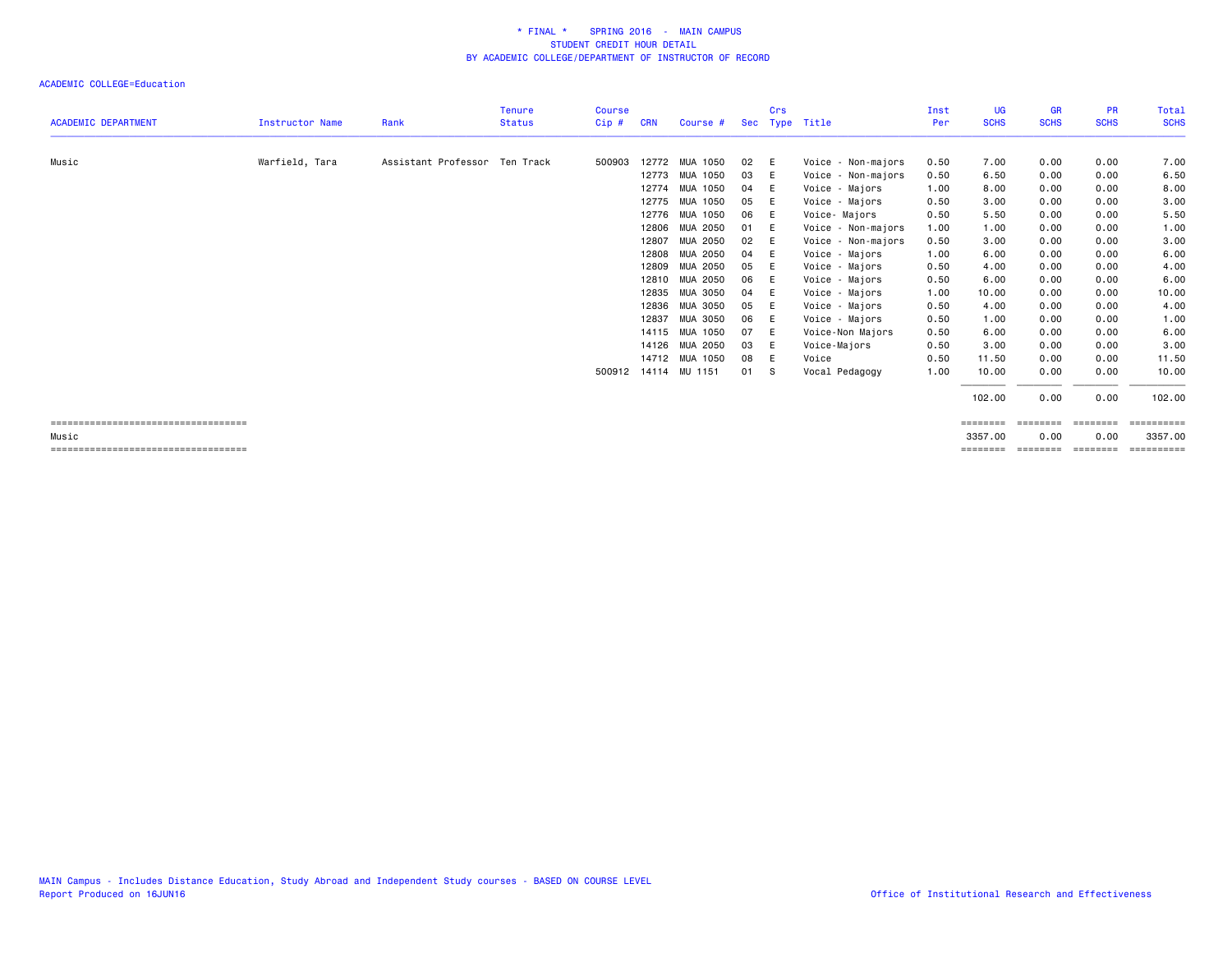\* FINAL \* SPRING 2016 - MAIN CAMPUS
STUDENT CREDIT HOUR DETAIL
BY ACADEMIC COLLEGE/DEPARTMENT OF INSTRUCTOR OF RECORD

ACADEMIC COLLEGE=Education

| ACADEMIC DEPARTMENT | Instructor Name | Rank | Tenure Status | Course Cip # | CRN | Course # | Sec | Crs Type | Title | Inst Per | UG SCHS | GR SCHS | PR SCHS | Total SCHS |
|---|---|---|---|---|---|---|---|---|---|---|---|---|---|---|
| Music | Warfield, Tara | Assistant Professor | Ten Track | 500903 | 12772 | MUA 1050 | 02 | E | Voice - Non-majors | 0.50 | 7.00 | 0.00 | 0.00 | 7.00 |
| | | | | | 12773 | MUA 1050 | 03 | E | Voice - Non-majors | 0.50 | 6.50 | 0.00 | 0.00 | 6.50 |
| | | | | | 12774 | MUA 1050 | 04 | E | Voice - Majors | 1.00 | 8.00 | 0.00 | 0.00 | 8.00 |
| | | | | | 12775 | MUA 1050 | 05 | E | Voice - Majors | 0.50 | 3.00 | 0.00 | 0.00 | 3.00 |
| | | | | | 12776 | MUA 1050 | 06 | E | Voice- Majors | 0.50 | 5.50 | 0.00 | 0.00 | 5.50 |
| | | | | | 12806 | MUA 2050 | 01 | E | Voice - Non-majors | 1.00 | 1.00 | 0.00 | 0.00 | 1.00 |
| | | | | | 12807 | MUA 2050 | 02 | E | Voice - Non-majors | 0.50 | 3.00 | 0.00 | 0.00 | 3.00 |
| | | | | | 12808 | MUA 2050 | 04 | E | Voice - Majors | 1.00 | 6.00 | 0.00 | 0.00 | 6.00 |
| | | | | | 12809 | MUA 2050 | 05 | E | Voice - Majors | 0.50 | 4.00 | 0.00 | 0.00 | 4.00 |
| | | | | | 12810 | MUA 2050 | 06 | E | Voice - Majors | 0.50 | 6.00 | 0.00 | 0.00 | 6.00 |
| | | | | | 12835 | MUA 3050 | 04 | E | Voice - Majors | 1.00 | 10.00 | 0.00 | 0.00 | 10.00 |
| | | | | | 12836 | MUA 3050 | 05 | E | Voice - Majors | 0.50 | 4.00 | 0.00 | 0.00 | 4.00 |
| | | | | | 12837 | MUA 3050 | 06 | E | Voice - Majors | 0.50 | 1.00 | 0.00 | 0.00 | 1.00 |
| | | | | | 14115 | MUA 1050 | 07 | E | Voice-Non Majors | 0.50 | 6.00 | 0.00 | 0.00 | 6.00 |
| | | | | | 14126 | MUA 2050 | 03 | E | Voice-Majors | 0.50 | 3.00 | 0.00 | 0.00 | 3.00 |
| | | | | | 14712 | MUA 1050 | 08 | E | Voice | 0.50 | 11.50 | 0.00 | 0.00 | 11.50 |
| | | | | 500912 | 14114 | MU 1151 | 01 | S | Vocal Pedagogy | 1.00 | 10.00 | 0.00 | 0.00 | 10.00 |
| | | | | | | | | | | | 102.00 | 0.00 | 0.00 | 102.00 |
| Music | | | | | | | | | | | 3357.00 | 0.00 | 0.00 | 3357.00 |

MAIN Campus - Includes Distance Education, Study Abroad and Independent Study courses - BASED ON COURSE LEVEL
Report Produced on 16JUN16

Office of Institutional Research and Effectiveness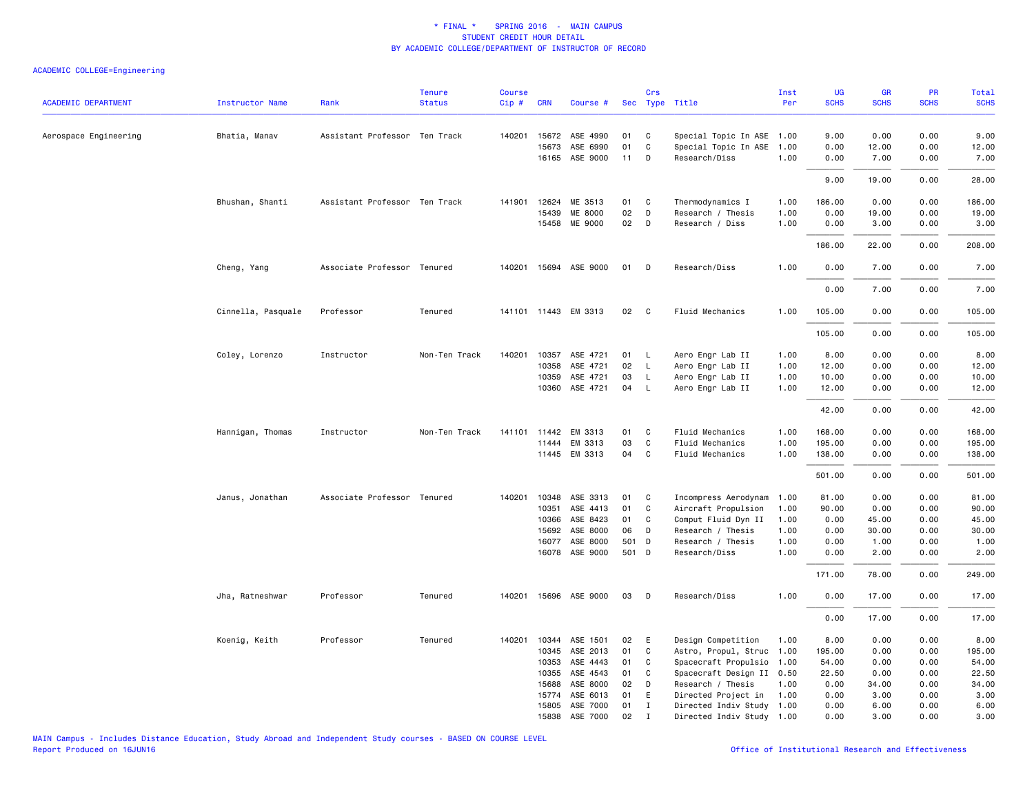# * FINAL * SPRING 2016 - MAIN CAMPUS
## STUDENT CREDIT HOUR DETAIL
## BY ACADEMIC COLLEGE/DEPARTMENT OF INSTRUCTOR OF RECORD

ACADEMIC COLLEGE=Engineering

| ACADEMIC DEPARTMENT | Instructor Name | Rank | Tenure Status | Course Cip # | CRN | Course # | Sec | Crs Type | Title | Inst Per | UG SCHS | GR SCHS | PR SCHS | Total SCHS |
|---|---|---|---|---|---|---|---|---|---|---|---|---|---|---|
| Aerospace Engineering | Bhatia, Manav | Assistant Professor | Ten Track | 140201 | 15672 | ASE 4990 | 01 | C | Special Topic In ASE | 1.00 | 9.00 | 0.00 | 0.00 | 9.00 |
| | | | | | 15673 | ASE 6990 | 01 | C | Special Topic In ASE | 1.00 | 0.00 | 12.00 | 0.00 | 12.00 |
| | | | | | 16165 | ASE 9000 | 11 | D | Research/Diss | 1.00 | 0.00 | 7.00 | 0.00 | 7.00 |
| | | | | | | | | | | | 9.00 | 19.00 | 0.00 | 28.00 |
| | Bhushan, Shanti | Assistant Professor | Ten Track | 141901 | 12624 | ME 3513 | 01 | C | Thermodynamics I | 1.00 | 186.00 | 0.00 | 0.00 | 186.00 |
| | | | | | 15439 | ME 8000 | 02 | D | Research / Thesis | 1.00 | 0.00 | 19.00 | 0.00 | 19.00 |
| | | | | | 15458 | ME 9000 | 02 | D | Research / Diss | 1.00 | 0.00 | 3.00 | 0.00 | 3.00 |
| | | | | | | | | | | | 186.00 | 22.00 | 0.00 | 208.00 |
| | Cheng, Yang | Associate Professor | Tenured | 140201 | 15694 | ASE 9000 | 01 | D | Research/Diss | 1.00 | 0.00 | 7.00 | 0.00 | 7.00 |
| | | | | | | | | | | | 0.00 | 7.00 | 0.00 | 7.00 |
| | Cinnella, Pasquale | Professor | Tenured | 141101 | 11443 | EM 3313 | 02 | C | Fluid Mechanics | 1.00 | 105.00 | 0.00 | 0.00 | 105.00 |
| | | | | | | | | | | | 105.00 | 0.00 | 0.00 | 105.00 |
| | Coley, Lorenzo | Instructor | Non-Ten Track | 140201 | 10357 | ASE 4721 | 01 | L | Aero Engr Lab II | 1.00 | 8.00 | 0.00 | 0.00 | 8.00 |
| | | | | | 10358 | ASE 4721 | 02 | L | Aero Engr Lab II | 1.00 | 12.00 | 0.00 | 0.00 | 12.00 |
| | | | | | 10359 | ASE 4721 | 03 | L | Aero Engr Lab II | 1.00 | 10.00 | 0.00 | 0.00 | 10.00 |
| | | | | | 10360 | ASE 4721 | 04 | L | Aero Engr Lab II | 1.00 | 12.00 | 0.00 | 0.00 | 12.00 |
| | | | | | | | | | | | 42.00 | 0.00 | 0.00 | 42.00 |
| | Hannigan, Thomas | Instructor | Non-Ten Track | 141101 | 11442 | EM 3313 | 01 | C | Fluid Mechanics | 1.00 | 168.00 | 0.00 | 0.00 | 168.00 |
| | | | | | 11444 | EM 3313 | 03 | C | Fluid Mechanics | 1.00 | 195.00 | 0.00 | 0.00 | 195.00 |
| | | | | | 11445 | EM 3313 | 04 | C | Fluid Mechanics | 1.00 | 138.00 | 0.00 | 0.00 | 138.00 |
| | | | | | | | | | | | 501.00 | 0.00 | 0.00 | 501.00 |
| | Janus, Jonathan | Associate Professor | Tenured | 140201 | 10348 | ASE 3313 | 01 | C | Incompress Aerodynam | 1.00 | 81.00 | 0.00 | 0.00 | 81.00 |
| | | | | | 10351 | ASE 4413 | 01 | C | Aircraft Propulsion | 1.00 | 90.00 | 0.00 | 0.00 | 90.00 |
| | | | | | 10366 | ASE 8423 | 01 | C | Comput Fluid Dyn II | 1.00 | 0.00 | 45.00 | 0.00 | 45.00 |
| | | | | | 15692 | ASE 8000 | 06 | D | Research / Thesis | 1.00 | 0.00 | 30.00 | 0.00 | 30.00 |
| | | | | | 16077 | ASE 8000 | 501 | D | Research / Thesis | 1.00 | 0.00 | 1.00 | 0.00 | 1.00 |
| | | | | | 16078 | ASE 9000 | 501 | D | Research/Diss | 1.00 | 0.00 | 2.00 | 0.00 | 2.00 |
| | | | | | | | | | | | 171.00 | 78.00 | 0.00 | 249.00 |
| | Jha, Ratneshwar | Professor | Tenured | 140201 | 15696 | ASE 9000 | 03 | D | Research/Diss | 1.00 | 0.00 | 17.00 | 0.00 | 17.00 |
| | | | | | | | | | | | 0.00 | 17.00 | 0.00 | 17.00 |
| | Koenig, Keith | Professor | Tenured | 140201 | 10344 | ASE 1501 | 02 | E | Design Competition | 1.00 | 8.00 | 0.00 | 0.00 | 8.00 |
| | | | | | 10345 | ASE 2013 | 01 | C | Astro, Propul, Struc | 1.00 | 195.00 | 0.00 | 0.00 | 195.00 |
| | | | | | 10353 | ASE 4443 | 01 | C | Spacecraft Propulsio | 1.00 | 54.00 | 0.00 | 0.00 | 54.00 |
| | | | | | 10355 | ASE 4543 | 01 | C | Spacecraft Design II | 0.50 | 22.50 | 0.00 | 0.00 | 22.50 |
| | | | | | 15688 | ASE 8000 | 02 | D | Research / Thesis | 1.00 | 0.00 | 34.00 | 0.00 | 34.00 |
| | | | | | 15774 | ASE 6013 | 01 | E | Directed Project in | 1.00 | 0.00 | 3.00 | 0.00 | 3.00 |
| | | | | | 15805 | ASE 7000 | 01 | I | Directed Indiv Study | 1.00 | 0.00 | 6.00 | 0.00 | 6.00 |
| | | | | | 15838 | ASE 7000 | 02 | I | Directed Indiv Study | 1.00 | 0.00 | 3.00 | 0.00 | 3.00 |

MAIN Campus - Includes Distance Education, Study Abroad and Independent Study courses - BASED ON COURSE LEVEL
Report Produced on 16JUN16

Office of Institutional Research and Effectiveness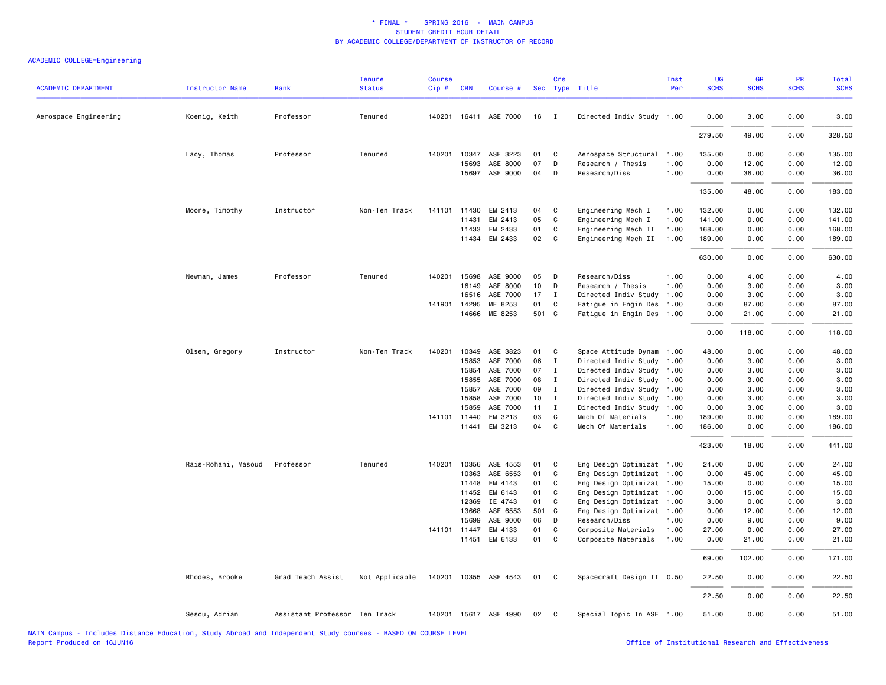# * FINAL * SPRING 2016 - MAIN CAMPUS
## STUDENT CREDIT HOUR DETAIL
## BY ACADEMIC COLLEGE/DEPARTMENT OF INSTRUCTOR OF RECORD

ACADEMIC COLLEGE=Engineering

| ACADEMIC DEPARTMENT | Instructor Name | Rank | Tenure Status | Course Cip # | CRN | Course # | Sec | Crs Type | Title | Inst Per | UG SCHS | GR SCHS | PR SCHS | Total SCHS |
|---|---|---|---|---|---|---|---|---|---|---|---|---|---|---|
| Aerospace Engineering | Koenig, Keith | Professor | Tenured | 140201 | 16411 | ASE 7000 | 16 | I | Directed Indiv Study | 1.00 | 0.00 | 3.00 | 0.00 | 3.00 |
| | | | | | | | | | | | 279.50 | 49.00 | 0.00 | 328.50 |
| | Lacy, Thomas | Professor | Tenured | 140201 | 10347 | ASE 3223 | 01 | C | Aerospace Structural | 1.00 | 135.00 | 0.00 | 0.00 | 135.00 |
| | | | | | 15693 | ASE 8000 | 07 | D | Research / Thesis | 1.00 | 0.00 | 12.00 | 0.00 | 12.00 |
| | | | | | 15697 | ASE 9000 | 04 | D | Research/Diss | 1.00 | 0.00 | 36.00 | 0.00 | 36.00 |
| | | | | | | | | | | | 135.00 | 48.00 | 0.00 | 183.00 |
| | Moore, Timothy | Instructor | Non-Ten Track | 141101 | 11430 | EM 2413 | 04 | C | Engineering Mech I | 1.00 | 132.00 | 0.00 | 0.00 | 132.00 |
| | | | | | 11431 | EM 2413 | 05 | C | Engineering Mech I | 1.00 | 141.00 | 0.00 | 0.00 | 141.00 |
| | | | | | 11433 | EM 2433 | 01 | C | Engineering Mech II | 1.00 | 168.00 | 0.00 | 0.00 | 168.00 |
| | | | | | 11434 | EM 2433 | 02 | C | Engineering Mech II | 1.00 | 189.00 | 0.00 | 0.00 | 189.00 |
| | | | | | | | | | | | 630.00 | 0.00 | 0.00 | 630.00 |
| | Newman, James | Professor | Tenured | 140201 | 15698 | ASE 9000 | 05 | D | Research/Diss | 1.00 | 0.00 | 4.00 | 0.00 | 4.00 |
| | | | | | 16149 | ASE 8000 | 10 | D | Research / Thesis | 1.00 | 0.00 | 3.00 | 0.00 | 3.00 |
| | | | | | 16516 | ASE 7000 | 17 | I | Directed Indiv Study | 1.00 | 0.00 | 3.00 | 0.00 | 3.00 |
| | | | | 141901 | 14295 | ME 8253 | 01 | C | Fatigue in Engin Des | 1.00 | 0.00 | 87.00 | 0.00 | 87.00 |
| | | | | | 14666 | ME 8253 | 501 | C | Fatigue in Engin Des | 1.00 | 0.00 | 21.00 | 0.00 | 21.00 |
| | | | | | | | | | | | 0.00 | 118.00 | 0.00 | 118.00 |
| | Olsen, Gregory | Instructor | Non-Ten Track | 140201 | 10349 | ASE 3823 | 01 | C | Space Attitude Dynam | 1.00 | 48.00 | 0.00 | 0.00 | 48.00 |
| | | | | | 15853 | ASE 7000 | 06 | I | Directed Indiv Study | 1.00 | 0.00 | 3.00 | 0.00 | 3.00 |
| | | | | | 15854 | ASE 7000 | 07 | I | Directed Indiv Study | 1.00 | 0.00 | 3.00 | 0.00 | 3.00 |
| | | | | | 15855 | ASE 7000 | 08 | I | Directed Indiv Study | 1.00 | 0.00 | 3.00 | 0.00 | 3.00 |
| | | | | | 15857 | ASE 7000 | 09 | I | Directed Indiv Study | 1.00 | 0.00 | 3.00 | 0.00 | 3.00 |
| | | | | | 15858 | ASE 7000 | 10 | I | Directed Indiv Study | 1.00 | 0.00 | 3.00 | 0.00 | 3.00 |
| | | | | | 15859 | ASE 7000 | 11 | I | Directed Indiv Study | 1.00 | 0.00 | 3.00 | 0.00 | 3.00 |
| | | | | 141101 | 11440 | EM 3213 | 03 | C | Mech Of Materials | 1.00 | 189.00 | 0.00 | 0.00 | 189.00 |
| | | | | | 11441 | EM 3213 | 04 | C | Mech Of Materials | 1.00 | 186.00 | 0.00 | 0.00 | 186.00 |
| | | | | | | | | | | | 423.00 | 18.00 | 0.00 | 441.00 |
| | Rais-Rohani, Masoud | Professor | Tenured | 140201 | 10356 | ASE 4553 | 01 | C | Eng Design Optimizat | 1.00 | 24.00 | 0.00 | 0.00 | 24.00 |
| | | | | | 10363 | ASE 6553 | 01 | C | Eng Design Optimizat | 1.00 | 0.00 | 45.00 | 0.00 | 45.00 |
| | | | | | 11448 | EM 4143 | 01 | C | Eng Design Optimizat | 1.00 | 15.00 | 0.00 | 0.00 | 15.00 |
| | | | | | 11452 | EM 6143 | 01 | C | Eng Design Optimizat | 1.00 | 0.00 | 15.00 | 0.00 | 15.00 |
| | | | | | 12369 | IE 4743 | 01 | C | Eng Design Optimizat | 1.00 | 3.00 | 0.00 | 0.00 | 3.00 |
| | | | | | 13668 | ASE 6553 | 501 | C | Eng Design Optimizat | 1.00 | 0.00 | 12.00 | 0.00 | 12.00 |
| | | | | | 15699 | ASE 9000 | 06 | D | Research/Diss | 1.00 | 0.00 | 9.00 | 0.00 | 9.00 |
| | | | | 141101 | 11447 | EM 4133 | 01 | C | Composite Materials | 1.00 | 27.00 | 0.00 | 0.00 | 27.00 |
| | | | | | 11451 | EM 6133 | 01 | C | Composite Materials | 1.00 | 0.00 | 21.00 | 0.00 | 21.00 |
| | | | | | | | | | | | 69.00 | 102.00 | 0.00 | 171.00 |
| | Rhodes, Brooke | Grad Teach Assist | Not Applicable | 140201 | 10355 | ASE 4543 | 01 | C | Spacecraft Design II | 0.50 | 22.50 | 0.00 | 0.00 | 22.50 |
| | | | | | | | | | | | 22.50 | 0.00 | 0.00 | 22.50 |
| | Sescu, Adrian | Assistant Professor | Ten Track | 140201 | 15617 | ASE 4990 | 02 | C | Special Topic In ASE | 1.00 | 51.00 | 0.00 | 0.00 | 51.00 |

MAIN Campus - Includes Distance Education, Study Abroad and Independent Study courses - BASED ON COURSE LEVEL
Report Produced on 16JUN16

Office of Institutional Research and Effectiveness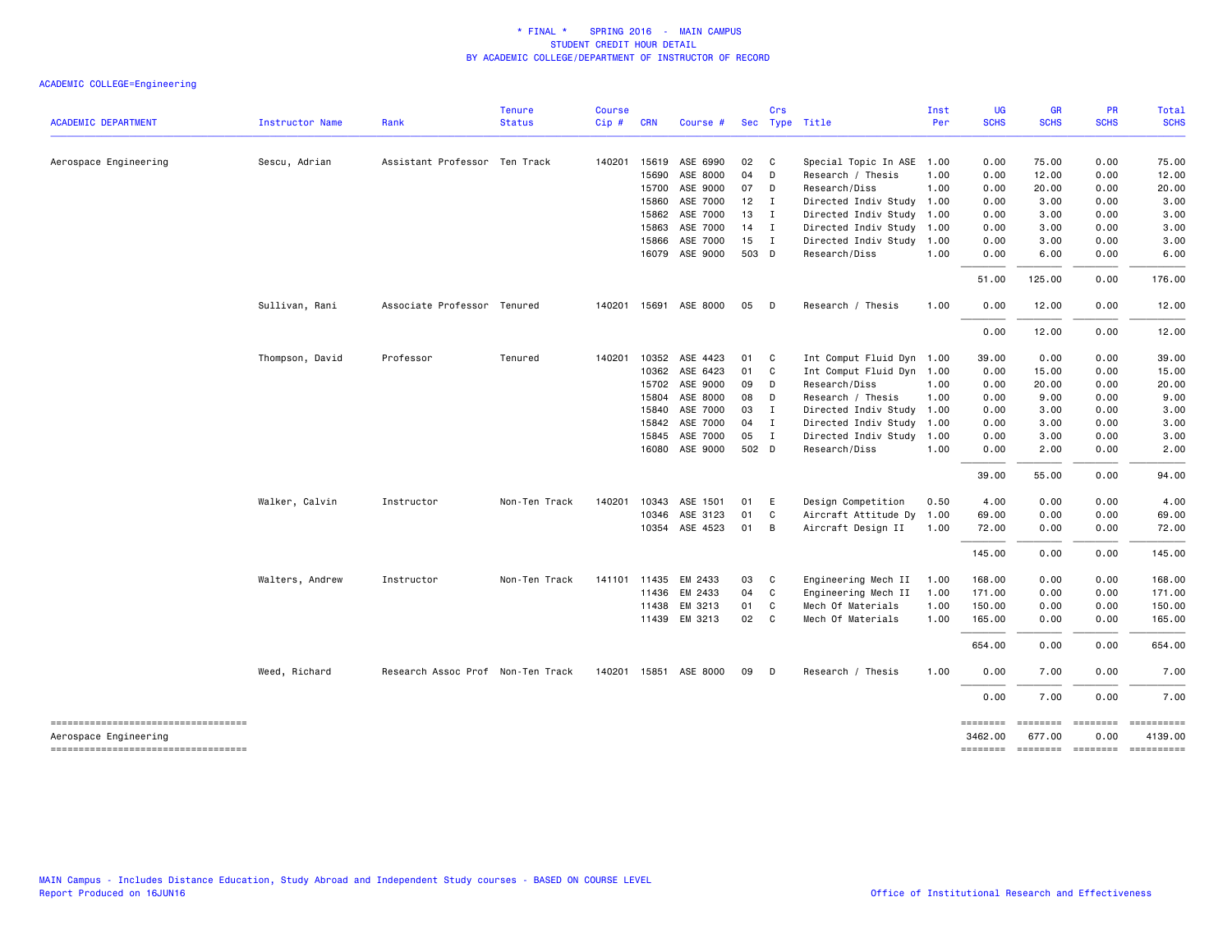\* FINAL \*   SPRING 2016 - MAIN CAMPUS
STUDENT CREDIT HOUR DETAIL
BY ACADEMIC COLLEGE/DEPARTMENT OF INSTRUCTOR OF RECORD

ACADEMIC COLLEGE=Engineering

| ACADEMIC DEPARTMENT | Instructor Name | Rank | Tenure Status | Course Cip # | CRN | Course # | Sec | Crs Type | Title | Inst Per | UG SCHS | GR SCHS | PR SCHS | Total SCHS |
|---|---|---|---|---|---|---|---|---|---|---|---|---|---|---|
| Aerospace Engineering | Sescu, Adrian | Assistant Professor | Ten Track | 140201 | 15619 | ASE 6990 | 02 | C | Special Topic In ASE | 1.00 | 0.00 | 75.00 | 0.00 | 75.00 |
| | | | | | 15690 | ASE 8000 | 04 | D | Research / Thesis | 1.00 | 0.00 | 12.00 | 0.00 | 12.00 |
| | | | | | 15700 | ASE 9000 | 07 | D | Research/Diss | 1.00 | 0.00 | 20.00 | 0.00 | 20.00 |
| | | | | | 15860 | ASE 7000 | 12 | I | Directed Indiv Study | 1.00 | 0.00 | 3.00 | 0.00 | 3.00 |
| | | | | | 15862 | ASE 7000 | 13 | I | Directed Indiv Study | 1.00 | 0.00 | 3.00 | 0.00 | 3.00 |
| | | | | | 15863 | ASE 7000 | 14 | I | Directed Indiv Study | 1.00 | 0.00 | 3.00 | 0.00 | 3.00 |
| | | | | | 15866 | ASE 7000 | 15 | I | Directed Indiv Study | 1.00 | 0.00 | 3.00 | 0.00 | 3.00 |
| | | | | | 16079 | ASE 9000 | 503 | D | Research/Diss | 1.00 | 0.00 | 6.00 | 0.00 | 6.00 |
| | | | | | | | | | | | 51.00 | 125.00 | 0.00 | 176.00 |
| | Sullivan, Rani | Associate Professor | Tenured | 140201 | 15691 | ASE 8000 | 05 | D | Research / Thesis | 1.00 | 0.00 | 12.00 | 0.00 | 12.00 |
| | | | | | | | | | | | 0.00 | 12.00 | 0.00 | 12.00 |
| | Thompson, David | Professor | Tenured | 140201 | 10352 | ASE 4423 | 01 | C | Int Comput Fluid Dyn | 1.00 | 39.00 | 0.00 | 0.00 | 39.00 |
| | | | | | 10362 | ASE 6423 | 01 | C | Int Comput Fluid Dyn | 1.00 | 0.00 | 15.00 | 0.00 | 15.00 |
| | | | | | 15702 | ASE 9000 | 09 | D | Research/Diss | 1.00 | 0.00 | 20.00 | 0.00 | 20.00 |
| | | | | | 15804 | ASE 8000 | 08 | D | Research / Thesis | 1.00 | 0.00 | 9.00 | 0.00 | 9.00 |
| | | | | | 15840 | ASE 7000 | 03 | I | Directed Indiv Study | 1.00 | 0.00 | 3.00 | 0.00 | 3.00 |
| | | | | | 15842 | ASE 7000 | 04 | I | Directed Indiv Study | 1.00 | 0.00 | 3.00 | 0.00 | 3.00 |
| | | | | | 15845 | ASE 7000 | 05 | I | Directed Indiv Study | 1.00 | 0.00 | 3.00 | 0.00 | 3.00 |
| | | | | | 16080 | ASE 9000 | 502 | D | Research/Diss | 1.00 | 0.00 | 2.00 | 0.00 | 2.00 |
| | | | | | | | | | | | 39.00 | 55.00 | 0.00 | 94.00 |
| | Walker, Calvin | Instructor | Non-Ten Track | 140201 | 10343 | ASE 1501 | 01 | E | Design Competition | 0.50 | 4.00 | 0.00 | 0.00 | 4.00 |
| | | | | | 10346 | ASE 3123 | 01 | C | Aircraft Attitude Dy | 1.00 | 69.00 | 0.00 | 0.00 | 69.00 |
| | | | | | 10354 | ASE 4523 | 01 | B | Aircraft Design II | 1.00 | 72.00 | 0.00 | 0.00 | 72.00 |
| | | | | | | | | | | | 145.00 | 0.00 | 0.00 | 145.00 |
| | Walters, Andrew | Instructor | Non-Ten Track | 141101 | 11435 | EM 2433 | 03 | C | Engineering Mech II | 1.00 | 168.00 | 0.00 | 0.00 | 168.00 |
| | | | | | 11436 | EM 2433 | 04 | C | Engineering Mech II | 1.00 | 171.00 | 0.00 | 0.00 | 171.00 |
| | | | | | 11438 | EM 3213 | 01 | C | Mech Of Materials | 1.00 | 150.00 | 0.00 | 0.00 | 150.00 |
| | | | | | 11439 | EM 3213 | 02 | C | Mech Of Materials | 1.00 | 165.00 | 0.00 | 0.00 | 165.00 |
| | | | | | | | | | | | 654.00 | 0.00 | 0.00 | 654.00 |
| | Weed, Richard | Research Assoc Prof | Non-Ten Track | 140201 | 15851 | ASE 8000 | 09 | D | Research / Thesis | 1.00 | 0.00 | 7.00 | 0.00 | 7.00 |
| | | | | | | | | | | | 0.00 | 7.00 | 0.00 | 7.00 |
| Aerospace Engineering | | | | | | | | | | | 3462.00 | 677.00 | 0.00 | 4139.00 |

MAIN Campus - Includes Distance Education, Study Abroad and Independent Study courses - BASED ON COURSE LEVEL
Report Produced on 16JUN16

Office of Institutional Research and Effectiveness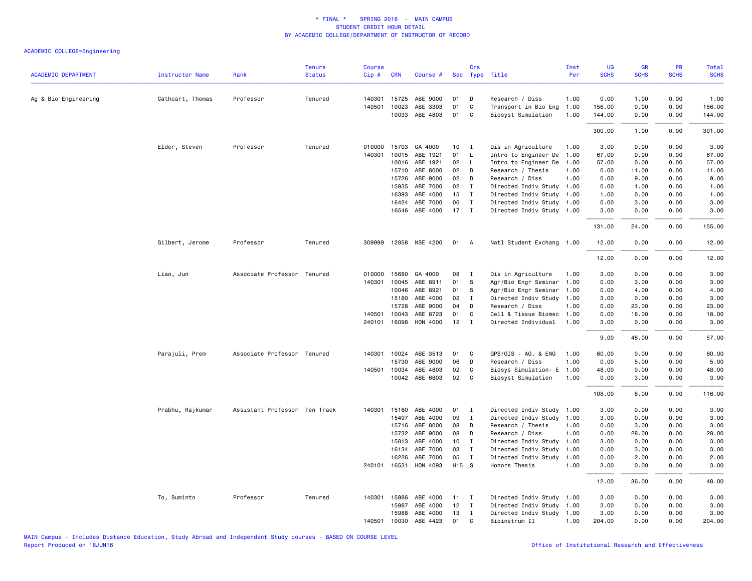\* FINAL \*   SPRING 2016 - MAIN CAMPUS
STUDENT CREDIT HOUR DETAIL
BY ACADEMIC COLLEGE/DEPARTMENT OF INSTRUCTOR OF RECORD

ACADEMIC COLLEGE=Engineering

| ACADEMIC DEPARTMENT | Instructor Name | Rank | Tenure Status | Course Cip # | CRN | Course # | Sec | Crs Type | Title | Inst Per | UG SCHS | GR SCHS | PR SCHS | Total SCHS |
|---|---|---|---|---|---|---|---|---|---|---|---|---|---|---|
| Ag & Bio Engineering | Cathcart, Thomas | Professor | Tenured | 140301 | 15725 | ABE 9000 | 01 | D | Research / Diss | 1.00 | 0.00 | 1.00 | 0.00 | 1.00 |
| | | | | 140501 | 10023 | ABE 3303 | 01 | C | Transport in Bio Eng | 1.00 | 156.00 | 0.00 | 0.00 | 156.00 |
| | | | | | 10033 | ABE 4803 | 01 | C | Biosyst Simulation | 1.00 | 144.00 | 0.00 | 0.00 | 144.00 |
| | | | | | | | | | | | 300.00 | 1.00 | 0.00 | 301.00 |
| | Elder, Steven | Professor | Tenured | 010000 | 15703 | GA 4000 | 10 | I | Dis in Agriculture | 1.00 | 3.00 | 0.00 | 0.00 | 3.00 |
| | | | | 140301 | 10015 | ABE 1921 | 01 | L | Intro to Engineer De | 1.00 | 67.00 | 0.00 | 0.00 | 67.00 |
| | | | | | 10016 | ABE 1921 | 02 | L | Intro to Engineer De | 1.00 | 57.00 | 0.00 | 0.00 | 57.00 |
| | | | | | 15710 | ABE 8000 | 02 | D | Research / Thesis | 1.00 | 0.00 | 11.00 | 0.00 | 11.00 |
| | | | | | 15726 | ABE 9000 | 02 | D | Research / Diss | 1.00 | 0.00 | 9.00 | 0.00 | 9.00 |
| | | | | | 15935 | ABE 7000 | 02 | I | Directed Indiv Study | 1.00 | 0.00 | 1.00 | 0.00 | 1.00 |
| | | | | | 16393 | ABE 4000 | 15 | I | Directed Indiv Study | 1.00 | 1.00 | 0.00 | 0.00 | 1.00 |
| | | | | | 16424 | ABE 7000 | 06 | I | Directed Indiv Study | 1.00 | 0.00 | 3.00 | 0.00 | 3.00 |
| | | | | | 16546 | ABE 4000 | 17 | I | Directed Indiv Study | 1.00 | 3.00 | 0.00 | 0.00 | 3.00 |
| | | | | | | | | | | | 131.00 | 24.00 | 0.00 | 155.00 |
| | Gilbert, Jerome | Professor | Tenured | 309999 | 12858 | NSE 4200 | 01 | A | Natl Student Exchang | 1.00 | 12.00 | 0.00 | 0.00 | 12.00 |
| | | | | | | | | | | | 12.00 | 0.00 | 0.00 | 12.00 |
| | Liao, Jun | Associate Professor | Tenured | 010000 | 15680 | GA 4000 | 08 | I | Dis in Agriculture | 1.00 | 3.00 | 0.00 | 0.00 | 3.00 |
| | | | | 140301 | 10045 | ABE 8911 | 01 | S | Agr/Bio Engr Seminar | 1.00 | 0.00 | 3.00 | 0.00 | 3.00 |
| | | | | | 10046 | ABE 8921 | 01 | S | Agr/Bio Engr Seminar | 1.00 | 0.00 | 4.00 | 0.00 | 4.00 |
| | | | | | 15180 | ABE 4000 | 02 | I | Directed Indiv Study | 1.00 | 3.00 | 0.00 | 0.00 | 3.00 |
| | | | | | 15728 | ABE 9000 | 04 | D | Research / Diss | 1.00 | 0.00 | 23.00 | 0.00 | 23.00 |
| | | | | 140501 | 10043 | ABE 8723 | 01 | C | Cell & Tissue Biomec | 1.00 | 0.00 | 18.00 | 0.00 | 18.00 |
| | | | | 240101 | 16098 | HON 4000 | 12 | I | Directed Individual | 1.00 | 3.00 | 0.00 | 0.00 | 3.00 |
| | | | | | | | | | | | 9.00 | 48.00 | 0.00 | 57.00 |
| | Parajuli, Prem | Associate Professor | Tenured | 140301 | 10024 | ABE 3513 | 01 | C | GPS/GIS - AG. & ENG | 1.00 | 60.00 | 0.00 | 0.00 | 60.00 |
| | | | | | 15730 | ABE 9000 | 06 | D | Research / Diss | 1.00 | 0.00 | 5.00 | 0.00 | 5.00 |
| | | | | 140501 | 10034 | ABE 4803 | 02 | C | Biosys Simulation- E | 1.00 | 48.00 | 0.00 | 0.00 | 48.00 |
| | | | | | 10042 | ABE 6803 | 02 | C | Biosyst Simulation | 1.00 | 0.00 | 3.00 | 0.00 | 3.00 |
| | | | | | | | | | | | 108.00 | 8.00 | 0.00 | 116.00 |
| | Prabhu, Rajkumar | Assistant Professor | Ten Track | 140301 | 15160 | ABE 4000 | 01 | I | Directed Indiv Study | 1.00 | 3.00 | 0.00 | 0.00 | 3.00 |
| | | | | | 15497 | ABE 4000 | 09 | I | Directed Indiv Study | 1.00 | 3.00 | 0.00 | 0.00 | 3.00 |
| | | | | | 15716 | ABE 8000 | 08 | D | Research / Thesis | 1.00 | 0.00 | 3.00 | 0.00 | 3.00 |
| | | | | | 15732 | ABE 9000 | 08 | D | Research / Diss | 1.00 | 0.00 | 28.00 | 0.00 | 28.00 |
| | | | | | 15813 | ABE 4000 | 10 | I | Directed Indiv Study | 1.00 | 3.00 | 0.00 | 0.00 | 3.00 |
| | | | | | 16134 | ABE 7000 | 03 | I | Directed Indiv Study | 1.00 | 0.00 | 3.00 | 0.00 | 3.00 |
| | | | | | 16226 | ABE 7000 | 05 | I | Directed Indiv Study | 1.00 | 0.00 | 2.00 | 0.00 | 2.00 |
| | | | | 240101 | 16531 | HON 4093 | H15 | S | Honors Thesis | 1.00 | 3.00 | 0.00 | 0.00 | 3.00 |
| | | | | | | | | | | | 12.00 | 36.00 | 0.00 | 48.00 |
| | To, Suminto | Professor | Tenured | 140301 | 15986 | ABE 4000 | 11 | I | Directed Indiv Study | 1.00 | 3.00 | 0.00 | 0.00 | 3.00 |
| | | | | | 15987 | ABE 4000 | 12 | I | Directed Indiv Study | 1.00 | 3.00 | 0.00 | 0.00 | 3.00 |
| | | | | | 15988 | ABE 4000 | 13 | I | Directed Indiv Study | 1.00 | 3.00 | 0.00 | 0.00 | 3.00 |
| | | | | 140501 | 10030 | ABE 4423 | 01 | C | Bioinstrum II | 1.00 | 204.00 | 0.00 | 0.00 | 204.00 |

MAIN Campus - Includes Distance Education, Study Abroad and Independent Study courses - BASED ON COURSE LEVEL
Report Produced on 16JUN16

Office of Institutional Research and Effectiveness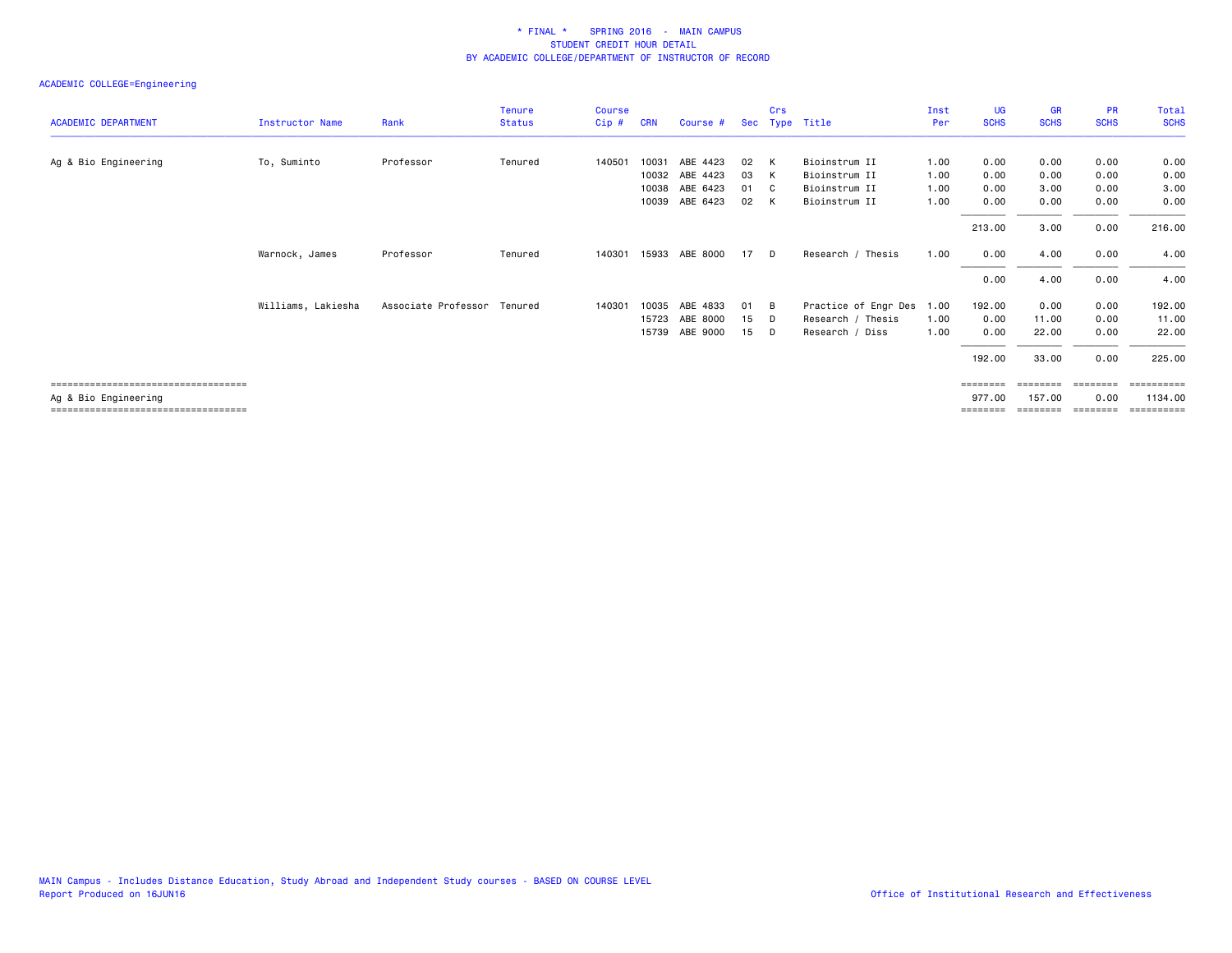# * FINAL * SPRING 2016 - MAIN CAMPUS
## STUDENT CREDIT HOUR DETAIL
## BY ACADEMIC COLLEGE/DEPARTMENT OF INSTRUCTOR OF RECORD

ACADEMIC COLLEGE=Engineering

| ACADEMIC DEPARTMENT | Instructor Name | Rank | Tenure Status | Course Cip # | CRN | Course # | Sec | Crs Type | Title | Inst Per | UG SCHS | GR SCHS | PR SCHS | Total SCHS |
|---|---|---|---|---|---|---|---|---|---|---|---|---|---|---|
| Ag & Bio Engineering | To, Suminto | Professor | Tenured | 140501 | 10031 | ABE 4423 | 02 | K | Bioinstrum II | 1.00 | 0.00 | 0.00 | 0.00 | 0.00 |
| | | | | | 10032 | ABE 4423 | 03 | K | Bioinstrum II | 1.00 | 0.00 | 0.00 | 0.00 | 0.00 |
| | | | | | 10038 | ABE 6423 | 01 | C | Bioinstrum II | 1.00 | 0.00 | 3.00 | 0.00 | 3.00 |
| | | | | | 10039 | ABE 6423 | 02 | K | Bioinstrum II | 1.00 | 0.00 | 0.00 | 0.00 | 0.00 |
| | | | | | | | | | | | 213.00 | 3.00 | 0.00 | 216.00 |
| | Warnock, James | Professor | Tenured | 140301 | 15933 | ABE 8000 | 17 | D | Research / Thesis | 1.00 | 0.00 | 4.00 | 0.00 | 4.00 |
| | | | | | | | | | | | 0.00 | 4.00 | 0.00 | 4.00 |
| | Williams, Lakiesha | Associate Professor | Tenured | 140301 | 10035 | ABE 4833 | 01 | B | Practice of Engr Des | 1.00 | 192.00 | 0.00 | 0.00 | 192.00 |
| | | | | | 15723 | ABE 8000 | 15 | D | Research / Thesis | 1.00 | 0.00 | 11.00 | 0.00 | 11.00 |
| | | | | | 15739 | ABE 9000 | 15 | D | Research / Diss | 1.00 | 0.00 | 22.00 | 0.00 | 22.00 |
| | | | | | | | | | | | 192.00 | 33.00 | 0.00 | 225.00 |
| Ag & Bio Engineering | | | | | | | | | | | 977.00 | 157.00 | 0.00 | 1134.00 |

MAIN Campus - Includes Distance Education, Study Abroad and Independent Study courses - BASED ON COURSE LEVEL
Report Produced on 16JUN16

Office of Institutional Research and Effectiveness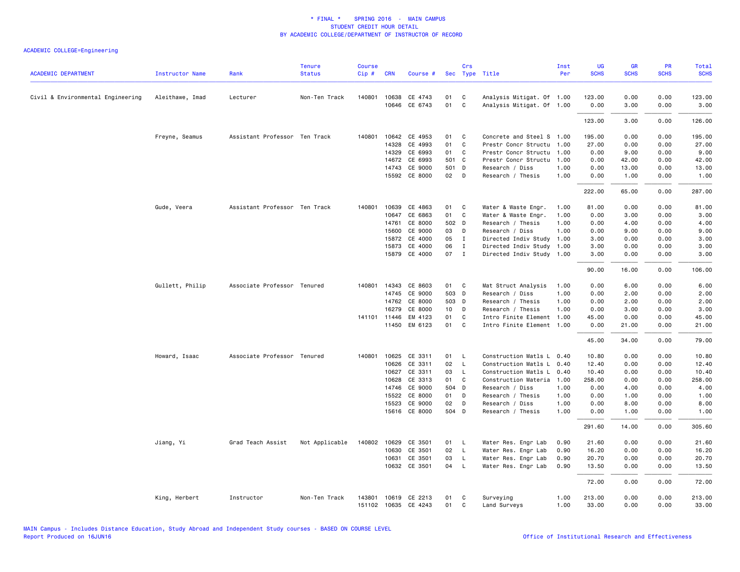\* FINAL \* SPRING 2016 - MAIN CAMPUS
STUDENT CREDIT HOUR DETAIL
BY ACADEMIC COLLEGE/DEPARTMENT OF INSTRUCTOR OF RECORD

ACADEMIC COLLEGE=Engineering

| ACADEMIC DEPARTMENT | Instructor Name | Rank | Tenure Status | Course Cip # | CRN | Course # | Sec | Crs Type | Title | Inst Per | UG SCHS | GR SCHS | PR SCHS | Total SCHS |
|---|---|---|---|---|---|---|---|---|---|---|---|---|---|---|
| Civil & Environmental Engineering | Aleithawe, Imad | Lecturer | Non-Ten Track | 140801 | 10638 | CE 4743 | 01 | C | Analysis Mitigat. Of | 1.00 | 123.00 | 0.00 | 0.00 | 123.00 |
| | | | | | 10646 | CE 6743 | 01 | C | Analysis Mitigat. Of | 1.00 | 0.00 | 3.00 | 0.00 | 3.00 |
| | | | | | | | | | | | 123.00 | 3.00 | 0.00 | 126.00 |
| | Freyne, Seamus | Assistant Professor | Ten Track | 140801 | 10642 | CE 4953 | 01 | C | Concrete and Steel S | 1.00 | 195.00 | 0.00 | 0.00 | 195.00 |
| | | | | | 14328 | CE 4993 | 01 | C | Prestr Concr Structu | 1.00 | 27.00 | 0.00 | 0.00 | 27.00 |
| | | | | | 14329 | CE 6993 | 01 | C | Prestr Concr Structu | 1.00 | 0.00 | 9.00 | 0.00 | 9.00 |
| | | | | | 14672 | CE 6993 | 501 | C | Prestr Concr Structu | 1.00 | 0.00 | 42.00 | 0.00 | 42.00 |
| | | | | | 14743 | CE 9000 | 501 | D | Research / Diss | 1.00 | 0.00 | 13.00 | 0.00 | 13.00 |
| | | | | | 15592 | CE 8000 | 02 | D | Research / Thesis | 1.00 | 0.00 | 1.00 | 0.00 | 1.00 |
| | | | | | | | | | | | 222.00 | 65.00 | 0.00 | 287.00 |
| | Gude, Veera | Assistant Professor | Ten Track | 140801 | 10639 | CE 4863 | 01 | C | Water & Waste Engr. | 1.00 | 81.00 | 0.00 | 0.00 | 81.00 |
| | | | | | 10647 | CE 6863 | 01 | C | Water & Waste Engr. | 1.00 | 0.00 | 3.00 | 0.00 | 3.00 |
| | | | | | 14761 | CE 8000 | 502 | D | Research / Thesis | 1.00 | 0.00 | 4.00 | 0.00 | 4.00 |
| | | | | | 15600 | CE 9000 | 03 | D | Research / Diss | 1.00 | 0.00 | 9.00 | 0.00 | 9.00 |
| | | | | | 15872 | CE 4000 | 05 | I | Directed Indiv Study | 1.00 | 3.00 | 0.00 | 0.00 | 3.00 |
| | | | | | 15873 | CE 4000 | 06 | I | Directed Indiv Study | 1.00 | 3.00 | 0.00 | 0.00 | 3.00 |
| | | | | | 15879 | CE 4000 | 07 | I | Directed Indiv Study | 1.00 | 3.00 | 0.00 | 0.00 | 3.00 |
| | | | | | | | | | | | 90.00 | 16.00 | 0.00 | 106.00 |
| | Gullett, Philip | Associate Professor | Tenured | 140801 | 14343 | CE 8603 | 01 | C | Mat Struct Analysis | 1.00 | 0.00 | 6.00 | 0.00 | 6.00 |
| | | | | | 14745 | CE 9000 | 503 | D | Research / Diss | 1.00 | 0.00 | 2.00 | 0.00 | 2.00 |
| | | | | | 14762 | CE 8000 | 503 | D | Research / Thesis | 1.00 | 0.00 | 2.00 | 0.00 | 2.00 |
| | | | | | 16279 | CE 8000 | 10 | D | Research / Thesis | 1.00 | 0.00 | 3.00 | 0.00 | 3.00 |
| | | | | 141101 | 11446 | EM 4123 | 01 | C | Intro Finite Element | 1.00 | 45.00 | 0.00 | 0.00 | 45.00 |
| | | | | | 11450 | EM 6123 | 01 | C | Intro Finite Element | 1.00 | 0.00 | 21.00 | 0.00 | 21.00 |
| | | | | | | | | | | | 45.00 | 34.00 | 0.00 | 79.00 |
| | Howard, Isaac | Associate Professor | Tenured | 140801 | 10625 | CE 3311 | 01 | L | Construction Matls L | 0.40 | 10.80 | 0.00 | 0.00 | 10.80 |
| | | | | | 10626 | CE 3311 | 02 | L | Construction Matls L | 0.40 | 12.40 | 0.00 | 0.00 | 12.40 |
| | | | | | 10627 | CE 3311 | 03 | L | Construction Matls L | 0.40 | 10.40 | 0.00 | 0.00 | 10.40 |
| | | | | | 10628 | CE 3313 | 01 | C | Construction Materia | 1.00 | 258.00 | 0.00 | 0.00 | 258.00 |
| | | | | | 14746 | CE 9000 | 504 | D | Research / Diss | 1.00 | 0.00 | 4.00 | 0.00 | 4.00 |
| | | | | | 15522 | CE 8000 | 01 | D | Research / Thesis | 1.00 | 0.00 | 1.00 | 0.00 | 1.00 |
| | | | | | 15523 | CE 9000 | 02 | D | Research / Diss | 1.00 | 0.00 | 8.00 | 0.00 | 8.00 |
| | | | | | 15616 | CE 8000 | 504 | D | Research / Thesis | 1.00 | 0.00 | 1.00 | 0.00 | 1.00 |
| | | | | | | | | | | | 291.60 | 14.00 | 0.00 | 305.60 |
| | Jiang, Yi | Grad Teach Assist | Not Applicable | 140802 | 10629 | CE 3501 | 01 | L | Water Res. Engr Lab | 0.90 | 21.60 | 0.00 | 0.00 | 21.60 |
| | | | | | 10630 | CE 3501 | 02 | L | Water Res. Engr Lab | 0.90 | 16.20 | 0.00 | 0.00 | 16.20 |
| | | | | | 10631 | CE 3501 | 03 | L | Water Res. Engr Lab | 0.90 | 20.70 | 0.00 | 0.00 | 20.70 |
| | | | | | 10632 | CE 3501 | 04 | L | Water Res. Engr Lab | 0.90 | 13.50 | 0.00 | 0.00 | 13.50 |
| | | | | | | | | | | | 72.00 | 0.00 | 0.00 | 72.00 |
| | King, Herbert | Instructor | Non-Ten Track | 143801 | 10619 | CE 2213 | 01 | C | Surveying | 1.00 | 213.00 | 0.00 | 0.00 | 213.00 |
| | | | | 151102 | 10635 | CE 4243 | 01 | C | Land Surveys | 1.00 | 33.00 | 0.00 | 0.00 | 33.00 |

MAIN Campus - Includes Distance Education, Study Abroad and Independent Study courses - BASED ON COURSE LEVEL
Report Produced on 16JUN16

Office of Institutional Research and Effectiveness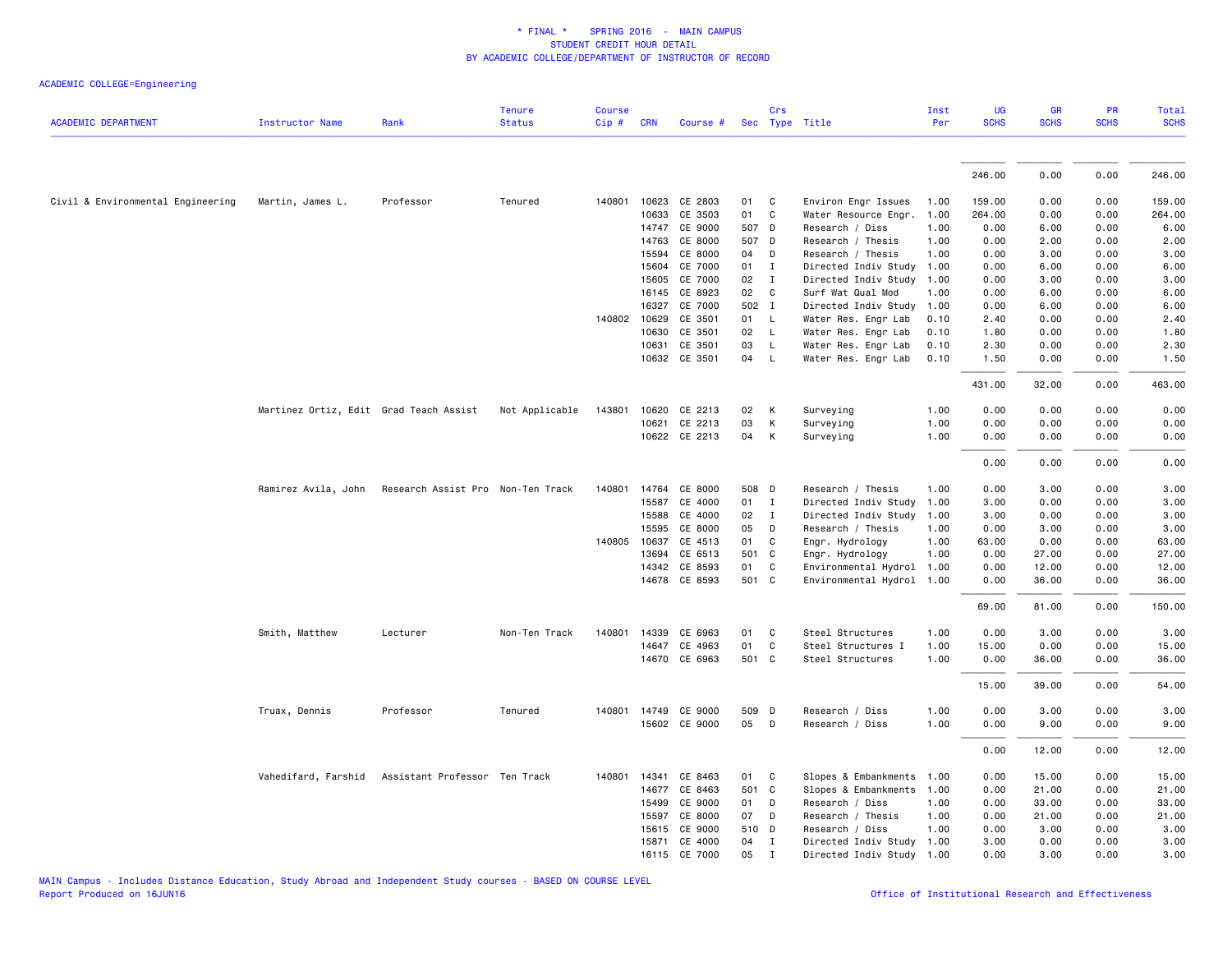\* FINAL \* SPRING 2016 - MAIN CAMPUS
STUDENT CREDIT HOUR DETAIL
BY ACADEMIC COLLEGE/DEPARTMENT OF INSTRUCTOR OF RECORD

ACADEMIC COLLEGE=Engineering

| ACADEMIC DEPARTMENT | Instructor Name | Rank | Tenure Status | Course Cip # | CRN | Course # | Sec | Crs Type | Title | Inst Per | UG SCHS | GR SCHS | PR SCHS | Total SCHS |
|---|---|---|---|---|---|---|---|---|---|---|---|---|---|---|
| | | | | | | | | | | | 246.00 | 0.00 | 0.00 | 246.00 |
| Civil & Environmental Engineering | Martin, James L. | Professor | Tenured | 140801 | 10623 | CE 2803 | 01 | C | Environ Engr Issues | 1.00 | 159.00 | 0.00 | 0.00 | 159.00 |
| | | | | | 10633 | CE 3503 | 01 | C | Water Resource Engr. | 1.00 | 264.00 | 0.00 | 0.00 | 264.00 |
| | | | | | 14747 | CE 9000 | 507 | D | Research / Diss | 1.00 | 0.00 | 6.00 | 0.00 | 6.00 |
| | | | | | 14763 | CE 8000 | 507 | D | Research / Thesis | 1.00 | 0.00 | 2.00 | 0.00 | 2.00 |
| | | | | | 15594 | CE 8000 | 04 | D | Research / Thesis | 1.00 | 0.00 | 3.00 | 0.00 | 3.00 |
| | | | | | 15604 | CE 7000 | 01 | I | Directed Indiv Study | 1.00 | 0.00 | 6.00 | 0.00 | 6.00 |
| | | | | | 15605 | CE 7000 | 02 | I | Directed Indiv Study | 1.00 | 0.00 | 3.00 | 0.00 | 3.00 |
| | | | | | 16145 | CE 8923 | 02 | C | Surf Wat Qual Mod | 1.00 | 0.00 | 6.00 | 0.00 | 6.00 |
| | | | | | 16327 | CE 7000 | 502 | I | Directed Indiv Study | 1.00 | 0.00 | 6.00 | 0.00 | 6.00 |
| | | | | 140802 | 10629 | CE 3501 | 01 | L | Water Res. Engr Lab | 0.10 | 2.40 | 0.00 | 0.00 | 2.40 |
| | | | | | 10630 | CE 3501 | 02 | L | Water Res. Engr Lab | 0.10 | 1.80 | 0.00 | 0.00 | 1.80 |
| | | | | | 10631 | CE 3501 | 03 | L | Water Res. Engr Lab | 0.10 | 2.30 | 0.00 | 0.00 | 2.30 |
| | | | | | 10632 | CE 3501 | 04 | L | Water Res. Engr Lab | 0.10 | 1.50 | 0.00 | 0.00 | 1.50 |
| | | | | | | | | | | | 431.00 | 32.00 | 0.00 | 463.00 |
| | Martinez Ortiz, Edit | Grad Teach Assist | Not Applicable | 143801 | 10620 | CE 2213 | 02 | K | Surveying | 1.00 | 0.00 | 0.00 | 0.00 | 0.00 |
| | | | | | 10621 | CE 2213 | 03 | K | Surveying | 1.00 | 0.00 | 0.00 | 0.00 | 0.00 |
| | | | | | 10622 | CE 2213 | 04 | K | Surveying | 1.00 | 0.00 | 0.00 | 0.00 | 0.00 |
| | | | | | | | | | | | 0.00 | 0.00 | 0.00 | 0.00 |
| | Ramirez Avila, John | Research Assist Pro | Non-Ten Track | 140801 | 14764 | CE 8000 | 508 | D | Research / Thesis | 1.00 | 0.00 | 3.00 | 0.00 | 3.00 |
| | | | | | 15587 | CE 4000 | 01 | I | Directed Indiv Study | 1.00 | 3.00 | 0.00 | 0.00 | 3.00 |
| | | | | | 15588 | CE 4000 | 02 | I | Directed Indiv Study | 1.00 | 3.00 | 0.00 | 0.00 | 3.00 |
| | | | | | 15595 | CE 8000 | 05 | D | Research / Thesis | 1.00 | 0.00 | 3.00 | 0.00 | 3.00 |
| | | | | 140805 | 10637 | CE 4513 | 01 | C | Engr. Hydrology | 1.00 | 63.00 | 0.00 | 0.00 | 63.00 |
| | | | | | 13694 | CE 6513 | 501 | C | Engr. Hydrology | 1.00 | 0.00 | 27.00 | 0.00 | 27.00 |
| | | | | | 14342 | CE 8593 | 01 | C | Environmental Hydrol | 1.00 | 0.00 | 12.00 | 0.00 | 12.00 |
| | | | | | 14678 | CE 8593 | 501 | C | Environmental Hydrol | 1.00 | 0.00 | 36.00 | 0.00 | 36.00 |
| | | | | | | | | | | | 69.00 | 81.00 | 0.00 | 150.00 |
| | Smith, Matthew | Lecturer | Non-Ten Track | 140801 | 14339 | CE 6963 | 01 | C | Steel Structures | 1.00 | 0.00 | 3.00 | 0.00 | 3.00 |
| | | | | | 14647 | CE 4963 | 01 | C | Steel Structures I | 1.00 | 15.00 | 0.00 | 0.00 | 15.00 |
| | | | | | 14670 | CE 6963 | 501 | C | Steel Structures | 1.00 | 0.00 | 36.00 | 0.00 | 36.00 |
| | | | | | | | | | | | 15.00 | 39.00 | 0.00 | 54.00 |
| | Truax, Dennis | Professor | Tenured | 140801 | 14749 | CE 9000 | 509 | D | Research / Diss | 1.00 | 0.00 | 3.00 | 0.00 | 3.00 |
| | | | | | 15602 | CE 9000 | 05 | D | Research / Diss | 1.00 | 0.00 | 9.00 | 0.00 | 9.00 |
| | | | | | | | | | | | 0.00 | 12.00 | 0.00 | 12.00 |
| | Vahedifard, Farshid | Assistant Professor | Ten Track | 140801 | 14341 | CE 8463 | 01 | C | Slopes & Embankments | 1.00 | 0.00 | 15.00 | 0.00 | 15.00 |
| | | | | | 14677 | CE 8463 | 501 | C | Slopes & Embankments | 1.00 | 0.00 | 21.00 | 0.00 | 21.00 |
| | | | | | 15499 | CE 9000 | 01 | D | Research / Diss | 1.00 | 0.00 | 33.00 | 0.00 | 33.00 |
| | | | | | 15597 | CE 8000 | 07 | D | Research / Thesis | 1.00 | 0.00 | 21.00 | 0.00 | 21.00 |
| | | | | | 15615 | CE 9000 | 510 | D | Research / Diss | 1.00 | 0.00 | 3.00 | 0.00 | 3.00 |
| | | | | | 15871 | CE 4000 | 04 | I | Directed Indiv Study | 1.00 | 3.00 | 0.00 | 0.00 | 3.00 |
| | | | | | 16115 | CE 7000 | 05 | I | Directed Indiv Study | 1.00 | 0.00 | 3.00 | 0.00 | 3.00 |

MAIN Campus - Includes Distance Education, Study Abroad and Independent Study courses - BASED ON COURSE LEVEL
Report Produced on 16JUN16

Office of Institutional Research and Effectiveness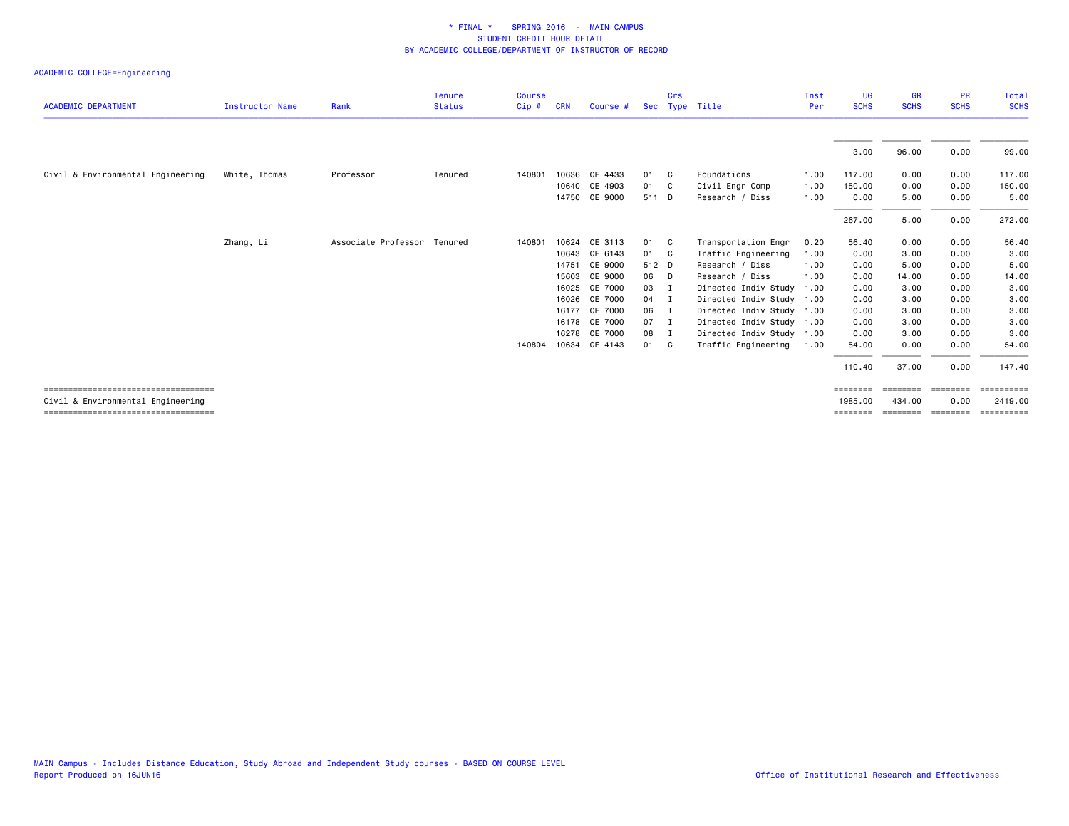# * FINAL * SPRING 2016 - MAIN CAMPUS
## STUDENT CREDIT HOUR DETAIL
## BY ACADEMIC COLLEGE/DEPARTMENT OF INSTRUCTOR OF RECORD

ACADEMIC COLLEGE=Engineering

| ACADEMIC DEPARTMENT | Instructor Name | Rank | Tenure Status | Course Cip # | CRN | Course # | Sec | Crs Type | Title | Inst Per | UG SCHS | GR SCHS | PR SCHS | Total SCHS |
|---|---|---|---|---|---|---|---|---|---|---|---|---|---|---|
| | | | | | | | | | | | 3.00 | 96.00 | 0.00 | 99.00 |
| Civil & Environmental Engineering | White, Thomas | Professor | Tenured | 140801 | 10636 | CE 4433 | 01 | C | Foundations | 1.00 | 117.00 | 0.00 | 0.00 | 117.00 |
| | | | | | 10640 | CE 4903 | 01 | C | Civil Engr Comp | 1.00 | 150.00 | 0.00 | 0.00 | 150.00 |
| | | | | | 14750 | CE 9000 | 511 | D | Research / Diss | 1.00 | 0.00 | 5.00 | 0.00 | 5.00 |
| | | | | | | | | | | | 267.00 | 5.00 | 0.00 | 272.00 |
| | Zhang, Li | Associate Professor | Tenured | 140801 | 10624 | CE 3113 | 01 | C | Transportation Engr | 0.20 | 56.40 | 0.00 | 0.00 | 56.40 |
| | | | | | 10643 | CE 6143 | 01 | C | Traffic Engineering | 1.00 | 0.00 | 3.00 | 0.00 | 3.00 |
| | | | | | 14751 | CE 9000 | 512 | D | Research / Diss | 1.00 | 0.00 | 5.00 | 0.00 | 5.00 |
| | | | | | 15603 | CE 9000 | 06 | D | Research / Diss | 1.00 | 0.00 | 14.00 | 0.00 | 14.00 |
| | | | | | 16025 | CE 7000 | 03 | I | Directed Indiv Study | 1.00 | 0.00 | 3.00 | 0.00 | 3.00 |
| | | | | | 16026 | CE 7000 | 04 | I | Directed Indiv Study | 1.00 | 0.00 | 3.00 | 0.00 | 3.00 |
| | | | | | 16177 | CE 7000 | 06 | I | Directed Indiv Study | 1.00 | 0.00 | 3.00 | 0.00 | 3.00 |
| | | | | | 16178 | CE 7000 | 07 | I | Directed Indiv Study | 1.00 | 0.00 | 3.00 | 0.00 | 3.00 |
| | | | | | 16278 | CE 7000 | 08 | I | Directed Indiv Study | 1.00 | 0.00 | 3.00 | 0.00 | 3.00 |
| | | | | 140804 | 10634 | CE 4143 | 01 | C | Traffic Engineering | 1.00 | 54.00 | 0.00 | 0.00 | 54.00 |
| | | | | | | | | | | | 110.40 | 37.00 | 0.00 | 147.40 |
| Civil & Environmental Engineering | | | | | | | | | | | 1985.00 | 434.00 | 0.00 | 2419.00 |

MAIN Campus - Includes Distance Education, Study Abroad and Independent Study courses - BASED ON COURSE LEVEL
Report Produced on 16JUN16

Office of Institutional Research and Effectiveness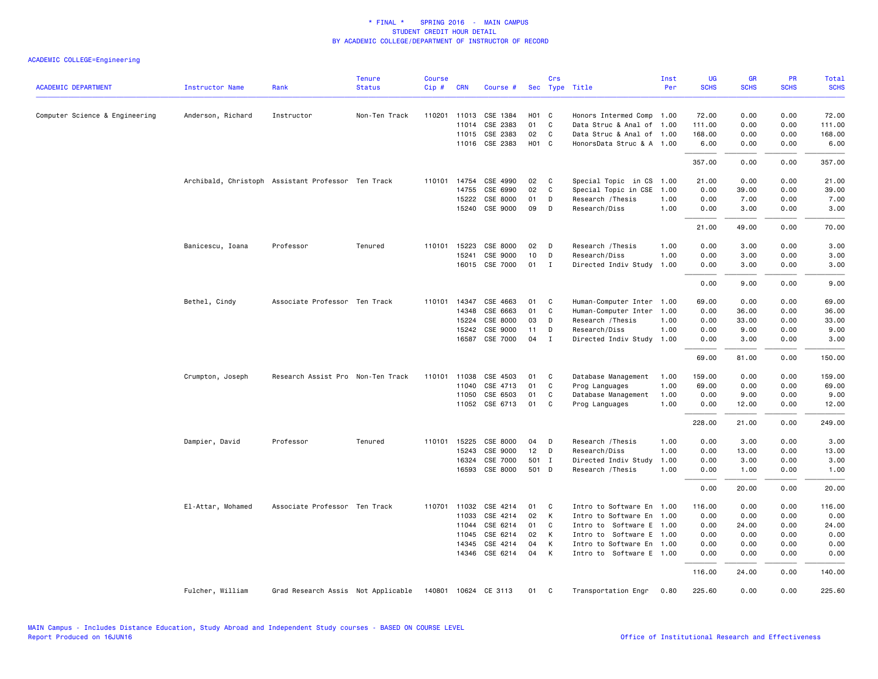# * FINAL * SPRING 2016 - MAIN CAMPUS
## STUDENT CREDIT HOUR DETAIL
### BY ACADEMIC COLLEGE/DEPARTMENT OF INSTRUCTOR OF RECORD

ACADEMIC COLLEGE=Engineering

| ACADEMIC DEPARTMENT | Instructor Name | Rank | Tenure Status | Course Cip # | CRN | Course # | Sec | Crs Type | Title | Inst Per | UG SCHS | GR SCHS | PR SCHS | Total SCHS |
|---|---|---|---|---|---|---|---|---|---|---|---|---|---|---|
| Computer Science & Engineering | Anderson, Richard | Instructor | Non-Ten Track | 110201 | 11013 | CSE 1384 | H01 | C | Honors Intermed Comp | 1.00 | 72.00 | 0.00 | 0.00 | 72.00 |
| | | | | | 11014 | CSE 2383 | 01 | C | Data Struc & Anal of | 1.00 | 111.00 | 0.00 | 0.00 | 111.00 |
| | | | | | 11015 | CSE 2383 | 02 | C | Data Struc & Anal of | 1.00 | 168.00 | 0.00 | 0.00 | 168.00 |
| | | | | | 11016 | CSE 2383 | H01 | C | HonorsData Struc & A | 1.00 | 6.00 | 0.00 | 0.00 | 6.00 |
| | | | | | | | | | | | 357.00 | 0.00 | 0.00 | 357.00 |
| | Archibald, Christoph | Assistant Professor | Ten Track | 110101 | 14754 | CSE 4990 | 02 | C | Special Topic in CS | 1.00 | 21.00 | 0.00 | 0.00 | 21.00 |
| | | | | | 14755 | CSE 6990 | 02 | C | Special Topic in CSE | 1.00 | 0.00 | 39.00 | 0.00 | 39.00 |
| | | | | | 15222 | CSE 8000 | 01 | D | Research /Thesis | 1.00 | 0.00 | 7.00 | 0.00 | 7.00 |
| | | | | | 15240 | CSE 9000 | 09 | D | Research/Diss | 1.00 | 0.00 | 3.00 | 0.00 | 3.00 |
| | | | | | | | | | | | 21.00 | 49.00 | 0.00 | 70.00 |
| | Banicescu, Ioana | Professor | Tenured | 110101 | 15223 | CSE 8000 | 02 | D | Research /Thesis | 1.00 | 0.00 | 3.00 | 0.00 | 3.00 |
| | | | | | 15241 | CSE 9000 | 10 | D | Research/Diss | 1.00 | 0.00 | 3.00 | 0.00 | 3.00 |
| | | | | | 16015 | CSE 7000 | 01 | I | Directed Indiv Study | 1.00 | 0.00 | 3.00 | 0.00 | 3.00 |
| | | | | | | | | | | | 0.00 | 9.00 | 0.00 | 9.00 |
| | Bethel, Cindy | Associate Professor | Ten Track | 110101 | 14347 | CSE 4663 | 01 | C | Human-Computer Inter | 1.00 | 69.00 | 0.00 | 0.00 | 69.00 |
| | | | | | 14348 | CSE 6663 | 01 | C | Human-Computer Inter | 1.00 | 0.00 | 36.00 | 0.00 | 36.00 |
| | | | | | 15224 | CSE 8000 | 03 | D | Research /Thesis | 1.00 | 0.00 | 33.00 | 0.00 | 33.00 |
| | | | | | 15242 | CSE 9000 | 11 | D | Research/Diss | 1.00 | 0.00 | 9.00 | 0.00 | 9.00 |
| | | | | | 16587 | CSE 7000 | 04 | I | Directed Indiv Study | 1.00 | 0.00 | 3.00 | 0.00 | 3.00 |
| | | | | | | | | | | | 69.00 | 81.00 | 0.00 | 150.00 |
| | Crumpton, Joseph | Research Assist Pro | Non-Ten Track | 110101 | 11038 | CSE 4503 | 01 | C | Database Management | 1.00 | 159.00 | 0.00 | 0.00 | 159.00 |
| | | | | | 11040 | CSE 4713 | 01 | C | Prog Languages | 1.00 | 69.00 | 0.00 | 0.00 | 69.00 |
| | | | | | 11050 | CSE 6503 | 01 | C | Database Management | 1.00 | 0.00 | 9.00 | 0.00 | 9.00 |
| | | | | | 11052 | CSE 6713 | 01 | C | Prog Languages | 1.00 | 0.00 | 12.00 | 0.00 | 12.00 |
| | | | | | | | | | | | 228.00 | 21.00 | 0.00 | 249.00 |
| | Dampier, David | Professor | Tenured | 110101 | 15225 | CSE 8000 | 04 | D | Research /Thesis | 1.00 | 0.00 | 3.00 | 0.00 | 3.00 |
| | | | | | 15243 | CSE 9000 | 12 | D | Research/Diss | 1.00 | 0.00 | 13.00 | 0.00 | 13.00 |
| | | | | | 16324 | CSE 7000 | 501 | I | Directed Indiv Study | 1.00 | 0.00 | 3.00 | 0.00 | 3.00 |
| | | | | | 16593 | CSE 8000 | 501 | D | Research /Thesis | 1.00 | 0.00 | 1.00 | 0.00 | 1.00 |
| | | | | | | | | | | | 0.00 | 20.00 | 0.00 | 20.00 |
| | El-Attar, Mohamed | Associate Professor | Ten Track | 110701 | 11032 | CSE 4214 | 01 | C | Intro to Software En | 1.00 | 116.00 | 0.00 | 0.00 | 116.00 |
| | | | | | 11033 | CSE 4214 | 02 | K | Intro to Software En | 1.00 | 0.00 | 0.00 | 0.00 | 0.00 |
| | | | | | 11044 | CSE 6214 | 01 | C | Intro to Software E | 1.00 | 0.00 | 24.00 | 0.00 | 24.00 |
| | | | | | 11045 | CSE 6214 | 02 | K | Intro to Software E | 1.00 | 0.00 | 0.00 | 0.00 | 0.00 |
| | | | | | 14345 | CSE 4214 | 04 | K | Intro to Software En | 1.00 | 0.00 | 0.00 | 0.00 | 0.00 |
| | | | | | 14346 | CSE 6214 | 04 | K | Intro to Software E | 1.00 | 0.00 | 0.00 | 0.00 | 0.00 |
| | | | | | | | | | | | 116.00 | 24.00 | 0.00 | 140.00 |
| | Fulcher, William | Grad Research Assis | Not Applicable | 140801 | 10624 | CE 3113 | 01 | C | Transportation Engr | 0.80 | 225.60 | 0.00 | 0.00 | 225.60 |

MAIN Campus - Includes Distance Education, Study Abroad and Independent Study courses - BASED ON COURSE LEVEL
Report Produced on 16JUN16

Office of Institutional Research and Effectiveness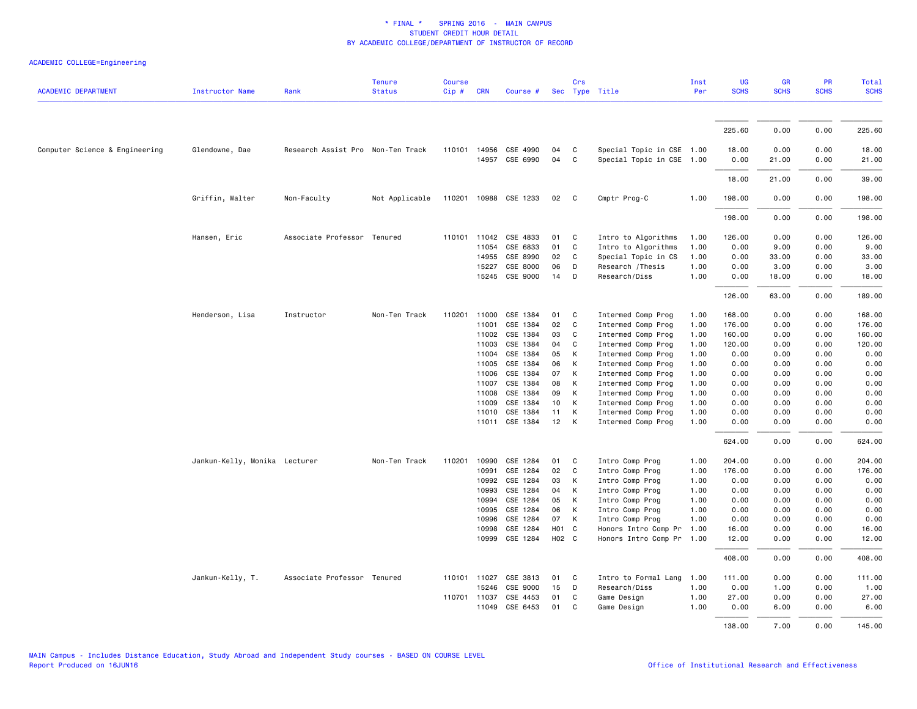* FINAL * SPRING 2016 - MAIN CAMPUS
STUDENT CREDIT HOUR DETAIL
BY ACADEMIC COLLEGE/DEPARTMENT OF INSTRUCTOR OF RECORD

ACADEMIC COLLEGE=Engineering

| ACADEMIC DEPARTMENT | Instructor Name | Rank | Tenure Status | Course Cip # | CRN | Course # | Sec | Crs Type | Title | Inst Per | UG SCHS | GR SCHS | PR SCHS | Total SCHS |
|---|---|---|---|---|---|---|---|---|---|---|---|---|---|---|
| | | | | | | | | | | | 225.60 | 0.00 | 0.00 | 225.60 |
| Computer Science & Engineering | Glendowne, Dae | Research Assist Pro | Non-Ten Track | 110101 | 14956 | CSE 4990 | 04 | C | Special Topic in CSE | 1.00 | 18.00 | 0.00 | 0.00 | 18.00 |
| | | | | | 14957 | CSE 6990 | 04 | C | Special Topic in CSE | 1.00 | 0.00 | 21.00 | 0.00 | 21.00 |
| | | | | | | | | | | | 18.00 | 21.00 | 0.00 | 39.00 |
| | Griffin, Walter | Non-Faculty | Not Applicable | 110201 | 10988 | CSE 1233 | 02 | C | Cmptr Prog-C | 1.00 | 198.00 | 0.00 | 0.00 | 198.00 |
| | | | | | | | | | | | 198.00 | 0.00 | 0.00 | 198.00 |
| | Hansen, Eric | Associate Professor | Tenured | 110101 | 11042 | CSE 4833 | 01 | C | Intro to Algorithms | 1.00 | 126.00 | 0.00 | 0.00 | 126.00 |
| | | | | | 11054 | CSE 6833 | 01 | C | Intro to Algorithms | 1.00 | 0.00 | 9.00 | 0.00 | 9.00 |
| | | | | | 14955 | CSE 8990 | 02 | C | Special Topic in CS | 1.00 | 0.00 | 33.00 | 0.00 | 33.00 |
| | | | | | 15227 | CSE 8000 | 06 | D | Research /Thesis | 1.00 | 0.00 | 3.00 | 0.00 | 3.00 |
| | | | | | 15245 | CSE 9000 | 14 | D | Research/Diss | 1.00 | 0.00 | 18.00 | 0.00 | 18.00 |
| | | | | | | | | | | | 126.00 | 63.00 | 0.00 | 189.00 |
| | Henderson, Lisa | Instructor | Non-Ten Track | 110201 | 11000 | CSE 1384 | 01 | C | Intermed Comp Prog | 1.00 | 168.00 | 0.00 | 0.00 | 168.00 |
| | | | | | 11001 | CSE 1384 | 02 | C | Intermed Comp Prog | 1.00 | 176.00 | 0.00 | 0.00 | 176.00 |
| | | | | | 11002 | CSE 1384 | 03 | C | Intermed Comp Prog | 1.00 | 160.00 | 0.00 | 0.00 | 160.00 |
| | | | | | 11003 | CSE 1384 | 04 | C | Intermed Comp Prog | 1.00 | 120.00 | 0.00 | 0.00 | 120.00 |
| | | | | | 11004 | CSE 1384 | 05 | K | Intermed Comp Prog | 1.00 | 0.00 | 0.00 | 0.00 | 0.00 |
| | | | | | 11005 | CSE 1384 | 06 | K | Intermed Comp Prog | 1.00 | 0.00 | 0.00 | 0.00 | 0.00 |
| | | | | | 11006 | CSE 1384 | 07 | K | Intermed Comp Prog | 1.00 | 0.00 | 0.00 | 0.00 | 0.00 |
| | | | | | 11007 | CSE 1384 | 08 | K | Intermed Comp Prog | 1.00 | 0.00 | 0.00 | 0.00 | 0.00 |
| | | | | | 11008 | CSE 1384 | 09 | K | Intermed Comp Prog | 1.00 | 0.00 | 0.00 | 0.00 | 0.00 |
| | | | | | 11009 | CSE 1384 | 10 | K | Intermed Comp Prog | 1.00 | 0.00 | 0.00 | 0.00 | 0.00 |
| | | | | | 11010 | CSE 1384 | 11 | K | Intermed Comp Prog | 1.00 | 0.00 | 0.00 | 0.00 | 0.00 |
| | | | | | 11011 | CSE 1384 | 12 | K | Intermed Comp Prog | 1.00 | 0.00 | 0.00 | 0.00 | 0.00 |
| | | | | | | | | | | | 624.00 | 0.00 | 0.00 | 624.00 |
| | Jankun-Kelly, Monika | Lecturer | Non-Ten Track | 110201 | 10990 | CSE 1284 | 01 | C | Intro Comp Prog | 1.00 | 204.00 | 0.00 | 0.00 | 204.00 |
| | | | | | 10991 | CSE 1284 | 02 | C | Intro Comp Prog | 1.00 | 176.00 | 0.00 | 0.00 | 176.00 |
| | | | | | 10992 | CSE 1284 | 03 | K | Intro Comp Prog | 1.00 | 0.00 | 0.00 | 0.00 | 0.00 |
| | | | | | 10993 | CSE 1284 | 04 | K | Intro Comp Prog | 1.00 | 0.00 | 0.00 | 0.00 | 0.00 |
| | | | | | 10994 | CSE 1284 | 05 | K | Intro Comp Prog | 1.00 | 0.00 | 0.00 | 0.00 | 0.00 |
| | | | | | 10995 | CSE 1284 | 06 | K | Intro Comp Prog | 1.00 | 0.00 | 0.00 | 0.00 | 0.00 |
| | | | | | 10996 | CSE 1284 | 07 | K | Intro Comp Prog | 1.00 | 0.00 | 0.00 | 0.00 | 0.00 |
| | | | | | 10998 | CSE 1284 | H01 | C | Honors Intro Comp Pr | 1.00 | 16.00 | 0.00 | 0.00 | 16.00 |
| | | | | | 10999 | CSE 1284 | H02 | C | Honors Intro Comp Pr | 1.00 | 12.00 | 0.00 | 0.00 | 12.00 |
| | | | | | | | | | | | 408.00 | 0.00 | 0.00 | 408.00 |
| | Jankun-Kelly, T. | Associate Professor | Tenured | 110101 | 11027 | CSE 3813 | 01 | C | Intro to Formal Lang | 1.00 | 111.00 | 0.00 | 0.00 | 111.00 |
| | | | | | 15246 | CSE 9000 | 15 | D | Research/Diss | 1.00 | 0.00 | 1.00 | 0.00 | 1.00 |
| | | | | 110701 | 11037 | CSE 4453 | 01 | C | Game Design | 1.00 | 27.00 | 0.00 | 0.00 | 27.00 |
| | | | | | 11049 | CSE 6453 | 01 | C | Game Design | 1.00 | 0.00 | 6.00 | 0.00 | 6.00 |
| | | | | | | | | | | | 138.00 | 7.00 | 0.00 | 145.00 |

MAIN Campus - Includes Distance Education, Study Abroad and Independent Study courses - BASED ON COURSE LEVEL
Report Produced on 16JUN16

Office of Institutional Research and Effectiveness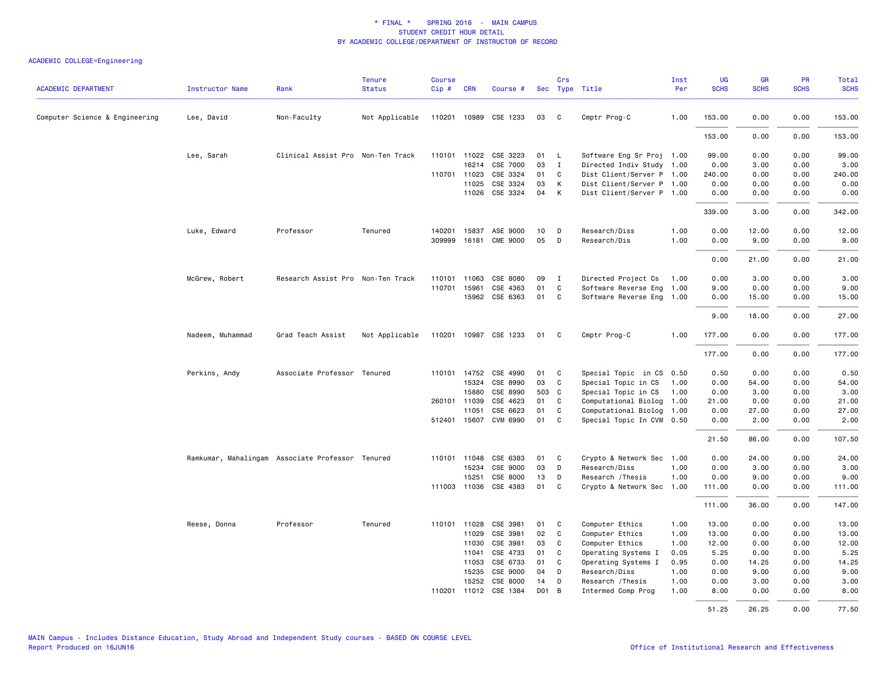\* FINAL \*    SPRING 2016  -  MAIN CAMPUS
STUDENT CREDIT HOUR DETAIL
BY ACADEMIC COLLEGE/DEPARTMENT OF INSTRUCTOR OF RECORD

ACADEMIC COLLEGE=Engineering

| ACADEMIC DEPARTMENT | Instructor Name | Rank | Tenure Status | Course Cip # | CRN | Course # | Sec | Crs Type | Title | Inst Per | UG SCHS | GR SCHS | PR SCHS | Total SCHS |
|---|---|---|---|---|---|---|---|---|---|---|---|---|---|---|
| Computer Science & Engineering | Lee, David | Non-Faculty | Not Applicable | 110201 | 10989 | CSE 1233 | 03 | C | Cmptr Prog-C | 1.00 | 153.00 | 0.00 | 0.00 | 153.00 |
| | | | | | | | | | | | 153.00 | 0.00 | 0.00 | 153.00 |
| | Lee, Sarah | Clinical Assist Pro | Non-Ten Track | 110101 | 11022 | CSE 3223 | 01 | L | Software Eng Sr Proj | 1.00 | 99.00 | 0.00 | 0.00 | 99.00 |
| | | | | | 16214 | CSE 7000 | 03 | I | Directed Indiv Study | 1.00 | 0.00 | 3.00 | 0.00 | 3.00 |
| | | | | 110701 | 11023 | CSE 3324 | 01 | C | Dist Client/Server P | 1.00 | 240.00 | 0.00 | 0.00 | 240.00 |
| | | | | | 11025 | CSE 3324 | 03 | K | Dist Client/Server P | 1.00 | 0.00 | 0.00 | 0.00 | 0.00 |
| | | | | | 11026 | CSE 3324 | 04 | K | Dist Client/Server P | 1.00 | 0.00 | 0.00 | 0.00 | 0.00 |
| | | | | | | | | | | | 339.00 | 3.00 | 0.00 | 342.00 |
| | Luke, Edward | Professor | Tenured | 140201 | 15837 | ASE 9000 | 10 | D | Research/Diss | 1.00 | 0.00 | 12.00 | 0.00 | 12.00 |
| | | | | 309999 | 16181 | CME 9000 | 05 | D | Research/Dis | 1.00 | 0.00 | 9.00 | 0.00 | 9.00 |
| | | | | | | | | | | | 0.00 | 21.00 | 0.00 | 21.00 |
| | McGrew, Robert | Research Assist Pro | Non-Ten Track | 110101 | 11063 | CSE 8080 | 09 | I | Directed Project Cs | 1.00 | 0.00 | 3.00 | 0.00 | 3.00 |
| | | | | 110701 | 15961 | CSE 4363 | 01 | C | Software Reverse Eng | 1.00 | 9.00 | 0.00 | 0.00 | 9.00 |
| | | | | | 15962 | CSE 6363 | 01 | C | Software Reverse Eng | 1.00 | 0.00 | 15.00 | 0.00 | 15.00 |
| | | | | | | | | | | | 9.00 | 18.00 | 0.00 | 27.00 |
| | Nadeem, Muhammad | Grad Teach Assist | Not Applicable | 110201 | 10987 | CSE 1233 | 01 | C | Cmptr Prog-C | 1.00 | 177.00 | 0.00 | 0.00 | 177.00 |
| | | | | | | | | | | | 177.00 | 0.00 | 0.00 | 177.00 |
| | Perkins, Andy | Associate Professor | Tenured | 110101 | 14752 | CSE 4990 | 01 | C | Special Topic  in CS | 0.50 | 0.50 | 0.00 | 0.00 | 0.50 |
| | | | | | 15324 | CSE 8990 | 03 | C | Special Topic in CS | 1.00 | 0.00 | 54.00 | 0.00 | 54.00 |
| | | | | | 15880 | CSE 8990 | 503 | C | Special Topic in CS | 1.00 | 0.00 | 3.00 | 0.00 | 3.00 |
| | | | | 260101 | 11039 | CSE 4623 | 01 | C | Computational Biolog | 1.00 | 21.00 | 0.00 | 0.00 | 21.00 |
| | | | | | 11051 | CSE 6623 | 01 | C | Computational Biolog | 1.00 | 0.00 | 27.00 | 0.00 | 27.00 |
| | | | | 512401 | 15607 | CVM 6990 | 01 | C | Special Topic In CVM | 0.50 | 0.00 | 2.00 | 0.00 | 2.00 |
| | | | | | | | | | | | 21.50 | 86.00 | 0.00 | 107.50 |
| | Ramkumar, Mahalingam | Associate Professor | Tenured | 110101 | 11048 | CSE 6383 | 01 | C | Crypto & Network Sec | 1.00 | 0.00 | 24.00 | 0.00 | 24.00 |
| | | | | | 15234 | CSE 9000 | 03 | D | Research/Diss | 1.00 | 0.00 | 3.00 | 0.00 | 3.00 |
| | | | | | 15251 | CSE 8000 | 13 | D | Research /Thesis | 1.00 | 0.00 | 9.00 | 0.00 | 9.00 |
| | | | | 111003 | 11036 | CSE 4383 | 01 | C | Crypto & Network Sec | 1.00 | 111.00 | 0.00 | 0.00 | 111.00 |
| | | | | | | | | | | | 111.00 | 36.00 | 0.00 | 147.00 |
| | Reese, Donna | Professor | Tenured | 110101 | 11028 | CSE 3981 | 01 | C | Computer Ethics | 1.00 | 13.00 | 0.00 | 0.00 | 13.00 |
| | | | | | 11029 | CSE 3981 | 02 | C | Computer Ethics | 1.00 | 13.00 | 0.00 | 0.00 | 13.00 |
| | | | | | 11030 | CSE 3981 | 03 | C | Computer Ethics | 1.00 | 12.00 | 0.00 | 0.00 | 12.00 |
| | | | | | 11041 | CSE 4733 | 01 | C | Operating Systems I | 0.05 | 5.25 | 0.00 | 0.00 | 5.25 |
| | | | | | 11053 | CSE 6733 | 01 | C | Operating Systems I | 0.95 | 0.00 | 14.25 | 0.00 | 14.25 |
| | | | | | 15235 | CSE 9000 | 04 | D | Research/Diss | 1.00 | 0.00 | 9.00 | 0.00 | 9.00 |
| | | | | | 15252 | CSE 8000 | 14 | D | Research /Thesis | 1.00 | 0.00 | 3.00 | 0.00 | 3.00 |
| | | | | 110201 | 11012 | CSE 1384 | D01 | B | Intermed Comp Prog | 1.00 | 8.00 | 0.00 | 0.00 | 8.00 |
| | | | | | | | | | | | 51.25 | 26.25 | 0.00 | 77.50 |

MAIN Campus - Includes Distance Education, Study Abroad and Independent Study courses - BASED ON COURSE LEVEL
Report Produced on 16JUN16

Office of Institutional Research and Effectiveness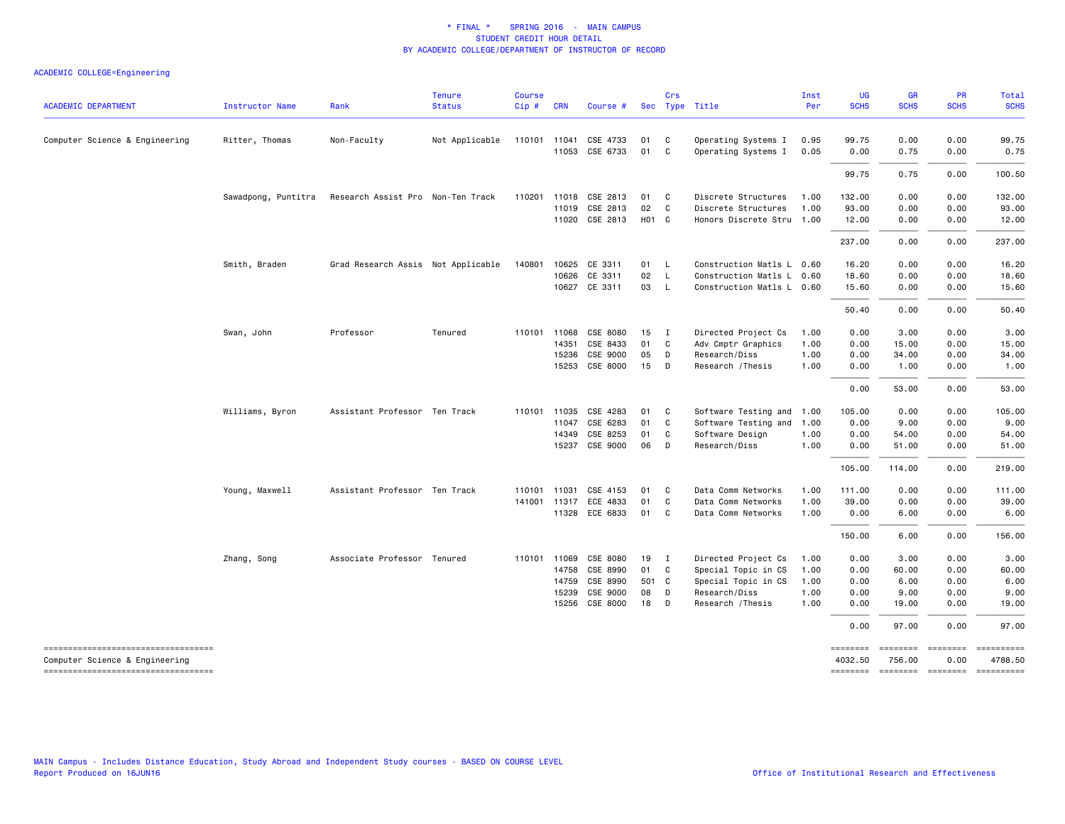\* FINAL \* SPRING 2016 - MAIN CAMPUS
STUDENT CREDIT HOUR DETAIL
BY ACADEMIC COLLEGE/DEPARTMENT OF INSTRUCTOR OF RECORD

ACADEMIC COLLEGE=Engineering

| ACADEMIC DEPARTMENT | Instructor Name | Rank | Tenure Status | Course Cip # | CRN | Course # | Sec | Crs Type | Title | Inst Per | UG SCHS | GR SCHS | PR SCHS | Total SCHS |
|---|---|---|---|---|---|---|---|---|---|---|---|---|---|---|
| Computer Science & Engineering | Ritter, Thomas | Non-Faculty | Not Applicable | 110101 | 11041 | CSE 4733 | 01 | C | Operating Systems I | 0.95 | 99.75 | 0.00 | 0.00 | 99.75 |
| | | | | | 11053 | CSE 6733 | 01 | C | Operating Systems I | 0.05 | 0.00 | 0.75 | 0.00 | 0.75 |
| | | | | | | | | | | | 99.75 | 0.75 | 0.00 | 100.50 |
| | Sawadpong, Puntitra | Research Assist Pro | Non-Ten Track | 110201 | 11018 | CSE 2813 | 01 | C | Discrete Structures | 1.00 | 132.00 | 0.00 | 0.00 | 132.00 |
| | | | | | 11019 | CSE 2813 | 02 | C | Discrete Structures | 1.00 | 93.00 | 0.00 | 0.00 | 93.00 |
| | | | | | 11020 | CSE 2813 | H01 | C | Honors Discrete Stru | 1.00 | 12.00 | 0.00 | 0.00 | 12.00 |
| | | | | | | | | | | | 237.00 | 0.00 | 0.00 | 237.00 |
| | Smith, Braden | Grad Research Assis | Not Applicable | 140801 | 10625 | CE 3311 | 01 | L | Construction Matls L | 0.60 | 16.20 | 0.00 | 0.00 | 16.20 |
| | | | | | 10626 | CE 3311 | 02 | L | Construction Matls L | 0.60 | 18.60 | 0.00 | 0.00 | 18.60 |
| | | | | | 10627 | CE 3311 | 03 | L | Construction Matls L | 0.60 | 15.60 | 0.00 | 0.00 | 15.60 |
| | | | | | | | | | | | 50.40 | 0.00 | 0.00 | 50.40 |
| | Swan, John | Professor | Tenured | 110101 | 11068 | CSE 8080 | 15 | I | Directed Project Cs | 1.00 | 0.00 | 3.00 | 0.00 | 3.00 |
| | | | | | 14351 | CSE 8433 | 01 | C | Adv Cmptr Graphics | 1.00 | 0.00 | 15.00 | 0.00 | 15.00 |
| | | | | | 15236 | CSE 9000 | 05 | D | Research/Diss | 1.00 | 0.00 | 34.00 | 0.00 | 34.00 |
| | | | | | 15253 | CSE 8000 | 15 | D | Research /Thesis | 1.00 | 0.00 | 1.00 | 0.00 | 1.00 |
| | | | | | | | | | | | 0.00 | 53.00 | 0.00 | 53.00 |
| | Williams, Byron | Assistant Professor | Ten Track | 110101 | 11035 | CSE 4283 | 01 | C | Software Testing and | 1.00 | 105.00 | 0.00 | 0.00 | 105.00 |
| | | | | | 11047 | CSE 6283 | 01 | C | Software Testing and | 1.00 | 0.00 | 9.00 | 0.00 | 9.00 |
| | | | | | 14349 | CSE 8253 | 01 | C | Software Design | 1.00 | 0.00 | 54.00 | 0.00 | 54.00 |
| | | | | | 15237 | CSE 9000 | 06 | D | Research/Diss | 1.00 | 0.00 | 51.00 | 0.00 | 51.00 |
| | | | | | | | | | | | 105.00 | 114.00 | 0.00 | 219.00 |
| | Young, Maxwell | Assistant Professor | Ten Track | 110101 | 11031 | CSE 4153 | 01 | C | Data Comm Networks | 1.00 | 111.00 | 0.00 | 0.00 | 111.00 |
| | | | | 141001 | 11317 | ECE 4833 | 01 | C | Data Comm Networks | 1.00 | 39.00 | 0.00 | 0.00 | 39.00 |
| | | | | | 11328 | ECE 6833 | 01 | C | Data Comm Networks | 1.00 | 0.00 | 6.00 | 0.00 | 6.00 |
| | | | | | | | | | | | 150.00 | 6.00 | 0.00 | 156.00 |
| | Zhang, Song | Associate Professor | Tenured | 110101 | 11069 | CSE 8080 | 19 | I | Directed Project Cs | 1.00 | 0.00 | 3.00 | 0.00 | 3.00 |
| | | | | | 14758 | CSE 8990 | 01 | C | Special Topic in CS | 1.00 | 0.00 | 60.00 | 0.00 | 60.00 |
| | | | | | 14759 | CSE 8990 | 501 | C | Special Topic in CS | 1.00 | 0.00 | 6.00 | 0.00 | 6.00 |
| | | | | | 15239 | CSE 9000 | 08 | D | Research/Diss | 1.00 | 0.00 | 9.00 | 0.00 | 9.00 |
| | | | | | 15256 | CSE 8000 | 18 | D | Research /Thesis | 1.00 | 0.00 | 19.00 | 0.00 | 19.00 |
| | | | | | | | | | | | 0.00 | 97.00 | 0.00 | 97.00 |
| Computer Science & Engineering | | | | | | | | | | | 4032.50 | 756.00 | 0.00 | 4788.50 |

MAIN Campus - Includes Distance Education, Study Abroad and Independent Study courses - BASED ON COURSE LEVEL
Report Produced on 16JUN16

Office of Institutional Research and Effectiveness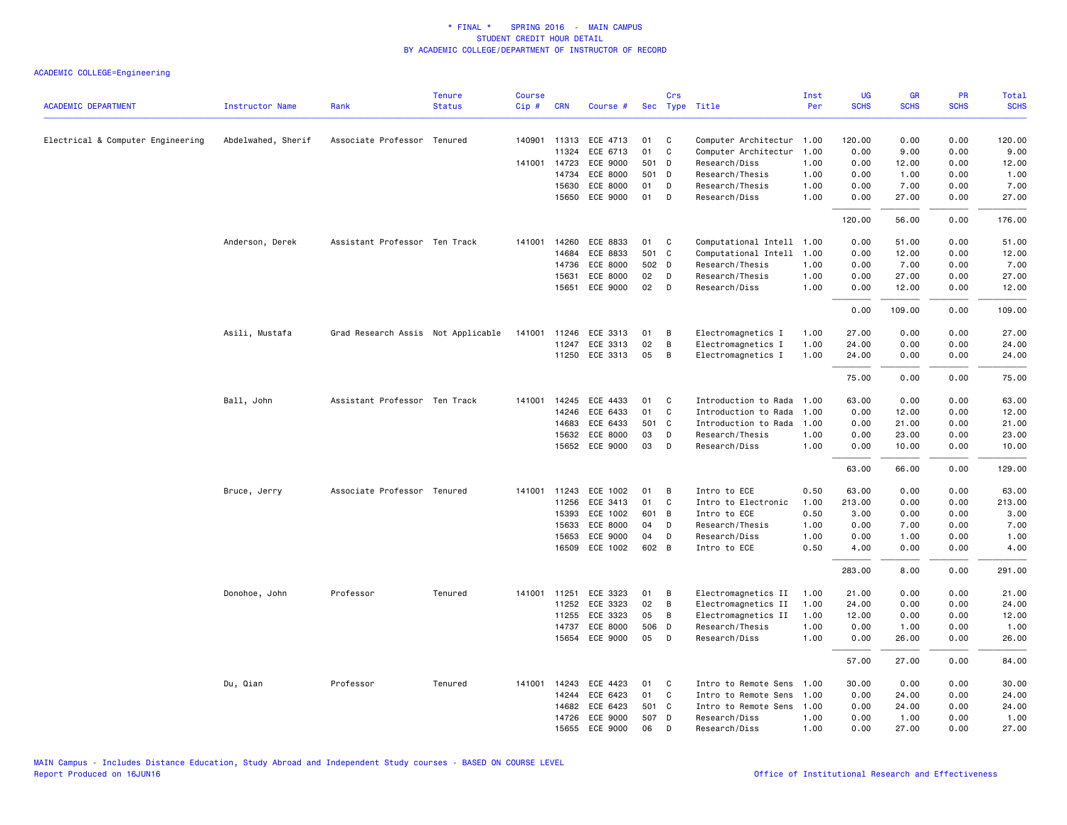# * FINAL * SPRING 2016 - MAIN CAMPUS
## STUDENT CREDIT HOUR DETAIL
## BY ACADEMIC COLLEGE/DEPARTMENT OF INSTRUCTOR OF RECORD

ACADEMIC COLLEGE=Engineering

| ACADEMIC DEPARTMENT | Instructor Name | Rank | Tenure Status | Course Cip # | CRN | Course # | Sec | Crs Type | Title | Inst Per | UG SCHS | GR SCHS | PR SCHS | Total SCHS |
|---|---|---|---|---|---|---|---|---|---|---|---|---|---|---|
| Electrical & Computer Engineering | Abdelwahed, Sherif | Associate Professor | Tenured | 140901 | 11313 | ECE 4713 | 01 | C | Computer Architectur | 1.00 | 120.00 | 0.00 | 0.00 | 120.00 |
| | | | | | 11324 | ECE 6713 | 01 | C | Computer Architectur | 1.00 | 0.00 | 9.00 | 0.00 | 9.00 |
| | | | | 141001 | 14723 | ECE 9000 | 501 | D | Research/Diss | 1.00 | 0.00 | 12.00 | 0.00 | 12.00 |
| | | | | | 14734 | ECE 8000 | 501 | D | Research/Thesis | 1.00 | 0.00 | 1.00 | 0.00 | 1.00 |
| | | | | | 15630 | ECE 8000 | 01 | D | Research/Thesis | 1.00 | 0.00 | 7.00 | 0.00 | 7.00 |
| | | | | | 15650 | ECE 9000 | 01 | D | Research/Diss | 1.00 | 0.00 | 27.00 | 0.00 | 27.00 |
| | | | | | | | | | | | 120.00 | 56.00 | 0.00 | 176.00 |
| | Anderson, Derek | Assistant Professor | Ten Track | 141001 | 14260 | ECE 8833 | 01 | C | Computational Intell | 1.00 | 0.00 | 51.00 | 0.00 | 51.00 |
| | | | | | 14684 | ECE 8833 | 501 | C | Computational Intell | 1.00 | 0.00 | 12.00 | 0.00 | 12.00 |
| | | | | | 14736 | ECE 8000 | 502 | D | Research/Thesis | 1.00 | 0.00 | 7.00 | 0.00 | 7.00 |
| | | | | | 15631 | ECE 8000 | 02 | D | Research/Thesis | 1.00 | 0.00 | 27.00 | 0.00 | 27.00 |
| | | | | | 15651 | ECE 9000 | 02 | D | Research/Diss | 1.00 | 0.00 | 12.00 | 0.00 | 12.00 |
| | | | | | | | | | | | 0.00 | 109.00 | 0.00 | 109.00 |
| | Asili, Mustafa | Grad Research Assis | Not Applicable | 141001 | 11246 | ECE 3313 | 01 | B | Electromagnetics I | 1.00 | 27.00 | 0.00 | 0.00 | 27.00 |
| | | | | | 11247 | ECE 3313 | 02 | B | Electromagnetics I | 1.00 | 24.00 | 0.00 | 0.00 | 24.00 |
| | | | | | 11250 | ECE 3313 | 05 | B | Electromagnetics I | 1.00 | 24.00 | 0.00 | 0.00 | 24.00 |
| | | | | | | | | | | | 75.00 | 0.00 | 0.00 | 75.00 |
| | Ball, John | Assistant Professor | Ten Track | 141001 | 14245 | ECE 4433 | 01 | C | Introduction to Rada | 1.00 | 63.00 | 0.00 | 0.00 | 63.00 |
| | | | | | 14246 | ECE 6433 | 01 | C | Introduction to Rada | 1.00 | 0.00 | 12.00 | 0.00 | 12.00 |
| | | | | | 14683 | ECE 6433 | 501 | C | Introduction to Rada | 1.00 | 0.00 | 21.00 | 0.00 | 21.00 |
| | | | | | 15632 | ECE 8000 | 03 | D | Research/Thesis | 1.00 | 0.00 | 23.00 | 0.00 | 23.00 |
| | | | | | 15652 | ECE 9000 | 03 | D | Research/Diss | 1.00 | 0.00 | 10.00 | 0.00 | 10.00 |
| | | | | | | | | | | | 63.00 | 66.00 | 0.00 | 129.00 |
| | Bruce, Jerry | Associate Professor | Tenured | 141001 | 11243 | ECE 1002 | 01 | B | Intro to ECE | 0.50 | 63.00 | 0.00 | 0.00 | 63.00 |
| | | | | | 11256 | ECE 3413 | 01 | C | Intro to Electronic | 1.00 | 213.00 | 0.00 | 0.00 | 213.00 |
| | | | | | 15393 | ECE 1002 | 601 | B | Intro to ECE | 0.50 | 3.00 | 0.00 | 0.00 | 3.00 |
| | | | | | 15633 | ECE 8000 | 04 | D | Research/Thesis | 1.00 | 0.00 | 7.00 | 0.00 | 7.00 |
| | | | | | 15653 | ECE 9000 | 04 | D | Research/Diss | 1.00 | 0.00 | 1.00 | 0.00 | 1.00 |
| | | | | | 16509 | ECE 1002 | 602 | B | Intro to ECE | 0.50 | 4.00 | 0.00 | 0.00 | 4.00 |
| | | | | | | | | | | | 283.00 | 8.00 | 0.00 | 291.00 |
| | Donohoe, John | Professor | Tenured | 141001 | 11251 | ECE 3323 | 01 | B | Electromagnetics II | 1.00 | 21.00 | 0.00 | 0.00 | 21.00 |
| | | | | | 11252 | ECE 3323 | 02 | B | Electromagnetics II | 1.00 | 24.00 | 0.00 | 0.00 | 24.00 |
| | | | | | 11255 | ECE 3323 | 05 | B | Electromagnetics II | 1.00 | 12.00 | 0.00 | 0.00 | 12.00 |
| | | | | | 14737 | ECE 8000 | 506 | D | Research/Thesis | 1.00 | 0.00 | 1.00 | 0.00 | 1.00 |
| | | | | | 15654 | ECE 9000 | 05 | D | Research/Diss | 1.00 | 0.00 | 26.00 | 0.00 | 26.00 |
| | | | | | | | | | | | 57.00 | 27.00 | 0.00 | 84.00 |
| | Du, Qian | Professor | Tenured | 141001 | 14243 | ECE 4423 | 01 | C | Intro to Remote Sens | 1.00 | 30.00 | 0.00 | 0.00 | 30.00 |
| | | | | | 14244 | ECE 6423 | 01 | C | Intro to Remote Sens | 1.00 | 0.00 | 24.00 | 0.00 | 24.00 |
| | | | | | 14682 | ECE 6423 | 501 | C | Intro to Remote Sens | 1.00 | 0.00 | 24.00 | 0.00 | 24.00 |
| | | | | | 14726 | ECE 9000 | 507 | D | Research/Diss | 1.00 | 0.00 | 1.00 | 0.00 | 1.00 |
| | | | | | 15655 | ECE 9000 | 06 | D | Research/Diss | 1.00 | 0.00 | 27.00 | 0.00 | 27.00 |

MAIN Campus - Includes Distance Education, Study Abroad and Independent Study courses - BASED ON COURSE LEVEL
Report Produced on 16JUN16

Office of Institutional Research and Effectiveness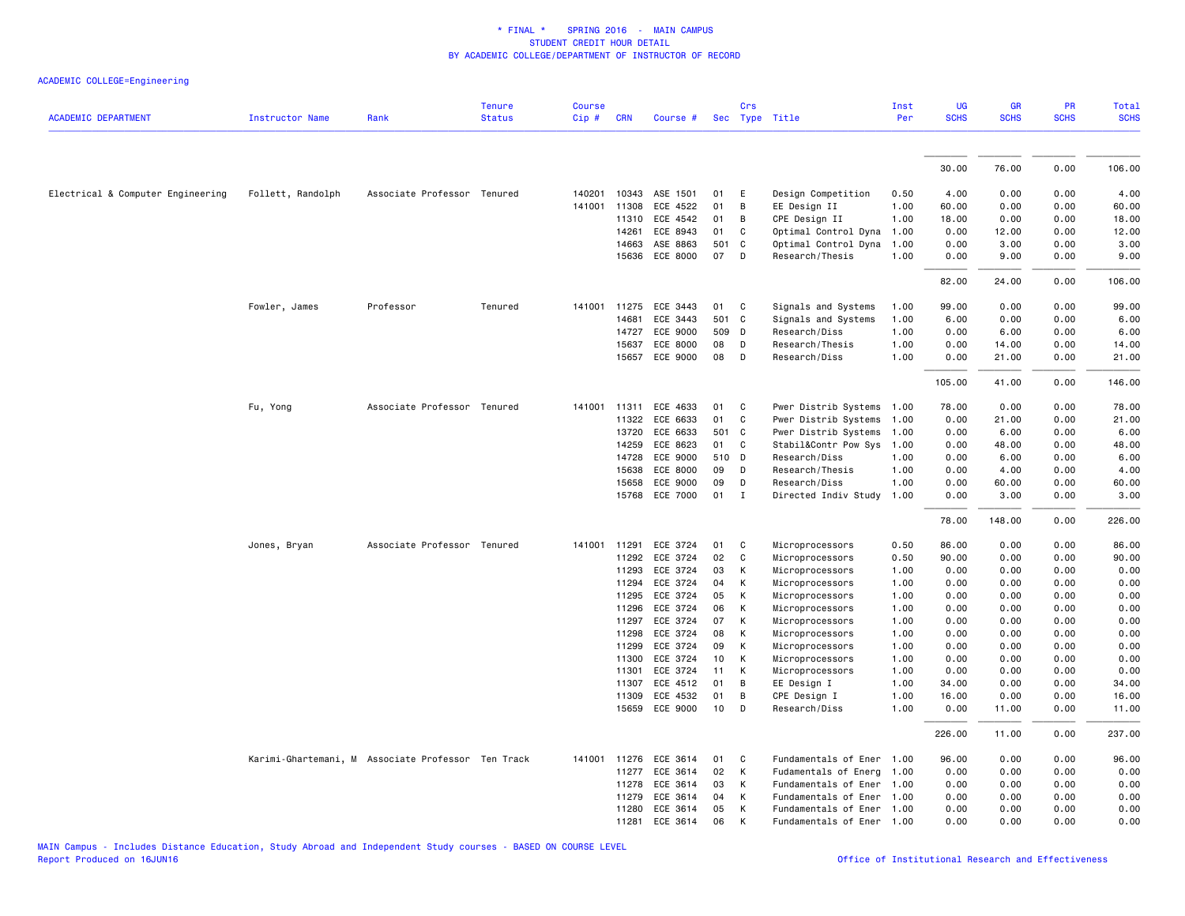\* FINAL \* SPRING 2016 - MAIN CAMPUS
STUDENT CREDIT HOUR DETAIL
BY ACADEMIC COLLEGE/DEPARTMENT OF INSTRUCTOR OF RECORD

ACADEMIC COLLEGE=Engineering

| ACADEMIC DEPARTMENT | Instructor Name | Rank | Tenure Status | Course Cip # | CRN | Course # | Sec | Crs Type | Title | Inst Per | UG SCHS | GR SCHS | PR SCHS | Total SCHS |
|---|---|---|---|---|---|---|---|---|---|---|---|---|---|---|
| | | | | | | | | | | | 30.00 | 76.00 | 0.00 | 106.00 |
| Electrical & Computer Engineering | Follett, Randolph | Associate Professor | Tenured | 140201 | 10343 | ASE 1501 | 01 | E | Design Competition | 0.50 | 4.00 | 0.00 | 0.00 | 4.00 |
| | | | | 141001 | 11308 | ECE 4522 | 01 | B | EE Design II | 1.00 | 60.00 | 0.00 | 0.00 | 60.00 |
| | | | | | 11310 | ECE 4542 | 01 | B | CPE Design II | 1.00 | 18.00 | 0.00 | 0.00 | 18.00 |
| | | | | | 14261 | ECE 8943 | 01 | C | Optimal Control Dyna | 1.00 | 0.00 | 12.00 | 0.00 | 12.00 |
| | | | | | 14663 | ASE 8863 | 501 | C | Optimal Control Dyna | 1.00 | 0.00 | 3.00 | 0.00 | 3.00 |
| | | | | | 15636 | ECE 8000 | 07 | D | Research/Thesis | 1.00 | 0.00 | 9.00 | 0.00 | 9.00 |
| | | | | | | | | | | | 82.00 | 24.00 | 0.00 | 106.00 |
| | Fowler, James | Professor | Tenured | 141001 | 11275 | ECE 3443 | 01 | C | Signals and Systems | 1.00 | 99.00 | 0.00 | 0.00 | 99.00 |
| | | | | | 14681 | ECE 3443 | 501 | C | Signals and Systems | 1.00 | 6.00 | 0.00 | 0.00 | 6.00 |
| | | | | | 14727 | ECE 9000 | 509 | D | Research/Diss | 1.00 | 0.00 | 6.00 | 0.00 | 6.00 |
| | | | | | 15637 | ECE 8000 | 08 | D | Research/Thesis | 1.00 | 0.00 | 14.00 | 0.00 | 14.00 |
| | | | | | 15657 | ECE 9000 | 08 | D | Research/Diss | 1.00 | 0.00 | 21.00 | 0.00 | 21.00 |
| | | | | | | | | | | | 105.00 | 41.00 | 0.00 | 146.00 |
| | Fu, Yong | Associate Professor | Tenured | 141001 | 11311 | ECE 4633 | 01 | C | Pwer Distrib Systems | 1.00 | 78.00 | 0.00 | 0.00 | 78.00 |
| | | | | | 11322 | ECE 6633 | 01 | C | Pwer Distrib Systems | 1.00 | 0.00 | 21.00 | 0.00 | 21.00 |
| | | | | | 13720 | ECE 6633 | 501 | C | Pwer Distrib Systems | 1.00 | 0.00 | 6.00 | 0.00 | 6.00 |
| | | | | | 14259 | ECE 8623 | 01 | C | Stabil&Contr Pow Sys | 1.00 | 0.00 | 48.00 | 0.00 | 48.00 |
| | | | | | 14728 | ECE 9000 | 510 | D | Research/Diss | 1.00 | 0.00 | 6.00 | 0.00 | 6.00 |
| | | | | | 15638 | ECE 8000 | 09 | D | Research/Thesis | 1.00 | 0.00 | 4.00 | 0.00 | 4.00 |
| | | | | | 15658 | ECE 9000 | 09 | D | Research/Diss | 1.00 | 0.00 | 60.00 | 0.00 | 60.00 |
| | | | | | 15768 | ECE 7000 | 01 | I | Directed Indiv Study | 1.00 | 0.00 | 3.00 | 0.00 | 3.00 |
| | | | | | | | | | | | 78.00 | 148.00 | 0.00 | 226.00 |
| | Jones, Bryan | Associate Professor | Tenured | 141001 | 11291 | ECE 3724 | 01 | C | Microprocessors | 0.50 | 86.00 | 0.00 | 0.00 | 86.00 |
| | | | | | 11292 | ECE 3724 | 02 | C | Microprocessors | 0.50 | 90.00 | 0.00 | 0.00 | 90.00 |
| | | | | | 11293 | ECE 3724 | 03 | K | Microprocessors | 1.00 | 0.00 | 0.00 | 0.00 | 0.00 |
| | | | | | 11294 | ECE 3724 | 04 | K | Microprocessors | 1.00 | 0.00 | 0.00 | 0.00 | 0.00 |
| | | | | | 11295 | ECE 3724 | 05 | K | Microprocessors | 1.00 | 0.00 | 0.00 | 0.00 | 0.00 |
| | | | | | 11296 | ECE 3724 | 06 | K | Microprocessors | 1.00 | 0.00 | 0.00 | 0.00 | 0.00 |
| | | | | | 11297 | ECE 3724 | 07 | K | Microprocessors | 1.00 | 0.00 | 0.00 | 0.00 | 0.00 |
| | | | | | 11298 | ECE 3724 | 08 | K | Microprocessors | 1.00 | 0.00 | 0.00 | 0.00 | 0.00 |
| | | | | | 11299 | ECE 3724 | 09 | K | Microprocessors | 1.00 | 0.00 | 0.00 | 0.00 | 0.00 |
| | | | | | 11300 | ECE 3724 | 10 | K | Microprocessors | 1.00 | 0.00 | 0.00 | 0.00 | 0.00 |
| | | | | | 11301 | ECE 3724 | 11 | K | Microprocessors | 1.00 | 0.00 | 0.00 | 0.00 | 0.00 |
| | | | | | 11307 | ECE 4512 | 01 | B | EE Design I | 1.00 | 34.00 | 0.00 | 0.00 | 34.00 |
| | | | | | 11309 | ECE 4532 | 01 | B | CPE Design I | 1.00 | 16.00 | 0.00 | 0.00 | 16.00 |
| | | | | | 15659 | ECE 9000 | 10 | D | Research/Diss | 1.00 | 0.00 | 11.00 | 0.00 | 11.00 |
| | | | | | | | | | | | 226.00 | 11.00 | 0.00 | 237.00 |
| | Karimi-Ghartemani, M | Associate Professor | Ten Track | 141001 | 11276 | ECE 3614 | 01 | C | Fundamentals of Ener | 1.00 | 96.00 | 0.00 | 0.00 | 96.00 |
| | | | | | 11277 | ECE 3614 | 02 | K | Fudamentals of Energ | 1.00 | 0.00 | 0.00 | 0.00 | 0.00 |
| | | | | | 11278 | ECE 3614 | 03 | K | Fundamentals of Ener | 1.00 | 0.00 | 0.00 | 0.00 | 0.00 |
| | | | | | 11279 | ECE 3614 | 04 | K | Fundamentals of Ener | 1.00 | 0.00 | 0.00 | 0.00 | 0.00 |
| | | | | | 11280 | ECE 3614 | 05 | K | Fundamentals of Ener | 1.00 | 0.00 | 0.00 | 0.00 | 0.00 |
| | | | | | 11281 | ECE 3614 | 06 | K | Fundamentals of Ener | 1.00 | 0.00 | 0.00 | 0.00 | 0.00 |

MAIN Campus - Includes Distance Education, Study Abroad and Independent Study courses - BASED ON COURSE LEVEL
Report Produced on 16JUN16

Office of Institutional Research and Effectiveness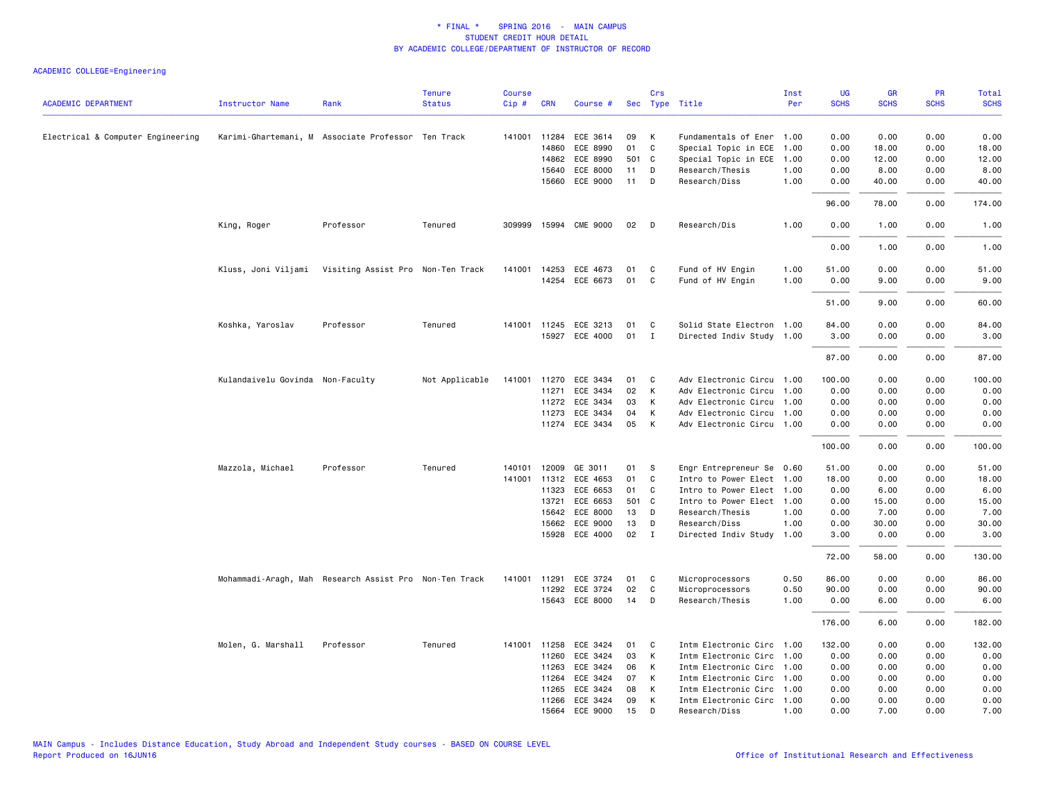# * FINAL * SPRING 2016 - MAIN CAMPUS
## STUDENT CREDIT HOUR DETAIL
## BY ACADEMIC COLLEGE/DEPARTMENT OF INSTRUCTOR OF RECORD

ACADEMIC COLLEGE=Engineering

| ACADEMIC DEPARTMENT | Instructor Name | Rank | Tenure Status | Course Cip # | CRN | Course # | Sec | Crs Type | Title | Inst Per | UG SCHS | GR SCHS | PR SCHS | Total SCHS |
|---|---|---|---|---|---|---|---|---|---|---|---|---|---|---|
| Electrical & Computer Engineering | Karimi-Ghartemani, M | Associate Professor | Ten Track | 141001 | 11284 | ECE 3614 | 09 | K | Fundamentals of Ener | 1.00 | 0.00 | 0.00 | 0.00 | 0.00 |
| | | | | | 14860 | ECE 8990 | 01 | C | Special Topic in ECE | 1.00 | 0.00 | 18.00 | 0.00 | 18.00 |
| | | | | | 14862 | ECE 8990 | 501 | C | Special Topic in ECE | 1.00 | 0.00 | 12.00 | 0.00 | 12.00 |
| | | | | | 15640 | ECE 8000 | 11 | D | Research/Thesis | 1.00 | 0.00 | 8.00 | 0.00 | 8.00 |
| | | | | | 15660 | ECE 9000 | 11 | D | Research/Diss | 1.00 | 0.00 | 40.00 | 0.00 | 40.00 |
| | | | | | | | | | | | 96.00 | 78.00 | 0.00 | 174.00 |
| | King, Roger | Professor | Tenured | 309999 | 15994 | CME 9000 | 02 | D | Research/Dis | 1.00 | 0.00 | 1.00 | 0.00 | 1.00 |
| | | | | | | | | | | | 0.00 | 1.00 | 0.00 | 1.00 |
| | Kluss, Joni Viljami | Visiting Assist Pro | Non-Ten Track | 141001 | 14253 | ECE 4673 | 01 | C | Fund of HV Engin | 1.00 | 51.00 | 0.00 | 0.00 | 51.00 |
| | | | | | 14254 | ECE 6673 | 01 | C | Fund of HV Engin | 1.00 | 0.00 | 9.00 | 0.00 | 9.00 |
| | | | | | | | | | | | 51.00 | 9.00 | 0.00 | 60.00 |
| | Koshka, Yaroslav | Professor | Tenured | 141001 | 11245 | ECE 3213 | 01 | C | Solid State Electron | 1.00 | 84.00 | 0.00 | 0.00 | 84.00 |
| | | | | | 15927 | ECE 4000 | 01 | I | Directed Indiv Study | 1.00 | 3.00 | 0.00 | 0.00 | 3.00 |
| | | | | | | | | | | | 87.00 | 0.00 | 0.00 | 87.00 |
| | Kulandaivelu Govinda | Non-Faculty | Not Applicable | 141001 | 11270 | ECE 3434 | 01 | C | Adv Electronic Circu | 1.00 | 100.00 | 0.00 | 0.00 | 100.00 |
| | | | | | 11271 | ECE 3434 | 02 | K | Adv Electronic Circu | 1.00 | 0.00 | 0.00 | 0.00 | 0.00 |
| | | | | | 11272 | ECE 3434 | 03 | K | Adv Electronic Circu | 1.00 | 0.00 | 0.00 | 0.00 | 0.00 |
| | | | | | 11273 | ECE 3434 | 04 | K | Adv Electronic Circu | 1.00 | 0.00 | 0.00 | 0.00 | 0.00 |
| | | | | | 11274 | ECE 3434 | 05 | K | Adv Electronic Circu | 1.00 | 0.00 | 0.00 | 0.00 | 0.00 |
| | | | | | | | | | | | 100.00 | 0.00 | 0.00 | 100.00 |
| | Mazzola, Michael | Professor | Tenured | 140101 | 12009 | GE 3011 | 01 | S | Engr Entrepreneur Se | 0.60 | 51.00 | 0.00 | 0.00 | 51.00 |
| | | | | 141001 | 11312 | ECE 4653 | 01 | C | Intro to Power Elect | 1.00 | 18.00 | 0.00 | 0.00 | 18.00 |
| | | | | | 11323 | ECE 6653 | 01 | C | Intro to Power Elect | 1.00 | 0.00 | 6.00 | 0.00 | 6.00 |
| | | | | | 13721 | ECE 6653 | 501 | C | Intro to Power Elect | 1.00 | 0.00 | 15.00 | 0.00 | 15.00 |
| | | | | | 15642 | ECE 8000 | 13 | D | Research/Thesis | 1.00 | 0.00 | 7.00 | 0.00 | 7.00 |
| | | | | | 15662 | ECE 9000 | 13 | D | Research/Diss | 1.00 | 0.00 | 30.00 | 0.00 | 30.00 |
| | | | | | 15928 | ECE 4000 | 02 | I | Directed Indiv Study | 1.00 | 3.00 | 0.00 | 0.00 | 3.00 |
| | | | | | | | | | | | 72.00 | 58.00 | 0.00 | 130.00 |
| | Mohammadi-Aragh, Mah | Research Assist Pro | Non-Ten Track | 141001 | 11291 | ECE 3724 | 01 | C | Microprocessors | 0.50 | 86.00 | 0.00 | 0.00 | 86.00 |
| | | | | | 11292 | ECE 3724 | 02 | C | Microprocessors | 0.50 | 90.00 | 0.00 | 0.00 | 90.00 |
| | | | | | 15643 | ECE 8000 | 14 | D | Research/Thesis | 1.00 | 0.00 | 6.00 | 0.00 | 6.00 |
| | | | | | | | | | | | 176.00 | 6.00 | 0.00 | 182.00 |
| | Molen, G. Marshall | Professor | Tenured | 141001 | 11258 | ECE 3424 | 01 | C | Intm Electronic Circ | 1.00 | 132.00 | 0.00 | 0.00 | 132.00 |
| | | | | | 11260 | ECE 3424 | 03 | K | Intm Electronic Circ | 1.00 | 0.00 | 0.00 | 0.00 | 0.00 |
| | | | | | 11263 | ECE 3424 | 06 | K | Intm Electronic Circ | 1.00 | 0.00 | 0.00 | 0.00 | 0.00 |
| | | | | | 11264 | ECE 3424 | 07 | K | Intm Electronic Circ | 1.00 | 0.00 | 0.00 | 0.00 | 0.00 |
| | | | | | 11265 | ECE 3424 | 08 | K | Intm Electronic Circ | 1.00 | 0.00 | 0.00 | 0.00 | 0.00 |
| | | | | | 11266 | ECE 3424 | 09 | K | Intm Electronic Circ | 1.00 | 0.00 | 0.00 | 0.00 | 0.00 |
| | | | | | 15664 | ECE 9000 | 15 | D | Research/Diss | 1.00 | 0.00 | 7.00 | 0.00 | 7.00 |

MAIN Campus - Includes Distance Education, Study Abroad and Independent Study courses - BASED ON COURSE LEVEL
Report Produced on 16JUN16

Office of Institutional Research and Effectiveness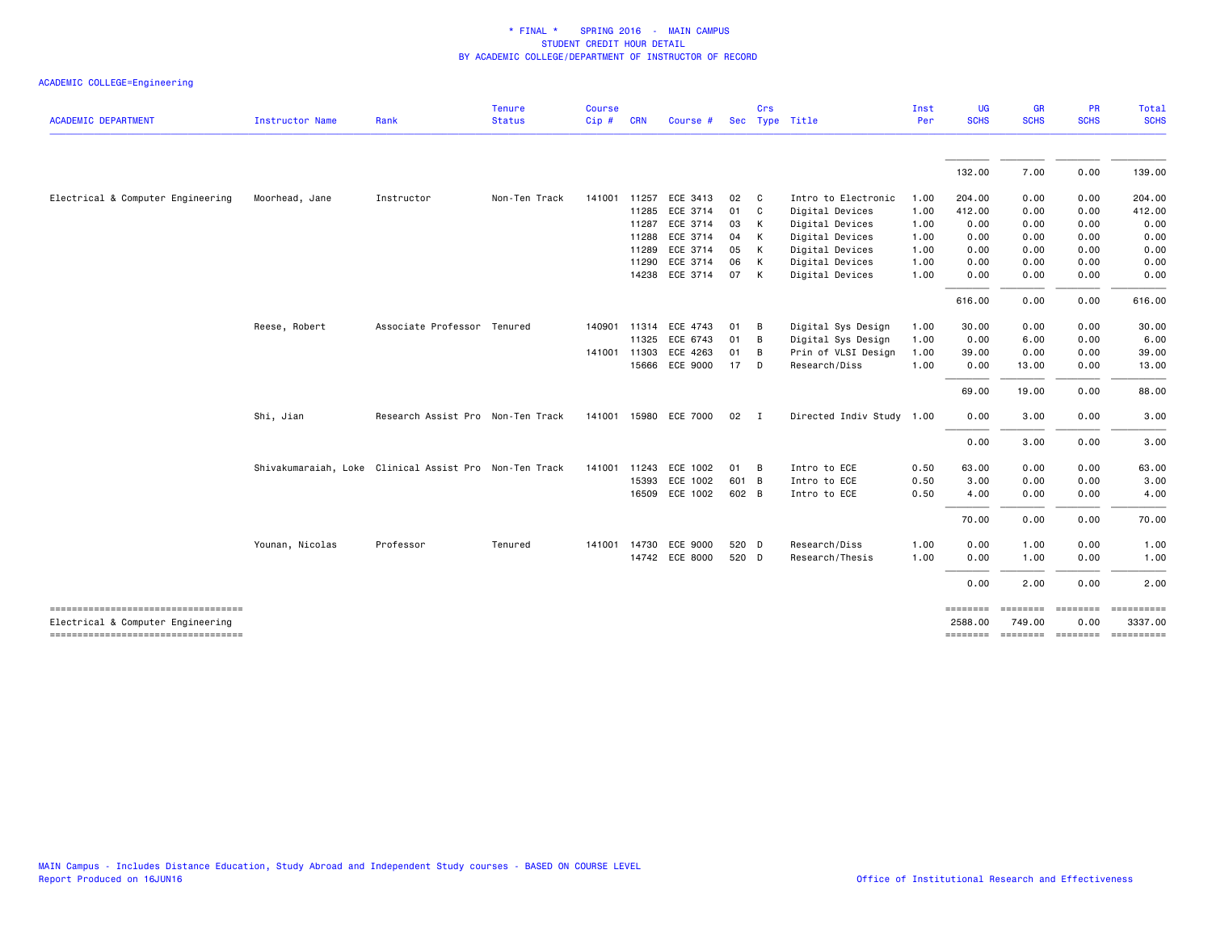\* FINAL \*    SPRING 2016  -  MAIN CAMPUS
STUDENT CREDIT HOUR DETAIL
BY ACADEMIC COLLEGE/DEPARTMENT OF INSTRUCTOR OF RECORD

ACADEMIC COLLEGE=Engineering

| ACADEMIC DEPARTMENT | Instructor Name | Rank | Tenure Status | Course Cip # | CRN | Course # | Sec | Crs Type | Title | Inst Per | UG SCHS | GR SCHS | PR SCHS | Total SCHS |
|---|---|---|---|---|---|---|---|---|---|---|---|---|---|---|
| | | | | | | | | | | | 132.00 | 7.00 | 0.00 | 139.00 |
| Electrical & Computer Engineering | Moorhead, Jane | Instructor | Non-Ten Track | 141001 | 11257 | ECE 3413 | 02 | C | Intro to Electronic | 1.00 | 204.00 | 0.00 | 0.00 | 204.00 |
| | | | | | 11285 | ECE 3714 | 01 | C | Digital Devices | 1.00 | 412.00 | 0.00 | 0.00 | 412.00 |
| | | | | | 11287 | ECE 3714 | 03 | K | Digital Devices | 1.00 | 0.00 | 0.00 | 0.00 | 0.00 |
| | | | | | 11288 | ECE 3714 | 04 | K | Digital Devices | 1.00 | 0.00 | 0.00 | 0.00 | 0.00 |
| | | | | | 11289 | ECE 3714 | 05 | K | Digital Devices | 1.00 | 0.00 | 0.00 | 0.00 | 0.00 |
| | | | | | 11290 | ECE 3714 | 06 | K | Digital Devices | 1.00 | 0.00 | 0.00 | 0.00 | 0.00 |
| | | | | | 14238 | ECE 3714 | 07 | K | Digital Devices | 1.00 | 0.00 | 0.00 | 0.00 | 0.00 |
| | | | | | | | | | | | 616.00 | 0.00 | 0.00 | 616.00 |
| | Reese, Robert | Associate Professor | Tenured | 140901 | 11314 | ECE 4743 | 01 | B | Digital Sys Design | 1.00 | 30.00 | 0.00 | 0.00 | 30.00 |
| | | | | | 11325 | ECE 6743 | 01 | B | Digital Sys Design | 1.00 | 0.00 | 6.00 | 0.00 | 6.00 |
| | | | | 141001 | 11303 | ECE 4263 | 01 | B | Prin of VLSI Design | 1.00 | 39.00 | 0.00 | 0.00 | 39.00 |
| | | | | | 15666 | ECE 9000 | 17 | D | Research/Diss | 1.00 | 0.00 | 13.00 | 0.00 | 13.00 |
| | | | | | | | | | | | 69.00 | 19.00 | 0.00 | 88.00 |
| | Shi, Jian | Research Assist Pro | Non-Ten Track | 141001 | 15980 | ECE 7000 | 02 | I | Directed Indiv Study | 1.00 | 0.00 | 3.00 | 0.00 | 3.00 |
| | | | | | | | | | | | 0.00 | 3.00 | 0.00 | 3.00 |
| | Shivakumaraiah, Loke | Clinical Assist Pro | Non-Ten Track | 141001 | 11243 | ECE 1002 | 01 | B | Intro to ECE | 0.50 | 63.00 | 0.00 | 0.00 | 63.00 |
| | | | | | 15393 | ECE 1002 | 601 | B | Intro to ECE | 0.50 | 3.00 | 0.00 | 0.00 | 3.00 |
| | | | | | 16509 | ECE 1002 | 602 | B | Intro to ECE | 0.50 | 4.00 | 0.00 | 0.00 | 4.00 |
| | | | | | | | | | | | 70.00 | 0.00 | 0.00 | 70.00 |
| | Younan, Nicolas | Professor | Tenured | 141001 | 14730 | ECE 9000 | 520 | D | Research/Diss | 1.00 | 0.00 | 1.00 | 0.00 | 1.00 |
| | | | | | 14742 | ECE 8000 | 520 | D | Research/Thesis | 1.00 | 0.00 | 1.00 | 0.00 | 1.00 |
| | | | | | | | | | | | 0.00 | 2.00 | 0.00 | 2.00 |
| Electrical & Computer Engineering | | | | | | | | | | | 2588.00 | 749.00 | 0.00 | 3337.00 |

MAIN Campus - Includes Distance Education, Study Abroad and Independent Study courses - BASED ON COURSE LEVEL
Report Produced on 16JUN16

Office of Institutional Research and Effectiveness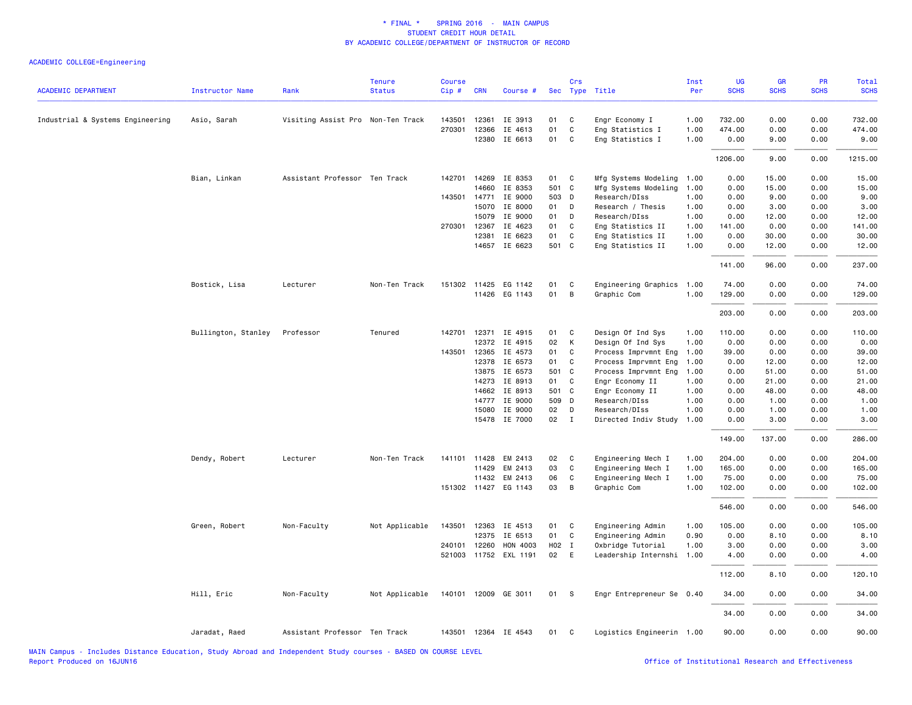# * FINAL * SPRING 2016 - MAIN CAMPUS
## STUDENT CREDIT HOUR DETAIL
## BY ACADEMIC COLLEGE/DEPARTMENT OF INSTRUCTOR OF RECORD

ACADEMIC COLLEGE=Engineering

| ACADEMIC DEPARTMENT | Instructor Name | Rank | Tenure Status | Course Cip # | CRN | Course # | Sec | Crs Type | Title | Inst Per | UG SCHS | GR SCHS | PR SCHS | Total SCHS |
|---|---|---|---|---|---|---|---|---|---|---|---|---|---|---|
| Industrial & Systems Engineering | Asio, Sarah | Visiting Assist Pro | Non-Ten Track | 143501 | 12361 | IE 3913 | 01 | C | Engr Economy I | 1.00 | 732.00 | 0.00 | 0.00 | 732.00 |
| | | | | 270301 | 12366 | IE 4613 | 01 | C | Eng Statistics I | 1.00 | 474.00 | 0.00 | 0.00 | 474.00 |
| | | | | | 12380 | IE 6613 | 01 | C | Eng Statistics I | 1.00 | 0.00 | 9.00 | 0.00 | 9.00 |
| | | | | | | | | | | | 1206.00 | 9.00 | 0.00 | 1215.00 |
| | Bian, Linkan | Assistant Professor | Ten Track | 142701 | 14269 | IE 8353 | 01 | C | Mfg Systems Modeling | 1.00 | 0.00 | 15.00 | 0.00 | 15.00 |
| | | | | | 14660 | IE 8353 | 501 | C | Mfg Systems Modeling | 1.00 | 0.00 | 15.00 | 0.00 | 15.00 |
| | | | | 143501 | 14771 | IE 9000 | 503 | D | Research/DIss | 1.00 | 0.00 | 9.00 | 0.00 | 9.00 |
| | | | | | 15070 | IE 8000 | 01 | D | Research / Thesis | 1.00 | 0.00 | 3.00 | 0.00 | 3.00 |
| | | | | | 15079 | IE 9000 | 01 | D | Research/DIss | 1.00 | 0.00 | 12.00 | 0.00 | 12.00 |
| | | | | 270301 | 12367 | IE 4623 | 01 | C | Eng Statistics II | 1.00 | 141.00 | 0.00 | 0.00 | 141.00 |
| | | | | | 12381 | IE 6623 | 01 | C | Eng Statistics II | 1.00 | 0.00 | 30.00 | 0.00 | 30.00 |
| | | | | | 14657 | IE 6623 | 501 | C | Eng Statistics II | 1.00 | 0.00 | 12.00 | 0.00 | 12.00 |
| | | | | | | | | | | | 141.00 | 96.00 | 0.00 | 237.00 |
| | Bostick, Lisa | Lecturer | Non-Ten Track | 151302 | 11425 | EG 1142 | 01 | C | Engineering Graphics | 1.00 | 74.00 | 0.00 | 0.00 | 74.00 |
| | | | | | 11426 | EG 1143 | 01 | B | Graphic Com | 1.00 | 129.00 | 0.00 | 0.00 | 129.00 |
| | | | | | | | | | | | 203.00 | 0.00 | 0.00 | 203.00 |
| | Bullington, Stanley | Professor | Tenured | 142701 | 12371 | IE 4915 | 01 | C | Design Of Ind Sys | 1.00 | 110.00 | 0.00 | 0.00 | 110.00 |
| | | | | | 12372 | IE 4915 | 02 | K | Design Of Ind Sys | 1.00 | 0.00 | 0.00 | 0.00 | 0.00 |
| | | | | 143501 | 12365 | IE 4573 | 01 | C | Process Imprvmnt Eng | 1.00 | 39.00 | 0.00 | 0.00 | 39.00 |
| | | | | | 12378 | IE 6573 | 01 | C | Process Imprvmnt Eng | 1.00 | 0.00 | 12.00 | 0.00 | 12.00 |
| | | | | | 13875 | IE 6573 | 501 | C | Process Imprvmnt Eng | 1.00 | 0.00 | 51.00 | 0.00 | 51.00 |
| | | | | | 14273 | IE 8913 | 01 | C | Engr Economy II | 1.00 | 0.00 | 21.00 | 0.00 | 21.00 |
| | | | | | 14662 | IE 8913 | 501 | C | Engr Economy II | 1.00 | 0.00 | 48.00 | 0.00 | 48.00 |
| | | | | | 14777 | IE 9000 | 509 | D | Research/DIss | 1.00 | 0.00 | 1.00 | 0.00 | 1.00 |
| | | | | | 15080 | IE 9000 | 02 | D | Research/DIss | 1.00 | 0.00 | 1.00 | 0.00 | 1.00 |
| | | | | | 15478 | IE 7000 | 02 | I | Directed Indiv Study | 1.00 | 0.00 | 3.00 | 0.00 | 3.00 |
| | | | | | | | | | | | 149.00 | 137.00 | 0.00 | 286.00 |
| | Dendy, Robert | Lecturer | Non-Ten Track | 141101 | 11428 | EM 2413 | 02 | C | Engineering Mech I | 1.00 | 204.00 | 0.00 | 0.00 | 204.00 |
| | | | | | 11429 | EM 2413 | 03 | C | Engineering Mech I | 1.00 | 165.00 | 0.00 | 0.00 | 165.00 |
| | | | | | 11432 | EM 2413 | 06 | C | Engineering Mech I | 1.00 | 75.00 | 0.00 | 0.00 | 75.00 |
| | | | | 151302 | 11427 | EG 1143 | 03 | B | Graphic Com | 1.00 | 102.00 | 0.00 | 0.00 | 102.00 |
| | | | | | | | | | | | 546.00 | 0.00 | 0.00 | 546.00 |
| | Green, Robert | Non-Faculty | Not Applicable | 143501 | 12363 | IE 4513 | 01 | C | Engineering Admin | 1.00 | 105.00 | 0.00 | 0.00 | 105.00 |
| | | | | | 12375 | IE 6513 | 01 | C | Engineering Admin | 0.90 | 0.00 | 8.10 | 0.00 | 8.10 |
| | | | | 240101 | 12260 | HON 4003 | H02 | I | Oxbridge Tutorial | 1.00 | 3.00 | 0.00 | 0.00 | 3.00 |
| | | | | 521003 | 11752 | EXL 1191 | 02 | E | Leadership Internshi | 1.00 | 4.00 | 0.00 | 0.00 | 4.00 |
| | | | | | | | | | | | 112.00 | 8.10 | 0.00 | 120.10 |
| | Hill, Eric | Non-Faculty | Not Applicable | 140101 | 12009 | GE 3011 | 01 | S | Engr Entrepreneur Se | 0.40 | 34.00 | 0.00 | 0.00 | 34.00 |
| | | | | | | | | | | | 34.00 | 0.00 | 0.00 | 34.00 |
| | Jaradat, Raed | Assistant Professor | Ten Track | 143501 | 12364 | IE 4543 | 01 | C | Logistics Engineerin | 1.00 | 90.00 | 0.00 | 0.00 | 90.00 |

MAIN Campus - Includes Distance Education, Study Abroad and Independent Study courses - BASED ON COURSE LEVEL
Report Produced on 16JUN16

Office of Institutional Research and Effectiveness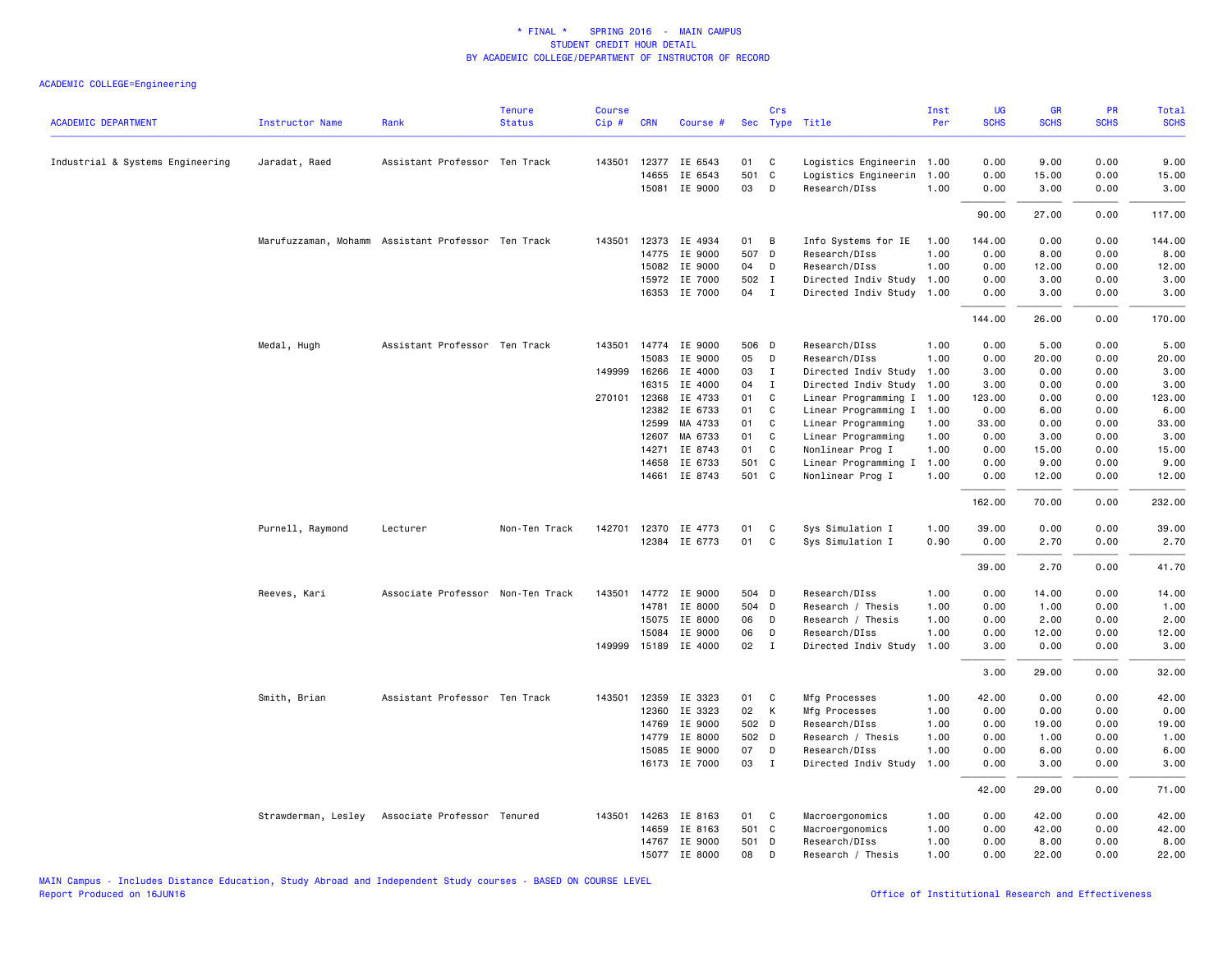# * FINAL * SPRING 2016 - MAIN CAMPUS
## STUDENT CREDIT HOUR DETAIL
## BY ACADEMIC COLLEGE/DEPARTMENT OF INSTRUCTOR OF RECORD

ACADEMIC COLLEGE=Engineering

| ACADEMIC DEPARTMENT | Instructor Name | Rank | Tenure Status | Course Cip # | CRN | Course # | Sec | Crs Type | Title | Inst Per | UG SCHS | GR SCHS | PR SCHS | Total SCHS |
|---|---|---|---|---|---|---|---|---|---|---|---|---|---|---|
| Industrial & Systems Engineering | Jaradat, Raed | Assistant Professor | Ten Track | 143501 | 12377 | IE 6543 | 01 | C | Logistics Engineerin | 1.00 | 0.00 | 9.00 | 0.00 | 9.00 |
| | | | | | 14655 | IE 6543 | 501 | C | Logistics Engineerin | 1.00 | 0.00 | 15.00 | 0.00 | 15.00 |
| | | | | | 15081 | IE 9000 | 03 | D | Research/DIss | 1.00 | 0.00 | 3.00 | 0.00 | 3.00 |
| | | | | | | | | | | | 90.00 | 27.00 | 0.00 | 117.00 |
| | Marufuzzaman, Mohamm | Assistant Professor | Ten Track | 143501 | 12373 | IE 4934 | 01 | B | Info Systems for IE | 1.00 | 144.00 | 0.00 | 0.00 | 144.00 |
| | | | | | 14775 | IE 9000 | 507 | D | Research/DIss | 1.00 | 0.00 | 8.00 | 0.00 | 8.00 |
| | | | | | 15082 | IE 9000 | 04 | D | Research/DIss | 1.00 | 0.00 | 12.00 | 0.00 | 12.00 |
| | | | | | 15972 | IE 7000 | 502 | I | Directed Indiv Study | 1.00 | 0.00 | 3.00 | 0.00 | 3.00 |
| | | | | | 16353 | IE 7000 | 04 | I | Directed Indiv Study | 1.00 | 0.00 | 3.00 | 0.00 | 3.00 |
| | | | | | | | | | | | 144.00 | 26.00 | 0.00 | 170.00 |
| | Medal, Hugh | Assistant Professor | Ten Track | 143501 | 14774 | IE 9000 | 506 | D | Research/DIss | 1.00 | 0.00 | 5.00 | 0.00 | 5.00 |
| | | | | | 15083 | IE 9000 | 05 | D | Research/DIss | 1.00 | 0.00 | 20.00 | 0.00 | 20.00 |
| | | | | 149999 | 16266 | IE 4000 | 03 | I | Directed Indiv Study | 1.00 | 3.00 | 0.00 | 0.00 | 3.00 |
| | | | | | 16315 | IE 4000 | 04 | I | Directed Indiv Study | 1.00 | 3.00 | 0.00 | 0.00 | 3.00 |
| | | | | 270101 | 12368 | IE 4733 | 01 | C | Linear Programming I | 1.00 | 123.00 | 0.00 | 0.00 | 123.00 |
| | | | | | 12382 | IE 6733 | 01 | C | Linear Programming I | 1.00 | 0.00 | 6.00 | 0.00 | 6.00 |
| | | | | | 12599 | MA 4733 | 01 | C | Linear Programming | 1.00 | 33.00 | 0.00 | 0.00 | 33.00 |
| | | | | | 12607 | MA 6733 | 01 | C | Linear Programming | 1.00 | 0.00 | 3.00 | 0.00 | 3.00 |
| | | | | | 14271 | IE 8743 | 01 | C | Nonlinear Prog I | 1.00 | 0.00 | 15.00 | 0.00 | 15.00 |
| | | | | | 14658 | IE 6733 | 501 | C | Linear Programming I | 1.00 | 0.00 | 9.00 | 0.00 | 9.00 |
| | | | | | 14661 | IE 8743 | 501 | C | Nonlinear Prog I | 1.00 | 0.00 | 12.00 | 0.00 | 12.00 |
| | | | | | | | | | | | 162.00 | 70.00 | 0.00 | 232.00 |
| | Purnell, Raymond | Lecturer | Non-Ten Track | 142701 | 12370 | IE 4773 | 01 | C | Sys Simulation I | 1.00 | 39.00 | 0.00 | 0.00 | 39.00 |
| | | | | | 12384 | IE 6773 | 01 | C | Sys Simulation I | 0.90 | 0.00 | 2.70 | 0.00 | 2.70 |
| | | | | | | | | | | | 39.00 | 2.70 | 0.00 | 41.70 |
| | Reeves, Kari | Associate Professor | Non-Ten Track | 143501 | 14772 | IE 9000 | 504 | D | Research/DIss | 1.00 | 0.00 | 14.00 | 0.00 | 14.00 |
| | | | | | 14781 | IE 8000 | 504 | D | Research / Thesis | 1.00 | 0.00 | 1.00 | 0.00 | 1.00 |
| | | | | | 15075 | IE 8000 | 06 | D | Research / Thesis | 1.00 | 0.00 | 2.00 | 0.00 | 2.00 |
| | | | | | 15084 | IE 9000 | 06 | D | Research/DIss | 1.00 | 0.00 | 12.00 | 0.00 | 12.00 |
| | | | | 149999 | 15189 | IE 4000 | 02 | I | Directed Indiv Study | 1.00 | 3.00 | 0.00 | 0.00 | 3.00 |
| | | | | | | | | | | | 3.00 | 29.00 | 0.00 | 32.00 |
| | Smith, Brian | Assistant Professor | Ten Track | 143501 | 12359 | IE 3323 | 01 | C | Mfg Processes | 1.00 | 42.00 | 0.00 | 0.00 | 42.00 |
| | | | | | 12360 | IE 3323 | 02 | K | Mfg Processes | 1.00 | 0.00 | 0.00 | 0.00 | 0.00 |
| | | | | | 14769 | IE 9000 | 502 | D | Research/DIss | 1.00 | 0.00 | 19.00 | 0.00 | 19.00 |
| | | | | | 14779 | IE 8000 | 502 | D | Research / Thesis | 1.00 | 0.00 | 1.00 | 0.00 | 1.00 |
| | | | | | 15085 | IE 9000 | 07 | D | Research/DIss | 1.00 | 0.00 | 6.00 | 0.00 | 6.00 |
| | | | | | 16173 | IE 7000 | 03 | I | Directed Indiv Study | 1.00 | 0.00 | 3.00 | 0.00 | 3.00 |
| | | | | | | | | | | | 42.00 | 29.00 | 0.00 | 71.00 |
| | Strawderman, Lesley | Associate Professor | Tenured | 143501 | 14263 | IE 8163 | 01 | C | Macroergonomics | 1.00 | 0.00 | 42.00 | 0.00 | 42.00 |
| | | | | | 14659 | IE 8163 | 501 | C | Macroergonomics | 1.00 | 0.00 | 42.00 | 0.00 | 42.00 |
| | | | | | 14767 | IE 9000 | 501 | D | Research/DIss | 1.00 | 0.00 | 8.00 | 0.00 | 8.00 |
| | | | | | 15077 | IE 8000 | 08 | D | Research / Thesis | 1.00 | 0.00 | 22.00 | 0.00 | 22.00 |

MAIN Campus - Includes Distance Education, Study Abroad and Independent Study courses - BASED ON COURSE LEVEL
Report Produced on 16JUN16

Office of Institutional Research and Effectiveness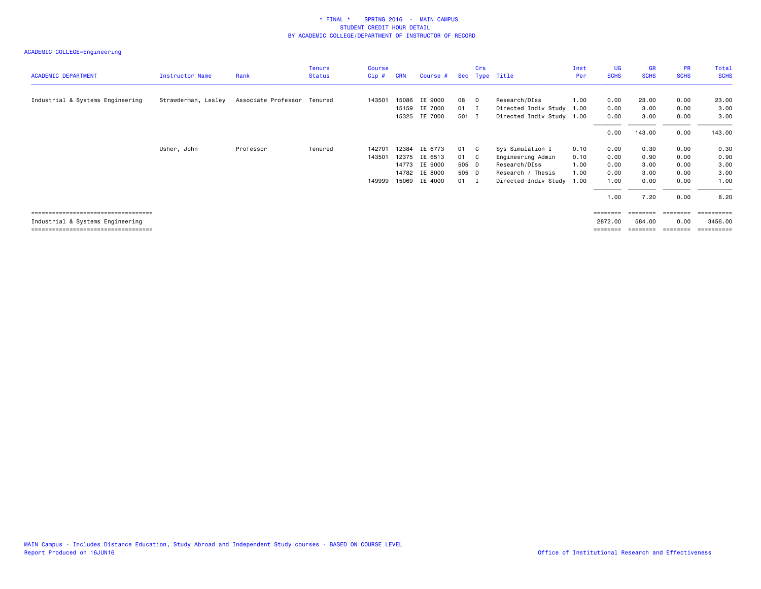* FINAL * SPRING 2016 - MAIN CAMPUS
STUDENT CREDIT HOUR DETAIL
BY ACADEMIC COLLEGE/DEPARTMENT OF INSTRUCTOR OF RECORD

ACADEMIC COLLEGE=Engineering

| ACADEMIC DEPARTMENT | Instructor Name | Rank | Tenure Status | Course Cip # | CRN | Course # | Sec | Crs Type | Title | Inst Per | UG SCHS | GR SCHS | PR SCHS | Total SCHS |
|---|---|---|---|---|---|---|---|---|---|---|---|---|---|---|
| Industrial & Systems Engineering | Strawderman, Lesley | Associate Professor | Tenured | 143501 | 15086 | IE 9000 | 08 | D | Research/DIss | 1.00 | 0.00 | 23.00 | 0.00 | 23.00 |
| | | | | | 15159 | IE 7000 | 01 | I | Directed Indiv Study | 1.00 | 0.00 | 3.00 | 0.00 | 3.00 |
| | | | | | 15325 | IE 7000 | 501 | I | Directed Indiv Study | 1.00 | 0.00 | 3.00 | 0.00 | 3.00 |
| | | | | | | | | | | | 0.00 | 143.00 | 0.00 | 143.00 |
| | Usher, John | Professor | Tenured | 142701 | 12384 | IE 6773 | 01 | C | Sys Simulation I | 0.10 | 0.00 | 0.30 | 0.00 | 0.30 |
| | | | | 143501 | 12375 | IE 6513 | 01 | C | Engineering Admin | 0.10 | 0.00 | 0.90 | 0.00 | 0.90 |
| | | | | | 14773 | IE 9000 | 505 | D | Research/DIss | 1.00 | 0.00 | 3.00 | 0.00 | 3.00 |
| | | | | | 14782 | IE 8000 | 505 | D | Research / Thesis | 1.00 | 0.00 | 3.00 | 0.00 | 3.00 |
| | | | | 149999 | 15069 | IE 4000 | 01 | I | Directed Indiv Study | 1.00 | 1.00 | 0.00 | 0.00 | 1.00 |
| | | | | | | | | | | | 1.00 | 7.20 | 0.00 | 8.20 |
| Industrial & Systems Engineering | | | | | | | | | | | 2872.00 | 584.00 | 0.00 | 3456.00 |

MAIN Campus - Includes Distance Education, Study Abroad and Independent Study courses - BASED ON COURSE LEVEL
Report Produced on 16JUN16

Office of Institutional Research and Effectiveness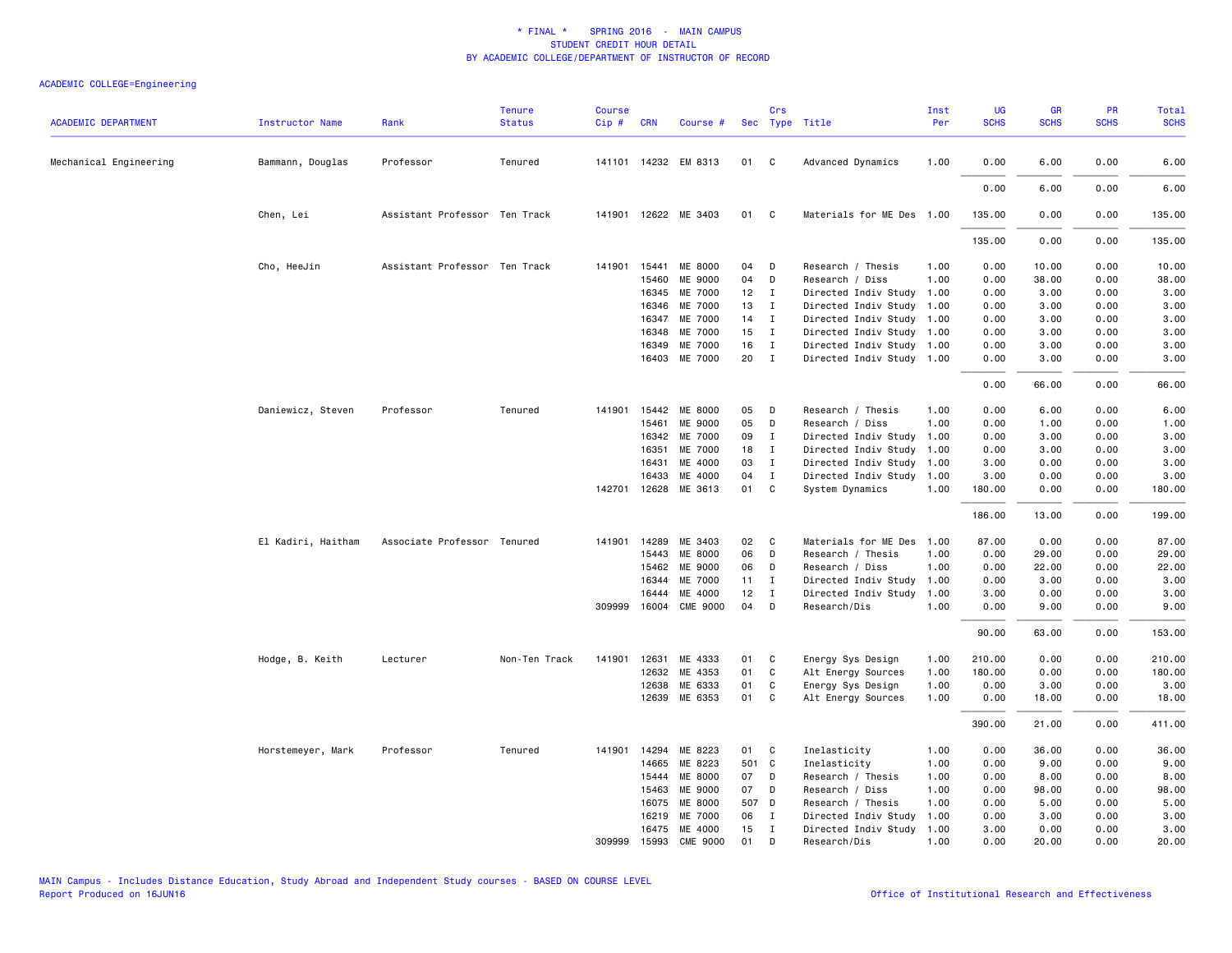# * FINAL * SPRING 2016 - MAIN CAMPUS
## STUDENT CREDIT HOUR DETAIL
### BY ACADEMIC COLLEGE/DEPARTMENT OF INSTRUCTOR OF RECORD

ACADEMIC COLLEGE=Engineering

| ACADEMIC DEPARTMENT | Instructor Name | Rank | Tenure Status | Course Cip # | CRN | Course # | Sec | Crs Type | Title | Inst Per | UG SCHS | GR SCHS | PR SCHS | Total SCHS |
|---|---|---|---|---|---|---|---|---|---|---|---|---|---|---|
| Mechanical Engineering | Bammann, Douglas | Professor | Tenured | 141101 | 14232 | EM 8313 | 01 | C | Advanced Dynamics | 1.00 | 0.00 | 6.00 | 0.00 | 6.00 |
| | | | | | | | | | | | 0.00 | 6.00 | 0.00 | 6.00 |
| | Chen, Lei | Assistant Professor | Ten Track | 141901 | 12622 | ME 3403 | 01 | C | Materials for ME Des | 1.00 | 135.00 | 0.00 | 0.00 | 135.00 |
| | | | | | | | | | | | 135.00 | 0.00 | 0.00 | 135.00 |
| | Cho, HeeJin | Assistant Professor | Ten Track | 141901 | 15441 | ME 8000 | 04 | D | Research / Thesis | 1.00 | 0.00 | 10.00 | 0.00 | 10.00 |
| | | | | | 15460 | ME 9000 | 04 | D | Research / Diss | 1.00 | 0.00 | 38.00 | 0.00 | 38.00 |
| | | | | | 16345 | ME 7000 | 12 | I | Directed Indiv Study | 1.00 | 0.00 | 3.00 | 0.00 | 3.00 |
| | | | | | 16346 | ME 7000 | 13 | I | Directed Indiv Study | 1.00 | 0.00 | 3.00 | 0.00 | 3.00 |
| | | | | | 16347 | ME 7000 | 14 | I | Directed Indiv Study | 1.00 | 0.00 | 3.00 | 0.00 | 3.00 |
| | | | | | 16348 | ME 7000 | 15 | I | Directed Indiv Study | 1.00 | 0.00 | 3.00 | 0.00 | 3.00 |
| | | | | | 16349 | ME 7000 | 16 | I | Directed Indiv Study | 1.00 | 0.00 | 3.00 | 0.00 | 3.00 |
| | | | | | 16403 | ME 7000 | 20 | I | Directed Indiv Study | 1.00 | 0.00 | 3.00 | 0.00 | 3.00 |
| | | | | | | | | | | | 0.00 | 66.00 | 0.00 | 66.00 |
| | Daniewicz, Steven | Professor | Tenured | 141901 | 15442 | ME 8000 | 05 | D | Research / Thesis | 1.00 | 0.00 | 6.00 | 0.00 | 6.00 |
| | | | | | 15461 | ME 9000 | 05 | D | Research / Diss | 1.00 | 0.00 | 1.00 | 0.00 | 1.00 |
| | | | | | 16342 | ME 7000 | 09 | I | Directed Indiv Study | 1.00 | 0.00 | 3.00 | 0.00 | 3.00 |
| | | | | | 16351 | ME 7000 | 18 | I | Directed Indiv Study | 1.00 | 0.00 | 3.00 | 0.00 | 3.00 |
| | | | | | 16431 | ME 4000 | 03 | I | Directed Indiv Study | 1.00 | 3.00 | 0.00 | 0.00 | 3.00 |
| | | | | | 16433 | ME 4000 | 04 | I | Directed Indiv Study | 1.00 | 3.00 | 0.00 | 0.00 | 3.00 |
| | | | | 142701 | 12628 | ME 3613 | 01 | C | System Dynamics | 1.00 | 180.00 | 0.00 | 0.00 | 180.00 |
| | | | | | | | | | | | 186.00 | 13.00 | 0.00 | 199.00 |
| | El Kadiri, Haitham | Associate Professor | Tenured | 141901 | 14289 | ME 3403 | 02 | C | Materials for ME Des | 1.00 | 87.00 | 0.00 | 0.00 | 87.00 |
| | | | | | 15443 | ME 8000 | 06 | D | Research / Thesis | 1.00 | 0.00 | 29.00 | 0.00 | 29.00 |
| | | | | | 15462 | ME 9000 | 06 | D | Research / Diss | 1.00 | 0.00 | 22.00 | 0.00 | 22.00 |
| | | | | | 16344 | ME 7000 | 11 | I | Directed Indiv Study | 1.00 | 0.00 | 3.00 | 0.00 | 3.00 |
| | | | | | 16444 | ME 4000 | 12 | I | Directed Indiv Study | 1.00 | 3.00 | 0.00 | 0.00 | 3.00 |
| | | | | 309999 | 16004 | CME 9000 | 04 | D | Research/Dis | 1.00 | 0.00 | 9.00 | 0.00 | 9.00 |
| | | | | | | | | | | | 90.00 | 63.00 | 0.00 | 153.00 |
| | Hodge, B. Keith | Lecturer | Non-Ten Track | 141901 | 12631 | ME 4333 | 01 | C | Energy Sys Design | 1.00 | 210.00 | 0.00 | 0.00 | 210.00 |
| | | | | | 12632 | ME 4353 | 01 | C | Alt Energy Sources | 1.00 | 180.00 | 0.00 | 0.00 | 180.00 |
| | | | | | 12638 | ME 6333 | 01 | C | Energy Sys Design | 1.00 | 0.00 | 3.00 | 0.00 | 3.00 |
| | | | | | 12639 | ME 6353 | 01 | C | Alt Energy Sources | 1.00 | 0.00 | 18.00 | 0.00 | 18.00 |
| | | | | | | | | | | | 390.00 | 21.00 | 0.00 | 411.00 |
| | Horstemeyer, Mark | Professor | Tenured | 141901 | 14294 | ME 8223 | 01 | C | Inelasticity | 1.00 | 0.00 | 36.00 | 0.00 | 36.00 |
| | | | | | 14665 | ME 8223 | 501 | C | Inelasticity | 1.00 | 0.00 | 9.00 | 0.00 | 9.00 |
| | | | | | 15444 | ME 8000 | 07 | D | Research / Thesis | 1.00 | 0.00 | 8.00 | 0.00 | 8.00 |
| | | | | | 15463 | ME 9000 | 07 | D | Research / Diss | 1.00 | 0.00 | 98.00 | 0.00 | 98.00 |
| | | | | | 16075 | ME 8000 | 507 | D | Research / Thesis | 1.00 | 0.00 | 5.00 | 0.00 | 5.00 |
| | | | | | 16219 | ME 7000 | 06 | I | Directed Indiv Study | 1.00 | 0.00 | 3.00 | 0.00 | 3.00 |
| | | | | | 16475 | ME 4000 | 15 | I | Directed Indiv Study | 1.00 | 3.00 | 0.00 | 0.00 | 3.00 |
| | | | | 309999 | 15993 | CME 9000 | 01 | D | Research/Dis | 1.00 | 0.00 | 20.00 | 0.00 | 20.00 |

MAIN Campus - Includes Distance Education, Study Abroad and Independent Study courses - BASED ON COURSE LEVEL
Report Produced on 16JUN16

Office of Institutional Research and Effectiveness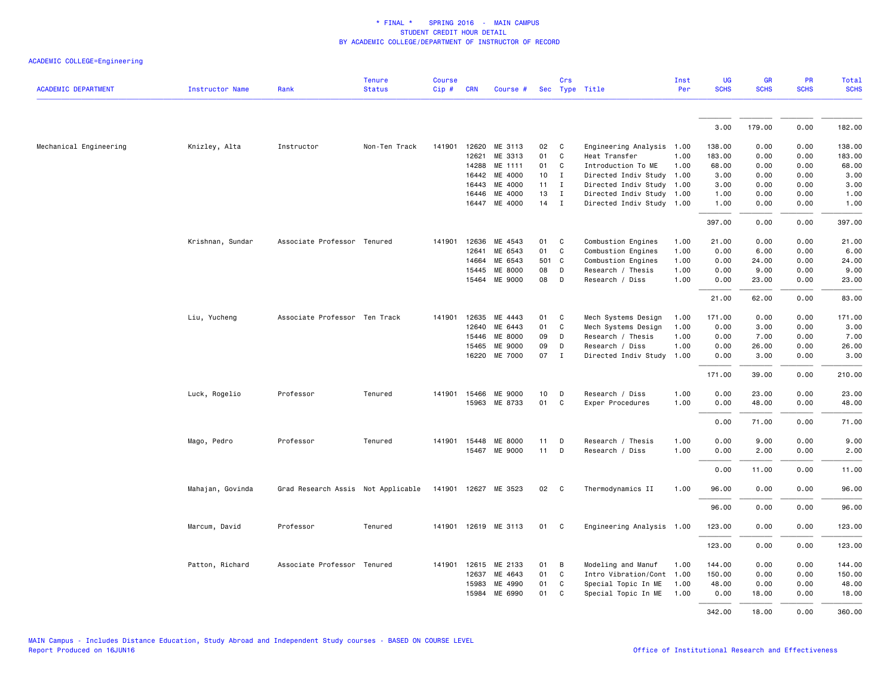# * FINAL * SPRING 2016 - MAIN CAMPUS
## STUDENT CREDIT HOUR DETAIL
## BY ACADEMIC COLLEGE/DEPARTMENT OF INSTRUCTOR OF RECORD

ACADEMIC COLLEGE=Engineering

| ACADEMIC DEPARTMENT | Instructor Name | Rank | Tenure Status | Course Cip # | CRN | Course # | Sec | Crs Type | Title | Inst Per | UG SCHS | GR SCHS | PR SCHS | Total SCHS |
|---|---|---|---|---|---|---|---|---|---|---|---|---|---|---|
| | | | | | | | | | | | 3.00 | 179.00 | 0.00 | 182.00 |
| Mechanical Engineering | Knizley, Alta | Instructor | Non-Ten Track | 141901 | 12620 | ME 3113 | 02 | C | Engineering Analysis | 1.00 | 138.00 | 0.00 | 0.00 | 138.00 |
| | | | | | 12621 | ME 3313 | 01 | C | Heat Transfer | 1.00 | 183.00 | 0.00 | 0.00 | 183.00 |
| | | | | | 14288 | ME 1111 | 01 | C | Introduction To ME | 1.00 | 68.00 | 0.00 | 0.00 | 68.00 |
| | | | | | 16442 | ME 4000 | 10 | I | Directed Indiv Study | 1.00 | 3.00 | 0.00 | 0.00 | 3.00 |
| | | | | | 16443 | ME 4000 | 11 | I | Directed Indiv Study | 1.00 | 3.00 | 0.00 | 0.00 | 3.00 |
| | | | | | 16446 | ME 4000 | 13 | I | Directed Indiv Study | 1.00 | 1.00 | 0.00 | 0.00 | 1.00 |
| | | | | | 16447 | ME 4000 | 14 | I | Directed Indiv Study | 1.00 | 1.00 | 0.00 | 0.00 | 1.00 |
| | | | | | | | | | | | 397.00 | 0.00 | 0.00 | 397.00 |
| | Krishnan, Sundar | Associate Professor | Tenured | 141901 | 12636 | ME 4543 | 01 | C | Combustion Engines | 1.00 | 21.00 | 0.00 | 0.00 | 21.00 |
| | | | | | 12641 | ME 6543 | 01 | C | Combustion Engines | 1.00 | 0.00 | 6.00 | 0.00 | 6.00 |
| | | | | | 14664 | ME 6543 | 501 | C | Combustion Engines | 1.00 | 0.00 | 24.00 | 0.00 | 24.00 |
| | | | | | 15445 | ME 8000 | 08 | D | Research / Thesis | 1.00 | 0.00 | 9.00 | 0.00 | 9.00 |
| | | | | | 15464 | ME 9000 | 08 | D | Research / Diss | 1.00 | 0.00 | 23.00 | 0.00 | 23.00 |
| | | | | | | | | | | | 21.00 | 62.00 | 0.00 | 83.00 |
| | Liu, Yucheng | Associate Professor | Ten Track | 141901 | 12635 | ME 4443 | 01 | C | Mech Systems Design | 1.00 | 171.00 | 0.00 | 0.00 | 171.00 |
| | | | | | 12640 | ME 6443 | 01 | C | Mech Systems Design | 1.00 | 0.00 | 3.00 | 0.00 | 3.00 |
| | | | | | 15446 | ME 8000 | 09 | D | Research / Thesis | 1.00 | 0.00 | 7.00 | 0.00 | 7.00 |
| | | | | | 15465 | ME 9000 | 09 | D | Research / Diss | 1.00 | 0.00 | 26.00 | 0.00 | 26.00 |
| | | | | | 16220 | ME 7000 | 07 | I | Directed Indiv Study | 1.00 | 0.00 | 3.00 | 0.00 | 3.00 |
| | | | | | | | | | | | 171.00 | 39.00 | 0.00 | 210.00 |
| | Luck, Rogelio | Professor | Tenured | 141901 | 15466 | ME 9000 | 10 | D | Research / Diss | 1.00 | 0.00 | 23.00 | 0.00 | 23.00 |
| | | | | | 15963 | ME 8733 | 01 | C | Exper Procedures | 1.00 | 0.00 | 48.00 | 0.00 | 48.00 |
| | | | | | | | | | | | 0.00 | 71.00 | 0.00 | 71.00 |
| | Mago, Pedro | Professor | Tenured | 141901 | 15448 | ME 8000 | 11 | D | Research / Thesis | 1.00 | 0.00 | 9.00 | 0.00 | 9.00 |
| | | | | | 15467 | ME 9000 | 11 | D | Research / Diss | 1.00 | 0.00 | 2.00 | 0.00 | 2.00 |
| | | | | | | | | | | | 0.00 | 11.00 | 0.00 | 11.00 |
| | Mahajan, Govinda | Grad Research Assis | Not Applicable | 141901 | 12627 | ME 3523 | 02 | C | Thermodynamics II | 1.00 | 96.00 | 0.00 | 0.00 | 96.00 |
| | | | | | | | | | | | 96.00 | 0.00 | 0.00 | 96.00 |
| | Marcum, David | Professor | Tenured | 141901 | 12619 | ME 3113 | 01 | C | Engineering Analysis | 1.00 | 123.00 | 0.00 | 0.00 | 123.00 |
| | | | | | | | | | | | 123.00 | 0.00 | 0.00 | 123.00 |
| | Patton, Richard | Associate Professor | Tenured | 141901 | 12615 | ME 2133 | 01 | B | Modeling and Manuf | 1.00 | 144.00 | 0.00 | 0.00 | 144.00 |
| | | | | | 12637 | ME 4643 | 01 | C | Intro Vibration/Cont | 1.00 | 150.00 | 0.00 | 0.00 | 150.00 |
| | | | | | 15983 | ME 4990 | 01 | C | Special Topic In ME | 1.00 | 48.00 | 0.00 | 0.00 | 48.00 |
| | | | | | 15984 | ME 6990 | 01 | C | Special Topic In ME | 1.00 | 0.00 | 18.00 | 0.00 | 18.00 |
| | | | | | | | | | | | 342.00 | 18.00 | 0.00 | 360.00 |

MAIN Campus - Includes Distance Education, Study Abroad and Independent Study courses - BASED ON COURSE LEVEL
Report Produced on 16JUN16

Office of Institutional Research and Effectiveness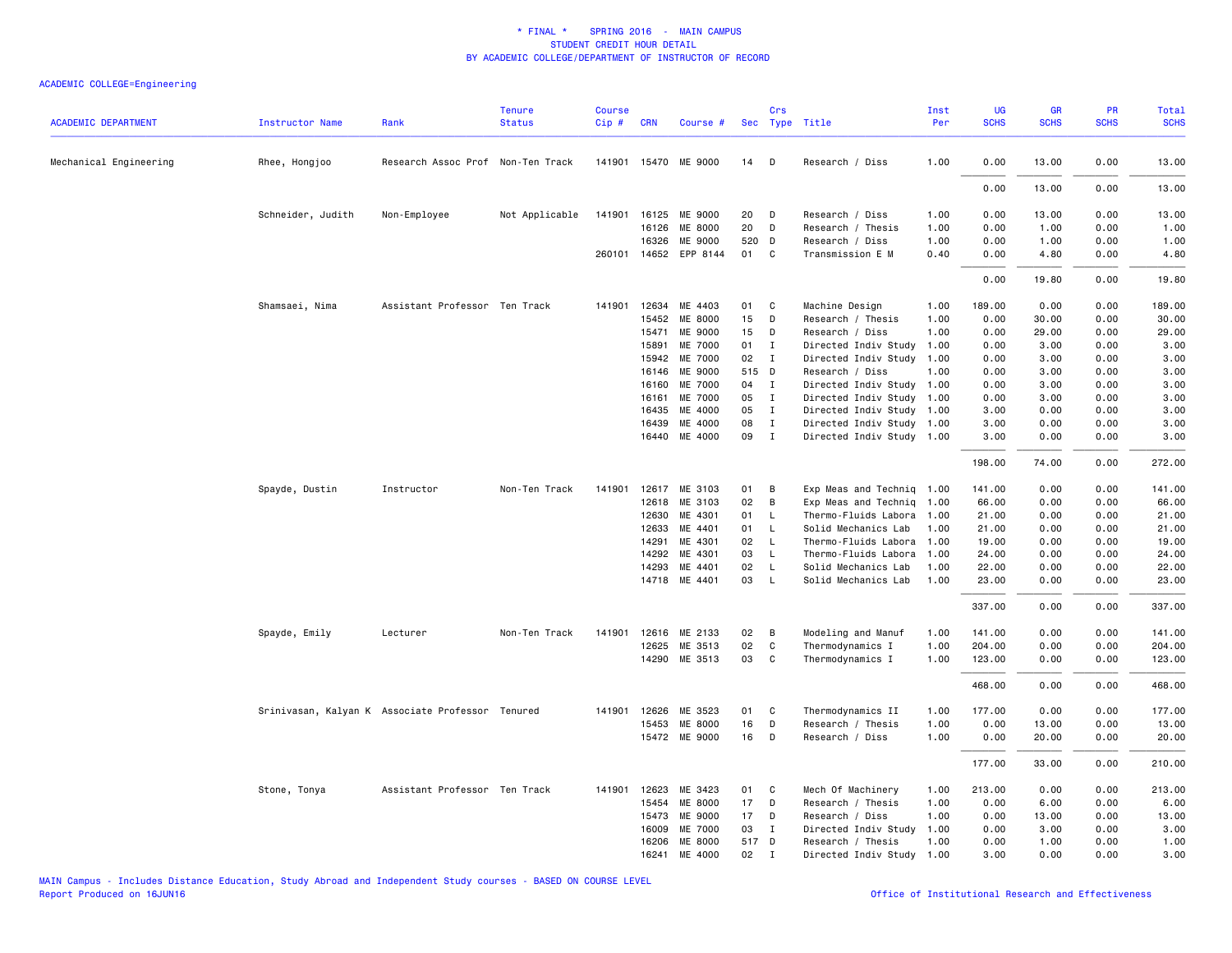\* FINAL \* SPRING 2016 - MAIN CAMPUS
STUDENT CREDIT HOUR DETAIL
BY ACADEMIC COLLEGE/DEPARTMENT OF INSTRUCTOR OF RECORD

ACADEMIC COLLEGE=Engineering

| ACADEMIC DEPARTMENT | Instructor Name | Rank | Tenure Status | Course Cip # | CRN | Course # | Sec | Crs Type | Title | Inst Per | UG SCHS | GR SCHS | PR SCHS | Total SCHS |
|---|---|---|---|---|---|---|---|---|---|---|---|---|---|---|
| Mechanical Engineering | Rhee, Hongjoo | Research Assoc Prof | Non-Ten Track | 141901 | 15470 | ME 9000 | 14 | D | Research / Diss | 1.00 | 0.00 | 13.00 | 0.00 | 13.00 |
| | | | | | | | | | | | 0.00 | 13.00 | 0.00 | 13.00 |
| | Schneider, Judith | Non-Employee | Not Applicable | 141901 | 16125 | ME 9000 | 20 | D | Research / Diss | 1.00 | 0.00 | 13.00 | 0.00 | 13.00 |
| | | | | | 16126 | ME 8000 | 20 | D | Research / Thesis | 1.00 | 0.00 | 1.00 | 0.00 | 1.00 |
| | | | | | 16326 | ME 9000 | 520 | D | Research / Diss | 1.00 | 0.00 | 1.00 | 0.00 | 1.00 |
| | | | | 260101 | 14652 | EPP 8144 | 01 | C | Transmission E M | 0.40 | 0.00 | 4.80 | 0.00 | 4.80 |
| | | | | | | | | | | | 0.00 | 19.80 | 0.00 | 19.80 |
| | Shamsaei, Nima | Assistant Professor | Ten Track | 141901 | 12634 | ME 4403 | 01 | C | Machine Design | 1.00 | 189.00 | 0.00 | 0.00 | 189.00 |
| | | | | | 15452 | ME 8000 | 15 | D | Research / Thesis | 1.00 | 0.00 | 30.00 | 0.00 | 30.00 |
| | | | | | 15471 | ME 9000 | 15 | D | Research / Diss | 1.00 | 0.00 | 29.00 | 0.00 | 29.00 |
| | | | | | 15891 | ME 7000 | 01 | I | Directed Indiv Study | 1.00 | 0.00 | 3.00 | 0.00 | 3.00 |
| | | | | | 15942 | ME 7000 | 02 | I | Directed Indiv Study | 1.00 | 0.00 | 3.00 | 0.00 | 3.00 |
| | | | | | 16146 | ME 9000 | 515 | D | Research / Diss | 1.00 | 0.00 | 3.00 | 0.00 | 3.00 |
| | | | | | 16160 | ME 7000 | 04 | I | Directed Indiv Study | 1.00 | 0.00 | 3.00 | 0.00 | 3.00 |
| | | | | | 16161 | ME 7000 | 05 | I | Directed Indiv Study | 1.00 | 0.00 | 3.00 | 0.00 | 3.00 |
| | | | | | 16435 | ME 4000 | 05 | I | Directed Indiv Study | 1.00 | 3.00 | 0.00 | 0.00 | 3.00 |
| | | | | | 16439 | ME 4000 | 08 | I | Directed Indiv Study | 1.00 | 3.00 | 0.00 | 0.00 | 3.00 |
| | | | | | 16440 | ME 4000 | 09 | I | Directed Indiv Study | 1.00 | 3.00 | 0.00 | 0.00 | 3.00 |
| | | | | | | | | | | | 198.00 | 74.00 | 0.00 | 272.00 |
| | Spayde, Dustin | Instructor | Non-Ten Track | 141901 | 12617 | ME 3103 | 01 | B | Exp Meas and Techniq | 1.00 | 141.00 | 0.00 | 0.00 | 141.00 |
| | | | | | 12618 | ME 3103 | 02 | B | Exp Meas and Techniq | 1.00 | 66.00 | 0.00 | 0.00 | 66.00 |
| | | | | | 12630 | ME 4301 | 01 | L | Thermo-Fluids Labora | 1.00 | 21.00 | 0.00 | 0.00 | 21.00 |
| | | | | | 12633 | ME 4401 | 01 | L | Solid Mechanics Lab | 1.00 | 21.00 | 0.00 | 0.00 | 21.00 |
| | | | | | 14291 | ME 4301 | 02 | L | Thermo-Fluids Labora | 1.00 | 19.00 | 0.00 | 0.00 | 19.00 |
| | | | | | 14292 | ME 4301 | 03 | L | Thermo-Fluids Labora | 1.00 | 24.00 | 0.00 | 0.00 | 24.00 |
| | | | | | 14293 | ME 4401 | 02 | L | Solid Mechanics Lab | 1.00 | 22.00 | 0.00 | 0.00 | 22.00 |
| | | | | | 14718 | ME 4401 | 03 | L | Solid Mechanics Lab | 1.00 | 23.00 | 0.00 | 0.00 | 23.00 |
| | | | | | | | | | | | 337.00 | 0.00 | 0.00 | 337.00 |
| | Spayde, Emily | Lecturer | Non-Ten Track | 141901 | 12616 | ME 2133 | 02 | B | Modeling and Manuf | 1.00 | 141.00 | 0.00 | 0.00 | 141.00 |
| | | | | | 12625 | ME 3513 | 02 | C | Thermodynamics I | 1.00 | 204.00 | 0.00 | 0.00 | 204.00 |
| | | | | | 14290 | ME 3513 | 03 | C | Thermodynamics I | 1.00 | 123.00 | 0.00 | 0.00 | 123.00 |
| | | | | | | | | | | | 468.00 | 0.00 | 0.00 | 468.00 |
| | Srinivasan, Kalyan K | Associate Professor | Tenured | 141901 | 12626 | ME 3523 | 01 | C | Thermodynamics II | 1.00 | 177.00 | 0.00 | 0.00 | 177.00 |
| | | | | | 15453 | ME 8000 | 16 | D | Research / Thesis | 1.00 | 0.00 | 13.00 | 0.00 | 13.00 |
| | | | | | 15472 | ME 9000 | 16 | D | Research / Diss | 1.00 | 0.00 | 20.00 | 0.00 | 20.00 |
| | | | | | | | | | | | 177.00 | 33.00 | 0.00 | 210.00 |
| | Stone, Tonya | Assistant Professor | Ten Track | 141901 | 12623 | ME 3423 | 01 | C | Mech Of Machinery | 1.00 | 213.00 | 0.00 | 0.00 | 213.00 |
| | | | | | 15454 | ME 8000 | 17 | D | Research / Thesis | 1.00 | 0.00 | 6.00 | 0.00 | 6.00 |
| | | | | | 15473 | ME 9000 | 17 | D | Research / Diss | 1.00 | 0.00 | 13.00 | 0.00 | 13.00 |
| | | | | | 16009 | ME 7000 | 03 | I | Directed Indiv Study | 1.00 | 0.00 | 3.00 | 0.00 | 3.00 |
| | | | | | 16206 | ME 8000 | 517 | D | Research / Thesis | 1.00 | 0.00 | 1.00 | 0.00 | 1.00 |
| | | | | | 16241 | ME 4000 | 02 | I | Directed Indiv Study | 1.00 | 3.00 | 0.00 | 0.00 | 3.00 |

MAIN Campus - Includes Distance Education, Study Abroad and Independent Study courses - BASED ON COURSE LEVEL
Report Produced on 16JUN16

Office of Institutional Research and Effectiveness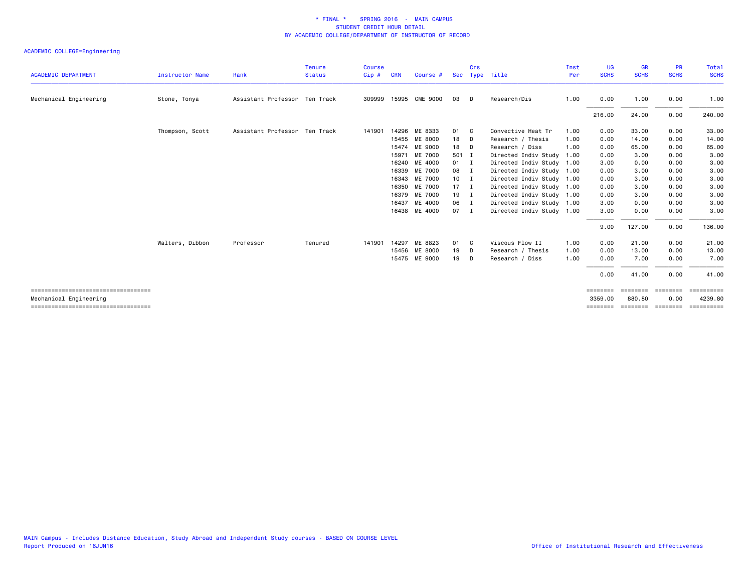* FINAL * SPRING 2016 - MAIN CAMPUS
STUDENT CREDIT HOUR DETAIL
BY ACADEMIC COLLEGE/DEPARTMENT OF INSTRUCTOR OF RECORD

ACADEMIC COLLEGE=Engineering

| ACADEMIC DEPARTMENT | Instructor Name | Rank | Tenure Status | Course Cip # | CRN | Course # | Sec | Crs Type | Title | Inst Per | UG SCHS | GR SCHS | PR SCHS | Total SCHS |
|---|---|---|---|---|---|---|---|---|---|---|---|---|---|---|
| Mechanical Engineering | Stone, Tonya | Assistant Professor | Ten Track | 309999 | 15995 | CME 9000 | 03 | D | Research/Dis | 1.00 | 0.00 | 1.00 | 0.00 | 1.00 |
| | | | | | | | | | | | 216.00 | 24.00 | 0.00 | 240.00 |
| | Thompson, Scott | Assistant Professor | Ten Track | 141901 | 14296 | ME 8333 | 01 | C | Convective Heat Tr | 1.00 | 0.00 | 33.00 | 0.00 | 33.00 |
| | | | | | 15455 | ME 8000 | 18 | D | Research / Thesis | 1.00 | 0.00 | 14.00 | 0.00 | 14.00 |
| | | | | | 15474 | ME 9000 | 18 | D | Research / Diss | 1.00 | 0.00 | 65.00 | 0.00 | 65.00 |
| | | | | | 15971 | ME 7000 | 501 | I | Directed Indiv Study | 1.00 | 0.00 | 3.00 | 0.00 | 3.00 |
| | | | | | 16240 | ME 4000 | 01 | I | Directed Indiv Study | 1.00 | 3.00 | 0.00 | 0.00 | 3.00 |
| | | | | | 16339 | ME 7000 | 08 | I | Directed Indiv Study | 1.00 | 0.00 | 3.00 | 0.00 | 3.00 |
| | | | | | 16343 | ME 7000 | 10 | I | Directed Indiv Study | 1.00 | 0.00 | 3.00 | 0.00 | 3.00 |
| | | | | | 16350 | ME 7000 | 17 | I | Directed Indiv Study | 1.00 | 0.00 | 3.00 | 0.00 | 3.00 |
| | | | | | 16379 | ME 7000 | 19 | I | Directed Indiv Study | 1.00 | 0.00 | 3.00 | 0.00 | 3.00 |
| | | | | | 16437 | ME 4000 | 06 | I | Directed Indiv Study | 1.00 | 3.00 | 0.00 | 0.00 | 3.00 |
| | | | | | 16438 | ME 4000 | 07 | I | Directed Indiv Study | 1.00 | 3.00 | 0.00 | 0.00 | 3.00 |
| | | | | | | | | | | | 9.00 | 127.00 | 0.00 | 136.00 |
| | Walters, Dibbon | Professor | Tenured | 141901 | 14297 | ME 8823 | 01 | C | Viscous Flow II | 1.00 | 0.00 | 21.00 | 0.00 | 21.00 |
| | | | | | 15456 | ME 8000 | 19 | D | Research / Thesis | 1.00 | 0.00 | 13.00 | 0.00 | 13.00 |
| | | | | | 15475 | ME 9000 | 19 | D | Research / Diss | 1.00 | 0.00 | 7.00 | 0.00 | 7.00 |
| | | | | | | | | | | | 0.00 | 41.00 | 0.00 | 41.00 |
| Mechanical Engineering | | | | | | | | | | | 3359.00 | 880.80 | 0.00 | 4239.80 |

MAIN Campus - Includes Distance Education, Study Abroad and Independent Study courses - BASED ON COURSE LEVEL
Report Produced on 16JUN16

Office of Institutional Research and Effectiveness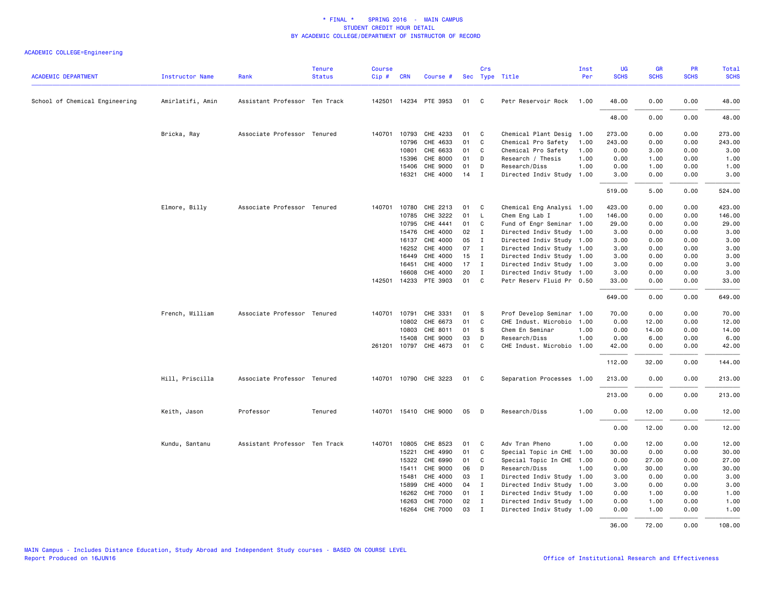\* FINAL \* SPRING 2016 - MAIN CAMPUS
STUDENT CREDIT HOUR DETAIL
BY ACADEMIC COLLEGE/DEPARTMENT OF INSTRUCTOR OF RECORD

ACADEMIC COLLEGE=Engineering

| ACADEMIC DEPARTMENT | Instructor Name | Rank | Tenure Status | Course Cip # | CRN | Course # | Sec | Crs Type | Title | Inst Per | UG SCHS | GR SCHS | PR SCHS | Total SCHS |
|---|---|---|---|---|---|---|---|---|---|---|---|---|---|---|
| School of Chemical Engineering | Amirlatifi, Amin | Assistant Professor | Ten Track | 142501 | 14234 | PTE 3953 | 01 | C | Petr Reservoir Rock | 1.00 | 48.00 | 0.00 | 0.00 | 48.00 |
| | | | | | | | | | | | 48.00 | 0.00 | 0.00 | 48.00 |
| | Bricka, Ray | Associate Professor | Tenured | 140701 | 10793 | CHE 4233 | 01 | C | Chemical Plant Desig | 1.00 | 273.00 | 0.00 | 0.00 | 273.00 |
| | | | | | 10796 | CHE 4633 | 01 | C | Chemical Pro Safety | 1.00 | 243.00 | 0.00 | 0.00 | 243.00 |
| | | | | | 10801 | CHE 6633 | 01 | C | Chemical Pro Safety | 1.00 | 0.00 | 3.00 | 0.00 | 3.00 |
| | | | | | 15396 | CHE 8000 | 01 | D | Research / Thesis | 1.00 | 0.00 | 1.00 | 0.00 | 1.00 |
| | | | | | 15406 | CHE 9000 | 01 | D | Research/Diss | 1.00 | 0.00 | 1.00 | 0.00 | 1.00 |
| | | | | | 16321 | CHE 4000 | 14 | I | Directed Indiv Study | 1.00 | 3.00 | 0.00 | 0.00 | 3.00 |
| | | | | | | | | | | | 519.00 | 5.00 | 0.00 | 524.00 |
| | Elmore, Billy | Associate Professor | Tenured | 140701 | 10780 | CHE 2213 | 01 | C | Chemical Eng Analysi | 1.00 | 423.00 | 0.00 | 0.00 | 423.00 |
| | | | | | 10785 | CHE 3222 | 01 | L | Chem Eng Lab I | 1.00 | 146.00 | 0.00 | 0.00 | 146.00 |
| | | | | | 10795 | CHE 4441 | 01 | C | Fund of Engr Seminar | 1.00 | 29.00 | 0.00 | 0.00 | 29.00 |
| | | | | | 15476 | CHE 4000 | 02 | I | Directed Indiv Study | 1.00 | 3.00 | 0.00 | 0.00 | 3.00 |
| | | | | | 16137 | CHE 4000 | 05 | I | Directed Indiv Study | 1.00 | 3.00 | 0.00 | 0.00 | 3.00 |
| | | | | | 16252 | CHE 4000 | 07 | I | Directed Indiv Study | 1.00 | 3.00 | 0.00 | 0.00 | 3.00 |
| | | | | | 16449 | CHE 4000 | 15 | I | Directed Indiv Study | 1.00 | 3.00 | 0.00 | 0.00 | 3.00 |
| | | | | | 16451 | CHE 4000 | 17 | I | Directed Indiv Study | 1.00 | 3.00 | 0.00 | 0.00 | 3.00 |
| | | | | | 16608 | CHE 4000 | 20 | I | Directed Indiv Study | 1.00 | 3.00 | 0.00 | 0.00 | 3.00 |
| | | | | 142501 | 14233 | PTE 3903 | 01 | C | Petr Reserv Fluid Pr | 0.50 | 33.00 | 0.00 | 0.00 | 33.00 |
| | | | | | | | | | | | 649.00 | 0.00 | 0.00 | 649.00 |
| | French, William | Associate Professor | Tenured | 140701 | 10791 | CHE 3331 | 01 | S | Prof Develop Seminar | 1.00 | 70.00 | 0.00 | 0.00 | 70.00 |
| | | | | | 10802 | CHE 6673 | 01 | C | CHE Indust. Microbio | 1.00 | 0.00 | 12.00 | 0.00 | 12.00 |
| | | | | | 10803 | CHE 8011 | 01 | S | Chem En Seminar | 1.00 | 0.00 | 14.00 | 0.00 | 14.00 |
| | | | | | 15408 | CHE 9000 | 03 | D | Research/Diss | 1.00 | 0.00 | 6.00 | 0.00 | 6.00 |
| | | | | 261201 | 10797 | CHE 4673 | 01 | C | CHE Indust. Microbio | 1.00 | 42.00 | 0.00 | 0.00 | 42.00 |
| | | | | | | | | | | | 112.00 | 32.00 | 0.00 | 144.00 |
| | Hill, Priscilla | Associate Professor | Tenured | 140701 | 10790 | CHE 3223 | 01 | C | Separation Processes | 1.00 | 213.00 | 0.00 | 0.00 | 213.00 |
| | | | | | | | | | | | 213.00 | 0.00 | 0.00 | 213.00 |
| | Keith, Jason | Professor | Tenured | 140701 | 15410 | CHE 9000 | 05 | D | Research/Diss | 1.00 | 0.00 | 12.00 | 0.00 | 12.00 |
| | | | | | | | | | | | 0.00 | 12.00 | 0.00 | 12.00 |
| | Kundu, Santanu | Assistant Professor | Ten Track | 140701 | 10805 | CHE 8523 | 01 | C | Adv Tran Pheno | 1.00 | 0.00 | 12.00 | 0.00 | 12.00 |
| | | | | | 15221 | CHE 4990 | 01 | C | Special Topic in CHE | 1.00 | 30.00 | 0.00 | 0.00 | 30.00 |
| | | | | | 15322 | CHE 6990 | 01 | C | Special Topic In CHE | 1.00 | 0.00 | 27.00 | 0.00 | 27.00 |
| | | | | | 15411 | CHE 9000 | 06 | D | Research/Diss | 1.00 | 0.00 | 30.00 | 0.00 | 30.00 |
| | | | | | 15481 | CHE 4000 | 03 | I | Directed Indiv Study | 1.00 | 3.00 | 0.00 | 0.00 | 3.00 |
| | | | | | 15899 | CHE 4000 | 04 | I | Directed Indiv Study | 1.00 | 3.00 | 0.00 | 0.00 | 3.00 |
| | | | | | 16262 | CHE 7000 | 01 | I | Directed Indiv Study | 1.00 | 0.00 | 1.00 | 0.00 | 1.00 |
| | | | | | 16263 | CHE 7000 | 02 | I | Directed Indiv Study | 1.00 | 0.00 | 1.00 | 0.00 | 1.00 |
| | | | | | 16264 | CHE 7000 | 03 | I | Directed Indiv Study | 1.00 | 0.00 | 1.00 | 0.00 | 1.00 |
| | | | | | | | | | | | 36.00 | 72.00 | 0.00 | 108.00 |

MAIN Campus - Includes Distance Education, Study Abroad and Independent Study courses - BASED ON COURSE LEVEL
Report Produced on 16JUN16

Office of Institutional Research and Effectiveness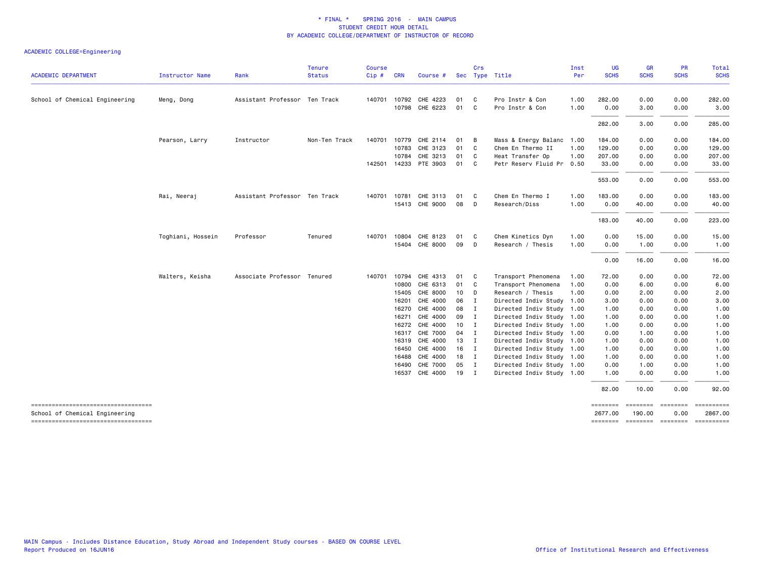* FINAL * SPRING 2016 - MAIN CAMPUS
STUDENT CREDIT HOUR DETAIL
BY ACADEMIC COLLEGE/DEPARTMENT OF INSTRUCTOR OF RECORD

ACADEMIC COLLEGE=Engineering

| ACADEMIC DEPARTMENT | Instructor Name | Rank | Tenure Status | Course Cip # | CRN | Course # | Sec | Crs Type | Title | Inst Per | UG SCHS | GR SCHS | PR SCHS | Total SCHS |
|---|---|---|---|---|---|---|---|---|---|---|---|---|---|---|
| School of Chemical Engineering | Meng, Dong | Assistant Professor | Ten Track | 140701 | 10792 | CHE 4223 | 01 | C | Pro Instr & Con | 1.00 | 282.00 | 0.00 | 0.00 | 282.00 |
| | | | | | 10798 | CHE 6223 | 01 | C | Pro Instr & Con | 1.00 | 0.00 | 3.00 | 0.00 | 3.00 |
| | | | | | | | | | | | 282.00 | 3.00 | 0.00 | 285.00 |
| | Pearson, Larry | Instructor | Non-Ten Track | 140701 | 10779 | CHE 2114 | 01 | B | Mass & Energy Balanc | 1.00 | 184.00 | 0.00 | 0.00 | 184.00 |
| | | | | | 10783 | CHE 3123 | 01 | C | Chem En Thermo II | 1.00 | 129.00 | 0.00 | 0.00 | 129.00 |
| | | | | | 10784 | CHE 3213 | 01 | C | Heat Transfer Op | 1.00 | 207.00 | 0.00 | 0.00 | 207.00 |
| | | | | 142501 | 14233 | PTE 3903 | 01 | C | Petr Reserv Fluid Pr | 0.50 | 33.00 | 0.00 | 0.00 | 33.00 |
| | | | | | | | | | | | 553.00 | 0.00 | 0.00 | 553.00 |
| | Rai, Neeraj | Assistant Professor | Ten Track | 140701 | 10781 | CHE 3113 | 01 | C | Chem En Thermo I | 1.00 | 183.00 | 0.00 | 0.00 | 183.00 |
| | | | | | 15413 | CHE 9000 | 08 | D | Research/Diss | 1.00 | 0.00 | 40.00 | 0.00 | 40.00 |
| | | | | | | | | | | | 183.00 | 40.00 | 0.00 | 223.00 |
| | Toghiani, Hossein | Professor | Tenured | 140701 | 10804 | CHE 8123 | 01 | C | Chem Kinetics Dyn | 1.00 | 0.00 | 15.00 | 0.00 | 15.00 |
| | | | | | 15404 | CHE 8000 | 09 | D | Research / Thesis | 1.00 | 0.00 | 1.00 | 0.00 | 1.00 |
| | | | | | | | | | | | 0.00 | 16.00 | 0.00 | 16.00 |
| | Walters, Keisha | Associate Professor | Tenured | 140701 | 10794 | CHE 4313 | 01 | C | Transport Phenomena | 1.00 | 72.00 | 0.00 | 0.00 | 72.00 |
| | | | | | 10800 | CHE 6313 | 01 | C | Transport Phenomena | 1.00 | 0.00 | 6.00 | 0.00 | 6.00 |
| | | | | | 15405 | CHE 8000 | 10 | D | Research / Thesis | 1.00 | 0.00 | 2.00 | 0.00 | 2.00 |
| | | | | | 16201 | CHE 4000 | 06 | I | Directed Indiv Study | 1.00 | 3.00 | 0.00 | 0.00 | 3.00 |
| | | | | | 16270 | CHE 4000 | 08 | I | Directed Indiv Study | 1.00 | 1.00 | 0.00 | 0.00 | 1.00 |
| | | | | | 16271 | CHE 4000 | 09 | I | Directed Indiv Study | 1.00 | 1.00 | 0.00 | 0.00 | 1.00 |
| | | | | | 16272 | CHE 4000 | 10 | I | Directed Indiv Study | 1.00 | 1.00 | 0.00 | 0.00 | 1.00 |
| | | | | | 16317 | CHE 7000 | 04 | I | Directed Indiv Study | 1.00 | 0.00 | 1.00 | 0.00 | 1.00 |
| | | | | | 16319 | CHE 4000 | 13 | I | Directed Indiv Study | 1.00 | 1.00 | 0.00 | 0.00 | 1.00 |
| | | | | | 16450 | CHE 4000 | 16 | I | Directed Indiv Study | 1.00 | 1.00 | 0.00 | 0.00 | 1.00 |
| | | | | | 16488 | CHE 4000 | 18 | I | Directed Indiv Study | 1.00 | 1.00 | 0.00 | 0.00 | 1.00 |
| | | | | | 16490 | CHE 7000 | 05 | I | Directed Indiv Study | 1.00 | 0.00 | 1.00 | 0.00 | 1.00 |
| | | | | | 16537 | CHE 4000 | 19 | I | Directed Indiv Study | 1.00 | 1.00 | 0.00 | 0.00 | 1.00 |
| | | | | | | | | | | | 82.00 | 10.00 | 0.00 | 92.00 |
| School of Chemical Engineering | | | | | | | | | | | 2677.00 | 190.00 | 0.00 | 2867.00 |

MAIN Campus - Includes Distance Education, Study Abroad and Independent Study courses - BASED ON COURSE LEVEL
Report Produced on 16JUN16

Office of Institutional Research and Effectiveness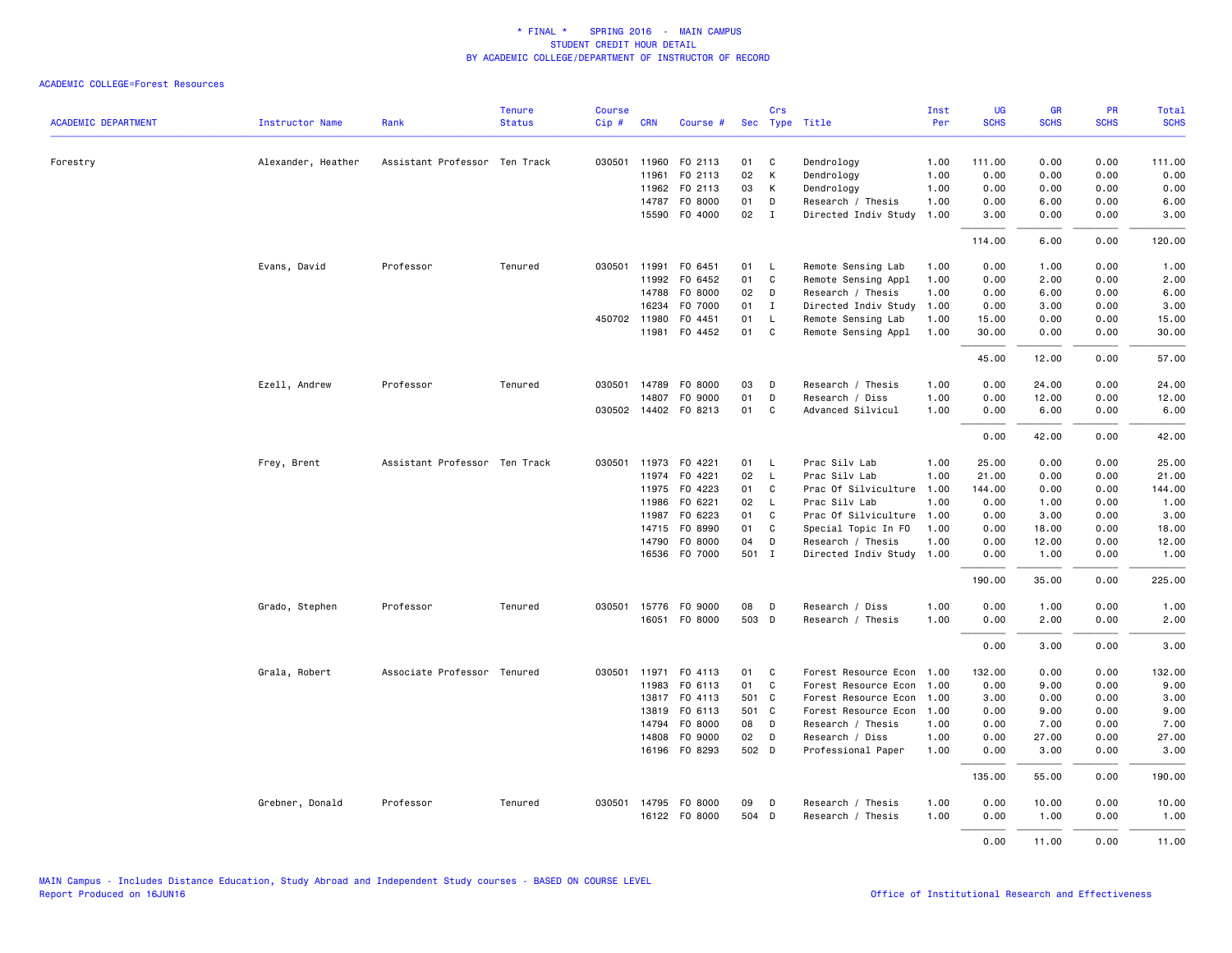\* FINAL \* SPRING 2016 - MAIN CAMPUS
STUDENT CREDIT HOUR DETAIL
BY ACADEMIC COLLEGE/DEPARTMENT OF INSTRUCTOR OF RECORD

ACADEMIC COLLEGE=Forest Resources

| ACADEMIC DEPARTMENT | Instructor Name | Rank | Tenure Status | Course Cip # | CRN | Course # | Sec | Crs Type | Title | Inst Per | UG SCHS | GR SCHS | PR SCHS | Total SCHS |
|---|---|---|---|---|---|---|---|---|---|---|---|---|---|---|
| Forestry | Alexander, Heather | Assistant Professor | Ten Track | 030501 | 11960 | FO 2113 | 01 | C | Dendrology | 1.00 | 111.00 | 0.00 | 0.00 | 111.00 |
| | | | | | 11961 | FO 2113 | 02 | K | Dendrology | 1.00 | 0.00 | 0.00 | 0.00 | 0.00 |
| | | | | | 11962 | FO 2113 | 03 | K | Dendrology | 1.00 | 0.00 | 0.00 | 0.00 | 0.00 |
| | | | | | 14787 | FO 8000 | 01 | D | Research / Thesis | 1.00 | 0.00 | 6.00 | 0.00 | 6.00 |
| | | | | | 15590 | FO 4000 | 02 | I | Directed Indiv Study | 1.00 | 3.00 | 0.00 | 0.00 | 3.00 |
| | | | | | | | | | | | 114.00 | 6.00 | 0.00 | 120.00 |
| | Evans, David | Professor | Tenured | 030501 | 11991 | FO 6451 | 01 | L | Remote Sensing Lab | 1.00 | 0.00 | 1.00 | 0.00 | 1.00 |
| | | | | | 11992 | FO 6452 | 01 | C | Remote Sensing Appl | 1.00 | 0.00 | 2.00 | 0.00 | 2.00 |
| | | | | | 14788 | FO 8000 | 02 | D | Research / Thesis | 1.00 | 0.00 | 6.00 | 0.00 | 6.00 |
| | | | | | 16234 | FO 7000 | 01 | I | Directed Indiv Study | 1.00 | 0.00 | 3.00 | 0.00 | 3.00 |
| | | | | 450702 | 11980 | FO 4451 | 01 | L | Remote Sensing Lab | 1.00 | 15.00 | 0.00 | 0.00 | 15.00 |
| | | | | | 11981 | FO 4452 | 01 | C | Remote Sensing Appl | 1.00 | 30.00 | 0.00 | 0.00 | 30.00 |
| | | | | | | | | | | | 45.00 | 12.00 | 0.00 | 57.00 |
| | Ezell, Andrew | Professor | Tenured | 030501 | 14789 | FO 8000 | 03 | D | Research / Thesis | 1.00 | 0.00 | 24.00 | 0.00 | 24.00 |
| | | | | | 14807 | FO 9000 | 01 | D | Research / Diss | 1.00 | 0.00 | 12.00 | 0.00 | 12.00 |
| | | | | 030502 | 14402 | FO 8213 | 01 | C | Advanced Silvicul | 1.00 | 0.00 | 6.00 | 0.00 | 6.00 |
| | | | | | | | | | | | 0.00 | 42.00 | 0.00 | 42.00 |
| | Frey, Brent | Assistant Professor | Ten Track | 030501 | 11973 | FO 4221 | 01 | L | Prac Silv Lab | 1.00 | 25.00 | 0.00 | 0.00 | 25.00 |
| | | | | | 11974 | FO 4221 | 02 | L | Prac Silv Lab | 1.00 | 21.00 | 0.00 | 0.00 | 21.00 |
| | | | | | 11975 | FO 4223 | 01 | C | Prac Of Silviculture | 1.00 | 144.00 | 0.00 | 0.00 | 144.00 |
| | | | | | 11986 | FO 6221 | 02 | L | Prac Silv Lab | 1.00 | 0.00 | 1.00 | 0.00 | 1.00 |
| | | | | | 11987 | FO 6223 | 01 | C | Prac Of Silviculture | 1.00 | 0.00 | 3.00 | 0.00 | 3.00 |
| | | | | | 14715 | FO 8990 | 01 | C | Special Topic In FO | 1.00 | 0.00 | 18.00 | 0.00 | 18.00 |
| | | | | | 14790 | FO 8000 | 04 | D | Research / Thesis | 1.00 | 0.00 | 12.00 | 0.00 | 12.00 |
| | | | | | 16536 | FO 7000 | 501 | I | Directed Indiv Study | 1.00 | 0.00 | 1.00 | 0.00 | 1.00 |
| | | | | | | | | | | | 190.00 | 35.00 | 0.00 | 225.00 |
| | Grado, Stephen | Professor | Tenured | 030501 | 15776 | FO 9000 | 08 | D | Research / Diss | 1.00 | 0.00 | 1.00 | 0.00 | 1.00 |
| | | | | | 16051 | FO 8000 | 503 | D | Research / Thesis | 1.00 | 0.00 | 2.00 | 0.00 | 2.00 |
| | | | | | | | | | | | 0.00 | 3.00 | 0.00 | 3.00 |
| | Grala, Robert | Associate Professor | Tenured | 030501 | 11971 | FO 4113 | 01 | C | Forest Resource Econ | 1.00 | 132.00 | 0.00 | 0.00 | 132.00 |
| | | | | | 11983 | FO 6113 | 01 | C | Forest Resource Econ | 1.00 | 0.00 | 9.00 | 0.00 | 9.00 |
| | | | | | 13817 | FO 4113 | 501 | C | Forest Resource Econ | 1.00 | 3.00 | 0.00 | 0.00 | 3.00 |
| | | | | | 13819 | FO 6113 | 501 | C | Forest Resource Econ | 1.00 | 0.00 | 9.00 | 0.00 | 9.00 |
| | | | | | 14794 | FO 8000 | 08 | D | Research / Thesis | 1.00 | 0.00 | 7.00 | 0.00 | 7.00 |
| | | | | | 14808 | FO 9000 | 02 | D | Research / Diss | 1.00 | 0.00 | 27.00 | 0.00 | 27.00 |
| | | | | | 16196 | FO 8293 | 502 | D | Professional Paper | 1.00 | 0.00 | 3.00 | 0.00 | 3.00 |
| | | | | | | | | | | | 135.00 | 55.00 | 0.00 | 190.00 |
| | Grebner, Donald | Professor | Tenured | 030501 | 14795 | FO 8000 | 09 | D | Research / Thesis | 1.00 | 0.00 | 10.00 | 0.00 | 10.00 |
| | | | | | 16122 | FO 8000 | 504 | D | Research / Thesis | 1.00 | 0.00 | 1.00 | 0.00 | 1.00 |
| | | | | | | | | | | | 0.00 | 11.00 | 0.00 | 11.00 |

MAIN Campus - Includes Distance Education, Study Abroad and Independent Study courses - BASED ON COURSE LEVEL
Report Produced on 16JUN16

Office of Institutional Research and Effectiveness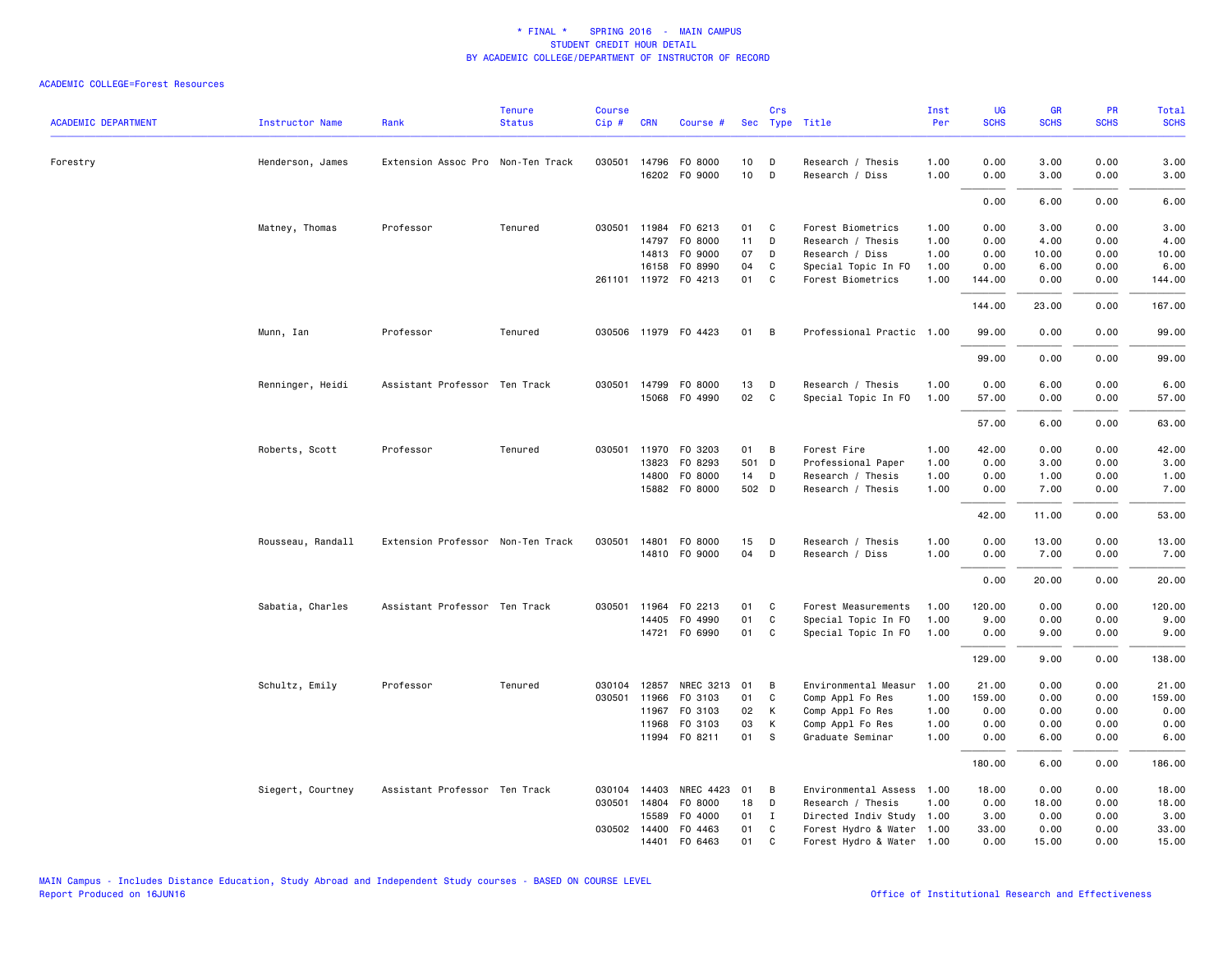# * FINAL * SPRING 2016 - MAIN CAMPUS
## STUDENT CREDIT HOUR DETAIL
### BY ACADEMIC COLLEGE/DEPARTMENT OF INSTRUCTOR OF RECORD

ACADEMIC COLLEGE=Forest Resources

| ACADEMIC DEPARTMENT | Instructor Name | Rank | Tenure Status | Course Cip # | CRN | Course # | Sec | Crs Type | Title | Inst Per | UG SCHS | GR SCHS | PR SCHS | Total SCHS |
|---|---|---|---|---|---|---|---|---|---|---|---|---|---|---|
| Forestry | Henderson, James | Extension Assoc Pro | Non-Ten Track | 030501 | 14796 | FO 8000 | 10 | D | Research / Thesis | 1.00 | 0.00 | 3.00 | 0.00 | 3.00 |
| | | | | | 16202 | FO 9000 | 10 | D | Research / Diss | 1.00 | 0.00 | 3.00 | 0.00 | 3.00 |
| | | | | | | | | | | | 0.00 | 6.00 | 0.00 | 6.00 |
| | Matney, Thomas | Professor | Tenured | 030501 | 11984 | FO 6213 | 01 | C | Forest Biometrics | 1.00 | 0.00 | 3.00 | 0.00 | 3.00 |
| | | | | | 14797 | FO 8000 | 11 | D | Research / Thesis | 1.00 | 0.00 | 4.00 | 0.00 | 4.00 |
| | | | | | 14813 | FO 9000 | 07 | D | Research / Diss | 1.00 | 0.00 | 10.00 | 0.00 | 10.00 |
| | | | | | 16158 | FO 8990 | 04 | C | Special Topic In FO | 1.00 | 0.00 | 6.00 | 0.00 | 6.00 |
| | | | | 261101 | 11972 | FO 4213 | 01 | C | Forest Biometrics | 1.00 | 144.00 | 0.00 | 0.00 | 144.00 |
| | | | | | | | | | | | 144.00 | 23.00 | 0.00 | 167.00 |
| | Munn, Ian | Professor | Tenured | 030506 | 11979 | FO 4423 | 01 | B | Professional Practic | 1.00 | 99.00 | 0.00 | 0.00 | 99.00 |
| | | | | | | | | | | | 99.00 | 0.00 | 0.00 | 99.00 |
| | Renninger, Heidi | Assistant Professor | Ten Track | 030501 | 14799 | FO 8000 | 13 | D | Research / Thesis | 1.00 | 0.00 | 6.00 | 0.00 | 6.00 |
| | | | | | 15068 | FO 4990 | 02 | C | Special Topic In FO | 1.00 | 57.00 | 0.00 | 0.00 | 57.00 |
| | | | | | | | | | | | 57.00 | 6.00 | 0.00 | 63.00 |
| | Roberts, Scott | Professor | Tenured | 030501 | 11970 | FO 3203 | 01 | B | Forest Fire | 1.00 | 42.00 | 0.00 | 0.00 | 42.00 |
| | | | | | 13823 | FO 8293 | 501 | D | Professional Paper | 1.00 | 0.00 | 3.00 | 0.00 | 3.00 |
| | | | | | 14800 | FO 8000 | 14 | D | Research / Thesis | 1.00 | 0.00 | 1.00 | 0.00 | 1.00 |
| | | | | | 15882 | FO 8000 | 502 | D | Research / Thesis | 1.00 | 0.00 | 7.00 | 0.00 | 7.00 |
| | | | | | | | | | | | 42.00 | 11.00 | 0.00 | 53.00 |
| | Rousseau, Randall | Extension Professor | Non-Ten Track | 030501 | 14801 | FO 8000 | 15 | D | Research / Thesis | 1.00 | 0.00 | 13.00 | 0.00 | 13.00 |
| | | | | | 14810 | FO 9000 | 04 | D | Research / Diss | 1.00 | 0.00 | 7.00 | 0.00 | 7.00 |
| | | | | | | | | | | | 0.00 | 20.00 | 0.00 | 20.00 |
| | Sabatia, Charles | Assistant Professor | Ten Track | 030501 | 11964 | FO 2213 | 01 | C | Forest Measurements | 1.00 | 120.00 | 0.00 | 0.00 | 120.00 |
| | | | | | 14405 | FO 4990 | 01 | C | Special Topic In FO | 1.00 | 9.00 | 0.00 | 0.00 | 9.00 |
| | | | | | 14721 | FO 6990 | 01 | C | Special Topic In FO | 1.00 | 0.00 | 9.00 | 0.00 | 9.00 |
| | | | | | | | | | | | 129.00 | 9.00 | 0.00 | 138.00 |
| | Schultz, Emily | Professor | Tenured | 030104 | 12857 | NREC 3213 | 01 | B | Environmental Measur | 1.00 | 21.00 | 0.00 | 0.00 | 21.00 |
| | | | | 030501 | 11966 | FO 3103 | 01 | C | Comp Appl Fo Res | 1.00 | 159.00 | 0.00 | 0.00 | 159.00 |
| | | | | | 11967 | FO 3103 | 02 | K | Comp Appl Fo Res | 1.00 | 0.00 | 0.00 | 0.00 | 0.00 |
| | | | | | 11968 | FO 3103 | 03 | K | Comp Appl Fo Res | 1.00 | 0.00 | 0.00 | 0.00 | 0.00 |
| | | | | | 11994 | FO 8211 | 01 | S | Graduate Seminar | 1.00 | 0.00 | 6.00 | 0.00 | 6.00 |
| | | | | | | | | | | | 180.00 | 6.00 | 0.00 | 186.00 |
| | Siegert, Courtney | Assistant Professor | Ten Track | 030104 | 14403 | NREC 4423 | 01 | B | Environmental Assess | 1.00 | 18.00 | 0.00 | 0.00 | 18.00 |
| | | | | 030501 | 14804 | FO 8000 | 18 | D | Research / Thesis | 1.00 | 0.00 | 18.00 | 0.00 | 18.00 |
| | | | | | 15589 | FO 4000 | 01 | I | Directed Indiv Study | 1.00 | 3.00 | 0.00 | 0.00 | 3.00 |
| | | | | 030502 | 14400 | FO 4463 | 01 | C | Forest Hydro & Water | 1.00 | 33.00 | 0.00 | 0.00 | 33.00 |
| | | | | | 14401 | FO 6463 | 01 | C | Forest Hydro & Water | 1.00 | 0.00 | 15.00 | 0.00 | 15.00 |

MAIN Campus - Includes Distance Education, Study Abroad and Independent Study courses - BASED ON COURSE LEVEL
Report Produced on 16JUN16

Office of Institutional Research and Effectiveness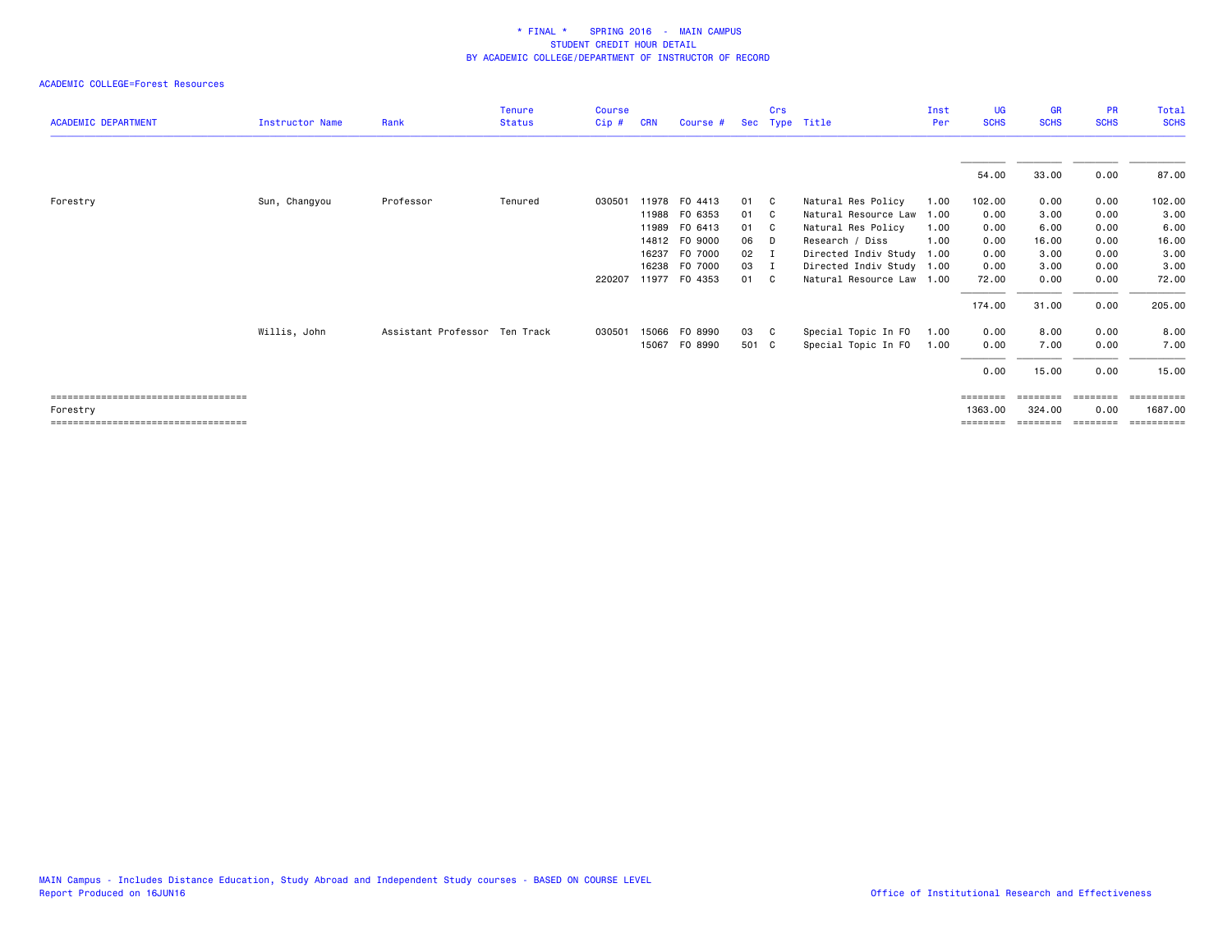* FINAL * SPRING 2016 - MAIN CAMPUS
STUDENT CREDIT HOUR DETAIL
BY ACADEMIC COLLEGE/DEPARTMENT OF INSTRUCTOR OF RECORD

ACADEMIC COLLEGE=Forest Resources

| ACADEMIC DEPARTMENT | Instructor Name | Rank | Tenure Status | Course Cip # | CRN | Course # | Sec | Crs Type | Title | Inst Per | UG SCHS | GR SCHS | PR SCHS | Total SCHS |
|---|---|---|---|---|---|---|---|---|---|---|---|---|---|---|
| | | | | | | | | | | | 54.00 | 33.00 | 0.00 | 87.00 |
| Forestry | Sun, Changyou | Professor | Tenured | 030501 | 11978 | FO 4413 | 01 | C | Natural Res Policy | 1.00 | 102.00 | 0.00 | 0.00 | 102.00 |
| | | | | | 11988 | FO 6353 | 01 | C | Natural Resource Law | 1.00 | 0.00 | 3.00 | 0.00 | 3.00 |
| | | | | | 11989 | FO 6413 | 01 | C | Natural Res Policy | 1.00 | 0.00 | 6.00 | 0.00 | 6.00 |
| | | | | | 14812 | FO 9000 | 06 | D | Research / Diss | 1.00 | 0.00 | 16.00 | 0.00 | 16.00 |
| | | | | | 16237 | FO 7000 | 02 | I | Directed Indiv Study | 1.00 | 0.00 | 3.00 | 0.00 | 3.00 |
| | | | | | 16238 | FO 7000 | 03 | I | Directed Indiv Study | 1.00 | 0.00 | 3.00 | 0.00 | 3.00 |
| | | | | 220207 | 11977 | FO 4353 | 01 | C | Natural Resource Law | 1.00 | 72.00 | 0.00 | 0.00 | 72.00 |
| | | | | | | | | | | | 174.00 | 31.00 | 0.00 | 205.00 |
| | Willis, John | Assistant Professor | Ten Track | 030501 | 15066 | FO 8990 | 03 | C | Special Topic In FO | 1.00 | 0.00 | 8.00 | 0.00 | 8.00 |
| | | | | | 15067 | FO 8990 | 501 | C | Special Topic In FO | 1.00 | 0.00 | 7.00 | 0.00 | 7.00 |
| | | | | | | | | | | | 0.00 | 15.00 | 0.00 | 15.00 |
| Forestry | | | | | | | | | | | 1363.00 | 324.00 | 0.00 | 1687.00 |

MAIN Campus - Includes Distance Education, Study Abroad and Independent Study courses - BASED ON COURSE LEVEL
Report Produced on 16JUN16

Office of Institutional Research and Effectiveness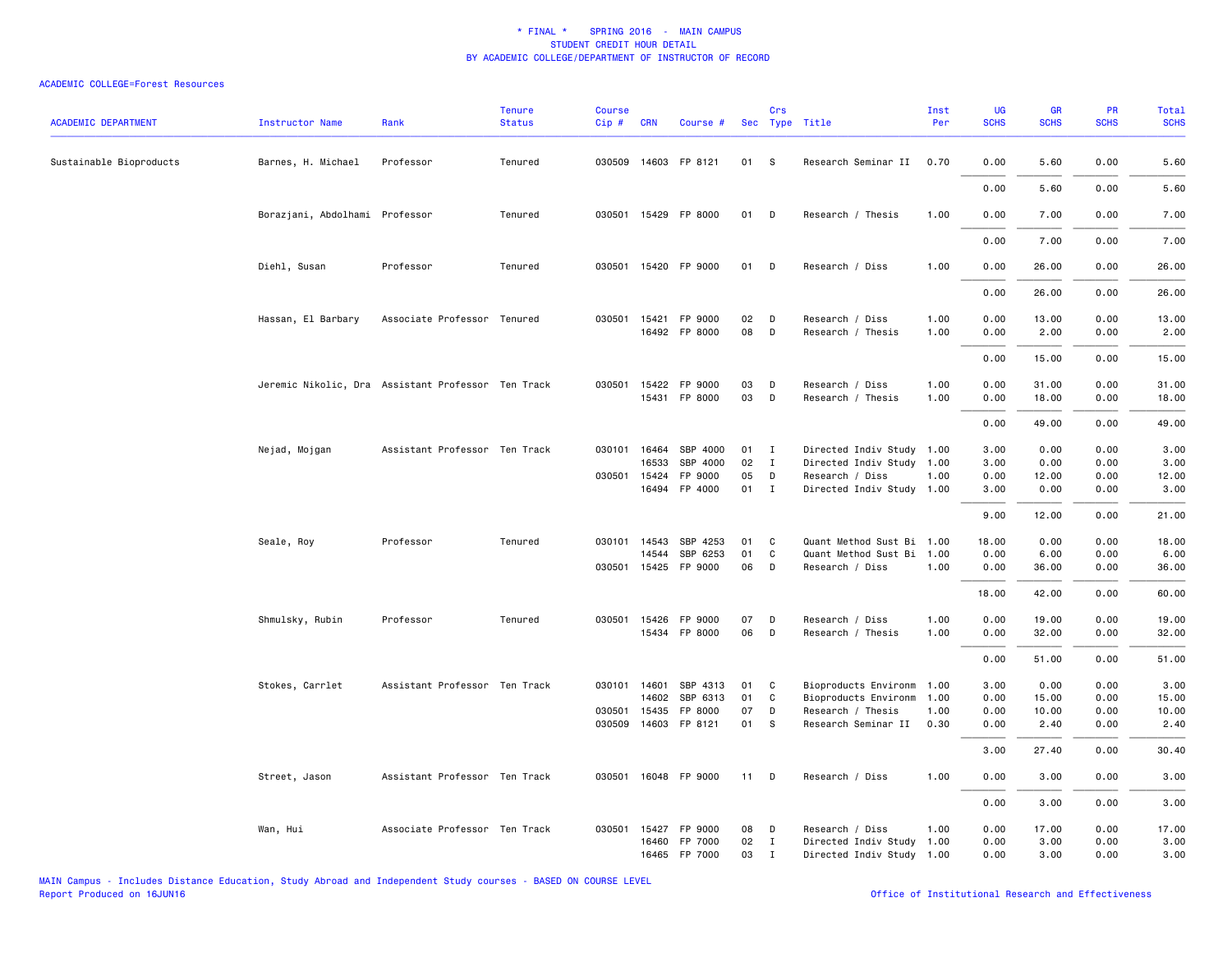\* FINAL \* SPRING 2016 - MAIN CAMPUS
STUDENT CREDIT HOUR DETAIL
BY ACADEMIC COLLEGE/DEPARTMENT OF INSTRUCTOR OF RECORD

ACADEMIC COLLEGE=Forest Resources

| ACADEMIC DEPARTMENT | Instructor Name | Rank | Tenure Status | Course Cip # | CRN | Course # | Sec | Crs Type | Title | Inst Per | UG SCHS | GR SCHS | PR SCHS | Total SCHS |
|---|---|---|---|---|---|---|---|---|---|---|---|---|---|---|
| Sustainable Bioproducts | Barnes, H. Michael | Professor | Tenured | 030509 | 14603 | FP 8121 | 01 | S | Research Seminar II | 0.70 | 0.00 | 5.60 | 0.00 | 5.60 |
| | | | | | | | | | | | 0.00 | 5.60 | 0.00 | 5.60 |
| | Borazjani, Abdolhami | Professor | Tenured | 030501 | 15429 | FP 8000 | 01 | D | Research / Thesis | 1.00 | 0.00 | 7.00 | 0.00 | 7.00 |
| | | | | | | | | | | | 0.00 | 7.00 | 0.00 | 7.00 |
| | Diehl, Susan | Professor | Tenured | 030501 | 15420 | FP 9000 | 01 | D | Research / Diss | 1.00 | 0.00 | 26.00 | 0.00 | 26.00 |
| | | | | | | | | | | | 0.00 | 26.00 | 0.00 | 26.00 |
| | Hassan, El Barbary | Associate Professor | Tenured | 030501 | 15421 | FP 9000 | 02 | D | Research / Diss | 1.00 | 0.00 | 13.00 | 0.00 | 13.00 |
| | | | | | 16492 | FP 8000 | 08 | D | Research / Thesis | 1.00 | 0.00 | 2.00 | 0.00 | 2.00 |
| | | | | | | | | | | | 0.00 | 15.00 | 0.00 | 15.00 |
| | Jeremic Nikolic, Dra | Assistant Professor | Ten Track | 030501 | 15422 | FP 9000 | 03 | D | Research / Diss | 1.00 | 0.00 | 31.00 | 0.00 | 31.00 |
| | | | | | 15431 | FP 8000 | 03 | D | Research / Thesis | 1.00 | 0.00 | 18.00 | 0.00 | 18.00 |
| | | | | | | | | | | | 0.00 | 49.00 | 0.00 | 49.00 |
| | Nejad, Mojgan | Assistant Professor | Ten Track | 030101 | 16464 | SBP 4000 | 01 | I | Directed Indiv Study | 1.00 | 3.00 | 0.00 | 0.00 | 3.00 |
| | | | | | 16533 | SBP 4000 | 02 | I | Directed Indiv Study | 1.00 | 3.00 | 0.00 | 0.00 | 3.00 |
| | | | | 030501 | 15424 | FP 9000 | 05 | D | Research / Diss | 1.00 | 0.00 | 12.00 | 0.00 | 12.00 |
| | | | | | 16494 | FP 4000 | 01 | I | Directed Indiv Study | 1.00 | 3.00 | 0.00 | 0.00 | 3.00 |
| | | | | | | | | | | | 9.00 | 12.00 | 0.00 | 21.00 |
| | Seale, Roy | Professor | Tenured | 030101 | 14543 | SBP 4253 | 01 | C | Quant Method Sust Bi | 1.00 | 18.00 | 0.00 | 0.00 | 18.00 |
| | | | | | 14544 | SBP 6253 | 01 | C | Quant Method Sust Bi | 1.00 | 0.00 | 6.00 | 0.00 | 6.00 |
| | | | | 030501 | 15425 | FP 9000 | 06 | D | Research / Diss | 1.00 | 0.00 | 36.00 | 0.00 | 36.00 |
| | | | | | | | | | | | 18.00 | 42.00 | 0.00 | 60.00 |
| | Shmulsky, Rubin | Professor | Tenured | 030501 | 15426 | FP 9000 | 07 | D | Research / Diss | 1.00 | 0.00 | 19.00 | 0.00 | 19.00 |
| | | | | | 15434 | FP 8000 | 06 | D | Research / Thesis | 1.00 | 0.00 | 32.00 | 0.00 | 32.00 |
| | | | | | | | | | | | 0.00 | 51.00 | 0.00 | 51.00 |
| | Stokes, Carrlet | Assistant Professor | Ten Track | 030101 | 14601 | SBP 4313 | 01 | C | Bioproducts Environm | 1.00 | 3.00 | 0.00 | 0.00 | 3.00 |
| | | | | | 14602 | SBP 6313 | 01 | C | Bioproducts Environm | 1.00 | 0.00 | 15.00 | 0.00 | 15.00 |
| | | | | 030501 | 15435 | FP 8000 | 07 | D | Research / Thesis | 1.00 | 0.00 | 10.00 | 0.00 | 10.00 |
| | | | | 030509 | 14603 | FP 8121 | 01 | S | Research Seminar II | 0.30 | 0.00 | 2.40 | 0.00 | 2.40 |
| | | | | | | | | | | | 3.00 | 27.40 | 0.00 | 30.40 |
| | Street, Jason | Assistant Professor | Ten Track | 030501 | 16048 | FP 9000 | 11 | D | Research / Diss | 1.00 | 0.00 | 3.00 | 0.00 | 3.00 |
| | | | | | | | | | | | 0.00 | 3.00 | 0.00 | 3.00 |
| | Wan, Hui | Associate Professor | Ten Track | 030501 | 15427 | FP 9000 | 08 | D | Research / Diss | 1.00 | 0.00 | 17.00 | 0.00 | 17.00 |
| | | | | | 16460 | FP 7000 | 02 | I | Directed Indiv Study | 1.00 | 0.00 | 3.00 | 0.00 | 3.00 |
| | | | | | 16465 | FP 7000 | 03 | I | Directed Indiv Study | 1.00 | 0.00 | 3.00 | 0.00 | 3.00 |

MAIN Campus - Includes Distance Education, Study Abroad and Independent Study courses - BASED ON COURSE LEVEL
Report Produced on 16JUN16

Office of Institutional Research and Effectiveness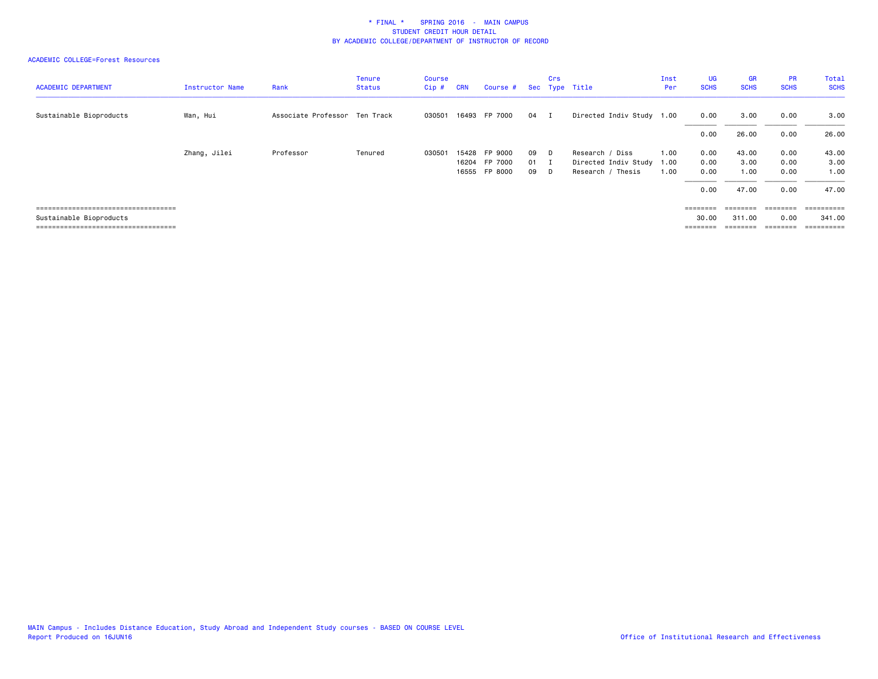* FINAL * SPRING 2016 - MAIN CAMPUS
STUDENT CREDIT HOUR DETAIL
BY ACADEMIC COLLEGE/DEPARTMENT OF INSTRUCTOR OF RECORD

ACADEMIC COLLEGE=Forest Resources

| ACADEMIC DEPARTMENT | Instructor Name | Rank | Tenure Status | Course Cip # | CRN | Course # | Sec | Crs Type | Title | Inst Per | UG SCHS | GR SCHS | PR SCHS | Total SCHS |
|---|---|---|---|---|---|---|---|---|---|---|---|---|---|---|
| Sustainable Bioproducts | Wan, Hui | Associate Professor | Ten Track | 030501 | 16493 | FP 7000 | 04 | I | Directed Indiv Study | 1.00 | 0.00 | 3.00 | 0.00 | 3.00 |
| | | | | | | | | | | | 0.00 | 26.00 | 0.00 | 26.00 |
| | Zhang, Jilei | Professor | Tenured | 030501 | 15428 | FP 9000 | 09 | D | Research / Diss | 1.00 | 0.00 | 43.00 | 0.00 | 43.00 |
| | | | | | 16204 | FP 7000 | 01 | I | Directed Indiv Study | 1.00 | 0.00 | 3.00 | 0.00 | 3.00 |
| | | | | | 16555 | FP 8000 | 09 | D | Research / Thesis | 1.00 | 0.00 | 1.00 | 0.00 | 1.00 |
| | | | | | | | | | | | 0.00 | 47.00 | 0.00 | 47.00 |
| Sustainable Bioproducts | | | | | | | | | | | 30.00 | 311.00 | 0.00 | 341.00 |

MAIN Campus - Includes Distance Education, Study Abroad and Independent Study courses - BASED ON COURSE LEVEL
Report Produced on 16JUN16

Office of Institutional Research and Effectiveness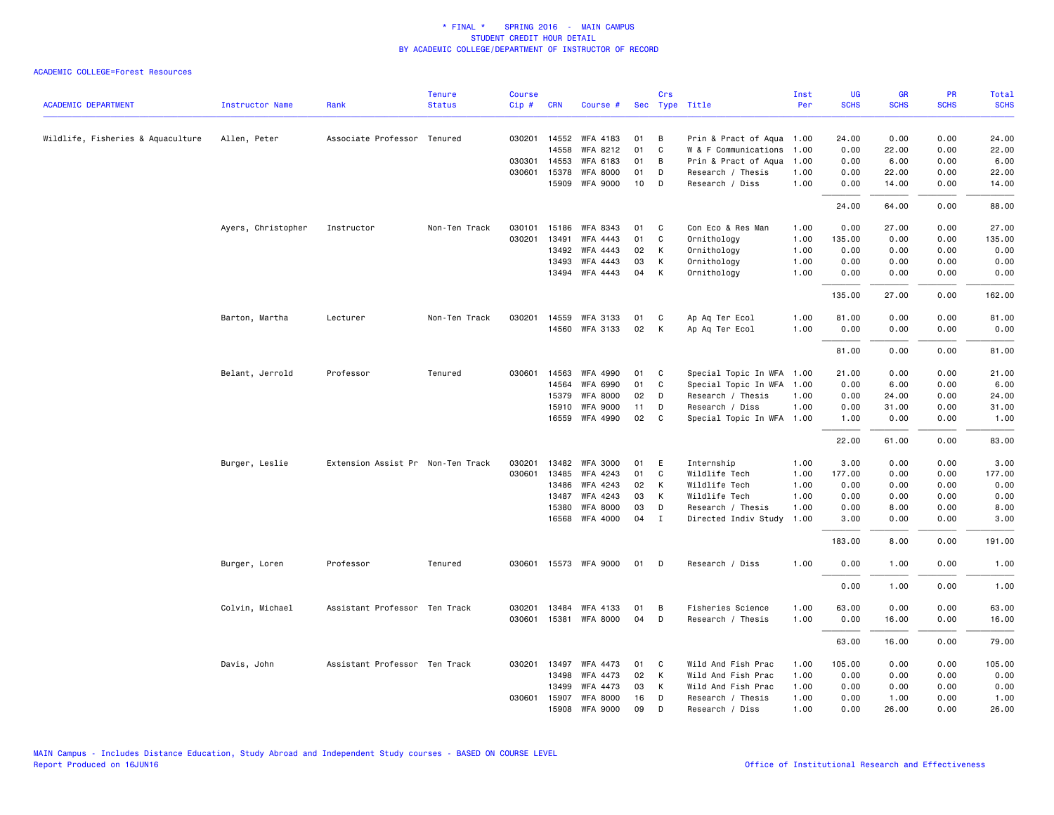# * FINAL * SPRING 2016 - MAIN CAMPUS
## STUDENT CREDIT HOUR DETAIL
## BY ACADEMIC COLLEGE/DEPARTMENT OF INSTRUCTOR OF RECORD

ACADEMIC COLLEGE=Forest Resources

| ACADEMIC DEPARTMENT | Instructor Name | Rank | Tenure Status | Course Cip # | CRN | Course # | Sec | Crs Type | Title | Inst Per | UG SCHS | GR SCHS | PR SCHS | Total SCHS |
|---|---|---|---|---|---|---|---|---|---|---|---|---|---|---|
| Wildlife, Fisheries & Aquaculture | Allen, Peter | Associate Professor | Tenured | 030201 | 14552 | WFA 4183 | 01 | B | Prin & Pract of Aqua | 1.00 | 24.00 | 0.00 | 0.00 | 24.00 |
| | | | | | 14558 | WFA 8212 | 01 | C | W & F Communications | 1.00 | 0.00 | 22.00 | 0.00 | 22.00 |
| | | | | 030301 | 14553 | WFA 6183 | 01 | B | Prin & Pract of Aqua | 1.00 | 0.00 | 6.00 | 0.00 | 6.00 |
| | | | | 030601 | 15378 | WFA 8000 | 01 | D | Research / Thesis | 1.00 | 0.00 | 22.00 | 0.00 | 22.00 |
| | | | | | 15909 | WFA 9000 | 10 | D | Research / Diss | 1.00 | 0.00 | 14.00 | 0.00 | 14.00 |
| | | | | | | | | | | | 24.00 | 64.00 | 0.00 | 88.00 |
| | Ayers, Christopher | Instructor | Non-Ten Track | 030101 | 15186 | WFA 8343 | 01 | C | Con Eco & Res Man | 1.00 | 0.00 | 27.00 | 0.00 | 27.00 |
| | | | | 030201 | 13491 | WFA 4443 | 01 | C | Ornithology | 1.00 | 135.00 | 0.00 | 0.00 | 135.00 |
| | | | | | 13492 | WFA 4443 | 02 | K | Ornithology | 1.00 | 0.00 | 0.00 | 0.00 | 0.00 |
| | | | | | 13493 | WFA 4443 | 03 | K | Ornithology | 1.00 | 0.00 | 0.00 | 0.00 | 0.00 |
| | | | | | 13494 | WFA 4443 | 04 | K | Ornithology | 1.00 | 0.00 | 0.00 | 0.00 | 0.00 |
| | | | | | | | | | | | 135.00 | 27.00 | 0.00 | 162.00 |
| | Barton, Martha | Lecturer | Non-Ten Track | 030201 | 14559 | WFA 3133 | 01 | C | Ap Aq Ter Ecol | 1.00 | 81.00 | 0.00 | 0.00 | 81.00 |
| | | | | | 14560 | WFA 3133 | 02 | K | Ap Aq Ter Ecol | 1.00 | 0.00 | 0.00 | 0.00 | 0.00 |
| | | | | | | | | | | | 81.00 | 0.00 | 0.00 | 81.00 |
| | Belant, Jerrold | Professor | Tenured | 030601 | 14563 | WFA 4990 | 01 | C | Special Topic In WFA | 1.00 | 21.00 | 0.00 | 0.00 | 21.00 |
| | | | | | 14564 | WFA 6990 | 01 | C | Special Topic In WFA | 1.00 | 0.00 | 6.00 | 0.00 | 6.00 |
| | | | | | 15379 | WFA 8000 | 02 | D | Research / Thesis | 1.00 | 0.00 | 24.00 | 0.00 | 24.00 |
| | | | | | 15910 | WFA 9000 | 11 | D | Research / Diss | 1.00 | 0.00 | 31.00 | 0.00 | 31.00 |
| | | | | | 16559 | WFA 4990 | 02 | C | Special Topic In WFA | 1.00 | 1.00 | 0.00 | 0.00 | 1.00 |
| | | | | | | | | | | | 22.00 | 61.00 | 0.00 | 83.00 |
| | Burger, Leslie | Extension Assist Pr | Non-Ten Track | 030201 | 13482 | WFA 3000 | 01 | E | Internship | 1.00 | 3.00 | 0.00 | 0.00 | 3.00 |
| | | | | 030601 | 13485 | WFA 4243 | 01 | C | Wildlife Tech | 1.00 | 177.00 | 0.00 | 0.00 | 177.00 |
| | | | | | 13486 | WFA 4243 | 02 | K | Wildlife Tech | 1.00 | 0.00 | 0.00 | 0.00 | 0.00 |
| | | | | | 13487 | WFA 4243 | 03 | K | Wildlife Tech | 1.00 | 0.00 | 0.00 | 0.00 | 0.00 |
| | | | | | 15380 | WFA 8000 | 03 | D | Research / Thesis | 1.00 | 0.00 | 8.00 | 0.00 | 8.00 |
| | | | | | 16568 | WFA 4000 | 04 | I | Directed Indiv Study | 1.00 | 3.00 | 0.00 | 0.00 | 3.00 |
| | | | | | | | | | | | 183.00 | 8.00 | 0.00 | 191.00 |
| | Burger, Loren | Professor | Tenured | 030601 | 15573 | WFA 9000 | 01 | D | Research / Diss | 1.00 | 0.00 | 1.00 | 0.00 | 1.00 |
| | | | | | | | | | | | 0.00 | 1.00 | 0.00 | 1.00 |
| | Colvin, Michael | Assistant Professor | Ten Track | 030201 | 13484 | WFA 4133 | 01 | B | Fisheries Science | 1.00 | 63.00 | 0.00 | 0.00 | 63.00 |
| | | | | 030601 | 15381 | WFA 8000 | 04 | D | Research / Thesis | 1.00 | 0.00 | 16.00 | 0.00 | 16.00 |
| | | | | | | | | | | | 63.00 | 16.00 | 0.00 | 79.00 |
| | Davis, John | Assistant Professor | Ten Track | 030201 | 13497 | WFA 4473 | 01 | C | Wild And Fish Prac | 1.00 | 105.00 | 0.00 | 0.00 | 105.00 |
| | | | | | 13498 | WFA 4473 | 02 | K | Wild And Fish Prac | 1.00 | 0.00 | 0.00 | 0.00 | 0.00 |
| | | | | | 13499 | WFA 4473 | 03 | K | Wild And Fish Prac | 1.00 | 0.00 | 0.00 | 0.00 | 0.00 |
| | | | | 030601 | 15907 | WFA 8000 | 16 | D | Research / Thesis | 1.00 | 0.00 | 1.00 | 0.00 | 1.00 |
| | | | | | 15908 | WFA 9000 | 09 | D | Research / Diss | 1.00 | 0.00 | 26.00 | 0.00 | 26.00 |

MAIN Campus - Includes Distance Education, Study Abroad and Independent Study courses - BASED ON COURSE LEVEL
Report Produced on 16JUN16

Office of Institutional Research and Effectiveness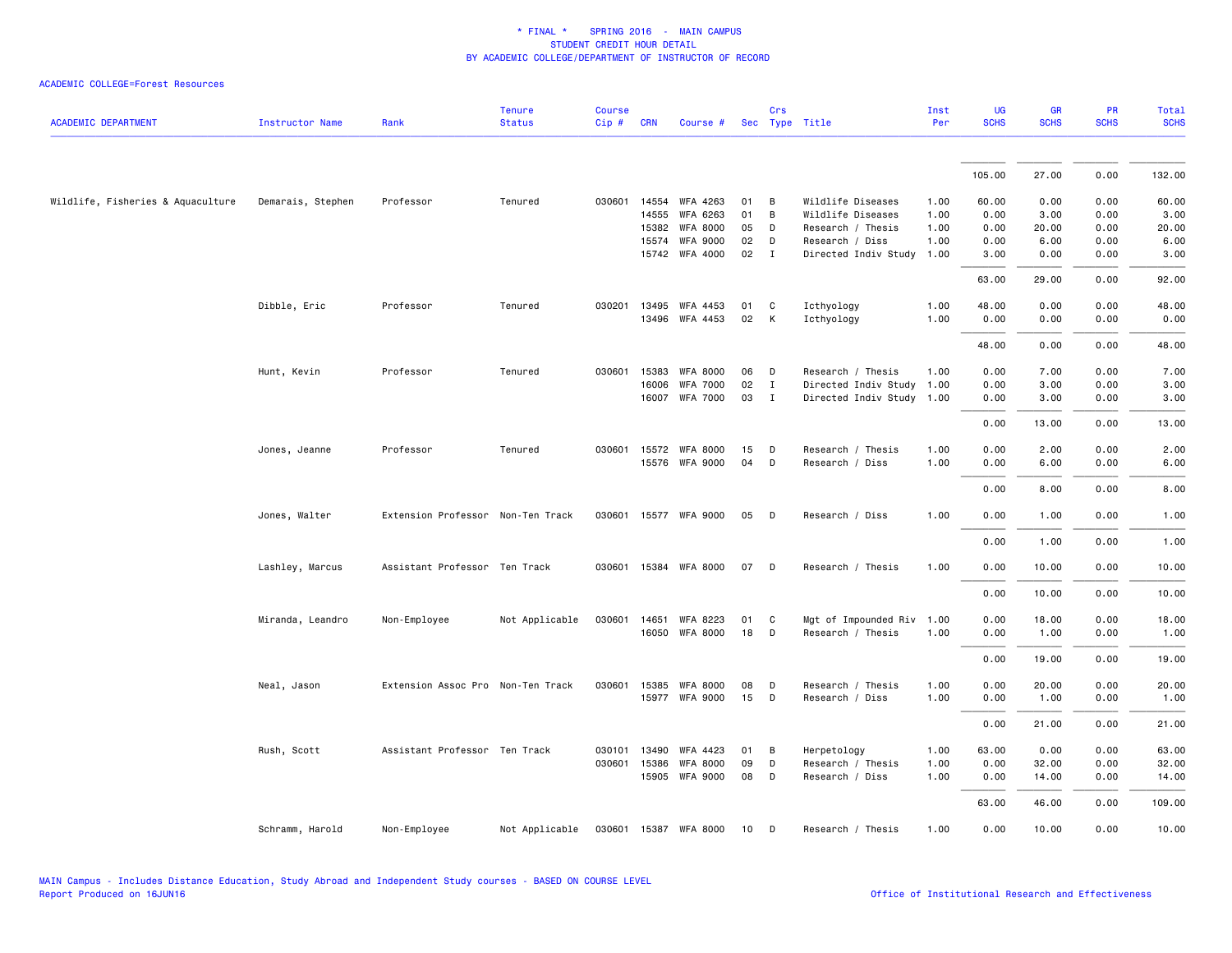# * FINAL * SPRING 2016 - MAIN CAMPUS
## STUDENT CREDIT HOUR DETAIL
## BY ACADEMIC COLLEGE/DEPARTMENT OF INSTRUCTOR OF RECORD

ACADEMIC COLLEGE=Forest Resources

| ACADEMIC DEPARTMENT | Instructor Name | Rank | Tenure Status | Course Cip # | CRN | Course # | Sec | Crs Type | Title | Inst Per | UG SCHS | GR SCHS | PR SCHS | Total SCHS |
|---|---|---|---|---|---|---|---|---|---|---|---|---|---|---|
| | | | | | | | | | | | 105.00 | 27.00 | 0.00 | 132.00 |
| Wildlife, Fisheries & Aquaculture | Demarais, Stephen | Professor | Tenured | 030601 | 14554 | WFA 4263 | 01 | B | Wildlife Diseases | 1.00 | 60.00 | 0.00 | 0.00 | 60.00 |
| | | | | | 14555 | WFA 6263 | 01 | B | Wildlife Diseases | 1.00 | 0.00 | 3.00 | 0.00 | 3.00 |
| | | | | | 15382 | WFA 8000 | 05 | D | Research / Thesis | 1.00 | 0.00 | 20.00 | 0.00 | 20.00 |
| | | | | | 15574 | WFA 9000 | 02 | D | Research / Diss | 1.00 | 0.00 | 6.00 | 0.00 | 6.00 |
| | | | | | 15742 | WFA 4000 | 02 | I | Directed Indiv Study | 1.00 | 3.00 | 0.00 | 0.00 | 3.00 |
| | | | | | | | | | | | 63.00 | 29.00 | 0.00 | 92.00 |
| | Dibble, Eric | Professor | Tenured | 030201 | 13495 | WFA 4453 | 01 | C | Icthyology | 1.00 | 48.00 | 0.00 | 0.00 | 48.00 |
| | | | | | 13496 | WFA 4453 | 02 | K | Icthyology | 1.00 | 0.00 | 0.00 | 0.00 | 0.00 |
| | | | | | | | | | | | 48.00 | 0.00 | 0.00 | 48.00 |
| | Hunt, Kevin | Professor | Tenured | 030601 | 15383 | WFA 8000 | 06 | D | Research / Thesis | 1.00 | 0.00 | 7.00 | 0.00 | 7.00 |
| | | | | | 16006 | WFA 7000 | 02 | I | Directed Indiv Study | 1.00 | 0.00 | 3.00 | 0.00 | 3.00 |
| | | | | | 16007 | WFA 7000 | 03 | I | Directed Indiv Study | 1.00 | 0.00 | 3.00 | 0.00 | 3.00 |
| | | | | | | | | | | | 0.00 | 13.00 | 0.00 | 13.00 |
| | Jones, Jeanne | Professor | Tenured | 030601 | 15572 | WFA 8000 | 15 | D | Research / Thesis | 1.00 | 0.00 | 2.00 | 0.00 | 2.00 |
| | | | | | 15576 | WFA 9000 | 04 | D | Research / Diss | 1.00 | 0.00 | 6.00 | 0.00 | 6.00 |
| | | | | | | | | | | | 0.00 | 8.00 | 0.00 | 8.00 |
| | Jones, Walter | Extension Professor | Non-Ten Track | 030601 | 15577 | WFA 9000 | 05 | D | Research / Diss | 1.00 | 0.00 | 1.00 | 0.00 | 1.00 |
| | | | | | | | | | | | 0.00 | 1.00 | 0.00 | 1.00 |
| | Lashley, Marcus | Assistant Professor | Ten Track | 030601 | 15384 | WFA 8000 | 07 | D | Research / Thesis | 1.00 | 0.00 | 10.00 | 0.00 | 10.00 |
| | | | | | | | | | | | 0.00 | 10.00 | 0.00 | 10.00 |
| | Miranda, Leandro | Non-Employee | Not Applicable | 030601 | 14651 | WFA 8223 | 01 | C | Mgt of Impounded Riv | 1.00 | 0.00 | 18.00 | 0.00 | 18.00 |
| | | | | | 16050 | WFA 8000 | 18 | D | Research / Thesis | 1.00 | 0.00 | 1.00 | 0.00 | 1.00 |
| | | | | | | | | | | | 0.00 | 19.00 | 0.00 | 19.00 |
| | Neal, Jason | Extension Assoc Pro | Non-Ten Track | 030601 | 15385 | WFA 8000 | 08 | D | Research / Thesis | 1.00 | 0.00 | 20.00 | 0.00 | 20.00 |
| | | | | | 15977 | WFA 9000 | 15 | D | Research / Diss | 1.00 | 0.00 | 1.00 | 0.00 | 1.00 |
| | | | | | | | | | | | 0.00 | 21.00 | 0.00 | 21.00 |
| | Rush, Scott | Assistant Professor | Ten Track | 030101 | 13490 | WFA 4423 | 01 | B | Herpetology | 1.00 | 63.00 | 0.00 | 0.00 | 63.00 |
| | | | | 030601 | 15386 | WFA 8000 | 09 | D | Research / Thesis | 1.00 | 0.00 | 32.00 | 0.00 | 32.00 |
| | | | | | 15905 | WFA 9000 | 08 | D | Research / Diss | 1.00 | 0.00 | 14.00 | 0.00 | 14.00 |
| | | | | | | | | | | | 63.00 | 46.00 | 0.00 | 109.00 |
| | Schramm, Harold | Non-Employee | Not Applicable | 030601 | 15387 | WFA 8000 | 10 | D | Research / Thesis | 1.00 | 0.00 | 10.00 | 0.00 | 10.00 |

MAIN Campus - Includes Distance Education, Study Abroad and Independent Study courses - BASED ON COURSE LEVEL
Report Produced on 16JUN16

Office of Institutional Research and Effectiveness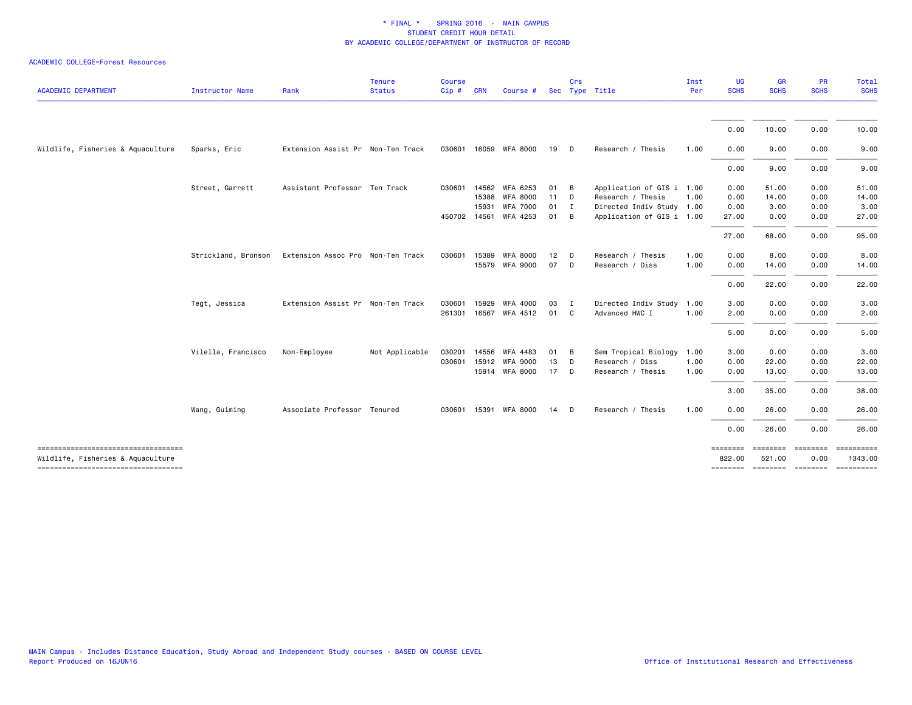# * FINAL * SPRING 2016 - MAIN CAMPUS
## STUDENT CREDIT HOUR DETAIL
## BY ACADEMIC COLLEGE/DEPARTMENT OF INSTRUCTOR OF RECORD

ACADEMIC COLLEGE=Forest Resources

| ACADEMIC DEPARTMENT | Instructor Name | Rank | Tenure Status | Course Cip # | CRN | Course # | Sec | Crs Type | Title | Inst Per | UG SCHS | GR SCHS | PR SCHS | Total SCHS |
|---|---|---|---|---|---|---|---|---|---|---|---|---|---|---|
| | | | | | | | | | | | 0.00 | 10.00 | 0.00 | 10.00 |
| Wildlife, Fisheries & Aquaculture | Sparks, Eric | Extension Assist Pr | Non-Ten Track | 030601 | 16059 | WFA 8000 | 19 | D | Research / Thesis | 1.00 | 0.00 | 9.00 | 0.00 | 9.00 |
| | | | | | | | | | | | 0.00 | 9.00 | 0.00 | 9.00 |
| | Street, Garrett | Assistant Professor | Ten Track | 030601 | 14562 | WFA 6253 | 01 | B | Application of GIS i | 1.00 | 0.00 | 51.00 | 0.00 | 51.00 |
| | | | | | 15388 | WFA 8000 | 11 | D | Research / Thesis | 1.00 | 0.00 | 14.00 | 0.00 | 14.00 |
| | | | | | 15931 | WFA 7000 | 01 | I | Directed Indiv Study | 1.00 | 0.00 | 3.00 | 0.00 | 3.00 |
| | | | | 450702 | 14561 | WFA 4253 | 01 | B | Application of GIS i | 1.00 | 27.00 | 0.00 | 0.00 | 27.00 |
| | | | | | | | | | | | 27.00 | 68.00 | 0.00 | 95.00 |
| | Strickland, Bronson | Extension Assoc Pro | Non-Ten Track | 030601 | 15389 | WFA 8000 | 12 | D | Research / Thesis | 1.00 | 0.00 | 8.00 | 0.00 | 8.00 |
| | | | | | 15579 | WFA 9000 | 07 | D | Research / Diss | 1.00 | 0.00 | 14.00 | 0.00 | 14.00 |
| | | | | | | | | | | | 0.00 | 22.00 | 0.00 | 22.00 |
| | Tegt, Jessica | Extension Assist Pr | Non-Ten Track | 030601 | 15929 | WFA 4000 | 03 | I | Directed Indiv Study | 1.00 | 3.00 | 0.00 | 0.00 | 3.00 |
| | | | | 261301 | 16567 | WFA 4512 | 01 | C | Advanced HWC I | 1.00 | 2.00 | 0.00 | 0.00 | 2.00 |
| | | | | | | | | | | | 5.00 | 0.00 | 0.00 | 5.00 |
| | Vilella, Francisco | Non-Employee | Not Applicable | 030201 | 14556 | WFA 4483 | 01 | B | Sem Tropical Biology | 1.00 | 3.00 | 0.00 | 0.00 | 3.00 |
| | | | | 030601 | 15912 | WFA 9000 | 13 | D | Research / Diss | 1.00 | 0.00 | 22.00 | 0.00 | 22.00 |
| | | | | | 15914 | WFA 8000 | 17 | D | Research / Thesis | 1.00 | 0.00 | 13.00 | 0.00 | 13.00 |
| | | | | | | | | | | | 3.00 | 35.00 | 0.00 | 38.00 |
| | Wang, Guiming | Associate Professor | Tenured | 030601 | 15391 | WFA 8000 | 14 | D | Research / Thesis | 1.00 | 0.00 | 26.00 | 0.00 | 26.00 |
| | | | | | | | | | | | 0.00 | 26.00 | 0.00 | 26.00 |
| Wildlife, Fisheries & Aquaculture | | | | | | | | | | | 822.00 | 521.00 | 0.00 | 1343.00 |

MAIN Campus - Includes Distance Education, Study Abroad and Independent Study courses - BASED ON COURSE LEVEL
Report Produced on 16JUN16

Office of Institutional Research and Effectiveness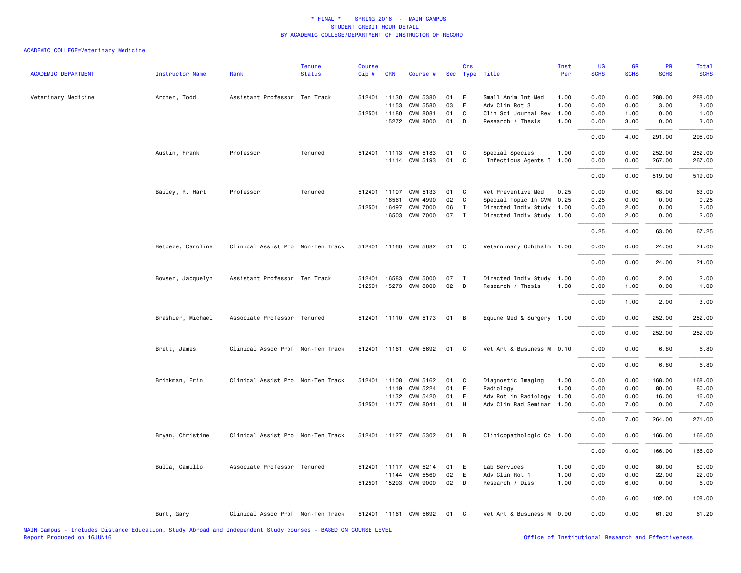\* FINAL \*    SPRING 2016  -  MAIN CAMPUS
STUDENT CREDIT HOUR DETAIL
BY ACADEMIC COLLEGE/DEPARTMENT OF INSTRUCTOR OF RECORD

ACADEMIC COLLEGE=Veterinary Medicine

| ACADEMIC DEPARTMENT | Instructor Name | Rank | Tenure Status | Course Cip # | CRN | Course # | Sec | Crs Type | Title | Inst Per | UG SCHS | GR SCHS | PR SCHS | Total SCHS |
|---|---|---|---|---|---|---|---|---|---|---|---|---|---|---|
| Veterinary Medicine | Archer, Todd | Assistant Professor | Ten Track | 512401 | 11130 | CVM 5380 | 01 | E | Small Anim Int Med | 1.00 | 0.00 | 0.00 | 288.00 | 288.00 |
| | | | | | 11153 | CVM 5580 | 03 | E | Adv Clin Rot 3 | 1.00 | 0.00 | 0.00 | 3.00 | 3.00 |
| | | | | 512501 | 11180 | CVM 8081 | 01 | C | Clin Sci Journal Rev | 1.00 | 0.00 | 1.00 | 0.00 | 1.00 |
| | | | | | 15272 | CVM 8000 | 01 | D | Research / Thesis | 1.00 | 0.00 | 3.00 | 0.00 | 3.00 |
| | | | | | | | | | | | 0.00 | 4.00 | 291.00 | 295.00 |
| | Austin, Frank | Professor | Tenured | 512401 | 11113 | CVM 5183 | 01 | C | Special Species | 1.00 | 0.00 | 0.00 | 252.00 | 252.00 |
| | | | | | 11114 | CVM 5193 | 01 | C | Infectious Agents I | 1.00 | 0.00 | 0.00 | 267.00 | 267.00 |
| | | | | | | | | | | | 0.00 | 0.00 | 519.00 | 519.00 |
| | Bailey, R. Hart | Professor | Tenured | 512401 | 11107 | CVM 5133 | 01 | C | Vet Preventive Med | 0.25 | 0.00 | 0.00 | 63.00 | 63.00 |
| | | | | | 16561 | CVM 4990 | 02 | C | Special Topic In CVM | 0.25 | 0.25 | 0.00 | 0.00 | 0.25 |
| | | | | 512501 | 16497 | CVM 7000 | 06 | I | Directed Indiv Study | 1.00 | 0.00 | 2.00 | 0.00 | 2.00 |
| | | | | | 16503 | CVM 7000 | 07 | I | Directed Indiv Study | 1.00 | 0.00 | 2.00 | 0.00 | 2.00 |
| | | | | | | | | | | | 0.25 | 4.00 | 63.00 | 67.25 |
| | Betbeze, Caroline | Clinical Assist Pro | Non-Ten Track | 512401 | 11160 | CVM 5682 | 01 | C | Veterninary Ophthalm | 1.00 | 0.00 | 0.00 | 24.00 | 24.00 |
| | | | | | | | | | | | 0.00 | 0.00 | 24.00 | 24.00 |
| | Bowser, Jacquelyn | Assistant Professor | Ten Track | 512401 | 16583 | CVM 5000 | 07 | I | Directed Indiv Study | 1.00 | 0.00 | 0.00 | 2.00 | 2.00 |
| | | | | 512501 | 15273 | CVM 8000 | 02 | D | Research / Thesis | 1.00 | 0.00 | 1.00 | 0.00 | 1.00 |
| | | | | | | | | | | | 0.00 | 1.00 | 2.00 | 3.00 |
| | Brashier, Michael | Associate Professor | Tenured | 512401 | 11110 | CVM 5173 | 01 | B | Equine Med & Surgery | 1.00 | 0.00 | 0.00 | 252.00 | 252.00 |
| | | | | | | | | | | | 0.00 | 0.00 | 252.00 | 252.00 |
| | Brett, James | Clinical Assoc Prof | Non-Ten Track | 512401 | 11161 | CVM 5692 | 01 | C | Vet Art & Business M | 0.10 | 0.00 | 0.00 | 6.80 | 6.80 |
| | | | | | | | | | | | 0.00 | 0.00 | 6.80 | 6.80 |
| | Brinkman, Erin | Clinical Assist Pro | Non-Ten Track | 512401 | 11108 | CVM 5162 | 01 | C | Diagnostic Imaging | 1.00 | 0.00 | 0.00 | 168.00 | 168.00 |
| | | | | | 11119 | CVM 5224 | 01 | E | Radiology | 1.00 | 0.00 | 0.00 | 80.00 | 80.00 |
| | | | | | 11132 | CVM 5420 | 01 | E | Adv Rot in Radiology | 1.00 | 0.00 | 0.00 | 16.00 | 16.00 |
| | | | | 512501 | 11177 | CVM 8041 | 01 | H | Adv Clin Rad Seminar | 1.00 | 0.00 | 7.00 | 0.00 | 7.00 |
| | | | | | | | | | | | 0.00 | 7.00 | 264.00 | 271.00 |
| | Bryan, Christine | Clinical Assist Pro | Non-Ten Track | 512401 | 11127 | CVM 5302 | 01 | B | Clinicopathologic Co | 1.00 | 0.00 | 0.00 | 166.00 | 166.00 |
| | | | | | | | | | | | 0.00 | 0.00 | 166.00 | 166.00 |
| | Bulla, Camillo | Associate Professor | Tenured | 512401 | 11117 | CVM 5214 | 01 | E | Lab Services | 1.00 | 0.00 | 0.00 | 80.00 | 80.00 |
| | | | | | 11144 | CVM 5560 | 02 | E | Adv Clin Rot 1 | 1.00 | 0.00 | 0.00 | 22.00 | 22.00 |
| | | | | 512501 | 15293 | CVM 9000 | 02 | D | Research / Diss | 1.00 | 0.00 | 6.00 | 0.00 | 6.00 |
| | | | | | | | | | | | 0.00 | 6.00 | 102.00 | 108.00 |
| | Burt, Gary | Clinical Assoc Prof | Non-Ten Track | 512401 | 11161 | CVM 5692 | 01 | C | Vet Art & Business M | 0.90 | 0.00 | 0.00 | 61.20 | 61.20 |

MAIN Campus - Includes Distance Education, Study Abroad and Independent Study courses - BASED ON COURSE LEVEL
Report Produced on 16JUN16

Office of Institutional Research and Effectiveness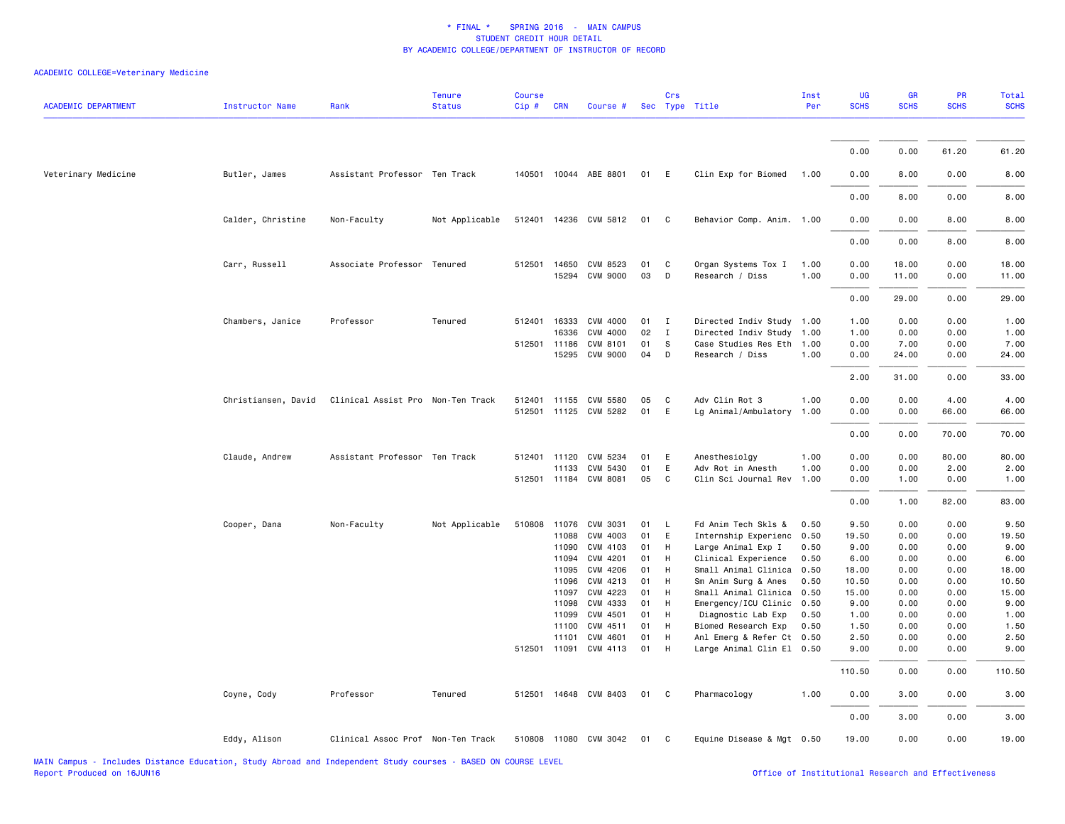ACADEMIC COLLEGE=Veterinary Medicine

| ACADEMIC DEPARTMENT | Instructor Name | Rank | Tenure Status | Course Cip # | CRN | Course # | Sec | Crs Type | Title | Inst Per | UG SCHS | GR SCHS | PR SCHS | Total SCHS |
|---|---|---|---|---|---|---|---|---|---|---|---|---|---|---|
| | | | | | | | | | | | 0.00 | 0.00 | 61.20 | 61.20 |
| Veterinary Medicine | Butler, James | Assistant Professor | Ten Track | 140501 | 10044 | ABE 8801 | 01 | E | Clin Exp for Biomed | 1.00 | 0.00 | 8.00 | 0.00 | 8.00 |
| | | | | | | | | | | | 0.00 | 8.00 | 0.00 | 8.00 |
| | Calder, Christine | Non-Faculty | Not Applicable | 512401 | 14236 | CVM 5812 | 01 | C | Behavior Comp. Anim. | 1.00 | 0.00 | 0.00 | 8.00 | 8.00 |
| | | | | | | | | | | | 0.00 | 0.00 | 8.00 | 8.00 |
| | Carr, Russell | Associate Professor | Tenured | 512501 | 14650 | CVM 8523 | 01 | C | Organ Systems Tox I | 1.00 | 0.00 | 18.00 | 0.00 | 18.00 |
| | | | | | 15294 | CVM 9000 | 03 | D | Research / Diss | 1.00 | 0.00 | 11.00 | 0.00 | 11.00 |
| | | | | | | | | | | | 0.00 | 29.00 | 0.00 | 29.00 |
| | Chambers, Janice | Professor | Tenured | 512401 | 16333 | CVM 4000 | 01 | I | Directed Indiv Study | 1.00 | 1.00 | 0.00 | 0.00 | 1.00 |
| | | | | | 16336 | CVM 4000 | 02 | I | Directed Indiv Study | 1.00 | 1.00 | 0.00 | 0.00 | 1.00 |
| | | | | 512501 | 11186 | CVM 8101 | 01 | S | Case Studies Res Eth | 1.00 | 0.00 | 7.00 | 0.00 | 7.00 |
| | | | | | 15295 | CVM 9000 | 04 | D | Research / Diss | 1.00 | 0.00 | 24.00 | 0.00 | 24.00 |
| | | | | | | | | | | | 2.00 | 31.00 | 0.00 | 33.00 |
| | Christiansen, David | Clinical Assist Pro | Non-Ten Track | 512401 | 11155 | CVM 5580 | 05 | C | Adv Clin Rot 3 | 1.00 | 0.00 | 0.00 | 4.00 | 4.00 |
| | | | | 512501 | 11125 | CVM 5282 | 01 | E | Lg Animal/Ambulatory | 1.00 | 0.00 | 0.00 | 66.00 | 66.00 |
| | | | | | | | | | | | 0.00 | 0.00 | 70.00 | 70.00 |
| | Claude, Andrew | Assistant Professor | Ten Track | 512401 | 11120 | CVM 5234 | 01 | E | Anesthesiolgy | 1.00 | 0.00 | 0.00 | 80.00 | 80.00 |
| | | | | | 11133 | CVM 5430 | 01 | E | Adv Rot in Anesth | 1.00 | 0.00 | 0.00 | 2.00 | 2.00 |
| | | | | 512501 | 11184 | CVM 8081 | 05 | C | Clin Sci Journal Rev | 1.00 | 0.00 | 1.00 | 0.00 | 1.00 |
| | | | | | | | | | | | 0.00 | 1.00 | 82.00 | 83.00 |
| | Cooper, Dana | Non-Faculty | Not Applicable | 510808 | 11076 | CVM 3031 | 01 | L | Fd Anim Tech Skls & | 0.50 | 9.50 | 0.00 | 0.00 | 9.50 |
| | | | | | 11088 | CVM 4003 | 01 | E | Internship Experienc | 0.50 | 19.50 | 0.00 | 0.00 | 19.50 |
| | | | | | 11090 | CVM 4103 | 01 | H | Large Animal Exp I | 0.50 | 9.00 | 0.00 | 0.00 | 9.00 |
| | | | | | 11094 | CVM 4201 | 01 | H | Clinical Experience | 0.50 | 6.00 | 0.00 | 0.00 | 6.00 |
| | | | | | 11095 | CVM 4206 | 01 | H | Small Animal Clinica | 0.50 | 18.00 | 0.00 | 0.00 | 18.00 |
| | | | | | 11096 | CVM 4213 | 01 | H | Sm Anim Surg & Anes | 0.50 | 10.50 | 0.00 | 0.00 | 10.50 |
| | | | | | 11097 | CVM 4223 | 01 | H | Small Animal Clinica | 0.50 | 15.00 | 0.00 | 0.00 | 15.00 |
| | | | | | 11098 | CVM 4333 | 01 | H | Emergency/ICU Clinic | 0.50 | 9.00 | 0.00 | 0.00 | 9.00 |
| | | | | | 11099 | CVM 4501 | 01 | H | Diagnostic Lab Exp | 0.50 | 1.00 | 0.00 | 0.00 | 1.00 |
| | | | | | 11100 | CVM 4511 | 01 | H | Biomed Research Exp | 0.50 | 1.50 | 0.00 | 0.00 | 1.50 |
| | | | | | 11101 | CVM 4601 | 01 | H | Anl Emerg & Refer Ct | 0.50 | 2.50 | 0.00 | 0.00 | 2.50 |
| | | | | 512501 | 11091 | CVM 4113 | 01 | H | Large Animal Clin El | 0.50 | 9.00 | 0.00 | 0.00 | 9.00 |
| | | | | | | | | | | | 110.50 | 0.00 | 0.00 | 110.50 |
| | Coyne, Cody | Professor | Tenured | 512501 | 14648 | CVM 8403 | 01 | C | Pharmacology | 1.00 | 0.00 | 3.00 | 0.00 | 3.00 |
| | | | | | | | | | | | 0.00 | 3.00 | 0.00 | 3.00 |
| | Eddy, Alison | Clinical Assoc Prof | Non-Ten Track | 510808 | 11080 | CVM 3042 | 01 | C | Equine Disease & Mgt | 0.50 | 19.00 | 0.00 | 0.00 | 19.00 |

MAIN Campus - Includes Distance Education, Study Abroad and Independent Study courses - BASED ON COURSE LEVEL
Report Produced on 16JUN16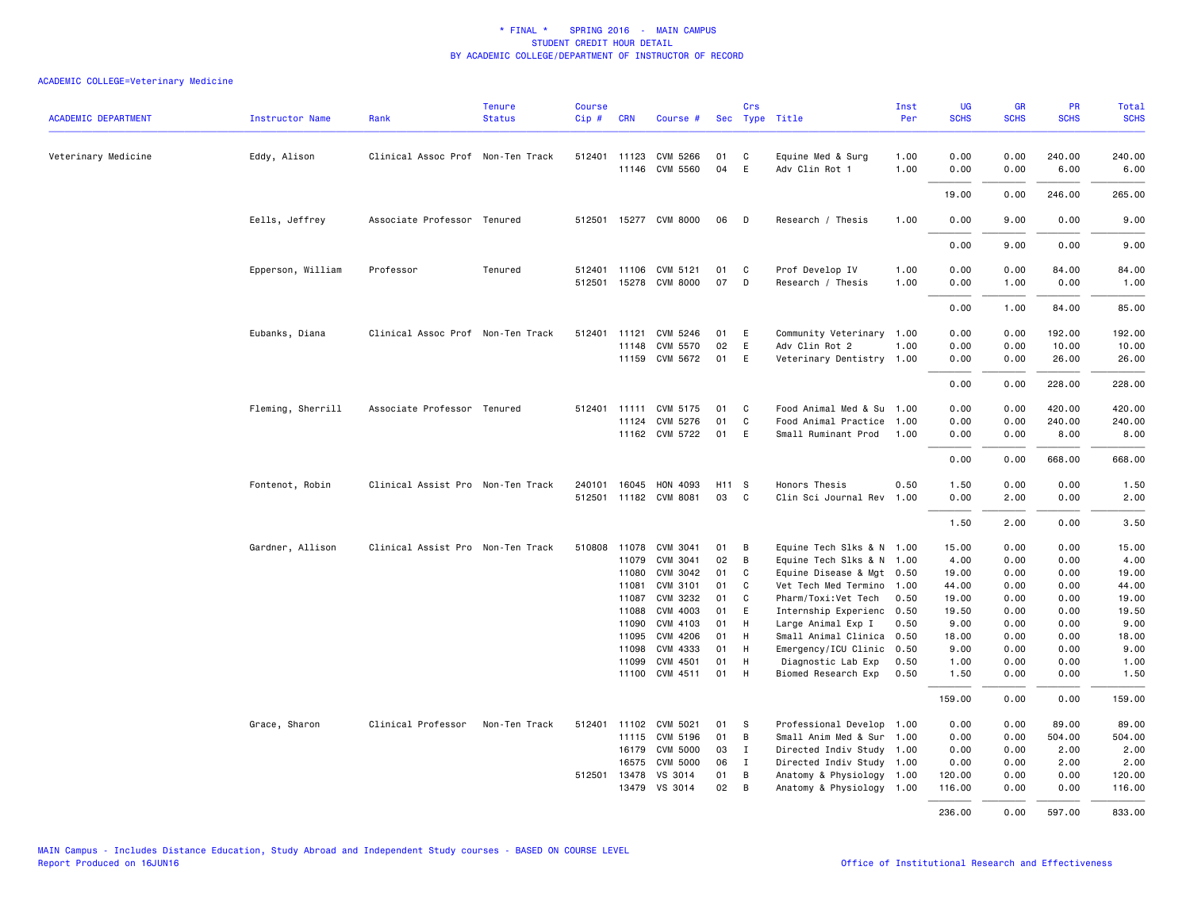\* FINAL \* SPRING 2016 - MAIN CAMPUS
STUDENT CREDIT HOUR DETAIL
BY ACADEMIC COLLEGE/DEPARTMENT OF INSTRUCTOR OF RECORD

ACADEMIC COLLEGE=Veterinary Medicine

| ACADEMIC DEPARTMENT | Instructor Name | Rank | Tenure Status | Course Cip # | CRN | Course # | Sec | Crs Type | Title | Inst Per | UG SCHS | GR SCHS | PR SCHS | Total SCHS |
|---|---|---|---|---|---|---|---|---|---|---|---|---|---|---|
| Veterinary Medicine | Eddy, Alison | Clinical Assoc Prof | Non-Ten Track | 512401 | 11123 | CVM 5266 | 01 | C | Equine Med & Surg | 1.00 | 0.00 | 0.00 | 240.00 | 240.00 |
| | | | | | 11146 | CVM 5560 | 04 | E | Adv Clin Rot 1 | 1.00 | 0.00 | 0.00 | 6.00 | 6.00 |
| | | | | | | | | | | | 19.00 | 0.00 | 246.00 | 265.00 |
| | Eells, Jeffrey | Associate Professor | Tenured | 512501 | 15277 | CVM 8000 | 06 | D | Research / Thesis | 1.00 | 0.00 | 9.00 | 0.00 | 9.00 |
| | | | | | | | | | | | 0.00 | 9.00 | 0.00 | 9.00 |
| | Epperson, William | Professor | Tenured | 512401 | 11106 | CVM 5121 | 01 | C | Prof Develop IV | 1.00 | 0.00 | 0.00 | 84.00 | 84.00 |
| | | | | 512501 | 15278 | CVM 8000 | 07 | D | Research / Thesis | 1.00 | 0.00 | 1.00 | 0.00 | 1.00 |
| | | | | | | | | | | | 0.00 | 1.00 | 84.00 | 85.00 |
| | Eubanks, Diana | Clinical Assoc Prof | Non-Ten Track | 512401 | 11121 | CVM 5246 | 01 | E | Community Veterinary | 1.00 | 0.00 | 0.00 | 192.00 | 192.00 |
| | | | | | 11148 | CVM 5570 | 02 | E | Adv Clin Rot 2 | 1.00 | 0.00 | 0.00 | 10.00 | 10.00 |
| | | | | | 11159 | CVM 5672 | 01 | E | Veterinary Dentistry | 1.00 | 0.00 | 0.00 | 26.00 | 26.00 |
| | | | | | | | | | | | 0.00 | 0.00 | 228.00 | 228.00 |
| | Fleming, Sherrill | Associate Professor | Tenured | 512401 | 11111 | CVM 5175 | 01 | C | Food Animal Med & Su | 1.00 | 0.00 | 0.00 | 420.00 | 420.00 |
| | | | | | 11124 | CVM 5276 | 01 | C | Food Animal Practice | 1.00 | 0.00 | 0.00 | 240.00 | 240.00 |
| | | | | | 11162 | CVM 5722 | 01 | E | Small Ruminant Prod | 1.00 | 0.00 | 0.00 | 8.00 | 8.00 |
| | | | | | | | | | | | 0.00 | 0.00 | 668.00 | 668.00 |
| | Fontenot, Robin | Clinical Assist Pro | Non-Ten Track | 240101 | 16045 | HON 4093 | H11 | S | Honors Thesis | 0.50 | 1.50 | 0.00 | 0.00 | 1.50 |
| | | | | 512501 | 11182 | CVM 8081 | 03 | C | Clin Sci Journal Rev | 1.00 | 0.00 | 2.00 | 0.00 | 2.00 |
| | | | | | | | | | | | 1.50 | 2.00 | 0.00 | 3.50 |
| | Gardner, Allison | Clinical Assist Pro | Non-Ten Track | 510808 | 11078 | CVM 3041 | 01 | B | Equine Tech Slks & N | 1.00 | 15.00 | 0.00 | 0.00 | 15.00 |
| | | | | | 11079 | CVM 3041 | 02 | B | Equine Tech Slks & N | 1.00 | 4.00 | 0.00 | 0.00 | 4.00 |
| | | | | | 11080 | CVM 3042 | 01 | C | Equine Disease & Mgt | 0.50 | 19.00 | 0.00 | 0.00 | 19.00 |
| | | | | | 11081 | CVM 3101 | 01 | C | Vet Tech Med Termino | 1.00 | 44.00 | 0.00 | 0.00 | 44.00 |
| | | | | | 11087 | CVM 3232 | 01 | C | Pharm/Toxi:Vet Tech | 0.50 | 19.00 | 0.00 | 0.00 | 19.00 |
| | | | | | 11088 | CVM 4003 | 01 | E | Internship Experienc | 0.50 | 19.50 | 0.00 | 0.00 | 19.50 |
| | | | | | 11090 | CVM 4103 | 01 | H | Large Animal Exp I | 0.50 | 9.00 | 0.00 | 0.00 | 9.00 |
| | | | | | 11095 | CVM 4206 | 01 | H | Small Animal Clinica | 0.50 | 18.00 | 0.00 | 0.00 | 18.00 |
| | | | | | 11098 | CVM 4333 | 01 | H | Emergency/ICU Clinic | 0.50 | 9.00 | 0.00 | 0.00 | 9.00 |
| | | | | | 11099 | CVM 4501 | 01 | H | Diagnostic Lab Exp | 0.50 | 1.00 | 0.00 | 0.00 | 1.00 |
| | | | | | 11100 | CVM 4511 | 01 | H | Biomed Research Exp | 0.50 | 1.50 | 0.00 | 0.00 | 1.50 |
| | | | | | | | | | | | 159.00 | 0.00 | 0.00 | 159.00 |
| | Grace, Sharon | Clinical Professor | Non-Ten Track | 512401 | 11102 | CVM 5021 | 01 | S | Professional Develop | 1.00 | 0.00 | 0.00 | 89.00 | 89.00 |
| | | | | | 11115 | CVM 5196 | 01 | B | Small Anim Med & Sur | 1.00 | 0.00 | 0.00 | 504.00 | 504.00 |
| | | | | | 16179 | CVM 5000 | 03 | I | Directed Indiv Study | 1.00 | 0.00 | 0.00 | 2.00 | 2.00 |
| | | | | | 16575 | CVM 5000 | 06 | I | Directed Indiv Study | 1.00 | 0.00 | 0.00 | 2.00 | 2.00 |
| | | | | 512501 | 13478 | VS 3014 | 01 | B | Anatomy & Physiology | 1.00 | 120.00 | 0.00 | 0.00 | 120.00 |
| | | | | | 13479 | VS 3014 | 02 | B | Anatomy & Physiology | 1.00 | 116.00 | 0.00 | 0.00 | 116.00 |
| | | | | | | | | | | | 236.00 | 0.00 | 597.00 | 833.00 |

MAIN Campus - Includes Distance Education, Study Abroad and Independent Study courses - BASED ON COURSE LEVEL
Report Produced on 16JUN16 Office of Institutional Research and Effectiveness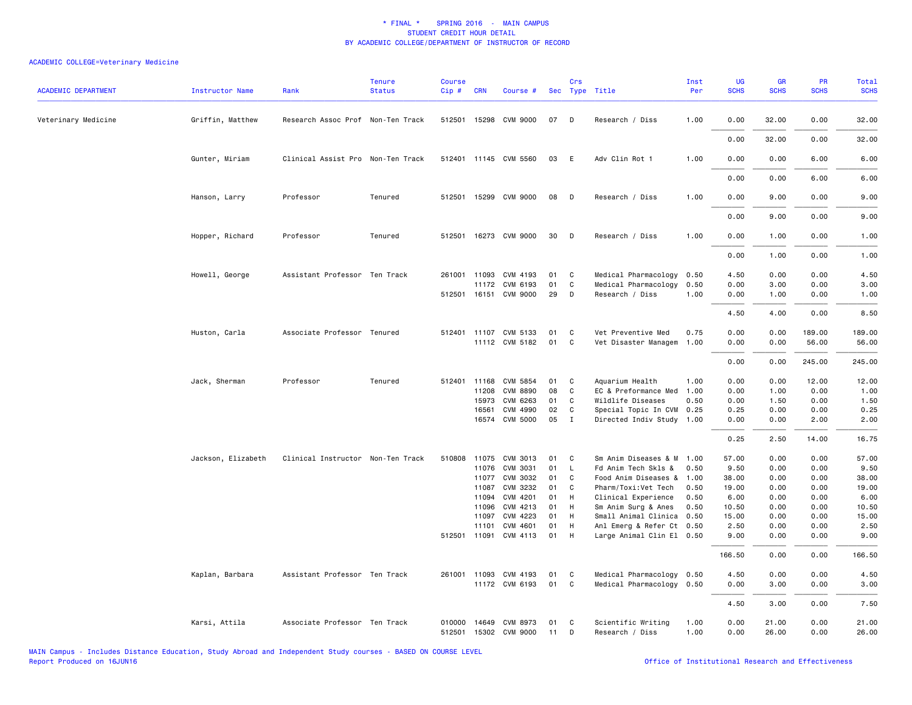# * FINAL * SPRING 2016 - MAIN CAMPUS
## STUDENT CREDIT HOUR DETAIL
## BY ACADEMIC COLLEGE/DEPARTMENT OF INSTRUCTOR OF RECORD

ACADEMIC COLLEGE=Veterinary Medicine

| ACADEMIC DEPARTMENT | Instructor Name | Rank | Tenure Status | Course Cip # | CRN | Course # | Sec | Crs Type | Title | Inst Per | UG SCHS | GR SCHS | PR SCHS | Total SCHS |
|---|---|---|---|---|---|---|---|---|---|---|---|---|---|---|
| Veterinary Medicine | Griffin, Matthew | Research Assoc Prof | Non-Ten Track | 512501 | 15298 | CVM 9000 | 07 | D | Research / Diss | 1.00 | 0.00 | 32.00 | 0.00 | 32.00 |
| | | | | | | | | | | | 0.00 | 32.00 | 0.00 | 32.00 |
| | Gunter, Miriam | Clinical Assist Pro | Non-Ten Track | 512401 | 11145 | CVM 5560 | 03 | E | Adv Clin Rot 1 | 1.00 | 0.00 | 0.00 | 6.00 | 6.00 |
| | | | | | | | | | | | 0.00 | 0.00 | 6.00 | 6.00 |
| | Hanson, Larry | Professor | Tenured | 512501 | 15299 | CVM 9000 | 08 | D | Research / Diss | 1.00 | 0.00 | 9.00 | 0.00 | 9.00 |
| | | | | | | | | | | | 0.00 | 9.00 | 0.00 | 9.00 |
| | Hopper, Richard | Professor | Tenured | 512501 | 16273 | CVM 9000 | 30 | D | Research / Diss | 1.00 | 0.00 | 1.00 | 0.00 | 1.00 |
| | | | | | | | | | | | 0.00 | 1.00 | 0.00 | 1.00 |
| | Howell, George | Assistant Professor | Ten Track | 261001 | 11093 | CVM 4193 | 01 | C | Medical Pharmacology | 0.50 | 4.50 | 0.00 | 0.00 | 4.50 |
| | | | | | 11172 | CVM 6193 | 01 | C | Medical Pharmacology | 0.50 | 0.00 | 3.00 | 0.00 | 3.00 |
| | | | | 512501 | 16151 | CVM 9000 | 29 | D | Research / Diss | 1.00 | 0.00 | 1.00 | 0.00 | 1.00 |
| | | | | | | | | | | | 4.50 | 4.00 | 0.00 | 8.50 |
| | Huston, Carla | Associate Professor | Tenured | 512401 | 11107 | CVM 5133 | 01 | C | Vet Preventive Med | 0.75 | 0.00 | 0.00 | 189.00 | 189.00 |
| | | | | | 11112 | CVM 5182 | 01 | C | Vet Disaster Managem | 1.00 | 0.00 | 0.00 | 56.00 | 56.00 |
| | | | | | | | | | | | 0.00 | 0.00 | 245.00 | 245.00 |
| | Jack, Sherman | Professor | Tenured | 512401 | 11168 | CVM 5854 | 01 | C | Aquarium Health | 1.00 | 0.00 | 0.00 | 12.00 | 12.00 |
| | | | | | 11208 | CVM 8890 | 08 | C | EC & Preformance Med | 1.00 | 0.00 | 1.00 | 0.00 | 1.00 |
| | | | | | 15973 | CVM 6263 | 01 | C | Wildlife Diseases | 0.50 | 0.00 | 1.50 | 0.00 | 1.50 |
| | | | | | 16561 | CVM 4990 | 02 | C | Special Topic In CVM | 0.25 | 0.25 | 0.00 | 0.00 | 0.25 |
| | | | | | 16574 | CVM 5000 | 05 | I | Directed Indiv Study | 1.00 | 0.00 | 0.00 | 2.00 | 2.00 |
| | | | | | | | | | | | 0.25 | 2.50 | 14.00 | 16.75 |
| | Jackson, Elizabeth | Clinical Instructor | Non-Ten Track | 510808 | 11075 | CVM 3013 | 01 | C | Sm Anim Diseases & M | 1.00 | 57.00 | 0.00 | 0.00 | 57.00 |
| | | | | | 11076 | CVM 3031 | 01 | L | Fd Anim Tech Skls & | 0.50 | 9.50 | 0.00 | 0.00 | 9.50 |
| | | | | | 11077 | CVM 3032 | 01 | C | Food Anim Diseases & | 1.00 | 38.00 | 0.00 | 0.00 | 38.00 |
| | | | | | 11087 | CVM 3232 | 01 | C | Pharm/Toxi:Vet Tech | 0.50 | 19.00 | 0.00 | 0.00 | 19.00 |
| | | | | | 11094 | CVM 4201 | 01 | H | Clinical Experience | 0.50 | 6.00 | 0.00 | 0.00 | 6.00 |
| | | | | | 11096 | CVM 4213 | 01 | H | Sm Anim Surg & Anes | 0.50 | 10.50 | 0.00 | 0.00 | 10.50 |
| | | | | | 11097 | CVM 4223 | 01 | H | Small Animal Clinica | 0.50 | 15.00 | 0.00 | 0.00 | 15.00 |
| | | | | | 11101 | CVM 4601 | 01 | H | Anl Emerg & Refer Ct | 0.50 | 2.50 | 0.00 | 0.00 | 2.50 |
| | | | | 512501 | 11091 | CVM 4113 | 01 | H | Large Animal Clin El | 0.50 | 9.00 | 0.00 | 0.00 | 9.00 |
| | | | | | | | | | | | 166.50 | 0.00 | 0.00 | 166.50 |
| | Kaplan, Barbara | Assistant Professor | Ten Track | 261001 | 11093 | CVM 4193 | 01 | C | Medical Pharmacology | 0.50 | 4.50 | 0.00 | 0.00 | 4.50 |
| | | | | | 11172 | CVM 6193 | 01 | C | Medical Pharmacology | 0.50 | 0.00 | 3.00 | 0.00 | 3.00 |
| | | | | | | | | | | | 4.50 | 3.00 | 0.00 | 7.50 |
| | Karsi, Attila | Associate Professor | Ten Track | 010000 | 14649 | CVM 8973 | 01 | C | Scientific Writing | 1.00 | 0.00 | 21.00 | 0.00 | 21.00 |
| | | | | 512501 | 15302 | CVM 9000 | 11 | D | Research / Diss | 1.00 | 0.00 | 26.00 | 0.00 | 26.00 |

MAIN Campus - Includes Distance Education, Study Abroad and Independent Study courses - BASED ON COURSE LEVEL
Report Produced on 16JUN16

Office of Institutional Research and Effectiveness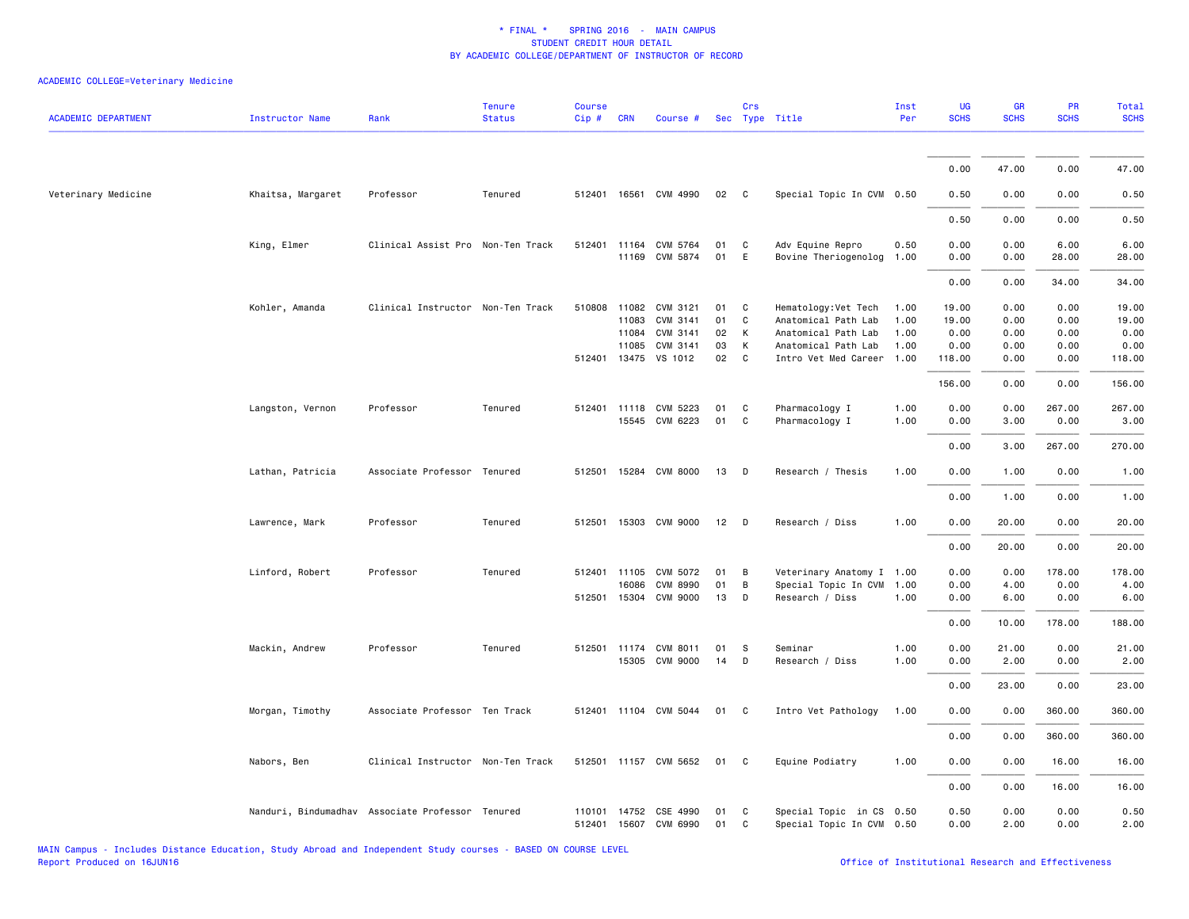# * FINAL * SPRING 2016 - MAIN CAMPUS
## STUDENT CREDIT HOUR DETAIL
## BY ACADEMIC COLLEGE/DEPARTMENT OF INSTRUCTOR OF RECORD

ACADEMIC COLLEGE=Veterinary Medicine

| ACADEMIC DEPARTMENT | Instructor Name | Rank | Tenure Status | Course Cip # | CRN | Course # | Sec | Crs Type | Title | Inst Per | UG SCHS | GR SCHS | PR SCHS | Total SCHS |
|---|---|---|---|---|---|---|---|---|---|---|---|---|---|---|
| | | | | | | | | | | | 0.00 | 47.00 | 0.00 | 47.00 |
| Veterinary Medicine | Khaitsa, Margaret | Professor | Tenured | 512401 | 16561 | CVM 4990 | 02 | C | Special Topic In CVM | 0.50 | 0.50 | 0.00 | 0.00 | 0.50 |
| | | | | | | | | | | | 0.50 | 0.00 | 0.00 | 0.50 |
| | King, Elmer | Clinical Assist Pro | Non-Ten Track | 512401 | 11164 | CVM 5764 | 01 | C | Adv Equine Repro | 0.50 | 0.00 | 0.00 | 6.00 | 6.00 |
| | | | | | 11169 | CVM 5874 | 01 | E | Bovine Theriogenolog | 1.00 | 0.00 | 0.00 | 28.00 | 28.00 |
| | | | | | | | | | | | 0.00 | 0.00 | 34.00 | 34.00 |
| | Kohler, Amanda | Clinical Instructor | Non-Ten Track | 510808 | 11082 | CVM 3121 | 01 | C | Hematology:Vet Tech | 1.00 | 19.00 | 0.00 | 0.00 | 19.00 |
| | | | | | 11083 | CVM 3141 | 01 | C | Anatomical Path Lab | 1.00 | 19.00 | 0.00 | 0.00 | 19.00 |
| | | | | | 11084 | CVM 3141 | 02 | K | Anatomical Path Lab | 1.00 | 0.00 | 0.00 | 0.00 | 0.00 |
| | | | | | 11085 | CVM 3141 | 03 | K | Anatomical Path Lab | 1.00 | 0.00 | 0.00 | 0.00 | 0.00 |
| | | | | 512401 | 13475 | VS 1012 | 02 | C | Intro Vet Med Career | 1.00 | 118.00 | 0.00 | 0.00 | 118.00 |
| | | | | | | | | | | | 156.00 | 0.00 | 0.00 | 156.00 |
| | Langston, Vernon | Professor | Tenured | 512401 | 11118 | CVM 5223 | 01 | C | Pharmacology I | 1.00 | 0.00 | 0.00 | 267.00 | 267.00 |
| | | | | | 15545 | CVM 6223 | 01 | C | Pharmacology I | 1.00 | 0.00 | 3.00 | 0.00 | 3.00 |
| | | | | | | | | | | | 0.00 | 3.00 | 267.00 | 270.00 |
| | Lathan, Patricia | Associate Professor | Tenured | 512501 | 15284 | CVM 8000 | 13 | D | Research / Thesis | 1.00 | 0.00 | 1.00 | 0.00 | 1.00 |
| | | | | | | | | | | | 0.00 | 1.00 | 0.00 | 1.00 |
| | Lawrence, Mark | Professor | Tenured | 512501 | 15303 | CVM 9000 | 12 | D | Research / Diss | 1.00 | 0.00 | 20.00 | 0.00 | 20.00 |
| | | | | | | | | | | | 0.00 | 20.00 | 0.00 | 20.00 |
| | Linford, Robert | Professor | Tenured | 512401 | 11105 | CVM 5072 | 01 | B | Veterinary Anatomy I | 1.00 | 0.00 | 0.00 | 178.00 | 178.00 |
| | | | | | 16086 | CVM 8990 | 01 | B | Special Topic In CVM | 1.00 | 0.00 | 4.00 | 0.00 | 4.00 |
| | | | | 512501 | 15304 | CVM 9000 | 13 | D | Research / Diss | 1.00 | 0.00 | 6.00 | 0.00 | 6.00 |
| | | | | | | | | | | | 0.00 | 10.00 | 178.00 | 188.00 |
| | Mackin, Andrew | Professor | Tenured | 512501 | 11174 | CVM 8011 | 01 | S | Seminar | 1.00 | 0.00 | 21.00 | 0.00 | 21.00 |
| | | | | | 15305 | CVM 9000 | 14 | D | Research / Diss | 1.00 | 0.00 | 2.00 | 0.00 | 2.00 |
| | | | | | | | | | | | 0.00 | 23.00 | 0.00 | 23.00 |
| | Morgan, Timothy | Associate Professor | Ten Track | 512401 | 11104 | CVM 5044 | 01 | C | Intro Vet Pathology | 1.00 | 0.00 | 0.00 | 360.00 | 360.00 |
| | | | | | | | | | | | 0.00 | 0.00 | 360.00 | 360.00 |
| | Nabors, Ben | Clinical Instructor | Non-Ten Track | 512501 | 11157 | CVM 5652 | 01 | C | Equine Podiatry | 1.00 | 0.00 | 0.00 | 16.00 | 16.00 |
| | | | | | | | | | | | 0.00 | 0.00 | 16.00 | 16.00 |
| | Nanduri, Bindumadhav | Associate Professor | Tenured | 110101 | 14752 | CSE 4990 | 01 | C | Special Topic in CS | 0.50 | 0.50 | 0.00 | 0.00 | 0.50 |
| | | | | 512401 | 15607 | CVM 6990 | 01 | C | Special Topic In CVM | 0.50 | 0.00 | 2.00 | 0.00 | 2.00 |

MAIN Campus - Includes Distance Education, Study Abroad and Independent Study courses - BASED ON COURSE LEVEL
Report Produced on 16JUN16

Office of Institutional Research and Effectiveness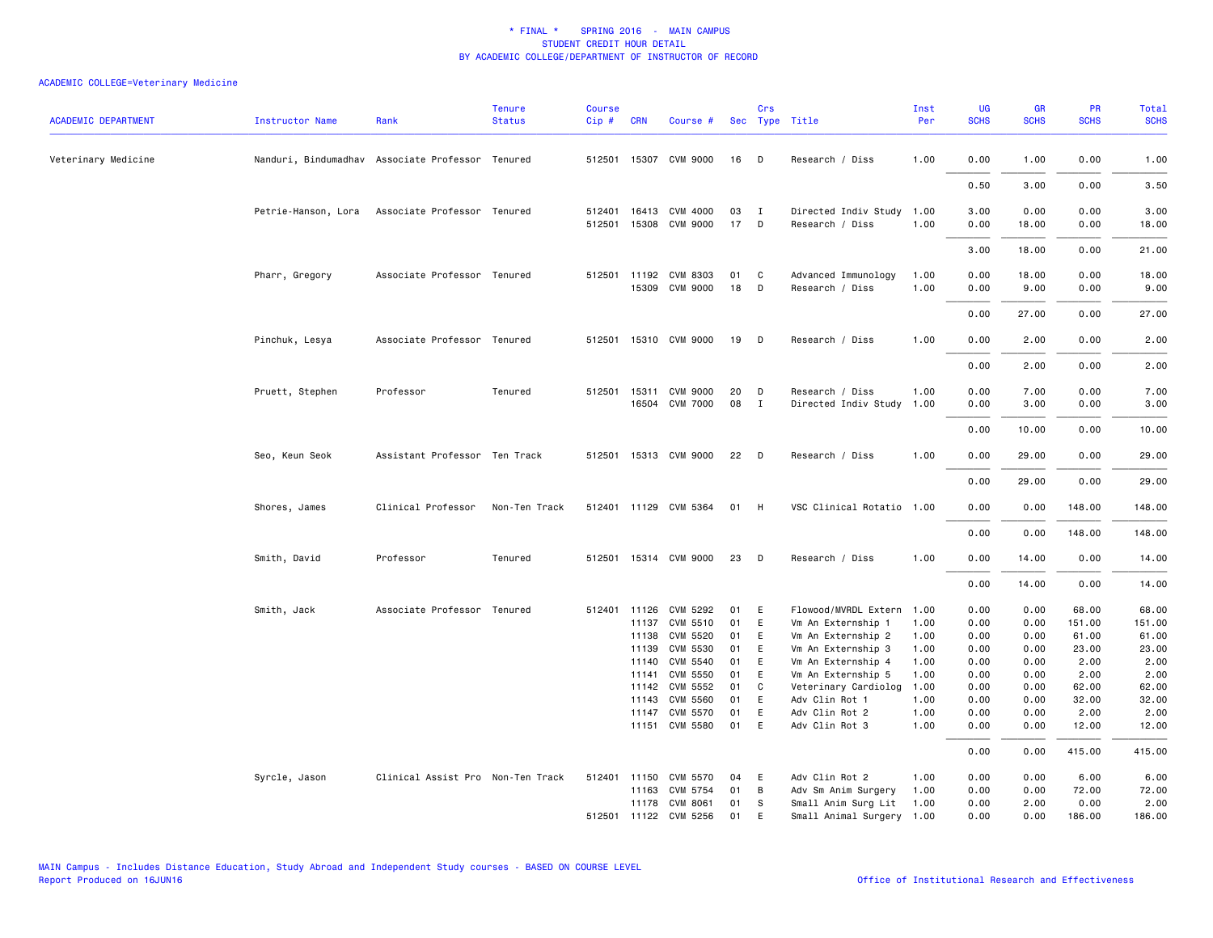# * FINAL * SPRING 2016 - MAIN CAMPUS
## STUDENT CREDIT HOUR DETAIL
## BY ACADEMIC COLLEGE/DEPARTMENT OF INSTRUCTOR OF RECORD

ACADEMIC COLLEGE=Veterinary Medicine

| ACADEMIC DEPARTMENT | Instructor Name | Rank | Tenure Status | Course Cip # | CRN | Course # | Sec | Crs Type | Title | Inst Per | UG SCHS | GR SCHS | PR SCHS | Total SCHS |
|---|---|---|---|---|---|---|---|---|---|---|---|---|---|---|
| Veterinary Medicine | Nanduri, Bindumadhav | Associate Professor | Tenured | 512501 | 15307 | CVM 9000 | 16 | D | Research / Diss | 1.00 | 0.00 | 1.00 | 0.00 | 1.00 |
| | | | | | | | | | | | 0.50 | 3.00 | 0.00 | 3.50 |
| | Petrie-Hanson, Lora | Associate Professor | Tenured | 512401 | 16413 | CVM 4000 | 03 | I | Directed Indiv Study | 1.00 | 3.00 | 0.00 | 0.00 | 3.00 |
| | | | | 512501 | 15308 | CVM 9000 | 17 | D | Research / Diss | 1.00 | 0.00 | 18.00 | 0.00 | 18.00 |
| | | | | | | | | | | | 3.00 | 18.00 | 0.00 | 21.00 |
| | Pharr, Gregory | Associate Professor | Tenured | 512501 | 11192 | CVM 8303 | 01 | C | Advanced Immunology | 1.00 | 0.00 | 18.00 | 0.00 | 18.00 |
| | | | | | 15309 | CVM 9000 | 18 | D | Research / Diss | 1.00 | 0.00 | 9.00 | 0.00 | 9.00 |
| | | | | | | | | | | | 0.00 | 27.00 | 0.00 | 27.00 |
| | Pinchuk, Lesya | Associate Professor | Tenured | 512501 | 15310 | CVM 9000 | 19 | D | Research / Diss | 1.00 | 0.00 | 2.00 | 0.00 | 2.00 |
| | | | | | | | | | | | 0.00 | 2.00 | 0.00 | 2.00 |
| | Pruett, Stephen | Professor | Tenured | 512501 | 15311 | CVM 9000 | 20 | D | Research / Diss | 1.00 | 0.00 | 7.00 | 0.00 | 7.00 |
| | | | | | 16504 | CVM 7000 | 08 | I | Directed Indiv Study | 1.00 | 0.00 | 3.00 | 0.00 | 3.00 |
| | | | | | | | | | | | 0.00 | 10.00 | 0.00 | 10.00 |
| | Seo, Keun Seok | Assistant Professor | Ten Track | 512501 | 15313 | CVM 9000 | 22 | D | Research / Diss | 1.00 | 0.00 | 29.00 | 0.00 | 29.00 |
| | | | | | | | | | | | 0.00 | 29.00 | 0.00 | 29.00 |
| | Shores, James | Clinical Professor | Non-Ten Track | 512401 | 11129 | CVM 5364 | 01 | H | VSC Clinical Rotatio | 1.00 | 0.00 | 0.00 | 148.00 | 148.00 |
| | | | | | | | | | | | 0.00 | 0.00 | 148.00 | 148.00 |
| | Smith, David | Professor | Tenured | 512501 | 15314 | CVM 9000 | 23 | D | Research / Diss | 1.00 | 0.00 | 14.00 | 0.00 | 14.00 |
| | | | | | | | | | | | 0.00 | 14.00 | 0.00 | 14.00 |
| | Smith, Jack | Associate Professor | Tenured | 512401 | 11126 | CVM 5292 | 01 | E | Flowood/MVRDL Extern | 1.00 | 0.00 | 0.00 | 68.00 | 68.00 |
| | | | | | 11137 | CVM 5510 | 01 | E | Vm An Externship 1 | 1.00 | 0.00 | 0.00 | 151.00 | 151.00 |
| | | | | | 11138 | CVM 5520 | 01 | E | Vm An Externship 2 | 1.00 | 0.00 | 0.00 | 61.00 | 61.00 |
| | | | | | 11139 | CVM 5530 | 01 | E | Vm An Externship 3 | 1.00 | 0.00 | 0.00 | 23.00 | 23.00 |
| | | | | | 11140 | CVM 5540 | 01 | E | Vm An Externship 4 | 1.00 | 0.00 | 0.00 | 2.00 | 2.00 |
| | | | | | 11141 | CVM 5550 | 01 | E | Vm An Externship 5 | 1.00 | 0.00 | 0.00 | 2.00 | 2.00 |
| | | | | | 11142 | CVM 5552 | 01 | C | Veterinary Cardiolog | 1.00 | 0.00 | 0.00 | 62.00 | 62.00 |
| | | | | | 11143 | CVM 5560 | 01 | E | Adv Clin Rot 1 | 1.00 | 0.00 | 0.00 | 32.00 | 32.00 |
| | | | | | 11147 | CVM 5570 | 01 | E | Adv Clin Rot 2 | 1.00 | 0.00 | 0.00 | 2.00 | 2.00 |
| | | | | | 11151 | CVM 5580 | 01 | E | Adv Clin Rot 3 | 1.00 | 0.00 | 0.00 | 12.00 | 12.00 |
| | | | | | | | | | | | 0.00 | 0.00 | 415.00 | 415.00 |
| | Syrcle, Jason | Clinical Assist Pro | Non-Ten Track | 512401 | 11150 | CVM 5570 | 04 | E | Adv Clin Rot 2 | 1.00 | 0.00 | 0.00 | 6.00 | 6.00 |
| | | | | | 11163 | CVM 5754 | 01 | B | Adv Sm Anim Surgery | 1.00 | 0.00 | 0.00 | 72.00 | 72.00 |
| | | | | | 11178 | CVM 8061 | 01 | S | Small Anim Surg Lit | 1.00 | 0.00 | 2.00 | 0.00 | 2.00 |
| | | | | 512501 | 11122 | CVM 5256 | 01 | E | Small Animal Surgery | 1.00 | 0.00 | 0.00 | 186.00 | 186.00 |

MAIN Campus - Includes Distance Education, Study Abroad and Independent Study courses - BASED ON COURSE LEVEL
Report Produced on 16JUN16

Office of Institutional Research and Effectiveness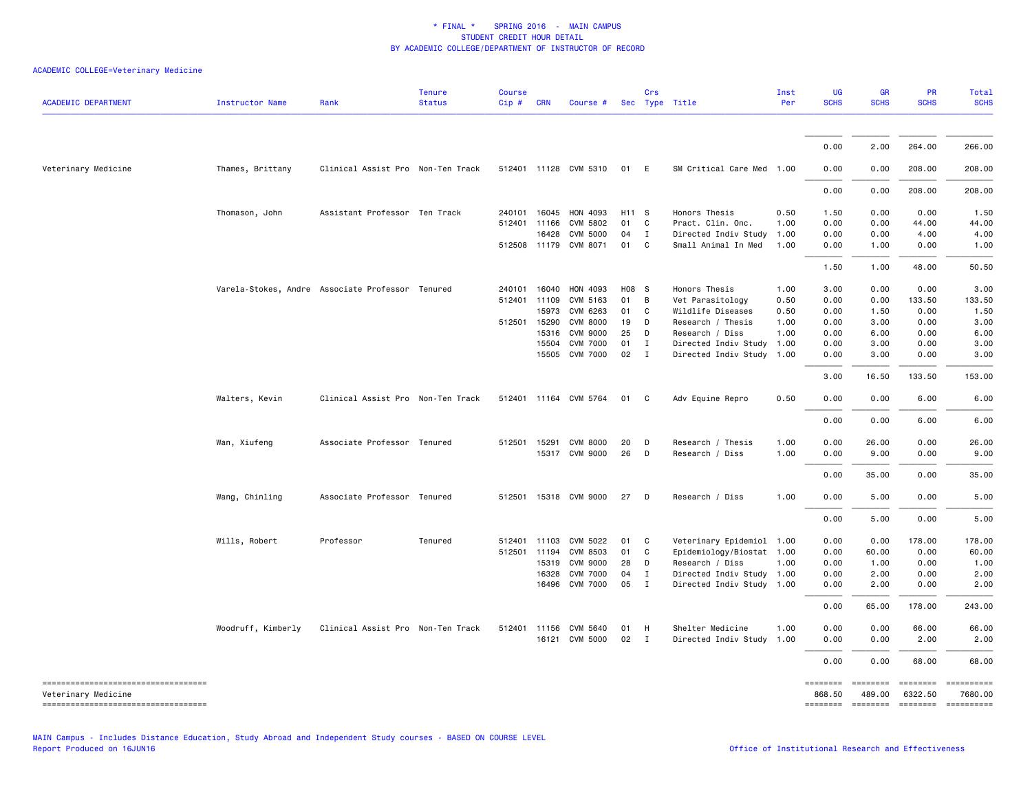\* FINAL \* SPRING 2016 - MAIN CAMPUS
STUDENT CREDIT HOUR DETAIL
BY ACADEMIC COLLEGE/DEPARTMENT OF INSTRUCTOR OF RECORD

ACADEMIC COLLEGE=Veterinary Medicine

| ACADEMIC DEPARTMENT | Instructor Name | Rank | Tenure Status | Course Cip # | CRN | Course # | Sec | Crs Type | Title | Inst Per | UG SCHS | GR SCHS | PR SCHS | Total SCHS |
|---|---|---|---|---|---|---|---|---|---|---|---|---|---|---|
| | | | | | | | | | | | 0.00 | 2.00 | 264.00 | 266.00 |
| Veterinary Medicine | Thames, Brittany | Clinical Assist Pro | Non-Ten Track | 512401 | 11128 | CVM 5310 | 01 | E | SM Critical Care Med | 1.00 | 0.00 | 0.00 | 208.00 | 208.00 |
| | | | | | | | | | | | 0.00 | 0.00 | 208.00 | 208.00 |
| | Thomason, John | Assistant Professor | Ten Track | 240101 | 16045 | HON 4093 | H11 | S | Honors Thesis | 0.50 | 1.50 | 0.00 | 0.00 | 1.50 |
| | | | | 512401 | 11166 | CVM 5802 | 01 | C | Pract. Clin. Onc. | 1.00 | 0.00 | 0.00 | 44.00 | 44.00 |
| | | | | | 16428 | CVM 5000 | 04 | I | Directed Indiv Study | 1.00 | 0.00 | 0.00 | 4.00 | 4.00 |
| | | | | 512508 | 11179 | CVM 8071 | 01 | C | Small Animal In Med | 1.00 | 0.00 | 1.00 | 0.00 | 1.00 |
| | | | | | | | | | | | 1.50 | 1.00 | 48.00 | 50.50 |
| | Varela-Stokes, Andre | Associate Professor | Tenured | 240101 | 16040 | HON 4093 | H08 | S | Honors Thesis | 1.00 | 3.00 | 0.00 | 0.00 | 3.00 |
| | | | | 512401 | 11109 | CVM 5163 | 01 | B | Vet Parasitology | 0.50 | 0.00 | 0.00 | 133.50 | 133.50 |
| | | | | | 15973 | CVM 6263 | 01 | C | Wildlife Diseases | 0.50 | 0.00 | 1.50 | 0.00 | 1.50 |
| | | | | 512501 | 15290 | CVM 8000 | 19 | D | Research / Thesis | 1.00 | 0.00 | 3.00 | 0.00 | 3.00 |
| | | | | | 15316 | CVM 9000 | 25 | D | Research / Diss | 1.00 | 0.00 | 6.00 | 0.00 | 6.00 |
| | | | | | 15504 | CVM 7000 | 01 | I | Directed Indiv Study | 1.00 | 0.00 | 3.00 | 0.00 | 3.00 |
| | | | | | 15505 | CVM 7000 | 02 | I | Directed Indiv Study | 1.00 | 0.00 | 3.00 | 0.00 | 3.00 |
| | | | | | | | | | | | 3.00 | 16.50 | 133.50 | 153.00 |
| | Walters, Kevin | Clinical Assist Pro | Non-Ten Track | 512401 | 11164 | CVM 5764 | 01 | C | Adv Equine Repro | 0.50 | 0.00 | 0.00 | 6.00 | 6.00 |
| | | | | | | | | | | | 0.00 | 0.00 | 6.00 | 6.00 |
| | Wan, Xiufeng | Associate Professor | Tenured | 512501 | 15291 | CVM 8000 | 20 | D | Research / Thesis | 1.00 | 0.00 | 26.00 | 0.00 | 26.00 |
| | | | | | 15317 | CVM 9000 | 26 | D | Research / Diss | 1.00 | 0.00 | 9.00 | 0.00 | 9.00 |
| | | | | | | | | | | | 0.00 | 35.00 | 0.00 | 35.00 |
| | Wang, Chinling | Associate Professor | Tenured | 512501 | 15318 | CVM 9000 | 27 | D | Research / Diss | 1.00 | 0.00 | 5.00 | 0.00 | 5.00 |
| | | | | | | | | | | | 0.00 | 5.00 | 0.00 | 5.00 |
| | Wills, Robert | Professor | Tenured | 512401 | 11103 | CVM 5022 | 01 | C | Veterinary Epidemiol | 1.00 | 0.00 | 0.00 | 178.00 | 178.00 |
| | | | | 512501 | 11194 | CVM 8503 | 01 | C | Epidemiology/Biostat | 1.00 | 0.00 | 60.00 | 0.00 | 60.00 |
| | | | | | 15319 | CVM 9000 | 28 | D | Research / Diss | 1.00 | 0.00 | 1.00 | 0.00 | 1.00 |
| | | | | | 16328 | CVM 7000 | 04 | I | Directed Indiv Study | 1.00 | 0.00 | 2.00 | 0.00 | 2.00 |
| | | | | | 16496 | CVM 7000 | 05 | I | Directed Indiv Study | 1.00 | 0.00 | 2.00 | 0.00 | 2.00 |
| | | | | | | | | | | | 0.00 | 65.00 | 178.00 | 243.00 |
| | Woodruff, Kimberly | Clinical Assist Pro | Non-Ten Track | 512401 | 11156 | CVM 5640 | 01 | H | Shelter Medicine | 1.00 | 0.00 | 0.00 | 66.00 | 66.00 |
| | | | | | 16121 | CVM 5000 | 02 | I | Directed Indiv Study | 1.00 | 0.00 | 0.00 | 2.00 | 2.00 |
| | | | | | | | | | | | 0.00 | 0.00 | 68.00 | 68.00 |
| Veterinary Medicine | | | | | | | | | | | 868.50 | 489.00 | 6322.50 | 7680.00 |

MAIN Campus - Includes Distance Education, Study Abroad and Independent Study courses - BASED ON COURSE LEVEL
Report Produced on 16JUN16

Office of Institutional Research and Effectiveness